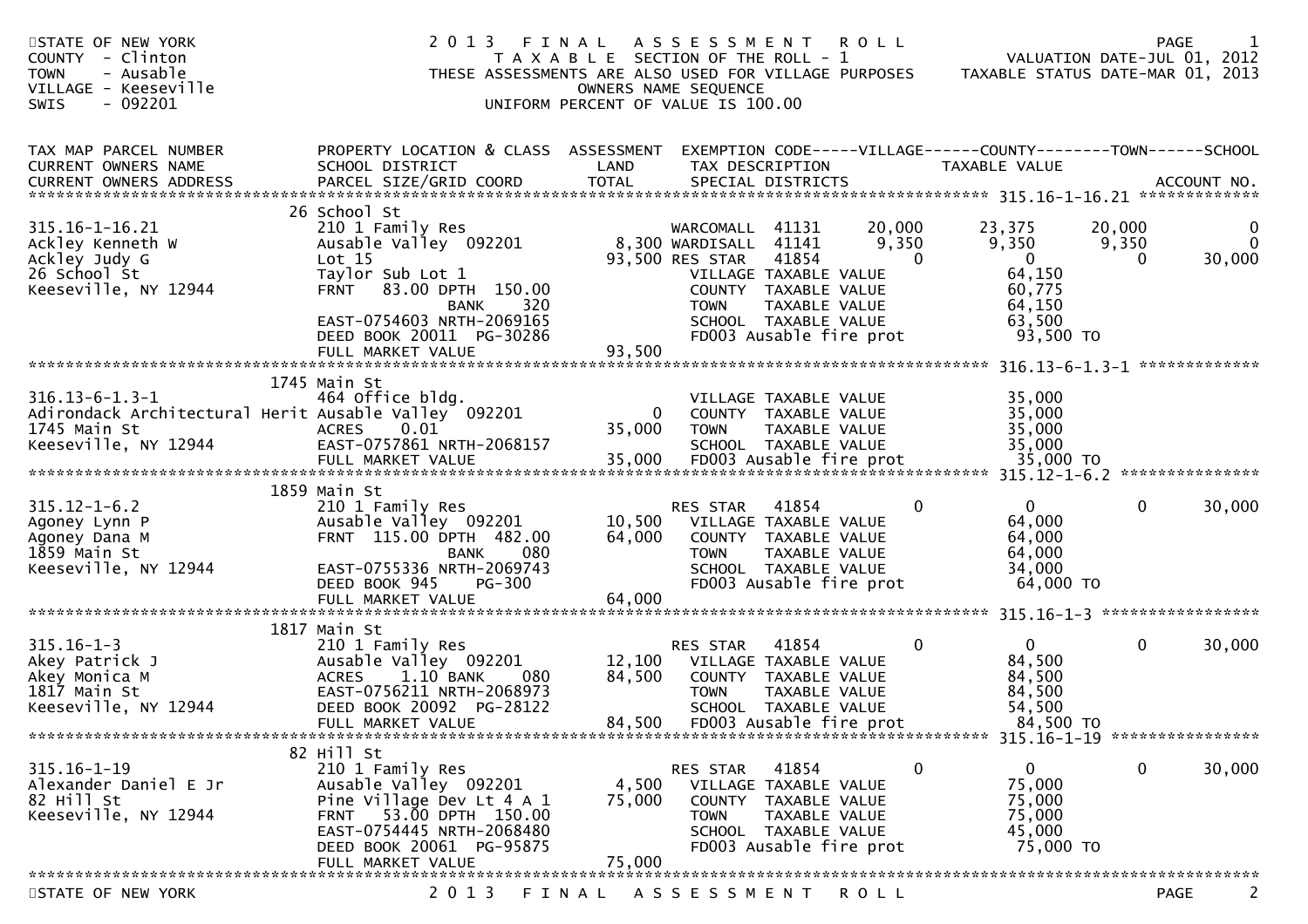STATE OF NEW YORK
COUNTY - Clinton
TOWN - Ausable
VILLAGE - Keeseville
SWIS - 092201

# 2013 FINAL ASSESSMENT ROLL

TAXABLE SECTION OF THE ROLL - 1
THESE ASSESSMENTS ARE ALSO USED FOR VILLAGE PURPOSES
OWNERS NAME SEQUENCE
UNIFORM PERCENT OF VALUE IS 100.00

VALUATION DATE-JUL 01, 2012
TAXABLE STATUS DATE-MAR 01, 2013

| TAX MAP PARCEL NUMBER / CURRENT OWNERS NAME / CURRENT OWNERS ADDRESS | PROPERTY LOCATION & CLASS / SCHOOL DISTRICT / PARCEL SIZE/GRID COORD | ASSESSMENT LAND / TOTAL | EXEMPTION CODE / TAX DESCRIPTION / SPECIAL DISTRICTS | VILLAGE | COUNTY / TAXABLE VALUE | TOWN | SCHOOL |
|---|---|---|---|---|---|---|---|
| **315.16-1-16.21** | 26 School St | | | | | | |
| 315.16-1-16.21 | 210 1 Family Res | | WARCOMALL 41131 | 20,000 | 23,375 | 20,000 | 0 |
| Ackley Kenneth W | Ausable Valley 092201 | 8,300 | WARDISALL 41141 | 9,350 | 9,350 | 9,350 | 0 |
| Ackley Judy G | Lot 15 | 93,500 | RES STAR 41854 | 0 | 0 | 0 | 30,000 |
| 26 School St | Taylor Sub Lot 1 | | VILLAGE TAXABLE VALUE | | 64,150 | | |
| Keeseville, NY 12944 | FRNT 83.00 DPTH 150.00 | | COUNTY TAXABLE VALUE | | 60,775 | | |
| | BANK 320 | | TOWN TAXABLE VALUE | | 64,150 | | |
| | EAST-0754603 NRTH-2069165 | | SCHOOL TAXABLE VALUE | | 63,500 | | |
| | DEED BOOK 20011 PG-30286 | | FD003 Ausable fire prot | | 93,500 TO | | |
| | FULL MARKET VALUE | 93,500 | | | | | |
| **316.13-6-1.3-1** | 1745 Main St | | | | | | |
| 316.13-6-1.3-1 | 464 Office bldg. | | VILLAGE TAXABLE VALUE | | 35,000 | | |
| Adirondack Architectural Herit | Ausable Valley 092201 | 0 | COUNTY TAXABLE VALUE | | 35,000 | | |
| 1745 Main St | ACRES 0.01 | 35,000 | TOWN TAXABLE VALUE | | 35,000 | | |
| Keeseville, NY 12944 | EAST-0757861 NRTH-2068157 | | SCHOOL TAXABLE VALUE | | 35,000 | | |
| | FULL MARKET VALUE | 35,000 | FD003 Ausable fire prot | | 35,000 TO | | |
| **315.12-1-6.2** | 1859 Main St | | | | | | |
| 315.12-1-6.2 | 210 1 Family Res | | RES STAR 41854 | 0 | 0 | 0 | 30,000 |
| Agoney Lynn P | Ausable Valley 092201 | 10,500 | VILLAGE TAXABLE VALUE | | 64,000 | | |
| Agoney Dana M | FRNT 115.00 DPTH 482.00 | 64,000 | COUNTY TAXABLE VALUE | | 64,000 | | |
| 1859 Main St | BANK 080 | | TOWN TAXABLE VALUE | | 64,000 | | |
| Keeseville, NY 12944 | EAST-0755336 NRTH-2069743 | | SCHOOL TAXABLE VALUE | | 34,000 | | |
| | DEED BOOK 945 PG-300 | | FD003 Ausable fire prot | | 64,000 TO | | |
| | FULL MARKET VALUE | 64,000 | | | | | |
| **315.16-1-3** | 1817 Main St | | | | | | |
| 315.16-1-3 | 210 1 Family Res | | RES STAR 41854 | 0 | 0 | 0 | 30,000 |
| Akey Patrick J | Ausable Valley 092201 | 12,100 | VILLAGE TAXABLE VALUE | | 84,500 | | |
| Akey Monica M | ACRES 1.10 BANK 080 | 84,500 | COUNTY TAXABLE VALUE | | 84,500 | | |
| 1817 Main St | EAST-0756211 NRTH-2068973 | | TOWN TAXABLE VALUE | | 84,500 | | |
| Keeseville, NY 12944 | DEED BOOK 20092 PG-28122 | | SCHOOL TAXABLE VALUE | | 54,500 | | |
| | FULL MARKET VALUE | 84,500 | FD003 Ausable fire prot | | 84,500 TO | | |
| **315.16-1-19** | 82 Hill St | | | | | | |
| 315.16-1-19 | 210 1 Family Res | | RES STAR 41854 | 0 | 0 | 0 | 30,000 |
| Alexander Daniel E Jr | Ausable Valley 092201 | 4,500 | VILLAGE TAXABLE VALUE | | 75,000 | | |
| 82 Hill St | Pine Village Dev Lt 4 A 1 | 75,000 | COUNTY TAXABLE VALUE | | 75,000 | | |
| Keeseville, NY 12944 | FRNT 53.00 DPTH 150.00 | | TOWN TAXABLE VALUE | | 75,000 | | |
| | EAST-0754445 NRTH-2068480 | | SCHOOL TAXABLE VALUE | | 45,000 | | |
| | DEED BOOK 20061 PG-95875 | | FD003 Ausable fire prot | | 75,000 TO | | |
| | FULL MARKET VALUE | 75,000 | | | | | |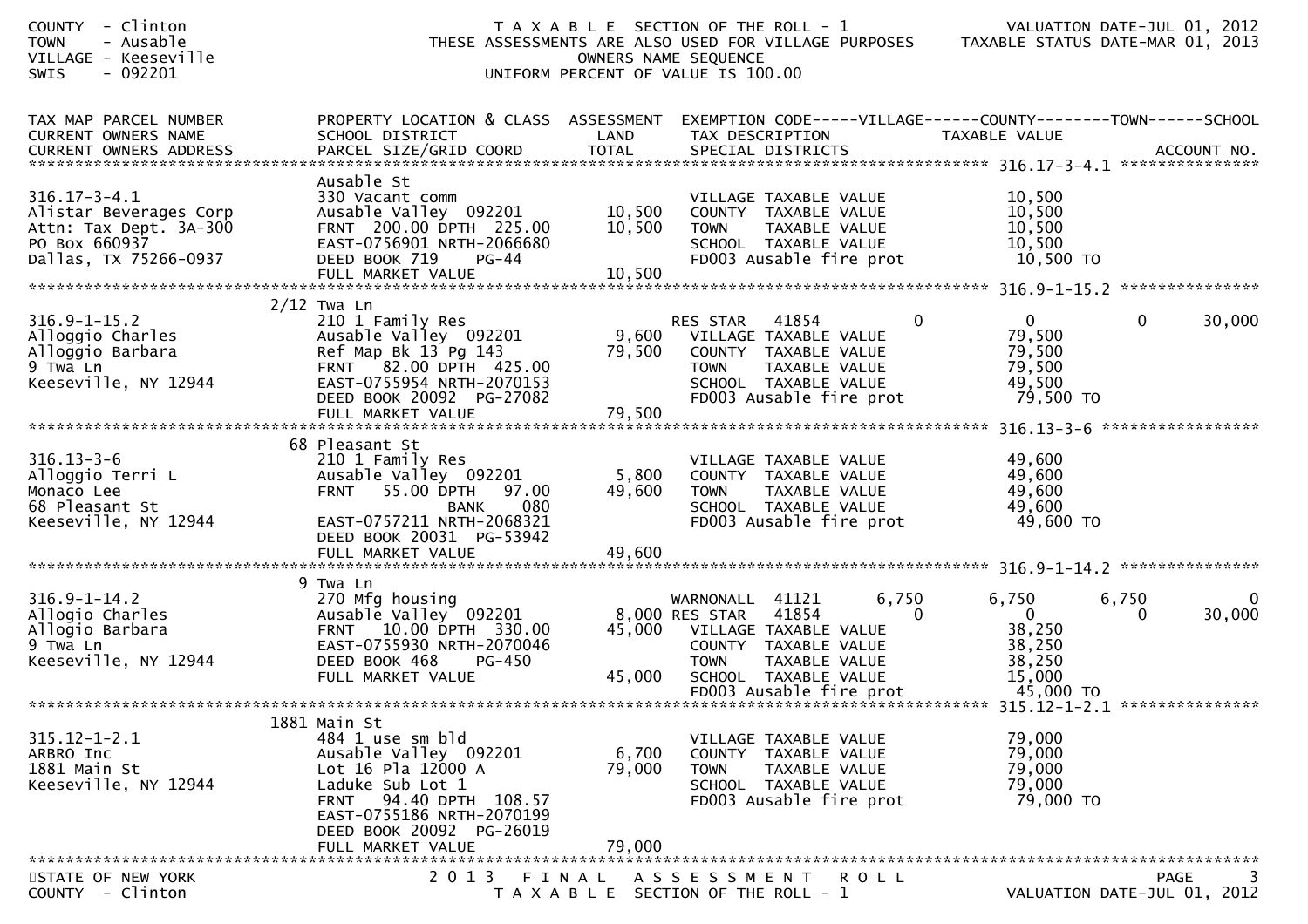COUNTY - Clinton
TOWN - Ausable
VILLAGE - Keeseville
SWIS - 092201

T A X A B L E SECTION OF THE ROLL - 1
THESE ASSESSMENTS ARE ALSO USED FOR VILLAGE PURPOSES
OWNERS NAME SEQUENCE
UNIFORM PERCENT OF VALUE IS 100.00

VALUATION DATE-JUL 01, 2012
TAXABLE STATUS DATE-MAR 01, 2013

```
TAX MAP PARCEL NUMBER          PROPERTY LOCATION & CLASS  ASSESSMENT  EXEMPTION CODE-----VILLAGE------COUNTY--------TOWN------SCHOOL
CURRENT OWNERS NAME            SCHOOL DISTRICT              LAND      TAX DESCRIPTION            TAXABLE VALUE
CURRENT OWNERS ADDRESS         PARCEL SIZE/GRID COORD       TOTAL     SPECIAL DISTRICTS                                   ACCOUNT NO.
******************************************************************************************************* 316.17-3-4.1 ***************
                               Ausable St
316.17-3-4.1                   330 Vacant comm                        VILLAGE TAXABLE VALUE          10,500
Alistar Beverages Corp         Ausable Valley  092201      10,500     COUNTY  TAXABLE VALUE          10,500
Attn: Tax Dept. 3A-300         FRNT  200.00 DPTH  225.00   10,500     TOWN    TAXABLE VALUE          10,500
PO Box 660937                  EAST-0756901 NRTH-2066680              SCHOOL  TAXABLE VALUE          10,500
Dallas, TX 75266-0937          DEED BOOK 719     PG-44                FD003 Ausable fire prot         10,500 TO
                               FULL MARKET VALUE           10,500
******************************************************************************************************* 316.9-1-15.2 ***************
                             2/12 Twa Ln
316.9-1-15.2                   210 1 Family Res                       RES STAR   41854           0            0            0       30,000
Alloggio Charles               Ausable Valley  092201       9,600     VILLAGE TAXABLE VALUE          79,500
Alloggio Barbara               Ref Map Bk 13 Pg 143        79,500     COUNTY  TAXABLE VALUE          79,500
9 Twa Ln                       FRNT   82.00 DPTH  425.00              TOWN    TAXABLE VALUE          79,500
Keeseville, NY 12944           EAST-0755954 NRTH-2070153              SCHOOL  TAXABLE VALUE          49,500
                               DEED BOOK 20092  PG-27082              FD003 Ausable fire prot         79,500 TO
                               FULL MARKET VALUE           79,500
******************************************************************************************************* 316.13-3-6 *****************
                            68 Pleasant St
316.13-3-6                     210 1 Family Res                       VILLAGE TAXABLE VALUE          49,600
Alloggio Terri L               Ausable Valley  092201       5,800     COUNTY  TAXABLE VALUE          49,600
Monaco Lee                     FRNT   55.00 DPTH   97.00   49,600     TOWN    TAXABLE VALUE          49,600
68 Pleasant St                                BANK    080             SCHOOL  TAXABLE VALUE          49,600
Keeseville, NY 12944           EAST-0757211 NRTH-2068321              FD003 Ausable fire prot         49,600 TO
                               DEED BOOK 20031  PG-53942
                               FULL MARKET VALUE           49,600
******************************************************************************************************* 316.9-1-14.2 ***************
                             9 Twa Ln
316.9-1-14.2                   270 Mfg housing                        WARNONALL  41121       6,750        6,750        6,750            0
Allogio Charles                Ausable Valley  092201       8,000 RES STAR   41854           0            0            0       30,000
Allogio Barbara                FRNT   10.00 DPTH  330.00   45,000     VILLAGE TAXABLE VALUE          38,250
9 Twa Ln                       EAST-0755930 NRTH-2070046              COUNTY  TAXABLE VALUE          38,250
Keeseville, NY 12944           DEED BOOK 468     PG-450               TOWN    TAXABLE VALUE          38,250
                               FULL MARKET VALUE           45,000     SCHOOL  TAXABLE VALUE          15,000
                                                                      FD003 Ausable fire prot         45,000 TO
******************************************************************************************************* 315.12-1-2.1 ***************
                          1881 Main St
315.12-1-2.1                   484 1 use sm bld                       VILLAGE TAXABLE VALUE          79,000
ARBRO Inc                      Ausable Valley  092201       6,700     COUNTY  TAXABLE VALUE          79,000
1881 Main St                   Lot 16 Pla 12000 A          79,000     TOWN    TAXABLE VALUE          79,000
Keeseville, NY 12944           Laduke Sub Lot 1                       SCHOOL  TAXABLE VALUE          79,000
                               FRNT   94.40 DPTH  108.57              FD003 Ausable fire prot         79,000 TO
                               EAST-0755186 NRTH-2070199
                               DEED BOOK 20092  PG-26019
                               FULL MARKET VALUE           79,000
************************************************************************************************************************************
```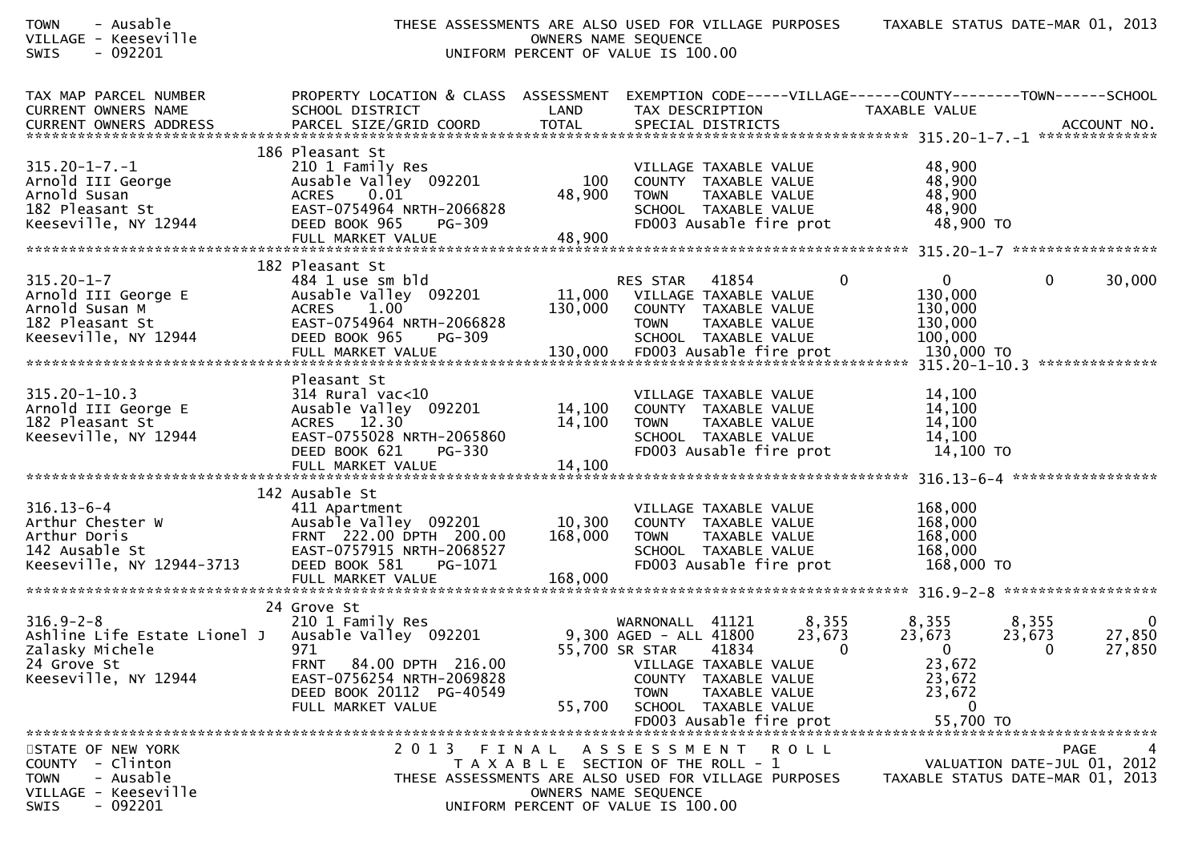TOWN - Ausable
VILLAGE - Keeseville
SWIS - 092201

THESE ASSESSMENTS ARE ALSO USED FOR VILLAGE PURPOSES
OWNERS NAME SEQUENCE
UNIFORM PERCENT OF VALUE IS 100.00

TAXABLE STATUS DATE-MAR 01, 2013

| TAX MAP PARCEL NUMBER / CURRENT OWNERS NAME / CURRENT OWNERS ADDRESS | PROPERTY LOCATION & CLASS / SCHOOL DISTRICT / PARCEL SIZE/GRID COORD | ASSESSMENT LAND / TOTAL | EXEMPTION CODE / TAX DESCRIPTION / SPECIAL DISTRICTS | VILLAGE | COUNTY (TAXABLE VALUE) | TOWN | SCHOOL / ACCOUNT NO. |
|---|---|---|---|---|---|---|---|
| **315.20-1-7.-1** | 186 Pleasant St | | | | | | |
| 315.20-1-7.-1 | 210 1 Family Res | | VILLAGE TAXABLE VALUE | | 48,900 | | |
| Arnold III George | Ausable Valley 092201 | 100 | COUNTY TAXABLE VALUE | | 48,900 | | |
| Arnold Susan | ACRES 0.01 | 48,900 | TOWN TAXABLE VALUE | | 48,900 | | |
| 182 Pleasant St | EAST-0754964 NRTH-2066828 | | SCHOOL TAXABLE VALUE | | 48,900 | | |
| Keeseville, NY 12944 | DEED BOOK 965 PG-309 | | FD003 Ausable fire prot | | 48,900 TO | | |
| | FULL MARKET VALUE | 48,900 | | | | | |
| **315.20-1-7** | 182 Pleasant St | | | | | | |
| 315.20-1-7 | 484 1 use sm bld | | RES STAR 41854 | 0 | 0 | 0 | 30,000 |
| Arnold III George E | Ausable Valley 092201 | 11,000 | VILLAGE TAXABLE VALUE | | 130,000 | | |
| Arnold Susan M | ACRES 1.00 | 130,000 | COUNTY TAXABLE VALUE | | 130,000 | | |
| 182 Pleasant St | EAST-0754964 NRTH-2066828 | | TOWN TAXABLE VALUE | | 130,000 | | |
| Keeseville, NY 12944 | DEED BOOK 965 PG-309 | | SCHOOL TAXABLE VALUE | | 100,000 | | |
| | FULL MARKET VALUE | 130,000 | FD003 Ausable fire prot | | 130,000 TO | | |
| **315.20-1-10.3** | Pleasant St | | | | | | |
| 315.20-1-10.3 | 314 Rural vac<10 | | VILLAGE TAXABLE VALUE | | 14,100 | | |
| Arnold III George E | Ausable Valley 092201 | 14,100 | COUNTY TAXABLE VALUE | | 14,100 | | |
| 182 Pleasant St | ACRES 12.30 | 14,100 | TOWN TAXABLE VALUE | | 14,100 | | |
| Keeseville, NY 12944 | EAST-0755028 NRTH-2065860 | | SCHOOL TAXABLE VALUE | | 14,100 | | |
| | DEED BOOK 621 PG-330 | | FD003 Ausable fire prot | | 14,100 TO | | |
| | FULL MARKET VALUE | 14,100 | | | | | |
| **316.13-6-4** | 142 Ausable St | | | | | | |
| 316.13-6-4 | 411 Apartment | | VILLAGE TAXABLE VALUE | | 168,000 | | |
| Arthur Chester W | Ausable Valley 092201 | 10,300 | COUNTY TAXABLE VALUE | | 168,000 | | |
| Arthur Doris | FRNT 222.00 DPTH 200.00 | 168,000 | TOWN TAXABLE VALUE | | 168,000 | | |
| 142 Ausable St | EAST-0757915 NRTH-2068527 | | SCHOOL TAXABLE VALUE | | 168,000 | | |
| Keeseville, NY 12944-3713 | DEED BOOK 581 PG-1071 | | FD003 Ausable fire prot | | 168,000 TO | | |
| | FULL MARKET VALUE | 168,000 | | | | | |
| **316.9-2-8** | 24 Grove St | | | | | | |
| 316.9-2-8 | 210 1 Family Res | | WARNONALL 41121 | 8,355 | 8,355 | 8,355 | 0 |
| Ashline Life Estate Lionel J | Ausable Valley 092201 | 9,300 | AGED - ALL 41800 | 23,673 | 23,673 | 23,673 | 27,850 |
| Zalasky Michele | 971 | 55,700 | SR STAR 41834 | 0 | 0 | 0 | 27,850 |
| 24 Grove St | FRNT 84.00 DPTH 216.00 | | VILLAGE TAXABLE VALUE | | 23,672 | | |
| Keeseville, NY 12944 | EAST-0756254 NRTH-2069828 | | COUNTY TAXABLE VALUE | | 23,672 | | |
| | DEED BOOK 20112 PG-40549 | | TOWN TAXABLE VALUE | | 23,672 | | |
| | FULL MARKET VALUE | 55,700 | SCHOOL TAXABLE VALUE | | 0 | | |
| | | | FD003 Ausable fire prot | | 55,700 TO | | |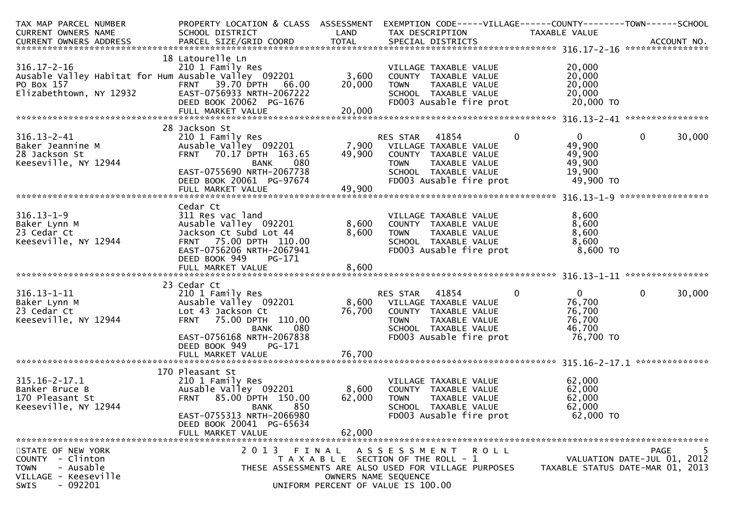| TAX MAP PARCEL NUMBER<br>CURRENT OWNERS NAME<br>CURRENT OWNERS ADDRESS | PROPERTY LOCATION & CLASS<br>SCHOOL DISTRICT<br>PARCEL SIZE/GRID COORD | ASSESSMENT<br>LAND<br>TOTAL | EXEMPTION CODE-----VILLAGE------COUNTY--------TOWN------SCHOOL<br>TAX DESCRIPTION<br>SPECIAL DISTRICTS | TAXABLE VALUE | ACCOUNT NO. |
|---|---|---|---|---|---|
| **316.17-2-16** | | | | | |
| 316.17-2-16 | 18 Latourelle Ln<br>210 1 Family Res | | VILLAGE TAXABLE VALUE | 20,000 | |
| Ausable Valley Habitat for Hum | Ausable Valley 092201 | 3,600 | COUNTY TAXABLE VALUE | 20,000 | |
| PO Box 157 | FRNT 39.70 DPTH 66.00 | 20,000 | TOWN TAXABLE VALUE | 20,000 | |
| Elizabethtown, NY 12932 | EAST-0756933 NRTH-2067222 | | SCHOOL TAXABLE VALUE | 20,000 | |
| | DEED BOOK 20062 PG-1676 | | FD003 Ausable fire prot | 20,000 TO | |
| | FULL MARKET VALUE | 20,000 | | | |
| **316.13-2-41** | | | | | |
| 316.13-2-41 | 28 Jackson St<br>210 1 Family Res | | RES STAR 41854 0 | 0 0 | 30,000 |
| Baker Jeannine M | Ausable Valley 092201 | 7,900 | VILLAGE TAXABLE VALUE | 49,900 | |
| 28 Jackson St | FRNT 70.17 DPTH 163.65 | 49,900 | COUNTY TAXABLE VALUE | 49,900 | |
| Keeseville, NY 12944 | BANK 080 | | TOWN TAXABLE VALUE | 49,900 | |
| | EAST-0755690 NRTH-2067738 | | SCHOOL TAXABLE VALUE | 19,900 | |
| | DEED BOOK 20061 PG-97674 | | FD003 Ausable fire prot | 49,900 TO | |
| | FULL MARKET VALUE | 49,900 | | | |
| **316.13-1-9** | | | | | |
| 316.13-1-9 | Cedar Ct<br>311 Res vac land | | VILLAGE TAXABLE VALUE | 8,600 | |
| Baker Lynn M | Ausable Valley 092201 | 8,600 | COUNTY TAXABLE VALUE | 8,600 | |
| 23 Cedar Ct | Jackson Ct Subd Lot 44 | 8,600 | TOWN TAXABLE VALUE | 8,600 | |
| Keeseville, NY 12944 | FRNT 75.00 DPTH 110.00 | | SCHOOL TAXABLE VALUE | 8,600 | |
| | EAST-0756206 NRTH-2067941 | | FD003 Ausable fire prot | 8,600 TO | |
| | DEED BOOK 949 PG-171 | | | | |
| | FULL MARKET VALUE | 8,600 | | | |
| **316.13-1-11** | | | | | |
| 316.13-1-11 | 23 Cedar Ct<br>210 1 Family Res | | RES STAR 41854 0 | 0 0 | 30,000 |
| Baker Lynn M | Ausable Valley 092201 | 8,600 | VILLAGE TAXABLE VALUE | 76,700 | |
| 23 Cedar Ct | Lot 43 Jackson Ct | 76,700 | COUNTY TAXABLE VALUE | 76,700 | |
| Keeseville, NY 12944 | FRNT 75.00 DPTH 110.00 | | TOWN TAXABLE VALUE | 76,700 | |
| | BANK 080 | | SCHOOL TAXABLE VALUE | 46,700 | |
| | EAST-0756168 NRTH-2067838 | | FD003 Ausable fire prot | 76,700 TO | |
| | DEED BOOK 949 PG-171 | | | | |
| | FULL MARKET VALUE | 76,700 | | | |
| **315.16-2-17.1** | | | | | |
| 315.16-2-17.1 | 170 Pleasant St<br>210 1 Family Res | | VILLAGE TAXABLE VALUE | 62,000 | |
| Banker Bruce B | Ausable Valley 092201 | 8,600 | COUNTY TAXABLE VALUE | 62,000 | |
| 170 Pleasant St | FRNT 85.00 DPTH 150.00 | 62,000 | TOWN TAXABLE VALUE | 62,000 | |
| Keeseville, NY 12944 | BANK 850 | | SCHOOL TAXABLE VALUE | 62,000 | |
| | EAST-0755313 NRTH-2066980 | | FD003 Ausable fire prot | 62,000 TO | |
| | DEED BOOK 20041 PG-65634 | | | | |
| | FULL MARKET VALUE | 62,000 | | | |

STATE OF NEW YORK
COUNTY - Clinton
TOWN - Ausable
VILLAGE - Keeseville
SWIS - 092201

2013 FINAL ASSESSMENT ROLL
TAXABLE SECTION OF THE ROLL - 1
THESE ASSESSMENTS ARE ALSO USED FOR VILLAGE PURPOSES
OWNERS NAME SEQUENCE
UNIFORM PERCENT OF VALUE IS 100.00

VALUATION DATE-JUL 01, 2012
TAXABLE STATUS DATE-MAR 01, 2013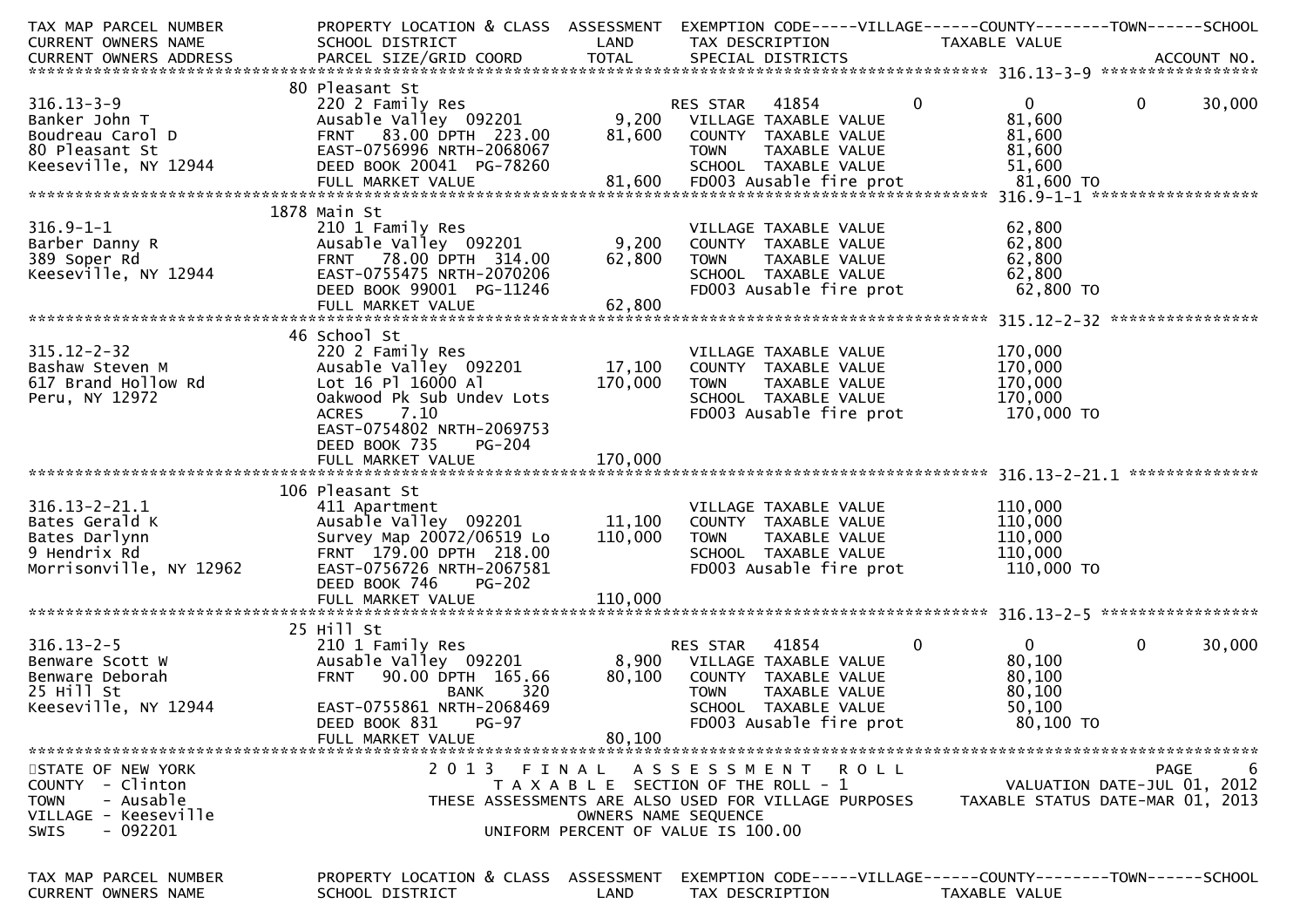| TAX MAP PARCEL NUMBER<br>CURRENT OWNERS NAME<br>CURRENT OWNERS ADDRESS | PROPERTY LOCATION & CLASS<br>SCHOOL DISTRICT<br>PARCEL SIZE/GRID COORD | ASSESSMENT<br>LAND<br>TOTAL | EXEMPTION CODE-----VILLAGE------COUNTY--------TOWN------SCHOOL<br>TAX DESCRIPTION<br>SPECIAL DISTRICTS | TAXABLE VALUE | ACCOUNT NO. |
|---|---|---|---|---|---|
| **316.13-3-9** | | | | | |
| | 80 Pleasant St | | | | |
| 316.13-3-9 | 220 2 Family Res | | RES STAR 41854 | 0 0 0 | 30,000 |
| Banker John T | Ausable Valley 092201 | 9,200 | VILLAGE TAXABLE VALUE | 81,600 | |
| Boudreau Carol D | FRNT 83.00 DPTH 223.00 | 81,600 | COUNTY TAXABLE VALUE | 81,600 | |
| 80 Pleasant St | EAST-0756996 NRTH-2068067 | | TOWN TAXABLE VALUE | 81,600 | |
| Keeseville, NY 12944 | DEED BOOK 20041 PG-78260 | | SCHOOL TAXABLE VALUE | 51,600 | |
| | FULL MARKET VALUE | 81,600 | FD003 Ausable fire prot | 81,600 TO | |
| **316.9-1-1** | | | | | |
| | 1878 Main St | | | | |
| 316.9-1-1 | 210 1 Family Res | | VILLAGE TAXABLE VALUE | 62,800 | |
| Barber Danny R | Ausable Valley 092201 | 9,200 | COUNTY TAXABLE VALUE | 62,800 | |
| 389 Soper Rd | FRNT 78.00 DPTH 314.00 | 62,800 | TOWN TAXABLE VALUE | 62,800 | |
| Keeseville, NY 12944 | EAST-0755475 NRTH-2070206 | | SCHOOL TAXABLE VALUE | 62,800 | |
| | DEED BOOK 99001 PG-11246 | | FD003 Ausable fire prot | 62,800 TO | |
| | FULL MARKET VALUE | 62,800 | | | |
| **315.12-2-32** | | | | | |
| | 46 School St | | | | |
| 315.12-2-32 | 220 2 Family Res | | VILLAGE TAXABLE VALUE | 170,000 | |
| Bashaw Steven M | Ausable Valley 092201 | 17,100 | COUNTY TAXABLE VALUE | 170,000 | |
| 617 Brand Hollow Rd | Lot 16 Pl 16000 Al | 170,000 | TOWN TAXABLE VALUE | 170,000 | |
| Peru, NY 12972 | Oakwood Pk Sub Undev Lots | | SCHOOL TAXABLE VALUE | 170,000 | |
| | ACRES 7.10 | | FD003 Ausable fire prot | 170,000 TO | |
| | EAST-0754802 NRTH-2069753 | | | | |
| | DEED BOOK 735 PG-204 | | | | |
| | FULL MARKET VALUE | 170,000 | | | |
| **316.13-2-21.1** | | | | | |
| | 106 Pleasant St | | | | |
| 316.13-2-21.1 | 411 Apartment | | VILLAGE TAXABLE VALUE | 110,000 | |
| Bates Gerald K | Ausable Valley 092201 | 11,100 | COUNTY TAXABLE VALUE | 110,000 | |
| Bates Darlynn | Survey Map 20072/06519 Lo | 110,000 | TOWN TAXABLE VALUE | 110,000 | |
| 9 Hendrix Rd | FRNT 179.00 DPTH 218.00 | | SCHOOL TAXABLE VALUE | 110,000 | |
| Morrisonville, NY 12962 | EAST-0756726 NRTH-2067581 | | FD003 Ausable fire prot | 110,000 TO | |
| | DEED BOOK 746 PG-202 | | | | |
| | FULL MARKET VALUE | 110,000 | | | |
| **316.13-2-5** | | | | | |
| | 25 Hill St | | | | |
| 316.13-2-5 | 210 1 Family Res | | RES STAR 41854 | 0 0 0 | 30,000 |
| Benware Scott W | Ausable Valley 092201 | 8,900 | VILLAGE TAXABLE VALUE | 80,100 | |
| Benware Deborah | FRNT 90.00 DPTH 165.66 | 80,100 | COUNTY TAXABLE VALUE | 80,100 | |
| 25 Hill St | BANK 320 | | TOWN TAXABLE VALUE | 80,100 | |
| Keeseville, NY 12944 | EAST-0755861 NRTH-2068469 | | SCHOOL TAXABLE VALUE | 50,100 | |
| | DEED BOOK 831 PG-97 | | FD003 Ausable fire prot | 80,100 TO | |
| | FULL MARKET VALUE | 80,100 | | | |

STATE OF NEW YORK
COUNTY - Clinton
TOWN - Ausable
VILLAGE - Keeseville
SWIS - 092201

2013 FINAL ASSESSMENT ROLL
TAXABLE SECTION OF THE ROLL - 1
THESE ASSESSMENTS ARE ALSO USED FOR VILLAGE PURPOSES
OWNERS NAME SEQUENCE
UNIFORM PERCENT OF VALUE IS 100.00

VALUATION DATE-JUL 01, 2012
TAXABLE STATUS DATE-MAR 01, 2013

| TAX MAP PARCEL NUMBER<br>CURRENT OWNERS NAME | PROPERTY LOCATION & CLASS<br>SCHOOL DISTRICT | ASSESSMENT<br>LAND | EXEMPTION CODE-----VILLAGE------COUNTY--------TOWN------SCHOOL<br>TAX DESCRIPTION | TAXABLE VALUE |
|---|---|---|---|---|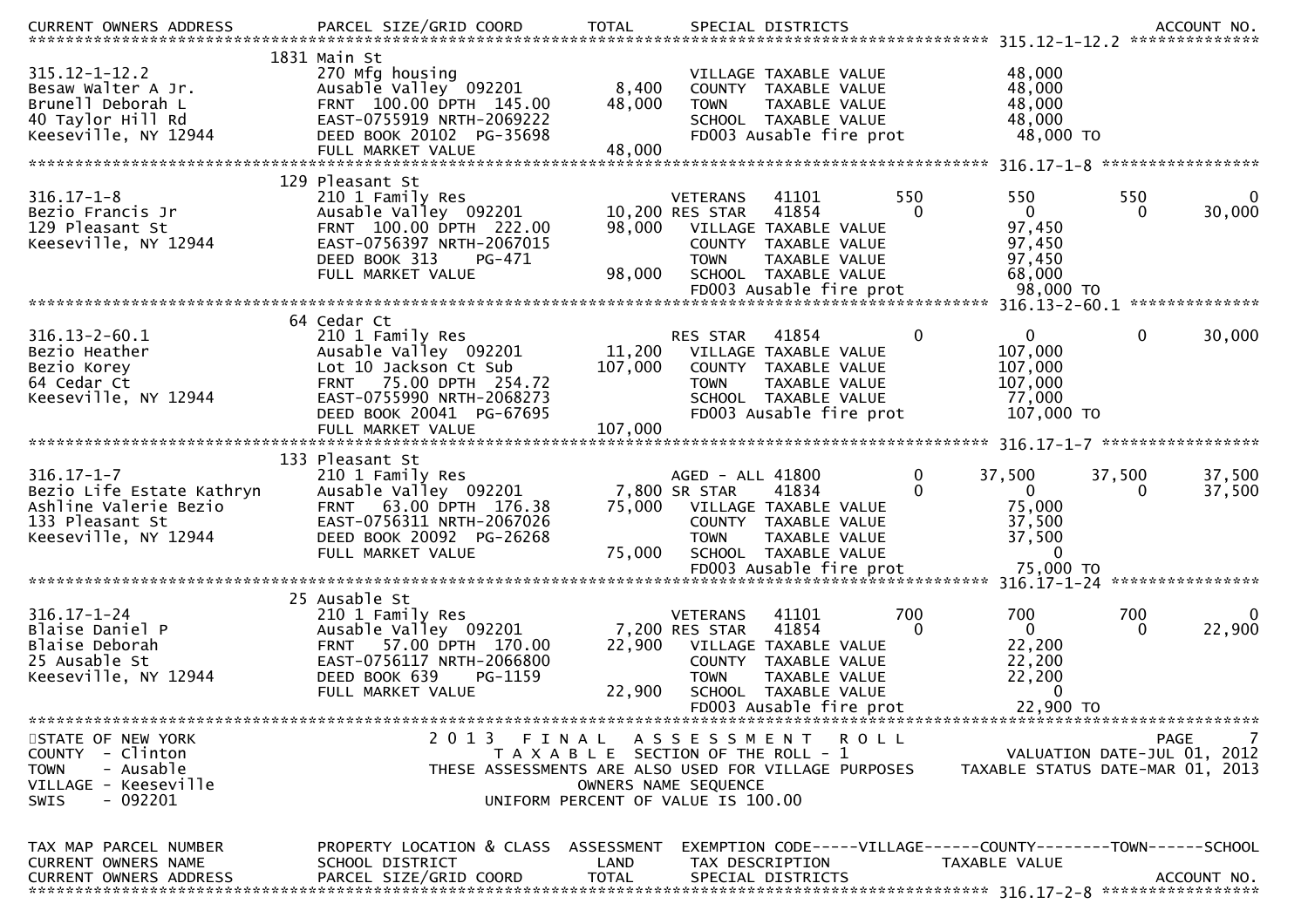CURRENT OWNERS ADDRESS | PARCEL SIZE/GRID COORD | TOTAL | SPECIAL DISTRICTS | ACCOUNT NO.

******************** 315.12-1-12.2 ********************

```
                              1831 Main St
315.12-1-12.2                 270 Mfg housing                         VILLAGE TAXABLE VALUE              48,000
Besaw Walter A Jr.            Ausable Valley  092201        8,400     COUNTY  TAXABLE VALUE              48,000
Brunell Deborah L             FRNT 100.00 DPTH 145.00      48,000     TOWN    TAXABLE VALUE              48,000
40 Taylor Hill Rd             EAST-0755919 NRTH-2069222               SCHOOL  TAXABLE VALUE              48,000
Keeseville, NY 12944          DEED BOOK 20102  PG-35698               FD003 Ausable fire prot            48,000 TO
                              FULL MARKET VALUE            48,000
******************************************************************************** 316.17-1-8 ****************
                              129 Pleasant St
316.17-1-8                    210 1 Family Res                        VETERANS     41101         550        550        550          0
Bezio Francis Jr              Ausable Valley  092201       10,200 RES STAR     41854           0          0          0     30,000
129 Pleasant St               FRNT 100.00 DPTH 222.00      98,000     VILLAGE TAXABLE VALUE              97,450
Keeseville, NY 12944          EAST-0756397 NRTH-2067015               COUNTY  TAXABLE VALUE              97,450
                              DEED BOOK 313    PG-471                 TOWN    TAXABLE VALUE              97,450
                              FULL MARKET VALUE            98,000     SCHOOL  TAXABLE VALUE              68,000
                                                                      FD003 Ausable fire prot            98,000 TO
******************************************************************************** 316.13-2-60.1 *************
                              64 Cedar Ct
316.13-2-60.1                 210 1 Family Res                        RES STAR     41854           0          0          0     30,000
Bezio Heather                 Ausable Valley  092201       11,200     VILLAGE TAXABLE VALUE             107,000
Bezio Korey                   Lot 10 Jackson Ct Sub       107,000     COUNTY  TAXABLE VALUE             107,000
64 Cedar Ct                   FRNT  75.00 DPTH 254.72                 TOWN    TAXABLE VALUE             107,000
Keeseville, NY 12944          EAST-0755990 NRTH-2068273               SCHOOL  TAXABLE VALUE              77,000
                              DEED BOOK 20041  PG-67695               FD003 Ausable fire prot           107,000 TO
                              FULL MARKET VALUE           107,000
******************************************************************************** 316.17-1-7 ****************
                              133 Pleasant St
316.17-1-7                    210 1 Family Res                        AGED - ALL 41800             0     37,500     37,500     37,500
Bezio Life Estate Kathryn     Ausable Valley  092201        7,800 SR STAR      41834           0          0          0     37,500
Ashline Valerie Bezio         FRNT  63.00 DPTH 176.38      75,000     VILLAGE TAXABLE VALUE              75,000
133 Pleasant St               EAST-0756311 NRTH-2067026               COUNTY  TAXABLE VALUE              37,500
Keeseville, NY 12944          DEED BOOK 20092  PG-26268               TOWN    TAXABLE VALUE              37,500
                              FULL MARKET VALUE            75,000     SCHOOL  TAXABLE VALUE                   0
                                                                      FD003 Ausable fire prot            75,000 TO
******************************************************************************** 316.17-1-24 ***************
                              25 Ausable St
316.17-1-24                   210 1 Family Res                        VETERANS     41101         700        700        700          0
Blaise Daniel P               Ausable Valley  092201        7,200 RES STAR     41854           0          0          0     22,900
Blaise Deborah                FRNT  57.00 DPTH 170.00      22,900     VILLAGE TAXABLE VALUE              22,200
25 Ausable St                 EAST-0756117 NRTH-2066800               COUNTY  TAXABLE VALUE              22,200
Keeseville, NY 12944          DEED BOOK 639    PG-1159                TOWN    TAXABLE VALUE              22,200
                              FULL MARKET VALUE            22,900     SCHOOL  TAXABLE VALUE                   0
                                                                      FD003 Ausable fire prot            22,900 TO
*********************************************************************************************************
```

STATE OF NEW YORK
COUNTY - Clinton
TOWN - Ausable
VILLAGE - Keeseville
SWIS - 092201

2 0 1 3 F I N A L A S S E S S M E N T R O L L
T A X A B L E SECTION OF THE ROLL - 1
THESE ASSESSMENTS ARE ALSO USED FOR VILLAGE PURPOSES
OWNERS NAME SEQUENCE
UNIFORM PERCENT OF VALUE IS 100.00

VALUATION DATE-JUL 01, 2012
TAXABLE STATUS DATE-MAR 01, 2013

| TAX MAP PARCEL NUMBER | PROPERTY LOCATION & CLASS | ASSESSMENT | EXEMPTION CODE-----VILLAGE------COUNTY--------TOWN------SCHOOL | |
|---|---|---|---|---|
| CURRENT OWNERS NAME | SCHOOL DISTRICT | LAND | TAX DESCRIPTION | TAXABLE VALUE |
| CURRENT OWNERS ADDRESS | PARCEL SIZE/GRID COORD | TOTAL | SPECIAL DISTRICTS | ACCOUNT NO. |

******************** 316.17-2-8 ********************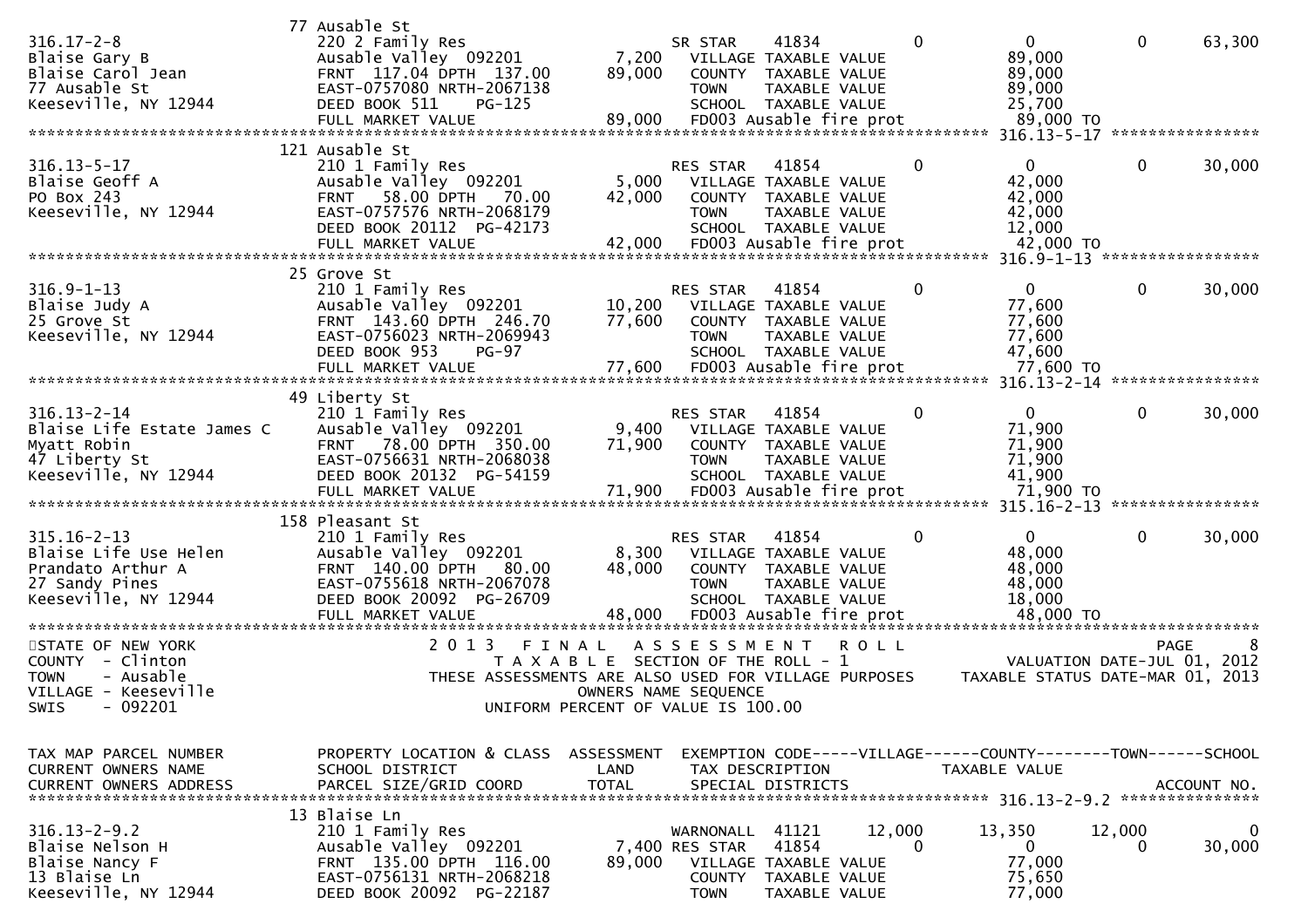```
                                   77 Ausable St
316.17-2-8                         220 2 Family Res                        SR STAR      41834           0             0            0         63,300
Blaise Gary B                      Ausable Valley  092201        7,200     VILLAGE TAXABLE VALUE                   89,000
Blaise Carol Jean                  FRNT  117.04 DPTH  137.00    89,000     COUNTY  TAXABLE VALUE                   89,000
77 Ausable St                      EAST-0757080 NRTH-2067138               TOWN    TAXABLE VALUE                   89,000
Keeseville, NY 12944               DEED BOOK 511     PG-125                SCHOOL  TAXABLE VALUE                   25,700
                                   FULL MARKET VALUE            89,000     FD003 Ausable fire prot                 89,000 TO
******************************************************************************************************* 316.13-5-17 ****************
                                  121 Ausable St
316.13-5-17                        210 1 Family Res                        RES STAR     41854           0             0            0         30,000
Blaise Geoff A                     Ausable Valley  092201        5,000     VILLAGE TAXABLE VALUE                   42,000
PO Box 243                         FRNT   58.00 DPTH   70.00    42,000     COUNTY  TAXABLE VALUE                   42,000
Keeseville, NY 12944               EAST-0757576 NRTH-2068179               TOWN    TAXABLE VALUE                   42,000
                                   DEED BOOK 20112  PG-42173               SCHOOL  TAXABLE VALUE                   12,000
                                   FULL MARKET VALUE            42,000     FD003 Ausable fire prot                 42,000 TO
******************************************************************************************************* 316.9-1-13 *****************
                                   25 Grove St
316.9-1-13                         210 1 Family Res                        RES STAR     41854           0             0            0         30,000
Blaise Judy A                      Ausable Valley  092201       10,200     VILLAGE TAXABLE VALUE                   77,600
25 Grove St                        FRNT  143.60 DPTH  246.70    77,600     COUNTY  TAXABLE VALUE                   77,600
Keeseville, NY 12944               EAST-0756023 NRTH-2069943               TOWN    TAXABLE VALUE                   77,600
                                   DEED BOOK 953     PG-97                 SCHOOL  TAXABLE VALUE                   47,600
                                   FULL MARKET VALUE            77,600     FD003 Ausable fire prot                 77,600 TO
******************************************************************************************************* 316.13-2-14 ****************
                                   49 Liberty St
316.13-2-14                        210 1 Family Res                        RES STAR     41854           0             0            0         30,000
Blaise Life Estate James C         Ausable Valley  092201        9,400     VILLAGE TAXABLE VALUE                   71,900
Myatt Robin                        FRNT   78.00 DPTH  350.00    71,900     COUNTY  TAXABLE VALUE                   71,900
47 Liberty St                      EAST-0756631 NRTH-2068038               TOWN    TAXABLE VALUE                   71,900
Keeseville, NY 12944               DEED BOOK 20132  PG-54159               SCHOOL  TAXABLE VALUE                   41,900
                                   FULL MARKET VALUE            71,900     FD003 Ausable fire prot                 71,900 TO
******************************************************************************************************* 315.16-2-13 ****************
                                  158 Pleasant St
315.16-2-13                        210 1 Family Res                        RES STAR     41854           0             0            0         30,000
Blaise Life Use Helen              Ausable Valley  092201        8,300     VILLAGE TAXABLE VALUE                   48,000
Prandato Arthur A                  FRNT  140.00 DPTH   80.00    48,000     COUNTY  TAXABLE VALUE                   48,000
27 Sandy Pines                     EAST-0755618 NRTH-2067078               TOWN    TAXABLE VALUE                   48,000
Keeseville, NY 12944               DEED BOOK 20092  PG-26709               SCHOOL  TAXABLE VALUE                   18,000
                                   FULL MARKET VALUE            48,000     FD003 Ausable fire prot                 48,000 TO
*******************************************************************************************************************************************
STATE OF NEW YORK                    2 0 1 3   F I N A L   A S S E S S M E N T   R O L L                                  PAGE      8
COUNTY  - Clinton                          T A X A B L E  SECTION OF THE ROLL - 1                     VALUATION DATE-JUL 01, 2012
TOWN    - Ausable                    THESE ASSESSMENTS ARE ALSO USED FOR VILLAGE PURPOSES     TAXABLE STATUS DATE-MAR 01, 2013
VILLAGE - Keeseville                                  OWNERS NAME SEQUENCE
SWIS    - 092201                               UNIFORM PERCENT OF VALUE IS 100.00


TAX MAP PARCEL NUMBER              PROPERTY LOCATION & CLASS  ASSESSMENT  EXEMPTION CODE-----VILLAGE------COUNTY--------TOWN------SCHOOL
CURRENT OWNERS NAME                SCHOOL DISTRICT               LAND      TAX DESCRIPTION              TAXABLE VALUE
CURRENT OWNERS ADDRESS             PARCEL SIZE/GRID COORD       TOTAL      SPECIAL DISTRICTS                                    ACCOUNT NO.
******************************************************************************************************* 316.13-2-9.2 ***************
                                   13 Blaise Ln
316.13-2-9.2                       210 1 Family Res                        WARNONALL  41121        12,000        13,350       12,000             0
Blaise Nelson H                    Ausable Valley  092201        7,400 RES STAR     41854           0             0            0         30,000
Blaise Nancy F                     FRNT  135.00 DPTH  116.00    89,000     VILLAGE TAXABLE VALUE                   77,000
13 Blaise Ln                       EAST-0756131 NRTH-2068218               COUNTY  TAXABLE VALUE                   75,650
Keeseville, NY 12944               DEED BOOK 20092  PG-22187               TOWN    TAXABLE VALUE                   77,000
```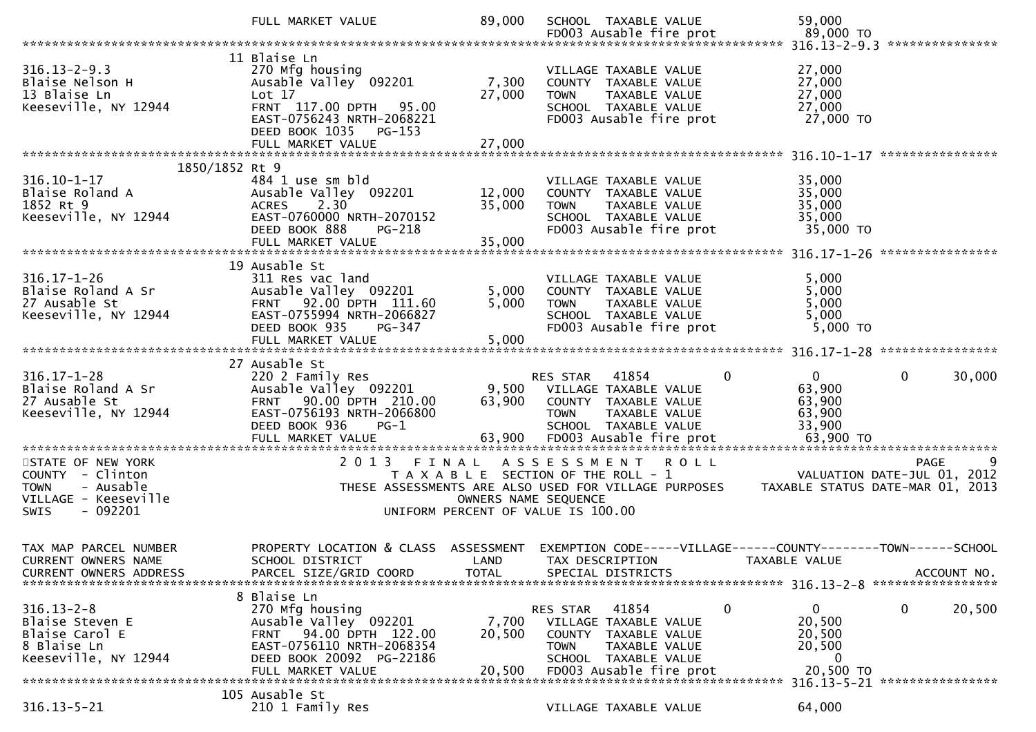```
                          FULL MARKET VALUE             89,000   SCHOOL  TAXABLE VALUE                59,000
                                                                 FD003 Ausable fire prot               89,000 TO
******************************************************************************************************* 316.13-2-9.3 ***************
                        11 Blaise Ln
316.13-2-9.3             270 Mfg housing                          VILLAGE TAXABLE VALUE                27,000
Blaise Nelson H          Ausable Valley  092201        7,300      COUNTY  TAXABLE VALUE                27,000
13 Blaise Ln             Lot 17                       27,000      TOWN    TAXABLE VALUE                27,000
Keeseville, NY 12944     FRNT  117.00 DPTH   95.00                SCHOOL  TAXABLE VALUE                27,000
                         EAST-0756243 NRTH-2068221                FD003 Ausable fire prot               27,000 TO
                         DEED BOOK 1035   PG-153
                         FULL MARKET VALUE            27,000
******************************************************************************************************* 316.10-1-17 ****************
              1850/1852 Rt 9
316.10-1-17              484 1 use sm bld                         VILLAGE TAXABLE VALUE                35,000
Blaise Roland A          Ausable Valley  092201       12,000      COUNTY  TAXABLE VALUE                35,000
1852 Rt 9                ACRES    2.30                35,000      TOWN    TAXABLE VALUE                35,000
Keeseville, NY 12944     EAST-0760000 NRTH-2070152                SCHOOL  TAXABLE VALUE                35,000
                         DEED BOOK 888    PG-218                  FD003 Ausable fire prot               35,000 TO
                         FULL MARKET VALUE            35,000
******************************************************************************************************* 316.17-1-26 ****************
                        19 Ausable St
316.17-1-26              311 Res vac land                         VILLAGE TAXABLE VALUE                 5,000
Blaise Roland A Sr       Ausable Valley  092201        5,000      COUNTY  TAXABLE VALUE                 5,000
27 Ausable St            FRNT   92.00 DPTH  111.60     5,000      TOWN    TAXABLE VALUE                 5,000
Keeseville, NY 12944     EAST-0755994 NRTH-2066827                SCHOOL  TAXABLE VALUE                 5,000
                         DEED BOOK 935    PG-347                  FD003 Ausable fire prot                5,000 TO
                         FULL MARKET VALUE             5,000
******************************************************************************************************* 316.17-1-28 ****************
                        27 Ausable St
316.17-1-28              220 2 Family Res                      RES STAR   41854          0             0          0      30,000
Blaise Roland A Sr       Ausable Valley  092201        9,500      VILLAGE TAXABLE VALUE                63,900
27 Ausable St            FRNT   90.00 DPTH  210.00    63,900      COUNTY  TAXABLE VALUE                63,900
Keeseville, NY 12944     EAST-0756193 NRTH-2066800                TOWN    TAXABLE VALUE                63,900
                         DEED BOOK 936    PG-1                    SCHOOL  TAXABLE VALUE                33,900
                         FULL MARKET VALUE            63,900      FD003 Ausable fire prot               63,900 TO
************************************************************************************************************************************
STATE OF NEW YORK                2 0 1 3   F I N A L   A S S E S S M E N T   R O L L                                    PAGE     9
COUNTY  - Clinton                   T A X A B L E  SECTION OF THE ROLL - 1                        VALUATION DATE-JUL 01, 2012
TOWN    - Ausable              THESE ASSESSMENTS ARE ALSO USED FOR VILLAGE PURPOSES        TAXABLE STATUS DATE-MAR 01, 2013
VILLAGE - Keeseville                             OWNERS NAME SEQUENCE
SWIS    - 092201                           UNIFORM PERCENT OF VALUE IS 100.00


TAX MAP PARCEL NUMBER    PROPERTY LOCATION & CLASS  ASSESSMENT  EXEMPTION CODE-----VILLAGE------COUNTY--------TOWN------SCHOOL
CURRENT OWNERS NAME      SCHOOL DISTRICT               LAND      TAX DESCRIPTION            TAXABLE VALUE
CURRENT OWNERS ADDRESS   PARCEL SIZE/GRID COORD       TOTAL      SPECIAL DISTRICTS                                  ACCOUNT NO.
******************************************************************************************************* 316.13-2-8 *****************
                         8 Blaise Ln
316.13-2-8               270 Mfg housing                       RES STAR   41854          0             0          0      20,500
Blaise Steven E          Ausable Valley  092201        7,700      VILLAGE TAXABLE VALUE                20,500
Blaise Carol E           FRNT   94.00 DPTH  122.00    20,500      COUNTY  TAXABLE VALUE                20,500
8 Blaise Ln              EAST-0756110 NRTH-2068354                TOWN    TAXABLE VALUE                20,500
Keeseville, NY 12944     DEED BOOK 20092  PG-22186                SCHOOL  TAXABLE VALUE                     0
                         FULL MARKET VALUE            20,500      FD003 Ausable fire prot               20,500 TO
******************************************************************************************************* 316.13-5-21 ****************
                       105 Ausable St
316.13-5-21              210 1 Family Res                         VILLAGE TAXABLE VALUE                64,000
```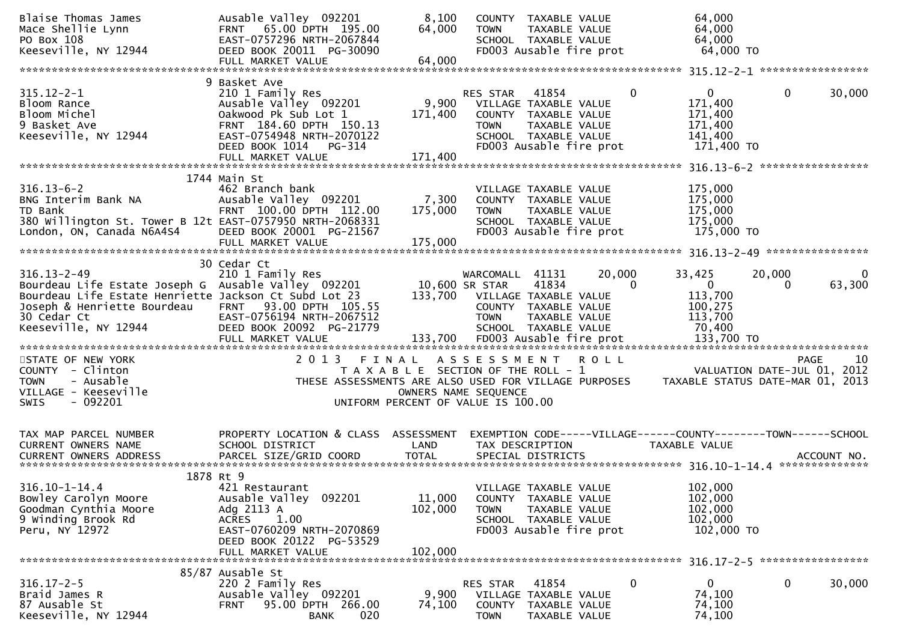```
Blaise Thomas James            Ausable Valley  092201         8,100   COUNTY  TAXABLE VALUE              64,000
Mace Shellie Lynn              FRNT   65.00 DPTH  195.00     64,000   TOWN    TAXABLE VALUE              64,000
PO Box 108                     EAST-0757296 NRTH-2067844              SCHOOL  TAXABLE VALUE              64,000
Keeseville, NY 12944           DEED BOOK 20011  PG-30090              FD003 Ausable fire prot             64,000 TO
                               FULL MARKET VALUE             64,000
******************************************************************************************************* 315.12-2-1 *****************
                             9 Basket Ave
315.12-2-1                     210 1 Family Res                       RES STAR   41854          0            0            0       30,000
Bloom Rance                    Ausable Valley  092201         9,900   VILLAGE TAXABLE VALUE             171,400
Bloom Michel                   Oakwood Pk Sub Lot 1         171,400   COUNTY  TAXABLE VALUE             171,400
9 Basket Ave                   FRNT  184.60 DPTH  150.13              TOWN    TAXABLE VALUE             171,400
Keeseville, NY 12944           EAST-0754948 NRTH-2070122              SCHOOL  TAXABLE VALUE             141,400
                               DEED BOOK 1014    PG-314               FD003 Ausable fire prot            171,400 TO
                               FULL MARKET VALUE            171,400
******************************************************************************************************* 316.13-6-2 *****************
                          1744 Main St
316.13-6-2                     462 Branch bank                        VILLAGE TAXABLE VALUE             175,000
BNG Interim Bank NA            Ausable Valley  092201         7,300   COUNTY  TAXABLE VALUE             175,000
TD Bank                        FRNT  100.00 DPTH  112.00    175,000   TOWN    TAXABLE VALUE             175,000
380 Willington St. Tower B 12t EAST-0757950 NRTH-2068331              SCHOOL  TAXABLE VALUE             175,000
London, ON, Canada N6A4S4      DEED BOOK 20001  PG-21567              FD003 Ausable fire prot            175,000 TO
                               FULL MARKET VALUE            175,000
******************************************************************************************************* 316.13-2-49 ****************
                            30 Cedar Ct
316.13-2-49                    210 1 Family Res                       WARCOMALL  41131     20,000       33,425       20,000            0
Bourdeau Life Estate Joseph G  Ausable Valley  092201        10,600 SR STAR     41834          0            0            0       63,300
Bourdeau Life Estate Henriette Jackson Ct Subd Lot 23       133,700   VILLAGE TAXABLE VALUE             113,700
Joseph & Henriette Bourdeau    FRNT   93.00 DPTH  105.55              COUNTY  TAXABLE VALUE             100,275
30 Cedar Ct                    EAST-0756194 NRTH-2067512              TOWN    TAXABLE VALUE             113,700
Keeseville, NY 12944           DEED BOOK 20092  PG-21779              SCHOOL  TAXABLE VALUE              70,400
                               FULL MARKET VALUE            133,700   FD003 Ausable fire prot            133,700 TO
************************************************************************************************************************************
STATE OF NEW YORK                     2 0 1 3   F I N A L   A S S E S S M E N T   R O L L                               PAGE    10
COUNTY  - Clinton                        T A X A B L E  SECTION OF THE ROLL - 1                    VALUATION DATE-JUL 01, 2012
TOWN    - Ausable               THESE ASSESSMENTS ARE ALSO USED FOR VILLAGE PURPOSES     TAXABLE STATUS DATE-MAR 01, 2013
VILLAGE - Keeseville                             OWNERS NAME SEQUENCE
SWIS    - 092201                          UNIFORM PERCENT OF VALUE IS 100.00


TAX MAP PARCEL NUMBER          PROPERTY LOCATION & CLASS  ASSESSMENT  EXEMPTION CODE-----VILLAGE------COUNTY--------TOWN------SCHOOL
CURRENT OWNERS NAME            SCHOOL DISTRICT               LAND     TAX DESCRIPTION            TAXABLE VALUE
CURRENT OWNERS ADDRESS         PARCEL SIZE/GRID COORD        TOTAL    SPECIAL DISTRICTS                                      ACCOUNT NO.
******************************************************************************************************* 316.10-1-14.4 **************
                          1878 Rt 9
316.10-1-14.4                  421 Restaurant                         VILLAGE TAXABLE VALUE             102,000
Bowley Carolyn Moore           Ausable Valley  092201        11,000   COUNTY  TAXABLE VALUE             102,000
Goodman Cynthia Moore          Adg 2113 A                   102,000   TOWN    TAXABLE VALUE             102,000
9 Winding Brook Rd             ACRES    1.00                          SCHOOL  TAXABLE VALUE             102,000
Peru, NY 12972                 EAST-0760209 NRTH-2070869              FD003 Ausable fire prot            102,000 TO
                               DEED BOOK 20122  PG-53529
                               FULL MARKET VALUE            102,000
******************************************************************************************************* 316.17-2-5 *****************
                         85/87 Ausable St
316.17-2-5                     220 2 Family Res                       RES STAR   41854          0            0            0       30,000
Braid James R                  Ausable Valley  092201         9,900   VILLAGE TAXABLE VALUE              74,100
87 Ausable St                  FRNT   95.00 DPTH  266.00     74,100   COUNTY  TAXABLE VALUE              74,100
Keeseville, NY 12944                          BANK     020            TOWN    TAXABLE VALUE              74,100
```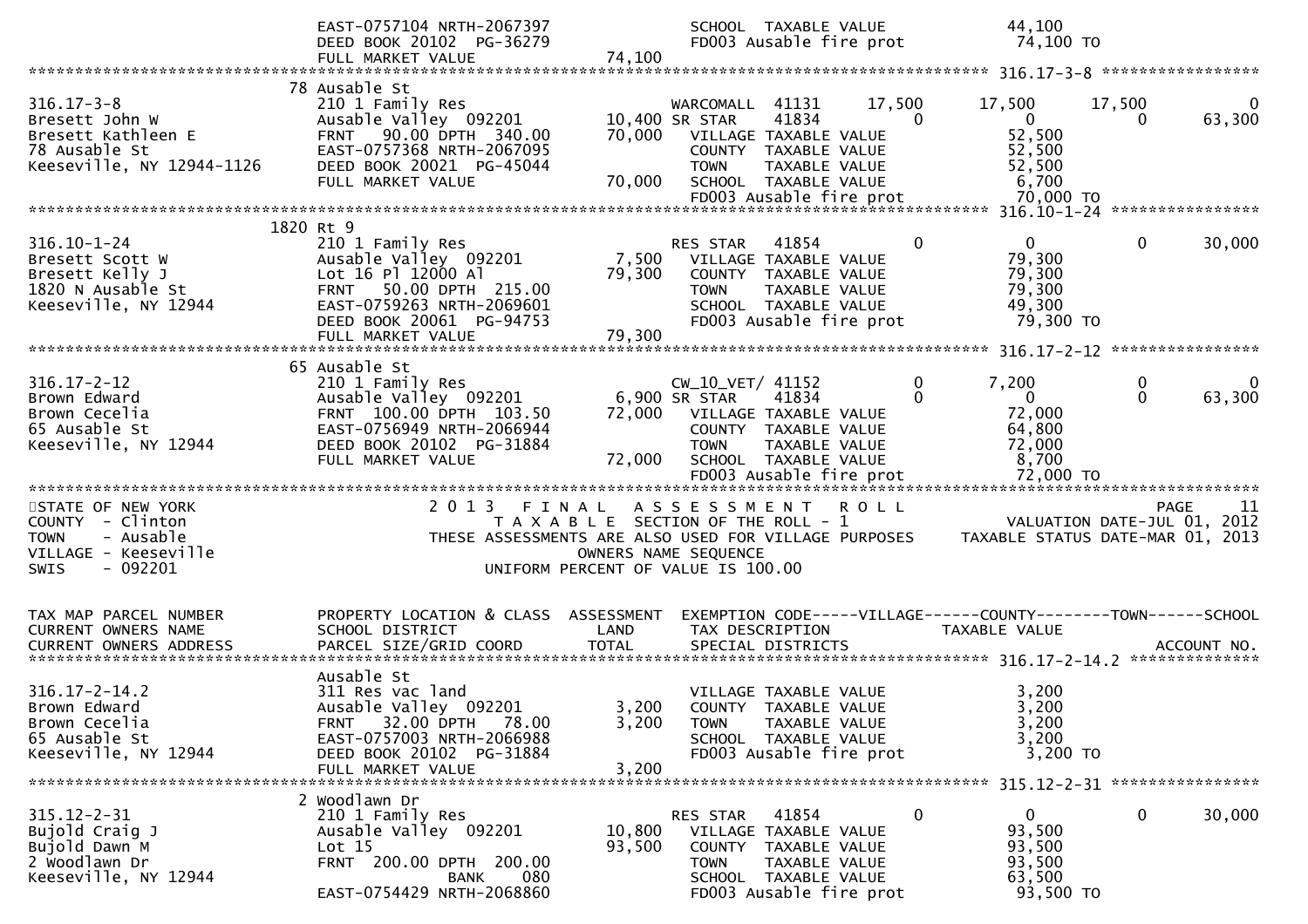```
                              EAST-0757104 NRTH-2067397                    SCHOOL  TAXABLE VALUE                 44,100
                              DEED BOOK 20102  PG-36279                    FD003 Ausable fire prot                74,100 TO
                              FULL MARKET VALUE                  74,100
******************************************************************************************************* 316.17-3-8 *****************
                          78 Ausable St
316.17-3-8                    210 1 Family Res                       WARCOMALL  41131        17,500       17,500        17,500             0
Bresett John W                Ausable Valley  092201          10,400 SR STAR     41834            0            0             0        63,300
Bresett Kathleen E            FRNT   90.00 DPTH  340.00       70,000   VILLAGE  TAXABLE VALUE                52,500
78 Ausable St                 EAST-0757368 NRTH-2067095                COUNTY   TAXABLE VALUE                52,500
Keeseville, NY 12944-1126     DEED BOOK 20021  PG-45044                TOWN     TAXABLE VALUE                52,500
                              FULL MARKET VALUE                  70,000   SCHOOL  TAXABLE VALUE                 6,700
                                                                          FD003 Ausable fire prot               70,000 TO
******************************************************************************************************* 316.10-1-24 ****************
                        1820 Rt 9
316.10-1-24                   210 1 Family Res                       RES STAR    41854            0            0             0        30,000
Bresett Scott W               Ausable Valley  092201           7,500   VILLAGE  TAXABLE VALUE                79,300
Bresett Kelly J               Lot 16 Pl 12000 Al              79,300   COUNTY   TAXABLE VALUE                79,300
1820 N Ausable St             FRNT   50.00 DPTH  215.00                TOWN     TAXABLE VALUE                79,300
Keeseville, NY 12944          EAST-0759263 NRTH-2069601                SCHOOL   TAXABLE VALUE                49,300
                              DEED BOOK 20061  PG-94753                FD003 Ausable fire prot               79,300 TO
                              FULL MARKET VALUE                  79,300
******************************************************************************************************* 316.17-2-12 ****************
                          65 Ausable St
316.17-2-12                   210 1 Family Res                       CW_10_VET/ 41152             0        7,200             0             0
Brown Edward                  Ausable Valley  092201           6,900 SR STAR     41834            0            0             0        63,300
Brown Cecelia                 FRNT  100.00 DPTH  103.50       72,000   VILLAGE  TAXABLE VALUE                72,000
65 Ausable St                 EAST-0756949 NRTH-2066944                COUNTY   TAXABLE VALUE                64,800
Keeseville, NY 12944          DEED BOOK 20102  PG-31884                TOWN     TAXABLE VALUE                72,000
                              FULL MARKET VALUE                  72,000   SCHOOL  TAXABLE VALUE                 8,700
                                                                          FD003 Ausable fire prot               72,000 TO
************************************************************************************************************************************
STATE OF NEW YORK                   2 0 1 3   F I N A L   A S S E S S M E N T   R O L L                                PAGE    11
COUNTY  - Clinton                       T A X A B L E  SECTION OF THE ROLL - 1                       VALUATION DATE-JUL 01, 2012
TOWN    - Ausable                 THESE ASSESSMENTS ARE ALSO USED FOR VILLAGE PURPOSES     TAXABLE STATUS DATE-MAR 01, 2013
VILLAGE - Keeseville                                  OWNERS NAME SEQUENCE
SWIS    - 092201                              UNIFORM PERCENT OF VALUE IS 100.00


TAX MAP PARCEL NUMBER         PROPERTY LOCATION & CLASS  ASSESSMENT  EXEMPTION CODE-----VILLAGE------COUNTY--------TOWN------SCHOOL
CURRENT OWNERS NAME           SCHOOL DISTRICT               LAND      TAX DESCRIPTION             TAXABLE VALUE
CURRENT OWNERS ADDRESS        PARCEL SIZE/GRID COORD        TOTAL     SPECIAL DISTRICTS                                       ACCOUNT NO.
******************************************************************************************************* 316.17-2-14.2 **************
                              Ausable St
316.17-2-14.2                 311 Res vac land                         VILLAGE  TAXABLE VALUE                 3,200
Brown Edward                  Ausable Valley  092201           3,200   COUNTY   TAXABLE VALUE                 3,200
Brown Cecelia                 FRNT   32.00 DPTH   78.00        3,200   TOWN     TAXABLE VALUE                 3,200
65 Ausable St                 EAST-0757003 NRTH-2066988                SCHOOL   TAXABLE VALUE                 3,200
Keeseville, NY 12944          DEED BOOK 20102  PG-31884                FD003 Ausable fire prot                3,200 TO
                              FULL MARKET VALUE                   3,200
******************************************************************************************************* 315.12-2-31 ****************
                            2 Woodlawn Dr
315.12-2-31                   210 1 Family Res                       RES STAR    41854            0            0             0        30,000
Bujold Craig J                Ausable Valley  092201          10,800   VILLAGE  TAXABLE VALUE                93,500
Bujold Dawn M                 Lot 15                          93,500   COUNTY   TAXABLE VALUE                93,500
2 Woodlawn Dr                 FRNT  200.00 DPTH  200.00                TOWN     TAXABLE VALUE                93,500
Keeseville, NY 12944                      BANK     080                 SCHOOL   TAXABLE VALUE                63,500
                              EAST-0754429 NRTH-2068860                FD003 Ausable fire prot               93,500 TO
```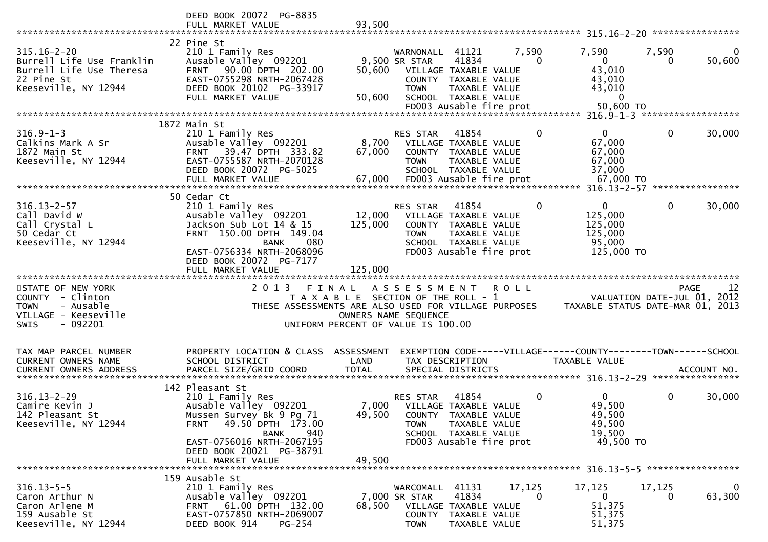```
                               DEED BOOK 20072  PG-8835
                               FULL MARKET VALUE              93,500
******************************************************************************************************* 315.16-2-20 *****************
                               22 Pine St
315.16-2-20                    210 1 Family Res                    WARNONALL  41121       7,590       7,590       7,590            0
Burrell Life Use Franklin      Ausable Valley  092201          9,500 SR STAR     41834           0           0           0       50,600
Burrell Life Use Theresa       FRNT   90.00 DPTH  202.00      50,600    VILLAGE TAXABLE VALUE            43,010
22 Pine St                     EAST-0755298 NRTH-2067428                COUNTY  TAXABLE VALUE            43,010
Keeseville, NY 12944           DEED BOOK 20102  PG-33917                TOWN    TAXABLE VALUE            43,010
                               FULL MARKET VALUE              50,600    SCHOOL  TAXABLE VALUE                 0
                                                                        FD003 Ausable fire prot          50,600 TO
******************************************************************************************************* 316.9-1-3 *******************
                               1872 Main St
316.9-1-3                      210 1 Family Res                    RES STAR   41854           0           0           0       30,000
Calkins Mark A Sr              Ausable Valley  092201          8,700    VILLAGE TAXABLE VALUE            67,000
1872 Main St                   FRNT   39.47 DPTH  333.82      67,000    COUNTY  TAXABLE VALUE            67,000
Keeseville, NY 12944           EAST-0755587 NRTH-2070128                TOWN    TAXABLE VALUE            67,000
                               DEED BOOK 20072  PG-5025                 SCHOOL  TAXABLE VALUE            37,000
                               FULL MARKET VALUE              67,000    FD003 Ausable fire prot          67,000 TO
******************************************************************************************************* 316.13-2-57 *****************
                               50 Cedar Ct
316.13-2-57                    210 1 Family Res                    RES STAR   41854           0           0           0       30,000
Call David W                   Ausable Valley  092201         12,000    VILLAGE TAXABLE VALUE           125,000
Call Crystal L                 Jackson Sub Lot 14 & 15       125,000    COUNTY  TAXABLE VALUE           125,000
50 Cedar Ct                    FRNT  150.00 DPTH  149.04                TOWN    TAXABLE VALUE           125,000
Keeseville, NY 12944                        BANK     080                SCHOOL  TAXABLE VALUE            95,000
                               EAST-0756334 NRTH-2068096                FD003 Ausable fire prot         125,000 TO
                               DEED BOOK 20072  PG-7177
                               FULL MARKET VALUE             125,000
*************************************************************************************************************************************
STATE OF NEW YORK                   2 0 1 3   F I N A L   A S S E S S M E N T   R O L L                                 PAGE    12
COUNTY  - Clinton                        T A X A B L E  SECTION OF THE ROLL - 1                     VALUATION DATE-JUL 01, 2012
TOWN    - Ausable                 THESE ASSESSMENTS ARE ALSO USED FOR VILLAGE PURPOSES     TAXABLE STATUS DATE-MAR 01, 2013
VILLAGE - Keeseville                               OWNERS NAME SEQUENCE
SWIS    - 092201                           UNIFORM PERCENT OF VALUE IS 100.00


TAX MAP PARCEL NUMBER          PROPERTY LOCATION & CLASS  ASSESSMENT  EXEMPTION CODE-----VILLAGE------COUNTY--------TOWN------SCHOOL
CURRENT OWNERS NAME            SCHOOL DISTRICT               LAND      TAX DESCRIPTION            TAXABLE VALUE
CURRENT OWNERS ADDRESS         PARCEL SIZE/GRID COORD        TOTAL     SPECIAL DISTRICTS                                  ACCOUNT NO.
******************************************************************************************************* 316.13-2-29 *****************
                               142 Pleasant St
316.13-2-29                    210 1 Family Res                    RES STAR   41854           0           0           0       30,000
Camire Kevin J                 Ausable Valley  092201          7,000    VILLAGE TAXABLE VALUE            49,500
142 Pleasant St                Mussen Survey Bk 9 Pg 71       49,500    COUNTY  TAXABLE VALUE            49,500
Keeseville, NY 12944           FRNT   49.50 DPTH  173.00                TOWN    TAXABLE VALUE            49,500
                                            BANK     940                SCHOOL  TAXABLE VALUE            19,500
                               EAST-0756016 NRTH-2067195                FD003 Ausable fire prot          49,500 TO
                               DEED BOOK 20021  PG-38791
                               FULL MARKET VALUE              49,500
******************************************************************************************************* 316.13-5-5 ******************
                               159 Ausable St
316.13-5-5                     210 1 Family Res                    WARCOMALL  41131      17,125      17,125      17,125            0
Caron Arthur N                 Ausable Valley  092201          7,000 SR STAR     41834           0           0           0       63,300
Caron Arlene M                 FRNT   61.00 DPTH  132.00      68,500    VILLAGE TAXABLE VALUE            51,375
159 Ausable St                 EAST-0757850 NRTH-2069007                COUNTY  TAXABLE VALUE            51,375
Keeseville, NY 12944           DEED BOOK 914    PG-254                  TOWN    TAXABLE VALUE            51,375
```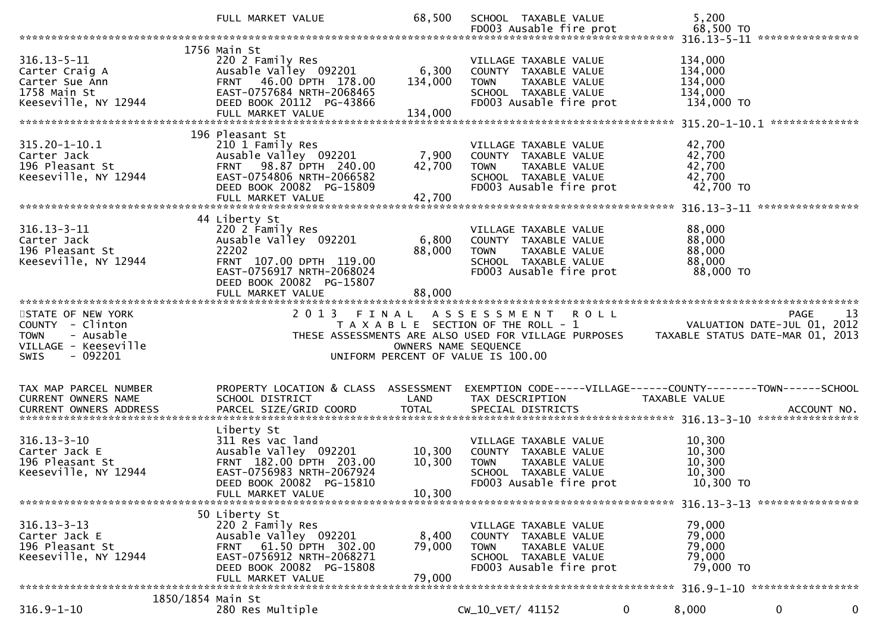| | FULL MARKET VALUE | 68,500 | SCHOOL TAXABLE VALUE | 5,200 |
|---|---|---|---|---|
| | | | FD003 Ausable fire prot | 68,500 TO |

**316.13-5-11**

| | | | | |
|---|---|---|---|---|
| | 1756 Main St | | | |
| 316.13-5-11 | 220 2 Family Res | | VILLAGE TAXABLE VALUE | 134,000 |
| Carter Craig A | Ausable Valley 092201 | 6,300 | COUNTY TAXABLE VALUE | 134,000 |
| Carter Sue Ann | FRNT 46.00 DPTH 178.00 | 134,000 | TOWN TAXABLE VALUE | 134,000 |
| 1758 Main St | EAST-0757684 NRTH-2068465 | | SCHOOL TAXABLE VALUE | 134,000 |
| Keeseville, NY 12944 | DEED BOOK 20112 PG-43866 | | FD003 Ausable fire prot | 134,000 TO |
| | FULL MARKET VALUE | 134,000 | | |

**315.20-1-10.1**

| | | | | |
|---|---|---|---|---|
| | 196 Pleasant St | | | |
| 315.20-1-10.1 | 210 1 Family Res | | VILLAGE TAXABLE VALUE | 42,700 |
| Carter Jack | Ausable Valley 092201 | 7,900 | COUNTY TAXABLE VALUE | 42,700 |
| 196 Pleasant St | FRNT 98.87 DPTH 240.00 | 42,700 | TOWN TAXABLE VALUE | 42,700 |
| Keeseville, NY 12944 | EAST-0754806 NRTH-2066582 | | SCHOOL TAXABLE VALUE | 42,700 |
| | DEED BOOK 20082 PG-15809 | | FD003 Ausable fire prot | 42,700 TO |
| | FULL MARKET VALUE | 42,700 | | |

**316.13-3-11**

| | | | | |
|---|---|---|---|---|
| | 44 Liberty St | | | |
| 316.13-3-11 | 220 2 Family Res | | VILLAGE TAXABLE VALUE | 88,000 |
| Carter Jack | Ausable Valley 092201 | 6,800 | COUNTY TAXABLE VALUE | 88,000 |
| 196 Pleasant St | 22202 | 88,000 | TOWN TAXABLE VALUE | 88,000 |
| Keeseville, NY 12944 | FRNT 107.00 DPTH 119.00 | | SCHOOL TAXABLE VALUE | 88,000 |
| | EAST-0756917 NRTH-2068024 | | FD003 Ausable fire prot | 88,000 TO |
| | DEED BOOK 20082 PG-15807 | | | |
| | FULL MARKET VALUE | 88,000 | | |

STATE OF NEW YORK
COUNTY - Clinton
TOWN - Ausable
VILLAGE - Keeseville
SWIS - 092201

2 0 1 3 F I N A L A S S E S S M E N T R O L L
T A X A B L E SECTION OF THE ROLL - 1
THESE ASSESSMENTS ARE ALSO USED FOR VILLAGE PURPOSES
OWNERS NAME SEQUENCE
UNIFORM PERCENT OF VALUE IS 100.00

PAGE 13
VALUATION DATE-JUL 01, 2012
TAXABLE STATUS DATE-MAR 01, 2013

| TAX MAP PARCEL NUMBER / CURRENT OWNERS NAME / CURRENT OWNERS ADDRESS | PROPERTY LOCATION & CLASS / SCHOOL DISTRICT / PARCEL SIZE/GRID COORD | ASSESSMENT LAND / TOTAL | EXEMPTION CODE-----VILLAGE------COUNTY--------TOWN------SCHOOL / TAX DESCRIPTION / SPECIAL DISTRICTS | TAXABLE VALUE / ACCOUNT NO. |
|---|---|---|---|---|

**316.13-3-10**

| | | | | |
|---|---|---|---|---|
| | Liberty St | | | |
| 316.13-3-10 | 311 Res vac land | | VILLAGE TAXABLE VALUE | 10,300 |
| Carter Jack E | Ausable Valley 092201 | 10,300 | COUNTY TAXABLE VALUE | 10,300 |
| 196 Pleasant St | FRNT 182.00 DPTH 203.00 | 10,300 | TOWN TAXABLE VALUE | 10,300 |
| Keeseville, NY 12944 | EAST-0756983 NRTH-2067924 | | SCHOOL TAXABLE VALUE | 10,300 |
| | DEED BOOK 20082 PG-15810 | | FD003 Ausable fire prot | 10,300 TO |
| | FULL MARKET VALUE | 10,300 | | |

**316.13-3-13**

| | | | | |
|---|---|---|---|---|
| | 50 Liberty St | | | |
| 316.13-3-13 | 220 2 Family Res | | VILLAGE TAXABLE VALUE | 79,000 |
| Carter Jack E | Ausable Valley 092201 | 8,400 | COUNTY TAXABLE VALUE | 79,000 |
| 196 Pleasant St | FRNT 61.50 DPTH 302.00 | 79,000 | TOWN TAXABLE VALUE | 79,000 |
| Keeseville, NY 12944 | EAST-0756912 NRTH-2068271 | | SCHOOL TAXABLE VALUE | 79,000 |
| | DEED BOOK 20082 PG-15808 | | FD003 Ausable fire prot | 79,000 TO |
| | FULL MARKET VALUE | 79,000 | | |

**316.9-1-10**

| | | | | | | | |
|---|---|---|---|---|---|---|---|
| | 1850/1854 Main St | | | | | | |
| 316.9-1-10 | 280 Res Multiple | | CW_10_VET/ 41152 | 0 | 8,000 | 0 | 0 |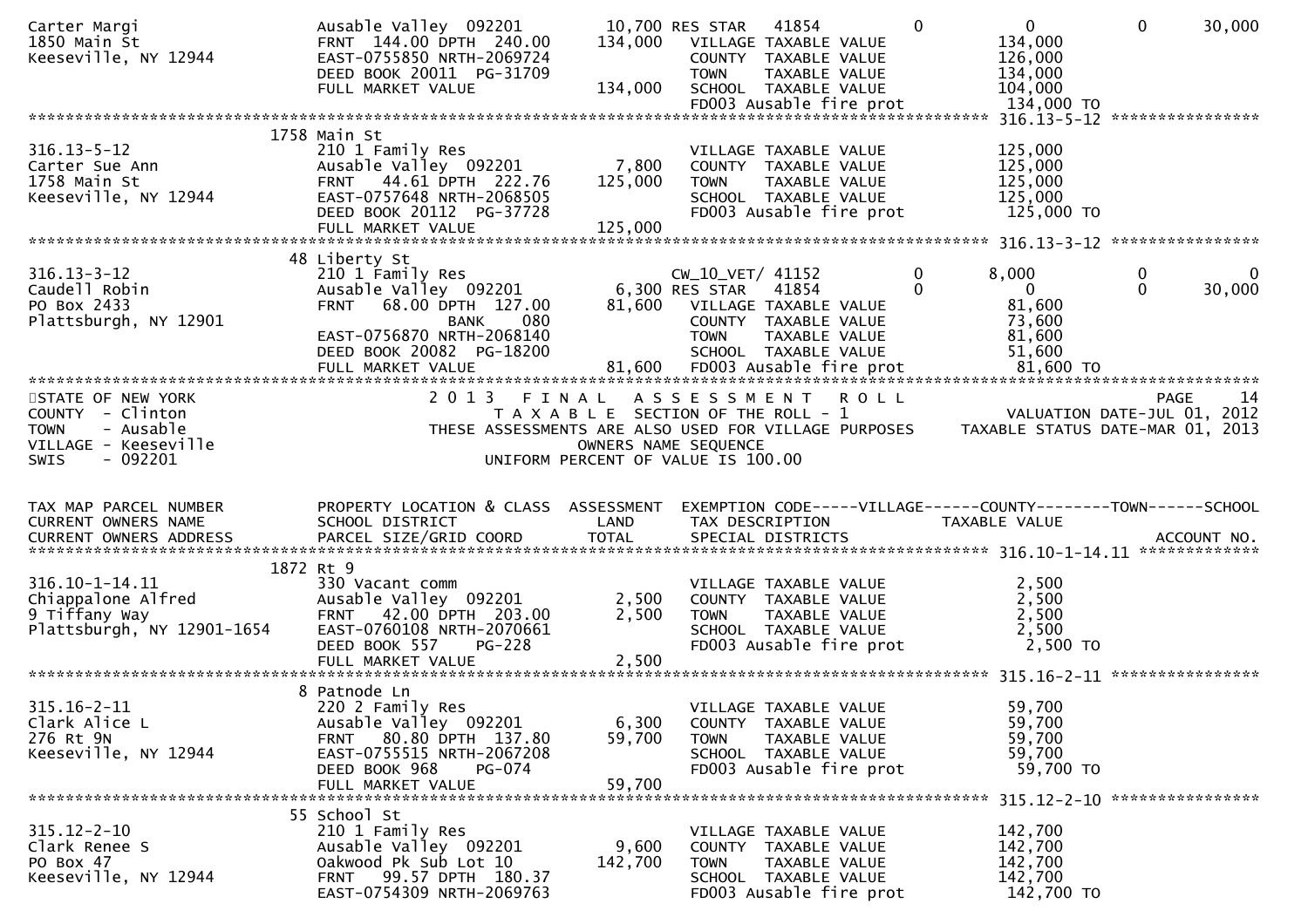```
Carter Margi                      Ausable Valley  092201      10,700 RES STAR   41854             0            0            0       30,000
1850 Main St                      FRNT  144.00 DPTH  240.00   134,000   VILLAGE TAXABLE VALUE              134,000
Keeseville, NY 12944              EAST-0755850 NRTH-2069724             COUNTY  TAXABLE VALUE              126,000
                                  DEED BOOK 20011  PG-31709             TOWN    TAXABLE VALUE              134,000
                                  FULL MARKET VALUE           134,000   SCHOOL  TAXABLE VALUE              104,000
                                                                        FD003 Ausable fire prot            134,000 TO
******************************************************************************************************* 316.13-5-12 ****************
                             1758 Main St
316.13-5-12                       210 1 Family Res                      VILLAGE TAXABLE VALUE              125,000
Carter Sue Ann                    Ausable Valley  092201       7,800    COUNTY  TAXABLE VALUE              125,000
1758 Main St                      FRNT   44.61 DPTH  222.76   125,000   TOWN    TAXABLE VALUE              125,000
Keeseville, NY 12944              EAST-0757648 NRTH-2068505             SCHOOL  TAXABLE VALUE              125,000
                                  DEED BOOK 20112  PG-37728             FD003 Ausable fire prot            125,000 TO
                                  FULL MARKET VALUE           125,000
******************************************************************************************************* 316.13-3-12 ****************
                             48 Liberty St
316.13-3-12                       210 1 Family Res                      CW_10_VET/ 41152          0        8,000            0            0
Caudell Robin                     Ausable Valley  092201       6,300 RES STAR   41854             0            0            0       30,000
PO Box 2433                       FRNT   68.00 DPTH  127.00    81,600   VILLAGE TAXABLE VALUE               81,600
Plattsburgh, NY 12901                          BANK     080             COUNTY  TAXABLE VALUE               73,600
                                  EAST-0756870 NRTH-2068140             TOWN    TAXABLE VALUE               81,600
                                  DEED BOOK 20082  PG-18200             SCHOOL  TAXABLE VALUE               51,600
                                  FULL MARKET VALUE            81,600   FD003 Ausable fire prot             81,600 TO
************************************************************************************************************************************
STATE OF NEW YORK                  2 0 1 3   F I N A L   A S S E S S M E N T   R O L L                                     PAGE    14
COUNTY  - Clinton                        T A X A B L E  SECTION OF THE ROLL - 1                    VALUATION DATE-JUL 01, 2012
TOWN    - Ausable                 THESE ASSESSMENTS ARE ALSO USED FOR VILLAGE PURPOSES     TAXABLE STATUS DATE-MAR 01, 2013
VILLAGE - Keeseville                                 OWNERS NAME SEQUENCE
SWIS    - 092201                              UNIFORM PERCENT OF VALUE IS 100.00


TAX MAP PARCEL NUMBER             PROPERTY LOCATION & CLASS  ASSESSMENT  EXEMPTION CODE-----VILLAGE------COUNTY--------TOWN------SCHOOL
CURRENT OWNERS NAME               SCHOOL DISTRICT               LAND      TAX DESCRIPTION                  TAXABLE VALUE
CURRENT OWNERS ADDRESS            PARCEL SIZE/GRID COORD        TOTAL     SPECIAL DISTRICTS                                     ACCOUNT NO.
******************************************************************************************************* 316.10-1-14.11 *************
                             1872 Rt 9
316.10-1-14.11                    330 Vacant comm                       VILLAGE TAXABLE VALUE                2,500
Chiappalone Alfred                Ausable Valley  092201       2,500    COUNTY  TAXABLE VALUE                2,500
9 Tiffany Way                     FRNT   42.00 DPTH  203.00     2,500   TOWN    TAXABLE VALUE                2,500
Plattsburgh, NY 12901-1654        EAST-0760108 NRTH-2070661             SCHOOL  TAXABLE VALUE                2,500
                                  DEED BOOK 557     PG-228              FD003 Ausable fire prot              2,500 TO
                                  FULL MARKET VALUE             2,500
******************************************************************************************************* 315.16-2-11 ****************
                             8 Patnode Ln
315.16-2-11                       220 2 Family Res                      VILLAGE TAXABLE VALUE               59,700
Clark Alice L                     Ausable Valley  092201       6,300    COUNTY  TAXABLE VALUE               59,700
276 Rt 9N                         FRNT   80.80 DPTH  137.80    59,700   TOWN    TAXABLE VALUE               59,700
Keeseville, NY 12944              EAST-0755515 NRTH-2067208             SCHOOL  TAXABLE VALUE               59,700
                                  DEED BOOK 968     PG-074              FD003 Ausable fire prot             59,700 TO
                                  FULL MARKET VALUE            59,700
******************************************************************************************************* 315.12-2-10 ****************
                             55 School St
315.12-2-10                       210 1 Family Res                      VILLAGE TAXABLE VALUE              142,700
Clark Renee S                     Ausable Valley  092201       9,600    COUNTY  TAXABLE VALUE              142,700
PO Box 47                         Oakwood Pk Sub Lot 10       142,700   TOWN    TAXABLE VALUE              142,700
Keeseville, NY 12944              FRNT   99.57 DPTH  180.37             SCHOOL  TAXABLE VALUE              142,700
                                  EAST-0754309 NRTH-2069763             FD003 Ausable fire prot            142,700 TO
```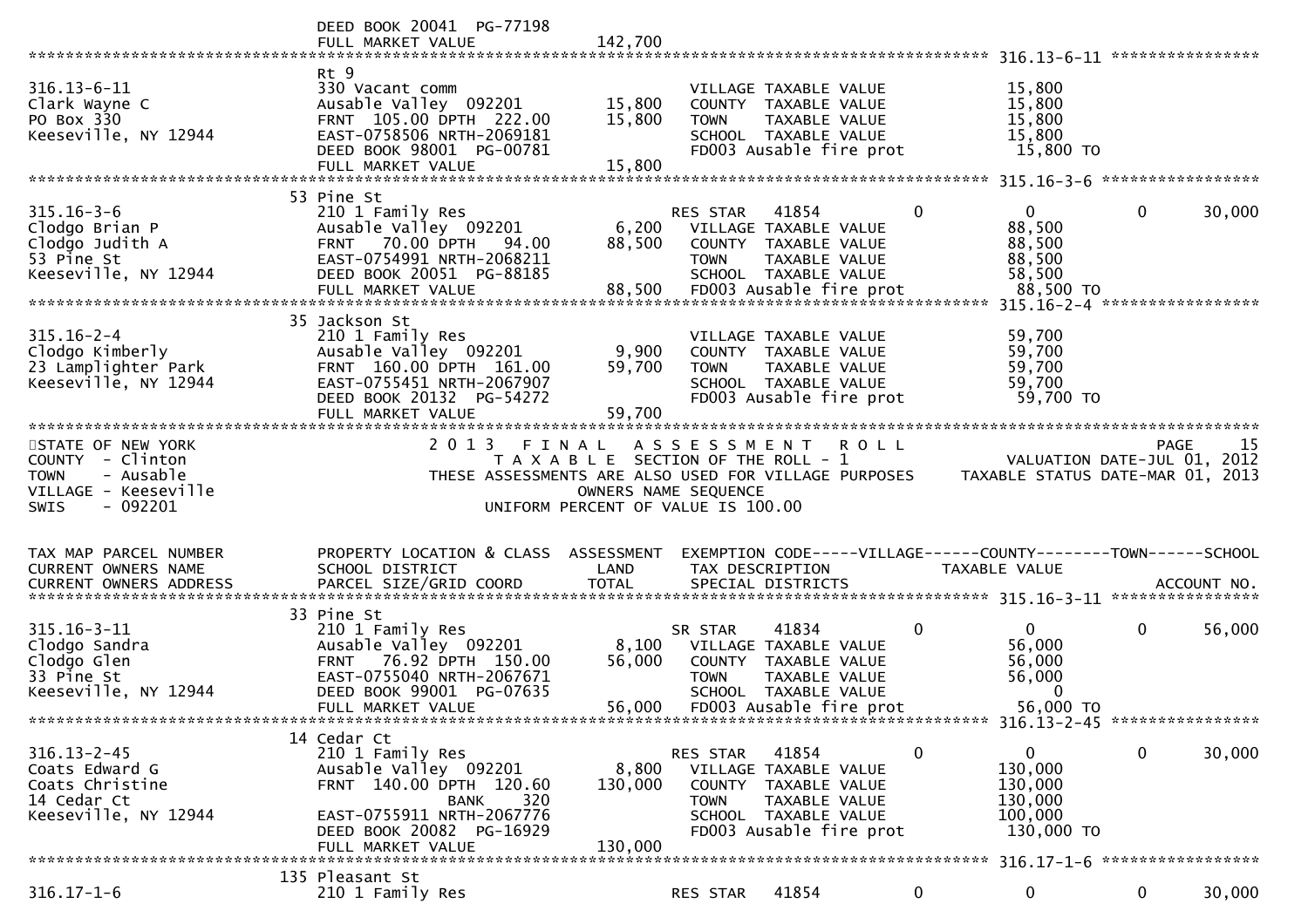DEED BOOK 20041 PG-77198
FULL MARKET VALUE 142,700

**316.13-6-11**

| | | | | |
|---|---|---|---|---|
| 316.13-6-11 | Rt 9 | | | |
| Clark Wayne C | 330 Vacant comm | | VILLAGE TAXABLE VALUE | 15,800 |
| PO Box 330 | Ausable Valley 092201 | 15,800 | COUNTY TAXABLE VALUE | 15,800 |
| Keeseville, NY 12944 | FRNT 105.00 DPTH 222.00 | 15,800 | TOWN TAXABLE VALUE | 15,800 |
| | EAST-0758506 NRTH-2069181 | | SCHOOL TAXABLE VALUE | 15,800 |
| | DEED BOOK 98001 PG-00781 | | FD003 Ausable fire prot | 15,800 TO |
| | FULL MARKET VALUE | 15,800 | | |

**315.16-3-6**

| | | | | |
|---|---|---|---|---|
| 315.16-3-6 | 53 Pine St | | | |
| Clodgo Brian P | 210 1 Family Res | | RES STAR 41854 0 | 0 0 30,000 |
| Clodgo Judith A | Ausable Valley 092201 | 6,200 | VILLAGE TAXABLE VALUE | 88,500 |
| 53 Pine St | FRNT 70.00 DPTH 94.00 | 88,500 | COUNTY TAXABLE VALUE | 88,500 |
| Keeseville, NY 12944 | EAST-0754991 NRTH-2068211 | | TOWN TAXABLE VALUE | 88,500 |
| | DEED BOOK 20051 PG-88185 | | SCHOOL TAXABLE VALUE | 58,500 |
| | FULL MARKET VALUE | 88,500 | FD003 Ausable fire prot | 88,500 TO |

**315.16-2-4**

| | | | | |
|---|---|---|---|---|
| 315.16-2-4 | 35 Jackson St | | | |
| Clodgo Kimberly | 210 1 Family Res | | VILLAGE TAXABLE VALUE | 59,700 |
| 23 Lamplighter Park | Ausable Valley 092201 | 9,900 | COUNTY TAXABLE VALUE | 59,700 |
| Keeseville, NY 12944 | FRNT 160.00 DPTH 161.00 | 59,700 | TOWN TAXABLE VALUE | 59,700 |
| | EAST-0755451 NRTH-2067907 | | SCHOOL TAXABLE VALUE | 59,700 |
| | DEED BOOK 20132 PG-54272 | | FD003 Ausable fire prot | 59,700 TO |
| | FULL MARKET VALUE | 59,700 | | |

STATE OF NEW YORK — 2013 FINAL ASSESSMENT ROLL — PAGE 15
COUNTY - Clinton — TAXABLE SECTION OF THE ROLL - 1 — VALUATION DATE-JUL 01, 2012
TOWN - Ausable — THESE ASSESSMENTS ARE ALSO USED FOR VILLAGE PURPOSES — TAXABLE STATUS DATE-MAR 01, 2013
VILLAGE - Keeseville — OWNERS NAME SEQUENCE
SWIS - 092201 — UNIFORM PERCENT OF VALUE IS 100.00

| TAX MAP PARCEL NUMBER / CURRENT OWNERS NAME / CURRENT OWNERS ADDRESS | PROPERTY LOCATION & CLASS / SCHOOL DISTRICT / PARCEL SIZE/GRID COORD | ASSESSMENT LAND / TOTAL | EXEMPTION CODE-----VILLAGE------COUNTY--------TOWN------SCHOOL / TAX DESCRIPTION / SPECIAL DISTRICTS | TAXABLE VALUE / ACCOUNT NO. |
|---|---|---|---|---|

**315.16-3-11**

| | | | | |
|---|---|---|---|---|
| 315.16-3-11 | 33 Pine St | | | |
| Clodgo Sandra | 210 1 Family Res | | SR STAR 41834 0 | 0 0 56,000 |
| Clodgo Glen | Ausable Valley 092201 | 8,100 | VILLAGE TAXABLE VALUE | 56,000 |
| 33 Pine St | FRNT 76.92 DPTH 150.00 | 56,000 | COUNTY TAXABLE VALUE | 56,000 |
| Keeseville, NY 12944 | EAST-0755040 NRTH-2067671 | | TOWN TAXABLE VALUE | 56,000 |
| | DEED BOOK 99001 PG-07635 | | SCHOOL TAXABLE VALUE | 0 |
| | FULL MARKET VALUE | 56,000 | FD003 Ausable fire prot | 56,000 TO |

**316.13-2-45**

| | | | | |
|---|---|---|---|---|
| 316.13-2-45 | 14 Cedar Ct | | | |
| Coats Edward G | 210 1 Family Res | | RES STAR 41854 0 | 0 0 30,000 |
| Coats Christine | Ausable Valley 092201 | 8,800 | VILLAGE TAXABLE VALUE | 130,000 |
| 14 Cedar Ct | FRNT 140.00 DPTH 120.60 | 130,000 | COUNTY TAXABLE VALUE | 130,000 |
| Keeseville, NY 12944 | BANK 320 | | TOWN TAXABLE VALUE | 130,000 |
| | EAST-0755911 NRTH-2067776 | | SCHOOL TAXABLE VALUE | 100,000 |
| | DEED BOOK 20082 PG-16929 | | FD003 Ausable fire prot | 130,000 TO |
| | FULL MARKET VALUE | 130,000 | | |

**316.17-1-6**

| | | | | |
|---|---|---|---|---|
| 316.17-1-6 | 135 Pleasant St | | | |
| | 210 1 Family Res | | RES STAR 41854 0 | 0 0 30,000 |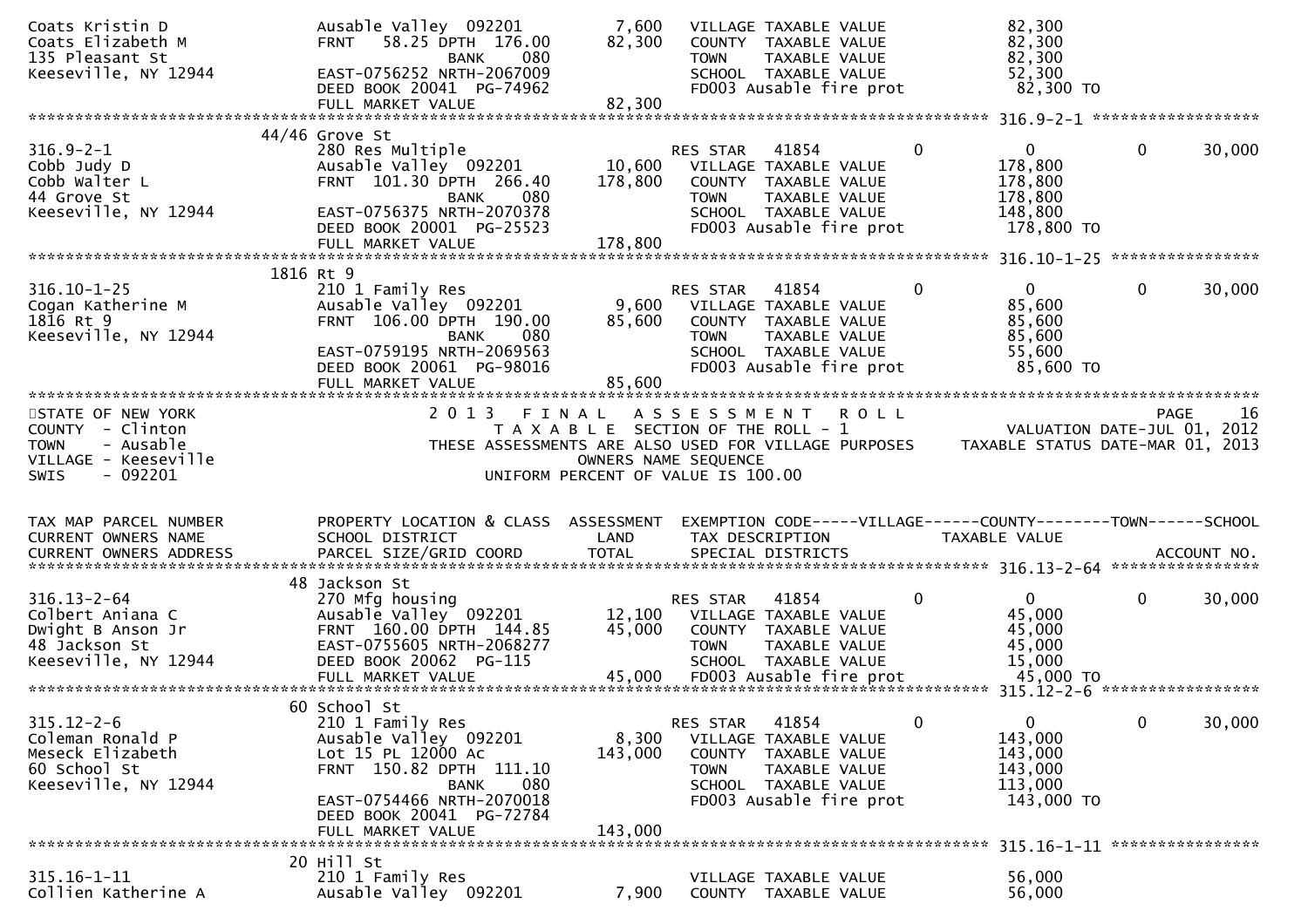```
Coats Kristin D               Ausable Valley  092201         7,600   VILLAGE TAXABLE VALUE              82,300
Coats Elizabeth M             FRNT   58.25 DPTH  176.00     82,300   COUNTY  TAXABLE VALUE              82,300
135 Pleasant St                         BANK     080                 TOWN    TAXABLE VALUE              82,300
Keeseville, NY 12944          EAST-0756252 NRTH-2067009              SCHOOL  TAXABLE VALUE              52,300
                              DEED BOOK 20041  PG-74962              FD003 Ausable fire prot             82,300 TO
                              FULL MARKET VALUE             82,300
******************************************************************************************************* 316.9-2-1 ******************
                          44/46 Grove St
316.9-2-1                     280 Res Multiple                       RES STAR   41854          0            0            0       30,000
Cobb Judy D                   Ausable Valley  092201        10,600   VILLAGE TAXABLE VALUE             178,800
Cobb Walter L                 FRNT  101.30 DPTH  266.40    178,800   COUNTY  TAXABLE VALUE             178,800
44 Grove St                             BANK     080                 TOWN    TAXABLE VALUE             178,800
Keeseville, NY 12944          EAST-0756375 NRTH-2070378              SCHOOL  TAXABLE VALUE             148,800
                              DEED BOOK 20001  PG-25523              FD003 Ausable fire prot            178,800 TO
                              FULL MARKET VALUE            178,800
******************************************************************************************************* 316.10-1-25 ****************
                          1816 Rt 9
316.10-1-25                   210 1 Family Res                       RES STAR   41854          0            0            0       30,000
Cogan Katherine M             Ausable Valley  092201         9,600   VILLAGE TAXABLE VALUE              85,600
1816 Rt 9                     FRNT  106.00 DPTH  190.00     85,600   COUNTY  TAXABLE VALUE              85,600
Keeseville, NY 12944                    BANK     080                 TOWN    TAXABLE VALUE              85,600
                              EAST-0759195 NRTH-2069563              SCHOOL  TAXABLE VALUE              55,600
                              DEED BOOK 20061  PG-98016              FD003 Ausable fire prot             85,600 TO
                              FULL MARKET VALUE             85,600
************************************************************************************************************************************
STATE OF NEW YORK                    2 0 1 3   F I N A L   A S S E S S M E N T   R O L L                                 PAGE    16
COUNTY  - Clinton                         T A X A B L E  SECTION OF THE ROLL - 1                      VALUATION DATE-JUL 01, 2012
TOWN    - Ausable                  THESE ASSESSMENTS ARE ALSO USED FOR VILLAGE PURPOSES     TAXABLE STATUS DATE-MAR 01, 2013
VILLAGE - Keeseville                              OWNERS NAME SEQUENCE
SWIS    - 092201                          UNIFORM PERCENT OF VALUE IS 100.00


TAX MAP PARCEL NUMBER         PROPERTY LOCATION & CLASS  ASSESSMENT  EXEMPTION CODE-----VILLAGE------COUNTY--------TOWN------SCHOOL
CURRENT OWNERS NAME           SCHOOL DISTRICT               LAND     TAX DESCRIPTION             TAXABLE VALUE
CURRENT OWNERS ADDRESS        PARCEL SIZE/GRID COORD        TOTAL    SPECIAL DISTRICTS                                   ACCOUNT NO.
******************************************************************************************************* 316.13-2-64 ****************
                          48 Jackson St
316.13-2-64                   270 Mfg housing                        RES STAR   41854          0            0            0       30,000
Colbert Aniana C              Ausable Valley  092201        12,100   VILLAGE TAXABLE VALUE              45,000
Dwight B Anson Jr             FRNT  160.00 DPTH  144.85     45,000   COUNTY  TAXABLE VALUE              45,000
48 Jackson St                 EAST-0755605 NRTH-2068277              TOWN    TAXABLE VALUE              45,000
Keeseville, NY 12944          DEED BOOK 20062  PG-115                SCHOOL  TAXABLE VALUE              15,000
                              FULL MARKET VALUE             45,000   FD003 Ausable fire prot             45,000 TO
******************************************************************************************************* 315.12-2-6 *****************
                          60 School St
315.12-2-6                    210 1 Family Res                       RES STAR   41854          0            0            0       30,000
Coleman Ronald P              Ausable Valley  092201         8,300   VILLAGE TAXABLE VALUE             143,000
Meseck Elizabeth              Lot 15 PL 12000 Ac           143,000   COUNTY  TAXABLE VALUE             143,000
60 School St                  FRNT  150.82 DPTH  111.10              TOWN    TAXABLE VALUE             143,000
Keeseville, NY 12944                    BANK     080                 SCHOOL  TAXABLE VALUE             113,000
                              EAST-0754466 NRTH-2070018              FD003 Ausable fire prot            143,000 TO
                              DEED BOOK 20041  PG-72784
                              FULL MARKET VALUE            143,000
******************************************************************************************************* 315.16-1-11 ****************
                          20 Hill St
315.16-1-11                   210 1 Family Res                       VILLAGE TAXABLE VALUE              56,000
Collien Katherine A           Ausable Valley  092201         7,900   COUNTY  TAXABLE VALUE              56,000
```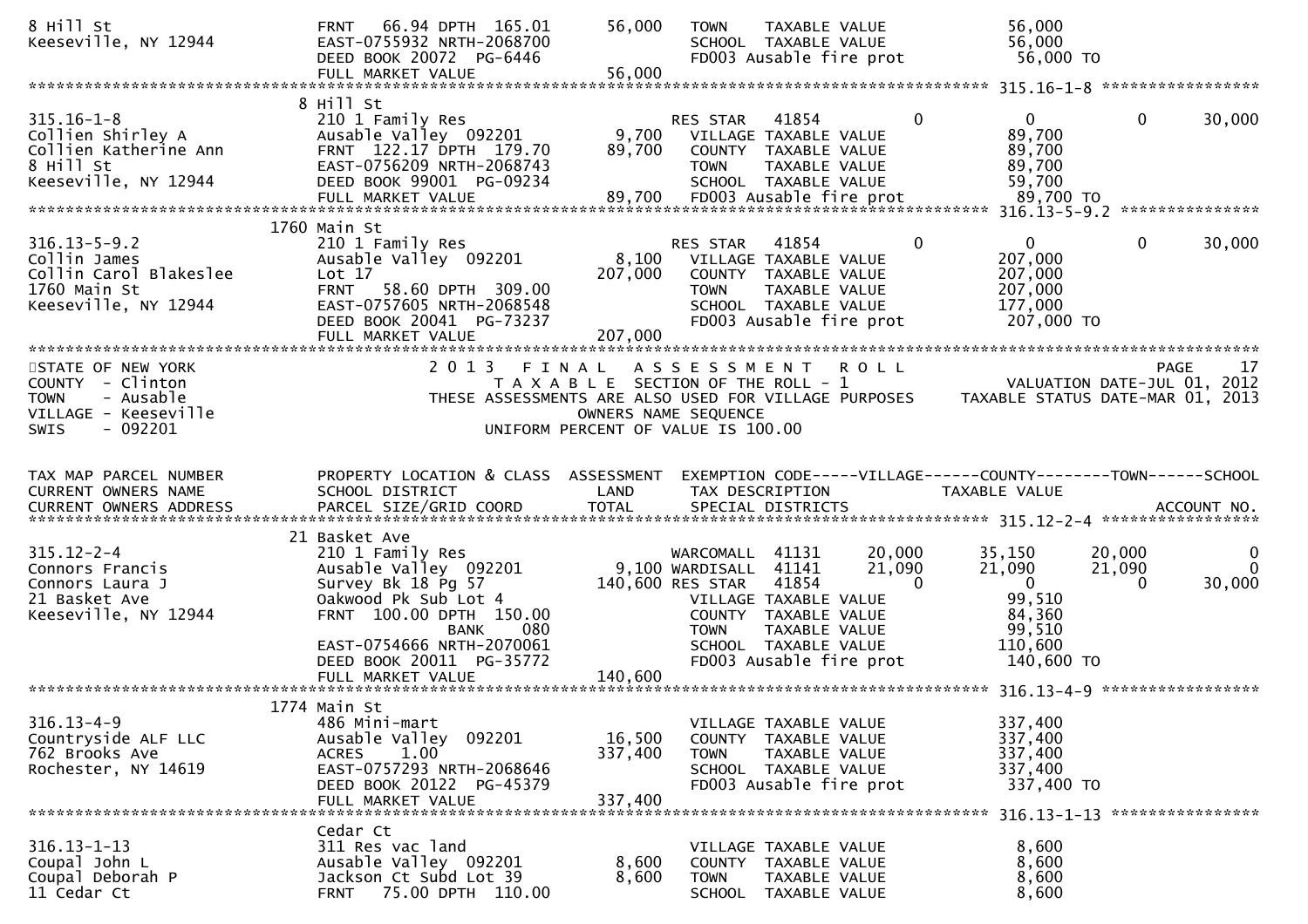| | | | | | |
|---|---|---|---|---|---|
| 8 Hill St | FRNT 66.94 DPTH 165.01 | 56,000 | TOWN TAXABLE VALUE | 56,000 | |
| Keeseville, NY 12944 | EAST-0755932 NRTH-2068700 | | SCHOOL TAXABLE VALUE | 56,000 | |
| | DEED BOOK 20072 PG-6446 | | FD003 Ausable fire prot | 56,000 TO | |
| | FULL MARKET VALUE | 56,000 | | | |

******************************************************************************************************* 315.16-1-8 *****************

| | | | | | |
|---|---|---|---|---|---|
| | 8 Hill St | | | | |
| 315.16-1-8 | 210 1 Family Res | | RES STAR 41854 0 | 0 0 | 30,000 |
| Collien Shirley A | Ausable Valley 092201 | 9,700 | VILLAGE TAXABLE VALUE | 89,700 | |
| Collien Katherine Ann | FRNT 122.17 DPTH 179.70 | 89,700 | COUNTY TAXABLE VALUE | 89,700 | |
| 8 Hill St | EAST-0756209 NRTH-2068743 | | TOWN TAXABLE VALUE | 89,700 | |
| Keeseville, NY 12944 | DEED BOOK 99001 PG-09234 | | SCHOOL TAXABLE VALUE | 59,700 | |
| | FULL MARKET VALUE | 89,700 | FD003 Ausable fire prot | 89,700 TO | |

******************************************************************************************************* 316.13-5-9.2 ***************

| | | | | | |
|---|---|---|---|---|---|
| | 1760 Main St | | | | |
| 316.13-5-9.2 | 210 1 Family Res | | RES STAR 41854 0 | 0 0 | 30,000 |
| Collin James | Ausable Valley 092201 | 8,100 | VILLAGE TAXABLE VALUE | 207,000 | |
| Collin Carol Blakeslee | Lot 17 | 207,000 | COUNTY TAXABLE VALUE | 207,000 | |
| 1760 Main St | FRNT 58.60 DPTH 309.00 | | TOWN TAXABLE VALUE | 207,000 | |
| Keeseville, NY 12944 | EAST-0757605 NRTH-2068548 | | SCHOOL TAXABLE VALUE | 177,000 | |
| | DEED BOOK 20041 PG-73237 | | FD003 Ausable fire prot | 207,000 TO | |
| | FULL MARKET VALUE | 207,000 | | | |

*******************************************************************************************************

STATE OF NEW YORK
COUNTY - Clinton
TOWN - Ausable
VILLAGE - Keeseville
SWIS - 092201

2 0 1 3 F I N A L A S S E S S M E N T R O L L
T A X A B L E SECTION OF THE ROLL - 1
THESE ASSESSMENTS ARE ALSO USED FOR VILLAGE PURPOSES
OWNERS NAME SEQUENCE
UNIFORM PERCENT OF VALUE IS 100.00

VALUATION DATE-JUL 01, 2012
TAXABLE STATUS DATE-MAR 01, 2013

| TAX MAP PARCEL NUMBER<br>CURRENT OWNERS NAME<br>CURRENT OWNERS ADDRESS | PROPERTY LOCATION & CLASS<br>SCHOOL DISTRICT<br>PARCEL SIZE/GRID COORD | ASSESSMENT<br>LAND<br>TOTAL | EXEMPTION CODE-----VILLAGE------COUNTY--------TOWN------SCHOOL<br>TAX DESCRIPTION<br>SPECIAL DISTRICTS | TAXABLE VALUE | ACCOUNT NO. |
|---|---|---|---|---|---|

******************************************************************************************************* 315.12-2-4 *****************

| | | | | | |
|---|---|---|---|---|---|
| | 21 Basket Ave | | | | |
| 315.12-2-4 | 210 1 Family Res | | WARCOMALL 41131 20,000 | 35,150 20,000 | 0 |
| Connors Francis | Ausable Valley 092201 | 9,100 | WARDISALL 41141 21,090 | 21,090 21,090 | 0 |
| Connors Laura J | Survey Bk 18 Pg 57 | 140,600 | RES STAR 41854 0 | 0 0 | 30,000 |
| 21 Basket Ave | Oakwood Pk Sub Lot 4 | | VILLAGE TAXABLE VALUE | 99,510 | |
| Keeseville, NY 12944 | FRNT 100.00 DPTH 150.00 | | COUNTY TAXABLE VALUE | 84,360 | |
| | BANK 080 | | TOWN TAXABLE VALUE | 99,510 | |
| | EAST-0754666 NRTH-2070061 | | SCHOOL TAXABLE VALUE | 110,600 | |
| | DEED BOOK 20011 PG-35772 | | FD003 Ausable fire prot | 140,600 TO | |
| | FULL MARKET VALUE | 140,600 | | | |

******************************************************************************************************* 316.13-4-9 *****************

| | | | | | |
|---|---|---|---|---|---|
| | 1774 Main St | | | | |
| 316.13-4-9 | 486 Mini-mart | | VILLAGE TAXABLE VALUE | 337,400 | |
| Countryside ALF LLC | Ausable Valley 092201 | 16,500 | COUNTY TAXABLE VALUE | 337,400 | |
| 762 Brooks Ave | ACRES 1.00 | 337,400 | TOWN TAXABLE VALUE | 337,400 | |
| Rochester, NY 14619 | EAST-0757293 NRTH-2068646 | | SCHOOL TAXABLE VALUE | 337,400 | |
| | DEED BOOK 20122 PG-45379 | | FD003 Ausable fire prot | 337,400 TO | |
| | FULL MARKET VALUE | 337,400 | | | |

******************************************************************************************************* 316.13-1-13 ****************

| | | | | | |
|---|---|---|---|---|---|
| | Cedar Ct | | | | |
| 316.13-1-13 | 311 Res vac land | | VILLAGE TAXABLE VALUE | 8,600 | |
| Coupal John L | Ausable Valley 092201 | 8,600 | COUNTY TAXABLE VALUE | 8,600 | |
| Coupal Deborah P | Jackson Ct Subd Lot 39 | 8,600 | TOWN TAXABLE VALUE | 8,600 | |
| 11 Cedar Ct | FRNT 75.00 DPTH 110.00 | | SCHOOL TAXABLE VALUE | 8,600 | |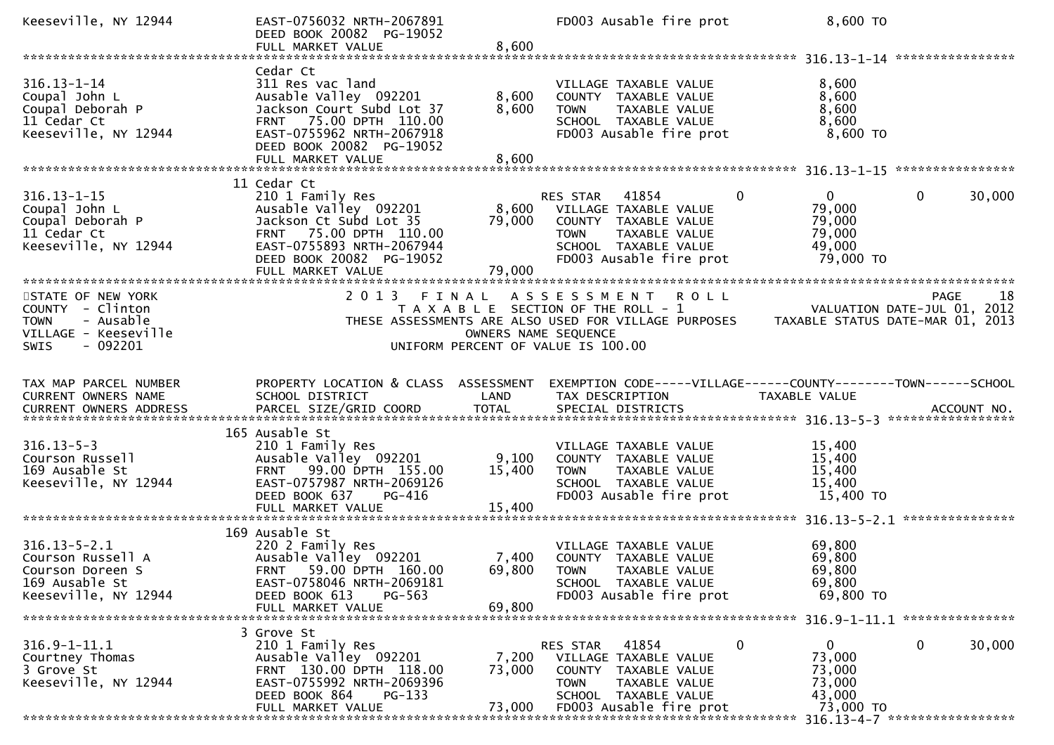```
Keeseville, NY 12944          EAST-0756032 NRTH-2067891          FD003 Ausable fire prot            8,600 TO
                              DEED BOOK 20082  PG-19052
                              FULL MARKET VALUE              8,600
******************************************************************************************************* 316.13-1-14 ****************
                              Cedar Ct
316.13-1-14                   311 Res vac land                   VILLAGE TAXABLE VALUE              8,600
Coupal John L                 Ausable Valley  092201       8,600  COUNTY  TAXABLE VALUE              8,600
Coupal Deborah P              Jackson Court Subd Lot 37    8,600  TOWN    TAXABLE VALUE              8,600
11 Cedar Ct                   FRNT   75.00 DPTH  110.00           SCHOOL  TAXABLE VALUE              8,600
Keeseville, NY 12944          EAST-0755962 NRTH-2067918          FD003 Ausable fire prot            8,600 TO
                              DEED BOOK 20082  PG-19052
                              FULL MARKET VALUE              8,600
******************************************************************************************************* 316.13-1-15 ****************
                              11 Cedar Ct
316.13-1-15                   210 1 Family Res                   RES STAR   41854          0           0          0     30,000
Coupal John L                 Ausable Valley  092201       8,600  VILLAGE TAXABLE VALUE             79,000
Coupal Deborah P              Jackson Ct Subd Lot 35      79,000  COUNTY  TAXABLE VALUE             79,000
11 Cedar Ct                   FRNT   75.00 DPTH  110.00           TOWN    TAXABLE VALUE             79,000
Keeseville, NY 12944          EAST-0755893 NRTH-2067944          SCHOOL  TAXABLE VALUE             49,000
                              DEED BOOK 20082  PG-19052          FD003 Ausable fire prot           79,000 TO
                              FULL MARKET VALUE             79,000
*************************************************************************************************************************************
STATE OF NEW YORK                2 0 1 3   F I N A L   A S S E S S M E N T   R O L L                                   PAGE    18
COUNTY  - Clinton                    T A X A B L E  SECTION OF THE ROLL - 1                          VALUATION DATE-JUL 01, 2012
TOWN    - Ausable               THESE ASSESSMENTS ARE ALSO USED FOR VILLAGE PURPOSES          TAXABLE STATUS DATE-MAR 01, 2013
VILLAGE - Keeseville                              OWNERS NAME SEQUENCE
SWIS    - 092201                           UNIFORM PERCENT OF VALUE IS 100.00


TAX MAP PARCEL NUMBER         PROPERTY LOCATION & CLASS  ASSESSMENT  EXEMPTION CODE-----VILLAGE------COUNTY--------TOWN------SCHOOL
CURRENT OWNERS NAME           SCHOOL DISTRICT               LAND      TAX DESCRIPTION             TAXABLE VALUE
CURRENT OWNERS ADDRESS        PARCEL SIZE/GRID COORD       TOTAL      SPECIAL DISTRICTS                                    ACCOUNT NO.
******************************************************************************************************* 316.13-5-3 *****************
                              165 Ausable St
316.13-5-3                    210 1 Family Res                   VILLAGE TAXABLE VALUE             15,400
Courson Russell               Ausable Valley  092201       9,100  COUNTY  TAXABLE VALUE             15,400
169 Ausable St                FRNT   99.00 DPTH  155.00   15,400  TOWN    TAXABLE VALUE             15,400
Keeseville, NY 12944          EAST-0757987 NRTH-2069126          SCHOOL  TAXABLE VALUE             15,400
                              DEED BOOK 637    PG-416            FD003 Ausable fire prot           15,400 TO
                              FULL MARKET VALUE             15,400
******************************************************************************************************* 316.13-5-2.1 ***************
                              169 Ausable St
316.13-5-2.1                  220 2 Family Res                   VILLAGE TAXABLE VALUE             69,800
Courson Russell A             Ausable Valley  092201       7,400  COUNTY  TAXABLE VALUE             69,800
Courson Doreen S              FRNT   59.00 DPTH  160.00   69,800  TOWN    TAXABLE VALUE             69,800
169 Ausable St                EAST-0758046 NRTH-2069181          SCHOOL  TAXABLE VALUE             69,800
Keeseville, NY 12944          DEED BOOK 613    PG-563            FD003 Ausable fire prot           69,800 TO
                              FULL MARKET VALUE             69,800
******************************************************************************************************* 316.9-1-11.1 ***************
                              3 Grove St
316.9-1-11.1                  210 1 Family Res                   RES STAR   41854          0           0          0     30,000
Courtney Thomas               Ausable Valley  092201       7,200  VILLAGE TAXABLE VALUE             73,000
3 Grove St                    FRNT  130.00 DPTH  118.00   73,000  COUNTY  TAXABLE VALUE             73,000
Keeseville, NY 12944          EAST-0755992 NRTH-2069396          TOWN    TAXABLE VALUE             73,000
                              DEED BOOK 864    PG-133            SCHOOL  TAXABLE VALUE             43,000
                              FULL MARKET VALUE             73,000  FD003 Ausable fire prot           73,000 TO
******************************************************************************************************* 316.13-4-7 *****************
```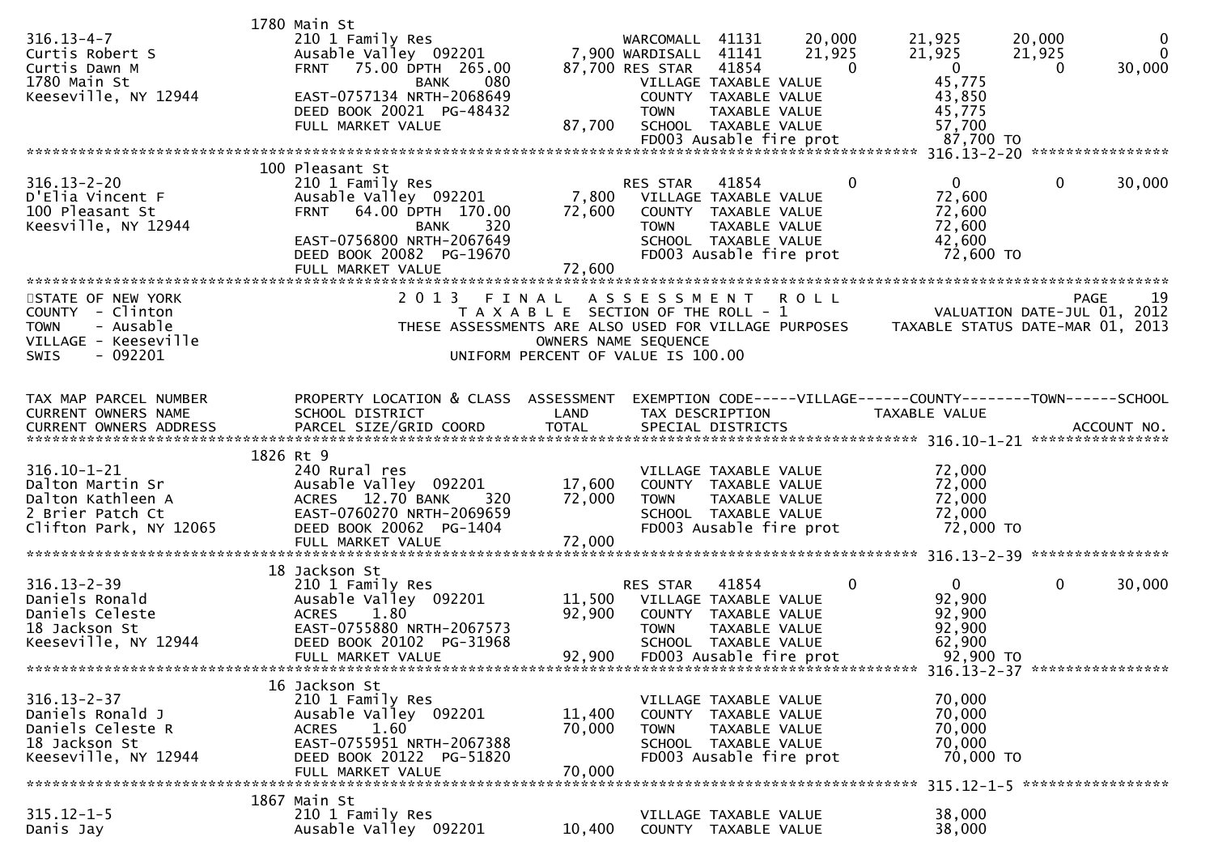| TAX MAP PARCEL NUMBER<br>CURRENT OWNERS NAME<br>CURRENT OWNERS ADDRESS | PROPERTY LOCATION & CLASS<br>SCHOOL DISTRICT<br>PARCEL SIZE/GRID COORD | ASSESSMENT<br>LAND<br>TOTAL | EXEMPTION CODE<br>TAX DESCRIPTION<br>SPECIAL DISTRICTS | VILLAGE | COUNTY<br>TAXABLE VALUE | TOWN | SCHOOL<br>ACCOUNT NO. |
|---|---|---|---|---|---|---|---|
| | 1780 Main St | | | | | | |
| 316.13-4-7 | 210 1 Family Res | | WARCOMALL 41131 | 20,000 | 21,925 | 20,000 | 0 |
| Curtis Robert S | Ausable Valley 092201 | 7,900 | WARDISALL 41141 | 21,925 | 21,925 | 21,925 | 0 |
| Curtis Dawn M | FRNT 75.00 DPTH 265.00 | 87,700 | RES STAR 41854 | 0 | 0 | 0 | 30,000 |
| 1780 Main St | BANK 080 | | VILLAGE TAXABLE VALUE | | 45,775 | | |
| Keeseville, NY 12944 | EAST-0757134 NRTH-2068649 | | COUNTY TAXABLE VALUE | | 43,850 | | |
| | DEED BOOK 20021 PG-48432 | | TOWN TAXABLE VALUE | | 45,775 | | |
| | FULL MARKET VALUE | 87,700 | SCHOOL TAXABLE VALUE | | 57,700 | | |
| | | | FD003 Ausable fire prot | | 87,700 TO | | |
| | 100 Pleasant St | | | | | | |
| 316.13-2-20 | 210 1 Family Res | | RES STAR 41854 | 0 | 0 | 0 | 30,000 |
| D'Elia Vincent F | Ausable Valley 092201 | 7,800 | VILLAGE TAXABLE VALUE | | 72,600 | | |
| 100 Pleasant St | FRNT 64.00 DPTH 170.00 | 72,600 | COUNTY TAXABLE VALUE | | 72,600 | | |
| Keesville, NY 12944 | BANK 320 | | TOWN TAXABLE VALUE | | 72,600 | | |
| | EAST-0756800 NRTH-2067649 | | SCHOOL TAXABLE VALUE | | 42,600 | | |
| | DEED BOOK 20082 PG-19670 | | FD003 Ausable fire prot | | 72,600 TO | | |
| | FULL MARKET VALUE | 72,600 | | | | | |

STATE OF NEW YORK
COUNTY - Clinton
TOWN - Ausable
VILLAGE - Keeseville
SWIS - 092201

2 0 1 3 F I N A L A S S E S S M E N T R O L L
T A X A B L E SECTION OF THE ROLL - 1
THESE ASSESSMENTS ARE ALSO USED FOR VILLAGE PURPOSES
OWNERS NAME SEQUENCE
UNIFORM PERCENT OF VALUE IS 100.00

PAGE 19
VALUATION DATE-JUL 01, 2012
TAXABLE STATUS DATE-MAR 01, 2013

| TAX MAP PARCEL NUMBER<br>CURRENT OWNERS NAME<br>CURRENT OWNERS ADDRESS | PROPERTY LOCATION & CLASS<br>SCHOOL DISTRICT<br>PARCEL SIZE/GRID COORD | ASSESSMENT<br>LAND<br>TOTAL | EXEMPTION CODE<br>TAX DESCRIPTION<br>SPECIAL DISTRICTS | VILLAGE | COUNTY<br>TAXABLE VALUE | TOWN | SCHOOL<br>ACCOUNT NO. |
|---|---|---|---|---|---|---|---|
| | 1826 Rt 9 | | | | | | |
| 316.10-1-21 | 240 Rural res | | VILLAGE TAXABLE VALUE | | 72,000 | | |
| Dalton Martin Sr | Ausable Valley 092201 | 17,600 | COUNTY TAXABLE VALUE | | 72,000 | | |
| Dalton Kathleen A | ACRES 12.70 BANK 320 | 72,000 | TOWN TAXABLE VALUE | | 72,000 | | |
| 2 Brier Patch Ct | EAST-0760270 NRTH-2069659 | | SCHOOL TAXABLE VALUE | | 72,000 | | |
| Clifton Park, NY 12065 | DEED BOOK 20062 PG-1404 | | FD003 Ausable fire prot | | 72,000 TO | | |
| | FULL MARKET VALUE | 72,000 | | | | | |
| | 18 Jackson St | | | | | | |
| 316.13-2-39 | 210 1 Family Res | | RES STAR 41854 | 0 | 0 | 0 | 30,000 |
| Daniels Ronald | Ausable Valley 092201 | 11,500 | VILLAGE TAXABLE VALUE | | 92,900 | | |
| Daniels Celeste | ACRES 1.80 | 92,900 | COUNTY TAXABLE VALUE | | 92,900 | | |
| 18 Jackson St | EAST-0755880 NRTH-2067573 | | TOWN TAXABLE VALUE | | 92,900 | | |
| Keeseville, NY 12944 | DEED BOOK 20102 PG-31968 | | SCHOOL TAXABLE VALUE | | 62,900 | | |
| | FULL MARKET VALUE | 92,900 | FD003 Ausable fire prot | | 92,900 TO | | |
| | 16 Jackson St | | | | | | |
| 316.13-2-37 | 210 1 Family Res | | VILLAGE TAXABLE VALUE | | 70,000 | | |
| Daniels Ronald J | Ausable Valley 092201 | 11,400 | COUNTY TAXABLE VALUE | | 70,000 | | |
| Daniels Celeste R | ACRES 1.60 | 70,000 | TOWN TAXABLE VALUE | | 70,000 | | |
| 18 Jackson St | EAST-0755951 NRTH-2067388 | | SCHOOL TAXABLE VALUE | | 70,000 | | |
| Keeseville, NY 12944 | DEED BOOK 20122 PG-51820 | | FD003 Ausable fire prot | | 70,000 TO | | |
| | FULL MARKET VALUE | 70,000 | | | | | |
| | 1867 Main St | | | | | | |
| 315.12-1-5 | 210 1 Family Res | | VILLAGE TAXABLE VALUE | | 38,000 | | |
| Danis Jay | Ausable Valley 092201 | 10,400 | COUNTY TAXABLE VALUE | | 38,000 | | |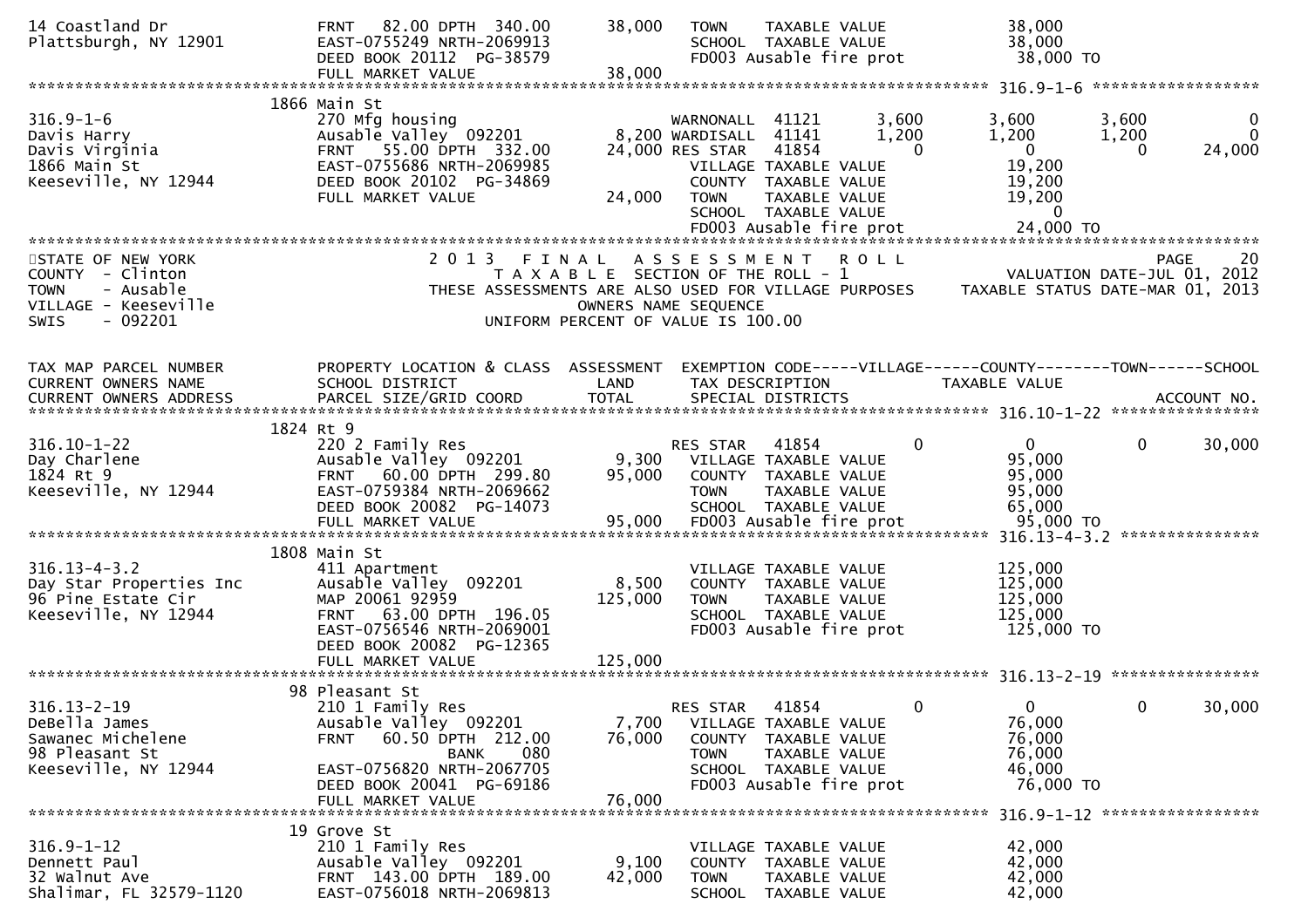```
14 Coastland Dr                 FRNT   82.00 DPTH  340.00       38,000    TOWN     TAXABLE VALUE              38,000
Plattsburgh, NY 12901           EAST-0755249 NRTH-2069913                 SCHOOL   TAXABLE VALUE              38,000
                                DEED BOOK 20112  PG-38579                 FD003 Ausable fire prot              38,000 TO
                                FULL MARKET VALUE              38,000
******************************************************************************************************* 316.9-1-6 ******************
                       1866 Main St
316.9-1-6                       270 Mfg housing                            WARNONALL  41121        3,600       3,600       3,600          0
Davis Harry                     Ausable Valley  092201          8,200 WARDISALL  41141        1,200       1,200       1,200          0
Davis Virginia                  FRNT   55.00 DPTH  332.00      24,000 RES STAR   41854            0           0           0     24,000
1866 Main St                    EAST-0755686 NRTH-2069985                 VILLAGE TAXABLE VALUE              19,200
Keeseville, NY 12944            DEED BOOK 20102  PG-34869                 COUNTY  TAXABLE VALUE              19,200
                                FULL MARKET VALUE              24,000     TOWN    TAXABLE VALUE              19,200
                                                                          SCHOOL  TAXABLE VALUE                   0
                                                                          FD003 Ausable fire prot              24,000 TO
************************************************************************************************************************************
STATE OF NEW YORK                    2 0 1 3   F I N A L   A S S E S S M E N T   R O L L                                 PAGE     20
COUNTY  - Clinton                          T A X A B L E  SECTION OF THE ROLL - 1                    VALUATION DATE-JUL 01, 2012
TOWN    - Ausable                   THESE ASSESSMENTS ARE ALSO USED FOR VILLAGE PURPOSES     TAXABLE STATUS DATE-MAR 01, 2013
VILLAGE - Keeseville                                 OWNERS NAME SEQUENCE
SWIS    - 092201                              UNIFORM PERCENT OF VALUE IS 100.00


TAX MAP PARCEL NUMBER           PROPERTY LOCATION & CLASS  ASSESSMENT  EXEMPTION CODE-----VILLAGE------COUNTY--------TOWN------SCHOOL
CURRENT OWNERS NAME             SCHOOL DISTRICT               LAND      TAX DESCRIPTION             TAXABLE VALUE
CURRENT OWNERS ADDRESS          PARCEL SIZE/GRID COORD        TOTAL     SPECIAL DISTRICTS                                     ACCOUNT NO.
******************************************************************************************************* 316.10-1-22 ****************
                       1824 Rt 9
316.10-1-22                     220 2 Family Res                          RES STAR   41854            0           0           0     30,000
Day Charlene                    Ausable Valley  092201          9,300    VILLAGE TAXABLE VALUE              95,000
1824 Rt 9                       FRNT   60.00 DPTH  299.80      95,000    COUNTY  TAXABLE VALUE              95,000
Keeseville, NY 12944            EAST-0759384 NRTH-2069662                 TOWN    TAXABLE VALUE              95,000
                                DEED BOOK 20082  PG-14073                 SCHOOL  TAXABLE VALUE              65,000
                                FULL MARKET VALUE              95,000     FD003 Ausable fire prot              95,000 TO
******************************************************************************************************* 316.13-4-3.2 ***************
                       1808 Main St
316.13-4-3.2                    411 Apartment                             VILLAGE TAXABLE VALUE             125,000
Day Star Properties Inc         Ausable Valley  092201          8,500    COUNTY  TAXABLE VALUE             125,000
96 Pine Estate Cir              MAP 20061 92959               125,000    TOWN    TAXABLE VALUE             125,000
Keeseville, NY 12944            FRNT   63.00 DPTH  196.05                 SCHOOL  TAXABLE VALUE             125,000
                                EAST-0756546 NRTH-2069001                 FD003 Ausable fire prot             125,000 TO
                                DEED BOOK 20082  PG-12365
                                FULL MARKET VALUE             125,000
******************************************************************************************************* 316.13-2-19 ****************
                         98 Pleasant St
316.13-2-19                     210 1 Family Res                          RES STAR   41854            0           0           0     30,000
DeBella James                   Ausable Valley  092201          7,700    VILLAGE TAXABLE VALUE              76,000
Sawanec Michelene               FRNT   60.50 DPTH  212.00      76,000    COUNTY  TAXABLE VALUE              76,000
98 Pleasant St                               BANK     080                 TOWN    TAXABLE VALUE              76,000
Keeseville, NY 12944            EAST-0756820 NRTH-2067705                 SCHOOL  TAXABLE VALUE              46,000
                                DEED BOOK 20041  PG-69186                 FD003 Ausable fire prot              76,000 TO
                                FULL MARKET VALUE              76,000
******************************************************************************************************* 316.9-1-12 *****************
                         19 Grove St
316.9-1-12                      210 1 Family Res                          VILLAGE TAXABLE VALUE              42,000
Dennett Paul                    Ausable Valley  092201          9,100    COUNTY  TAXABLE VALUE              42,000
32 Walnut Ave                   FRNT  143.00 DPTH  189.00      42,000    TOWN    TAXABLE VALUE              42,000
Shalimar, FL 32579-1120         EAST-0756018 NRTH-2069813                 SCHOOL  TAXABLE VALUE              42,000
```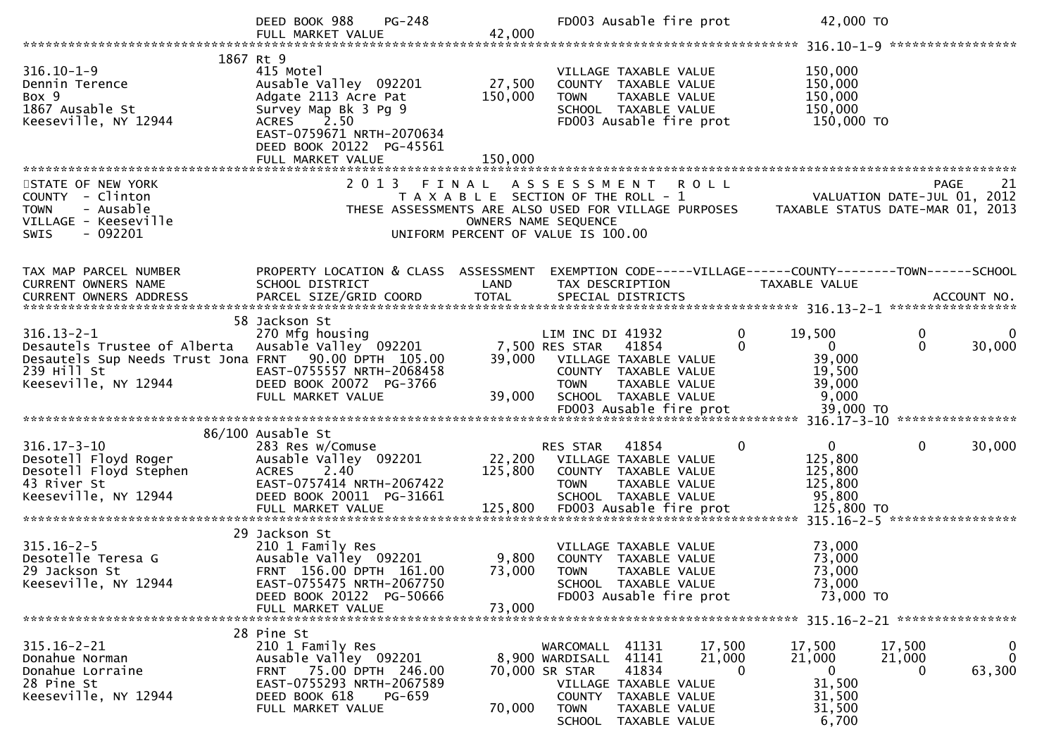```
                              DEED BOOK 988    PG-248                     FD003 Ausable fire prot            42,000 TO
                              FULL MARKET VALUE              42,000
******************************************************************************************************* 316.10-1-9 *****************
                         1867 Rt 9
316.10-1-9                    415 Motel                                   VILLAGE TAXABLE VALUE              150,000
Dennin Terence                Ausable Valley  092201        27,500        COUNTY  TAXABLE VALUE              150,000
Box 9                         Adgate 2113 Acre Pat         150,000        TOWN    TAXABLE VALUE              150,000
1867 Ausable St               Survey Map Bk 3 Pg 9                        SCHOOL  TAXABLE VALUE              150,000
Keeseville, NY 12944          ACRES    2.50                               FD003 Ausable fire prot            150,000 TO
                              EAST-0759671 NRTH-2070634
                              DEED BOOK 20122  PG-45561
                              FULL MARKET VALUE             150,000
*************************************************************************************************************************************
STATE OF NEW YORK                 2 0 1 3   F I N A L   A S S E S S M E N T   R O L L                                  PAGE    21
COUNTY  - Clinton                    T A X A B L E  SECTION OF THE ROLL - 1                         VALUATION DATE-JUL 01, 2012
TOWN    - Ausable               THESE ASSESSMENTS ARE ALSO USED FOR VILLAGE PURPOSES          TAXABLE STATUS DATE-MAR 01, 2013
VILLAGE - Keeseville                             OWNERS NAME SEQUENCE
SWIS    - 092201                          UNIFORM PERCENT OF VALUE IS 100.00


TAX MAP PARCEL NUMBER         PROPERTY LOCATION & CLASS  ASSESSMENT  EXEMPTION CODE-----VILLAGE------COUNTY--------TOWN------SCHOOL
CURRENT OWNERS NAME           SCHOOL DISTRICT               LAND      TAX DESCRIPTION               TAXABLE VALUE
CURRENT OWNERS ADDRESS        PARCEL SIZE/GRID COORD       TOTAL      SPECIAL DISTRICTS                                        ACCOUNT NO.
******************************************************************************************************* 316.13-2-1 *****************
                           58 Jackson St
316.13-2-1                    270 Mfg housing                      LIM INC DI 41932             0      19,500            0             0
Desautels Trustee of Alberta  Ausable Valley  092201         7,500 RES STAR   41854             0           0            0        30,000
Desautels Sup Needs Trust Jona FRNT   90.00 DPTH  105.00    39,000   VILLAGE TAXABLE VALUE              39,000
239 Hill St                   EAST-0755557 NRTH-2068458              COUNTY  TAXABLE VALUE              19,500
Keeseville, NY 12944          DEED BOOK 20072  PG-3766               TOWN    TAXABLE VALUE              39,000
                              FULL MARKET VALUE              39,000  SCHOOL  TAXABLE VALUE               9,000
                                                                     FD003 Ausable fire prot            39,000 TO
******************************************************************************************************* 316.17-3-10 ****************
                       86/100 Ausable St
316.17-3-10                   283 Res w/Comuse                     RES STAR   41854             0           0            0        30,000
Desotell Floyd Roger          Ausable Valley  092201        22,200   VILLAGE TAXABLE VALUE             125,800
Desotell Floyd Stephen        ACRES    2.40                125,800   COUNTY  TAXABLE VALUE             125,800
43 River St                   EAST-0757414 NRTH-2067422              TOWN    TAXABLE VALUE             125,800
Keeseville, NY 12944          DEED BOOK 20011  PG-31661              SCHOOL  TAXABLE VALUE              95,800
                              FULL MARKET VALUE             125,800  FD003 Ausable fire prot           125,800 TO
******************************************************************************************************* 315.16-2-5 *****************
                           29 Jackson St
315.16-2-5                    210 1 Family Res                       VILLAGE TAXABLE VALUE              73,000
Desotelle Teresa G            Ausable Valley  092201         9,800   COUNTY  TAXABLE VALUE              73,000
29 Jackson St                 FRNT  156.00 DPTH  161.00     73,000   TOWN    TAXABLE VALUE              73,000
Keeseville, NY 12944          EAST-0755475 NRTH-2067750              SCHOOL  TAXABLE VALUE              73,000
                              DEED BOOK 20122  PG-50666              FD003 Ausable fire prot            73,000 TO
                              FULL MARKET VALUE              73,000
******************************************************************************************************* 315.16-2-21 ****************
                           28 Pine St
315.16-2-21                   210 1 Family Res                     WARCOMALL  41131        17,500      17,500       17,500             0
Donahue Norman                Ausable Valley  092201         8,900 WARDISALL  41141        21,000      21,000       21,000             0
Donahue Lorraine              FRNT   75.00 DPTH  246.00     70,000 SR STAR    41834             0           0            0        63,300
28 Pine St                    EAST-0755293 NRTH-2067589              VILLAGE TAXABLE VALUE              31,500
Keeseville, NY 12944          DEED BOOK 618    PG-659                COUNTY  TAXABLE VALUE              31,500
                              FULL MARKET VALUE              70,000  TOWN    TAXABLE VALUE              31,500
                                                                     SCHOOL  TAXABLE VALUE               6,700
```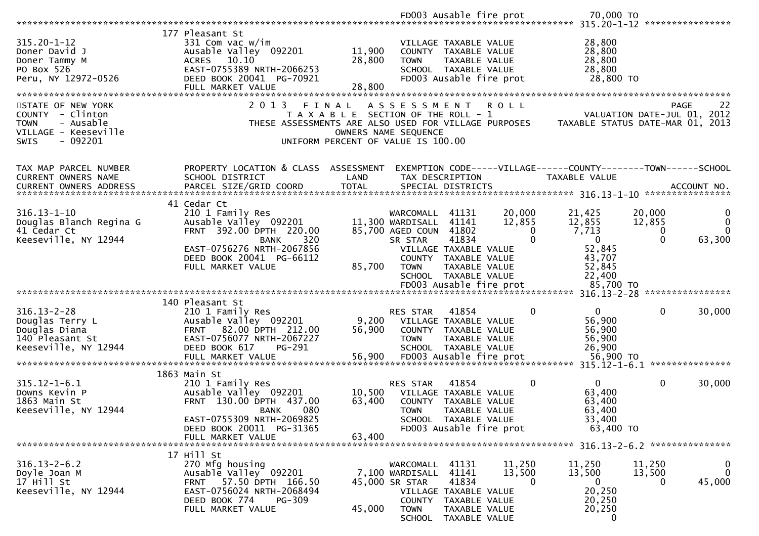```
                                                                    FD003 Ausable fire prot             70,000 TO
******************************************************************************************************* 315.20-1-12 ****************
                            177 Pleasant St
315.20-1-12                 331 Com vac w/im                         VILLAGE TAXABLE VALUE              28,800
Doner David J               Ausable Valley  092201         11,900   COUNTY  TAXABLE VALUE              28,800
Doner Tammy M               ACRES   10.10                  28,800   TOWN    TAXABLE VALUE              28,800
PO Box 526                  EAST-0755389 NRTH-2066253                SCHOOL  TAXABLE VALUE              28,800
Peru, NY 12972-0526         DEED BOOK 20041  PG-70921                FD003 Ausable fire prot             28,800 TO
                            FULL MARKET VALUE              28,800
************************************************************************************************************************************
STATE OF NEW YORK                2 0 1 3   F I N A L   A S S E S S M E N T   R O L L                                  PAGE    22
COUNTY  - Clinton                      T A X A B L E  SECTION OF THE ROLL - 1                       VALUATION DATE-JUL 01, 2012
TOWN    - Ausable              THESE ASSESSMENTS ARE ALSO USED FOR VILLAGE PURPOSES     TAXABLE STATUS DATE-MAR 01, 2013
VILLAGE - Keeseville                           OWNERS NAME SEQUENCE
SWIS    - 092201                          UNIFORM PERCENT OF VALUE IS 100.00


TAX MAP PARCEL NUMBER       PROPERTY LOCATION & CLASS  ASSESSMENT  EXEMPTION CODE-----VILLAGE------COUNTY--------TOWN------SCHOOL
CURRENT OWNERS NAME         SCHOOL DISTRICT               LAND      TAX DESCRIPTION             TAXABLE VALUE
CURRENT OWNERS ADDRESS      PARCEL SIZE/GRID COORD        TOTAL     SPECIAL DISTRICTS                                    ACCOUNT NO.
******************************************************************************************************* 316.13-1-10 ****************
                            41 Cedar Ct
316.13-1-10                 210 1 Family Res                     WARCOMALL  41131       20,000       21,425      20,000            0
Douglas Blanch Regina G     Ausable Valley  092201        11,300 WARDISALL  41141       12,855       12,855      12,855            0
41 Cedar Ct                 FRNT  392.00 DPTH  220.00     85,700 AGED COUN  41802            0        7,713           0            0
Keeseville, NY 12944                          BANK     320        SR STAR    41834            0            0           0       63,300
                            EAST-0756276 NRTH-2067856              VILLAGE TAXABLE VALUE             52,845
                            DEED BOOK 20041  PG-66112              COUNTY  TAXABLE VALUE             43,707
                            FULL MARKET VALUE              85,700   TOWN    TAXABLE VALUE             52,845
                                                                    SCHOOL  TAXABLE VALUE             22,400
                                                                    FD003 Ausable fire prot            85,700 TO
******************************************************************************************************* 316.13-2-28 ****************
                            140 Pleasant St
316.13-2-28                 210 1 Family Res                     RES STAR   41854            0            0           0       30,000
Douglas Terry L             Ausable Valley  092201          9,200   VILLAGE TAXABLE VALUE             56,900
Douglas Diana               FRNT   82.00 DPTH  212.00      56,900   COUNTY  TAXABLE VALUE             56,900
140 Pleasant St             EAST-0756077 NRTH-2067227               TOWN    TAXABLE VALUE             56,900
Keeseville, NY 12944        DEED BOOK 617     PG-291                SCHOOL  TAXABLE VALUE             26,900
                            FULL MARKET VALUE              56,900   FD003 Ausable fire prot            56,900 TO
******************************************************************************************************* 315.12-1-6.1 ***************
                            1863 Main St
315.12-1-6.1                210 1 Family Res                     RES STAR   41854            0            0           0       30,000
Downs Kevin P               Ausable Valley  092201         10,500   VILLAGE TAXABLE VALUE             63,400
1863 Main St                FRNT  130.00 DPTH  437.00      63,400   COUNTY  TAXABLE VALUE             63,400
Keeseville, NY 12944                          BANK     080          TOWN    TAXABLE VALUE             63,400
                            EAST-0755309 NRTH-2069825               SCHOOL  TAXABLE VALUE             33,400
                            DEED BOOK 20011  PG-31365               FD003 Ausable fire prot            63,400 TO
                            FULL MARKET VALUE              63,400
******************************************************************************************************* 316.13-2-6.2 ***************
                            17 Hill St
316.13-2-6.2                270 Mfg housing                      WARCOMALL  41131       11,250       11,250      11,250            0
Doyle Joan M                Ausable Valley  092201          7,100 WARDISALL  41141       13,500       13,500      13,500            0
17 Hill St                  FRNT   57.50 DPTH  166.50      45,000 SR STAR    41834            0            0           0       45,000
Keeseville, NY 12944        EAST-0756024 NRTH-2068494               VILLAGE TAXABLE VALUE             20,250
                            DEED BOOK 774     PG-309                COUNTY  TAXABLE VALUE             20,250
                            FULL MARKET VALUE              45,000   TOWN    TAXABLE VALUE             20,250
                                                                    SCHOOL  TAXABLE VALUE                  0
```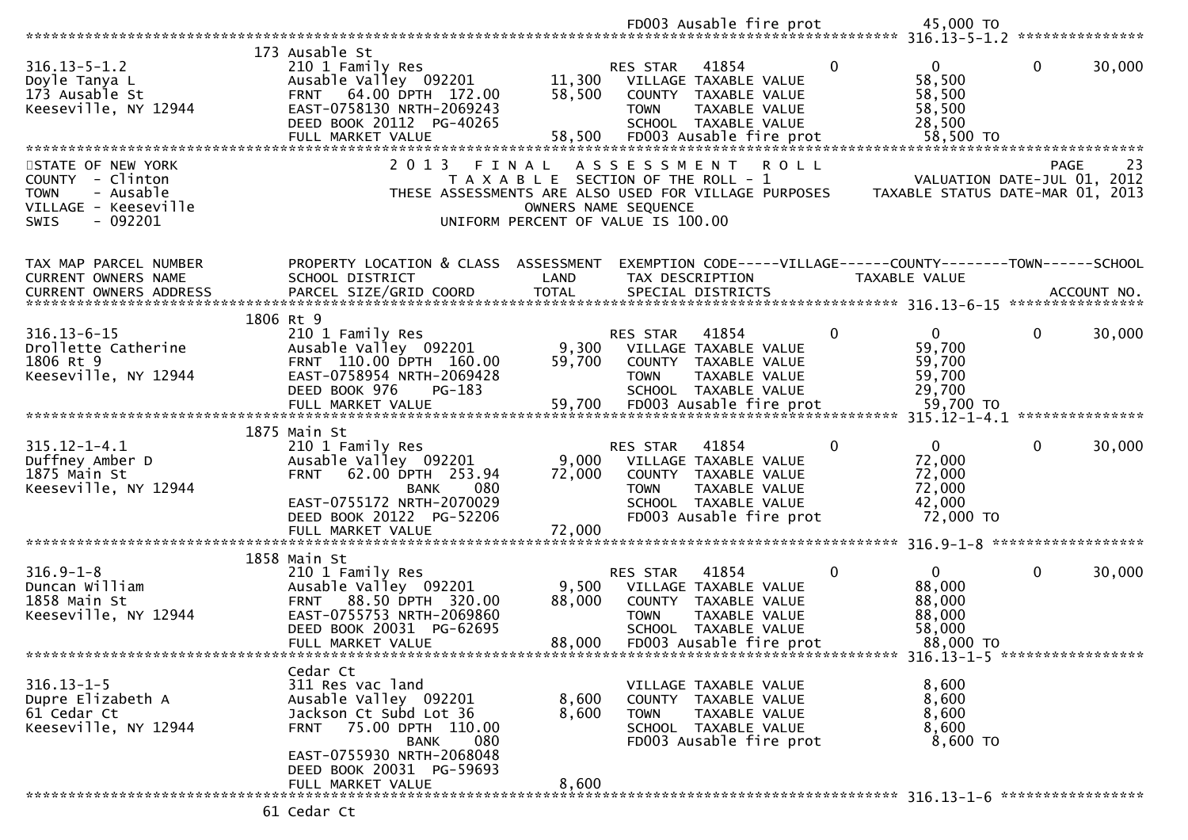```
                                                                   FD003 Ausable fire prot              45,000 TO
******************************************************************************************************* 316.13-5-1.2 ***************
                         173 Ausable St
316.13-5-1.2             210 1 Family Res                         RES STAR   41854          0              0          0        30,000
Doyle Tanya L            Ausable Valley  092201          11,300     VILLAGE TAXABLE VALUE                58,500
173 Ausable St           FRNT   64.00 DPTH  172.00       58,500     COUNTY  TAXABLE VALUE                58,500
Keeseville, NY 12944     EAST-0758130 NRTH-2069243                  TOWN    TAXABLE VALUE                58,500
                         DEED BOOK 20112  PG-40265                  SCHOOL  TAXABLE VALUE                28,500
                         FULL MARKET VALUE               58,500     FD003 Ausable fire prot              58,500 TO
************************************************************************************************************************************
STATE OF NEW YORK              2 0 1 3   F I N A L   A S S E S S M E N T   R O L L                                    PAGE     23
COUNTY  - Clinton                   T A X A B L E  SECTION OF THE ROLL - 1                          VALUATION DATE-JUL 01, 2012
TOWN    - Ausable              THESE ASSESSMENTS ARE ALSO USED FOR VILLAGE PURPOSES        TAXABLE STATUS DATE-MAR 01, 2013
VILLAGE - Keeseville                                 OWNERS NAME SEQUENCE
SWIS    - 092201                              UNIFORM PERCENT OF VALUE IS 100.00


TAX MAP PARCEL NUMBER          PROPERTY LOCATION & CLASS  ASSESSMENT  EXEMPTION CODE-----VILLAGE------COUNTY--------TOWN------SCHOOL
CURRENT OWNERS NAME            SCHOOL DISTRICT               LAND       TAX DESCRIPTION            TAXABLE VALUE
CURRENT OWNERS ADDRESS         PARCEL SIZE/GRID COORD        TOTAL      SPECIAL DISTRICTS                                    ACCOUNT NO.
******************************************************************************************************* 316.13-6-15 ****************
                         1806 Rt 9
316.13-6-15              210 1 Family Res                         RES STAR   41854          0              0          0        30,000
Drollette Catherine      Ausable Valley  092201           9,300     VILLAGE TAXABLE VALUE                59,700
1806 Rt 9                FRNT  110.00 DPTH  160.00       59,700     COUNTY  TAXABLE VALUE                59,700
Keeseville, NY 12944     EAST-0758954 NRTH-2069428                  TOWN    TAXABLE VALUE                59,700
                         DEED BOOK 976     PG-183                   SCHOOL  TAXABLE VALUE                29,700
                         FULL MARKET VALUE               59,700     FD003 Ausable fire prot              59,700 TO
******************************************************************************************************* 315.12-1-4.1 ***************
                         1875 Main St
315.12-1-4.1             210 1 Family Res                         RES STAR   41854          0              0          0        30,000
Duffney Amber D          Ausable Valley  092201           9,000     VILLAGE TAXABLE VALUE                72,000
1875 Main St             FRNT   62.00 DPTH  253.94       72,000     COUNTY  TAXABLE VALUE                72,000
Keeseville, NY 12944                   BANK      080                TOWN    TAXABLE VALUE                72,000
                         EAST-0755172 NRTH-2070029                  SCHOOL  TAXABLE VALUE                42,000
                         DEED BOOK 20122  PG-52206                  FD003 Ausable fire prot              72,000 TO
                         FULL MARKET VALUE               72,000
******************************************************************************************************* 316.9-1-8 ******************
                         1858 Main St
316.9-1-8                210 1 Family Res                         RES STAR   41854          0              0          0        30,000
Duncan William           Ausable Valley  092201           9,500     VILLAGE TAXABLE VALUE                88,000
1858 Main St             FRNT   88.50 DPTH  320.00       88,000     COUNTY  TAXABLE VALUE                88,000
Keeseville, NY 12944     EAST-0755753 NRTH-2069860                  TOWN    TAXABLE VALUE                88,000
                         DEED BOOK 20031  PG-62695                  SCHOOL  TAXABLE VALUE                58,000
                         FULL MARKET VALUE               88,000     FD003 Ausable fire prot              88,000 TO
******************************************************************************************************* 316.13-1-5 *****************
                         Cedar Ct
316.13-1-5               311 Res vac land                           VILLAGE TAXABLE VALUE                 8,600
Dupre Elizabeth A        Ausable Valley  092201           8,600     COUNTY  TAXABLE VALUE                 8,600
61 Cedar Ct              Jackson Ct Subd Lot 36           8,600     TOWN    TAXABLE VALUE                 8,600
Keeseville, NY 12944     FRNT   75.00 DPTH  110.00                  SCHOOL  TAXABLE VALUE                 8,600
                                       BANK      080                FD003 Ausable fire prot               8,600 TO
                         EAST-0755930 NRTH-2068048
                         DEED BOOK 20031  PG-59693
                         FULL MARKET VALUE                8,600
******************************************************************************************************* 316.13-1-6 *****************
                         61 Cedar Ct
```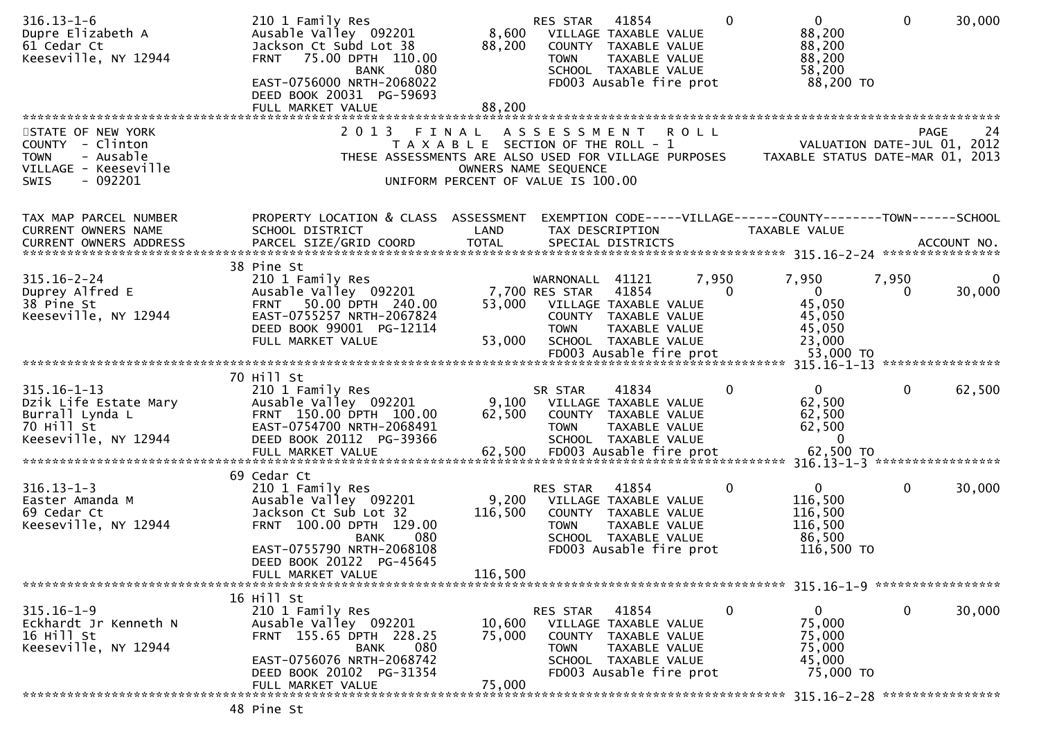```
316.13-1-6                  210 1 Family Res                        RES STAR   41854              0              0            0        30,000
Dupre Elizabeth A           Ausable Valley  092201         8,600    VILLAGE TAXABLE VALUE                      88,200
61 Cedar Ct                 Jackson Ct Subd Lot 38        88,200    COUNTY  TAXABLE VALUE                      88,200
Keeseville, NY 12944        FRNT   75.00 DPTH  110.00               TOWN    TAXABLE VALUE                      88,200
                                             BANK    080            SCHOOL  TAXABLE VALUE                      58,200
                            EAST-0756000 NRTH-2068022               FD003 Ausable fire prot                    88,200 TO
                            DEED BOOK 20031  PG-59693
                            FULL MARKET VALUE             88,200
******************************************************************************************************************************************
STATE OF NEW YORK                    2 0 1 3   F I N A L   A S S E S S M E N T   R O L L                                    PAGE     24
COUNTY  - Clinton                       T A X A B L E  SECTION OF THE ROLL - 1                          VALUATION DATE-JUL 01, 2012
TOWN    - Ausable              THESE ASSESSMENTS ARE ALSO USED FOR VILLAGE PURPOSES           TAXABLE STATUS DATE-MAR 01, 2013
VILLAGE - Keeseville                              OWNERS NAME SEQUENCE
SWIS    - 092201                            UNIFORM PERCENT OF VALUE IS 100.00


TAX MAP PARCEL NUMBER       PROPERTY LOCATION & CLASS  ASSESSMENT  EXEMPTION CODE-----VILLAGE------COUNTY--------TOWN------SCHOOL
CURRENT OWNERS NAME         SCHOOL DISTRICT               LAND      TAX DESCRIPTION                 TAXABLE VALUE
CURRENT OWNERS ADDRESS      PARCEL SIZE/GRID COORD        TOTAL     SPECIAL DISTRICTS                                        ACCOUNT NO.
*************************************************************************************************************** 315.16-2-24 ****************
                            38 Pine St
315.16-2-24                 210 1 Family Res                        WARNONALL  41121          7,950          7,950        7,950            0
Duprey Alfred E             Ausable Valley  092201         7,700 RES STAR   41854                 0              0            0        30,000
38 Pine St                  FRNT   50.00 DPTH  240.00     53,000    VILLAGE TAXABLE VALUE                      45,050
Keeseville, NY 12944        EAST-0755257 NRTH-2067824               COUNTY  TAXABLE VALUE                      45,050
                            DEED BOOK 99001  PG-12114               TOWN    TAXABLE VALUE                      45,050
                            FULL MARKET VALUE             53,000    SCHOOL  TAXABLE VALUE                      23,000
                                                                    FD003 Ausable fire prot                    53,000 TO
*************************************************************************************************************** 315.16-1-13 ****************
                            70 Hill St
315.16-1-13                 210 1 Family Res                        SR STAR    41834              0              0            0        62,500
Dzik Life Estate Mary       Ausable Valley  092201         9,100    VILLAGE TAXABLE VALUE                      62,500
Burrall Lynda L             FRNT  150.00 DPTH  100.00     62,500    COUNTY  TAXABLE VALUE                      62,500
70 Hill St                  EAST-0754700 NRTH-2068491               TOWN    TAXABLE VALUE                      62,500
Keeseville, NY 12944        DEED BOOK 20112  PG-39366               SCHOOL  TAXABLE VALUE                           0
                            FULL MARKET VALUE             62,500    FD003 Ausable fire prot                    62,500 TO
*************************************************************************************************************** 316.13-1-3 *****************
                            69 Cedar Ct
316.13-1-3                  210 1 Family Res                        RES STAR   41854              0              0            0        30,000
Easter Amanda M             Ausable Valley  092201         9,200    VILLAGE TAXABLE VALUE                     116,500
69 Cedar Ct                 Jackson Ct Sub Lot 32        116,500    COUNTY  TAXABLE VALUE                     116,500
Keeseville, NY 12944        FRNT  100.00 DPTH  129.00               TOWN    TAXABLE VALUE                     116,500
                                             BANK    080            SCHOOL  TAXABLE VALUE                      86,500
                            EAST-0755790 NRTH-2068108               FD003 Ausable fire prot                   116,500 TO
                            DEED BOOK 20122  PG-45645
                            FULL MARKET VALUE            116,500
*************************************************************************************************************** 315.16-1-9 *****************
                            16 Hill St
315.16-1-9                  210 1 Family Res                        RES STAR   41854              0              0            0        30,000
Eckhardt Jr Kenneth N       Ausable Valley  092201        10,600    VILLAGE TAXABLE VALUE                      75,000
16 Hill St                  FRNT  155.65 DPTH  228.25     75,000    COUNTY  TAXABLE VALUE                      75,000
Keeseville, NY 12944                         BANK    080            TOWN    TAXABLE VALUE                      75,000
                            EAST-0756076 NRTH-2068742               SCHOOL  TAXABLE VALUE                      45,000
                            DEED BOOK 20102  PG-31354               FD003 Ausable fire prot                    75,000 TO
                            FULL MARKET VALUE             75,000
*************************************************************************************************************** 315.16-2-28 ****************
                            48 Pine St
```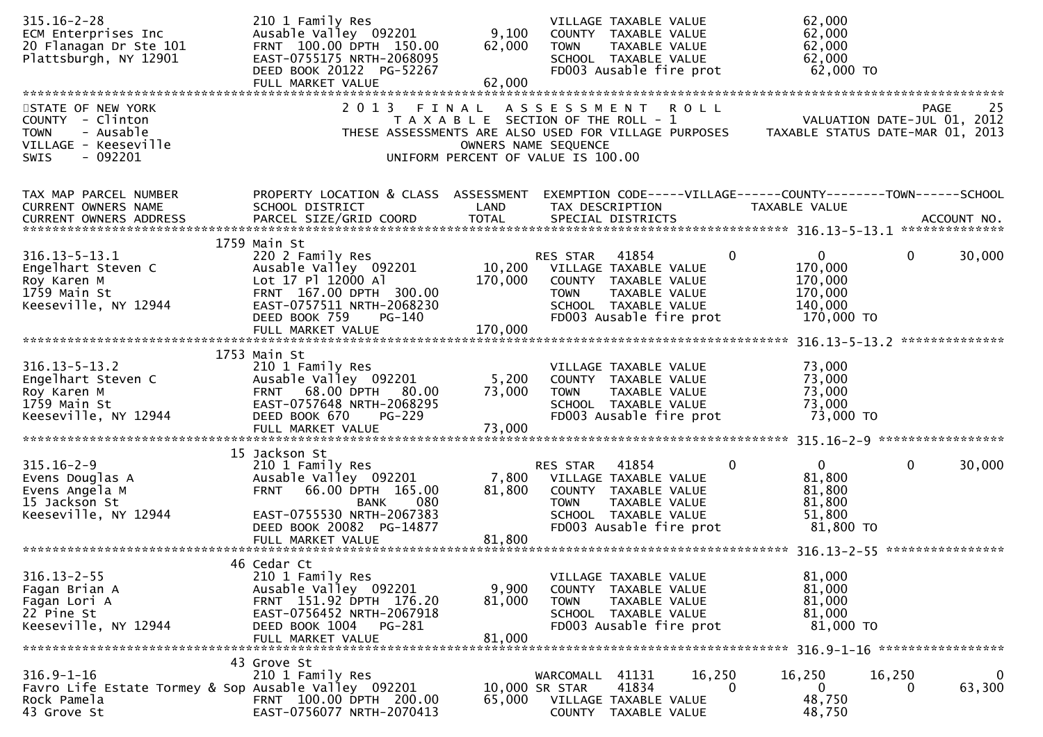```
315.16-2-28                   210 1 Family Res                         VILLAGE TAXABLE VALUE               62,000
ECM Enterprises Inc           Ausable Valley  092201        9,100      COUNTY  TAXABLE VALUE               62,000
20 Flanagan Dr Ste 101        FRNT  100.00 DPTH  150.00    62,000      TOWN    TAXABLE VALUE               62,000
Plattsburgh, NY 12901         EAST-0755175 NRTH-2068095                SCHOOL  TAXABLE VALUE               62,000
                              DEED BOOK 20122  PG-52267                FD003 Ausable fire prot              62,000 TO
                              FULL MARKET VALUE            62,000
******************************************************************************************************************************
STATE OF NEW YORK              2 0 1 3   F I N A L   A S S E S S M E N T   R O L L                              PAGE    25
COUNTY  - Clinton                  T A X A B L E  SECTION OF THE ROLL - 1                        VALUATION DATE-JUL 01, 2012
TOWN    - Ausable              THESE ASSESSMENTS ARE ALSO USED FOR VILLAGE PURPOSES     TAXABLE STATUS DATE-MAR 01, 2013
VILLAGE - Keeseville                             OWNERS NAME SEQUENCE
SWIS    - 092201                          UNIFORM PERCENT OF VALUE IS 100.00


TAX MAP PARCEL NUMBER          PROPERTY LOCATION & CLASS  ASSESSMENT  EXEMPTION CODE-----VILLAGE------COUNTY--------TOWN------SCHOOL
CURRENT OWNERS NAME            SCHOOL DISTRICT               LAND      TAX DESCRIPTION            TAXABLE VALUE
CURRENT OWNERS ADDRESS         PARCEL SIZE/GRID COORD        TOTAL     SPECIAL DISTRICTS                                  ACCOUNT NO.
*********************************************************************************************** 316.13-5-13.1 ***************
                          1759 Main St
316.13-5-13.1                  220 2 Family Res                        RES STAR    41854           0           0            0      30,000
Engelhart Steven C             Ausable Valley  092201       10,200      VILLAGE TAXABLE VALUE              170,000
Roy Karen M                    Lot 17 Pl 12000 Al          170,000      COUNTY  TAXABLE VALUE              170,000
1759 Main St                   FRNT  167.00 DPTH  300.00                TOWN    TAXABLE VALUE              170,000
Keeseville, NY 12944           EAST-0757511 NRTH-2068230                SCHOOL  TAXABLE VALUE              140,000
                               DEED BOOK 759     PG-140                 FD003 Ausable fire prot             170,000 TO
                               FULL MARKET VALUE           170,000
*********************************************************************************************** 316.13-5-13.2 ***************
                          1753 Main St
316.13-5-13.2                  210 1 Family Res                         VILLAGE TAXABLE VALUE               73,000
Engelhart Steven C             Ausable Valley  092201        5,200      COUNTY  TAXABLE VALUE               73,000
Roy Karen M                    FRNT   68.00 DPTH   80.00    73,000      TOWN    TAXABLE VALUE               73,000
1759 Main St                   EAST-0757648 NRTH-2068295                SCHOOL  TAXABLE VALUE               73,000
Keeseville, NY 12944           DEED BOOK 670     PG-229                 FD003 Ausable fire prot              73,000 TO
                               FULL MARKET VALUE            73,000
*********************************************************************************************** 315.16-2-9 *****************
                            15 Jackson St
315.16-2-9                     210 1 Family Res                         RES STAR    41854           0           0            0      30,000
Evens Douglas A                Ausable Valley  092201        7,800      VILLAGE TAXABLE VALUE               81,800
Evens Angela M                 FRNT   66.00 DPTH  165.00    81,800      COUNTY  TAXABLE VALUE               81,800
15 Jackson St                               BANK     080                TOWN    TAXABLE VALUE               81,800
Keeseville, NY 12944           EAST-0755530 NRTH-2067383                SCHOOL  TAXABLE VALUE               51,800
                               DEED BOOK 20082  PG-14877                FD003 Ausable fire prot              81,800 TO
                               FULL MARKET VALUE            81,800
*********************************************************************************************** 316.13-2-55 ****************
                            46 Cedar Ct
316.13-2-55                    210 1 Family Res                         VILLAGE TAXABLE VALUE               81,000
Fagan Brian A                  Ausable Valley  092201        9,900      COUNTY  TAXABLE VALUE               81,000
Fagan Lori A                   FRNT  151.92 DPTH  176.20    81,000      TOWN    TAXABLE VALUE               81,000
22 Pine St                     EAST-0756452 NRTH-2067918                SCHOOL  TAXABLE VALUE               81,000
Keeseville, NY 12944           DEED BOOK 1004    PG-281                 FD003 Ausable fire prot              81,000 TO
                               FULL MARKET VALUE            81,000
*********************************************************************************************** 316.9-1-16 *****************
                            43 Grove St
316.9-1-16                     210 1 Family Res                         WARCOMALL   41131      16,250      16,250       16,250           0
Favro Life Estate Tormey & Sop Ausable Valley  092201       10,000 SR STAR     41834           0           0            0      63,300
Rock Pamela                    FRNT  100.00 DPTH  200.00    65,000      VILLAGE TAXABLE VALUE               48,750
43 Grove St                    EAST-0756077 NRTH-2070413                COUNTY  TAXABLE VALUE               48,750
```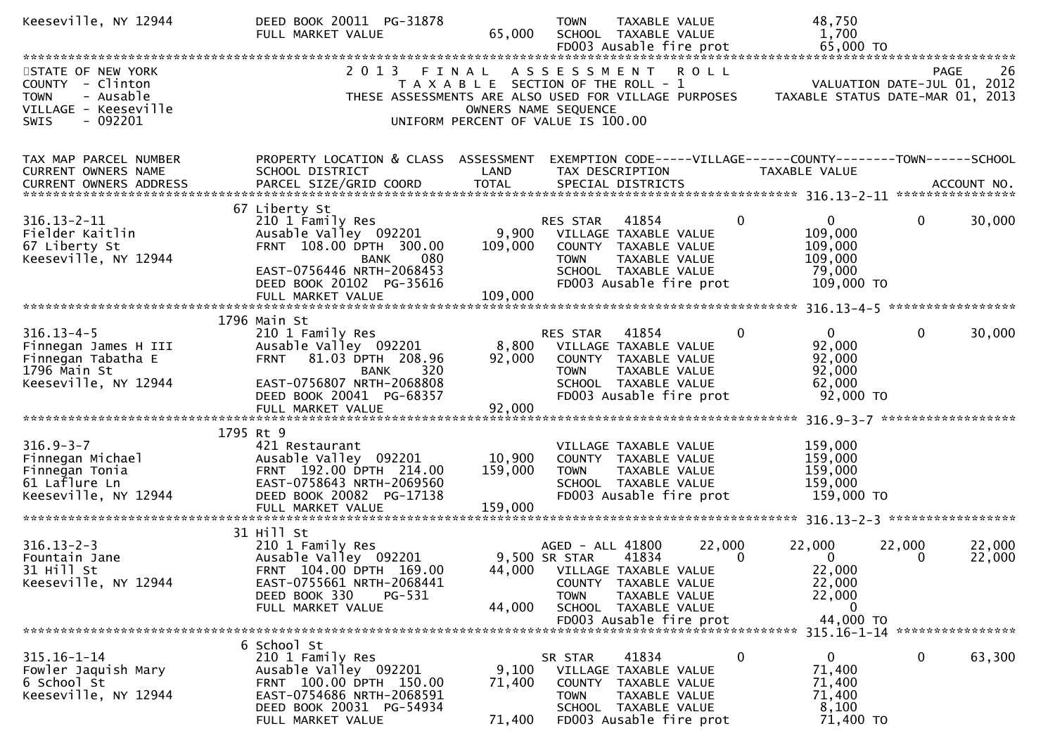```
Keeseville, NY 12944          DEED BOOK 20011  PG-31878                    TOWN    TAXABLE VALUE               48,750
                              FULL MARKET VALUE              65,000        SCHOOL  TAXABLE VALUE                1,700
                                                                           FD003 Ausable fire prot             65,000 TO
******************************************************************************************************************************
STATE OF NEW YORK                2 0 1 3   F I N A L   A S S E S S M E N T   R O L L                                 PAGE     26
COUNTY  - Clinton                      T A X A B L E  SECTION OF THE ROLL - 1                     VALUATION DATE-JUL 01, 2012
TOWN    - Ausable               THESE ASSESSMENTS ARE ALSO USED FOR VILLAGE PURPOSES      TAXABLE STATUS DATE-MAR 01, 2013
VILLAGE - Keeseville                               OWNERS NAME SEQUENCE
SWIS    - 092201                             UNIFORM PERCENT OF VALUE IS 100.00


TAX MAP PARCEL NUMBER         PROPERTY LOCATION & CLASS  ASSESSMENT  EXEMPTION CODE-----VILLAGE------COUNTY--------TOWN------SCHOOL
CURRENT OWNERS NAME           SCHOOL DISTRICT               LAND      TAX DESCRIPTION            TAXABLE VALUE
CURRENT OWNERS ADDRESS        PARCEL SIZE/GRID COORD       TOTAL      SPECIAL DISTRICTS                                  ACCOUNT NO.
*********************************************************************************************** 316.13-2-11 ****************
                           67 Liberty St
316.13-2-11                   210 1 Family Res                         RES STAR   41854           0           0            0      30,000
Fielder Kaitlin               Ausable Valley  092201          9,900     VILLAGE TAXABLE VALUE               109,000
67 Liberty St                 FRNT  108.00 DPTH  300.00     109,000     COUNTY  TAXABLE VALUE               109,000
Keeseville, NY 12944                      BANK     080                  TOWN    TAXABLE VALUE               109,000
                              EAST-0756446 NRTH-2068453                 SCHOOL  TAXABLE VALUE                79,000
                              DEED BOOK 20102  PG-35616                 FD003 Ausable fire prot             109,000 TO
                              FULL MARKET VALUE             109,000
*********************************************************************************************** 316.13-4-5 *****************
                         1796 Main St
316.13-4-5                    210 1 Family Res                         RES STAR   41854           0           0            0      30,000
Finnegan James H III          Ausable Valley  092201          8,800     VILLAGE TAXABLE VALUE                92,000
Finnegan Tabatha E            FRNT   81.03 DPTH  208.96      92,000     COUNTY  TAXABLE VALUE                92,000
1796 Main St                              BANK     320                  TOWN    TAXABLE VALUE                92,000
Keeseville, NY 12944          EAST-0756807 NRTH-2068808                 SCHOOL  TAXABLE VALUE                62,000
                              DEED BOOK 20041  PG-68357                 FD003 Ausable fire prot              92,000 TO
                              FULL MARKET VALUE              92,000
*********************************************************************************************** 316.9-3-7 ******************
                         1795 Rt 9
316.9-3-7                     421 Restaurant                            VILLAGE TAXABLE VALUE               159,000
Finnegan Michael              Ausable Valley  092201         10,900     COUNTY  TAXABLE VALUE               159,000
Finnegan Tonia                FRNT  192.00 DPTH  214.00     159,000     TOWN    TAXABLE VALUE               159,000
61 Laflure Ln                 EAST-0758643 NRTH-2069560                 SCHOOL  TAXABLE VALUE               159,000
Keeseville, NY 12944          DEED BOOK 20082  PG-17138                 FD003 Ausable fire prot             159,000 TO
                              FULL MARKET VALUE             159,000
*********************************************************************************************** 316.13-2-3 *****************
                           31 Hill St
316.13-2-3                    210 1 Family Res                         AGED - ALL 41800      22,000      22,000       22,000      22,000
Fountain Jane                 Ausable Valley  092201          9,500 SR STAR      41834            0           0            0      22,000
31 Hill St                    FRNT  104.00 DPTH  169.00      44,000     VILLAGE TAXABLE VALUE                22,000
Keeseville, NY 12944          EAST-0755661 NRTH-2068441                 COUNTY  TAXABLE VALUE                22,000
                              DEED BOOK 330    PG-531                   TOWN    TAXABLE VALUE                22,000
                              FULL MARKET VALUE              44,000     SCHOOL  TAXABLE VALUE                     0
                                                                        FD003 Ausable fire prot              44,000 TO
*********************************************************************************************** 315.16-1-14 ****************
                            6 School St
315.16-1-14                   210 1 Family Res                         SR STAR    41834           0           0            0      63,300
Fowler Jaquish Mary           Ausable Valley  092201          9,100     VILLAGE TAXABLE VALUE                71,400
6 School St                   FRNT  100.00 DPTH  150.00      71,400     COUNTY  TAXABLE VALUE                71,400
Keeseville, NY 12944          EAST-0754686 NRTH-2068591                 TOWN    TAXABLE VALUE                71,400
                              DEED BOOK 20031  PG-54934                 SCHOOL  TAXABLE VALUE                 8,100
                              FULL MARKET VALUE              71,400     FD003 Ausable fire prot              71,400 TO
```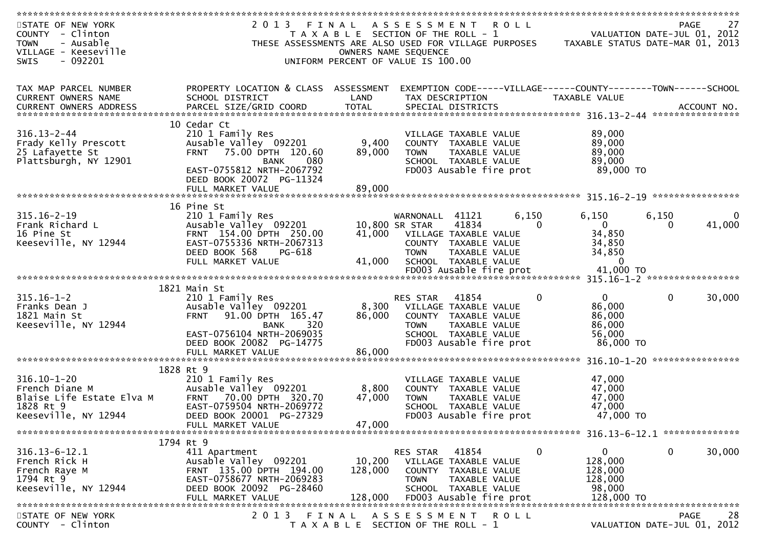STATE OF NEW YORK — COUNTY - Clinton — TOWN - Ausable — VILLAGE - Keeseville — SWIS - 092201

**2013 FINAL ASSESSMENT ROLL**
TAXABLE SECTION OF THE ROLL - 1
THESE ASSESSMENTS ARE ALSO USED FOR VILLAGE PURPOSES
OWNERS NAME SEQUENCE
UNIFORM PERCENT OF VALUE IS 100.00

VALUATION DATE-JUL 01, 2012
TAXABLE STATUS DATE-MAR 01, 2013

| TAX MAP PARCEL NUMBER / CURRENT OWNERS NAME / CURRENT OWNERS ADDRESS | PROPERTY LOCATION & CLASS / SCHOOL DISTRICT / PARCEL SIZE/GRID COORD | ASSESSMENT LAND / TOTAL | EXEMPTION CODE / TAX DESCRIPTION / SPECIAL DISTRICTS | VILLAGE | COUNTY / TAXABLE VALUE | TOWN | SCHOOL |
|---|---|---|---|---|---|---|---|
| **316.13-2-44** | 10 Cedar Ct | | | | | | |
| 316.13-2-44 | 210 1 Family Res | | VILLAGE TAXABLE VALUE | | 89,000 | | |
| Frady Kelly Prescott | Ausable Valley 092201 | 9,400 | COUNTY TAXABLE VALUE | | 89,000 | | |
| 25 Lafayette St | FRNT 75.00 DPTH 120.60 | 89,000 | TOWN TAXABLE VALUE | | 89,000 | | |
| Plattsburgh, NY 12901 | BANK 080 | | SCHOOL TAXABLE VALUE | | 89,000 | | |
| | EAST-0755812 NRTH-2067792 | | FD003 Ausable fire prot | | 89,000 TO | | |
| | DEED BOOK 20072 PG-11324 | | | | | | |
| | FULL MARKET VALUE | 89,000 | | | | | |
| **315.16-2-19** | 16 Pine St | | | | | | |
| 315.16-2-19 | 210 1 Family Res | | WARNONALL 41121 | 6,150 | 6,150 | 6,150 | 0 |
| Frank Richard L | Ausable Valley 092201 | 10,800 | SR STAR 41834 | 0 | 0 | 0 | 41,000 |
| 16 Pine St | FRNT 154.00 DPTH 250.00 | 41,000 | VILLAGE TAXABLE VALUE | | 34,850 | | |
| Keeseville, NY 12944 | EAST-0755336 NRTH-2067313 | | COUNTY TAXABLE VALUE | | 34,850 | | |
| | DEED BOOK 568 PG-618 | | TOWN TAXABLE VALUE | | 34,850 | | |
| | FULL MARKET VALUE | 41,000 | SCHOOL TAXABLE VALUE | | 0 | | |
| | | | FD003 Ausable fire prot | | 41,000 TO | | |
| **315.16-1-2** | 1821 Main St | | | | | | |
| 315.16-1-2 | 210 1 Family Res | | RES STAR 41854 | 0 | 0 | 0 | 30,000 |
| Franks Dean J | Ausable Valley 092201 | 8,300 | VILLAGE TAXABLE VALUE | | 86,000 | | |
| 1821 Main St | FRNT 91.00 DPTH 165.47 | 86,000 | COUNTY TAXABLE VALUE | | 86,000 | | |
| Keeseville, NY 12944 | BANK 320 | | TOWN TAXABLE VALUE | | 86,000 | | |
| | EAST-0756104 NRTH-2069035 | | SCHOOL TAXABLE VALUE | | 56,000 | | |
| | DEED BOOK 20082 PG-14775 | | FD003 Ausable fire prot | | 86,000 TO | | |
| | FULL MARKET VALUE | 86,000 | | | | | |
| **316.10-1-20** | 1828 Rt 9 | | | | | | |
| 316.10-1-20 | 210 1 Family Res | | VILLAGE TAXABLE VALUE | | 47,000 | | |
| French Diane M | Ausable Valley 092201 | 8,800 | COUNTY TAXABLE VALUE | | 47,000 | | |
| Blaise Life Estate Elva M | FRNT 70.00 DPTH 320.70 | 47,000 | TOWN TAXABLE VALUE | | 47,000 | | |
| 1828 Rt 9 | EAST-0759504 NRTH-2069772 | | SCHOOL TAXABLE VALUE | | 47,000 | | |
| Keeseville, NY 12944 | DEED BOOK 20001 PG-27329 | | FD003 Ausable fire prot | | 47,000 TO | | |
| | FULL MARKET VALUE | 47,000 | | | | | |
| **316.13-6-12.1** | 1794 Rt 9 | | | | | | |
| 316.13-6-12.1 | 411 Apartment | | RES STAR 41854 | 0 | 0 | 0 | 30,000 |
| French Rick H | Ausable Valley 092201 | 10,200 | VILLAGE TAXABLE VALUE | | 128,000 | | |
| French Raye M | FRNT 135.00 DPTH 194.00 | 128,000 | COUNTY TAXABLE VALUE | | 128,000 | | |
| 1794 Rt 9 | EAST-0758677 NRTH-2069283 | | TOWN TAXABLE VALUE | | 128,000 | | |
| Keeseville, NY 12944 | DEED BOOK 20092 PG-28460 | | SCHOOL TAXABLE VALUE | | 98,000 | | |
| | FULL MARKET VALUE | 128,000 | FD003 Ausable fire prot | | 128,000 TO | | |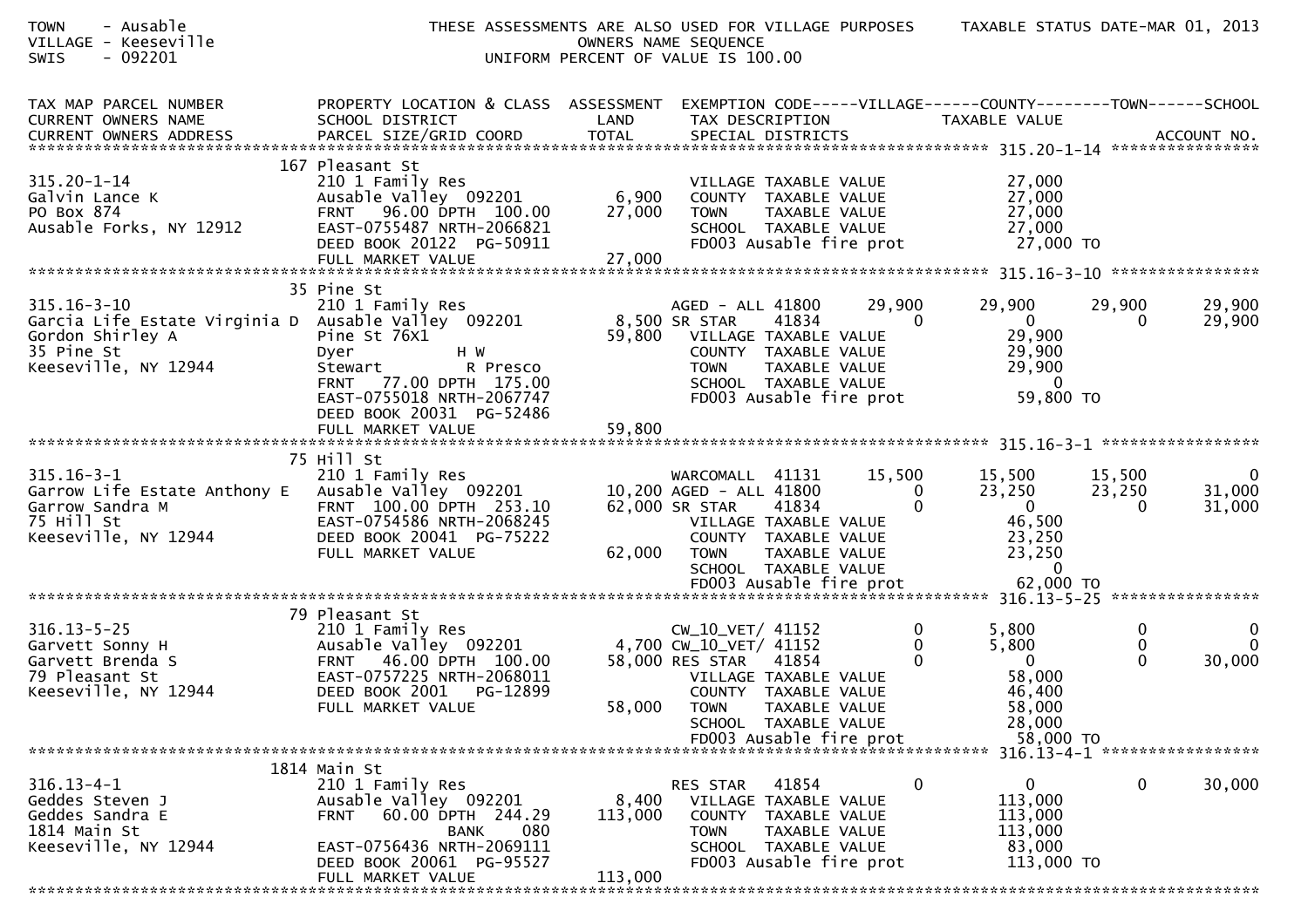TOWN - Ausable
VILLAGE - Keeseville
SWIS - 092201

THESE ASSESSMENTS ARE ALSO USED FOR VILLAGE PURPOSES
OWNERS NAME SEQUENCE
UNIFORM PERCENT OF VALUE IS 100.00

TAXABLE STATUS DATE-MAR 01, 2013

| TAX MAP PARCEL NUMBER / CURRENT OWNERS NAME / CURRENT OWNERS ADDRESS | PROPERTY LOCATION & CLASS / SCHOOL DISTRICT / PARCEL SIZE/GRID COORD | ASSESSMENT LAND / TOTAL | EXEMPTION CODE / TAX DESCRIPTION / SPECIAL DISTRICTS | VILLAGE | COUNTY | TOWN | SCHOOL |
|---|---|---|---|---|---|---|---|
| **315.20-1-14** | 167 Pleasant St | | | | | | |
| 315.20-1-14 | 210 1 Family Res | | VILLAGE TAXABLE VALUE | | 27,000 | | |
| Galvin Lance K | Ausable Valley 092201 | 6,900 | COUNTY TAXABLE VALUE | | 27,000 | | |
| PO Box 874 | FRNT 96.00 DPTH 100.00 | 27,000 | TOWN TAXABLE VALUE | | 27,000 | | |
| Ausable Forks, NY 12912 | EAST-0755487 NRTH-2066821 | | SCHOOL TAXABLE VALUE | | 27,000 | | |
| | DEED BOOK 20122 PG-50911 | | FD003 Ausable fire prot | | 27,000 TO | | |
| | FULL MARKET VALUE | 27,000 | | | | | |
| **315.16-3-10** | 35 Pine St | | | | | | |
| 315.16-3-10 | 210 1 Family Res | | AGED - ALL 41800 | 29,900 | 29,900 | 29,900 | 29,900 |
| Garcia Life Estate Virginia D | Ausable Valley 092201 | 8,500 | SR STAR 41834 | 0 | 0 | 0 | 29,900 |
| Gordon Shirley A | Pine St 76X1 | 59,800 | VILLAGE TAXABLE VALUE | | 29,900 | | |
| 35 Pine St | Dyer H W | | COUNTY TAXABLE VALUE | | 29,900 | | |
| Keeseville, NY 12944 | Stewart R Presco | | TOWN TAXABLE VALUE | | 29,900 | | |
| | FRNT 77.00 DPTH 175.00 | | SCHOOL TAXABLE VALUE | | 0 | | |
| | EAST-0755018 NRTH-2067747 | | FD003 Ausable fire prot | | 59,800 TO | | |
| | DEED BOOK 20031 PG-52486 | | | | | | |
| | FULL MARKET VALUE | 59,800 | | | | | |
| **315.16-3-1** | 75 Hill St | | | | | | |
| 315.16-3-1 | 210 1 Family Res | | WARCOMALL 41131 | 15,500 | 15,500 | 15,500 | 0 |
| Garrow Life Estate Anthony E | Ausable Valley 092201 | 10,200 | AGED - ALL 41800 | 0 | 23,250 | 23,250 | 31,000 |
| Garrow Sandra M | FRNT 100.00 DPTH 253.10 | 62,000 | SR STAR 41834 | 0 | 0 | 0 | 31,000 |
| 75 Hill St | EAST-0754586 NRTH-2068245 | | VILLAGE TAXABLE VALUE | | 46,500 | | |
| Keeseville, NY 12944 | DEED BOOK 20041 PG-75222 | | COUNTY TAXABLE VALUE | | 23,250 | | |
| | FULL MARKET VALUE | 62,000 | TOWN TAXABLE VALUE | | 23,250 | | |
| | | | SCHOOL TAXABLE VALUE | | 0 | | |
| | | | FD003 Ausable fire prot | | 62,000 TO | | |
| **316.13-5-25** | 79 Pleasant St | | | | | | |
| 316.13-5-25 | 210 1 Family Res | | CW_10_VET/ 41152 | 0 | 5,800 | 0 | 0 |
| Garvett Sonny H | Ausable Valley 092201 | 4,700 | CW_10_VET/ 41152 | 0 | 5,800 | 0 | 0 |
| Garvett Brenda S | FRNT 46.00 DPTH 100.00 | 58,000 | RES STAR 41854 | 0 | 0 | 0 | 30,000 |
| 79 Pleasant St | EAST-0757225 NRTH-2068011 | | VILLAGE TAXABLE VALUE | | 58,000 | | |
| Keeseville, NY 12944 | DEED BOOK 2001 PG-12899 | | COUNTY TAXABLE VALUE | | 46,400 | | |
| | FULL MARKET VALUE | 58,000 | TOWN TAXABLE VALUE | | 58,000 | | |
| | | | SCHOOL TAXABLE VALUE | | 28,000 | | |
| | | | FD003 Ausable fire prot | | 58,000 TO | | |
| **316.13-4-1** | 1814 Main St | | | | | | |
| 316.13-4-1 | 210 1 Family Res | | RES STAR 41854 | 0 | 0 | 0 | 30,000 |
| Geddes Steven J | Ausable Valley 092201 | 8,400 | VILLAGE TAXABLE VALUE | | 113,000 | | |
| Geddes Sandra E | FRNT 60.00 DPTH 244.29 | 113,000 | COUNTY TAXABLE VALUE | | 113,000 | | |
| 1814 Main St | BANK 080 | | TOWN TAXABLE VALUE | | 113,000 | | |
| Keeseville, NY 12944 | EAST-0756436 NRTH-2069111 | | SCHOOL TAXABLE VALUE | | 83,000 | | |
| | DEED BOOK 20061 PG-95527 | | FD003 Ausable fire prot | | 113,000 TO | | |
| | FULL MARKET VALUE | 113,000 | | | | | |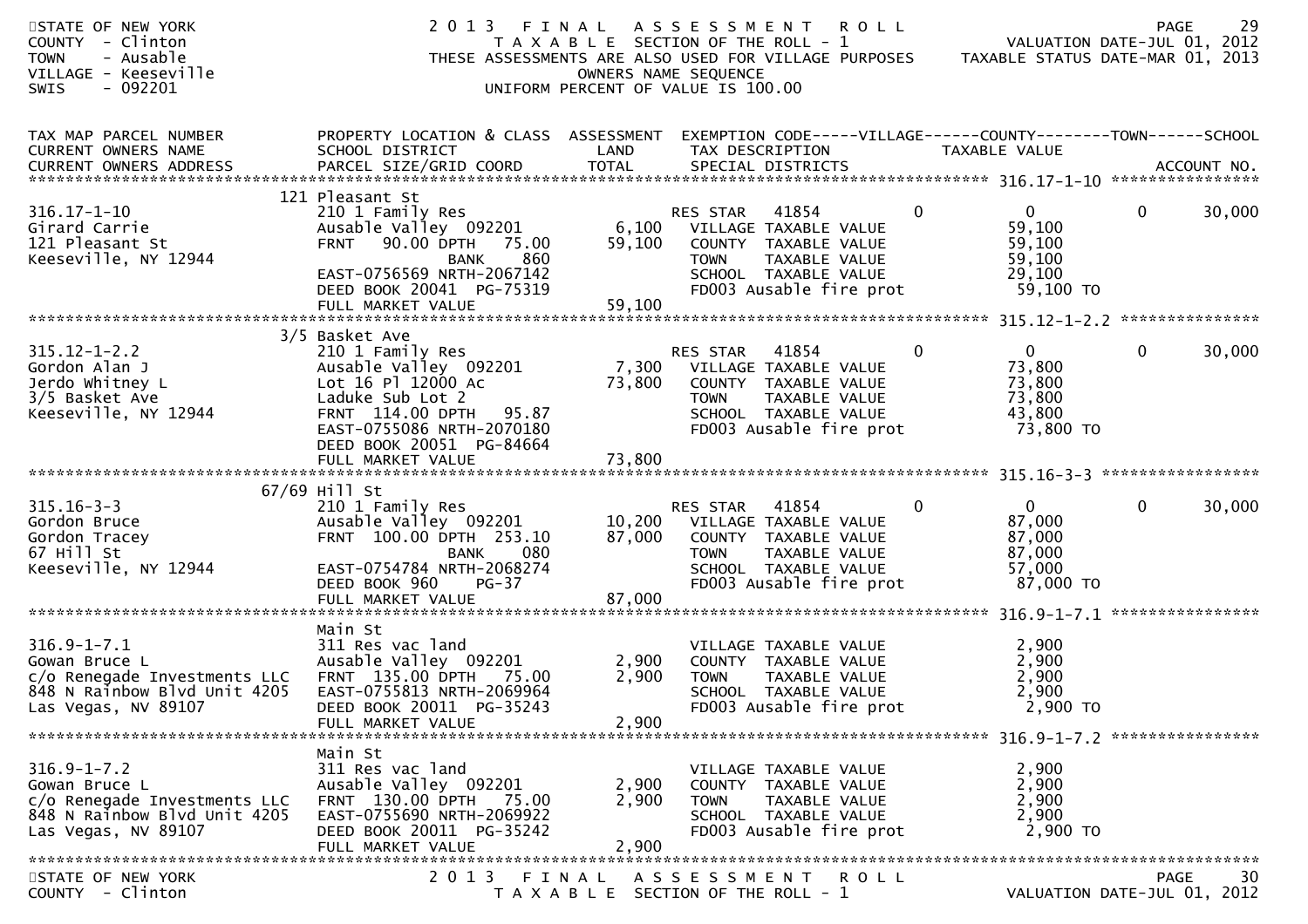STATE OF NEW YORK
COUNTY - Clinton
TOWN - Ausable
VILLAGE - Keeseville
SWIS - 092201

2013 FINAL ASSESSMENT ROLL
TAXABLE SECTION OF THE ROLL - 1
THESE ASSESSMENTS ARE ALSO USED FOR VILLAGE PURPOSES
OWNERS NAME SEQUENCE
UNIFORM PERCENT OF VALUE IS 100.00

VALUATION DATE-JUL 01, 2012
TAXABLE STATUS DATE-MAR 01, 2013

| TAX MAP PARCEL NUMBER / CURRENT OWNERS NAME / CURRENT OWNERS ADDRESS | PROPERTY LOCATION & CLASS / SCHOOL DISTRICT / PARCEL SIZE/GRID COORD | ASSESSMENT LAND | TOTAL | EXEMPTION CODE / TAX DESCRIPTION / SPECIAL DISTRICTS | VILLAGE | COUNTY | TOWN | SCHOOL |
|---|---|---|---|---|---|---|---|---|
| **316.17-1-10** | 121 Pleasant St | | | | | | | |
| 316.17-1-10 | 210 1 Family Res | | | RES STAR 41854 | 0 | 0 | 0 | 30,000 |
| Girard Carrie | Ausable Valley 092201 | 6,100 | | VILLAGE TAXABLE VALUE | 59,100 | | | |
| 121 Pleasant St | FRNT 90.00 DPTH 75.00 | | 59,100 | COUNTY TAXABLE VALUE | | 59,100 | | |
| Keeseville, NY 12944 | BANK 860 | | | TOWN TAXABLE VALUE | | | 59,100 | |
| | EAST-0756569 NRTH-2067142 | | | SCHOOL TAXABLE VALUE | | | | 29,100 |
| | DEED BOOK 20041 PG-75319 | | | FD003 Ausable fire prot | 59,100 TO | | | |
| | FULL MARKET VALUE | | 59,100 | | | | | |
| **315.12-1-2.2** | 3/5 Basket Ave | | | | | | | |
| 315.12-1-2.2 | 210 1 Family Res | | | RES STAR 41854 | 0 | 0 | 0 | 30,000 |
| Gordon Alan J | Ausable Valley 092201 | 7,300 | | VILLAGE TAXABLE VALUE | 73,800 | | | |
| Jerdo Whitney L | Lot 16 Pl 12000 Ac | | 73,800 | COUNTY TAXABLE VALUE | | 73,800 | | |
| 3/5 Basket Ave | Laduke Sub Lot 2 | | | TOWN TAXABLE VALUE | | | 73,800 | |
| Keeseville, NY 12944 | FRNT 114.00 DPTH 95.87 | | | SCHOOL TAXABLE VALUE | | | | 43,800 |
| | EAST-0755086 NRTH-2070180 | | | FD003 Ausable fire prot | 73,800 TO | | | |
| | DEED BOOK 20051 PG-84664 | | | | | | | |
| | FULL MARKET VALUE | | 73,800 | | | | | |
| **315.16-3-3** | 67/69 Hill St | | | | | | | |
| 315.16-3-3 | 210 1 Family Res | | | RES STAR 41854 | 0 | 0 | 0 | 30,000 |
| Gordon Bruce | Ausable Valley 092201 | 10,200 | | VILLAGE TAXABLE VALUE | 87,000 | | | |
| Gordon Tracey | FRNT 100.00 DPTH 253.10 | | 87,000 | COUNTY TAXABLE VALUE | | 87,000 | | |
| 67 Hill St | BANK 080 | | | TOWN TAXABLE VALUE | | | 87,000 | |
| Keeseville, NY 12944 | EAST-0754784 NRTH-2068274 | | | SCHOOL TAXABLE VALUE | | | | 57,000 |
| | DEED BOOK 960 PG-37 | | | FD003 Ausable fire prot | 87,000 TO | | | |
| | FULL MARKET VALUE | | 87,000 | | | | | |
| **316.9-1-7.1** | Main St | | | | | | | |
| 316.9-1-7.1 | 311 Res vac land | | | VILLAGE TAXABLE VALUE | 2,900 | | | |
| Gowan Bruce L | Ausable Valley 092201 | 2,900 | | COUNTY TAXABLE VALUE | | 2,900 | | |
| c/o Renegade Investments LLC | FRNT 135.00 DPTH 75.00 | | 2,900 | TOWN TAXABLE VALUE | | | 2,900 | |
| 848 N Rainbow Blvd Unit 4205 | EAST-0755813 NRTH-2069964 | | | SCHOOL TAXABLE VALUE | | | | 2,900 |
| Las Vegas, NV 89107 | DEED BOOK 20011 PG-35243 | | | FD003 Ausable fire prot | 2,900 TO | | | |
| | FULL MARKET VALUE | | 2,900 | | | | | |
| **316.9-1-7.2** | Main St | | | | | | | |
| 316.9-1-7.2 | 311 Res vac land | | | VILLAGE TAXABLE VALUE | 2,900 | | | |
| Gowan Bruce L | Ausable Valley 092201 | 2,900 | | COUNTY TAXABLE VALUE | | 2,900 | | |
| c/o Renegade Investments LLC | FRNT 130.00 DPTH 75.00 | | 2,900 | TOWN TAXABLE VALUE | | | 2,900 | |
| 848 N Rainbow Blvd Unit 4205 | EAST-0755690 NRTH-2069922 | | | SCHOOL TAXABLE VALUE | | | | 2,900 |
| Las Vegas, NV 89107 | DEED BOOK 20011 PG-35242 | | | FD003 Ausable fire prot | 2,900 TO | | | |
| | FULL MARKET VALUE | | 2,900 | | | | | |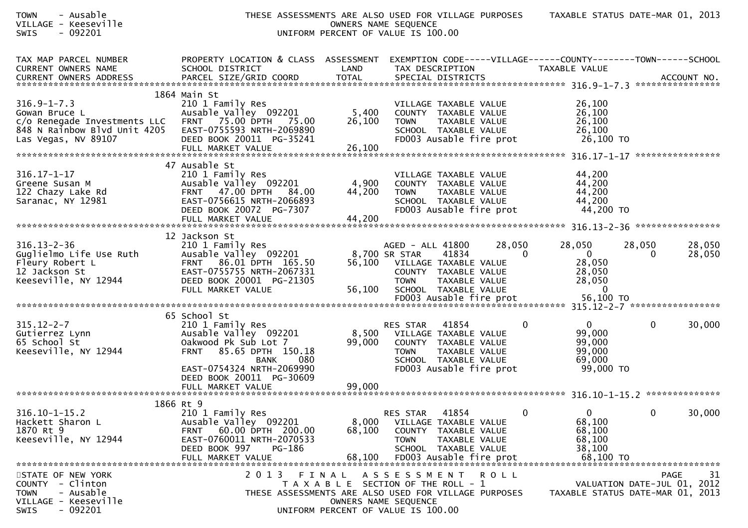| TAX MAP PARCEL NUMBER<br>CURRENT OWNERS NAME<br>CURRENT OWNERS ADDRESS | PROPERTY LOCATION & CLASS<br>SCHOOL DISTRICT<br>PARCEL SIZE/GRID COORD | ASSESSMENT<br>LAND<br>TOTAL | EXEMPTION CODE<br>TAX DESCRIPTION<br>SPECIAL DISTRICTS | VILLAGE | COUNTY<br>TAXABLE VALUE | TOWN | SCHOOL<br><br>ACCOUNT NO. |
|---|---|---|---|---|---|---|---|
| **316.9-1-7.3** | 1864 Main St | | | | | | |
| 316.9-1-7.3 | 210 1 Family Res | | VILLAGE TAXABLE VALUE | | 26,100 | | |
| Gowan Bruce L | Ausable Valley 092201 | 5,400 | COUNTY TAXABLE VALUE | | 26,100 | | |
| c/o Renegade Investments LLC | FRNT 75.00 DPTH 75.00 | 26,100 | TOWN TAXABLE VALUE | | 26,100 | | |
| 848 N Rainbow Blvd Unit 4205 | EAST-0755593 NRTH-2069890 | | SCHOOL TAXABLE VALUE | | 26,100 | | |
| Las Vegas, NV 89107 | DEED BOOK 20011 PG-35241 | | FD003 Ausable fire prot | | 26,100 TO | | |
| | FULL MARKET VALUE | 26,100 | | | | | |
| **316.17-1-17** | 47 Ausable St | | | | | | |
| 316.17-1-17 | 210 1 Family Res | | VILLAGE TAXABLE VALUE | | 44,200 | | |
| Greene Susan M | Ausable Valley 092201 | 4,900 | COUNTY TAXABLE VALUE | | 44,200 | | |
| 122 Chazy Lake Rd | FRNT 47.00 DPTH 84.00 | 44,200 | TOWN TAXABLE VALUE | | 44,200 | | |
| Saranac, NY 12981 | EAST-0756615 NRTH-2066893 | | SCHOOL TAXABLE VALUE | | 44,200 | | |
| | DEED BOOK 20072 PG-7307 | | FD003 Ausable fire prot | | 44,200 TO | | |
| | FULL MARKET VALUE | 44,200 | | | | | |
| **316.13-2-36** | 12 Jackson St | | | | | | |
| 316.13-2-36 | 210 1 Family Res | | AGED - ALL 41800 | 28,050 | 28,050 | 28,050 | 28,050 |
| Guglielmo Life Use Ruth | Ausable Valley 092201 | 8,700 | SR STAR 41834 | 0 | 0 | 0 | 28,050 |
| Fleury Robert L | FRNT 86.01 DPTH 165.50 | 56,100 | VILLAGE TAXABLE VALUE | | 28,050 | | |
| 12 Jackson St | EAST-0755755 NRTH-2067331 | | COUNTY TAXABLE VALUE | | 28,050 | | |
| Keeseville, NY 12944 | DEED BOOK 20001 PG-21305 | | TOWN TAXABLE VALUE | | 28,050 | | |
| | FULL MARKET VALUE | 56,100 | SCHOOL TAXABLE VALUE | | 0 | | |
| | | | FD003 Ausable fire prot | | 56,100 TO | | |
| **315.12-2-7** | 65 School St | | | | | | |
| 315.12-2-7 | 210 1 Family Res | | RES STAR 41854 | 0 | 0 | 0 | 30,000 |
| Gutierrez Lynn | Ausable Valley 092201 | 8,500 | VILLAGE TAXABLE VALUE | | 99,000 | | |
| 65 School St | Oakwood Pk Sub Lot 7 | 99,000 | COUNTY TAXABLE VALUE | | 99,000 | | |
| Keeseville, NY 12944 | FRNT 85.65 DPTH 150.18 | | TOWN TAXABLE VALUE | | 99,000 | | |
| | BANK 080 | | SCHOOL TAXABLE VALUE | | 69,000 | | |
| | EAST-0754324 NRTH-2069990 | | FD003 Ausable fire prot | | 99,000 TO | | |
| | DEED BOOK 20011 PG-30609 | | | | | | |
| | FULL MARKET VALUE | 99,000 | | | | | |
| **316.10-1-15.2** | 1866 Rt 9 | | | | | | |
| 316.10-1-15.2 | 210 1 Family Res | | RES STAR 41854 | 0 | 0 | 0 | 30,000 |
| Hackett Sharon L | Ausable Valley 092201 | 8,000 | VILLAGE TAXABLE VALUE | | 68,100 | | |
| 1870 Rt 9 | FRNT 60.00 DPTH 200.00 | 68,100 | COUNTY TAXABLE VALUE | | 68,100 | | |
| Keeseville, NY 12944 | EAST-0760011 NRTH-2070533 | | TOWN TAXABLE VALUE | | 68,100 | | |
| | DEED BOOK 997 PG-186 | | SCHOOL TAXABLE VALUE | | 38,100 | | |
| | FULL MARKET VALUE | 68,100 | FD003 Ausable fire prot | | 68,100 TO | | |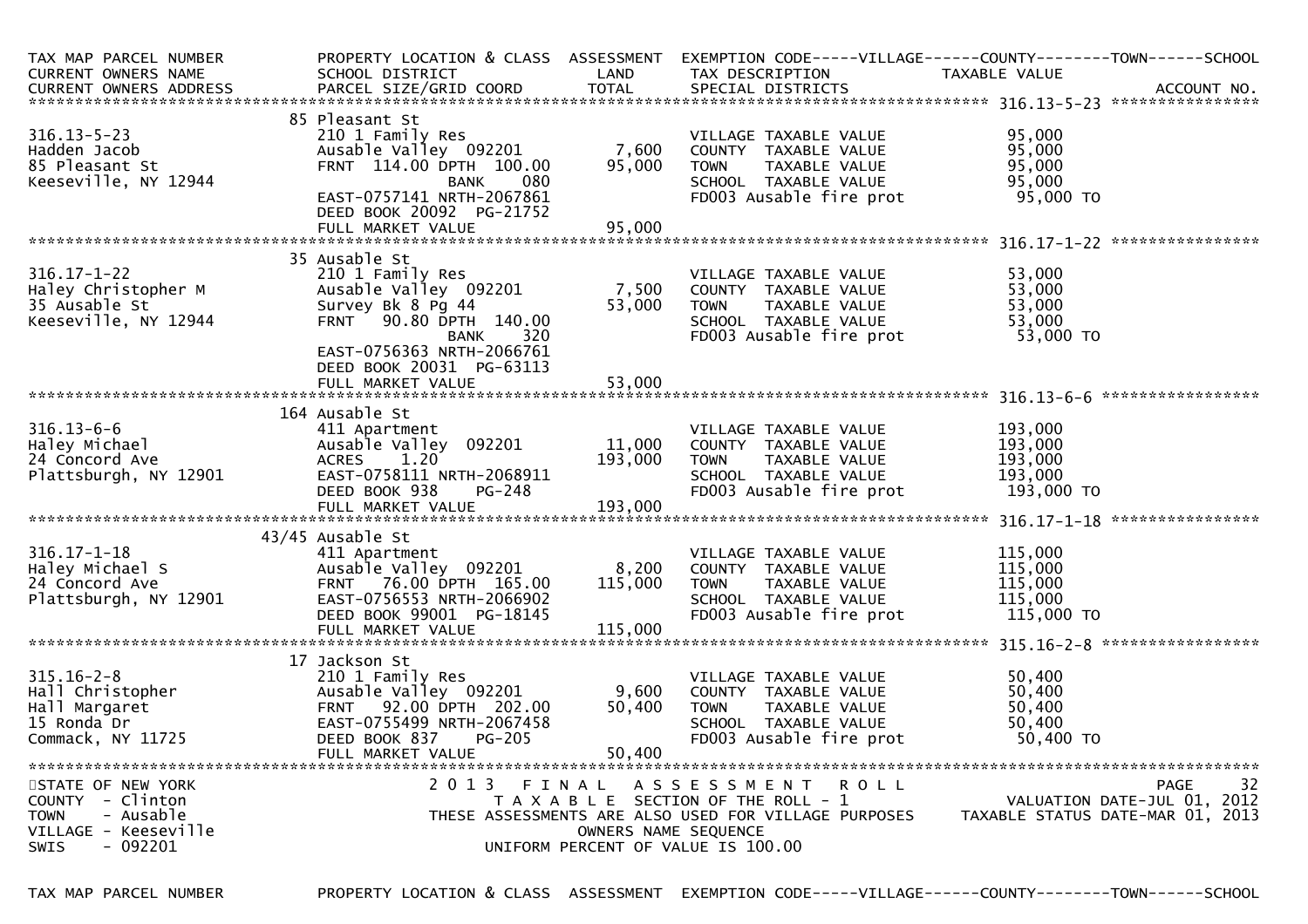| TAX MAP PARCEL NUMBER<br>CURRENT OWNERS NAME<br>CURRENT OWNERS ADDRESS | PROPERTY LOCATION & CLASS<br>SCHOOL DISTRICT<br>PARCEL SIZE/GRID COORD | ASSESSMENT<br>LAND<br>TOTAL | EXEMPTION CODE-----VILLAGE------COUNTY--------TOWN------SCHOOL<br>TAX DESCRIPTION<br>SPECIAL DISTRICTS | TAXABLE VALUE<br><br>ACCOUNT NO. |
|---|---|---|---|---|
| 316.13-5-23 | 85 Pleasant St | | | |
| 316.13-5-23 | 210 1 Family Res | | VILLAGE TAXABLE VALUE | 95,000 |
| Hadden Jacob | Ausable Valley 092201 | 7,600 | COUNTY TAXABLE VALUE | 95,000 |
| 85 Pleasant St | FRNT 114.00 DPTH 100.00 | 95,000 | TOWN TAXABLE VALUE | 95,000 |
| Keeseville, NY 12944 | BANK 080 | | SCHOOL TAXABLE VALUE | 95,000 |
| | EAST-0757141 NRTH-2067861 | | FD003 Ausable fire prot | 95,000 TO |
| | DEED BOOK 20092 PG-21752 | | | |
| | FULL MARKET VALUE | 95,000 | | |
| 316.17-1-22 | 35 Ausable St | | | |
| 316.17-1-22 | 210 1 Family Res | | VILLAGE TAXABLE VALUE | 53,000 |
| Haley Christopher M | Ausable Valley 092201 | 7,500 | COUNTY TAXABLE VALUE | 53,000 |
| 35 Ausable St | Survey Bk 8 Pg 44 | 53,000 | TOWN TAXABLE VALUE | 53,000 |
| Keeseville, NY 12944 | FRNT 90.80 DPTH 140.00 | | SCHOOL TAXABLE VALUE | 53,000 |
| | BANK 320 | | FD003 Ausable fire prot | 53,000 TO |
| | EAST-0756363 NRTH-2066761 | | | |
| | DEED BOOK 20031 PG-63113 | | | |
| | FULL MARKET VALUE | 53,000 | | |
| 316.13-6-6 | 164 Ausable St | | | |
| 316.13-6-6 | 411 Apartment | | VILLAGE TAXABLE VALUE | 193,000 |
| Haley Michael | Ausable Valley 092201 | 11,000 | COUNTY TAXABLE VALUE | 193,000 |
| 24 Concord Ave | ACRES 1.20 | 193,000 | TOWN TAXABLE VALUE | 193,000 |
| Plattsburgh, NY 12901 | EAST-0758111 NRTH-2068911 | | SCHOOL TAXABLE VALUE | 193,000 |
| | DEED BOOK 938 PG-248 | | FD003 Ausable fire prot | 193,000 TO |
| | FULL MARKET VALUE | 193,000 | | |
| 316.17-1-18 | 43/45 Ausable St | | | |
| 316.17-1-18 | 411 Apartment | | VILLAGE TAXABLE VALUE | 115,000 |
| Haley Michael S | Ausable Valley 092201 | 8,200 | COUNTY TAXABLE VALUE | 115,000 |
| 24 Concord Ave | FRNT 76.00 DPTH 165.00 | 115,000 | TOWN TAXABLE VALUE | 115,000 |
| Plattsburgh, NY 12901 | EAST-0756553 NRTH-2066902 | | SCHOOL TAXABLE VALUE | 115,000 |
| | DEED BOOK 99001 PG-18145 | | FD003 Ausable fire prot | 115,000 TO |
| | FULL MARKET VALUE | 115,000 | | |
| 315.16-2-8 | 17 Jackson St | | | |
| 315.16-2-8 | 210 1 Family Res | | VILLAGE TAXABLE VALUE | 50,400 |
| Hall Christopher | Ausable Valley 092201 | 9,600 | COUNTY TAXABLE VALUE | 50,400 |
| Hall Margaret | FRNT 92.00 DPTH 202.00 | 50,400 | TOWN TAXABLE VALUE | 50,400 |
| 15 Ronda Dr | EAST-0755499 NRTH-2067458 | | SCHOOL TAXABLE VALUE | 50,400 |
| Commack, NY 11725 | DEED BOOK 837 PG-205 | | FD003 Ausable fire prot | 50,400 TO |
| | FULL MARKET VALUE | 50,400 | | |

STATE OF NEW YORK
COUNTY - Clinton
TOWN - Ausable
VILLAGE - Keeseville
SWIS - 092201

2013 FINAL ASSESSMENT ROLL
TAXABLE SECTION OF THE ROLL - 1
THESE ASSESSMENTS ARE ALSO USED FOR VILLAGE PURPOSES
OWNERS NAME SEQUENCE
UNIFORM PERCENT OF VALUE IS 100.00

PAGE 32
VALUATION DATE-JUL 01, 2012
TAXABLE STATUS DATE-MAR 01, 2013

TAX MAP PARCEL NUMBER PROPERTY LOCATION & CLASS ASSESSMENT EXEMPTION CODE-----VILLAGE------COUNTY--------TOWN------SCHOOL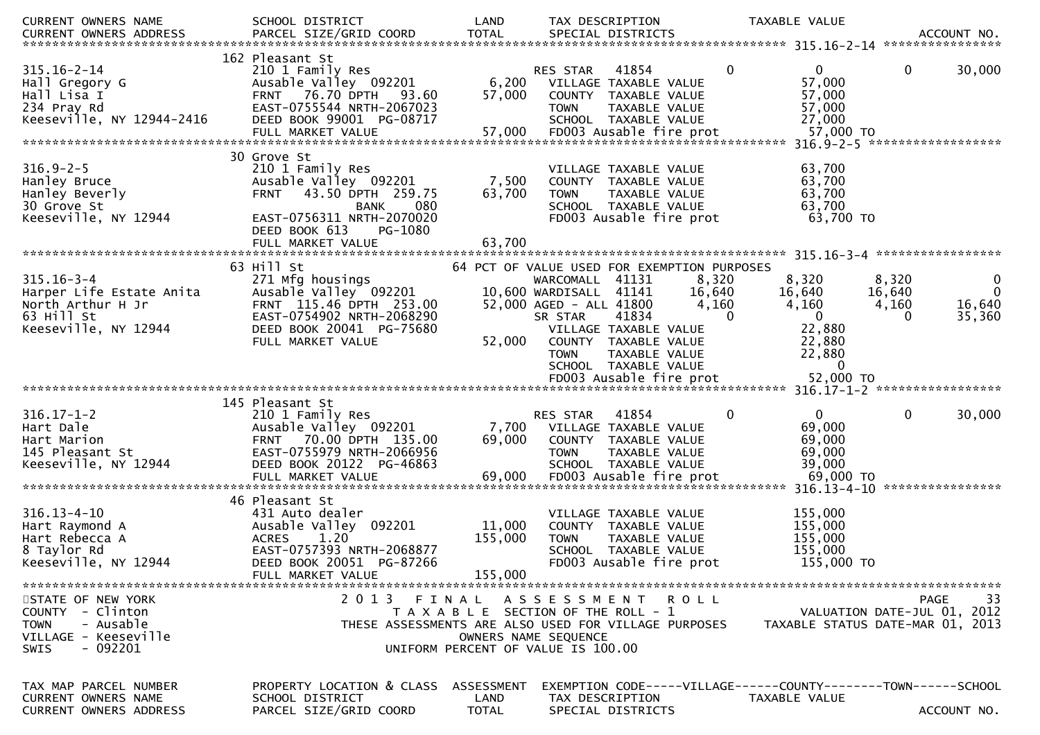```
CURRENT OWNERS NAME            SCHOOL DISTRICT              LAND      TAX DESCRIPTION              TAXABLE VALUE
CURRENT OWNERS ADDRESS         PARCEL SIZE/GRID COORD       TOTAL     SPECIAL DISTRICTS                                      ACCOUNT NO.
******************************************************************************************** 315.16-2-14 *****************
                               162 Pleasant St
315.16-2-14                    210 1 Family Res                       RES STAR   41854            0          0          0       30,000
Hall Gregory G                 Ausable Valley  092201        6,200    VILLAGE TAXABLE VALUE                  57,000
Hall Lisa I                    FRNT   76.70 DPTH   93.60    57,000    COUNTY  TAXABLE VALUE                  57,000
234 Pray Rd                    EAST-0755544 NRTH-2067023              TOWN    TAXABLE VALUE                  57,000
Keeseville, NY 12944-2416      DEED BOOK 99001  PG-08717              SCHOOL  TAXABLE VALUE                  27,000
                               FULL MARKET VALUE            57,000    FD003 Ausable fire prot                 57,000 TO
******************************************************************************************** 316.9-2-5 *******************
                               30 Grove St
316.9-2-5                      210 1 Family Res                       VILLAGE TAXABLE VALUE                  63,700
Hanley Bruce                   Ausable Valley  092201        7,500    COUNTY  TAXABLE VALUE                  63,700
Hanley Beverly                 FRNT   43.50 DPTH  259.75    63,700    TOWN    TAXABLE VALUE                  63,700
30 Grove St                                   BANK     080            SCHOOL  TAXABLE VALUE                  63,700
Keeseville, NY 12944           EAST-0756311 NRTH-2070020              FD003 Ausable fire prot                 63,700 TO
                               DEED BOOK 613     PG-1080
                               FULL MARKET VALUE            63,700
******************************************************************************************** 315.16-3-4 ******************
                               63 Hill St                          64 PCT OF VALUE USED FOR EXEMPTION PURPOSES
315.16-3-4                     271 Mfg housings                       WARCOMALL  41131        8,320      8,320      8,320            0
Harper Life Estate Anita       Ausable Valley  092201       10,600 WARDISALL  41141       16,640     16,640     16,640            0
North Arthur H Jr              FRNT  115.46 DPTH  253.00    52,000 AGED - ALL 41800        4,160      4,160      4,160       16,640
63 Hill St                     EAST-0754902 NRTH-2068290              SR STAR    41834            0          0          0       35,360
Keeseville, NY 12944           DEED BOOK 20041 PG-75680               VILLAGE TAXABLE VALUE                  22,880
                               FULL MARKET VALUE            52,000    COUNTY  TAXABLE VALUE                  22,880
                                                                      TOWN    TAXABLE VALUE                  22,880
                                                                      SCHOOL  TAXABLE VALUE                       0
                                                                      FD003 Ausable fire prot                 52,000 TO
******************************************************************************************** 316.17-1-2 ******************
                               145 Pleasant St
316.17-1-2                     210 1 Family Res                       RES STAR   41854            0          0          0       30,000
Hart Dale                      Ausable Valley  092201        7,700    VILLAGE TAXABLE VALUE                  69,000
Hart Marion                    FRNT   70.00 DPTH  135.00    69,000    COUNTY  TAXABLE VALUE                  69,000
145 Pleasant St                EAST-0755979 NRTH-2066956              TOWN    TAXABLE VALUE                  69,000
Keeseville, NY 12944           DEED BOOK 20122 PG-46863               SCHOOL  TAXABLE VALUE                  39,000
                               FULL MARKET VALUE            69,000    FD003 Ausable fire prot                 69,000 TO
******************************************************************************************** 316.13-4-10 *****************
                               46 Pleasant St
316.13-4-10                    431 Auto dealer                        VILLAGE TAXABLE VALUE                 155,000
Hart Raymond A                 Ausable Valley  092201       11,000    COUNTY  TAXABLE VALUE                 155,000
Hart Rebecca A                 ACRES     1.20              155,000    TOWN    TAXABLE VALUE                 155,000
8 Taylor Rd                    EAST-0757393 NRTH-2068877              SCHOOL  TAXABLE VALUE                 155,000
Keeseville, NY 12944           DEED BOOK 20051 PG-87266               FD003 Ausable fire prot                155,000 TO
                               FULL MARKET VALUE           155,000
******************************************************************************************************************************
STATE OF NEW YORK                   2 0 1 3   F I N A L   A S S E S S M E N T   R O L L                              PAGE    33
COUNTY  - Clinton                        T A X A B L E  SECTION OF THE ROLL - 1                          VALUATION DATE-JUL 01, 2012
TOWN    - Ausable                   THESE ASSESSMENTS ARE ALSO USED FOR VILLAGE PURPOSES           TAXABLE STATUS DATE-MAR 01, 2013
VILLAGE - Keeseville                                 OWNERS NAME SEQUENCE
SWIS    - 092201                             UNIFORM PERCENT OF VALUE IS 100.00

TAX MAP PARCEL NUMBER          PROPERTY LOCATION & CLASS  ASSESSMENT  EXEMPTION CODE-----VILLAGE------COUNTY--------TOWN------SCHOOL
CURRENT OWNERS NAME            SCHOOL DISTRICT              LAND      TAX DESCRIPTION              TAXABLE VALUE
CURRENT OWNERS ADDRESS         PARCEL SIZE/GRID COORD       TOTAL     SPECIAL DISTRICTS                                      ACCOUNT NO.
```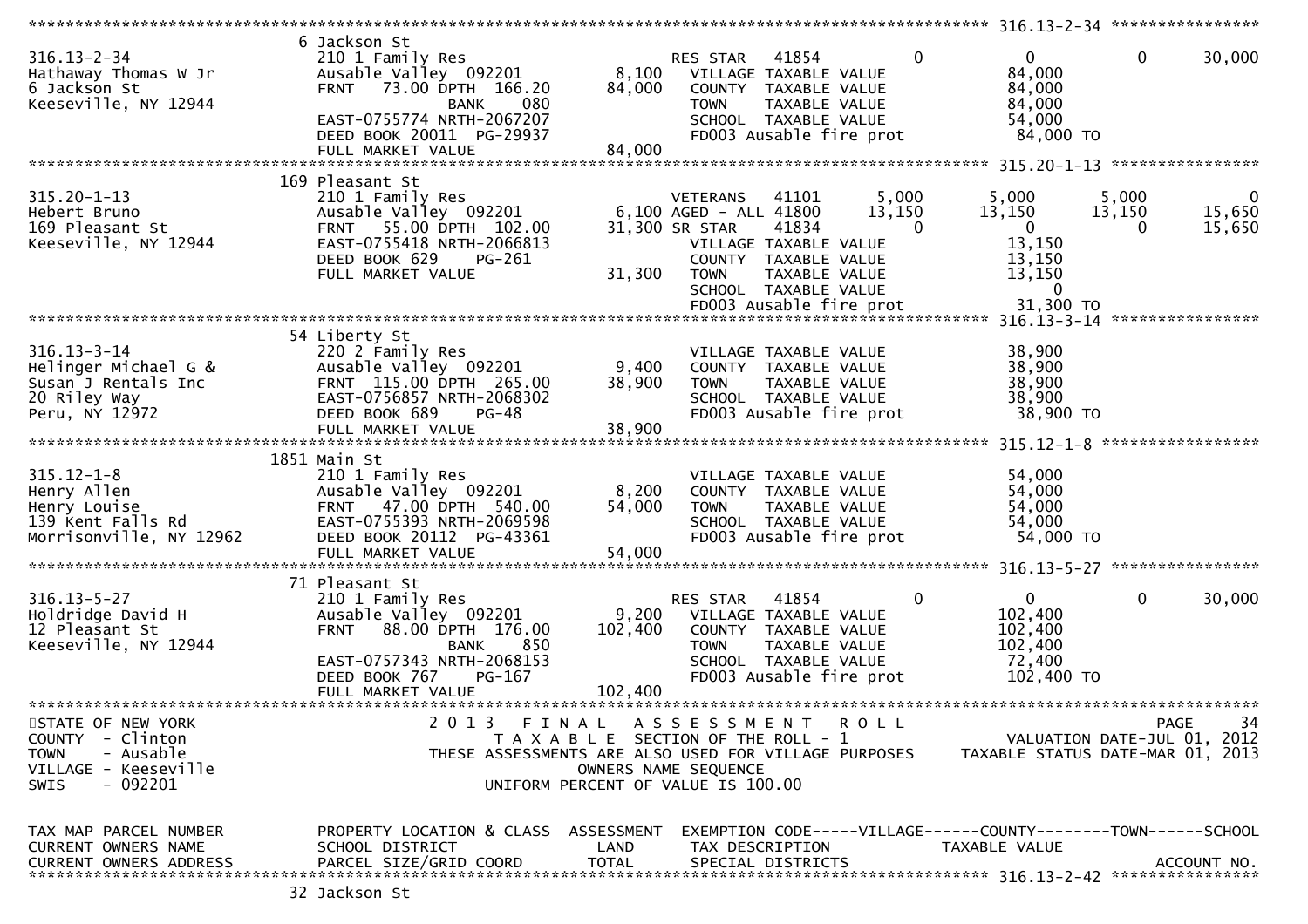```
******************************************************************************************************* 316.13-2-34 ****************
                    6 Jackson St
316.13-2-34          210 1 Family Res                    RES STAR    41854           0            0           0      30,000
Hathaway Thomas W Jr Ausable Valley  092201       8,100   VILLAGE TAXABLE VALUE            84,000
6 Jackson St         FRNT   73.00 DPTH 166.20    84,000   COUNTY  TAXABLE VALUE            84,000
Keeseville, NY 12944          BANK     080                TOWN    TAXABLE VALUE            84,000
                     EAST-0755774 NRTH-2067207            SCHOOL  TAXABLE VALUE            54,000
                     DEED BOOK 20011  PG-29937            FD003 Ausable fire prot          84,000 TO
                     FULL MARKET VALUE           84,000
******************************************************************************************************* 315.20-1-13 ****************
                    169 Pleasant St
315.20-1-13          210 1 Family Res                    VETERANS    41101       5,000        5,000       5,000           0
Hebert Bruno         Ausable Valley  092201       6,100 AGED - ALL 41800       13,150       13,150      13,150      15,650
169 Pleasant St      FRNT   55.00 DPTH 102.00    31,300 SR STAR     41834           0            0           0      15,650
Keeseville, NY 12944 EAST-0755418 NRTH-2066813            VILLAGE TAXABLE VALUE            13,150
                     DEED BOOK 629    PG-261              COUNTY  TAXABLE VALUE            13,150
                     FULL MARKET VALUE           31,300   TOWN    TAXABLE VALUE            13,150
                                                          SCHOOL  TAXABLE VALUE                 0
                                                          FD003 Ausable fire prot          31,300 TO
******************************************************************************************************* 316.13-3-14 ****************
                    54 Liberty St
316.13-3-14          220 2 Family Res                     VILLAGE TAXABLE VALUE            38,900
Helinger Michael G & Ausable Valley  092201       9,400   COUNTY  TAXABLE VALUE            38,900
Susan J Rentals Inc  FRNT  115.00 DPTH 265.00    38,900   TOWN    TAXABLE VALUE            38,900
20 Riley Way         EAST-0756857 NRTH-2068302            SCHOOL  TAXABLE VALUE            38,900
Peru, NY 12972       DEED BOOK 689    PG-48               FD003 Ausable fire prot          38,900 TO
                     FULL MARKET VALUE           38,900
******************************************************************************************************* 315.12-1-8 *****************
                    1851 Main St
315.12-1-8           210 1 Family Res                     VILLAGE TAXABLE VALUE            54,000
Henry Allen          Ausable Valley  092201       8,200   COUNTY  TAXABLE VALUE            54,000
Henry Louise         FRNT   47.00 DPTH 540.00    54,000   TOWN    TAXABLE VALUE            54,000
139 Kent Falls Rd    EAST-0755393 NRTH-2069598            SCHOOL  TAXABLE VALUE            54,000
Morrisonville, NY 12962 DEED BOOK 20112 PG-43361          FD003 Ausable fire prot          54,000 TO
                     FULL MARKET VALUE           54,000
******************************************************************************************************* 316.13-5-27 ****************
                    71 Pleasant St
316.13-5-27          210 1 Family Res                    RES STAR    41854           0            0           0      30,000
Holdridge David H    Ausable Valley  092201       9,200   VILLAGE TAXABLE VALUE           102,400
12 Pleasant St       FRNT   88.00 DPTH 176.00   102,400   COUNTY  TAXABLE VALUE           102,400
Keeseville, NY 12944          BANK     850                TOWN    TAXABLE VALUE           102,400
                     EAST-0757343 NRTH-2068153            SCHOOL  TAXABLE VALUE            72,400
                     DEED BOOK 767    PG-167              FD003 Ausable fire prot         102,400 TO
                     FULL MARKET VALUE          102,400
************************************************************************************************************************************
STATE OF NEW YORK               2 0 1 3   F I N A L   A S S E S S M E N T   R O L L                                  PAGE     34
COUNTY  - Clinton                     T A X A B L E  SECTION OF THE ROLL - 1                     VALUATION DATE-JUL 01, 2012
TOWN    - Ausable              THESE ASSESSMENTS ARE ALSO USED FOR VILLAGE PURPOSES         TAXABLE STATUS DATE-MAR 01, 2013
VILLAGE - Keeseville                          OWNERS NAME SEQUENCE
SWIS    - 092201                        UNIFORM PERCENT OF VALUE IS 100.00


TAX MAP PARCEL NUMBER          PROPERTY LOCATION & CLASS  ASSESSMENT  EXEMPTION CODE-----VILLAGE------COUNTY--------TOWN------SCHOOL
CURRENT OWNERS NAME            SCHOOL DISTRICT               LAND      TAX DESCRIPTION            TAXABLE VALUE
CURRENT OWNERS ADDRESS         PARCEL SIZE/GRID COORD       TOTAL      SPECIAL DISTRICTS                                     ACCOUNT NO.
******************************************************************************************************* 316.13-2-42 ****************
                    32 Jackson St
```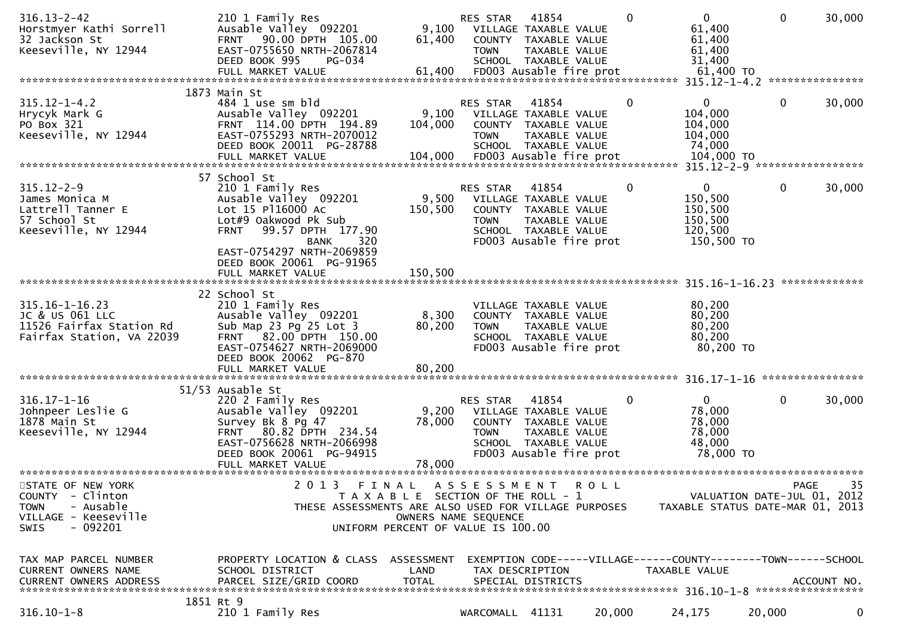```
316.13-2-42                   210 1 Family Res                         RES STAR   41854          0            0           0        30,000
Horstmyer Kathi Sorrell       Ausable Valley  092201          9,100    VILLAGE TAXABLE VALUE                61,400
32 Jackson St                 FRNT   90.00 DPTH  105.00      61,400    COUNTY  TAXABLE VALUE                61,400
Keeseville, NY 12944          EAST-0755650 NRTH-2067814                TOWN    TAXABLE VALUE                61,400
                              DEED BOOK 995     PG-034                 SCHOOL  TAXABLE VALUE                31,400
                              FULL MARKET VALUE              61,400    FD003 Ausable fire prot              61,400 TO
******************************************************************************************************* 315.12-1-4.2 ***************
                         1873 Main St
315.12-1-4.2                  484 1 use sm bld                         RES STAR   41854          0            0           0        30,000
Hrycyk Mark G                 Ausable Valley  092201          9,100    VILLAGE TAXABLE VALUE               104,000
PO Box 321                    FRNT  114.00 DPTH  194.89     104,000    COUNTY  TAXABLE VALUE               104,000
Keeseville, NY 12944          EAST-0755293 NRTH-2070012                TOWN    TAXABLE VALUE               104,000
                              DEED BOOK 20011 PG-28788                 SCHOOL  TAXABLE VALUE                74,000
                              FULL MARKET VALUE             104,000    FD003 Ausable fire prot             104,000 TO
******************************************************************************************************* 315.12-2-9 *****************
                           57 School St
315.12-2-9                    210 1 Family Res                         RES STAR   41854          0            0           0        30,000
James Monica M                Ausable Valley  092201          9,500    VILLAGE TAXABLE VALUE               150,500
Lattrell Tanner E             Lot 15 Pl16000 Ac             150,500    COUNTY  TAXABLE VALUE               150,500
57 School St                  Lot#9 Oakwood Pk Sub                     TOWN    TAXABLE VALUE               150,500
Keeseville, NY 12944          FRNT   99.57 DPTH  177.90                SCHOOL  TAXABLE VALUE               120,500
                                          BANK     320                 FD003 Ausable fire prot             150,500 TO
                              EAST-0754297 NRTH-2069859
                              DEED BOOK 20061 PG-91965
                              FULL MARKET VALUE             150,500
******************************************************************************************************* 315.16-1-16.23 *************
                           22 School St
315.16-1-16.23                210 1 Family Res                         VILLAGE TAXABLE VALUE                80,200
JC & US 061 LLC               Ausable Valley  092201          8,300    COUNTY  TAXABLE VALUE                80,200
11526 Fairfax Station Rd      Sub Map 23 Pg 25 Lot 3         80,200    TOWN    TAXABLE VALUE                80,200
Fairfax Station, VA 22039     FRNT   82.00 DPTH  150.00                SCHOOL  TAXABLE VALUE                80,200
                              EAST-0754627 NRTH-2069000                FD003 Ausable fire prot              80,200 TO
                              DEED BOOK 20062 PG-870
                              FULL MARKET VALUE              80,200
******************************************************************************************************* 316.17-1-16 ****************
                        51/53 Ausable St
316.17-1-16                   220 2 Family Res                         RES STAR   41854          0            0           0        30,000
Johnpeer Leslie G             Ausable Valley  092201          9,200    VILLAGE TAXABLE VALUE                78,000
1878 Main St                  Survey Bk 8 Pg 47              78,000    COUNTY  TAXABLE VALUE                78,000
Keeseville, NY 12944          FRNT   80.82 DPTH  234.54                TOWN    TAXABLE VALUE                78,000
                              EAST-0756628 NRTH-2066998                SCHOOL  TAXABLE VALUE                48,000
                              DEED BOOK 20061 PG-94915                 FD003 Ausable fire prot              78,000 TO
                              FULL MARKET VALUE              78,000
************************************************************************************************************************************
STATE OF NEW YORK                       2 0 1 3   F I N A L   A S S E S S M E N T   R O L L                                 PAGE    35
COUNTY  - Clinton                            T A X A B L E  SECTION OF THE ROLL - 1                        VALUATION DATE-JUL 01, 2012
TOWN    - Ausable                   THESE ASSESSMENTS ARE ALSO USED FOR VILLAGE PURPOSES        TAXABLE STATUS DATE-MAR 01, 2013
VILLAGE - Keeseville                                   OWNERS NAME SEQUENCE
SWIS    - 092201                                UNIFORM PERCENT OF VALUE IS 100.00


TAX MAP PARCEL NUMBER         PROPERTY LOCATION & CLASS  ASSESSMENT  EXEMPTION CODE-----VILLAGE------COUNTY--------TOWN------SCHOOL
CURRENT OWNERS NAME           SCHOOL DISTRICT               LAND     TAX DESCRIPTION            TAXABLE VALUE
CURRENT OWNERS ADDRESS        PARCEL SIZE/GRID COORD       TOTAL     SPECIAL DISTRICTS                                    ACCOUNT NO.
******************************************************************************************************* 316.10-1-8 *****************
                         1851 Rt 9
316.10-1-8                    210 1 Family Res                         WARCOMALL  41131     20,000       24,175      20,000           0
```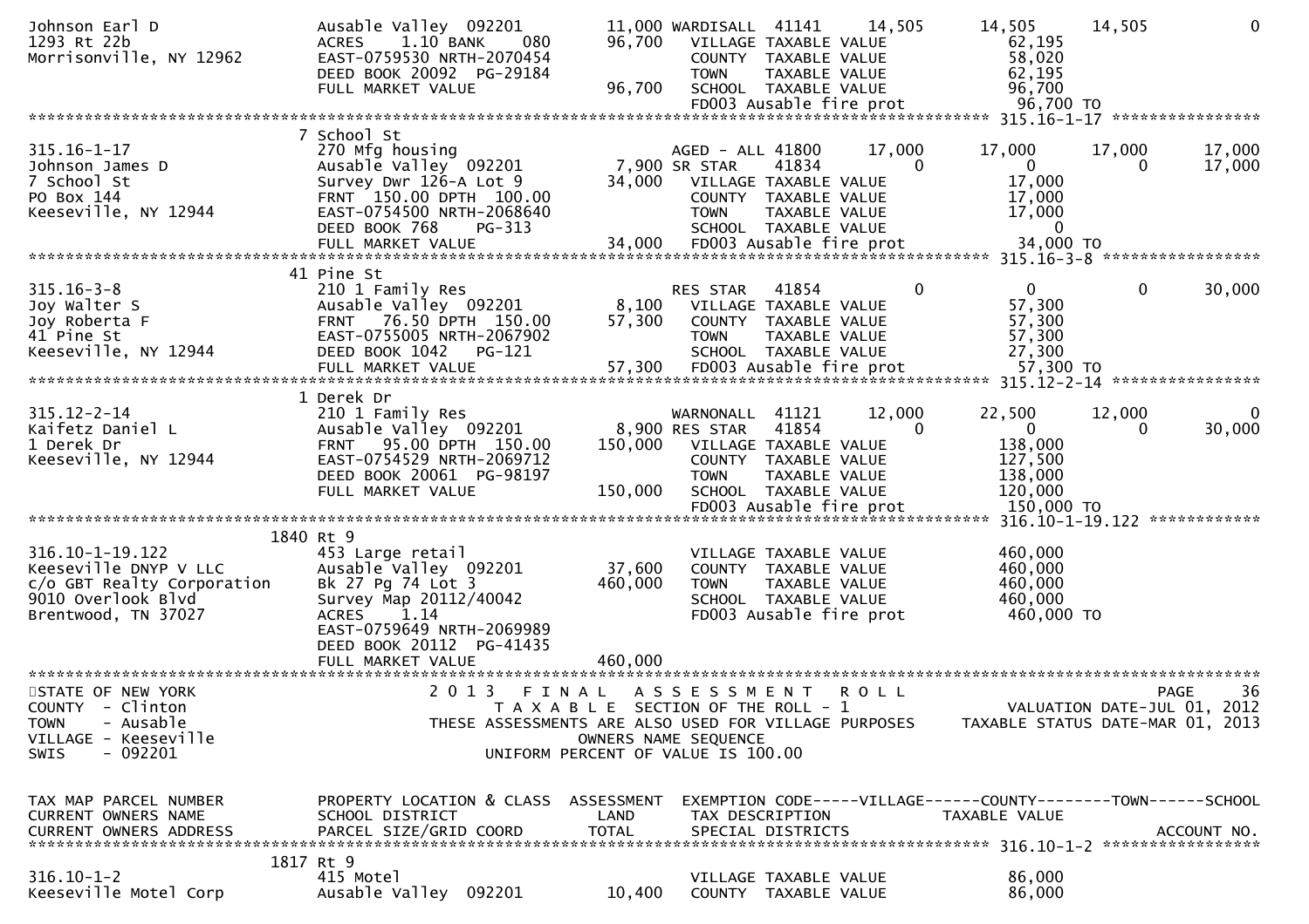```
Johnson Earl D                 Ausable Valley  092201        11,000 WARDISALL  41141      14,505       14,505      14,505           0
1293 Rt 22b                    ACRES    1.10 BANK    080     96,700   VILLAGE TAXABLE VALUE              62,195
Morrisonville, NY 12962        EAST-0759530 NRTH-2070454              COUNTY  TAXABLE VALUE              58,020
                               DEED BOOK 20092  PG-29184              TOWN    TAXABLE VALUE              62,195
                               FULL MARKET VALUE              96,700  SCHOOL  TAXABLE VALUE              96,700
                                                                       FD003 Ausable fire prot            96,700 TO
******************************************************************************************************* 315.16-1-17 ****************
                             7 School St
315.16-1-17                    270 Mfg housing                        AGED - ALL 41800      17,000       17,000      17,000      17,000
Johnson James D                Ausable Valley  092201          7,900 SR STAR    41834           0            0           0      17,000
7 School St                    Survey Dwr 126-A Lot 9         34,000   VILLAGE TAXABLE VALUE              17,000
PO Box 144                     FRNT  150.00 DPTH  100.00              COUNTY  TAXABLE VALUE              17,000
Keeseville, NY 12944           EAST-0754500 NRTH-2068640              TOWN    TAXABLE VALUE              17,000
                               DEED BOOK 768     PG-313               SCHOOL  TAXABLE VALUE                   0
                               FULL MARKET VALUE              34,000  FD003 Ausable fire prot            34,000 TO
******************************************************************************************************* 315.16-3-8 *****************
                            41 Pine St
315.16-3-8                     210 1 Family Res                       RES STAR   41854           0            0           0      30,000
Joy Walter S                   Ausable Valley  092201          8,100   VILLAGE TAXABLE VALUE              57,300
Joy Roberta F                  FRNT   76.50 DPTH  150.00      57,300   COUNTY  TAXABLE VALUE              57,300
41 Pine St                     EAST-0755005 NRTH-2067902              TOWN    TAXABLE VALUE              57,300
Keeseville, NY 12944           DEED BOOK 1042    PG-121               SCHOOL  TAXABLE VALUE              27,300
                               FULL MARKET VALUE              57,300  FD003 Ausable fire prot            57,300 TO
******************************************************************************************************* 315.12-2-14 ****************
                             1 Derek Dr
315.12-2-14                    210 1 Family Res                       WARNONALL  41121      12,000       22,500      12,000           0
Kaifetz Daniel L               Ausable Valley  092201          8,900 RES STAR   41854           0            0           0      30,000
1 Derek Dr                     FRNT   95.00 DPTH  150.00     150,000   VILLAGE TAXABLE VALUE             138,000
Keeseville, NY 12944           EAST-0754529 NRTH-2069712              COUNTY  TAXABLE VALUE             127,500
                               DEED BOOK 20061  PG-98197              TOWN    TAXABLE VALUE             138,000
                               FULL MARKET VALUE             150,000  SCHOOL  TAXABLE VALUE             120,000
                                                                       FD003 Ausable fire prot           150,000 TO
******************************************************************************************************* 316.10-1-19.122 ************
                          1840 Rt 9
316.10-1-19.122                453 Large retail                        VILLAGE TAXABLE VALUE             460,000
Keeseville DNYP V LLC          Ausable Valley  092201         37,600   COUNTY  TAXABLE VALUE             460,000
c/o GBT Realty Corporation     Bk 27 Pg 74 Lot 3             460,000   TOWN    TAXABLE VALUE             460,000
9010 Overlook Blvd             Survey Map 20112/40042                 SCHOOL  TAXABLE VALUE             460,000
Brentwood, TN 37027            ACRES    1.14                          FD003 Ausable fire prot           460,000 TO
                               EAST-0759649 NRTH-2069989
                               DEED BOOK 20112  PG-41435
                               FULL MARKET VALUE             460,000
************************************************************************************************************************************
STATE OF NEW YORK                   2 0 1 3   F I N A L   A S S E S S M E N T   R O L L                                 PAGE     36
COUNTY  - Clinton                          T A X A B L E  SECTION OF THE ROLL - 1                    VALUATION DATE-JUL 01, 2012
TOWN    - Ausable                THESE ASSESSMENTS ARE ALSO USED FOR VILLAGE PURPOSES      TAXABLE STATUS DATE-MAR 01, 2013
VILLAGE - Keeseville                                   OWNERS NAME SEQUENCE
SWIS    - 092201                                 UNIFORM PERCENT OF VALUE IS 100.00


TAX MAP PARCEL NUMBER          PROPERTY LOCATION & CLASS  ASSESSMENT  EXEMPTION CODE-----VILLAGE------COUNTY--------TOWN------SCHOOL
CURRENT OWNERS NAME            SCHOOL DISTRICT               LAND      TAX DESCRIPTION             TAXABLE VALUE
CURRENT OWNERS ADDRESS         PARCEL SIZE/GRID COORD        TOTAL     SPECIAL DISTRICTS                                  ACCOUNT NO.
******************************************************************************************************* 316.10-1-2 *****************
                          1817 Rt 9
316.10-1-2                     415 Motel                               VILLAGE TAXABLE VALUE              86,000
Keeseville Motel Corp          Ausable Valley  092201         10,400   COUNTY  TAXABLE VALUE              86,000
```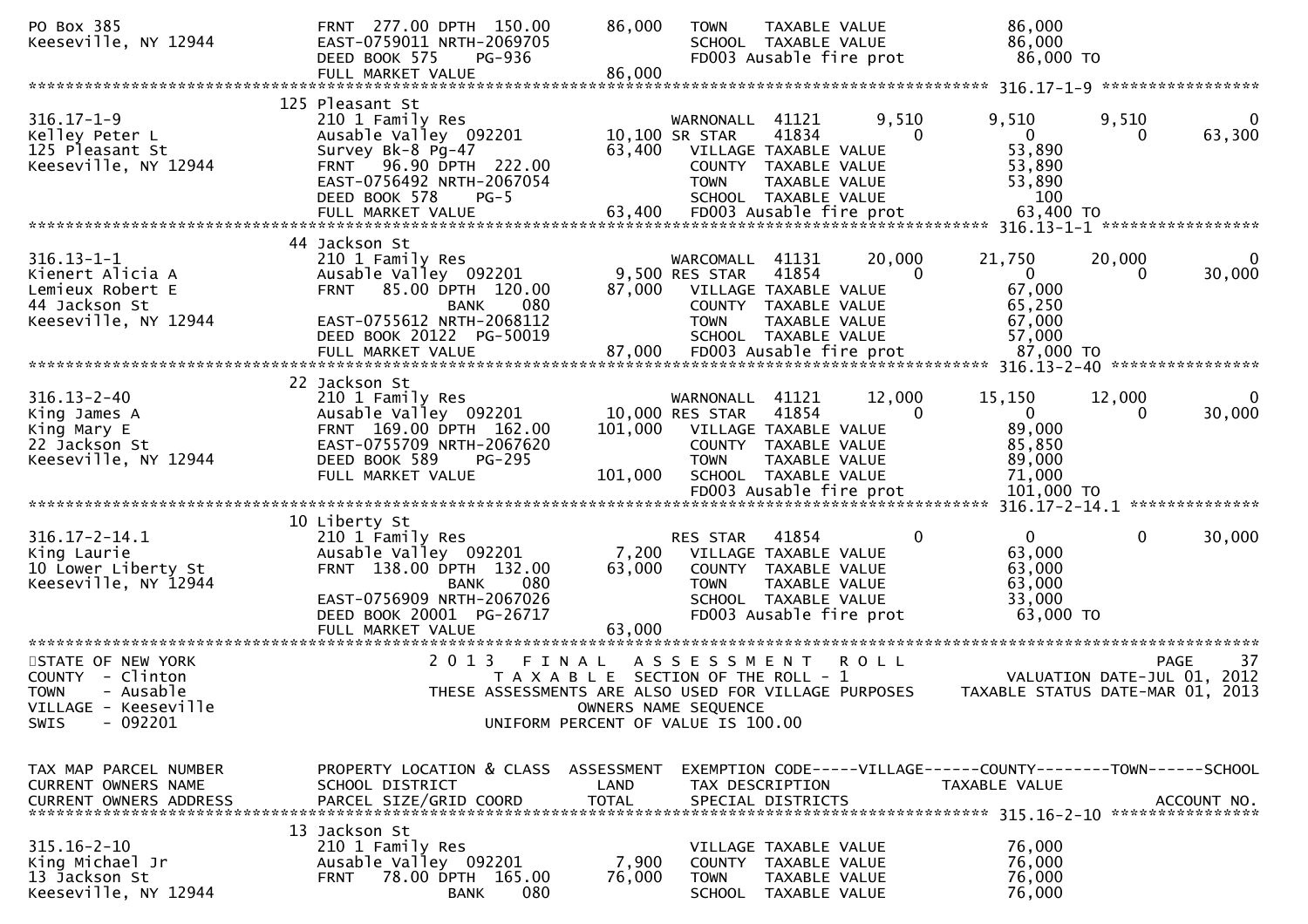```
PO Box 385                     FRNT 277.00 DPTH 150.00      86,000   TOWN    TAXABLE VALUE              86,000
Keeseville, NY 12944           EAST-0759011 NRTH-2069705              SCHOOL  TAXABLE VALUE              86,000
                               DEED BOOK 575    PG-936                FD003 Ausable fire prot            86,000 TO
                               FULL MARKET VALUE            86,000
******************************************************************************************************* 316.17-1-9 *****************
                               125 Pleasant St
316.17-1-9                     210 1 Family Res                       WARNONALL  41121        9,510       9,510      9,510          0
Kelley Peter L                 Ausable Valley  092201       10,100 SR STAR    41834            0           0          0     63,300
125 Pleasant St                Survey Bk-8 Pg-47            63,400   VILLAGE TAXABLE VALUE              53,890
Keeseville, NY 12944           FRNT  96.90 DPTH 222.00                COUNTY  TAXABLE VALUE              53,890
                               EAST-0756492 NRTH-2067054              TOWN    TAXABLE VALUE              53,890
                               DEED BOOK 578    PG-5                  SCHOOL  TAXABLE VALUE                 100
                               FULL MARKET VALUE            63,400   FD003 Ausable fire prot            63,400 TO
******************************************************************************************************* 316.13-1-1 *****************
                               44 Jackson St
316.13-1-1                     210 1 Family Res                       WARCOMALL  41131       20,000      21,750     20,000          0
Kienert Alicia A               Ausable Valley  092201        9,500 RES STAR   41854            0           0          0     30,000
Lemieux Robert E               FRNT  85.00 DPTH 120.00      87,000   VILLAGE TAXABLE VALUE              67,000
44 Jackson St                             BANK     080                COUNTY  TAXABLE VALUE              65,250
Keeseville, NY 12944           EAST-0755612 NRTH-2068112              TOWN    TAXABLE VALUE              67,000
                               DEED BOOK 20122  PG-50019              SCHOOL  TAXABLE VALUE              57,000
                               FULL MARKET VALUE            87,000   FD003 Ausable fire prot            87,000 TO
******************************************************************************************************* 316.13-2-40 ****************
                               22 Jackson St
316.13-2-40                    210 1 Family Res                       WARNONALL  41121       12,000      15,150     12,000          0
King James A                   Ausable Valley  092201       10,000 RES STAR   41854            0           0          0     30,000
King Mary E                    FRNT 169.00 DPTH 162.00     101,000   VILLAGE TAXABLE VALUE              89,000
22 Jackson St                  EAST-0755709 NRTH-2067620              COUNTY  TAXABLE VALUE              85,850
Keeseville, NY 12944           DEED BOOK 589    PG-295                TOWN    TAXABLE VALUE              89,000
                               FULL MARKET VALUE           101,000   SCHOOL  TAXABLE VALUE              71,000
                                                                      FD003 Ausable fire prot           101,000 TO
******************************************************************************************************* 316.17-2-14.1 **************
                               10 Liberty St
316.17-2-14.1                  210 1 Family Res                       RES STAR   41854            0           0          0     30,000
King Laurie                    Ausable Valley  092201        7,200   VILLAGE TAXABLE VALUE              63,000
10 Lower Liberty St            FRNT 138.00 DPTH 132.00      63,000   COUNTY  TAXABLE VALUE              63,000
Keeseville, NY 12944                      BANK     080                TOWN    TAXABLE VALUE              63,000
                               EAST-0756909 NRTH-2067026              SCHOOL  TAXABLE VALUE              33,000
                               DEED BOOK 20001  PG-26717              FD003 Ausable fire prot            63,000 TO
                               FULL MARKET VALUE            63,000
************************************************************************************************************************************
STATE OF NEW YORK                    2 0 1 3   F I N A L   A S S E S S M E N T   R O L L                              PAGE    37
COUNTY  - Clinton                       T A X A B L E  SECTION OF THE ROLL - 1                          VALUATION DATE-JUL 01, 2012
TOWN    - Ausable                 THESE ASSESSMENTS ARE ALSO USED FOR VILLAGE PURPOSES            TAXABLE STATUS DATE-MAR 01, 2013
VILLAGE - Keeseville                               OWNERS NAME SEQUENCE
SWIS    - 092201                          UNIFORM PERCENT OF VALUE IS 100.00


TAX MAP PARCEL NUMBER          PROPERTY LOCATION & CLASS  ASSESSMENT  EXEMPTION CODE-----VILLAGE------COUNTY--------TOWN------SCHOOL
CURRENT OWNERS NAME            SCHOOL DISTRICT               LAND      TAX DESCRIPTION            TAXABLE VALUE
CURRENT OWNERS ADDRESS         PARCEL SIZE/GRID COORD        TOTAL     SPECIAL DISTRICTS                                  ACCOUNT NO.
******************************************************************************************************* 315.16-2-10 ****************
                               13 Jackson St
315.16-2-10                    210 1 Family Res                       VILLAGE TAXABLE VALUE              76,000
King Michael Jr                Ausable Valley  092201        7,900   COUNTY  TAXABLE VALUE              76,000
13 Jackson St                  FRNT  78.00 DPTH 165.00      76,000   TOWN    TAXABLE VALUE              76,000
Keeseville, NY 12944                      BANK     080                SCHOOL  TAXABLE VALUE              76,000
```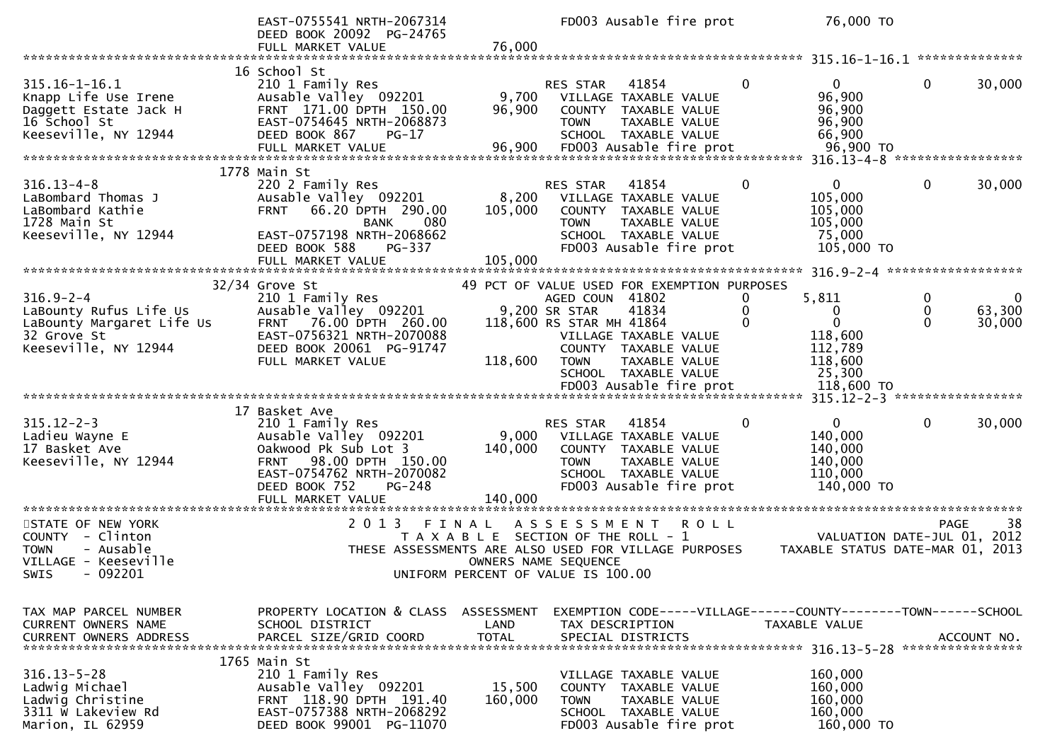```
                      EAST-0755541 NRTH-2067314             FD003 Ausable fire prot          76,000 TO
                      DEED BOOK 20092  PG-24765
                      FULL MARKET VALUE            76,000
******************************************************************************************************* 315.16-1-16.1 **************
                   16 School St
315.16-1-16.1         210 1 Family Res                      RES STAR   41854        0           0            0      30,000
Knapp Life Use Irene  Ausable Valley  092201        9,700   VILLAGE TAXABLE VALUE           96,900
Daggett Estate Jack H FRNT  171.00 DPTH  150.00    96,900   COUNTY  TAXABLE VALUE           96,900
16 School St          EAST-0754645 NRTH-2068873             TOWN    TAXABLE VALUE           96,900
Keeseville, NY 12944  DEED BOOK 867     PG-17               SCHOOL  TAXABLE VALUE           66,900
                      FULL MARKET VALUE            96,900   FD003 Ausable fire prot          96,900 TO
******************************************************************************************************* 316.13-4-8 *****************
                 1778 Main St
316.13-4-8            220 2 Family Res                      RES STAR   41854        0           0            0      30,000
LaBombard Thomas J    Ausable Valley  092201        8,200   VILLAGE TAXABLE VALUE          105,000
LaBombard Kathie      FRNT   66.20 DPTH  290.00   105,000   COUNTY  TAXABLE VALUE          105,000
1728 Main St                         BANK    080            TOWN    TAXABLE VALUE          105,000
Keeseville, NY 12944  EAST-0757198 NRTH-2068662             SCHOOL  TAXABLE VALUE           75,000
                      DEED BOOK 588     PG-337              FD003 Ausable fire prot         105,000 TO
                      FULL MARKET VALUE           105,000
******************************************************************************************************* 316.9-2-4 ******************
              32/34 Grove St                       49 PCT OF VALUE USED FOR EXEMPTION PURPOSES
316.9-2-4             210 1 Family Res                      AGED COUN  41802        0       5,811            0           0
LaBounty Rufus Life Us Ausable Valley  092201       9,200 SR STAR    41834        0           0            0      63,300
LaBounty Margaret Life Us FRNT 76.00 DPTH 260.00  118,600 RS STAR MH 41864        0           0            0      30,000
32 Grove St           EAST-0756321 NRTH-2070088             VILLAGE TAXABLE VALUE          118,600
Keeseville, NY 12944  DEED BOOK 20061  PG-91747             COUNTY  TAXABLE VALUE          112,789
                      FULL MARKET VALUE           118,600   TOWN    TAXABLE VALUE          118,600
                                                            SCHOOL  TAXABLE VALUE           25,300
                                                            FD003 Ausable fire prot         118,600 TO
******************************************************************************************************* 315.12-2-3 *****************
                   17 Basket Ave
315.12-2-3            210 1 Family Res                      RES STAR   41854        0           0            0      30,000
Ladieu Wayne E        Ausable Valley  092201        9,000   VILLAGE TAXABLE VALUE          140,000
17 Basket Ave         Oakwood Pk Sub Lot 3        140,000   COUNTY  TAXABLE VALUE          140,000
Keeseville, NY 12944  FRNT   98.00 DPTH  150.00             TOWN    TAXABLE VALUE          140,000
                      EAST-0754762 NRTH-2070082             SCHOOL  TAXABLE VALUE          110,000
                      DEED BOOK 752     PG-248              FD003 Ausable fire prot         140,000 TO
                      FULL MARKET VALUE           140,000
************************************************************************************************************************************
STATE OF NEW YORK               2 0 1 3   F I N A L   A S S E S S M E N T   R O L L                              PAGE     38
COUNTY  - Clinton                    T A X A B L E  SECTION OF THE ROLL - 1                        VALUATION DATE-JUL 01, 2012
TOWN    - Ausable          THESE ASSESSMENTS ARE ALSO USED FOR VILLAGE PURPOSES       TAXABLE STATUS DATE-MAR 01, 2013
VILLAGE - Keeseville                              OWNERS NAME SEQUENCE
SWIS    - 092201                            UNIFORM PERCENT OF VALUE IS 100.00


TAX MAP PARCEL NUMBER      PROPERTY LOCATION & CLASS  ASSESSMENT  EXEMPTION CODE-----VILLAGE------COUNTY--------TOWN------SCHOOL
CURRENT OWNERS NAME        SCHOOL DISTRICT               LAND      TAX DESCRIPTION             TAXABLE VALUE
CURRENT OWNERS ADDRESS     PARCEL SIZE/GRID COORD        TOTAL     SPECIAL DISTRICTS                                     ACCOUNT NO.
******************************************************************************************************* 316.13-5-28 ****************
                 1765 Main St
316.13-5-28           210 1 Family Res                      VILLAGE TAXABLE VALUE          160,000
Ladwig Michael        Ausable Valley  092201       15,500   COUNTY  TAXABLE VALUE          160,000
Ladwig Christine      FRNT  118.90 DPTH  191.40   160,000   TOWN    TAXABLE VALUE          160,000
3311 W Lakeview Rd    EAST-0757388 NRTH-2068292             SCHOOL  TAXABLE VALUE          160,000
Marion, IL 62959      DEED BOOK 99001  PG-11070             FD003 Ausable fire prot         160,000 TO
```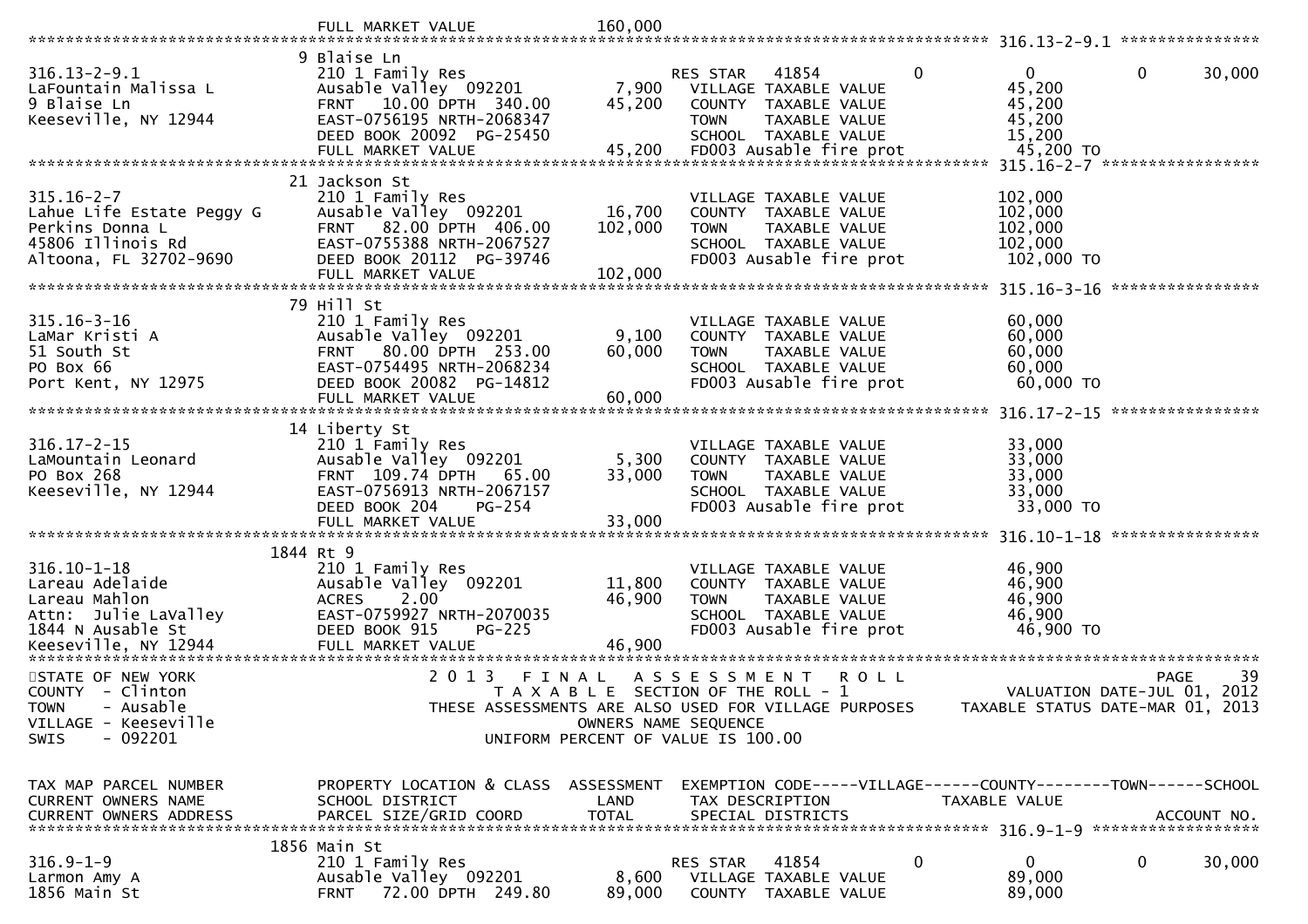```
                                FULL MARKET VALUE            160,000
******************************************************************************************************* 316.13-2-9.1 ***************
                               9 Blaise Ln
316.13-2-9.1                   210 1 Family Res                    RES STAR    41854           0            0            0       30,000
LaFountain Malissa L           Ausable Valley  092201       7,900   VILLAGE  TAXABLE VALUE              45,200
9 Blaise Ln                    FRNT   10.00 DPTH  340.00   45,200   COUNTY   TAXABLE VALUE              45,200
Keeseville, NY 12944           EAST-0756195 NRTH-2068347            TOWN     TAXABLE VALUE              45,200
                               DEED BOOK 20092  PG-25450            SCHOOL   TAXABLE VALUE              15,200
                               FULL MARKET VALUE           45,200   FD003 Ausable fire prot             45,200 TO
******************************************************************************************************* 315.16-2-7 *****************
                               21 Jackson St
315.16-2-7                     210 1 Family Res                     VILLAGE  TAXABLE VALUE             102,000
Lahue Life Estate Peggy G      Ausable Valley  092201      16,700   COUNTY   TAXABLE VALUE             102,000
Perkins Donna L                FRNT   82.00 DPTH  406.00  102,000   TOWN     TAXABLE VALUE             102,000
45806 Illinois Rd              EAST-0755388 NRTH-2067527            SCHOOL   TAXABLE VALUE             102,000
Altoona, FL 32702-9690         DEED BOOK 20112  PG-39746            FD003 Ausable fire prot            102,000 TO
                               FULL MARKET VALUE          102,000
******************************************************************************************************* 315.16-3-16 ****************
                               79 Hill St
315.16-3-16                    210 1 Family Res                     VILLAGE  TAXABLE VALUE              60,000
LaMar Kristi A                 Ausable Valley  092201       9,100   COUNTY   TAXABLE VALUE              60,000
51 South St                    FRNT   80.00 DPTH  253.00   60,000   TOWN     TAXABLE VALUE              60,000
PO Box 66                      EAST-0754495 NRTH-2068234            SCHOOL   TAXABLE VALUE              60,000
Port Kent, NY 12975            DEED BOOK 20082  PG-14812            FD003 Ausable fire prot             60,000 TO
                               FULL MARKET VALUE           60,000
******************************************************************************************************* 316.17-2-15 ****************
                               14 Liberty St
316.17-2-15                    210 1 Family Res                     VILLAGE  TAXABLE VALUE              33,000
LaMountain Leonard             Ausable Valley  092201       5,300   COUNTY   TAXABLE VALUE              33,000
PO Box 268                     FRNT  109.74 DPTH   65.00   33,000   TOWN     TAXABLE VALUE              33,000
Keeseville, NY 12944           EAST-0756913 NRTH-2067157            SCHOOL   TAXABLE VALUE              33,000
                               DEED BOOK 204    PG-254              FD003 Ausable fire prot             33,000 TO
                               FULL MARKET VALUE           33,000
******************************************************************************************************* 316.10-1-18 ****************
                               1844 Rt 9
316.10-1-18                    210 1 Family Res                     VILLAGE  TAXABLE VALUE              46,900
Lareau Adelaide                Ausable Valley  092201      11,800   COUNTY   TAXABLE VALUE              46,900
Lareau Mahlon                  ACRES    2.00               46,900   TOWN     TAXABLE VALUE              46,900
Attn:  Julie LaValley          EAST-0759927 NRTH-2070035            SCHOOL   TAXABLE VALUE              46,900
1844 N Ausable St              DEED BOOK 915    PG-225              FD003 Ausable fire prot             46,900 TO
Keeseville, NY 12944           FULL MARKET VALUE           46,900
************************************************************************************************************************************
STATE OF NEW YORK                    2 0 1 3   F I N A L   A S S E S S M E N T   R O L L                                  PAGE    39
COUNTY  - Clinton                       T A X A B L E  SECTION OF THE ROLL - 1                        VALUATION DATE-JUL 01, 2012
TOWN    - Ausable                 THESE ASSESSMENTS ARE ALSO USED FOR VILLAGE PURPOSES       TAXABLE STATUS DATE-MAR 01, 2013
VILLAGE - Keeseville                                 OWNERS NAME SEQUENCE
SWIS    - 092201                              UNIFORM PERCENT OF VALUE IS 100.00


TAX MAP PARCEL NUMBER          PROPERTY LOCATION & CLASS  ASSESSMENT  EXEMPTION CODE-----VILLAGE------COUNTY--------TOWN------SCHOOL
CURRENT OWNERS NAME            SCHOOL DISTRICT               LAND     TAX DESCRIPTION             TAXABLE VALUE
CURRENT OWNERS ADDRESS         PARCEL SIZE/GRID COORD        TOTAL    SPECIAL DISTRICTS                                  ACCOUNT NO.
******************************************************************************************************* 316.9-1-9 ******************
                               1856 Main St
316.9-1-9                      210 1 Family Res                    RES STAR    41854           0            0            0       30,000
Larmon Amy A                   Ausable Valley  092201       8,600   VILLAGE  TAXABLE VALUE              89,000
1856 Main St                   FRNT   72.00 DPTH  249.80   89,000   COUNTY   TAXABLE VALUE              89,000
```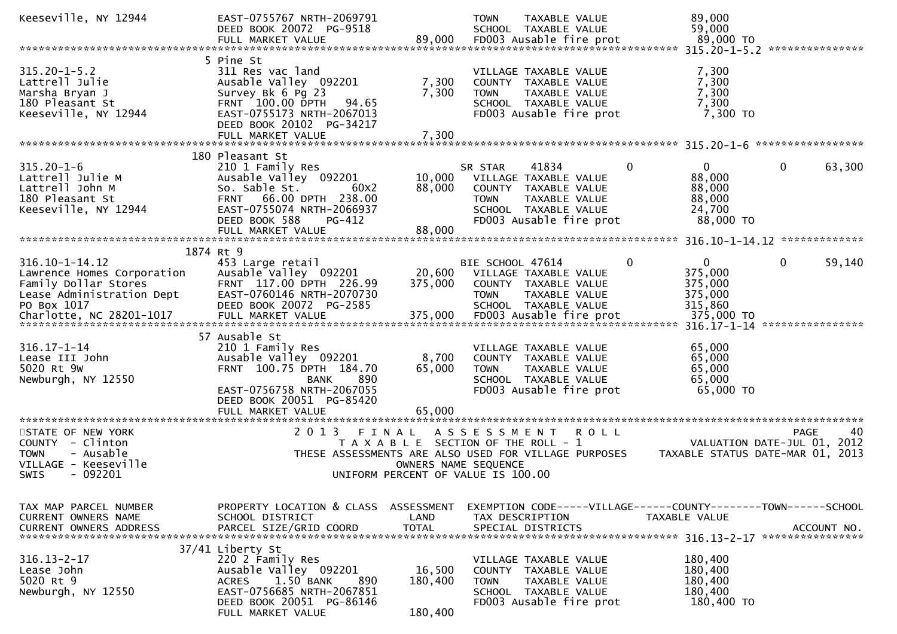```
Keeseville, NY 12944          EAST-0755767 NRTH-2069791                TOWN    TAXABLE VALUE           89,000
                              DEED BOOK 20072  PG-9518                 SCHOOL  TAXABLE VALUE           59,000
                              FULL MARKET VALUE             89,000     FD003 Ausable fire prot          89,000 TO
******************************************************************************************************* 315.20-1-5.2 ***************
                           5 Pine St
315.20-1-5.2                  311 Res vac land                         VILLAGE TAXABLE VALUE            7,300
Lattrell Julie                Ausable Valley  092201         7,300     COUNTY  TAXABLE VALUE            7,300
Marsha Bryan J                Survey Bk 6 Pg 23              7,300     TOWN    TAXABLE VALUE            7,300
180 Pleasant St               FRNT  100.00 DPTH   94.65                SCHOOL  TAXABLE VALUE            7,300
Keeseville, NY 12944          EAST-0755173 NRTH-2067013                FD003 Ausable fire prot           7,300 TO
                              DEED BOOK 20102  PG-34217
                              FULL MARKET VALUE              7,300
******************************************************************************************************* 315.20-1-6 *****************
                         180 Pleasant St
315.20-1-6                    210 1 Family Res                         SR STAR    41834            0         0            0      63,300
Lattrell Julie M              Ausable Valley  092201        10,000     VILLAGE TAXABLE VALUE           88,000
Lattrell John M               So. Sable St.       60X2      88,000     COUNTY  TAXABLE VALUE           88,000
180 Pleasant St               FRNT   66.00 DPTH  238.00                TOWN    TAXABLE VALUE           88,000
Keeseville, NY 12944          EAST-0755074 NRTH-2066937                SCHOOL  TAXABLE VALUE           24,700
                              DEED BOOK 588    PG-412                  FD003 Ausable fire prot          88,000 TO
                              FULL MARKET VALUE             88,000
******************************************************************************************************* 316.10-1-14.12 *************
                        1874 Rt 9
316.10-1-14.12                453 Large retail                         BIE SCHOOL 47614            0         0            0      59,140
Lawrence Homes Corporation    Ausable Valley  092201        20,600     VILLAGE TAXABLE VALUE          375,000
Family Dollar Stores          FRNT  117.00 DPTH  226.99    375,000     COUNTY  TAXABLE VALUE          375,000
Lease Administration Dept     EAST-0760146 NRTH-2070730                TOWN    TAXABLE VALUE          375,000
PO Box 1017                   DEED BOOK 20072  PG-2585                 SCHOOL  TAXABLE VALUE          315,860
Charlotte, NC 28201-1017      FULL MARKET VALUE            375,000     FD003 Ausable fire prot         375,000 TO
******************************************************************************************************* 316.17-1-14 ****************
                          57 Ausable St
316.17-1-14                   210 1 Family Res                         VILLAGE TAXABLE VALUE           65,000
Lease III John                Ausable Valley  092201         8,700     COUNTY  TAXABLE VALUE           65,000
5020 Rt 9W                    FRNT  100.75 DPTH  184.70     65,000     TOWN    TAXABLE VALUE           65,000
Newburgh, NY 12550                              BANK     890           SCHOOL  TAXABLE VALUE           65,000
                              EAST-0756758 NRTH-2067055                FD003 Ausable fire prot          65,000 TO
                              DEED BOOK 20051  PG-85420
                              FULL MARKET VALUE             65,000
************************************************************************************************************************************
STATE OF NEW YORK                     2 0 1 3   F I N A L   A S S E S S M E N T   R O L L                                PAGE    40
COUNTY  - Clinton                        T A X A B L E  SECTION OF THE ROLL - 1                       VALUATION DATE-JUL 01, 2012
TOWN    - Ausable                  THESE ASSESSMENTS ARE ALSO USED FOR VILLAGE PURPOSES         TAXABLE STATUS DATE-MAR 01, 2013
VILLAGE - Keeseville                                 OWNERS NAME SEQUENCE
SWIS    - 092201                               UNIFORM PERCENT OF VALUE IS 100.00


TAX MAP PARCEL NUMBER         PROPERTY LOCATION & CLASS  ASSESSMENT  EXEMPTION CODE-----VILLAGE------COUNTY--------TOWN------SCHOOL
CURRENT OWNERS NAME           SCHOOL DISTRICT               LAND      TAX DESCRIPTION                 TAXABLE VALUE
CURRENT OWNERS ADDRESS        PARCEL SIZE/GRID COORD        TOTAL     SPECIAL DISTRICTS                                     ACCOUNT NO.
******************************************************************************************************* 316.13-2-17 ****************
                       37/41 Liberty St
316.13-2-17                   220 2 Family Res                         VILLAGE TAXABLE VALUE          180,400
Lease John                    Ausable Valley  092201        16,500     COUNTY  TAXABLE VALUE          180,400
5020 Rt 9                     ACRES    1.50 BANK     890   180,400     TOWN    TAXABLE VALUE          180,400
Newburgh, NY 12550            EAST-0756685 NRTH-2067851                SCHOOL  TAXABLE VALUE          180,400
                              DEED BOOK 20051  PG-86146                FD003 Ausable fire prot         180,400 TO
                              FULL MARKET VALUE            180,400
```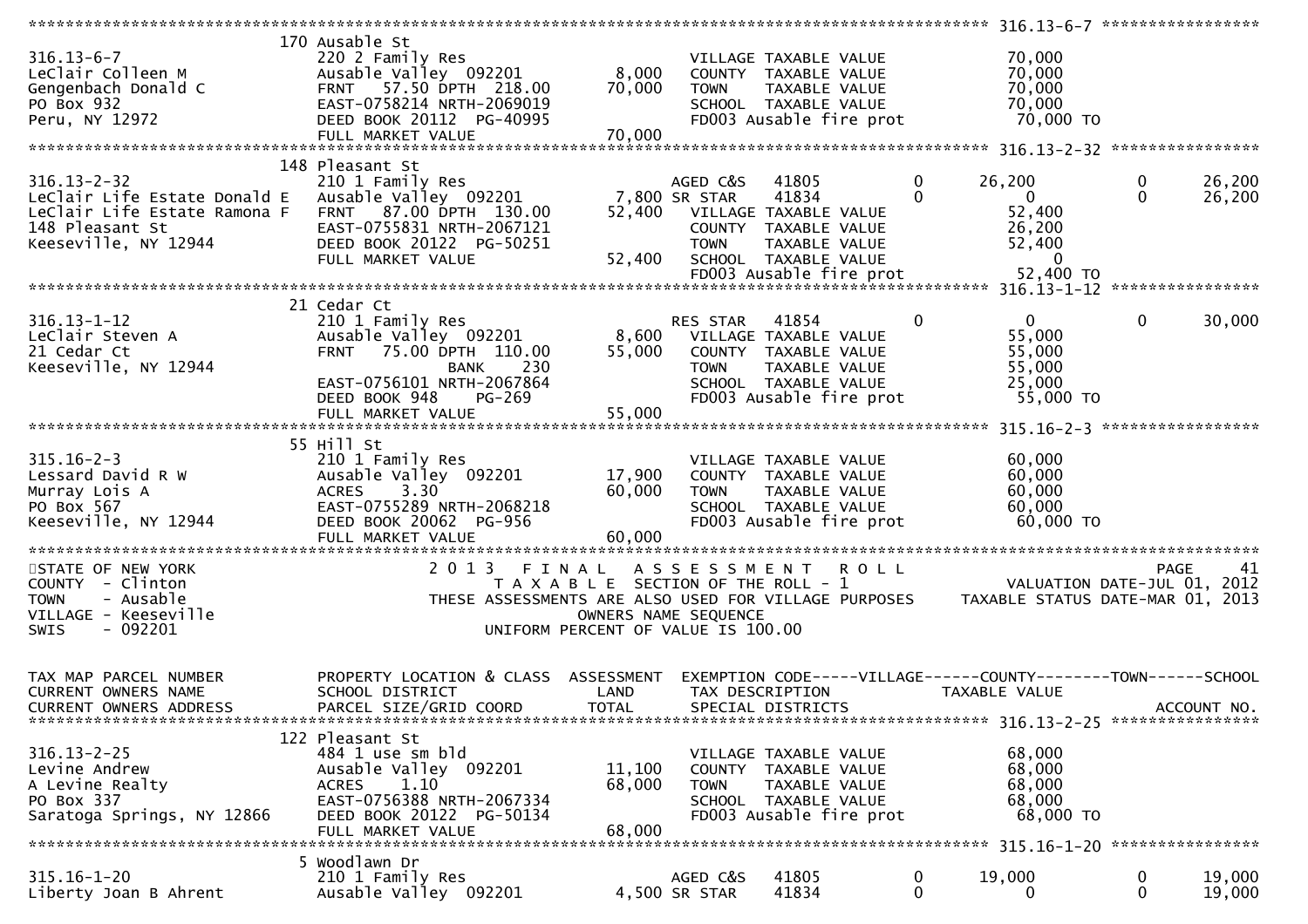```
******************************************************************************************************* 316.13-6-7 *****************
                              170 Ausable St
316.13-6-7                     220 2 Family Res                          VILLAGE TAXABLE VALUE              70,000
LeClair Colleen M              Ausable Valley  092201        8,000       COUNTY  TAXABLE VALUE              70,000
Gengenbach Donald C            FRNT   57.50 DPTH 218.00      70,000      TOWN    TAXABLE VALUE              70,000
PO Box 932                     EAST-0758214 NRTH-2069019                 SCHOOL  TAXABLE VALUE              70,000
Peru, NY 12972                 DEED BOOK 20112  PG-40995                 FD003 Ausable fire prot             70,000 TO
                               FULL MARKET VALUE             70,000
******************************************************************************************************* 316.13-2-32 ****************
                              148 Pleasant St
316.13-2-32                    210 1 Family Res                          AGED C&S   41805          0       26,200          0       26,200
LeClair Life Estate Donald E   Ausable Valley  092201        7,800 SR STAR    41834          0            0          0       26,200
LeClair Life Estate Ramona F   FRNT   87.00 DPTH 130.00      52,400      VILLAGE TAXABLE VALUE              52,400
148 Pleasant St                EAST-0755831 NRTH-2067121                 COUNTY  TAXABLE VALUE              26,200
Keeseville, NY 12944           DEED BOOK 20122  PG-50251                 TOWN    TAXABLE VALUE              52,400
                               FULL MARKET VALUE             52,400      SCHOOL  TAXABLE VALUE                   0
                                                                         FD003 Ausable fire prot             52,400 TO
******************************************************************************************************* 316.13-1-12 ****************
                              21 Cedar Ct
316.13-1-12                    210 1 Family Res                          RES STAR   41854          0            0          0       30,000
LeClair Steven A               Ausable Valley  092201        8,600       VILLAGE TAXABLE VALUE              55,000
21 Cedar Ct                    FRNT   75.00 DPTH 110.00      55,000      COUNTY  TAXABLE VALUE              55,000
Keeseville, NY 12944                            BANK     230             TOWN    TAXABLE VALUE              55,000
                               EAST-0756101 NRTH-2067864                 SCHOOL  TAXABLE VALUE              25,000
                               DEED BOOK 948    PG-269                   FD003 Ausable fire prot             55,000 TO
                               FULL MARKET VALUE             55,000
******************************************************************************************************* 315.16-2-3 *****************
                              55 Hill St
315.16-2-3                     210 1 Family Res                          VILLAGE TAXABLE VALUE              60,000
Lessard David R W              Ausable Valley  092201       17,900       COUNTY  TAXABLE VALUE              60,000
Murray Lois A                  ACRES    3.30                60,000       TOWN    TAXABLE VALUE              60,000
PO Box 567                     EAST-0755289 NRTH-2068218                 SCHOOL  TAXABLE VALUE              60,000
Keeseville, NY 12944           DEED BOOK 20062  PG-956                   FD003 Ausable fire prot             60,000 TO
                               FULL MARKET VALUE             60,000
************************************************************************************************************************************
STATE OF NEW YORK                    2 0 1 3   F I N A L   A S S E S S M E N T   R O L L                                 PAGE    41
COUNTY  - Clinton                         T A X A B L E  SECTION OF THE ROLL - 1                     VALUATION DATE-JUL 01, 2012
TOWN    - Ausable                  THESE ASSESSMENTS ARE ALSO USED FOR VILLAGE PURPOSES         TAXABLE STATUS DATE-MAR 01, 2013
VILLAGE - Keeseville                                 OWNERS NAME SEQUENCE
SWIS    - 092201                               UNIFORM PERCENT OF VALUE IS 100.00


TAX MAP PARCEL NUMBER          PROPERTY LOCATION & CLASS  ASSESSMENT  EXEMPTION CODE-----VILLAGE------COUNTY--------TOWN------SCHOOL
CURRENT OWNERS NAME            SCHOOL DISTRICT               LAND      TAX DESCRIPTION              TAXABLE VALUE
CURRENT OWNERS ADDRESS         PARCEL SIZE/GRID COORD        TOTAL     SPECIAL DISTRICTS                                   ACCOUNT NO.
******************************************************************************************************* 316.13-2-25 ****************
                              122 Pleasant St
316.13-2-25                    484 1 use sm bld                          VILLAGE TAXABLE VALUE              68,000
Levine Andrew                  Ausable Valley  092201       11,100       COUNTY  TAXABLE VALUE              68,000
A Levine Realty                ACRES    1.10                68,000       TOWN    TAXABLE VALUE              68,000
PO Box 337                     EAST-0756388 NRTH-2067334                 SCHOOL  TAXABLE VALUE              68,000
Saratoga Springs, NY 12866     DEED BOOK 20122  PG-50134                 FD003 Ausable fire prot             68,000 TO
                               FULL MARKET VALUE             68,000
******************************************************************************************************* 315.16-1-20 ****************
                              5 Woodlawn Dr
315.16-1-20                    210 1 Family Res                          AGED C&S   41805          0       19,000          0       19,000
Liberty Joan B Ahrent          Ausable Valley  092201        4,500 SR STAR    41834          0            0          0       19,000
```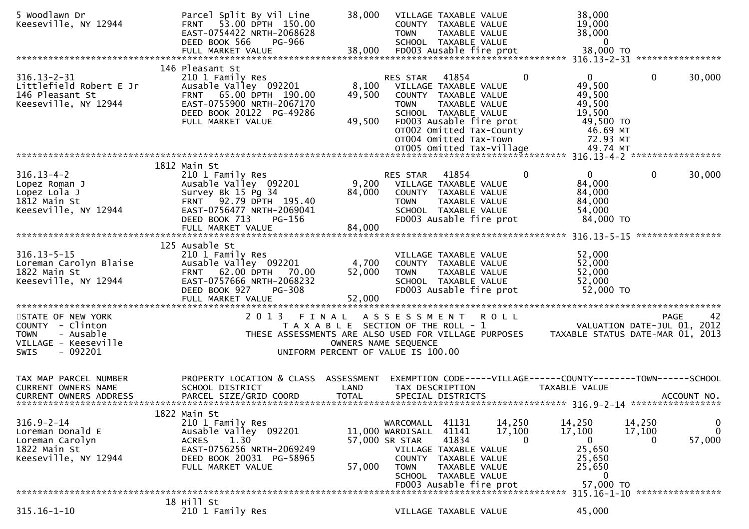```
5 Woodlawn Dr                Parcel Split By Vil Line        38,000   VILLAGE TAXABLE VALUE              38,000
Keeseville, NY 12944         FRNT    53.00 DPTH 150.00                COUNTY  TAXABLE VALUE              19,000
                             EAST-0754422 NRTH-2068628                TOWN    TAXABLE VALUE              38,000
                             DEED BOOK 566    PG-966                  SCHOOL  TAXABLE VALUE                   0
                             FULL MARKET VALUE               38,000   FD003 Ausable fire prot            38,000 TO
******************************************************************************************************* 316.13-2-31 *****************
                             146 Pleasant St
316.13-2-31                  210 1 Family Res                         RES STAR   41854           0           0           0      30,000
Littlefield Robert E Jr      Ausable Valley  092201          8,100    VILLAGE TAXABLE VALUE              49,500
146 Pleasant St              FRNT    65.00 DPTH 190.00      49,500    COUNTY  TAXABLE VALUE              49,500
Keeseville, NY 12944         EAST-0755900 NRTH-2067170                TOWN    TAXABLE VALUE              49,500
                             DEED BOOK 20122  PG-49286                SCHOOL  TAXABLE VALUE              19,500
                             FULL MARKET VALUE              49,500    FD003 Ausable fire prot            49,500 TO
                                                                      OT002 Omitted Tax-County            46.69 MT
                                                                      OT004 Omitted Tax-Town              72.93 MT
                                                                      OT005 Omitted Tax-Village           49.74 MT
******************************************************************************************************* 316.13-4-2 ******************
                             1812 Main St
316.13-4-2                   210 1 Family Res                         RES STAR   41854           0           0           0      30,000
Lopez Roman J                Ausable Valley  092201          9,200    VILLAGE TAXABLE VALUE              84,000
Lopez Lola J                 Survey Bk 15 Pg 34             84,000    COUNTY  TAXABLE VALUE              84,000
1812 Main St                 FRNT    92.79 DPTH 195.40                TOWN    TAXABLE VALUE              84,000
Keeseville, NY 12944         EAST-0756477 NRTH-2069041                SCHOOL  TAXABLE VALUE              54,000
                             DEED BOOK 713    PG-156                  FD003 Ausable fire prot            84,000 TO
                             FULL MARKET VALUE              84,000
******************************************************************************************************* 316.13-5-15 *****************
                             125 Ausable St
316.13-5-15                  210 1 Family Res                         VILLAGE TAXABLE VALUE              52,000
Loreman Carolyn Blaise       Ausable Valley  092201          4,700    COUNTY  TAXABLE VALUE              52,000
1822 Main St                 FRNT    62.00 DPTH  70.00      52,000    TOWN    TAXABLE VALUE              52,000
Keeseville, NY 12944         EAST-0757666 NRTH-2068232                SCHOOL  TAXABLE VALUE              52,000
                             DEED BOOK 927    PG-308                  FD003 Ausable fire prot            52,000 TO
                             FULL MARKET VALUE              52,000
*************************************************************************************************************************************
STATE OF NEW YORK                 2 0 1 3   F I N A L   A S S E S S M E N T   R O L L                                  PAGE     42
COUNTY  - Clinton                      T A X A B L E  SECTION OF THE ROLL - 1                         VALUATION DATE-JUL 01, 2012
TOWN    - Ausable               THESE ASSESSMENTS ARE ALSO USED FOR VILLAGE PURPOSES        TAXABLE STATUS DATE-MAR 01, 2013
VILLAGE - Keeseville                             OWNERS NAME SEQUENCE
SWIS    - 092201                          UNIFORM PERCENT OF VALUE IS 100.00

TAX MAP PARCEL NUMBER        PROPERTY LOCATION & CLASS  ASSESSMENT  EXEMPTION CODE-----VILLAGE------COUNTY--------TOWN------SCHOOL
CURRENT OWNERS NAME          SCHOOL DISTRICT              LAND      TAX DESCRIPTION               TAXABLE VALUE
CURRENT OWNERS ADDRESS       PARCEL SIZE/GRID COORD       TOTAL     SPECIAL DISTRICTS                                    ACCOUNT NO.
******************************************************************************************************* 316.9-2-14 ******************
                             1822 Main St
316.9-2-14                   210 1 Family Res                         WARCOMALL  41131       14,250      14,250      14,250           0
Loreman Donald E             Ausable Valley  092201        11,000 WARDISALL  41141       17,100      17,100      17,100           0
Loreman Carolyn              ACRES     1.30                57,000 SR STAR    41834           0           0           0      57,000
1822 Main St                 EAST-0756256 NRTH-2069249                VILLAGE TAXABLE VALUE              25,650
Keeseville, NY 12944         DEED BOOK 20031  PG-58965                COUNTY  TAXABLE VALUE              25,650
                             FULL MARKET VALUE              57,000    TOWN    TAXABLE VALUE              25,650
                                                                      SCHOOL  TAXABLE VALUE                   0
                                                                      FD003 Ausable fire prot            57,000 TO
******************************************************************************************************* 315.16-1-10 *****************
                             18 Hill St
315.16-1-10                  210 1 Family Res                         VILLAGE TAXABLE VALUE              45,000
```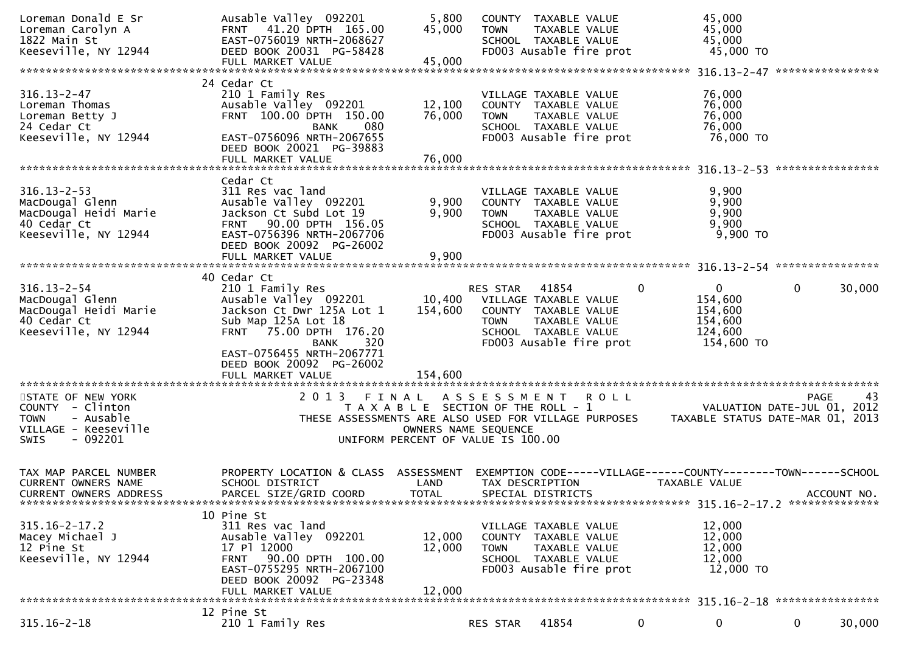```
Loreman Donald E Sr            Ausable Valley  092201          5,800   COUNTY  TAXABLE VALUE                45,000
Loreman Carolyn A              FRNT   41.20 DPTH  165.00      45,000   TOWN    TAXABLE VALUE                45,000
1822 Main St                   EAST-0756019 NRTH-2068627               SCHOOL  TAXABLE VALUE                45,000
Keeseville, NY 12944           DEED BOOK 20031  PG-58428               FD003 Ausable fire prot               45,000 TO
                               FULL MARKET VALUE              45,000
******************************************************************************************************* 316.13-2-47 *****************
                               24 Cedar Ct
316.13-2-47                    210 1 Family Res                         VILLAGE TAXABLE VALUE                76,000
Loreman Thomas                 Ausable Valley  092201         12,100   COUNTY  TAXABLE VALUE                76,000
Loreman Betty J                FRNT  100.00 DPTH  150.00      76,000   TOWN    TAXABLE VALUE                76,000
24 Cedar Ct                                  BANK    080               SCHOOL  TAXABLE VALUE                76,000
Keeseville, NY 12944           EAST-0756096 NRTH-2067655               FD003 Ausable fire prot               76,000 TO
                               DEED BOOK 20021  PG-39883
                               FULL MARKET VALUE              76,000
******************************************************************************************************* 316.13-2-53 *****************
                               Cedar Ct
316.13-2-53                    311 Res vac land                         VILLAGE TAXABLE VALUE                 9,900
MacDougal Glenn                Ausable Valley  092201          9,900   COUNTY  TAXABLE VALUE                 9,900
MacDougal Heidi Marie          Jackson Ct Subd Lot 19          9,900   TOWN    TAXABLE VALUE                 9,900
40 Cedar Ct                    FRNT   90.00 DPTH  156.05               SCHOOL  TAXABLE VALUE                 9,900
Keeseville, NY 12944           EAST-0756396 NRTH-2067706               FD003 Ausable fire prot                9,900 TO
                               DEED BOOK 20092  PG-26002
                               FULL MARKET VALUE               9,900
******************************************************************************************************* 316.13-2-54 *****************
                               40 Cedar Ct
316.13-2-54                    210 1 Family Res                         RES STAR   41854            0            0            0       30,000
MacDougal Glenn                Ausable Valley  092201         10,400   VILLAGE TAXABLE VALUE               154,600
MacDougal Heidi Marie          Jackson Ct Dwr 125A Lot 1     154,600   COUNTY  TAXABLE VALUE               154,600
40 Cedar Ct                    Sub Map 125A Lot 18                      TOWN    TAXABLE VALUE               154,600
Keeseville, NY 12944           FRNT   75.00 DPTH  176.20               SCHOOL  TAXABLE VALUE               124,600
                                             BANK    320               FD003 Ausable fire prot              154,600 TO
                               EAST-0756455 NRTH-2067771
                               DEED BOOK 20092  PG-26002
                               FULL MARKET VALUE             154,600
*************************************************************************************************************************************
STATE OF NEW YORK                        2 0 1 3   F I N A L   A S S E S S M E N T   R O L L                                 PAGE    43
COUNTY  - Clinton                           T A X A B L E  SECTION OF THE ROLL - 1                      VALUATION DATE-JUL 01, 2012
TOWN    - Ausable                  THESE ASSESSMENTS ARE ALSO USED FOR VILLAGE PURPOSES     TAXABLE STATUS DATE-MAR 01, 2013
VILLAGE - Keeseville                                 OWNERS NAME SEQUENCE
SWIS    - 092201                              UNIFORM PERCENT OF VALUE IS 100.00


TAX MAP PARCEL NUMBER          PROPERTY LOCATION & CLASS  ASSESSMENT  EXEMPTION CODE-----VILLAGE------COUNTY--------TOWN------SCHOOL
CURRENT OWNERS NAME            SCHOOL DISTRICT               LAND      TAX DESCRIPTION            TAXABLE VALUE
CURRENT OWNERS ADDRESS         PARCEL SIZE/GRID COORD        TOTAL     SPECIAL DISTRICTS                                    ACCOUNT NO.
******************************************************************************************************* 315.16-2-17.2 ***************
                               10 Pine St
315.16-2-17.2                  311 Res vac land                         VILLAGE TAXABLE VALUE                12,000
Macey Michael J                Ausable Valley  092201         12,000   COUNTY  TAXABLE VALUE                12,000
12 Pine St                     17 Pl 12000                    12,000   TOWN    TAXABLE VALUE                12,000
Keeseville, NY 12944           FRNT   90.00 DPTH  100.00               SCHOOL  TAXABLE VALUE                12,000
                               EAST-0755295 NRTH-2067100               FD003 Ausable fire prot               12,000 TO
                               DEED BOOK 20092  PG-23348
                               FULL MARKET VALUE              12,000
******************************************************************************************************* 315.16-2-18 *****************
                               12 Pine St
315.16-2-18                    210 1 Family Res                         RES STAR   41854            0            0            0       30,000
```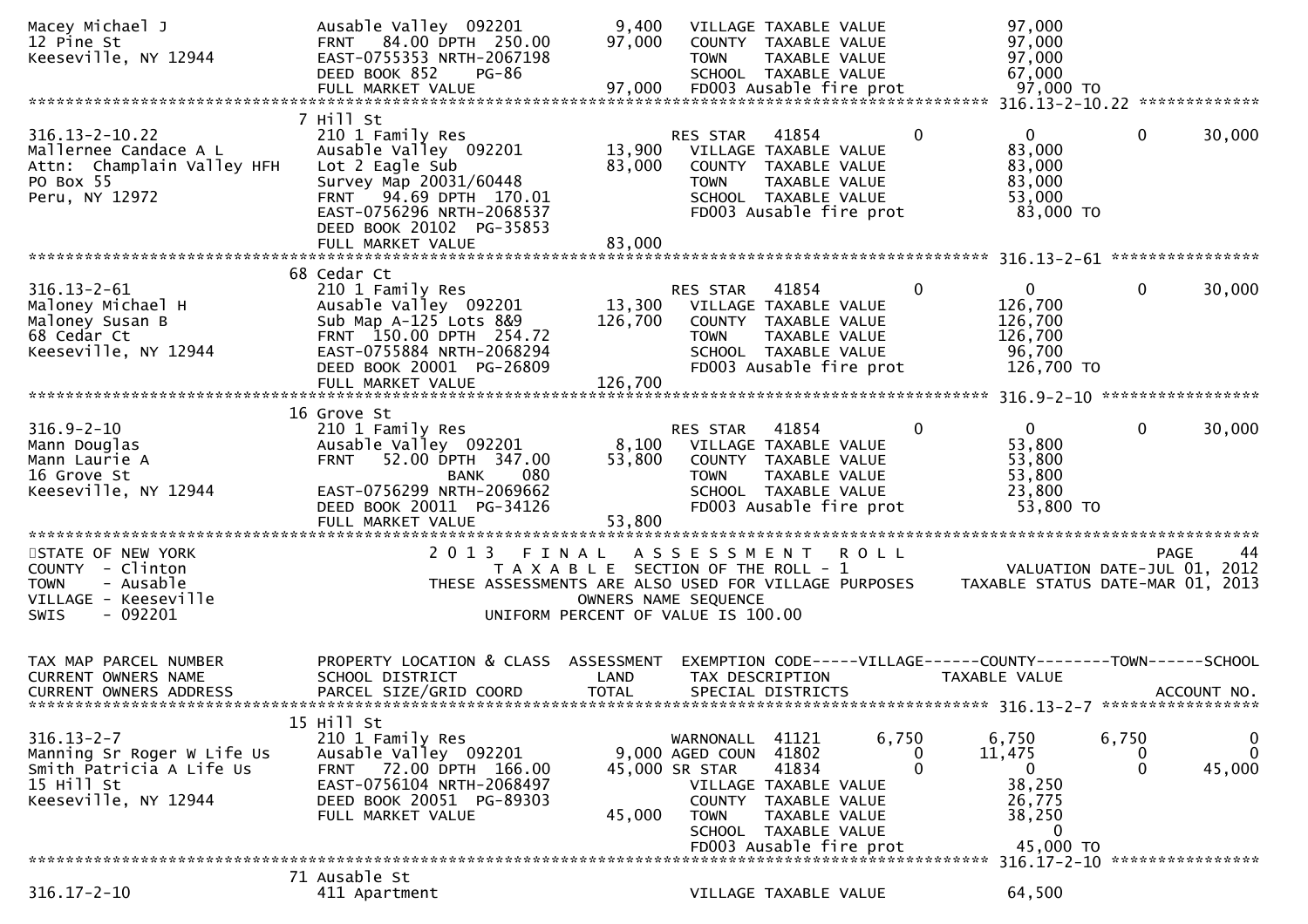```
Macey Michael J                Ausable Valley  092201          9,400   VILLAGE TAXABLE VALUE              97,000
12 Pine St                     FRNT   84.00 DPTH  250.00      97,000   COUNTY  TAXABLE VALUE              97,000
Keeseville, NY 12944           EAST-0755353 NRTH-2067198               TOWN    TAXABLE VALUE              97,000
                               DEED BOOK 852     PG-86                 SCHOOL  TAXABLE VALUE              67,000
                               FULL MARKET VALUE              97,000   FD003 Ausable fire prot            97,000 TO
******************************************************************************************************* 316.13-2-10.22 *************
                               7 Hill St
316.13-2-10.22                 210 1 Family Res                        RES STAR   41854            0           0           0      30,000
Mallernee Candace A L          Ausable Valley  092201         13,900   VILLAGE TAXABLE VALUE              83,000
Attn:  Champlain Valley HFH    Lot 2 Eagle Sub                83,000   COUNTY  TAXABLE VALUE              83,000
PO Box 55                      Survey Map 20031/60448                  TOWN    TAXABLE VALUE              83,000
Peru, NY 12972                 FRNT   94.69 DPTH  170.01               SCHOOL  TAXABLE VALUE              53,000
                               EAST-0756296 NRTH-2068537               FD003 Ausable fire prot            83,000 TO
                               DEED BOOK 20102  PG-35853
                               FULL MARKET VALUE              83,000
******************************************************************************************************* 316.13-2-61 ****************
                               68 Cedar Ct
316.13-2-61                    210 1 Family Res                        RES STAR   41854            0           0           0      30,000
Maloney Michael H              Ausable Valley  092201         13,300   VILLAGE TAXABLE VALUE             126,700
Maloney Susan B                Sub Map A-125 Lots 8&9        126,700   COUNTY  TAXABLE VALUE             126,700
68 Cedar Ct                    FRNT  150.00 DPTH  254.72               TOWN    TAXABLE VALUE             126,700
Keeseville, NY 12944           EAST-0755884 NRTH-2068294               SCHOOL  TAXABLE VALUE              96,700
                               DEED BOOK 20001  PG-26809               FD003 Ausable fire prot           126,700 TO
                               FULL MARKET VALUE             126,700
******************************************************************************************************* 316.9-2-10 *****************
                               16 Grove St
316.9-2-10                     210 1 Family Res                        RES STAR   41854            0           0           0      30,000
Mann Douglas                   Ausable Valley  092201          8,100   VILLAGE TAXABLE VALUE              53,800
Mann Laurie A                  FRNT   52.00 DPTH  347.00      53,800   COUNTY  TAXABLE VALUE              53,800
16 Grove St                                 BANK     080               TOWN    TAXABLE VALUE              53,800
Keeseville, NY 12944           EAST-0756299 NRTH-2069662               SCHOOL  TAXABLE VALUE              23,800
                               DEED BOOK 20011  PG-34126               FD003 Ausable fire prot            53,800 TO
                               FULL MARKET VALUE              53,800
************************************************************************************************************************************
STATE OF NEW YORK                 2 0 1 3   F I N A L   A S S E S S M E N T   R O L L                                   PAGE    44
COUNTY  - Clinton                    T A X A B L E  SECTION OF THE ROLL - 1                        VALUATION DATE-JUL 01, 2012
TOWN    - Ausable                THESE ASSESSMENTS ARE ALSO USED FOR VILLAGE PURPOSES       TAXABLE STATUS DATE-MAR 01, 2013
VILLAGE - Keeseville                             OWNERS NAME SEQUENCE
SWIS    - 092201                          UNIFORM PERCENT OF VALUE IS 100.00


TAX MAP PARCEL NUMBER          PROPERTY LOCATION & CLASS  ASSESSMENT  EXEMPTION CODE-----VILLAGE------COUNTY--------TOWN------SCHOOL
CURRENT OWNERS NAME            SCHOOL DISTRICT               LAND      TAX DESCRIPTION            TAXABLE VALUE
CURRENT OWNERS ADDRESS         PARCEL SIZE/GRID COORD        TOTAL     SPECIAL DISTRICTS                                  ACCOUNT NO.
******************************************************************************************************* 316.13-2-7 *****************
                               15 Hill St
316.13-2-7                     210 1 Family Res                        WARNONALL  41121        6,750       6,750       6,750           0
Manning Sr Roger W Life Us     Ausable Valley  092201          9,000   AGED COUN  41802            0      11,475           0           0
Smith Patricia A Life Us       FRNT   72.00 DPTH  166.00      45,000   SR STAR    41834            0           0           0      45,000
15 Hill St                     EAST-0756104 NRTH-2068497               VILLAGE TAXABLE VALUE              38,250
Keeseville, NY 12944           DEED BOOK 20051  PG-89303               COUNTY  TAXABLE VALUE              26,775
                               FULL MARKET VALUE              45,000   TOWN    TAXABLE VALUE              38,250
                                                                       SCHOOL  TAXABLE VALUE                   0
                                                                       FD003 Ausable fire prot            45,000 TO
******************************************************************************************************* 316.17-2-10 ****************
                               71 Ausable St
316.17-2-10                    411 Apartment                           VILLAGE TAXABLE VALUE              64,500
```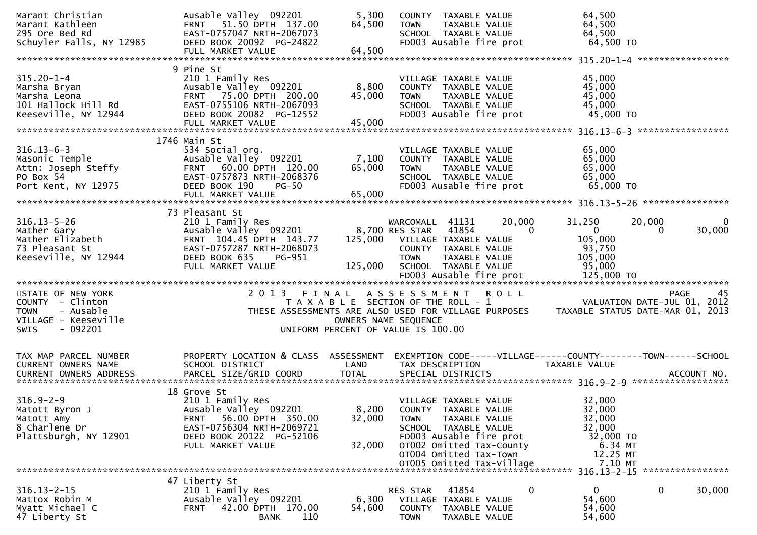```
Marant Christian             Ausable Valley  092201        5,300   COUNTY  TAXABLE VALUE              64,500
Marant Kathleen              FRNT   51.50 DPTH  137.00    64,500   TOWN    TAXABLE VALUE              64,500
295 Ore Bed Rd               EAST-0757047 NRTH-2067073             SCHOOL  TAXABLE VALUE              64,500
Schuyler Falls, NY 12985     DEED BOOK 20092  PG-24822             FD003 Ausable fire prot             64,500 TO
                             FULL MARKET VALUE            64,500
******************************************************************************************************* 315.20-1-4 *****************
                          9 Pine St
315.20-1-4                   210 1 Family Res                      VILLAGE TAXABLE VALUE              45,000
Marsha Bryan                 Ausable Valley  092201        8,800   COUNTY  TAXABLE VALUE              45,000
Marsha Leona                 FRNT   75.00 DPTH  200.00    45,000   TOWN    TAXABLE VALUE              45,000
101 Hallock Hill Rd          EAST-0755106 NRTH-2067093             SCHOOL  TAXABLE VALUE              45,000
Keeseville, NY 12944         DEED BOOK 20082  PG-12552             FD003 Ausable fire prot             45,000 TO
                             FULL MARKET VALUE            45,000
******************************************************************************************************* 316.13-6-3 *****************
                       1746 Main St
316.13-6-3                   534 Social org.                       VILLAGE TAXABLE VALUE              65,000
Masonic Temple               Ausable Valley  092201        7,100   COUNTY  TAXABLE VALUE              65,000
Attn: Joseph Steffy          FRNT   60.00 DPTH  120.00    65,000   TOWN    TAXABLE VALUE              65,000
PO Box 54                    EAST-0757873 NRTH-2068376             SCHOOL  TAXABLE VALUE              65,000
Port Kent, NY 12975          DEED BOOK 190    PG-50                FD003 Ausable fire prot             65,000 TO
                             FULL MARKET VALUE            65,000
******************************************************************************************************* 316.13-5-26 ****************
                         73 Pleasant St
316.13-5-26                  210 1 Family Res                      WARCOMALL  41131      20,000       31,250       20,000            0
Mather Gary                  Ausable Valley  092201        8,700 RES STAR   41854           0            0            0       30,000
Mather Elizabeth             FRNT  104.45 DPTH  143.77   125,000   VILLAGE TAXABLE VALUE             105,000
73 Pleasant St               EAST-0757287 NRTH-2068073             COUNTY  TAXABLE VALUE              93,750
Keeseville, NY 12944         DEED BOOK 635    PG-951               TOWN    TAXABLE VALUE             105,000
                             FULL MARKET VALUE           125,000   SCHOOL  TAXABLE VALUE              95,000
                                                                   FD003 Ausable fire prot            125,000 TO
*************************************************************************************************************************************
STATE OF NEW YORK                    2 0 1 3   F I N A L   A S S E S S M E N T   R O L L                                PAGE    45
COUNTY  - Clinton                         T A X A B L E  SECTION OF THE ROLL - 1                       VALUATION DATE-JUL 01, 2012
TOWN    - Ausable               THESE ASSESSMENTS ARE ALSO USED FOR VILLAGE PURPOSES     TAXABLE STATUS DATE-MAR 01, 2013
VILLAGE - Keeseville                                  OWNERS NAME SEQUENCE
SWIS    - 092201                               UNIFORM PERCENT OF VALUE IS 100.00


TAX MAP PARCEL NUMBER        PROPERTY LOCATION & CLASS  ASSESSMENT  EXEMPTION CODE-----VILLAGE------COUNTY--------TOWN------SCHOOL
CURRENT OWNERS NAME          SCHOOL DISTRICT               LAND     TAX DESCRIPTION             TAXABLE VALUE
CURRENT OWNERS ADDRESS       PARCEL SIZE/GRID COORD       TOTAL     SPECIAL DISTRICTS                                      ACCOUNT NO.
******************************************************************************************************* 316.9-2-9 ******************
                         18 Grove St
316.9-2-9                    210 1 Family Res                      VILLAGE TAXABLE VALUE              32,000
Matott Byron J               Ausable Valley  092201        8,200   COUNTY  TAXABLE VALUE              32,000
Matott Amy                   FRNT   56.00 DPTH  350.00    32,000   TOWN    TAXABLE VALUE              32,000
8 Charlene Dr                EAST-0756304 NRTH-2069721             SCHOOL  TAXABLE VALUE              32,000
Plattsburgh, NY 12901        DEED BOOK 20122  PG-52106             FD003 Ausable fire prot             32,000 TO
                             FULL MARKET VALUE            32,000   OT002 Omitted Tax-County              6.34 MT
                                                                   OT004 Omitted Tax-Town               12.25 MT
                                                                   OT005 Omitted Tax-Village             7.10 MT
******************************************************************************************************* 316.13-2-15 ****************
                         47 Liberty St
316.13-2-15                  210 1 Family Res                      RES STAR   41854           0            0            0       30,000
Mattox Robin M               Ausable Valley  092201        6,300   VILLAGE TAXABLE VALUE              54,600
Myatt Michael C              FRNT   42.00 DPTH  170.00    54,600   COUNTY  TAXABLE VALUE              54,600
47 Liberty St                              BANK     110            TOWN    TAXABLE VALUE              54,600
```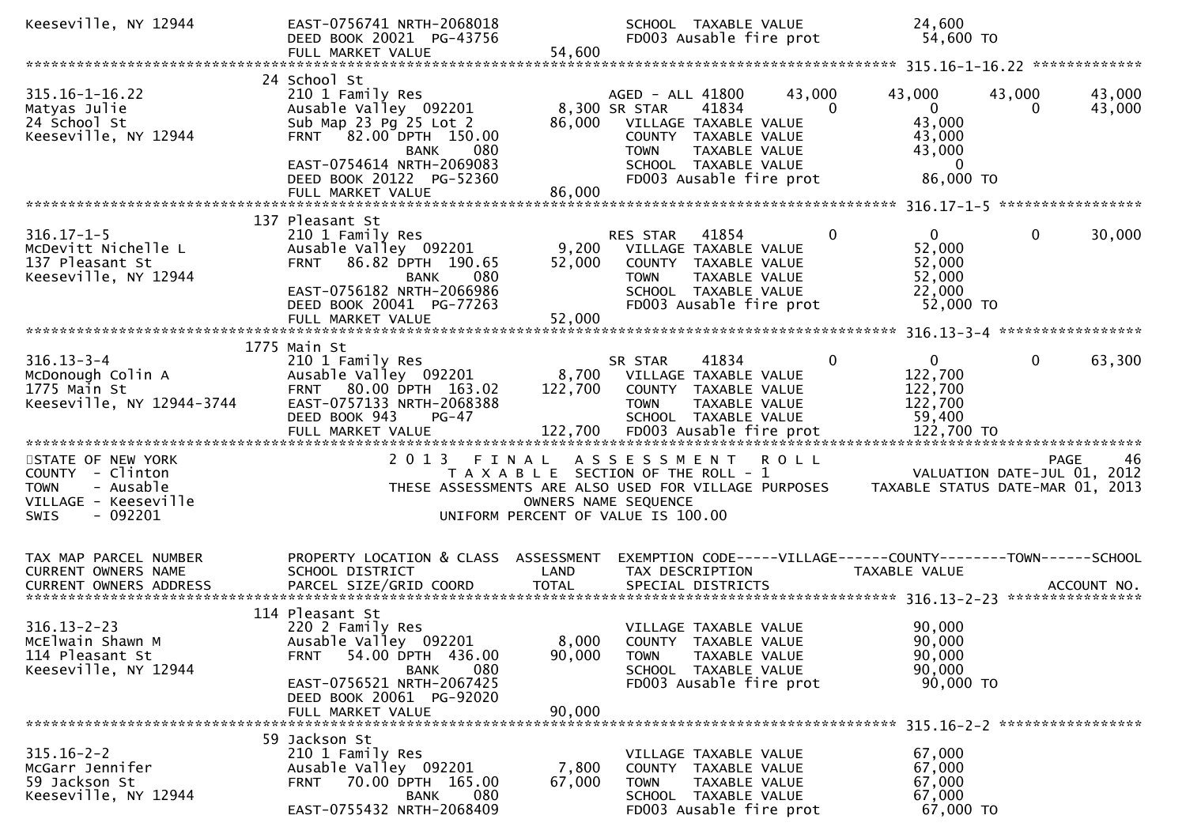```
Keeseville, NY 12944          EAST-0756741 NRTH-2068018               SCHOOL  TAXABLE VALUE              24,600
                              DEED BOOK 20021  PG-43756               FD003 Ausable fire prot            54,600 TO
                              FULL MARKET VALUE            54,600
******************************************************************************************************* 315.16-1-16.22 *************
                         24 School St
315.16-1-16.22                210 1 Family Res                        AGED - ALL 41800      43,000     43,000      43,000        43,000
Matyas Julie                  Ausable Valley  092201        8,300 SR STAR    41834           0          0           0          43,000
24 School St                  Sub Map 23 Pg 25 Lot 2       86,000   VILLAGE TAXABLE VALUE            43,000
Keeseville, NY 12944          FRNT   82.00 DPTH  150.00              COUNTY  TAXABLE VALUE            43,000
                                             BANK    080              TOWN    TAXABLE VALUE            43,000
                              EAST-0754614 NRTH-2069083               SCHOOL  TAXABLE VALUE                 0
                              DEED BOOK 20122  PG-52360               FD003 Ausable fire prot            86,000 TO
                              FULL MARKET VALUE            86,000
******************************************************************************************************* 316.17-1-5 *****************
                        137 Pleasant St
316.17-1-5                    210 1 Family Res                        RES STAR   41854           0          0           0          30,000
McDevitt Nichelle L           Ausable Valley  092201        9,200   VILLAGE TAXABLE VALUE            52,000
137 Pleasant St               FRNT   86.82 DPTH  190.65    52,000   COUNTY  TAXABLE VALUE            52,000
Keeseville, NY 12944                         BANK    080              TOWN    TAXABLE VALUE            52,000
                              EAST-0756182 NRTH-2066986               SCHOOL  TAXABLE VALUE            22,000
                              DEED BOOK 20041  PG-77263               FD003 Ausable fire prot            52,000 TO
                              FULL MARKET VALUE            52,000
******************************************************************************************************* 316.13-3-4 *****************
                       1775 Main St
316.13-3-4                    210 1 Family Res                        SR STAR    41834           0          0           0          63,300
McDonough Colin A             Ausable Valley  092201        8,700   VILLAGE TAXABLE VALUE           122,700
1775 Main St                  FRNT   80.00 DPTH  163.02   122,700   COUNTY  TAXABLE VALUE           122,700
Keeseville, NY 12944-3744     EAST-0757133 NRTH-2068388               TOWN    TAXABLE VALUE           122,700
                              DEED BOOK 943    PG-47                  SCHOOL  TAXABLE VALUE            59,400
                              FULL MARKET VALUE           122,700   FD003 Ausable fire prot           122,700 TO
************************************************************************************************************************************
STATE OF NEW YORK                    2 0 1 3   F I N A L   A S S E S S M E N T   R O L L                                  PAGE    46
COUNTY  - Clinton                          T A X A B L E  SECTION OF THE ROLL - 1                         VALUATION DATE-JUL 01, 2012
TOWN    - Ausable                  THESE ASSESSMENTS ARE ALSO USED FOR VILLAGE PURPOSES     TAXABLE STATUS DATE-MAR 01, 2013
VILLAGE - Keeseville                                  OWNERS NAME SEQUENCE
SWIS    - 092201                               UNIFORM PERCENT OF VALUE IS 100.00


TAX MAP PARCEL NUMBER         PROPERTY LOCATION & CLASS  ASSESSMENT  EXEMPTION CODE-----VILLAGE------COUNTY--------TOWN------SCHOOL
CURRENT OWNERS NAME           SCHOOL DISTRICT               LAND      TAX DESCRIPTION            TAXABLE VALUE
CURRENT OWNERS ADDRESS        PARCEL SIZE/GRID COORD       TOTAL      SPECIAL DISTRICTS                                    ACCOUNT NO.
******************************************************************************************************* 316.13-2-23 ****************
                        114 Pleasant St
316.13-2-23                   220 2 Family Res                        VILLAGE TAXABLE VALUE            90,000
McElwain Shawn M              Ausable Valley  092201        8,000   COUNTY  TAXABLE VALUE            90,000
114 Pleasant St               FRNT   54.00 DPTH  436.00    90,000   TOWN    TAXABLE VALUE            90,000
Keeseville, NY 12944                         BANK    080              SCHOOL  TAXABLE VALUE            90,000
                              EAST-0756521 NRTH-2067425               FD003 Ausable fire prot            90,000 TO
                              DEED BOOK 20061  PG-92020
                              FULL MARKET VALUE            90,000
******************************************************************************************************* 315.16-2-2 *****************
                         59 Jackson St
315.16-2-2                    210 1 Family Res                        VILLAGE TAXABLE VALUE            67,000
McGarr Jennifer               Ausable Valley  092201        7,800   COUNTY  TAXABLE VALUE            67,000
59 Jackson St                 FRNT   70.00 DPTH  165.00    67,000   TOWN    TAXABLE VALUE            67,000
Keeseville, NY 12944                         BANK    080              SCHOOL  TAXABLE VALUE            67,000
                              EAST-0755432 NRTH-2068409               FD003 Ausable fire prot            67,000 TO
```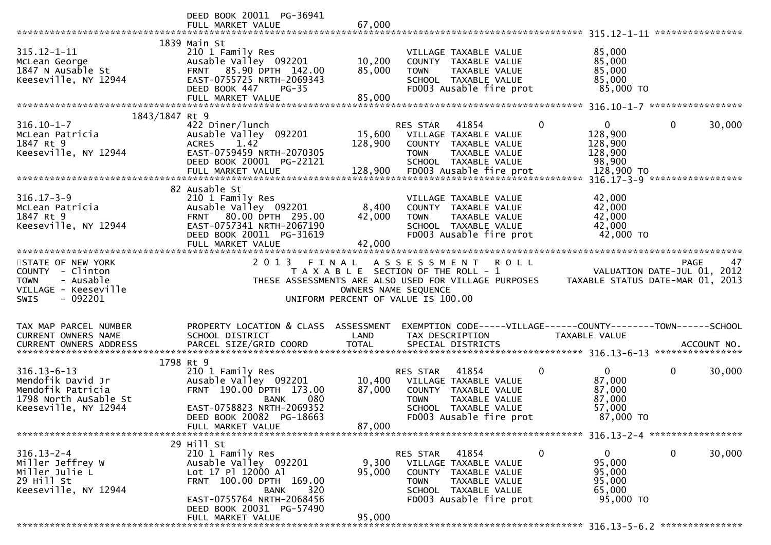```
                                     DEED BOOK 20011  PG-36941
                                     FULL MARKET VALUE                 67,000
*********************************************************************************************** 315.12-1-11 *****************
                                1839 Main St
315.12-1-11                          210 1 Family Res                              VILLAGE TAXABLE VALUE              85,000
McLean George                        Ausable Valley  092201           10,200       COUNTY  TAXABLE VALUE              85,000
1847 N AuSable St                    FRNT   85.90 DPTH  142.00        85,000       TOWN    TAXABLE VALUE              85,000
Keeseville, NY 12944                 EAST-0755725 NRTH-2069343                     SCHOOL  TAXABLE VALUE              85,000
                                     DEED BOOK 447     PG-35                       FD003 Ausable fire prot             85,000 TO
                                     FULL MARKET VALUE                 85,000
*********************************************************************************************** 316.10-1-7 ******************
                          1843/1847 Rt 9
316.10-1-7                           422 Diner/lunch                               RES STAR    41854            0          0            0      30,000
McLean Patricia                      Ausable Valley  092201           15,600       VILLAGE TAXABLE VALUE             128,900
1847 Rt 9                            ACRES     1.42                  128,900       COUNTY  TAXABLE VALUE             128,900
Keeseville, NY 12944                 EAST-0759459 NRTH-2070305                     TOWN    TAXABLE VALUE             128,900
                                     DEED BOOK 20001  PG-22121                     SCHOOL  TAXABLE VALUE              98,900
                                     FULL MARKET VALUE                128,900      FD003 Ausable fire prot            128,900 TO
*********************************************************************************************** 316.17-3-9 ******************
                                82 Ausable St
316.17-3-9                           210 1 Family Res                              VILLAGE TAXABLE VALUE              42,000
McLean Patricia                      Ausable Valley  092201            8,400       COUNTY  TAXABLE VALUE              42,000
1847 Rt 9                            FRNT   80.00 DPTH  295.00        42,000       TOWN    TAXABLE VALUE              42,000
Keeseville, NY 12944                 EAST-0757341 NRTH-2067190                     SCHOOL  TAXABLE VALUE              42,000
                                     DEED BOOK 20011  PG-31619                     FD003 Ausable fire prot             42,000 TO
                                     FULL MARKET VALUE                 42,000
*******************************************************************************************************************************
STATE OF NEW YORK                       2 0 1 3   F I N A L   A S S E S S M E N T   R O L L                              PAGE     47
COUNTY  - Clinton                           T A X A B L E  SECTION OF THE ROLL - 1                          VALUATION DATE-JUL 01, 2012
TOWN    - Ausable                    THESE ASSESSMENTS ARE ALSO USED FOR VILLAGE PURPOSES     TAXABLE STATUS DATE-MAR 01, 2013
VILLAGE - Keeseville                                    OWNERS NAME SEQUENCE
SWIS    - 092201                                UNIFORM PERCENT OF VALUE IS 100.00


TAX MAP PARCEL NUMBER               PROPERTY LOCATION & CLASS  ASSESSMENT  EXEMPTION CODE-----VILLAGE------COUNTY--------TOWN------SCHOOL
CURRENT OWNERS NAME                 SCHOOL DISTRICT               LAND      TAX DESCRIPTION            TAXABLE VALUE
CURRENT OWNERS ADDRESS              PARCEL SIZE/GRID COORD        TOTAL     SPECIAL DISTRICTS                                  ACCOUNT NO.
*********************************************************************************************** 316.13-6-13 *****************
                                1798 Rt 9
316.13-6-13                          210 1 Family Res                              RES STAR    41854            0          0            0      30,000
Mendofik David Jr                    Ausable Valley  092201           10,400       VILLAGE TAXABLE VALUE              87,000
Mendofik Patricia                    FRNT  190.00 DPTH  173.00        87,000       COUNTY  TAXABLE VALUE              87,000
1798 North AuSable St                              BANK     080                    TOWN    TAXABLE VALUE              87,000
Keeseville, NY 12944                 EAST-0758823 NRTH-2069352                     SCHOOL  TAXABLE VALUE              57,000
                                     DEED BOOK 20082  PG-18663                     FD003 Ausable fire prot             87,000 TO
                                     FULL MARKET VALUE                 87,000
*********************************************************************************************** 316.13-2-4 ******************
                                29 Hill St
316.13-2-4                           210 1 Family Res                              RES STAR    41854            0          0            0      30,000
Miller Jeffrey W                     Ausable Valley  092201            9,300       VILLAGE TAXABLE VALUE              95,000
Miller Julie L                       Lot 17 Pl 12000 Al               95,000       COUNTY  TAXABLE VALUE              95,000
29 Hill St                           FRNT  100.00 DPTH  169.00                     TOWN    TAXABLE VALUE              95,000
Keeseville, NY 12944                               BANK     320                    SCHOOL  TAXABLE VALUE              65,000
                                     EAST-0755764 NRTH-2068456                     FD003 Ausable fire prot             95,000 TO
                                     DEED BOOK 20031  PG-57490
                                     FULL MARKET VALUE                 95,000
*********************************************************************************************** 316.13-5-6.2 ****************
```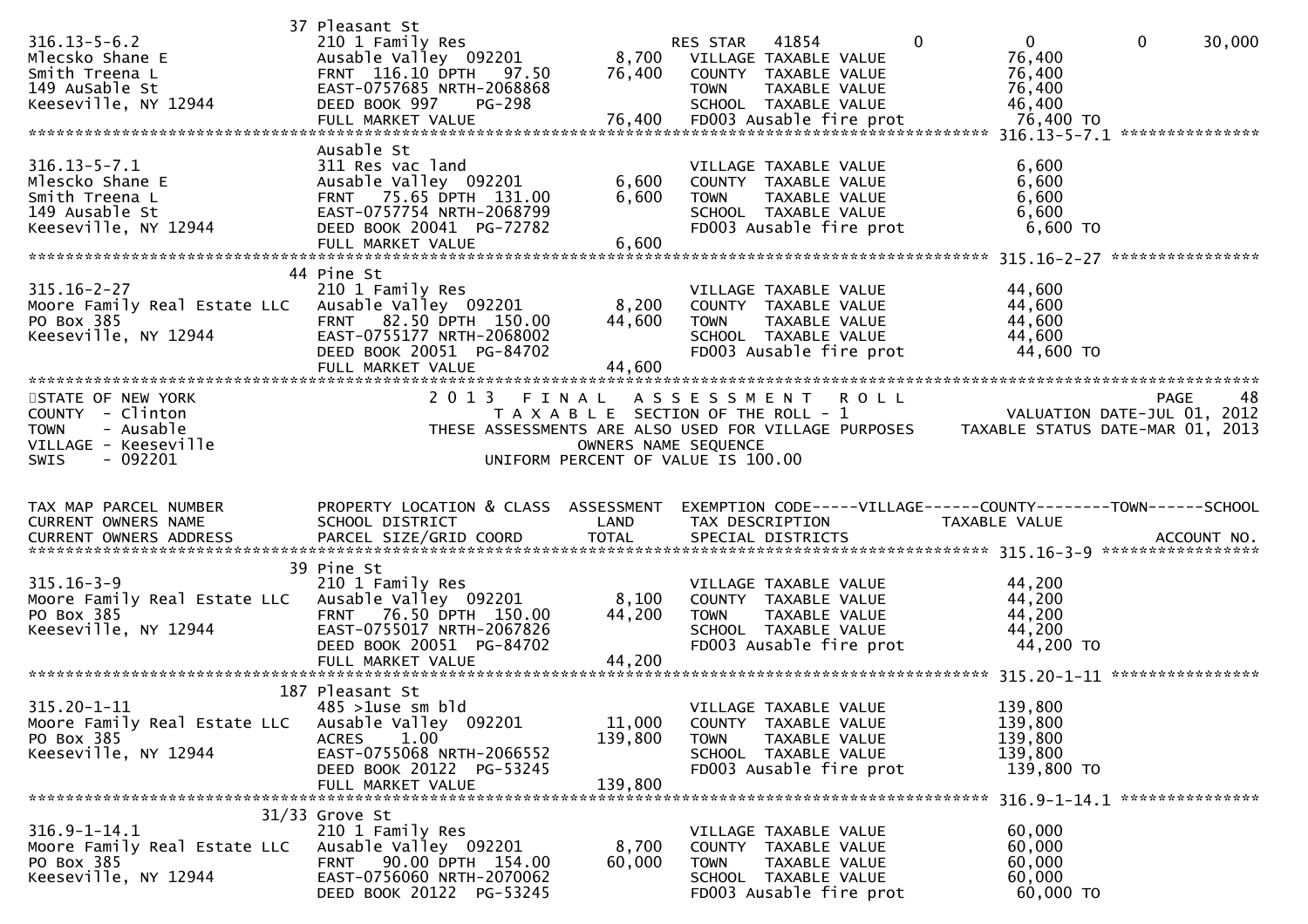```
                             37 Pleasant St
316.13-5-6.2                 210 1 Family Res                     RES STAR   41854           0           0           0     30,000
Mlecsko Shane E              Ausable Valley  092201        8,700   VILLAGE TAXABLE VALUE              76,400
Smith Treena L               FRNT  116.10 DPTH   97.50    76,400   COUNTY  TAXABLE VALUE              76,400
149 AuSable St               EAST-0757685 NRTH-2068868             TOWN    TAXABLE VALUE              76,400
Keeseville, NY 12944         DEED BOOK 997    PG-298               SCHOOL  TAXABLE VALUE              46,400
                             FULL MARKET VALUE            76,400   FD003 Ausable fire prot             76,400 TO
****************************************************************************************************** 316.13-5-7.1 ***************
                             Ausable St
316.13-5-7.1                 311 Res vac land                      VILLAGE TAXABLE VALUE               6,600
Mlescko Shane E              Ausable Valley  092201        6,600   COUNTY  TAXABLE VALUE               6,600
Smith Treena L               FRNT   75.65 DPTH  131.00     6,600   TOWN    TAXABLE VALUE               6,600
149 Ausable St               EAST-0757754 NRTH-2068799             SCHOOL  TAXABLE VALUE               6,600
Keeseville, NY 12944         DEED BOOK 20041  PG-72782             FD003 Ausable fire prot              6,600 TO
                             FULL MARKET VALUE             6,600
****************************************************************************************************** 315.16-2-27 ****************
                             44 Pine St
315.16-2-27                  210 1 Family Res                      VILLAGE TAXABLE VALUE              44,600
Moore Family Real Estate LLC Ausable Valley  092201        8,200   COUNTY  TAXABLE VALUE              44,600
PO Box 385                   FRNT   82.50 DPTH  150.00    44,600   TOWN    TAXABLE VALUE              44,600
Keeseville, NY 12944         EAST-0755177 NRTH-2068002             SCHOOL  TAXABLE VALUE              44,600
                             DEED BOOK 20051  PG-84702             FD003 Ausable fire prot             44,600 TO
                             FULL MARKET VALUE            44,600
************************************************************************************************************************************
STATE OF NEW YORK                    2 0 1 3   F I N A L   A S S E S S M E N T   R O L L                                PAGE    48
COUNTY  - Clinton                       T A X A B L E  SECTION OF THE ROLL - 1                    VALUATION DATE-JUL 01, 2012
TOWN    - Ausable              THESE ASSESSMENTS ARE ALSO USED FOR VILLAGE PURPOSES     TAXABLE STATUS DATE-MAR 01, 2013
VILLAGE - Keeseville                               OWNERS NAME SEQUENCE
SWIS    - 092201                            UNIFORM PERCENT OF VALUE IS 100.00


TAX MAP PARCEL NUMBER        PROPERTY LOCATION & CLASS  ASSESSMENT  EXEMPTION CODE-----VILLAGE------COUNTY--------TOWN------SCHOOL
CURRENT OWNERS NAME          SCHOOL DISTRICT               LAND     TAX DESCRIPTION            TAXABLE VALUE
CURRENT OWNERS ADDRESS       PARCEL SIZE/GRID COORD       TOTAL     SPECIAL DISTRICTS                                   ACCOUNT NO.
****************************************************************************************************** 315.16-3-9 *****************
                             39 Pine St
315.16-3-9                   210 1 Family Res                      VILLAGE TAXABLE VALUE              44,200
Moore Family Real Estate LLC Ausable Valley  092201        8,100   COUNTY  TAXABLE VALUE              44,200
PO Box 385                   FRNT   76.50 DPTH  150.00    44,200   TOWN    TAXABLE VALUE              44,200
Keeseville, NY 12944         EAST-0755017 NRTH-2067826             SCHOOL  TAXABLE VALUE              44,200
                             DEED BOOK 20051  PG-84702             FD003 Ausable fire prot             44,200 TO
                             FULL MARKET VALUE            44,200
****************************************************************************************************** 315.20-1-11 ****************
                             187 Pleasant St
315.20-1-11                  485 >1use sm bld                      VILLAGE TAXABLE VALUE             139,800
Moore Family Real Estate LLC Ausable Valley  092201       11,000   COUNTY  TAXABLE VALUE             139,800
PO Box 385                   ACRES    1.00               139,800   TOWN    TAXABLE VALUE             139,800
Keeseville, NY 12944         EAST-0755068 NRTH-2066552             SCHOOL  TAXABLE VALUE             139,800
                             DEED BOOK 20122  PG-53245             FD003 Ausable fire prot            139,800 TO
                             FULL MARKET VALUE           139,800
****************************************************************************************************** 316.9-1-14.1 ***************
                             31/33 Grove St
316.9-1-14.1                 210 1 Family Res                      VILLAGE TAXABLE VALUE              60,000
Moore Family Real Estate LLC Ausable Valley  092201        8,700   COUNTY  TAXABLE VALUE              60,000
PO Box 385                   FRNT   90.00 DPTH  154.00    60,000   TOWN    TAXABLE VALUE              60,000
Keeseville, NY 12944         EAST-0756060 NRTH-2070062             SCHOOL  TAXABLE VALUE              60,000
                             DEED BOOK 20122  PG-53245             FD003 Ausable fire prot             60,000 TO
```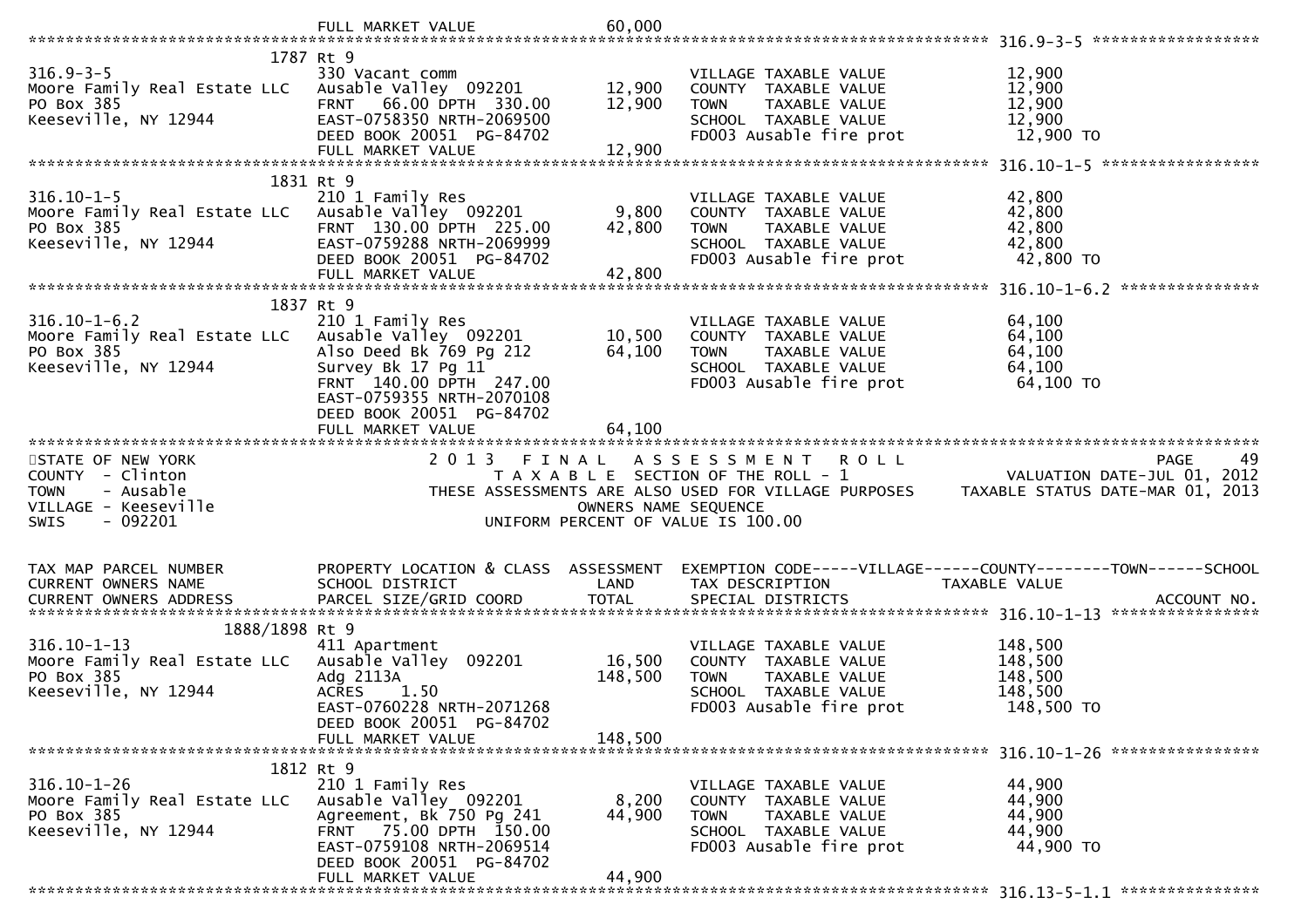FULL MARKET VALUE 60,000

******************************************************************************************************* 316.9-3-5 *******************

| | | | | |
|---|---|---|---|---|
| 1787 Rt 9 | | | | |
| 316.9-3-5 | 330 Vacant comm | | VILLAGE TAXABLE VALUE | 12,900 |
| Moore Family Real Estate LLC | Ausable Valley 092201 | 12,900 | COUNTY TAXABLE VALUE | 12,900 |
| PO Box 385 | FRNT 66.00 DPTH 330.00 | 12,900 | TOWN TAXABLE VALUE | 12,900 |
| Keeseville, NY 12944 | EAST-0758350 NRTH-2069500 | | SCHOOL TAXABLE VALUE | 12,900 |
| | DEED BOOK 20051 PG-84702 | | FD003 Ausable fire prot | 12,900 TO |
| | FULL MARKET VALUE | 12,900 | | |

******************************************************************************************************* 316.10-1-5 *******************

| | | | | |
|---|---|---|---|---|
| 1831 Rt 9 | | | | |
| 316.10-1-5 | 210 1 Family Res | | VILLAGE TAXABLE VALUE | 42,800 |
| Moore Family Real Estate LLC | Ausable Valley 092201 | 9,800 | COUNTY TAXABLE VALUE | 42,800 |
| PO Box 385 | FRNT 130.00 DPTH 225.00 | 42,800 | TOWN TAXABLE VALUE | 42,800 |
| Keeseville, NY 12944 | EAST-0759288 NRTH-2069999 | | SCHOOL TAXABLE VALUE | 42,800 |
| | DEED BOOK 20051 PG-84702 | | FD003 Ausable fire prot | 42,800 TO |
| | FULL MARKET VALUE | 42,800 | | |

******************************************************************************************************* 316.10-1-6.2 *****************

| | | | | |
|---|---|---|---|---|
| 1837 Rt 9 | | | | |
| 316.10-1-6.2 | 210 1 Family Res | | VILLAGE TAXABLE VALUE | 64,100 |
| Moore Family Real Estate LLC | Ausable Valley 092201 | 10,500 | COUNTY TAXABLE VALUE | 64,100 |
| PO Box 385 | Also Deed Bk 769 Pg 212 | 64,100 | TOWN TAXABLE VALUE | 64,100 |
| Keeseville, NY 12944 | Survey Bk 17 Pg 11 | | SCHOOL TAXABLE VALUE | 64,100 |
| | FRNT 140.00 DPTH 247.00 | | FD003 Ausable fire prot | 64,100 TO |
| | EAST-0759355 NRTH-2070108 | | | |
| | DEED BOOK 20051 PG-84702 | | | |
| | FULL MARKET VALUE | 64,100 | | |

*******************************************************************************************************

STATE OF NEW YORK — 2013 FINAL ASSESSMENT ROLL — PAGE 49
COUNTY - Clinton — TAXABLE SECTION OF THE ROLL - 1 — VALUATION DATE-JUL 01, 2012
TOWN - Ausable — THESE ASSESSMENTS ARE ALSO USED FOR VILLAGE PURPOSES — TAXABLE STATUS DATE-MAR 01, 2013
VILLAGE - Keeseville — OWNERS NAME SEQUENCE
SWIS - 092201 — UNIFORM PERCENT OF VALUE IS 100.00

| TAX MAP PARCEL NUMBER / CURRENT OWNERS NAME / CURRENT OWNERS ADDRESS | PROPERTY LOCATION & CLASS / SCHOOL DISTRICT / PARCEL SIZE/GRID COORD | ASSESSMENT LAND / TOTAL | EXEMPTION CODE-----VILLAGE------COUNTY--------TOWN------SCHOOL / TAX DESCRIPTION / SPECIAL DISTRICTS | TAXABLE VALUE / ACCOUNT NO. |
|---|---|---|---|---|
| 1888/1898 Rt 9 | | | | |
| 316.10-1-13 | 411 Apartment | | VILLAGE TAXABLE VALUE | 148,500 |
| Moore Family Real Estate LLC | Ausable Valley 092201 | 16,500 | COUNTY TAXABLE VALUE | 148,500 |
| PO Box 385 | Adg 2113A | 148,500 | TOWN TAXABLE VALUE | 148,500 |
| Keeseville, NY 12944 | ACRES 1.50 | | SCHOOL TAXABLE VALUE | 148,500 |
| | EAST-0760228 NRTH-2071268 | | FD003 Ausable fire prot | 148,500 TO |
| | DEED BOOK 20051 PG-84702 | | | |
| | FULL MARKET VALUE | 148,500 | | |

******************************************************************************************************* 316.10-1-26 *****************

| | | | | |
|---|---|---|---|---|
| 1812 Rt 9 | | | | |
| 316.10-1-26 | 210 1 Family Res | | VILLAGE TAXABLE VALUE | 44,900 |
| Moore Family Real Estate LLC | Ausable Valley 092201 | 8,200 | COUNTY TAXABLE VALUE | 44,900 |
| PO Box 385 | Agreement, Bk 750 Pg 241 | 44,900 | TOWN TAXABLE VALUE | 44,900 |
| Keeseville, NY 12944 | FRNT 75.00 DPTH 150.00 | | SCHOOL TAXABLE VALUE | 44,900 |
| | EAST-0759108 NRTH-2069514 | | FD003 Ausable fire prot | 44,900 TO |
| | DEED BOOK 20051 PG-84702 | | | |
| | FULL MARKET VALUE | 44,900 | | |

******************************************************************************************************* 316.13-5-1.1 ***************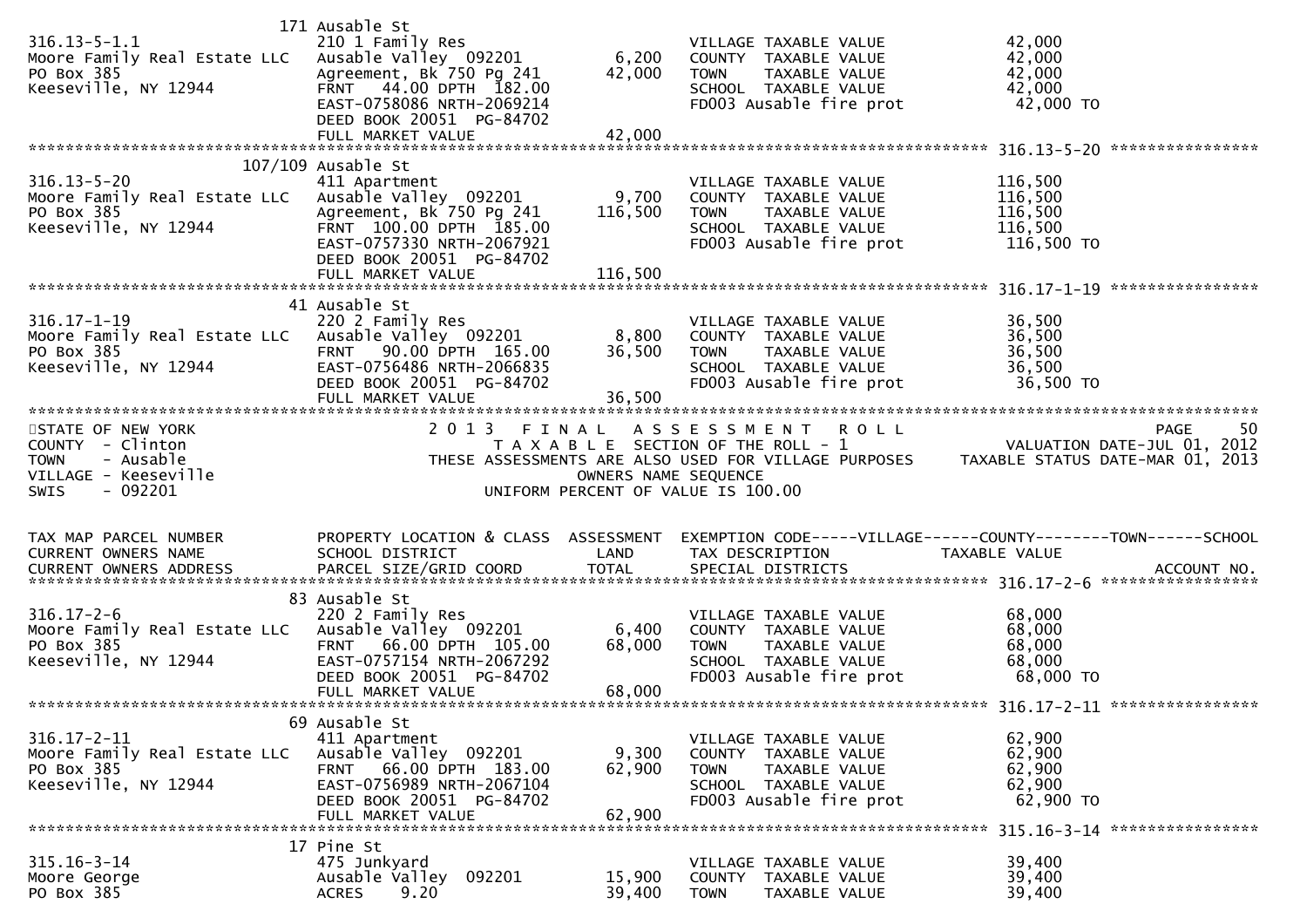| TAX MAP PARCEL NUMBER | PROPERTY LOCATION & CLASS | ASSESSMENT | EXEMPTION CODE-----VILLAGE------COUNTY--------TOWN------SCHOOL | |
|---|---|---|---|---|
| CURRENT OWNERS NAME | SCHOOL DISTRICT | LAND | TAX DESCRIPTION | TAXABLE VALUE |
| CURRENT OWNERS ADDRESS | PARCEL SIZE/GRID COORD | TOTAL | SPECIAL DISTRICTS | ACCOUNT NO. |
| | 171 Ausable St | | | |
| 316.13-5-1.1 | 210 1 Family Res | | VILLAGE TAXABLE VALUE | 42,000 |
| Moore Family Real Estate LLC | Ausable Valley 092201 | 6,200 | COUNTY TAXABLE VALUE | 42,000 |
| PO Box 385 | Agreement, Bk 750 Pg 241 | 42,000 | TOWN TAXABLE VALUE | 42,000 |
| Keeseville, NY 12944 | FRNT 44.00 DPTH 182.00 | | SCHOOL TAXABLE VALUE | 42,000 |
| | EAST-0758086 NRTH-2069214 | | FD003 Ausable fire prot | 42,000 TO |
| | DEED BOOK 20051 PG-84702 | | | |
| | FULL MARKET VALUE | 42,000 | | |
| | 107/109 Ausable St | | | 316.13-5-20 |
| 316.13-5-20 | 411 Apartment | | VILLAGE TAXABLE VALUE | 116,500 |
| Moore Family Real Estate LLC | Ausable Valley 092201 | 9,700 | COUNTY TAXABLE VALUE | 116,500 |
| PO Box 385 | Agreement, Bk 750 Pg 241 | 116,500 | TOWN TAXABLE VALUE | 116,500 |
| Keeseville, NY 12944 | FRNT 100.00 DPTH 185.00 | | SCHOOL TAXABLE VALUE | 116,500 |
| | EAST-0757330 NRTH-2067921 | | FD003 Ausable fire prot | 116,500 TO |
| | DEED BOOK 20051 PG-84702 | | | |
| | FULL MARKET VALUE | 116,500 | | |
| | 41 Ausable St | | | 316.17-1-19 |
| 316.17-1-19 | 220 2 Family Res | | VILLAGE TAXABLE VALUE | 36,500 |
| Moore Family Real Estate LLC | Ausable Valley 092201 | 8,800 | COUNTY TAXABLE VALUE | 36,500 |
| PO Box 385 | FRNT 90.00 DPTH 165.00 | 36,500 | TOWN TAXABLE VALUE | 36,500 |
| Keeseville, NY 12944 | EAST-0756486 NRTH-2066835 | | SCHOOL TAXABLE VALUE | 36,500 |
| | DEED BOOK 20051 PG-84702 | | FD003 Ausable fire prot | 36,500 TO |
| | FULL MARKET VALUE | 36,500 | | |

STATE OF NEW YORK — COUNTY - Clinton — TOWN - Ausable — VILLAGE - Keeseville — SWIS - 092201

2013 FINAL ASSESSMENT ROLL
TAXABLE SECTION OF THE ROLL - 1
THESE ASSESSMENTS ARE ALSO USED FOR VILLAGE PURPOSES
OWNERS NAME SEQUENCE
UNIFORM PERCENT OF VALUE IS 100.00

VALUATION DATE-JUL 01, 2012
TAXABLE STATUS DATE-MAR 01, 2013

| TAX MAP PARCEL NUMBER | PROPERTY LOCATION & CLASS | ASSESSMENT | EXEMPTION CODE-----VILLAGE------COUNTY--------TOWN------SCHOOL | |
|---|---|---|---|---|
| CURRENT OWNERS NAME | SCHOOL DISTRICT | LAND | TAX DESCRIPTION | TAXABLE VALUE |
| CURRENT OWNERS ADDRESS | PARCEL SIZE/GRID COORD | TOTAL | SPECIAL DISTRICTS | ACCOUNT NO. |
| | | | | 316.17-2-6 |
| | 83 Ausable St | | | |
| 316.17-2-6 | 220 2 Family Res | | VILLAGE TAXABLE VALUE | 68,000 |
| Moore Family Real Estate LLC | Ausable Valley 092201 | 6,400 | COUNTY TAXABLE VALUE | 68,000 |
| PO Box 385 | FRNT 66.00 DPTH 105.00 | 68,000 | TOWN TAXABLE VALUE | 68,000 |
| Keeseville, NY 12944 | EAST-0757154 NRTH-2067292 | | SCHOOL TAXABLE VALUE | 68,000 |
| | DEED BOOK 20051 PG-84702 | | FD003 Ausable fire prot | 68,000 TO |
| | FULL MARKET VALUE | 68,000 | | |
| | 69 Ausable St | | | 316.17-2-11 |
| 316.17-2-11 | 411 Apartment | | VILLAGE TAXABLE VALUE | 62,900 |
| Moore Family Real Estate LLC | Ausable Valley 092201 | 9,300 | COUNTY TAXABLE VALUE | 62,900 |
| PO Box 385 | FRNT 66.00 DPTH 183.00 | 62,900 | TOWN TAXABLE VALUE | 62,900 |
| Keeseville, NY 12944 | EAST-0756989 NRTH-2067104 | | SCHOOL TAXABLE VALUE | 62,900 |
| | DEED BOOK 20051 PG-84702 | | FD003 Ausable fire prot | 62,900 TO |
| | FULL MARKET VALUE | 62,900 | | |
| | 17 Pine St | | | 315.16-3-14 |
| 315.16-3-14 | 475 Junkyard | | VILLAGE TAXABLE VALUE | 39,400 |
| Moore George | Ausable Valley 092201 | 15,900 | COUNTY TAXABLE VALUE | 39,400 |
| PO Box 385 | ACRES 9.20 | 39,400 | TOWN TAXABLE VALUE | 39,400 |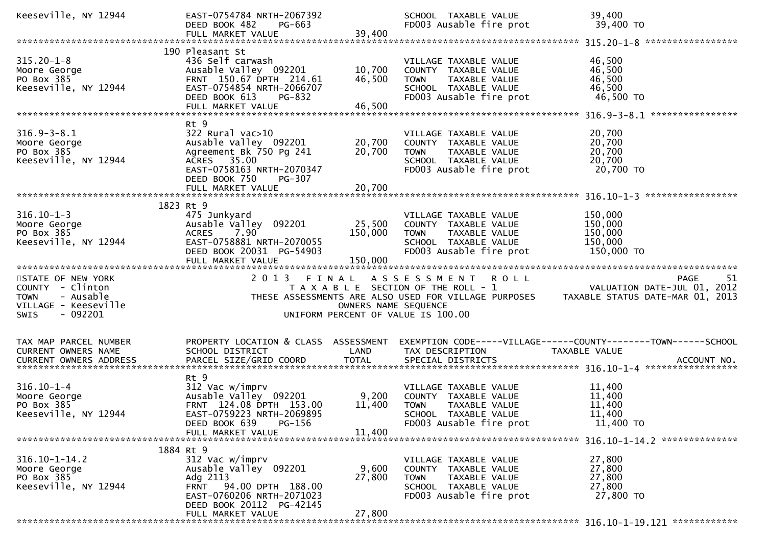```
Keeseville, NY 12944          EAST-0754784 NRTH-2067392                    SCHOOL  TAXABLE VALUE             39,400
                              DEED BOOK 482     PG-663                      FD003 Ausable fire prot            39,400 TO
                              FULL MARKET VALUE               39,400
******************************************************************************************************* 315.20-1-8 *****************
                          190 Pleasant St
315.20-1-8                    436 Self carwash                              VILLAGE TAXABLE VALUE             46,500
Moore George                  Ausable Valley  092201        10,700          COUNTY  TAXABLE VALUE             46,500
PO Box 385                    FRNT  150.67 DPTH  214.61     46,500          TOWN    TAXABLE VALUE             46,500
Keeseville, NY 12944          EAST-0754854 NRTH-2066707                    SCHOOL  TAXABLE VALUE             46,500
                              DEED BOOK 613     PG-832                      FD003 Ausable fire prot            46,500 TO
                              FULL MARKET VALUE               46,500
******************************************************************************************************* 316.9-3-8.1 ****************
                              Rt 9
316.9-3-8.1                   322 Rural vac>10                              VILLAGE TAXABLE VALUE             20,700
Moore George                  Ausable Valley  092201        20,700          COUNTY  TAXABLE VALUE             20,700
PO Box 385                    Agreement Bk 750 Pg 241       20,700          TOWN    TAXABLE VALUE             20,700
Keeseville, NY 12944          ACRES   35.00                                 SCHOOL  TAXABLE VALUE             20,700
                              EAST-0758163 NRTH-2070347                    FD003 Ausable fire prot            20,700 TO
                              DEED BOOK 750     PG-307
                              FULL MARKET VALUE               20,700
******************************************************************************************************* 316.10-1-3 *****************
                          1823 Rt 9
316.10-1-3                    475 Junkyard                                  VILLAGE TAXABLE VALUE            150,000
Moore George                  Ausable Valley  092201        25,500          COUNTY  TAXABLE VALUE            150,000
PO Box 385                    ACRES    7.90                150,000          TOWN    TAXABLE VALUE            150,000
Keeseville, NY 12944          EAST-0758881 NRTH-2070055                    SCHOOL  TAXABLE VALUE            150,000
                              DEED BOOK 20031  PG-54903                     FD003 Ausable fire prot           150,000 TO
                              FULL MARKET VALUE              150,000
************************************************************************************************************************************
STATE OF NEW YORK                    2 0 1 3   F I N A L   A S S E S S M E N T   R O L L                                PAGE    51
COUNTY  - Clinton                        T A X A B L E  SECTION OF THE ROLL - 1                      VALUATION DATE-JUL 01, 2012
TOWN    - Ausable                 THESE ASSESSMENTS ARE ALSO USED FOR VILLAGE PURPOSES       TAXABLE STATUS DATE-MAR 01, 2013
VILLAGE - Keeseville                                OWNERS NAME SEQUENCE
SWIS    - 092201                               UNIFORM PERCENT OF VALUE IS 100.00


TAX MAP PARCEL NUMBER         PROPERTY LOCATION & CLASS  ASSESSMENT  EXEMPTION CODE-----VILLAGE------COUNTY--------TOWN------SCHOOL
CURRENT OWNERS NAME           SCHOOL DISTRICT               LAND      TAX DESCRIPTION            TAXABLE VALUE
CURRENT OWNERS ADDRESS        PARCEL SIZE/GRID COORD       TOTAL      SPECIAL DISTRICTS                                   ACCOUNT NO.
******************************************************************************************************* 316.10-1-4 *****************
                              Rt 9
316.10-1-4                    312 Vac w/imprv                               VILLAGE TAXABLE VALUE             11,400
Moore George                  Ausable Valley  092201         9,200          COUNTY  TAXABLE VALUE             11,400
PO Box 385                    FRNT  124.08 DPTH  153.00     11,400          TOWN    TAXABLE VALUE             11,400
Keeseville, NY 12944          EAST-0759223 NRTH-2069895                    SCHOOL  TAXABLE VALUE             11,400
                              DEED BOOK 639     PG-156                      FD003 Ausable fire prot            11,400 TO
                              FULL MARKET VALUE               11,400
******************************************************************************************************* 316.10-1-14.2 **************
                          1884 Rt 9
316.10-1-14.2                 312 Vac w/imprv                               VILLAGE TAXABLE VALUE             27,800
Moore George                  Ausable Valley  092201         9,600          COUNTY  TAXABLE VALUE             27,800
PO Box 385                    Adg 2113                      27,800          TOWN    TAXABLE VALUE             27,800
Keeseville, NY 12944          FRNT   94.00 DPTH  188.00                    SCHOOL  TAXABLE VALUE             27,800
                              EAST-0760206 NRTH-2071023                    FD003 Ausable fire prot            27,800 TO
                              DEED BOOK 20112  PG-42145
                              FULL MARKET VALUE               27,800
******************************************************************************************************* 316.10-1-19.121 ************
```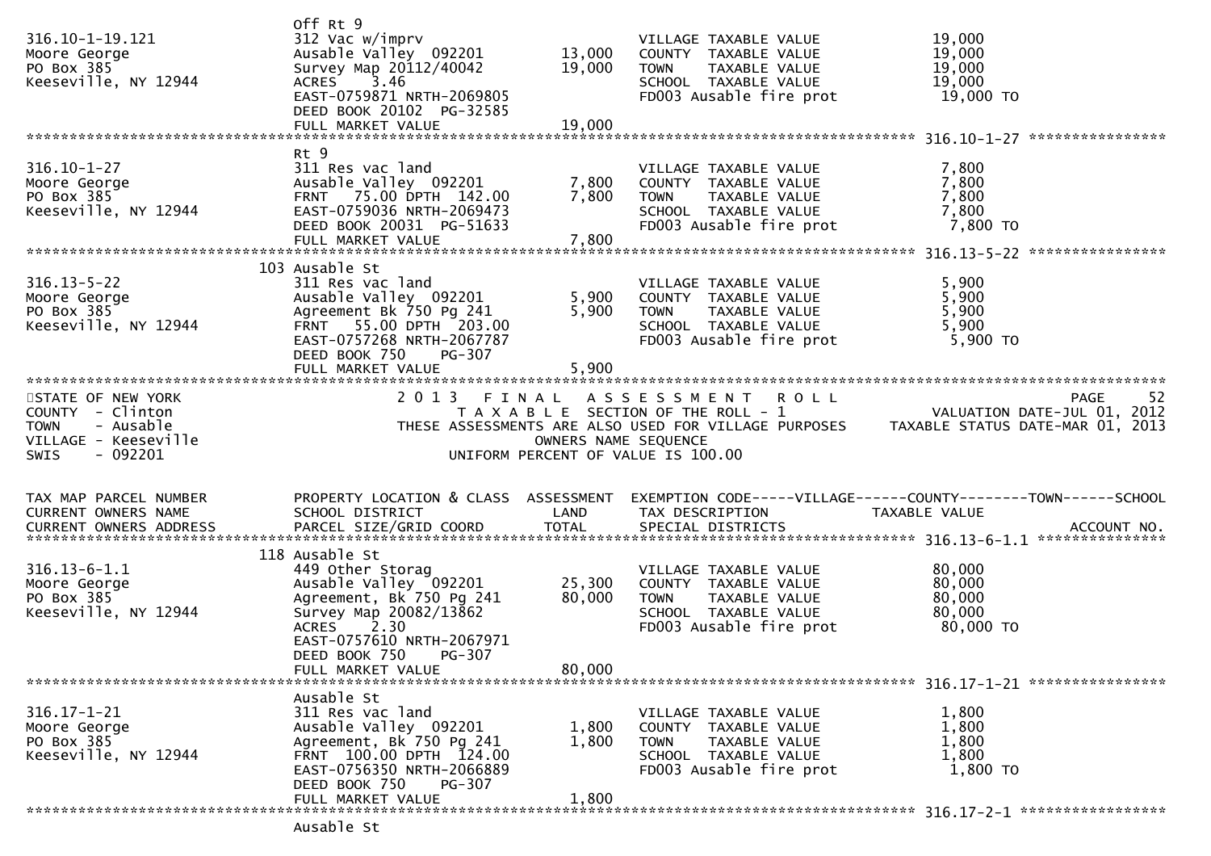| TAX MAP PARCEL NUMBER / CURRENT OWNERS NAME / CURRENT OWNERS ADDRESS | PROPERTY LOCATION & CLASS / SCHOOL DISTRICT / PARCEL SIZE/GRID COORD | ASSESSMENT LAND | ASSESSMENT TOTAL | TAX DESCRIPTION / SPECIAL DISTRICTS | TAXABLE VALUE |
|---|---|---|---|---|---|
| 316.10-1-19.121 | Off Rt 9 | | | | |
| Moore George | 312 Vac w/imprv | | | VILLAGE TAXABLE VALUE | 19,000 |
| PO Box 385 | Ausable Valley 092201 | 13,000 | | COUNTY TAXABLE VALUE | 19,000 |
| Keeseville, NY 12944 | Survey Map 20112/40042 | | 19,000 | TOWN TAXABLE VALUE | 19,000 |
| | ACRES 3.46 | | | SCHOOL TAXABLE VALUE | 19,000 |
| | EAST-0759871 NRTH-2069805 | | | FD003 Ausable fire prot | 19,000 TO |
| | DEED BOOK 20102 PG-32585 | | | | |
| | FULL MARKET VALUE | | 19,000 | | |
| 316.10-1-27 | Rt 9 | | | | |
| Moore George | 311 Res vac land | | | VILLAGE TAXABLE VALUE | 7,800 |
| PO Box 385 | Ausable Valley 092201 | 7,800 | | COUNTY TAXABLE VALUE | 7,800 |
| Keeseville, NY 12944 | FRNT 75.00 DPTH 142.00 | | 7,800 | TOWN TAXABLE VALUE | 7,800 |
| | EAST-0759036 NRTH-2069473 | | | SCHOOL TAXABLE VALUE | 7,800 |
| | DEED BOOK 20031 PG-51633 | | | FD003 Ausable fire prot | 7,800 TO |
| | FULL MARKET VALUE | | 7,800 | | |
| 316.13-5-22 | 103 Ausable St | | | | |
| Moore George | 311 Res vac land | | | VILLAGE TAXABLE VALUE | 5,900 |
| PO Box 385 | Ausable Valley 092201 | 5,900 | | COUNTY TAXABLE VALUE | 5,900 |
| Keeseville, NY 12944 | Agreement Bk 750 Pg 241 | | 5,900 | TOWN TAXABLE VALUE | 5,900 |
| | FRNT 55.00 DPTH 203.00 | | | SCHOOL TAXABLE VALUE | 5,900 |
| | EAST-0757268 NRTH-2067787 | | | FD003 Ausable fire prot | 5,900 TO |
| | DEED BOOK 750 PG-307 | | | | |
| | FULL MARKET VALUE | | 5,900 | | |

STATE OF NEW YORK
COUNTY - Clinton
TOWN - Ausable
VILLAGE - Keeseville
SWIS - 092201

2013 FINAL ASSESSMENT ROLL
TAXABLE SECTION OF THE ROLL - 1
THESE ASSESSMENTS ARE ALSO USED FOR VILLAGE PURPOSES
OWNERS NAME SEQUENCE
UNIFORM PERCENT OF VALUE IS 100.00

PAGE 52
VALUATION DATE-JUL 01, 2012
TAXABLE STATUS DATE-MAR 01, 2013

| TAX MAP PARCEL NUMBER / CURRENT OWNERS NAME / CURRENT OWNERS ADDRESS | PROPERTY LOCATION & CLASS / SCHOOL DISTRICT / PARCEL SIZE/GRID COORD | ASSESSMENT LAND | ASSESSMENT TOTAL | EXEMPTION CODE-----VILLAGE------COUNTY--------TOWN------SCHOOL / TAX DESCRIPTION / SPECIAL DISTRICTS | TAXABLE VALUE / ACCOUNT NO. |
|---|---|---|---|---|---|
| 316.13-6-1.1 | 118 Ausable St | | | | |
| Moore George | 449 Other Storag | | | VILLAGE TAXABLE VALUE | 80,000 |
| PO Box 385 | Ausable Valley 092201 | 25,300 | | COUNTY TAXABLE VALUE | 80,000 |
| Keeseville, NY 12944 | Agreement, Bk 750 Pg 241 | | 80,000 | TOWN TAXABLE VALUE | 80,000 |
| | Survey Map 20082/13862 | | | SCHOOL TAXABLE VALUE | 80,000 |
| | ACRES 2.30 | | | FD003 Ausable fire prot | 80,000 TO |
| | EAST-0757610 NRTH-2067971 | | | | |
| | DEED BOOK 750 PG-307 | | | | |
| | FULL MARKET VALUE | | 80,000 | | |
| 316.17-1-21 | Ausable St | | | | |
| Moore George | 311 Res vac land | | | VILLAGE TAXABLE VALUE | 1,800 |
| PO Box 385 | Ausable Valley 092201 | 1,800 | | COUNTY TAXABLE VALUE | 1,800 |
| Keeseville, NY 12944 | Agreement, Bk 750 Pg 241 | | 1,800 | TOWN TAXABLE VALUE | 1,800 |
| | FRNT 100.00 DPTH 124.00 | | | SCHOOL TAXABLE VALUE | 1,800 |
| | EAST-0756350 NRTH-2066889 | | | FD003 Ausable fire prot | 1,800 TO |
| | DEED BOOK 750 PG-307 | | | | |
| | FULL MARKET VALUE | | 1,800 | | |
| 316.17-2-1 | Ausable St | | | | |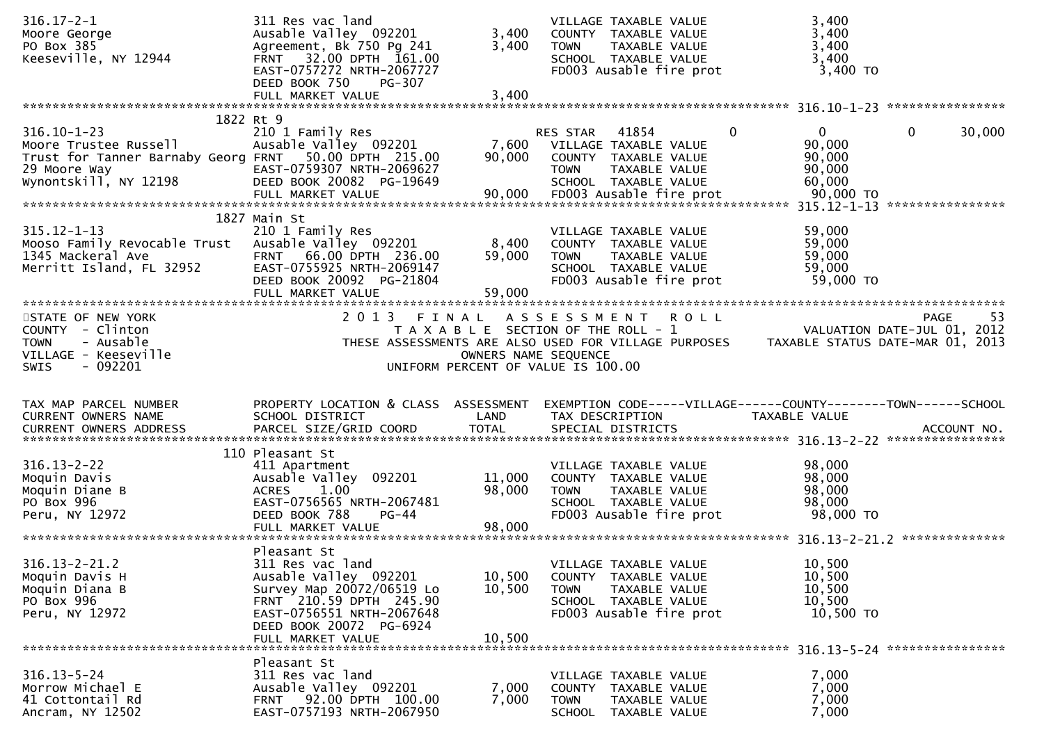```
316.17-2-1                     311 Res vac land                          VILLAGE TAXABLE VALUE              3,400
Moore George                   Ausable Valley  092201          3,400     COUNTY  TAXABLE VALUE              3,400
PO Box 385                     Agreement, Bk 750 Pg 241        3,400     TOWN    TAXABLE VALUE              3,400
Keeseville, NY 12944           FRNT   32.00 DPTH  161.00                 SCHOOL  TAXABLE VALUE              3,400
                               EAST-0757272 NRTH-2067727                 FD003 Ausable fire prot             3,400 TO
                               DEED BOOK 750     PG-307
                               FULL MARKET VALUE               3,400
******************************************************************************************************* 316.10-1-23 ****************
                            1822 Rt 9
316.10-1-23                    210 1 Family Res                          RES STAR   41854            0          0            0      30,000
Moore Trustee Russell          Ausable Valley  092201          7,600     VILLAGE TAXABLE VALUE             90,000
Trust for Tanner Barnaby Georg FRNT   50.00 DPTH  215.00      90,000     COUNTY  TAXABLE VALUE             90,000
29 Moore Way                   EAST-0759307 NRTH-2069627                 TOWN    TAXABLE VALUE             90,000
Wynontskill, NY 12198          DEED BOOK 20082  PG-19649                 SCHOOL  TAXABLE VALUE             60,000
                               FULL MARKET VALUE              90,000     FD003 Ausable fire prot            90,000 TO
******************************************************************************************************* 315.12-1-13 ****************
                            1827 Main St
315.12-1-13                    210 1 Family Res                          VILLAGE TAXABLE VALUE             59,000
Mooso Family Revocable Trust   Ausable Valley  092201          8,400     COUNTY  TAXABLE VALUE             59,000
1345 Mackeral Ave              FRNT   66.00 DPTH  236.00      59,000     TOWN    TAXABLE VALUE             59,000
Merritt Island, FL 32952       EAST-0755925 NRTH-2069147                 SCHOOL  TAXABLE VALUE             59,000
                               DEED BOOK 20092  PG-21804                 FD003 Ausable fire prot            59,000 TO
                               FULL MARKET VALUE              59,000
************************************************************************************************************************************
STATE OF NEW YORK                    2 0 1 3   F I N A L   A S S E S S M E N T   R O L L                                 PAGE    53
COUNTY  - Clinton                         T A X A B L E  SECTION OF THE ROLL - 1                        VALUATION DATE-JUL 01, 2012
TOWN    - Ausable                THESE ASSESSMENTS ARE ALSO USED FOR VILLAGE PURPOSES       TAXABLE STATUS DATE-MAR 01, 2013
VILLAGE - Keeseville                               OWNERS NAME SEQUENCE
SWIS    - 092201                             UNIFORM PERCENT OF VALUE IS 100.00


TAX MAP PARCEL NUMBER          PROPERTY LOCATION & CLASS  ASSESSMENT  EXEMPTION CODE-----VILLAGE------COUNTY--------TOWN------SCHOOL
CURRENT OWNERS NAME            SCHOOL DISTRICT               LAND      TAX DESCRIPTION                TAXABLE VALUE
CURRENT OWNERS ADDRESS         PARCEL SIZE/GRID COORD        TOTAL     SPECIAL DISTRICTS                                    ACCOUNT NO.
******************************************************************************************************* 316.13-2-22 ****************
                             110 Pleasant St
316.13-2-22                    411 Apartment                             VILLAGE TAXABLE VALUE             98,000
Moquin Davis                   Ausable Valley  092201         11,000     COUNTY  TAXABLE VALUE             98,000
Moquin Diane B                 ACRES    1.00                  98,000     TOWN    TAXABLE VALUE             98,000
PO Box 996                     EAST-0756565 NRTH-2067481                 SCHOOL  TAXABLE VALUE             98,000
Peru, NY 12972                 DEED BOOK 788     PG-44                   FD003 Ausable fire prot            98,000 TO
                               FULL MARKET VALUE              98,000
******************************************************************************************************* 316.13-2-21.2 **************
                               Pleasant St
316.13-2-21.2                  311 Res vac land                          VILLAGE TAXABLE VALUE             10,500
Moquin Davis H                 Ausable Valley  092201         10,500     COUNTY  TAXABLE VALUE             10,500
Moquin Diana B                 Survey Map 20072/06519 Lo      10,500     TOWN    TAXABLE VALUE             10,500
PO Box 996                     FRNT  210.59 DPTH  245.90                 SCHOOL  TAXABLE VALUE             10,500
Peru, NY 12972                 EAST-0756551 NRTH-2067648                 FD003 Ausable fire prot            10,500 TO
                               DEED BOOK 20072  PG-6924
                               FULL MARKET VALUE              10,500
******************************************************************************************************* 316.13-5-24 ****************
                               Pleasant St
316.13-5-24                    311 Res vac land                          VILLAGE TAXABLE VALUE              7,000
Morrow Michael E               Ausable Valley  092201          7,000     COUNTY  TAXABLE VALUE              7,000
41 Cottontail Rd               FRNT   92.00 DPTH  100.00       7,000     TOWN    TAXABLE VALUE              7,000
Ancram, NY 12502               EAST-0757193 NRTH-2067950                 SCHOOL  TAXABLE VALUE              7,000
```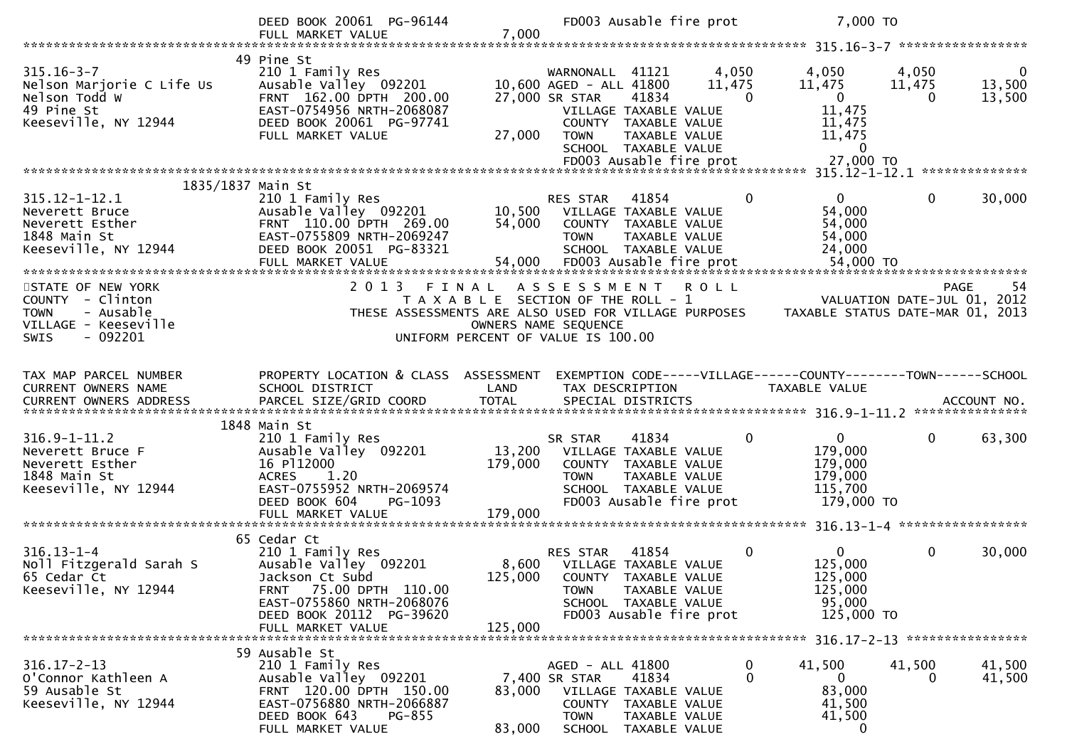```
                               DEED BOOK 20061  PG-96144              FD003 Ausable fire prot             7,000 TO
                               FULL MARKET VALUE              7,000
******************************************************************************************************* 315.16-3-7 *****************
                             49 Pine St
315.16-3-7                   210 1 Family Res                    WARNONALL  41121        4,050       4,050        4,050            0
Nelson Marjorie C Life Us    Ausable Valley  092201        10,600 AGED - ALL 41800       11,475      11,475       11,475       13,500
Nelson Todd W                FRNT  162.00 DPTH  200.00     27,000 SR STAR    41834            0           0            0       13,500
49 Pine St                   EAST-0754956 NRTH-2068087              VILLAGE TAXABLE VALUE              11,475
Keeseville, NY 12944         DEED BOOK 20061  PG-97741              COUNTY  TAXABLE VALUE              11,475
                             FULL MARKET VALUE             27,000   TOWN    TAXABLE VALUE              11,475
                                                                    SCHOOL  TAXABLE VALUE                   0
                                                                    FD003 Ausable fire prot            27,000 TO
******************************************************************************************************* 315.12-1-12.1 **************
                     1835/1837 Main St
315.12-1-12.1                210 1 Family Res                    RES STAR   41854            0           0            0       30,000
Neverett Bruce               Ausable Valley  092201        10,500   VILLAGE TAXABLE VALUE              54,000
Neverett Esther              FRNT  110.00 DPTH  269.00     54,000   COUNTY  TAXABLE VALUE              54,000
1848 Main St                 EAST-0755809 NRTH-2069247              TOWN    TAXABLE VALUE              54,000
Keeseville, NY 12944         DEED BOOK 20051  PG-83321              SCHOOL  TAXABLE VALUE              24,000
                             FULL MARKET VALUE             54,000   FD003 Ausable fire prot            54,000 TO
************************************************************************************************************************************
STATE OF NEW YORK                     2 0 1 3   F I N A L   A S S E S S M E N T   R O L L                                   PAGE    54
COUNTY  - Clinton                           T A X A B L E  SECTION OF THE ROLL - 1                          VALUATION DATE-JUL 01, 2012
TOWN    - Ausable                   THESE ASSESSMENTS ARE ALSO USED FOR VILLAGE PURPOSES        TAXABLE STATUS DATE-MAR 01, 2013
VILLAGE - Keeseville                                  OWNERS NAME SEQUENCE
SWIS    - 092201                               UNIFORM PERCENT OF VALUE IS 100.00


TAX MAP PARCEL NUMBER        PROPERTY LOCATION & CLASS  ASSESSMENT  EXEMPTION CODE-----VILLAGE------COUNTY--------TOWN------SCHOOL
CURRENT OWNERS NAME          SCHOOL DISTRICT               LAND      TAX DESCRIPTION            TAXABLE VALUE
CURRENT OWNERS ADDRESS       PARCEL SIZE/GRID COORD        TOTAL     SPECIAL DISTRICTS                                        ACCOUNT NO.
******************************************************************************************************* 316.9-1-11.2 ***************
                             1848 Main St
316.9-1-11.2                 210 1 Family Res                    SR STAR    41834            0           0            0       63,300
Neverett Bruce F             Ausable Valley  092201        13,200   VILLAGE TAXABLE VALUE             179,000
Neverett Esther              16 Pl12000                   179,000   COUNTY  TAXABLE VALUE             179,000
1848 Main St                 ACRES     1.20                         TOWN    TAXABLE VALUE             179,000
Keeseville, NY 12944         EAST-0755952 NRTH-2069574              SCHOOL  TAXABLE VALUE             115,700
                             DEED BOOK 604     PG-1093              FD003 Ausable fire prot           179,000 TO
                             FULL MARKET VALUE            179,000
******************************************************************************************************* 316.13-1-4 *****************
                             65 Cedar Ct
316.13-1-4                   210 1 Family Res                    RES STAR   41854            0           0            0       30,000
Noll Fitzgerald Sarah S      Ausable Valley  092201         8,600   VILLAGE TAXABLE VALUE             125,000
65 Cedar Ct                  Jackson Ct Subd              125,000   COUNTY  TAXABLE VALUE             125,000
Keeseville, NY 12944         FRNT   75.00 DPTH  110.00              TOWN    TAXABLE VALUE             125,000
                             EAST-0755860 NRTH-2068076              SCHOOL  TAXABLE VALUE              95,000
                             DEED BOOK 20112  PG-39620              FD003 Ausable fire prot           125,000 TO
                             FULL MARKET VALUE            125,000
******************************************************************************************************* 316.17-2-13 ****************
                             59 Ausable St
316.17-2-13                  210 1 Family Res                    AGED - ALL 41800            0      41,500       41,500       41,500
O'Connor Kathleen A          Ausable Valley  092201         7,400 SR STAR    41834            0           0            0       41,500
59 Ausable St                FRNT  120.00 DPTH  150.00     83,000   VILLAGE TAXABLE VALUE              83,000
Keeseville, NY 12944         EAST-0756880 NRTH-2066887              COUNTY  TAXABLE VALUE              41,500
                             DEED BOOK 643     PG-855               TOWN    TAXABLE VALUE              41,500
                             FULL MARKET VALUE             83,000   SCHOOL  TAXABLE VALUE                   0
```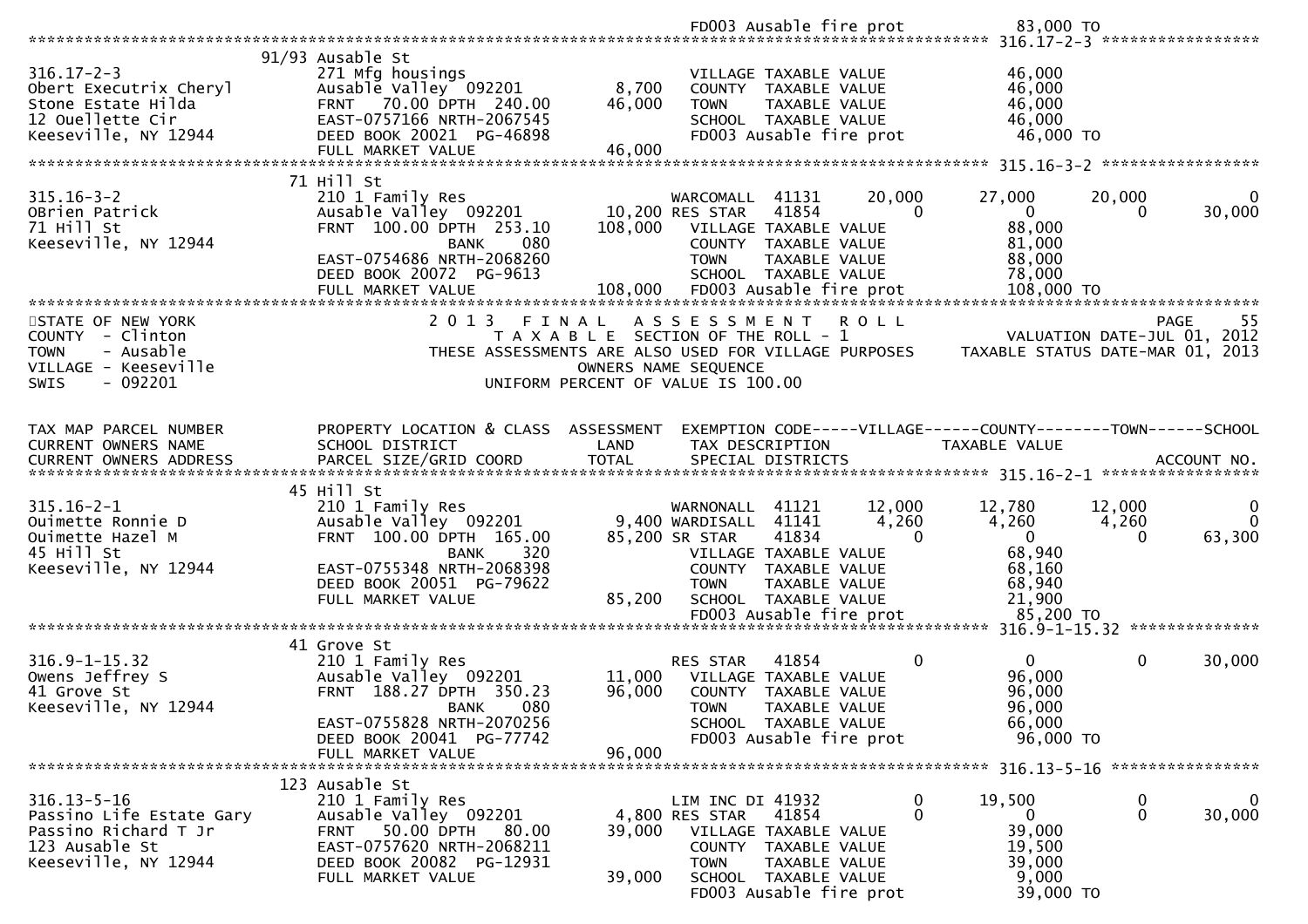FD003 Ausable fire prot 83,000 TO

******************************************************************************************************* 316.17-2-3 *****************

| | | | | |
|---|---|---|---|---|
| 316.17-2-3 | 91/93 Ausable St<br>271 Mfg housings | | VILLAGE TAXABLE VALUE | 46,000 |
| Obert Executrix Cheryl | Ausable Valley 092201 | 8,700 | COUNTY TAXABLE VALUE | 46,000 |
| Stone Estate Hilda | FRNT 70.00 DPTH 240.00 | 46,000 | TOWN TAXABLE VALUE | 46,000 |
| 12 Ouellette Cir | EAST-0757166 NRTH-2067545 | | SCHOOL TAXABLE VALUE | 46,000 |
| Keeseville, NY 12944 | DEED BOOK 20021 PG-46898 | | FD003 Ausable fire prot | 46,000 TO |
| | FULL MARKET VALUE | 46,000 | | |

******************************************************************************************************* 315.16-3-2 *****************

| | | | | | | | |
|---|---|---|---|---|---|---|---|
| 315.16-3-2 | 71 Hill St<br>210 1 Family Res | | WARCOMALL 41131 | 20,000 | 27,000 | 20,000 | 0 |
| OBrien Patrick | Ausable Valley 092201 | 10,200 | RES STAR 41854 | 0 | 0 | 0 | 30,000 |
| 71 Hill St | FRNT 100.00 DPTH 253.10 | 108,000 | VILLAGE TAXABLE VALUE | | 88,000 | | |
| Keeseville, NY 12944 | BANK 080 | | COUNTY TAXABLE VALUE | | 81,000 | | |
| | EAST-0754686 NRTH-2068260 | | TOWN TAXABLE VALUE | | 88,000 | | |
| | DEED BOOK 20072 PG-9613 | | SCHOOL TAXABLE VALUE | | 78,000 | | |
| | FULL MARKET VALUE | 108,000 | FD003 Ausable fire prot | | 108,000 TO | | |

*******************************************************************************************************************************************

STATE OF NEW YORK — 2013 FINAL ASSESSMENT ROLL — PAGE 55
COUNTY - Clinton — TAXABLE SECTION OF THE ROLL - 1 — VALUATION DATE-JUL 01, 2012
TOWN - Ausable — THESE ASSESSMENTS ARE ALSO USED FOR VILLAGE PURPOSES — TAXABLE STATUS DATE-MAR 01, 2013
VILLAGE - Keeseville — OWNERS NAME SEQUENCE
SWIS - 092201 — UNIFORM PERCENT OF VALUE IS 100.00

| TAX MAP PARCEL NUMBER<br>CURRENT OWNERS NAME<br>CURRENT OWNERS ADDRESS | PROPERTY LOCATION & CLASS<br>SCHOOL DISTRICT<br>PARCEL SIZE/GRID COORD | ASSESSMENT<br>LAND<br>TOTAL | EXEMPTION CODE<br>TAX DESCRIPTION<br>SPECIAL DISTRICTS | VILLAGE | COUNTY<br>TAXABLE VALUE | TOWN | SCHOOL<br><br>ACCOUNT NO. |
|---|---|---|---|---|---|---|---|

******************************************************************************************************* 315.16-2-1 *****************

| | | | | | | | |
|---|---|---|---|---|---|---|---|
| 315.16-2-1 | 45 Hill St<br>210 1 Family Res | | WARNONALL 41121 | 12,000 | 12,780 | 12,000 | 0 |
| Ouimette Ronnie D | Ausable Valley 092201 | 9,400 | WARDISALL 41141 | 4,260 | 4,260 | 4,260 | 0 |
| Ouimette Hazel M | FRNT 100.00 DPTH 165.00 | 85,200 | SR STAR 41834 | 0 | 0 | 0 | 63,300 |
| 45 Hill St | BANK 320 | | VILLAGE TAXABLE VALUE | | 68,940 | | |
| Keeseville, NY 12944 | EAST-0755348 NRTH-2068398 | | COUNTY TAXABLE VALUE | | 68,160 | | |
| | DEED BOOK 20051 PG-79622 | | TOWN TAXABLE VALUE | | 68,940 | | |
| | FULL MARKET VALUE | 85,200 | SCHOOL TAXABLE VALUE | | 21,900 | | |
| | | | FD003 Ausable fire prot | | 85,200 TO | | |

******************************************************************************************************* 316.9-1-15.32 **************

| | | | | | | | |
|---|---|---|---|---|---|---|---|
| 316.9-1-15.32 | 41 Grove St<br>210 1 Family Res | | RES STAR 41854 | 0 | 0 | 0 | 30,000 |
| Owens Jeffrey S | Ausable Valley 092201 | 11,000 | VILLAGE TAXABLE VALUE | | 96,000 | | |
| 41 Grove St | FRNT 188.27 DPTH 350.23 | 96,000 | COUNTY TAXABLE VALUE | | 96,000 | | |
| Keeseville, NY 12944 | BANK 080 | | TOWN TAXABLE VALUE | | 96,000 | | |
| | EAST-0755828 NRTH-2070256 | | SCHOOL TAXABLE VALUE | | 66,000 | | |
| | DEED BOOK 20041 PG-77742 | | FD003 Ausable fire prot | | 96,000 TO | | |
| | FULL MARKET VALUE | 96,000 | | | | | |

******************************************************************************************************* 316.13-5-16 ****************

| | | | | | | | |
|---|---|---|---|---|---|---|---|
| 316.13-5-16 | 123 Ausable St<br>210 1 Family Res | | LIM INC DI 41932 | 0 | 19,500 | 0 | 0 |
| Passino Life Estate Gary | Ausable Valley 092201 | 4,800 | RES STAR 41854 | 0 | 0 | 0 | 30,000 |
| Passino Richard T Jr | FRNT 50.00 DPTH 80.00 | 39,000 | VILLAGE TAXABLE VALUE | | 39,000 | | |
| 123 Ausable St | EAST-0757620 NRTH-2068211 | | COUNTY TAXABLE VALUE | | 19,500 | | |
| Keeseville, NY 12944 | DEED BOOK 20082 PG-12931 | | TOWN TAXABLE VALUE | | 39,000 | | |
| | FULL MARKET VALUE | 39,000 | SCHOOL TAXABLE VALUE | | 9,000 | | |
| | | | FD003 Ausable fire prot | | 39,000 TO | | |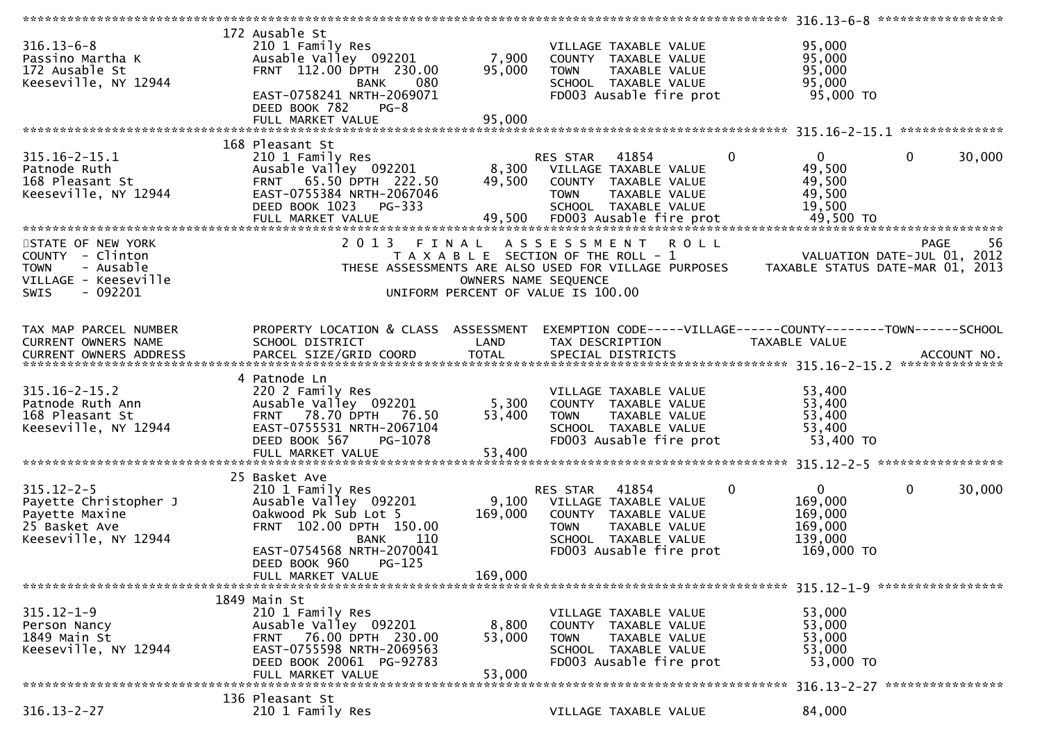| TAX MAP PARCEL NUMBER / CURRENT OWNERS NAME / CURRENT OWNERS ADDRESS | PROPERTY LOCATION & CLASS / SCHOOL DISTRICT / PARCEL SIZE/GRID COORD | ASSESSMENT LAND | ASSESSMENT TOTAL | EXEMPTION CODE / TAX DESCRIPTION / SPECIAL DISTRICTS | VILLAGE | COUNTY | TOWN | SCHOOL |
|---|---|---|---|---|---|---|---|---|
| **316.13-6-8** | 172 Ausable St | | | | | | | |
| 316.13-6-8 | 210 1 Family Res | | | VILLAGE TAXABLE VALUE | 95,000 | | | |
| Passino Martha K | Ausable Valley 092201 | 7,900 | | COUNTY TAXABLE VALUE | | 95,000 | | |
| 172 Ausable St | FRNT 112.00 DPTH 230.00 | | 95,000 | TOWN TAXABLE VALUE | | | 95,000 | |
| Keeseville, NY 12944 | BANK 080 | | | SCHOOL TAXABLE VALUE | | | | 95,000 |
| | EAST-0758241 NRTH-2069071 | | | FD003 Ausable fire prot | 95,000 TO | | | |
| | DEED BOOK 782 PG-8 | | | | | | | |
| | FULL MARKET VALUE | | 95,000 | | | | | |
| **315.16-2-15.1** | 168 Pleasant St | | | | | | | |
| 315.16-2-15.1 | 210 1 Family Res | | | RES STAR 41854 | 0 | 0 | 0 | 30,000 |
| Patnode Ruth | Ausable Valley 092201 | 8,300 | | VILLAGE TAXABLE VALUE | 49,500 | | | |
| 168 Pleasant St | FRNT 65.50 DPTH 222.50 | | 49,500 | COUNTY TAXABLE VALUE | | 49,500 | | |
| Keeseville, NY 12944 | EAST-0755384 NRTH-2067046 | | | TOWN TAXABLE VALUE | | | 49,500 | |
| | DEED BOOK 1023 PG-333 | | | SCHOOL TAXABLE VALUE | | | | 19,500 |
| | FULL MARKET VALUE | | 49,500 | FD003 Ausable fire prot | 49,500 TO | | | |

STATE OF NEW YORK
COUNTY - Clinton
TOWN - Ausable
VILLAGE - Keeseville
SWIS - 092201

2013 FINAL ASSESSMENT ROLL
TAXABLE SECTION OF THE ROLL - 1
THESE ASSESSMENTS ARE ALSO USED FOR VILLAGE PURPOSES
OWNERS NAME SEQUENCE
UNIFORM PERCENT OF VALUE IS 100.00

PAGE 56
VALUATION DATE-JUL 01, 2012
TAXABLE STATUS DATE-MAR 01, 2013

| TAX MAP PARCEL NUMBER / CURRENT OWNERS NAME / CURRENT OWNERS ADDRESS | PROPERTY LOCATION & CLASS / SCHOOL DISTRICT / PARCEL SIZE/GRID COORD | ASSESSMENT LAND | ASSESSMENT TOTAL | EXEMPTION CODE / TAX DESCRIPTION / SPECIAL DISTRICTS | VILLAGE | COUNTY | TOWN | SCHOOL / ACCOUNT NO. |
|---|---|---|---|---|---|---|---|---|
| **315.16-2-15.2** | 4 Patnode Ln | | | | | | | |
| 315.16-2-15.2 | 220 2 Family Res | | | VILLAGE TAXABLE VALUE | 53,400 | | | |
| Patnode Ruth Ann | Ausable Valley 092201 | 5,300 | | COUNTY TAXABLE VALUE | | 53,400 | | |
| 168 Pleasant St | FRNT 78.70 DPTH 76.50 | | 53,400 | TOWN TAXABLE VALUE | | | 53,400 | |
| Keeseville, NY 12944 | EAST-0755531 NRTH-2067104 | | | SCHOOL TAXABLE VALUE | | | | 53,400 |
| | DEED BOOK 567 PG-1078 | | | FD003 Ausable fire prot | 53,400 TO | | | |
| | FULL MARKET VALUE | | 53,400 | | | | | |
| **315.12-2-5** | 25 Basket Ave | | | | | | | |
| 315.12-2-5 | 210 1 Family Res | | | RES STAR 41854 | 0 | 0 | 0 | 30,000 |
| Payette Christopher J | Ausable Valley 092201 | 9,100 | | VILLAGE TAXABLE VALUE | 169,000 | | | |
| Payette Maxine | Oakwood Pk Sub Lot 5 | | 169,000 | COUNTY TAXABLE VALUE | | 169,000 | | |
| 25 Basket Ave | FRNT 102.00 DPTH 150.00 | | | TOWN TAXABLE VALUE | | | 169,000 | |
| Keeseville, NY 12944 | BANK 110 | | | SCHOOL TAXABLE VALUE | | | | 139,000 |
| | EAST-0754568 NRTH-2070041 | | | FD003 Ausable fire prot | 169,000 TO | | | |
| | DEED BOOK 960 PG-125 | | | | | | | |
| | FULL MARKET VALUE | | 169,000 | | | | | |
| **315.12-1-9** | 1849 Main St | | | | | | | |
| 315.12-1-9 | 210 1 Family Res | | | VILLAGE TAXABLE VALUE | 53,000 | | | |
| Person Nancy | Ausable Valley 092201 | 8,800 | | COUNTY TAXABLE VALUE | | 53,000 | | |
| 1849 Main St | FRNT 76.00 DPTH 230.00 | | 53,000 | TOWN TAXABLE VALUE | | | 53,000 | |
| Keeseville, NY 12944 | EAST-0755598 NRTH-2069563 | | | SCHOOL TAXABLE VALUE | | | | 53,000 |
| | DEED BOOK 20061 PG-92783 | | | FD003 Ausable fire prot | 53,000 TO | | | |
| | FULL MARKET VALUE | | 53,000 | | | | | |
| **316.13-2-27** | 136 Pleasant St | | | | | | | |
| 316.13-2-27 | 210 1 Family Res | | | VILLAGE TAXABLE VALUE | 84,000 | | | |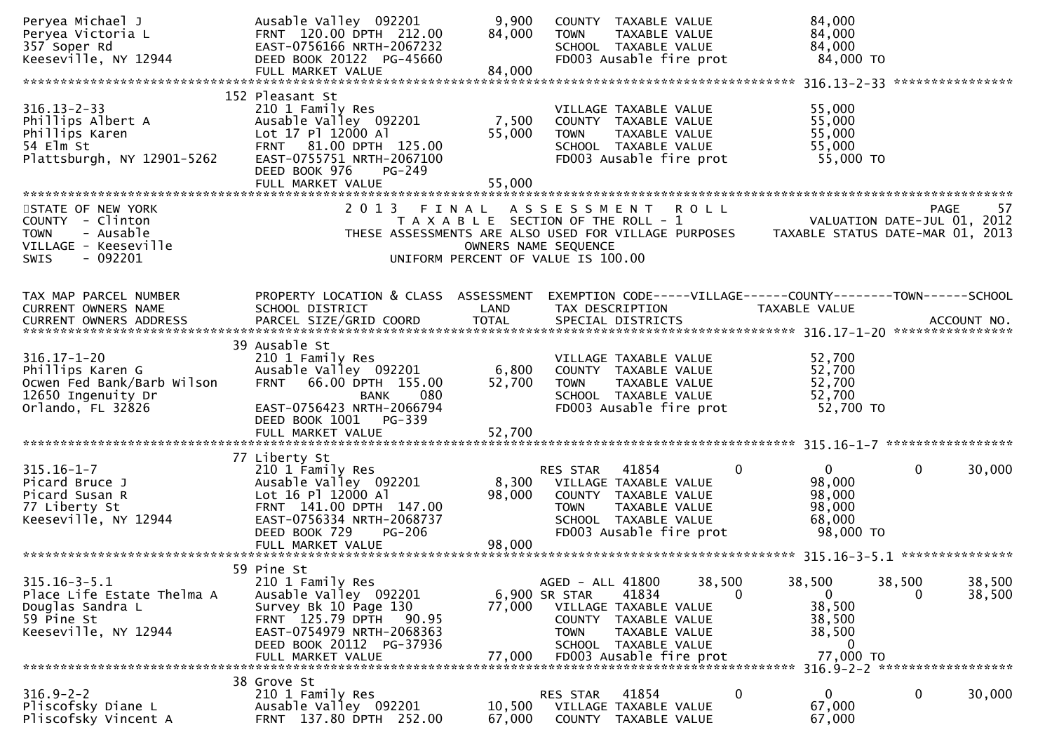```
Peryea Michael J              Ausable Valley  092201        9,900   COUNTY  TAXABLE VALUE            84,000
Peryea Victoria L             FRNT  120.00 DPTH  212.00    84,000   TOWN    TAXABLE VALUE            84,000
357 Soper Rd                  EAST-0756166 NRTH-2067232             SCHOOL  TAXABLE VALUE            84,000
Keeseville, NY 12944          DEED BOOK 20122  PG-45660             FD003 Ausable fire prot           84,000 TO
                              FULL MARKET VALUE            84,000
******************************************************************************************************* 316.13-2-33 *****************
                            152 Pleasant St
316.13-2-33                   210 1 Family Res                      VILLAGE TAXABLE VALUE            55,000
Phillips Albert A             Ausable Valley  092201        7,500   COUNTY  TAXABLE VALUE            55,000
Phillips Karen                Lot 17 Pl 12000 Al           55,000   TOWN    TAXABLE VALUE            55,000
54 Elm St                     FRNT   81.00 DPTH  125.00             SCHOOL  TAXABLE VALUE            55,000
Plattsburgh, NY 12901-5262    EAST-0755751 NRTH-2067100             FD003 Ausable fire prot           55,000 TO
                              DEED BOOK 976    PG-249
                              FULL MARKET VALUE            55,000
************************************************************************************************************************************
STATE OF NEW YORK                    2 0 1 3   F I N A L   A S S E S S M E N T   R O L L                                 PAGE    57
COUNTY  - Clinton                          T A X A B L E  SECTION OF THE ROLL - 1                       VALUATION DATE-JUL 01, 2012
TOWN    - Ausable                 THESE ASSESSMENTS ARE ALSO USED FOR VILLAGE PURPOSES     TAXABLE STATUS DATE-MAR 01, 2013
VILLAGE - Keeseville                                  OWNERS NAME SEQUENCE
SWIS    - 092201                               UNIFORM PERCENT OF VALUE IS 100.00


TAX MAP PARCEL NUMBER         PROPERTY LOCATION & CLASS  ASSESSMENT  EXEMPTION CODE-----VILLAGE------COUNTY--------TOWN------SCHOOL
CURRENT OWNERS NAME           SCHOOL DISTRICT               LAND     TAX DESCRIPTION            TAXABLE VALUE
CURRENT OWNERS ADDRESS        PARCEL SIZE/GRID COORD       TOTAL     SPECIAL DISTRICTS                                   ACCOUNT NO.
******************************************************************************************************* 316.17-1-20 *****************
                            39 Ausable St
316.17-1-20                   210 1 Family Res                      VILLAGE TAXABLE VALUE            52,700
Phillips Karen G              Ausable Valley  092201        6,800   COUNTY  TAXABLE VALUE            52,700
Ocwen Fed Bank/Barb Wilson    FRNT   66.00 DPTH  155.00    52,700   TOWN    TAXABLE VALUE            52,700
12650 Ingenuity Dr                          BANK     080             SCHOOL  TAXABLE VALUE            52,700
Orlando, FL 32826             EAST-0756423 NRTH-2066794             FD003 Ausable fire prot           52,700 TO
                              DEED BOOK 1001   PG-339
                              FULL MARKET VALUE            52,700
******************************************************************************************************* 315.16-1-7 ******************
                            77 Liberty St
315.16-1-7                    210 1 Family Res                      RES STAR   41854          0           0            0      30,000
Picard Bruce J                Ausable Valley  092201        8,300     VILLAGE TAXABLE VALUE            98,000
Picard Susan R                Lot 16 Pl 12000 Al           98,000     COUNTY  TAXABLE VALUE            98,000
77 Liberty St                 FRNT  141.00 DPTH  147.00               TOWN    TAXABLE VALUE            98,000
Keeseville, NY 12944          EAST-0756334 NRTH-2068737               SCHOOL  TAXABLE VALUE            68,000
                              DEED BOOK 729    PG-206                 FD003 Ausable fire prot           98,000 TO
                              FULL MARKET VALUE            98,000
******************************************************************************************************* 315.16-3-5.1 ****************
                            59 Pine St
315.16-3-5.1                  210 1 Family Res                      AGED - ALL 41800     38,500      38,500       38,500      38,500
Place Life Estate Thelma A    Ausable Valley  092201        6,900 SR STAR    41834          0           0            0      38,500
Douglas Sandra L              Survey Bk 10 Page 130        77,000   VILLAGE TAXABLE VALUE            38,500
59 Pine St                    FRNT  125.79 DPTH   90.95             COUNTY  TAXABLE VALUE            38,500
Keeseville, NY 12944          EAST-0754979 NRTH-2068363             TOWN    TAXABLE VALUE            38,500
                              DEED BOOK 20112  PG-37936             SCHOOL  TAXABLE VALUE                 0
                              FULL MARKET VALUE            77,000   FD003 Ausable fire prot           77,000 TO
******************************************************************************************************* 316.9-2-2 *******************
                            38 Grove St
316.9-2-2                     210 1 Family Res                      RES STAR   41854          0           0            0      30,000
Pliscofsky Diane L            Ausable Valley  092201       10,500     VILLAGE TAXABLE VALUE            67,000
Pliscofsky Vincent A          FRNT  137.80 DPTH  252.00    67,000     COUNTY  TAXABLE VALUE            67,000
```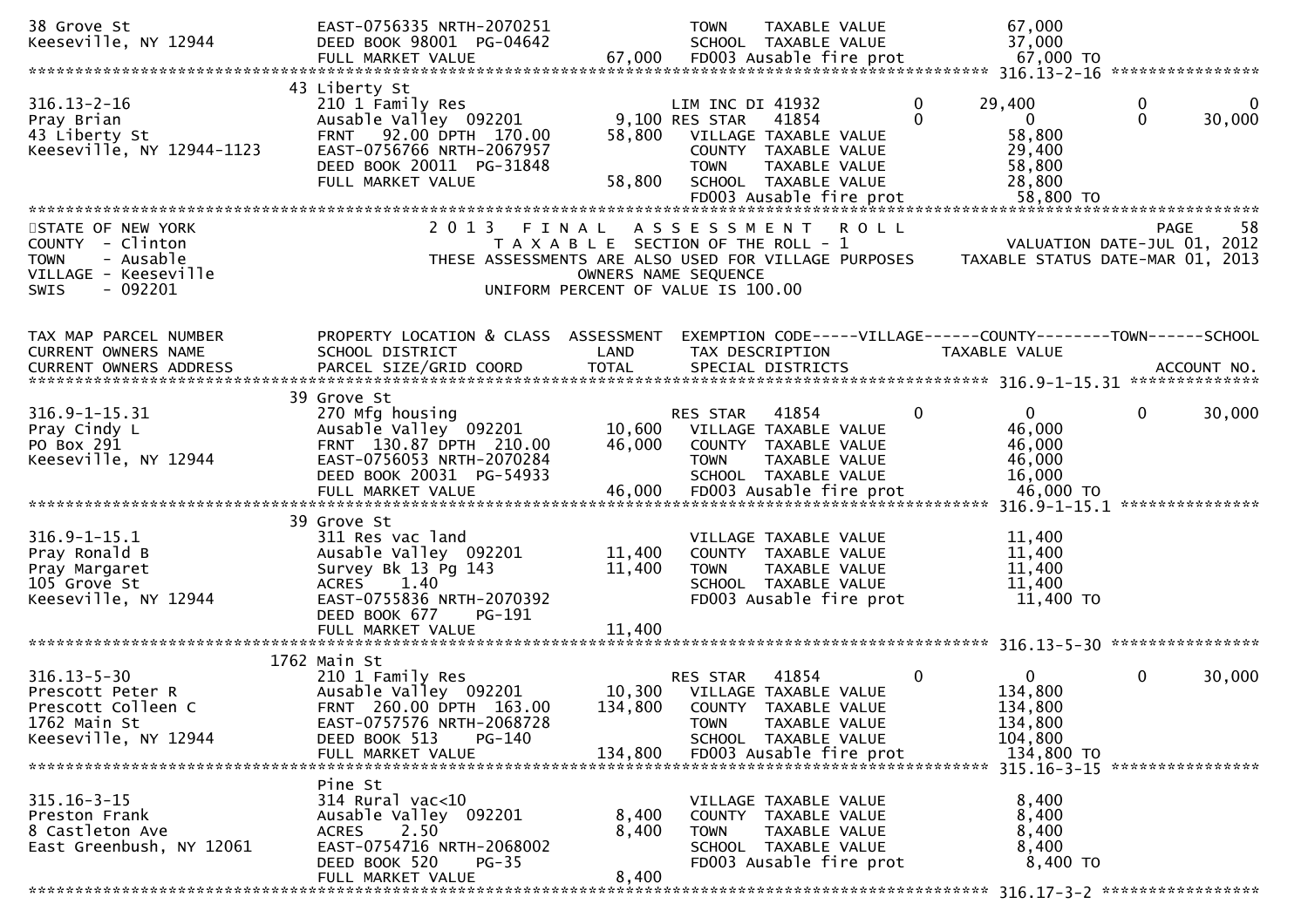| TAX MAP PARCEL NUMBER / CURRENT OWNERS NAME / CURRENT OWNERS ADDRESS | PROPERTY LOCATION & CLASS / SCHOOL DISTRICT / PARCEL SIZE/GRID COORD | ASSESSMENT LAND | ASSESSMENT TOTAL | EXEMPTION CODE / TAX DESCRIPTION / SPECIAL DISTRICTS | VILLAGE | COUNTY (TAXABLE VALUE) | TOWN | SCHOOL |
|---|---|---|---|---|---|---|---|---|
| 38 Grove St | EAST-0756335 NRTH-2070251 | | | TOWN TAXABLE VALUE | | 67,000 | | |
| Keeseville, NY 12944 | DEED BOOK 98001 PG-04642 | | | SCHOOL TAXABLE VALUE | | 37,000 | | |
| | FULL MARKET VALUE | | 67,000 | FD003 Ausable fire prot | | 67,000 TO | | |
| **316.13-2-16** | 43 Liberty St | | | | | | | |
| 316.13-2-16 | 210 1 Family Res | | | LIM INC DI 41932 | 0 | 29,400 | 0 | 0 |
| Pray Brian | Ausable Valley 092201 | 9,100 | | RES STAR 41854 | 0 | 0 | 0 | 30,000 |
| 43 Liberty St | FRNT 92.00 DPTH 170.00 | | 58,800 | VILLAGE TAXABLE VALUE | | 58,800 | | |
| Keeseville, NY 12944-1123 | EAST-0756766 NRTH-2067957 | | | COUNTY TAXABLE VALUE | | 29,400 | | |
| | DEED BOOK 20011 PG-31848 | | | TOWN TAXABLE VALUE | | 58,800 | | |
| | FULL MARKET VALUE | | 58,800 | SCHOOL TAXABLE VALUE | | 28,800 | | |
| | | | | FD003 Ausable fire prot | | 58,800 TO | | |

STATE OF NEW YORK
COUNTY - Clinton
TOWN - Ausable
VILLAGE - Keeseville
SWIS - 092201

2013 FINAL ASSESSMENT ROLL
TAXABLE SECTION OF THE ROLL - 1
THESE ASSESSMENTS ARE ALSO USED FOR VILLAGE PURPOSES
OWNERS NAME SEQUENCE
UNIFORM PERCENT OF VALUE IS 100.00

PAGE 58
VALUATION DATE-JUL 01, 2012
TAXABLE STATUS DATE-MAR 01, 2013

| TAX MAP PARCEL NUMBER / CURRENT OWNERS NAME / CURRENT OWNERS ADDRESS | PROPERTY LOCATION & CLASS / SCHOOL DISTRICT / PARCEL SIZE/GRID COORD | ASSESSMENT LAND | ASSESSMENT TOTAL | EXEMPTION CODE / TAX DESCRIPTION / SPECIAL DISTRICTS | VILLAGE | COUNTY (TAXABLE VALUE) | TOWN | SCHOOL (ACCOUNT NO.) |
|---|---|---|---|---|---|---|---|---|
| **316.9-1-15.31** | 39 Grove St | | | | | | | |
| 316.9-1-15.31 | 270 Mfg housing | | | RES STAR 41854 | 0 | 0 | 0 | 30,000 |
| Pray Cindy L | Ausable Valley 092201 | 10,600 | | VILLAGE TAXABLE VALUE | | 46,000 | | |
| PO Box 291 | FRNT 130.87 DPTH 210.00 | | 46,000 | COUNTY TAXABLE VALUE | | 46,000 | | |
| Keeseville, NY 12944 | EAST-0756053 NRTH-2070284 | | | TOWN TAXABLE VALUE | | 46,000 | | |
| | DEED BOOK 20031 PG-54933 | | | SCHOOL TAXABLE VALUE | | 16,000 | | |
| | FULL MARKET VALUE | | 46,000 | FD003 Ausable fire prot | | 46,000 TO | | |
| **316.9-1-15.1** | 39 Grove St | | | | | | | |
| 316.9-1-15.1 | 311 Res vac land | | | VILLAGE TAXABLE VALUE | | 11,400 | | |
| Pray Ronald B | Ausable Valley 092201 | 11,400 | | COUNTY TAXABLE VALUE | | 11,400 | | |
| Pray Margaret | Survey Bk 13 Pg 143 | | 11,400 | TOWN TAXABLE VALUE | | 11,400 | | |
| 105 Grove St | ACRES 1.40 | | | SCHOOL TAXABLE VALUE | | 11,400 | | |
| Keeseville, NY 12944 | EAST-0755836 NRTH-2070392 | | | FD003 Ausable fire prot | | 11,400 TO | | |
| | DEED BOOK 677 PG-191 | | | | | | | |
| | FULL MARKET VALUE | | 11,400 | | | | | |
| **316.13-5-30** | 1762 Main St | | | | | | | |
| 316.13-5-30 | 210 1 Family Res | | | RES STAR 41854 | 0 | 0 | 0 | 30,000 |
| Prescott Peter R | Ausable Valley 092201 | 10,300 | | VILLAGE TAXABLE VALUE | | 134,800 | | |
| Prescott Colleen C | FRNT 260.00 DPTH 163.00 | | 134,800 | COUNTY TAXABLE VALUE | | 134,800 | | |
| 1762 Main St | EAST-0757576 NRTH-2068728 | | | TOWN TAXABLE VALUE | | 134,800 | | |
| Keeseville, NY 12944 | DEED BOOK 513 PG-140 | | | SCHOOL TAXABLE VALUE | | 104,800 | | |
| | FULL MARKET VALUE | | 134,800 | FD003 Ausable fire prot | | 134,800 TO | | |
| **315.16-3-15** | Pine St | | | | | | | |
| 315.16-3-15 | 314 Rural vac<10 | | | VILLAGE TAXABLE VALUE | | 8,400 | | |
| Preston Frank | Ausable Valley 092201 | 8,400 | | COUNTY TAXABLE VALUE | | 8,400 | | |
| 8 Castleton Ave | ACRES 2.50 | | 8,400 | TOWN TAXABLE VALUE | | 8,400 | | |
| East Greenbush, NY 12061 | EAST-0754716 NRTH-2068002 | | | SCHOOL TAXABLE VALUE | | 8,400 | | |
| | DEED BOOK 520 PG-35 | | | FD003 Ausable fire prot | | 8,400 TO | | |
| | FULL MARKET VALUE | | 8,400 | | | | | |
| **316.17-3-2** | | | | | | | | |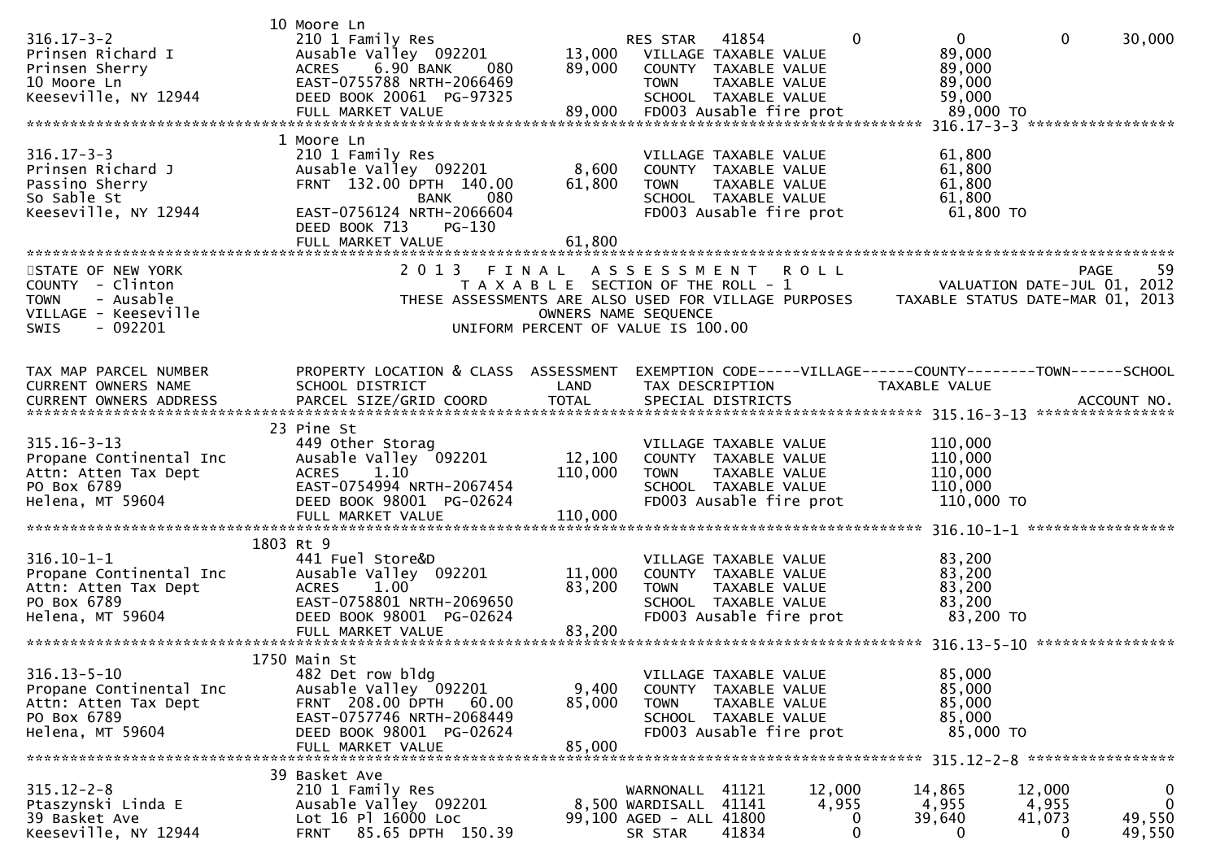```
                          10 Moore Ln
316.17-3-2                210 1 Family Res                  RES STAR   41854          0          0          0     30,000
Prinsen Richard I         Ausable Valley  092201    13,000    VILLAGE TAXABLE VALUE              89,000
Prinsen Sherry            ACRES    6.90 BANK    080  89,000    COUNTY  TAXABLE VALUE              89,000
10 Moore Ln               EAST-0755788 NRTH-2066469           TOWN    TAXABLE VALUE              89,000
Keeseville, NY 12944      DEED BOOK 20061  PG-97325           SCHOOL  TAXABLE VALUE              59,000
                          FULL MARKET VALUE          89,000    FD003 Ausable fire prot            89,000 TO
******************************************************************************************************* 316.17-3-3 *****************
                          1 Moore Ln
316.17-3-3                210 1 Family Res                    VILLAGE TAXABLE VALUE              61,800
Prinsen Richard J         Ausable Valley  092201     8,600    COUNTY  TAXABLE VALUE              61,800
Passino Sherry            FRNT  132.00 DPTH  140.00  61,800    TOWN    TAXABLE VALUE              61,800
So Sable St                           BANK    080             SCHOOL  TAXABLE VALUE              61,800
Keeseville, NY 12944      EAST-0756124 NRTH-2066604           FD003 Ausable fire prot            61,800 TO
                          DEED BOOK 713     PG-130
                          FULL MARKET VALUE          61,800
************************************************************************************************************************************
STATE OF NEW YORK                    2 0 1 3   F I N A L   A S S E S S M E N T   R O L L                                PAGE     59
COUNTY  - Clinton                       T A X A B L E  SECTION OF THE ROLL - 1                         VALUATION DATE-JUL 01, 2012
TOWN    - Ausable                  THESE ASSESSMENTS ARE ALSO USED FOR VILLAGE PURPOSES          TAXABLE STATUS DATE-MAR 01, 2013
VILLAGE - Keeseville                                OWNERS NAME SEQUENCE
SWIS    - 092201                              UNIFORM PERCENT OF VALUE IS 100.00


TAX MAP PARCEL NUMBER     PROPERTY LOCATION & CLASS  ASSESSMENT  EXEMPTION CODE-----VILLAGE------COUNTY--------TOWN------SCHOOL
CURRENT OWNERS NAME       SCHOOL DISTRICT               LAND      TAX DESCRIPTION              TAXABLE VALUE
CURRENT OWNERS ADDRESS    PARCEL SIZE/GRID COORD        TOTAL     SPECIAL DISTRICTS                                    ACCOUNT NO.
******************************************************************************************************* 315.16-3-13 ****************
                          23 Pine St
315.16-3-13               449 Other Storag                    VILLAGE TAXABLE VALUE             110,000
Propane Continental Inc   Ausable Valley  092201    12,100    COUNTY  TAXABLE VALUE             110,000
Attn: Atten Tax Dept      ACRES    1.10             110,000    TOWN    TAXABLE VALUE             110,000
PO Box 6789               EAST-0754994 NRTH-2067454           SCHOOL  TAXABLE VALUE             110,000
Helena, MT 59604          DEED BOOK 98001  PG-02624           FD003 Ausable fire prot           110,000 TO
                          FULL MARKET VALUE         110,000
******************************************************************************************************* 316.10-1-1 *****************
                          1803 Rt 9
316.10-1-1                441 Fuel Store&D                    VILLAGE TAXABLE VALUE              83,200
Propane Continental Inc   Ausable Valley  092201    11,000    COUNTY  TAXABLE VALUE              83,200
Attn: Atten Tax Dept      ACRES    1.00              83,200    TOWN    TAXABLE VALUE              83,200
PO Box 6789               EAST-0758801 NRTH-2069650           SCHOOL  TAXABLE VALUE              83,200
Helena, MT 59604          DEED BOOK 98001  PG-02624           FD003 Ausable fire prot            83,200 TO
                          FULL MARKET VALUE          83,200
******************************************************************************************************* 316.13-5-10 ****************
                          1750 Main St
316.13-5-10               482 Det row bldg                    VILLAGE TAXABLE VALUE              85,000
Propane Continental Inc   Ausable Valley  092201     9,400    COUNTY  TAXABLE VALUE              85,000
Attn: Atten Tax Dept      FRNT  208.00 DPTH   60.00  85,000    TOWN    TAXABLE VALUE              85,000
PO Box 6789               EAST-0757746 NRTH-2068449           SCHOOL  TAXABLE VALUE              85,000
Helena, MT 59604          DEED BOOK 98001  PG-02624           FD003 Ausable fire prot            85,000 TO
                          FULL MARKET VALUE          85,000
******************************************************************************************************* 315.12-2-8 *****************
                          39 Basket Ave
315.12-2-8                210 1 Family Res                  WARNONALL  41121     12,000     14,865     12,000          0
Ptaszynski Linda E        Ausable Valley  092201     8,500 WARDISALL  41141      4,955      4,955      4,955          0
39 Basket Ave             Lot 16 Pl 16000 Loc       99,100 AGED - ALL 41800          0     39,640     41,073     49,550
Keeseville, NY 12944      FRNT   85.65 DPTH  150.39         SR STAR    41834          0          0          0     49,550
```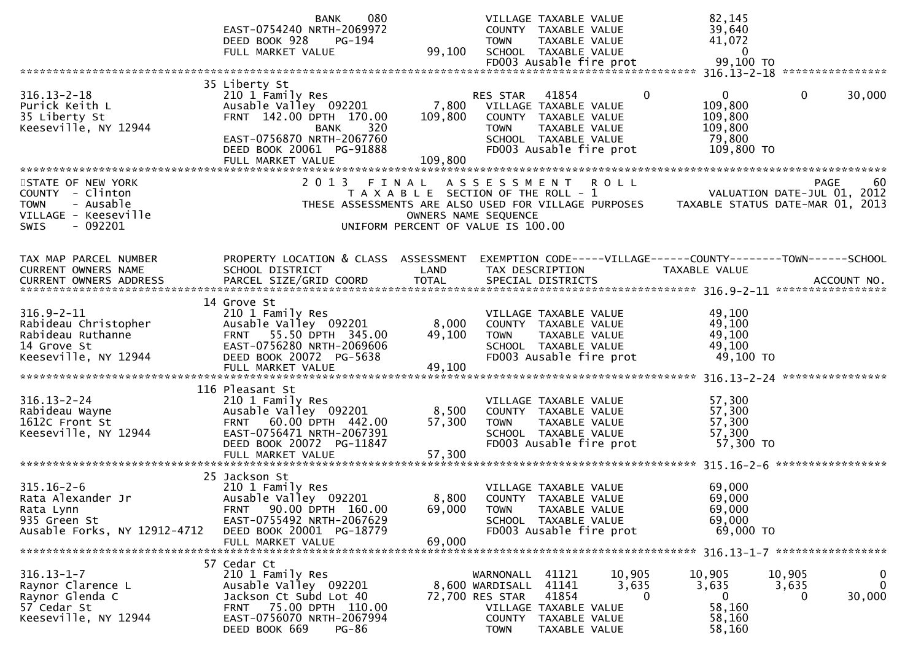```
                              BANK     080                       VILLAGE TAXABLE VALUE              82,145
                          EAST-0754240 NRTH-2069972              COUNTY  TAXABLE VALUE              39,640
                          DEED BOOK 928     PG-194               TOWN    TAXABLE VALUE              41,072
                          FULL MARKET VALUE              99,100  SCHOOL  TAXABLE VALUE                   0
                                                                 FD003 Ausable fire prot             99,100 TO
******************************************************************************************************* 316.13-2-18 *****************
                       35 Liberty St
316.13-2-18            210 1 Family Res                          RES STAR   41854            0           0            0       30,000
Purick Keith L         Ausable Valley  092201          7,800     VILLAGE TAXABLE VALUE             109,800
35 Liberty St          FRNT  142.00 DPTH  170.00     109,800     COUNTY  TAXABLE VALUE             109,800
Keeseville, NY 12944              BANK     320                   TOWN    TAXABLE VALUE             109,800
                          EAST-0756870 NRTH-2067760              SCHOOL  TAXABLE VALUE              79,800
                          DEED BOOK 20061  PG-91888              FD003 Ausable fire prot            109,800 TO
                          FULL MARKET VALUE             109,800
*************************************************************************************************************************************
STATE OF NEW YORK              2 0 1 3   F I N A L   A S S E S S M E N T   R O L L                                   PAGE     60
COUNTY  - Clinton                   T A X A B L E  SECTION OF THE ROLL - 1                       VALUATION DATE-JUL 01, 2012
TOWN    - Ausable             THESE ASSESSMENTS ARE ALSO USED FOR VILLAGE PURPOSES     TAXABLE STATUS DATE-MAR 01, 2013
VILLAGE - Keeseville                           OWNERS NAME SEQUENCE
SWIS    - 092201                        UNIFORM PERCENT OF VALUE IS 100.00


TAX MAP PARCEL NUMBER      PROPERTY LOCATION & CLASS  ASSESSMENT  EXEMPTION CODE-----VILLAGE------COUNTY--------TOWN------SCHOOL
CURRENT OWNERS NAME        SCHOOL DISTRICT               LAND     TAX DESCRIPTION            TAXABLE VALUE
CURRENT OWNERS ADDRESS     PARCEL SIZE/GRID COORD       TOTAL     SPECIAL DISTRICTS                                       ACCOUNT NO.
******************************************************************************************************* 316.9-2-11 ******************
                       14 Grove St
316.9-2-11             210 1 Family Res                          VILLAGE TAXABLE VALUE              49,100
Rabideau Christopher   Ausable Valley  092201          8,000     COUNTY  TAXABLE VALUE              49,100
Rabideau Ruthanne      FRNT   55.50 DPTH  345.00      49,100     TOWN    TAXABLE VALUE              49,100
14 Grove St            EAST-0756280 NRTH-2069606                 SCHOOL  TAXABLE VALUE              49,100
Keeseville, NY 12944   DEED BOOK 20072  PG-5638                  FD003 Ausable fire prot             49,100 TO
                       FULL MARKET VALUE              49,100
******************************************************************************************************* 316.13-2-24 *****************
                      116 Pleasant St
316.13-2-24            210 1 Family Res                          VILLAGE TAXABLE VALUE              57,300
Rabideau Wayne         Ausable Valley  092201          8,500     COUNTY  TAXABLE VALUE              57,300
1612C Front St         FRNT   60.00 DPTH  442.00      57,300     TOWN    TAXABLE VALUE              57,300
Keeseville, NY 12944   EAST-0756471 NRTH-2067391                 SCHOOL  TAXABLE VALUE              57,300
                       DEED BOOK 20072  PG-11847                 FD003 Ausable fire prot             57,300 TO
                       FULL MARKET VALUE              57,300
******************************************************************************************************* 315.16-2-6 ******************
                       25 Jackson St
315.16-2-6             210 1 Family Res                          VILLAGE TAXABLE VALUE              69,000
Rata Alexander Jr      Ausable Valley  092201          8,800     COUNTY  TAXABLE VALUE              69,000
Rata Lynn              FRNT   90.00 DPTH  160.00      69,000     TOWN    TAXABLE VALUE              69,000
935 Green St           EAST-0755492 NRTH-2067629                 SCHOOL  TAXABLE VALUE              69,000
Ausable Forks, NY 12912-4712 DEED BOOK 20001  PG-18779           FD003 Ausable fire prot             69,000 TO
                       FULL MARKET VALUE              69,000
******************************************************************************************************* 316.13-1-7 ******************
                       57 Cedar Ct
316.13-1-7             210 1 Family Res                          WARNONALL  41121       10,905      10,905      10,905            0
Raynor Clarence L      Ausable Valley  092201          8,600 WARDISALL  41141        3,635       3,635       3,635            0
Raynor Glenda C        Jackson Ct Subd Lot 40         72,700 RES STAR   41854            0           0           0       30,000
57 Cedar St            FRNT   75.00 DPTH  110.00                 VILLAGE TAXABLE VALUE              58,160
Keeseville, NY 12944   EAST-0756070 NRTH-2067994                 COUNTY  TAXABLE VALUE              58,160
                       DEED BOOK 669     PG-86                   TOWN    TAXABLE VALUE              58,160
```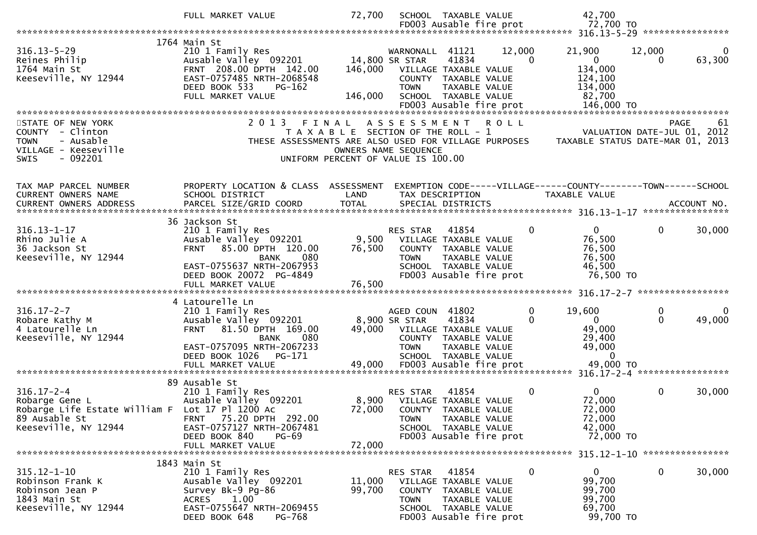```
                         FULL MARKET VALUE              72,700   SCHOOL  TAXABLE VALUE                  42,700
                                                                 FD003 Ausable fire prot                 72,700 TO
******************************************************************************************************* 316.13-5-29 ****************
                      1764 Main St
316.13-5-29              210 1 Family Res                         WARNONALL  41121        12,000        21,900        12,000             0
Reines Philip            Ausable Valley  092201          14,800 SR STAR     41834             0             0             0        63,300
1764 Main St             FRNT  208.00 DPTH  142.00      146,000   VILLAGE TAXABLE VALUE                134,000
Keeseville, NY 12944     EAST-0757485 NRTH-2068548                COUNTY  TAXABLE VALUE                124,100
                         DEED BOOK 533    PG-162                  TOWN    TAXABLE VALUE                134,000
                         FULL MARKET VALUE             146,000   SCHOOL  TAXABLE VALUE                 82,700
                                                                 FD003 Ausable fire prot                146,000 TO
************************************************************************************************************************************
STATE OF NEW YORK                  2 0 1 3   F I N A L   A S S E S S M E N T   R O L L                                   PAGE     61
COUNTY  - Clinton                        T A X A B L E  SECTION OF THE ROLL - 1                            VALUATION DATE-JUL 01, 2012
TOWN    - Ausable                  THESE ASSESSMENTS ARE ALSO USED FOR VILLAGE PURPOSES            TAXABLE STATUS DATE-MAR 01, 2013
VILLAGE - Keeseville                                  OWNERS NAME SEQUENCE
SWIS    - 092201                                UNIFORM PERCENT OF VALUE IS 100.00


TAX MAP PARCEL NUMBER          PROPERTY LOCATION & CLASS  ASSESSMENT  EXEMPTION CODE-----VILLAGE------COUNTY--------TOWN------SCHOOL
CURRENT OWNERS NAME            SCHOOL DISTRICT               LAND      TAX DESCRIPTION              TAXABLE VALUE
CURRENT OWNERS ADDRESS         PARCEL SIZE/GRID COORD        TOTAL     SPECIAL DISTRICTS                                      ACCOUNT NO.
******************************************************************************************************* 316.13-1-17 ****************
                      36 Jackson St
316.13-1-17              210 1 Family Res                         RES STAR    41854             0             0             0        30,000
Rhino Julie A            Ausable Valley  092201           9,500   VILLAGE TAXABLE VALUE                 76,500
36 Jackson St            FRNT   85.00 DPTH  120.00       76,500   COUNTY  TAXABLE VALUE                 76,500
Keeseville, NY 12944                 BANK     080                  TOWN    TAXABLE VALUE                 76,500
                         EAST-0755637 NRTH-2067953                SCHOOL  TAXABLE VALUE                 46,500
                         DEED BOOK 20072  PG-4849                 FD003 Ausable fire prot                 76,500 TO
                         FULL MARKET VALUE              76,500
******************************************************************************************************* 316.17-2-7 *****************
                      4 Latourelle Ln
316.17-2-7               210 1 Family Res                         AGED COUN  41802              0        19,600             0             0
Robare Kathy M           Ausable Valley  092201           8,900 SR STAR     41834              0             0             0        49,000
4 Latourelle Ln          FRNT   81.50 DPTH  169.00       49,000   VILLAGE TAXABLE VALUE                 49,000
Keeseville, NY 12944                 BANK     080                  COUNTY  TAXABLE VALUE                 29,400
                         EAST-0757095 NRTH-2067233                TOWN    TAXABLE VALUE                 49,000
                         DEED BOOK 1026   PG-171                  SCHOOL  TAXABLE VALUE                      0
                         FULL MARKET VALUE              49,000   FD003 Ausable fire prot                 49,000 TO
******************************************************************************************************* 316.17-2-4 *****************
                      89 Ausable St
316.17-2-4               210 1 Family Res                         RES STAR    41854             0             0             0        30,000
Robarge Gene L           Ausable Valley  092201           8,900   VILLAGE TAXABLE VALUE                 72,000
Robarge Life Estate William F  Lot 17 Pl 1200 Ac         72,000   COUNTY  TAXABLE VALUE                 72,000
89 Ausable St            FRNT   75.20 DPTH  292.00                TOWN    TAXABLE VALUE                 72,000
Keeseville, NY 12944     EAST-0757127 NRTH-2067481                SCHOOL  TAXABLE VALUE                 42,000
                         DEED BOOK 840    PG-69                   FD003 Ausable fire prot                 72,000 TO
                         FULL MARKET VALUE              72,000
******************************************************************************************************* 315.12-1-10 ****************
                      1843 Main St
315.12-1-10              210 1 Family Res                         RES STAR    41854             0             0             0        30,000
Robinson Frank K         Ausable Valley  092201          11,000   VILLAGE TAXABLE VALUE                 99,700
Robinson Jean P          Survey Bk-9 Pg-86               99,700   COUNTY  TAXABLE VALUE                 99,700
1843 Main St             ACRES     1.00                           TOWN    TAXABLE VALUE                 99,700
Keeseville, NY 12944     EAST-0755647 NRTH-2069455                SCHOOL  TAXABLE VALUE                 69,700
                         DEED BOOK 648    PG-768                  FD003 Ausable fire prot                 99,700 TO
```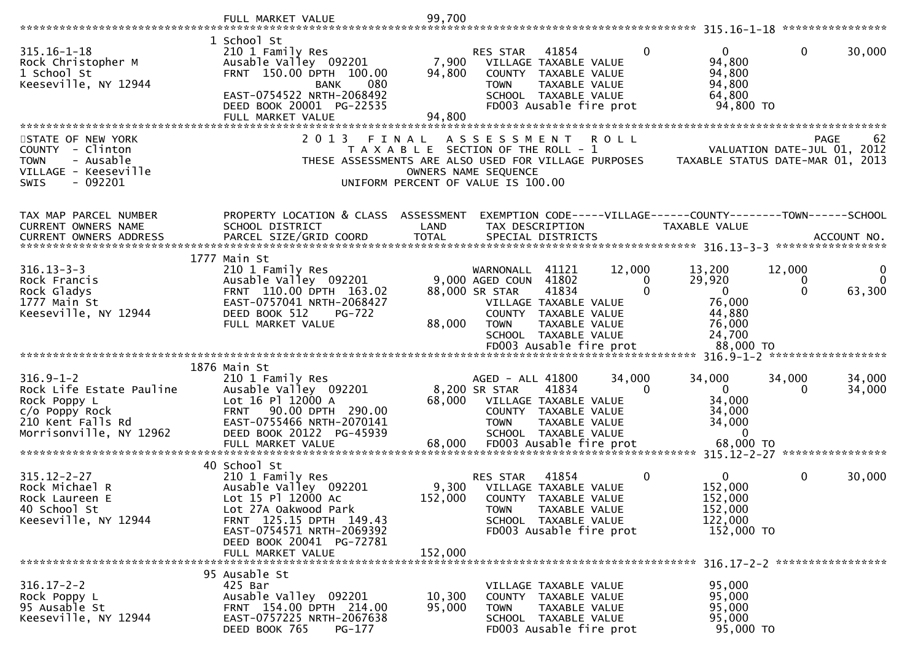```
                               FULL MARKET VALUE              99,700
******************************************************************************************************* 315.16-1-18 ****************
                              1 School St
315.16-1-18                   210 1 Family Res                         RES STAR   41854            0            0            0       30,000
Rock Christopher M            Ausable Valley  092201          7,900      VILLAGE TAXABLE VALUE                 94,800
1 School St                   FRNT 150.00 DPTH 100.00        94,800      COUNTY  TAXABLE VALUE                 94,800
Keeseville, NY 12944                      BANK     080                   TOWN    TAXABLE VALUE                 94,800
                              EAST-0754522 NRTH-2068492                  SCHOOL  TAXABLE VALUE                 64,800
                              DEED BOOK 20001  PG-22535                  FD003 Ausable fire prot               94,800 TO
                              FULL MARKET VALUE              94,800
********************************************************************************************************************************************
STATE OF NEW YORK                 2 0 1 3   F I N A L   A S S E S S M E N T   R O L L                                  PAGE     62
COUNTY  - Clinton                    T A X A B L E  SECTION OF THE ROLL - 1                         VALUATION DATE-JUL 01, 2012
TOWN    - Ausable              THESE ASSESSMENTS ARE ALSO USED FOR VILLAGE PURPOSES      TAXABLE STATUS DATE-MAR 01, 2013
VILLAGE - Keeseville                              OWNERS NAME SEQUENCE
SWIS    - 092201                           UNIFORM PERCENT OF VALUE IS 100.00


TAX MAP PARCEL NUMBER         PROPERTY LOCATION & CLASS  ASSESSMENT  EXEMPTION CODE-----VILLAGE------COUNTY--------TOWN------SCHOOL
CURRENT OWNERS NAME           SCHOOL DISTRICT               LAND      TAX DESCRIPTION             TAXABLE VALUE
CURRENT OWNERS ADDRESS        PARCEL SIZE/GRID COORD        TOTAL     SPECIAL DISTRICTS                                        ACCOUNT NO.
******************************************************************************************************* 316.13-3-3 *****************
                           1777 Main St
316.13-3-3                    210 1 Family Res                         WARNONALL  41121       12,000       13,200       12,000            0
Rock Francis                  Ausable Valley  092201          9,000 AGED COUN  41802            0       29,920            0            0
Rock Gladys                   FRNT 110.00 DPTH 163.02        88,000 SR STAR    41834            0            0            0       63,300
1777 Main St                  EAST-0757041 NRTH-2068427                  VILLAGE TAXABLE VALUE                 76,000
Keeseville, NY 12944          DEED BOOK 512     PG-722                   COUNTY  TAXABLE VALUE                 44,880
                              FULL MARKET VALUE              88,000      TOWN    TAXABLE VALUE                 76,000
                                                                         SCHOOL  TAXABLE VALUE                 24,700
                                                                         FD003 Ausable fire prot               88,000 TO
******************************************************************************************************* 316.9-1-2 ******************
                           1876 Main St
316.9-1-2                     210 1 Family Res                         AGED - ALL 41800       34,000       34,000       34,000       34,000
Rock Life Estate Pauline      Ausable Valley  092201          8,200 SR STAR    41834            0            0            0       34,000
Rock Poppy L                  Lot 16 Pl 12000 A              68,000      VILLAGE TAXABLE VALUE                 34,000
c/o Poppy Rock                FRNT  90.00 DPTH 290.00                    COUNTY  TAXABLE VALUE                 34,000
210 Kent Falls Rd             EAST-0755466 NRTH-2070141                  TOWN    TAXABLE VALUE                 34,000
Morrisonville, NY 12962       DEED BOOK 20122  PG-45939                  SCHOOL  TAXABLE VALUE                      0
                              FULL MARKET VALUE              68,000      FD003 Ausable fire prot               68,000 TO
******************************************************************************************************* 315.12-2-27 ****************
                             40 School St
315.12-2-27                   210 1 Family Res                         RES STAR   41854            0            0            0       30,000
Rock Michael R                Ausable Valley  092201          9,300      VILLAGE TAXABLE VALUE                152,000
Rock Laureen E                Lot 15 Pl 12000 Ac            152,000      COUNTY  TAXABLE VALUE                152,000
40 School St                  Lot 27A Oakwood Park                       TOWN    TAXABLE VALUE                152,000
Keeseville, NY 12944          FRNT 125.15 DPTH 149.43                    SCHOOL  TAXABLE VALUE                122,000
                              EAST-0754571 NRTH-2069392                  FD003 Ausable fire prot              152,000 TO
                              DEED BOOK 20041  PG-72781
                              FULL MARKET VALUE             152,000
******************************************************************************************************* 316.17-2-2 *****************
                             95 Ausable St
316.17-2-2                    425 Bar                                    VILLAGE TAXABLE VALUE                 95,000
Rock Poppy L                  Ausable Valley  092201         10,300      COUNTY  TAXABLE VALUE                 95,000
95 Ausable St                 FRNT 154.00 DPTH 214.00        95,000      TOWN    TAXABLE VALUE                 95,000
Keeseville, NY 12944          EAST-0757225 NRTH-2067638                  SCHOOL  TAXABLE VALUE                 95,000
                              DEED BOOK 765     PG-177                   FD003 Ausable fire prot               95,000 TO
```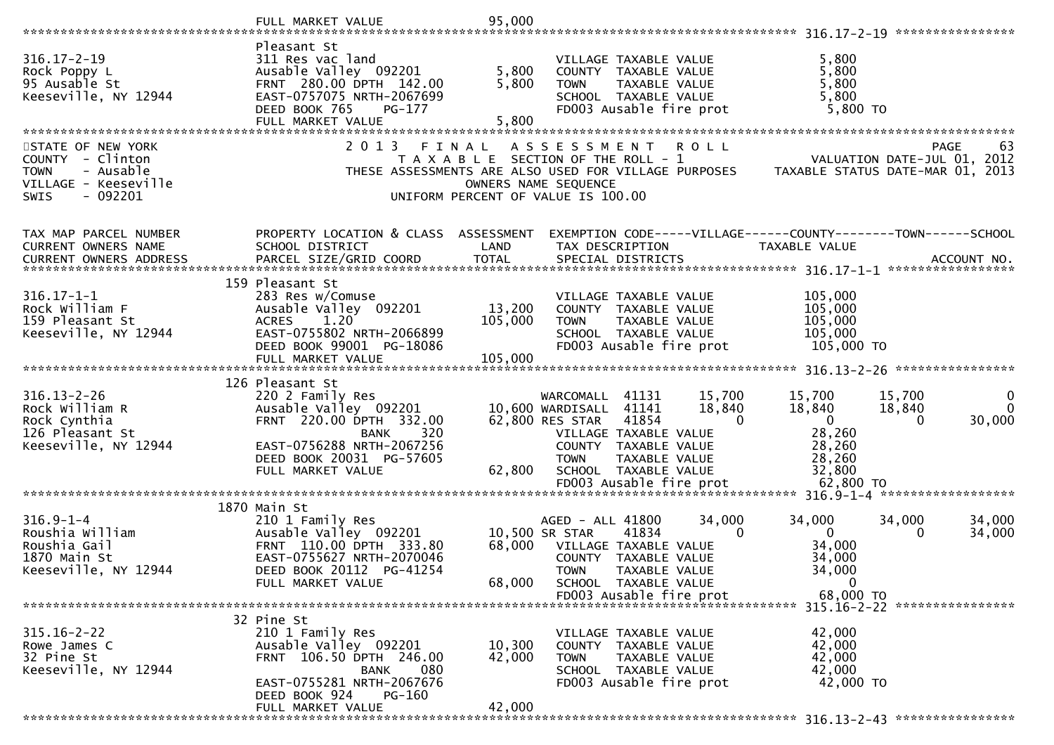```
                              FULL MARKET VALUE              95,000
******************************************************************************************************* 316.17-2-19 *****************
                              Pleasant St
316.17-2-19                   311 Res vac land                          VILLAGE TAXABLE VALUE              5,800
Rock Poppy L                  Ausable Valley  092201        5,800       COUNTY  TAXABLE VALUE              5,800
95 Ausable St                 FRNT 280.00 DPTH 142.00       5,800       TOWN    TAXABLE VALUE              5,800
Keeseville, NY 12944          EAST-0757075 NRTH-2067699                 SCHOOL  TAXABLE VALUE              5,800
                              DEED BOOK 765     PG-177                  FD003 Ausable fire prot             5,800 TO
                              FULL MARKET VALUE              5,800
************************************************************************************************************************************
```

```
STATE OF NEW YORK                  2 0 1 3   F I N A L   A S S E S S M E N T   R O L L                              PAGE     63
COUNTY  - Clinton                        T A X A B L E  SECTION OF THE ROLL - 1                      VALUATION DATE-JUL 01, 2012
TOWN    - Ausable              THESE ASSESSMENTS ARE ALSO USED FOR VILLAGE PURPOSES       TAXABLE STATUS DATE-MAR 01, 2013
VILLAGE - Keeseville                            OWNERS NAME SEQUENCE
SWIS    - 092201                          UNIFORM PERCENT OF VALUE IS 100.00


TAX MAP PARCEL NUMBER         PROPERTY LOCATION & CLASS  ASSESSMENT  EXEMPTION CODE-----VILLAGE------COUNTY--------TOWN------SCHOOL
CURRENT OWNERS NAME           SCHOOL DISTRICT               LAND     TAX DESCRIPTION             TAXABLE VALUE
CURRENT OWNERS ADDRESS        PARCEL SIZE/GRID COORD        TOTAL    SPECIAL DISTRICTS                                   ACCOUNT NO.
******************************************************************************************************* 316.17-1-1 ******************
                          159 Pleasant St
316.17-1-1                    283 Res w/Comuse                          VILLAGE TAXABLE VALUE            105,000
Rock William F                Ausable Valley  092201       13,200       COUNTY  TAXABLE VALUE            105,000
159 Pleasant St               ACRES    1.20               105,000       TOWN    TAXABLE VALUE            105,000
Keeseville, NY 12944          EAST-0755802 NRTH-2066899                 SCHOOL  TAXABLE VALUE            105,000
                              DEED BOOK 99001  PG-18086                 FD003 Ausable fire prot           105,000 TO
                              FULL MARKET VALUE            105,000
******************************************************************************************************* 316.13-2-26 *****************
                          126 Pleasant St
316.13-2-26                   220 2 Family Res                     WARCOMALL  41131       15,700      15,700      15,700           0
Rock William R                Ausable Valley  092201       10,600 WARDISALL  41141       18,840      18,840      18,840           0
Rock Cynthia                  FRNT 220.00 DPTH 332.00      62,800 RES STAR   41854            0           0           0      30,000
126 Pleasant St                          BANK     320               VILLAGE TAXABLE VALUE             28,260
Keeseville, NY 12944          EAST-0756288 NRTH-2067256                 COUNTY  TAXABLE VALUE             28,260
                              DEED BOOK 20031  PG-57605                 TOWN    TAXABLE VALUE             28,260
                              FULL MARKET VALUE             62,800   SCHOOL  TAXABLE VALUE             32,800
                                                                     FD003 Ausable fire prot            62,800 TO
******************************************************************************************************* 316.9-1-4 *******************
                         1870 Main St
316.9-1-4                     210 1 Family Res                     AGED - ALL 41800       34,000      34,000      34,000      34,000
Roushia William               Ausable Valley  092201       10,500 SR STAR     41834            0           0           0      34,000
Roushia Gail                  FRNT 110.00 DPTH 333.80      68,000   VILLAGE TAXABLE VALUE             34,000
1870 Main St                  EAST-0755627 NRTH-2070046                 COUNTY  TAXABLE VALUE             34,000
Keeseville, NY 12944          DEED BOOK 20112  PG-41254                 TOWN    TAXABLE VALUE             34,000
                              FULL MARKET VALUE             68,000   SCHOOL  TAXABLE VALUE                  0
                                                                     FD003 Ausable fire prot            68,000 TO
******************************************************************************************************* 315.16-2-22 *****************
                           32 Pine St
315.16-2-22                   210 1 Family Res                          VILLAGE TAXABLE VALUE             42,000
Rowe James C                  Ausable Valley  092201       10,300       COUNTY  TAXABLE VALUE             42,000
32 Pine St                    FRNT 106.50 DPTH 246.00      42,000       TOWN    TAXABLE VALUE             42,000
Keeseville, NY 12944                     BANK     080                   SCHOOL  TAXABLE VALUE             42,000
                              EAST-0755281 NRTH-2067676                 FD003 Ausable fire prot            42,000 TO
                              DEED BOOK 924     PG-160
                              FULL MARKET VALUE             42,000
******************************************************************************************************* 316.13-2-43 *****************
```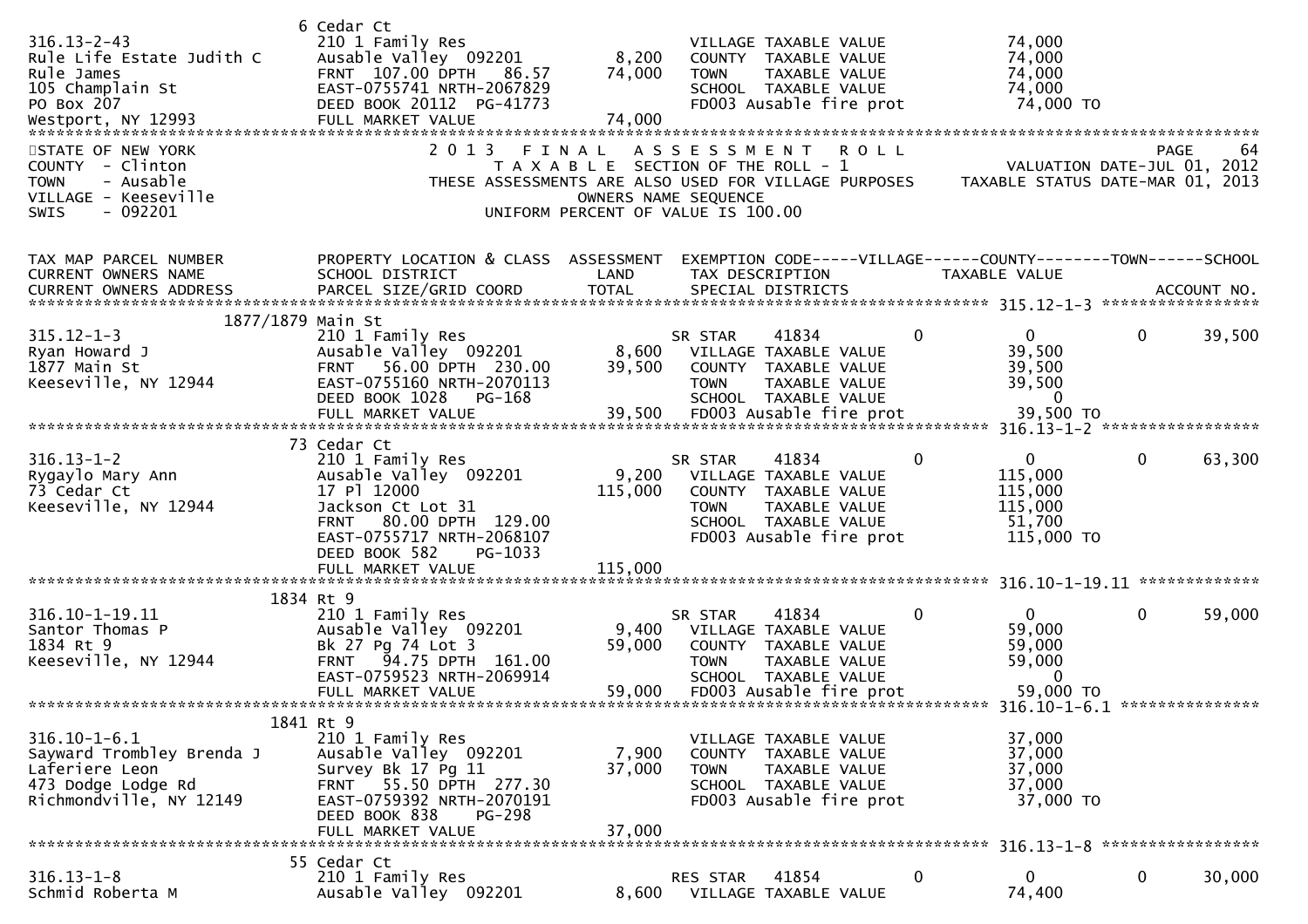```
                              6 Cedar Ct
316.13-2-43                   210 1 Family Res                          VILLAGE TAXABLE VALUE              74,000
Rule Life Estate Judith C     Ausable Valley  092201        8,200   COUNTY  TAXABLE VALUE              74,000
Rule James                    FRNT  107.00 DPTH   86.57    74,000   TOWN    TAXABLE VALUE              74,000
105 Champlain St              EAST-0755741 NRTH-2067829                 SCHOOL  TAXABLE VALUE              74,000
PO Box 207                    DEED BOOK 20112  PG-41773                 FD003 Ausable fire prot             74,000 TO
Westport, NY 12993            FULL MARKET VALUE            74,000
******************************************************************************************************************************************
STATE OF NEW YORK                    2 0 1 3   F I N A L   A S S E S S M E N T   R O L L                                    PAGE    64
COUNTY  - Clinton                         T A X A B L E  SECTION OF THE ROLL - 1                    VALUATION DATE-JUL 01, 2012
TOWN    - Ausable                THESE ASSESSMENTS ARE ALSO USED FOR VILLAGE PURPOSES     TAXABLE STATUS DATE-MAR 01, 2013
VILLAGE - Keeseville                              OWNERS NAME SEQUENCE
SWIS    - 092201                          UNIFORM PERCENT OF VALUE IS 100.00


TAX MAP PARCEL NUMBER         PROPERTY LOCATION & CLASS  ASSESSMENT  EXEMPTION CODE-----VILLAGE------COUNTY--------TOWN------SCHOOL
CURRENT OWNERS NAME           SCHOOL DISTRICT               LAND      TAX DESCRIPTION             TAXABLE VALUE
CURRENT OWNERS ADDRESS        PARCEL SIZE/GRID COORD        TOTAL     SPECIAL DISTRICTS                                    ACCOUNT NO.
*********************************************************************************************************** 315.12-1-3 *****************
                    1877/1879 Main St
315.12-1-3                    210 1 Family Res                     SR STAR     41834          0           0            0      39,500
Ryan Howard J                 Ausable Valley  092201        8,600   VILLAGE TAXABLE VALUE              39,500
1877 Main St                  FRNT   56.00 DPTH  230.00    39,500   COUNTY  TAXABLE VALUE              39,500
Keeseville, NY 12944          EAST-0755160 NRTH-2070113             TOWN    TAXABLE VALUE              39,500
                              DEED BOOK 1028    PG-168              SCHOOL  TAXABLE VALUE                   0
                              FULL MARKET VALUE            39,500   FD003 Ausable fire prot             39,500 TO
*********************************************************************************************************** 316.13-1-2 *****************
                       73 Cedar Ct
316.13-1-2                    210 1 Family Res                     SR STAR     41834          0           0            0      63,300
Rygaylo Mary Ann              Ausable Valley  092201        9,200   VILLAGE TAXABLE VALUE             115,000
73 Cedar Ct                   17 Pl 12000                 115,000   COUNTY  TAXABLE VALUE             115,000
Keeseville, NY 12944          Jackson Ct Lot 31                     TOWN    TAXABLE VALUE             115,000
                              FRNT   80.00 DPTH  129.00             SCHOOL  TAXABLE VALUE              51,700
                              EAST-0755717 NRTH-2068107             FD003 Ausable fire prot            115,000 TO
                              DEED BOOK 582     PG-1033
                              FULL MARKET VALUE           115,000
*********************************************************************************************************** 316.10-1-19.11 *************
                       1834 Rt 9
316.10-1-19.11                210 1 Family Res                     SR STAR     41834          0           0            0      59,000
Santor Thomas P               Ausable Valley  092201        9,400   VILLAGE TAXABLE VALUE              59,000
1834 Rt 9                     Bk 27 Pg 74 Lot 3            59,000   COUNTY  TAXABLE VALUE              59,000
Keeseville, NY 12944          FRNT   94.75 DPTH  161.00             TOWN    TAXABLE VALUE              59,000
                              EAST-0759523 NRTH-2069914             SCHOOL  TAXABLE VALUE                   0
                              FULL MARKET VALUE            59,000   FD003 Ausable fire prot             59,000 TO
*********************************************************************************************************** 316.10-1-6.1 ***************
                       1841 Rt 9
316.10-1-6.1                  210 1 Family Res                          VILLAGE TAXABLE VALUE              37,000
Sayward Trombley Brenda J     Ausable Valley  092201        7,900   COUNTY  TAXABLE VALUE              37,000
Laferiere Leon                Survey Bk 17 Pg 11           37,000   TOWN    TAXABLE VALUE              37,000
473 Dodge Lodge Rd            FRNT   55.50 DPTH  277.30             SCHOOL  TAXABLE VALUE              37,000
Richmondville, NY 12149       EAST-0759392 NRTH-2070191             FD003 Ausable fire prot             37,000 TO
                              DEED BOOK 838     PG-298
                              FULL MARKET VALUE            37,000
*********************************************************************************************************** 316.13-1-8 *****************
                       55 Cedar Ct
316.13-1-8                    210 1 Family Res                     RES STAR    41854          0           0            0      30,000
Schmid Roberta M              Ausable Valley  092201        8,600   VILLAGE TAXABLE VALUE              74,400
```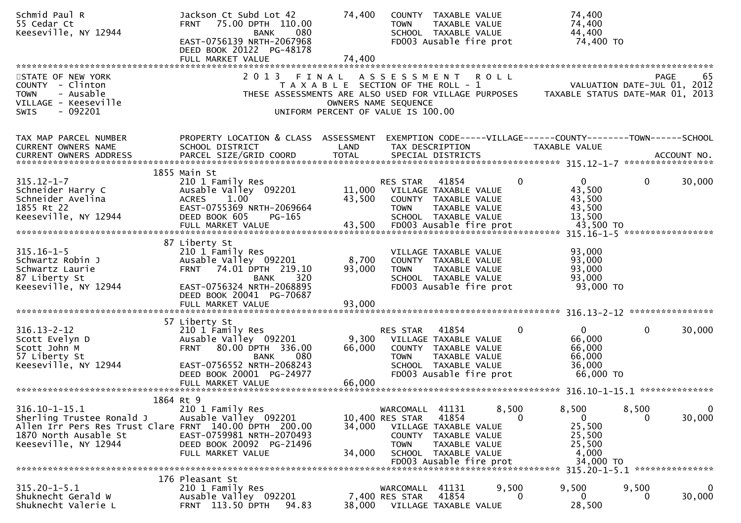```
Schmid Paul R                 Jackson Ct Subd Lot 42         74,400   COUNTY  TAXABLE VALUE              74,400
55 Cedar Ct                   FRNT   75.00 DPTH  110.00               TOWN    TAXABLE VALUE              74,400
Keeseville, NY 12944                 BANK     080                     SCHOOL  TAXABLE VALUE              44,400
                              EAST-0756139 NRTH-2067968               FD003 Ausable fire prot             74,400 TO
                              DEED BOOK 20122  PG-48178
                              FULL MARKET VALUE              74,400
******************************************************************************************************************************************
STATE OF NEW YORK                     2 0 1 3   F I N A L   A S S E S S M E N T   R O L L                                 PAGE    65
COUNTY  - Clinton                        T A X A B L E  SECTION OF THE ROLL - 1                          VALUATION DATE-JUL 01, 2012
TOWN    - Ausable                THESE ASSESSMENTS ARE ALSO USED FOR VILLAGE PURPOSES          TAXABLE STATUS DATE-MAR 01, 2013
VILLAGE - Keeseville                               OWNERS NAME SEQUENCE
SWIS    - 092201                             UNIFORM PERCENT OF VALUE IS 100.00


TAX MAP PARCEL NUMBER         PROPERTY LOCATION & CLASS  ASSESSMENT  EXEMPTION CODE-----VILLAGE------COUNTY--------TOWN------SCHOOL
CURRENT OWNERS NAME           SCHOOL DISTRICT               LAND      TAX DESCRIPTION              TAXABLE VALUE
CURRENT OWNERS ADDRESS        PARCEL SIZE/GRID COORD       TOTAL      SPECIAL DISTRICTS                                      ACCOUNT NO.
*************************************************************************************************** 315.12-1-7 *****************
                           1855 Main St
315.12-1-7                    210 1 Family Res                    RES STAR   41854           0           0            0       30,000
Schneider Harry C             Ausable Valley  092201       11,000   VILLAGE TAXABLE VALUE              43,500
Schneider Avelina             ACRES     1.00               43,500   COUNTY  TAXABLE VALUE              43,500
1855 Rt 22                    EAST-0755369 NRTH-2069664               TOWN    TAXABLE VALUE              43,500
Keeseville, NY 12944          DEED BOOK 605     PG-165                SCHOOL  TAXABLE VALUE              13,500
                              FULL MARKET VALUE              43,500   FD003 Ausable fire prot             43,500 TO
*************************************************************************************************** 315.16-1-5 *****************
                           87 Liberty St
315.16-1-5                    210 1 Family Res                        VILLAGE TAXABLE VALUE              93,000
Schwartz Robin J              Ausable Valley  092201        8,700   COUNTY  TAXABLE VALUE              93,000
Schwartz Laurie               FRNT   74.01 DPTH  219.10    93,000   TOWN    TAXABLE VALUE              93,000
87 Liberty St                        BANK     320                     SCHOOL  TAXABLE VALUE              93,000
Keeseville, NY 12944          EAST-0756324 NRTH-2068895               FD003 Ausable fire prot             93,000 TO
                              DEED BOOK 20041  PG-70687
                              FULL MARKET VALUE              93,000
*************************************************************************************************** 316.13-2-12 ****************
                           57 Liberty St
316.13-2-12                   210 1 Family Res                    RES STAR   41854           0           0            0       30,000
Scott Evelyn D                Ausable Valley  092201        9,300   VILLAGE TAXABLE VALUE              66,000
Scott John M                  FRNT   80.00 DPTH  336.00    66,000   COUNTY  TAXABLE VALUE              66,000
57 Liberty St                        BANK     080                     TOWN    TAXABLE VALUE              66,000
Keeseville, NY 12944          EAST-0756552 NRTH-2068243               SCHOOL  TAXABLE VALUE              36,000
                              DEED BOOK 20001  PG-24977               FD003 Ausable fire prot             66,000 TO
                              FULL MARKET VALUE              66,000
*************************************************************************************************** 316.10-1-15.1 **************
                           1864 Rt 9
316.10-1-15.1                 210 1 Family Res                    WARCOMALL  41131       8,500       8,500        8,500            0
Sherling Trustee Ronald J     Ausable Valley  092201       10,400 RES STAR   41854           0           0            0       30,000
Allen Irr Pers Res Trust Clare FRNT 140.00 DPTH  200.00   34,000   VILLAGE TAXABLE VALUE              25,500
1870 North Ausable St         EAST-0759981 NRTH-2070493               COUNTY  TAXABLE VALUE              25,500
Keeseville, NY 12944          DEED BOOK 20092  PG-21496               TOWN    TAXABLE VALUE              25,500
                              FULL MARKET VALUE              34,000   SCHOOL  TAXABLE VALUE               4,000
                                                                      FD003 Ausable fire prot             34,000 TO
*************************************************************************************************** 315.20-1-5.1 ***************
                           176 Pleasant St
315.20-1-5.1                  210 1 Family Res                    WARCOMALL  41131       9,500       9,500        9,500            0
Shuknecht Gerald W            Ausable Valley  092201        7,400 RES STAR   41854           0           0            0       30,000
Shuknecht Valerie L           FRNT  113.50 DPTH   94.83    38,000   VILLAGE TAXABLE VALUE              28,500
```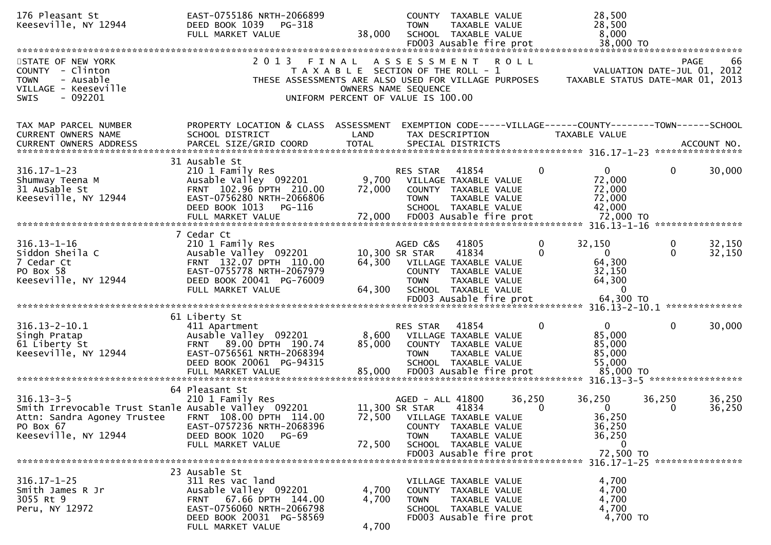```
176 Pleasant St                 EAST-0755186 NRTH-2066899                COUNTY  TAXABLE VALUE              28,500
Keeseville, NY 12944            DEED BOOK 1039   PG-318                  TOWN    TAXABLE VALUE              28,500
                                FULL MARKET VALUE                38,000  SCHOOL  TAXABLE VALUE               8,000
                                                                         FD003 Ausable fire prot            38,000 TO
******************************************************************************************************************************************
STATE OF NEW YORK                    2 0 1 3   F I N A L   A S S E S S M E N T   R O L L                                  PAGE    66
COUNTY  - Clinton                        T A X A B L E  SECTION OF THE ROLL - 1                        VALUATION DATE-JUL 01, 2012
TOWN    - Ausable                   THESE ASSESSMENTS ARE ALSO USED FOR VILLAGE PURPOSES    TAXABLE STATUS DATE-MAR 01, 2013
VILLAGE - Keeseville                               OWNERS NAME SEQUENCE
SWIS    - 092201                            UNIFORM PERCENT OF VALUE IS 100.00

TAX MAP PARCEL NUMBER           PROPERTY LOCATION & CLASS  ASSESSMENT  EXEMPTION CODE-----VILLAGE------COUNTY--------TOWN------SCHOOL
CURRENT OWNERS NAME             SCHOOL DISTRICT              LAND       TAX DESCRIPTION              TAXABLE VALUE
CURRENT OWNERS ADDRESS          PARCEL SIZE/GRID COORD       TOTAL      SPECIAL DISTRICTS                                    ACCOUNT NO.
******************************************************************************************************** 316.17-1-23 ****************
                                31 Ausable St
316.17-1-23                     210 1 Family Res                         RES STAR   41854          0            0           0      30,000
Shumway Teena M                 Ausable Valley  092201          9,700    VILLAGE TAXABLE VALUE              72,000
31 AuSable St                   FRNT  102.96 DPTH  210.00      72,000    COUNTY  TAXABLE VALUE              72,000
Keeseville, NY 12944            EAST-0756280 NRTH-2066806                TOWN    TAXABLE VALUE              72,000
                                DEED BOOK 1013   PG-116                  SCHOOL  TAXABLE VALUE              42,000
                                FULL MARKET VALUE              72,000    FD003 Ausable fire prot            72,000 TO
******************************************************************************************************** 316.13-1-16 ****************
                                7 Cedar Ct
316.13-1-16                     210 1 Family Res                         AGED C&S   41805          0       32,150           0      32,150
Siddon Sheila C                 Ausable Valley  092201         10,300 SR STAR    41834             0            0           0      32,150
7 Cedar Ct                      FRNT  132.07 DPTH  110.00      64,300    VILLAGE TAXABLE VALUE              64,300
PO Box 58                       EAST-0755778 NRTH-2067979                COUNTY  TAXABLE VALUE              32,150
Keeseville, NY 12944            DEED BOOK 20041  PG-76009                TOWN    TAXABLE VALUE              64,300
                                FULL MARKET VALUE              64,300    SCHOOL  TAXABLE VALUE                   0
                                                                         FD003 Ausable fire prot            64,300 TO
******************************************************************************************************** 316.13-2-10.1 **************
                                61 Liberty St
316.13-2-10.1                   411 Apartment                            RES STAR   41854          0            0           0      30,000
Singh Pratap                    Ausable Valley  092201          8,600    VILLAGE TAXABLE VALUE              85,000
61 Liberty St                   FRNT   89.00 DPTH  190.74      85,000    COUNTY  TAXABLE VALUE              85,000
Keeseville, NY 12944            EAST-0756561 NRTH-2068394                TOWN    TAXABLE VALUE              85,000
                                DEED BOOK 20061  PG-94315                SCHOOL  TAXABLE VALUE              55,000
                                FULL MARKET VALUE              85,000    FD003 Ausable fire prot            85,000 TO
******************************************************************************************************** 316.13-3-5 *****************
                                64 Pleasant St
316.13-3-5                      210 1 Family Res                         AGED - ALL 41800     36,250       36,250      36,250      36,250
Smith Irrevocable Trust Stanle Ausable Valley  092201          11,300 SR STAR    41834             0            0           0      36,250
Attn: Sandra Agoney Trustee     FRNT  108.00 DPTH  114.00      72,500    VILLAGE TAXABLE VALUE              36,250
PO Box 67                       EAST-0757236 NRTH-2068396                COUNTY  TAXABLE VALUE              36,250
Keeseville, NY 12944            DEED BOOK 1020   PG-69                   TOWN    TAXABLE VALUE              36,250
                                FULL MARKET VALUE              72,500    SCHOOL  TAXABLE VALUE                   0
                                                                         FD003 Ausable fire prot            72,500 TO
******************************************************************************************************** 316.17-1-25 ****************
                                23 Ausable St
316.17-1-25                     311 Res vac land                         VILLAGE TAXABLE VALUE               4,700
Smith James R Jr                Ausable Valley  092201          4,700    COUNTY  TAXABLE VALUE               4,700
3055 Rt 9                       FRNT   67.66 DPTH  144.00       4,700    TOWN    TAXABLE VALUE               4,700
Peru, NY 12972                  EAST-0756060 NRTH-2066798                SCHOOL  TAXABLE VALUE               4,700
                                DEED BOOK 20031  PG-58569                FD003 Ausable fire prot             4,700 TO
                                FULL MARKET VALUE               4,700
```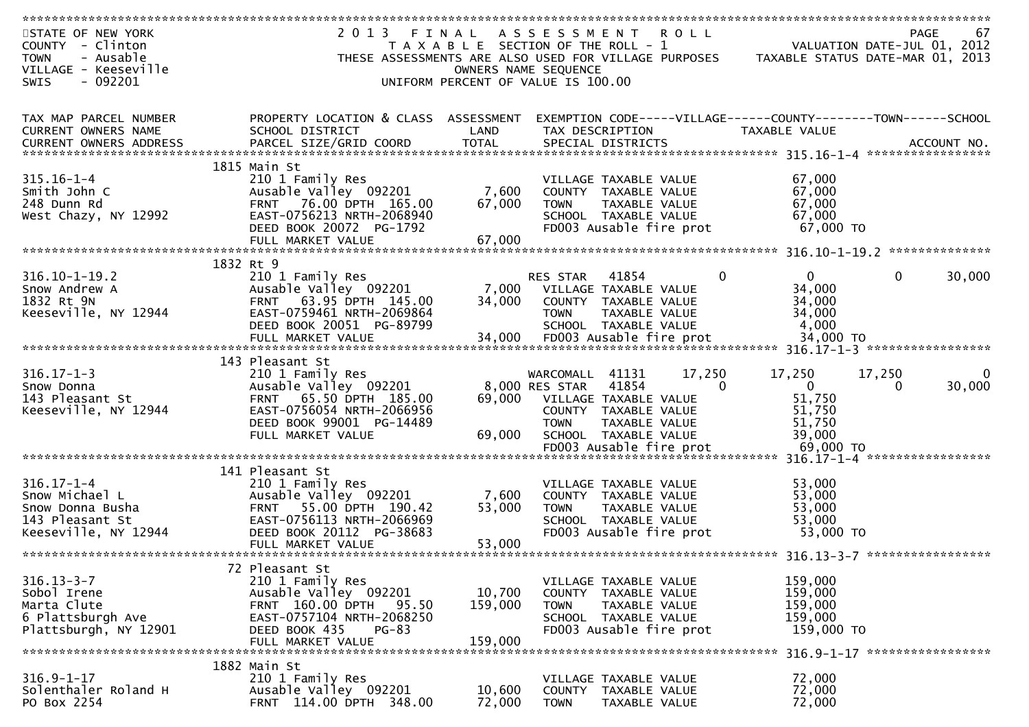STATE OF NEW YORK
COUNTY - Clinton
TOWN - Ausable
VILLAGE - Keeseville
SWIS - 092201

2013 FINAL ASSESSMENT ROLL
TAXABLE SECTION OF THE ROLL - 1
THESE ASSESSMENTS ARE ALSO USED FOR VILLAGE PURPOSES
OWNERS NAME SEQUENCE
UNIFORM PERCENT OF VALUE IS 100.00

VALUATION DATE-JUL 01, 2012
TAXABLE STATUS DATE-MAR 01, 2013

| TAX MAP PARCEL NUMBER / CURRENT OWNERS NAME / CURRENT OWNERS ADDRESS | PROPERTY LOCATION & CLASS / SCHOOL DISTRICT / PARCEL SIZE/GRID COORD | ASSESSMENT LAND / TOTAL | EXEMPTION CODE / TAX DESCRIPTION / SPECIAL DISTRICTS | VILLAGE | COUNTY | TOWN | SCHOOL |
|---|---|---|---|---|---|---|---|
| **315.16-1-4** | 1815 Main St | | | | | | |
| 315.16-1-4 | 210 1 Family Res | | VILLAGE TAXABLE VALUE | 67,000 | | | |
| Smith John C | Ausable Valley 092201 | 7,600 | COUNTY TAXABLE VALUE | 67,000 | | | |
| 248 Dunn Rd | FRNT 76.00 DPTH 165.00 | 67,000 | TOWN TAXABLE VALUE | 67,000 | | | |
| West Chazy, NY 12992 | EAST-0756213 NRTH-2068940 | | SCHOOL TAXABLE VALUE | 67,000 | | | |
| | DEED BOOK 20072 PG-1792 | | FD003 Ausable fire prot | 67,000 TO | | | |
| | FULL MARKET VALUE | 67,000 | | | | | |
| **316.10-1-19.2** | 1832 Rt 9 | | | | | | |
| 316.10-1-19.2 | 210 1 Family Res | | RES STAR 41854 | 0 | 0 | 0 | 30,000 |
| Snow Andrew A | Ausable Valley 092201 | 7,000 | VILLAGE TAXABLE VALUE | 34,000 | | | |
| 1832 Rt 9N | FRNT 63.95 DPTH 145.00 | 34,000 | COUNTY TAXABLE VALUE | 34,000 | | | |
| Keeseville, NY 12944 | EAST-0759461 NRTH-2069864 | | TOWN TAXABLE VALUE | 34,000 | | | |
| | DEED BOOK 20051 PG-89799 | | SCHOOL TAXABLE VALUE | 4,000 | | | |
| | FULL MARKET VALUE | 34,000 | FD003 Ausable fire prot | 34,000 TO | | | |
| **316.17-1-3** | 143 Pleasant St | | | | | | |
| 316.17-1-3 | 210 1 Family Res | | WARCOMALL 41131 | 17,250 | 17,250 | 17,250 | 0 |
| Snow Donna | Ausable Valley 092201 | 8,000 | RES STAR 41854 | 0 | 0 | 0 | 30,000 |
| 143 Pleasant St | FRNT 65.50 DPTH 185.00 | 69,000 | VILLAGE TAXABLE VALUE | 51,750 | | | |
| Keeseville, NY 12944 | EAST-0756054 NRTH-2066956 | | COUNTY TAXABLE VALUE | 51,750 | | | |
| | DEED BOOK 99001 PG-14489 | | TOWN TAXABLE VALUE | 51,750 | | | |
| | FULL MARKET VALUE | 69,000 | SCHOOL TAXABLE VALUE | 39,000 | | | |
| | | | FD003 Ausable fire prot | 69,000 TO | | | |
| **316.17-1-4** | 141 Pleasant St | | | | | | |
| 316.17-1-4 | 210 1 Family Res | | VILLAGE TAXABLE VALUE | 53,000 | | | |
| Snow Michael L | Ausable Valley 092201 | 7,600 | COUNTY TAXABLE VALUE | 53,000 | | | |
| Snow Donna Busha | FRNT 55.00 DPTH 190.42 | 53,000 | TOWN TAXABLE VALUE | 53,000 | | | |
| 143 Pleasant St | EAST-0756113 NRTH-2066969 | | SCHOOL TAXABLE VALUE | 53,000 | | | |
| Keeseville, NY 12944 | DEED BOOK 20112 PG-38683 | | FD003 Ausable fire prot | 53,000 TO | | | |
| | FULL MARKET VALUE | 53,000 | | | | | |
| **316.13-3-7** | 72 Pleasant St | | | | | | |
| 316.13-3-7 | 210 1 Family Res | | VILLAGE TAXABLE VALUE | 159,000 | | | |
| Sobol Irene | Ausable Valley 092201 | 10,700 | COUNTY TAXABLE VALUE | 159,000 | | | |
| Marta Clute | FRNT 160.00 DPTH 95.50 | 159,000 | TOWN TAXABLE VALUE | 159,000 | | | |
| 6 Plattsburgh Ave | EAST-0757104 NRTH-2068250 | | SCHOOL TAXABLE VALUE | 159,000 | | | |
| Plattsburgh, NY 12901 | DEED BOOK 435 PG-83 | | FD003 Ausable fire prot | 159,000 TO | | | |
| | FULL MARKET VALUE | 159,000 | | | | | |
| **316.9-1-17** | 1882 Main St | | | | | | |
| 316.9-1-17 | 210 1 Family Res | | VILLAGE TAXABLE VALUE | 72,000 | | | |
| Solenthaler Roland H | Ausable Valley 092201 | 10,600 | COUNTY TAXABLE VALUE | 72,000 | | | |
| PO Box 2254 | FRNT 114.00 DPTH 348.00 | 72,000 | TOWN TAXABLE VALUE | 72,000 | | | |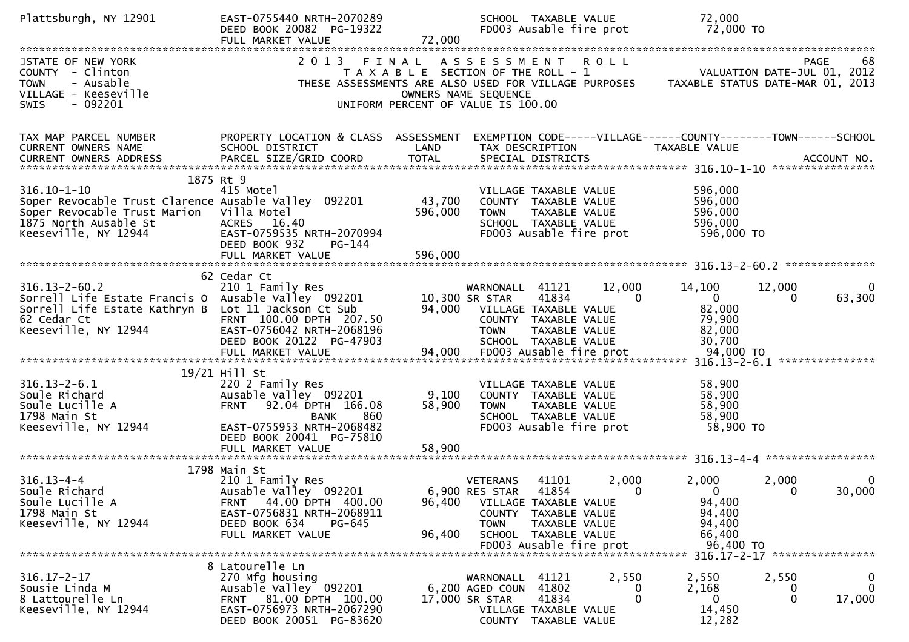```
Plattsburgh, NY 12901            EAST-0755440 NRTH-2070289            SCHOOL  TAXABLE VALUE              72,000
                                 DEED BOOK 20082  PG-19322            FD003 Ausable fire prot             72,000 TO
                                 FULL MARKET VALUE            72,000
*****************************************************************************************************************************************
STATE OF NEW YORK                2 0 1 3   F I N A L   A S S E S S M E N T   R O L L                                    PAGE    68
COUNTY  - Clinton                  T A X A B L E  SECTION OF THE ROLL - 1                           VALUATION DATE-JUL 01, 2012
TOWN    - Ausable              THESE ASSESSMENTS ARE ALSO USED FOR VILLAGE PURPOSES       TAXABLE STATUS DATE-MAR 01, 2013
VILLAGE - Keeseville                          OWNERS NAME SEQUENCE
SWIS    - 092201                         UNIFORM PERCENT OF VALUE IS 100.00


TAX MAP PARCEL NUMBER            PROPERTY LOCATION & CLASS  ASSESSMENT  EXEMPTION CODE-----VILLAGE------COUNTY--------TOWN------SCHOOL
CURRENT OWNERS NAME              SCHOOL DISTRICT              LAND      TAX DESCRIPTION            TAXABLE VALUE
CURRENT OWNERS ADDRESS           PARCEL SIZE/GRID COORD      TOTAL      SPECIAL DISTRICTS                                  ACCOUNT NO.
**************************************************************************************************** 316.10-1-10 *****************
                            1875 Rt 9
316.10-1-10                      415 Motel                              VILLAGE TAXABLE VALUE             596,000
Soper Revocable Trust Clarence Ausable Valley  092201        43,700     COUNTY  TAXABLE VALUE             596,000
Soper Revocable Trust Marion     Villa Motel                596,000     TOWN    TAXABLE VALUE             596,000
1875 North Ausable St            ACRES   16.40                          SCHOOL  TAXABLE VALUE             596,000
Keeseville, NY 12944             EAST-0759535 NRTH-2070994              FD003 Ausable fire prot           596,000 TO
                                 DEED BOOK 932     PG-144
                                 FULL MARKET VALUE          596,000
**************************************************************************************************** 316.13-2-60.2 **************
                            62 Cedar Ct
316.13-2-60.2                    210 1 Family Res                       WARNONALL  41121       12,000      14,100      12,000           0
Sorrell Life Estate Francis O  Ausable Valley  092201      10,300 SR STAR    41834            0           0           0      63,300
Sorrell Life Estate Kathryn B  Lot 11 Jackson Ct Sub         94,000     VILLAGE TAXABLE VALUE              82,000
62 Cedar Ct                      FRNT  100.00 DPTH  207.50              COUNTY  TAXABLE VALUE              79,900
Keeseville, NY 12944             EAST-0756042 NRTH-2068196              TOWN    TAXABLE VALUE              82,000
                                 DEED BOOK 20122  PG-47903              SCHOOL  TAXABLE VALUE              30,700
                                 FULL MARKET VALUE           94,000     FD003 Ausable fire prot            94,000 TO
**************************************************************************************************** 316.13-2-6.1 ***************
                            19/21 Hill St
316.13-2-6.1                     220 2 Family Res                       VILLAGE TAXABLE VALUE              58,900
Soule Richard                    Ausable Valley  092201       9,100     COUNTY  TAXABLE VALUE              58,900
Soule Lucille A                  FRNT   92.04 DPTH  166.08    58,900     TOWN    TAXABLE VALUE              58,900
1798 Main St                                  BANK     860              SCHOOL  TAXABLE VALUE              58,900
Keeseville, NY 12944             EAST-0755953 NRTH-2068482              FD003 Ausable fire prot            58,900 TO
                                 DEED BOOK 20041  PG-75810
                                 FULL MARKET VALUE           58,900
**************************************************************************************************** 316.13-4-4 *****************
                            1798 Main St
316.13-4-4                       210 1 Family Res                       VETERANS   41101        2,000       2,000       2,000           0
Soule Richard                    Ausable Valley  092201       6,900 RES STAR   41854            0           0           0      30,000
Soule Lucille A                  FRNT   44.00 DPTH  400.00    96,400     VILLAGE TAXABLE VALUE              94,400
1798 Main St                     EAST-0756831 NRTH-2068911              COUNTY  TAXABLE VALUE              94,400
Keeseville, NY 12944             DEED BOOK 634     PG-645               TOWN    TAXABLE VALUE              94,400
                                 FULL MARKET VALUE           96,400     SCHOOL  TAXABLE VALUE              66,400
                                                                        FD003 Ausable fire prot            96,400 TO
**************************************************************************************************** 316.17-2-17 ****************
                            8 Latourelle Ln
316.17-2-17                      270 Mfg housing                        WARNONALL  41121        2,550       2,550       2,550           0
Sousie Linda M                   Ausable Valley  092201       6,200 AGED COUN  41802            0       2,168           0           0
8 Lattourelle Ln                 FRNT   81.00 DPTH  100.00    17,000 SR STAR    41834            0           0           0      17,000
Keeseville, NY 12944             EAST-0756973 NRTH-2067290              VILLAGE TAXABLE VALUE              14,450
                                 DEED BOOK 20051  PG-83620              COUNTY  TAXABLE VALUE              12,282
```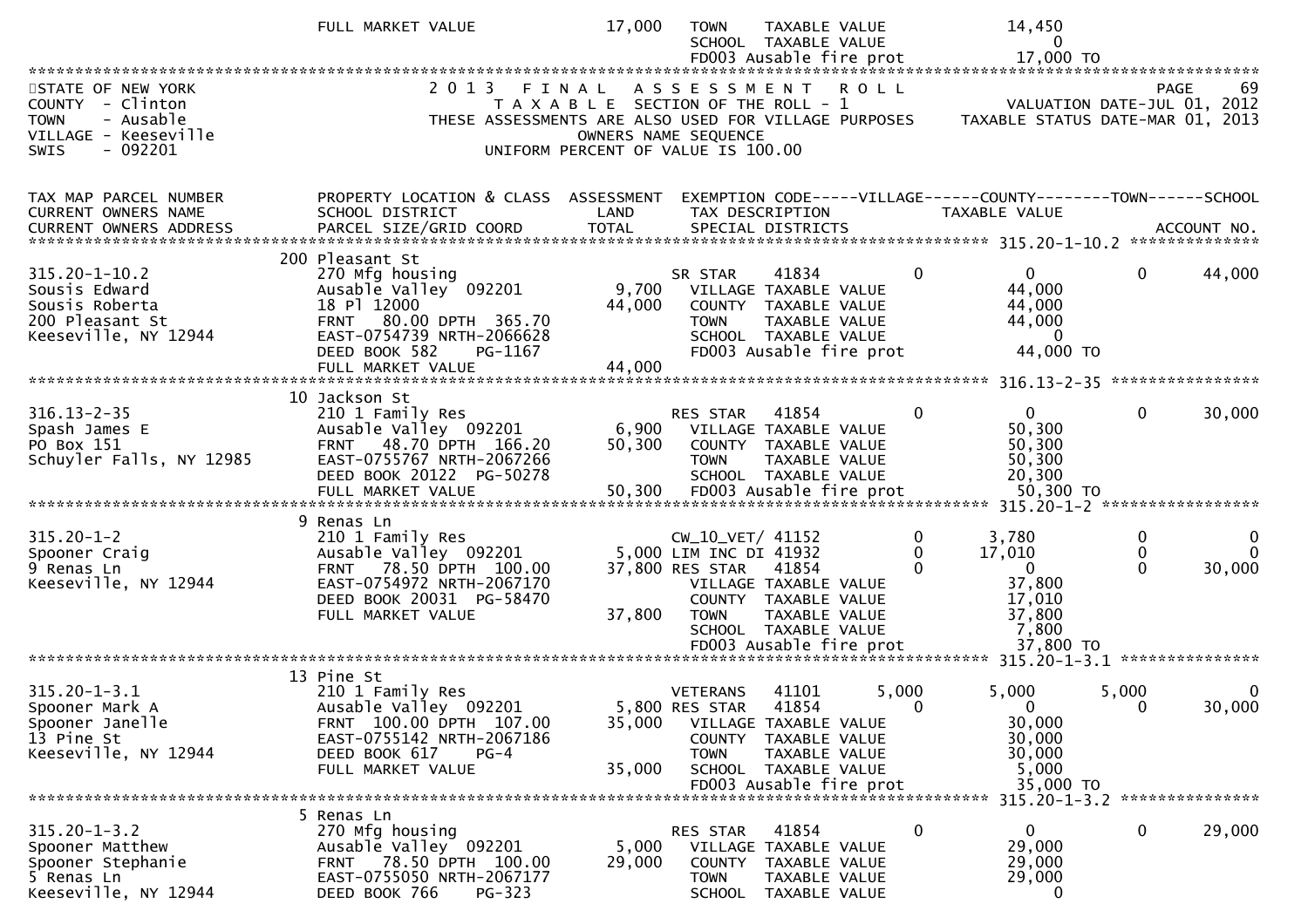| | FULL MARKET VALUE | 17,000 | TOWN TAXABLE VALUE | | 14,450 | | |
|---|---|---|---|---|---|---|---|
| | | | SCHOOL TAXABLE VALUE | | 0 | | |
| | | | FD003 Ausable fire prot | | 17,000 TO | | |

STATE OF NEW YORK
COUNTY - Clinton
TOWN - Ausable
VILLAGE - Keeseville
SWIS - 092201

2013 FINAL ASSESSMENT ROLL
TAXABLE SECTION OF THE ROLL - 1
THESE ASSESSMENTS ARE ALSO USED FOR VILLAGE PURPOSES
OWNERS NAME SEQUENCE
UNIFORM PERCENT OF VALUE IS 100.00

VALUATION DATE-JUL 01, 2012
TAXABLE STATUS DATE-MAR 01, 2013

| TAX MAP PARCEL NUMBER / CURRENT OWNERS NAME / CURRENT OWNERS ADDRESS | PROPERTY LOCATION & CLASS / SCHOOL DISTRICT / PARCEL SIZE/GRID COORD | ASSESSMENT LAND / TOTAL | EXEMPTION CODE / TAX DESCRIPTION / SPECIAL DISTRICTS | VILLAGE | COUNTY / TAXABLE VALUE | TOWN | SCHOOL / ACCOUNT NO. |
|---|---|---|---|---|---|---|---|
| **315.20-1-10.2** | 200 Pleasant St | | | | | | |
| 315.20-1-10.2 | 270 Mfg housing | | SR STAR 41834 | 0 | 0 | 0 | 44,000 |
| Sousis Edward | Ausable Valley 092201 | 9,700 | VILLAGE TAXABLE VALUE | | 44,000 | | |
| Sousis Roberta | 18 Pl 12000 | 44,000 | COUNTY TAXABLE VALUE | | 44,000 | | |
| 200 Pleasant St | FRNT 80.00 DPTH 365.70 | | TOWN TAXABLE VALUE | | 44,000 | | |
| Keeseville, NY 12944 | EAST-0754739 NRTH-2066628 | | SCHOOL TAXABLE VALUE | | 0 | | |
| | DEED BOOK 582 PG-1167 | | FD003 Ausable fire prot | | 44,000 TO | | |
| | FULL MARKET VALUE | 44,000 | | | | | |
| **316.13-2-35** | 10 Jackson St | | | | | | |
| 316.13-2-35 | 210 1 Family Res | | RES STAR 41854 | 0 | 0 | 0 | 30,000 |
| Spash James E | Ausable Valley 092201 | 6,900 | VILLAGE TAXABLE VALUE | | 50,300 | | |
| PO Box 151 | FRNT 48.70 DPTH 166.20 | 50,300 | COUNTY TAXABLE VALUE | | 50,300 | | |
| Schuyler Falls, NY 12985 | EAST-0755767 NRTH-2067266 | | TOWN TAXABLE VALUE | | 50,300 | | |
| | DEED BOOK 20122 PG-50278 | | SCHOOL TAXABLE VALUE | | 20,300 | | |
| | FULL MARKET VALUE | 50,300 | FD003 Ausable fire prot | | 50,300 TO | | |
| **315.20-1-2** | 9 Renas Ln | | | | | | |
| 315.20-1-2 | 210 1 Family Res | | CW_10_VET/ 41152 | 0 | 3,780 | 0 | 0 |
| Spooner Craig | Ausable Valley 092201 | 5,000 | LIM INC DI 41932 | 0 | 17,010 | 0 | 0 |
| 9 Renas Ln | FRNT 78.50 DPTH 100.00 | 37,800 | RES STAR 41854 | 0 | 0 | 0 | 30,000 |
| Keeseville, NY 12944 | EAST-0754972 NRTH-2067170 | | VILLAGE TAXABLE VALUE | | 37,800 | | |
| | DEED BOOK 20031 PG-58470 | | COUNTY TAXABLE VALUE | | 17,010 | | |
| | FULL MARKET VALUE | 37,800 | TOWN TAXABLE VALUE | | 37,800 | | |
| | | | SCHOOL TAXABLE VALUE | | 7,800 | | |
| | | | FD003 Ausable fire prot | | 37,800 TO | | |
| **315.20-1-3.1** | 13 Pine St | | | | | | |
| 315.20-1-3.1 | 210 1 Family Res | | VETERANS 41101 | 5,000 | 5,000 | 5,000 | 0 |
| Spooner Mark A | Ausable Valley 092201 | 5,800 | RES STAR 41854 | 0 | 0 | 0 | 30,000 |
| Spooner Janelle | FRNT 100.00 DPTH 107.00 | 35,000 | VILLAGE TAXABLE VALUE | | 30,000 | | |
| 13 Pine St | EAST-0755142 NRTH-2067186 | | COUNTY TAXABLE VALUE | | 30,000 | | |
| Keeseville, NY 12944 | DEED BOOK 617 PG-4 | | TOWN TAXABLE VALUE | | 30,000 | | |
| | FULL MARKET VALUE | 35,000 | SCHOOL TAXABLE VALUE | | 5,000 | | |
| | | | FD003 Ausable fire prot | | 35,000 TO | | |
| **315.20-1-3.2** | 5 Renas Ln | | | | | | |
| 315.20-1-3.2 | 270 Mfg housing | | RES STAR 41854 | 0 | 0 | 0 | 29,000 |
| Spooner Matthew | Ausable Valley 092201 | 5,000 | VILLAGE TAXABLE VALUE | | 29,000 | | |
| Spooner Stephanie | FRNT 78.50 DPTH 100.00 | 29,000 | COUNTY TAXABLE VALUE | | 29,000 | | |
| 5 Renas Ln | EAST-0755050 NRTH-2067177 | | TOWN TAXABLE VALUE | | 29,000 | | |
| Keeseville, NY 12944 | DEED BOOK 766 PG-323 | | SCHOOL TAXABLE VALUE | | 0 | | |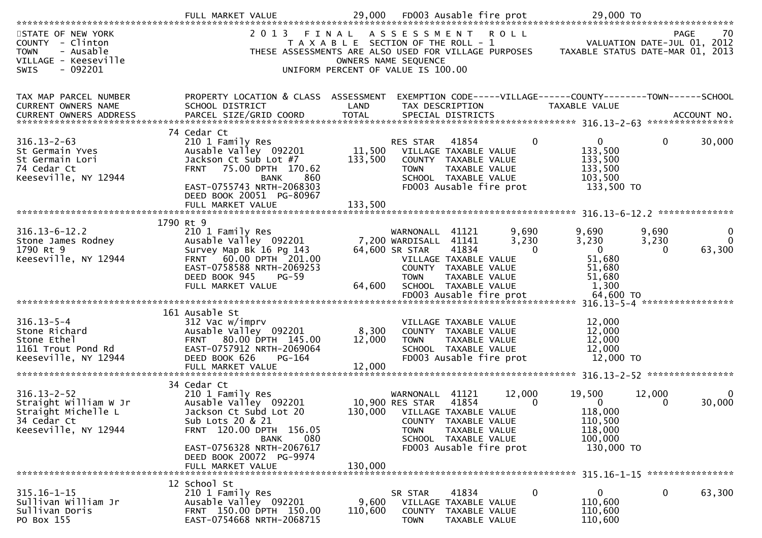| | FULL MARKET VALUE | 29,000 | FD003 Ausable fire prot | | | 29,000 TO | | |
|---|---|---|---|---|---|---|---|---|

STATE OF NEW YORK
COUNTY - Clinton
TOWN - Ausable
VILLAGE - Keeseville
SWIS - 092201

2013 FINAL ASSESSMENT ROLL
TAXABLE SECTION OF THE ROLL - 1
THESE ASSESSMENTS ARE ALSO USED FOR VILLAGE PURPOSES
OWNERS NAME SEQUENCE
UNIFORM PERCENT OF VALUE IS 100.00

PAGE 70
VALUATION DATE-JUL 01, 2012
TAXABLE STATUS DATE-MAR 01, 2013

| TAX MAP PARCEL NUMBER / CURRENT OWNERS NAME / CURRENT OWNERS ADDRESS | PROPERTY LOCATION & CLASS / SCHOOL DISTRICT / PARCEL SIZE/GRID COORD | ASSESSMENT LAND / TOTAL | EXEMPTION CODE / TAX DESCRIPTION / SPECIAL DISTRICTS | VILLAGE | COUNTY / TAXABLE VALUE | TOWN | SCHOOL / ACCOUNT NO. |
|---|---|---|---|---|---|---|---|
| **316.13-2-63** | 74 Cedar Ct | | | | | | |
| 316.13-2-63 | 210 1 Family Res | | RES STAR 41854 | 0 | 0 | 0 | 30,000 |
| St Germain Yves | Ausable Valley 092201 | 11,500 | VILLAGE TAXABLE VALUE | | 133,500 | | |
| St Germain Lori | Jackson Ct Sub Lot #7 | 133,500 | COUNTY TAXABLE VALUE | | 133,500 | | |
| 74 Cedar Ct | FRNT 75.00 DPTH 170.62 | | TOWN TAXABLE VALUE | | 133,500 | | |
| Keeseville, NY 12944 | BANK 860 | | SCHOOL TAXABLE VALUE | | 103,500 | | |
| | EAST-0755743 NRTH-2068303 | | FD003 Ausable fire prot | | 133,500 TO | | |
| | DEED BOOK 20051 PG-80967 | | | | | | |
| | FULL MARKET VALUE | 133,500 | | | | | |
| **316.13-6-12.2** | 1790 Rt 9 | | | | | | |
| 316.13-6-12.2 | 210 1 Family Res | | WARNONALL 41121 | 9,690 | 9,690 | 9,690 | 0 |
| Stone James Rodney | Ausable Valley 092201 | 7,200 | WARDISALL 41141 | 3,230 | 3,230 | 3,230 | 0 |
| 1790 Rt 9 | Survey Map Bk 16 Pg 143 | 64,600 | SR STAR 41834 | 0 | 0 | 0 | 63,300 |
| Keeseville, NY 12944 | FRNT 60.00 DPTH 201.00 | | VILLAGE TAXABLE VALUE | | 51,680 | | |
| | EAST-0758588 NRTH-2069253 | | COUNTY TAXABLE VALUE | | 51,680 | | |
| | DEED BOOK 945 PG-59 | | TOWN TAXABLE VALUE | | 51,680 | | |
| | FULL MARKET VALUE | 64,600 | SCHOOL TAXABLE VALUE | | 1,300 | | |
| | | | FD003 Ausable fire prot | | 64,600 TO | | |
| **316.13-5-4** | 161 Ausable St | | | | | | |
| 316.13-5-4 | 312 Vac w/imprv | | VILLAGE TAXABLE VALUE | | 12,000 | | |
| Stone Richard | Ausable Valley 092201 | 8,300 | COUNTY TAXABLE VALUE | | 12,000 | | |
| Stone Ethel | FRNT 80.00 DPTH 145.00 | 12,000 | TOWN TAXABLE VALUE | | 12,000 | | |
| 1161 Trout Pond Rd | EAST-0757912 NRTH-2069064 | | SCHOOL TAXABLE VALUE | | 12,000 | | |
| Keeseville, NY 12944 | DEED BOOK 626 PG-164 | | FD003 Ausable fire prot | | 12,000 TO | | |
| | FULL MARKET VALUE | 12,000 | | | | | |
| **316.13-2-52** | 34 Cedar Ct | | | | | | |
| 316.13-2-52 | 210 1 Family Res | | WARNONALL 41121 | 12,000 | 19,500 | 12,000 | 0 |
| Straight William W Jr | Ausable Valley 092201 | 10,900 | RES STAR 41854 | 0 | 0 | 0 | 30,000 |
| Straight Michelle L | Jackson Ct Subd Lot 20 | 130,000 | VILLAGE TAXABLE VALUE | | 118,000 | | |
| 34 Cedar Ct | Sub Lots 20 & 21 | | COUNTY TAXABLE VALUE | | 110,500 | | |
| Keeseville, NY 12944 | FRNT 120.00 DPTH 156.05 | | TOWN TAXABLE VALUE | | 118,000 | | |
| | BANK 080 | | SCHOOL TAXABLE VALUE | | 100,000 | | |
| | EAST-0756328 NRTH-2067617 | | FD003 Ausable fire prot | | 130,000 TO | | |
| | DEED BOOK 20072 PG-9974 | | | | | | |
| | FULL MARKET VALUE | 130,000 | | | | | |
| **315.16-1-15** | 12 School St | | | | | | |
| 315.16-1-15 | 210 1 Family Res | | SR STAR 41834 | 0 | 0 | 0 | 63,300 |
| Sullivan William Jr | Ausable Valley 092201 | 9,600 | VILLAGE TAXABLE VALUE | | 110,600 | | |
| Sullivan Doris | FRNT 150.00 DPTH 150.00 | 110,600 | COUNTY TAXABLE VALUE | | 110,600 | | |
| PO Box 155 | EAST-0754668 NRTH-2068715 | | TOWN TAXABLE VALUE | | 110,600 | | |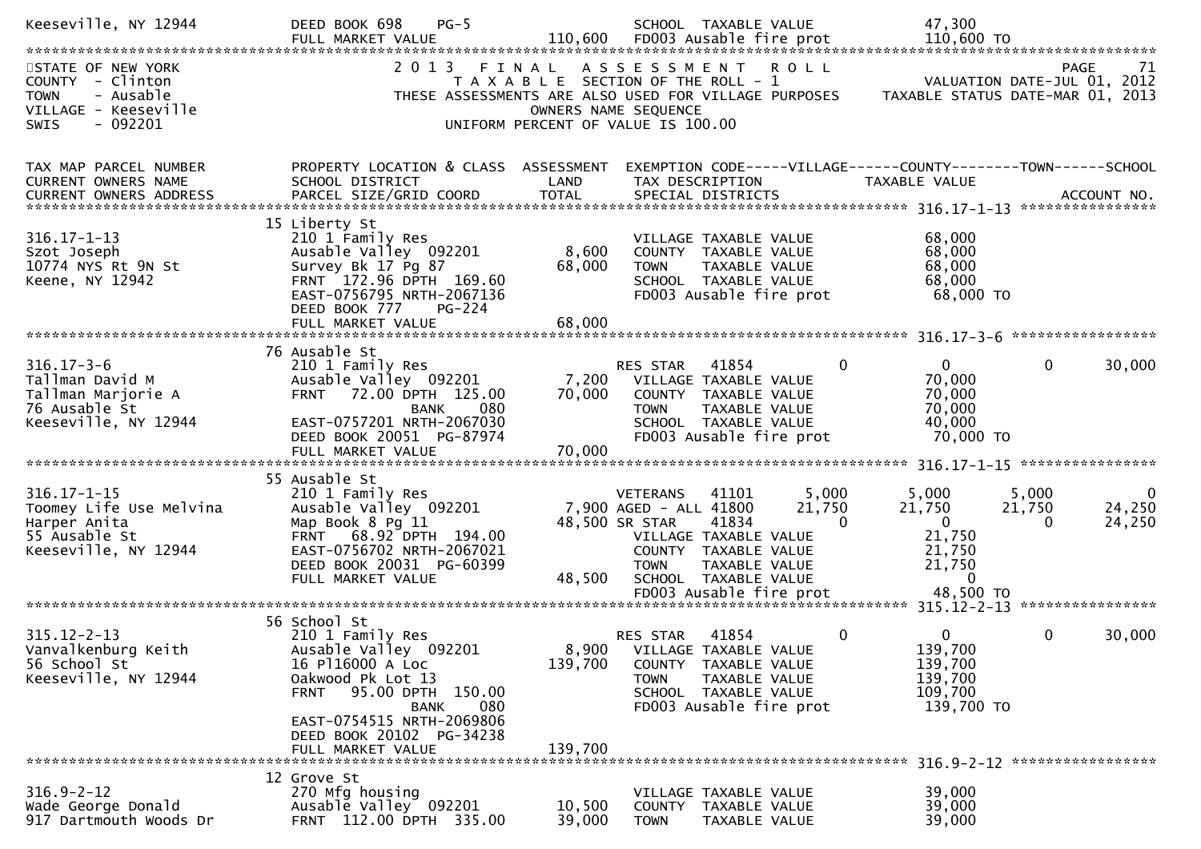```
Keeseville, NY 12944          DEED BOOK 698    PG-5                          SCHOOL  TAXABLE VALUE              47,300
                              FULL MARKET VALUE              110,600   FD003 Ausable fire prot            110,600 TO
******************************************************************************************************************************
STATE OF NEW YORK                   2 0 1 3   F I N A L   A S S E S S M E N T   R O L L                                  PAGE    71
COUNTY  - Clinton                      T A X A B L E  SECTION OF THE ROLL - 1                       VALUATION DATE-JUL 01, 2012
TOWN    - Ausable                 THESE ASSESSMENTS ARE ALSO USED FOR VILLAGE PURPOSES     TAXABLE STATUS DATE-MAR 01, 2013
VILLAGE - Keeseville                              OWNERS NAME SEQUENCE
SWIS    - 092201                           UNIFORM PERCENT OF VALUE IS 100.00


TAX MAP PARCEL NUMBER         PROPERTY LOCATION & CLASS  ASSESSMENT  EXEMPTION CODE-----VILLAGE------COUNTY--------TOWN------SCHOOL
CURRENT OWNERS NAME           SCHOOL DISTRICT               LAND      TAX DESCRIPTION             TAXABLE VALUE
CURRENT OWNERS ADDRESS        PARCEL SIZE/GRID COORD        TOTAL     SPECIAL DISTRICTS                                   ACCOUNT NO.
******************************************************************************************************* 316.17-1-13 *****************
                              15 Liberty St
316.17-1-13                   210 1 Family Res                         VILLAGE TAXABLE VALUE              68,000
Szot Joseph                   Ausable Valley  092201         8,600     COUNTY  TAXABLE VALUE              68,000
10774 NYS Rt 9N St            Survey Bk 17 Pg 87            68,000     TOWN    TAXABLE VALUE              68,000
Keene, NY 12942               FRNT  172.96 DPTH  169.60                SCHOOL  TAXABLE VALUE              68,000
                              EAST-0756795 NRTH-2067136                FD003 Ausable fire prot             68,000 TO
                              DEED BOOK 777    PG-224
                              FULL MARKET VALUE             68,000
******************************************************************************************************* 316.17-3-6 ******************
                              76 Ausable St
316.17-3-6                    210 1 Family Res                         RES STAR   41854            0           0           0     30,000
Tallman David M               Ausable Valley  092201         7,200     VILLAGE TAXABLE VALUE              70,000
Tallman Marjorie A            FRNT   72.00 DPTH  125.00     70,000     COUNTY  TAXABLE VALUE              70,000
76 Ausable St                              BANK     080                TOWN    TAXABLE VALUE              70,000
Keeseville, NY 12944          EAST-0757201 NRTH-2067030                SCHOOL  TAXABLE VALUE              40,000
                              DEED BOOK 20051  PG-87974                FD003 Ausable fire prot             70,000 TO
                              FULL MARKET VALUE             70,000
******************************************************************************************************* 316.17-1-15 *****************
                              55 Ausable St
316.17-1-15                   210 1 Family Res                         VETERANS   41101        5,000       5,000       5,000          0
Toomey Life Use Melvina       Ausable Valley  092201         7,900 AGED - ALL 41800       21,750      21,750      21,750     24,250
Harper Anita                  Map Book 8 Pg 11              48,500 SR STAR    41834            0           0           0     24,250
55 Ausable St                 FRNT   68.92 DPTH  194.00                VILLAGE TAXABLE VALUE              21,750
Keeseville, NY 12944          EAST-0756702 NRTH-2067021                COUNTY  TAXABLE VALUE              21,750
                              DEED BOOK 20031  PG-60399                TOWN    TAXABLE VALUE              21,750
                              FULL MARKET VALUE             48,500     SCHOOL  TAXABLE VALUE                   0
                                                                       FD003 Ausable fire prot             48,500 TO
******************************************************************************************************* 315.12-2-13 *****************
                              56 School St
315.12-2-13                   210 1 Family Res                         RES STAR   41854            0           0           0     30,000
Vanvalkenburg Keith           Ausable Valley  092201         8,900     VILLAGE TAXABLE VALUE             139,700
56 School St                  16 Pl16000 A Loc             139,700     COUNTY  TAXABLE VALUE             139,700
Keeseville, NY 12944          Oakwood Pk Lot 13                        TOWN    TAXABLE VALUE             139,700
                              FRNT   95.00 DPTH  150.00                SCHOOL  TAXABLE VALUE             109,700
                                           BANK     080                FD003 Ausable fire prot            139,700 TO
                              EAST-0754515 NRTH-2069806
                              DEED BOOK 20102  PG-34238
                              FULL MARKET VALUE            139,700
******************************************************************************************************* 316.9-2-12 ******************
                              12 Grove St
316.9-2-12                    270 Mfg housing                          VILLAGE TAXABLE VALUE              39,000
Wade George Donald            Ausable Valley  092201        10,500     COUNTY  TAXABLE VALUE              39,000
917 Dartmouth Woods Dr        FRNT  112.00 DPTH  335.00     39,000     TOWN    TAXABLE VALUE              39,000
```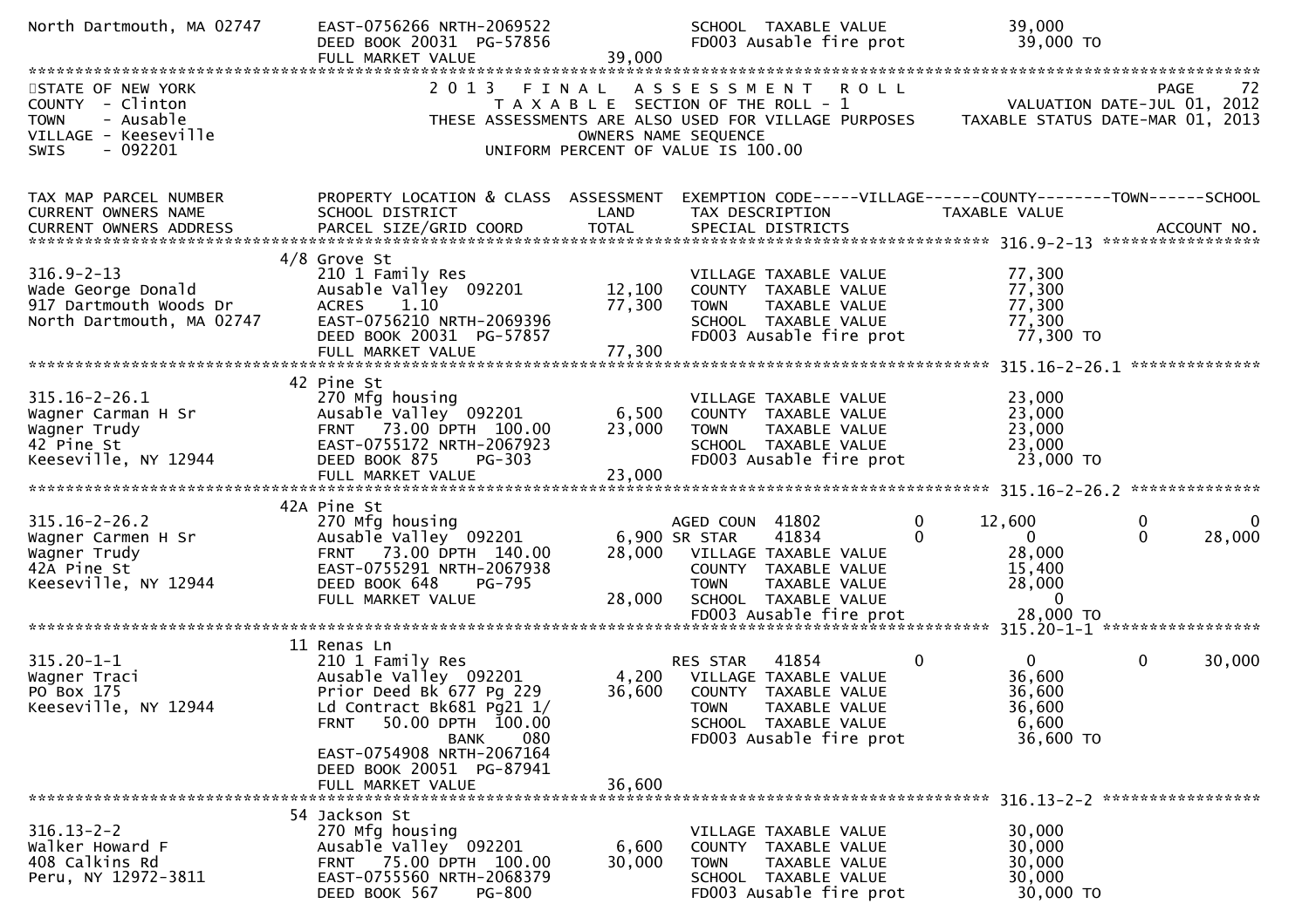```
North Dartmouth, MA 02747      EAST-0756266 NRTH-2069522              SCHOOL  TAXABLE VALUE              39,000
                               DEED BOOK 20031  PG-57856              FD003 Ausable fire prot             39,000 TO
                               FULL MARKET VALUE              39,000
****************************************************************************************************************************************
STATE OF NEW YORK                2 0 1 3   F I N A L   A S S E S S M E N T   R O L L                                    PAGE    72
COUNTY  - Clinton                    T A X A B L E  SECTION OF THE ROLL - 1                          VALUATION DATE-JUL 01, 2012
TOWN    - Ausable              THESE ASSESSMENTS ARE ALSO USED FOR VILLAGE PURPOSES     TAXABLE STATUS DATE-MAR 01, 2013
VILLAGE - Keeseville                              OWNERS NAME SEQUENCE
SWIS    - 092201                          UNIFORM PERCENT OF VALUE IS 100.00


TAX MAP PARCEL NUMBER          PROPERTY LOCATION & CLASS  ASSESSMENT  EXEMPTION CODE-----VILLAGE------COUNTY--------TOWN------SCHOOL
CURRENT OWNERS NAME            SCHOOL DISTRICT               LAND      TAX DESCRIPTION            TAXABLE VALUE
CURRENT OWNERS ADDRESS         PARCEL SIZE/GRID COORD        TOTAL     SPECIAL DISTRICTS                                    ACCOUNT NO.
******************************************************************************************************* 316.9-2-13 *****************
                             4/8 Grove St
316.9-2-13                     210 1 Family Res                        VILLAGE TAXABLE VALUE              77,300
Wade George Donald             Ausable Valley  092201       12,100     COUNTY  TAXABLE VALUE              77,300
917 Dartmouth Woods Dr         ACRES    1.10                77,300     TOWN    TAXABLE VALUE              77,300
North Dartmouth, MA 02747      EAST-0756210 NRTH-2069396               SCHOOL  TAXABLE VALUE              77,300
                               DEED BOOK 20031  PG-57857               FD003 Ausable fire prot             77,300 TO
                               FULL MARKET VALUE             77,300
******************************************************************************************************* 315.16-2-26.1 **************
                             42 Pine St
315.16-2-26.1                  270 Mfg housing                         VILLAGE TAXABLE VALUE              23,000
Wagner Carman H Sr             Ausable Valley  092201        6,500     COUNTY  TAXABLE VALUE              23,000
Wagner Trudy                   FRNT   73.00 DPTH  100.00    23,000     TOWN    TAXABLE VALUE              23,000
42 Pine St                     EAST-0755172 NRTH-2067923               SCHOOL  TAXABLE VALUE              23,000
Keeseville, NY 12944           DEED BOOK 875     PG-303                FD003 Ausable fire prot             23,000 TO
                               FULL MARKET VALUE             23,000
******************************************************************************************************* 315.16-2-26.2 **************
                             42A Pine St
315.16-2-26.2                  270 Mfg housing                  AGED COUN  41802           0      12,600            0             0
Wagner Carmen H Sr             Ausable Valley  092201        6,900 SR STAR    41834           0           0            0        28,000
Wagner Trudy                   FRNT   73.00 DPTH  140.00    28,000   VILLAGE TAXABLE VALUE              28,000
42A Pine St                    EAST-0755291 NRTH-2067938             COUNTY  TAXABLE VALUE              15,400
Keeseville, NY 12944           DEED BOOK 648     PG-795              TOWN    TAXABLE VALUE              28,000
                               FULL MARKET VALUE             28,000   SCHOOL  TAXABLE VALUE                   0
                                                                      FD003 Ausable fire prot             28,000 TO
******************************************************************************************************* 315.20-1-1 *****************
                             11 Renas Ln
315.20-1-1                     210 1 Family Res                 RES STAR   41854           0           0            0        30,000
Wagner Traci                   Ausable Valley  092201        4,200   VILLAGE TAXABLE VALUE              36,600
PO Box 175                     Prior Deed Bk 677 Pg 229     36,600   COUNTY  TAXABLE VALUE              36,600
Keeseville, NY 12944           Ld Contract Bk681 Pg21 1/              TOWN    TAXABLE VALUE              36,600
                               FRNT   50.00 DPTH  100.00              SCHOOL  TAXABLE VALUE               6,600
                                           BANK     080               FD003 Ausable fire prot             36,600 TO
                               EAST-0754908 NRTH-2067164
                               DEED BOOK 20051  PG-87941
                               FULL MARKET VALUE             36,600
******************************************************************************************************* 316.13-2-2 *****************
                             54 Jackson St
316.13-2-2                     270 Mfg housing                         VILLAGE TAXABLE VALUE              30,000
Walker Howard F                Ausable Valley  092201        6,600     COUNTY  TAXABLE VALUE              30,000
408 Calkins Rd                 FRNT   75.00 DPTH  100.00    30,000     TOWN    TAXABLE VALUE              30,000
Peru, NY 12972-3811            EAST-0755560 NRTH-2068379               SCHOOL  TAXABLE VALUE              30,000
                               DEED BOOK 567     PG-800                FD003 Ausable fire prot             30,000 TO
```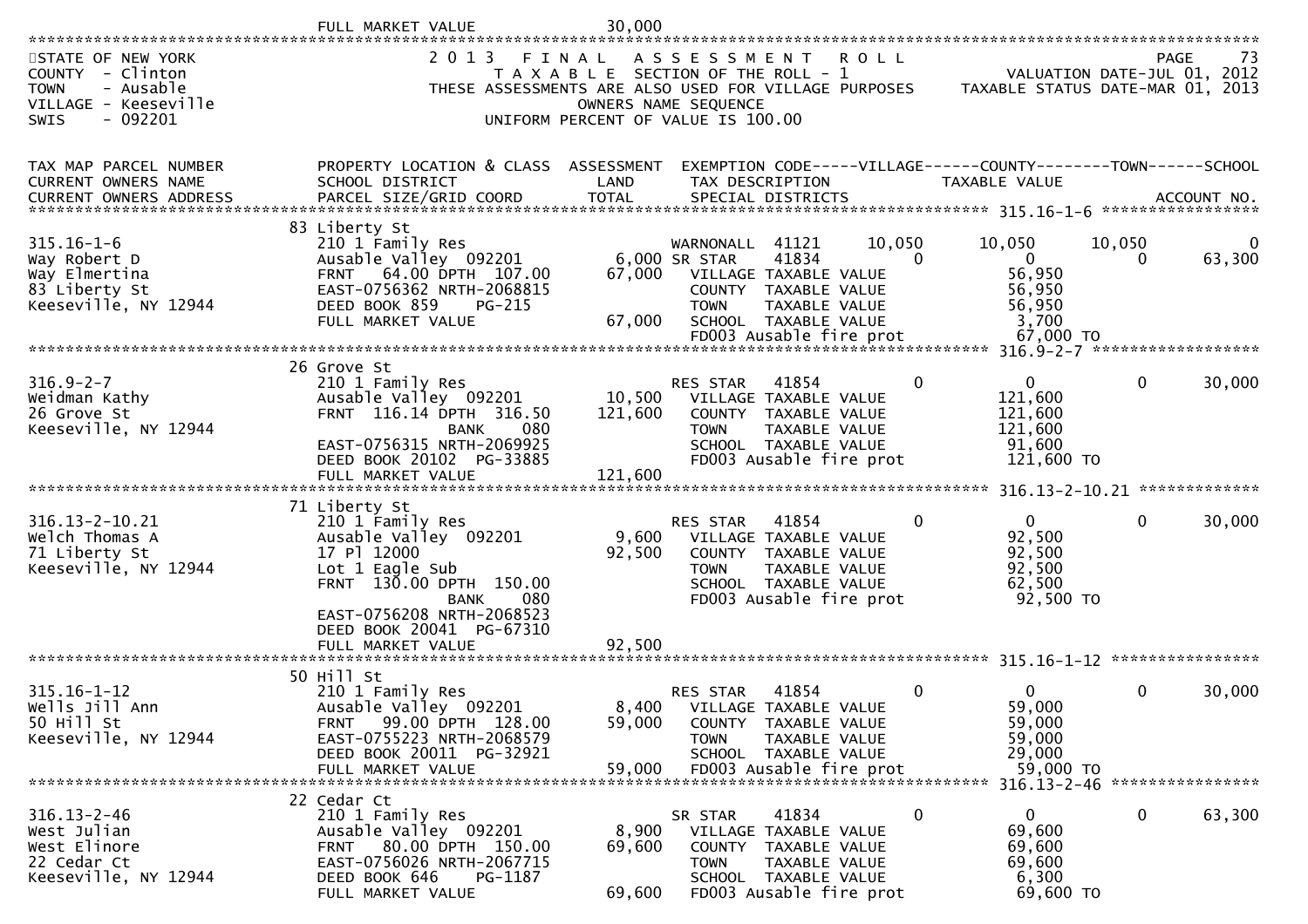FULL MARKET VALUE 30,000

STATE OF NEW YORK
COUNTY - Clinton
TOWN - Ausable
VILLAGE - Keeseville
SWIS - 092201

2013 FINAL ASSESSMENT ROLL
TAXABLE SECTION OF THE ROLL - 1
THESE ASSESSMENTS ARE ALSO USED FOR VILLAGE PURPOSES
OWNERS NAME SEQUENCE
UNIFORM PERCENT OF VALUE IS 100.00

PAGE 73
VALUATION DATE-JUL 01, 2012
TAXABLE STATUS DATE-MAR 01, 2013

| TAX MAP PARCEL NUMBER / CURRENT OWNERS NAME / CURRENT OWNERS ADDRESS | PROPERTY LOCATION & CLASS / SCHOOL DISTRICT / PARCEL SIZE/GRID COORD | ASSESSMENT LAND / TOTAL | EXEMPTION CODE / TAX DESCRIPTION / SPECIAL DISTRICTS | VILLAGE | COUNTY / TAXABLE VALUE | TOWN | SCHOOL / ACCOUNT NO. |
|---|---|---|---|---|---|---|---|
| **315.16-1-6** | 83 Liberty St | | | | | | |
| 315.16-1-6 | 210 1 Family Res | | WARNONALL 41121 | 10,050 | 10,050 | 10,050 | 0 |
| Way Robert D | Ausable Valley 092201 | 6,000 | SR STAR 41834 | 0 | 0 | 0 | 63,300 |
| Way Elmertina | FRNT 64.00 DPTH 107.00 | 67,000 | VILLAGE TAXABLE VALUE | | 56,950 | | |
| 83 Liberty St | EAST-0756362 NRTH-2068815 | | COUNTY TAXABLE VALUE | | 56,950 | | |
| Keeseville, NY 12944 | DEED BOOK 859 PG-215 | | TOWN TAXABLE VALUE | | 56,950 | | |
| | FULL MARKET VALUE | 67,000 | SCHOOL TAXABLE VALUE | | 3,700 | | |
| | | | FD003 Ausable fire prot | | 67,000 TO | | |
| **316.9-2-7** | 26 Grove St | | | | | | |
| 316.9-2-7 | 210 1 Family Res | | RES STAR 41854 | 0 | 0 | 0 | 30,000 |
| Weidman Kathy | Ausable Valley 092201 | 10,500 | VILLAGE TAXABLE VALUE | | 121,600 | | |
| 26 Grove St | FRNT 116.14 DPTH 316.50 | 121,600 | COUNTY TAXABLE VALUE | | 121,600 | | |
| Keeseville, NY 12944 | BANK 080 | | TOWN TAXABLE VALUE | | 121,600 | | |
| | EAST-0756315 NRTH-2069925 | | SCHOOL TAXABLE VALUE | | 91,600 | | |
| | DEED BOOK 20102 PG-33885 | | FD003 Ausable fire prot | | 121,600 TO | | |
| | FULL MARKET VALUE | 121,600 | | | | | |
| **316.13-2-10.21** | 71 Liberty St | | | | | | |
| 316.13-2-10.21 | 210 1 Family Res | | RES STAR 41854 | 0 | 0 | 0 | 30,000 |
| Welch Thomas A | Ausable Valley 092201 | 9,600 | VILLAGE TAXABLE VALUE | | 92,500 | | |
| 71 Liberty St | 17 Pl 12000 | 92,500 | COUNTY TAXABLE VALUE | | 92,500 | | |
| Keeseville, NY 12944 | Lot 1 Eagle Sub | | TOWN TAXABLE VALUE | | 92,500 | | |
| | FRNT 130.00 DPTH 150.00 | | SCHOOL TAXABLE VALUE | | 62,500 | | |
| | BANK 080 | | FD003 Ausable fire prot | | 92,500 TO | | |
| | EAST-0756208 NRTH-2068523 | | | | | | |
| | DEED BOOK 20041 PG-67310 | | | | | | |
| | FULL MARKET VALUE | 92,500 | | | | | |
| **315.16-1-12** | 50 Hill St | | | | | | |
| 315.16-1-12 | 210 1 Family Res | | RES STAR 41854 | 0 | 0 | 0 | 30,000 |
| Wells Jill Ann | Ausable Valley 092201 | 8,400 | VILLAGE TAXABLE VALUE | | 59,000 | | |
| 50 Hill St | FRNT 99.00 DPTH 128.00 | 59,000 | COUNTY TAXABLE VALUE | | 59,000 | | |
| Keeseville, NY 12944 | EAST-0755223 NRTH-2068579 | | TOWN TAXABLE VALUE | | 59,000 | | |
| | DEED BOOK 20011 PG-32921 | | SCHOOL TAXABLE VALUE | | 29,000 | | |
| | FULL MARKET VALUE | 59,000 | FD003 Ausable fire prot | | 59,000 TO | | |
| **316.13-2-46** | 22 Cedar Ct | | | | | | |
| 316.13-2-46 | 210 1 Family Res | | SR STAR 41834 | 0 | 0 | 0 | 63,300 |
| West Julian | Ausable Valley 092201 | 8,900 | VILLAGE TAXABLE VALUE | | 69,600 | | |
| West Elinore | FRNT 80.00 DPTH 150.00 | 69,600 | COUNTY TAXABLE VALUE | | 69,600 | | |
| 22 Cedar Ct | EAST-0756026 NRTH-2067715 | | TOWN TAXABLE VALUE | | 69,600 | | |
| Keeseville, NY 12944 | DEED BOOK 646 PG-1187 | | SCHOOL TAXABLE VALUE | | 6,300 | | |
| | FULL MARKET VALUE | 69,600 | FD003 Ausable fire prot | | 69,600 TO | | |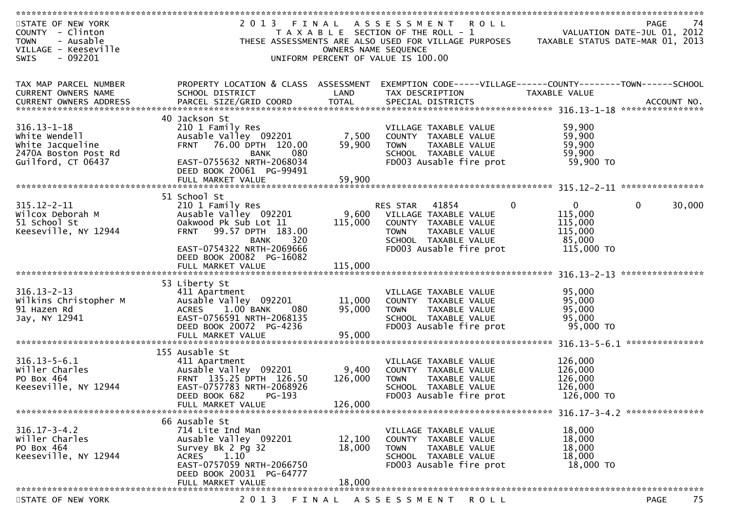STATE OF NEW YORK
COUNTY - Clinton
TOWN - Ausable
VILLAGE - Keeseville
SWIS - 092201

2013 FINAL ASSESSMENT ROLL
TAXABLE SECTION OF THE ROLL - 1
THESE ASSESSMENTS ARE ALSO USED FOR VILLAGE PURPOSES
OWNERS NAME SEQUENCE
UNIFORM PERCENT OF VALUE IS 100.00

VALUATION DATE-JUL 01, 2012
TAXABLE STATUS DATE-MAR 01, 2013

| TAX MAP PARCEL NUMBER / CURRENT OWNERS NAME / CURRENT OWNERS ADDRESS | PROPERTY LOCATION & CLASS / SCHOOL DISTRICT / PARCEL SIZE/GRID COORD | ASSESSMENT LAND | TOTAL | EXEMPTION CODE / TAX DESCRIPTION / SPECIAL DISTRICTS | VILLAGE | COUNTY / TAXABLE VALUE | TOWN | SCHOOL |
|---|---|---|---|---|---|---|---|---|
| **316.13-1-18** | 40 Jackson St | | | | | | | |
| 316.13-1-18 | 210 1 Family Res | | | VILLAGE TAXABLE VALUE | | 59,900 | | |
| White Wendell | Ausable Valley 092201 | 7,500 | | COUNTY TAXABLE VALUE | | 59,900 | | |
| White Jacqueline | FRNT 76.00 DPTH 120.00 | | 59,900 | TOWN TAXABLE VALUE | | 59,900 | | |
| 2470A Boston Post Rd | BANK 080 | | | SCHOOL TAXABLE VALUE | | 59,900 | | |
| Guilford, CT 06437 | EAST-0755632 NRTH-2068034 | | | FD003 Ausable fire prot | | 59,900 TO | | |
| | DEED BOOK 20061 PG-99491 | | | | | | | |
| | FULL MARKET VALUE | | 59,900 | | | | | |
| **315.12-2-11** | 51 School St | | | | | | | |
| 315.12-2-11 | 210 1 Family Res | | | RES STAR 41854 | 0 | 0 | 0 | 30,000 |
| Wilcox Deborah M | Ausable Valley 092201 | 9,600 | | VILLAGE TAXABLE VALUE | | 115,000 | | |
| 51 School St | Oakwood Pk Sub Lot 11 | | 115,000 | COUNTY TAXABLE VALUE | | 115,000 | | |
| Keeseville, NY 12944 | FRNT 99.57 DPTH 183.00 | | | TOWN TAXABLE VALUE | | 115,000 | | |
| | BANK 320 | | | SCHOOL TAXABLE VALUE | | 85,000 | | |
| | EAST-0754322 NRTH-2069666 | | | FD003 Ausable fire prot | | 115,000 TO | | |
| | DEED BOOK 20082 PG-16082 | | | | | | | |
| | FULL MARKET VALUE | | 115,000 | | | | | |
| **316.13-2-13** | 53 Liberty St | | | | | | | |
| 316.13-2-13 | 411 Apartment | | | VILLAGE TAXABLE VALUE | | 95,000 | | |
| Wilkins Christopher M | Ausable Valley 092201 | 11,000 | | COUNTY TAXABLE VALUE | | 95,000 | | |
| 91 Hazen Rd | ACRES 1.00 BANK 080 | | 95,000 | TOWN TAXABLE VALUE | | 95,000 | | |
| Jay, NY 12941 | EAST-0756591 NRTH-2068135 | | | SCHOOL TAXABLE VALUE | | 95,000 | | |
| | DEED BOOK 20072 PG-4236 | | | FD003 Ausable fire prot | | 95,000 TO | | |
| | FULL MARKET VALUE | | 95,000 | | | | | |
| **316.13-5-6.1** | 155 Ausable St | | | | | | | |
| 316.13-5-6.1 | 411 Apartment | | | VILLAGE TAXABLE VALUE | | 126,000 | | |
| Willer Charles | Ausable Valley 092201 | 9,400 | | COUNTY TAXABLE VALUE | | 126,000 | | |
| PO Box 464 | FRNT 135.25 DPTH 126.50 | | 126,000 | TOWN TAXABLE VALUE | | 126,000 | | |
| Keeseville, NY 12944 | EAST-0757783 NRTH-2068926 | | | SCHOOL TAXABLE VALUE | | 126,000 | | |
| | DEED BOOK 682 PG-193 | | | FD003 Ausable fire prot | | 126,000 TO | | |
| | FULL MARKET VALUE | | 126,000 | | | | | |
| **316.17-3-4.2** | 66 Ausable St | | | | | | | |
| 316.17-3-4.2 | 714 Lite Ind Man | | | VILLAGE TAXABLE VALUE | | 18,000 | | |
| Willer Charles | Ausable Valley 092201 | 12,100 | | COUNTY TAXABLE VALUE | | 18,000 | | |
| PO Box 464 | Survey Bk 2 Pg 32 | | 18,000 | TOWN TAXABLE VALUE | | 18,000 | | |
| Keeseville, NY 12944 | ACRES 1.10 | | | SCHOOL TAXABLE VALUE | | 18,000 | | |
| | EAST-0757059 NRTH-2066750 | | | FD003 Ausable fire prot | | 18,000 TO | | |
| | DEED BOOK 20031 PG-64777 | | | | | | | |
| | FULL MARKET VALUE | | 18,000 | | | | | |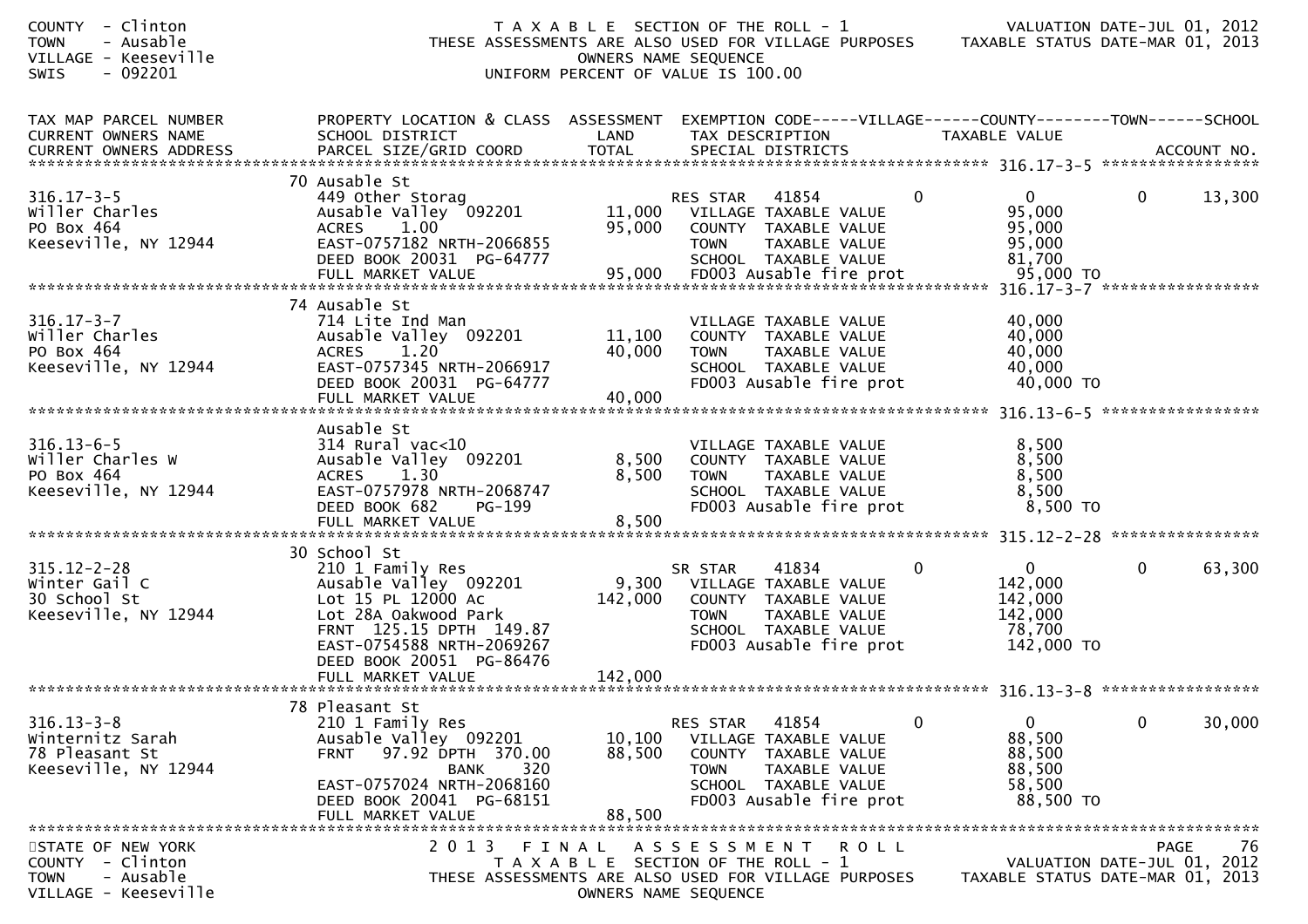COUNTY - Clinton
TOWN - Ausable
VILLAGE - Keeseville
SWIS - 092201

T A X A B L E SECTION OF THE ROLL - 1
THESE ASSESSMENTS ARE ALSO USED FOR VILLAGE PURPOSES
OWNERS NAME SEQUENCE
UNIFORM PERCENT OF VALUE IS 100.00

VALUATION DATE-JUL 01, 2012
TAXABLE STATUS DATE-MAR 01, 2013

| TAX MAP PARCEL NUMBER / CURRENT OWNERS NAME / CURRENT OWNERS ADDRESS | PROPERTY LOCATION & CLASS / SCHOOL DISTRICT / PARCEL SIZE/GRID COORD | ASSESSMENT LAND / TOTAL | EXEMPTION CODE / TAX DESCRIPTION / SPECIAL DISTRICTS | VILLAGE | COUNTY TAXABLE VALUE | TOWN | SCHOOL / ACCOUNT NO. |
|---|---|---|---|---|---|---|---|
| **316.17-3-5** | 70 Ausable St | | | | | | |
| 316.17-3-5 | 449 Other Storag | | RES STAR 41854 | 0 | 0 | 0 | 13,300 |
| Willer Charles | Ausable Valley 092201 | 11,000 | VILLAGE TAXABLE VALUE | | 95,000 | | |
| PO Box 464 | ACRES 1.00 | 95,000 | COUNTY TAXABLE VALUE | | 95,000 | | |
| Keeseville, NY 12944 | EAST-0757182 NRTH-2066855 | | TOWN TAXABLE VALUE | | 95,000 | | |
| | DEED BOOK 20031 PG-64777 | | SCHOOL TAXABLE VALUE | | 81,700 | | |
| | FULL MARKET VALUE | 95,000 | FD003 Ausable fire prot | | 95,000 TO | | |
| **316.17-3-7** | 74 Ausable St | | | | | | |
| 316.17-3-7 | 714 Lite Ind Man | | VILLAGE TAXABLE VALUE | | 40,000 | | |
| Willer Charles | Ausable Valley 092201 | 11,100 | COUNTY TAXABLE VALUE | | 40,000 | | |
| PO Box 464 | ACRES 1.20 | 40,000 | TOWN TAXABLE VALUE | | 40,000 | | |
| Keeseville, NY 12944 | EAST-0757345 NRTH-2066917 | | SCHOOL TAXABLE VALUE | | 40,000 | | |
| | DEED BOOK 20031 PG-64777 | | FD003 Ausable fire prot | | 40,000 TO | | |
| | FULL MARKET VALUE | 40,000 | | | | | |
| **316.13-6-5** | Ausable St | | | | | | |
| 316.13-6-5 | 314 Rural vac<10 | | VILLAGE TAXABLE VALUE | | 8,500 | | |
| Willer Charles W | Ausable Valley 092201 | 8,500 | COUNTY TAXABLE VALUE | | 8,500 | | |
| PO Box 464 | ACRES 1.30 | 8,500 | TOWN TAXABLE VALUE | | 8,500 | | |
| Keeseville, NY 12944 | EAST-0757978 NRTH-2068747 | | SCHOOL TAXABLE VALUE | | 8,500 | | |
| | DEED BOOK 682 PG-199 | | FD003 Ausable fire prot | | 8,500 TO | | |
| | FULL MARKET VALUE | 8,500 | | | | | |
| **315.12-2-28** | 30 School St | | | | | | |
| 315.12-2-28 | 210 1 Family Res | | SR STAR 41834 | 0 | 0 | 0 | 63,300 |
| Winter Gail C | Ausable Valley 092201 | 9,300 | VILLAGE TAXABLE VALUE | | 142,000 | | |
| 30 School St | Lot 15 PL 12000 Ac | 142,000 | COUNTY TAXABLE VALUE | | 142,000 | | |
| Keeseville, NY 12944 | Lot 28A Oakwood Park | | TOWN TAXABLE VALUE | | 142,000 | | |
| | FRNT 125.15 DPTH 149.87 | | SCHOOL TAXABLE VALUE | | 78,700 | | |
| | EAST-0754588 NRTH-2069267 | | FD003 Ausable fire prot | | 142,000 TO | | |
| | DEED BOOK 20051 PG-86476 | | | | | | |
| | FULL MARKET VALUE | 142,000 | | | | | |
| **316.13-3-8** | 78 Pleasant St | | | | | | |
| 316.13-3-8 | 210 1 Family Res | | RES STAR 41854 | 0 | 0 | 0 | 30,000 |
| Winternitz Sarah | Ausable Valley 092201 | 10,100 | VILLAGE TAXABLE VALUE | | 88,500 | | |
| 78 Pleasant St | FRNT 97.92 DPTH 370.00 | 88,500 | COUNTY TAXABLE VALUE | | 88,500 | | |
| Keeseville, NY 12944 | BANK 320 | | TOWN TAXABLE VALUE | | 88,500 | | |
| | EAST-0757024 NRTH-2068160 | | SCHOOL TAXABLE VALUE | | 58,500 | | |
| | DEED BOOK 20041 PG-68151 | | FD003 Ausable fire prot | | 88,500 TO | | |
| | FULL MARKET VALUE | 88,500 | | | | | |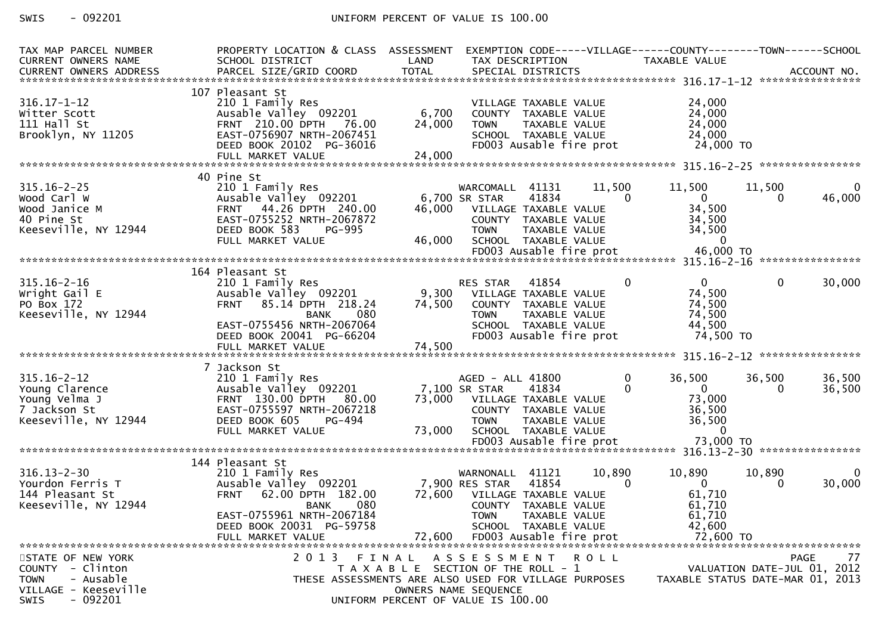| TAX MAP PARCEL NUMBER<br>CURRENT OWNERS NAME<br>CURRENT OWNERS ADDRESS | PROPERTY LOCATION & CLASS<br>SCHOOL DISTRICT<br>PARCEL SIZE/GRID COORD | ASSESSMENT<br>LAND<br>TOTAL | EXEMPTION CODE<br>TAX DESCRIPTION<br>SPECIAL DISTRICTS | VILLAGE | COUNTY<br>TAXABLE VALUE | TOWN | SCHOOL<br><br>ACCOUNT NO. |
|---|---|---|---|---|---|---|---|
| **316.17-1-12** | 107 Pleasant St | | | | | | |
| 316.17-1-12 | 210 1 Family Res | | VILLAGE TAXABLE VALUE | | 24,000 | | |
| Witter Scott | Ausable Valley 092201 | 6,700 | COUNTY TAXABLE VALUE | | 24,000 | | |
| 111 Hall St | FRNT 210.00 DPTH 76.00 | 24,000 | TOWN TAXABLE VALUE | | 24,000 | | |
| Brooklyn, NY 11205 | EAST-0756907 NRTH-2067451 | | SCHOOL TAXABLE VALUE | | 24,000 | | |
| | DEED BOOK 20102 PG-36016 | | FD003 Ausable fire prot | | 24,000 TO | | |
| | FULL MARKET VALUE | 24,000 | | | | | |
| **315.16-2-25** | 40 Pine St | | | | | | |
| 315.16-2-25 | 210 1 Family Res | | WARCOMALL 41131 | 11,500 | 11,500 | 11,500 | 0 |
| Wood Carl W | Ausable Valley 092201 | 6,700 | SR STAR 41834 | 0 | 0 | 0 | 46,000 |
| Wood Janice M | FRNT 44.26 DPTH 240.00 | 46,000 | VILLAGE TAXABLE VALUE | | 34,500 | | |
| 40 Pine St | EAST-0755252 NRTH-2067872 | | COUNTY TAXABLE VALUE | | 34,500 | | |
| Keeseville, NY 12944 | DEED BOOK 583 PG-995 | | TOWN TAXABLE VALUE | | 34,500 | | |
| | FULL MARKET VALUE | 46,000 | SCHOOL TAXABLE VALUE | | 0 | | |
| | | | FD003 Ausable fire prot | | 46,000 TO | | |
| **315.16-2-16** | 164 Pleasant St | | | | | | |
| 315.16-2-16 | 210 1 Family Res | | RES STAR 41854 | 0 | 0 | 0 | 30,000 |
| Wright Gail E | Ausable Valley 092201 | 9,300 | VILLAGE TAXABLE VALUE | | 74,500 | | |
| PO Box 172 | FRNT 85.14 DPTH 218.24 | 74,500 | COUNTY TAXABLE VALUE | | 74,500 | | |
| Keeseville, NY 12944 | BANK 080 | | TOWN TAXABLE VALUE | | 74,500 | | |
| | EAST-0755456 NRTH-2067064 | | SCHOOL TAXABLE VALUE | | 44,500 | | |
| | DEED BOOK 20041 PG-66204 | | FD003 Ausable fire prot | | 74,500 TO | | |
| | FULL MARKET VALUE | 74,500 | | | | | |
| **315.16-2-12** | 7 Jackson St | | | | | | |
| 315.16-2-12 | 210 1 Family Res | | AGED - ALL 41800 | 0 | 36,500 | 36,500 | 36,500 |
| Young Clarence | Ausable Valley 092201 | 7,100 | SR STAR 41834 | 0 | 0 | 0 | 36,500 |
| Young Velma J | FRNT 130.00 DPTH 80.00 | 73,000 | VILLAGE TAXABLE VALUE | | 73,000 | | |
| 7 Jackson St | EAST-0755597 NRTH-2067218 | | COUNTY TAXABLE VALUE | | 36,500 | | |
| Keeseville, NY 12944 | DEED BOOK 605 PG-494 | | TOWN TAXABLE VALUE | | 36,500 | | |
| | FULL MARKET VALUE | 73,000 | SCHOOL TAXABLE VALUE | | 0 | | |
| | | | FD003 Ausable fire prot | | 73,000 TO | | |
| **316.13-2-30** | 144 Pleasant St | | | | | | |
| 316.13-2-30 | 210 1 Family Res | | WARNONALL 41121 | 10,890 | 10,890 | 10,890 | 0 |
| Yourdon Ferris T | Ausable Valley 092201 | 7,900 | RES STAR 41854 | 0 | 0 | 0 | 30,000 |
| 144 Pleasant St | FRNT 62.00 DPTH 182.00 | 72,600 | VILLAGE TAXABLE VALUE | | 61,710 | | |
| Keeseville, NY 12944 | BANK 080 | | COUNTY TAXABLE VALUE | | 61,710 | | |
| | EAST-0755961 NRTH-2067184 | | TOWN TAXABLE VALUE | | 61,710 | | |
| | DEED BOOK 20031 PG-59758 | | SCHOOL TAXABLE VALUE | | 42,600 | | |
| | FULL MARKET VALUE | 72,600 | FD003 Ausable fire prot | | 72,600 TO | | |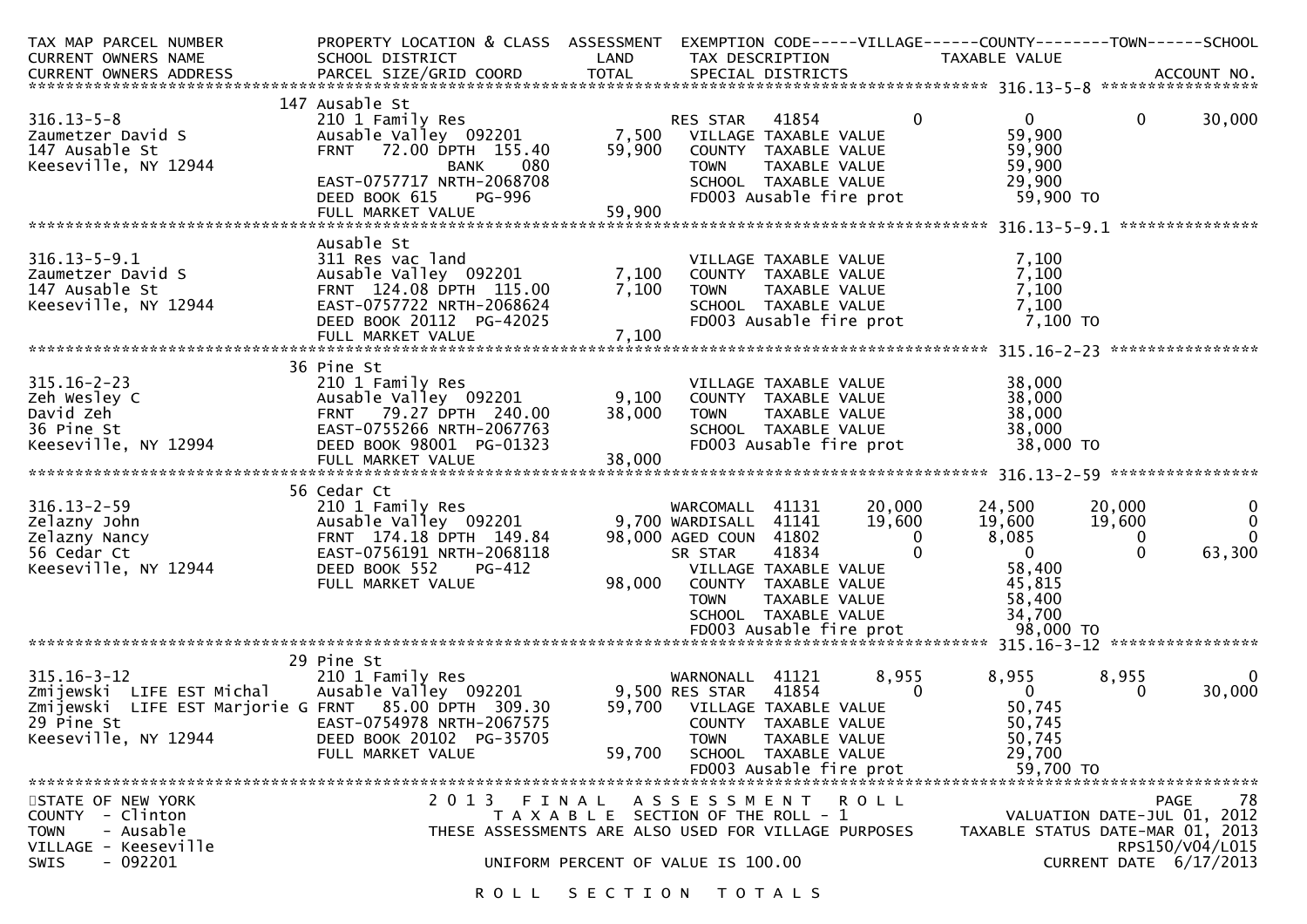```
TAX MAP PARCEL NUMBER          PROPERTY LOCATION & CLASS  ASSESSMENT  EXEMPTION CODE-----VILLAGE------COUNTY--------TOWN------SCHOOL
CURRENT OWNERS NAME            SCHOOL DISTRICT               LAND      TAX DESCRIPTION            TAXABLE VALUE
CURRENT OWNERS ADDRESS         PARCEL SIZE/GRID COORD        TOTAL     SPECIAL DISTRICTS                                      ACCOUNT NO.
******************************************************************************************************* 316.13-5-8 *****************
                               147 Ausable St
316.13-5-8                     210 1 Family Res                    RES STAR   41854             0            0           0      30,000
Zaumetzer David S              Ausable Valley  092201      7,500    VILLAGE  TAXABLE VALUE               59,900
147 Ausable St                 FRNT   72.00 DPTH  155.40  59,900    COUNTY   TAXABLE VALUE               59,900
Keeseville, NY 12944                        BANK     080            TOWN     TAXABLE VALUE               59,900
                               EAST-0757717 NRTH-2068708            SCHOOL   TAXABLE VALUE               29,900
                               DEED BOOK 615     PG-996             FD003 Ausable fire prot               59,900 TO
                               FULL MARKET VALUE          59,900
******************************************************************************************************* 316.13-5-9.1 ***************
                               Ausable St
316.13-5-9.1                   311 Res vac land                     VILLAGE  TAXABLE VALUE                7,100
Zaumetzer David S              Ausable Valley  092201      7,100    COUNTY   TAXABLE VALUE                7,100
147 Ausable St                 FRNT  124.08 DPTH  115.00   7,100    TOWN     TAXABLE VALUE                7,100
Keeseville, NY 12944           EAST-0757722 NRTH-2068624            SCHOOL   TAXABLE VALUE                7,100
                               DEED BOOK 20112  PG-42025            FD003 Ausable fire prot                7,100 TO
                               FULL MARKET VALUE           7,100
******************************************************************************************************* 315.16-2-23 ****************
                               36 Pine St
315.16-2-23                    210 1 Family Res                     VILLAGE  TAXABLE VALUE               38,000
Zeh Wesley C                   Ausable Valley  092201      9,100    COUNTY   TAXABLE VALUE               38,000
David Zeh                      FRNT   79.27 DPTH  240.00  38,000    TOWN     TAXABLE VALUE               38,000
36 Pine St                     EAST-0755266 NRTH-2067763            SCHOOL   TAXABLE VALUE               38,000
Keeseville, NY 12994           DEED BOOK 98001  PG-01323            FD003 Ausable fire prot               38,000 TO
                               FULL MARKET VALUE          38,000
******************************************************************************************************* 316.13-2-59 ****************
                               56 Cedar Ct
316.13-2-59                    210 1 Family Res                    WARCOMALL  41131        20,000       24,500      20,000           0
Zelazny John                   Ausable Valley  092201      9,700 WARDISALL  41141        19,600       19,600      19,600           0
Zelazny Nancy                  FRNT  174.18 DPTH  149.84  98,000 AGED COUN  41802             0        8,085           0           0
56 Cedar Ct                    EAST-0756191 NRTH-2068118           SR STAR    41834             0            0           0      63,300
Keeseville, NY 12944           DEED BOOK 552     PG-412             VILLAGE  TAXABLE VALUE               58,400
                               FULL MARKET VALUE          98,000    COUNTY   TAXABLE VALUE               45,815
                                                                    TOWN     TAXABLE VALUE               58,400
                                                                    SCHOOL   TAXABLE VALUE               34,700
                                                                    FD003 Ausable fire prot               98,000 TO
******************************************************************************************************* 315.16-3-12 ****************
                               29 Pine St
315.16-3-12                    210 1 Family Res                    WARNONALL  41121         8,955        8,955       8,955           0
Zmijewski  LIFE EST Michal     Ausable Valley  092201      9,500 RES STAR   41854             0            0           0      30,000
Zmijewski  LIFE EST Marjorie G FRNT   85.00 DPTH  309.30  59,700    VILLAGE  TAXABLE VALUE               50,745
29 Pine St                     EAST-0754978 NRTH-2067575            COUNTY   TAXABLE VALUE               50,745
Keeseville, NY 12944           DEED BOOK 20102  PG-35705            TOWN     TAXABLE VALUE               50,745
                               FULL MARKET VALUE          59,700    SCHOOL   TAXABLE VALUE               29,700
                                                                    FD003 Ausable fire prot               59,700 TO
************************************************************************************************************************************
STATE OF NEW YORK                  2 0 1 3   F I N A L   A S S E S S M E N T   R O L L                                    PAGE    78
COUNTY  - Clinton                        T A X A B L E  SECTION OF THE ROLL - 1                        VALUATION DATE-JUL 01, 2012
TOWN    - Ausable                  THESE ASSESSMENTS ARE ALSO USED FOR VILLAGE PURPOSES              TAXABLE STATUS DATE-MAR 01, 2013
VILLAGE - Keeseville                                                                                                RPS150/V04/L015
SWIS    - 092201                            UNIFORM PERCENT OF VALUE IS 100.00                              CURRENT DATE  6/17/2013

                                              R O L L   S E C T I O N   T O T A L S
```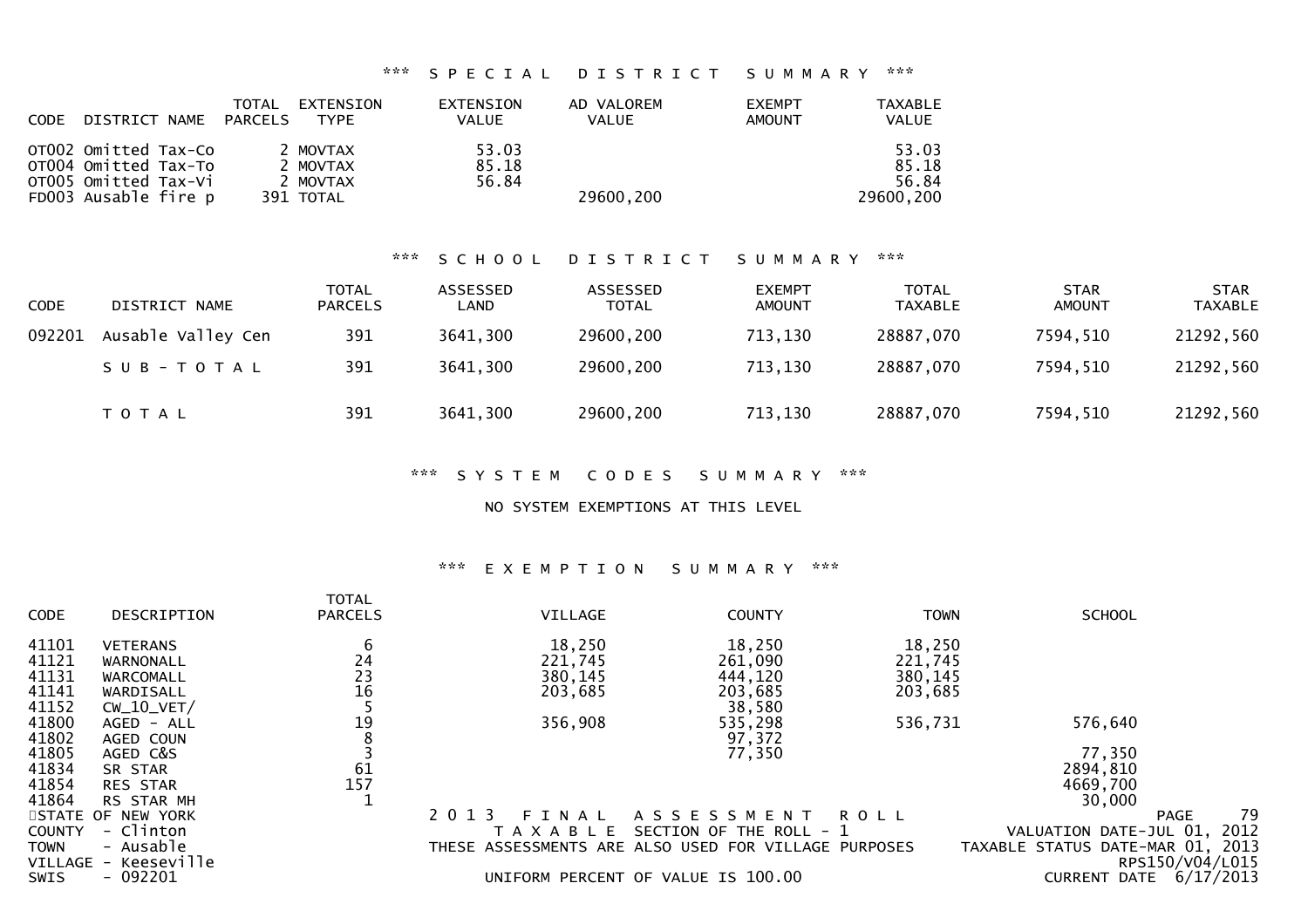## *** SPECIAL DISTRICT SUMMARY ***

| CODE | DISTRICT NAME | TOTAL PARCELS | EXTENSION TYPE | EXTENSION VALUE | AD VALOREM VALUE | EXEMPT AMOUNT | TAXABLE VALUE |
|---|---|---|---|---|---|---|---|
| OT002 | Omitted Tax-Co | 2 | MOVTAX | 53.03 | | | 53.03 |
| OT004 | Omitted Tax-To | 2 | MOVTAX | 85.18 | | | 85.18 |
| OT005 | Omitted Tax-Vi | 2 | MOVTAX | 56.84 | | | 56.84 |
| FD003 | Ausable fire p | 391 | TOTAL | | 29600,200 | | 29600,200 |

## *** SCHOOL DISTRICT SUMMARY ***

| CODE | DISTRICT NAME | TOTAL PARCELS | ASSESSED LAND | ASSESSED TOTAL | EXEMPT AMOUNT | TOTAL TAXABLE | STAR AMOUNT | STAR TAXABLE |
|---|---|---|---|---|---|---|---|---|
| 092201 | Ausable Valley Cen | 391 | 3641,300 | 29600,200 | 713,130 | 28887,070 | 7594,510 | 21292,560 |
| | SUB-TOTAL | 391 | 3641,300 | 29600,200 | 713,130 | 28887,070 | 7594,510 | 21292,560 |
| | TOTAL | 391 | 3641,300 | 29600,200 | 713,130 | 28887,070 | 7594,510 | 21292,560 |

## *** SYSTEM CODES SUMMARY ***

NO SYSTEM EXEMPTIONS AT THIS LEVEL

## *** EXEMPTION SUMMARY ***

| CODE | DESCRIPTION | TOTAL PARCELS | VILLAGE | COUNTY | TOWN | SCHOOL |
|---|---|---|---|---|---|---|
| 41101 | VETERANS | 6 | 18,250 | 18,250 | 18,250 | |
| 41121 | WARNONALL | 24 | 221,745 | 261,090 | 221,745 | |
| 41131 | WARCOMALL | 23 | 380,145 | 444,120 | 380,145 | |
| 41141 | WARDISALL | 16 | 203,685 | 203,685 | 203,685 | |
| 41152 | CW_10_VET/ | 5 | | 38,580 | | |
| 41800 | AGED - ALL | 19 | 356,908 | 535,298 | 536,731 | 576,640 |
| 41802 | AGED COUN | 8 | | 97,372 | | |
| 41805 | AGED C&S | 3 | | 77,350 | | 77,350 |
| 41834 | SR STAR | 61 | | | | 2894,810 |
| 41854 | RES STAR | 157 | | | | 4669,700 |
| 41864 | RS STAR MH | 1 | | | | 30,000 |

STATE OF NEW YORK
COUNTY - Clinton
TOWN - Ausable
VILLAGE - Keeseville
SWIS - 092201

2013 FINAL ASSESSMENT ROLL
TAXABLE SECTION OF THE ROLL - 1
THESE ASSESSMENTS ARE ALSO USED FOR VILLAGE PURPOSES
UNIFORM PERCENT OF VALUE IS 100.00

PAGE 79
VALUATION DATE-JUL 01, 2012
TAXABLE STATUS DATE-MAR 01, 2013
RPS150/V04/L015
CURRENT DATE 6/17/2013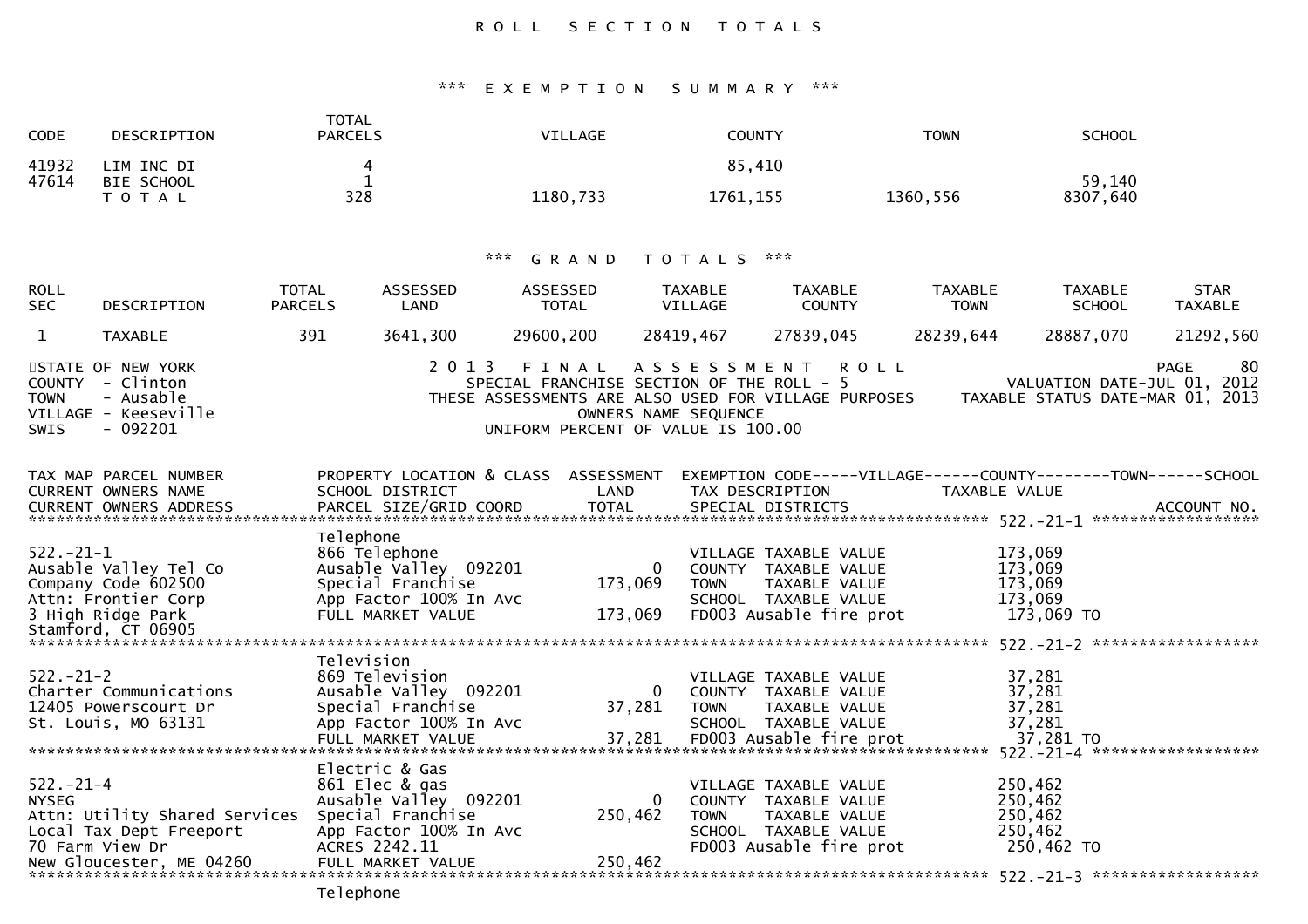# ROLL SECTION TOTALS

## *** EXEMPTION SUMMARY ***

| CODE | DESCRIPTION | TOTAL PARCELS | VILLAGE | COUNTY | TOWN | SCHOOL |
|---|---|---|---|---|---|---|
| 41932 | LIM INC DI | 4 | | 85,410 | | |
| 47614 | BIE SCHOOL | 1 | | | | 59,140 |
| | TOTAL | 328 | 1180,733 | 1761,155 | 1360,556 | 8307,640 |

## *** GRAND TOTALS ***

| ROLL SEC | DESCRIPTION | TOTAL PARCELS | ASSESSED LAND | ASSESSED TOTAL | TAXABLE VILLAGE | TAXABLE COUNTY | TAXABLE TOWN | TAXABLE SCHOOL | STAR TAXABLE |
|---|---|---|---|---|---|---|---|---|---|
| 1 | TAXABLE | 391 | 3641,300 | 29600,200 | 28419,467 | 27839,045 | 28239,644 | 28887,070 | 21292,560 |

STATE OF NEW YORK
COUNTY - Clinton
TOWN - Ausable
VILLAGE - Keeseville
SWIS - 092201

2013 FINAL ASSESSMENT ROLL
SPECIAL FRANCHISE SECTION OF THE ROLL - 5
THESE ASSESSMENTS ARE ALSO USED FOR VILLAGE PURPOSES
OWNERS NAME SEQUENCE
UNIFORM PERCENT OF VALUE IS 100.00

VALUATION DATE-JUL 01, 2012
TAXABLE STATUS DATE-MAR 01, 2013

```
TAX MAP PARCEL NUMBER          PROPERTY LOCATION & CLASS  ASSESSMENT  EXEMPTION CODE-----VILLAGE------COUNTY--------TOWN------SCHOOL
CURRENT OWNERS NAME            SCHOOL DISTRICT               LAND      TAX DESCRIPTION            TAXABLE VALUE
CURRENT OWNERS ADDRESS         PARCEL SIZE/GRID COORD        TOTAL     SPECIAL DISTRICTS                                        ACCOUNT NO.
******************************************************************************************************* 522.-21-1 ******************
                               Telephone
522.-21-1                      866 Telephone                            VILLAGE TAXABLE VALUE          173,069
Ausable Valley Tel Co          Ausable Valley  092201            0      COUNTY  TAXABLE VALUE          173,069
Company Code 602500            Special Franchise            173,069     TOWN    TAXABLE VALUE          173,069
Attn: Frontier Corp            App Factor 100% In Avc                   SCHOOL  TAXABLE VALUE          173,069
3 High Ridge Park              FULL MARKET VALUE            173,069     FD003 Ausable fire prot         173,069 TO
Stamford, CT 06905
******************************************************************************************************* 522.-21-2 ******************
                               Television
522.-21-2                      869 Television                           VILLAGE TAXABLE VALUE           37,281
Charter Communications         Ausable Valley  092201            0      COUNTY  TAXABLE VALUE           37,281
12405 Powerscourt Dr           Special Franchise             37,281     TOWN    TAXABLE VALUE           37,281
St. Louis, MO 63131            App Factor 100% In Avc                   SCHOOL  TAXABLE VALUE           37,281
                               FULL MARKET VALUE             37,281     FD003 Ausable fire prot          37,281 TO
******************************************************************************************************* 522.-21-4 ******************
                               Electric & Gas
522.-21-4                      861 Elec & gas                           VILLAGE TAXABLE VALUE          250,462
NYSEG                          Ausable Valley  092201            0      COUNTY  TAXABLE VALUE          250,462
Attn: Utility Shared Services  Special Franchise            250,462     TOWN    TAXABLE VALUE          250,462
Local Tax Dept Freeport        App Factor 100% In Avc                   SCHOOL  TAXABLE VALUE          250,462
70 Farm View Dr                ACRES 2242.11                            FD003 Ausable fire prot         250,462 TO
New Gloucester, ME 04260       FULL MARKET VALUE            250,462
******************************************************************************************************* 522.-21-3 ******************
                               Telephone
```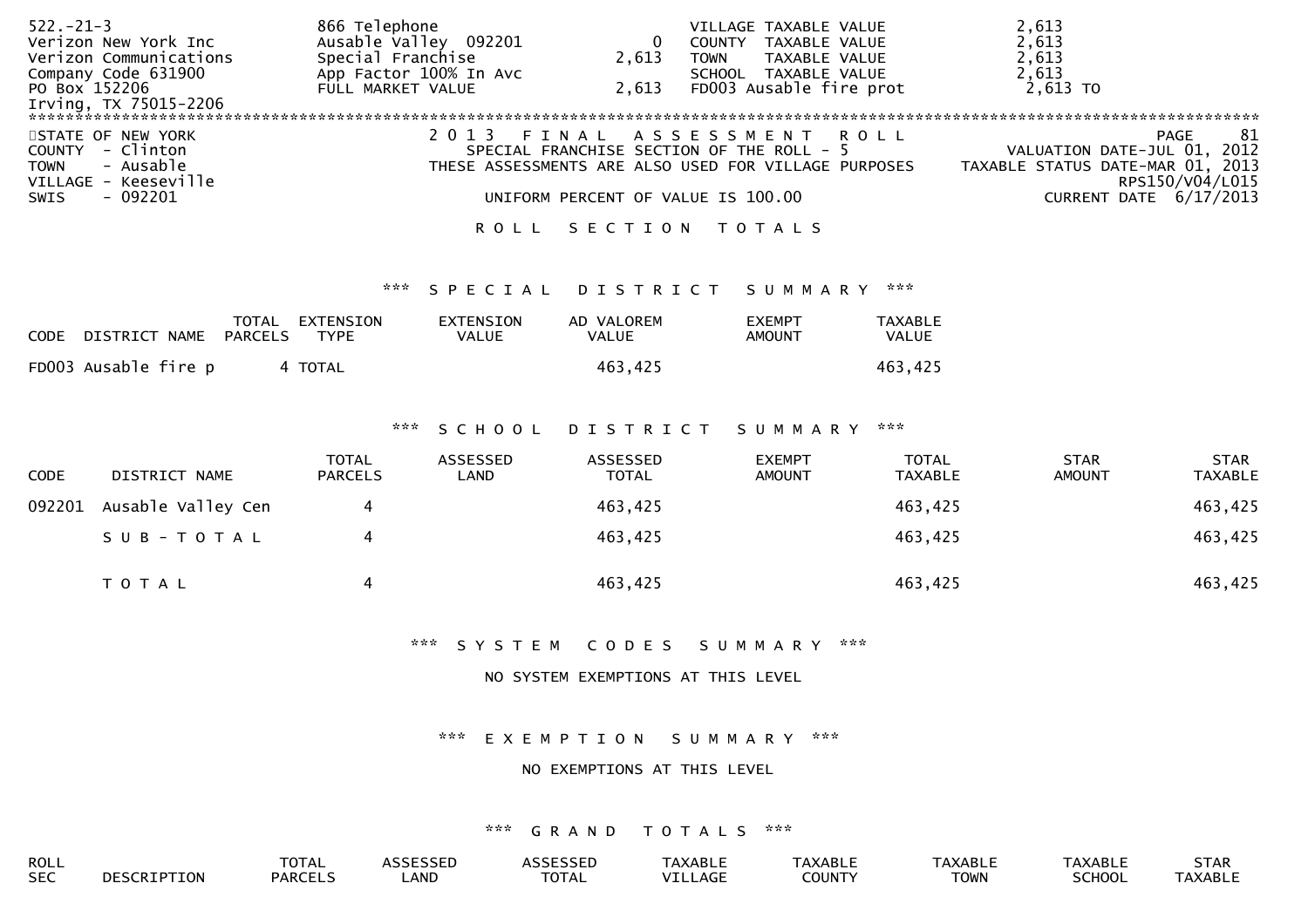| | | | | |
|---|---|---|---|---|
| 522.-21-3 | 866 Telephone | | VILLAGE TAXABLE VALUE | 2,613 |
| Verizon New York Inc | Ausable Valley 092201 | 0 | COUNTY TAXABLE VALUE | 2,613 |
| Verizon Communications | Special Franchise | 2,613 | TOWN TAXABLE VALUE | 2,613 |
| Company Code 631900 | App Factor 100% In Avc | | SCHOOL TAXABLE VALUE | 2,613 |
| PO Box 152206 | FULL MARKET VALUE | 2,613 | FD003 Ausable fire prot | 2,613 TO |
| Irving, TX 75015-2206 | | | | |

STATE OF NEW YORK
COUNTY - Clinton
TOWN - Ausable
VILLAGE - Keeseville
SWIS - 092201

2 0 1 3 F I N A L A S S E S S M E N T R O L L
SPECIAL FRANCHISE SECTION OF THE ROLL - 5
THESE ASSESSMENTS ARE ALSO USED FOR VILLAGE PURPOSES
UNIFORM PERCENT OF VALUE IS 100.00

VALUATION DATE-JUL 01, 2012
TAXABLE STATUS DATE-MAR 01, 2013
RPS150/V04/L015
CURRENT DATE 6/17/2013

## R O L L S E C T I O N T O T A L S

### *** S P E C I A L D I S T R I C T S U M M A R Y ***

| CODE | DISTRICT NAME | TOTAL PARCELS | EXTENSION TYPE | EXTENSION VALUE | AD VALOREM VALUE | EXEMPT AMOUNT | TAXABLE VALUE |
|---|---|---|---|---|---|---|---|
| FD003 | Ausable fire p | 4 | TOTAL | | 463,425 | | 463,425 |

### *** S C H O O L D I S T R I C T S U M M A R Y ***

| CODE | DISTRICT NAME | TOTAL PARCELS | ASSESSED LAND | ASSESSED TOTAL | EXEMPT AMOUNT | TOTAL TAXABLE | STAR AMOUNT | STAR TAXABLE |
|---|---|---|---|---|---|---|---|---|
| 092201 | Ausable Valley Cen | 4 | | 463,425 | | 463,425 | | 463,425 |
| | S U B - T O T A L | 4 | | 463,425 | | 463,425 | | 463,425 |
| | T O T A L | 4 | | 463,425 | | 463,425 | | 463,425 |

### *** S Y S T E M C O D E S S U M M A R Y ***

NO SYSTEM EXEMPTIONS AT THIS LEVEL

### *** E X E M P T I O N S U M M A R Y ***

NO EXEMPTIONS AT THIS LEVEL

### *** G R A N D T O T A L S ***

| ROLL SEC | DESCRIPTION | TOTAL PARCELS | ASSESSED LAND | ASSESSED TOTAL | TAXABLE VILLAGE | TAXABLE COUNTY | TAXABLE TOWN | TAXABLE SCHOOL | STAR TAXABLE |
|---|---|---|---|---|---|---|---|---|---|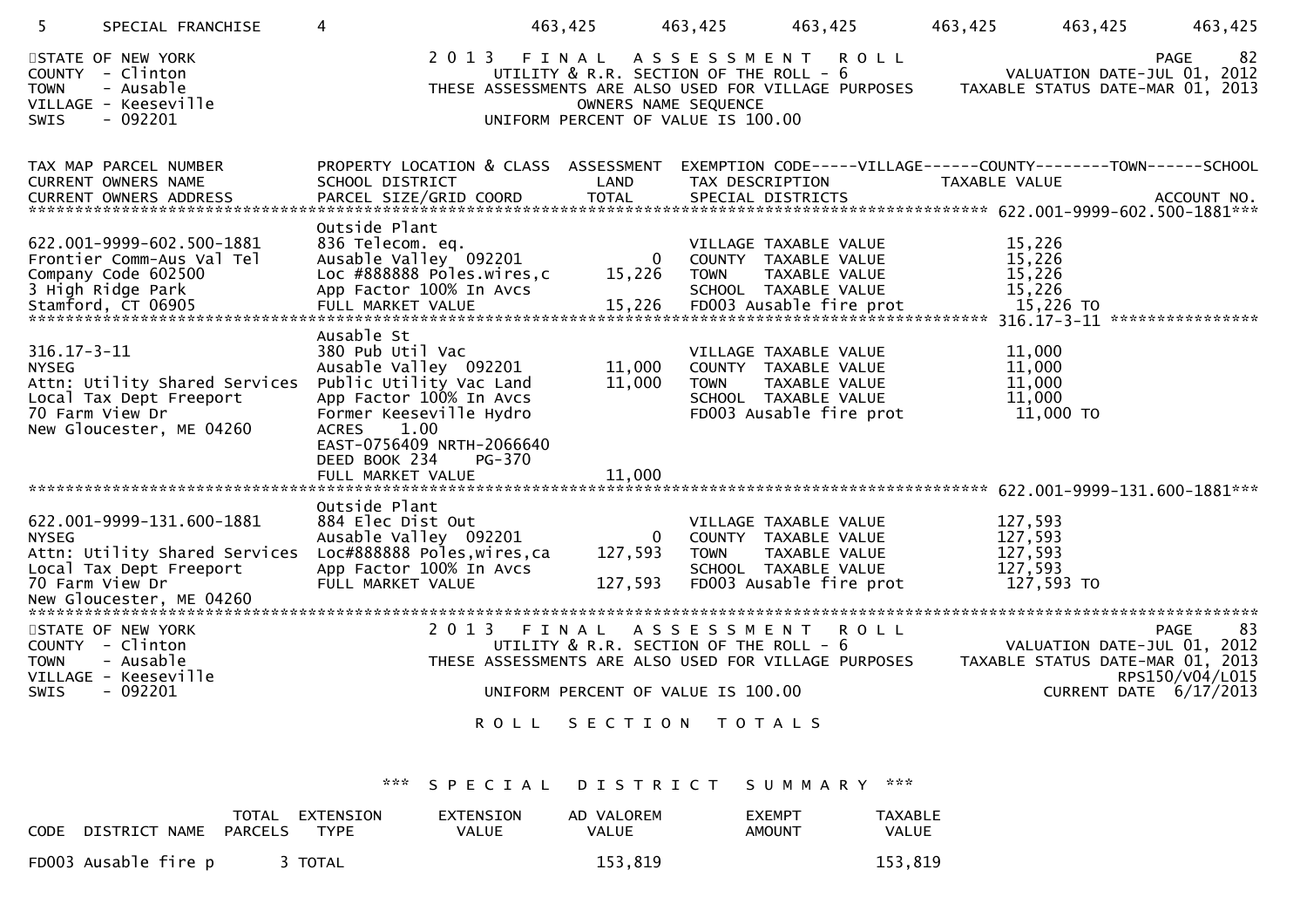| 5 | SPECIAL FRANCHISE | 4 | 463,425 | 463,425 | 463,425 | 463,425 | 463,425 | 463,425 |
|---|---|---|---|---|---|---|---|---|

STATE OF NEW YORK
COUNTY - Clinton
TOWN - Ausable
VILLAGE - Keeseville
SWIS - 092201

2013 FINAL ASSESSMENT ROLL
UTILITY & R.R. SECTION OF THE ROLL - 6
THESE ASSESSMENTS ARE ALSO USED FOR VILLAGE PURPOSES
OWNERS NAME SEQUENCE
UNIFORM PERCENT OF VALUE IS 100.00

PAGE 82
VALUATION DATE-JUL 01, 2012
TAXABLE STATUS DATE-MAR 01, 2013

| TAX MAP PARCEL NUMBER / CURRENT OWNERS NAME / CURRENT OWNERS ADDRESS | PROPERTY LOCATION & CLASS / SCHOOL DISTRICT / PARCEL SIZE/GRID COORD | ASSESSMENT LAND / TOTAL | EXEMPTION CODE-----VILLAGE------COUNTY--------TOWN------SCHOOL / TAX DESCRIPTION / SPECIAL DISTRICTS | TAXABLE VALUE | ACCOUNT NO. |
|---|---|---|---|---|---|
| 622.001-9999-602.500-1881 | Outside Plant | | | | |
| 622.001-9999-602.500-1881 | 836 Telecom. eq. | | VILLAGE TAXABLE VALUE | 15,226 | |
| Frontier Comm-Aus Val Tel | Ausable Valley 092201 | 0 | COUNTY TAXABLE VALUE | 15,226 | |
| Company Code 602500 | Loc #888888 Poles.wires,c | 15,226 | TOWN TAXABLE VALUE | 15,226 | |
| 3 High Ridge Park | App Factor 100% In Avcs | | SCHOOL TAXABLE VALUE | 15,226 | |
| Stamford, CT 06905 | FULL MARKET VALUE | 15,226 | FD003 Ausable fire prot | 15,226 TO | |
| 316.17-3-11 | Ausable St | | | | |
| 316.17-3-11 | 380 Pub Util Vac | | VILLAGE TAXABLE VALUE | 11,000 | |
| NYSEG | Ausable Valley 092201 | 11,000 | COUNTY TAXABLE VALUE | 11,000 | |
| Attn: Utility Shared Services | Public Utility Vac Land | 11,000 | TOWN TAXABLE VALUE | 11,000 | |
| Local Tax Dept Freeport | App Factor 100% In Avcs | | SCHOOL TAXABLE VALUE | 11,000 | |
| 70 Farm View Dr | Former Keeseville Hydro | | FD003 Ausable fire prot | 11,000 TO | |
| New Gloucester, ME 04260 | ACRES 1.00 | | | | |
| | EAST-0756409 NRTH-2066640 | | | | |
| | DEED BOOK 234 PG-370 | | | | |
| | FULL MARKET VALUE | 11,000 | | | |
| 622.001-9999-131.600-1881 | Outside Plant | | | | |
| 622.001-9999-131.600-1881 | 884 Elec Dist Out | | VILLAGE TAXABLE VALUE | 127,593 | |
| NYSEG | Ausable Valley 092201 | 0 | COUNTY TAXABLE VALUE | 127,593 | |
| Attn: Utility Shared Services | Loc#888888 Poles,wires,ca | 127,593 | TOWN TAXABLE VALUE | 127,593 | |
| Local Tax Dept Freeport | App Factor 100% In Avcs | | SCHOOL TAXABLE VALUE | 127,593 | |
| 70 Farm View Dr | FULL MARKET VALUE | 127,593 | FD003 Ausable fire prot | 127,593 TO | |
| New Gloucester, ME 04260 | | | | | |

STATE OF NEW YORK
COUNTY - Clinton
TOWN - Ausable
VILLAGE - Keeseville
SWIS - 092201

2013 FINAL ASSESSMENT ROLL
UTILITY & R.R. SECTION OF THE ROLL - 6
THESE ASSESSMENTS ARE ALSO USED FOR VILLAGE PURPOSES
UNIFORM PERCENT OF VALUE IS 100.00

PAGE 83
VALUATION DATE-JUL 01, 2012
TAXABLE STATUS DATE-MAR 01, 2013
RPS150/V04/L015
CURRENT DATE 6/17/2013

ROLL SECTION TOTALS

*** SPECIAL DISTRICT SUMMARY ***

| CODE | DISTRICT NAME | TOTAL PARCELS | EXTENSION TYPE | EXTENSION VALUE | AD VALOREM VALUE | EXEMPT AMOUNT | TAXABLE VALUE |
|---|---|---|---|---|---|---|---|
| FD003 | Ausable fire p | 3 | TOTAL | | 153,819 | | 153,819 |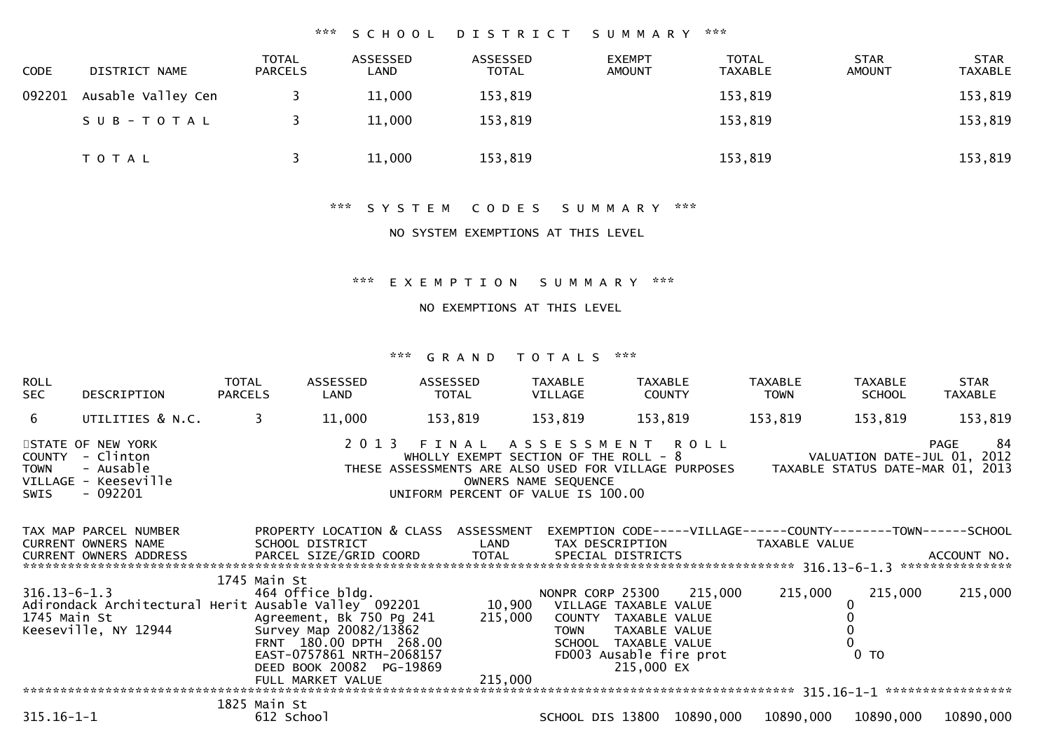### *** SCHOOL DISTRICT SUMMARY ***

| CODE | DISTRICT NAME | TOTAL PARCELS | ASSESSED LAND | ASSESSED TOTAL | EXEMPT AMOUNT | TOTAL TAXABLE | STAR AMOUNT | STAR TAXABLE |
|---|---|---|---|---|---|---|---|---|
| 092201 | Ausable Valley Cen | 3 | 11,000 | 153,819 | | 153,819 | | 153,819 |
| | SUB-TOTAL | 3 | 11,000 | 153,819 | | 153,819 | | 153,819 |
| | TOTAL | 3 | 11,000 | 153,819 | | 153,819 | | 153,819 |

### *** SYSTEM CODES SUMMARY ***

NO SYSTEM EXEMPTIONS AT THIS LEVEL

### *** EXEMPTION SUMMARY ***

NO EXEMPTIONS AT THIS LEVEL

### *** GRAND TOTALS ***

| ROLL SEC | DESCRIPTION | TOTAL PARCELS | ASSESSED LAND | ASSESSED TOTAL | TAXABLE VILLAGE | TAXABLE COUNTY | TAXABLE TOWN | TAXABLE SCHOOL | STAR TAXABLE |
|---|---|---|---|---|---|---|---|---|---|
| 6 | UTILITIES & N.C. | 3 | 11,000 | 153,819 | 153,819 | 153,819 | 153,819 | 153,819 | 153,819 |

STATE OF NEW YORK
COUNTY - Clinton
TOWN - Ausable
VILLAGE - Keeseville
SWIS - 092201

2013 FINAL ASSESSMENT ROLL
WHOLLY EXEMPT SECTION OF THE ROLL - 8
THESE ASSESSMENTS ARE ALSO USED FOR VILLAGE PURPOSES
OWNERS NAME SEQUENCE
UNIFORM PERCENT OF VALUE IS 100.00

PAGE 84
VALUATION DATE-JUL 01, 2012
TAXABLE STATUS DATE-MAR 01, 2013

```
TAX MAP PARCEL NUMBER          PROPERTY LOCATION & CLASS  ASSESSMENT  EXEMPTION CODE-----VILLAGE------COUNTY--------TOWN------SCHOOL
CURRENT OWNERS NAME            SCHOOL DISTRICT                  LAND     TAX DESCRIPTION            TAXABLE VALUE
CURRENT OWNERS ADDRESS         PARCEL SIZE/GRID COORD          TOTAL     SPECIAL DISTRICTS                                    ACCOUNT NO.
************************************************************************************************************ 316.13-6-1.3 ***************
                          1745 Main St
316.13-6-1.3                   464 Office bldg.                        NONPR CORP 25300    215,000     215,000     215,000     215,000
Adirondack Architectural Herit Ausable Valley  092201         10,900     VILLAGE TAXABLE VALUE                 0
1745 Main St                   Agreement, Bk 750 Pg 241      215,000     COUNTY  TAXABLE VALUE                 0
Keeseville, NY 12944           Survey Map 20082/13862                    TOWN    TAXABLE VALUE                 0
                               FRNT 180.00 DPTH 268.00                   SCHOOL  TAXABLE VALUE                 0
                               EAST-0757861 NRTH-2068157                 FD003 Ausable fire prot               0 TO
                               DEED BOOK 20082  PG-19869                         215,000 EX
                               FULL MARKET VALUE             215,000
************************************************************************************************************ 315.16-1-1 *****************
                          1825 Main St
315.16-1-1                     612 School                              SCHOOL DIS 13800  10890,000   10890,000   10890,000   10890,000
```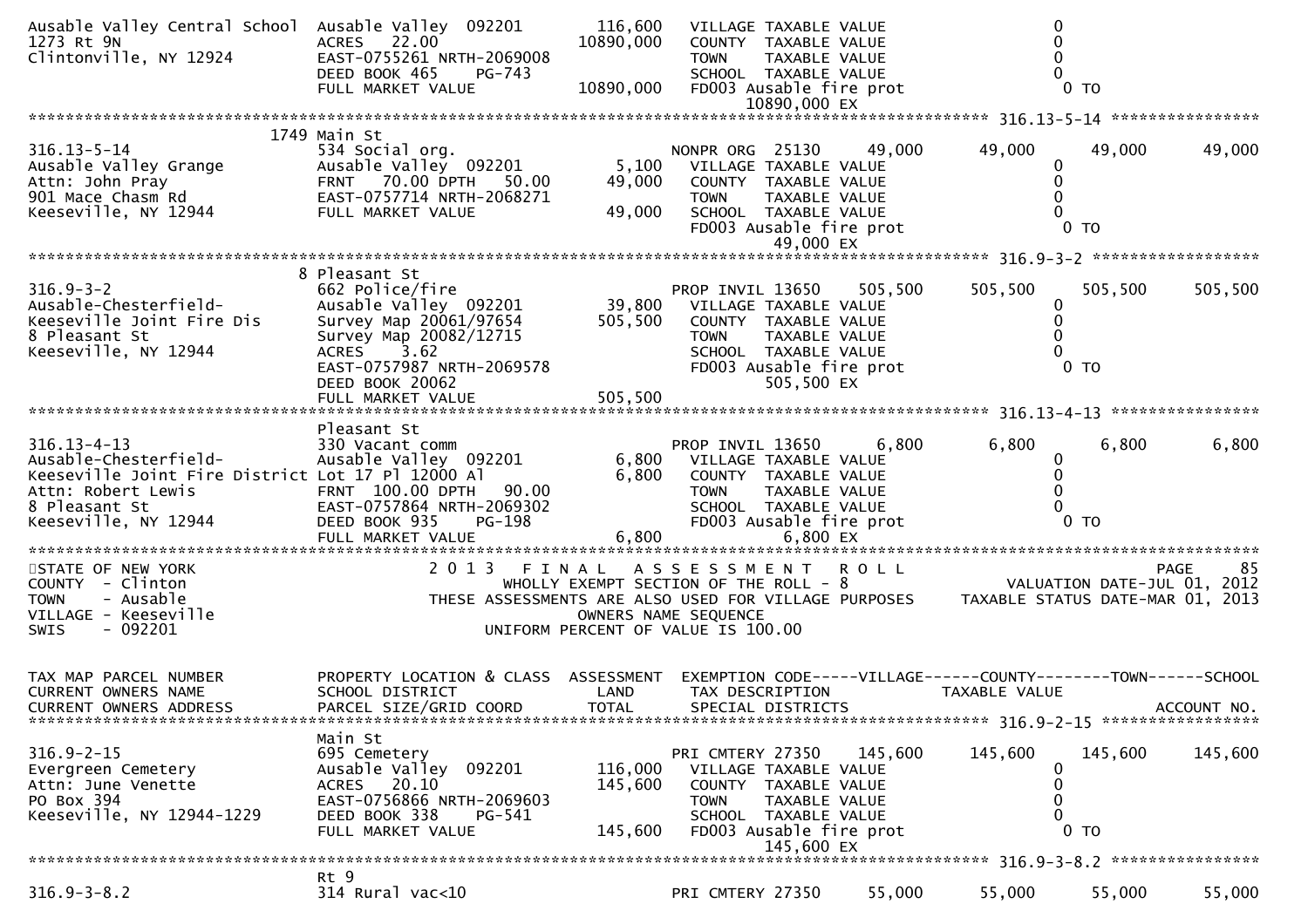```
Ausable Valley Central School  Ausable Valley  092201        116,600   VILLAGE TAXABLE VALUE                  0
1273 Rt 9N                     ACRES   22.00              10890,000   COUNTY  TAXABLE VALUE                  0
Clintonville, NY 12924         EAST-0755261 NRTH-2069008               TOWN    TAXABLE VALUE                  0
                               DEED BOOK 465    PG-743                 SCHOOL  TAXABLE VALUE                  0
                               FULL MARKET VALUE          10890,000   FD003 Ausable fire prot                 0 TO
                                                                           10890,000 EX
******************************************************************************************************* 316.13-5-14 *****************
                      1749 Main St
316.13-5-14                    534 Social org.                         NONPR ORG  25130     49,000      49,000      49,000      49,000
Ausable Valley Grange          Ausable Valley  092201          5,100   VILLAGE TAXABLE VALUE                  0
Attn: John Pray                FRNT   70.00 DPTH   50.00      49,000   COUNTY  TAXABLE VALUE                  0
901 Mace Chasm Rd              EAST-0757714 NRTH-2068271               TOWN    TAXABLE VALUE                  0
Keeseville, NY 12944           FULL MARKET VALUE              49,000   SCHOOL  TAXABLE VALUE                  0
                                                                       FD003 Ausable fire prot                 0 TO
                                                                              49,000 EX
******************************************************************************************************* 316.9-3-2 *******************
                      8 Pleasant St
316.9-3-2                      662 Police/fire                         PROP INVIL 13650    505,500     505,500     505,500     505,500
Ausable-Chesterfield-          Ausable Valley  092201         39,800   VILLAGE TAXABLE VALUE                  0
Keeseville Joint Fire Dis      Survey Map 20061/97654        505,500   COUNTY  TAXABLE VALUE                  0
8 Pleasant St                  Survey Map 20082/12715                  TOWN    TAXABLE VALUE                  0
Keeseville, NY 12944           ACRES    3.62                           SCHOOL  TAXABLE VALUE                  0
                               EAST-0757987 NRTH-2069578               FD003 Ausable fire prot                 0 TO
                               DEED BOOK 20062                               505,500 EX
                               FULL MARKET VALUE             505,500
******************************************************************************************************* 316.13-4-13 *****************
                      Pleasant St
316.13-4-13                    330 Vacant comm                         PROP INVIL 13650      6,800       6,800       6,800       6,800
Ausable-Chesterfield-          Ausable Valley  092201          6,800   VILLAGE TAXABLE VALUE                  0
Keeseville Joint Fire District Lot 17 Pl 12000 Al              6,800   COUNTY  TAXABLE VALUE                  0
Attn: Robert Lewis             FRNT  100.00 DPTH   90.00               TOWN    TAXABLE VALUE                  0
8 Pleasant St                  EAST-0757864 NRTH-2069302               SCHOOL  TAXABLE VALUE                  0
Keeseville, NY 12944           DEED BOOK 935    PG-198                 FD003 Ausable fire prot                 0 TO
                               FULL MARKET VALUE               6,800          6,800 EX
**************************************************************************************************************************************
STATE OF NEW YORK                  2 0 1 3   F I N A L   A S S E S S M E N T   R O L L                                    PAGE    85
COUNTY  - Clinton                     WHOLLY EXEMPT SECTION OF THE ROLL - 8                          VALUATION DATE-JUL 01, 2012
TOWN    - Ausable              THESE ASSESSMENTS ARE ALSO USED FOR VILLAGE PURPOSES         TAXABLE STATUS DATE-MAR 01, 2013
VILLAGE - Keeseville                              OWNERS NAME SEQUENCE
SWIS    - 092201                           UNIFORM PERCENT OF VALUE IS 100.00


TAX MAP PARCEL NUMBER          PROPERTY LOCATION & CLASS  ASSESSMENT  EXEMPTION CODE-----VILLAGE------COUNTY--------TOWN------SCHOOL
CURRENT OWNERS NAME            SCHOOL DISTRICT               LAND      TAX DESCRIPTION             TAXABLE VALUE
CURRENT OWNERS ADDRESS         PARCEL SIZE/GRID COORD        TOTAL     SPECIAL DISTRICTS                                  ACCOUNT NO.
******************************************************************************************************* 316.9-2-15 ******************
                               Main St
316.9-2-15                     695 Cemetery                            PRI CMTERY 27350    145,600     145,600     145,600     145,600
Evergreen Cemetery             Ausable Valley  092201        116,000   VILLAGE TAXABLE VALUE                  0
Attn: June Venette             ACRES   20.10                 145,600   COUNTY  TAXABLE VALUE                  0
PO Box 394                     EAST-0756866 NRTH-2069603               TOWN    TAXABLE VALUE                  0
Keeseville, NY 12944-1229      DEED BOOK 338    PG-541                 SCHOOL  TAXABLE VALUE                  0
                               FULL MARKET VALUE             145,600   FD003 Ausable fire prot                 0 TO
                                                                             145,600 EX
******************************************************************************************************* 316.9-3-8.2 *****************
                               Rt 9
316.9-3-8.2                    314 Rural vac<10                        PRI CMTERY 27350     55,000      55,000      55,000      55,000
```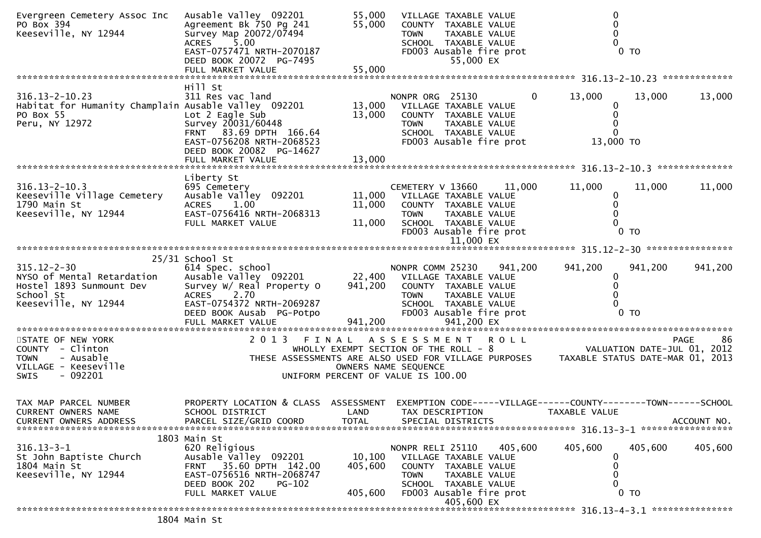```
Evergreen Cemetery Assoc Inc   Ausable Valley  092201          55,000   VILLAGE TAXABLE VALUE                    0
PO Box 394                     Agreement Bk 750 Pg 241         55,000   COUNTY  TAXABLE VALUE                    0
Keeseville, NY 12944           Survey Map 20072/07494                   TOWN    TAXABLE VALUE                    0
                               ACRES    5.00                            SCHOOL  TAXABLE VALUE                    0
                               EAST-0757471 NRTH-2070187                FD003 Ausable fire prot                    0 TO
                               DEED BOOK 20072  PG-7495                       55,000 EX
                               FULL MARKET VALUE               55,000
******************************************************************************************************* 316.13-2-10.23 *************
                               Hill St
316.13-2-10.23                 311 Res vac land                          NONPR ORG  25130          0       13,000     13,000      13,000
Habitat for Humanity Champlain Ausable Valley  092201          13,000   VILLAGE TAXABLE VALUE                    0
PO Box 55                      Lot 2 Eagle Sub                 13,000   COUNTY  TAXABLE VALUE                    0
Peru, NY 12972                 Survey 20031/60448                       TOWN    TAXABLE VALUE                    0
                               FRNT   83.69 DPTH  166.64                SCHOOL  TAXABLE VALUE                    0
                               EAST-0756208 NRTH-2068523                FD003 Ausable fire prot                13,000 TO
                               DEED BOOK 20082  PG-14627
                               FULL MARKET VALUE               13,000
******************************************************************************************************* 316.13-2-10.3 **************
                               Liberty St
316.13-2-10.3                  695 Cemetery                              CEMETERY V 13660     11,000     11,000     11,000      11,000
Keeseville Village Cemetery    Ausable Valley  092201          11,000   VILLAGE TAXABLE VALUE                    0
1790 Main St                   ACRES    1.00                   11,000   COUNTY  TAXABLE VALUE                    0
Keeseville, NY 12944           EAST-0756416 NRTH-2068313                TOWN    TAXABLE VALUE                    0
                               FULL MARKET VALUE               11,000   SCHOOL  TAXABLE VALUE                    0
                                                                        FD003 Ausable fire prot                    0 TO
                                                                              11,000 EX
******************************************************************************************************* 315.12-2-30 ****************
                         25/31 School St
315.12-2-30                    614 Spec. school                          NONPR COMM 25230    941,200    941,200    941,200     941,200
NYSO of Mental Retardation     Ausable Valley  092201          22,400   VILLAGE TAXABLE VALUE                    0
Hostel 1893 Sunmount Dev       Survey W/ Real Property O      941,200   COUNTY  TAXABLE VALUE                    0
School St                      ACRES    2.70                            TOWN    TAXABLE VALUE                    0
Keeseville, NY 12944           EAST-0754372 NRTH-2069287                SCHOOL  TAXABLE VALUE                    0
                               DEED BOOK Ausab  PG-Potpo                FD003 Ausable fire prot                    0 TO
                               FULL MARKET VALUE              941,200         941,200 EX
************************************************************************************************************************************
STATE OF NEW YORK                    2 0 1 3   F I N A L   A S S E S S M E N T   R O L L                                PAGE    86
COUNTY  - Clinton                         WHOLLY EXEMPT SECTION OF THE ROLL - 8                       VALUATION DATE-JUL 01, 2012
TOWN    - Ausable                  THESE ASSESSMENTS ARE ALSO USED FOR VILLAGE PURPOSES     TAXABLE STATUS DATE-MAR 01, 2013
VILLAGE - Keeseville                               OWNERS NAME SEQUENCE
SWIS    - 092201                            UNIFORM PERCENT OF VALUE IS 100.00


TAX MAP PARCEL NUMBER          PROPERTY LOCATION & CLASS  ASSESSMENT  EXEMPTION CODE-----VILLAGE------COUNTY--------TOWN------SCHOOL
CURRENT OWNERS NAME            SCHOOL DISTRICT               LAND      TAX DESCRIPTION             TAXABLE VALUE
CURRENT OWNERS ADDRESS         PARCEL SIZE/GRID COORD        TOTAL     SPECIAL DISTRICTS                                   ACCOUNT NO.
******************************************************************************************************* 316.13-3-1 *****************
                          1803 Main St
316.13-3-1                     620 Religious                             NONPR RELI 25110    405,600    405,600    405,600     405,600
St John Baptiste Church        Ausable Valley  092201          10,100   VILLAGE TAXABLE VALUE                    0
1804 Main St                   FRNT   35.60 DPTH  142.00      405,600   COUNTY  TAXABLE VALUE                    0
Keeseville, NY 12944           EAST-0756516 NRTH-2068747                TOWN    TAXABLE VALUE                    0
                               DEED BOOK 202    PG-102                  SCHOOL  TAXABLE VALUE                    0
                               FULL MARKET VALUE              405,600   FD003 Ausable fire prot                    0 TO
                                                                              405,600 EX
******************************************************************************************************* 316.13-4-3.1 ***************
                          1804 Main St
```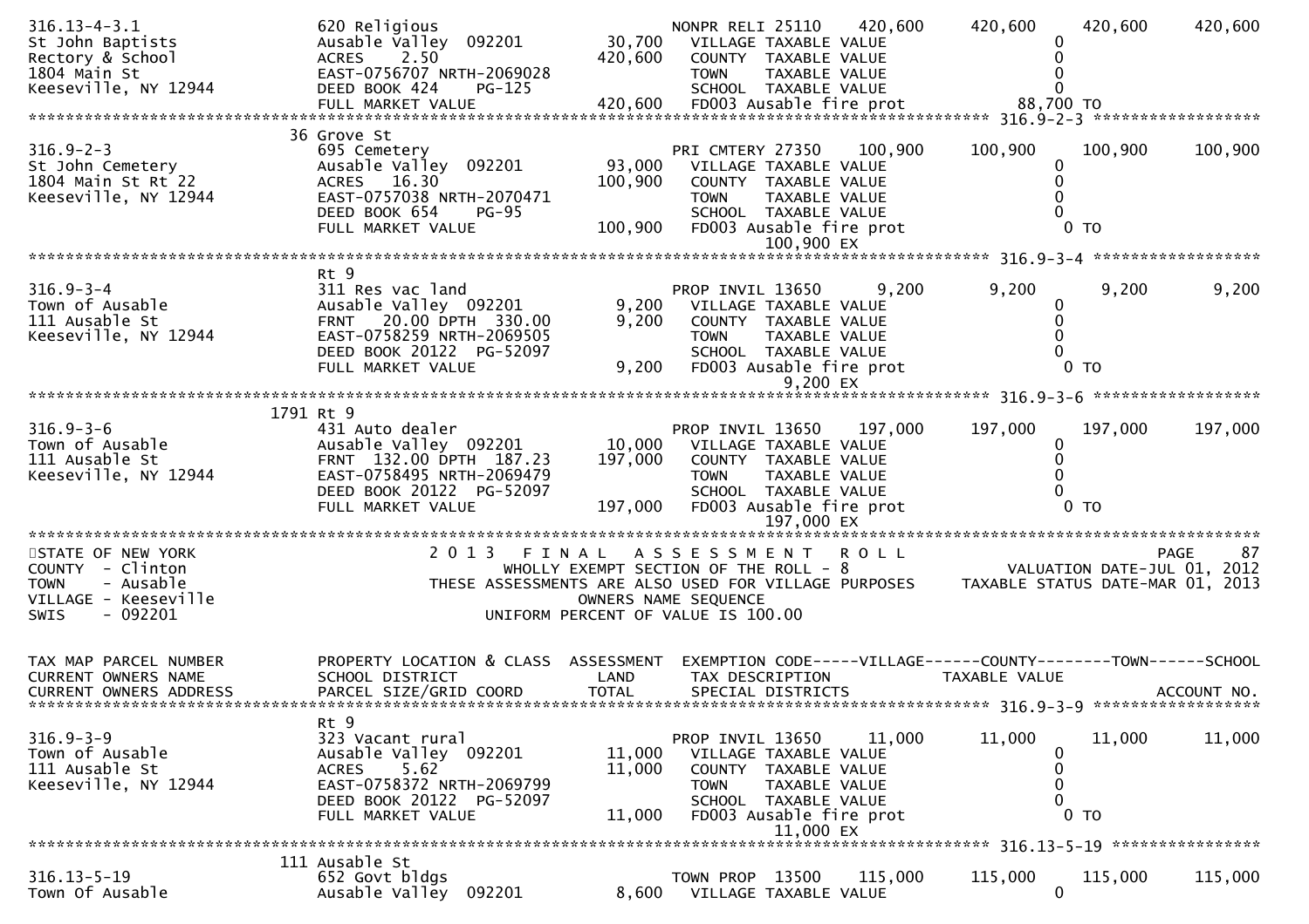```
316.13-4-3.1                 620 Religious                          NONPR RELI 25110    420,600     420,600     420,600     420,600
St John Baptists             Ausable Valley  092201        30,700     VILLAGE  TAXABLE VALUE                  0
Rectory & School             ACRES     2.50               420,600     COUNTY   TAXABLE VALUE                  0
1804 Main St                 EAST-0756707 NRTH-2069028                TOWN     TAXABLE VALUE                  0
Keeseville, NY 12944         DEED BOOK 424     PG-125                 SCHOOL   TAXABLE VALUE                  0
                             FULL MARKET VALUE             420,600     FD003 Ausable fire prot            88,700 TO
******************************************************************************************************* 316.9-2-3 *****************
                             36 Grove St
316.9-2-3                    695 Cemetery                           PRI CMTERY 27350    100,900     100,900     100,900     100,900
St John Cemetery             Ausable Valley  092201        93,000     VILLAGE  TAXABLE VALUE                  0
1804 Main St Rt 22           ACRES    16.30               100,900     COUNTY   TAXABLE VALUE                  0
Keeseville, NY 12944         EAST-0757038 NRTH-2070471                TOWN     TAXABLE VALUE                  0
                             DEED BOOK 654     PG-95                  SCHOOL   TAXABLE VALUE                  0
                             FULL MARKET VALUE             100,900     FD003 Ausable fire prot                 0 TO
                                                                         100,900 EX
******************************************************************************************************* 316.9-3-4 *****************
                             Rt 9
316.9-3-4                    311 Res vac land                       PROP INVIL 13650      9,200       9,200       9,200       9,200
Town of Ausable              Ausable Valley  092201         9,200     VILLAGE  TAXABLE VALUE                  0
111 Ausable St               FRNT   20.00 DPTH 330.00        9,200     COUNTY   TAXABLE VALUE                  0
Keeseville, NY 12944         EAST-0758259 NRTH-2069505                TOWN     TAXABLE VALUE                  0
                             DEED BOOK 20122  PG-52097                SCHOOL   TAXABLE VALUE                  0
                             FULL MARKET VALUE               9,200     FD003 Ausable fire prot                 0 TO
                                                                           9,200 EX
******************************************************************************************************* 316.9-3-6 *****************
                             1791 Rt 9
316.9-3-6                    431 Auto dealer                        PROP INVIL 13650    197,000     197,000     197,000     197,000
Town of Ausable              Ausable Valley  092201        10,000     VILLAGE  TAXABLE VALUE                  0
111 Ausable St               FRNT  132.00 DPTH 187.23      197,000     COUNTY   TAXABLE VALUE                  0
Keeseville, NY 12944         EAST-0758495 NRTH-2069479                TOWN     TAXABLE VALUE                  0
                             DEED BOOK 20122  PG-52097                SCHOOL   TAXABLE VALUE                  0
                             FULL MARKET VALUE             197,000     FD003 Ausable fire prot                 0 TO
                                                                         197,000 EX
***********************************************************************************************************************************
STATE OF NEW YORK                  2 0 1 3   F I N A L   A S S E S S M E N T   R O L L                              PAGE     87
COUNTY  - Clinton                         WHOLLY EXEMPT SECTION OF THE ROLL - 8                      VALUATION DATE-JUL 01, 2012
TOWN    - Ausable                 THESE ASSESSMENTS ARE ALSO USED FOR VILLAGE PURPOSES           TAXABLE STATUS DATE-MAR 01, 2013
VILLAGE - Keeseville                                OWNERS NAME SEQUENCE
SWIS    - 092201                             UNIFORM PERCENT OF VALUE IS 100.00


TAX MAP PARCEL NUMBER        PROPERTY LOCATION & CLASS  ASSESSMENT  EXEMPTION CODE-----VILLAGE------COUNTY--------TOWN------SCHOOL
CURRENT OWNERS NAME          SCHOOL DISTRICT               LAND     TAX DESCRIPTION            TAXABLE VALUE
CURRENT OWNERS ADDRESS       PARCEL SIZE/GRID COORD        TOTAL    SPECIAL DISTRICTS                                    ACCOUNT NO.
******************************************************************************************************* 316.9-3-9 *****************
                             Rt 9
316.9-3-9                    323 Vacant rural                       PROP INVIL 13650     11,000      11,000      11,000      11,000
Town of Ausable              Ausable Valley  092201        11,000     VILLAGE  TAXABLE VALUE                  0
111 Ausable St               ACRES     5.62                11,000     COUNTY   TAXABLE VALUE                  0
Keeseville, NY 12944         EAST-0758372 NRTH-2069799                TOWN     TAXABLE VALUE                  0
                             DEED BOOK 20122  PG-52097                SCHOOL   TAXABLE VALUE                  0
                             FULL MARKET VALUE              11,000     FD003 Ausable fire prot                 0 TO
                                                                          11,000 EX
******************************************************************************************************* 316.13-5-19 ****************
                             111 Ausable St
316.13-5-19                  652 Govt bldgs                         TOWN PROP  13500    115,000     115,000     115,000     115,000
Town Of Ausable              Ausable Valley  092201         8,600     VILLAGE  TAXABLE VALUE                  0
```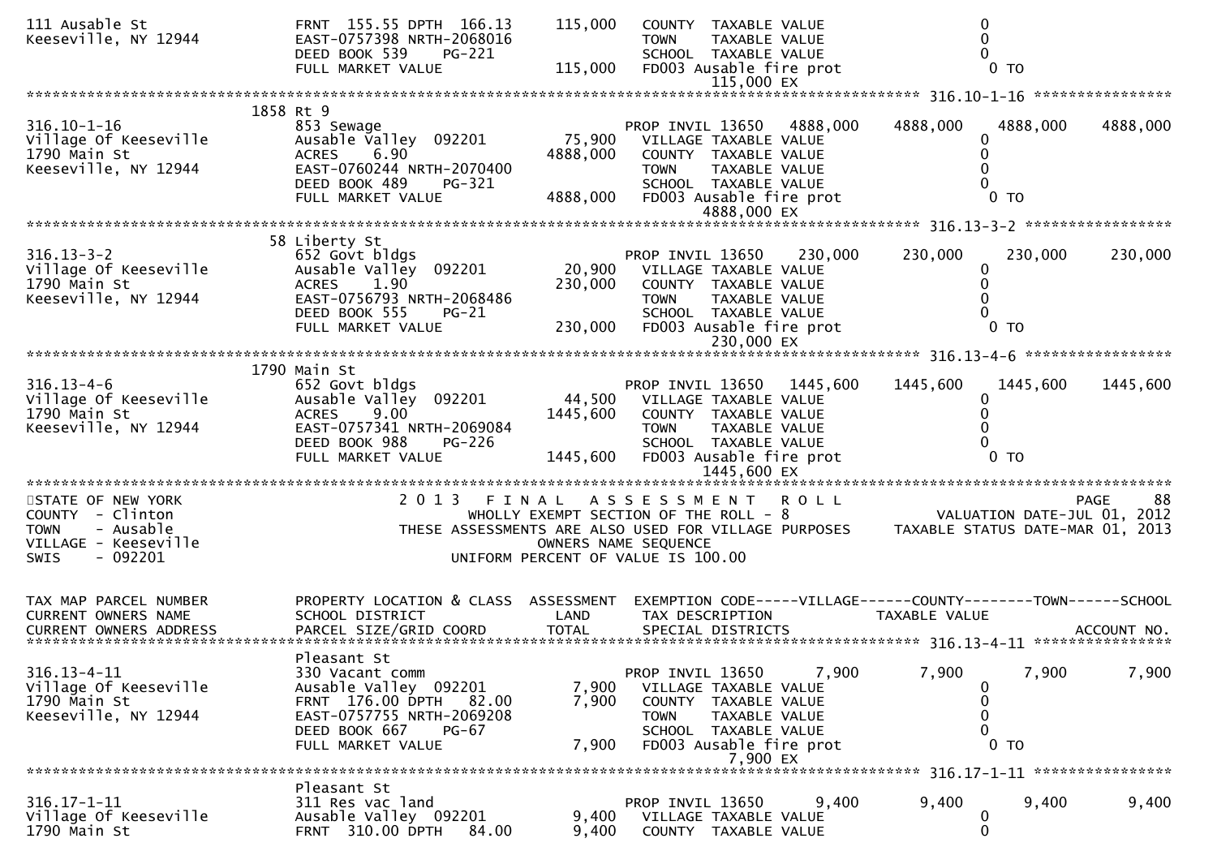```
111 Ausable St                FRNT 155.55 DPTH 166.13      115,000   COUNTY  TAXABLE VALUE                  0
Keeseville, NY 12944          EAST-0757398 NRTH-2068016              TOWN    TAXABLE VALUE                  0
                              DEED BOOK 539    PG-221                SCHOOL  TAXABLE VALUE                  0
                              FULL MARKET VALUE              115,000   FD003 Ausable fire prot                0 TO
                                                                              115,000 EX
******************************************************************************************************* 316.10-1-16 *****************
                    1858 Rt 9
316.10-1-16                   853 Sewage                             PROP INVIL 13650   4888,000    4888,000    4888,000    4888,000
Village Of Keeseville         Ausable Valley  092201        75,900   VILLAGE TAXABLE VALUE                  0
1790 Main St                  ACRES    6.90               4888,000   COUNTY  TAXABLE VALUE                  0
Keeseville, NY 12944          EAST-0760244 NRTH-2070400              TOWN    TAXABLE VALUE                  0
                              DEED BOOK 489    PG-321                SCHOOL  TAXABLE VALUE                  0
                              FULL MARKET VALUE             4888,000   FD003 Ausable fire prot                0 TO
                                                                             4888,000 EX
******************************************************************************************************* 316.13-3-2 ******************
                    58 Liberty St
316.13-3-2                    652 Govt bldgs                         PROP INVIL 13650    230,000     230,000     230,000     230,000
Village Of Keeseville         Ausable Valley  092201        20,900   VILLAGE TAXABLE VALUE                  0
1790 Main St                  ACRES    1.90                230,000   COUNTY  TAXABLE VALUE                  0
Keeseville, NY 12944          EAST-0756793 NRTH-2068486              TOWN    TAXABLE VALUE                  0
                              DEED BOOK 555    PG-21                 SCHOOL  TAXABLE VALUE                  0
                              FULL MARKET VALUE              230,000   FD003 Ausable fire prot                0 TO
                                                                              230,000 EX
******************************************************************************************************* 316.13-4-6 ******************
                    1790 Main St
316.13-4-6                    652 Govt bldgs                         PROP INVIL 13650   1445,600    1445,600    1445,600    1445,600
Village Of Keeseville         Ausable Valley  092201        44,500   VILLAGE TAXABLE VALUE                  0
1790 Main St                  ACRES    9.00               1445,600   COUNTY  TAXABLE VALUE                  0
Keeseville, NY 12944          EAST-0757341 NRTH-2069084              TOWN    TAXABLE VALUE                  0
                              DEED BOOK 988    PG-226                SCHOOL  TAXABLE VALUE                  0
                              FULL MARKET VALUE             1445,600   FD003 Ausable fire prot                0 TO
                                                                             1445,600 EX
*************************************************************************************************************************************
STATE OF NEW YORK                    2 0 1 3   F I N A L   A S S E S S M E N T   R O L L                              PAGE    88
COUNTY  - Clinton                        WHOLLY EXEMPT SECTION OF THE ROLL - 8                        VALUATION DATE-JUL 01, 2012
TOWN    - Ausable                THESE ASSESSMENTS ARE ALSO USED FOR VILLAGE PURPOSES      TAXABLE STATUS DATE-MAR 01, 2013
VILLAGE - Keeseville                            OWNERS NAME SEQUENCE
SWIS    - 092201                          UNIFORM PERCENT OF VALUE IS 100.00


TAX MAP PARCEL NUMBER         PROPERTY LOCATION & CLASS  ASSESSMENT  EXEMPTION CODE-----VILLAGE------COUNTY--------TOWN------SCHOOL
CURRENT OWNERS NAME           SCHOOL DISTRICT               LAND      TAX DESCRIPTION             TAXABLE VALUE
CURRENT OWNERS ADDRESS        PARCEL SIZE/GRID COORD        TOTAL     SPECIAL DISTRICTS                                   ACCOUNT NO.
******************************************************************************************************* 316.13-4-11 *****************
                    Pleasant St
316.13-4-11                   330 Vacant comm                        PROP INVIL 13650      7,900       7,900       7,900       7,900
Village Of Keeseville         Ausable Valley  092201         7,900   VILLAGE TAXABLE VALUE                  0
1790 Main St                  FRNT 176.00 DPTH  82.00        7,900   COUNTY  TAXABLE VALUE                  0
Keeseville, NY 12944          EAST-0757755 NRTH-2069208              TOWN    TAXABLE VALUE                  0
                              DEED BOOK 667    PG-67                 SCHOOL  TAXABLE VALUE                  0
                              FULL MARKET VALUE                7,900   FD003 Ausable fire prot                0 TO
                                                                                7,900 EX
******************************************************************************************************* 316.17-1-11 *****************
                    Pleasant St
316.17-1-11                   311 Res vac land                       PROP INVIL 13650      9,400       9,400       9,400       9,400
Village Of Keeseville         Ausable Valley  092201         9,400   VILLAGE TAXABLE VALUE                  0
1790 Main St                  FRNT 310.00 DPTH  84.00        9,400   COUNTY  TAXABLE VALUE                  0
```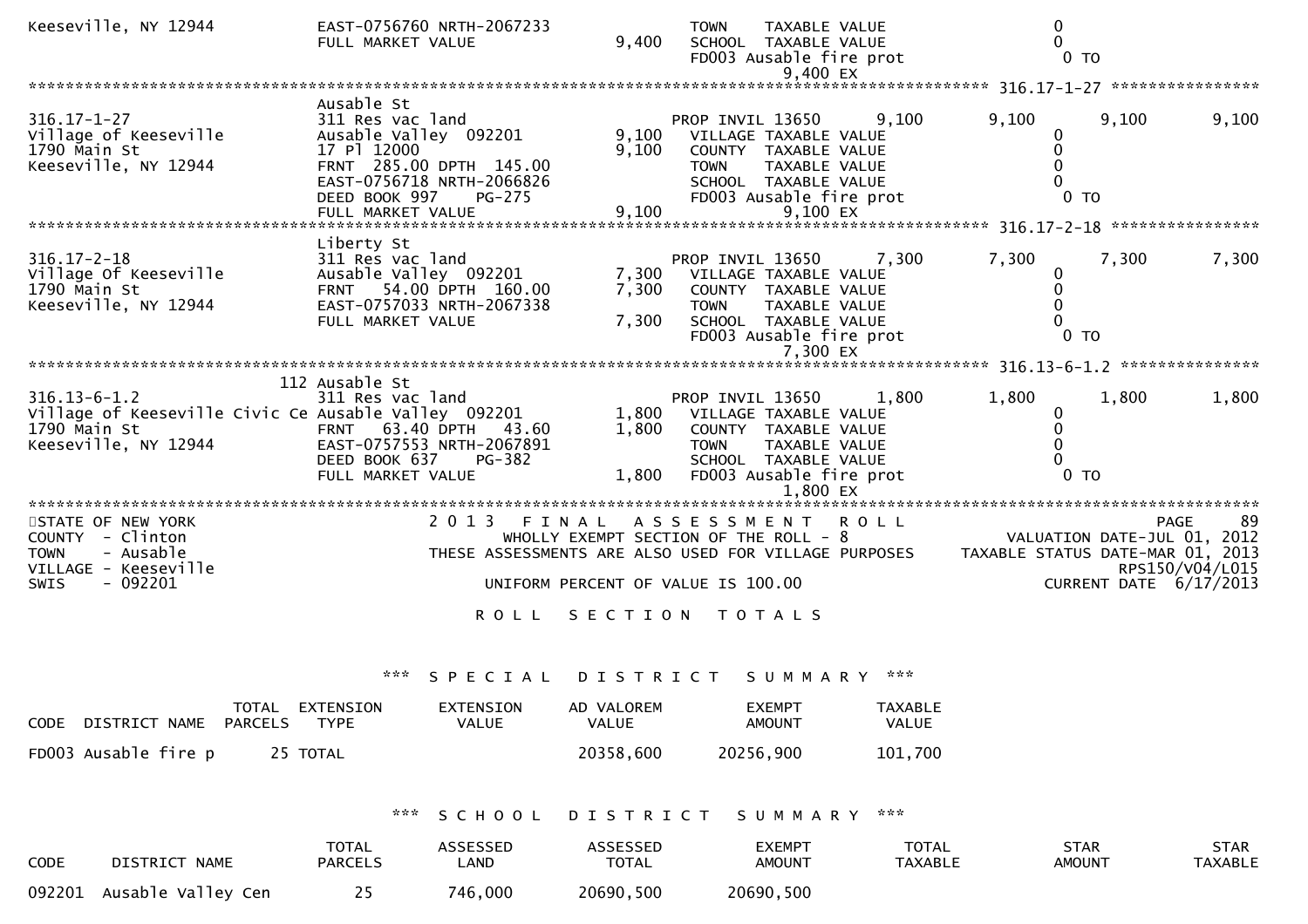```
Keeseville, NY 12944          EAST-0756760 NRTH-2067233                  TOWN    TAXABLE VALUE                 0
                              FULL MARKET VALUE              9,400       SCHOOL  TAXABLE VALUE                 0
                                                                         FD003 Ausable fire prot               0 TO
                                                                                 9,400 EX
******************************************************************************************************* 316.17-1-27 ****************
                              Ausable St
316.17-1-27                   311 Res vac land                           PROP INVIL 13650      9,100      9,100      9,100      9,100
Village of Keeseville         Ausable Valley  092201         9,100       VILLAGE TAXABLE VALUE                 0
1790 Main St                  17 Pl 12000                    9,100       COUNTY  TAXABLE VALUE                 0
Keeseville, NY 12944          FRNT  285.00 DPTH  145.00                  TOWN    TAXABLE VALUE                 0
                              EAST-0756718 NRTH-2066826                  SCHOOL  TAXABLE VALUE                 0
                              DEED BOOK 997     PG-275                   FD003 Ausable fire prot               0 TO
                              FULL MARKET VALUE              9,100               9,100 EX
******************************************************************************************************* 316.17-2-18 ****************
                              Liberty St
316.17-2-18                   311 Res vac land                           PROP INVIL 13650      7,300      7,300      7,300      7,300
Village Of Keeseville         Ausable Valley  092201         7,300       VILLAGE TAXABLE VALUE                 0
1790 Main St                  FRNT   54.00 DPTH  160.00      7,300       COUNTY  TAXABLE VALUE                 0
Keeseville, NY 12944          EAST-0757033 NRTH-2067338                  TOWN    TAXABLE VALUE                 0
                              FULL MARKET VALUE              7,300       SCHOOL  TAXABLE VALUE                 0
                                                                         FD003 Ausable fire prot               0 TO
                                                                                 7,300 EX
******************************************************************************************************* 316.13-6-1.2 ***************
                          112 Ausable St
316.13-6-1.2                  311 Res vac land                           PROP INVIL 13650      1,800      1,800      1,800      1,800
Village of Keeseville Civic Ce Ausable Valley  092201        1,800       VILLAGE TAXABLE VALUE                 0
1790 Main St                  FRNT   63.40 DPTH   43.60      1,800       COUNTY  TAXABLE VALUE                 0
Keeseville, NY 12944          EAST-0757553 NRTH-2067891                  TOWN    TAXABLE VALUE                 0
                              DEED BOOK 637     PG-382                   SCHOOL  TAXABLE VALUE                 0
                              FULL MARKET VALUE              1,800       FD003 Ausable fire prot               0 TO
                                                                                 1,800 EX
************************************************************************************************************************************
STATE OF NEW YORK                    2 0 1 3   F I N A L   A S S E S S M E N T   R O L L                                   PAGE    89
COUNTY  - Clinton                       WHOLLY EXEMPT SECTION OF THE ROLL - 8                       VALUATION DATE-JUL 01, 2012
TOWN    - Ausable                THESE ASSESSMENTS ARE ALSO USED FOR VILLAGE PURPOSES        TAXABLE STATUS DATE-MAR 01, 2013
VILLAGE - Keeseville                                                                                              RPS150/V04/L015
SWIS    - 092201                          UNIFORM PERCENT OF VALUE IS 100.00                               CURRENT DATE  6/17/2013

                                              R O L L   S E C T I O N   T O T A L S
```

*** S P E C I A L   D I S T R I C T   S U M M A R Y ***

| CODE | DISTRICT NAME | TOTAL PARCELS | EXTENSION TYPE | EXTENSION VALUE | AD VALOREM VALUE | EXEMPT AMOUNT | TAXABLE VALUE |
|---|---|---|---|---|---|---|---|
| FD003 | Ausable fire p | 25 | TOTAL | | 20358,600 | 20256,900 | 101,700 |

*** S C H O O L   D I S T R I C T   S U M M A R Y ***

| CODE | DISTRICT NAME | TOTAL PARCELS | ASSESSED LAND | ASSESSED TOTAL | EXEMPT AMOUNT | TOTAL TAXABLE | STAR AMOUNT | STAR TAXABLE |
|---|---|---|---|---|---|---|---|---|
| 092201 | Ausable Valley Cen | 25 | 746,000 | 20690,500 | 20690,500 | | | |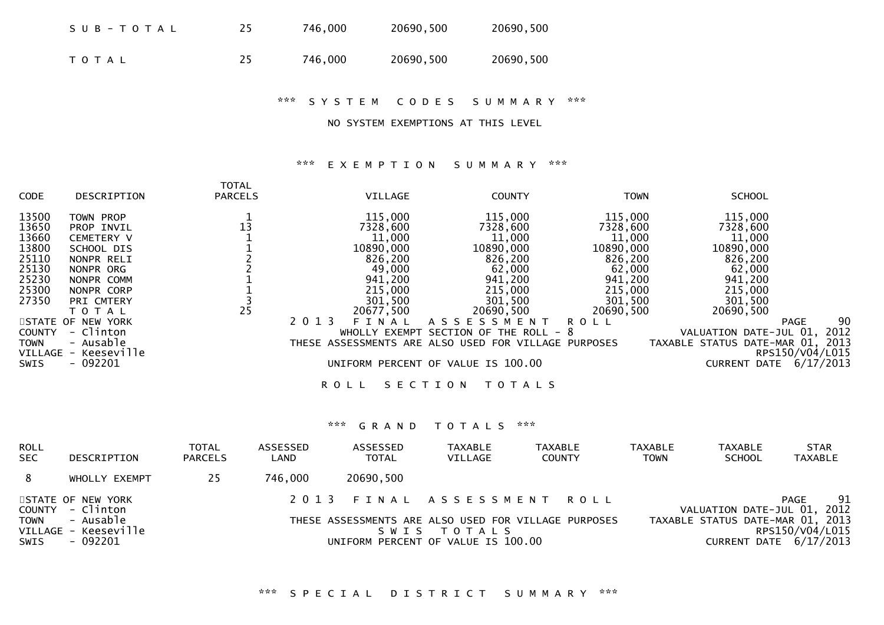| | | | | |
|---|---|---|---|---|
| S U B - T O T A L | 25 | 746,000 | 20690,500 | 20690,500 |
| T O T A L | 25 | 746,000 | 20690,500 | 20690,500 |

\*\*\* S Y S T E M C O D E S S U M M A R Y \*\*\*

NO SYSTEM EXEMPTIONS AT THIS LEVEL

\*\*\* E X E M P T I O N S U M M A R Y \*\*\*

| CODE | DESCRIPTION | TOTAL PARCELS | VILLAGE | COUNTY | TOWN | SCHOOL |
|---|---|---|---|---|---|---|
| 13500 | TOWN PROP | 1 | 115,000 | 115,000 | 115,000 | 115,000 |
| 13650 | PROP INVIL | 13 | 7328,600 | 7328,600 | 7328,600 | 7328,600 |
| 13660 | CEMETERY V | 1 | 11,000 | 11,000 | 11,000 | 11,000 |
| 13800 | SCHOOL DIS | 1 | 10890,000 | 10890,000 | 10890,000 | 10890,000 |
| 25110 | NONPR RELI | 2 | 826,200 | 826,200 | 826,200 | 826,200 |
| 25130 | NONPR ORG | 2 | 49,000 | 62,000 | 62,000 | 62,000 |
| 25230 | NONPR COMM | 1 | 941,200 | 941,200 | 941,200 | 941,200 |
| 25300 | NONPR CORP | 1 | 215,000 | 215,000 | 215,000 | 215,000 |
| 27350 | PRI CMTERY | 3 | 301,500 | 301,500 | 301,500 | 301,500 |
| | T O T A L | 25 | 20677,500 | 20690,500 | 20690,500 | 20690,500 |

STATE OF NEW YORK
COUNTY - Clinton
TOWN - Ausable
VILLAGE - Keeseville
SWIS - 092201

2 0 1 3 F I N A L A S S E S S M E N T R O L L
WHOLLY EXEMPT SECTION OF THE ROLL - 8
THESE ASSESSMENTS ARE ALSO USED FOR VILLAGE PURPOSES
UNIFORM PERCENT OF VALUE IS 100.00

VALUATION DATE-JUL 01, 2012
TAXABLE STATUS DATE-MAR 01, 2013
RPS150/V04/L015
CURRENT DATE 6/17/2013

R O L L S E C T I O N T O T A L S

\*\*\* G R A N D T O T A L S \*\*\*

| ROLL SEC | DESCRIPTION | TOTAL PARCELS | ASSESSED LAND | ASSESSED TOTAL | TAXABLE VILLAGE | TAXABLE COUNTY | TAXABLE TOWN | TAXABLE SCHOOL | STAR TAXABLE |
|---|---|---|---|---|---|---|---|---|---|
| 8 | WHOLLY EXEMPT | 25 | 746,000 | 20690,500 | | | | | |

STATE OF NEW YORK
COUNTY - Clinton
TOWN - Ausable
VILLAGE - Keeseville
SWIS - 092201

2 0 1 3 F I N A L A S S E S S M E N T R O L L
THESE ASSESSMENTS ARE ALSO USED FOR VILLAGE PURPOSES
S W I S T O T A L S
UNIFORM PERCENT OF VALUE IS 100.00

VALUATION DATE-JUL 01, 2012
TAXABLE STATUS DATE-MAR 01, 2013
RPS150/V04/L015
CURRENT DATE 6/17/2013

\*\*\* S P E C I A L D I S T R I C T S U M M A R Y \*\*\*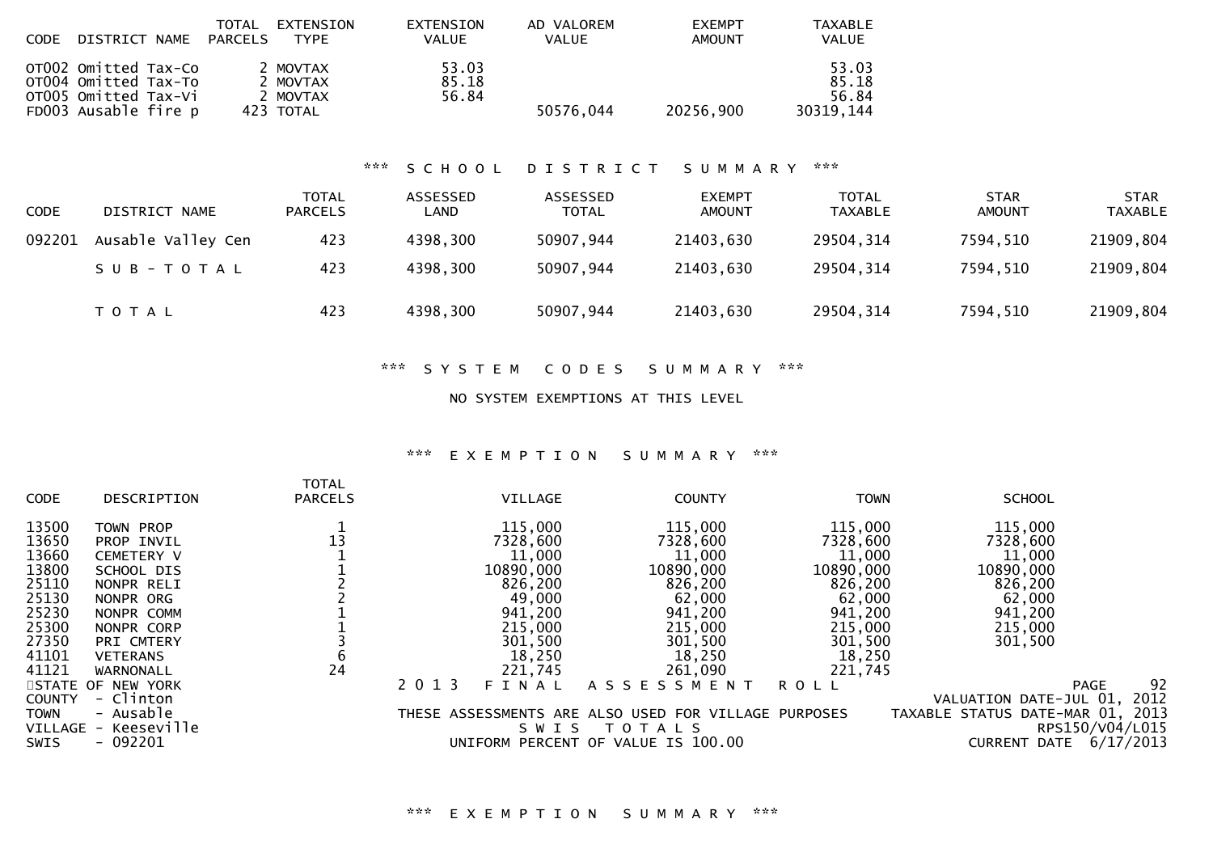| CODE | DISTRICT NAME | TOTAL PARCELS | EXTENSION TYPE | EXTENSION VALUE | AD VALOREM VALUE | EXEMPT AMOUNT | TAXABLE VALUE |
|---|---|---|---|---|---|---|---|
| OT002 | Omitted Tax-Co | 2 | MOVTAX | 53.03 | | | 53.03 |
| OT004 | Omitted Tax-To | 2 | MOVTAX | 85.18 | | | 85.18 |
| OT005 | Omitted Tax-Vi | 2 | MOVTAX | 56.84 | | | 56.84 |
| FD003 | Ausable fire p | 423 | TOTAL | | 50576,044 | 20256,900 | 30319,144 |

*** S C H O O L   D I S T R I C T   S U M M A R Y ***

| CODE | DISTRICT NAME | TOTAL PARCELS | ASSESSED LAND | ASSESSED TOTAL | EXEMPT AMOUNT | TOTAL TAXABLE | STAR AMOUNT | STAR TAXABLE |
|---|---|---|---|---|---|---|---|---|
| 092201 | Ausable Valley Cen | 423 | 4398,300 | 50907,944 | 21403,630 | 29504,314 | 7594,510 | 21909,804 |
| | S U B - T O T A L | 423 | 4398,300 | 50907,944 | 21403,630 | 29504,314 | 7594,510 | 21909,804 |
| | T O T A L | 423 | 4398,300 | 50907,944 | 21403,630 | 29504,314 | 7594,510 | 21909,804 |

*** S Y S T E M   C O D E S   S U M M A R Y ***

NO SYSTEM EXEMPTIONS AT THIS LEVEL

*** E X E M P T I O N   S U M M A R Y ***

| CODE | DESCRIPTION | TOTAL PARCELS | VILLAGE | COUNTY | TOWN | SCHOOL |
|---|---|---|---|---|---|---|
| 13500 | TOWN PROP | 1 | 115,000 | 115,000 | 115,000 | 115,000 |
| 13650 | PROP INVIL | 13 | 7328,600 | 7328,600 | 7328,600 | 7328,600 |
| 13660 | CEMETERY V | 1 | 11,000 | 11,000 | 11,000 | 11,000 |
| 13800 | SCHOOL DIS | 1 | 10890,000 | 10890,000 | 10890,000 | 10890,000 |
| 25110 | NONPR RELI | 2 | 826,200 | 826,200 | 826,200 | 826,200 |
| 25130 | NONPR ORG | 2 | 49,000 | 62,000 | 62,000 | 62,000 |
| 25230 | NONPR COMM | 1 | 941,200 | 941,200 | 941,200 | 941,200 |
| 25300 | NONPR CORP | 1 | 215,000 | 215,000 | 215,000 | 215,000 |
| 27350 | PRI CMTERY | 3 | 301,500 | 301,500 | 301,500 | 301,500 |
| 41101 | VETERANS | 6 | 18,250 | 18,250 | 18,250 | |
| 41121 | WARNONALL | 24 | 221,745 | 261,090 | 221,745 | |

STATE OF NEW YORK
COUNTY - Clinton
TOWN - Ausable
VILLAGE - Keeseville
SWIS - 092201

2 0 1 3   F I N A L   A S S E S S M E N T   R O L L
THESE ASSESSMENTS ARE ALSO USED FOR VILLAGE PURPOSES
S W I S   T O T A L S
UNIFORM PERCENT OF VALUE IS 100.00

VALUATION DATE-JUL 01, 2012
TAXABLE STATUS DATE-MAR 01, 2013
RPS150/V04/L015
CURRENT DATE 6/17/2013

*** E X E M P T I O N   S U M M A R Y ***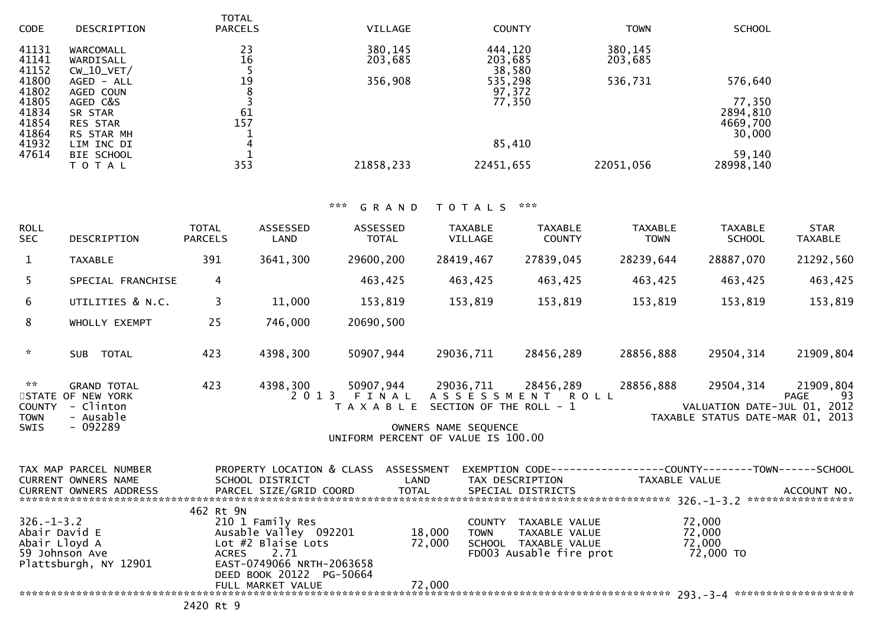| CODE | DESCRIPTION | TOTAL PARCELS | VILLAGE | COUNTY | TOWN | SCHOOL |
|---|---|---|---|---|---|---|
| 41131 | WARCOMALL | 23 | 380,145 | 444,120 | 380,145 | |
| 41141 | WARDISALL | 16 | 203,685 | 203,685 | 203,685 | |
| 41152 | CW_10_VET/ | 5 | | 38,580 | | |
| 41800 | AGED - ALL | 19 | 356,908 | 535,298 | 536,731 | 576,640 |
| 41802 | AGED COUN | 8 | | 97,372 | | |
| 41805 | AGED C&S | 3 | | 77,350 | | 77,350 |
| 41834 | SR STAR | 61 | | | | 2894,810 |
| 41854 | RES STAR | 157 | | | | 4669,700 |
| 41864 | RS STAR MH | 1 | | | | 30,000 |
| 41932 | LIM INC DI | 4 | | 85,410 | | |
| 47614 | BIE SCHOOL | 1 | | | | 59,140 |
| | T O T A L | 353 | 21858,233 | 22451,655 | 22051,056 | 28998,140 |

*** G R A N D T O T A L S ***

| ROLL SEC | DESCRIPTION | TOTAL PARCELS | ASSESSED LAND | ASSESSED TOTAL | TAXABLE VILLAGE | TAXABLE COUNTY | TAXABLE TOWN | TAXABLE SCHOOL | STAR TAXABLE |
|---|---|---|---|---|---|---|---|---|---|
| 1 | TAXABLE | 391 | 3641,300 | 29600,200 | 28419,467 | 27839,045 | 28239,644 | 28887,070 | 21292,560 |
| 5 | SPECIAL FRANCHISE | 4 | | 463,425 | 463,425 | 463,425 | 463,425 | 463,425 | 463,425 |
| 6 | UTILITIES & N.C. | 3 | 11,000 | 153,819 | 153,819 | 153,819 | 153,819 | 153,819 | 153,819 |
| 8 | WHOLLY EXEMPT | 25 | 746,000 | 20690,500 | | | | | |
| * | SUB TOTAL | 423 | 4398,300 | 50907,944 | 29036,711 | 28456,289 | 28856,888 | 29504,314 | 21909,804 |
| ** | GRAND TOTAL | 423 | 4398,300 | 50907,944 | 29036,711 | 28456,289 | 28856,888 | 29504,314 | 21909,804 |

STATE OF NEW YORK — 2 0 1 3 F I N A L A S S E S S M E N T R O L L
COUNTY - Clinton — T A X A B L E SECTION OF THE ROLL - 1 — VALUATION DATE-JUL 01, 2012
TOWN - Ausable — TAXABLE STATUS DATE-MAR 01, 2013
SWIS - 092289 — OWNERS NAME SEQUENCE
UNIFORM PERCENT OF VALUE IS 100.00

| TAX MAP PARCEL NUMBER / CURRENT OWNERS NAME / CURRENT OWNERS ADDRESS | PROPERTY LOCATION & CLASS / SCHOOL DISTRICT / PARCEL SIZE/GRID COORD | ASSESSMENT LAND / TOTAL | EXEMPTION CODE / TAX DESCRIPTION / SPECIAL DISTRICTS | COUNTY / TOWN / SCHOOL TAXABLE VALUE | ACCOUNT NO. |
|---|---|---|---|---|---|
| **326.-1-3.2** | 462 Rt 9N | | | | |
| 326.-1-3.2 | 210 1 Family Res | | COUNTY TAXABLE VALUE | 72,000 | |
| Abair David E | Ausable Valley 092201 | 18,000 | TOWN TAXABLE VALUE | 72,000 | |
| Abair Lloyd A | Lot #2 Blaise Lots | 72,000 | SCHOOL TAXABLE VALUE | 72,000 | |
| 59 Johnson Ave | ACRES 2.71 | | FD003 Ausable fire prot | 72,000 TO | |
| Plattsburgh, NY 12901 | EAST-0749066 NRTH-2063658 | | | | |
| | DEED BOOK 20122 PG-50664 | | | | |
| | FULL MARKET VALUE | 72,000 | | | |
| **293.-3-4** | 2420 Rt 9 | | | | |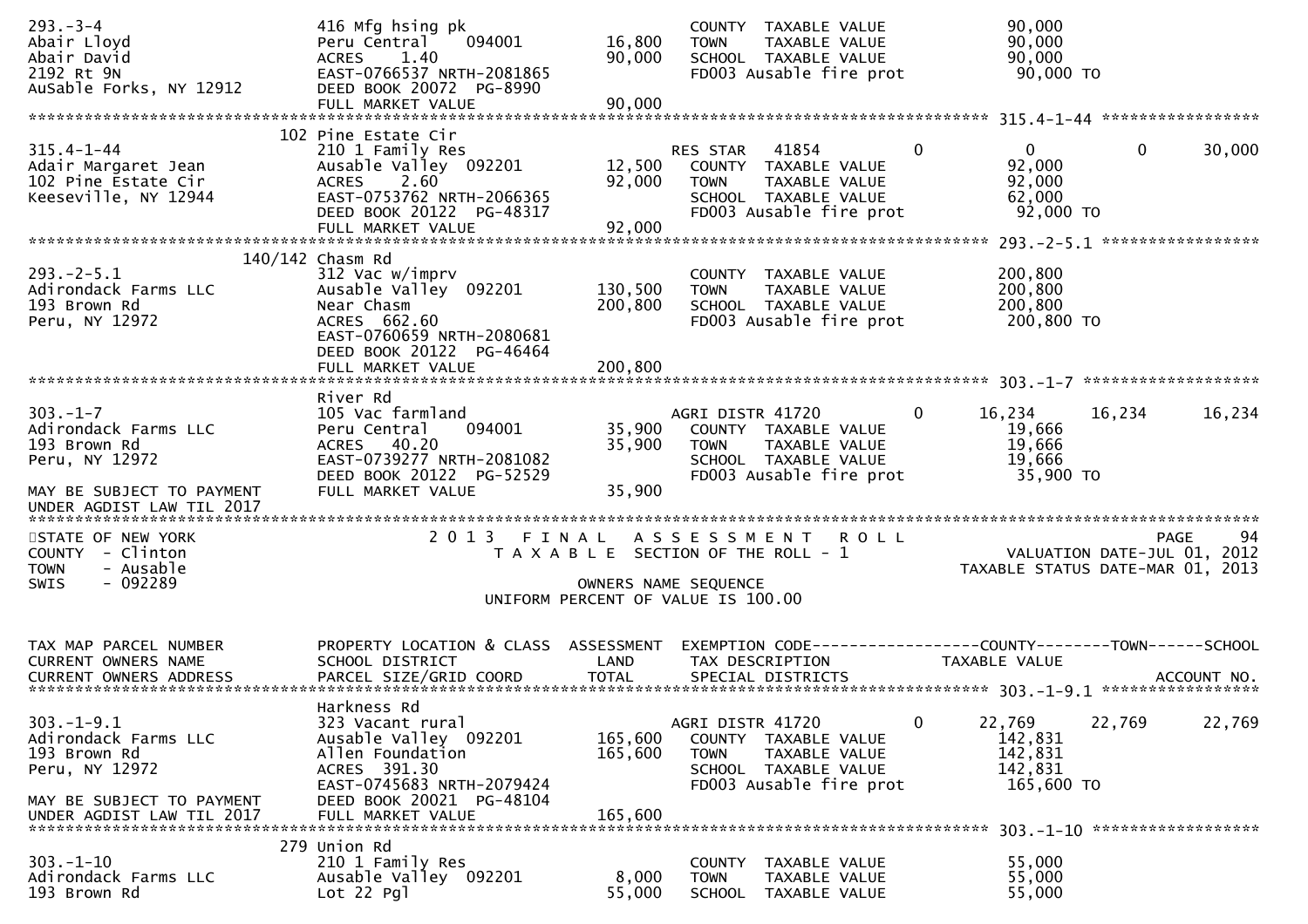```
293.-3-4                       416 Mfg hsing pk                    COUNTY  TAXABLE VALUE             90,000
Abair Lloyd                    Peru Central    094001     16,800   TOWN    TAXABLE VALUE             90,000
Abair David                    ACRES    1.40              90,000   SCHOOL  TAXABLE VALUE             90,000
2192 Rt 9N                     EAST-0766537 NRTH-2081865           FD003 Ausable fire prot            90,000 TO
AuSable Forks, NY 12912        DEED BOOK 20072  PG-8990
                               FULL MARKET VALUE          90,000
******************************************************************************************************* 315.4-1-44 *****************
                            102 Pine Estate Cir
315.4-1-44                     210 1 Family Res                    RES STAR   41854          0           0           0       30,000
Adair Margaret Jean            Ausable Valley  092201     12,500   COUNTY  TAXABLE VALUE             92,000
102 Pine Estate Cir            ACRES    2.60              92,000   TOWN    TAXABLE VALUE             92,000
Keeseville, NY 12944           EAST-0753762 NRTH-2066365           SCHOOL  TAXABLE VALUE             62,000
                               DEED BOOK 20122  PG-48317           FD003 Ausable fire prot            92,000 TO
                               FULL MARKET VALUE          92,000
******************************************************************************************************* 293.-2-5.1 *****************
                          140/142 Chasm Rd
293.-2-5.1                     312 Vac w/imprv                     COUNTY  TAXABLE VALUE            200,800
Adirondack Farms LLC           Ausable Valley  092201    130,500   TOWN    TAXABLE VALUE            200,800
193 Brown Rd                   Near Chasm                200,800   SCHOOL  TAXABLE VALUE            200,800
Peru, NY 12972                 ACRES  662.60                       FD003 Ausable fire prot           200,800 TO
                               EAST-0760659 NRTH-2080681
                               DEED BOOK 20122  PG-46464
                               FULL MARKET VALUE         200,800
******************************************************************************************************* 303.-1-7 *******************
                               River Rd
303.-1-7                       105 Vac farmland                    AGRI DISTR 41720          0       16,234      16,234      16,234
Adirondack Farms LLC           Peru Central    094001     35,900   COUNTY  TAXABLE VALUE             19,666
193 Brown Rd                   ACRES   40.20              35,900   TOWN    TAXABLE VALUE             19,666
Peru, NY 12972                 EAST-0739277 NRTH-2081082           SCHOOL  TAXABLE VALUE             19,666
                               DEED BOOK 20122  PG-52529           FD003 Ausable fire prot            35,900 TO
MAY BE SUBJECT TO PAYMENT      FULL MARKET VALUE          35,900
UNDER AGDIST LAW TIL 2017
*************************************************************************************************************************************
STATE OF NEW YORK                    2 0 1 3   F I N A L   A S S E S S M E N T   R O L L                               PAGE     94
COUNTY  - Clinton                         T A X A B L E  SECTION OF THE ROLL - 1                       VALUATION DATE-JUL 01, 2012
TOWN    - Ausable                                                                                  TAXABLE STATUS DATE-MAR 01, 2013
SWIS    - 092289                                    OWNERS NAME SEQUENCE
                                           UNIFORM PERCENT OF VALUE IS 100.00


TAX MAP PARCEL NUMBER          PROPERTY LOCATION & CLASS  ASSESSMENT  EXEMPTION CODE------------------COUNTY--------TOWN------SCHOOL
CURRENT OWNERS NAME            SCHOOL DISTRICT               LAND      TAX DESCRIPTION             TAXABLE VALUE
CURRENT OWNERS ADDRESS         PARCEL SIZE/GRID COORD       TOTAL      SPECIAL DISTRICTS                                  ACCOUNT NO.
******************************************************************************************************* 303.-1-9.1 *****************
                               Harkness Rd
303.-1-9.1                     323 Vacant rural                    AGRI DISTR 41720          0       22,769      22,769      22,769
Adirondack Farms LLC           Ausable Valley  092201    165,600   COUNTY  TAXABLE VALUE            142,831
193 Brown Rd                   Allen Foundation          165,600   TOWN    TAXABLE VALUE            142,831
Peru, NY 12972                 ACRES  391.30                       SCHOOL  TAXABLE VALUE            142,831
                               EAST-0745683 NRTH-2079424           FD003 Ausable fire prot           165,600 TO
MAY BE SUBJECT TO PAYMENT      DEED BOOK 20021  PG-48104
UNDER AGDIST LAW TIL 2017      FULL MARKET VALUE         165,600
******************************************************************************************************* 303.-1-10 ******************
                            279 Union Rd
303.-1-10                      210 1 Family Res                    COUNTY  TAXABLE VALUE             55,000
Adirondack Farms LLC           Ausable Valley  092201      8,000   TOWN    TAXABLE VALUE             55,000
193 Brown Rd                   Lot 22 Pgl                 55,000   SCHOOL  TAXABLE VALUE             55,000
```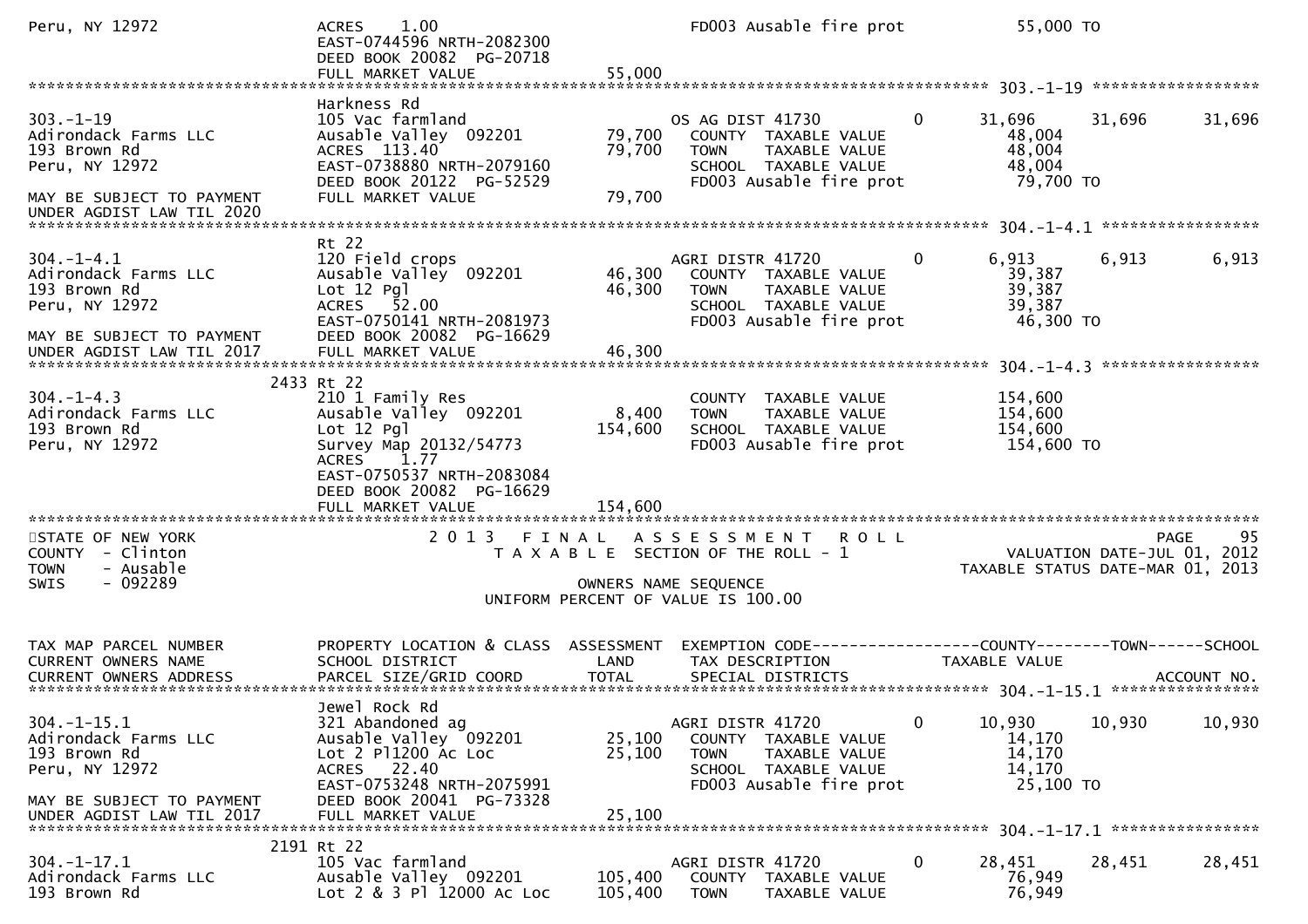```
Peru, NY 12972              ACRES    1.00                            FD003 Ausable fire prot            55,000 TO
                            EAST-0744596 NRTH-2082300
                            DEED BOOK 20082  PG-20718
                            FULL MARKET VALUE              55,000
******************************************************************************************************* 303.-1-19 ******************
                            Harkness Rd
303.-1-19                   105 Vac farmland                        OS AG DIST 41730            0      31,696     31,696      31,696
Adirondack Farms LLC        Ausable Valley  092201        79,700     COUNTY  TAXABLE VALUE             48,004
193 Brown Rd                ACRES  113.40                 79,700     TOWN    TAXABLE VALUE             48,004
Peru, NY 12972              EAST-0738880 NRTH-2079160                SCHOOL  TAXABLE VALUE             48,004
                            DEED BOOK 20122  PG-52529                FD003 Ausable fire prot            79,700 TO
MAY BE SUBJECT TO PAYMENT   FULL MARKET VALUE              79,700
UNDER AGDIST LAW TIL 2020
******************************************************************************************************* 304.-1-4.1 *****************
                            Rt 22
304.-1-4.1                  120 Field crops                         AGRI DISTR 41720            0       6,913      6,913       6,913
Adirondack Farms LLC        Ausable Valley  092201        46,300     COUNTY  TAXABLE VALUE             39,387
193 Brown Rd                Lot 12 Pgl                    46,300     TOWN    TAXABLE VALUE             39,387
Peru, NY 12972              ACRES   52.00                            SCHOOL  TAXABLE VALUE             39,387
                            EAST-0750141 NRTH-2081973                FD003 Ausable fire prot            46,300 TO
MAY BE SUBJECT TO PAYMENT   DEED BOOK 20082  PG-16629
UNDER AGDIST LAW TIL 2017   FULL MARKET VALUE              46,300
******************************************************************************************************* 304.-1-4.3 *****************
                       2433 Rt 22
304.-1-4.3                  210 1 Family Res                         COUNTY  TAXABLE VALUE            154,600
Adirondack Farms LLC        Ausable Valley  092201         8,400     TOWN    TAXABLE VALUE            154,600
193 Brown Rd                Lot 12 Pgl                   154,600     SCHOOL  TAXABLE VALUE            154,600
Peru, NY 12972              Survey Map 20132/54773                   FD003 Ausable fire prot           154,600 TO
                            ACRES    1.77
                            EAST-0750537 NRTH-2083084
                            DEED BOOK 20082  PG-16629
                            FULL MARKET VALUE             154,600
************************************************************************************************************************************
STATE OF NEW YORK                 2 0 1 3   F I N A L   A S S E S S M E N T   R O L L                                  PAGE    95
COUNTY  - Clinton                       T A X A B L E  SECTION OF THE ROLL - 1                         VALUATION DATE-JUL 01, 2012
TOWN    - Ausable                                                                                    TAXABLE STATUS DATE-MAR 01, 2013
SWIS    - 092289                                      OWNERS NAME SEQUENCE
                                               UNIFORM PERCENT OF VALUE IS 100.00


TAX MAP PARCEL NUMBER       PROPERTY LOCATION & CLASS  ASSESSMENT  EXEMPTION CODE------------------COUNTY--------TOWN------SCHOOL
CURRENT OWNERS NAME         SCHOOL DISTRICT               LAND      TAX DESCRIPTION              TAXABLE VALUE
CURRENT OWNERS ADDRESS      PARCEL SIZE/GRID COORD        TOTAL     SPECIAL DISTRICTS                                    ACCOUNT NO.
******************************************************************************************************* 304.-1-15.1 ****************
                            Jewel Rock Rd
304.-1-15.1                 321 Abandoned ag                        AGRI DISTR 41720            0      10,930     10,930      10,930
Adirondack Farms LLC        Ausable Valley  092201        25,100     COUNTY  TAXABLE VALUE             14,170
193 Brown Rd                Lot 2 Pl1200 Ac Loc           25,100     TOWN    TAXABLE VALUE             14,170
Peru, NY 12972              ACRES   22.40                            SCHOOL  TAXABLE VALUE             14,170
                            EAST-0753248 NRTH-2075991                FD003 Ausable fire prot            25,100 TO
MAY BE SUBJECT TO PAYMENT   DEED BOOK 20041  PG-73328
UNDER AGDIST LAW TIL 2017   FULL MARKET VALUE              25,100
******************************************************************************************************* 304.-1-17.1 ****************
                       2191 Rt 22
304.-1-17.1                 105 Vac farmland                        AGRI DISTR 41720            0      28,451     28,451      28,451
Adirondack Farms LLC        Ausable Valley  092201       105,400     COUNTY  TAXABLE VALUE             76,949
193 Brown Rd                Lot 2 & 3 Pl 12000 Ac Loc    105,400     TOWN    TAXABLE VALUE             76,949
```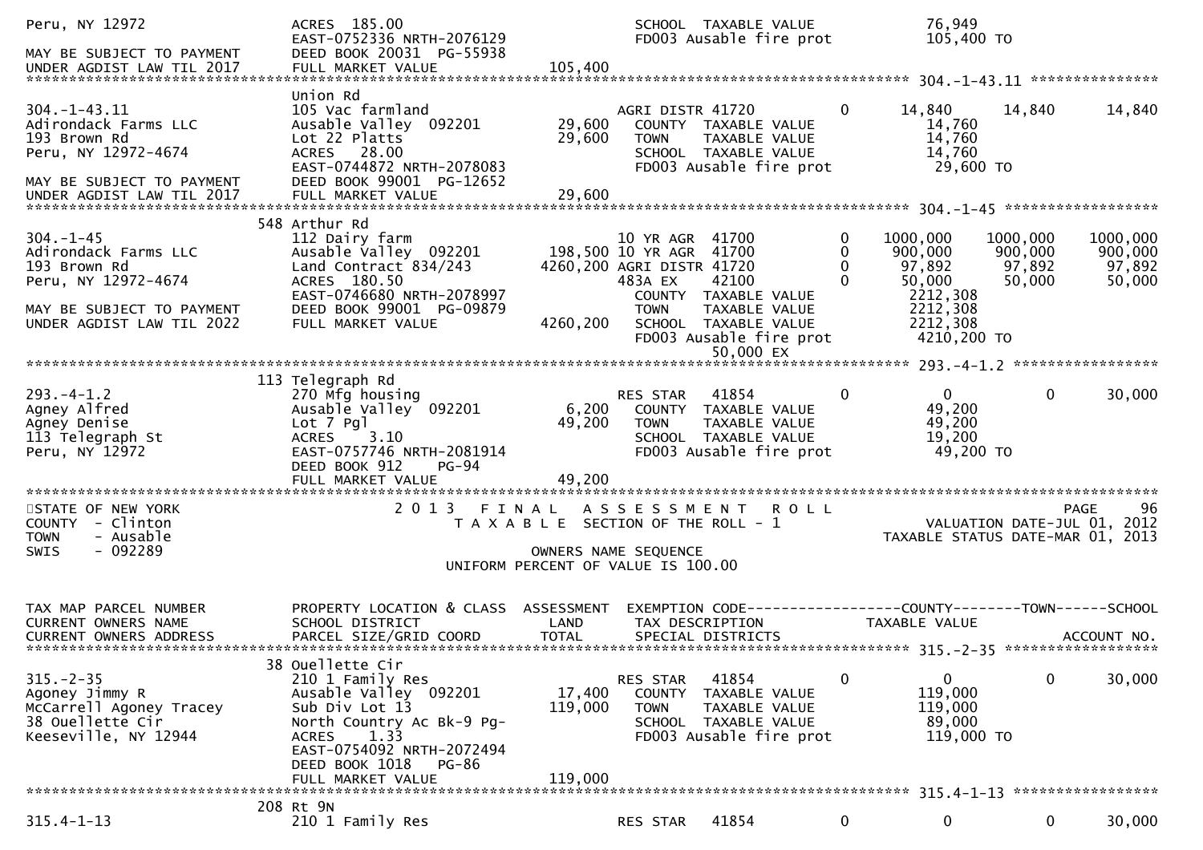```
Peru, NY 12972               ACRES 185.00                               SCHOOL  TAXABLE VALUE            76,949
                             EAST-0752336 NRTH-2076129                   FD003 Ausable fire prot          105,400 TO
MAY BE SUBJECT TO PAYMENT    DEED BOOK 20031  PG-55938
UNDER AGDIST LAW TIL 2017    FULL MARKET VALUE            105,400
******************************************************************************************************* 304.-1-43.11 ***************
                             Union Rd
304.-1-43.11                 105 Vac farmland                   AGRI DISTR 41720            0    14,840     14,840       14,840
Adirondack Farms LLC         Ausable Valley  092201      29,600   COUNTY  TAXABLE VALUE            14,760
193 Brown Rd                 Lot 22 Platts               29,600   TOWN    TAXABLE VALUE            14,760
Peru, NY 12972-4674          ACRES  28.00                          SCHOOL  TAXABLE VALUE            14,760
                             EAST-0744872 NRTH-2078083             FD003 Ausable fire prot          29,600 TO
MAY BE SUBJECT TO PAYMENT    DEED BOOK 99001  PG-12652
UNDER AGDIST LAW TIL 2017    FULL MARKET VALUE            29,600
******************************************************************************************************* 304.-1-45 ******************
                           548 Arthur Rd
304.-1-45                    112 Dairy farm                     10 YR AGR  41700            0  1000,000   1000,000     1000,000
Adirondack Farms LLC         Ausable Valley  092201     198,500 10 YR AGR  41700            0   900,000    900,000      900,000
193 Brown Rd                 Land Contract 834/243     4260,200 AGRI DISTR 41720            0    97,892     97,892       97,892
Peru, NY 12972-4674          ACRES 180.50                       483A EX    42100            0    50,000     50,000       50,000
                             EAST-0746680 NRTH-2078997            COUNTY  TAXABLE VALUE           2212,308
MAY BE SUBJECT TO PAYMENT    DEED BOOK 99001  PG-09879            TOWN    TAXABLE VALUE           2212,308
UNDER AGDIST LAW TIL 2022    FULL MARKET VALUE          4260,200  SCHOOL  TAXABLE VALUE           2212,308
                                                                  FD003 Ausable fire prot         4210,200 TO
                                                                                  50,000 EX
******************************************************************************************************* 293.-4-1.2 *****************
                           113 Telegraph Rd
293.-4-1.2                   270 Mfg housing                    RES STAR   41854            0         0          0       30,000
Agney Alfred                 Ausable Valley  092201       6,200   COUNTY  TAXABLE VALUE            49,200
Agney Denise                 Lot 7 Pgl                   49,200   TOWN    TAXABLE VALUE            49,200
113 Telegraph St             ACRES    3.10                         SCHOOL  TAXABLE VALUE            19,200
Peru, NY 12972               EAST-0757746 NRTH-2081914             FD003 Ausable fire prot          49,200 TO
                             DEED BOOK 912     PG-94
                             FULL MARKET VALUE            49,200
*************************************************************************************************************************************
STATE OF NEW YORK                    2 0 1 3   F I N A L   A S S E S S M E N T   R O L L                                PAGE    96
COUNTY  - Clinton                        T A X A B L E  SECTION OF THE ROLL - 1                  VALUATION DATE-JUL 01, 2012
TOWN    - Ausable                                                                              TAXABLE STATUS DATE-MAR 01, 2013
SWIS    - 092289                                        OWNERS NAME SEQUENCE
                                                 UNIFORM PERCENT OF VALUE IS 100.00


TAX MAP PARCEL NUMBER        PROPERTY LOCATION & CLASS  ASSESSMENT  EXEMPTION CODE------------------COUNTY--------TOWN------SCHOOL
CURRENT OWNERS NAME          SCHOOL DISTRICT               LAND      TAX DESCRIPTION              TAXABLE VALUE
CURRENT OWNERS ADDRESS       PARCEL SIZE/GRID COORD        TOTAL     SPECIAL DISTRICTS                                  ACCOUNT NO.
******************************************************************************************************* 315.-2-35 ******************
                           38 Ouellette Cir
315.-2-35                    210 1 Family Res                   RES STAR   41854            0         0          0       30,000
Agoney Jimmy R               Ausable Valley  092201      17,400   COUNTY  TAXABLE VALUE           119,000
McCarrell Agoney Tracey      Sub Div Lot 13             119,000   TOWN    TAXABLE VALUE           119,000
38 Ouellette Cir             North Country Ac Bk-9 Pg-             SCHOOL  TAXABLE VALUE            89,000
Keeseville, NY 12944         ACRES    1.33                         FD003 Ausable fire prot         119,000 TO
                             EAST-0754092 NRTH-2072494
                             DEED BOOK 1018    PG-86
                             FULL MARKET VALUE           119,000
******************************************************************************************************* 315.4-1-13 *****************
                           208 Rt 9N
315.4-1-13                   210 1 Family Res                   RES STAR   41854            0         0          0       30,000
```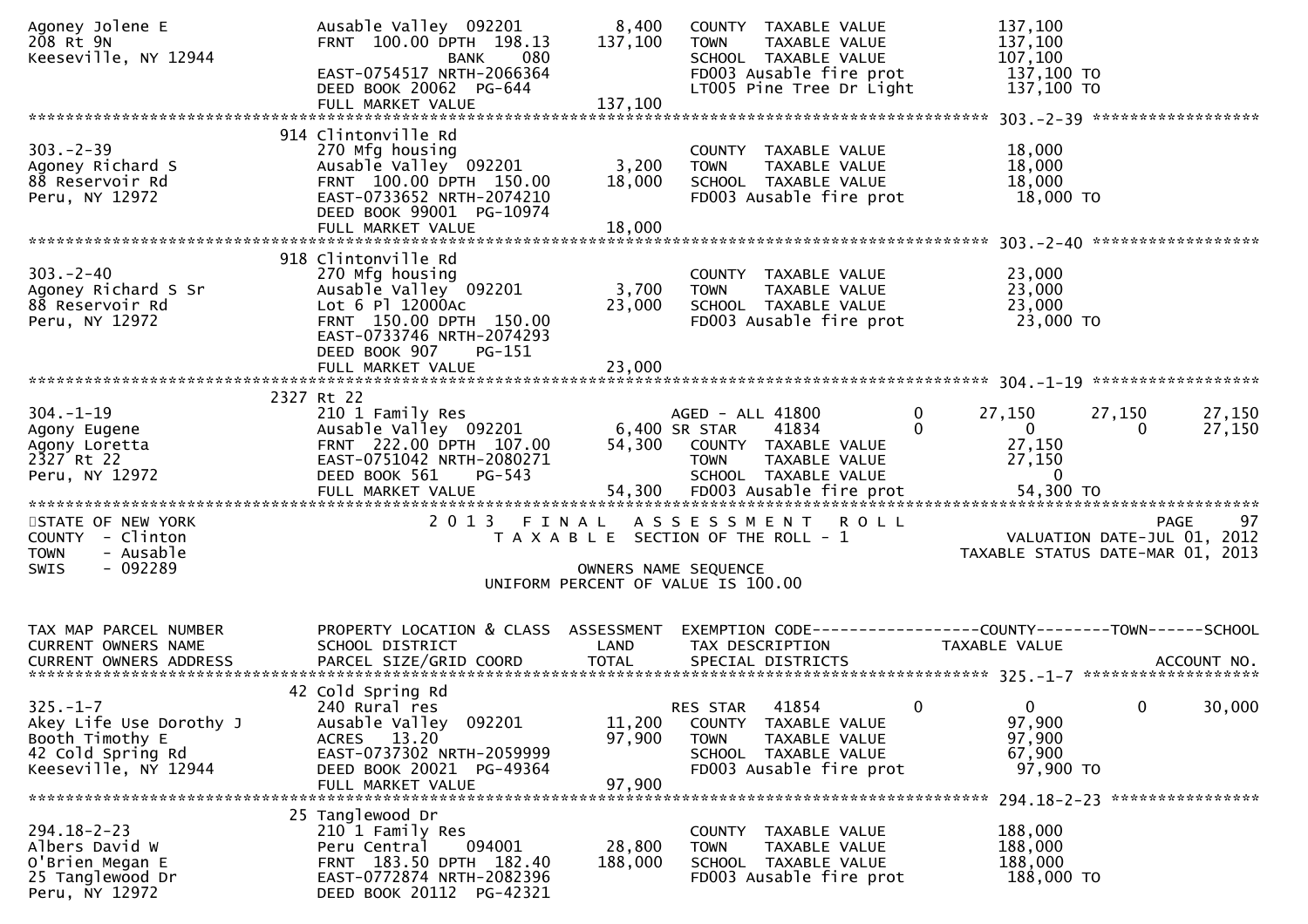```
Agoney Jolene E               Ausable Valley  092201        8,400   COUNTY  TAXABLE VALUE            137,100
208 Rt 9N                     FRNT 100.00 DPTH 198.13     137,100   TOWN    TAXABLE VALUE            137,100
Keeseville, NY 12944                   BANK     080                 SCHOOL  TAXABLE VALUE            107,100
                              EAST-0754517 NRTH-2066364             FD003 Ausable fire prot           137,100 TO
                              DEED BOOK 20062  PG-644               LT005 Pine Tree Dr Light          137,100 TO
                              FULL MARKET VALUE           137,100
******************************************************************************************************* 303.-2-39 ******************
                          914 Clintonville Rd
303.-2-39                     270 Mfg housing                       COUNTY  TAXABLE VALUE             18,000
Agoney Richard S              Ausable Valley  092201        3,200   TOWN    TAXABLE VALUE             18,000
88 Reservoir Rd               FRNT 100.00 DPTH 150.00      18,000   SCHOOL  TAXABLE VALUE             18,000
Peru, NY 12972                EAST-0733652 NRTH-2074210             FD003 Ausable fire prot            18,000 TO
                              DEED BOOK 99001  PG-10974
                              FULL MARKET VALUE            18,000
******************************************************************************************************* 303.-2-40 ******************
                          918 Clintonville Rd
303.-2-40                     270 Mfg housing                       COUNTY  TAXABLE VALUE             23,000
Agoney Richard S Sr           Ausable Valley  092201        3,700   TOWN    TAXABLE VALUE             23,000
88 Reservoir Rd               Lot 6 Pl 12000Ac             23,000   SCHOOL  TAXABLE VALUE             23,000
Peru, NY 12972                FRNT 150.00 DPTH 150.00               FD003 Ausable fire prot            23,000 TO
                              EAST-0733746 NRTH-2074293
                              DEED BOOK 907    PG-151
                              FULL MARKET VALUE            23,000
******************************************************************************************************* 304.-1-19 ******************
                          2327 Rt 22
304.-1-19                     210 1 Family Res                      AGED - ALL 41800        0     27,150      27,150      27,150
Agony Eugene                  Ausable Valley  092201        6,400 SR STAR    41834          0          0           0      27,150
Agony Loretta                 FRNT 222.00 DPTH 107.00      54,300   COUNTY  TAXABLE VALUE             27,150
2327 Rt 22                    EAST-0751042 NRTH-2080271             TOWN    TAXABLE VALUE             27,150
Peru, NY 12972                DEED BOOK 561    PG-543               SCHOOL  TAXABLE VALUE                  0
                              FULL MARKET VALUE            54,300   FD003 Ausable fire prot            54,300 TO
************************************************************************************************************************************
STATE OF NEW YORK                   2 0 1 3   F I N A L   A S S E S S M E N T   R O L L                                PAGE    97
COUNTY  - Clinton                      T A X A B L E  SECTION OF THE ROLL - 1                     VALUATION DATE-JUL 01, 2012
TOWN    - Ausable                                                                                 TAXABLE STATUS DATE-MAR 01, 2013
SWIS    - 092289                                    OWNERS NAME SEQUENCE
                                               UNIFORM PERCENT OF VALUE IS 100.00


TAX MAP PARCEL NUMBER         PROPERTY LOCATION & CLASS  ASSESSMENT  EXEMPTION CODE------------------COUNTY--------TOWN------SCHOOL
CURRENT OWNERS NAME           SCHOOL DISTRICT               LAND      TAX DESCRIPTION            TAXABLE VALUE
CURRENT OWNERS ADDRESS        PARCEL SIZE/GRID COORD        TOTAL     SPECIAL DISTRICTS                                ACCOUNT NO.
******************************************************************************************************* 325.-1-7 *******************
                          42 Cold Spring Rd
325.-1-7                      240 Rural res                         RES STAR   41854        0          0           0      30,000
Akey Life Use Dorothy J       Ausable Valley  092201       11,200   COUNTY  TAXABLE VALUE             97,900
Booth Timothy E               ACRES   13.20                97,900   TOWN    TAXABLE VALUE             97,900
42 Cold Spring Rd             EAST-0737302 NRTH-2059999             SCHOOL  TAXABLE VALUE             67,900
Keeseville, NY 12944          DEED BOOK 20021  PG-49364             FD003 Ausable fire prot            97,900 TO
                              FULL MARKET VALUE            97,900
******************************************************************************************************* 294.18-2-23 ****************
                          25 Tanglewood Dr
294.18-2-23                   210 1 Family Res                      COUNTY  TAXABLE VALUE            188,000
Albers David W                Peru Central    094001       28,800   TOWN    TAXABLE VALUE            188,000
O'Brien Megan E               FRNT 183.50 DPTH 182.40     188,000   SCHOOL  TAXABLE VALUE            188,000
25 Tanglewood Dr              EAST-0772874 NRTH-2082396             FD003 Ausable fire prot           188,000 TO
Peru, NY 12972                DEED BOOK 20112  PG-42321
```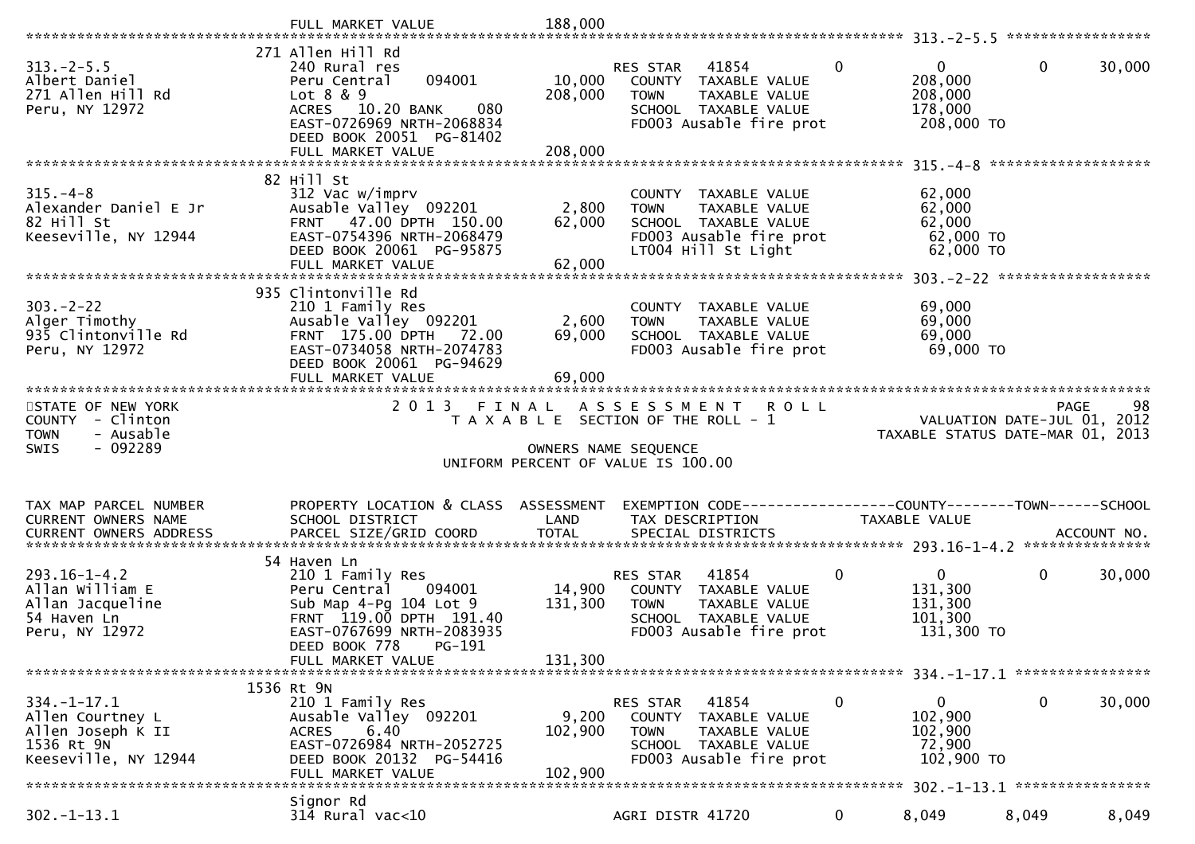```
                              FULL MARKET VALUE           188,000
******************************************************************************************************* 313.-2-5.5 *****************
                         271 Allen Hill Rd
313.-2-5.5               240 Rural res                        RES STAR   41854           0            0            0       30,000
Albert Daniel            Peru Central     094001     10,000    COUNTY  TAXABLE VALUE                208,000
271 Allen Hill Rd        Lot 8 & 9                  208,000    TOWN    TAXABLE VALUE                208,000
Peru, NY 12972           ACRES   10.20 BANK    080             SCHOOL  TAXABLE VALUE                178,000
                         EAST-0726969 NRTH-2068834             FD003 Ausable fire prot               208,000 TO
                         DEED BOOK 20051  PG-81402
                         FULL MARKET VALUE          208,000
******************************************************************************************************* 315.-4-8 *******************
                         82 Hill St
315.-4-8                 312 Vac w/imprv                       COUNTY  TAXABLE VALUE                 62,000
Alexander Daniel E Jr    Ausable Valley  092201       2,800    TOWN    TAXABLE VALUE                 62,000
82 Hill St               FRNT   47.00 DPTH  150.00   62,000    SCHOOL  TAXABLE VALUE                 62,000
Keeseville, NY 12944     EAST-0754396 NRTH-2068479             FD003 Ausable fire prot                62,000 TO
                         DEED BOOK 20061  PG-95875             LT004 Hill St Light                    62,000 TO
                         FULL MARKET VALUE           62,000
******************************************************************************************************* 303.-2-22 ******************
                         935 Clintonville Rd
303.-2-22                210 1 Family Res                      COUNTY  TAXABLE VALUE                 69,000
Alger Timothy            Ausable Valley  092201       2,600    TOWN    TAXABLE VALUE                 69,000
935 Clintonville Rd      FRNT  175.00 DPTH   72.00   69,000    SCHOOL  TAXABLE VALUE                 69,000
Peru, NY 12972           EAST-0734058 NRTH-2074783             FD003 Ausable fire prot                69,000 TO
                         DEED BOOK 20061  PG-94629
                         FULL MARKET VALUE           69,000
************************************************************************************************************************************
STATE OF NEW YORK                   2 0 1 3   F I N A L   A S S E S S M E N T   R O L L                                 PAGE    98
COUNTY  - Clinton                      T A X A B L E  SECTION OF THE ROLL - 1                     VALUATION DATE-JUL 01, 2012
TOWN    - Ausable                                                                               TAXABLE STATUS DATE-MAR 01, 2013
SWIS    - 092289                                     OWNERS NAME SEQUENCE
                                           UNIFORM PERCENT OF VALUE IS 100.00


TAX MAP PARCEL NUMBER    PROPERTY LOCATION & CLASS  ASSESSMENT  EXEMPTION CODE------------------COUNTY--------TOWN------SCHOOL
CURRENT OWNERS NAME      SCHOOL DISTRICT               LAND     TAX DESCRIPTION              TAXABLE VALUE
CURRENT OWNERS ADDRESS   PARCEL SIZE/GRID COORD       TOTAL     SPECIAL DISTRICTS                                      ACCOUNT NO.
******************************************************************************************************* 293.16-1-4.2 ***************
                         54 Haven Ln
293.16-1-4.2             210 1 Family Res                      RES STAR   41854           0            0            0       30,000
Allan William E          Peru Central     094001     14,900    COUNTY  TAXABLE VALUE                131,300
Allan Jacqueline         Sub Map 4-Pg 104 Lot 9     131,300    TOWN    TAXABLE VALUE                131,300
54 Haven Ln              FRNT  119.00 DPTH  191.40             SCHOOL  TAXABLE VALUE                101,300
Peru, NY 12972           EAST-0767699 NRTH-2083935             FD003 Ausable fire prot               131,300 TO
                         DEED BOOK 778     PG-191
                         FULL MARKET VALUE          131,300
******************************************************************************************************* 334.-1-17.1 ****************
                         1536 Rt 9N
334.-1-17.1              210 1 Family Res                      RES STAR   41854           0            0            0       30,000
Allen Courtney L         Ausable Valley  092201       9,200    COUNTY  TAXABLE VALUE                102,900
Allen Joseph K II        ACRES    6.40              102,900    TOWN    TAXABLE VALUE                102,900
1536 Rt 9N               EAST-0726984 NRTH-2052725             SCHOOL  TAXABLE VALUE                 72,900
Keeseville, NY 12944     DEED BOOK 20132  PG-54416             FD003 Ausable fire prot               102,900 TO
                         FULL MARKET VALUE          102,900
******************************************************************************************************* 302.-1-13.1 ****************
                         Signor Rd
302.-1-13.1              314 Rural vac<10                      AGRI DISTR 41720           0        8,049        8,049        8,049
```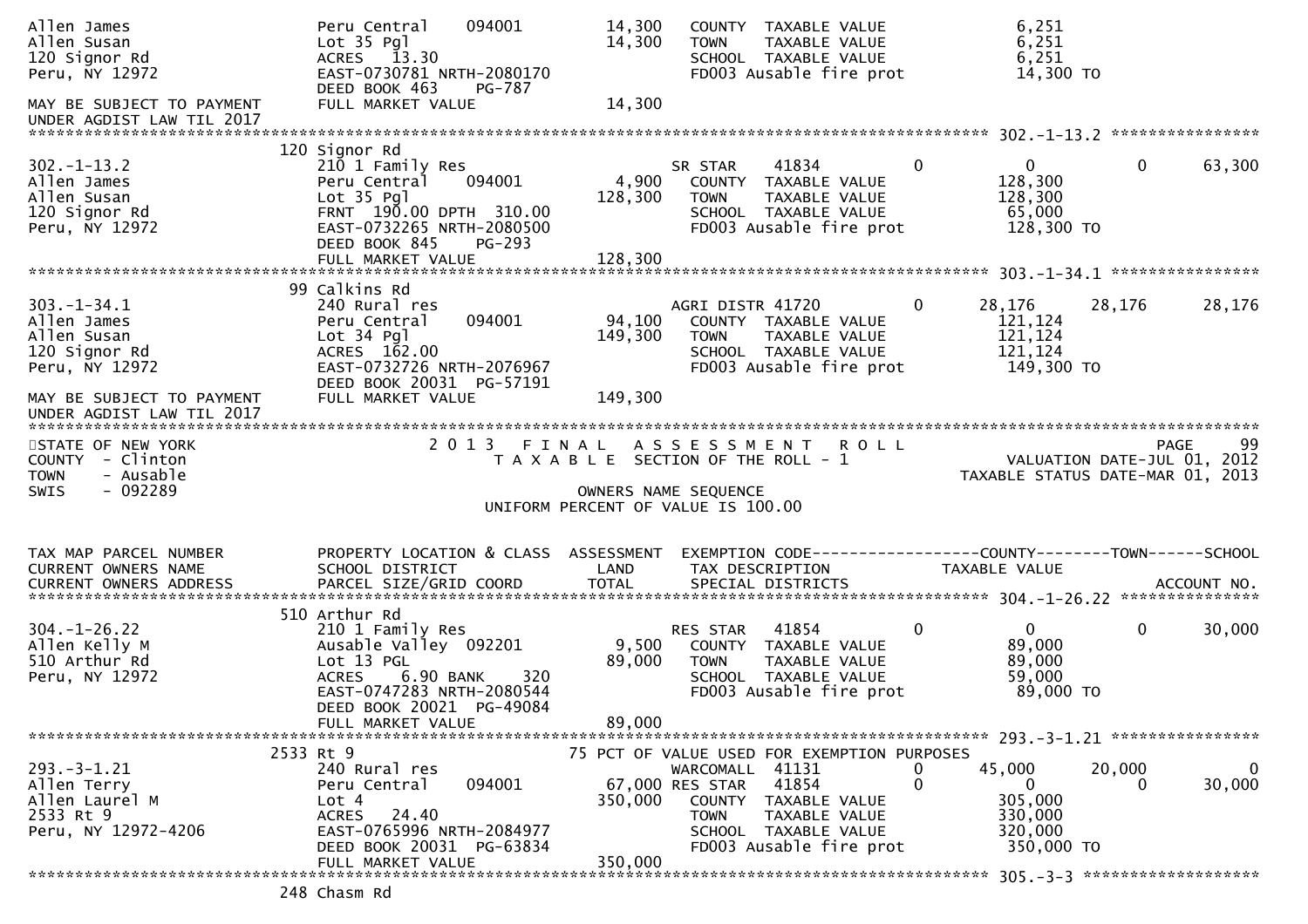```
Allen James                    Peru Central    094001          14,300   COUNTY  TAXABLE VALUE             6,251
Allen Susan                    Lot 35 Pgl                      14,300   TOWN    TAXABLE VALUE             6,251
120 Signor Rd                  ACRES  13.30                             SCHOOL  TAXABLE VALUE             6,251
Peru, NY 12972                 EAST-0730781 NRTH-2080170                FD003 Ausable fire prot          14,300 TO
                               DEED BOOK 463    PG-787
MAY BE SUBJECT TO PAYMENT      FULL MARKET VALUE               14,300
UNDER AGDIST LAW TIL 2017
******************************************************************************************************* 302.-1-13.2 ****************
                          120 Signor Rd
302.-1-13.2                    210 1 Family Res                         SR STAR     41834         0            0            0       63,300
Allen James                    Peru Central    094001           4,900   COUNTY  TAXABLE VALUE           128,300
Allen Susan                    Lot 35 Pgl                      128,300  TOWN    TAXABLE VALUE           128,300
120 Signor Rd                  FRNT  190.00 DPTH  310.00                SCHOOL  TAXABLE VALUE            65,000
Peru, NY 12972                 EAST-0732265 NRTH-2080500                FD003 Ausable fire prot         128,300 TO
                               DEED BOOK 845    PG-293
                               FULL MARKET VALUE              128,300
******************************************************************************************************* 303.-1-34.1 ****************
                          99 Calkins Rd
303.-1-34.1                    240 Rural res                            AGRI DISTR 41720          0       28,176       28,176       28,176
Allen James                    Peru Central    094001          94,100   COUNTY  TAXABLE VALUE           121,124
Allen Susan                    Lot 34 Pgl                      149,300  TOWN    TAXABLE VALUE           121,124
120 Signor Rd                  ACRES 162.00                             SCHOOL  TAXABLE VALUE           121,124
Peru, NY 12972                 EAST-0732726 NRTH-2076967                FD003 Ausable fire prot         149,300 TO
                               DEED BOOK 20031 PG-57191
MAY BE SUBJECT TO PAYMENT      FULL MARKET VALUE              149,300
UNDER AGDIST LAW TIL 2017
*************************************************************************************************************************************
STATE OF NEW YORK                        2 0 1 3   F I N A L   A S S E S S M E N T   R O L L                              PAGE    99
COUNTY  - Clinton                          T A X A B L E  SECTION OF THE ROLL - 1                       VALUATION DATE-JUL 01, 2012
TOWN    - Ausable                                                                                    TAXABLE STATUS DATE-MAR 01, 2013
SWIS    - 092289                                          OWNERS NAME SEQUENCE
                                                 UNIFORM PERCENT OF VALUE IS 100.00


TAX MAP PARCEL NUMBER          PROPERTY LOCATION & CLASS  ASSESSMENT  EXEMPTION CODE------------------COUNTY--------TOWN------SCHOOL
CURRENT OWNERS NAME            SCHOOL DISTRICT               LAND      TAX DESCRIPTION              TAXABLE VALUE
CURRENT OWNERS ADDRESS         PARCEL SIZE/GRID COORD        TOTAL     SPECIAL DISTRICTS                                  ACCOUNT NO.
******************************************************************************************************* 304.-1-26.22 ***************
                          510 Arthur Rd
304.-1-26.22                   210 1 Family Res                         RES STAR    41854         0            0            0       30,000
Allen Kelly M                  Ausable Valley  092201           9,500   COUNTY  TAXABLE VALUE            89,000
510 Arthur Rd                  Lot 13 PGL                       89,000  TOWN    TAXABLE VALUE            89,000
Peru, NY 12972                 ACRES    6.90 BANK     320               SCHOOL  TAXABLE VALUE            59,000
                               EAST-0747283 NRTH-2080544                FD003 Ausable fire prot          89,000 TO
                               DEED BOOK 20021 PG-49084
                               FULL MARKET VALUE               89,000
******************************************************************************************************* 293.-3-1.21 ****************
                          2533 Rt 9                        75 PCT OF VALUE USED FOR EXEMPTION PURPOSES
293.-3-1.21                    240 Rural res                            WARCOMALL  41131          0       45,000       20,000            0
Allen Terry                    Peru Central    094001          67,000 RES STAR   41854          0            0            0       30,000
Allen Laurel M                 Lot 4                           350,000  COUNTY  TAXABLE VALUE           305,000
2533 Rt 9                      ACRES   24.40                            TOWN    TAXABLE VALUE           330,000
Peru, NY 12972-4206            EAST-0765996 NRTH-2084977                SCHOOL  TAXABLE VALUE           320,000
                               DEED BOOK 20031 PG-63834                 FD003 Ausable fire prot         350,000 TO
                               FULL MARKET VALUE              350,000
******************************************************************************************************* 305.-3-3 *******************
                          248 Chasm Rd
```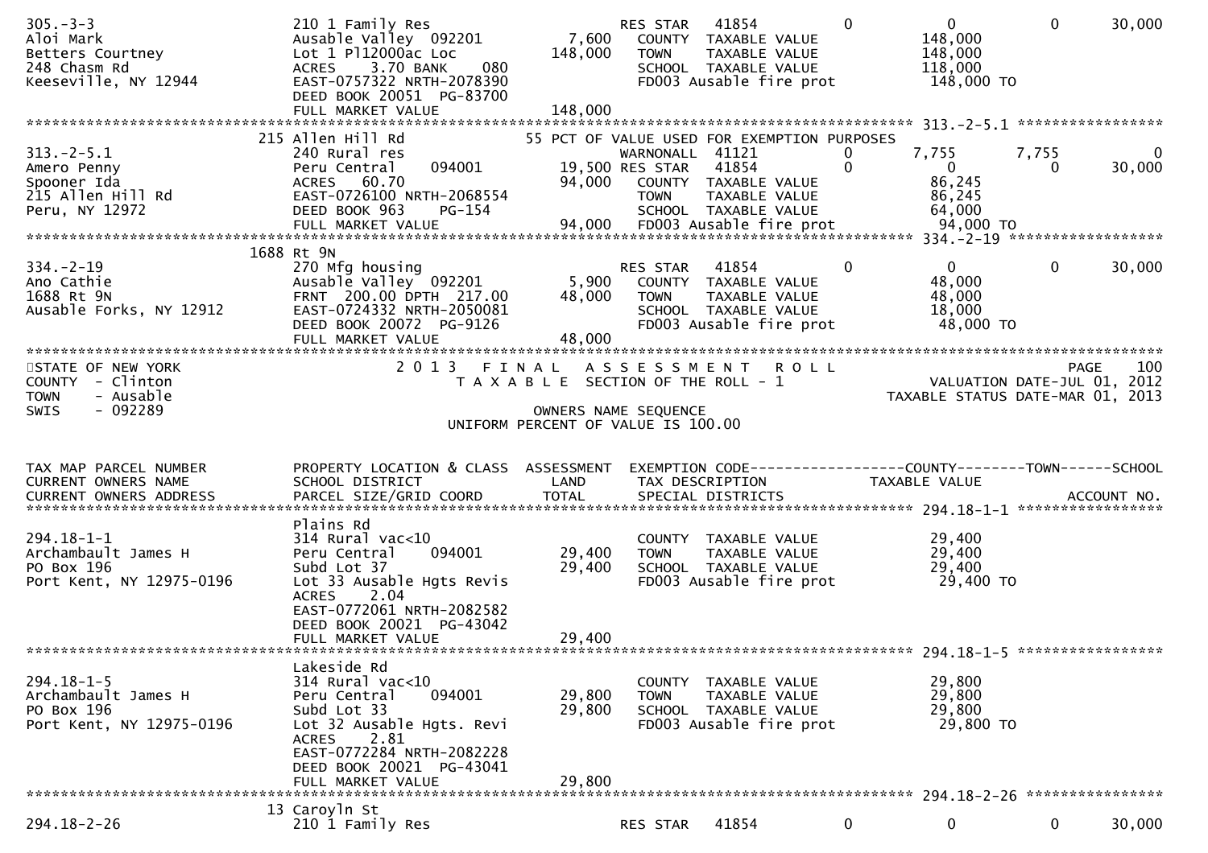```
305.-3-3                     210 1 Family Res                          RES STAR   41854          0            0            0        30,000
Aloi Mark                    Ausable Valley  092201          7,600     COUNTY  TAXABLE VALUE            148,000
Betters Courtney             Lot 1 Pl12000ac Loc           148,000     TOWN    TAXABLE VALUE            148,000
248 Chasm Rd                 ACRES    3.70 BANK     080                SCHOOL  TAXABLE VALUE            118,000
Keeseville, NY 12944         EAST-0757322 NRTH-2078390                 FD003 Ausable fire prot           148,000 TO
                             DEED BOOK 20051  PG-83700
                             FULL MARKET VALUE             148,000
******************************************************************************************************* 313.-2-5.1 *****************
                         215 Allen Hill Rd                      55 PCT OF VALUE USED FOR EXEMPTION PURPOSES
313.-2-5.1                   240 Rural res                             WARNONALL  41121          0        7,755        7,755            0
Amero Penny                  Peru Central    094001         19,500 RES STAR   41854          0            0            0        30,000
Spooner Ida                  ACRES   60.70                  94,000     COUNTY  TAXABLE VALUE             86,245
215 Allen Hill Rd            EAST-0726100 NRTH-2068554                 TOWN    TAXABLE VALUE             86,245
Peru, NY 12972               DEED BOOK 963    PG-154                   SCHOOL  TAXABLE VALUE             64,000
                             FULL MARKET VALUE              94,000     FD003 Ausable fire prot            94,000 TO
******************************************************************************************************* 334.-2-19 ******************
                        1688 Rt 9N
334.-2-19                    270 Mfg housing                           RES STAR   41854          0            0            0        30,000
Ano Cathie                   Ausable Valley  092201          5,900     COUNTY  TAXABLE VALUE             48,000
1688 Rt 9N                   FRNT  200.00 DPTH  217.00      48,000     TOWN    TAXABLE VALUE             48,000
Ausable Forks, NY 12912      EAST-0724332 NRTH-2050081                 SCHOOL  TAXABLE VALUE             18,000
                             DEED BOOK 20072  PG-9126                  FD003 Ausable fire prot            48,000 TO
                             FULL MARKET VALUE              48,000
************************************************************************************************************************************
STATE OF NEW YORK                         2 0 1 3   F I N A L   A S S E S S M E N T   R O L L                                PAGE   100
COUNTY  - Clinton                          T A X A B L E  SECTION OF THE ROLL - 1                      VALUATION DATE-JUL 01, 2012
TOWN    - Ausable                                                                                  TAXABLE STATUS DATE-MAR 01, 2013
SWIS    - 092289                                           OWNERS NAME SEQUENCE
                                                   UNIFORM PERCENT OF VALUE IS 100.00


TAX MAP PARCEL NUMBER        PROPERTY LOCATION & CLASS  ASSESSMENT  EXEMPTION CODE------------------COUNTY--------TOWN------SCHOOL
CURRENT OWNERS NAME          SCHOOL DISTRICT               LAND      TAX DESCRIPTION            TAXABLE VALUE
CURRENT OWNERS ADDRESS       PARCEL SIZE/GRID COORD        TOTAL     SPECIAL DISTRICTS                                      ACCOUNT NO.
******************************************************************************************************* 294.18-1-1 *****************
                             Plains Rd
294.18-1-1                   314 Rural vac<10                          COUNTY  TAXABLE VALUE             29,400
Archambault James H          Peru Central    094001         29,400     TOWN    TAXABLE VALUE             29,400
PO Box 196                   Subd Lot 37                    29,400     SCHOOL  TAXABLE VALUE             29,400
Port Kent, NY 12975-0196     Lot 33 Ausable Hgts Revis                 FD003 Ausable fire prot            29,400 TO
                             ACRES    2.04
                             EAST-0772061 NRTH-2082582
                             DEED BOOK 20021  PG-43042
                             FULL MARKET VALUE              29,400
******************************************************************************************************* 294.18-1-5 *****************
                             Lakeside Rd
294.18-1-5                   314 Rural vac<10                          COUNTY  TAXABLE VALUE             29,800
Archambault James H          Peru Central    094001         29,800     TOWN    TAXABLE VALUE             29,800
PO Box 196                   Subd Lot 33                    29,800     SCHOOL  TAXABLE VALUE             29,800
Port Kent, NY 12975-0196     Lot 32 Ausable Hgts. Revi                 FD003 Ausable fire prot            29,800 TO
                             ACRES    2.81
                             EAST-0772284 NRTH-2082228
                             DEED BOOK 20021  PG-43041
                             FULL MARKET VALUE              29,800
******************************************************************************************************* 294.18-2-26 ****************
                          13 Caroyln St
294.18-2-26                  210 1 Family Res                          RES STAR   41854          0            0            0        30,000
```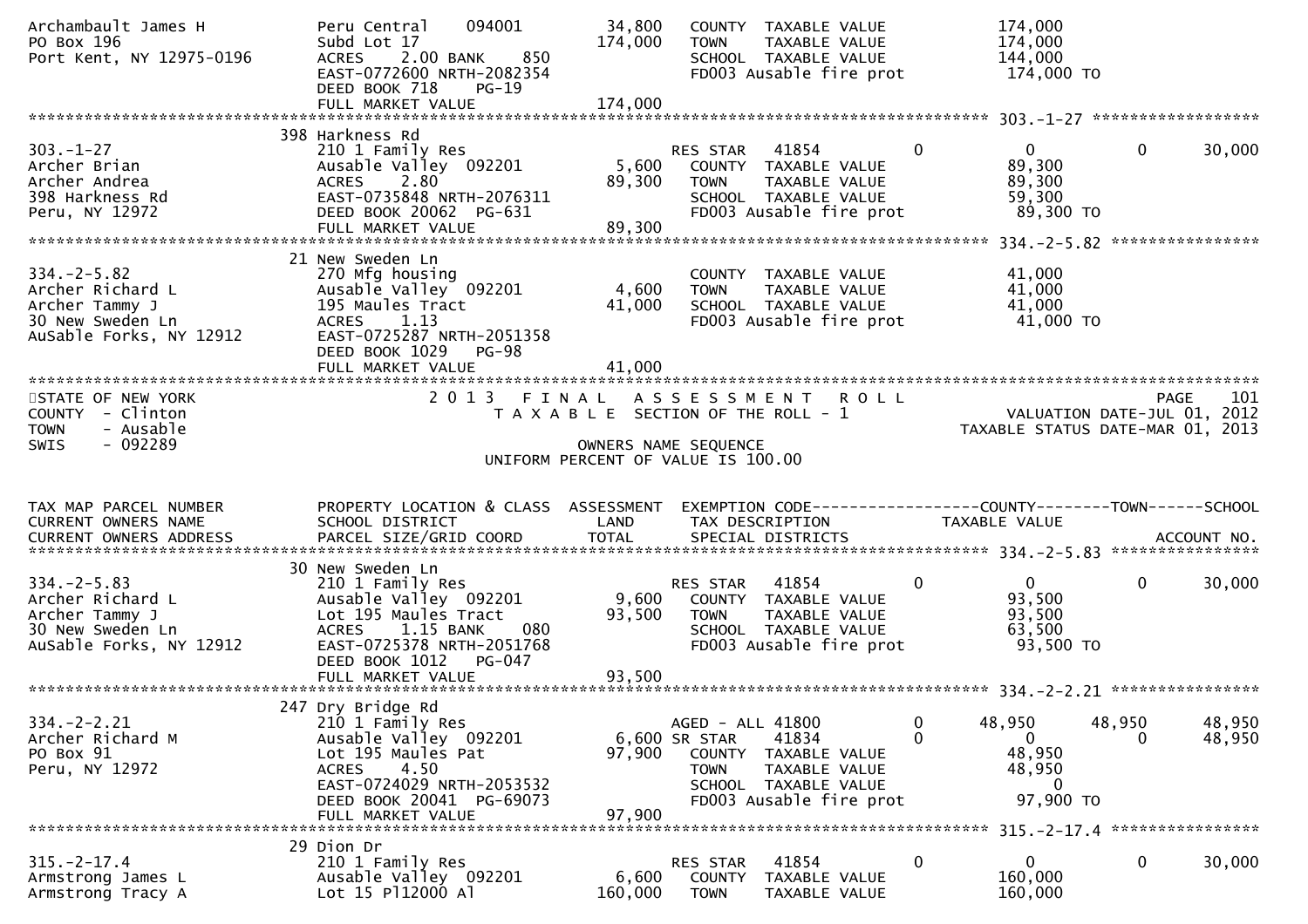```
Archambault James H           Peru Central    094001        34,800   COUNTY  TAXABLE VALUE           174,000
PO Box 196                    Subd Lot 17                  174,000   TOWN    TAXABLE VALUE           174,000
Port Kent, NY 12975-0196      ACRES    2.00 BANK    850              SCHOOL  TAXABLE VALUE           144,000
                              EAST-0772600 NRTH-2082354              FD003 Ausable fire prot          174,000 TO
                              DEED BOOK 718    PG-19
                              FULL MARKET VALUE            174,000
******************************************************************************************************* 303.-1-27 ******************
                              398 Harkness Rd
303.-1-27                     210 1 Family Res                       RES STAR   41854        0           0            0       30,000
Archer Brian                  Ausable Valley  092201         5,600   COUNTY  TAXABLE VALUE            89,300
Archer Andrea                 ACRES    2.80                 89,300   TOWN    TAXABLE VALUE            89,300
398 Harkness Rd               EAST-0735848 NRTH-2076311              SCHOOL  TAXABLE VALUE            59,300
Peru, NY 12972                DEED BOOK 20062  PG-631                FD003 Ausable fire prot           89,300 TO
                              FULL MARKET VALUE             89,300
******************************************************************************************************* 334.-2-5.82 ****************
                              21 New Sweden Ln
334.-2-5.82                   270 Mfg housing                        COUNTY  TAXABLE VALUE            41,000
Archer Richard L              Ausable Valley  092201         4,600   TOWN    TAXABLE VALUE            41,000
Archer Tammy J                195 Maules Tract              41,000   SCHOOL  TAXABLE VALUE            41,000
30 New Sweden Ln              ACRES    1.13                          FD003 Ausable fire prot           41,000 TO
AuSable Forks, NY 12912       EAST-0725287 NRTH-2051358
                              DEED BOOK 1029   PG-98
                              FULL MARKET VALUE             41,000
************************************************************************************************************************************
STATE OF NEW YORK                     2 0 1 3   F I N A L   A S S E S S M E N T   R O L L                              PAGE    101
COUNTY  - Clinton                        T A X A B L E  SECTION OF THE ROLL - 1                          VALUATION DATE-JUL 01, 2012
TOWN    - Ausable                                                                                  TAXABLE STATUS DATE-MAR 01, 2013
SWIS    - 092289                                          OWNERS NAME SEQUENCE
                                                  UNIFORM PERCENT OF VALUE IS 100.00


TAX MAP PARCEL NUMBER         PROPERTY LOCATION & CLASS  ASSESSMENT  EXEMPTION CODE------------------COUNTY--------TOWN------SCHOOL
CURRENT OWNERS NAME           SCHOOL DISTRICT               LAND     TAX DESCRIPTION              TAXABLE VALUE
CURRENT OWNERS ADDRESS        PARCEL SIZE/GRID COORD        TOTAL    SPECIAL DISTRICTS                                 ACCOUNT NO.
******************************************************************************************************* 334.-2-5.83 ****************
                              30 New Sweden Ln
334.-2-5.83                   210 1 Family Res                       RES STAR   41854        0           0            0       30,000
Archer Richard L              Ausable Valley  092201         9,600   COUNTY  TAXABLE VALUE            93,500
Archer Tammy J                Lot 195 Maules Tract          93,500   TOWN    TAXABLE VALUE            93,500
30 New Sweden Ln              ACRES    1.15 BANK    080              SCHOOL  TAXABLE VALUE            63,500
AuSable Forks, NY 12912       EAST-0725378 NRTH-2051768              FD003 Ausable fire prot           93,500 TO
                              DEED BOOK 1012   PG-047
                              FULL MARKET VALUE             93,500
******************************************************************************************************* 334.-2-2.21 ****************
                              247 Dry Bridge Rd
334.-2-2.21                   210 1 Family Res                       AGED - ALL 41800        0      48,950       48,950       48,950
Archer Richard M              Ausable Valley  092201         6,600 SR STAR     41834        0           0            0       48,950
PO Box 91                     Lot 195 Maules Pat            97,900   COUNTY  TAXABLE VALUE            48,950
Peru, NY 12972                ACRES    4.50                          TOWN    TAXABLE VALUE            48,950
                              EAST-0724029 NRTH-2053532              SCHOOL  TAXABLE VALUE                 0
                              DEED BOOK 20041  PG-69073              FD003 Ausable fire prot           97,900 TO
                              FULL MARKET VALUE             97,900
******************************************************************************************************* 315.-2-17.4 ****************
                              29 Dion Dr
315.-2-17.4                   210 1 Family Res                       RES STAR   41854        0           0            0       30,000
Armstrong James L             Ausable Valley  092201         6,600   COUNTY  TAXABLE VALUE           160,000
Armstrong Tracy A             Lot 15 Pl12000 Al            160,000   TOWN    TAXABLE VALUE           160,000
```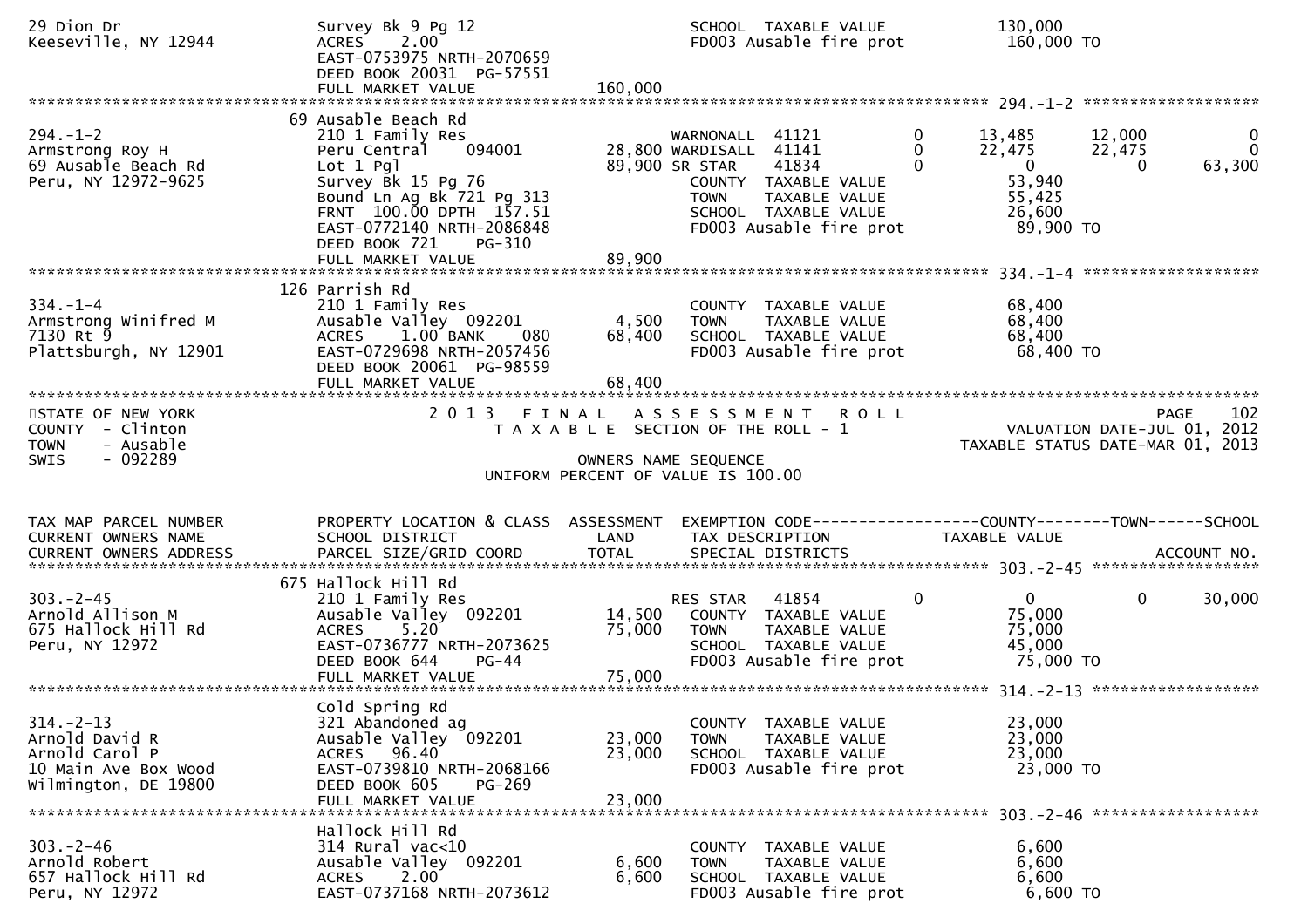```
29 Dion Dr                     Survey Bk 9 Pg 12                            SCHOOL  TAXABLE VALUE              130,000
Keeseville, NY 12944           ACRES    2.00                                FD003 Ausable fire prot             160,000 TO
                               EAST-0753975 NRTH-2070659
                               DEED BOOK 20031  PG-57551
                               FULL MARKET VALUE                160,000
******************************************************************************************************* 294.-1-2 ******************
                            69 Ausable Beach Rd
294.-1-2                       210 1 Family Res                     WARNONALL  41121           0      13,485       12,000             0
Armstrong Roy H                Peru Central    094001         28,800 WARDISALL  41141          0      22,475       22,475             0
69 Ausable Beach Rd            Lot 1 Pgl                      89,900 SR STAR    41834          0           0            0        63,300
Peru, NY 12972-9625            Survey Bk 15 Pg 76                    COUNTY  TAXABLE VALUE              53,940
                               Bound Ln Ag Bk 721 Pg 313             TOWN    TAXABLE VALUE              55,425
                               FRNT  100.00 DPTH  157.51             SCHOOL  TAXABLE VALUE              26,600
                               EAST-0772140 NRTH-2086848             FD003 Ausable fire prot             89,900 TO
                               DEED BOOK 721    PG-310
                               FULL MARKET VALUE                 89,900
******************************************************************************************************* 334.-1-4 ******************
                            126 Parrish Rd
334.-1-4                       210 1 Family Res                      COUNTY  TAXABLE VALUE              68,400
Armstrong Winifred M           Ausable Valley  092201          4,500 TOWN    TAXABLE VALUE              68,400
7130 Rt 9                      ACRES    1.00 BANK     080     68,400 SCHOOL  TAXABLE VALUE              68,400
Plattsburgh, NY 12901          EAST-0729698 NRTH-2057456             FD003 Ausable fire prot             68,400 TO
                               DEED BOOK 20061  PG-98559
                               FULL MARKET VALUE                 68,400
************************************************************************************************************************************
STATE OF NEW YORK                  2 0 1 3   F I N A L   A S S E S S M E N T   R O L L                                 PAGE    102
COUNTY  - Clinton                     T A X A B L E  SECTION OF THE ROLL - 1                           VALUATION DATE-JUL 01, 2012
TOWN    - Ausable                                                                                    TAXABLE STATUS DATE-MAR 01, 2013
SWIS    - 092289                                         OWNERS NAME SEQUENCE
                                                 UNIFORM PERCENT OF VALUE IS 100.00


TAX MAP PARCEL NUMBER          PROPERTY LOCATION & CLASS  ASSESSMENT  EXEMPTION CODE------------------COUNTY--------TOWN------SCHOOL
CURRENT OWNERS NAME            SCHOOL DISTRICT               LAND      TAX DESCRIPTION            TAXABLE VALUE
CURRENT OWNERS ADDRESS         PARCEL SIZE/GRID COORD        TOTAL     SPECIAL DISTRICTS                                   ACCOUNT NO.
******************************************************************************************************* 303.-2-45 *****************
                            675 Hallock Hill Rd
303.-2-45                      210 1 Family Res                      RES STAR   41854          0           0            0        30,000
Arnold Allison M               Ausable Valley  092201         14,500  COUNTY  TAXABLE VALUE              75,000
675 Hallock Hill Rd            ACRES    5.20                  75,000  TOWN    TAXABLE VALUE              75,000
Peru, NY 12972                 EAST-0736777 NRTH-2073625              SCHOOL  TAXABLE VALUE              45,000
                               DEED BOOK 644    PG-44                 FD003 Ausable fire prot             75,000 TO
                               FULL MARKET VALUE                 75,000
******************************************************************************************************* 314.-2-13 *****************
                               Cold Spring Rd
314.-2-13                      321 Abandoned ag                      COUNTY  TAXABLE VALUE              23,000
Arnold David R                 Ausable Valley  092201         23,000 TOWN    TAXABLE VALUE              23,000
Arnold Carol P                 ACRES   96.40                  23,000 SCHOOL  TAXABLE VALUE              23,000
10 Main Ave Box Wood           EAST-0739810 NRTH-2068166             FD003 Ausable fire prot             23,000 TO
Wilmington, DE 19800           DEED BOOK 605    PG-269
                               FULL MARKET VALUE                 23,000
******************************************************************************************************* 303.-2-46 *****************
                               Hallock Hill Rd
303.-2-46                      314 Rural vac<10                      COUNTY  TAXABLE VALUE               6,600
Arnold Robert                  Ausable Valley  092201          6,600 TOWN    TAXABLE VALUE               6,600
657 Hallock Hill Rd            ACRES    2.00                   6,600 SCHOOL  TAXABLE VALUE               6,600
Peru, NY 12972                 EAST-0737168 NRTH-2073612             FD003 Ausable fire prot              6,600 TO
```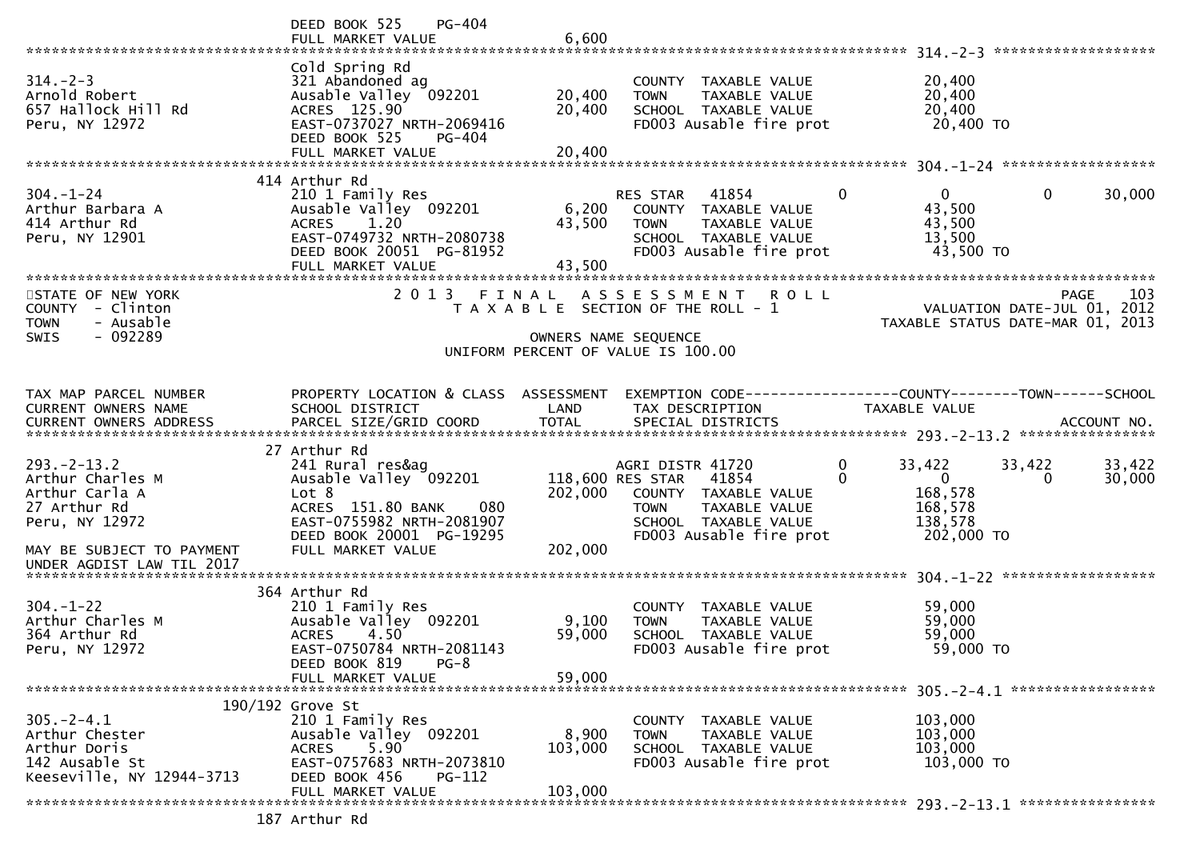DEED BOOK 525 PG-404
FULL MARKET VALUE 6,600

******************************************************************************************************* 314.-2-3 ********************

| TAX MAP PARCEL NUMBER / OWNER | PROPERTY LOCATION & CLASS | LAND / TOTAL | TAX DESCRIPTION | TAXABLE VALUE |
|---|---|---|---|---|
| 314.-2-3 | Cold Spring Rd | | | |
| Arnold Robert | 321 Abandoned ag | | COUNTY TAXABLE VALUE | 20,400 |
| 657 Hallock Hill Rd | Ausable Valley 092201 | 20,400 | TOWN TAXABLE VALUE | 20,400 |
| Peru, NY 12972 | ACRES 125.90 | 20,400 | SCHOOL TAXABLE VALUE | 20,400 |
| | EAST-0737027 NRTH-2069416 | | FD003 Ausable fire prot | 20,400 TO |
| | DEED BOOK 525 PG-404 | | | |
| | FULL MARKET VALUE | 20,400 | | |

******************************************************************************************************* 304.-1-24 ********************

| TAX MAP PARCEL NUMBER / OWNER | PROPERTY LOCATION & CLASS | LAND / TOTAL | EXEMPTION / TAX DESCRIPTION | | COUNTY | TOWN | SCHOOL |
|---|---|---|---|---|---|---|---|
| 304.-1-24 | 414 Arthur Rd | | | | | | |
| Arthur Barbara A | 210 1 Family Res | | RES STAR 41854 | 0 | 0 | 0 | 30,000 |
| 414 Arthur Rd | Ausable Valley 092201 | 6,200 | COUNTY TAXABLE VALUE | | 43,500 | | |
| Peru, NY 12901 | ACRES 1.20 | 43,500 | TOWN TAXABLE VALUE | | 43,500 | | |
| | EAST-0749732 NRTH-2080738 | | SCHOOL TAXABLE VALUE | | 13,500 | | |
| | DEED BOOK 20051 PG-81952 | | FD003 Ausable fire prot | | 43,500 TO | | |
| | FULL MARKET VALUE | 43,500 | | | | | |

*******************************************************************************************************************************************

STATE OF NEW YORK
COUNTY - Clinton
TOWN - Ausable
SWIS - 092289

2 0 1 3 F I N A L A S S E S S M E N T R O L L
T A X A B L E SECTION OF THE ROLL - 1
OWNERS NAME SEQUENCE
UNIFORM PERCENT OF VALUE IS 100.00

PAGE 103
VALUATION DATE-JUL 01, 2012
TAXABLE STATUS DATE-MAR 01, 2013

| TAX MAP PARCEL NUMBER<br>CURRENT OWNERS NAME<br>CURRENT OWNERS ADDRESS | PROPERTY LOCATION & CLASS<br>SCHOOL DISTRICT<br>PARCEL SIZE/GRID COORD | ASSESSMENT<br>LAND<br>TOTAL | EXEMPTION CODE<br>TAX DESCRIPTION<br>SPECIAL DISTRICTS | | COUNTY<br>TAXABLE VALUE | TOWN | SCHOOL<br>ACCOUNT NO. |
|---|---|---|---|---|---|---|---|
| **293.-2-13.2** | 27 Arthur Rd | | | | | | |
| 293.-2-13.2 | 241 Rural res&ag | | AGRI DISTR 41720 | 0 | 33,422 | 33,422 | 33,422 |
| Arthur Charles M | Ausable Valley 092201 | 118,600 | RES STAR 41854 | 0 | 0 | 0 | 30,000 |
| Arthur Carla A | Lot 8 | 202,000 | COUNTY TAXABLE VALUE | | 168,578 | | |
| 27 Arthur Rd | ACRES 151.80 BANK 080 | | TOWN TAXABLE VALUE | | 168,578 | | |
| Peru, NY 12972 | EAST-0755982 NRTH-2081907 | | SCHOOL TAXABLE VALUE | | 138,578 | | |
| | DEED BOOK 20001 PG-19295 | | FD003 Ausable fire prot | | 202,000 TO | | |
| MAY BE SUBJECT TO PAYMENT UNDER AGDIST LAW TIL 2017 | FULL MARKET VALUE | 202,000 | | | | | |
| **304.-1-22** | 364 Arthur Rd | | | | | | |
| 304.-1-22 | 210 1 Family Res | | COUNTY TAXABLE VALUE | | 59,000 | | |
| Arthur Charles M | Ausable Valley 092201 | 9,100 | TOWN TAXABLE VALUE | | 59,000 | | |
| 364 Arthur Rd | ACRES 4.50 | 59,000 | SCHOOL TAXABLE VALUE | | 59,000 | | |
| Peru, NY 12972 | EAST-0750784 NRTH-2081143 | | FD003 Ausable fire prot | | 59,000 TO | | |
| | DEED BOOK 819 PG-8 | | | | | | |
| | FULL MARKET VALUE | 59,000 | | | | | |
| **305.-2-4.1** | 190/192 Grove St | | | | | | |
| 305.-2-4.1 | 210 1 Family Res | | COUNTY TAXABLE VALUE | | 103,000 | | |
| Arthur Chester | Ausable Valley 092201 | 8,900 | TOWN TAXABLE VALUE | | 103,000 | | |
| Arthur Doris | ACRES 5.90 | 103,000 | SCHOOL TAXABLE VALUE | | 103,000 | | |
| 142 Ausable St | EAST-0757683 NRTH-2073810 | | FD003 Ausable fire prot | | 103,000 TO | | |
| Keeseville, NY 12944-3713 | DEED BOOK 456 PG-112 | | | | | | |
| | FULL MARKET VALUE | 103,000 | | | | | |

******************************************************************************************************* 293.-2-13.1 ********************

187 Arthur Rd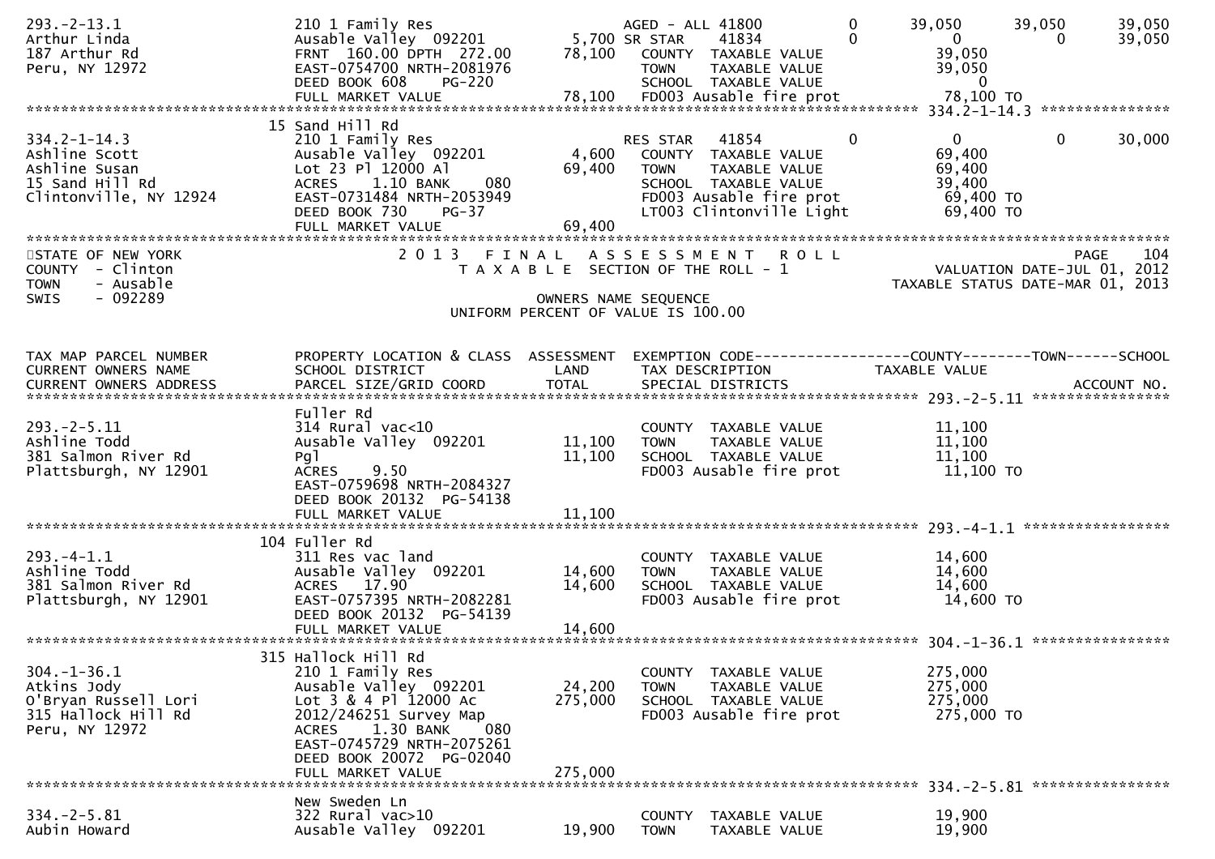```
293.-2-13.1                 210 1 Family Res                    AGED - ALL 41800         0      39,050      39,050      39,050
Arthur Linda                Ausable Valley  092201       5,700 SR STAR     41834         0           0           0      39,050
187 Arthur Rd               FRNT 160.00 DPTH 272.00     78,100   COUNTY  TAXABLE VALUE            39,050
Peru, NY 12972              EAST-0754700 NRTH-2081976            TOWN    TAXABLE VALUE            39,050
                            DEED BOOK 608    PG-220              SCHOOL  TAXABLE VALUE                 0
                            FULL MARKET VALUE           78,100   FD003 Ausable fire prot          78,100 TO
******************************************************************************************************* 334.2-1-14.3 ***************
                         15 Sand Hill Rd
334.2-1-14.3                210 1 Family Res                    RES STAR   41854         0           0           0      30,000
Ashline Scott               Ausable Valley  092201       4,600   COUNTY  TAXABLE VALUE            69,400
Ashline Susan               Lot 23 Pl 12000 Al          69,400   TOWN    TAXABLE VALUE            69,400
15 Sand Hill Rd             ACRES    1.10 BANK     080           SCHOOL  TAXABLE VALUE            39,400
Clintonville, NY 12924      EAST-0731484 NRTH-2053949            FD003 Ausable fire prot          69,400 TO
                            DEED BOOK 730    PG-37               LT003 Clintonville Light         69,400 TO
                            FULL MARKET VALUE           69,400
************************************************************************************************************************************
STATE OF NEW YORK                      2 0 1 3   F I N A L   A S S E S S M E N T   R O L L                               PAGE   104
COUNTY  - Clinton                        T A X A B L E  SECTION OF THE ROLL - 1                      VALUATION DATE-JUL 01, 2012
TOWN    - Ausable                                                                                  TAXABLE STATUS DATE-MAR 01, 2013
SWIS    - 092289                                      OWNERS NAME SEQUENCE
                                             UNIFORM PERCENT OF VALUE IS 100.00


TAX MAP PARCEL NUMBER         PROPERTY LOCATION & CLASS  ASSESSMENT  EXEMPTION CODE------------------COUNTY--------TOWN------SCHOOL
CURRENT OWNERS NAME           SCHOOL DISTRICT               LAND      TAX DESCRIPTION             TAXABLE VALUE
CURRENT OWNERS ADDRESS        PARCEL SIZE/GRID COORD        TOTAL     SPECIAL DISTRICTS                                  ACCOUNT NO.
******************************************************************************************************* 293.-2-5.11 ****************
                            Fuller Rd
293.-2-5.11                 314 Rural vac<10                      COUNTY  TAXABLE VALUE            11,100
Ashline Todd                Ausable Valley  092201      11,100   TOWN    TAXABLE VALUE            11,100
381 Salmon River Rd         Pgl                         11,100   SCHOOL  TAXABLE VALUE            11,100
Plattsburgh, NY 12901       ACRES    9.50                         FD003 Ausable fire prot          11,100 TO
                            EAST-0759698 NRTH-2084327
                            DEED BOOK 20132  PG-54138
                            FULL MARKET VALUE           11,100
******************************************************************************************************* 293.-4-1.1 *****************
                        104 Fuller Rd
293.-4-1.1                  311 Res vac land                      COUNTY  TAXABLE VALUE            14,600
Ashline Todd                Ausable Valley  092201      14,600   TOWN    TAXABLE VALUE            14,600
381 Salmon River Rd         ACRES   17.90               14,600   SCHOOL  TAXABLE VALUE            14,600
Plattsburgh, NY 12901       EAST-0757395 NRTH-2082281            FD003 Ausable fire prot          14,600 TO
                            DEED BOOK 20132  PG-54139
                            FULL MARKET VALUE           14,600
******************************************************************************************************* 304.-1-36.1 ****************
                        315 Hallock Hill Rd
304.-1-36.1                 210 1 Family Res                      COUNTY  TAXABLE VALUE           275,000
Atkins Jody                 Ausable Valley  092201      24,200   TOWN    TAXABLE VALUE           275,000
O'Bryan Russell Lori        Lot 3 & 4 Pl 12000 Ac      275,000   SCHOOL  TAXABLE VALUE           275,000
315 Hallock Hill Rd         2012/246251 Survey Map                FD003 Ausable fire prot         275,000 TO
Peru, NY 12972              ACRES    1.30 BANK     080
                            EAST-0745729 NRTH-2075261
                            DEED BOOK 20072  PG-02040
                            FULL MARKET VALUE          275,000
******************************************************************************************************* 334.-2-5.81 ****************
                            New Sweden Ln
334.-2-5.81                 322 Rural vac>10                      COUNTY  TAXABLE VALUE            19,900
Aubin Howard                Ausable Valley  092201      19,900   TOWN    TAXABLE VALUE            19,900
```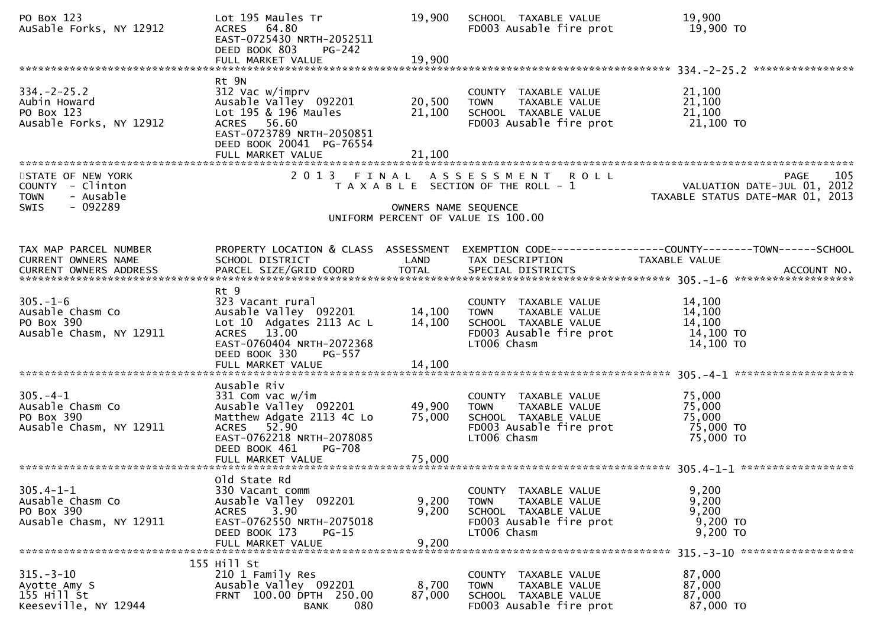```
PO Box 123                     Lot 195 Maules Tr             19,900   SCHOOL  TAXABLE VALUE             19,900
AuSable Forks, NY 12912        ACRES   64.80                          FD003 Ausable fire prot            19,900 TO
                               EAST-0725430 NRTH-2052511
                               DEED BOOK 803    PG-242
                               FULL MARKET VALUE             19,900
******************************************************************************************************* 334.-2-25.2 ****************
                               Rt 9N
334.-2-25.2                    312 Vac w/imprv                        COUNTY  TAXABLE VALUE             21,100
Aubin Howard                   Ausable Valley  092201        20,500   TOWN    TAXABLE VALUE             21,100
PO Box 123                     Lot 195 & 196 Maules          21,100   SCHOOL  TAXABLE VALUE             21,100
Ausable Forks, NY 12912        ACRES   56.60                          FD003 Ausable fire prot            21,100 TO
                               EAST-0723789 NRTH-2050851
                               DEED BOOK 20041  PG-76554
                               FULL MARKET VALUE             21,100
************************************************************************************************************************************
STATE OF NEW YORK                  2 0 1 3   F I N A L   A S S E S S M E N T   R O L L                                  PAGE    105
COUNTY  - Clinton                     T A X A B L E  SECTION OF THE ROLL - 1                        VALUATION DATE-JUL 01, 2012
TOWN    - Ausable                                                                                 TAXABLE STATUS DATE-MAR 01, 2013
SWIS    - 092289                                      OWNERS NAME SEQUENCE
                                                UNIFORM PERCENT OF VALUE IS 100.00


TAX MAP PARCEL NUMBER          PROPERTY LOCATION & CLASS  ASSESSMENT  EXEMPTION CODE------------------COUNTY--------TOWN------SCHOOL
CURRENT OWNERS NAME            SCHOOL DISTRICT               LAND     TAX DESCRIPTION             TAXABLE VALUE
CURRENT OWNERS ADDRESS         PARCEL SIZE/GRID COORD        TOTAL    SPECIAL DISTRICTS                                 ACCOUNT NO.
******************************************************************************************************* 305.-1-6 *******************
                               Rt 9
305.-1-6                       323 Vacant rural                       COUNTY  TAXABLE VALUE             14,100
Ausable Chasm Co               Ausable Valley  092201        14,100   TOWN    TAXABLE VALUE             14,100
PO Box 390                     Lot 10  Adgates 2113 Ac L     14,100   SCHOOL  TAXABLE VALUE             14,100
Ausable Chasm, NY 12911        ACRES   13.00                          FD003 Ausable fire prot            14,100 TO
                               EAST-0760404 NRTH-2072368              LT006 Chasm                        14,100 TO
                               DEED BOOK 330    PG-557
                               FULL MARKET VALUE             14,100
******************************************************************************************************* 305.-4-1 *******************
                               Ausable Riv
305.-4-1                       331 Com vac w/im                       COUNTY  TAXABLE VALUE             75,000
Ausable Chasm Co               Ausable Valley  092201        49,900   TOWN    TAXABLE VALUE             75,000
PO Box 390                     Matthew Adgate 2113 4C Lo     75,000   SCHOOL  TAXABLE VALUE             75,000
Ausable Chasm, NY 12911        ACRES   52.90                          FD003 Ausable fire prot            75,000 TO
                               EAST-0762218 NRTH-2078085              LT006 Chasm                        75,000 TO
                               DEED BOOK 461    PG-708
                               FULL MARKET VALUE             75,000
******************************************************************************************************* 305.4-1-1 ******************
                               Old State Rd
305.4-1-1                      330 Vacant comm                        COUNTY  TAXABLE VALUE              9,200
Ausable Chasm Co               Ausable Valley  092201         9,200   TOWN    TAXABLE VALUE              9,200
PO Box 390                     ACRES    3.90                  9,200   SCHOOL  TAXABLE VALUE              9,200
Ausable Chasm, NY 12911        EAST-0762550 NRTH-2075018              FD003 Ausable fire prot             9,200 TO
                               DEED BOOK 173    PG-15                 LT006 Chasm                         9,200 TO
                               FULL MARKET VALUE              9,200
******************************************************************************************************* 315.-3-10 ******************
                           155 Hill St
315.-3-10                      210 1 Family Res                       COUNTY  TAXABLE VALUE             87,000
Ayotte Amy S                   Ausable Valley  092201         8,700   TOWN    TAXABLE VALUE             87,000
155 Hill St                    FRNT  100.00 DPTH  250.00     87,000   SCHOOL  TAXABLE VALUE             87,000
Keeseville, NY 12944                          BANK     080            FD003 Ausable fire prot            87,000 TO
```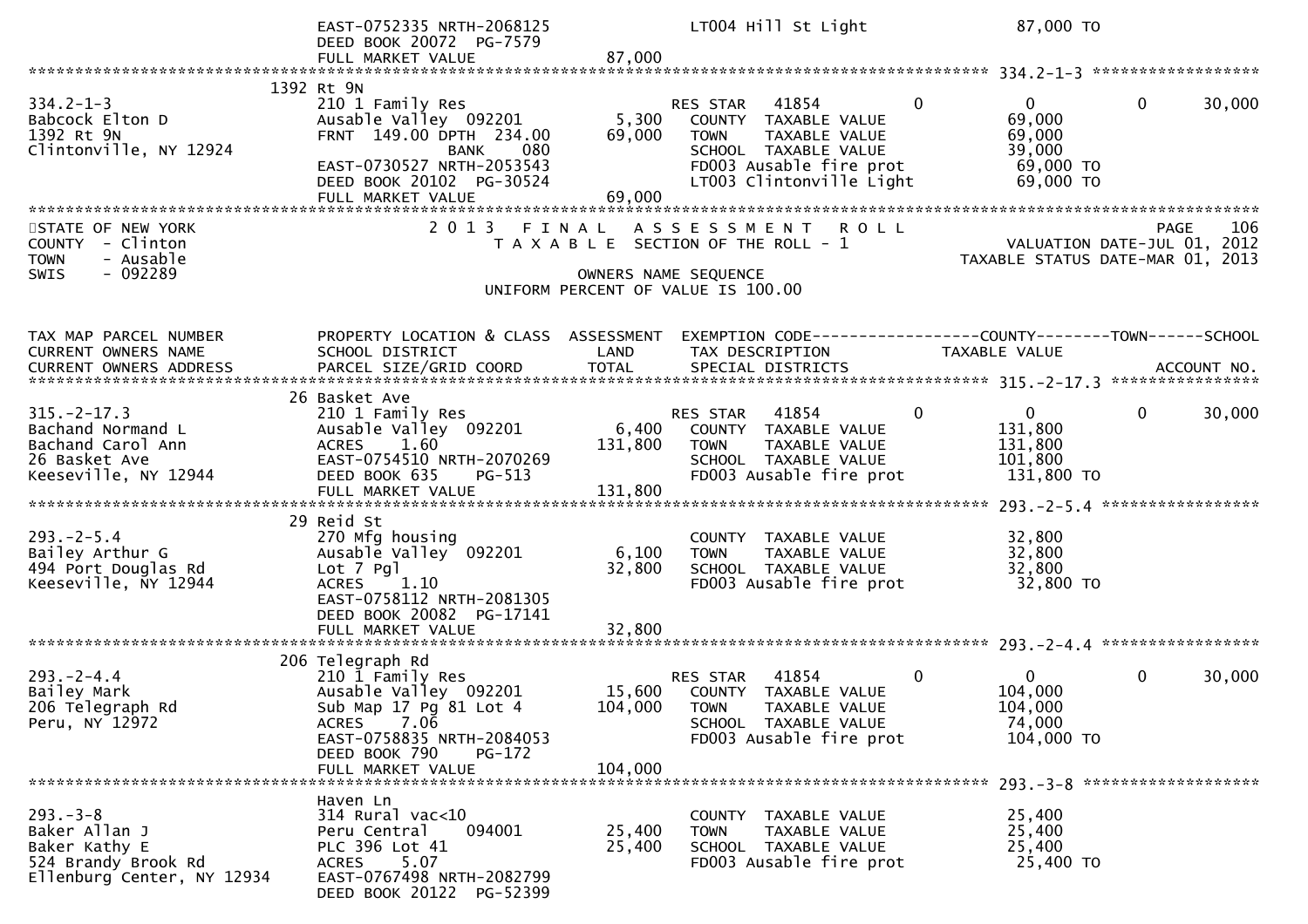```
                              EAST-0752335 NRTH-2068125                  LT004 Hill St Light                87,000 TO
                              DEED BOOK 20072  PG-7579
                              FULL MARKET VALUE              87,000
******************************************************************************************************* 334.2-1-3 ******************
                          1392 Rt 9N
334.2-1-3                     210 1 Family Res                       RES STAR   41854           0             0             0       30,000
Babcock Elton D               Ausable Valley  092201         5,300    COUNTY  TAXABLE VALUE              69,000
1392 Rt 9N                    FRNT  149.00 DPTH  234.00      69,000    TOWN    TAXABLE VALUE              69,000
Clintonville, NY 12924              BANK     080                      SCHOOL  TAXABLE VALUE              39,000
                              EAST-0730527 NRTH-2053543               FD003 Ausable fire prot             69,000 TO
                              DEED BOOK 20102  PG-30524               LT003 Clintonville Light            69,000 TO
                              FULL MARKET VALUE              69,000
************************************************************************************************************************************
```

STATE OF NEW YORK
COUNTY - Clinton
TOWN - Ausable
SWIS - 092289

2 0 1 3 F I N A L A S S E S S M E N T R O L L
T A X A B L E SECTION OF THE ROLL - 1
OWNERS NAME SEQUENCE
UNIFORM PERCENT OF VALUE IS 100.00

PAGE 106
VALUATION DATE-JUL 01, 2012
TAXABLE STATUS DATE-MAR 01, 2013

```
TAX MAP PARCEL NUMBER         PROPERTY LOCATION & CLASS  ASSESSMENT  EXEMPTION CODE------------------COUNTY--------TOWN------SCHOOL
CURRENT OWNERS NAME           SCHOOL DISTRICT               LAND      TAX DESCRIPTION              TAXABLE VALUE
CURRENT OWNERS ADDRESS        PARCEL SIZE/GRID COORD        TOTAL     SPECIAL DISTRICTS                                     ACCOUNT NO.
******************************************************************************************************* 315.-2-17.3 ****************
                            26 Basket Ave
315.-2-17.3                   210 1 Family Res                       RES STAR   41854           0             0             0       30,000
Bachand Normand L             Ausable Valley  092201         6,400    COUNTY  TAXABLE VALUE             131,800
Bachand Carol Ann             ACRES     1.60                131,800    TOWN    TAXABLE VALUE             131,800
26 Basket Ave                 EAST-0754510 NRTH-2070269               SCHOOL  TAXABLE VALUE             101,800
Keeseville, NY 12944          DEED BOOK 635     PG-513                FD003 Ausable fire prot            131,800 TO
                              FULL MARKET VALUE             131,800
******************************************************************************************************* 293.-2-5.4 *****************
                            29 Reid St
293.-2-5.4                    270 Mfg housing                         COUNTY  TAXABLE VALUE              32,800
Bailey Arthur G               Ausable Valley  092201         6,100    TOWN    TAXABLE VALUE              32,800
494 Port Douglas Rd           Lot 7 Pgl                      32,800    SCHOOL  TAXABLE VALUE              32,800
Keeseville, NY 12944          ACRES     1.10                          FD003 Ausable fire prot             32,800 TO
                              EAST-0758112 NRTH-2081305
                              DEED BOOK 20082  PG-17141
                              FULL MARKET VALUE              32,800
******************************************************************************************************* 293.-2-4.4 *****************
                           206 Telegraph Rd
293.-2-4.4                    210 1 Family Res                       RES STAR   41854           0             0             0       30,000
Bailey Mark                   Ausable Valley  092201        15,600    COUNTY  TAXABLE VALUE             104,000
206 Telegraph Rd              Sub Map 17 Pg 81 Lot 4        104,000    TOWN    TAXABLE VALUE             104,000
Peru, NY 12972                ACRES     7.06                          SCHOOL  TAXABLE VALUE              74,000
                              EAST-0758835 NRTH-2084053               FD003 Ausable fire prot            104,000 TO
                              DEED BOOK 790     PG-172
                              FULL MARKET VALUE             104,000
******************************************************************************************************* 293.-3-8 *******************
                              Haven Ln
293.-3-8                      314 Rural vac<10                        COUNTY  TAXABLE VALUE              25,400
Baker Allan J                 Peru Central     094001       25,400    TOWN    TAXABLE VALUE              25,400
Baker Kathy E                 PLC 396 Lot 41                 25,400    SCHOOL  TAXABLE VALUE              25,400
524 Brandy Brook Rd           ACRES     5.07                          FD003 Ausable fire prot             25,400 TO
Ellenburg Center, NY 12934    EAST-0767498 NRTH-2082799
                              DEED BOOK 20122  PG-52399
```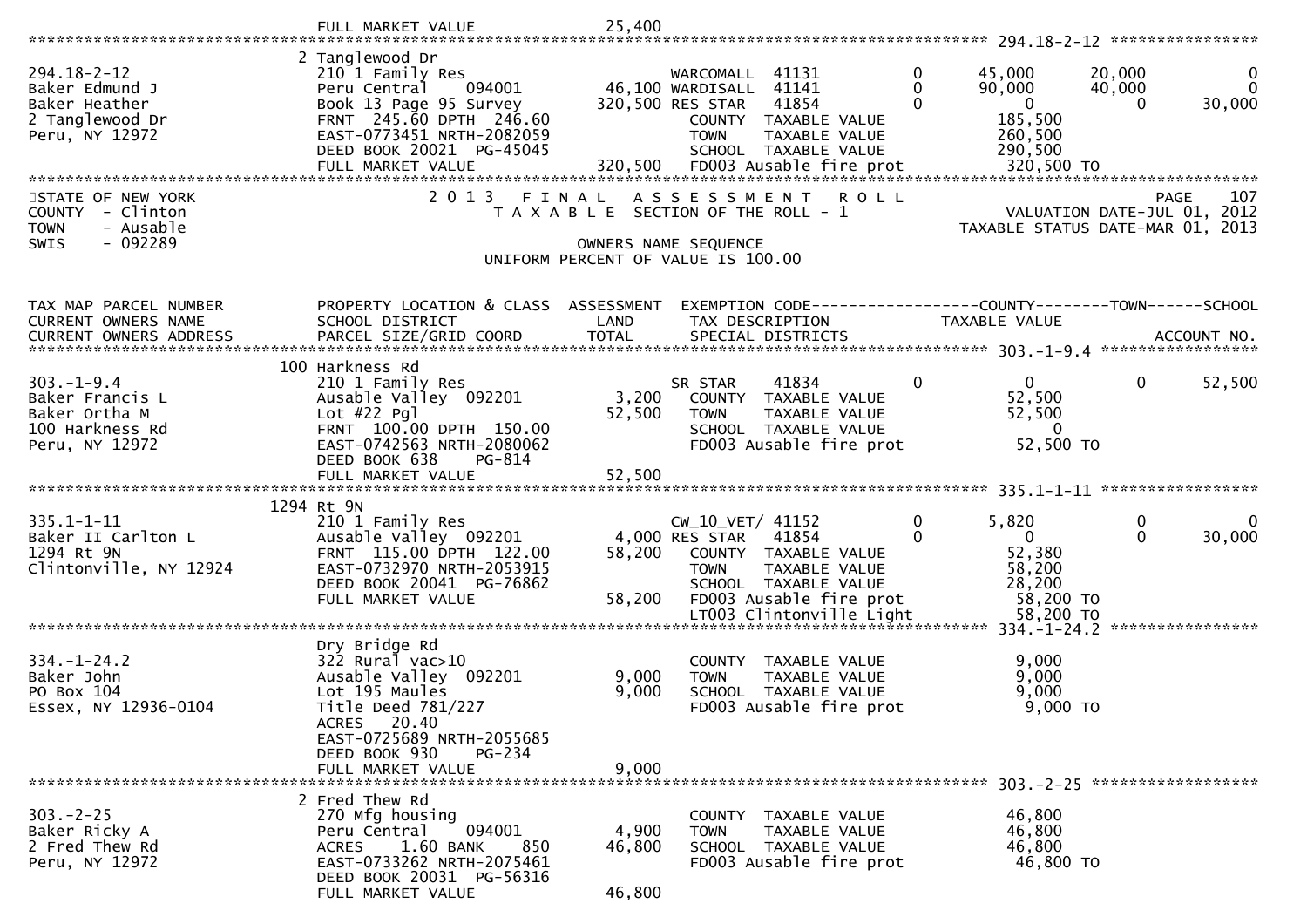FULL MARKET VALUE 25,400

******************************************************************************************************* 294.18-2-12 *****************

| | | | | | | | |
|---|---|---|---|---|---|---|---|
| 294.18-2-12 | 2 Tanglewood Dr | | | | | | |
| Baker Edmund J | 210 1 Family Res | | WARCOMALL 41131 | 0 | 45,000 | 20,000 | 0 |
| Baker Heather | Peru Central 094001 | 46,100 | WARDISALL 41141 | 0 | 90,000 | 40,000 | 0 |
| 2 Tanglewood Dr | Book 13 Page 95 Survey | 320,500 | RES STAR 41854 | 0 | 0 | 0 | 30,000 |
| Peru, NY 12972 | FRNT 245.60 DPTH 246.60 | | COUNTY TAXABLE VALUE | | 185,500 | | |
| | EAST-0773451 NRTH-2082059 | | TOWN TAXABLE VALUE | | 260,500 | | |
| | DEED BOOK 20021 PG-45045 | | SCHOOL TAXABLE VALUE | | 290,500 | | |
| | FULL MARKET VALUE | 320,500 | FD003 Ausable fire prot | | 320,500 TO | | |

STATE OF NEW YORK
COUNTY - Clinton
TOWN - Ausable
SWIS - 092289

2 0 1 3 F I N A L A S S E S S M E N T R O L L
T A X A B L E SECTION OF THE ROLL - 1
OWNERS NAME SEQUENCE
UNIFORM PERCENT OF VALUE IS 100.00

PAGE 107
VALUATION DATE-JUL 01, 2012
TAXABLE STATUS DATE-MAR 01, 2013

| TAX MAP PARCEL NUMBER / CURRENT OWNERS NAME / CURRENT OWNERS ADDRESS | PROPERTY LOCATION & CLASS / SCHOOL DISTRICT / PARCEL SIZE/GRID COORD | ASSESSMENT LAND / TOTAL | EXEMPTION CODE / TAX DESCRIPTION / SPECIAL DISTRICTS | | COUNTY TAXABLE VALUE | TOWN | SCHOOL / ACCOUNT NO. |
|---|---|---|---|---|---|---|---|
| **303.-1-9.4** | 100 Harkness Rd | | | | | | |
| 303.-1-9.4 | 210 1 Family Res | | SR STAR 41834 | 0 | 0 | 0 | 52,500 |
| Baker Francis L | Ausable Valley 092201 | 3,200 | COUNTY TAXABLE VALUE | | 52,500 | | |
| Baker Ortha M | Lot #22 Pgl | 52,500 | TOWN TAXABLE VALUE | | 52,500 | | |
| 100 Harkness Rd | FRNT 100.00 DPTH 150.00 | | SCHOOL TAXABLE VALUE | | 0 | | |
| Peru, NY 12972 | EAST-0742563 NRTH-2080062 | | FD003 Ausable fire prot | | 52,500 TO | | |
| | DEED BOOK 638 PG-814 | | | | | | |
| | FULL MARKET VALUE | 52,500 | | | | | |
| **335.1-1-11** | 1294 Rt 9N | | | | | | |
| 335.1-1-11 | 210 1 Family Res | | CW_10_VET/ 41152 | 0 | 5,820 | 0 | 0 |
| Baker II Carlton L | Ausable Valley 092201 | 4,000 | RES STAR 41854 | 0 | 0 | 0 | 30,000 |
| 1294 Rt 9N | FRNT 115.00 DPTH 122.00 | 58,200 | COUNTY TAXABLE VALUE | | 52,380 | | |
| Clintonville, NY 12924 | EAST-0732970 NRTH-2053915 | | TOWN TAXABLE VALUE | | 58,200 | | |
| | DEED BOOK 20041 PG-76862 | | SCHOOL TAXABLE VALUE | | 28,200 | | |
| | FULL MARKET VALUE | 58,200 | FD003 Ausable fire prot | | 58,200 TO | | |
| | | | LT003 Clintonville Light | | 58,200 TO | | |
| **334.-1-24.2** | Dry Bridge Rd | | | | | | |
| 334.-1-24.2 | 322 Rural vac>10 | | COUNTY TAXABLE VALUE | | 9,000 | | |
| Baker John | Ausable Valley 092201 | 9,000 | TOWN TAXABLE VALUE | | 9,000 | | |
| PO Box 104 | Lot 195 Maules | 9,000 | SCHOOL TAXABLE VALUE | | 9,000 | | |
| Essex, NY 12936-0104 | Title Deed 781/227 | | FD003 Ausable fire prot | | 9,000 TO | | |
| | ACRES 20.40 | | | | | | |
| | EAST-0725689 NRTH-2055685 | | | | | | |
| | DEED BOOK 930 PG-234 | | | | | | |
| | FULL MARKET VALUE | 9,000 | | | | | |
| **303.-2-25** | 2 Fred Thew Rd | | | | | | |
| 303.-2-25 | 270 Mfg housing | | COUNTY TAXABLE VALUE | | 46,800 | | |
| Baker Ricky A | Peru Central 094001 | 4,900 | TOWN TAXABLE VALUE | | 46,800 | | |
| 2 Fred Thew Rd | ACRES 1.60 BANK 850 | 46,800 | SCHOOL TAXABLE VALUE | | 46,800 | | |
| Peru, NY 12972 | EAST-0733262 NRTH-2075461 | | FD003 Ausable fire prot | | 46,800 TO | | |
| | DEED BOOK 20031 PG-56316 | | | | | | |
| | FULL MARKET VALUE | 46,800 | | | | | |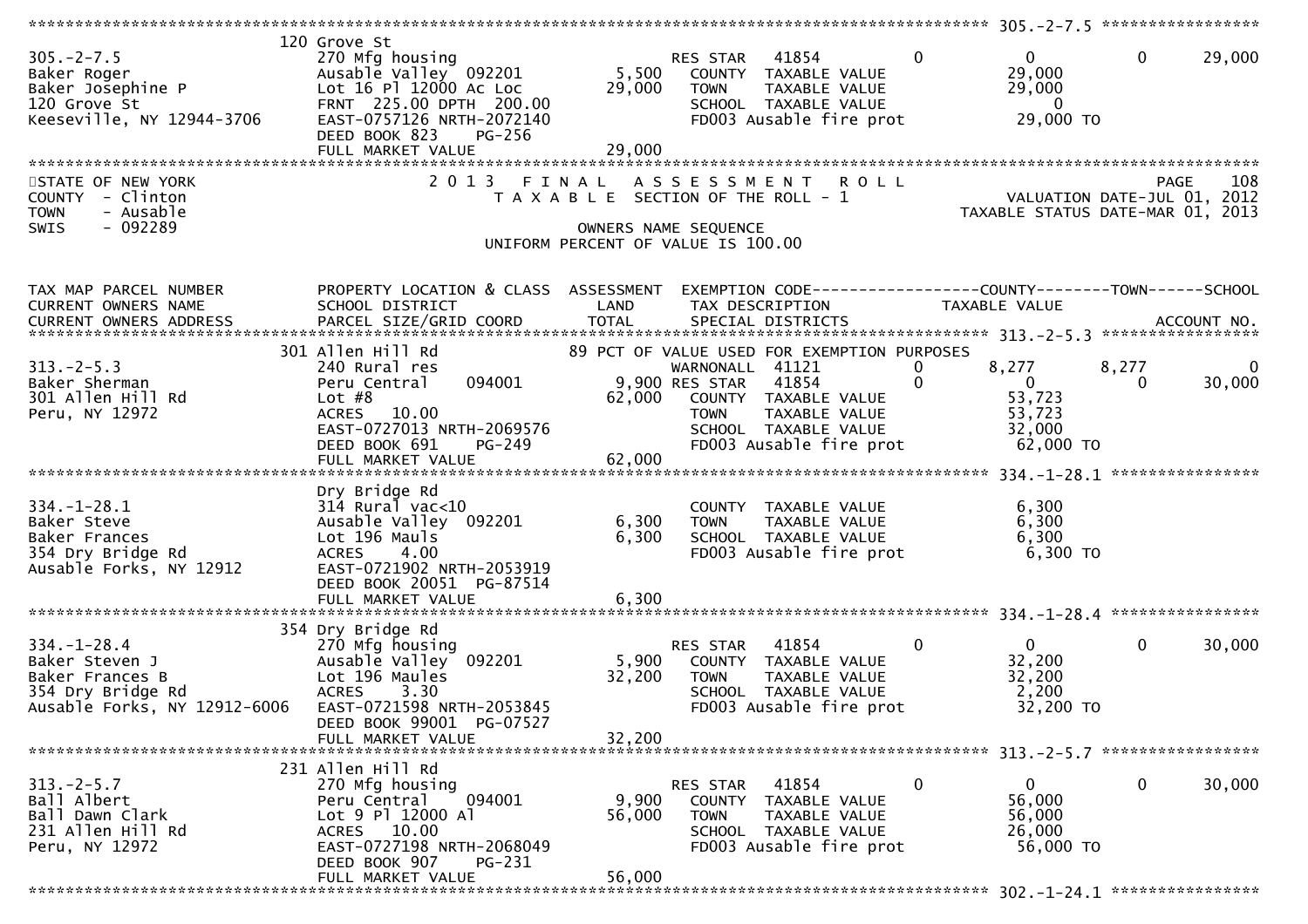```
******************************************************************************************************* 305.-2-7.5 *****************
                    120 Grove St
305.-2-7.5           270 Mfg housing                   RES STAR   41854          0            0          0       29,000
Baker Roger          Ausable Valley  092201      5,500   COUNTY  TAXABLE VALUE                29,000
Baker Josephine P    Lot 16 Pl 12000 Ac Loc     29,000   TOWN    TAXABLE VALUE                29,000
120 Grove St         FRNT 225.00 DPTH 200.00             SCHOOL  TAXABLE VALUE                     0
Keeseville, NY 12944-3706  EAST-0757126 NRTH-2072140     FD003 Ausable fire prot             29,000 TO
                     DEED BOOK 823    PG-256
                     FULL MARKET VALUE          29,000
************************************************************************************************************************************
```

STATE OF NEW YORK — 2013 FINAL ASSESSMENT ROLL — PAGE 108
COUNTY - Clinton — TAXABLE SECTION OF THE ROLL - 1 — VALUATION DATE-JUL 01, 2012
TOWN - Ausable — TAXABLE STATUS DATE-MAR 01, 2013
SWIS - 092289 — OWNERS NAME SEQUENCE
UNIFORM PERCENT OF VALUE IS 100.00

```
TAX MAP PARCEL NUMBER       PROPERTY LOCATION & CLASS  ASSESSMENT  EXEMPTION CODE------------------COUNTY--------TOWN------SCHOOL
CURRENT OWNERS NAME         SCHOOL DISTRICT               LAND      TAX DESCRIPTION               TAXABLE VALUE
CURRENT OWNERS ADDRESS      PARCEL SIZE/GRID COORD        TOTAL     SPECIAL DISTRICTS                                 ACCOUNT NO.
******************************************************************************************************* 313.-2-5.3 *****************
                    301 Allen Hill Rd                  89 PCT OF VALUE USED FOR EXEMPTION PURPOSES
313.-2-5.3           240 Rural res                     WARNONALL  41121          0        8,277      8,277           0
Baker Sherman        Peru Central    094001      9,900 RES STAR   41854          0            0          0       30,000
301 Allen Hill Rd    Lot #8                     62,000   COUNTY  TAXABLE VALUE                53,723
Peru, NY 12972       ACRES   10.00                       TOWN    TAXABLE VALUE                53,723
                     EAST-0727013 NRTH-2069576           SCHOOL  TAXABLE VALUE                32,000
                     DEED BOOK 691    PG-249             FD003 Ausable fire prot             62,000 TO
                     FULL MARKET VALUE          62,000
******************************************************************************************************* 334.-1-28.1 ****************
                     Dry Bridge Rd
334.-1-28.1          314 Rural vac<10                    COUNTY  TAXABLE VALUE                 6,300
Baker Steve          Ausable Valley  092201      6,300   TOWN    TAXABLE VALUE                 6,300
Baker Frances        Lot 196 Mauls               6,300   SCHOOL  TAXABLE VALUE                 6,300
354 Dry Bridge Rd    ACRES    4.00                       FD003 Ausable fire prot              6,300 TO
Ausable Forks, NY 12912  EAST-0721902 NRTH-2053919
                     DEED BOOK 20051  PG-87514
                     FULL MARKET VALUE           6,300
******************************************************************************************************* 334.-1-28.4 ****************
                    354 Dry Bridge Rd
334.-1-28.4          270 Mfg housing                   RES STAR   41854          0            0          0       30,000
Baker Steven J       Ausable Valley  092201      5,900   COUNTY  TAXABLE VALUE                32,200
Baker Frances B      Lot 196 Maules             32,200   TOWN    TAXABLE VALUE                32,200
354 Dry Bridge Rd    ACRES    3.30                       SCHOOL  TAXABLE VALUE                 2,200
Ausable Forks, NY 12912-6006  EAST-0721598 NRTH-2053845  FD003 Ausable fire prot             32,200 TO
                     DEED BOOK 99001  PG-07527
                     FULL MARKET VALUE          32,200
******************************************************************************************************* 313.-2-5.7 *****************
                    231 Allen Hill Rd
313.-2-5.7           270 Mfg housing                   RES STAR   41854          0            0          0       30,000
Ball Albert          Peru Central    094001      9,900   COUNTY  TAXABLE VALUE                56,000
Ball Dawn Clark      Lot 9 Pl 12000 Al          56,000   TOWN    TAXABLE VALUE                56,000
231 Allen Hill Rd    ACRES   10.00                       SCHOOL  TAXABLE VALUE                26,000
Peru, NY 12972       EAST-0727198 NRTH-2068049           FD003 Ausable fire prot             56,000 TO
                     DEED BOOK 907    PG-231
                     FULL MARKET VALUE          56,000
******************************************************************************************************* 302.-1-24.1 ****************
```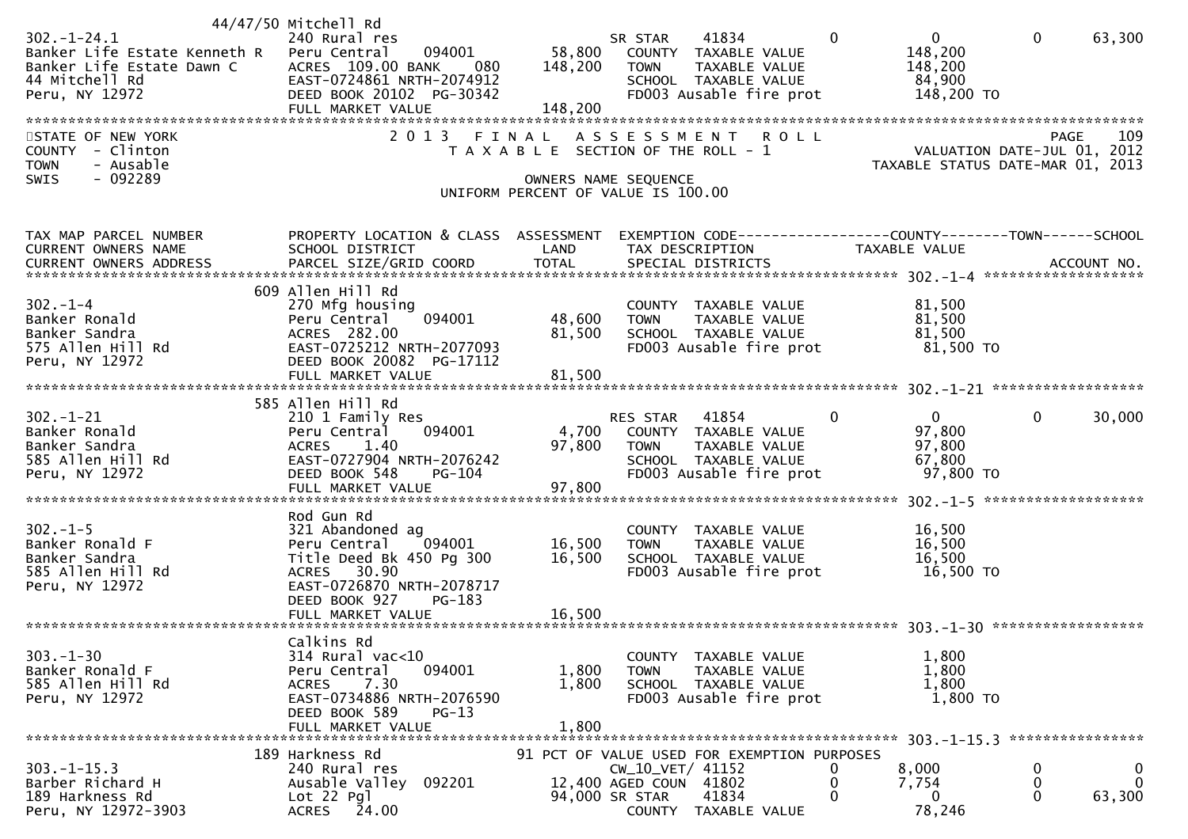```
                 44/47/50 Mitchell Rd
302.-1-24.1                    240 Rural res                         SR STAR    41834          0             0             0        63,300
Banker Life Estate Kenneth R   Peru Central    094001       58,800    COUNTY  TAXABLE VALUE           148,200
Banker Life Estate Dawn C      ACRES  109.00 BANK    080   148,200    TOWN    TAXABLE VALUE           148,200
44 Mitchell Rd                 EAST-0724861 NRTH-2074912              SCHOOL  TAXABLE VALUE            84,900
Peru, NY 12972                 DEED BOOK 20102  PG-30342              FD003 Ausable fire prot          148,200 TO
                               FULL MARKET VALUE            148,200
******************************************************************************************************************************************
STATE OF NEW YORK                 2 0 1 3   F I N A L   A S S E S S M E N T   R O L L                                   PAGE    109
COUNTY  - Clinton                    T A X A B L E  SECTION OF THE ROLL - 1                         VALUATION DATE-JUL 01, 2012
TOWN    - Ausable                                                                                 TAXABLE STATUS DATE-MAR 01, 2013
SWIS    - 092289                                 OWNERS NAME SEQUENCE
                                          UNIFORM PERCENT OF VALUE IS 100.00


TAX MAP PARCEL NUMBER          PROPERTY LOCATION & CLASS  ASSESSMENT  EXEMPTION CODE------------------COUNTY--------TOWN------SCHOOL
CURRENT OWNERS NAME            SCHOOL DISTRICT               LAND     TAX DESCRIPTION            TAXABLE VALUE
CURRENT OWNERS ADDRESS         PARCEL SIZE/GRID COORD        TOTAL     SPECIAL DISTRICTS                                    ACCOUNT NO.
****************************************************************************************************** 302.-1-4 *******************
                 609 Allen Hill Rd
302.-1-4                       270 Mfg housing                        COUNTY  TAXABLE VALUE            81,500
Banker Ronald                  Peru Central    094001       48,600    TOWN    TAXABLE VALUE            81,500
Banker Sandra                  ACRES  282.00                81,500    SCHOOL  TAXABLE VALUE            81,500
575 Allen Hill Rd              EAST-0725212 NRTH-2077093              FD003 Ausable fire prot           81,500 TO
Peru, NY 12972                 DEED BOOK 20082  PG-17112
                               FULL MARKET VALUE             81,500
****************************************************************************************************** 302.-1-21 ******************
                 585 Allen Hill Rd
302.-1-21                      210 1 Family Res                       RES STAR   41854          0             0             0        30,000
Banker Ronald                  Peru Central    094001        4,700    COUNTY  TAXABLE VALUE            97,800
Banker Sandra                  ACRES    1.40                97,800    TOWN    TAXABLE VALUE            97,800
585 Allen Hill Rd              EAST-0727904 NRTH-2076242              SCHOOL  TAXABLE VALUE            67,800
Peru, NY 12972                 DEED BOOK 548    PG-104                FD003 Ausable fire prot           97,800 TO
                               FULL MARKET VALUE             97,800
****************************************************************************************************** 302.-1-5 *******************
                 Rod Gun Rd
302.-1-5                       321 Abandoned ag                       COUNTY  TAXABLE VALUE            16,500
Banker Ronald F                Peru Central    094001       16,500    TOWN    TAXABLE VALUE            16,500
Banker Sandra                  Title Deed Bk 450 Pg 300     16,500    SCHOOL  TAXABLE VALUE            16,500
585 Allen Hill Rd              ACRES   30.90                          FD003 Ausable fire prot           16,500 TO
Peru, NY 12972                 EAST-0726870 NRTH-2078717
                               DEED BOOK 927    PG-183
                               FULL MARKET VALUE             16,500
****************************************************************************************************** 303.-1-30 ******************
                 Calkins Rd
303.-1-30                      314 Rural vac<10                       COUNTY  TAXABLE VALUE             1,800
Banker Ronald F                Peru Central    094001        1,800    TOWN    TAXABLE VALUE             1,800
585 Allen Hill Rd              ACRES    7.30                 1,800    SCHOOL  TAXABLE VALUE             1,800
Peru, NY 12972                 EAST-0734886 NRTH-2076590              FD003 Ausable fire prot            1,800 TO
                               DEED BOOK 589    PG-13
                               FULL MARKET VALUE              1,800
****************************************************************************************************** 303.-1-15.3 ****************
                 189 Harkness Rd                       91 PCT OF VALUE USED FOR EXEMPTION PURPOSES
303.-1-15.3                    240 Rural res                         CW_10_VET/ 41152          0         8,000             0             0
Barber Richard H               Ausable Valley  092201       12,400 AGED COUN  41802          0         7,754             0             0
189 Harkness Rd                Lot 22 Pgl                   94,000 SR STAR    41834          0             0             0        63,300
Peru, NY 12972-3903            ACRES   24.00                          COUNTY  TAXABLE VALUE            78,246
```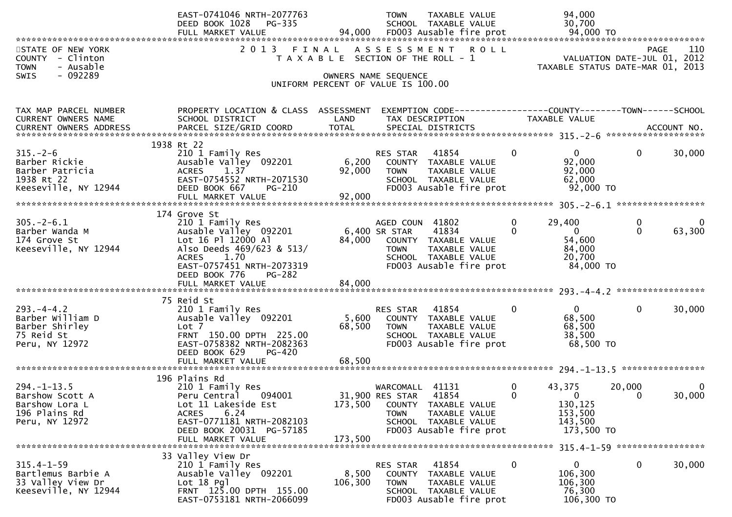```
                              EAST-0741046 NRTH-2077763               TOWN    TAXABLE VALUE               94,000
                              DEED BOOK 1028   PG-335                 SCHOOL  TAXABLE VALUE               30,700
                              FULL MARKET VALUE              94,000   FD003 Ausable fire prot             94,000 TO
*****************************************************************************************************************************
STATE OF NEW YORK             2 0 1 3   F I N A L   A S S E S S M E N T   R O L L                              PAGE    110
COUNTY  - Clinton                T A X A B L E  SECTION OF THE ROLL - 1                        VALUATION DATE-JUL 01, 2012
TOWN    - Ausable                                                                       TAXABLE STATUS DATE-MAR 01, 2013
SWIS    - 092289                                OWNERS NAME SEQUENCE
                                      UNIFORM PERCENT OF VALUE IS 100.00

TAX MAP PARCEL NUMBER         PROPERTY LOCATION & CLASS  ASSESSMENT  EXEMPTION CODE------------------COUNTY--------TOWN------SCHOOL
CURRENT OWNERS NAME           SCHOOL DISTRICT               LAND     TAX DESCRIPTION            TAXABLE VALUE
CURRENT OWNERS ADDRESS        PARCEL SIZE/GRID COORD        TOTAL    SPECIAL DISTRICTS                                ACCOUNT NO.
****************************************************************************************************** 315.-2-6 ********************
                          1938 Rt 22
315.-2-6                      210 1 Family Res                       RES STAR    41854        0            0            0      30,000
Barber Rickie                 Ausable Valley  092201         6,200     COUNTY  TAXABLE VALUE           92,000
Barber Patricia               ACRES     1.37                92,000     TOWN    TAXABLE VALUE           92,000
1938 Rt 22                    EAST-0754552 NRTH-2071530                SCHOOL  TAXABLE VALUE           62,000
Keeseville, NY 12944          DEED BOOK 667    PG-210                  FD003 Ausable fire prot          92,000 TO
                              FULL MARKET VALUE             92,000
****************************************************************************************************** 305.-2-6.1 *****************
                          174 Grove St
305.-2-6.1                    210 1 Family Res                       AGED COUN   41802        0       29,400            0           0
Barber Wanda M                Ausable Valley  092201         6,400 SR STAR     41834        0            0            0      63,300
174 Grove St                  Lot 16 Pl 12000 Al            84,000     COUNTY  TAXABLE VALUE           54,600
Keeseville, NY 12944          Also Deeds 469/623 & 513/                TOWN    TAXABLE VALUE           84,000
                              ACRES     1.70                           SCHOOL  TAXABLE VALUE           20,700
                              EAST-0757451 NRTH-2073319                FD003 Ausable fire prot          84,000 TO
                              DEED BOOK 776    PG-282
                              FULL MARKET VALUE             84,000
****************************************************************************************************** 293.-4-4.2 *****************
                          75 Reid St
293.-4-4.2                    210 1 Family Res                       RES STAR    41854        0            0            0      30,000
Barber William D              Ausable Valley  092201         5,600     COUNTY  TAXABLE VALUE           68,500
Barber Shirley                Lot 7                         68,500     TOWN    TAXABLE VALUE           68,500
75 Reid St                    FRNT  150.00 DPTH  225.00                SCHOOL  TAXABLE VALUE           38,500
Peru, NY 12972                EAST-0758382 NRTH-2082363                FD003 Ausable fire prot          68,500 TO
                              DEED BOOK 629    PG-420
                              FULL MARKET VALUE             68,500
****************************************************************************************************** 294.-1-13.5 ****************
                          196 Plains Rd
294.-1-13.5                   210 1 Family Res                       WARCOMALL   41131        0       43,375       20,000           0
Barshow Scott A               Peru Central     094001       31,900 RES STAR    41854        0            0            0      30,000
Barshow Lora L                Lot 11 Lakeside Est          173,500     COUNTY  TAXABLE VALUE          130,125
196 Plains Rd                 ACRES     6.24                           TOWN    TAXABLE VALUE          153,500
Peru, NY 12972                EAST-0771181 NRTH-2082103                SCHOOL  TAXABLE VALUE          143,500
                              DEED BOOK 20031 PG-57185                 FD003 Ausable fire prot         173,500 TO
                              FULL MARKET VALUE            173,500
****************************************************************************************************** 315.4-1-59 *****************
                          33 Valley View Dr
315.4-1-59                    210 1 Family Res                       RES STAR    41854        0            0            0      30,000
Bartlemus Barbie A            Ausable Valley  092201         8,500     COUNTY  TAXABLE VALUE          106,300
33 Valley View Dr             Lot 18 Pgl                   106,300     TOWN    TAXABLE VALUE          106,300
Keeseville, NY 12944          FRNT  125.00 DPTH  155.00                SCHOOL  TAXABLE VALUE           76,300
                              EAST-0753181 NRTH-2066099                FD003 Ausable fire prot         106,300 TO
```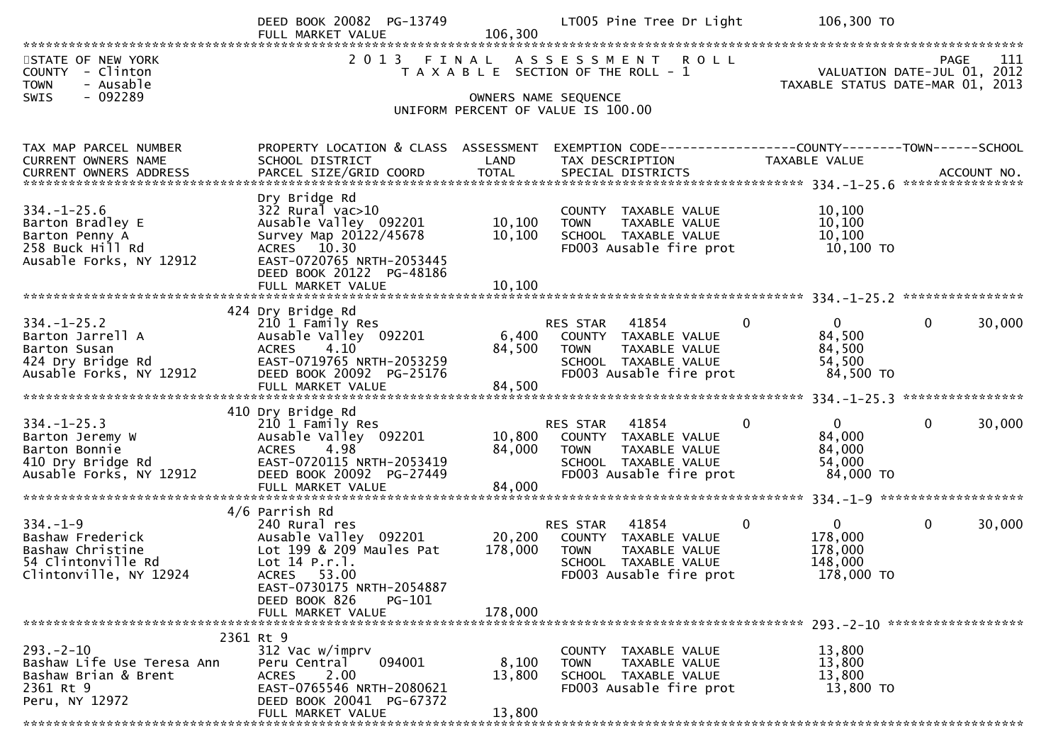| | DEED BOOK 20082 PG-13749 | | LT005 Pine Tree Dr Light | 106,300 TO | | |
|---|---|---|---|---|---|---|
| | FULL MARKET VALUE | 106,300 | | | | |

STATE OF NEW YORK
COUNTY - Clinton
TOWN - Ausable
SWIS - 092289

2 0 1 3 F I N A L A S S E S S M E N T R O L L
T A X A B L E SECTION OF THE ROLL - 1

OWNERS NAME SEQUENCE
UNIFORM PERCENT OF VALUE IS 100.00

PAGE 111
VALUATION DATE-JUL 01, 2012
TAXABLE STATUS DATE-MAR 01, 2013

| TAX MAP PARCEL NUMBER / CURRENT OWNERS NAME / CURRENT OWNERS ADDRESS | PROPERTY LOCATION & CLASS / SCHOOL DISTRICT / PARCEL SIZE/GRID COORD | ASSESSMENT LAND / TOTAL | EXEMPTION CODE / TAX DESCRIPTION / SPECIAL DISTRICTS | COUNTY TAXABLE VALUE | TOWN | SCHOOL / ACCOUNT NO. |
|---|---|---|---|---|---|---|
| **334.-1-25.6** | | | | | | |
| | Dry Bridge Rd | | | | | |
| 334.-1-25.6 | 322 Rural vac>10 | | COUNTY TAXABLE VALUE | 10,100 | | |
| Barton Bradley E | Ausable Valley 092201 | 10,100 | TOWN TAXABLE VALUE | 10,100 | | |
| Barton Penny A | Survey Map 20122/45678 | 10,100 | SCHOOL TAXABLE VALUE | 10,100 | | |
| 258 Buck Hill Rd | ACRES 10.30 | | FD003 Ausable fire prot | 10,100 TO | | |
| Ausable Forks, NY 12912 | EAST-0720765 NRTH-2053445 | | | | | |
| | DEED BOOK 20122 PG-48186 | | | | | |
| | FULL MARKET VALUE | 10,100 | | | | |
| **334.-1-25.2** | | | | | | |
| | 424 Dry Bridge Rd | | | | | |
| 334.-1-25.2 | 210 1 Family Res | | RES STAR 41854 | 0 | 0 | 30,000 |
| Barton Jarrell A | Ausable Valley 092201 | 6,400 | COUNTY TAXABLE VALUE | 84,500 | | |
| Barton Susan | ACRES 4.10 | 84,500 | TOWN TAXABLE VALUE | 84,500 | | |
| 424 Dry Bridge Rd | EAST-0719765 NRTH-2053259 | | SCHOOL TAXABLE VALUE | 54,500 | | |
| Ausable Forks, NY 12912 | DEED BOOK 20092 PG-25176 | | FD003 Ausable fire prot | 84,500 TO | | |
| | FULL MARKET VALUE | 84,500 | | | | |
| **334.-1-25.3** | | | | | | |
| | 410 Dry Bridge Rd | | | | | |
| 334.-1-25.3 | 210 1 Family Res | | RES STAR 41854 | 0 | 0 | 30,000 |
| Barton Jeremy W | Ausable Valley 092201 | 10,800 | COUNTY TAXABLE VALUE | 84,000 | | |
| Barton Bonnie | ACRES 4.98 | 84,000 | TOWN TAXABLE VALUE | 84,000 | | |
| 410 Dry Bridge Rd | EAST-0720115 NRTH-2053419 | | SCHOOL TAXABLE VALUE | 54,000 | | |
| Ausable Forks, NY 12912 | DEED BOOK 20092 PG-27449 | | FD003 Ausable fire prot | 84,000 TO | | |
| | FULL MARKET VALUE | 84,000 | | | | |
| **334.-1-9** | | | | | | |
| | 4/6 Parrish Rd | | | | | |
| 334.-1-9 | 240 Rural res | | RES STAR 41854 | 0 | 0 | 30,000 |
| Bashaw Frederick | Ausable Valley 092201 | 20,200 | COUNTY TAXABLE VALUE | 178,000 | | |
| Bashaw Christine | Lot 199 & 209 Maules Pat | 178,000 | TOWN TAXABLE VALUE | 178,000 | | |
| 54 Clintonville Rd | Lot 14 P.r.l. | | SCHOOL TAXABLE VALUE | 148,000 | | |
| Clintonville, NY 12924 | ACRES 53.00 | | FD003 Ausable fire prot | 178,000 TO | | |
| | EAST-0730175 NRTH-2054887 | | | | | |
| | DEED BOOK 826 PG-101 | | | | | |
| | FULL MARKET VALUE | 178,000 | | | | |
| **293.-2-10** | | | | | | |
| | 2361 Rt 9 | | | | | |
| 293.-2-10 | 312 Vac w/imprv | | COUNTY TAXABLE VALUE | 13,800 | | |
| Bashaw Life Use Teresa Ann | Peru Central 094001 | 8,100 | TOWN TAXABLE VALUE | 13,800 | | |
| Bashaw Brian & Brent | ACRES 2.00 | 13,800 | SCHOOL TAXABLE VALUE | 13,800 | | |
| 2361 Rt 9 | EAST-0765546 NRTH-2080621 | | FD003 Ausable fire prot | 13,800 TO | | |
| Peru, NY 12972 | DEED BOOK 20041 PG-67372 | | | | | |
| | FULL MARKET VALUE | 13,800 | | | | |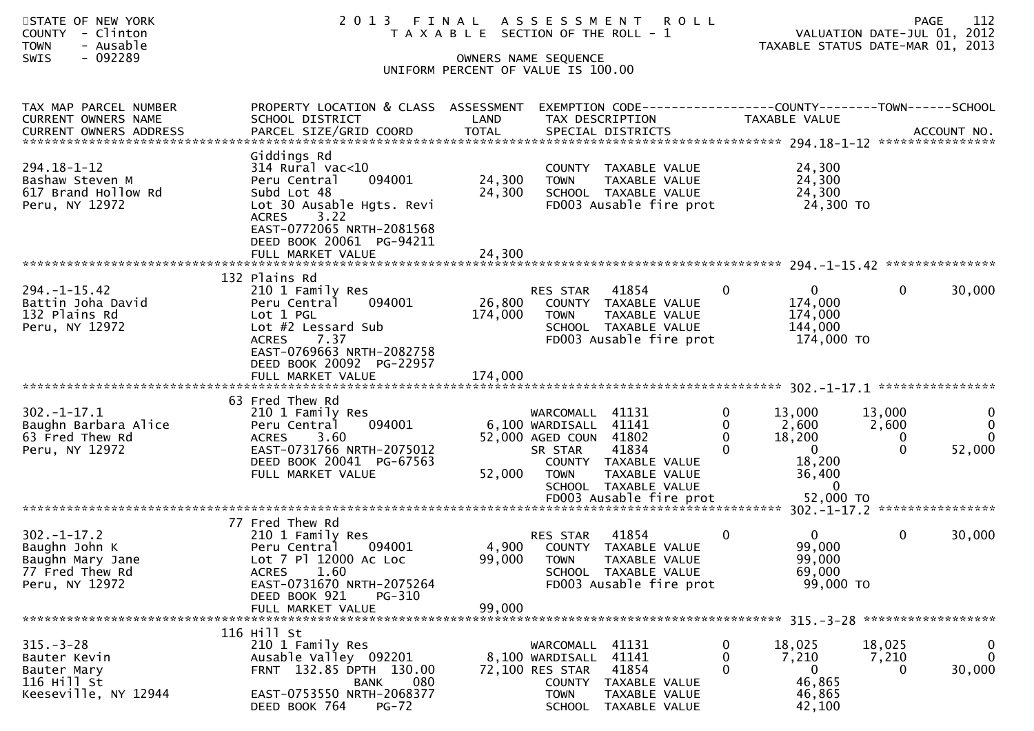STATE OF NEW YORK
COUNTY - Clinton
TOWN - Ausable
SWIS - 092289

# 2013 FINAL ASSESSMENT ROLL
TAXABLE SECTION OF THE ROLL - 1

OWNERS NAME SEQUENCE
UNIFORM PERCENT OF VALUE IS 100.00

VALUATION DATE-JUL 01, 2012
TAXABLE STATUS DATE-MAR 01, 2013

| TAX MAP PARCEL NUMBER / CURRENT OWNERS NAME / CURRENT OWNERS ADDRESS | PROPERTY LOCATION & CLASS / SCHOOL DISTRICT / PARCEL SIZE/GRID COORD | ASSESSMENT LAND / TOTAL | EXEMPTION CODE / TAX DESCRIPTION / SPECIAL DISTRICTS | | COUNTY TAXABLE VALUE | TOWN | SCHOOL |
|---|---|---|---|---|---|---|---|
| **294.18-1-12** | Giddings Rd | | | | | | |
| 294.18-1-12 | 314 Rural vac<10 | | COUNTY TAXABLE VALUE | | 24,300 | | |
| Bashaw Steven M | Peru Central 094001 | 24,300 | TOWN TAXABLE VALUE | | 24,300 | | |
| 617 Brand Hollow Rd | Subd Lot 48 | 24,300 | SCHOOL TAXABLE VALUE | | 24,300 | | |
| Peru, NY 12972 | Lot 30 Ausable Hgts. Revi | | FD003 Ausable fire prot | | 24,300 TO | | |
| | ACRES 3.22 | | | | | | |
| | EAST-0772065 NRTH-2081568 | | | | | | |
| | DEED BOOK 20061 PG-94211 | | | | | | |
| | FULL MARKET VALUE | 24,300 | | | | | |
| **294.-1-15.42** | 132 Plains Rd | | | | | | |
| 294.-1-15.42 | 210 1 Family Res | | RES STAR 41854 | 0 | 0 | 0 | 30,000 |
| Battin Joha David | Peru Central 094001 | 26,800 | COUNTY TAXABLE VALUE | | 174,000 | | |
| 132 Plains Rd | Lot 1 PGL | 174,000 | TOWN TAXABLE VALUE | | 174,000 | | |
| Peru, NY 12972 | Lot #2 Lessard Sub | | SCHOOL TAXABLE VALUE | | 144,000 | | |
| | ACRES 7.37 | | FD003 Ausable fire prot | | 174,000 TO | | |
| | EAST-0769663 NRTH-2082758 | | | | | | |
| | DEED BOOK 20092 PG-22957 | | | | | | |
| | FULL MARKET VALUE | 174,000 | | | | | |
| **302.-1-17.1** | 63 Fred Thew Rd | | | | | | |
| 302.-1-17.1 | 210 1 Family Res | | WARCOMALL 41131 | 0 | 13,000 | 13,000 | 0 |
| Baughn Barbara Alice | Peru Central 094001 | 6,100 | WARDISALL 41141 | 0 | 2,600 | 2,600 | 0 |
| 63 Fred Thew Rd | ACRES 3.60 | 52,000 | AGED COUN 41802 | 0 | 18,200 | 0 | 0 |
| Peru, NY 12972 | EAST-0731766 NRTH-2075012 | | SR STAR 41834 | 0 | 0 | 0 | 52,000 |
| | DEED BOOK 20041 PG-67563 | | COUNTY TAXABLE VALUE | | 18,200 | | |
| | FULL MARKET VALUE | 52,000 | TOWN TAXABLE VALUE | | 36,400 | | |
| | | | SCHOOL TAXABLE VALUE | | 0 | | |
| | | | FD003 Ausable fire prot | | 52,000 TO | | |
| **302.-1-17.2** | 77 Fred Thew Rd | | | | | | |
| 302.-1-17.2 | 210 1 Family Res | | RES STAR 41854 | 0 | 0 | 0 | 30,000 |
| Baughn John K | Peru Central 094001 | 4,900 | COUNTY TAXABLE VALUE | | 99,000 | | |
| Baughn Mary Jane | Lot 7 Pl 12000 Ac Loc | 99,000 | TOWN TAXABLE VALUE | | 99,000 | | |
| 77 Fred Thew Rd | ACRES 1.60 | | SCHOOL TAXABLE VALUE | | 69,000 | | |
| Peru, NY 12972 | EAST-0731670 NRTH-2075264 | | FD003 Ausable fire prot | | 99,000 TO | | |
| | DEED BOOK 921 PG-310 | | | | | | |
| | FULL MARKET VALUE | 99,000 | | | | | |
| **315.-3-28** | 116 Hill St | | | | | | |
| 315.-3-28 | 210 1 Family Res | | WARCOMALL 41131 | 0 | 18,025 | 18,025 | 0 |
| Bauter Kevin | Ausable Valley 092201 | 8,100 | WARDISALL 41141 | 0 | 7,210 | 7,210 | 0 |
| Bauter Mary | FRNT 132.85 DPTH 130.00 | 72,100 | RES STAR 41854 | 0 | 0 | 0 | 30,000 |
| 116 Hill St | BANK 080 | | COUNTY TAXABLE VALUE | | 46,865 | | |
| Keeseville, NY 12944 | EAST-0753550 NRTH-2068377 | | TOWN TAXABLE VALUE | | 46,865 | | |
| | DEED BOOK 764 PG-72 | | SCHOOL TAXABLE VALUE | | 42,100 | | |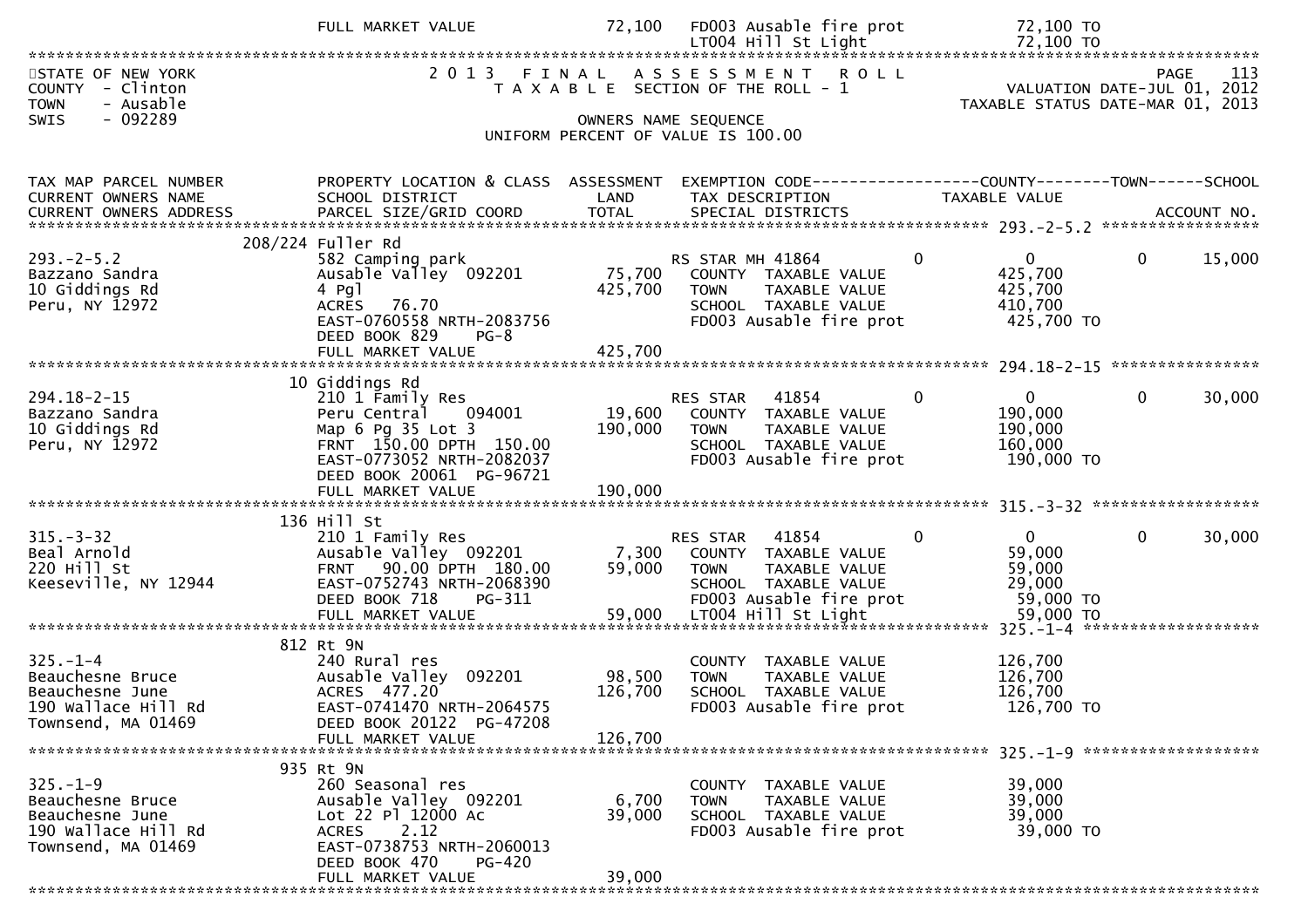| | FULL MARKET VALUE | 72,100 | FD003 Ausable fire prot | 72,100 TO |
|---|---|---|---|---|
| | | | LT004 Hill St Light | 72,100 TO |

STATE OF NEW YORK
COUNTY - Clinton
TOWN - Ausable
SWIS - 092289

2 0 1 3 F I N A L A S S E S S M E N T R O L L
T A X A B L E SECTION OF THE ROLL - 1

OWNERS NAME SEQUENCE
UNIFORM PERCENT OF VALUE IS 100.00

VALUATION DATE-JUL 01, 2012
TAXABLE STATUS DATE-MAR 01, 2013

| TAX MAP PARCEL NUMBER<br>CURRENT OWNERS NAME<br>CURRENT OWNERS ADDRESS | PROPERTY LOCATION & CLASS<br>SCHOOL DISTRICT<br>PARCEL SIZE/GRID COORD | ASSESSMENT<br>LAND<br>TOTAL | EXEMPTION CODE<br>TAX DESCRIPTION<br>SPECIAL DISTRICTS | COUNTY | TOWN | SCHOOL<br>TAXABLE VALUE<br>ACCOUNT NO. |
|---|---|---|---|---|---|---|
| 293.-2-5.2 | 208/224 Fuller Rd | | | | | |
| 293.-2-5.2 | 582 Camping park | | RS STAR MH 41864 | 0 | 0 | 0 15,000 |
| Bazzano Sandra | Ausable Valley 092201 | 75,700 | COUNTY TAXABLE VALUE | | 425,700 | |
| 10 Giddings Rd | 4 Pgl | 425,700 | TOWN TAXABLE VALUE | | 425,700 | |
| Peru, NY 12972 | ACRES 76.70 | | SCHOOL TAXABLE VALUE | | 410,700 | |
| | EAST-0760558 NRTH-2083756 | | FD003 Ausable fire prot | | 425,700 TO | |
| | DEED BOOK 829 PG-8 | | | | | |
| | FULL MARKET VALUE | 425,700 | | | | |
| 294.18-2-15 | 10 Giddings Rd | | | | | |
| 294.18-2-15 | 210 1 Family Res | | RES STAR 41854 | 0 | 0 | 0 30,000 |
| Bazzano Sandra | Peru Central 094001 | 19,600 | COUNTY TAXABLE VALUE | | 190,000 | |
| 10 Giddings Rd | Map 6 Pg 35 Lot 3 | 190,000 | TOWN TAXABLE VALUE | | 190,000 | |
| Peru, NY 12972 | FRNT 150.00 DPTH 150.00 | | SCHOOL TAXABLE VALUE | | 160,000 | |
| | EAST-0773052 NRTH-2082037 | | FD003 Ausable fire prot | | 190,000 TO | |
| | DEED BOOK 20061 PG-96721 | | | | | |
| | FULL MARKET VALUE | 190,000 | | | | |
| 315.-3-32 | 136 Hill St | | | | | |
| 315.-3-32 | 210 1 Family Res | | RES STAR 41854 | 0 | 0 | 0 30,000 |
| Beal Arnold | Ausable Valley 092201 | 7,300 | COUNTY TAXABLE VALUE | | 59,000 | |
| 220 Hill St | FRNT 90.00 DPTH 180.00 | 59,000 | TOWN TAXABLE VALUE | | 59,000 | |
| Keeseville, NY 12944 | EAST-0752743 NRTH-2068390 | | SCHOOL TAXABLE VALUE | | 29,000 | |
| | DEED BOOK 718 PG-311 | | FD003 Ausable fire prot | | 59,000 TO | |
| | FULL MARKET VALUE | 59,000 | LT004 Hill St Light | | 59,000 TO | |
| 325.-1-4 | 812 Rt 9N | | | | | |
| 325.-1-4 | 240 Rural res | | COUNTY TAXABLE VALUE | | 126,700 | |
| Beauchesne Bruce | Ausable Valley 092201 | 98,500 | TOWN TAXABLE VALUE | | 126,700 | |
| Beauchesne June | ACRES 477.20 | 126,700 | SCHOOL TAXABLE VALUE | | 126,700 | |
| 190 Wallace Hill Rd | EAST-0741470 NRTH-2064575 | | FD003 Ausable fire prot | | 126,700 TO | |
| Townsend, MA 01469 | DEED BOOK 20122 PG-47208 | | | | | |
| | FULL MARKET VALUE | 126,700 | | | | |
| 325.-1-9 | 935 Rt 9N | | | | | |
| 325.-1-9 | 260 Seasonal res | | COUNTY TAXABLE VALUE | | 39,000 | |
| Beauchesne Bruce | Ausable Valley 092201 | 6,700 | TOWN TAXABLE VALUE | | 39,000 | |
| Beauchesne June | Lot 22 Pl 12000 Ac | 39,000 | SCHOOL TAXABLE VALUE | | 39,000 | |
| 190 Wallace Hill Rd | ACRES 2.12 | | FD003 Ausable fire prot | | 39,000 TO | |
| Townsend, MA 01469 | EAST-0738753 NRTH-2060013 | | | | | |
| | DEED BOOK 470 PG-420 | | | | | |
| | FULL MARKET VALUE | 39,000 | | | | |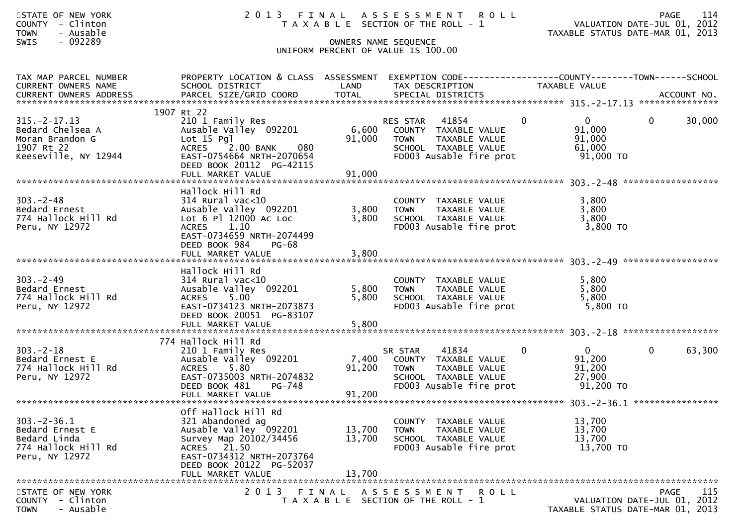STATE OF NEW YORK
COUNTY - Clinton
TOWN - Ausable
SWIS - 092289

# 2013 FINAL ASSESSMENT ROLL

TAXABLE SECTION OF THE ROLL - 1

VALUATION DATE-JUL 01, 2012
TAXABLE STATUS DATE-MAR 01, 2013

OWNERS NAME SEQUENCE
UNIFORM PERCENT OF VALUE IS 100.00

| TAX MAP PARCEL NUMBER / CURRENT OWNERS NAME / CURRENT OWNERS ADDRESS | PROPERTY LOCATION & CLASS / SCHOOL DISTRICT / PARCEL SIZE/GRID COORD | ASSESSMENT LAND / TOTAL | EXEMPTION CODE / TAX DESCRIPTION / SPECIAL DISTRICTS | COUNTY | TOWN | SCHOOL / TAXABLE VALUE |
|---|---|---|---|---|---|---|
| **315.-2-17.13** | 1907 Rt 22 | | | | | |
| 315.-2-17.13 | 210 1 Family Res | | RES STAR 41854 | 0 | 0 | 0 30,000 |
| Bedard Chelsea A | Ausable Valley 092201 | 6,600 | COUNTY TAXABLE VALUE | 91,000 | | |
| Moran Brandon G | Lot 15 Pgl | 91,000 | TOWN TAXABLE VALUE | | 91,000 | |
| 1907 Rt 22 | ACRES 2.00 BANK 080 | | SCHOOL TAXABLE VALUE | | | 61,000 |
| Keeseville, NY 12944 | EAST-0754664 NRTH-2070654 | | FD003 Ausable fire prot | 91,000 TO | | |
| | DEED BOOK 20112 PG-42115 | | | | | |
| | FULL MARKET VALUE | 91,000 | | | | |
| **303.-2-48** | Hallock Hill Rd | | | | | |
| 303.-2-48 | 314 Rural vac<10 | | COUNTY TAXABLE VALUE | 3,800 | | |
| Bedard Ernest | Ausable Valley 092201 | 3,800 | TOWN TAXABLE VALUE | | 3,800 | |
| 774 Hallock Hill Rd | Lot 6 Pl 12000 Ac Loc | 3,800 | SCHOOL TAXABLE VALUE | | | 3,800 |
| Peru, NY 12972 | ACRES 1.10 | | FD003 Ausable fire prot | 3,800 TO | | |
| | EAST-0734659 NRTH-2074499 | | | | | |
| | DEED BOOK 984 PG-68 | | | | | |
| | FULL MARKET VALUE | 3,800 | | | | |
| **303.-2-49** | Hallock Hill Rd | | | | | |
| 303.-2-49 | 314 Rural vac<10 | | COUNTY TAXABLE VALUE | 5,800 | | |
| Bedard Ernest | Ausable Valley 092201 | 5,800 | TOWN TAXABLE VALUE | | 5,800 | |
| 774 Hallock Hill Rd | ACRES 5.00 | 5,800 | SCHOOL TAXABLE VALUE | | | 5,800 |
| Peru, NY 12972 | EAST-0734123 NRTH-2073873 | | FD003 Ausable fire prot | 5,800 TO | | |
| | DEED BOOK 20051 PG-83107 | | | | | |
| | FULL MARKET VALUE | 5,800 | | | | |
| **303.-2-18** | 774 Hallock Hill Rd | | | | | |
| 303.-2-18 | 210 1 Family Res | | SR STAR 41834 | 0 | 0 | 0 63,300 |
| Bedard Ernest E | Ausable Valley 092201 | 7,400 | COUNTY TAXABLE VALUE | 91,200 | | |
| 774 Hallock Hill Rd | ACRES 5.80 | 91,200 | TOWN TAXABLE VALUE | | 91,200 | |
| Peru, NY 12972 | EAST-0735003 NRTH-2074832 | | SCHOOL TAXABLE VALUE | | | 27,900 |
| | DEED BOOK 481 PG-748 | | FD003 Ausable fire prot | 91,200 TO | | |
| | FULL MARKET VALUE | 91,200 | | | | |
| **303.-2-36.1** | Off Hallock Hill Rd | | | | | |
| 303.-2-36.1 | 321 Abandoned ag | | COUNTY TAXABLE VALUE | 13,700 | | |
| Bedard Ernest E | Ausable Valley 092201 | 13,700 | TOWN TAXABLE VALUE | | 13,700 | |
| Bedard Linda | Survey Map 20102/34456 | 13,700 | SCHOOL TAXABLE VALUE | | | 13,700 |
| 774 Hallock Hill Rd | ACRES 21.50 | | FD003 Ausable fire prot | 13,700 TO | | |
| Peru, NY 12972 | EAST-0734312 NRTH-2073764 | | | | | |
| | DEED BOOK 20122 PG-52037 | | | | | |
| | FULL MARKET VALUE | 13,700 | | | | |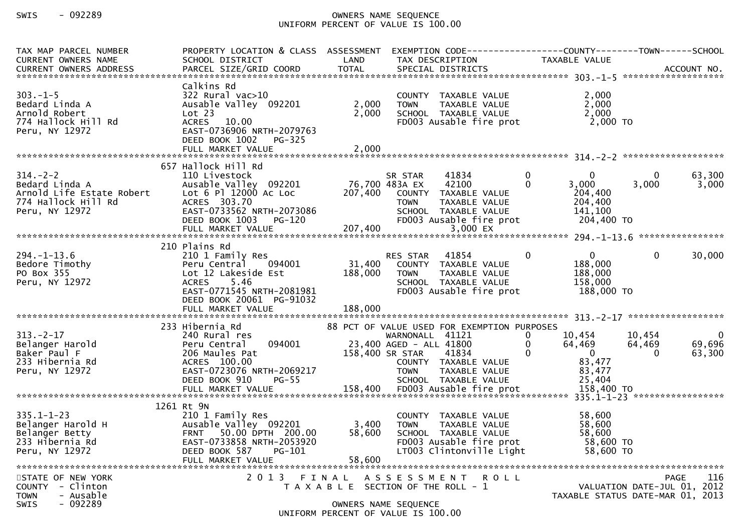| TAX MAP PARCEL NUMBER<br>CURRENT OWNERS NAME<br>CURRENT OWNERS ADDRESS | PROPERTY LOCATION & CLASS<br>SCHOOL DISTRICT<br>PARCEL SIZE/GRID COORD | ASSESSMENT<br>LAND<br>TOTAL | EXEMPTION CODE<br>TAX DESCRIPTION<br>SPECIAL DISTRICTS | | COUNTY<br>TAXABLE VALUE | TOWN | SCHOOL<br>ACCOUNT NO. |
|---|---|---|---|---|---|---|---|
| **303.-1-5** | | | | | | | |
| 303.-1-5 | Calkins Rd | | | | | | |
| Bedard Linda A | 322 Rural vac>10 | | COUNTY TAXABLE VALUE | | 2,000 | | |
| Arnold Robert | Ausable Valley 092201 | 2,000 | TOWN TAXABLE VALUE | | 2,000 | | |
| 774 Hallock Hill Rd | Lot 23 | 2,000 | SCHOOL TAXABLE VALUE | | 2,000 | | |
| Peru, NY 12972 | ACRES 10.00 | | FD003 Ausable fire prot | | 2,000 TO | | |
| | EAST-0736906 NRTH-2079763 | | | | | | |
| | DEED BOOK 1002 PG-325 | | | | | | |
| | FULL MARKET VALUE | 2,000 | | | | | |
| **314.-2-2** | | | | | | | |
| 314.-2-2 | 657 Hallock Hill Rd | | | | | | |
| Bedard Linda A | 110 Livestock | | SR STAR 41834 | 0 | 0 | 0 | 63,300 |
| Arnold Life Estate Robert | Ausable Valley 092201 | 76,700 | 483A EX 42100 | 0 | 3,000 | 3,000 | 3,000 |
| 774 Hallock Hill Rd | Lot 6 Pl 12000 Ac Loc | 207,400 | COUNTY TAXABLE VALUE | | 204,400 | | |
| Peru, NY 12972 | ACRES 303.70 | | TOWN TAXABLE VALUE | | 204,400 | | |
| | EAST-0733562 NRTH-2073086 | | SCHOOL TAXABLE VALUE | | 141,100 | | |
| | DEED BOOK 1003 PG-120 | | FD003 Ausable fire prot | | 204,400 TO | | |
| | FULL MARKET VALUE | 207,400 | 3,000 EX | | | | |
| **294.-1-13.6** | | | | | | | |
| 294.-1-13.6 | 210 Plains Rd | | | | | | |
| Bedore Timothy | 210 1 Family Res | | RES STAR 41854 | 0 | 0 | 0 | 30,000 |
| PO Box 355 | Peru Central 094001 | 31,400 | COUNTY TAXABLE VALUE | | 188,000 | | |
| Peru, NY 12972 | Lot 12 Lakeside Est | 188,000 | TOWN TAXABLE VALUE | | 188,000 | | |
| | ACRES 5.46 | | SCHOOL TAXABLE VALUE | | 158,000 | | |
| | EAST-0771545 NRTH-2081981 | | FD003 Ausable fire prot | | 188,000 TO | | |
| | DEED BOOK 20061 PG-91032 | | | | | | |
| | FULL MARKET VALUE | 188,000 | | | | | |
| **313.-2-17** | | | | | | | |
| 313.-2-17 | 233 Hibernia Rd | | 88 PCT OF VALUE USED FOR EXEMPTION PURPOSES | | | | |
| Belanger Harold | 240 Rural res | | WARNONALL 41121 | 0 | 10,454 | 10,454 | 0 |
| Baker Paul F | Peru Central 094001 | 23,400 | AGED - ALL 41800 | 0 | 64,469 | 64,469 | 69,696 |
| 233 Hibernia Rd | 206 Maules Pat | 158,400 | SR STAR 41834 | 0 | 0 | 0 | 63,300 |
| Peru, NY 12972 | ACRES 100.00 | | COUNTY TAXABLE VALUE | | 83,477 | | |
| | EAST-0723076 NRTH-2069217 | | TOWN TAXABLE VALUE | | 83,477 | | |
| | DEED BOOK 910 PG-55 | | SCHOOL TAXABLE VALUE | | 25,404 | | |
| | FULL MARKET VALUE | 158,400 | FD003 Ausable fire prot | | 158,400 TO | | |
| **335.1-1-23** | | | | | | | |
| 335.1-1-23 | 1261 Rt 9N | | | | | | |
| Belanger Harold H | 210 1 Family Res | | COUNTY TAXABLE VALUE | | 58,600 | | |
| Belanger Betty | Ausable Valley 092201 | 3,400 | TOWN TAXABLE VALUE | | 58,600 | | |
| 233 Hibernia Rd | FRNT 50.00 DPTH 200.00 | 58,600 | SCHOOL TAXABLE VALUE | | 58,600 | | |
| Peru, NY 12972 | EAST-0733858 NRTH-2053920 | | FD003 Ausable fire prot | | 58,600 TO | | |
| | DEED BOOK 587 PG-101 | | LT003 Clintonville Light | | 58,600 TO | | |
| | FULL MARKET VALUE | 58,600 | | | | | |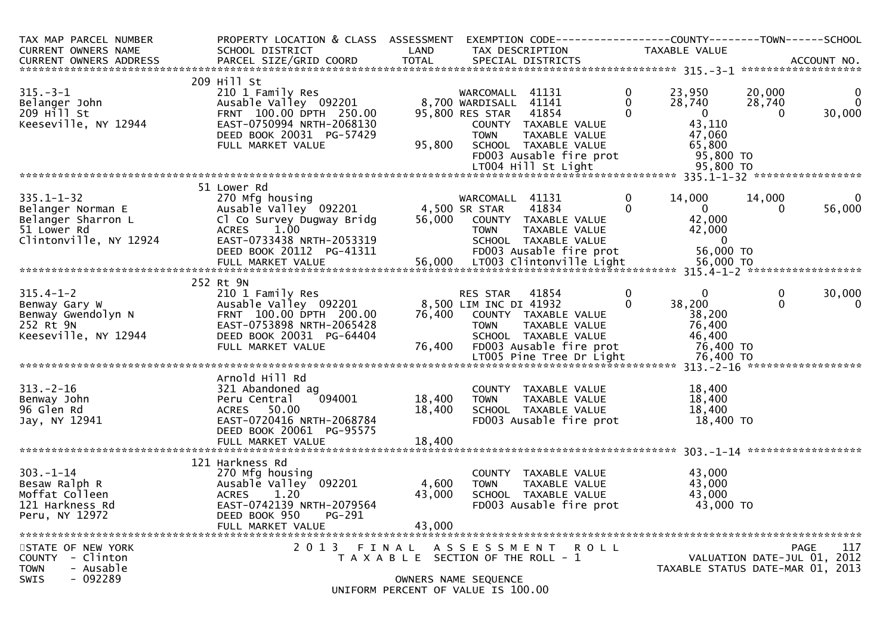| TAX MAP PARCEL NUMBER<br>CURRENT OWNERS NAME<br>CURRENT OWNERS ADDRESS | PROPERTY LOCATION & CLASS<br>SCHOOL DISTRICT<br>PARCEL SIZE/GRID COORD | ASSESSMENT<br>LAND<br>TOTAL | EXEMPTION CODE<br>TAX DESCRIPTION<br>SPECIAL DISTRICTS | | COUNTY<br>TAXABLE VALUE | TOWN | SCHOOL<br><br>ACCOUNT NO. |
|---|---|---|---|---|---|---|---|
| **315.-3-1** | 209 Hill St | | | | | | |
| 315.-3-1 | 210 1 Family Res | | WARCOMALL 41131 | 0 | 23,950 | 20,000 | 0 |
| Belanger John | Ausable Valley 092201 | 8,700 | WARDISALL 41141 | 0 | 28,740 | 28,740 | 0 |
| 209 Hill St | FRNT 100.00 DPTH 250.00 | 95,800 | RES STAR 41854 | 0 | 0 | 0 | 30,000 |
| Keeseville, NY 12944 | EAST-0750994 NRTH-2068130 | | COUNTY TAXABLE VALUE | | 43,110 | | |
| | DEED BOOK 20031 PG-57429 | | TOWN TAXABLE VALUE | | 47,060 | | |
| | FULL MARKET VALUE | 95,800 | SCHOOL TAXABLE VALUE | | 65,800 | | |
| | | | FD003 Ausable fire prot | | 95,800 TO | | |
| | | | LT004 Hill St Light | | 95,800 TO | | |
| **335.1-1-32** | 51 Lower Rd | | | | | | |
| 335.1-1-32 | 270 Mfg housing | | WARCOMALL 41131 | 0 | 14,000 | 14,000 | 0 |
| Belanger Norman E | Ausable Valley 092201 | 4,500 | SR STAR 41834 | 0 | 0 | 0 | 56,000 |
| Belanger Sharron L | Cl Co Survey Dugway Bridg | 56,000 | COUNTY TAXABLE VALUE | | 42,000 | | |
| 51 Lower Rd | ACRES 1.00 | | TOWN TAXABLE VALUE | | 42,000 | | |
| Clintonville, NY 12924 | EAST-0733438 NRTH-2053319 | | SCHOOL TAXABLE VALUE | | 0 | | |
| | DEED BOOK 20112 PG-41311 | | FD003 Ausable fire prot | | 56,000 TO | | |
| | FULL MARKET VALUE | 56,000 | LT003 Clintonville Light | | 56,000 TO | | |
| **315.4-1-2** | 252 Rt 9N | | | | | | |
| 315.4-1-2 | 210 1 Family Res | | RES STAR 41854 | 0 | 0 | 0 | 30,000 |
| Benway Gary W | Ausable Valley 092201 | 8,500 | LIM INC DI 41932 | 0 | 38,200 | 0 | 0 |
| Benway Gwendolyn N | FRNT 100.00 DPTH 200.00 | 76,400 | COUNTY TAXABLE VALUE | | 38,200 | | |
| 252 Rt 9N | EAST-0753898 NRTH-2065428 | | TOWN TAXABLE VALUE | | 76,400 | | |
| Keeseville, NY 12944 | DEED BOOK 20031 PG-64404 | | SCHOOL TAXABLE VALUE | | 46,400 | | |
| | FULL MARKET VALUE | 76,400 | FD003 Ausable fire prot | | 76,400 TO | | |
| | | | LT005 Pine Tree Dr Light | | 76,400 TO | | |
| **313.-2-16** | Arnold Hill Rd | | | | | | |
| 313.-2-16 | 321 Abandoned ag | | COUNTY TAXABLE VALUE | | 18,400 | | |
| Benway John | Peru Central 094001 | 18,400 | TOWN TAXABLE VALUE | | 18,400 | | |
| 96 Glen Rd | ACRES 50.00 | 18,400 | SCHOOL TAXABLE VALUE | | 18,400 | | |
| Jay, NY 12941 | EAST-0720416 NRTH-2068784 | | FD003 Ausable fire prot | | 18,400 TO | | |
| | DEED BOOK 20061 PG-95575 | | | | | | |
| | FULL MARKET VALUE | 18,400 | | | | | |
| **303.-1-14** | 121 Harkness Rd | | | | | | |
| 303.-1-14 | 270 Mfg housing | | COUNTY TAXABLE VALUE | | 43,000 | | |
| Besaw Ralph R | Ausable Valley 092201 | 4,600 | TOWN TAXABLE VALUE | | 43,000 | | |
| Moffat Colleen | ACRES 1.20 | 43,000 | SCHOOL TAXABLE VALUE | | 43,000 | | |
| 121 Harkness Rd | EAST-0742139 NRTH-2079564 | | FD003 Ausable fire prot | | 43,000 TO | | |
| Peru, NY 12972 | DEED BOOK 950 PG-291 | | | | | | |
| | FULL MARKET VALUE | 43,000 | | | | | |

STATE OF NEW YORK
COUNTY - Clinton
TOWN - Ausable
SWIS - 092289

2013 FINAL ASSESSMENT ROLL
TAXABLE SECTION OF THE ROLL - 1
OWNERS NAME SEQUENCE
UNIFORM PERCENT OF VALUE IS 100.00

VALUATION DATE-JUL 01, 2012
TAXABLE STATUS DATE-MAR 01, 2013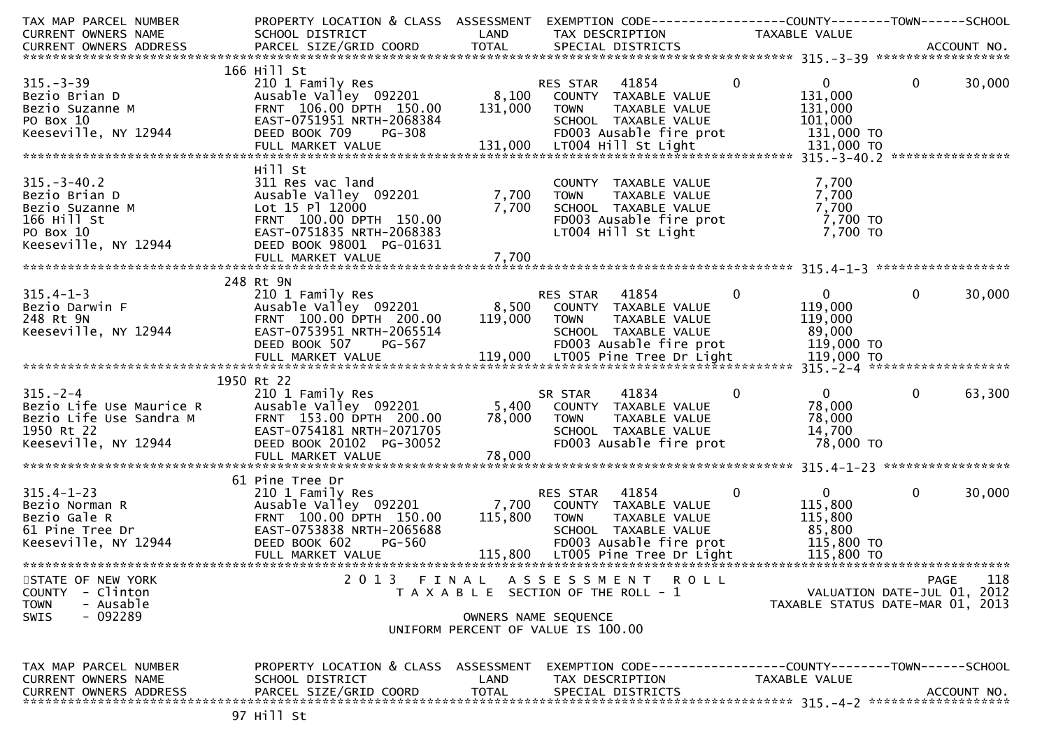| TAX MAP PARCEL NUMBER<br>CURRENT OWNERS NAME<br>CURRENT OWNERS ADDRESS | PROPERTY LOCATION & CLASS<br>SCHOOL DISTRICT<br>PARCEL SIZE/GRID COORD | ASSESSMENT<br>LAND<br>TOTAL | EXEMPTION CODE<br>TAX DESCRIPTION<br>SPECIAL DISTRICTS | COUNTY<br>TAXABLE VALUE | TOWN | SCHOOL<br>ACCOUNT NO. |
|---|---|---|---|---|---|---|
| **315.-3-39** | 166 Hill St | | | | | |
| 315.-3-39 | 210 1 Family Res | | RES STAR 41854 0 | 0 | 0 | 30,000 |
| Bezio Brian D | Ausable Valley 092201 | 8,100 | COUNTY TAXABLE VALUE | 131,000 | | |
| Bezio Suzanne M | FRNT 106.00 DPTH 150.00 | 131,000 | TOWN TAXABLE VALUE | 131,000 | | |
| PO Box 10 | EAST-0751951 NRTH-2068384 | | SCHOOL TAXABLE VALUE | 101,000 | | |
| Keeseville, NY 12944 | DEED BOOK 709 PG-308 | | FD003 Ausable fire prot | 131,000 TO | | |
| | FULL MARKET VALUE | 131,000 | LT004 Hill St Light | 131,000 TO | | |
| **315.-3-40.2** | Hill St | | | | | |
| 315.-3-40.2 | 311 Res vac land | | COUNTY TAXABLE VALUE | 7,700 | | |
| Bezio Brian D | Ausable Valley 092201 | 7,700 | TOWN TAXABLE VALUE | 7,700 | | |
| Bezio Suzanne M | Lot 15 Pl 12000 | 7,700 | SCHOOL TAXABLE VALUE | 7,700 | | |
| 166 Hill St | FRNT 100.00 DPTH 150.00 | | FD003 Ausable fire prot | 7,700 TO | | |
| PO Box 10 | EAST-0751835 NRTH-2068383 | | LT004 Hill St Light | 7,700 TO | | |
| Keeseville, NY 12944 | DEED BOOK 98001 PG-01631 | | | | | |
| | FULL MARKET VALUE | 7,700 | | | | |
| **315.4-1-3** | 248 Rt 9N | | | | | |
| 315.4-1-3 | 210 1 Family Res | | RES STAR 41854 0 | 0 | 0 | 30,000 |
| Bezio Darwin F | Ausable Valley 092201 | 8,500 | COUNTY TAXABLE VALUE | 119,000 | | |
| 248 Rt 9N | FRNT 100.00 DPTH 200.00 | 119,000 | TOWN TAXABLE VALUE | 119,000 | | |
| Keeseville, NY 12944 | EAST-0753951 NRTH-2065514 | | SCHOOL TAXABLE VALUE | 89,000 | | |
| | DEED BOOK 507 PG-567 | | FD003 Ausable fire prot | 119,000 TO | | |
| | FULL MARKET VALUE | 119,000 | LT005 Pine Tree Dr Light | 119,000 TO | | |
| **315.-2-4** | 1950 Rt 22 | | | | | |
| 315.-2-4 | 210 1 Family Res | | SR STAR 41834 0 | 0 | 0 | 63,300 |
| Bezio Life Use Maurice R | Ausable Valley 092201 | 5,400 | COUNTY TAXABLE VALUE | 78,000 | | |
| Bezio Life Use Sandra M | FRNT 153.00 DPTH 200.00 | 78,000 | TOWN TAXABLE VALUE | 78,000 | | |
| 1950 Rt 22 | EAST-0754181 NRTH-2071705 | | SCHOOL TAXABLE VALUE | 14,700 | | |
| Keeseville, NY 12944 | DEED BOOK 20102 PG-30052 | | FD003 Ausable fire prot | 78,000 TO | | |
| | FULL MARKET VALUE | 78,000 | | | | |
| **315.4-1-23** | 61 Pine Tree Dr | | | | | |
| 315.4-1-23 | 210 1 Family Res | | RES STAR 41854 0 | 0 | 0 | 30,000 |
| Bezio Norman R | Ausable Valley 092201 | 7,700 | COUNTY TAXABLE VALUE | 115,800 | | |
| Bezio Gale R | FRNT 100.00 DPTH 150.00 | 115,800 | TOWN TAXABLE VALUE | 115,800 | | |
| 61 Pine Tree Dr | EAST-0753838 NRTH-2065688 | | SCHOOL TAXABLE VALUE | 85,800 | | |
| Keeseville, NY 12944 | DEED BOOK 602 PG-560 | | FD003 Ausable fire prot | 115,800 TO | | |
| | FULL MARKET VALUE | 115,800 | LT005 Pine Tree Dr Light | 115,800 TO | | |

STATE OF NEW YORK
COUNTY - Clinton
TOWN - Ausable
SWIS - 092289

2013 FINAL ASSESSMENT ROLL
TAXABLE SECTION OF THE ROLL - 1
OWNERS NAME SEQUENCE
UNIFORM PERCENT OF VALUE IS 100.00

VALUATION DATE-JUL 01, 2012
TAXABLE STATUS DATE-MAR 01, 2013

| TAX MAP PARCEL NUMBER<br>CURRENT OWNERS NAME<br>CURRENT OWNERS ADDRESS | PROPERTY LOCATION & CLASS<br>SCHOOL DISTRICT<br>PARCEL SIZE/GRID COORD | ASSESSMENT<br>LAND<br>TOTAL | EXEMPTION CODE<br>TAX DESCRIPTION<br>SPECIAL DISTRICTS | COUNTY<br>TAXABLE VALUE | TOWN | SCHOOL<br>ACCOUNT NO. |
|---|---|---|---|---|---|---|
| **315.-4-2** | 97 Hill St | | | | | |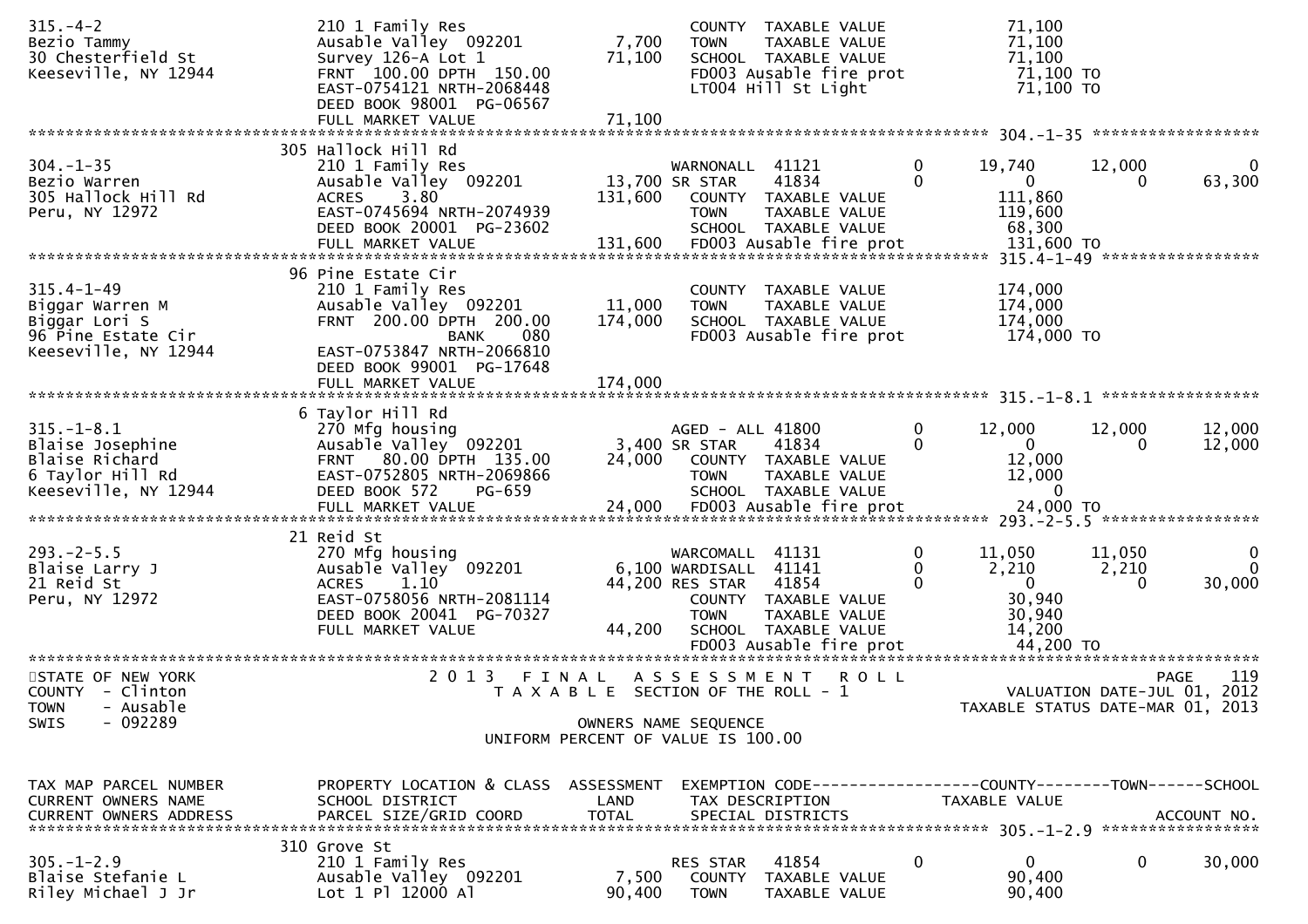```
315.-4-2                     210 1 Family Res                         COUNTY  TAXABLE VALUE             71,100
Bezio Tammy                  Ausable Valley  092201         7,700     TOWN    TAXABLE VALUE             71,100
30 Chesterfield St           Survey 126-A Lot 1            71,100     SCHOOL  TAXABLE VALUE             71,100
Keeseville, NY 12944         FRNT  100.00 DPTH  150.00                FD003 Ausable fire prot            71,100 TO
                             EAST-0754121 NRTH-2068448                LT004 Hill St Light                71,100 TO
                             DEED BOOK 98001  PG-06567
                             FULL MARKET VALUE             71,100
******************************************************************************************************* 304.-1-35 ******************
                             305 Hallock Hill Rd
304.-1-35                    210 1 Family Res                         WARNONALL  41121         0       19,740       12,000           0
Bezio Warren                 Ausable Valley  092201        13,700 SR STAR    41834         0            0            0      63,300
305 Hallock Hill Rd          ACRES     3.80               131,600     COUNTY  TAXABLE VALUE            111,860
Peru, NY 12972               EAST-0745694 NRTH-2074939                TOWN    TAXABLE VALUE            119,600
                             DEED BOOK 20001  PG-23602                SCHOOL  TAXABLE VALUE             68,300
                             FULL MARKET VALUE            131,600     FD003 Ausable fire prot           131,600 TO
******************************************************************************************************* 315.4-1-49 *****************
                             96 Pine Estate Cir
315.4-1-49                   210 1 Family Res                         COUNTY  TAXABLE VALUE            174,000
Biggar Warren M              Ausable Valley  092201        11,000     TOWN    TAXABLE VALUE            174,000
Biggar Lori S                FRNT  200.00 DPTH  200.00    174,000     SCHOOL  TAXABLE VALUE            174,000
96 Pine Estate Cir                     BANK     080                   FD003 Ausable fire prot           174,000 TO
Keeseville, NY 12944         EAST-0753847 NRTH-2066810
                             DEED BOOK 99001  PG-17648
                             FULL MARKET VALUE            174,000
******************************************************************************************************* 315.-1-8.1 *****************
                             6 Taylor Hill Rd
315.-1-8.1                   270 Mfg housing                          AGED - ALL 41800         0       12,000       12,000      12,000
Blaise Josephine             Ausable Valley  092201         3,400 SR STAR    41834         0            0            0      12,000
Blaise Richard               FRNT   80.00 DPTH  135.00     24,000     COUNTY  TAXABLE VALUE             12,000
6 Taylor Hill Rd             EAST-0752805 NRTH-2069866                TOWN    TAXABLE VALUE             12,000
Keeseville, NY 12944         DEED BOOK 572    PG-659                  SCHOOL  TAXABLE VALUE                  0
                             FULL MARKET VALUE             24,000     FD003 Ausable fire prot            24,000 TO
******************************************************************************************************* 293.-2-5.5 *****************
                             21 Reid St
293.-2-5.5                   270 Mfg housing                          WARCOMALL  41131         0       11,050       11,050           0
Blaise Larry J               Ausable Valley  092201         6,100 WARDISALL  41141         0        2,210        2,210           0
21 Reid St                   ACRES     1.10                44,200 RES STAR   41854         0            0            0      30,000
Peru, NY 12972               EAST-0758056 NRTH-2081114                COUNTY  TAXABLE VALUE             30,940
                             DEED BOOK 20041  PG-70327                TOWN    TAXABLE VALUE             30,940
                             FULL MARKET VALUE             44,200     SCHOOL  TAXABLE VALUE             14,200
                                                                      FD003 Ausable fire prot            44,200 TO
************************************************************************************************************************************
STATE OF NEW YORK                   2 0 1 3   F I N A L   A S S E S S M E N T   R O L L                                 PAGE     119
COUNTY  - Clinton                      T A X A B L E  SECTION OF THE ROLL - 1                          VALUATION DATE-JUL 01, 2012
TOWN    - Ausable                                                                                    TAXABLE STATUS DATE-MAR 01, 2013
SWIS    - 092289                                    OWNERS NAME SEQUENCE
                                              UNIFORM PERCENT OF VALUE IS 100.00


TAX MAP PARCEL NUMBER        PROPERTY LOCATION & CLASS  ASSESSMENT  EXEMPTION CODE------------------COUNTY--------TOWN------SCHOOL
CURRENT OWNERS NAME          SCHOOL DISTRICT               LAND      TAX DESCRIPTION            TAXABLE VALUE
CURRENT OWNERS ADDRESS       PARCEL SIZE/GRID COORD        TOTAL     SPECIAL DISTRICTS                                     ACCOUNT NO.
******************************************************************************************************* 305.-1-2.9 *****************
                             310 Grove St
305.-1-2.9                   210 1 Family Res                         RES STAR   41854         0            0            0      30,000
Blaise Stefanie L            Ausable Valley  092201         7,500     COUNTY  TAXABLE VALUE             90,400
Riley Michael J Jr           Lot 1 Pl 12000 Al             90,400     TOWN    TAXABLE VALUE             90,400
```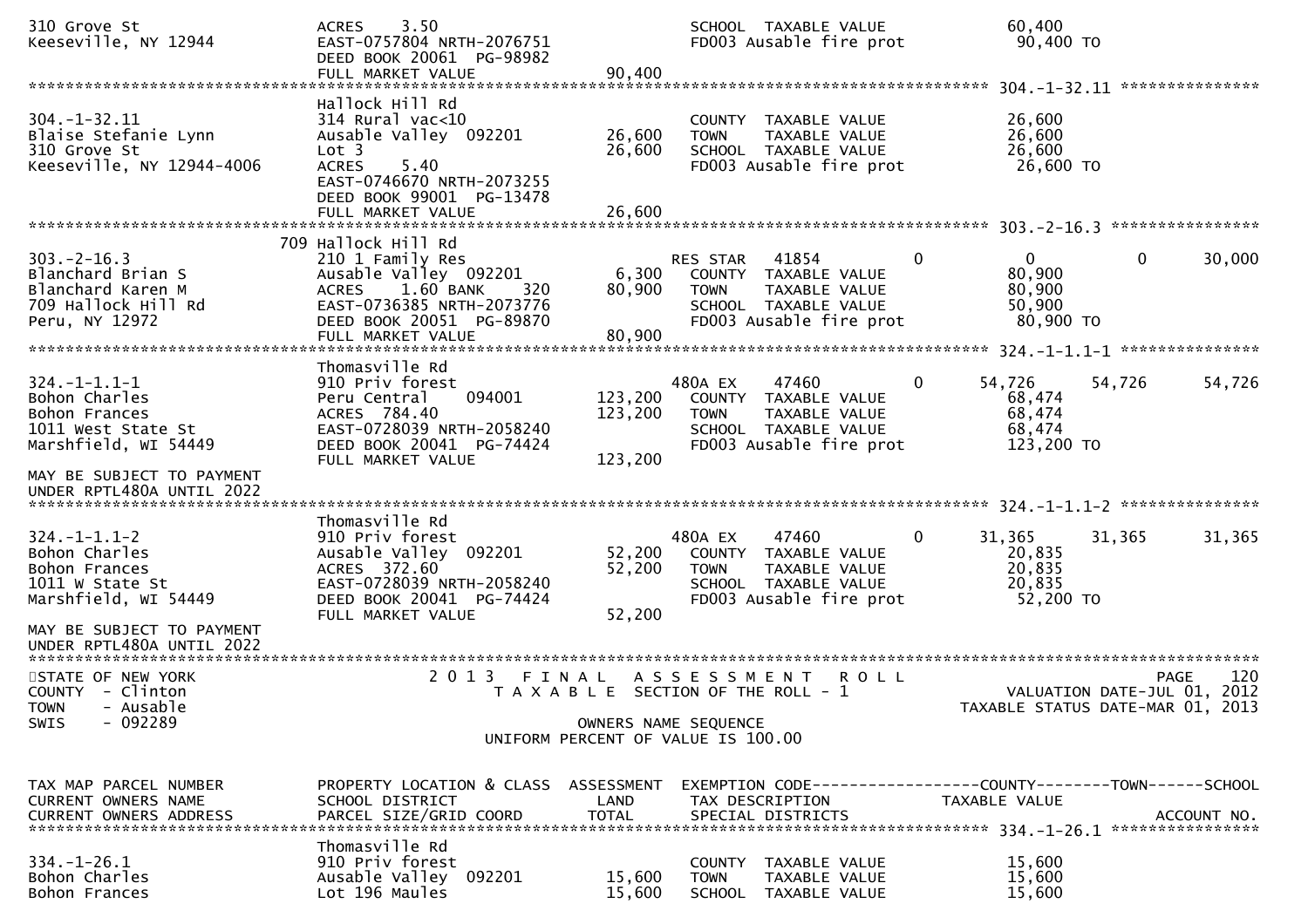```
310 Grove St                    ACRES     3.50                          SCHOOL  TAXABLE VALUE              60,400
Keeseville, NY 12944            EAST-0757804 NRTH-2076751               FD003 Ausable fire prot             90,400 TO
                                DEED BOOK 20061  PG-98982
                                FULL MARKET VALUE             90,400
******************************************************************************************************* 304.-1-32.11 ***************
                                Hallock Hill Rd
304.-1-32.11                    314 Rural vac<10                        COUNTY  TAXABLE VALUE              26,600
Blaise Stefanie Lynn            Ausable Valley  092201        26,600    TOWN    TAXABLE VALUE              26,600
310 Grove St                    Lot 3                         26,600    SCHOOL  TAXABLE VALUE              26,600
Keeseville, NY 12944-4006       ACRES     5.40                          FD003 Ausable fire prot             26,600 TO
                                EAST-0746670 NRTH-2073255
                                DEED BOOK 99001  PG-13478
                                FULL MARKET VALUE             26,600
******************************************************************************************************* 303.-2-16.3 ****************
                            709 Hallock Hill Rd
303.-2-16.3                     210 1 Family Res                        RES STAR   41854          0             0            0       30,000
Blanchard Brian S               Ausable Valley  092201         6,300    COUNTY  TAXABLE VALUE              80,900
Blanchard Karen M               ACRES     1.60 BANK     320   80,900    TOWN    TAXABLE VALUE              80,900
709 Hallock Hill Rd             EAST-0736385 NRTH-2073776               SCHOOL  TAXABLE VALUE              50,900
Peru, NY 12972                  DEED BOOK 20051  PG-89870               FD003 Ausable fire prot             80,900 TO
                                FULL MARKET VALUE             80,900
******************************************************************************************************* 324.-1-1.1-1 ***************
                                Thomasville Rd
324.-1-1.1-1                    910 Priv forest                         480A EX    47460          0        54,726       54,726       54,726
Bohon Charles                   Peru Central     094001      123,200    COUNTY  TAXABLE VALUE              68,474
Bohon Frances                   ACRES 784.40                 123,200    TOWN    TAXABLE VALUE              68,474
1011 West State St              EAST-0728039 NRTH-2058240               SCHOOL  TAXABLE VALUE              68,474
Marshfield, WI 54449            DEED BOOK 20041  PG-74424               FD003 Ausable fire prot            123,200 TO
                                FULL MARKET VALUE            123,200
MAY BE SUBJECT TO PAYMENT
UNDER RPTL480A UNTIL 2022
******************************************************************************************************* 324.-1-1.1-2 ***************
                                Thomasville Rd
324.-1-1.1-2                    910 Priv forest                         480A EX    47460          0        31,365       31,365       31,365
Bohon Charles                   Ausable Valley  092201        52,200    COUNTY  TAXABLE VALUE              20,835
Bohon Frances                   ACRES 372.60                  52,200    TOWN    TAXABLE VALUE              20,835
1011 W State St                 EAST-0728039 NRTH-2058240               SCHOOL  TAXABLE VALUE              20,835
Marshfield, WI 54449            DEED BOOK 20041  PG-74424               FD003 Ausable fire prot             52,200 TO
                                FULL MARKET VALUE             52,200
MAY BE SUBJECT TO PAYMENT
UNDER RPTL480A UNTIL 2022
************************************************************************************************************************************
STATE OF NEW YORK                  2 0 1 3   F I N A L   A S S E S S M E N T   R O L L                                   PAGE    120
COUNTY  - Clinton                     T A X A B L E  SECTION OF THE ROLL - 1                          VALUATION DATE-JUL 01, 2012
TOWN    - Ausable                                                                                  TAXABLE STATUS DATE-MAR 01, 2013
SWIS    - 092289                                    OWNERS NAME SEQUENCE
                                            UNIFORM PERCENT OF VALUE IS 100.00


TAX MAP PARCEL NUMBER           PROPERTY LOCATION & CLASS  ASSESSMENT  EXEMPTION CODE------------------COUNTY--------TOWN------SCHOOL
CURRENT OWNERS NAME             SCHOOL DISTRICT               LAND      TAX DESCRIPTION            TAXABLE VALUE
CURRENT OWNERS ADDRESS          PARCEL SIZE/GRID COORD       TOTAL      SPECIAL DISTRICTS                                    ACCOUNT NO.
******************************************************************************************************* 334.-1-26.1 ****************
                                Thomasville Rd
334.-1-26.1                     910 Priv forest                         COUNTY  TAXABLE VALUE              15,600
Bohon Charles                   Ausable Valley  092201        15,600    TOWN    TAXABLE VALUE              15,600
Bohon Frances                   Lot 196 Maules                15,600    SCHOOL  TAXABLE VALUE              15,600
```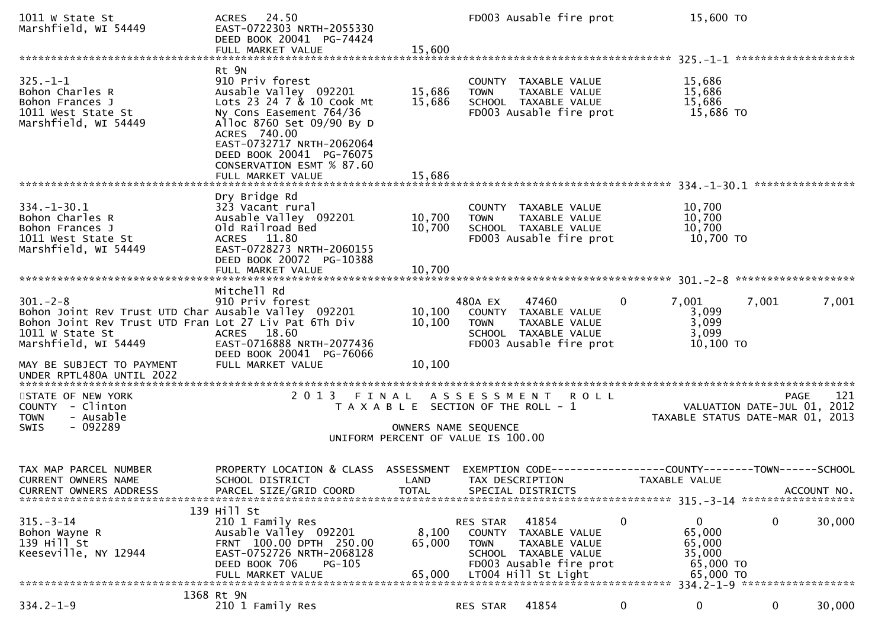```
1011 W State St                ACRES   24.50                            FD003 Ausable fire prot           15,600 TO
Marshfield, WI 54449           EAST-0722303 NRTH-2055330
                               DEED BOOK 20041  PG-74424
                               FULL MARKET VALUE             15,600
******************************************************************************************************* 325.-1-1 ******************
                               Rt 9N
325.-1-1                       910 Priv forest                          COUNTY  TAXABLE VALUE             15,686
Bohon Charles R                Ausable Valley  092201        15,686     TOWN    TAXABLE VALUE             15,686
Bohon Frances J                Lots 23 24 7 & 10 Cook Mt     15,686     SCHOOL  TAXABLE VALUE             15,686
1011 West State St             Ny Cons Easement 764/36                  FD003 Ausable fire prot            15,686 TO
Marshfield, WI 54449           Alloc 8760 Set 09/90 By D
                               ACRES  740.00
                               EAST-0732717 NRTH-2062064
                               DEED BOOK 20041  PG-76075
                               CONSERVATION ESMT % 87.60
                               FULL MARKET VALUE             15,686
******************************************************************************************************* 334.-1-30.1 ****************
                               Dry Bridge Rd
334.-1-30.1                    323 Vacant rural                         COUNTY  TAXABLE VALUE             10,700
Bohon Charles R                Ausable Valley  092201        10,700     TOWN    TAXABLE VALUE             10,700
Bohon Frances J                Old Railroad Bed              10,700     SCHOOL  TAXABLE VALUE             10,700
1011 West State St             ACRES   11.80                            FD003 Ausable fire prot            10,700 TO
Marshfield, WI 54449           EAST-0728273 NRTH-2060155
                               DEED BOOK 20072  PG-10388
                               FULL MARKET VALUE             10,700
******************************************************************************************************* 301.-2-8 ******************
                               Mitchell Rd
301.-2-8                       910 Priv forest                          480A EX     47460        0        7,001      7,001      7,001
Bohon Joint Rev Trust UTD Char Ausable Valley  092201        10,100     COUNTY  TAXABLE VALUE              3,099
Bohon Joint Rev Trust UTD Fran Lot 27 Liv Pat 6th Div        10,100     TOWN    TAXABLE VALUE              3,099
1011 W State St                ACRES   18.60                            SCHOOL  TAXABLE VALUE              3,099
Marshfield, WI 54449           EAST-0716888 NRTH-2077436                FD003 Ausable fire prot            10,100 TO
                               DEED BOOK 20041  PG-76066
MAY BE SUBJECT TO PAYMENT      FULL MARKET VALUE             10,100
UNDER RPTL480A UNTIL 2022
*************************************************************************************************************************************
STATE OF NEW YORK                  2 0 1 3   F I N A L   A S S E S S M E N T   R O L L                                  PAGE    121
COUNTY  - Clinton                       T A X A B L E  SECTION OF THE ROLL - 1                            VALUATION DATE-JUL 01, 2012
TOWN    - Ausable                                                                                    TAXABLE STATUS DATE-MAR 01, 2013
SWIS    - 092289                                          OWNERS NAME SEQUENCE
                                                   UNIFORM PERCENT OF VALUE IS 100.00


TAX MAP PARCEL NUMBER          PROPERTY LOCATION & CLASS  ASSESSMENT  EXEMPTION CODE------------------COUNTY--------TOWN------SCHOOL
CURRENT OWNERS NAME            SCHOOL DISTRICT               LAND     TAX DESCRIPTION             TAXABLE VALUE
CURRENT OWNERS ADDRESS         PARCEL SIZE/GRID COORD        TOTAL    SPECIAL DISTRICTS                                  ACCOUNT NO.
******************************************************************************************************* 315.-3-14 ******************
                           139 Hill St
315.-3-14                      210 1 Family Res                         RES STAR    41854        0            0          0      30,000
Bohon Wayne R                  Ausable Valley  092201         8,100     COUNTY  TAXABLE VALUE             65,000
139 Hill St                    FRNT  100.00 DPTH  250.00     65,000     TOWN    TAXABLE VALUE             65,000
Keeseville, NY 12944           EAST-0752726 NRTH-2068128                SCHOOL  TAXABLE VALUE             35,000
                               DEED BOOK 706     PG-105                 FD003 Ausable fire prot            65,000 TO
                               FULL MARKET VALUE             65,000     LT004 Hill St Light                65,000 TO
******************************************************************************************************* 334.2-1-9 ******************
                          1368 Rt 9N
334.2-1-9                      210 1 Family Res                         RES STAR    41854        0            0          0      30,000
```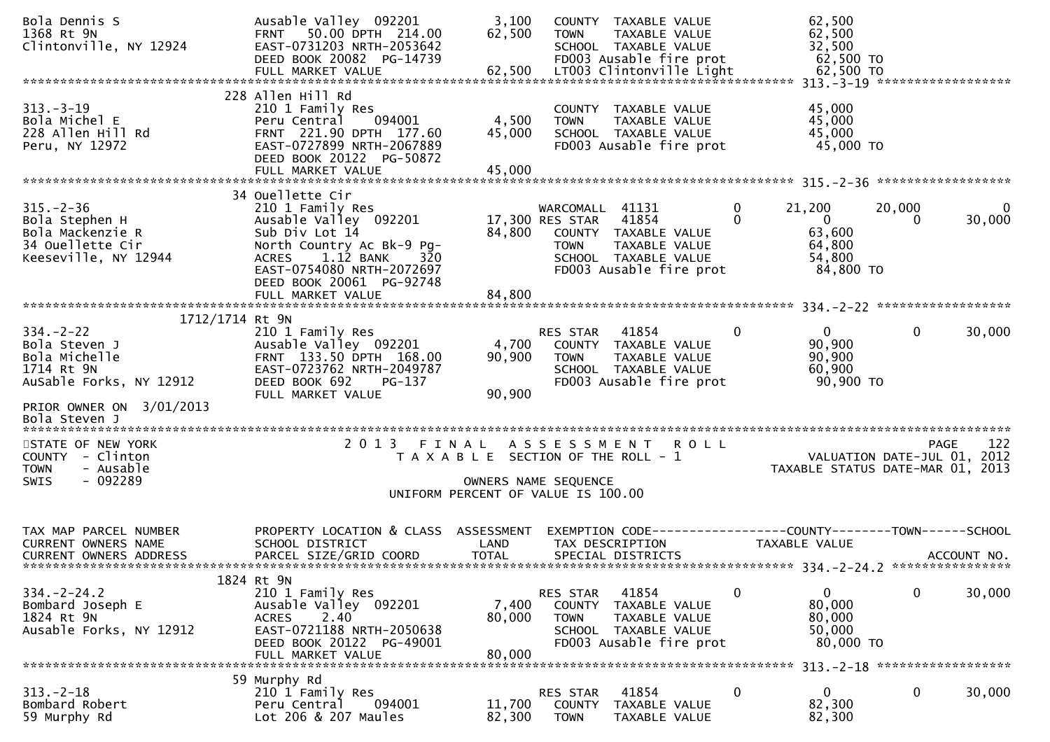```
Bola Dennis S                  Ausable Valley  092201          3,100   COUNTY  TAXABLE VALUE              62,500
1368 Rt 9N                     FRNT   50.00 DPTH  214.00      62,500   TOWN    TAXABLE VALUE              62,500
Clintonville, NY 12924         EAST-0731203 NRTH-2053642               SCHOOL  TAXABLE VALUE              32,500
                               DEED BOOK 20082  PG-14739               FD003 Ausable fire prot             62,500 TO
                               FULL MARKET VALUE              62,500   LT003 Clintonville Light            62,500 TO
******************************************************************************************************* 313.-3-19 ******************
                          228 Allen Hill Rd
313.-3-19                      210 1 Family Res                        COUNTY  TAXABLE VALUE              45,000
Bola Michel E                  Peru Central    094001          4,500   TOWN    TAXABLE VALUE              45,000
228 Allen Hill Rd              FRNT  221.90 DPTH  177.60      45,000   SCHOOL  TAXABLE VALUE              45,000
Peru, NY 12972                 EAST-0727899 NRTH-2067889               FD003 Ausable fire prot             45,000 TO
                               DEED BOOK 20122  PG-50872
                               FULL MARKET VALUE              45,000
******************************************************************************************************* 315.-2-36 ******************
                          34 Ouellette Cir
315.-2-36                      210 1 Family Res                        WARCOMALL  41131         0        21,200       20,000            0
Bola Stephen H                 Ausable Valley  092201         17,300 RES STAR   41854         0             0            0       30,000
Bola Mackenzie R               Sub Div Lot 14                 84,800   COUNTY  TAXABLE VALUE              63,600
34 Ouellette Cir               North Country Ac Bk-9 Pg-               TOWN    TAXABLE VALUE              64,800
Keeseville, NY 12944           ACRES     1.12 BANK     320             SCHOOL  TAXABLE VALUE              54,800
                               EAST-0754080 NRTH-2072697               FD003 Ausable fire prot             84,800 TO
                               DEED BOOK 20061  PG-92748
                               FULL MARKET VALUE              84,800
******************************************************************************************************* 334.-2-22 ******************
                     1712/1714 Rt 9N
334.-2-22                      210 1 Family Res                        RES STAR   41854         0             0            0       30,000
Bola Steven J                  Ausable Valley  092201          4,700   COUNTY  TAXABLE VALUE              90,900
Bola Michelle                  FRNT  133.50 DPTH  168.00      90,900   TOWN    TAXABLE VALUE              90,900
1714 Rt 9N                     EAST-0723762 NRTH-2049787               SCHOOL  TAXABLE VALUE              60,900
AuSable Forks, NY 12912        DEED BOOK 692     PG-137                FD003 Ausable fire prot             90,900 TO
                               FULL MARKET VALUE              90,900
PRIOR OWNER ON  3/01/2013
Bola Steven J
*************************************************************************************************************************************
STATE OF NEW YORK                      2 0 1 3   F I N A L   A S S E S S M E N T   R O L L                              PAGE    122
COUNTY  - Clinton                        T A X A B L E  SECTION OF THE ROLL - 1                        VALUATION DATE-JUL 01, 2012
TOWN    - Ausable                                                                                  TAXABLE STATUS DATE-MAR 01, 2013
SWIS    - 092289                                            OWNERS NAME SEQUENCE
                                                     UNIFORM PERCENT OF VALUE IS 100.00

TAX MAP PARCEL NUMBER          PROPERTY LOCATION & CLASS  ASSESSMENT  EXEMPTION CODE------------------COUNTY--------TOWN------SCHOOL
CURRENT OWNERS NAME            SCHOOL DISTRICT               LAND      TAX DESCRIPTION             TAXABLE VALUE
CURRENT OWNERS ADDRESS         PARCEL SIZE/GRID COORD        TOTAL     SPECIAL DISTRICTS                                    ACCOUNT NO.
******************************************************************************************************* 334.-2-24.2 ****************
                          1824 Rt 9N
334.-2-24.2                    210 1 Family Res                        RES STAR   41854         0             0            0       30,000
Bombard Joseph E               Ausable Valley  092201          7,400   COUNTY  TAXABLE VALUE              80,000
1824 Rt 9N                     ACRES     2.40                 80,000   TOWN    TAXABLE VALUE              80,000
Ausable Forks, NY 12912        EAST-0721188 NRTH-2050638               SCHOOL  TAXABLE VALUE              50,000
                               DEED BOOK 20122  PG-49001               FD003 Ausable fire prot             80,000 TO
                               FULL MARKET VALUE              80,000
******************************************************************************************************* 313.-2-18 ******************
                          59 Murphy Rd
313.-2-18                      210 1 Family Res                        RES STAR   41854         0             0            0       30,000
Bombard Robert                 Peru Central    094001         11,700   COUNTY  TAXABLE VALUE              82,300
59 Murphy Rd                   Lot 206 & 207 Maules           82,300   TOWN    TAXABLE VALUE              82,300
```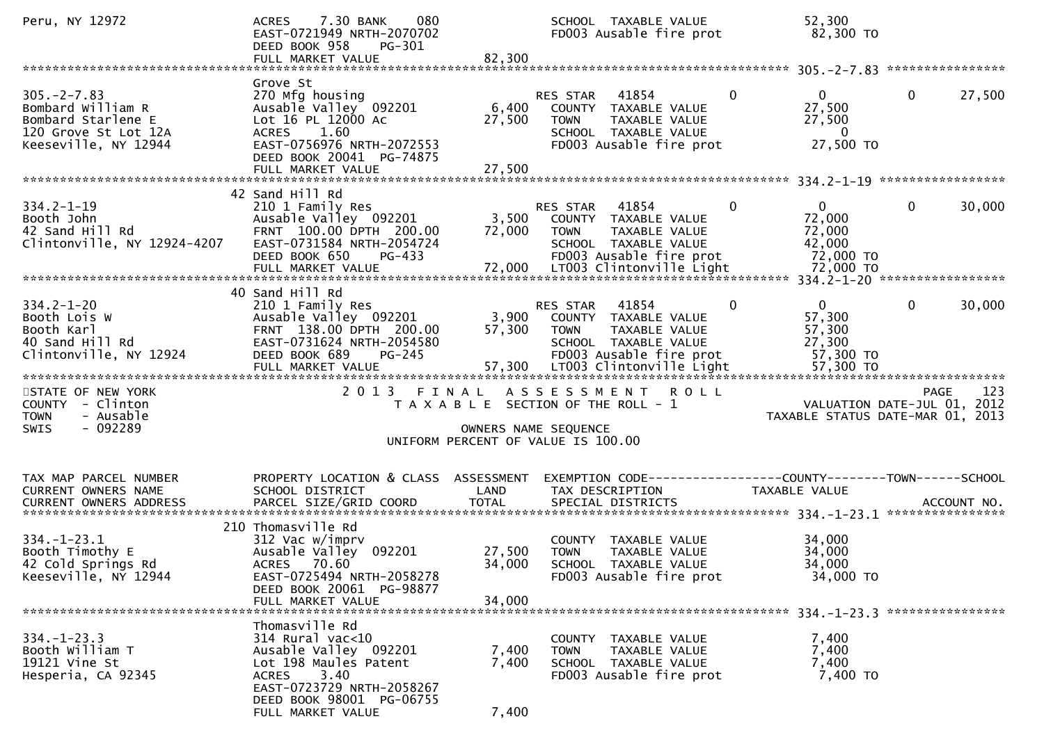```
Peru, NY 12972                 ACRES     7.30 BANK     080                 SCHOOL  TAXABLE VALUE              52,300
                               EAST-0721949 NRTH-2070702                   FD003 Ausable fire prot            82,300 TO
                               DEED BOOK 958     PG-301
                               FULL MARKET VALUE              82,300
******************************************************************************************************* 305.-2-7.83 ****************
                               Grove St
305.-2-7.83                    270 Mfg housing                             RES STAR   41854            0           0            0       27,500
Bombard William R              Ausable Valley  092201          6,400      COUNTY  TAXABLE VALUE              27,500
Bombard Starlene E             Lot 16 PL 12000 Ac             27,500      TOWN    TAXABLE VALUE              27,500
120 Grove St Lot 12A           ACRES     1.60                              SCHOOL  TAXABLE VALUE                   0
Keeseville, NY 12944           EAST-0756976 NRTH-2072553                   FD003 Ausable fire prot            27,500 TO
                               DEED BOOK 20041  PG-74875
                               FULL MARKET VALUE              27,500
******************************************************************************************************* 334.2-1-19 *****************
                            42 Sand Hill Rd
334.2-1-19                     210 1 Family Res                            RES STAR   41854            0           0            0       30,000
Booth John                     Ausable Valley  092201          3,500      COUNTY  TAXABLE VALUE              72,000
42 Sand Hill Rd                FRNT  100.00 DPTH  200.00     72,000      TOWN    TAXABLE VALUE              72,000
Clintonville, NY 12924-4207    EAST-0731584 NRTH-2054724                   SCHOOL  TAXABLE VALUE              42,000
                               DEED BOOK 650     PG-433                    FD003 Ausable fire prot            72,000 TO
                               FULL MARKET VALUE              72,000      LT003 Clintonville Light           72,000 TO
******************************************************************************************************* 334.2-1-20 *****************
                            40 Sand Hill Rd
334.2-1-20                     210 1 Family Res                            RES STAR   41854            0           0            0       30,000
Booth Lois W                   Ausable Valley  092201          3,900      COUNTY  TAXABLE VALUE              57,300
Booth Karl                     FRNT  138.00 DPTH  200.00     57,300      TOWN    TAXABLE VALUE              57,300
40 Sand Hill Rd                EAST-0731624 NRTH-2054580                   SCHOOL  TAXABLE VALUE              27,300
Clintonville, NY 12924         DEED BOOK 689     PG-245                    FD003 Ausable fire prot            57,300 TO
                               FULL MARKET VALUE              57,300      LT003 Clintonville Light           57,300 TO
*************************************************************************************************************************************
STATE OF NEW YORK                   2 0 1 3   F I N A L   A S S E S S M E N T   R O L L                                  PAGE    123
COUNTY  - Clinton                        T A X A B L E  SECTION OF THE ROLL - 1                           VALUATION DATE-JUL 01, 2012
TOWN    - Ausable                                                                                     TAXABLE STATUS DATE-MAR 01, 2013
SWIS    - 092289                                           OWNERS NAME SEQUENCE
                                                  UNIFORM PERCENT OF VALUE IS 100.00


TAX MAP PARCEL NUMBER          PROPERTY LOCATION & CLASS  ASSESSMENT  EXEMPTION CODE------------------COUNTY--------TOWN------SCHOOL
CURRENT OWNERS NAME            SCHOOL DISTRICT               LAND      TAX DESCRIPTION            TAXABLE VALUE
CURRENT OWNERS ADDRESS         PARCEL SIZE/GRID COORD        TOTAL     SPECIAL DISTRICTS                                  ACCOUNT NO.
******************************************************************************************************* 334.-1-23.1 ****************
                           210 Thomasville Rd
334.-1-23.1                    312 Vac w/imprv                             COUNTY  TAXABLE VALUE              34,000
Booth Timothy E                Ausable Valley  092201         27,500      TOWN    TAXABLE VALUE              34,000
42 Cold Springs Rd             ACRES    70.60                 34,000      SCHOOL  TAXABLE VALUE              34,000
Keeseville, NY 12944           EAST-0725494 NRTH-2058278                   FD003 Ausable fire prot            34,000 TO
                               DEED BOOK 20061  PG-98877
                               FULL MARKET VALUE              34,000
******************************************************************************************************* 334.-1-23.3 ****************
                               Thomasville Rd
334.-1-23.3                    314 Rural vac<10                            COUNTY  TAXABLE VALUE               7,400
Booth William T                Ausable Valley  092201          7,400      TOWN    TAXABLE VALUE               7,400
19121 Vine St                  Lot 198 Maules Patent           7,400      SCHOOL  TAXABLE VALUE               7,400
Hesperia, CA 92345             ACRES     3.40                              FD003 Ausable fire prot             7,400 TO
                               EAST-0723729 NRTH-2058267
                               DEED BOOK 98001  PG-06755
                               FULL MARKET VALUE               7,400
```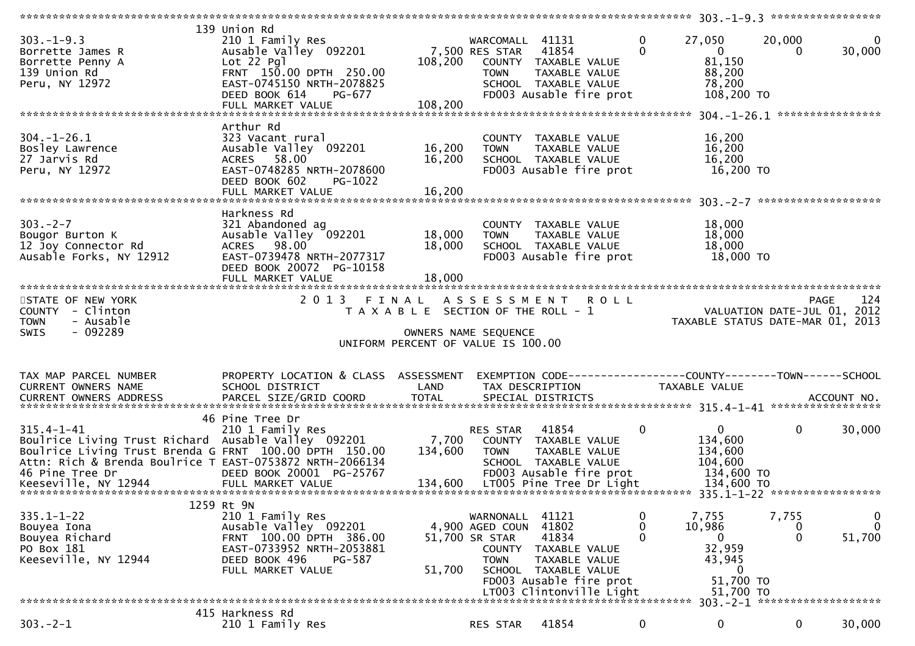```
******************************************************************************************************* 303.-1-9.3 *****************
                             139 Union Rd
303.-1-9.3                   210 1 Family Res                   WARCOMALL  41131          0        27,050      20,000            0
Borrette James R             Ausable Valley  092201       7,500 RES STAR   41854          0             0           0       30,000
Borrette Penny A             Lot 22 Pgl                 108,200    COUNTY  TAXABLE VALUE              81,150
139 Union Rd                 FRNT 150.00 DPTH 250.00               TOWN    TAXABLE VALUE              88,200
Peru, NY 12972               EAST-0745150 NRTH-2078825             SCHOOL  TAXABLE VALUE              78,200
                             DEED BOOK 614     PG-677              FD003 Ausable fire prot           108,200 TO
                             FULL MARKET VALUE          108,200
******************************************************************************************************* 304.-1-26.1 ****************
                             Arthur Rd
304.-1-26.1                  323 Vacant rural                      COUNTY  TAXABLE VALUE              16,200
Bosley Lawrence              Ausable Valley  092201      16,200    TOWN    TAXABLE VALUE              16,200
27 Jarvis Rd                 ACRES  58.00                16,200    SCHOOL  TAXABLE VALUE              16,200
Peru, NY 12972               EAST-0748285 NRTH-2078600             FD003 Ausable fire prot            16,200 TO
                             DEED BOOK 602     PG-1022
                             FULL MARKET VALUE           16,200
******************************************************************************************************* 303.-2-7 *******************
                             Harkness Rd
303.-2-7                     321 Abandoned ag                      COUNTY  TAXABLE VALUE              18,000
Bougor Burton K              Ausable Valley  092201      18,000    TOWN    TAXABLE VALUE              18,000
12 Joy Connector Rd          ACRES  98.00                18,000    SCHOOL  TAXABLE VALUE              18,000
Ausable Forks, NY 12912      EAST-0739478 NRTH-2077317             FD003 Ausable fire prot            18,000 TO
                             DEED BOOK 20072  PG-10158
                             FULL MARKET VALUE           18,000
************************************************************************************************************************************
STATE OF NEW YORK                 2 0 1 3   F I N A L   A S S E S S M E N T   R O L L                                 PAGE    124
COUNTY  - Clinton                     T A X A B L E  SECTION OF THE ROLL - 1                        VALUATION DATE-JUL 01, 2012
TOWN    - Ausable                                                                                TAXABLE STATUS DATE-MAR 01, 2013
SWIS    - 092289                                      OWNERS NAME SEQUENCE
                                               UNIFORM PERCENT OF VALUE IS 100.00


TAX MAP PARCEL NUMBER          PROPERTY LOCATION & CLASS  ASSESSMENT  EXEMPTION CODE------------------COUNTY--------TOWN------SCHOOL
CURRENT OWNERS NAME            SCHOOL DISTRICT               LAND      TAX DESCRIPTION             TAXABLE VALUE
CURRENT OWNERS ADDRESS         PARCEL SIZE/GRID COORD        TOTAL     SPECIAL DISTRICTS                                  ACCOUNT NO.
******************************************************************************************************* 315.4-1-41 *****************
                             46 Pine Tree Dr
315.4-1-41                   210 1 Family Res                      RES STAR   41854          0             0           0       30,000
Boulrice Living Trust Richard  Ausable Valley  092201     7,700    COUNTY  TAXABLE VALUE             134,600
Boulrice Living Trust Brenda G FRNT 100.00 DPTH 150.00  134,600    TOWN    TAXABLE VALUE             134,600
Attn: Rich & Brenda Boulrice T EAST-0753872 NRTH-2066134           SCHOOL  TAXABLE VALUE             104,600
46 Pine Tree Dr              DEED BOOK 20001  PG-25767             FD003 Ausable fire prot           134,600 TO
Keeseville, NY 12944         FULL MARKET VALUE          134,600    LT005 Pine Tree Dr Light          134,600 TO
******************************************************************************************************* 335.1-1-22 *****************
                             1259 Rt 9N
335.1-1-22                   210 1 Family Res                   WARNONALL  41121          0         7,755       7,755            0
Bouyea Iona                  Ausable Valley  092201       4,900 AGED COUN  41802          0        10,986           0            0
Bouyea Richard               FRNT 100.00 DPTH 386.00     51,700 SR STAR    41834          0             0           0       51,700
PO Box 181                   EAST-0733952 NRTH-2053881             COUNTY  TAXABLE VALUE              32,959
Keeseville, NY 12944         DEED BOOK 496     PG-587              TOWN    TAXABLE VALUE              43,945
                             FULL MARKET VALUE           51,700    SCHOOL  TAXABLE VALUE                   0
                                                                   FD003 Ausable fire prot            51,700 TO
                                                                   LT003 Clintonville Light           51,700 TO
******************************************************************************************************* 303.-2-1 *******************
                             415 Harkness Rd
303.-2-1                     210 1 Family Res                      RES STAR   41854          0             0           0       30,000
```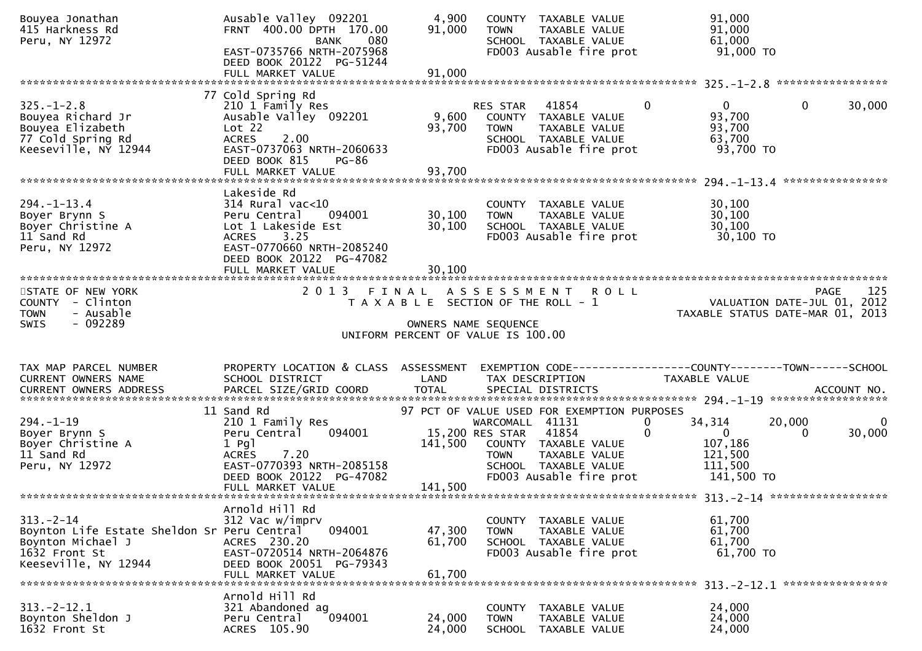```
Bouyea Jonathan                    Ausable Valley  092201          4,900    COUNTY  TAXABLE VALUE              91,000
415 Harkness Rd                    FRNT  400.00 DPTH  170.00      91,000    TOWN    TAXABLE VALUE              91,000
Peru, NY 12972                                BANK    080                   SCHOOL  TAXABLE VALUE              61,000
                                   EAST-0735766 NRTH-2075968                FD003 Ausable fire prot            91,000 TO
                                   DEED BOOK 20122  PG-51244
                                   FULL MARKET VALUE              91,000
******************************************************************************************************* 325.-1-2.8 *****************
                                77 Cold Spring Rd
325.-1-2.8                         210 1 Family Res                          RES STAR   41854           0           0            0        30,000
Bouyea Richard Jr                  Ausable Valley  092201          9,600    COUNTY  TAXABLE VALUE              93,700
Bouyea Elizabeth                   Lot 22                         93,700    TOWN    TAXABLE VALUE              93,700
77 Cold Spring Rd                  ACRES    2.00                            SCHOOL  TAXABLE VALUE              63,700
Keeseville, NY 12944               EAST-0737063 NRTH-2060633                FD003 Ausable fire prot            93,700 TO
                                   DEED BOOK 815    PG-86
                                   FULL MARKET VALUE              93,700
******************************************************************************************************* 294.-1-13.4 ****************
                                   Lakeside Rd
294.-1-13.4                        314 Rural vac<10                         COUNTY  TAXABLE VALUE              30,100
Boyer Brynn S                      Peru Central    094001         30,100    TOWN    TAXABLE VALUE              30,100
Boyer Christine A                  Lot 1 Lakeside Est             30,100    SCHOOL  TAXABLE VALUE              30,100
11 Sand Rd                         ACRES    3.25                            FD003 Ausable fire prot            30,100 TO
Peru, NY 12972                     EAST-0770660 NRTH-2085240
                                   DEED BOOK 20122  PG-47082
                                   FULL MARKET VALUE              30,100
************************************************************************************************************************************
STATE OF NEW YORK                  2 0 1 3   F I N A L   A S S E S S M E N T   R O L L                                   PAGE    125
COUNTY  - Clinton                        T A X A B L E  SECTION OF THE ROLL - 1                      VALUATION DATE-JUL 01, 2012
TOWN    - Ausable                                                                                   TAXABLE STATUS DATE-MAR 01, 2013
SWIS    - 092289                                         OWNERS NAME SEQUENCE
                                                 UNIFORM PERCENT OF VALUE IS 100.00


TAX MAP PARCEL NUMBER              PROPERTY LOCATION & CLASS  ASSESSMENT  EXEMPTION CODE------------------COUNTY--------TOWN------SCHOOL
CURRENT OWNERS NAME                SCHOOL DISTRICT               LAND      TAX DESCRIPTION              TAXABLE VALUE
CURRENT OWNERS ADDRESS             PARCEL SIZE/GRID COORD        TOTAL     SPECIAL DISTRICTS                                   ACCOUNT NO.
******************************************************************************************************* 294.-1-19 ******************
                                11 Sand Rd                        97 PCT OF VALUE USED FOR EXEMPTION PURPOSES
294.-1-19                          210 1 Family Res                          WARCOMALL  41131           0      34,314       20,000            0
Boyer Brynn S                      Peru Central    094001         15,200 RES STAR   41854           0           0            0        30,000
Boyer Christine A                  1 Pgl                         141,500    COUNTY  TAXABLE VALUE             107,186
11 Sand Rd                         ACRES    7.20                            TOWN    TAXABLE VALUE             121,500
Peru, NY 12972                     EAST-0770393 NRTH-2085158                SCHOOL  TAXABLE VALUE             111,500
                                   DEED BOOK 20122  PG-47082                FD003 Ausable fire prot           141,500 TO
                                   FULL MARKET VALUE             141,500
******************************************************************************************************* 313.-2-14 ******************
                                   Arnold Hill Rd
313.-2-14                          312 Vac w/imprv                          COUNTY  TAXABLE VALUE              61,700
Boynton Life Estate Sheldon Sr Peru Central    094001             47,300    TOWN    TAXABLE VALUE              61,700
Boynton Michael J                  ACRES  230.20                  61,700    SCHOOL  TAXABLE VALUE              61,700
1632 Front St                      EAST-0720514 NRTH-2064876                FD003 Ausable fire prot            61,700 TO
Keeseville, NY 12944               DEED BOOK 20051  PG-79343
                                   FULL MARKET VALUE              61,700
******************************************************************************************************* 313.-2-12.1 ****************
                                   Arnold Hill Rd
313.-2-12.1                        321 Abandoned ag                         COUNTY  TAXABLE VALUE              24,000
Boynton Sheldon J                  Peru Central    094001         24,000    TOWN    TAXABLE VALUE              24,000
1632 Front St                      ACRES  105.90                  24,000    SCHOOL  TAXABLE VALUE              24,000
```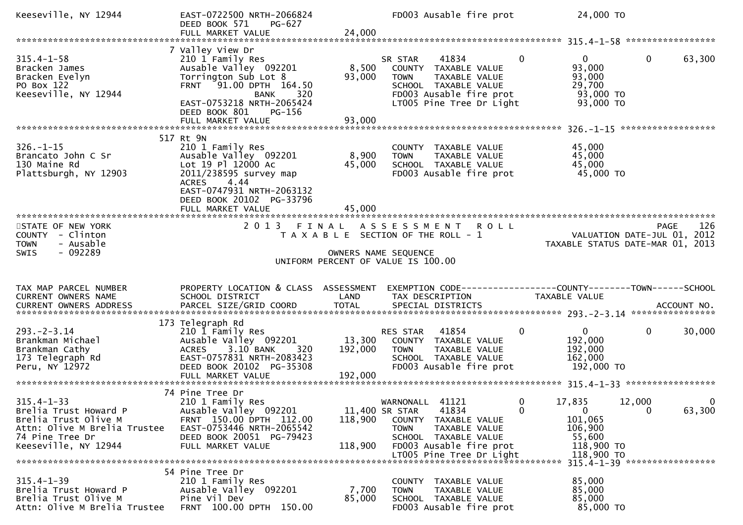```
Keeseville, NY 12944          EAST-0722500 NRTH-2066824              FD003 Ausable fire prot            24,000 TO
                              DEED BOOK 571    PG-627
                              FULL MARKET VALUE               24,000
******************************************************************************************************* 315.4-1-58 *****************
                            7 Valley View Dr
315.4-1-58                    210 1 Family Res                      SR STAR     41834           0          0            0        63,300
Bracken James                 Ausable Valley  092201          8,500   COUNTY  TAXABLE VALUE               93,000
Bracken Evelyn                Torrington Sub Lot 8           93,000   TOWN    TAXABLE VALUE               93,000
PO Box 122                    FRNT   91.00 DPTH  164.50                SCHOOL  TAXABLE VALUE               29,700
Keeseville, NY 12944                       BANK     320                FD003 Ausable fire prot             93,000 TO
                              EAST-0753218 NRTH-2065424                LT005 Pine Tree Dr Light            93,000 TO
                              DEED BOOK 801    PG-156
                              FULL MARKET VALUE               93,000
******************************************************************************************************* 326.-1-15 ******************
                          517 Rt 9N
326.-1-15                     210 1 Family Res                        COUNTY  TAXABLE VALUE               45,000
Brancato John C Sr            Ausable Valley  092201          8,900   TOWN    TAXABLE VALUE               45,000
130 Maine Rd                  Lot 19 Pl 12000 Ac             45,000   SCHOOL  TAXABLE VALUE               45,000
Plattsburgh, NY 12903         2011/238595 survey map                  FD003 Ausable fire prot             45,000 TO
                              ACRES     4.44
                              EAST-0747931 NRTH-2063132
                              DEED BOOK 20102  PG-33796
                              FULL MARKET VALUE               45,000
************************************************************************************************************************************
STATE OF NEW YORK                    2 0 1 3   F I N A L   A S S E S S M E N T   R O L L                                  PAGE    126
COUNTY  - Clinton                       T A X A B L E  SECTION OF THE ROLL - 1                        VALUATION DATE-JUL 01, 2012
TOWN    - Ausable                                                                                  TAXABLE STATUS DATE-MAR 01, 2013
SWIS    - 092289                                       OWNERS NAME SEQUENCE
                                               UNIFORM PERCENT OF VALUE IS 100.00


TAX MAP PARCEL NUMBER         PROPERTY LOCATION & CLASS  ASSESSMENT  EXEMPTION CODE------------------COUNTY--------TOWN------SCHOOL
CURRENT OWNERS NAME           SCHOOL DISTRICT               LAND      TAX DESCRIPTION             TAXABLE VALUE
CURRENT OWNERS ADDRESS        PARCEL SIZE/GRID COORD        TOTAL     SPECIAL DISTRICTS                                  ACCOUNT NO.
******************************************************************************************************* 293.-2-3.14 ****************
                          173 Telegraph Rd
293.-2-3.14                   210 1 Family Res                      RES STAR    41854           0          0            0        30,000
Brankman Michael              Ausable Valley  092201         13,300   COUNTY  TAXABLE VALUE              192,000
Brankman Cathy                ACRES     3.10 BANK     320   192,000   TOWN    TAXABLE VALUE              192,000
173 Telegraph Rd              EAST-0757831 NRTH-2083423               SCHOOL  TAXABLE VALUE              162,000
Peru, NY 12972                DEED BOOK 20102  PG-35308               FD003 Ausable fire prot            192,000 TO
                              FULL MARKET VALUE              192,000
******************************************************************************************************* 315.4-1-33 *****************
                           74 Pine Tree Dr
315.4-1-33                    210 1 Family Res                      WARNONALL   41121           0     17,835       12,000             0
Brelia Trust Howard P         Ausable Valley  092201         11,400 SR STAR     41834           0          0            0        63,300
Brelia Trust Olive M          FRNT  150.00 DPTH  112.00     118,900   COUNTY  TAXABLE VALUE              101,065
Attn: Olive M Brelia Trustee  EAST-0753446 NRTH-2065542               TOWN    TAXABLE VALUE              106,900
74 Pine Tree Dr               DEED BOOK 20051  PG-79423               SCHOOL  TAXABLE VALUE               55,600
Keeseville, NY 12944          FULL MARKET VALUE              118,900  FD003 Ausable fire prot            118,900 TO
                                                                      LT005 Pine Tree Dr Light           118,900 TO
******************************************************************************************************* 315.4-1-39 *****************
                           54 Pine Tree Dr
315.4-1-39                    210 1 Family Res                        COUNTY  TAXABLE VALUE               85,000
Brelia Trust Howard P         Ausable Valley  092201          7,700   TOWN    TAXABLE VALUE               85,000
Brelia Trust Olive M          Pine Vil Dev                   85,000   SCHOOL  TAXABLE VALUE               85,000
Attn: Olive M Brelia Trustee  FRNT  100.00 DPTH  150.00               FD003 Ausable fire prot             85,000 TO
```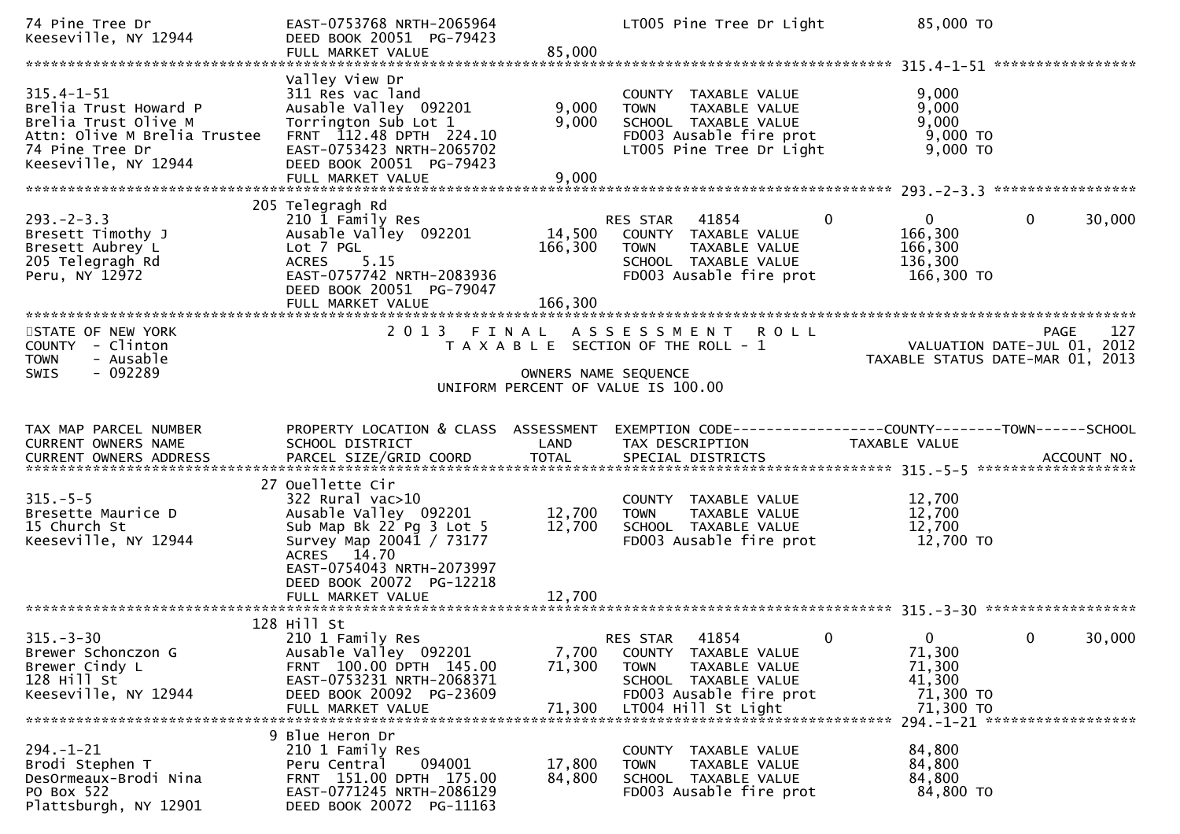```
74 Pine Tree Dr                 EAST-0753768 NRTH-2065964          LT005 Pine Tree Dr Light          85,000 TO
Keeseville, NY 12944            DEED BOOK 20051  PG-79423
                                FULL MARKET VALUE             85,000
******************************************************************************************************* 315.4-1-51 *****************
                                Valley View Dr
315.4-1-51                      311 Res vac land                   COUNTY  TAXABLE VALUE              9,000
Brelia Trust Howard P           Ausable Valley  092201       9,000  TOWN    TAXABLE VALUE              9,000
Brelia Trust Olive M            Torrington Sub Lot 1         9,000  SCHOOL  TAXABLE VALUE              9,000
Attn: Olive M Brelia Trustee    FRNT 112.48 DPTH 224.10            FD003 Ausable fire prot             9,000 TO
74 Pine Tree Dr                 EAST-0753423 NRTH-2065702          LT005 Pine Tree Dr Light            9,000 TO
Keeseville, NY 12944            DEED BOOK 20051  PG-79423
                                FULL MARKET VALUE              9,000
******************************************************************************************************* 293.-2-3.3 *****************
                            205 Telegragh Rd
293.-2-3.3                      210 1 Family Res                   RES STAR   41854          0          0          0      30,000
Bresett Timothy J               Ausable Valley  092201      14,500  COUNTY  TAXABLE VALUE            166,300
Bresett Aubrey L                Lot 7 PGL                  166,300  TOWN    TAXABLE VALUE            166,300
205 Telegragh Rd                ACRES    5.15                       SCHOOL  TAXABLE VALUE            136,300
Peru, NY 12972                  EAST-0757742 NRTH-2083936          FD003 Ausable fire prot           166,300 TO
                                DEED BOOK 20051  PG-79047
                                FULL MARKET VALUE            166,300
************************************************************************************************************************************
STATE OF NEW YORK                    2 0 1 3   F I N A L   A S S E S S M E N T   R O L L                         PAGE   127
COUNTY  - Clinton                       T A X A B L E  SECTION OF THE ROLL - 1                     VALUATION DATE-JUL 01, 2012
TOWN    - Ausable                                                                           TAXABLE STATUS DATE-MAR 01, 2013
SWIS    - 092289                                   OWNERS NAME SEQUENCE
                                          UNIFORM PERCENT OF VALUE IS 100.00


TAX MAP PARCEL NUMBER           PROPERTY LOCATION & CLASS  ASSESSMENT  EXEMPTION CODE------------------COUNTY--------TOWN------SCHOOL
CURRENT OWNERS NAME             SCHOOL DISTRICT               LAND     TAX DESCRIPTION              TAXABLE VALUE
CURRENT OWNERS ADDRESS          PARCEL SIZE/GRID COORD       TOTAL     SPECIAL DISTRICTS                                  ACCOUNT NO.
******************************************************************************************************* 315.-5-5 *******************
                             27 Ouellette Cir
315.-5-5                        322 Rural vac>10                   COUNTY  TAXABLE VALUE             12,700
Bresette Maurice D              Ausable Valley  092201      12,700  TOWN    TAXABLE VALUE             12,700
15 Church St                    Sub Map Bk 22 Pg 3 Lot 5    12,700  SCHOOL  TAXABLE VALUE             12,700
Keeseville, NY 12944            Survey Map 20041 / 73177           FD003 Ausable fire prot            12,700 TO
                                ACRES   14.70
                                EAST-0754043 NRTH-2073997
                                DEED BOOK 20072  PG-12218
                                FULL MARKET VALUE             12,700
******************************************************************************************************* 315.-3-30 ******************
                            128 Hill St
315.-3-30                       210 1 Family Res                   RES STAR   41854          0          0          0      30,000
Brewer Schonczon G              Ausable Valley  092201       7,700  COUNTY  TAXABLE VALUE             71,300
Brewer Cindy L                  FRNT 100.00 DPTH 145.00     71,300  TOWN    TAXABLE VALUE             71,300
128 Hill St                     EAST-0753231 NRTH-2068371          SCHOOL  TAXABLE VALUE             41,300
Keeseville, NY 12944            DEED BOOK 20092  PG-23609          FD003 Ausable fire prot            71,300 TO
                                FULL MARKET VALUE             71,300  LT004 Hill St Light             71,300 TO
******************************************************************************************************* 294.-1-21 ******************
                              9 Blue Heron Dr
294.-1-21                       210 1 Family Res                   COUNTY  TAXABLE VALUE             84,800
Brodi Stephen T                 Peru Central    094001      17,800  TOWN    TAXABLE VALUE             84,800
DesOrmeaux-Brodi Nina           FRNT 151.00 DPTH 175.00     84,800  SCHOOL  TAXABLE VALUE             84,800
PO Box 522                      EAST-0771245 NRTH-2086129          FD003 Ausable fire prot            84,800 TO
Plattsburgh, NY 12901           DEED BOOK 20072  PG-11163
```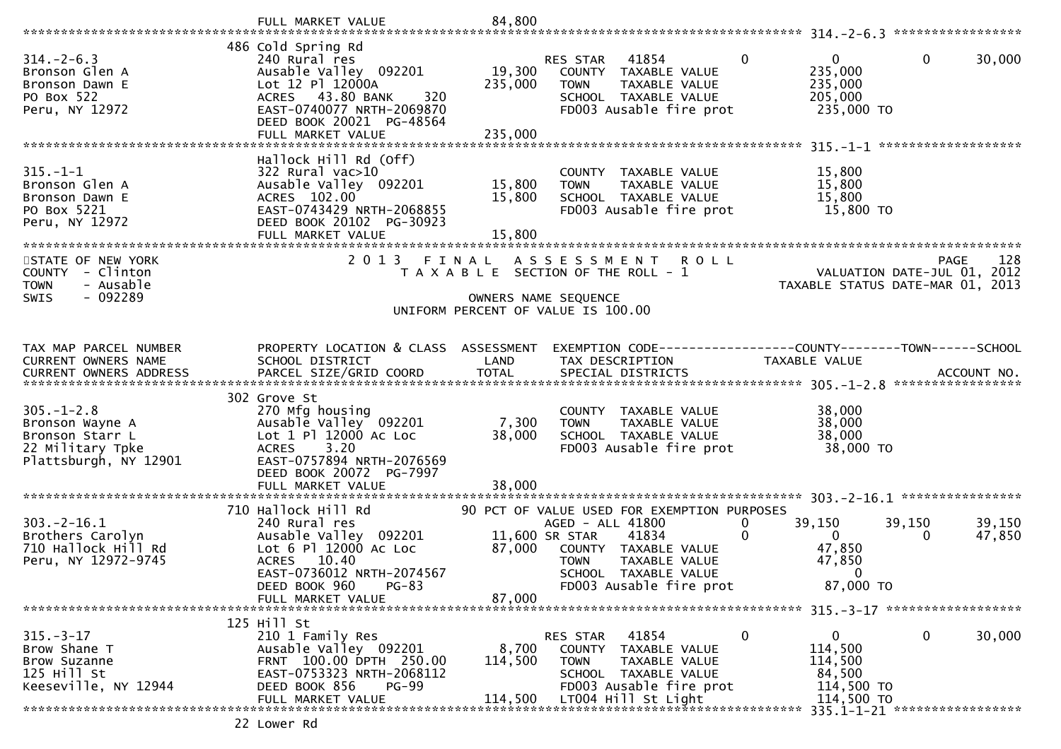FULL MARKET VALUE 84,800

| TAX MAP PARCEL NUMBER / CURRENT OWNERS NAME / CURRENT OWNERS ADDRESS | PROPERTY LOCATION & CLASS / SCHOOL DISTRICT / PARCEL SIZE/GRID COORD | ASSESSMENT LAND | ASSESSMENT TOTAL | EXEMPTION CODE / TAX DESCRIPTION / SPECIAL DISTRICTS | | COUNTY TAXABLE VALUE | TOWN | SCHOOL |
|---|---|---|---|---|---|---|---|---|
| 314.-2-6.3 | 486 Cold Spring Rd | | | | | | | |
| Bronson Glen A | 240 Rural res | | | RES STAR 41854 | 0 | 0 | 0 | 30,000 |
| Bronson Dawn E | Ausable Valley 092201 | 19,300 | | COUNTY TAXABLE VALUE | | 235,000 | | |
| PO Box 522 | Lot 12 Pl 12000A | | 235,000 | TOWN TAXABLE VALUE | | 235,000 | | |
| Peru, NY 12972 | ACRES 43.80 BANK 320 | | | SCHOOL TAXABLE VALUE | | 205,000 | | |
| | EAST-0740077 NRTH-2069870 | | | FD003 Ausable fire prot | | 235,000 TO | | |
| | DEED BOOK 20021 PG-48564 | | | | | | | |
| | FULL MARKET VALUE | | 235,000 | | | | | |
| 315.-1-1 | Hallock Hill Rd (Off) | | | | | | | |
| Bronson Glen A | 322 Rural vac>10 | | | COUNTY TAXABLE VALUE | | 15,800 | | |
| Bronson Dawn E | Ausable Valley 092201 | 15,800 | | TOWN TAXABLE VALUE | | 15,800 | | |
| PO Box 5221 | ACRES 102.00 | | 15,800 | SCHOOL TAXABLE VALUE | | 15,800 | | |
| Peru, NY 12972 | EAST-0743429 NRTH-2068855 | | | FD003 Ausable fire prot | | 15,800 TO | | |
| | DEED BOOK 20102 PG-30923 | | | | | | | |
| | FULL MARKET VALUE | | 15,800 | | | | | |

STATE OF NEW YORK
COUNTY - Clinton
TOWN - Ausable
SWIS - 092289

2013 FINAL ASSESSMENT ROLL
TAXABLE SECTION OF THE ROLL - 1
OWNERS NAME SEQUENCE
UNIFORM PERCENT OF VALUE IS 100.00

PAGE 128
VALUATION DATE-JUL 01, 2012
TAXABLE STATUS DATE-MAR 01, 2013

| TAX MAP PARCEL NUMBER / CURRENT OWNERS NAME / CURRENT OWNERS ADDRESS | PROPERTY LOCATION & CLASS / SCHOOL DISTRICT / PARCEL SIZE/GRID COORD | ASSESSMENT LAND | ASSESSMENT TOTAL | EXEMPTION CODE / TAX DESCRIPTION / SPECIAL DISTRICTS | | COUNTY TAXABLE VALUE | TOWN | SCHOOL / ACCOUNT NO. |
|---|---|---|---|---|---|---|---|---|
| 305.-1-2.8 | 302 Grove St | | | | | | | |
| Bronson Wayne A | 270 Mfg housing | | | COUNTY TAXABLE VALUE | | 38,000 | | |
| Bronson Starr L | Ausable Valley 092201 | 7,300 | | TOWN TAXABLE VALUE | | 38,000 | | |
| 22 Military Tpke | Lot 1 Pl 12000 Ac Loc | | 38,000 | SCHOOL TAXABLE VALUE | | 38,000 | | |
| Plattsburgh, NY 12901 | ACRES 3.20 | | | FD003 Ausable fire prot | | 38,000 TO | | |
| | EAST-0757894 NRTH-2076569 | | | | | | | |
| | DEED BOOK 20072 PG-7997 | | | | | | | |
| | FULL MARKET VALUE | | 38,000 | | | | | |
| 303.-2-16.1 | 710 Hallock Hill Rd | | | 90 PCT OF VALUE USED FOR EXEMPTION PURPOSES | | | | |
| Brothers Carolyn | 240 Rural res | | | AGED - ALL 41800 | 0 | 39,150 | 39,150 | 39,150 |
| 710 Hallock Hill Rd | Ausable Valley 092201 | 11,600 | | SR STAR 41834 | 0 | 0 | 0 | 47,850 |
| Peru, NY 12972-9745 | Lot 6 Pl 12000 Ac Loc | | 87,000 | COUNTY TAXABLE VALUE | | 47,850 | | |
| | ACRES 10.40 | | | TOWN TAXABLE VALUE | | 47,850 | | |
| | EAST-0736012 NRTH-2074567 | | | SCHOOL TAXABLE VALUE | | 0 | | |
| | DEED BOOK 960 PG-83 | | | FD003 Ausable fire prot | | 87,000 TO | | |
| | FULL MARKET VALUE | | 87,000 | | | | | |
| 315.-3-17 | 125 Hill St | | | | | | | |
| Brow Shane T | 210 1 Family Res | | | RES STAR 41854 | 0 | 0 | 0 | 30,000 |
| Brow Suzanne | Ausable Valley 092201 | 8,700 | | COUNTY TAXABLE VALUE | | 114,500 | | |
| 125 Hill St | FRNT 100.00 DPTH 250.00 | | 114,500 | TOWN TAXABLE VALUE | | 114,500 | | |
| Keeseville, NY 12944 | EAST-0753323 NRTH-2068112 | | | SCHOOL TAXABLE VALUE | | 84,500 | | |
| | DEED BOOK 856 PG-99 | | | FD003 Ausable fire prot | | 114,500 TO | | |
| | FULL MARKET VALUE | | 114,500 | LT004 Hill St Light | | 114,500 TO | | |
| 335.1-1-21 | 22 Lower Rd | | | | | | | |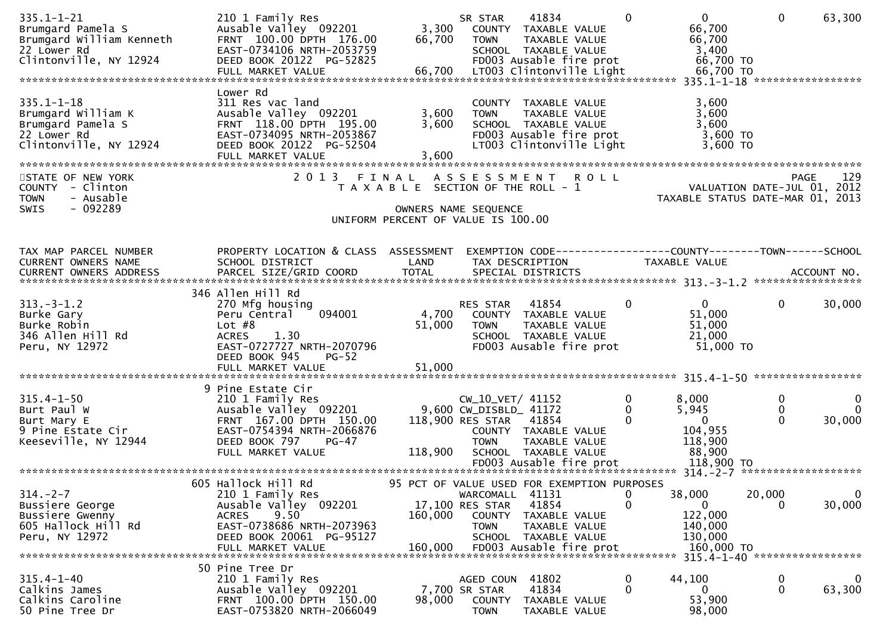```
335.1-1-21                      210 1 Family Res                         SR STAR    41834          0            0            0        63,300
Brumgard Pamela S               Ausable Valley  092201        3,300    COUNTY  TAXABLE VALUE             66,700
Brumgard William Kenneth        FRNT  100.00 DPTH  176.00    66,700    TOWN    TAXABLE VALUE             66,700
22 Lower Rd                     EAST-0734106 NRTH-2053759               SCHOOL  TAXABLE VALUE              3,400
Clintonville, NY 12924          DEED BOOK 20122  PG-52825               FD003 Ausable fire prot           66,700 TO
                                FULL MARKET VALUE            66,700    LT003 Clintonville Light          66,700 TO
******************************************************************************************************* 335.1-1-18 *****************
                                Lower Rd
335.1-1-18                      311 Res vac land                         COUNTY  TAXABLE VALUE              3,600
Brumgard William K              Ausable Valley  092201        3,600    TOWN    TAXABLE VALUE              3,600
Brumgard Pamela S               FRNT  118.00 DPTH  195.00     3,600    SCHOOL  TAXABLE VALUE              3,600
22 Lower Rd                     EAST-0734095 NRTH-2053867               FD003 Ausable fire prot            3,600 TO
Clintonville, NY 12924          DEED BOOK 20122  PG-52504               LT003 Clintonville Light           3,600 TO
                                FULL MARKET VALUE             3,600
************************************************************************************************************************************
STATE OF NEW YORK                    2 0 1 3   F I N A L   A S S E S S M E N T   R O L L                                 PAGE    129
COUNTY  - Clinton                      T A X A B L E  SECTION OF THE ROLL - 1                          VALUATION DATE-JUL 01, 2012
TOWN    - Ausable                                                                                   TAXABLE STATUS DATE-MAR 01, 2013
SWIS    - 092289                                       OWNERS NAME SEQUENCE
                                                 UNIFORM PERCENT OF VALUE IS 100.00


TAX MAP PARCEL NUMBER           PROPERTY LOCATION & CLASS  ASSESSMENT  EXEMPTION CODE------------------COUNTY--------TOWN------SCHOOL
CURRENT OWNERS NAME             SCHOOL DISTRICT               LAND      TAX DESCRIPTION            TAXABLE VALUE
CURRENT OWNERS ADDRESS          PARCEL SIZE/GRID COORD        TOTAL     SPECIAL DISTRICTS                                 ACCOUNT NO.
******************************************************************************************************* 313.-3-1.2 *****************
                            346 Allen Hill Rd
313.-3-1.2                      270 Mfg housing                          RES STAR   41854          0            0            0        30,000
Burke Gary                      Peru Central    094001        4,700    COUNTY  TAXABLE VALUE             51,000
Burke Robin                     Lot #8                       51,000    TOWN    TAXABLE VALUE             51,000
346 Allen Hill Rd               ACRES     1.30                          SCHOOL  TAXABLE VALUE             21,000
Peru, NY 12972                  EAST-0727727 NRTH-2070796               FD003 Ausable fire prot           51,000 TO
                                DEED BOOK 945     PG-52
                                FULL MARKET VALUE            51,000
******************************************************************************************************* 315.4-1-50 *****************
                              9 Pine Estate Cir
315.4-1-50                      210 1 Family Res                         CW_10_VET/ 41152          0        8,000            0            0
Burt Paul W                     Ausable Valley  092201        9,600 CW_DISBLD_ 41172          0        5,945            0            0
Burt Mary E                     FRNT  167.00 DPTH  150.00   118,900 RES STAR    41854          0            0            0        30,000
9 Pine Estate Cir               EAST-0754394 NRTH-2066876               COUNTY  TAXABLE VALUE            104,955
Keeseville, NY 12944            DEED BOOK 797     PG-47                 TOWN    TAXABLE VALUE            118,900
                                FULL MARKET VALUE           118,900    SCHOOL  TAXABLE VALUE             88,900
                                                                        FD003 Ausable fire prot          118,900 TO
******************************************************************************************************* 314.-2-7 *******************
                            605 Hallock Hill Rd              95 PCT OF VALUE USED FOR EXEMPTION PURPOSES
314.-2-7                        210 1 Family Res                         WARCOMALL  41131          0       38,000       20,000            0
Bussiere George                 Ausable Valley  092201       17,100 RES STAR    41854          0            0            0        30,000
Bussiere Gwenny                 ACRES     9.50              160,000    COUNTY  TAXABLE VALUE            122,000
605 Hallock Hill Rd             EAST-0738686 NRTH-2073963               TOWN    TAXABLE VALUE            140,000
Peru, NY 12972                  DEED BOOK 20061  PG-95127               SCHOOL  TAXABLE VALUE            130,000
                                FULL MARKET VALUE           160,000    FD003 Ausable fire prot          160,000 TO
******************************************************************************************************* 315.4-1-40 *****************
                             50 Pine Tree Dr
315.4-1-40                      210 1 Family Res                         AGED COUN  41802          0       44,100            0            0
Calkins James                   Ausable Valley  092201        7,700 SR STAR     41834          0            0            0        63,300
Calkins Caroline                FRNT  100.00 DPTH  150.00    98,000    COUNTY  TAXABLE VALUE             53,900
50 Pine Tree Dr                 EAST-0753820 NRTH-2066049               TOWN    TAXABLE VALUE             98,000
```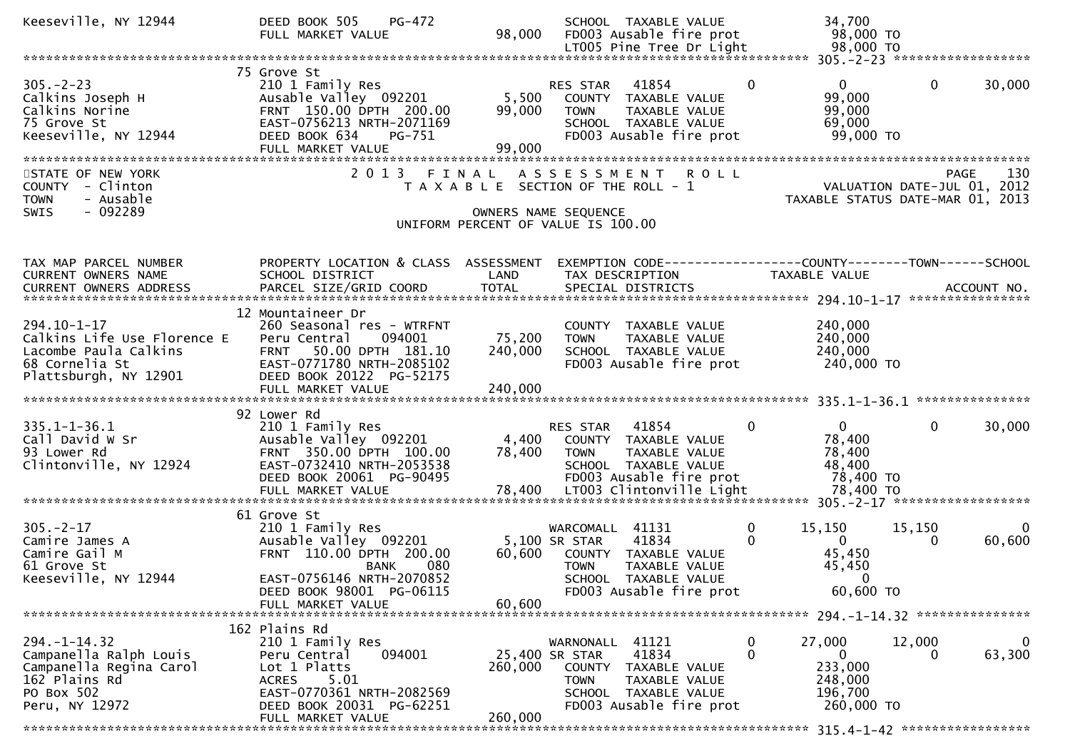```
Keeseville, NY 12944           DEED BOOK 505    PG-472                    SCHOOL  TAXABLE VALUE              34,700
                               FULL MARKET VALUE              98,000      FD003 Ausable fire prot            98,000 TO
                                                                          LT005 Pine Tree Dr Light           98,000 TO
******************************************************************************************************* 305.-2-23 ******************
                               75 Grove St
305.-2-23                      210 1 Family Res                           RES STAR   41854          0             0             0        30,000
Calkins Joseph H               Ausable Valley  092201          5,500      COUNTY  TAXABLE VALUE              99,000
Calkins Norine                 FRNT  150.00 DPTH  200.00      99,000      TOWN    TAXABLE VALUE              99,000
75 Grove St                    EAST-0756213 NRTH-2071169                  SCHOOL  TAXABLE VALUE              69,000
Keeseville, NY 12944           DEED BOOK 634    PG-751                    FD003 Ausable fire prot            99,000 TO
                               FULL MARKET VALUE              99,000
************************************************************************************************************************************
STATE OF NEW YORK                   2 0 1 3   F I N A L   A S S E S S M E N T   R O L L                                  PAGE    130
COUNTY  - Clinton                      T A X A B L E  SECTION OF THE ROLL - 1                        VALUATION DATE-JUL 01, 2012
TOWN    - Ausable                                                                                   TAXABLE STATUS DATE-MAR 01, 2013
SWIS    - 092289                                    OWNERS NAME SEQUENCE
                                            UNIFORM PERCENT OF VALUE IS 100.00


TAX MAP PARCEL NUMBER          PROPERTY LOCATION & CLASS  ASSESSMENT  EXEMPTION CODE------------------COUNTY--------TOWN------SCHOOL
CURRENT OWNERS NAME            SCHOOL DISTRICT               LAND      TAX DESCRIPTION             TAXABLE VALUE
CURRENT OWNERS ADDRESS         PARCEL SIZE/GRID COORD        TOTAL     SPECIAL DISTRICTS                                 ACCOUNT NO.
******************************************************************************************************* 294.10-1-17 ****************
                               12 Mountaineer Dr
294.10-1-17                    260 Seasonal res - WTRFNT                  COUNTY  TAXABLE VALUE             240,000
Calkins Life Use Florence E    Peru Central    094001         75,200      TOWN    TAXABLE VALUE             240,000
Lacombe Paula Calkins          FRNT   50.00 DPTH  181.10     240,000      SCHOOL  TAXABLE VALUE             240,000
68 Cornelia St                 EAST-0771780 NRTH-2085102                  FD003 Ausable fire prot           240,000 TO
Plattsburgh, NY 12901          DEED BOOK 20122  PG-52175
                               FULL MARKET VALUE             240,000
******************************************************************************************************* 335.1-1-36.1 ***************
                               92 Lower Rd
335.1-1-36.1                   210 1 Family Res                           RES STAR   41854          0             0             0        30,000
Call David W Sr                Ausable Valley  092201          4,400      COUNTY  TAXABLE VALUE              78,400
93 Lower Rd                    FRNT  350.00 DPTH  100.00      78,400      TOWN    TAXABLE VALUE              78,400
Clintonville, NY 12924         EAST-0732410 NRTH-2053538                  SCHOOL  TAXABLE VALUE              48,400
                               DEED BOOK 20061  PG-90495                  FD003 Ausable fire prot            78,400 TO
                               FULL MARKET VALUE              78,400      LT003 Clintonville Light           78,400 TO
******************************************************************************************************* 305.-2-17 ******************
                               61 Grove St
305.-2-17                      210 1 Family Res                           WARCOMALL  41131          0        15,150        15,150             0
Camire James A                 Ausable Valley  092201          5,100 SR STAR    41834               0             0             0        60,600
Camire Gail M                  FRNT  110.00 DPTH  200.00      60,600      COUNTY  TAXABLE VALUE              45,450
61 Grove St                                  BANK     080                 TOWN    TAXABLE VALUE              45,450
Keeseville, NY 12944           EAST-0756146 NRTH-2070852                  SCHOOL  TAXABLE VALUE                   0
                               DEED BOOK 98001  PG-06115                  FD003 Ausable fire prot            60,600 TO
                               FULL MARKET VALUE              60,600
******************************************************************************************************* 294.-1-14.32 ***************
                               162 Plains Rd
294.-1-14.32                   210 1 Family Res                           WARNONALL  41121          0        27,000        12,000             0
Campanella Ralph Louis         Peru Central    094001         25,400 SR STAR    41834               0             0             0        63,300
Campanella Regina Carol        Lot 1 Platts                  260,000      COUNTY  TAXABLE VALUE             233,000
162 Plains Rd                  ACRES    5.01                              TOWN    TAXABLE VALUE             248,000
PO Box 502                     EAST-0770361 NRTH-2082569                  SCHOOL  TAXABLE VALUE             196,700
Peru, NY 12972                 DEED BOOK 20031  PG-62251                  FD003 Ausable fire prot           260,000 TO
                               FULL MARKET VALUE             260,000
******************************************************************************************************* 315.4-1-42 *****************
```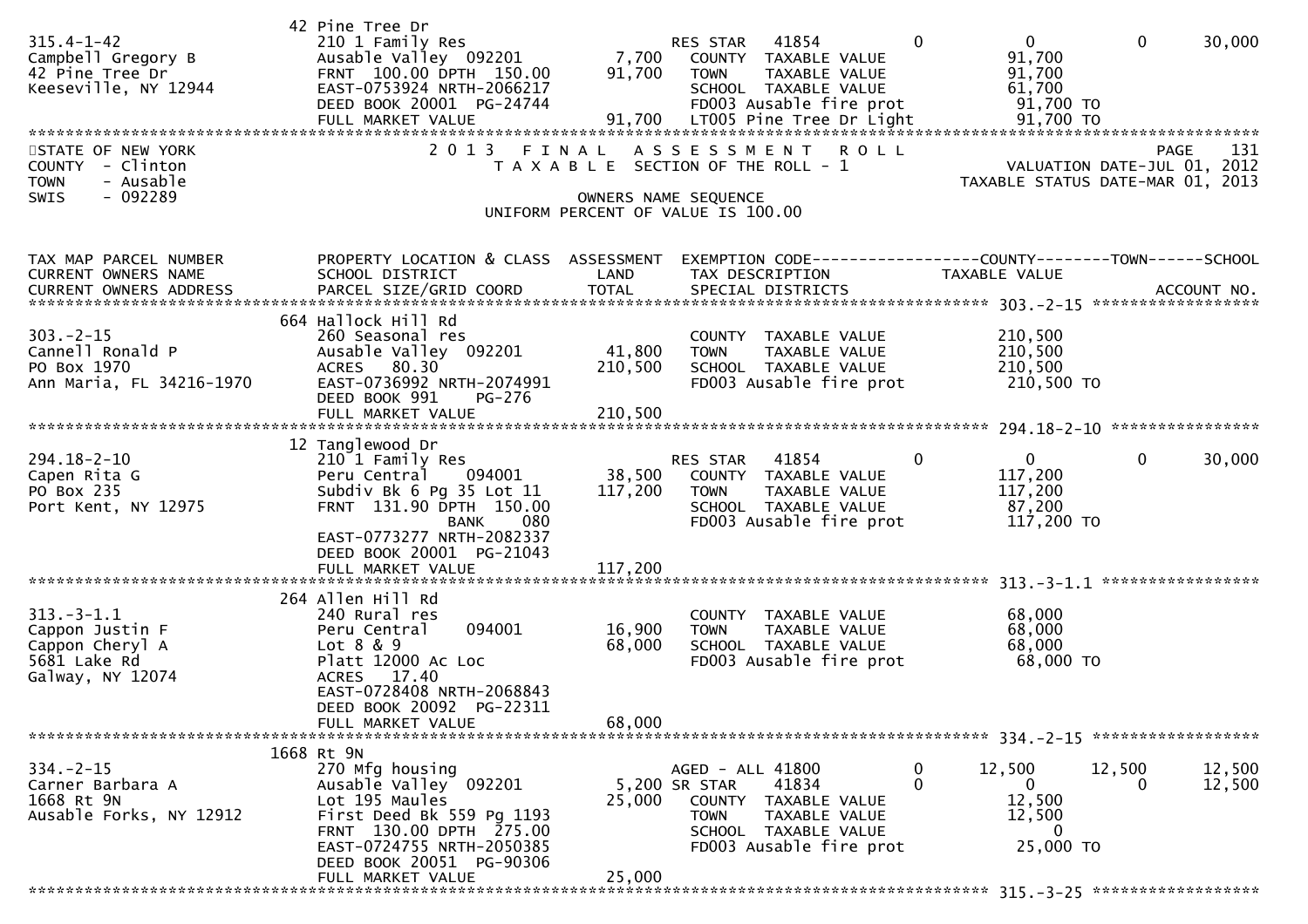```
                           42 Pine Tree Dr
315.4-1-42                 210 1 Family Res                    RES STAR   41854          0          0            0      30,000
Campbell Gregory B         Ausable Valley  092201        7,700   COUNTY  TAXABLE VALUE            91,700
42 Pine Tree Dr            FRNT 100.00 DPTH 150.00      91,700   TOWN    TAXABLE VALUE            91,700
Keeseville, NY 12944       EAST-0753924 NRTH-2066217              SCHOOL  TAXABLE VALUE            61,700
                           DEED BOOK 20001  PG-24744              FD003 Ausable fire prot           91,700 TO
                           FULL MARKET VALUE             91,700   LT005 Pine Tree Dr Light          91,700 TO
******************************************************************************************************************************
STATE OF NEW YORK                 2 0 1 3   F I N A L   A S S E S S M E N T   R O L L                              PAGE   131
COUNTY  - Clinton                    T A X A B L E  SECTION OF THE ROLL - 1                       VALUATION DATE-JUL 01, 2012
TOWN    - Ausable                                                                               TAXABLE STATUS DATE-MAR 01, 2013
SWIS    - 092289                                OWNERS NAME SEQUENCE
                                       UNIFORM PERCENT OF VALUE IS 100.00


TAX MAP PARCEL NUMBER      PROPERTY LOCATION & CLASS  ASSESSMENT  EXEMPTION CODE-----------------COUNTY--------TOWN------SCHOOL
CURRENT OWNERS NAME        SCHOOL DISTRICT              LAND      TAX DESCRIPTION              TAXABLE VALUE
CURRENT OWNERS ADDRESS     PARCEL SIZE/GRID COORD       TOTAL     SPECIAL DISTRICTS                                    ACCOUNT NO.
******************************************************************************************************** 303.-2-15 ******************
                           664 Hallock Hill Rd
303.-2-15                  260 Seasonal res                       COUNTY  TAXABLE VALUE           210,500
Cannell Ronald P           Ausable Valley  092201       41,800    TOWN    TAXABLE VALUE           210,500
PO Box 1970                ACRES   80.30               210,500    SCHOOL  TAXABLE VALUE           210,500
Ann Maria, FL 34216-1970   EAST-0736992 NRTH-2074991              FD003 Ausable fire prot          210,500 TO
                           DEED BOOK 991    PG-276
                           FULL MARKET VALUE            210,500
******************************************************************************************************** 294.18-2-10 ****************
                           12 Tanglewood Dr
294.18-2-10                210 1 Family Res                     RES STAR   41854          0          0            0      30,000
Capen Rita G               Peru Central    094001       38,500    COUNTY  TAXABLE VALUE           117,200
PO Box 235                 Subdiv Bk 6 Pg 35 Lot 11    117,200    TOWN    TAXABLE VALUE           117,200
Port Kent, NY 12975        FRNT 131.90 DPTH 150.00                SCHOOL  TAXABLE VALUE            87,200
                                        BANK     080              FD003 Ausable fire prot          117,200 TO
                           EAST-0773277 NRTH-2082337
                           DEED BOOK 20001  PG-21043
                           FULL MARKET VALUE            117,200
******************************************************************************************************** 313.-3-1.1 *****************
                           264 Allen Hill Rd
313.-3-1.1                 240 Rural res                          COUNTY  TAXABLE VALUE            68,000
Cappon Justin F            Peru Central    094001       16,900    TOWN    TAXABLE VALUE            68,000
Cappon Cheryl A            Lot 8 & 9                    68,000    SCHOOL  TAXABLE VALUE            68,000
5681 Lake Rd               Platt 12000 Ac Loc                     FD003 Ausable fire prot           68,000 TO
Galway, NY 12074           ACRES   17.40
                           EAST-0728408 NRTH-2068843
                           DEED BOOK 20092  PG-22311
                           FULL MARKET VALUE             68,000
******************************************************************************************************** 334.-2-15 ******************
                           1668 Rt 9N
334.-2-15                  270 Mfg housing                      AGED - ALL 41800          0     12,500       12,500      12,500
Carner Barbara A           Ausable Valley  092201        5,200 SR STAR    41834          0          0            0      12,500
1668 Rt 9N                 Lot 195 Maules               25,000    COUNTY  TAXABLE VALUE            12,500
Ausable Forks, NY 12912    First Deed Bk 559 Pg 1193              TOWN    TAXABLE VALUE            12,500
                           FRNT 130.00 DPTH 275.00                SCHOOL  TAXABLE VALUE                 0
                           EAST-0724755 NRTH-2050385              FD003 Ausable fire prot           25,000 TO
                           DEED BOOK 20051  PG-90306
                           FULL MARKET VALUE             25,000
******************************************************************************************************** 315.-3-25 ******************
```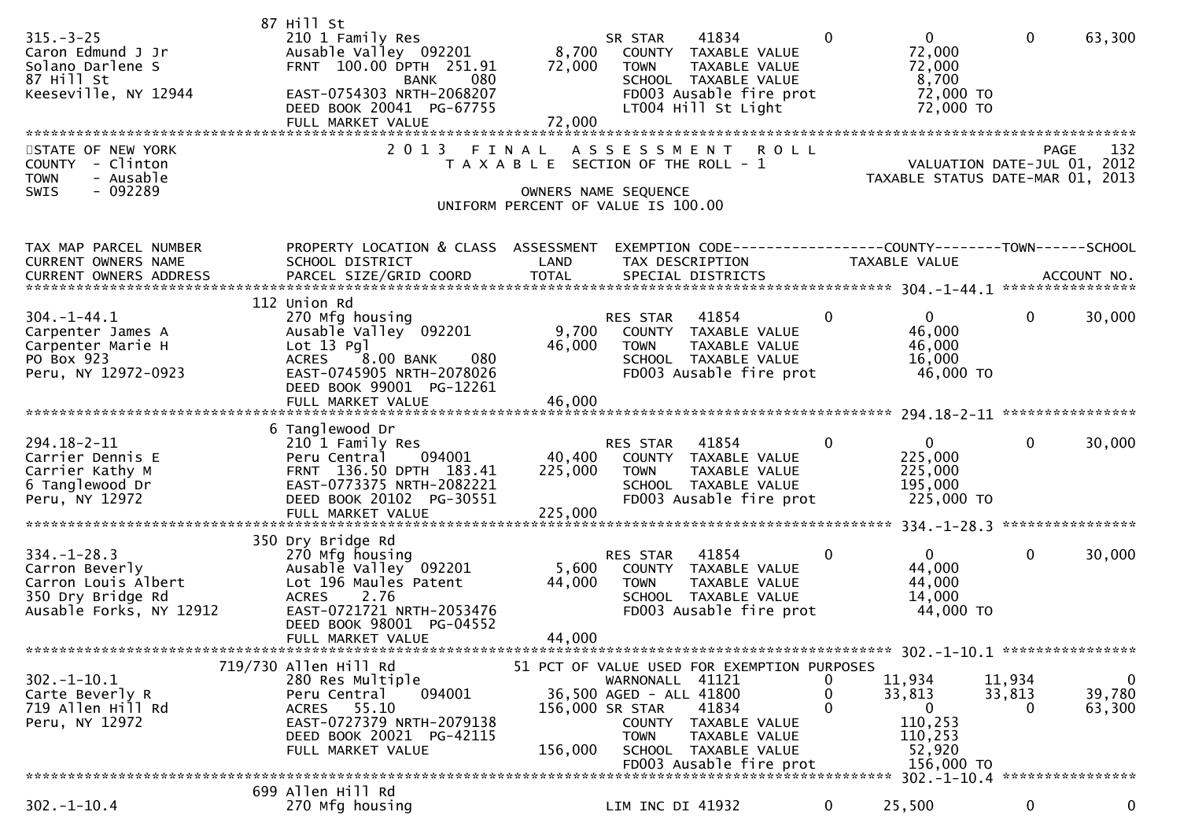```
                          87 Hill St
315.-3-25                  210 1 Family Res                     SR STAR     41834          0           0            0       63,300
Caron Edmund J Jr          Ausable Valley 092201        8,700    COUNTY  TAXABLE VALUE                72,000
Solano Darlene S           FRNT 100.00 DPTH 251.91     72,000    TOWN    TAXABLE VALUE                72,000
87 Hill St                           BANK     080                SCHOOL  TAXABLE VALUE                 8,700
Keeseville, NY 12944       EAST-0754303 NRTH-2068207             FD003 Ausable fire prot              72,000 TO
                           DEED BOOK 20041  PG-67755             LT004 Hill St Light                  72,000 TO
                           FULL MARKET VALUE           72,000
******************************************************************************************************************************************
```

STATE OF NEW YORK
COUNTY - Clinton
TOWN - Ausable
SWIS - 092289

2013 FINAL ASSESSMENT ROLL
TAXABLE SECTION OF THE ROLL - 1
OWNERS NAME SEQUENCE
UNIFORM PERCENT OF VALUE IS 100.00

PAGE 132
VALUATION DATE-JUL 01, 2012
TAXABLE STATUS DATE-MAR 01, 2013

```
TAX MAP PARCEL NUMBER      PROPERTY LOCATION & CLASS  ASSESSMENT  EXEMPTION CODE------------------COUNTY--------TOWN------SCHOOL
CURRENT OWNERS NAME        SCHOOL DISTRICT               LAND      TAX DESCRIPTION              TAXABLE VALUE
CURRENT OWNERS ADDRESS     PARCEL SIZE/GRID COORD        TOTAL     SPECIAL DISTRICTS                                    ACCOUNT NO.
*************************************************************************************************** 304.-1-44.1 ******************
                          112 Union Rd
304.-1-44.1                270 Mfg housing                      RES STAR    41854          0           0            0       30,000
Carpenter James A          Ausable Valley 092201        9,700    COUNTY  TAXABLE VALUE                46,000
Carpenter Marie H          Lot 13 Pgl                  46,000    TOWN    TAXABLE VALUE                46,000
PO Box 923                 ACRES    8.00 BANK     080            SCHOOL  TAXABLE VALUE                16,000
Peru, NY 12972-0923        EAST-0745905 NRTH-2078026             FD003 Ausable fire prot              46,000 TO
                           DEED BOOK 99001  PG-12261
                           FULL MARKET VALUE           46,000
*************************************************************************************************** 294.18-2-11 ******************
                          6 Tanglewood Dr
294.18-2-11                210 1 Family Res                     RES STAR    41854          0           0            0       30,000
Carrier Dennis E           Peru Central     094001     40,400    COUNTY  TAXABLE VALUE               225,000
Carrier Kathy M            FRNT 136.50 DPTH 183.41    225,000    TOWN    TAXABLE VALUE               225,000
6 Tanglewood Dr            EAST-0773375 NRTH-2082221             SCHOOL  TAXABLE VALUE               195,000
Peru, NY 12972             DEED BOOK 20102  PG-30551             FD003 Ausable fire prot             225,000 TO
                           FULL MARKET VALUE          225,000
*************************************************************************************************** 334.-1-28.3 ******************
                          350 Dry Bridge Rd
334.-1-28.3                270 Mfg housing                      RES STAR    41854          0           0            0       30,000
Carron Beverly             Ausable Valley 092201        5,600    COUNTY  TAXABLE VALUE                44,000
Carron Louis Albert        Lot 196 Maules Patent       44,000    TOWN    TAXABLE VALUE                44,000
350 Dry Bridge Rd          ACRES    2.76                         SCHOOL  TAXABLE VALUE                14,000
Ausable Forks, NY 12912    EAST-0721721 NRTH-2053476             FD003 Ausable fire prot              44,000 TO
                           DEED BOOK 98001  PG-04552
                           FULL MARKET VALUE           44,000
*************************************************************************************************** 302.-1-10.1 ******************
                      719/730 Allen Hill Rd            51 PCT OF VALUE USED FOR EXEMPTION PURPOSES
302.-1-10.1                280 Res Multiple                     WARNONALL   41121          0      11,934       11,934           0
Carte Beverly R            Peru Central     094001     36,500 AGED - ALL   41800          0      33,813       33,813      39,780
719 Allen Hill Rd          ACRES   55.10              156,000 SR STAR     41834          0           0            0       63,300
Peru, NY 12972             EAST-0727379 NRTH-2079138             COUNTY  TAXABLE VALUE               110,253
                           DEED BOOK 20021  PG-42115             TOWN    TAXABLE VALUE               110,253
                           FULL MARKET VALUE          156,000    SCHOOL  TAXABLE VALUE                52,920
                                                                 FD003 Ausable fire prot             156,000 TO
*************************************************************************************************** 302.-1-10.4 ******************
                          699 Allen Hill Rd
302.-1-10.4                270 Mfg housing                      LIM INC DI  41932          0      25,500            0            0
```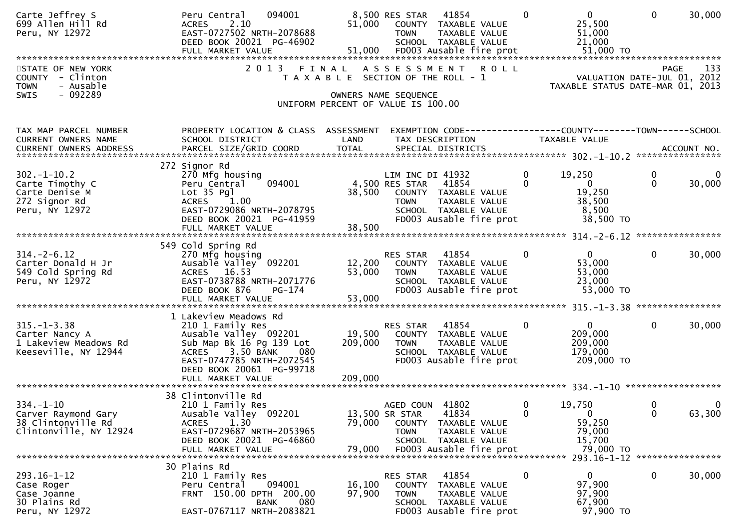```
Carte Jeffrey S                Peru Central    094001          8,500 RES STAR    41854           0             0             0        30,000
699 Allen Hill Rd              ACRES    2.10                  51,000   COUNTY  TAXABLE VALUE                 25,500
Peru, NY 12972                 EAST-0727502 NRTH-2078688                TOWN    TAXABLE VALUE                 51,000
                               DEED BOOK 20021  PG-46902                SCHOOL  TAXABLE VALUE                 21,000
                               FULL MARKET VALUE              51,000   FD003 Ausable fire prot                51,000 TO
******************************************************************************************************************************************
```

STATE OF NEW YORK — 2013 FINAL ASSESSMENT ROLL — PAGE 133
COUNTY - Clinton — TAXABLE SECTION OF THE ROLL - 1 — VALUATION DATE-JUL 01, 2012
TOWN - Ausable — TAXABLE STATUS DATE-MAR 01, 2013
SWIS - 092289 — OWNERS NAME SEQUENCE
UNIFORM PERCENT OF VALUE IS 100.00

```
TAX MAP PARCEL NUMBER          PROPERTY LOCATION & CLASS  ASSESSMENT  EXEMPTION CODE------------------COUNTY--------TOWN------SCHOOL
CURRENT OWNERS NAME            SCHOOL DISTRICT              LAND      TAX DESCRIPTION            TAXABLE VALUE
CURRENT OWNERS ADDRESS         PARCEL SIZE/GRID COORD       TOTAL     SPECIAL DISTRICTS                                       ACCOUNT NO.
****************************************************************************************************** 302.-1-10.2 ****************
                               272 Signor Rd
302.-1-10.2                    270 Mfg housing                         LIM INC DI 41932            0        19,250             0             0
Carte Timothy C                Peru Central    094001          4,500 RES STAR    41854            0             0             0        30,000
Carte Denise M                 Lot 35 Pgl                     38,500   COUNTY  TAXABLE VALUE                 19,250
272 Signor Rd                  ACRES    1.00                            TOWN    TAXABLE VALUE                 38,500
Peru, NY 12972                 EAST-0729086 NRTH-2078795                SCHOOL  TAXABLE VALUE                  8,500
                               DEED BOOK 20021  PG-41959                FD003 Ausable fire prot                38,500 TO
                               FULL MARKET VALUE              38,500
****************************************************************************************************** 314.-2-6.12 ****************
                               549 Cold Spring Rd
314.-2-6.12                    270 Mfg housing                         RES STAR    41854            0             0             0        30,000
Carter Donald H Jr             Ausable Valley  092201         12,200   COUNTY  TAXABLE VALUE                 53,000
549 Cold Spring Rd             ACRES   16.53                  53,000   TOWN    TAXABLE VALUE                 53,000
Peru, NY 12972                 EAST-0738788 NRTH-2071776                SCHOOL  TAXABLE VALUE                 23,000
                               DEED BOOK 876    PG-174                  FD003 Ausable fire prot                53,000 TO
                               FULL MARKET VALUE              53,000
****************************************************************************************************** 315.-1-3.38 ****************
                               1 Lakeview Meadows Rd
315.-1-3.38                    210 1 Family Res                        RES STAR    41854            0             0             0        30,000
Carter Nancy A                 Ausable Valley  092201         19,500   COUNTY  TAXABLE VALUE                209,000
1 Lakeview Meadows Rd          Sub Map Bk 16 Pg 139 Lot      209,000   TOWN    TAXABLE VALUE                209,000
Keeseville, NY 12944           ACRES    3.50 BANK     080               SCHOOL  TAXABLE VALUE                179,000
                               EAST-0747785 NRTH-2072545                FD003 Ausable fire prot               209,000 TO
                               DEED BOOK 20061  PG-99718
                               FULL MARKET VALUE             209,000
****************************************************************************************************** 334.-1-10 ******************
                               38 Clintonville Rd
334.-1-10                      210 1 Family Res                        AGED COUN  41802            0        19,750             0             0
Carver Raymond Gary            Ausable Valley  092201         13,500 SR STAR     41834            0             0             0        63,300
38 Clintonville Rd             ACRES    1.30                  79,000   COUNTY  TAXABLE VALUE                 59,250
Clintonville, NY 12924         EAST-0729687 NRTH-2053965                TOWN    TAXABLE VALUE                 79,000
                               DEED BOOK 20021  PG-46860                SCHOOL  TAXABLE VALUE                 15,700
                               FULL MARKET VALUE              79,000   FD003 Ausable fire prot                79,000 TO
****************************************************************************************************** 293.16-1-12 ****************
                               30 Plains Rd
293.16-1-12                    210 1 Family Res                        RES STAR    41854            0             0             0        30,000
Case Roger                     Peru Central    094001         16,100   COUNTY  TAXABLE VALUE                 97,900
Case Joanne                    FRNT 150.00 DPTH 200.00        97,900   TOWN    TAXABLE VALUE                 97,900
30 Plains Rd                               BANK     080                 SCHOOL  TAXABLE VALUE                 67,900
Peru, NY 12972                 EAST-0767117 NRTH-2083821                FD003 Ausable fire prot                97,900 TO
```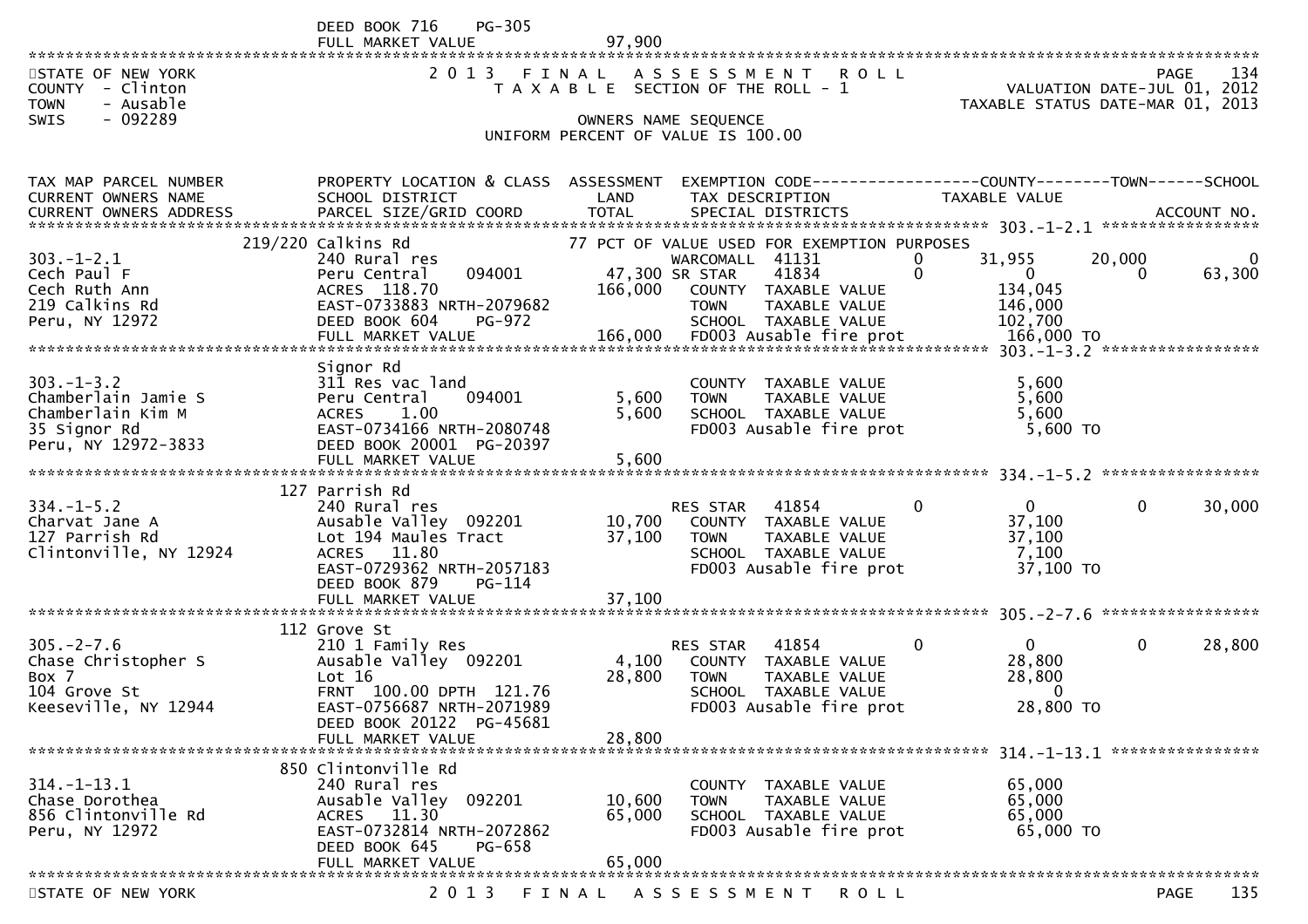DEED BOOK 716 PG-305
FULL MARKET VALUE 97,900

STATE OF NEW YORK
COUNTY - Clinton
TOWN - Ausable
SWIS - 092289

# 2013 FINAL ASSESSMENT ROLL

TAXABLE SECTION OF THE ROLL - 1

OWNERS NAME SEQUENCE
UNIFORM PERCENT OF VALUE IS 100.00

VALUATION DATE-JUL 01, 2012
TAXABLE STATUS DATE-MAR 01, 2013

| TAX MAP PARCEL NUMBER / CURRENT OWNERS NAME / CURRENT OWNERS ADDRESS | PROPERTY LOCATION & CLASS / SCHOOL DISTRICT / PARCEL SIZE/GRID COORD | ASSESSMENT LAND | TOTAL | EXEMPTION CODE / TAX DESCRIPTION / SPECIAL DISTRICTS | COUNTY TAXABLE VALUE | TOWN | SCHOOL |
|---|---|---|---|---|---|---|---|
| 303.-1-2.1 | 219/220 Calkins Rd | | | 77 PCT OF VALUE USED FOR EXEMPTION PURPOSES | | | |
| Cech Paul F | 240 Rural res | | | WARCOMALL 41131 0 | 31,955 | 20,000 | 0 |
| Cech Ruth Ann | Peru Central 094001 | 47,300 | | SR STAR 41834 0 | 0 | 0 | 63,300 |
| 219 Calkins Rd | ACRES 118.70 | | 166,000 | COUNTY TAXABLE VALUE | 134,045 | | |
| Peru, NY 12972 | EAST-0733883 NRTH-2079682 | | | TOWN TAXABLE VALUE | 146,000 | | |
| | DEED BOOK 604 PG-972 | | | SCHOOL TAXABLE VALUE | 102,700 | | |
| | FULL MARKET VALUE | | 166,000 | FD003 Ausable fire prot | 166,000 TO | | |
| 303.-1-3.2 | Signor Rd | | | | | | |
| Chamberlain Jamie S | 311 Res vac land | | | COUNTY TAXABLE VALUE | 5,600 | | |
| Chamberlain Kim M | Peru Central 094001 | 5,600 | | TOWN TAXABLE VALUE | 5,600 | | |
| 35 Signor Rd | ACRES 1.00 | | 5,600 | SCHOOL TAXABLE VALUE | 5,600 | | |
| Peru, NY 12972-3833 | EAST-0734166 NRTH-2080748 | | | FD003 Ausable fire prot | 5,600 TO | | |
| | DEED BOOK 20001 PG-20397 | | | | | | |
| | FULL MARKET VALUE | | 5,600 | | | | |
| 334.-1-5.2 | 127 Parrish Rd | | | | | | |
| Charvat Jane A | 240 Rural res | | | RES STAR 41854 0 | 0 | 0 | 30,000 |
| 127 Parrish Rd | Ausable Valley 092201 | 10,700 | | COUNTY TAXABLE VALUE | 37,100 | | |
| Clintonville, NY 12924 | Lot 194 Maules Tract | | 37,100 | TOWN TAXABLE VALUE | 37,100 | | |
| | ACRES 11.80 | | | SCHOOL TAXABLE VALUE | 7,100 | | |
| | EAST-0729362 NRTH-2057183 | | | FD003 Ausable fire prot | 37,100 TO | | |
| | DEED BOOK 879 PG-114 | | | | | | |
| | FULL MARKET VALUE | | 37,100 | | | | |
| 305.-2-7.6 | 112 Grove St | | | | | | |
| Chase Christopher S | 210 1 Family Res | | | RES STAR 41854 0 | 0 | 0 | 28,800 |
| Box 7 | Ausable Valley 092201 | 4,100 | | COUNTY TAXABLE VALUE | 28,800 | | |
| 104 Grove St | Lot 16 | | 28,800 | TOWN TAXABLE VALUE | 28,800 | | |
| Keeseville, NY 12944 | FRNT 100.00 DPTH 121.76 | | | SCHOOL TAXABLE VALUE | 0 | | |
| | EAST-0756687 NRTH-2071989 | | | FD003 Ausable fire prot | 28,800 TO | | |
| | DEED BOOK 20122 PG-45681 | | | | | | |
| | FULL MARKET VALUE | | 28,800 | | | | |
| 314.-1-13.1 | 850 Clintonville Rd | | | | | | |
| Chase Dorothea | 240 Rural res | | | COUNTY TAXABLE VALUE | 65,000 | | |
| 856 Clintonville Rd | Ausable Valley 092201 | 10,600 | | TOWN TAXABLE VALUE | 65,000 | | |
| Peru, NY 12972 | ACRES 11.30 | | 65,000 | SCHOOL TAXABLE VALUE | 65,000 | | |
| | EAST-0732814 NRTH-2072862 | | | FD003 Ausable fire prot | 65,000 TO | | |
| | DEED BOOK 645 PG-658 | | | | | | |
| | FULL MARKET VALUE | | 65,000 | | | | |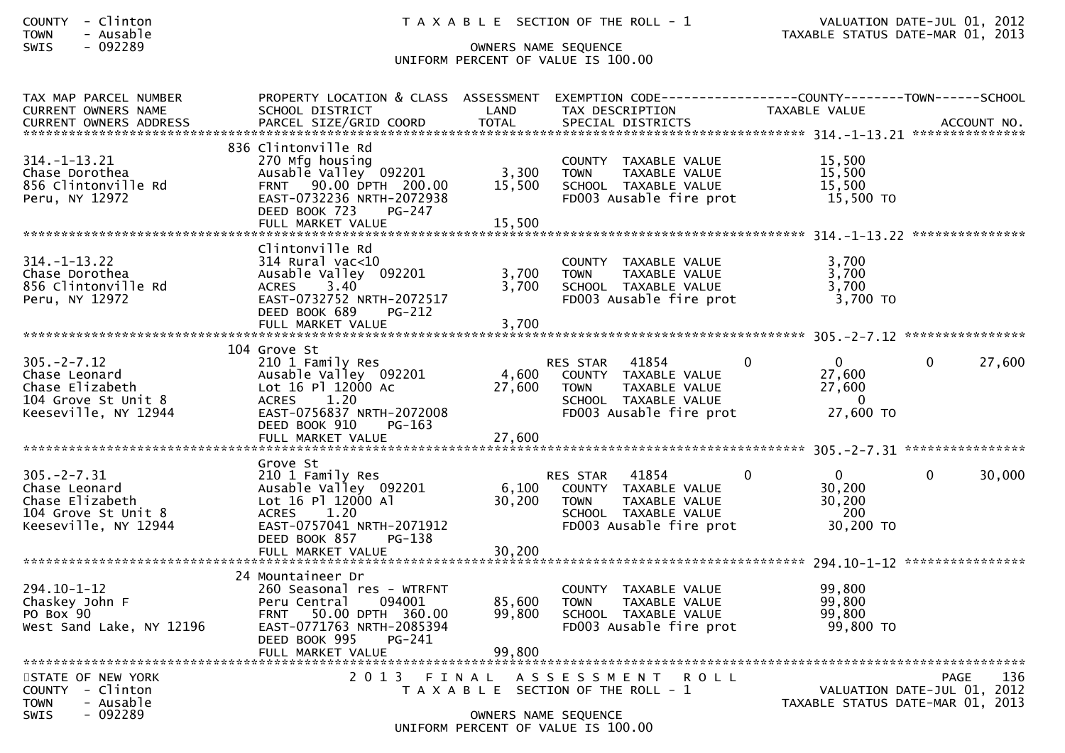TAXABLE SECTION OF THE ROLL - 1

OWNERS NAME SEQUENCE
UNIFORM PERCENT OF VALUE IS 100.00

| TAX MAP PARCEL NUMBER / CURRENT OWNERS NAME / CURRENT OWNERS ADDRESS | PROPERTY LOCATION & CLASS / SCHOOL DISTRICT / PARCEL SIZE/GRID COORD | ASSESSMENT LAND | ASSESSMENT TOTAL | EXEMPTION CODE / TAX DESCRIPTION / SPECIAL DISTRICTS | COUNTY | TOWN | SCHOOL | ACCOUNT NO. |
|---|---|---|---|---|---|---|---|---|
| **314.-1-13.21** | 836 Clintonville Rd | | | | | | | |
| 314.-1-13.21 | 270 Mfg housing | | | COUNTY TAXABLE VALUE | 15,500 | | | |
| Chase Dorothea | Ausable Valley 092201 | 3,300 | | TOWN TAXABLE VALUE | 15,500 | | | |
| 856 Clintonville Rd | FRNT 90.00 DPTH 200.00 | | 15,500 | SCHOOL TAXABLE VALUE | 15,500 | | | |
| Peru, NY 12972 | EAST-0732236 NRTH-2072938 | | | FD003 Ausable fire prot | 15,500 TO | | | |
| | DEED BOOK 723 PG-247 | | | | | | | |
| | FULL MARKET VALUE | | 15,500 | | | | | |
| **314.-1-13.22** | Clintonville Rd | | | | | | | |
| 314.-1-13.22 | 314 Rural vac<10 | | | COUNTY TAXABLE VALUE | 3,700 | | | |
| Chase Dorothea | Ausable Valley 092201 | 3,700 | | TOWN TAXABLE VALUE | 3,700 | | | |
| 856 Clintonville Rd | ACRES 3.40 | | 3,700 | SCHOOL TAXABLE VALUE | 3,700 | | | |
| Peru, NY 12972 | EAST-0732752 NRTH-2072517 | | | FD003 Ausable fire prot | 3,700 TO | | | |
| | DEED BOOK 689 PG-212 | | | | | | | |
| | FULL MARKET VALUE | | 3,700 | | | | | |
| **305.-2-7.12** | 104 Grove St | | | | | | | |
| 305.-2-7.12 | 210 1 Family Res | | | RES STAR 41854 | 0 | 0 | 0 | 27,600 |
| Chase Leonard | Ausable Valley 092201 | 4,600 | | COUNTY TAXABLE VALUE | 27,600 | | | |
| Chase Elizabeth | Lot 16 Pl 12000 Ac | | 27,600 | TOWN TAXABLE VALUE | 27,600 | | | |
| 104 Grove St Unit 8 | ACRES 1.20 | | | SCHOOL TAXABLE VALUE | 0 | | | |
| Keeseville, NY 12944 | EAST-0756837 NRTH-2072008 | | | FD003 Ausable fire prot | 27,600 TO | | | |
| | DEED BOOK 910 PG-163 | | | | | | | |
| | FULL MARKET VALUE | | 27,600 | | | | | |
| **305.-2-7.31** | Grove St | | | | | | | |
| 305.-2-7.31 | 210 1 Family Res | | | RES STAR 41854 | 0 | 0 | 0 | 30,000 |
| Chase Leonard | Ausable Valley 092201 | 6,100 | | COUNTY TAXABLE VALUE | 30,200 | | | |
| Chase Elizabeth | Lot 16 Pl 12000 Al | | 30,200 | TOWN TAXABLE VALUE | 30,200 | | | |
| 104 Grove St Unit 8 | ACRES 1.20 | | | SCHOOL TAXABLE VALUE | 200 | | | |
| Keeseville, NY 12944 | EAST-0757041 NRTH-2071912 | | | FD003 Ausable fire prot | 30,200 TO | | | |
| | DEED BOOK 857 PG-138 | | | | | | | |
| | FULL MARKET VALUE | | 30,200 | | | | | |
| **294.10-1-12** | 24 Mountaineer Dr | | | | | | | |
| 294.10-1-12 | 260 Seasonal res - WTRFNT | | | COUNTY TAXABLE VALUE | 99,800 | | | |
| Chaskey John F | Peru Central 094001 | 85,600 | | TOWN TAXABLE VALUE | 99,800 | | | |
| PO Box 90 | FRNT 50.00 DPTH 360.00 | | 99,800 | SCHOOL TAXABLE VALUE | 99,800 | | | |
| West Sand Lake, NY 12196 | EAST-0771763 NRTH-2085394 | | | FD003 Ausable fire prot | 99,800 TO | | | |
| | DEED BOOK 995 PG-241 | | | | | | | |
| | FULL MARKET VALUE | | 99,800 | | | | | |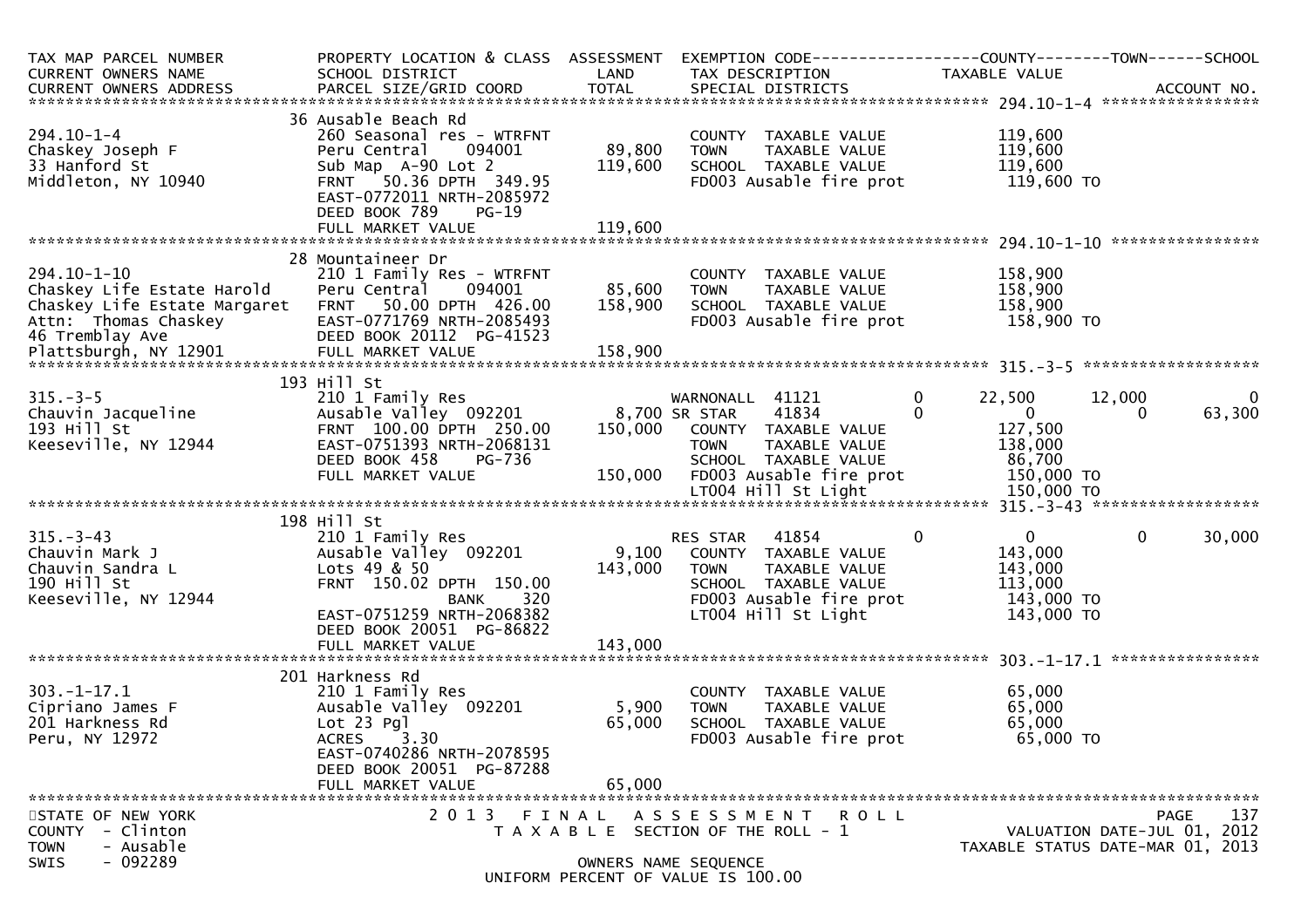```
TAX MAP PARCEL NUMBER          PROPERTY LOCATION & CLASS  ASSESSMENT  EXEMPTION CODE------------------COUNTY--------TOWN------SCHOOL
CURRENT OWNERS NAME            SCHOOL DISTRICT               LAND      TAX DESCRIPTION            TAXABLE VALUE
CURRENT OWNERS ADDRESS         PARCEL SIZE/GRID COORD        TOTAL     SPECIAL DISTRICTS                                      ACCOUNT NO.
******************************************************************************************************* 294.10-1-4 *****************
                               36 Ausable Beach Rd
294.10-1-4                     260 Seasonal res - WTRFNT              COUNTY  TAXABLE VALUE            119,600
Chaskey Joseph F               Peru Central    094001       89,800   TOWN    TAXABLE VALUE            119,600
33 Hanford St                  Sub Map  A-90 Lot 2         119,600   SCHOOL  TAXABLE VALUE            119,600
Middleton, NY 10940            FRNT   50.36 DPTH  349.95             FD003 Ausable fire prot           119,600 TO
                               EAST-0772011 NRTH-2085972
                               DEED BOOK 789     PG-19
                               FULL MARKET VALUE           119,600
******************************************************************************************************* 294.10-1-10 ****************
                               28 Mountaineer Dr
294.10-1-10                    210 1 Family Res - WTRFNT              COUNTY  TAXABLE VALUE            158,900
Chaskey Life Estate Harold     Peru Central    094001       85,600   TOWN    TAXABLE VALUE            158,900
Chaskey Life Estate Margaret   FRNT   50.00 DPTH  426.00   158,900   SCHOOL  TAXABLE VALUE            158,900
Attn:  Thomas Chaskey          EAST-0771769 NRTH-2085493             FD003 Ausable fire prot           158,900 TO
46 Tremblay Ave                DEED BOOK 20112  PG-41523
Plattsburgh, NY 12901          FULL MARKET VALUE           158,900
******************************************************************************************************* 315.-3-5 *******************
                               193 Hill St
315.-3-5                       210 1 Family Res                       WARNONALL  41121         0        22,500      12,000           0
Chauvin Jacqueline             Ausable Valley  092201        8,700 SR STAR     41834         0             0           0      63,300
193 Hill St                    FRNT  100.00 DPTH  250.00   150,000   COUNTY  TAXABLE VALUE            127,500
Keeseville, NY 12944           EAST-0751393 NRTH-2068131             TOWN    TAXABLE VALUE            138,000
                               DEED BOOK 458     PG-736              SCHOOL  TAXABLE VALUE             86,700
                               FULL MARKET VALUE           150,000   FD003 Ausable fire prot           150,000 TO
                                                                     LT004 Hill St Light               150,000 TO
******************************************************************************************************* 315.-3-43 ******************
                               198 Hill St
315.-3-43                      210 1 Family Res                       RES STAR   41854         0             0           0      30,000
Chauvin Mark J                 Ausable Valley  092201        9,100   COUNTY  TAXABLE VALUE            143,000
Chauvin Sandra L               Lots 49 & 50                143,000   TOWN    TAXABLE VALUE            143,000
190 Hill St                    FRNT  150.02 DPTH  150.00             SCHOOL  TAXABLE VALUE            113,000
Keeseville, NY 12944                          BANK     320             FD003 Ausable fire prot           143,000 TO
                               EAST-0751259 NRTH-2068382             LT004 Hill St Light               143,000 TO
                               DEED BOOK 20051  PG-86822
                               FULL MARKET VALUE           143,000
******************************************************************************************************* 303.-1-17.1 ****************
                               201 Harkness Rd
303.-1-17.1                    210 1 Family Res                       COUNTY  TAXABLE VALUE             65,000
Cipriano James F               Ausable Valley  092201        5,900   TOWN    TAXABLE VALUE             65,000
201 Harkness Rd                Lot 23 Pgl                   65,000   SCHOOL  TAXABLE VALUE             65,000
Peru, NY 12972                 ACRES     3.30                        FD003 Ausable fire prot            65,000 TO
                               EAST-0740286 NRTH-2078595
                               DEED BOOK 20051  PG-87288
                               FULL MARKET VALUE            65,000
************************************************************************************************************************************
STATE OF NEW YORK                        2 0 1 3   F I N A L   A S S E S S M E N T   R O L L                                PAGE   137
COUNTY  - Clinton                          T A X A B L E  SECTION OF THE ROLL - 1                            VALUATION DATE-JUL 01, 2012
TOWN    - Ausable                                                                                      TAXABLE STATUS DATE-MAR 01, 2013
SWIS    - 092289                                     OWNERS NAME SEQUENCE
                                              UNIFORM PERCENT OF VALUE IS 100.00
```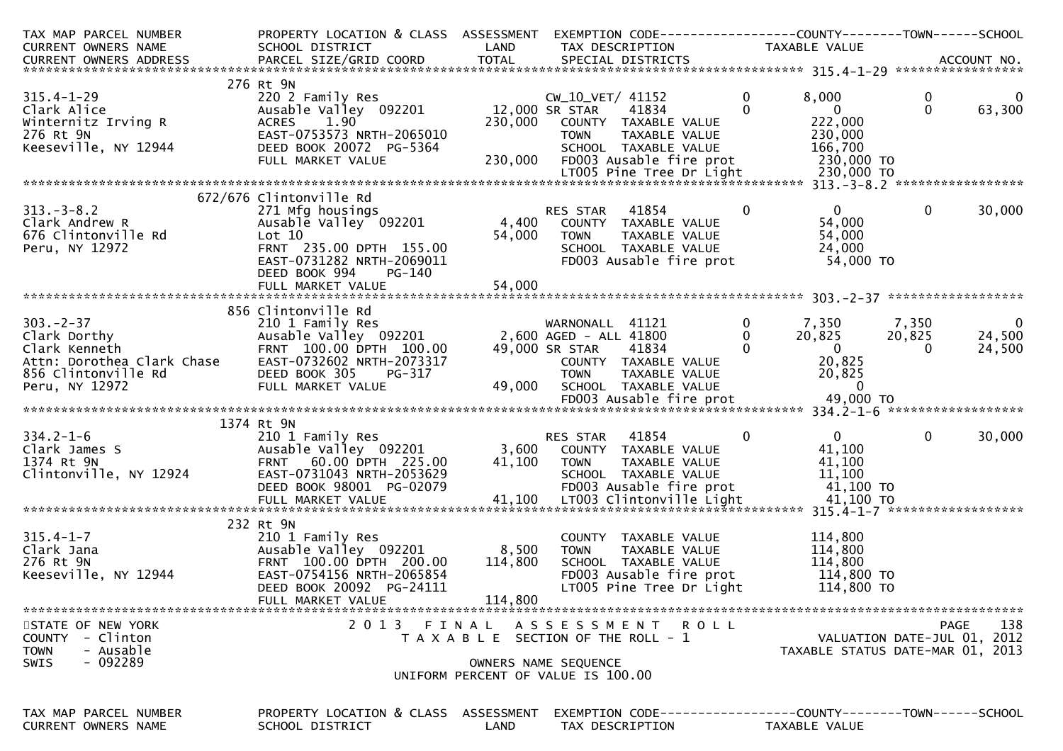| TAX MAP PARCEL NUMBER<br>CURRENT OWNERS NAME<br>CURRENT OWNERS ADDRESS | PROPERTY LOCATION & CLASS<br>SCHOOL DISTRICT<br>PARCEL SIZE/GRID COORD | ASSESSMENT<br>LAND<br>TOTAL | EXEMPTION CODE<br>TAX DESCRIPTION<br>SPECIAL DISTRICTS | | COUNTY<br>TAXABLE VALUE | TOWN | SCHOOL<br>ACCOUNT NO. |
|---|---|---|---|---|---|---|---|
| **315.4-1-29** | 276 Rt 9N | | | | | | |
| 315.4-1-29 | 220 2 Family Res | | CW_10_VET/ 41152 | 0 | 8,000 | 0 | 0 |
| Clark Alice | Ausable Valley 092201 | 12,000 | SR STAR 41834 | 0 | 0 | 0 | 63,300 |
| Winternitz Irving R | ACRES 1.90 | 230,000 | COUNTY TAXABLE VALUE | | 222,000 | | |
| 276 Rt 9N | EAST-0753573 NRTH-2065010 | | TOWN TAXABLE VALUE | | 230,000 | | |
| Keeseville, NY 12944 | DEED BOOK 20072 PG-5364 | | SCHOOL TAXABLE VALUE | | 166,700 | | |
| | FULL MARKET VALUE | 230,000 | FD003 Ausable fire prot | | 230,000 TO | | |
| | | | LT005 Pine Tree Dr Light | | 230,000 TO | | |
| **313.-3-8.2** | 672/676 Clintonville Rd | | | | | | |
| 313.-3-8.2 | 271 Mfg housings | | RES STAR 41854 | 0 | 0 | 0 | 30,000 |
| Clark Andrew R | Ausable Valley 092201 | 4,400 | COUNTY TAXABLE VALUE | | 54,000 | | |
| 676 Clintonville Rd | Lot 10 | 54,000 | TOWN TAXABLE VALUE | | 54,000 | | |
| Peru, NY 12972 | FRNT 235.00 DPTH 155.00 | | SCHOOL TAXABLE VALUE | | 24,000 | | |
| | EAST-0731282 NRTH-2069011 | | FD003 Ausable fire prot | | 54,000 TO | | |
| | DEED BOOK 994 PG-140 | | | | | | |
| | FULL MARKET VALUE | 54,000 | | | | | |
| **303.-2-37** | 856 Clintonville Rd | | | | | | |
| 303.-2-37 | 210 1 Family Res | | WARNONALL 41121 | 0 | 7,350 | 7,350 | 0 |
| Clark Dorthy | Ausable Valley 092201 | 2,600 | AGED - ALL 41800 | 0 | 20,825 | 20,825 | 24,500 |
| Clark Kenneth | FRNT 100.00 DPTH 100.00 | 49,000 | SR STAR 41834 | 0 | 0 | 0 | 24,500 |
| Attn: Dorothea Clark Chase | EAST-0732602 NRTH-2073317 | | COUNTY TAXABLE VALUE | | 20,825 | | |
| 856 Clintonville Rd | DEED BOOK 305 PG-317 | | TOWN TAXABLE VALUE | | 20,825 | | |
| Peru, NY 12972 | FULL MARKET VALUE | 49,000 | SCHOOL TAXABLE VALUE | | 0 | | |
| | | | FD003 Ausable fire prot | | 49,000 TO | | |
| **334.2-1-6** | 1374 Rt 9N | | | | | | |
| 334.2-1-6 | 210 1 Family Res | | RES STAR 41854 | 0 | 0 | 0 | 30,000 |
| Clark James S | Ausable Valley 092201 | 3,600 | COUNTY TAXABLE VALUE | | 41,100 | | |
| 1374 Rt 9N | FRNT 60.00 DPTH 225.00 | 41,100 | TOWN TAXABLE VALUE | | 41,100 | | |
| Clintonville, NY 12924 | EAST-0731043 NRTH-2053629 | | SCHOOL TAXABLE VALUE | | 11,100 | | |
| | DEED BOOK 98001 PG-02079 | | FD003 Ausable fire prot | | 41,100 TO | | |
| | FULL MARKET VALUE | 41,100 | LT003 Clintonville Light | | 41,100 TO | | |
| **315.4-1-7** | 232 Rt 9N | | | | | | |
| 315.4-1-7 | 210 1 Family Res | | COUNTY TAXABLE VALUE | | 114,800 | | |
| Clark Jana | Ausable Valley 092201 | 8,500 | TOWN TAXABLE VALUE | | 114,800 | | |
| 276 Rt 9N | FRNT 100.00 DPTH 200.00 | 114,800 | SCHOOL TAXABLE VALUE | | 114,800 | | |
| Keeseville, NY 12944 | EAST-0754156 NRTH-2065854 | | FD003 Ausable fire prot | | 114,800 TO | | |
| | DEED BOOK 20092 PG-24111 | | LT005 Pine Tree Dr Light | | 114,800 TO | | |
| | FULL MARKET VALUE | 114,800 | | | | | |

STATE OF NEW YORK
COUNTY - Clinton
TOWN - Ausable
SWIS - 092289

2013 FINAL ASSESSMENT ROLL
TAXABLE SECTION OF THE ROLL - 1

OWNERS NAME SEQUENCE
UNIFORM PERCENT OF VALUE IS 100.00

PAGE 138
VALUATION DATE-JUL 01, 2012
TAXABLE STATUS DATE-MAR 01, 2013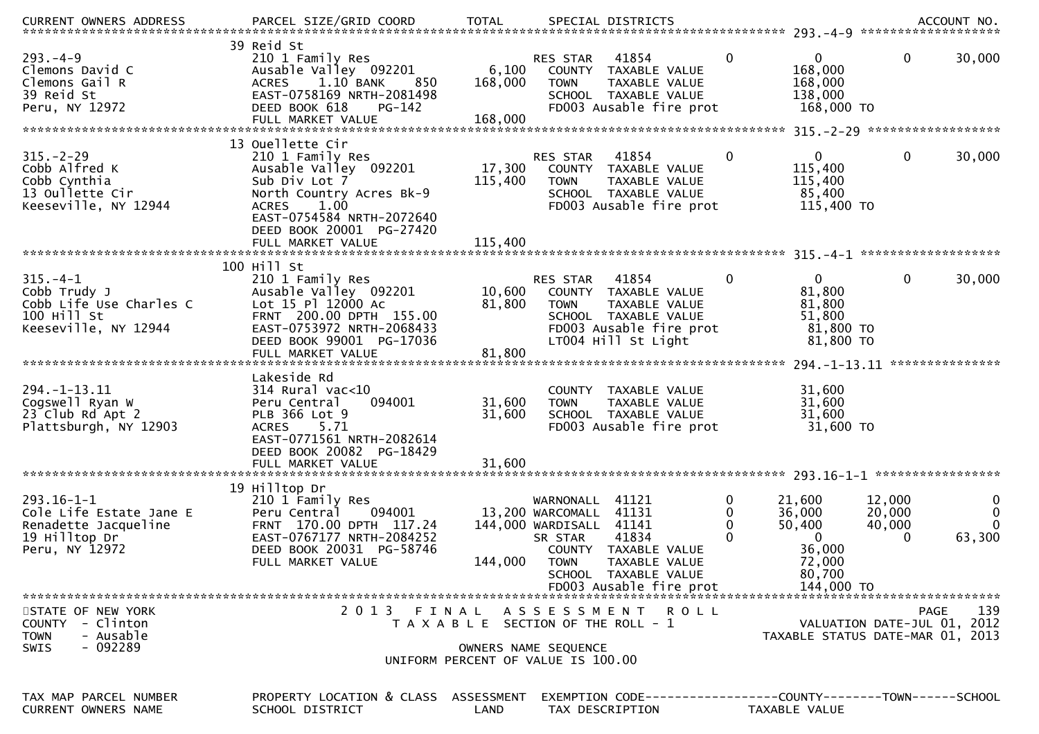STATE OF NEW YORK
COUNTY - Clinton
TOWN - Ausable
SWIS - 092289

2013 FINAL ASSESSMENT ROLL
TAXABLE SECTION OF THE ROLL - 1
OWNERS NAME SEQUENCE
UNIFORM PERCENT OF VALUE IS 100.00

VALUATION DATE-JUL 01, 2012
TAXABLE STATUS DATE-MAR 01, 2013

```
TAX MAP PARCEL NUMBER        PROPERTY LOCATION & CLASS  ASSESSMENT  EXEMPTION CODE------------------COUNTY--------TOWN------SCHOOL
CURRENT OWNERS NAME          SCHOOL DISTRICT                  LAND  TAX DESCRIPTION            TAXABLE VALUE
CURRENT OWNERS ADDRESS       PARCEL SIZE/GRID COORD          TOTAL  SPECIAL DISTRICTS                                       ACCOUNT NO.
******************************************************************************************************* 293.-4-9 ********************
                             39 Reid St
293.-4-9                     210 1 Family Res                    RES STAR    41854          0            0             0        30,000
Clemons David C              Ausable Valley  092201      6,100    COUNTY  TAXABLE VALUE              168,000
Clemons Gail R               ACRES     1.10 BANK     850  168,000    TOWN    TAXABLE VALUE              168,000
39 Reid St                   EAST-0758169 NRTH-2081498            SCHOOL  TAXABLE VALUE              138,000
Peru, NY 12972               DEED BOOK 618     PG-142             FD003 Ausable fire prot            168,000 TO
                             FULL MARKET VALUE              168,000
******************************************************************************************************* 315.-2-29 *******************
                             13 Ouellette Cir
315.-2-29                    210 1 Family Res                    RES STAR    41854          0            0             0        30,000
Cobb Alfred K                Ausable Valley  092201     17,300    COUNTY  TAXABLE VALUE              115,400
Cobb Cynthia                 Sub Div Lot 7              115,400    TOWN    TAXABLE VALUE              115,400
13 Oullette Cir              North Country Acres Bk-9             SCHOOL  TAXABLE VALUE               85,400
Keeseville, NY 12944         ACRES     1.00                       FD003 Ausable fire prot            115,400 TO
                             EAST-0754584 NRTH-2072640
                             DEED BOOK 20001  PG-27420
                             FULL MARKET VALUE              115,400
******************************************************************************************************* 315.-4-1 ********************
                             100 Hill St
315.-4-1                     210 1 Family Res                    RES STAR    41854          0            0             0        30,000
Cobb Trudy J                 Ausable Valley  092201     10,600    COUNTY  TAXABLE VALUE               81,800
Cobb Life Use Charles C      Lot 15 Pl 12000 Ac          81,800    TOWN    TAXABLE VALUE               81,800
100 Hill St                  FRNT  200.00 DPTH  155.00            SCHOOL  TAXABLE VALUE               51,800
Keeseville, NY 12944         EAST-0753972 NRTH-2068433            FD003 Ausable fire prot             81,800 TO
                             DEED BOOK 99001  PG-17036            LT004 Hill St Light                 81,800 TO
                             FULL MARKET VALUE               81,800
******************************************************************************************************* 294.-1-13.11 ****************
                             Lakeside Rd
294.-1-13.11                 314 Rural vac<10                     COUNTY  TAXABLE VALUE               31,600
Cogswell Ryan W              Peru Central     094001     31,600    TOWN    TAXABLE VALUE               31,600
23 Club Rd Apt 2             PLB 366 Lot 9               31,600    SCHOOL  TAXABLE VALUE               31,600
Plattsburgh, NY 12903        ACRES     5.71                       FD003 Ausable fire prot             31,600 TO
                             EAST-0771561 NRTH-2082614
                             DEED BOOK 20082  PG-18429
                             FULL MARKET VALUE               31,600
******************************************************************************************************* 293.16-1-1 ******************
                             19 Hilltop Dr
293.16-1-1                   210 1 Family Res                    WARNONALL  41121           0       21,600        12,000             0
Cole Life Estate Jane E      Peru Central     094001     13,200 WARCOMALL  41131           0       36,000        20,000             0
Renadette Jacqueline         FRNT  170.00 DPTH  117.24  144,000 WARDISALL  41141           0       50,400        40,000             0
19 Hilltop Dr                EAST-0767177 NRTH-2084252            SR STAR     41834          0            0             0        63,300
Peru, NY 12972               DEED BOOK 20031  PG-58746            COUNTY  TAXABLE VALUE               36,000
                             FULL MARKET VALUE              144,000    TOWN    TAXABLE VALUE               72,000
                                                                  SCHOOL  TAXABLE VALUE               80,700
                                                                  FD003 Ausable fire prot            144,000 TO
*************************************************************************************************************************************
```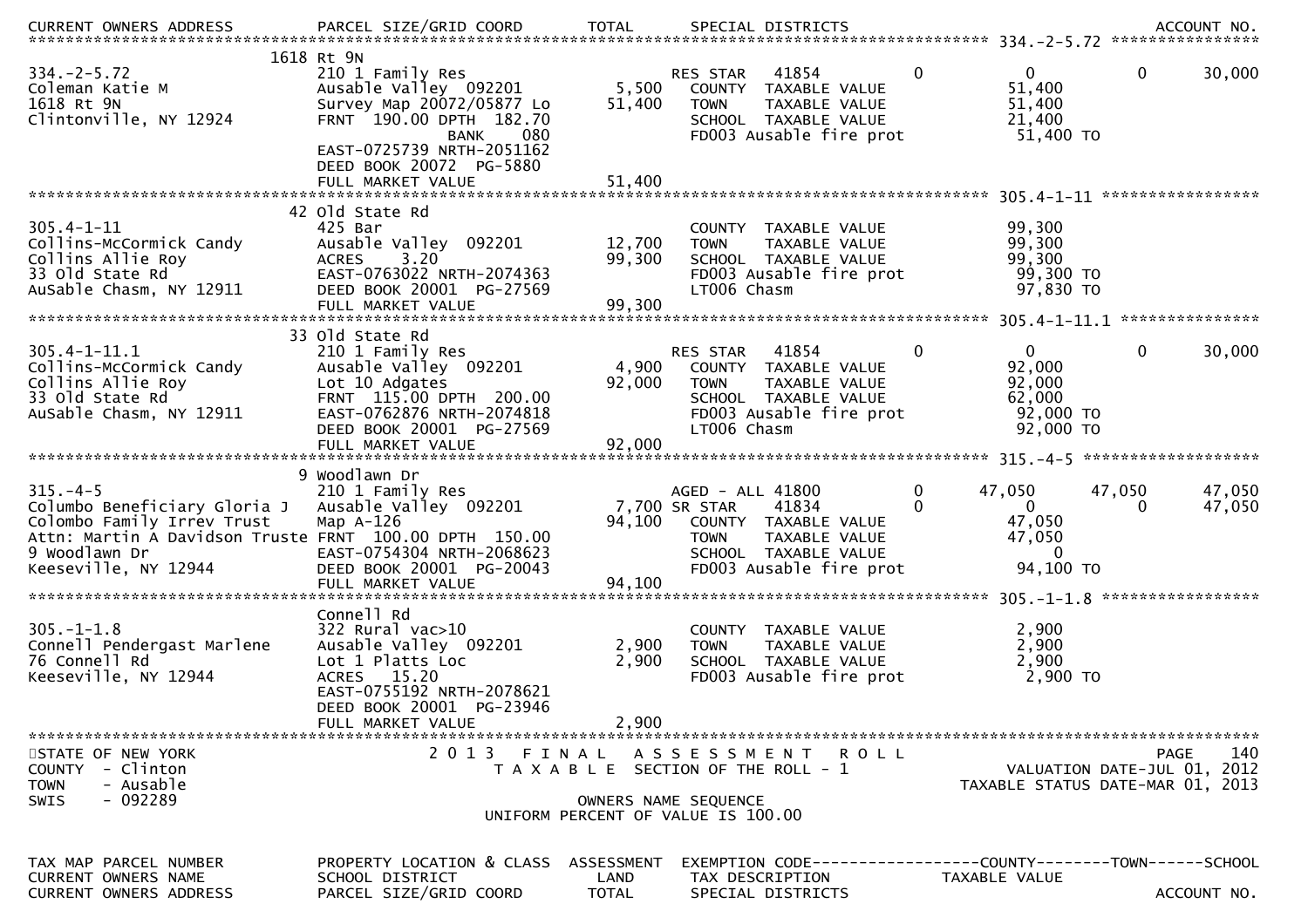## 2013 FINAL ASSESSMENT ROLL

STATE OF NEW YORK
COUNTY - Clinton
TOWN - Ausable
SWIS - 092289

TAXABLE SECTION OF THE ROLL - 1
OWNERS NAME SEQUENCE
UNIFORM PERCENT OF VALUE IS 100.00

VALUATION DATE-JUL 01, 2012
TAXABLE STATUS DATE-MAR 01, 2013

| TAX MAP PARCEL NUMBER / CURRENT OWNERS NAME / CURRENT OWNERS ADDRESS | PROPERTY LOCATION & CLASS / SCHOOL DISTRICT / PARCEL SIZE/GRID COORD | ASSESSMENT LAND / TOTAL | EXEMPTION CODE / TAX DESCRIPTION / SPECIAL DISTRICTS | | COUNTY TAXABLE VALUE | TOWN | SCHOOL |
|---|---|---|---|---|---|---|---|
| **334.-2-5.72** | 1618 Rt 9N | | | | | | |
| 334.-2-5.72 | 210 1 Family Res | | RES STAR 41854 | 0 | 0 | 0 | 30,000 |
| Coleman Katie M | Ausable Valley 092201 | 5,500 | COUNTY TAXABLE VALUE | | 51,400 | | |
| 1618 Rt 9N | Survey Map 20072/05877 Lo | 51,400 | TOWN TAXABLE VALUE | | 51,400 | | |
| Clintonville, NY 12924 | FRNT 190.00 DPTH 182.70 | | SCHOOL TAXABLE VALUE | | 21,400 | | |
| | BANK 080 | | FD003 Ausable fire prot | | 51,400 TO | | |
| | EAST-0725739 NRTH-2051162 | | | | | | |
| | DEED BOOK 20072 PG-5880 | | | | | | |
| | FULL MARKET VALUE | 51,400 | | | | | |
| **305.4-1-11** | 42 Old State Rd | | | | | | |
| 305.4-1-11 | 425 Bar | | COUNTY TAXABLE VALUE | | 99,300 | | |
| Collins-McCormick Candy | Ausable Valley 092201 | 12,700 | TOWN TAXABLE VALUE | | 99,300 | | |
| Collins Allie Roy | ACRES 3.20 | 99,300 | SCHOOL TAXABLE VALUE | | 99,300 | | |
| 33 Old State Rd | EAST-0763022 NRTH-2074363 | | FD003 Ausable fire prot | | 99,300 TO | | |
| AuSable Chasm, NY 12911 | DEED BOOK 20001 PG-27569 | | LT006 Chasm | | 97,830 TO | | |
| | FULL MARKET VALUE | 99,300 | | | | | |
| **305.4-1-11.1** | 33 Old State Rd | | | | | | |
| 305.4-1-11.1 | 210 1 Family Res | | RES STAR 41854 | 0 | 0 | 0 | 30,000 |
| Collins-McCormick Candy | Ausable Valley 092201 | 4,900 | COUNTY TAXABLE VALUE | | 92,000 | | |
| Collins Allie Roy | Lot 10 Adgates | 92,000 | TOWN TAXABLE VALUE | | 92,000 | | |
| 33 Old State Rd | FRNT 115.00 DPTH 200.00 | | SCHOOL TAXABLE VALUE | | 62,000 | | |
| AuSable Chasm, NY 12911 | EAST-0762876 NRTH-2074818 | | FD003 Ausable fire prot | | 92,000 TO | | |
| | DEED BOOK 20001 PG-27569 | | LT006 Chasm | | 92,000 TO | | |
| | FULL MARKET VALUE | 92,000 | | | | | |
| **315.-4-5** | 9 Woodlawn Dr | | | | | | |
| 315.-4-5 | 210 1 Family Res | | AGED - ALL 41800 | 0 | 47,050 | 47,050 | 47,050 |
| Columbo Beneficiary Gloria J | Ausable Valley 092201 | 7,700 | SR STAR 41834 | 0 | 0 | 0 | 47,050 |
| Colombo Family Irrev Trust | Map A-126 | 94,100 | COUNTY TAXABLE VALUE | | 47,050 | | |
| Attn: Martin A Davidson Truste | FRNT 100.00 DPTH 150.00 | | TOWN TAXABLE VALUE | | 47,050 | | |
| 9 Woodlawn Dr | EAST-0754304 NRTH-2068623 | | SCHOOL TAXABLE VALUE | | 0 | | |
| Keeseville, NY 12944 | DEED BOOK 20001 PG-20043 | | FD003 Ausable fire prot | | 94,100 TO | | |
| | FULL MARKET VALUE | 94,100 | | | | | |
| **305.-1-1.8** | Connell Rd | | | | | | |
| 305.-1-1.8 | 322 Rural vac>10 | | COUNTY TAXABLE VALUE | | 2,900 | | |
| Connell Pendergast Marlene | Ausable Valley 092201 | 2,900 | TOWN TAXABLE VALUE | | 2,900 | | |
| 76 Connell Rd | Lot 1 Platts Loc | 2,900 | SCHOOL TAXABLE VALUE | | 2,900 | | |
| Keeseville, NY 12944 | ACRES 15.20 | | FD003 Ausable fire prot | | 2,900 TO | | |
| | EAST-0755192 NRTH-2078621 | | | | | | |
| | DEED BOOK 20001 PG-23946 | | | | | | |
| | FULL MARKET VALUE | 2,900 | | | | | |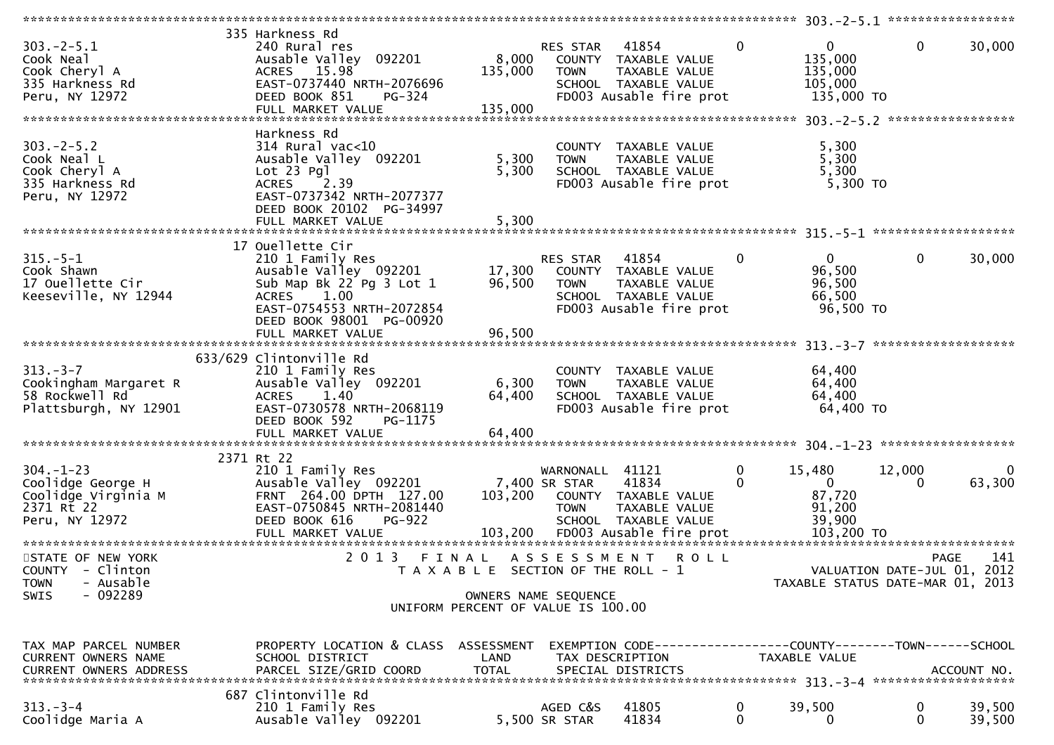```
********************************************************************************************* 303.-2-5.1 *****************
                              335 Harkness Rd
303.-2-5.1                    240 Rural res                         RES STAR   41854          0           0           0       30,000
Cook Neal                     Ausable Valley  092201         8,000    COUNTY  TAXABLE VALUE              135,000
Cook Cheryl A                 ACRES   15.98                135,000    TOWN    TAXABLE VALUE              135,000
335 Harkness Rd               EAST-0737440 NRTH-2076696               SCHOOL  TAXABLE VALUE              105,000
Peru, NY 12972                DEED BOOK 851    PG-324                 FD003 Ausable fire prot             135,000 TO
                              FULL MARKET VALUE            135,000
********************************************************************************************* 303.-2-5.2 *****************
                              Harkness Rd
303.-2-5.2                    314 Rural vac<10                        COUNTY  TAXABLE VALUE                5,300
Cook Neal L                   Ausable Valley  092201         5,300    TOWN    TAXABLE VALUE                5,300
Cook Cheryl A                 Lot 23 Pgl                     5,300    SCHOOL  TAXABLE VALUE                5,300
335 Harkness Rd               ACRES    2.39                           FD003 Ausable fire prot               5,300 TO
Peru, NY 12972                EAST-0737342 NRTH-2077377
                              DEED BOOK 20102  PG-34997
                              FULL MARKET VALUE              5,300
********************************************************************************************* 315.-5-1 *******************
                              17 Ouellette Cir
315.-5-1                      210 1 Family Res                      RES STAR   41854          0           0           0       30,000
Cook Shawn                    Ausable Valley  092201        17,300    COUNTY  TAXABLE VALUE               96,500
17 Ouellette Cir              Sub Map Bk 22 Pg 3 Lot 1      96,500    TOWN    TAXABLE VALUE               96,500
Keeseville, NY 12944          ACRES    1.00                           SCHOOL  TAXABLE VALUE               66,500
                              EAST-0754553 NRTH-2072854               FD003 Ausable fire prot              96,500 TO
                              DEED BOOK 98001  PG-00920
                              FULL MARKET VALUE             96,500
********************************************************************************************* 313.-3-7 *******************
                              633/629 Clintonville Rd
313.-3-7                      210 1 Family Res                        COUNTY  TAXABLE VALUE               64,400
Cookingham Margaret R         Ausable Valley  092201         6,300    TOWN    TAXABLE VALUE               64,400
58 Rockwell Rd                ACRES    1.40                 64,400    SCHOOL  TAXABLE VALUE               64,400
Plattsburgh, NY 12901         EAST-0730578 NRTH-2068119               FD003 Ausable fire prot              64,400 TO
                              DEED BOOK 592    PG-1175
                              FULL MARKET VALUE             64,400
********************************************************************************************* 304.-1-23 ******************
                              2371 Rt 22
304.-1-23                     210 1 Family Res                      WARNONALL  41121          0      15,480      12,000            0
Coolidge George H             Ausable Valley  092201         7,400 SR STAR     41834          0           0           0       63,300
Coolidge Virginia M           FRNT 264.00 DPTH 127.00      103,200    COUNTY  TAXABLE VALUE               87,720
2371 Rt 22                    EAST-0750845 NRTH-2081440               TOWN    TAXABLE VALUE               91,200
Peru, NY 12972                DEED BOOK 616    PG-922                 SCHOOL  TAXABLE VALUE               39,900
                              FULL MARKET VALUE            103,200    FD003 Ausable fire prot             103,200 TO
******************************************************************************************************************************
STATE OF NEW YORK                  2 0 1 3   F I N A L   A S S E S S M E N T   R O L L                            PAGE   141
COUNTY  - Clinton                      T A X A B L E  SECTION OF THE ROLL - 1                    VALUATION DATE-JUL 01, 2012
TOWN    - Ausable                                                                              TAXABLE STATUS DATE-MAR 01, 2013
SWIS    - 092289                                   OWNERS NAME SEQUENCE
                                           UNIFORM PERCENT OF VALUE IS 100.00


TAX MAP PARCEL NUMBER         PROPERTY LOCATION & CLASS  ASSESSMENT  EXEMPTION CODE------------------COUNTY--------TOWN------SCHOOL
CURRENT OWNERS NAME           SCHOOL DISTRICT               LAND      TAX DESCRIPTION             TAXABLE VALUE
CURRENT OWNERS ADDRESS        PARCEL SIZE/GRID COORD        TOTAL     SPECIAL DISTRICTS                                   ACCOUNT NO.
********************************************************************************************* 313.-3-4 *******************
                              687 Clintonville Rd
313.-3-4                      210 1 Family Res                      AGED C&S   41805          0      39,500           0       39,500
Coolidge Maria A              Ausable Valley  092201         5,500 SR STAR     41834          0           0           0       39,500
```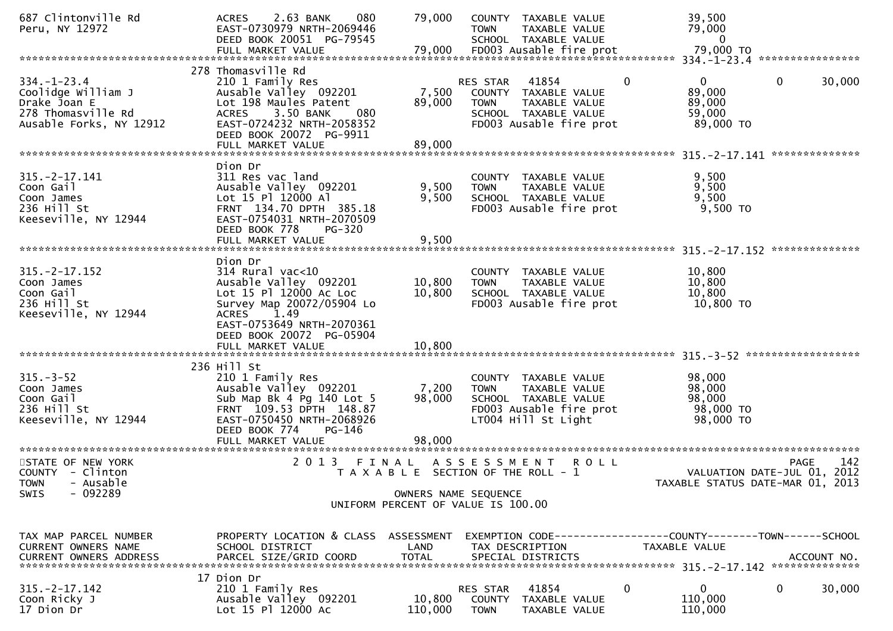```
687 Clintonville Rd            ACRES    2.63 BANK     080       79,000   COUNTY  TAXABLE VALUE             39,500
Peru, NY 12972                 EAST-0730979 NRTH-2069446                 TOWN    TAXABLE VALUE             79,000
                               DEED BOOK 20051  PG-79545                 SCHOOL  TAXABLE VALUE                  0
                               FULL MARKET VALUE               79,000    FD003 Ausable fire prot           79,000 TO
******************************************************************************************************* 334.-1-23.4 *****************
                          278 Thomasville Rd
334.-1-23.4                    210 1 Family Res                          RES STAR   41854           0          0          0      30,000
Coolidge William J             Ausable Valley  092201          7,500     COUNTY  TAXABLE VALUE             89,000
Drake Joan E                   Lot 198 Maules Patent          89,000     TOWN    TAXABLE VALUE             89,000
278 Thomasville Rd             ACRES    3.50 BANK     080                SCHOOL  TAXABLE VALUE             59,000
Ausable Forks, NY 12912        EAST-0724232 NRTH-2058352                 FD003 Ausable fire prot           89,000 TO
                               DEED BOOK 20072  PG-9911
                               FULL MARKET VALUE               89,000
******************************************************************************************************* 315.-2-17.141 ***************
                          Dion Dr
315.-2-17.141                  311 Res vac land                          COUNTY  TAXABLE VALUE              9,500
Coon Gail                      Ausable Valley  092201          9,500     TOWN    TAXABLE VALUE              9,500
Coon James                     Lot 15 Pl 12000 Al              9,500     SCHOOL  TAXABLE VALUE              9,500
236 Hill St                    FRNT  134.70 DPTH  385.18                 FD003 Ausable fire prot            9,500 TO
Keeseville, NY 12944           EAST-0754031 NRTH-2070509
                               DEED BOOK 778     PG-320
                               FULL MARKET VALUE                9,500
******************************************************************************************************* 315.-2-17.152 ***************
                          Dion Dr
315.-2-17.152                  314 Rural vac<10                          COUNTY  TAXABLE VALUE             10,800
Coon James                     Ausable Valley  092201         10,800     TOWN    TAXABLE VALUE             10,800
Coon Gail                      Lot 15 Pl 12000 Ac Loc         10,800     SCHOOL  TAXABLE VALUE             10,800
236 Hill St                    Survey Map 20072/05904 Lo                 FD003 Ausable fire prot           10,800 TO
Keeseville, NY 12944           ACRES    1.49
                               EAST-0753649 NRTH-2070361
                               DEED BOOK 20072  PG-05904
                               FULL MARKET VALUE               10,800
******************************************************************************************************* 315.-3-52 *******************
                          236 Hill St
315.-3-52                      210 1 Family Res                          COUNTY  TAXABLE VALUE             98,000
Coon James                     Ausable Valley  092201          7,200     TOWN    TAXABLE VALUE             98,000
Coon Gail                      Sub Map Bk 4 Pg 140 Lot 5      98,000     SCHOOL  TAXABLE VALUE             98,000
236 Hill St                    FRNT  109.53 DPTH  148.87                 FD003 Ausable fire prot           98,000 TO
Keeseville, NY 12944           EAST-0750450 NRTH-2068926                 LT004 Hill St Light               98,000 TO
                               DEED BOOK 774     PG-146
                               FULL MARKET VALUE               98,000
*************************************************************************************************************************************
STATE OF NEW YORK                  2 0 1 3   F I N A L   A S S E S S M E N T   R O L L                                 PAGE    142
COUNTY  - Clinton                    T A X A B L E  SECTION OF THE ROLL - 1                         VALUATION DATE-JUL 01, 2012
TOWN    - Ausable                                                                                TAXABLE STATUS DATE-MAR 01, 2013
SWIS    - 092289                                    OWNERS NAME SEQUENCE
                                             UNIFORM PERCENT OF VALUE IS 100.00


TAX MAP PARCEL NUMBER          PROPERTY LOCATION & CLASS  ASSESSMENT  EXEMPTION CODE------------------COUNTY--------TOWN------SCHOOL
CURRENT OWNERS NAME            SCHOOL DISTRICT               LAND      TAX DESCRIPTION            TAXABLE VALUE
CURRENT OWNERS ADDRESS         PARCEL SIZE/GRID COORD       TOTAL      SPECIAL DISTRICTS                                 ACCOUNT NO.
******************************************************************************************************* 315.-2-17.142 ***************
                           17 Dion Dr
315.-2-17.142                  210 1 Family Res                          RES STAR   41854           0          0          0      30,000
Coon Ricky J                   Ausable Valley  092201         10,800     COUNTY  TAXABLE VALUE            110,000
17 Dion Dr                     Lot 15 Pl 12000 Ac            110,000     TOWN    TAXABLE VALUE            110,000
```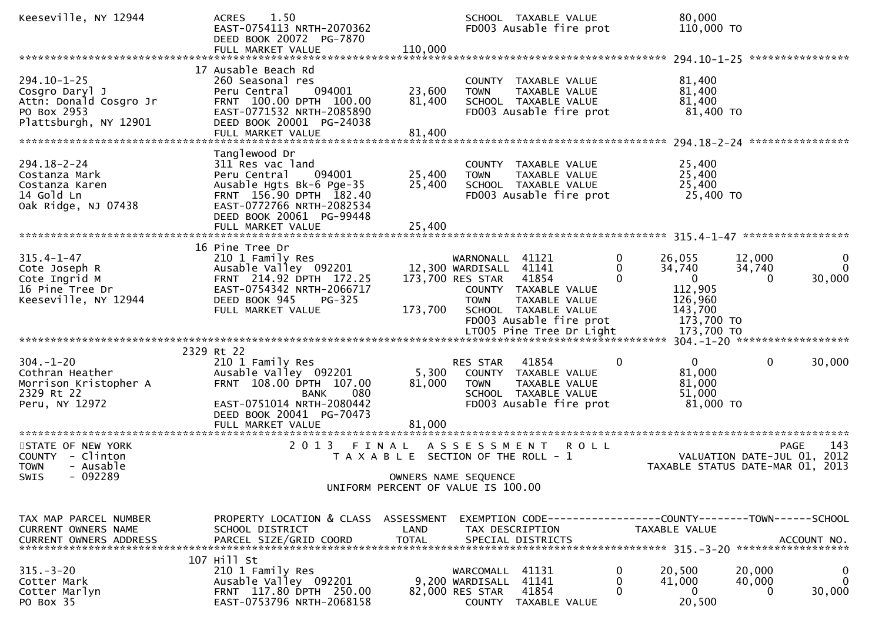```
Keeseville, NY 12944           ACRES    1.50                                  SCHOOL  TAXABLE VALUE              80,000
                               EAST-0754113 NRTH-2070362                      FD003 Ausable fire prot           110,000 TO
                               DEED BOOK 20072  PG-7870
                               FULL MARKET VALUE               110,000
******************************************************************************************************* 294.10-1-25 ****************
                             17 Ausable Beach Rd
294.10-1-25                    260 Seasonal res                               COUNTY  TAXABLE VALUE              81,400
Cosgro Daryl J                 Peru Central     094001          23,600        TOWN    TAXABLE VALUE              81,400
Attn: Donald Cosgro Jr         FRNT  100.00 DPTH  100.00        81,400        SCHOOL  TAXABLE VALUE              81,400
PO Box 2953                    EAST-0771532 NRTH-2085890                      FD003 Ausable fire prot            81,400 TO
Plattsburgh, NY 12901          DEED BOOK 20001  PG-24038
                               FULL MARKET VALUE                81,400
******************************************************************************************************* 294.18-2-24 ****************
                               Tanglewood Dr
294.18-2-24                    311 Res vac land                               COUNTY  TAXABLE VALUE              25,400
Costanza Mark                  Peru Central     094001          25,400        TOWN    TAXABLE VALUE              25,400
Costanza Karen                 Ausable Hgts Bk-6 Pge-35         25,400        SCHOOL  TAXABLE VALUE              25,400
14 Gold Ln                     FRNT  156.90 DPTH  182.40                      FD003 Ausable fire prot            25,400 TO
Oak Ridge, NJ 07438            EAST-0772766 NRTH-2082534
                               DEED BOOK 20061  PG-99448
                               FULL MARKET VALUE                25,400
******************************************************************************************************* 315.4-1-47 *****************
                             16 Pine Tree Dr
315.4-1-47                     210 1 Family Res                         WARNONALL  41121          0       26,055      12,000           0
Cote Joseph R                  Ausable Valley  092201         12,300 WARDISALL  41141          0       34,740      34,740           0
Cote Ingrid M                  FRNT  214.92 DPTH  172.25     173,700 RES STAR   41854          0            0           0      30,000
16 Pine Tree Dr                EAST-0754342 NRTH-2066717                COUNTY  TAXABLE VALUE             112,905
Keeseville, NY 12944           DEED BOOK 945    PG-325                  TOWN    TAXABLE VALUE             126,960
                               FULL MARKET VALUE               173,700  SCHOOL  TAXABLE VALUE             143,700
                                                                        FD003 Ausable fire prot           173,700 TO
                                                                        LT005 Pine Tree Dr Light          173,700 TO
******************************************************************************************************* 304.-1-20 ******************
                           2329 Rt 22
304.-1-20                      210 1 Family Res                         RES STAR   41854          0            0           0      30,000
Cothran Heather                Ausable Valley  092201           5,300   COUNTY  TAXABLE VALUE              81,000
Morrison Kristopher A          FRNT  108.00 DPTH  107.00       81,000   TOWN    TAXABLE VALUE              81,000
2329 Rt 22                                   BANK     080               SCHOOL  TAXABLE VALUE              51,000
Peru, NY 12972                 EAST-0751014 NRTH-2080442                FD003 Ausable fire prot            81,000 TO
                               DEED BOOK 20041  PG-70473
                               FULL MARKET VALUE                81,000
************************************************************************************************************************************
STATE OF NEW YORK                 2 0 1 3   F I N A L   A S S E S S M E N T   R O L L                                 PAGE    143
COUNTY  - Clinton                    T A X A B L E  SECTION OF THE ROLL - 1                         VALUATION DATE-JUL 01, 2012
TOWN    - Ausable                                                                                  TAXABLE STATUS DATE-MAR 01, 2013
SWIS    - 092289                                      OWNERS NAME SEQUENCE
                                             UNIFORM PERCENT OF VALUE IS 100.00


TAX MAP PARCEL NUMBER          PROPERTY LOCATION & CLASS  ASSESSMENT  EXEMPTION CODE------------------COUNTY--------TOWN------SCHOOL
CURRENT OWNERS NAME            SCHOOL DISTRICT               LAND      TAX DESCRIPTION            TAXABLE VALUE
CURRENT OWNERS ADDRESS         PARCEL SIZE/GRID COORD        TOTAL     SPECIAL DISTRICTS                                  ACCOUNT NO.
******************************************************************************************************* 315.-3-20 ******************
                            107 Hill St
315.-3-20                      210 1 Family Res                         WARCOMALL  41131          0       20,500      20,000           0
Cotter Mark                    Ausable Valley  092201          9,200 WARDISALL  41141          0       41,000      40,000           0
Cotter Marlyn                  FRNT  117.80 DPTH  250.00      82,000 RES STAR   41854          0            0           0      30,000
PO Box 35                      EAST-0753796 NRTH-2068158                COUNTY  TAXABLE VALUE              20,500
```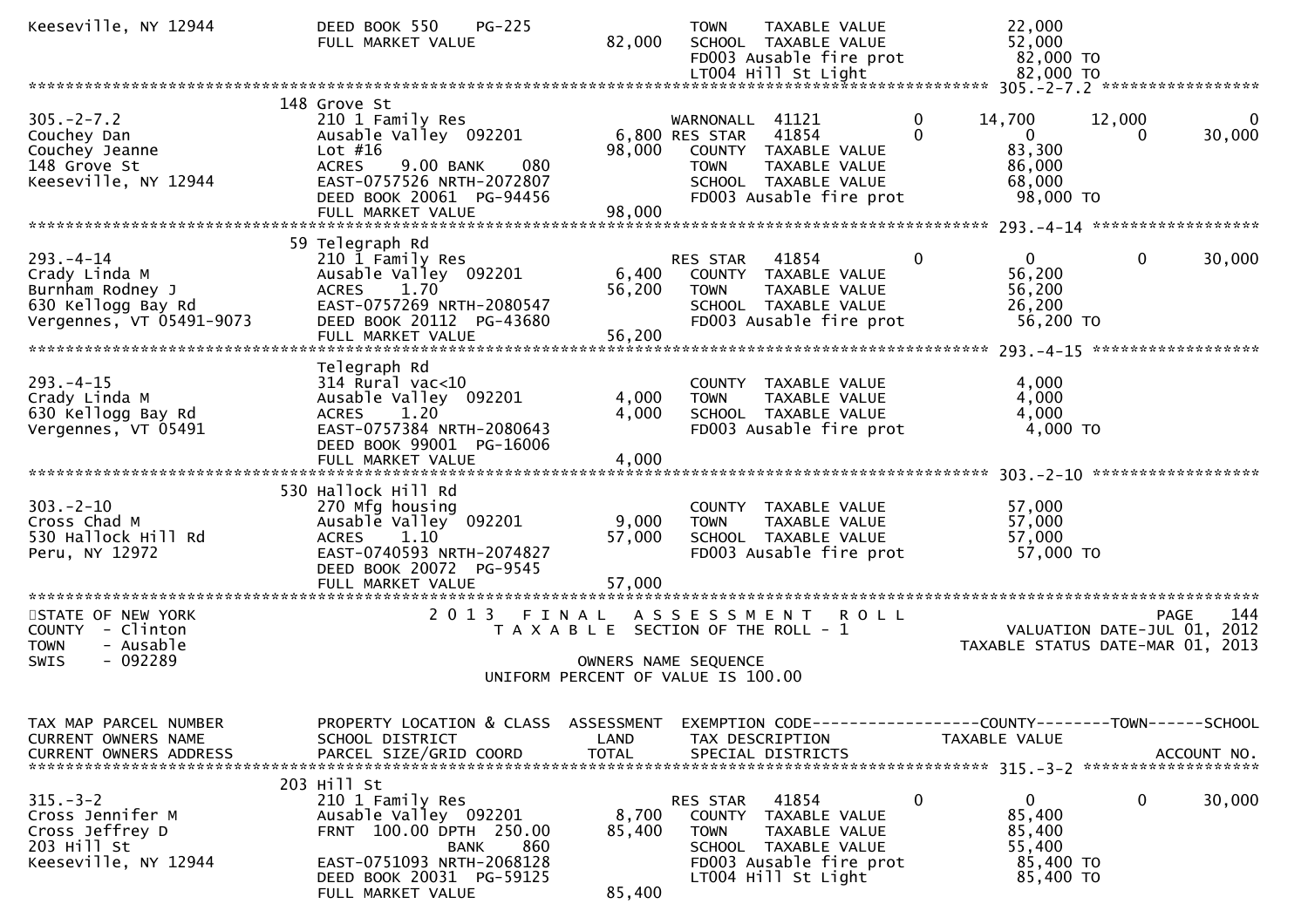```
Keeseville, NY 12944           DEED BOOK 550    PG-225                   TOWN    TAXABLE VALUE             22,000
                               FULL MARKET VALUE              82,000     SCHOOL  TAXABLE VALUE             52,000
                                                                         FD003 Ausable fire prot           82,000 TO
                                                                         LT004 Hill St Light               82,000 TO
******************************************************************************************************* 305.-2-7.2 *****************
                          148 Grove St
305.-2-7.2                     210 1 Family Res                   WARNONALL  41121          0      14,700       12,000          0
Couchey Dan                    Ausable Valley  092201       6,800 RES STAR   41854          0           0            0     30,000
Couchey Jeanne                 Lot #16                     98,000    COUNTY  TAXABLE VALUE             83,300
148 Grove St                   ACRES     9.00 BANK     080           TOWN    TAXABLE VALUE             86,000
Keeseville, NY 12944           EAST-0757526 NRTH-2072807             SCHOOL  TAXABLE VALUE             68,000
                               DEED BOOK 20061  PG-94456             FD003 Ausable fire prot           98,000 TO
                               FULL MARKET VALUE              98,000
******************************************************************************************************* 293.-4-14 ******************
                          59 Telegraph Rd
293.-4-14                      210 1 Family Res                   RES STAR   41854          0           0            0     30,000
Crady Linda M                  Ausable Valley  092201       6,400    COUNTY  TAXABLE VALUE             56,200
Burnham Rodney J               ACRES     1.70              56,200    TOWN    TAXABLE VALUE             56,200
630 Kellogg Bay Rd             EAST-0757269 NRTH-2080547             SCHOOL  TAXABLE VALUE             26,200
Vergennes, VT 05491-9073       DEED BOOK 20112  PG-43680             FD003 Ausable fire prot           56,200 TO
                               FULL MARKET VALUE              56,200
******************************************************************************************************* 293.-4-15 ******************
                          Telegraph Rd
293.-4-15                      314 Rural vac<10                      COUNTY  TAXABLE VALUE              4,000
Crady Linda M                  Ausable Valley  092201       4,000    TOWN    TAXABLE VALUE              4,000
630 Kellogg Bay Rd             ACRES     1.20               4,000    SCHOOL  TAXABLE VALUE              4,000
Vergennes, VT 05491            EAST-0757384 NRTH-2080643             FD003 Ausable fire prot            4,000 TO
                               DEED BOOK 99001  PG-16006
                               FULL MARKET VALUE               4,000
******************************************************************************************************* 303.-2-10 ******************
                          530 Hallock Hill Rd
303.-2-10                      270 Mfg housing                       COUNTY  TAXABLE VALUE             57,000
Cross Chad M                   Ausable Valley  092201       9,000    TOWN    TAXABLE VALUE             57,000
530 Hallock Hill Rd            ACRES     1.10              57,000    SCHOOL  TAXABLE VALUE             57,000
Peru, NY 12972                 EAST-0740593 NRTH-2074827             FD003 Ausable fire prot           57,000 TO
                               DEED BOOK 20072  PG-9545
                               FULL MARKET VALUE              57,000
************************************************************************************************************************************
STATE OF NEW YORK                   2 0 1 3   F I N A L   A S S E S S M E N T   R O L L                                 PAGE   144
COUNTY  - Clinton                      T A X A B L E  SECTION OF THE ROLL - 1                       VALUATION DATE-JUL 01, 2012
TOWN    - Ausable                                                                                TAXABLE STATUS DATE-MAR 01, 2013
SWIS    - 092289                                      OWNERS NAME SEQUENCE
                                              UNIFORM PERCENT OF VALUE IS 100.00


TAX MAP PARCEL NUMBER          PROPERTY LOCATION & CLASS  ASSESSMENT  EXEMPTION CODE------------------COUNTY--------TOWN------SCHOOL
CURRENT OWNERS NAME            SCHOOL DISTRICT               LAND     TAX DESCRIPTION             TAXABLE VALUE
CURRENT OWNERS ADDRESS         PARCEL SIZE/GRID COORD        TOTAL    SPECIAL DISTRICTS                                 ACCOUNT NO.
******************************************************************************************************* 315.-3-2 *******************
                          203 Hill St
315.-3-2                       210 1 Family Res                   RES STAR   41854          0           0            0     30,000
Cross Jennifer M               Ausable Valley  092201       8,700    COUNTY  TAXABLE VALUE             85,400
Cross Jeffrey D                FRNT  100.00 DPTH  250.00   85,400    TOWN    TAXABLE VALUE             85,400
203 Hill St                                  BANK     860            SCHOOL  TAXABLE VALUE             55,400
Keeseville, NY 12944           EAST-0751093 NRTH-2068128             FD003 Ausable fire prot           85,400 TO
                               DEED BOOK 20031  PG-59125             LT004 Hill St Light               85,400 TO
                               FULL MARKET VALUE              85,400
```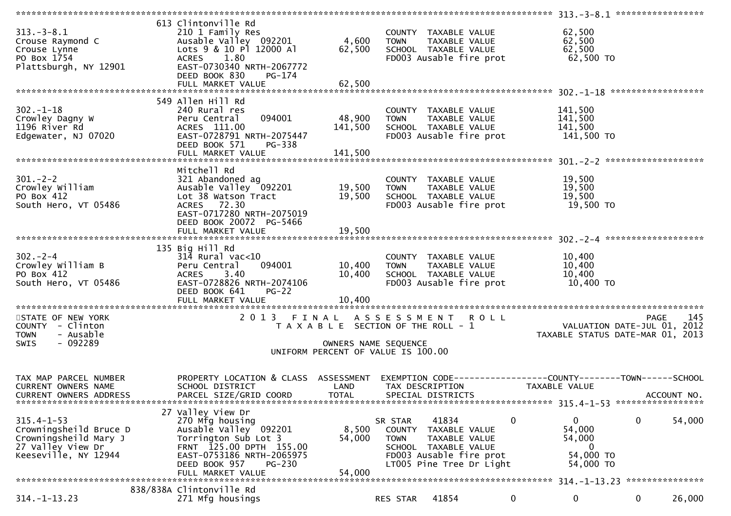```
******************************************************************************************************* 313.-3-8.1 *****************
              613 Clintonville Rd
313.-3-8.1                   210 1 Family Res                          COUNTY  TAXABLE VALUE             62,500
Crouse Raymond C             Ausable Valley  092201        4,600       TOWN    TAXABLE VALUE             62,500
Crouse Lynne                 Lots 9 & 10 Pl 12000 Al      62,500       SCHOOL  TAXABLE VALUE             62,500
PO Box 1754                  ACRES    1.80                             FD003 Ausable fire prot            62,500 TO
Plattsburgh, NY 12901        EAST-0730340 NRTH-2067772
                             DEED BOOK 830     PG-174
                             FULL MARKET VALUE            62,500
******************************************************************************************************* 302.-1-18 ******************
              549 Allen Hill Rd
302.-1-18                    240 Rural res                             COUNTY  TAXABLE VALUE            141,500
Crowley Dagny W              Peru Central    094001       48,900       TOWN    TAXABLE VALUE            141,500
1196 River Rd                ACRES  111.00               141,500       SCHOOL  TAXABLE VALUE            141,500
Edgewater, NJ 07020          EAST-0728791 NRTH-2075447                 FD003 Ausable fire prot           141,500 TO
                             DEED BOOK 571     PG-338
                             FULL MARKET VALUE           141,500
******************************************************************************************************* 301.-2-2 *******************
                 Mitchell Rd
301.-2-2                     321 Abandoned ag                          COUNTY  TAXABLE VALUE             19,500
Crowley William              Ausable Valley  092201       19,500       TOWN    TAXABLE VALUE             19,500
PO Box 412                   Lot 38 Watson Tract          19,500       SCHOOL  TAXABLE VALUE             19,500
South Hero, VT 05486         ACRES   72.30                             FD003 Ausable fire prot            19,500 TO
                             EAST-0717280 NRTH-2075019
                             DEED BOOK 20072  PG-5466
                             FULL MARKET VALUE            19,500
******************************************************************************************************* 302.-2-4 *******************
              135 Big Hill Rd
302.-2-4                     314 Rural vac<10                          COUNTY  TAXABLE VALUE             10,400
Crowley William B            Peru Central    094001       10,400       TOWN    TAXABLE VALUE             10,400
PO Box 412                   ACRES    3.40                10,400       SCHOOL  TAXABLE VALUE             10,400
South Hero, VT 05486         EAST-0728826 NRTH-2074106                 FD003 Ausable fire prot            10,400 TO
                             DEED BOOK 641     PG-22
                             FULL MARKET VALUE            10,400
************************************************************************************************************************************
STATE OF NEW YORK                    2 0 1 3   F I N A L   A S S E S S M E N T   R O L L                                PAGE   145
COUNTY  - Clinton                        T A X A B L E  SECTION OF THE ROLL - 1                       VALUATION DATE-JUL 01, 2012
TOWN    - Ausable                                                                               TAXABLE STATUS DATE-MAR 01, 2013
SWIS    - 092289                                      OWNERS NAME SEQUENCE
                                               UNIFORM PERCENT OF VALUE IS 100.00


TAX MAP PARCEL NUMBER        PROPERTY LOCATION & CLASS  ASSESSMENT  EXEMPTION CODE------------------COUNTY--------TOWN------SCHOOL
CURRENT OWNERS NAME          SCHOOL DISTRICT               LAND      TAX DESCRIPTION            TAXABLE VALUE
CURRENT OWNERS ADDRESS       PARCEL SIZE/GRID COORD        TOTAL     SPECIAL DISTRICTS                                   ACCOUNT NO.
******************************************************************************************************* 315.4-1-53 *****************
              27 Valley View Dr
315.4-1-53                   270 Mfg housing                        SR STAR    41834          0           0           0      54,000
Crowningsheild Bruce D       Ausable Valley  092201        8,500     COUNTY  TAXABLE VALUE             54,000
Crowningsheild Mary J        Torrington Sub Lot 3         54,000     TOWN    TAXABLE VALUE             54,000
27 Valley View Dr            FRNT 125.00 DPTH 155.00                 SCHOOL  TAXABLE VALUE                  0
Keeseville, NY 12944         EAST-0753186 NRTH-2065975               FD003 Ausable fire prot            54,000 TO
                             DEED BOOK 957     PG-230                LT005 Pine Tree Dr Light           54,000 TO
                             FULL MARKET VALUE            54,000
******************************************************************************************************* 314.-1-13.23 ***************
          838/838A Clintonville Rd
314.-1-13.23                 271 Mfg housings                       RES STAR   41854          0           0           0      26,000
```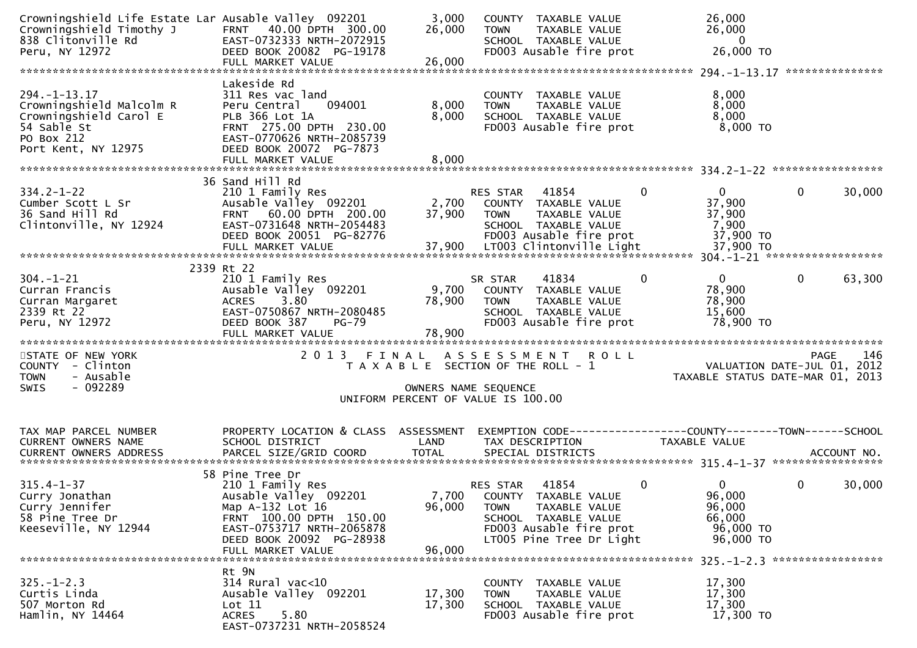```
Crowningshield Life Estate Lar Ausable Valley  092201          3,000   COUNTY  TAXABLE VALUE              26,000
Crowningshield Timothy J       FRNT   40.00 DPTH  300.00      26,000   TOWN    TAXABLE VALUE              26,000
838 Clitonville Rd             EAST-0732333 NRTH-2072915               SCHOOL  TAXABLE VALUE                   0
Peru, NY 12972                 DEED BOOK 20082  PG-19178               FD003 Ausable fire prot            26,000 TO
                               FULL MARKET VALUE              26,000
******************************************************************************************************* 294.-1-13.17 ***************
                               Lakeside Rd
294.-1-13.17                   311 Res vac land                        COUNTY  TAXABLE VALUE               8,000
Crowningshield Malcolm R       Peru Central      094001        8,000   TOWN    TAXABLE VALUE               8,000
Crowningshield Carol E         PLB 366 Lot 1A                  8,000   SCHOOL  TAXABLE VALUE               8,000
54 Sable St                    FRNT  275.00 DPTH  230.00               FD003 Ausable fire prot             8,000 TO
PO Box 212                     EAST-0770626 NRTH-2085739
Port Kent, NY 12975            DEED BOOK 20072  PG-7873
                               FULL MARKET VALUE               8,000
******************************************************************************************************* 334.2-1-22 *****************
                            36 Sand Hill Rd
334.2-1-22                     210 1 Family Res                        RES STAR   41854          0            0            0        30,000
Cumber Scott L Sr              Ausable Valley  092201          2,700   COUNTY  TAXABLE VALUE              37,900
36 Sand Hill Rd                FRNT   60.00 DPTH  200.00      37,900   TOWN    TAXABLE VALUE              37,900
Clintonville, NY 12924         EAST-0731648 NRTH-2054483               SCHOOL  TAXABLE VALUE               7,900
                               DEED BOOK 20051  PG-82776               FD003 Ausable fire prot            37,900 TO
                               FULL MARKET VALUE              37,900   LT003 Clintonville Light           37,900 TO
******************************************************************************************************* 304.-1-21 ******************
                          2339 Rt 22
304.-1-21                      210 1 Family Res                        SR STAR    41834          0            0            0        63,300
Curran Francis                 Ausable Valley  092201          9,700   COUNTY  TAXABLE VALUE              78,900
Curran Margaret                ACRES     3.80                 78,900   TOWN    TAXABLE VALUE              78,900
2339 Rt 22                     EAST-0750867 NRTH-2080485               SCHOOL  TAXABLE VALUE              15,600
Peru, NY 12972                 DEED BOOK 387    PG-79                  FD003 Ausable fire prot            78,900 TO
                               FULL MARKET VALUE              78,900
*************************************************************************************************************************************
STATE OF NEW YORK                  2 0 1 3   F I N A L   A S S E S S M E N T   R O L L                                  PAGE   146
COUNTY  - Clinton                       T A X A B L E  SECTION OF THE ROLL - 1                        VALUATION DATE-JUL 01, 2012
TOWN    - Ausable                                                                                 TAXABLE STATUS DATE-MAR 01, 2013
SWIS    - 092289                                       OWNERS NAME SEQUENCE
                                                UNIFORM PERCENT OF VALUE IS 100.00


TAX MAP PARCEL NUMBER          PROPERTY LOCATION & CLASS  ASSESSMENT  EXEMPTION CODE------------------COUNTY--------TOWN------SCHOOL
CURRENT OWNERS NAME            SCHOOL DISTRICT               LAND      TAX DESCRIPTION             TAXABLE VALUE
CURRENT OWNERS ADDRESS         PARCEL SIZE/GRID COORD        TOTAL     SPECIAL DISTRICTS                                    ACCOUNT NO.
******************************************************************************************************* 315.4-1-37 *****************
                            58 Pine Tree Dr
315.4-1-37                     210 1 Family Res                        RES STAR   41854          0            0            0        30,000
Curry Jonathan                 Ausable Valley  092201          7,700   COUNTY  TAXABLE VALUE              96,000
Curry Jennifer                 Map A-132 Lot 16               96,000   TOWN    TAXABLE VALUE              96,000
58 Pine Tree Dr                FRNT  100.00 DPTH  150.00               SCHOOL  TAXABLE VALUE              66,000
Keeseville, NY 12944           EAST-0753717 NRTH-2065878               FD003 Ausable fire prot            96,000 TO
                               DEED BOOK 20092  PG-28938               LT005 Pine Tree Dr Light           96,000 TO
                               FULL MARKET VALUE              96,000
******************************************************************************************************* 325.-1-2.3 *****************
                               Rt 9N
325.-1-2.3                     314 Rural vac<10                        COUNTY  TAXABLE VALUE              17,300
Curtis Linda                   Ausable Valley  092201         17,300   TOWN    TAXABLE VALUE              17,300
507 Morton Rd                  Lot 11                         17,300   SCHOOL  TAXABLE VALUE              17,300
Hamlin, NY 14464               ACRES     5.80                          FD003 Ausable fire prot            17,300 TO
                               EAST-0737231 NRTH-2058524
```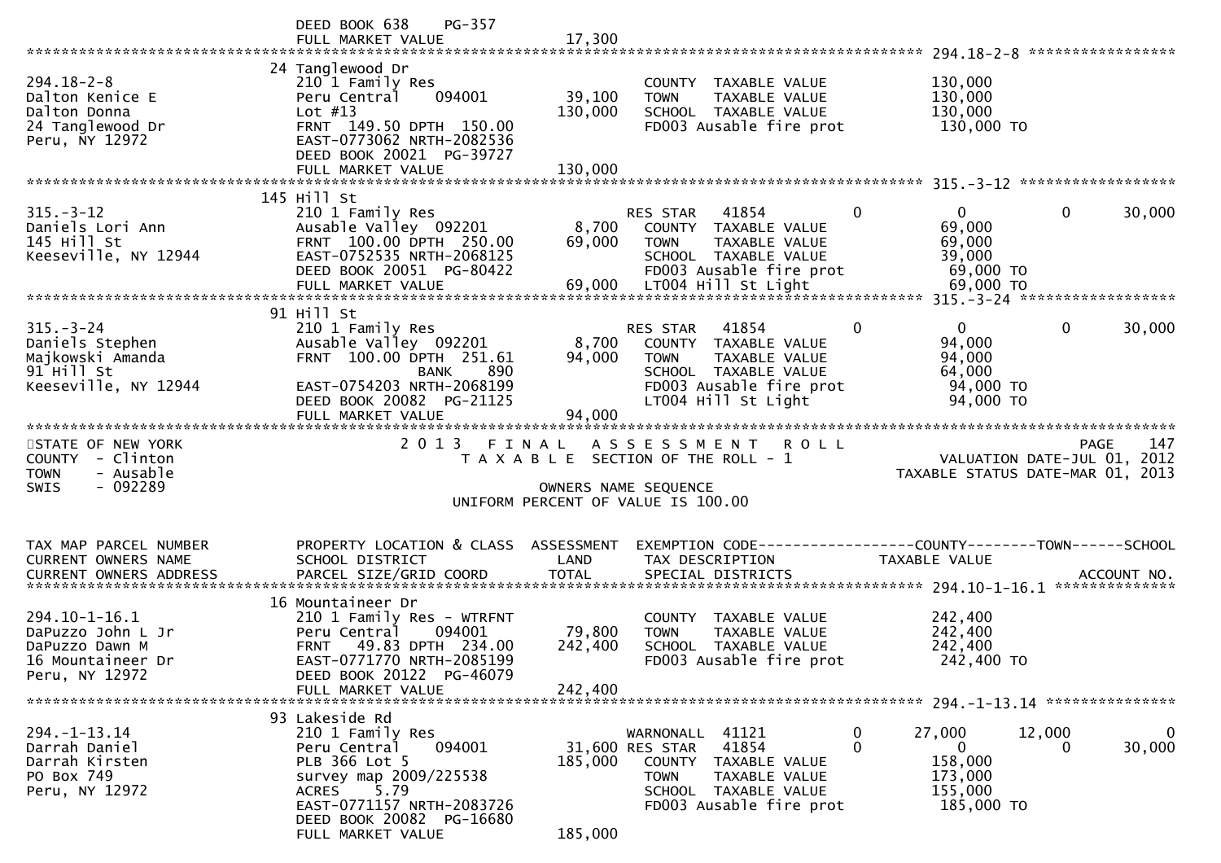```
                              DEED BOOK 638    PG-357
                              FULL MARKET VALUE              17,300
******************************************************************************************************* 294.18-2-8 ******************
                              24 Tanglewood Dr
294.18-2-8                    210 1 Family Res                           COUNTY  TAXABLE VALUE            130,000
Dalton Kenice E               Peru Central     094001       39,100      TOWN    TAXABLE VALUE            130,000
Dalton Donna                  Lot #13                      130,000      SCHOOL  TAXABLE VALUE            130,000
24 Tanglewood Dr              FRNT  149.50 DPTH  150.00                 FD003 Ausable fire prot           130,000 TO
Peru, NY 12972                EAST-0773062 NRTH-2082536
                              DEED BOOK 20021  PG-39727
                              FULL MARKET VALUE             130,000
******************************************************************************************************* 315.-3-12 *******************
                              145 Hill St
315.-3-12                     210 1 Family Res                          RES STAR   41854        0            0           0       30,000
Daniels Lori Ann              Ausable Valley  092201         8,700      COUNTY  TAXABLE VALUE             69,000
145 Hill St                   FRNT  100.00 DPTH  250.00     69,000      TOWN    TAXABLE VALUE             69,000
Keeseville, NY 12944          EAST-0752535 NRTH-2068125                 SCHOOL  TAXABLE VALUE             39,000
                              DEED BOOK 20051  PG-80422                 FD003 Ausable fire prot            69,000 TO
                              FULL MARKET VALUE              69,000     LT004 Hill St Light                69,000 TO
******************************************************************************************************* 315.-3-24 *******************
                              91 Hill St
315.-3-24                     210 1 Family Res                          RES STAR   41854        0            0           0       30,000
Daniels Stephen               Ausable Valley  092201         8,700      COUNTY  TAXABLE VALUE             94,000
Majkowski Amanda              FRNT  100.00 DPTH  251.61     94,000      TOWN    TAXABLE VALUE             94,000
91 Hill St                             BANK     890                      SCHOOL  TAXABLE VALUE             64,000
Keeseville, NY 12944          EAST-0754203 NRTH-2068199                 FD003 Ausable fire prot            94,000 TO
                              DEED BOOK 20082  PG-21125                 LT004 Hill St Light                94,000 TO
                              FULL MARKET VALUE              94,000
************************************************************************************************************************************
STATE OF NEW YORK                    2 0 1 3   F I N A L   A S S E S S M E N T   R O L L                                PAGE   147
COUNTY  - Clinton                      T A X A B L E  SECTION OF THE ROLL - 1                          VALUATION DATE-JUL 01, 2012
TOWN    - Ausable                                                                                 TAXABLE STATUS DATE-MAR 01, 2013
SWIS    - 092289                                      OWNERS NAME SEQUENCE
                                               UNIFORM PERCENT OF VALUE IS 100.00


TAX MAP PARCEL NUMBER         PROPERTY LOCATION & CLASS  ASSESSMENT  EXEMPTION CODE------------------COUNTY--------TOWN------SCHOOL
CURRENT OWNERS NAME           SCHOOL DISTRICT               LAND      TAX DESCRIPTION            TAXABLE VALUE
CURRENT OWNERS ADDRESS        PARCEL SIZE/GRID COORD        TOTAL     SPECIAL DISTRICTS                                  ACCOUNT NO.
******************************************************************************************************* 294.10-1-16.1 ***************
                              16 Mountaineer Dr
294.10-1-16.1                 210 1 Family Res - WTRFNT                 COUNTY  TAXABLE VALUE            242,400
DaPuzzo John L Jr             Peru Central     094001       79,800      TOWN    TAXABLE VALUE            242,400
DaPuzzo Dawn M                FRNT   49.83 DPTH  234.00    242,400      SCHOOL  TAXABLE VALUE            242,400
16 Mountaineer Dr             EAST-0771770 NRTH-2085199                 FD003 Ausable fire prot           242,400 TO
Peru, NY 12972                DEED BOOK 20122  PG-46079
                              FULL MARKET VALUE             242,400
******************************************************************************************************* 294.-1-13.14 ****************
                              93 Lakeside Rd
294.-1-13.14                  210 1 Family Res                          WARNONALL  41121        0       27,000      12,000            0
Darrah Daniel                 Peru Central     094001       31,600 RES STAR   41854        0            0           0       30,000
Darrah Kirsten                PLB 366 Lot 5                185,000      COUNTY  TAXABLE VALUE            158,000
PO Box 749                    survey map 2009/225538                    TOWN    TAXABLE VALUE            173,000
Peru, NY 12972                ACRES     5.79                            SCHOOL  TAXABLE VALUE            155,000
                              EAST-0771157 NRTH-2083726                 FD003 Ausable fire prot           185,000 TO
                              DEED BOOK 20082  PG-16680
                              FULL MARKET VALUE             185,000
```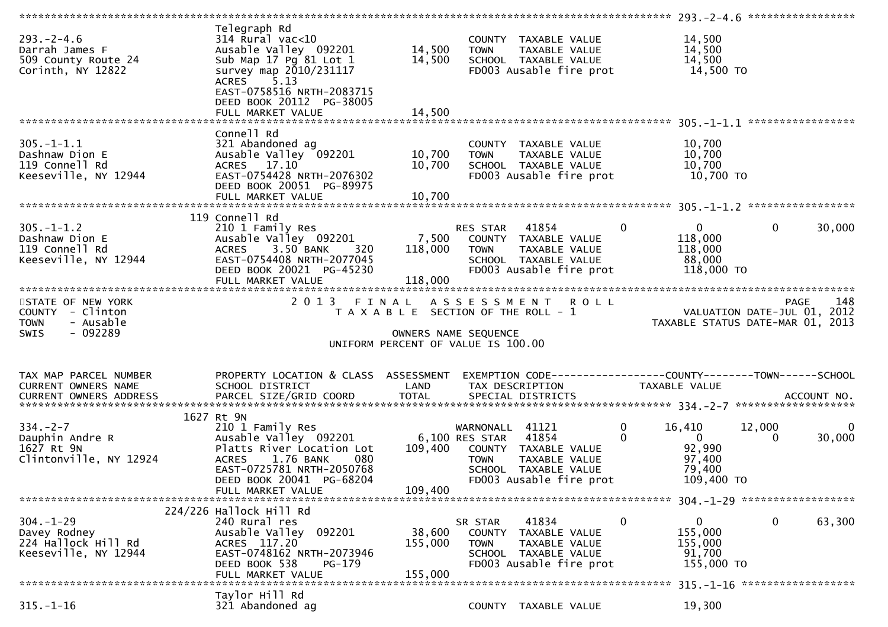```
******************************************************************************************************* 293.-2-4.6 *****************
                              Telegraph Rd
293.-2-4.6                    314 Rural vac<10                        COUNTY  TAXABLE VALUE            14,500
Darrah James F                Ausable Valley  092201      14,500      TOWN    TAXABLE VALUE            14,500
509 County Route 24           Sub Map 17 Pg 81 Lot 1      14,500      SCHOOL  TAXABLE VALUE            14,500
Corinth, NY 12822             survey map 2010/231117                  FD003 Ausable fire prot           14,500 TO
                              ACRES     5.13
                              EAST-0758516 NRTH-2083715
                              DEED BOOK 20112  PG-38005
                              FULL MARKET VALUE           14,500
******************************************************************************************************* 305.-1-1.1 *****************
                              Connell Rd
305.-1-1.1                    321 Abandoned ag                        COUNTY  TAXABLE VALUE            10,700
Dashnaw Dion E                Ausable Valley  092201      10,700      TOWN    TAXABLE VALUE            10,700
119 Connell Rd                ACRES    17.10              10,700      SCHOOL  TAXABLE VALUE            10,700
Keeseville, NY 12944          EAST-0754428 NRTH-2076302               FD003 Ausable fire prot           10,700 TO
                              DEED BOOK 20051  PG-89975
                              FULL MARKET VALUE           10,700
******************************************************************************************************* 305.-1-1.2 *****************
                          119 Connell Rd
305.-1-1.2                    210 1 Family Res                        RES STAR    41854         0          0             0        30,000
Dashnaw Dion E                Ausable Valley  092201       7,500      COUNTY  TAXABLE VALUE           118,000
119 Connell Rd                ACRES     3.50 BANK     320 118,000     TOWN    TAXABLE VALUE           118,000
Keeseville, NY 12944          EAST-0754408 NRTH-2077045               SCHOOL  TAXABLE VALUE            88,000
                              DEED BOOK 20021  PG-45230               FD003 Ausable fire prot          118,000 TO
                              FULL MARKET VALUE          118,000
********************************************************************************************************************************************
STATE OF NEW YORK                     2 0 1 3   F I N A L   A S S E S S M E N T   R O L L                              PAGE    148
COUNTY  - Clinton                          T A X A B L E  SECTION OF THE ROLL - 1                      VALUATION DATE-JUL 01, 2012
TOWN    - Ausable                                                                                 TAXABLE STATUS DATE-MAR 01, 2013
SWIS    - 092289                                       OWNERS NAME SEQUENCE
                                             UNIFORM PERCENT OF VALUE IS 100.00


TAX MAP PARCEL NUMBER         PROPERTY LOCATION & CLASS  ASSESSMENT  EXEMPTION CODE------------------COUNTY--------TOWN------SCHOOL
CURRENT OWNERS NAME           SCHOOL DISTRICT               LAND      TAX DESCRIPTION            TAXABLE VALUE
CURRENT OWNERS ADDRESS        PARCEL SIZE/GRID COORD        TOTAL     SPECIAL DISTRICTS                                    ACCOUNT NO.
******************************************************************************************************* 334.-2-7 *******************
                         1627 Rt 9N
334.-2-7                      210 1 Family Res                        WARNONALL  41121          0      16,410        12,000             0
Dauphin Andre R               Ausable Valley  092201       6,100 RES STAR    41854          0          0             0        30,000
1627 Rt 9N                    Platts River Location Lot  109,400      COUNTY  TAXABLE VALUE            92,990
Clintonville, NY 12924        ACRES     1.76 BANK     080             TOWN    TAXABLE VALUE            97,400
                              EAST-0725781 NRTH-2050768               SCHOOL  TAXABLE VALUE            79,400
                              DEED BOOK 20041  PG-68204               FD003 Ausable fire prot          109,400 TO
                              FULL MARKET VALUE          109,400
******************************************************************************************************* 304.-1-29 ******************
                      224/226 Hallock Hill Rd
304.-1-29                     240 Rural res                           SR STAR     41834         0          0             0        63,300
Davey Rodney                  Ausable Valley  092201      38,600      COUNTY  TAXABLE VALUE           155,000
224 Hallock Hill Rd           ACRES   117.20             155,000      TOWN    TAXABLE VALUE           155,000
Keeseville, NY 12944          EAST-0748162 NRTH-2073946               SCHOOL  TAXABLE VALUE            91,700
                              DEED BOOK 538    PG-179                 FD003 Ausable fire prot          155,000 TO
                              FULL MARKET VALUE          155,000
******************************************************************************************************* 315.-1-16 ******************
                              Taylor Hill Rd
315.-1-16                     321 Abandoned ag                        COUNTY  TAXABLE VALUE            19,300
```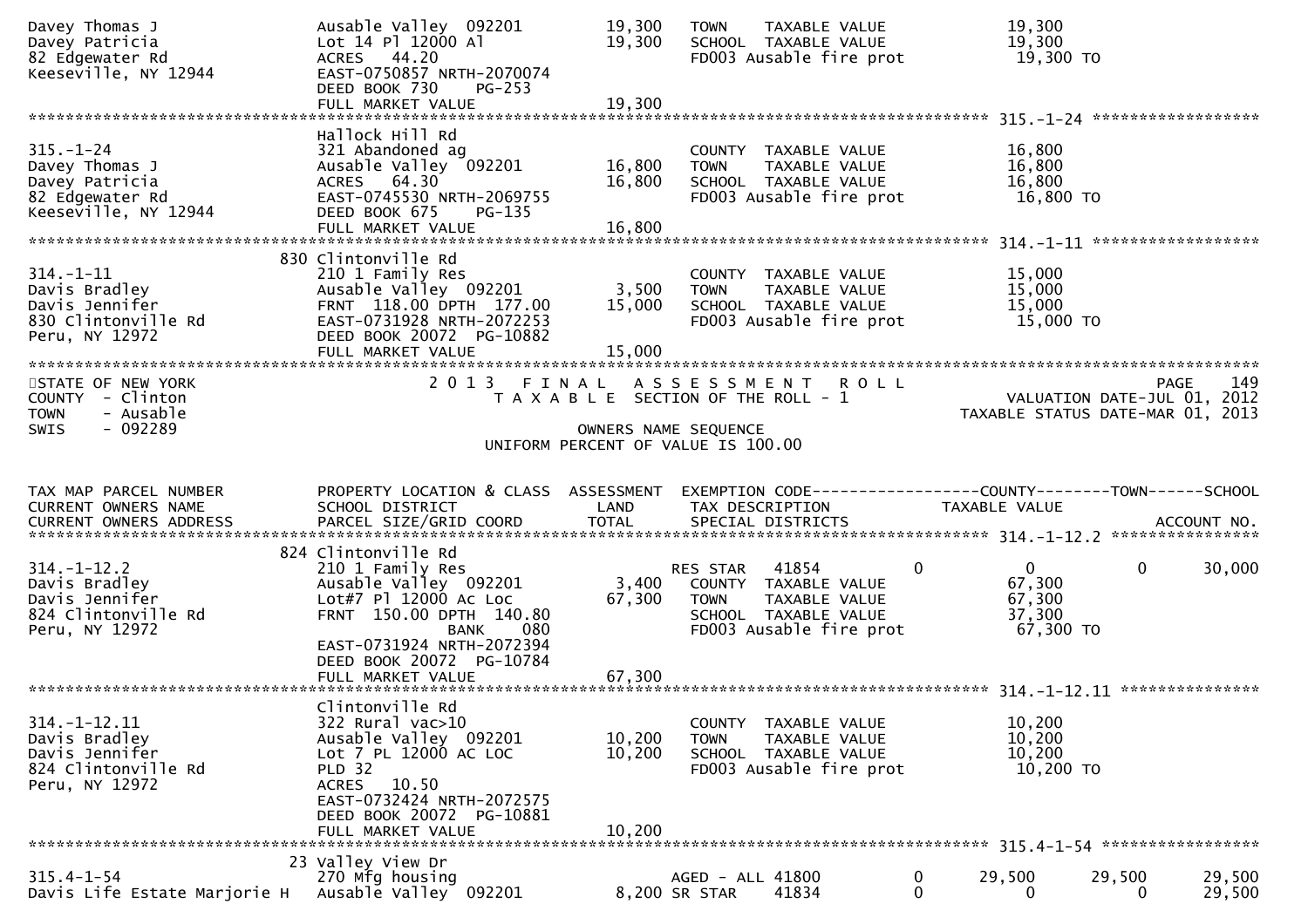```
Davey Thomas J                 Ausable Valley  092201          19,300    TOWN     TAXABLE VALUE               19,300
Davey Patricia                 Lot 14 Pl 12000 Al              19,300    SCHOOL  TAXABLE VALUE               19,300
82 Edgewater Rd                ACRES   44.20                              FD003 Ausable fire prot              19,300 TO
Keeseville, NY 12944           EAST-0750857 NRTH-2070074
                               DEED BOOK 730    PG-253
                               FULL MARKET VALUE               19,300
******************************************************************************************************* 315.-1-24 ******************
                               Hallock Hill Rd
315.-1-24                      321 Abandoned ag                           COUNTY  TAXABLE VALUE               16,800
Davey Thomas J                 Ausable Valley  092201          16,800    TOWN     TAXABLE VALUE               16,800
Davey Patricia                 ACRES   64.30                   16,800    SCHOOL  TAXABLE VALUE               16,800
82 Edgewater Rd                EAST-0745530 NRTH-2069755                  FD003 Ausable fire prot              16,800 TO
Keeseville, NY 12944           DEED BOOK 675    PG-135
                               FULL MARKET VALUE               16,800
******************************************************************************************************* 314.-1-11 ******************
                           830 Clintonville Rd
314.-1-11                      210 1 Family Res                           COUNTY  TAXABLE VALUE               15,000
Davis Bradley                  Ausable Valley  092201           3,500    TOWN     TAXABLE VALUE               15,000
Davis Jennifer                 FRNT 118.00 DPTH 177.00         15,000    SCHOOL  TAXABLE VALUE               15,000
830 Clintonville Rd            EAST-0731928 NRTH-2072253                  FD003 Ausable fire prot              15,000 TO
Peru, NY 12972                 DEED BOOK 20072  PG-10882
                               FULL MARKET VALUE               15,000
************************************************************************************************************************************
STATE OF NEW YORK                 2 0 1 3   F I N A L   A S S E S S M E N T   R O L L                                  PAGE    149
COUNTY  - Clinton                      T A X A B L E  SECTION OF THE ROLL - 1                         VALUATION DATE-JUL 01, 2012
TOWN    - Ausable                                                                                  TAXABLE STATUS DATE-MAR 01, 2013
SWIS    - 092289                                       OWNERS NAME SEQUENCE
                                                UNIFORM PERCENT OF VALUE IS 100.00


TAX MAP PARCEL NUMBER          PROPERTY LOCATION & CLASS  ASSESSMENT  EXEMPTION CODE------------------COUNTY--------TOWN------SCHOOL
CURRENT OWNERS NAME            SCHOOL DISTRICT               LAND      TAX DESCRIPTION              TAXABLE VALUE
CURRENT OWNERS ADDRESS         PARCEL SIZE/GRID COORD        TOTAL     SPECIAL DISTRICTS                                 ACCOUNT NO.
******************************************************************************************************* 314.-1-12.2 ****************
                           824 Clintonville Rd
314.-1-12.2                    210 1 Family Res                           RES STAR   41854            0            0            0       30,000
Davis Bradley                  Ausable Valley  092201           3,400    COUNTY  TAXABLE VALUE               67,300
Davis Jennifer                 Lot#7 Pl 12000 Ac Loc           67,300    TOWN     TAXABLE VALUE               67,300
824 Clintonville Rd            FRNT 150.00 DPTH 140.80                    SCHOOL  TAXABLE VALUE               37,300
Peru, NY 12972                            BANK    080                     FD003 Ausable fire prot              67,300 TO
                               EAST-0731924 NRTH-2072394
                               DEED BOOK 20072  PG-10784
                               FULL MARKET VALUE               67,300
******************************************************************************************************* 314.-1-12.11 ***************
                               Clintonville Rd
314.-1-12.11                   322 Rural vac>10                           COUNTY  TAXABLE VALUE               10,200
Davis Bradley                  Ausable Valley  092201          10,200    TOWN     TAXABLE VALUE               10,200
Davis Jennifer                 Lot 7 PL 12000 AC LOC           10,200    SCHOOL  TAXABLE VALUE               10,200
824 Clintonville Rd            PLD 32                                     FD003 Ausable fire prot              10,200 TO
Peru, NY 12972                 ACRES   10.50
                               EAST-0732424 NRTH-2072575
                               DEED BOOK 20072  PG-10881
                               FULL MARKET VALUE               10,200
******************************************************************************************************* 315.4-1-54 *****************
                            23 Valley View Dr
315.4-1-54                     270 Mfg housing                            AGED - ALL 41800            0       29,500       29,500       29,500
Davis Life Estate Marjorie H   Ausable Valley  092201           8,200 SR STAR    41834            0            0            0       29,500
```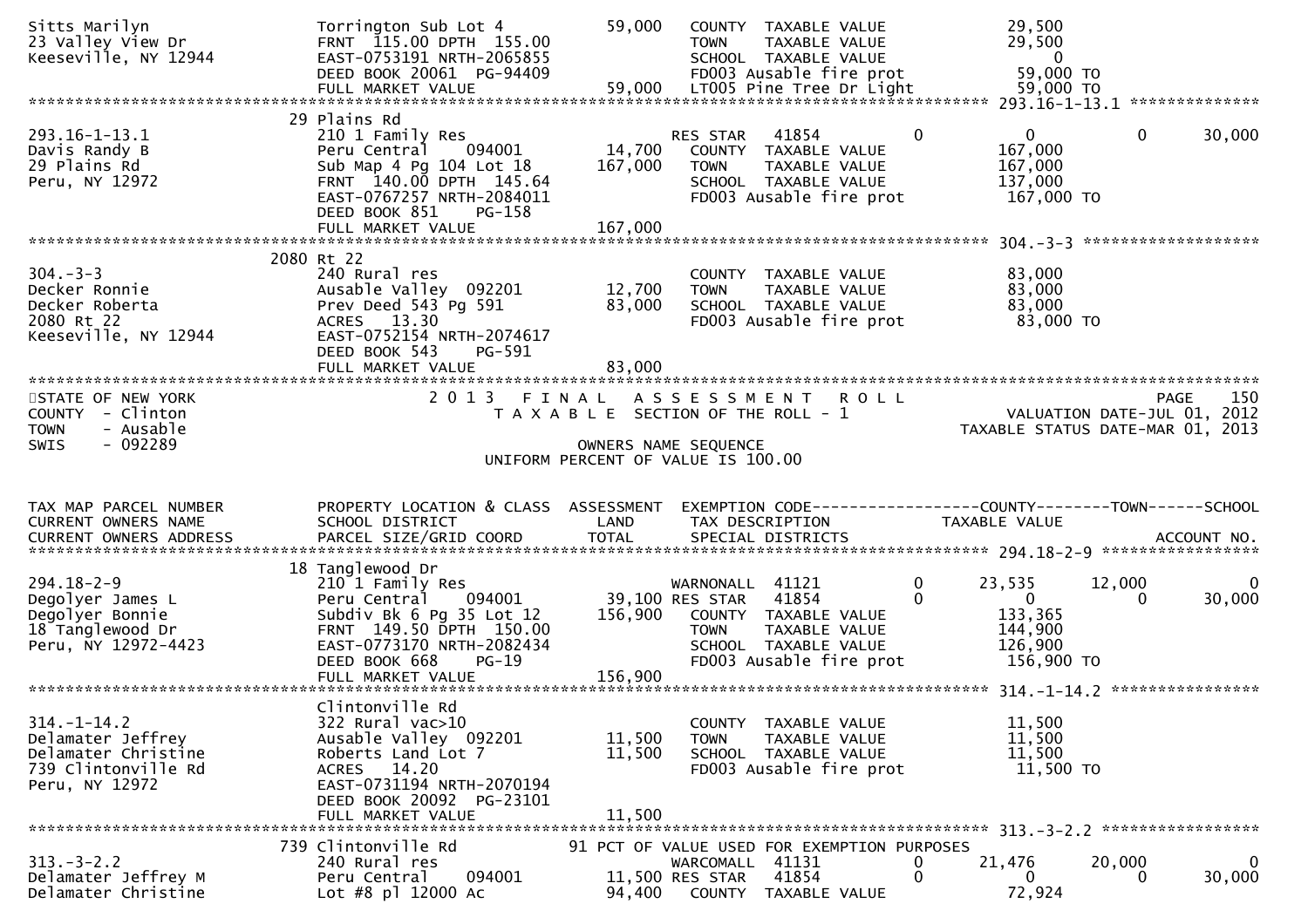```
Sitts Marilyn                  Torrington Sub Lot 4              59,000   COUNTY  TAXABLE VALUE              29,500
23 Valley View Dr              FRNT 115.00 DPTH 155.00                    TOWN    TAXABLE VALUE              29,500
Keeseville, NY 12944           EAST-0753191 NRTH-2065855                  SCHOOL  TAXABLE VALUE                   0
                               DEED BOOK 20061  PG-94409                  FD003 Ausable fire prot            59,000 TO
                               FULL MARKET VALUE                 59,000   LT005 Pine Tree Dr Light           59,000 TO
******************************************************************************************************* 293.16-1-13.1 **************
                           29 Plains Rd
293.16-1-13.1                  210 1 Family Res                           RES STAR   41854           0          0           0      30,000
Davis Randy B                  Peru Central     094001           14,700   COUNTY  TAXABLE VALUE             167,000
29 Plains Rd                   Sub Map 4 Pg 104 Lot 18          167,000   TOWN    TAXABLE VALUE             167,000
Peru, NY 12972                 FRNT 140.00 DPTH 145.64                    SCHOOL  TAXABLE VALUE             137,000
                               EAST-0767257 NRTH-2084011                  FD003 Ausable fire prot           167,000 TO
                               DEED BOOK 851    PG-158
                               FULL MARKET VALUE                167,000
******************************************************************************************************* 304.-3-3 *******************
                         2080 Rt 22
304.-3-3                       240 Rural res                              COUNTY  TAXABLE VALUE              83,000
Decker Ronnie                  Ausable Valley  092201            12,700   TOWN    TAXABLE VALUE              83,000
Decker Roberta                 Prev Deed 543 Pg 591              83,000   SCHOOL  TAXABLE VALUE              83,000
2080 Rt 22                     ACRES   13.30                              FD003 Ausable fire prot            83,000 TO
Keeseville, NY 12944           EAST-0752154 NRTH-2074617
                               DEED BOOK 543    PG-591
                               FULL MARKET VALUE                 83,000
************************************************************************************************************************************
STATE OF NEW YORK                   2 0 1 3   F I N A L   A S S E S S M E N T   R O L L                              PAGE    150
COUNTY  - Clinton                      T A X A B L E  SECTION OF THE ROLL - 1                          VALUATION DATE-JUL 01, 2012
TOWN    - Ausable                                                                                   TAXABLE STATUS DATE-MAR 01, 2013
SWIS    - 092289                                       OWNERS NAME SEQUENCE
                                             UNIFORM PERCENT OF VALUE IS 100.00


TAX MAP PARCEL NUMBER          PROPERTY LOCATION & CLASS  ASSESSMENT  EXEMPTION CODE------------------COUNTY--------TOWN------SCHOOL
CURRENT OWNERS NAME            SCHOOL DISTRICT              LAND      TAX DESCRIPTION              TAXABLE VALUE
CURRENT OWNERS ADDRESS         PARCEL SIZE/GRID COORD       TOTAL     SPECIAL DISTRICTS                                 ACCOUNT NO.
******************************************************************************************************* 294.18-2-9 *****************
                           18 Tanglewood Dr
294.18-2-9                     210 1 Family Res                           WARNONALL  41121           0     23,535      12,000           0
Degolyer James L               Peru Central     094001           39,100 RES STAR   41854           0          0           0      30,000
Degolyer Bonnie                Subdiv Bk 6 Pg 35 Lot 12         156,900   COUNTY  TAXABLE VALUE             133,365
18 Tanglewood Dr               FRNT 149.50 DPTH 150.00                    TOWN    TAXABLE VALUE             144,900
Peru, NY 12972-4423            EAST-0773170 NRTH-2082434                  SCHOOL  TAXABLE VALUE             126,900
                               DEED BOOK 668    PG-19                     FD003 Ausable fire prot           156,900 TO
                               FULL MARKET VALUE                156,900
******************************************************************************************************* 314.-1-14.2 ****************
                               Clintonville Rd
314.-1-14.2                    322 Rural vac>10                           COUNTY  TAXABLE VALUE              11,500
Delamater Jeffrey              Ausable Valley  092201            11,500   TOWN    TAXABLE VALUE              11,500
Delamater Christine            Roberts Land Lot 7                11,500   SCHOOL  TAXABLE VALUE              11,500
739 Clintonville Rd            ACRES   14.20                              FD003 Ausable fire prot            11,500 TO
Peru, NY 12972                 EAST-0731194 NRTH-2070194
                               DEED BOOK 20092  PG-23101
                               FULL MARKET VALUE                 11,500
******************************************************************************************************* 313.-3-2.2 *****************
                          739 Clintonville Rd              91 PCT OF VALUE USED FOR EXEMPTION PURPOSES
313.-3-2.2                     240 Rural res                              WARCOMALL  41131           0     21,476      20,000           0
Delamater Jeffrey M            Peru Central     094001           11,500 RES STAR   41854           0          0           0      30,000
Delamater Christine            Lot #8 pl 12000 Ac                94,400   COUNTY  TAXABLE VALUE              72,924
```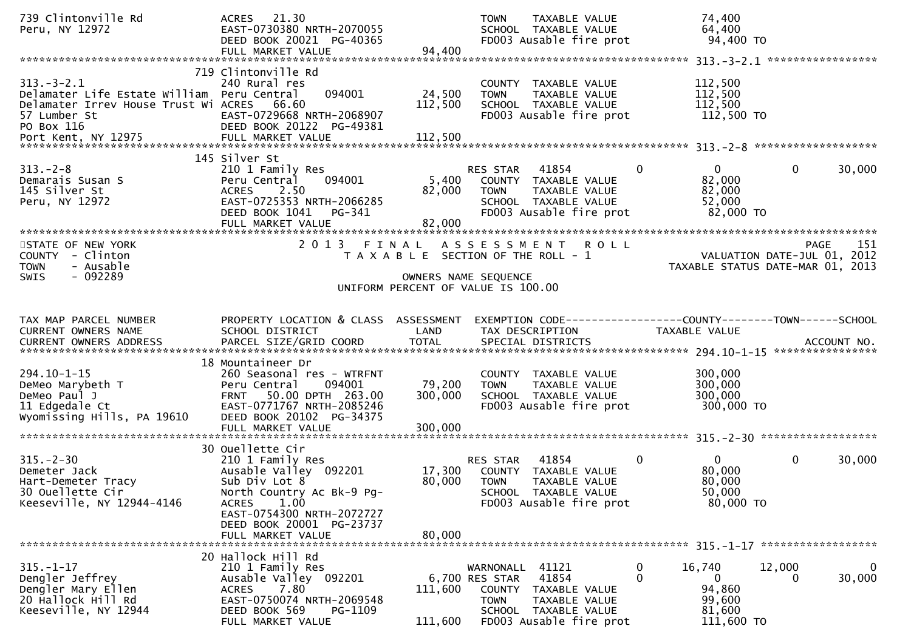```
739 Clintonville Rd                ACRES    21.30                          TOWN    TAXABLE VALUE              74,400
Peru, NY 12972                     EAST-0730380 NRTH-2070055               SCHOOL  TAXABLE VALUE              64,400
                                   DEED BOOK 20021  PG-40365               FD003 Ausable fire prot            94,400 TO
                                   FULL MARKET VALUE             94,400
******************************************************************************************************* 313.-3-2.1 *****************
                                 719 Clintonville Rd
313.-3-2.1                         240 Rural res                           COUNTY  TAXABLE VALUE             112,500
Delamater Life Estate William      Peru Central      094001      24,500    TOWN    TAXABLE VALUE             112,500
Delamater Irrev House Trust Wi     ACRES    66.60               112,500    SCHOOL  TAXABLE VALUE             112,500
57 Lumber St                       EAST-0729668 NRTH-2068907               FD003 Ausable fire prot           112,500 TO
PO Box 116                         DEED BOOK 20122  PG-49381
Port Kent, NY 12975                FULL MARKET VALUE            112,500
******************************************************************************************************* 313.-2-8 *******************
                                 145 Silver St
313.-2-8                           210 1 Family Res                        RES STAR   41854          0             0            0       30,000
Demarais Susan S                   Peru Central      094001       5,400    COUNTY  TAXABLE VALUE              82,000
145 Silver St                      ACRES     2.50                82,000    TOWN    TAXABLE VALUE              82,000
Peru, NY 12972                     EAST-0725353 NRTH-2066285               SCHOOL  TAXABLE VALUE              52,000
                                   DEED BOOK 1041    PG-341                FD003 Ausable fire prot            82,000 TO
                                   FULL MARKET VALUE             82,000
************************************************************************************************************************************
STATE OF NEW YORK                   2 0 1 3   F I N A L   A S S E S S M E N T   R O L L                                   PAGE    151
COUNTY  - Clinton                      T A X A B L E  SECTION OF THE ROLL - 1                         VALUATION DATE-JUL 01, 2012
TOWN    - Ausable                                                                                 TAXABLE STATUS DATE-MAR 01, 2013
SWIS    - 092289                                        OWNERS NAME SEQUENCE
                                                 UNIFORM PERCENT OF VALUE IS 100.00


TAX MAP PARCEL NUMBER              PROPERTY LOCATION & CLASS  ASSESSMENT  EXEMPTION CODE------------------COUNTY--------TOWN------SCHOOL
CURRENT OWNERS NAME                SCHOOL DISTRICT               LAND      TAX DESCRIPTION             TAXABLE VALUE
CURRENT OWNERS ADDRESS             PARCEL SIZE/GRID COORD        TOTAL     SPECIAL DISTRICTS                                 ACCOUNT NO.
******************************************************************************************************* 294.10-1-15 ****************
                                 18 Mountaineer Dr
294.10-1-15                        260 Seasonal res - WTRFNT               COUNTY  TAXABLE VALUE             300,000
DeMeo Marybeth T                   Peru Central      094001      79,200    TOWN    TAXABLE VALUE             300,000
DeMeo Paul J                       FRNT    50.00 DPTH 263.00    300,000    SCHOOL  TAXABLE VALUE             300,000
11 Edgedale Ct                     EAST-0771767 NRTH-2085246               FD003 Ausable fire prot           300,000 TO
Wyomissing Hills, PA 19610         DEED BOOK 20102  PG-34375
                                   FULL MARKET VALUE            300,000
******************************************************************************************************* 315.-2-30 ******************
                                 30 Ouellette Cir
315.-2-30                          210 1 Family Res                        RES STAR   41854          0             0            0       30,000
Demeter Jack                       Ausable Valley  092201        17,300    COUNTY  TAXABLE VALUE              80,000
Hart-Demeter Tracy                 Sub Div Lot 8                 80,000    TOWN    TAXABLE VALUE              80,000
30 Ouellette Cir                   North Country Ac Bk-9 Pg-               SCHOOL  TAXABLE VALUE              50,000
Keeseville, NY 12944-4146          ACRES     1.00                          FD003 Ausable fire prot            80,000 TO
                                   EAST-0754300 NRTH-2072727
                                   DEED BOOK 20001  PG-23737
                                   FULL MARKET VALUE             80,000
******************************************************************************************************* 315.-1-17 ******************
                                 20 Hallock Hill Rd
315.-1-17                          210 1 Family Res                        WARNONALL  41121          0        16,740       12,000           0
Dengler Jeffrey                    Ausable Valley  092201         6,700 RES STAR   41854          0             0            0       30,000
Dengler Mary Ellen                 ACRES     7.80               111,600    COUNTY  TAXABLE VALUE              94,860
20 Hallock Hill Rd                 EAST-0750074 NRTH-2069548               TOWN    TAXABLE VALUE              99,600
Keeseville, NY 12944               DEED BOOK 569     PG-1109               SCHOOL  TAXABLE VALUE              81,600
                                   FULL MARKET VALUE            111,600    FD003 Ausable fire prot           111,600 TO
```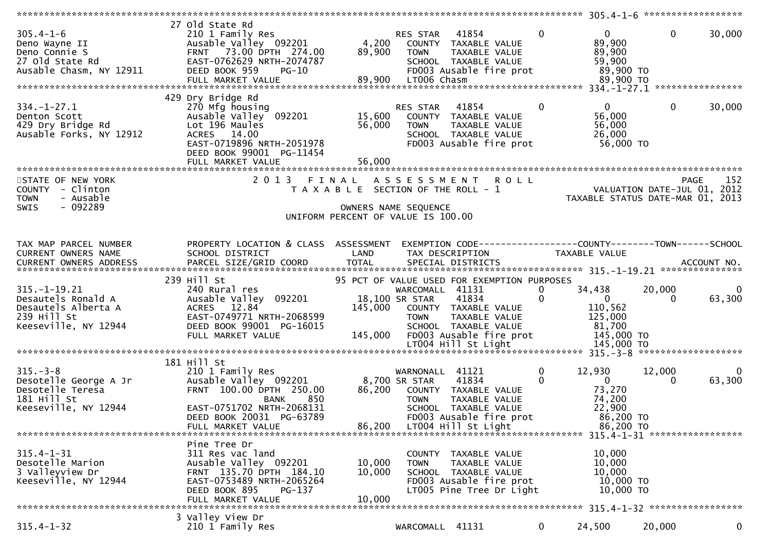```
******************************************************************************************************* 305.4-1-6 ******************
                      27 Old State Rd
305.4-1-6             210 1 Family Res                          RES STAR   41854         0          0          0       30,000
Deno Wayne II         Ausable Valley  092201       4,200    COUNTY  TAXABLE VALUE          89,900
Deno Connie S         FRNT   73.00 DPTH 274.00    89,900    TOWN    TAXABLE VALUE          89,900
27 Old State Rd       EAST-0762629 NRTH-2074787             SCHOOL  TAXABLE VALUE          59,900
Ausable Chasm, NY 12911  DEED BOOK 959     PG-10            FD003 Ausable fire prot        89,900 TO
                      FULL MARKET VALUE           89,900    LT006 Chasm                    89,900 TO
******************************************************************************************************* 334.-1-27.1 ****************
                      429 Dry Bridge Rd
334.-1-27.1           270 Mfg housing                           RES STAR   41854         0          0          0       30,000
Denton Scott          Ausable Valley  092201      15,600    COUNTY  TAXABLE VALUE          56,000
429 Dry Bridge Rd     Lot 196 Maules              56,000    TOWN    TAXABLE VALUE          56,000
Ausable Forks, NY 12912  ACRES  14.00                       SCHOOL  TAXABLE VALUE          26,000
                      EAST-0719896 NRTH-2051978             FD003 Ausable fire prot        56,000 TO
                      DEED BOOK 99001 PG-11454
                      FULL MARKET VALUE           56,000
************************************************************************************************************************************
STATE OF NEW YORK                  2 0 1 3   F I N A L   A S S E S S M E N T   R O L L                              PAGE    152
COUNTY  - Clinton                        T A X A B L E  SECTION OF THE ROLL - 1                  VALUATION DATE-JUL 01, 2012
TOWN    - Ausable                                                                           TAXABLE STATUS DATE-MAR 01, 2013
SWIS    - 092289                                 OWNERS NAME SEQUENCE
                                           UNIFORM PERCENT OF VALUE IS 100.00

TAX MAP PARCEL NUMBER     PROPERTY LOCATION & CLASS  ASSESSMENT  EXEMPTION CODE------------------COUNTY--------TOWN------SCHOOL
CURRENT OWNERS NAME       SCHOOL DISTRICT               LAND      TAX DESCRIPTION            TAXABLE VALUE
CURRENT OWNERS ADDRESS    PARCEL SIZE/GRID COORD        TOTAL     SPECIAL DISTRICTS                                    ACCOUNT NO.
******************************************************************************************************* 315.-1-19.21 ***************
                      239 Hill St
315.-1-19.21          240 Rural res                 95 PCT OF VALUE USED FOR EXEMPTION PURPOSES
Desautels Ronald A    Ausable Valley  092201            WARCOMALL  41131         0     34,438     20,000          0
Desautels Alberta A   ACRES  12.84                18,100 SR STAR    41834         0          0          0       63,300
239 Hill St           EAST-0749771 NRTH-2068599  145,000    COUNTY  TAXABLE VALUE         110,562
Keeseville, NY 12944  DEED BOOK 99001 PG-16015              TOWN    TAXABLE VALUE         125,000
                      FULL MARKET VALUE          145,000    SCHOOL  TAXABLE VALUE          81,700
                                                            FD003 Ausable fire prot       145,000 TO
                                                            LT004 Hill St Light           145,000 TO
******************************************************************************************************* 315.-3-8 *******************
                      181 Hill St
315.-3-8              210 1 Family Res                          WARNONALL  41121         0     12,930     12,000          0
Desotelle George A Jr Ausable Valley  092201       8,700 SR STAR    41834         0          0          0       63,300
Desotelle Teresa      FRNT  100.00 DPTH 250.00    86,200    COUNTY  TAXABLE VALUE          73,270
181 Hill St                         BANK    850             TOWN    TAXABLE VALUE          74,200
Keeseville, NY 12944  EAST-0751702 NRTH-2068131             SCHOOL  TAXABLE VALUE          22,900
                      DEED BOOK 20031 PG-63789              FD003 Ausable fire prot        86,200 TO
                      FULL MARKET VALUE           86,200    LT004 Hill St Light            86,200 TO
******************************************************************************************************* 315.4-1-31 *****************
                      Pine Tree Dr
315.4-1-31            311 Res vac land                          COUNTY  TAXABLE VALUE          10,000
Desotelle Marion      Ausable Valley  092201      10,000    TOWN    TAXABLE VALUE          10,000
3 Valleyview Dr       FRNT  135.70 DPTH 184.10    10,000    SCHOOL  TAXABLE VALUE          10,000
Keeseville, NY 12944  EAST-0753489 NRTH-2065264             FD003 Ausable fire prot        10,000 TO
                      DEED BOOK 895     PG-137              LT005 Pine Tree Dr Light       10,000 TO
                      FULL MARKET VALUE           10,000
******************************************************************************************************* 315.4-1-32 *****************
                      3 Valley View Dr
315.4-1-32            210 1 Family Res                          WARCOMALL  41131         0     24,500     20,000          0
```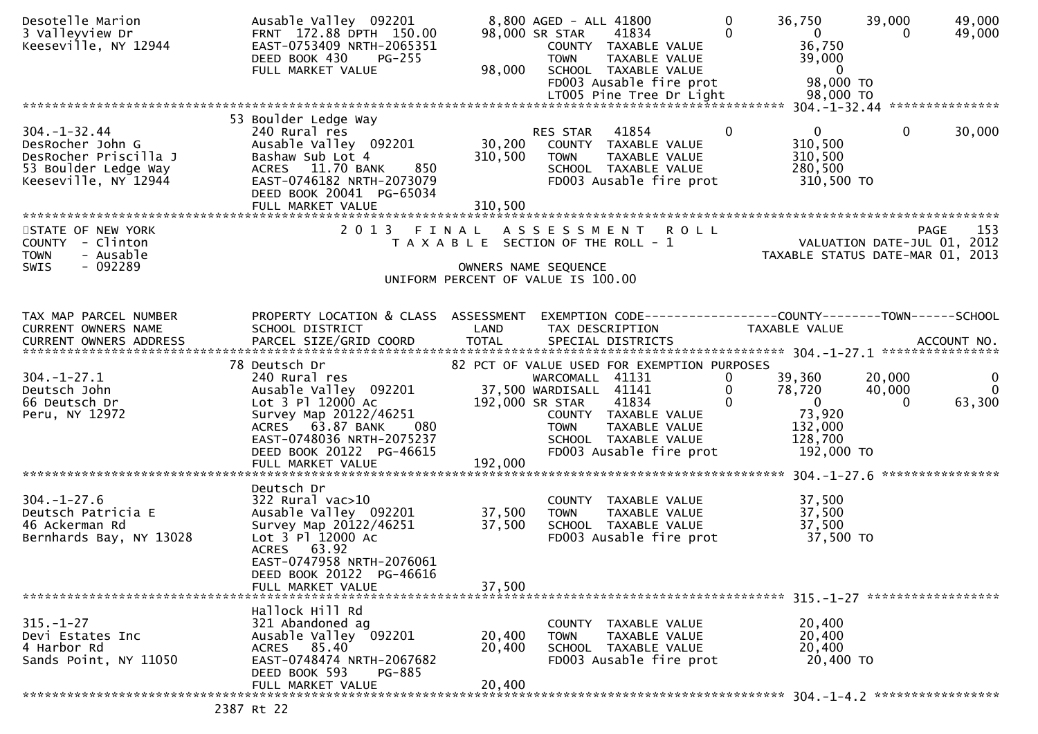```
Desotelle Marion               Ausable Valley  092201          8,800 AGED - ALL 41800           0       36,750      39,000       49,000
3 Valleyview Dr                FRNT 172.88 DPTH 150.00        98,000 SR STAR     41834           0            0           0       49,000
Keeseville, NY 12944           EAST-0753409 NRTH-2065351             COUNTY  TAXABLE VALUE             36,750
                               DEED BOOK 430     PG-255              TOWN    TAXABLE VALUE             39,000
                               FULL MARKET VALUE              98,000  SCHOOL  TAXABLE VALUE                  0
                                                                     FD003 Ausable fire prot            98,000 TO
                                                                     LT005 Pine Tree Dr Light           98,000 TO
******************************************************************************************************* 304.-1-32.44 ***************
                            53 Boulder Ledge Way
304.-1-32.44                   240 Rural res                         RES STAR    41854           0            0           0       30,000
DesRocher John G               Ausable Valley  092201         30,200  COUNTY  TAXABLE VALUE            310,500
DesRocher Priscilla J          Bashaw Sub Lot 4              310,500  TOWN    TAXABLE VALUE            310,500
53 Boulder Ledge Way           ACRES   11.70 BANK     850             SCHOOL  TAXABLE VALUE            280,500
Keeseville, NY 12944           EAST-0746182 NRTH-2073079             FD003 Ausable fire prot           310,500 TO
                               DEED BOOK 20041  PG-65034
                               FULL MARKET VALUE             310,500
************************************************************************************************************************************
STATE OF NEW YORK                           2 0 1 3   F I N A L   A S S E S S M E N T   R O L L                                 PAGE    153
COUNTY  - Clinton                              T A X A B L E  SECTION OF THE ROLL - 1                             VALUATION DATE-JUL 01, 2012
TOWN    - Ausable                                                                                          TAXABLE STATUS DATE-MAR 01, 2013
SWIS    - 092289                                          OWNERS NAME SEQUENCE
                                                 UNIFORM PERCENT OF VALUE IS 100.00


TAX MAP PARCEL NUMBER          PROPERTY LOCATION & CLASS  ASSESSMENT  EXEMPTION CODE------------------COUNTY--------TOWN------SCHOOL
CURRENT OWNERS NAME            SCHOOL DISTRICT               LAND      TAX DESCRIPTION                 TAXABLE VALUE
CURRENT OWNERS ADDRESS         PARCEL SIZE/GRID COORD       TOTAL      SPECIAL DISTRICTS                                        ACCOUNT NO.
******************************************************************************************************* 304.-1-27.1 ****************
                            78 Deutsch Dr                      82 PCT OF VALUE USED FOR EXEMPTION PURPOSES
304.-1-27.1                    240 Rural res                         WARCOMALL  41131            0       39,360      20,000            0
Deutsch John                   Ausable Valley  092201         37,500 WARDISALL  41141            0       78,720      40,000            0
66 Deutsch Dr                  Lot 3 Pl 12000 Ac             192,000 SR STAR     41834           0            0           0       63,300
Peru, NY 12972                 Survey Map 20122/46251                COUNTY  TAXABLE VALUE             73,920
                               ACRES   63.87 BANK     080             TOWN    TAXABLE VALUE            132,000
                               EAST-0748036 NRTH-2075237             SCHOOL  TAXABLE VALUE            128,700
                               DEED BOOK 20122  PG-46615             FD003 Ausable fire prot           192,000 TO
                               FULL MARKET VALUE             192,000
******************************************************************************************************* 304.-1-27.6 ****************
                               Deutsch Dr
304.-1-27.6                    322 Rural vac>10                      COUNTY  TAXABLE VALUE             37,500
Deutsch Patricia E             Ausable Valley  092201         37,500  TOWN    TAXABLE VALUE             37,500
46 Ackerman Rd                 Survey Map 20122/46251         37,500  SCHOOL  TAXABLE VALUE             37,500
Bernhards Bay, NY 13028        Lot 3 Pl 12000 Ac                     FD003 Ausable fire prot            37,500 TO
                               ACRES   63.92
                               EAST-0747958 NRTH-2076061
                               DEED BOOK 20122  PG-46616
                               FULL MARKET VALUE              37,500
******************************************************************************************************* 315.-1-27 ******************
                               Hallock Hill Rd
315.-1-27                      321 Abandoned ag                      COUNTY  TAXABLE VALUE             20,400
Devi Estates Inc               Ausable Valley  092201         20,400  TOWN    TAXABLE VALUE             20,400
4 Harbor Rd                    ACRES   85.40                  20,400  SCHOOL  TAXABLE VALUE             20,400
Sands Point, NY 11050          EAST-0748474 NRTH-2067682             FD003 Ausable fire prot            20,400 TO
                               DEED BOOK 593     PG-885
                               FULL MARKET VALUE              20,400
******************************************************************************************************* 304.-1-4.2 *****************
                          2387 Rt 22
```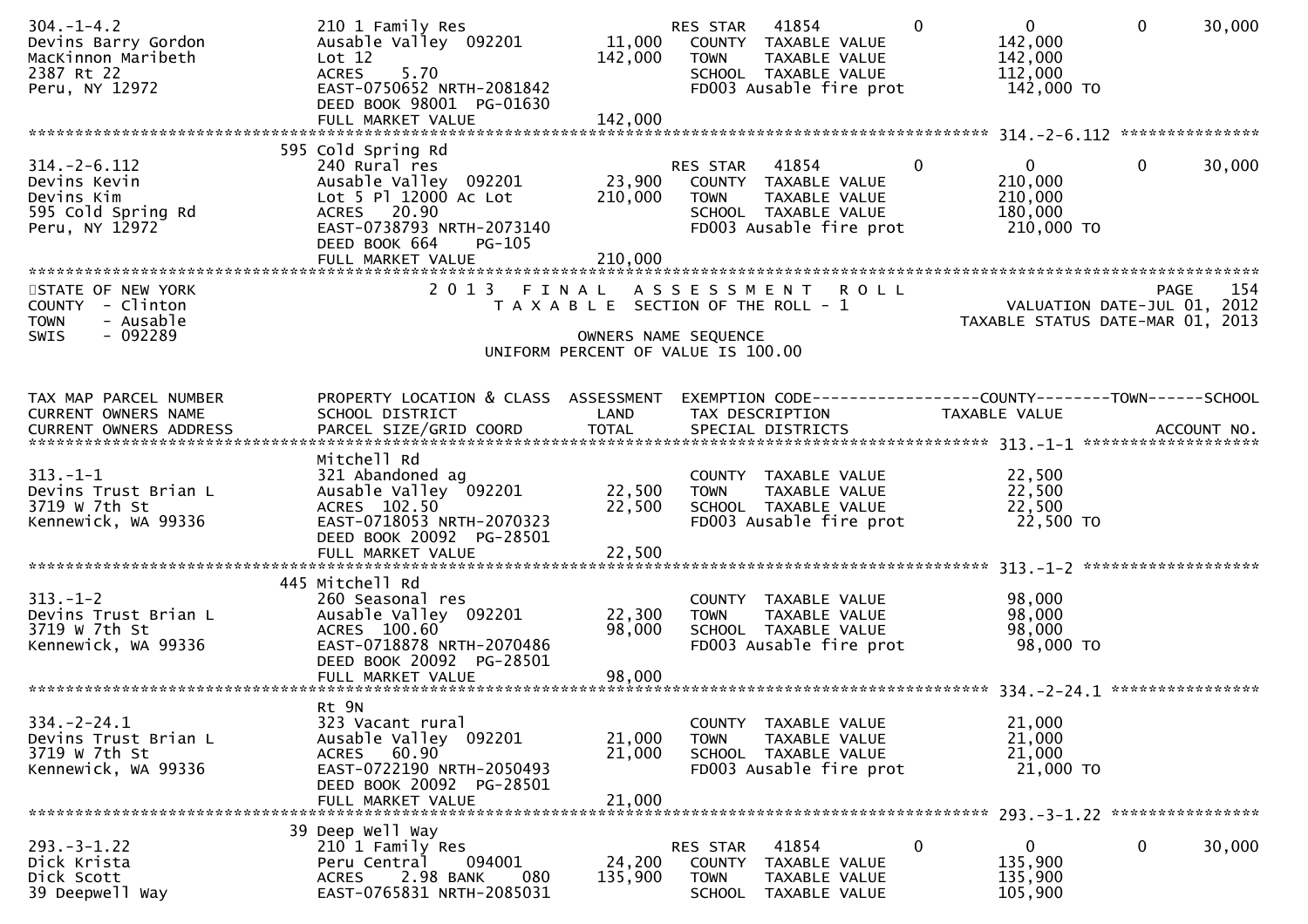```
304.-1-4.2                   210 1 Family Res                    RES STAR   41854         0           0            0       30,000
Devins Barry Gordon          Ausable Valley  092201      11,000   COUNTY  TAXABLE VALUE             142,000
MacKinnon Maribeth           Lot 12                     142,000   TOWN    TAXABLE VALUE             142,000
2387 Rt 22                   ACRES    5.70                        SCHOOL  TAXABLE VALUE             112,000
Peru, NY 12972               EAST-0750652 NRTH-2081842            FD003 Ausable fire prot            142,000 TO
                             DEED BOOK 98001  PG-01630
                             FULL MARKET VALUE          142,000
******************************************************************************************************* 314.-2-6.112 ***************
                             595 Cold Spring Rd
314.-2-6.112                 240 Rural res                       RES STAR   41854         0           0            0       30,000
Devins Kevin                 Ausable Valley  092201      23,900   COUNTY  TAXABLE VALUE             210,000
Devins Kim                   Lot 5 Pl 12000 Ac Lot      210,000   TOWN    TAXABLE VALUE             210,000
595 Cold Spring Rd           ACRES   20.90                        SCHOOL  TAXABLE VALUE             180,000
Peru, NY 12972               EAST-0738793 NRTH-2073140            FD003 Ausable fire prot            210,000 TO
                             DEED BOOK 664    PG-105
                             FULL MARKET VALUE          210,000
************************************************************************************************************************************
STATE OF NEW YORK                 2 0 1 3   F I N A L   A S S E S S M E N T   R O L L                                PAGE    154
COUNTY  - Clinton                    T A X A B L E  SECTION OF THE ROLL - 1                          VALUATION DATE-JUL 01, 2012
TOWN    - Ausable                                                                                 TAXABLE STATUS DATE-MAR 01, 2013
SWIS    - 092289                                      OWNERS NAME SEQUENCE
                                                 UNIFORM PERCENT OF VALUE IS 100.00


TAX MAP PARCEL NUMBER        PROPERTY LOCATION & CLASS  ASSESSMENT  EXEMPTION CODE------------------COUNTY--------TOWN------SCHOOL
CURRENT OWNERS NAME          SCHOOL DISTRICT               LAND      TAX DESCRIPTION             TAXABLE VALUE
CURRENT OWNERS ADDRESS       PARCEL SIZE/GRID COORD        TOTAL     SPECIAL DISTRICTS                                  ACCOUNT NO.
******************************************************************************************************* 313.-1-1 *******************
                             Mitchell Rd
313.-1-1                     321 Abandoned ag                     COUNTY  TAXABLE VALUE              22,500
Devins Trust Brian L         Ausable Valley  092201      22,500   TOWN    TAXABLE VALUE              22,500
3719 W 7th St                ACRES  102.50               22,500   SCHOOL  TAXABLE VALUE              22,500
Kennewick, WA 99336          EAST-0718053 NRTH-2070323            FD003 Ausable fire prot             22,500 TO
                             DEED BOOK 20092  PG-28501
                             FULL MARKET VALUE           22,500
******************************************************************************************************* 313.-1-2 *******************
                             445 Mitchell Rd
313.-1-2                     260 Seasonal res                     COUNTY  TAXABLE VALUE              98,000
Devins Trust Brian L         Ausable Valley  092201      22,300   TOWN    TAXABLE VALUE              98,000
3719 W 7th St                ACRES  100.60               98,000   SCHOOL  TAXABLE VALUE              98,000
Kennewick, WA 99336          EAST-0718878 NRTH-2070486            FD003 Ausable fire prot             98,000 TO
                             DEED BOOK 20092  PG-28501
                             FULL MARKET VALUE           98,000
******************************************************************************************************* 334.-2-24.1 ****************
                             Rt 9N
334.-2-24.1                  323 Vacant rural                     COUNTY  TAXABLE VALUE              21,000
Devins Trust Brian L         Ausable Valley  092201      21,000   TOWN    TAXABLE VALUE              21,000
3719 W 7th St                ACRES   60.90               21,000   SCHOOL  TAXABLE VALUE              21,000
Kennewick, WA 99336          EAST-0722190 NRTH-2050493            FD003 Ausable fire prot             21,000 TO
                             DEED BOOK 20092  PG-28501
                             FULL MARKET VALUE           21,000
******************************************************************************************************* 293.-3-1.22 ****************
                             39 Deep Well Way
293.-3-1.22                  210 1 Family Res                    RES STAR   41854         0           0            0       30,000
Dick Krista                  Peru Central    094001      24,200   COUNTY  TAXABLE VALUE             135,900
Dick Scott                   ACRES    2.98 BANK     080 135,900   TOWN    TAXABLE VALUE             135,900
39 Deepwell Way              EAST-0765831 NRTH-2085031            SCHOOL  TAXABLE VALUE             105,900
```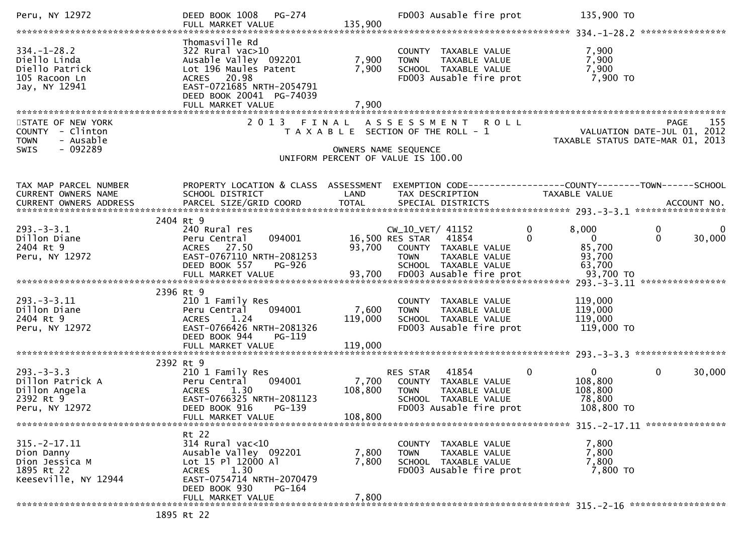```
Peru, NY 12972               DEED BOOK 1008   PG-274                   FD003 Ausable fire prot            135,900 TO
                             FULL MARKET VALUE             135,900
******************************************************************************************************* 334.-1-28.2 ****************
                             Thomasville Rd
334.-1-28.2                  322 Rural vac>10                          COUNTY  TAXABLE VALUE              7,900
Diello Linda                 Ausable Valley  092201          7,900     TOWN    TAXABLE VALUE              7,900
Diello Patrick               Lot 196 Maules Patent           7,900     SCHOOL  TAXABLE VALUE              7,900
105 Racoon Ln                ACRES   20.98                             FD003 Ausable fire prot              7,900 TO
Jay, NY 12941                EAST-0721685 NRTH-2054791
                             DEED BOOK 20041  PG-74039
                             FULL MARKET VALUE               7,900
************************************************************************************************************************************
STATE OF NEW YORK                  2 0 1 3   F I N A L   A S S E S S M E N T   R O L L                               PAGE    155
COUNTY  - Clinton                        T A X A B L E  SECTION OF THE ROLL - 1                      VALUATION DATE-JUL 01, 2012
TOWN    - Ausable                                                                               TAXABLE STATUS DATE-MAR 01, 2013
SWIS    - 092289                                     OWNERS NAME SEQUENCE
                                           UNIFORM PERCENT OF VALUE IS 100.00


TAX MAP PARCEL NUMBER        PROPERTY LOCATION & CLASS  ASSESSMENT  EXEMPTION CODE------------------COUNTY--------TOWN------SCHOOL
CURRENT OWNERS NAME          SCHOOL DISTRICT              LAND      TAX DESCRIPTION              TAXABLE VALUE
CURRENT OWNERS ADDRESS       PARCEL SIZE/GRID COORD       TOTAL     SPECIAL DISTRICTS                                    ACCOUNT NO.
******************************************************************************************************* 293.-3-3.1 *****************
                        2404 Rt 9
293.-3-3.1                   240 Rural res                             CW_10_VET/ 41152         0        8,000           0            0
Dillon Diane                 Peru Central    094001         16,500 RES STAR   41854         0            0           0       30,000
2404 Rt 9                    ACRES   27.50                  93,700     COUNTY  TAXABLE VALUE             85,700
Peru, NY 12972               EAST-0767110 NRTH-2081253                 TOWN    TAXABLE VALUE             93,700
                             DEED BOOK 557     PG-926                  SCHOOL  TAXABLE VALUE             63,700
                             FULL MARKET VALUE              93,700     FD003 Ausable fire prot           93,700 TO
******************************************************************************************************* 293.-3-3.11 ****************
                        2396 Rt 9
293.-3-3.11                  210 1 Family Res                          COUNTY  TAXABLE VALUE            119,000
Dillon Diane                 Peru Central    094001          7,600     TOWN    TAXABLE VALUE            119,000
2404 Rt 9                    ACRES    1.24                 119,000     SCHOOL  TAXABLE VALUE            119,000
Peru, NY 12972               EAST-0766426 NRTH-2081326                 FD003 Ausable fire prot          119,000 TO
                             DEED BOOK 944     PG-119
                             FULL MARKET VALUE             119,000
******************************************************************************************************* 293.-3-3.3 *****************
                        2392 Rt 9
293.-3-3.3                   210 1 Family Res                          RES STAR   41854         0            0           0       30,000
Dillon Patrick A             Peru Central    094001          7,700     COUNTY  TAXABLE VALUE            108,800
Dillon Angela                ACRES    1.30                 108,800     TOWN    TAXABLE VALUE            108,800
2392 Rt 9                    EAST-0766325 NRTH-2081123                 SCHOOL  TAXABLE VALUE             78,800
Peru, NY 12972               DEED BOOK 916     PG-139                  FD003 Ausable fire prot          108,800 TO
                             FULL MARKET VALUE             108,800
******************************************************************************************************* 315.-2-17.11 ***************
                             Rt 22
315.-2-17.11                 314 Rural vac<10                          COUNTY  TAXABLE VALUE              7,800
Dion Danny                   Ausable Valley  092201          7,800     TOWN    TAXABLE VALUE              7,800
Dion Jessica M               Lot 15 Pl 12000 Al              7,800     SCHOOL  TAXABLE VALUE              7,800
1895 Rt 22                   ACRES    1.30                             FD003 Ausable fire prot              7,800 TO
Keeseville, NY 12944         EAST-0754714 NRTH-2070479
                             DEED BOOK 930     PG-164
                             FULL MARKET VALUE               7,800
******************************************************************************************************* 315.-2-16 ******************
                        1895 Rt 22
```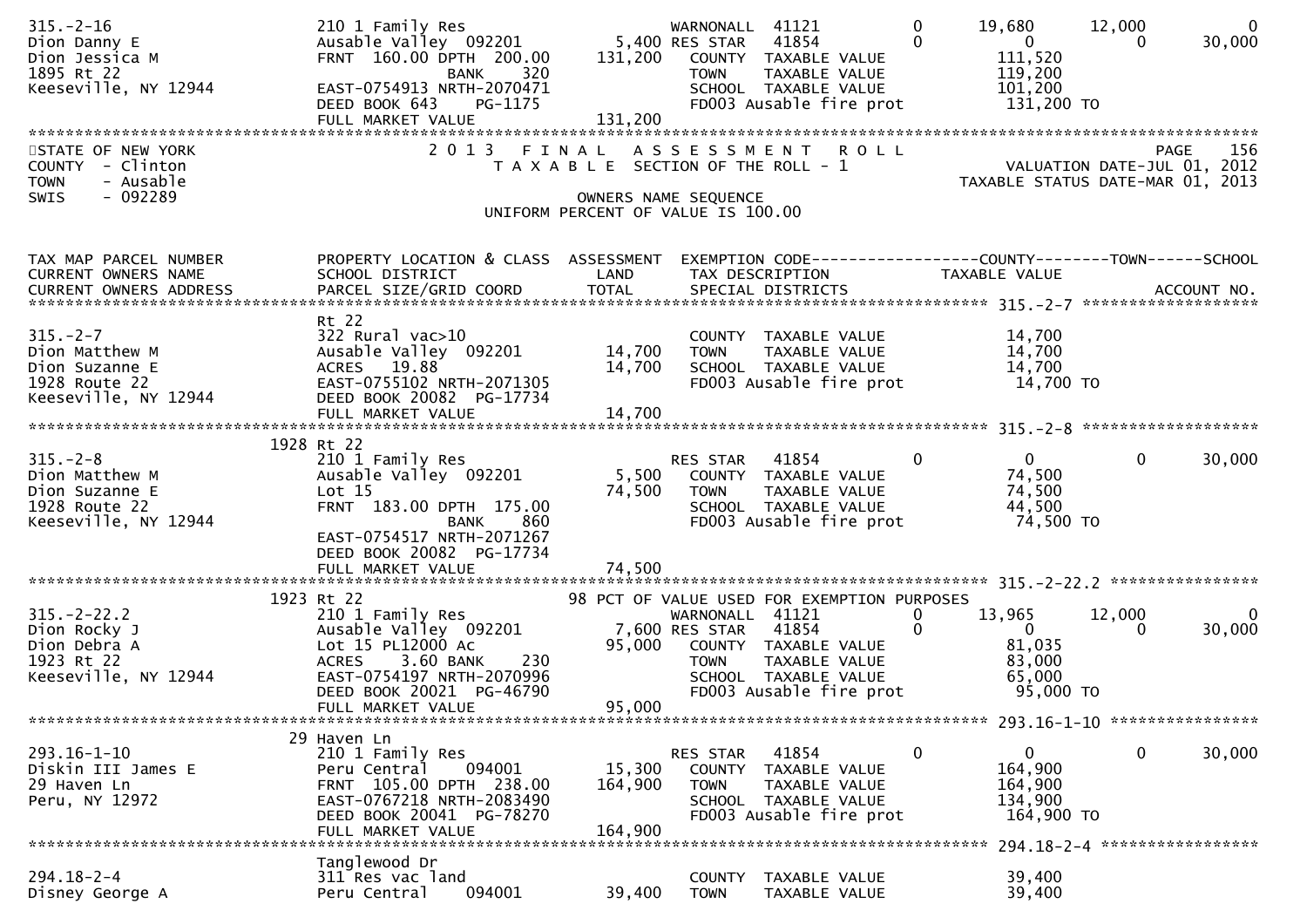```
315.-2-16                   210 1 Family Res                     WARNONALL  41121           0      19,680      12,000           0
Dion Danny E                Ausable Valley  092201        5,400 RES STAR   41854            0           0           0      30,000
Dion Jessica M              FRNT 160.00 DPTH 200.00     131,200    COUNTY  TAXABLE VALUE             111,520
1895 Rt 22                          BANK     320                   TOWN    TAXABLE VALUE             119,200
Keeseville, NY 12944        EAST-0754913 NRTH-2070471              SCHOOL  TAXABLE VALUE             101,200
                            DEED BOOK 643    PG-1175               FD003 Ausable fire prot            131,200 TO
                            FULL MARKET VALUE           131,200
******************************************************************************************************************************
```

STATE OF NEW YORK — 2013 FINAL ASSESSMENT ROLL — PAGE 156
COUNTY - Clinton — TAXABLE SECTION OF THE ROLL - 1 — VALUATION DATE-JUL 01, 2012
TOWN - Ausable — TAXABLE STATUS DATE-MAR 01, 2013
SWIS - 092289 — OWNERS NAME SEQUENCE
UNIFORM PERCENT OF VALUE IS 100.00

```
TAX MAP PARCEL NUMBER       PROPERTY LOCATION & CLASS  ASSESSMENT  EXEMPTION CODE-----------------COUNTY--------TOWN------SCHOOL
CURRENT OWNERS NAME         SCHOOL DISTRICT               LAND      TAX DESCRIPTION            TAXABLE VALUE
CURRENT OWNERS ADDRESS      PARCEL SIZE/GRID COORD       TOTAL      SPECIAL DISTRICTS                                  ACCOUNT NO.
*********************************************************************************************** 315.-2-7 *******************
                            Rt 22
315.-2-7                    322 Rural vac>10                       COUNTY  TAXABLE VALUE              14,700
Dion Matthew M              Ausable Valley  092201       14,700    TOWN    TAXABLE VALUE              14,700
Dion Suzanne E              ACRES   19.88                14,700    SCHOOL  TAXABLE VALUE              14,700
1928 Route 22               EAST-0755102 NRTH-2071305              FD003 Ausable fire prot             14,700 TO
Keeseville, NY 12944        DEED BOOK 20082 PG-17734
                            FULL MARKET VALUE            14,700
*********************************************************************************************** 315.-2-8 *******************
                     1928 Rt 22
315.-2-8                    210 1 Family Res                     RES STAR   41854            0           0           0      30,000
Dion Matthew M              Ausable Valley  092201        5,500    COUNTY  TAXABLE VALUE              74,500
Dion Suzanne E              Lot 15                       74,500    TOWN    TAXABLE VALUE              74,500
1928 Route 22               FRNT 183.00 DPTH 175.00                SCHOOL  TAXABLE VALUE              44,500
Keeseville, NY 12944                BANK     860                   FD003 Ausable fire prot             74,500 TO
                            EAST-0754517 NRTH-2071267
                            DEED BOOK 20082 PG-17734
                            FULL MARKET VALUE            74,500
*********************************************************************************************** 315.-2-22.2 ****************
                     1923 Rt 22                       98 PCT OF VALUE USED FOR EXEMPTION PURPOSES
315.-2-22.2                 210 1 Family Res                     WARNONALL  41121           0      13,965      12,000           0
Dion Rocky J                Ausable Valley  092201        7,600 RES STAR   41854            0           0           0      30,000
Dion Debra A                Lot 15 PL12000 Ac            95,000    COUNTY  TAXABLE VALUE              81,035
1923 Rt 22                  ACRES    3.60 BANK     230             TOWN    TAXABLE VALUE              83,000
Keeseville, NY 12944        EAST-0754197 NRTH-2070996              SCHOOL  TAXABLE VALUE              65,000
                            DEED BOOK 20021 PG-46790               FD003 Ausable fire prot             95,000 TO
                            FULL MARKET VALUE            95,000
*********************************************************************************************** 293.16-1-10 ****************
                       29 Haven Ln
293.16-1-10                 210 1 Family Res                     RES STAR   41854            0           0           0      30,000
Diskin III James E          Peru Central    094001       15,300    COUNTY  TAXABLE VALUE             164,900
29 Haven Ln                 FRNT 105.00 DPTH 238.00     164,900    TOWN    TAXABLE VALUE             164,900
Peru, NY 12972              EAST-0767218 NRTH-2083490              SCHOOL  TAXABLE VALUE             134,900
                            DEED BOOK 20041 PG-78270               FD003 Ausable fire prot            164,900 TO
                            FULL MARKET VALUE           164,900
*********************************************************************************************** 294.18-2-4 *****************
                            Tanglewood Dr
294.18-2-4                  311 Res vac land                       COUNTY  TAXABLE VALUE              39,400
Disney George A             Peru Central    094001       39,400    TOWN    TAXABLE VALUE              39,400
```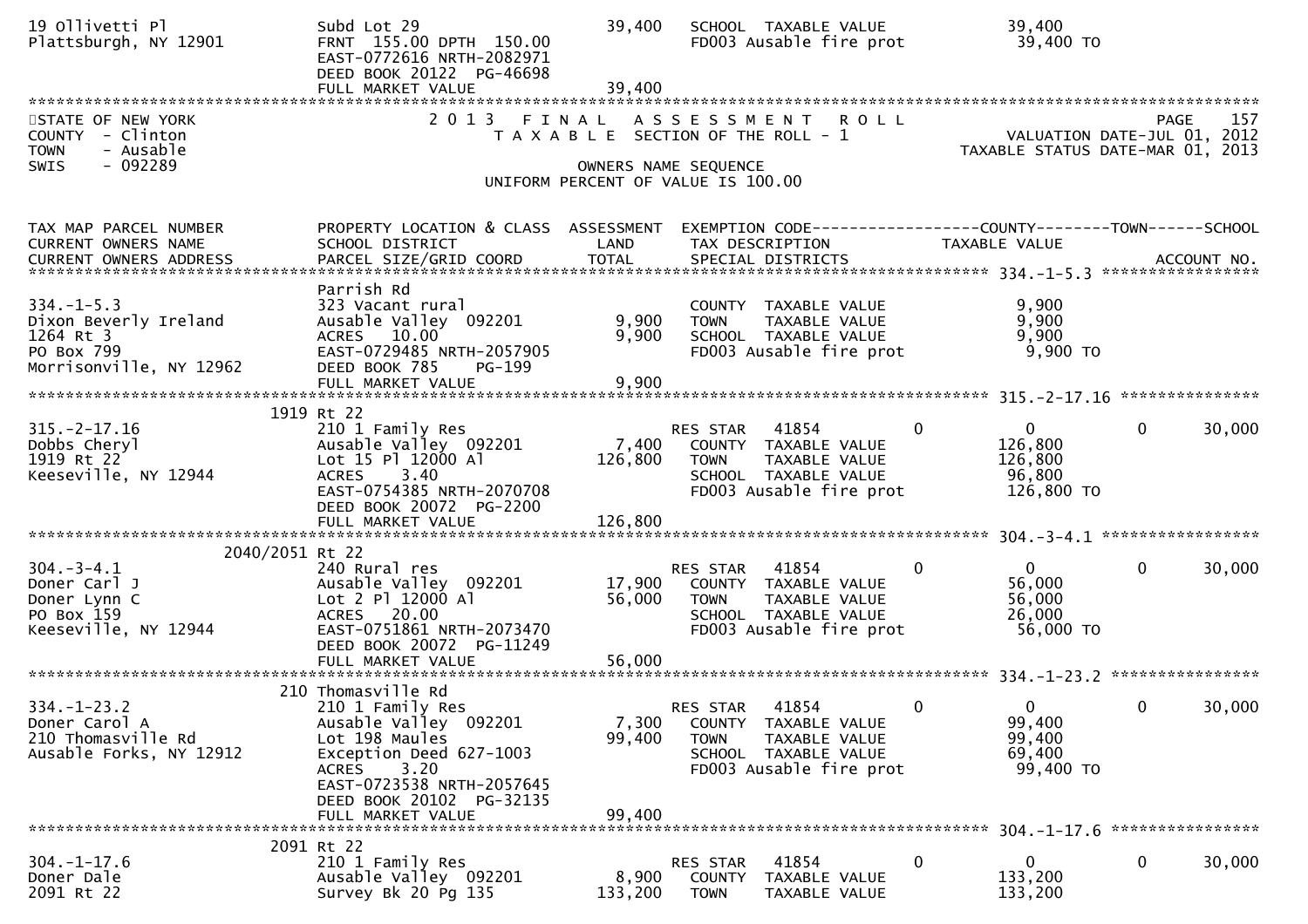| | | | | |
|---|---|---|---|---|
| 19 Ollivetti Pl | Subd Lot 29 | 39,400 | SCHOOL TAXABLE VALUE | 39,400 |
| Plattsburgh, NY 12901 | FRNT 155.00 DPTH 150.00 | | FD003 Ausable fire prot | 39,400 TO |
| | EAST-0772616 NRTH-2082971 | | | |
| | DEED BOOK 20122 PG-46698 | | | |
| | FULL MARKET VALUE | 39,400 | | |

STATE OF NEW YORK
COUNTY - Clinton
TOWN - Ausable
SWIS - 092289

# 2013 FINAL ASSESSMENT ROLL

TAXABLE SECTION OF THE ROLL - 1

OWNERS NAME SEQUENCE

UNIFORM PERCENT OF VALUE IS 100.00

VALUATION DATE-JUL 01, 2012
TAXABLE STATUS DATE-MAR 01, 2013

| TAX MAP PARCEL NUMBER / CURRENT OWNERS NAME / CURRENT OWNERS ADDRESS | PROPERTY LOCATION & CLASS / SCHOOL DISTRICT / PARCEL SIZE/GRID COORD | ASSESSMENT LAND / TOTAL | EXEMPTION CODE / TAX DESCRIPTION / SPECIAL DISTRICTS | COUNTY | TAXABLE VALUE | TOWN | SCHOOL / ACCOUNT NO. |
|---|---|---|---|---|---|---|---|
| **334.-1-5.3** | Parrish Rd | | | | | | |
| 334.-1-5.3 | 323 Vacant rural | | COUNTY TAXABLE VALUE | | 9,900 | | |
| Dixon Beverly Ireland | Ausable Valley 092201 | 9,900 | TOWN TAXABLE VALUE | | 9,900 | | |
| 1264 Rt 3 | ACRES 10.00 | 9,900 | SCHOOL TAXABLE VALUE | | 9,900 | | |
| PO Box 799 | EAST-0729485 NRTH-2057905 | | FD003 Ausable fire prot | | 9,900 TO | | |
| Morrisonville, NY 12962 | DEED BOOK 785 PG-199 | | | | | | |
| | FULL MARKET VALUE | 9,900 | | | | | |
| **315.-2-17.16** | 1919 Rt 22 | | | | | | |
| 315.-2-17.16 | 210 1 Family Res | | RES STAR 41854 | 0 | 0 | 0 | 30,000 |
| Dobbs Cheryl | Ausable Valley 092201 | 7,400 | COUNTY TAXABLE VALUE | | 126,800 | | |
| 1919 Rt 22 | Lot 15 Pl 12000 Al | 126,800 | TOWN TAXABLE VALUE | | 126,800 | | |
| Keeseville, NY 12944 | ACRES 3.40 | | SCHOOL TAXABLE VALUE | | 96,800 | | |
| | EAST-0754385 NRTH-2070708 | | FD003 Ausable fire prot | | 126,800 TO | | |
| | DEED BOOK 20072 PG-2200 | | | | | | |
| | FULL MARKET VALUE | 126,800 | | | | | |
| **304.-3-4.1** | 2040/2051 Rt 22 | | | | | | |
| 304.-3-4.1 | 240 Rural res | | RES STAR 41854 | 0 | 0 | 0 | 30,000 |
| Doner Carl J | Ausable Valley 092201 | 17,900 | COUNTY TAXABLE VALUE | | 56,000 | | |
| Doner Lynn C | Lot 2 Pl 12000 Al | 56,000 | TOWN TAXABLE VALUE | | 56,000 | | |
| PO Box 159 | ACRES 20.00 | | SCHOOL TAXABLE VALUE | | 26,000 | | |
| Keeseville, NY 12944 | EAST-0751861 NRTH-2073470 | | FD003 Ausable fire prot | | 56,000 TO | | |
| | DEED BOOK 20072 PG-11249 | | | | | | |
| | FULL MARKET VALUE | 56,000 | | | | | |
| **334.-1-23.2** | 210 Thomasville Rd | | | | | | |
| 334.-1-23.2 | 210 1 Family Res | | RES STAR 41854 | 0 | 0 | 0 | 30,000 |
| Doner Carol A | Ausable Valley 092201 | 7,300 | COUNTY TAXABLE VALUE | | 99,400 | | |
| 210 Thomasville Rd | Lot 198 Maules | 99,400 | TOWN TAXABLE VALUE | | 99,400 | | |
| Ausable Forks, NY 12912 | Exception Deed 627-1003 | | SCHOOL TAXABLE VALUE | | 69,400 | | |
| | ACRES 3.20 | | FD003 Ausable fire prot | | 99,400 TO | | |
| | EAST-0723538 NRTH-2057645 | | | | | | |
| | DEED BOOK 20102 PG-32135 | | | | | | |
| | FULL MARKET VALUE | 99,400 | | | | | |
| **304.-1-17.6** | 2091 Rt 22 | | | | | | |
| 304.-1-17.6 | 210 1 Family Res | | RES STAR 41854 | 0 | 0 | 0 | 30,000 |
| Doner Dale | Ausable Valley 092201 | 8,900 | COUNTY TAXABLE VALUE | | 133,200 | | |
| 2091 Rt 22 | Survey Bk 20 Pg 135 | 133,200 | TOWN TAXABLE VALUE | | 133,200 | | |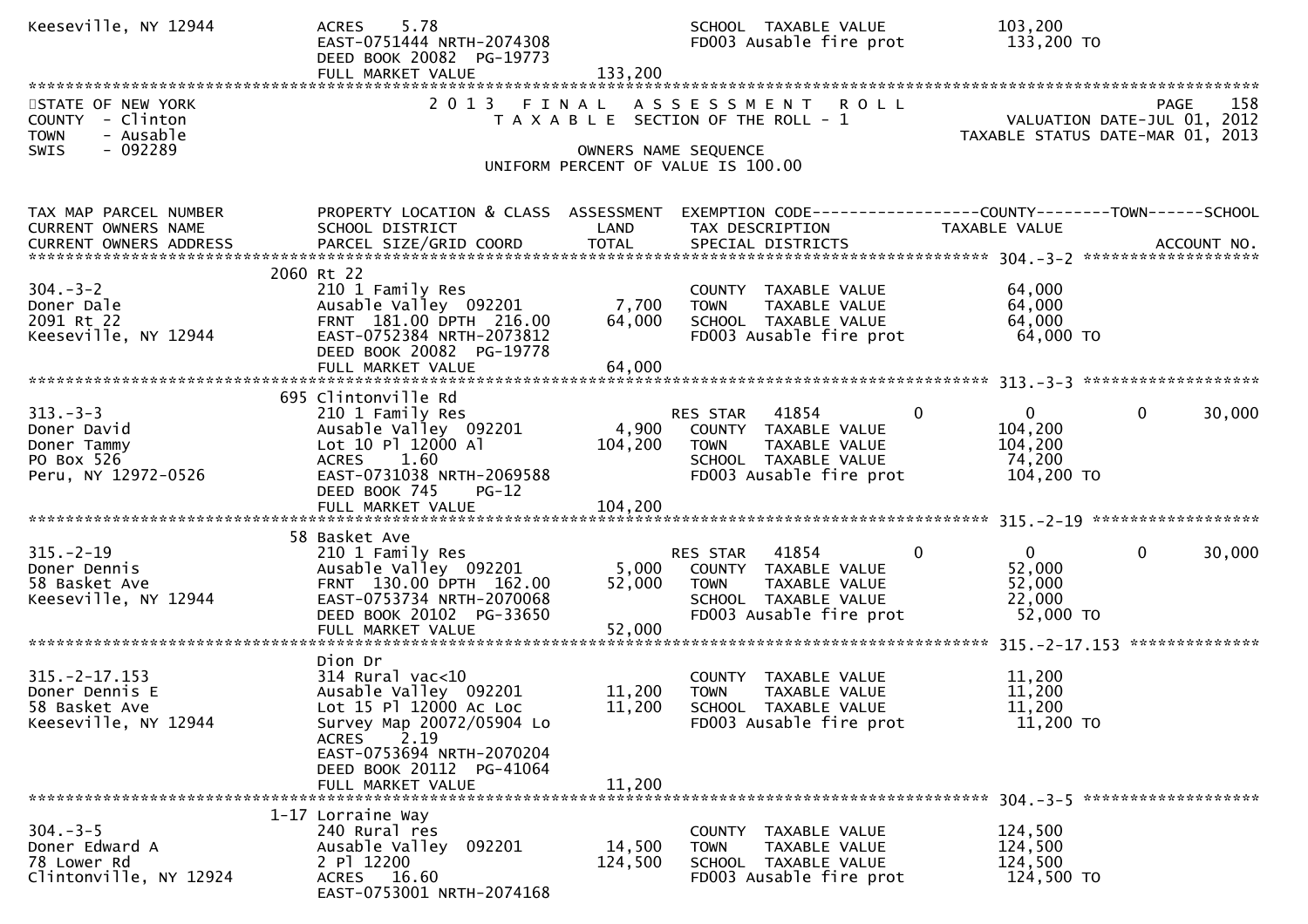```
Keeseville, NY 12944          ACRES    5.78                                 SCHOOL  TAXABLE VALUE           103,200
                              EAST-0751444 NRTH-2074308                     FD003 Ausable fire prot          133,200 TO
                              DEED BOOK 20082  PG-19773
                              FULL MARKET VALUE                133,200
******************************************************************************************************************************
STATE OF NEW YORK                 2 0 1 3   F I N A L   A S S E S S M E N T   R O L L                              PAGE    158
COUNTY  - Clinton                    T A X A B L E  SECTION OF THE ROLL - 1                          VALUATION DATE-JUL 01, 2012
TOWN    - Ausable                                                                                 TAXABLE STATUS DATE-MAR 01, 2013
SWIS    - 092289                                      OWNERS NAME SEQUENCE
                                                UNIFORM PERCENT OF VALUE IS 100.00


TAX MAP PARCEL NUMBER          PROPERTY LOCATION & CLASS  ASSESSMENT  EXEMPTION CODE------------------COUNTY--------TOWN------SCHOOL
CURRENT OWNERS NAME            SCHOOL DISTRICT               LAND      TAX DESCRIPTION            TAXABLE VALUE
CURRENT OWNERS ADDRESS         PARCEL SIZE/GRID COORD        TOTAL     SPECIAL DISTRICTS                                  ACCOUNT NO.
******************************************************************************************************* 304.-3-2 *******************
                           2060 Rt 22
304.-3-2                       210 1 Family Res                         COUNTY  TAXABLE VALUE            64,000
Doner Dale                     Ausable Valley  092201         7,700     TOWN    TAXABLE VALUE            64,000
2091 Rt 22                     FRNT  181.00 DPTH  216.00     64,000     SCHOOL  TAXABLE VALUE            64,000
Keeseville, NY 12944           EAST-0752384 NRTH-2073812                FD003 Ausable fire prot           64,000 TO
                               DEED BOOK 20082  PG-19778
                               FULL MARKET VALUE               64,000
******************************************************************************************************* 313.-3-3 *******************
                           695 Clintonville Rd
313.-3-3                       210 1 Family Res                        RES STAR   41854          0            0            0     30,000
Doner David                    Ausable Valley  092201         4,900     COUNTY  TAXABLE VALUE           104,200
Doner Tammy                    Lot 10 Pl 12000 Al           104,200     TOWN    TAXABLE VALUE           104,200
PO Box 526                     ACRES    1.60                            SCHOOL  TAXABLE VALUE            74,200
Peru, NY 12972-0526            EAST-0731038 NRTH-2069588                FD003 Ausable fire prot          104,200 TO
                               DEED BOOK 745    PG-12
                               FULL MARKET VALUE              104,200
******************************************************************************************************* 315.-2-19 ******************
                            58 Basket Ave
315.-2-19                      210 1 Family Res                        RES STAR   41854          0            0            0     30,000
Doner Dennis                   Ausable Valley  092201         5,000     COUNTY  TAXABLE VALUE            52,000
58 Basket Ave                  FRNT  130.00 DPTH  162.00     52,000     TOWN    TAXABLE VALUE            52,000
Keeseville, NY 12944           EAST-0753734 NRTH-2070068                SCHOOL  TAXABLE VALUE            22,000
                               DEED BOOK 20102  PG-33650                FD003 Ausable fire prot           52,000 TO
                               FULL MARKET VALUE               52,000
******************************************************************************************************* 315.-2-17.153 **************
                               Dion Dr
315.-2-17.153                  314 Rural vac<10                         COUNTY  TAXABLE VALUE            11,200
Doner Dennis E                 Ausable Valley  092201        11,200     TOWN    TAXABLE VALUE            11,200
58 Basket Ave                  Lot 15 Pl 12000 Ac Loc        11,200     SCHOOL  TAXABLE VALUE            11,200
Keeseville, NY 12944           Survey Map 20072/05904 Lo                FD003 Ausable fire prot           11,200 TO
                               ACRES    2.19
                               EAST-0753694 NRTH-2070204
                               DEED BOOK 20112  PG-41064
                               FULL MARKET VALUE               11,200
******************************************************************************************************* 304.-3-5 *******************
                          1-17 Lorraine Way
304.-3-5                       240 Rural res                            COUNTY  TAXABLE VALUE           124,500
Doner Edward A                 Ausable Valley  092201        14,500     TOWN    TAXABLE VALUE           124,500
78 Lower Rd                    2 Pl 12200                   124,500     SCHOOL  TAXABLE VALUE           124,500
Clintonville, NY 12924         ACRES   16.60                            FD003 Ausable fire prot          124,500 TO
                               EAST-0753001 NRTH-2074168
```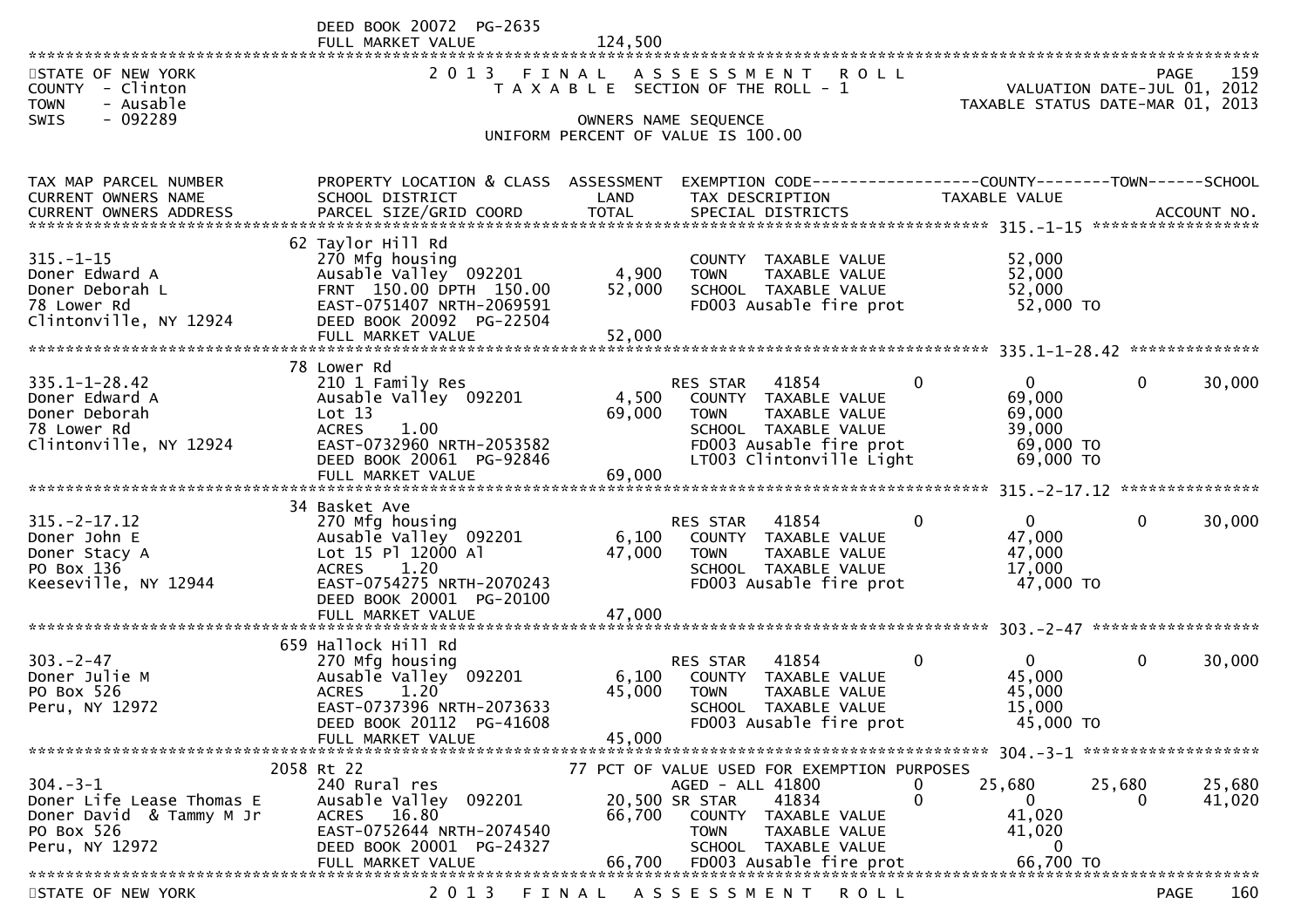DEED BOOK 20072 PG-2635
FULL MARKET VALUE 124,500

STATE OF NEW YORK
COUNTY - Clinton
TOWN - Ausable
SWIS - 092289

2 0 1 3 F I N A L A S S E S S M E N T R O L L
T A X A B L E SECTION OF THE ROLL - 1
OWNERS NAME SEQUENCE
UNIFORM PERCENT OF VALUE IS 100.00

VALUATION DATE-JUL 01, 2012
TAXABLE STATUS DATE-MAR 01, 2013

| TAX MAP PARCEL NUMBER / CURRENT OWNERS NAME / CURRENT OWNERS ADDRESS | PROPERTY LOCATION & CLASS / SCHOOL DISTRICT / PARCEL SIZE/GRID COORD | ASSESSMENT LAND / TOTAL | EXEMPTION CODE / TAX DESCRIPTION / SPECIAL DISTRICTS | COUNTY TAXABLE VALUE | TOWN | SCHOOL / ACCOUNT NO. |
|---|---|---|---|---|---|---|
| **315.-1-15** | 62 Taylor Hill Rd | | | | | |
| 315.-1-15 | 270 Mfg housing | | COUNTY TAXABLE VALUE | 52,000 | | |
| Doner Edward A | Ausable Valley 092201 | 4,900 | TOWN TAXABLE VALUE | 52,000 | | |
| Doner Deborah L | FRNT 150.00 DPTH 150.00 | 52,000 | SCHOOL TAXABLE VALUE | 52,000 | | |
| 78 Lower Rd | EAST-0751407 NRTH-2069591 | | FD003 Ausable fire prot | 52,000 TO | | |
| Clintonville, NY 12924 | DEED BOOK 20092 PG-22504 | | | | | |
| | FULL MARKET VALUE | 52,000 | | | | |
| **335.1-1-28.42** | 78 Lower Rd | | | | | |
| 335.1-1-28.42 | 210 1 Family Res | | RES STAR 41854 0 | 0 | 0 | 30,000 |
| Doner Edward A | Ausable Valley 092201 | 4,500 | COUNTY TAXABLE VALUE | 69,000 | | |
| Doner Deborah | Lot 13 | 69,000 | TOWN TAXABLE VALUE | 69,000 | | |
| 78 Lower Rd | ACRES 1.00 | | SCHOOL TAXABLE VALUE | 39,000 | | |
| Clintonville, NY 12924 | EAST-0732960 NRTH-2053582 | | FD003 Ausable fire prot | 69,000 TO | | |
| | DEED BOOK 20061 PG-92846 | | LT003 Clintonville Light | 69,000 TO | | |
| | FULL MARKET VALUE | 69,000 | | | | |
| **315.-2-17.12** | 34 Basket Ave | | | | | |
| 315.-2-17.12 | 270 Mfg housing | | RES STAR 41854 0 | 0 | 0 | 30,000 |
| Doner John E | Ausable Valley 092201 | 6,100 | COUNTY TAXABLE VALUE | 47,000 | | |
| Doner Stacy A | Lot 15 Pl 12000 Al | 47,000 | TOWN TAXABLE VALUE | 47,000 | | |
| PO Box 136 | ACRES 1.20 | | SCHOOL TAXABLE VALUE | 17,000 | | |
| Keeseville, NY 12944 | EAST-0754275 NRTH-2070243 | | FD003 Ausable fire prot | 47,000 TO | | |
| | DEED BOOK 20001 PG-20100 | | | | | |
| | FULL MARKET VALUE | 47,000 | | | | |
| **303.-2-47** | 659 Hallock Hill Rd | | | | | |
| 303.-2-47 | 270 Mfg housing | | RES STAR 41854 0 | 0 | 0 | 30,000 |
| Doner Julie M | Ausable Valley 092201 | 6,100 | COUNTY TAXABLE VALUE | 45,000 | | |
| PO Box 526 | ACRES 1.20 | 45,000 | TOWN TAXABLE VALUE | 45,000 | | |
| Peru, NY 12972 | EAST-0737396 NRTH-2073633 | | SCHOOL TAXABLE VALUE | 15,000 | | |
| | DEED BOOK 20112 PG-41608 | | FD003 Ausable fire prot | 45,000 TO | | |
| | FULL MARKET VALUE | 45,000 | | | | |
| **304.-3-1** | 2058 Rt 22 | | 77 PCT OF VALUE USED FOR EXEMPTION PURPOSES | | | |
| 304.-3-1 | 240 Rural res | | AGED - ALL 41800 0 | 25,680 | 25,680 | 25,680 |
| Doner Life Lease Thomas E | Ausable Valley 092201 | 20,500 | SR STAR 41834 0 | 0 | 0 | 41,020 |
| Doner David & Tammy M Jr | ACRES 16.80 | 66,700 | COUNTY TAXABLE VALUE | 41,020 | | |
| PO Box 526 | EAST-0752644 NRTH-2074540 | | TOWN TAXABLE VALUE | 41,020 | | |
| Peru, NY 12972 | DEED BOOK 20001 PG-24327 | | SCHOOL TAXABLE VALUE | 0 | | |
| | FULL MARKET VALUE | 66,700 | FD003 Ausable fire prot | 66,700 TO | | |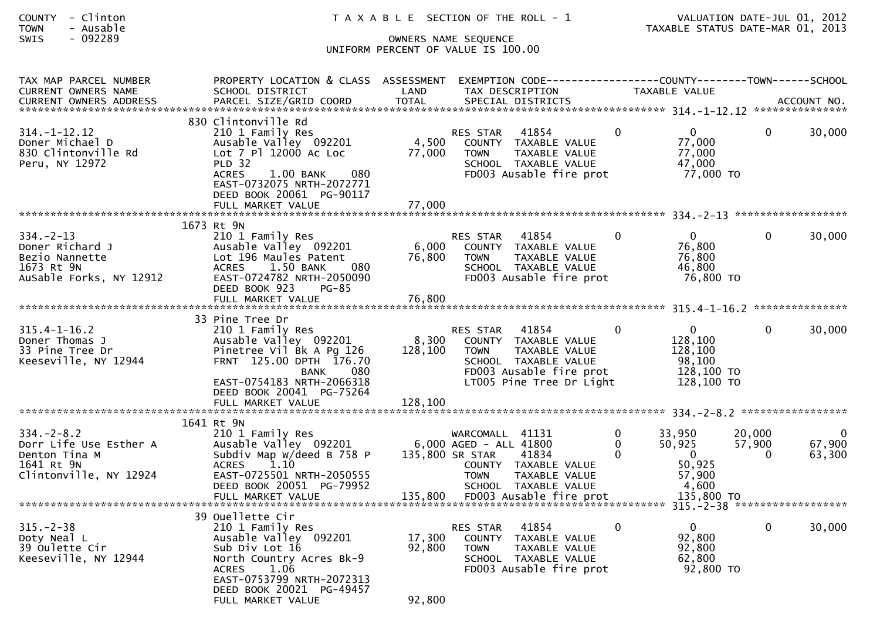COUNTY - Clinton
TOWN - Ausable
SWIS - 092289

T A X A B L E SECTION OF THE ROLL - 1

OWNERS NAME SEQUENCE
UNIFORM PERCENT OF VALUE IS 100.00

VALUATION DATE-JUL 01, 2012
TAXABLE STATUS DATE-MAR 01, 2013

| TAX MAP PARCEL NUMBER / CURRENT OWNERS NAME / CURRENT OWNERS ADDRESS | PROPERTY LOCATION & CLASS / SCHOOL DISTRICT / PARCEL SIZE/GRID COORD | ASSESSMENT LAND / TOTAL | EXEMPTION CODE / TAX DESCRIPTION / SPECIAL DISTRICTS | | COUNTY TAXABLE VALUE | TOWN | SCHOOL / ACCOUNT NO. |
|---|---|---|---|---|---|---|---|
| **314.-1-12.12** | 830 Clintonville Rd | | | | | | |
| 314.-1-12.12 | 210 1 Family Res | | RES STAR 41854 | 0 | 0 | 0 | 30,000 |
| Doner Michael D | Ausable Valley 092201 | 4,500 | COUNTY TAXABLE VALUE | | 77,000 | | |
| 830 Clintonville Rd | Lot 7 Pl 12000 Ac Loc | 77,000 | TOWN TAXABLE VALUE | | 77,000 | | |
| Peru, NY 12972 | PLD 32 | | SCHOOL TAXABLE VALUE | | 47,000 | | |
| | ACRES 1.00 BANK 080 | | FD003 Ausable fire prot | | 77,000 TO | | |
| | EAST-0732075 NRTH-2072771 | | | | | | |
| | DEED BOOK 20061 PG-90117 | | | | | | |
| | FULL MARKET VALUE | 77,000 | | | | | |
| **334.-2-13** | 1673 Rt 9N | | | | | | |
| 334.-2-13 | 210 1 Family Res | | RES STAR 41854 | 0 | 0 | 0 | 30,000 |
| Doner Richard J | Ausable Valley 092201 | 6,000 | COUNTY TAXABLE VALUE | | 76,800 | | |
| Bezio Nannette | Lot 196 Maules Patent | 76,800 | TOWN TAXABLE VALUE | | 76,800 | | |
| 1673 Rt 9N | ACRES 1.50 BANK 080 | | SCHOOL TAXABLE VALUE | | 46,800 | | |
| AuSable Forks, NY 12912 | EAST-0724782 NRTH-2050090 | | FD003 Ausable fire prot | | 76,800 TO | | |
| | DEED BOOK 923 PG-85 | | | | | | |
| | FULL MARKET VALUE | 76,800 | | | | | |
| **315.4-1-16.2** | 33 Pine Tree Dr | | | | | | |
| 315.4-1-16.2 | 210 1 Family Res | | RES STAR 41854 | 0 | 0 | 0 | 30,000 |
| Doner Thomas J | Ausable Valley 092201 | 8,300 | COUNTY TAXABLE VALUE | | 128,100 | | |
| 33 Pine Tree Dr | Pinetree Vil Bk A Pg 126 | 128,100 | TOWN TAXABLE VALUE | | 128,100 | | |
| Keeseville, NY 12944 | FRNT 125.00 DPTH 176.70 | | SCHOOL TAXABLE VALUE | | 98,100 | | |
| | BANK 080 | | FD003 Ausable fire prot | | 128,100 TO | | |
| | EAST-0754183 NRTH-2066318 | | LT005 Pine Tree Dr Light | | 128,100 TO | | |
| | DEED BOOK 20041 PG-75264 | | | | | | |
| | FULL MARKET VALUE | 128,100 | | | | | |
| **334.-2-8.2** | 1641 Rt 9N | | | | | | |
| 334.-2-8.2 | 210 1 Family Res | | WARCOMALL 41131 | 0 | 33,950 | 20,000 | 0 |
| Dorr Life Use Esther A | Ausable Valley 092201 | 6,000 | AGED - ALL 41800 | 0 | 50,925 | 57,900 | 67,900 |
| Denton Tina M | Subdiv Map W/deed B 758 P | 135,800 | SR STAR 41834 | 0 | 0 | 0 | 63,300 |
| 1641 Rt 9N | ACRES 1.10 | | COUNTY TAXABLE VALUE | | 50,925 | | |
| Clintonville, NY 12924 | EAST-0725501 NRTH-2050555 | | TOWN TAXABLE VALUE | | 57,900 | | |
| | DEED BOOK 20051 PG-79952 | | SCHOOL TAXABLE VALUE | | 4,600 | | |
| | FULL MARKET VALUE | 135,800 | FD003 Ausable fire prot | | 135,800 TO | | |
| **315.-2-38** | 39 Ouellette Cir | | | | | | |
| 315.-2-38 | 210 1 Family Res | | RES STAR 41854 | 0 | 0 | 0 | 30,000 |
| Doty Neal L | Ausable Valley 092201 | 17,300 | COUNTY TAXABLE VALUE | | 92,800 | | |
| 39 Oulette Cir | Sub Div Lot 16 | 92,800 | TOWN TAXABLE VALUE | | 92,800 | | |
| Keeseville, NY 12944 | North Country Acres Bk-9 | | SCHOOL TAXABLE VALUE | | 62,800 | | |
| | ACRES 1.06 | | FD003 Ausable fire prot | | 92,800 TO | | |
| | EAST-0753799 NRTH-2072313 | | | | | | |
| | DEED BOOK 20021 PG-49457 | | | | | | |
| | FULL MARKET VALUE | 92,800 | | | | | |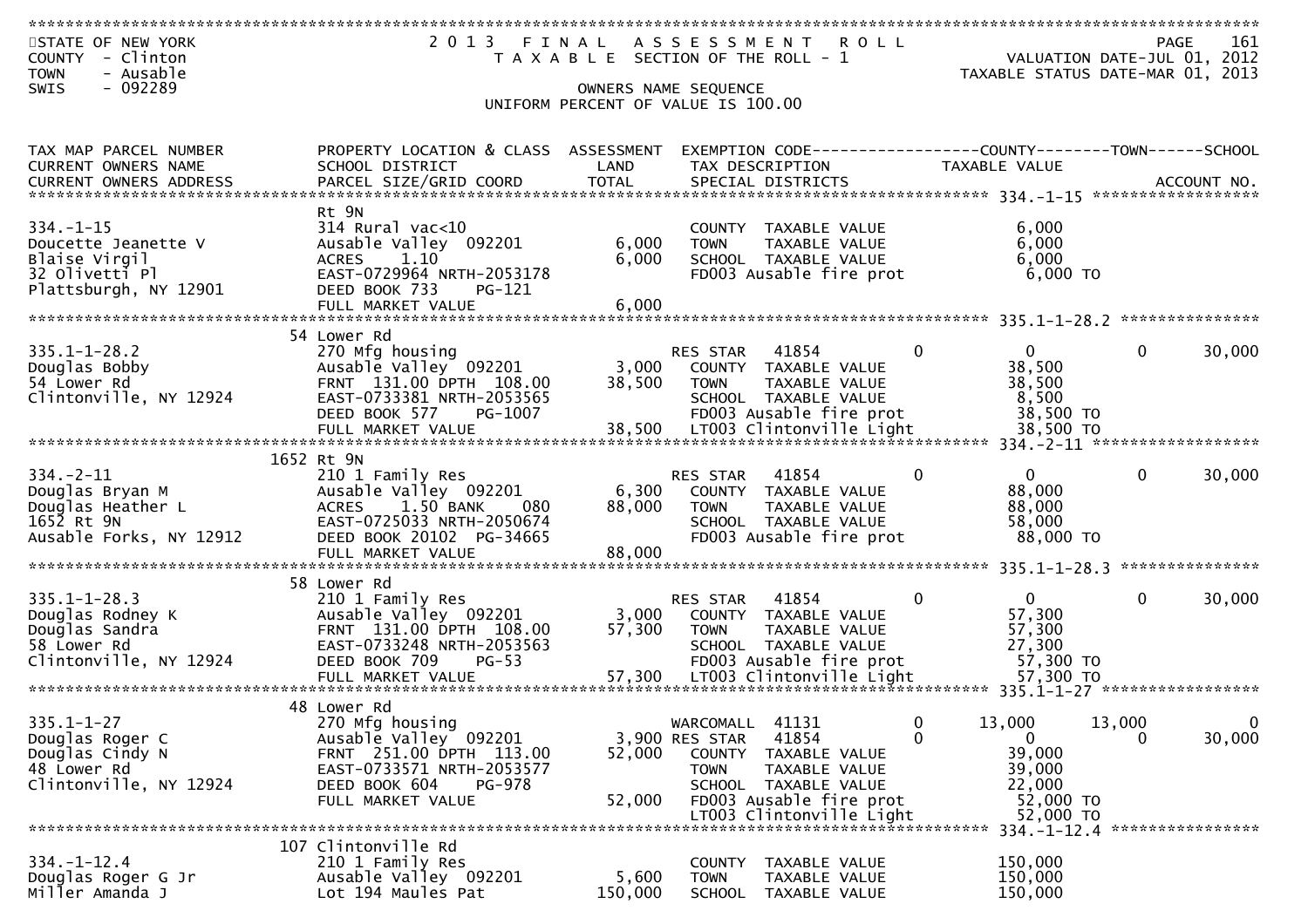STATE OF NEW YORK
COUNTY - Clinton
TOWN - Ausable
SWIS - 092289

2013 FINAL ASSESSMENT ROLL
TAXABLE SECTION OF THE ROLL - 1

VALUATION DATE-JUL 01, 2012
TAXABLE STATUS DATE-MAR 01, 2013

OWNERS NAME SEQUENCE
UNIFORM PERCENT OF VALUE IS 100.00

| TAX MAP PARCEL NUMBER / CURRENT OWNERS NAME / CURRENT OWNERS ADDRESS | PROPERTY LOCATION & CLASS / SCHOOL DISTRICT / PARCEL SIZE/GRID COORD | ASSESSMENT LAND / TOTAL | EXEMPTION CODE / TAX DESCRIPTION / SPECIAL DISTRICTS | | COUNTY TAXABLE VALUE | TOWN | SCHOOL | ACCOUNT NO. |
|---|---|---|---|---|---|---|---|---|
| **334.-1-15** | Rt 9N | | | | | | | |
| 334.-1-15 | 314 Rural vac<10 | | COUNTY TAXABLE VALUE | | 6,000 | | | |
| Doucette Jeanette V | Ausable Valley 092201 | 6,000 | TOWN TAXABLE VALUE | | 6,000 | | | |
| Blaise Virgil | ACRES 1.10 | 6,000 | SCHOOL TAXABLE VALUE | | 6,000 | | | |
| 32 Olivetti Pl | EAST-0729964 NRTH-2053178 | | FD003 Ausable fire prot | | 6,000 TO | | | |
| Plattsburgh, NY 12901 | DEED BOOK 733 PG-121 | | | | | | | |
| | FULL MARKET VALUE | 6,000 | | | | | | |
| **335.1-1-28.2** | 54 Lower Rd | | | | | | | |
| 335.1-1-28.2 | 270 Mfg housing | | RES STAR 41854 | 0 | 0 | 0 | 30,000 | |
| Douglas Bobby | Ausable Valley 092201 | 3,000 | COUNTY TAXABLE VALUE | | 38,500 | | | |
| 54 Lower Rd | FRNT 131.00 DPTH 108.00 | 38,500 | TOWN TAXABLE VALUE | | 38,500 | | | |
| Clintonville, NY 12924 | EAST-0733381 NRTH-2053565 | | SCHOOL TAXABLE VALUE | | 8,500 | | | |
| | DEED BOOK 577 PG-1007 | | FD003 Ausable fire prot | | 38,500 TO | | | |
| | FULL MARKET VALUE | 38,500 | LT003 Clintonville Light | | 38,500 TO | | | |
| **334.-2-11** | 1652 Rt 9N | | | | | | | |
| 334.-2-11 | 210 1 Family Res | | RES STAR 41854 | 0 | 0 | 0 | 30,000 | |
| Douglas Bryan M | Ausable Valley 092201 | 6,300 | COUNTY TAXABLE VALUE | | 88,000 | | | |
| Douglas Heather L | ACRES 1.50 BANK 080 | 88,000 | TOWN TAXABLE VALUE | | 88,000 | | | |
| 1652 Rt 9N | EAST-0725033 NRTH-2050674 | | SCHOOL TAXABLE VALUE | | 58,000 | | | |
| Ausable Forks, NY 12912 | DEED BOOK 20102 PG-34665 | | FD003 Ausable fire prot | | 88,000 TO | | | |
| | FULL MARKET VALUE | 88,000 | | | | | | |
| **335.1-1-28.3** | 58 Lower Rd | | | | | | | |
| 335.1-1-28.3 | 210 1 Family Res | | RES STAR 41854 | 0 | 0 | 0 | 30,000 | |
| Douglas Rodney K | Ausable Valley 092201 | 3,000 | COUNTY TAXABLE VALUE | | 57,300 | | | |
| Douglas Sandra | FRNT 131.00 DPTH 108.00 | 57,300 | TOWN TAXABLE VALUE | | 57,300 | | | |
| 58 Lower Rd | EAST-0733248 NRTH-2053563 | | SCHOOL TAXABLE VALUE | | 27,300 | | | |
| Clintonville, NY 12924 | DEED BOOK 709 PG-53 | | FD003 Ausable fire prot | | 57,300 TO | | | |
| | FULL MARKET VALUE | 57,300 | LT003 Clintonville Light | | 57,300 TO | | | |
| **335.1-1-27** | 48 Lower Rd | | | | | | | |
| 335.1-1-27 | 270 Mfg housing | | WARCOMALL 41131 | 0 | 13,000 | 13,000 | 0 | |
| Douglas Roger C | Ausable Valley 092201 | 3,900 | RES STAR 41854 | 0 | 0 | 0 | 30,000 | |
| Douglas Cindy N | FRNT 251.00 DPTH 113.00 | 52,000 | COUNTY TAXABLE VALUE | | 39,000 | | | |
| 48 Lower Rd | EAST-0733571 NRTH-2053577 | | TOWN TAXABLE VALUE | | 39,000 | | | |
| Clintonville, NY 12924 | DEED BOOK 604 PG-978 | | SCHOOL TAXABLE VALUE | | 22,000 | | | |
| | FULL MARKET VALUE | 52,000 | FD003 Ausable fire prot | | 52,000 TO | | | |
| | | | LT003 Clintonville Light | | 52,000 TO | | | |
| **334.-1-12.4** | 107 Clintonville Rd | | | | | | | |
| 334.-1-12.4 | 210 1 Family Res | | COUNTY TAXABLE VALUE | | 150,000 | | | |
| Douglas Roger G Jr | Ausable Valley 092201 | 5,600 | TOWN TAXABLE VALUE | | 150,000 | | | |
| Miller Amanda J | Lot 194 Maules Pat | 150,000 | SCHOOL TAXABLE VALUE | | 150,000 | | | |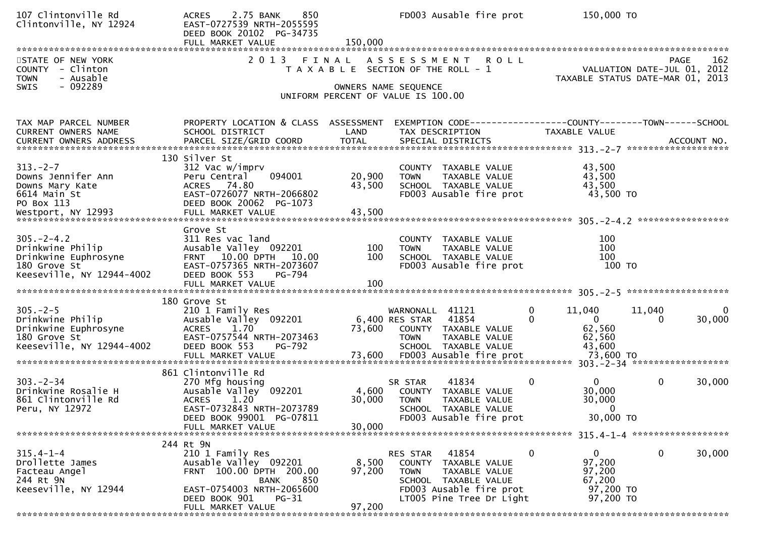```
107 Clintonville Rd           ACRES    2.75 BANK    850              FD003 Ausable fire prot             150,000 TO
Clintonville, NY 12924        EAST-0727539 NRTH-2055595
                              DEED BOOK 20102  PG-34735
                              FULL MARKET VALUE             150,000
******************************************************************************************************************************
STATE OF NEW YORK                    2 0 1 3   F I N A L   A S S E S S M E N T   R O L L                            PAGE    162
COUNTY  - Clinton                       T A X A B L E  SECTION OF THE ROLL - 1                          VALUATION DATE-JUL 01, 2012
TOWN    - Ausable                                                                                  TAXABLE STATUS DATE-MAR 01, 2013
SWIS    - 092289                                    OWNERS NAME SEQUENCE
                                              UNIFORM PERCENT OF VALUE IS 100.00


TAX MAP PARCEL NUMBER          PROPERTY LOCATION & CLASS  ASSESSMENT  EXEMPTION CODE------------------COUNTY--------TOWN------SCHOOL
CURRENT OWNERS NAME            SCHOOL DISTRICT               LAND      TAX DESCRIPTION            TAXABLE VALUE
CURRENT OWNERS ADDRESS         PARCEL SIZE/GRID COORD       TOTAL      SPECIAL DISTRICTS                                 ACCOUNT NO.
****************************************************************************************************** 313.-2-7 *******************
                              130 Silver St
313.-2-7                       312 Vac w/imprv                          COUNTY  TAXABLE VALUE             43,500
Downs Jennifer Ann             Peru Central     094001        20,900    TOWN    TAXABLE VALUE             43,500
Downs Mary Kate                ACRES   74.80                  43,500    SCHOOL  TAXABLE VALUE             43,500
6614 Main St                   EAST-0726077 NRTH-2066802                FD003 Ausable fire prot            43,500 TO
PO Box 113                     DEED BOOK 20062  PG-1073
Westport, NY 12993             FULL MARKET VALUE              43,500
****************************************************************************************************** 305.-2-4.2 *****************
                              Grove St
305.-2-4.2                     311 Res vac land                         COUNTY  TAXABLE VALUE                100
Drinkwine Philip               Ausable Valley  092201            100    TOWN    TAXABLE VALUE                100
Drinkwine Euphrosyne           FRNT   10.00 DPTH   10.00         100    SCHOOL  TAXABLE VALUE                100
180 Grove St                   EAST-0757365 NRTH-2073607                FD003 Ausable fire prot               100 TO
Keeseville, NY 12944-4002      DEED BOOK 553     PG-794
                               FULL MARKET VALUE                 100
****************************************************************************************************** 305.-2-5 *******************
                              180 Grove St
305.-2-5                       210 1 Family Res                     WARNONALL  41121         0       11,040      11,040          0
Drinkwine Philip               Ausable Valley  092201          6,400 RES STAR   41854         0            0           0     30,000
Drinkwine Euphrosyne           ACRES    1.70                  73,600    COUNTY  TAXABLE VALUE             62,560
180 Grove St                   EAST-0757544 NRTH-2073463                TOWN    TAXABLE VALUE             62,560
Keeseville, NY 12944-4002      DEED BOOK 553     PG-792                 SCHOOL  TAXABLE VALUE             43,600
                               FULL MARKET VALUE              73,600    FD003 Ausable fire prot            73,600 TO
****************************************************************************************************** 303.-2-34 ******************
                              861 Clintonville Rd
303.-2-34                      270 Mfg housing                       SR STAR    41834         0            0           0     30,000
Drinkwine Rosalie H            Ausable Valley  092201          4,600    COUNTY  TAXABLE VALUE             30,000
861 Clintonville Rd            ACRES    1.20                  30,000    TOWN    TAXABLE VALUE             30,000
Peru, NY 12972                 EAST-0732843 NRTH-2073789                SCHOOL  TAXABLE VALUE                  0
                               DEED BOOK 99001  PG-07811                FD003 Ausable fire prot            30,000 TO
                               FULL MARKET VALUE              30,000
****************************************************************************************************** 315.4-1-4 ******************
                              244 Rt 9N
315.4-1-4                      210 1 Family Res                      RES STAR   41854         0            0           0     30,000
Drollette James                Ausable Valley  092201          8,500    COUNTY  TAXABLE VALUE             97,200
Facteau Angel                  FRNT  100.00 DPTH  200.00      97,200    TOWN    TAXABLE VALUE             97,200
244 Rt 9N                                    BANK     850               SCHOOL  TAXABLE VALUE             67,200
Keeseville, NY 12944           EAST-0754003 NRTH-2065600                FD003 Ausable fire prot            97,200 TO
                               DEED BOOK 901     PG-31                  LT005 Pine Tree Dr Light           97,200 TO
                               FULL MARKET VALUE              97,200
******************************************************************************************************************************
```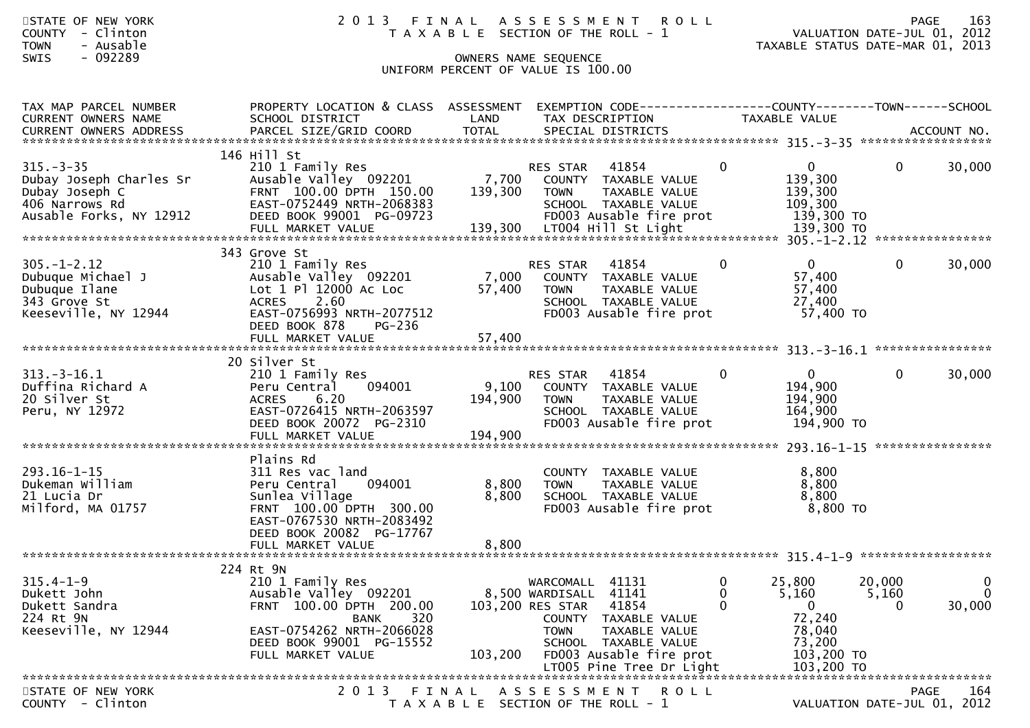STATE OF NEW YORK
COUNTY - Clinton
TOWN - Ausable
SWIS - 092289

# 2013 FINAL ASSESSMENT ROLL
TAXABLE SECTION OF THE ROLL - 1

OWNERS NAME SEQUENCE
UNIFORM PERCENT OF VALUE IS 100.00

VALUATION DATE-JUL 01, 2012
TAXABLE STATUS DATE-MAR 01, 2013

| TAX MAP PARCEL NUMBER / CURRENT OWNERS NAME / CURRENT OWNERS ADDRESS | PROPERTY LOCATION & CLASS / SCHOOL DISTRICT / PARCEL SIZE/GRID COORD | ASSESSMENT LAND / TOTAL | EXEMPTION CODE / TAX DESCRIPTION / SPECIAL DISTRICTS | | COUNTY TAXABLE VALUE | TOWN | SCHOOL |
|---|---|---|---|---|---|---|---|
| **315.-3-35** | 146 Hill St | | | | | | |
| 315.-3-35 | 210 1 Family Res | | RES STAR 41854 | 0 | 0 | 0 | 30,000 |
| Dubay Joseph Charles Sr | Ausable Valley 092201 | 7,700 | COUNTY TAXABLE VALUE | | 139,300 | | |
| Dubay Joseph C | FRNT 100.00 DPTH 150.00 | 139,300 | TOWN TAXABLE VALUE | | 139,300 | | |
| 406 Narrows Rd | EAST-0752449 NRTH-2068383 | | SCHOOL TAXABLE VALUE | | 109,300 | | |
| Ausable Forks, NY 12912 | DEED BOOK 99001 PG-09723 | | FD003 Ausable fire prot | | 139,300 TO | | |
| | FULL MARKET VALUE | 139,300 | LT004 Hill St Light | | 139,300 TO | | |
| **305.-1-2.12** | 343 Grove St | | | | | | |
| 305.-1-2.12 | 210 1 Family Res | | RES STAR 41854 | 0 | 0 | 0 | 30,000 |
| Dubuque Michael J | Ausable Valley 092201 | 7,000 | COUNTY TAXABLE VALUE | | 57,400 | | |
| Dubuque Ilane | Lot 1 Pl 12000 Ac Loc | 57,400 | TOWN TAXABLE VALUE | | 57,400 | | |
| 343 Grove St | ACRES 2.60 | | SCHOOL TAXABLE VALUE | | 27,400 | | |
| Keeseville, NY 12944 | EAST-0756993 NRTH-2077512 | | FD003 Ausable fire prot | | 57,400 TO | | |
| | DEED BOOK 878 PG-236 | | | | | | |
| | FULL MARKET VALUE | 57,400 | | | | | |
| **313.-3-16.1** | 20 Silver St | | | | | | |
| 313.-3-16.1 | 210 1 Family Res | | RES STAR 41854 | 0 | 0 | 0 | 30,000 |
| Duffina Richard A | Peru Central 094001 | 9,100 | COUNTY TAXABLE VALUE | | 194,900 | | |
| 20 Silver St | ACRES 6.20 | 194,900 | TOWN TAXABLE VALUE | | 194,900 | | |
| Peru, NY 12972 | EAST-0726415 NRTH-2063597 | | SCHOOL TAXABLE VALUE | | 164,900 | | |
| | DEED BOOK 20072 PG-2310 | | FD003 Ausable fire prot | | 194,900 TO | | |
| | FULL MARKET VALUE | 194,900 | | | | | |
| **293.16-1-15** | Plains Rd | | | | | | |
| 293.16-1-15 | 311 Res vac land | | COUNTY TAXABLE VALUE | | 8,800 | | |
| Dukeman William | Peru Central 094001 | 8,800 | TOWN TAXABLE VALUE | | 8,800 | | |
| 21 Lucia Dr | Sunlea Village | 8,800 | SCHOOL TAXABLE VALUE | | 8,800 | | |
| Milford, MA 01757 | FRNT 100.00 DPTH 300.00 | | FD003 Ausable fire prot | | 8,800 TO | | |
| | EAST-0767530 NRTH-2083492 | | | | | | |
| | DEED BOOK 20082 PG-17767 | | | | | | |
| | FULL MARKET VALUE | 8,800 | | | | | |
| **315.4-1-9** | 224 Rt 9N | | | | | | |
| 315.4-1-9 | 210 1 Family Res | | WARCOMALL 41131 | 0 | 25,800 | 20,000 | 0 |
| Dukett John | Ausable Valley 092201 | 8,500 | WARDISALL 41141 | 0 | 5,160 | 5,160 | 0 |
| Dukett Sandra | FRNT 100.00 DPTH 200.00 | 103,200 | RES STAR 41854 | 0 | 0 | 0 | 30,000 |
| 224 Rt 9N | BANK 320 | | COUNTY TAXABLE VALUE | | 72,240 | | |
| Keeseville, NY 12944 | EAST-0754262 NRTH-2066028 | | TOWN TAXABLE VALUE | | 78,040 | | |
| | DEED BOOK 99001 PG-15552 | | SCHOOL TAXABLE VALUE | | 73,200 | | |
| | FULL MARKET VALUE | 103,200 | FD003 Ausable fire prot | | 103,200 TO | | |
| | | | LT005 Pine Tree Dr Light | | 103,200 TO | | |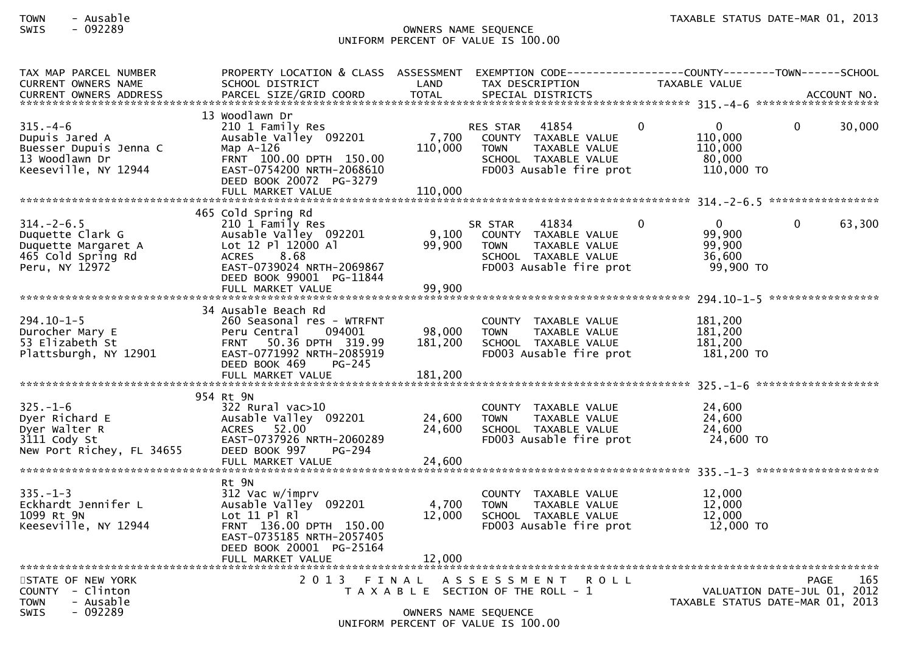| TAX MAP PARCEL NUMBER<br>CURRENT OWNERS NAME<br>CURRENT OWNERS ADDRESS | PROPERTY LOCATION & CLASS<br>SCHOOL DISTRICT<br>PARCEL SIZE/GRID COORD | ASSESSMENT<br>LAND<br>TOTAL | EXEMPTION CODE<br>TAX DESCRIPTION<br>SPECIAL DISTRICTS | COUNTY<br>TAXABLE VALUE | TOWN | SCHOOL<br>ACCOUNT NO. |
|---|---|---|---|---|---|---|
| **315.-4-6** | 13 Woodlawn Dr | | | | | |
| 315.-4-6 | 210 1 Family Res | | RES STAR 41854 | 0 | 0 | 0 30,000 |
| Dupuis Jared A | Ausable Valley 092201 | 7,700 | COUNTY TAXABLE VALUE | 110,000 | | |
| Buesser Dupuis Jenna C | Map A-126 | 110,000 | TOWN TAXABLE VALUE | 110,000 | | |
| 13 Woodlawn Dr | FRNT 100.00 DPTH 150.00 | | SCHOOL TAXABLE VALUE | 80,000 | | |
| Keeseville, NY 12944 | EAST-0754200 NRTH-2068610 | | FD003 Ausable fire prot | 110,000 TO | | |
| | DEED BOOK 20072 PG-3279 | | | | | |
| | FULL MARKET VALUE | 110,000 | | | | |
| **314.-2-6.5** | 465 Cold Spring Rd | | | | | |
| 314.-2-6.5 | 210 1 Family Res | | SR STAR 41834 | 0 | 0 | 0 63,300 |
| Duquette Clark G | Ausable Valley 092201 | 9,100 | COUNTY TAXABLE VALUE | 99,900 | | |
| Duquette Margaret A | Lot 12 Pl 12000 Al | 99,900 | TOWN TAXABLE VALUE | 99,900 | | |
| 465 Cold Spring Rd | ACRES 8.68 | | SCHOOL TAXABLE VALUE | 36,600 | | |
| Peru, NY 12972 | EAST-0739024 NRTH-2069867 | | FD003 Ausable fire prot | 99,900 TO | | |
| | DEED BOOK 99001 PG-11844 | | | | | |
| | FULL MARKET VALUE | 99,900 | | | | |
| **294.10-1-5** | 34 Ausable Beach Rd | | | | | |
| 294.10-1-5 | 260 Seasonal res - WTRFNT | | COUNTY TAXABLE VALUE | 181,200 | | |
| Durocher Mary E | Peru Central 094001 | 98,000 | TOWN TAXABLE VALUE | 181,200 | | |
| 53 Elizabeth St | FRNT 50.36 DPTH 319.99 | 181,200 | SCHOOL TAXABLE VALUE | 181,200 | | |
| Plattsburgh, NY 12901 | EAST-0771992 NRTH-2085919 | | FD003 Ausable fire prot | 181,200 TO | | |
| | DEED BOOK 469 PG-245 | | | | | |
| | FULL MARKET VALUE | 181,200 | | | | |
| **325.-1-6** | 954 Rt 9N | | | | | |
| 325.-1-6 | 322 Rural vac>10 | | COUNTY TAXABLE VALUE | 24,600 | | |
| Dyer Richard E | Ausable Valley 092201 | 24,600 | TOWN TAXABLE VALUE | 24,600 | | |
| Dyer Walter R | ACRES 52.00 | 24,600 | SCHOOL TAXABLE VALUE | 24,600 | | |
| 3111 Cody St | EAST-0737926 NRTH-2060289 | | FD003 Ausable fire prot | 24,600 TO | | |
| New Port Richey, FL 34655 | DEED BOOK 997 PG-294 | | | | | |
| | FULL MARKET VALUE | 24,600 | | | | |
| **335.-1-3** | Rt 9N | | | | | |
| 335.-1-3 | 312 Vac w/imprv | | COUNTY TAXABLE VALUE | 12,000 | | |
| Eckhardt Jennifer L | Ausable Valley 092201 | 4,700 | TOWN TAXABLE VALUE | 12,000 | | |
| 1099 Rt 9N | Lot 11 Pl Rl | 12,000 | SCHOOL TAXABLE VALUE | 12,000 | | |
| Keeseville, NY 12944 | FRNT 136.00 DPTH 150.00 | | FD003 Ausable fire prot | 12,000 TO | | |
| | EAST-0735185 NRTH-2057405 | | | | | |
| | DEED BOOK 20001 PG-25164 | | | | | |
| | FULL MARKET VALUE | 12,000 | | | | |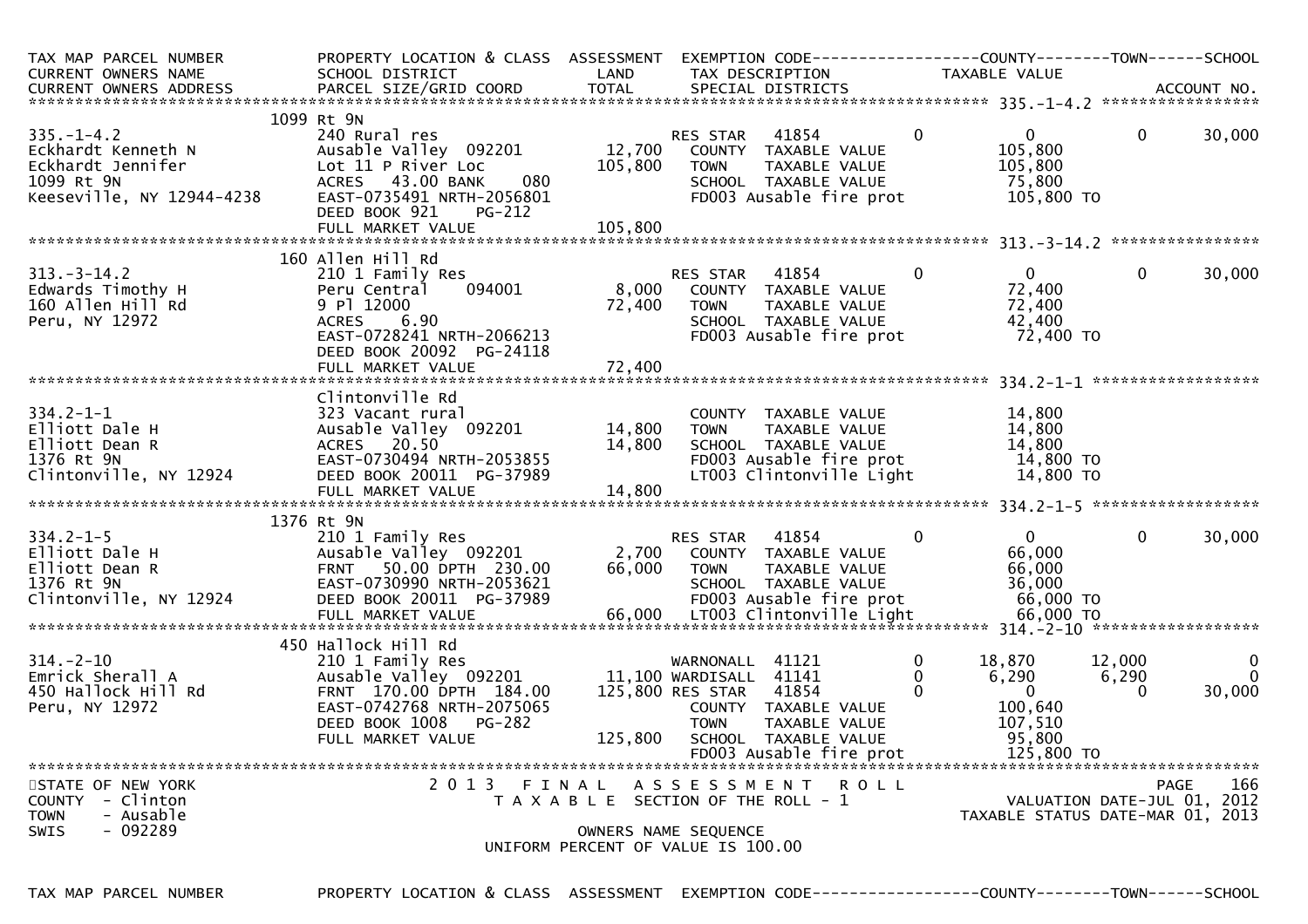| TAX MAP PARCEL NUMBER<br>CURRENT OWNERS NAME<br>CURRENT OWNERS ADDRESS | PROPERTY LOCATION & CLASS<br>SCHOOL DISTRICT<br>PARCEL SIZE/GRID COORD | ASSESSMENT<br>LAND<br>TOTAL | EXEMPTION CODE<br>TAX DESCRIPTION<br>SPECIAL DISTRICTS | COUNTY<br>TAXABLE VALUE | TOWN | SCHOOL<br>ACCOUNT NO. |
|---|---|---|---|---|---|---|
| **335.-1-4.2** | | | | | | |
| | 1099 Rt 9N | | | | | |
| 335.-1-4.2 | 240 Rural res | | RES STAR 41854 0 | 0 | 0 | 30,000 |
| Eckhardt Kenneth N | Ausable Valley 092201 | 12,700 | COUNTY TAXABLE VALUE | 105,800 | | |
| Eckhardt Jennifer | Lot 11 P River Loc | 105,800 | TOWN TAXABLE VALUE | 105,800 | | |
| 1099 Rt 9N | ACRES 43.00 BANK 080 | | SCHOOL TAXABLE VALUE | 75,800 | | |
| Keeseville, NY 12944-4238 | EAST-0735491 NRTH-2056801 | | FD003 Ausable fire prot | 105,800 TO | | |
| | DEED BOOK 921 PG-212 | | | | | |
| | FULL MARKET VALUE | 105,800 | | | | |
| **313.-3-14.2** | | | | | | |
| | 160 Allen Hill Rd | | | | | |
| 313.-3-14.2 | 210 1 Family Res | | RES STAR 41854 0 | 0 | 0 | 30,000 |
| Edwards Timothy H | Peru Central 094001 | 8,000 | COUNTY TAXABLE VALUE | 72,400 | | |
| 160 Allen Hill Rd | 9 Pl 12000 | 72,400 | TOWN TAXABLE VALUE | 72,400 | | |
| Peru, NY 12972 | ACRES 6.90 | | SCHOOL TAXABLE VALUE | 42,400 | | |
| | EAST-0728241 NRTH-2066213 | | FD003 Ausable fire prot | 72,400 TO | | |
| | DEED BOOK 20092 PG-24118 | | | | | |
| | FULL MARKET VALUE | 72,400 | | | | |
| **334.2-1-1** | | | | | | |
| | Clintonville Rd | | | | | |
| 334.2-1-1 | 323 Vacant rural | | COUNTY TAXABLE VALUE | 14,800 | | |
| Elliott Dale H | Ausable Valley 092201 | 14,800 | TOWN TAXABLE VALUE | 14,800 | | |
| Elliott Dean R | ACRES 20.50 | 14,800 | SCHOOL TAXABLE VALUE | 14,800 | | |
| 1376 Rt 9N | EAST-0730494 NRTH-2053855 | | FD003 Ausable fire prot | 14,800 TO | | |
| Clintonville, NY 12924 | DEED BOOK 20011 PG-37989 | | LT003 Clintonville Light | 14,800 TO | | |
| | FULL MARKET VALUE | 14,800 | | | | |
| **334.2-1-5** | | | | | | |
| | 1376 Rt 9N | | | | | |
| 334.2-1-5 | 210 1 Family Res | | RES STAR 41854 0 | 0 | 0 | 30,000 |
| Elliott Dale H | Ausable Valley 092201 | 2,700 | COUNTY TAXABLE VALUE | 66,000 | | |
| Elliott Dean R | FRNT 50.00 DPTH 230.00 | 66,000 | TOWN TAXABLE VALUE | 66,000 | | |
| 1376 Rt 9N | EAST-0730990 NRTH-2053621 | | SCHOOL TAXABLE VALUE | 36,000 | | |
| Clintonville, NY 12924 | DEED BOOK 20011 PG-37989 | | FD003 Ausable fire prot | 66,000 TO | | |
| | FULL MARKET VALUE | 66,000 | LT003 Clintonville Light | 66,000 TO | | |
| **314.-2-10** | | | | | | |
| | 450 Hallock Hill Rd | | | | | |
| 314.-2-10 | 210 1 Family Res | | WARNONALL 41121 0 | 18,870 | 12,000 | 0 |
| Emrick Sherall A | Ausable Valley 092201 | 11,100 | WARDISALL 41141 0 | 6,290 | 6,290 | 0 |
| 450 Hallock Hill Rd | FRNT 170.00 DPTH 184.00 | 125,800 | RES STAR 41854 0 | 0 | 0 | 30,000 |
| Peru, NY 12972 | EAST-0742768 NRTH-2075065 | | COUNTY TAXABLE VALUE | 100,640 | | |
| | DEED BOOK 1008 PG-282 | | TOWN TAXABLE VALUE | 107,510 | | |
| | FULL MARKET VALUE | 125,800 | SCHOOL TAXABLE VALUE | 95,800 | | |
| | | | FD003 Ausable fire prot | 125,800 TO | | |

STATE OF NEW YORK
COUNTY - Clinton
TOWN - Ausable
SWIS - 092289

2013 FINAL ASSESSMENT ROLL
TAXABLE SECTION OF THE ROLL - 1
OWNERS NAME SEQUENCE
UNIFORM PERCENT OF VALUE IS 100.00

VALUATION DATE-JUL 01, 2012
TAXABLE STATUS DATE-MAR 01, 2013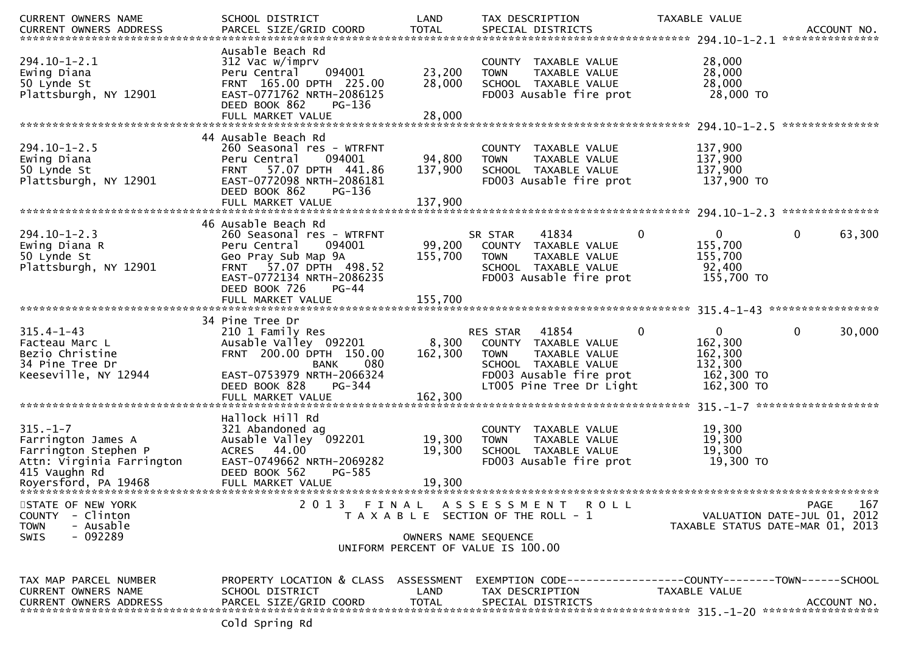| CURRENT OWNERS NAME | SCHOOL DISTRICT | LAND | TAX DESCRIPTION | TAXABLE VALUE | |
|---|---|---|---|---|---|
| CURRENT OWNERS ADDRESS | PARCEL SIZE/GRID COORD | TOTAL | SPECIAL DISTRICTS | | ACCOUNT NO. |

**294.10-1-2.1**

| | | | | | |
|---|---|---|---|---|---|
| | Ausable Beach Rd | | | | |
| 294.10-1-2.1 | 312 Vac w/imprv | | COUNTY TAXABLE VALUE | 28,000 | |
| Ewing Diana | Peru Central 094001 | 23,200 | TOWN TAXABLE VALUE | 28,000 | |
| 50 Lynde St | FRNT 165.00 DPTH 225.00 | 28,000 | SCHOOL TAXABLE VALUE | 28,000 | |
| Plattsburgh, NY 12901 | EAST-0771762 NRTH-2086125 | | FD003 Ausable fire prot | 28,000 TO | |
| | DEED BOOK 862 PG-136 | | | | |
| | FULL MARKET VALUE | 28,000 | | | |

**294.10-1-2.5**

| | | | | | |
|---|---|---|---|---|---|
| | 44 Ausable Beach Rd | | | | |
| 294.10-1-2.5 | 260 Seasonal res - WTRFNT | | COUNTY TAXABLE VALUE | 137,900 | |
| Ewing Diana | Peru Central 094001 | 94,800 | TOWN TAXABLE VALUE | 137,900 | |
| 50 Lynde St | FRNT 57.07 DPTH 441.86 | 137,900 | SCHOOL TAXABLE VALUE | 137,900 | |
| Plattsburgh, NY 12901 | EAST-0772098 NRTH-2086181 | | FD003 Ausable fire prot | 137,900 TO | |
| | DEED BOOK 862 PG-136 | | | | |
| | FULL MARKET VALUE | 137,900 | | | |

**294.10-1-2.3**

| | | | | | |
|---|---|---|---|---|---|
| | 46 Ausable Beach Rd | | | | |
| 294.10-1-2.3 | 260 Seasonal res - WTRFNT | | SR STAR 41834 0 | 0 | 0 63,300 |
| Ewing Diana R | Peru Central 094001 | 99,200 | COUNTY TAXABLE VALUE | 155,700 | |
| 50 Lynde St | Geo Pray Sub Map 9A | 155,700 | TOWN TAXABLE VALUE | 155,700 | |
| Plattsburgh, NY 12901 | FRNT 57.07 DPTH 498.52 | | SCHOOL TAXABLE VALUE | 92,400 | |
| | EAST-0772134 NRTH-2086235 | | FD003 Ausable fire prot | 155,700 TO | |
| | DEED BOOK 726 PG-44 | | | | |
| | FULL MARKET VALUE | 155,700 | | | |

**315.4-1-43**

| | | | | | |
|---|---|---|---|---|---|
| | 34 Pine Tree Dr | | | | |
| 315.4-1-43 | 210 1 Family Res | | RES STAR 41854 0 | 0 | 0 30,000 |
| Facteau Marc L | Ausable Valley 092201 | 8,300 | COUNTY TAXABLE VALUE | 162,300 | |
| Bezio Christine | FRNT 200.00 DPTH 150.00 | 162,300 | TOWN TAXABLE VALUE | 162,300 | |
| 34 Pine Tree Dr | BANK 080 | | SCHOOL TAXABLE VALUE | 132,300 | |
| Keeseville, NY 12944 | EAST-0753979 NRTH-2066324 | | FD003 Ausable fire prot | 162,300 TO | |
| | DEED BOOK 828 PG-344 | | LT005 Pine Tree Dr Light | 162,300 TO | |
| | FULL MARKET VALUE | 162,300 | | | |

**315.-1-7**

| | | | | | |
|---|---|---|---|---|---|
| | Hallock Hill Rd | | | | |
| 315.-1-7 | 321 Abandoned ag | | COUNTY TAXABLE VALUE | 19,300 | |
| Farrington James A | Ausable Valley 092201 | 19,300 | TOWN TAXABLE VALUE | 19,300 | |
| Farrington Stephen P | ACRES 44.00 | 19,300 | SCHOOL TAXABLE VALUE | 19,300 | |
| Attn: Virginia Farrington | EAST-0749662 NRTH-2069282 | | FD003 Ausable fire prot | 19,300 TO | |
| 415 Vaughn Rd | DEED BOOK 562 PG-585 | | | | |
| Royersford, PA 19468 | FULL MARKET VALUE | 19,300 | | | |

STATE OF NEW YORK
COUNTY - Clinton
TOWN - Ausable
SWIS - 092289

2013 FINAL ASSESSMENT ROLL
TAXABLE SECTION OF THE ROLL - 1
OWNERS NAME SEQUENCE
UNIFORM PERCENT OF VALUE IS 100.00

VALUATION DATE-JUL 01, 2012
TAXABLE STATUS DATE-MAR 01, 2013

| TAX MAP PARCEL NUMBER | PROPERTY LOCATION & CLASS | ASSESSMENT | EXEMPTION CODE------COUNTY------TOWN------SCHOOL | | |
|---|---|---|---|---|---|
| CURRENT OWNERS NAME | SCHOOL DISTRICT | LAND | TAX DESCRIPTION | TAXABLE VALUE | |
| CURRENT OWNERS ADDRESS | PARCEL SIZE/GRID COORD | TOTAL | SPECIAL DISTRICTS | | ACCOUNT NO. |

**315.-1-20**

Cold Spring Rd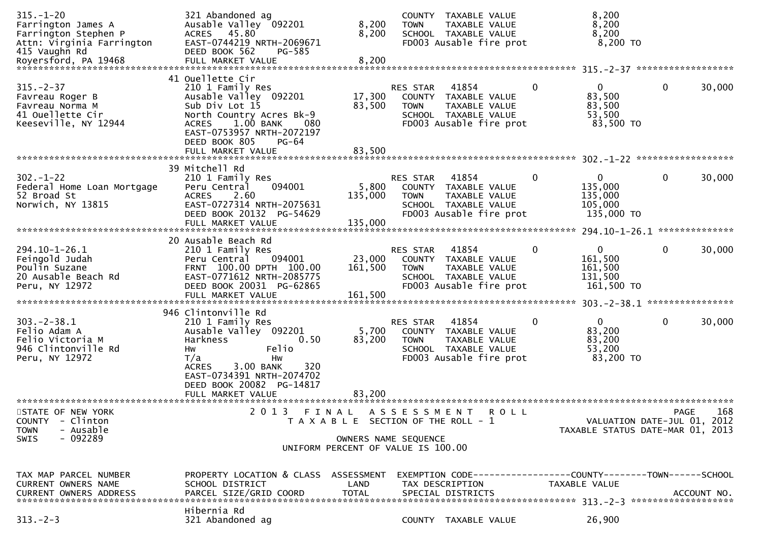```
315.-1-20                     321 Abandoned ag                        COUNTY  TAXABLE VALUE             8,200
Farrington James A            Ausable Valley  092201       8,200      TOWN    TAXABLE VALUE             8,200
Farrington Stephen P          ACRES   45.80                8,200      SCHOOL  TAXABLE VALUE             8,200
Attn: Virginia Farrington     EAST-0744219 NRTH-2069671               FD003 Ausable fire prot            8,200 TO
415 Vaughn Rd                 DEED BOOK 562     PG-585
Royersford, PA 19468          FULL MARKET VALUE            8,200
******************************************************************************************************* 315.-2-37 ******************
                              41 Ouellette Cir
315.-2-37                     210 1 Family Res                        RES STAR    41854          0            0          0       30,000
Favreau Roger B               Ausable Valley  092201      17,300      COUNTY  TAXABLE VALUE            83,500
Favreau Norma M               Sub Div Lot 15              83,500      TOWN    TAXABLE VALUE            83,500
41 Ouellette Cir              North Country Acres Bk-9                SCHOOL  TAXABLE VALUE            53,500
Keeseville, NY 12944          ACRES    1.00 BANK    080               FD003 Ausable fire prot           83,500 TO
                              EAST-0753957 NRTH-2072197
                              DEED BOOK 805     PG-64
                              FULL MARKET VALUE           83,500
******************************************************************************************************* 302.-1-22 ******************
                              39 Mitchell Rd
302.-1-22                     210 1 Family Res                        RES STAR    41854          0            0          0       30,000
Federal Home Loan Mortgage    Peru Central    094001       5,800      COUNTY  TAXABLE VALUE           135,000
52 Broad St                   ACRES    2.60              135,000      TOWN    TAXABLE VALUE           135,000
Norwich, NY 13815             EAST-0727314 NRTH-2075631               SCHOOL  TAXABLE VALUE           105,000
                              DEED BOOK 20132  PG-54629               FD003 Ausable fire prot          135,000 TO
                              FULL MARKET VALUE          135,000
******************************************************************************************************* 294.10-1-26.1 **************
                              20 Ausable Beach Rd
294.10-1-26.1                 210 1 Family Res                        RES STAR    41854          0            0          0       30,000
Feingold Judah                Peru Central    094001      23,000      COUNTY  TAXABLE VALUE           161,500
Poulin Suzane                 FRNT 100.00 DPTH 100.00    161,500      TOWN    TAXABLE VALUE           161,500
20 Ausable Beach Rd           EAST-0771612 NRTH-2085775               SCHOOL  TAXABLE VALUE           131,500
Peru, NY 12972                DEED BOOK 20031  PG-62865               FD003 Ausable fire prot          161,500 TO
                              FULL MARKET VALUE          161,500
******************************************************************************************************* 303.-2-38.1 ****************
                              946 Clintonville Rd
303.-2-38.1                   210 1 Family Res                        RES STAR    41854          0            0          0       30,000
Felio Adam A                  Ausable Valley  092201       5,700      COUNTY  TAXABLE VALUE            83,200
Felio Victoria M              Harkness             0.50   83,200      TOWN    TAXABLE VALUE            83,200
946 Clintonville Rd           Hw             Felio                    SCHOOL  TAXABLE VALUE            53,200
Peru, NY 12972                T/a            Hw                       FD003 Ausable fire prot           83,200 TO
                              ACRES    3.00 BANK    320
                              EAST-0734391 NRTH-2074702
                              DEED BOOK 20082  PG-14817
                              FULL MARKET VALUE           83,200
************************************************************************************************************************************
STATE OF NEW YORK                      2 0 1 3   F I N A L   A S S E S S M E N T   R O L L                             PAGE    168
COUNTY  - Clinton                          T A X A B L E  SECTION OF THE ROLL - 1                       VALUATION DATE-JUL 01, 2012
TOWN    - Ausable                                                                                   TAXABLE STATUS DATE-MAR 01, 2013
SWIS    - 092289                                       OWNERS NAME SEQUENCE
                                                 UNIFORM PERCENT OF VALUE IS 100.00


TAX MAP PARCEL NUMBER         PROPERTY LOCATION & CLASS  ASSESSMENT  EXEMPTION CODE------------------COUNTY--------TOWN------SCHOOL
CURRENT OWNERS NAME           SCHOOL DISTRICT               LAND      TAX DESCRIPTION            TAXABLE VALUE
CURRENT OWNERS ADDRESS        PARCEL SIZE/GRID COORD       TOTAL      SPECIAL DISTRICTS                                   ACCOUNT NO.
******************************************************************************************************* 313.-2-3 *******************
                              Hibernia Rd
313.-2-3                      321 Abandoned ag                        COUNTY  TAXABLE VALUE            26,900
```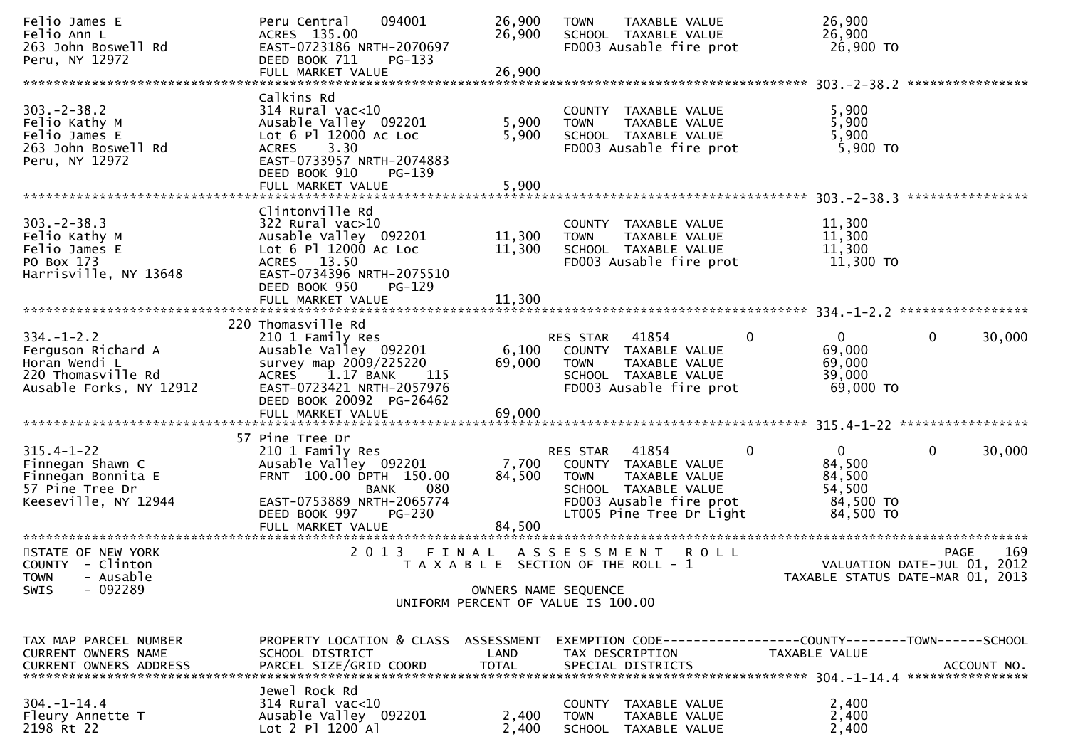```
Felio James E                 Peru Central    094001       26,900   TOWN    TAXABLE VALUE             26,900
Felio Ann L                   ACRES  135.00                26,900   SCHOOL  TAXABLE VALUE             26,900
263 John Boswell Rd           EAST-0723186 NRTH-2070697             FD003 Ausable fire prot            26,900 TO
Peru, NY 12972                DEED BOOK 711    PG-133
                              FULL MARKET VALUE            26,900
******************************************************************************************************* 303.-2-38.2 ****************
                              Calkins Rd
303.-2-38.2                   314 Rural vac<10                      COUNTY  TAXABLE VALUE              5,900
Felio Kathy M                 Ausable Valley  092201        5,900   TOWN    TAXABLE VALUE              5,900
Felio James E                 Lot 6 Pl 12000 Ac Loc         5,900   SCHOOL  TAXABLE VALUE              5,900
263 John Boswell Rd           ACRES    3.30                         FD003 Ausable fire prot             5,900 TO
Peru, NY 12972                EAST-0733957 NRTH-2074883
                              DEED BOOK 910    PG-139
                              FULL MARKET VALUE             5,900
******************************************************************************************************* 303.-2-38.3 ****************
                              Clintonville Rd
303.-2-38.3                   322 Rural vac>10                      COUNTY  TAXABLE VALUE             11,300
Felio Kathy M                 Ausable Valley  092201       11,300   TOWN    TAXABLE VALUE             11,300
Felio James E                 Lot 6 Pl 12000 Ac Loc        11,300   SCHOOL  TAXABLE VALUE             11,300
PO Box 173                    ACRES   13.50                         FD003 Ausable fire prot            11,300 TO
Harrisville, NY 13648         EAST-0734396 NRTH-2075510
                              DEED BOOK 950    PG-129
                              FULL MARKET VALUE            11,300
******************************************************************************************************* 334.-1-2.2 *****************
                           220 Thomasville Rd
334.-1-2.2                    210 1 Family Res                      RES STAR   41854          0            0           0     30,000
Ferguson Richard A            Ausable Valley  092201        6,100   COUNTY  TAXABLE VALUE             69,000
Horan Wendi L                 survey map 2009/225220       69,000   TOWN    TAXABLE VALUE             69,000
220 Thomasville Rd            ACRES    1.17 BANK     115            SCHOOL  TAXABLE VALUE             39,000
Ausable Forks, NY 12912       EAST-0723421 NRTH-2057976             FD003 Ausable fire prot            69,000 TO
                              DEED BOOK 20092  PG-26462
                              FULL MARKET VALUE            69,000
******************************************************************************************************* 315.4-1-22 *****************
                           57 Pine Tree Dr
315.4-1-22                    210 1 Family Res                      RES STAR   41854          0            0           0     30,000
Finnegan Shawn C              Ausable Valley  092201        7,700   COUNTY  TAXABLE VALUE             84,500
Finnegan Bonnita E            FRNT  100.00 DPTH  150.00    84,500   TOWN    TAXABLE VALUE             84,500
57 Pine Tree Dr                              BANK     080           SCHOOL  TAXABLE VALUE             54,500
Keeseville, NY 12944          EAST-0753889 NRTH-2065774             FD003 Ausable fire prot            84,500 TO
                              DEED BOOK 997    PG-230               LT005 Pine Tree Dr Light           84,500 TO
                              FULL MARKET VALUE            84,500
************************************************************************************************************************************
STATE OF NEW YORK                 2 0 1 3   F I N A L   A S S E S S M E N T   R O L L                               PAGE    169
COUNTY  - Clinton                    T A X A B L E  SECTION OF THE ROLL - 1                          VALUATION DATE-JUL 01, 2012
TOWN    - Ausable                                                                                TAXABLE STATUS DATE-MAR 01, 2013
SWIS    - 092289                                     OWNERS NAME SEQUENCE
                                              UNIFORM PERCENT OF VALUE IS 100.00


TAX MAP PARCEL NUMBER         PROPERTY LOCATION & CLASS  ASSESSMENT  EXEMPTION CODE------------------COUNTY--------TOWN------SCHOOL
CURRENT OWNERS NAME           SCHOOL DISTRICT               LAND     TAX DESCRIPTION             TAXABLE VALUE
CURRENT OWNERS ADDRESS        PARCEL SIZE/GRID COORD       TOTAL     SPECIAL DISTRICTS                                    ACCOUNT NO.
******************************************************************************************************* 304.-1-14.4 ****************
                              Jewel Rock Rd
304.-1-14.4                   314 Rural vac<10                      COUNTY  TAXABLE VALUE              2,400
Fleury Annette T              Ausable Valley  092201        2,400   TOWN    TAXABLE VALUE              2,400
2198 Rt 22                    Lot 2 Pl 1200 Al              2,400   SCHOOL  TAXABLE VALUE              2,400
```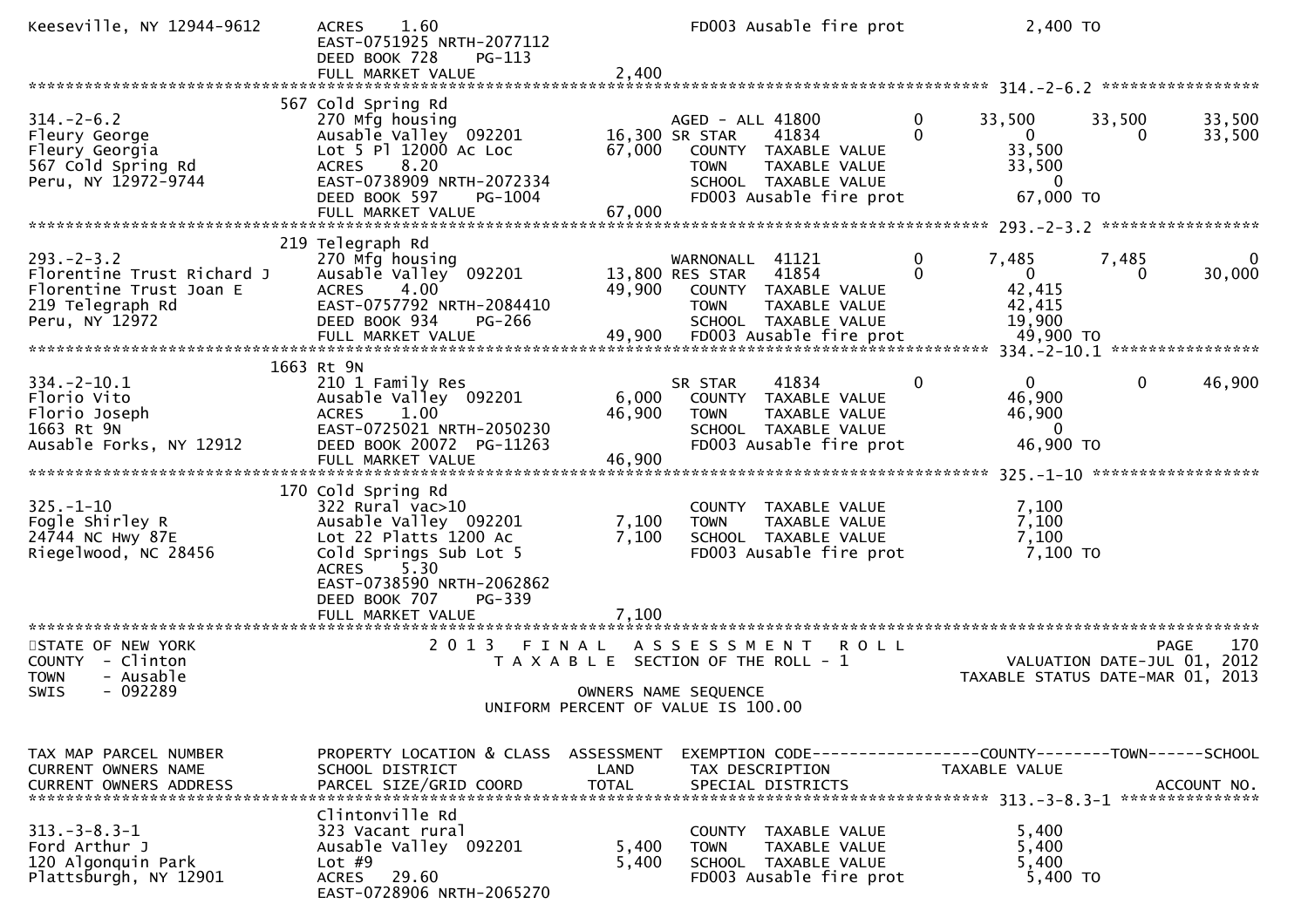```
Keeseville, NY 12944-9612      ACRES     1.60                              FD003 Ausable fire prot             2,400 TO
                               EAST-0751925 NRTH-2077112
                               DEED BOOK 728     PG-113
                               FULL MARKET VALUE                 2,400
******************************************************************************************************* 314.-2-6.2 *****************
                           567 Cold Spring Rd
314.-2-6.2                     270 Mfg housing                        AGED - ALL 41800          0      33,500       33,500       33,500
Fleury George                  Ausable Valley  092201          16,300 SR STAR    41834          0           0            0       33,500
Fleury Georgia                 Lot 5 Pl 12000 Ac Loc           67,000   COUNTY  TAXABLE VALUE             33,500
567 Cold Spring Rd             ACRES     8.20                           TOWN    TAXABLE VALUE             33,500
Peru, NY 12972-9744            EAST-0738909 NRTH-2072334                SCHOOL  TAXABLE VALUE                  0
                               DEED BOOK 597     PG-1004                FD003 Ausable fire prot           67,000 TO
                               FULL MARKET VALUE                67,000
******************************************************************************************************* 293.-2-3.2 *****************
                           219 Telegraph Rd
293.-2-3.2                     270 Mfg housing                        WARNONALL  41121          0       7,485        7,485            0
Florentine Trust Richard J     Ausable Valley  092201          13,800 RES STAR   41854          0           0            0       30,000
Florentine Trust Joan E        ACRES     4.00                  49,900   COUNTY  TAXABLE VALUE             42,415
219 Telegraph Rd               EAST-0757792 NRTH-2084410                TOWN    TAXABLE VALUE             42,415
Peru, NY 12972                 DEED BOOK 934     PG-266                 SCHOOL  TAXABLE VALUE             19,900
                               FULL MARKET VALUE                49,900  FD003 Ausable fire prot           49,900 TO
******************************************************************************************************* 334.-2-10.1 ****************
                          1663 Rt 9N
334.-2-10.1                    210 1 Family Res                       SR STAR    41834          0           0            0       46,900
Florio Vito                    Ausable Valley  092201           6,000   COUNTY  TAXABLE VALUE             46,900
Florio Joseph                  ACRES     1.00                  46,900   TOWN    TAXABLE VALUE             46,900
1663 Rt 9N                     EAST-0725021 NRTH-2050230                SCHOOL  TAXABLE VALUE                  0
Ausable Forks, NY 12912        DEED BOOK 20072  PG-11263                FD003 Ausable fire prot           46,900 TO
                               FULL MARKET VALUE                46,900
******************************************************************************************************* 325.-1-10 ******************
                           170 Cold Spring Rd
325.-1-10                      322 Rural vac>10                         COUNTY  TAXABLE VALUE              7,100
Fogle Shirley R                Ausable Valley  092201           7,100   TOWN    TAXABLE VALUE              7,100
24744 NC Hwy 87E               Lot 22 Platts 1200 Ac            7,100   SCHOOL  TAXABLE VALUE              7,100
Riegelwood, NC 28456           Cold Springs Sub Lot 5                   FD003 Ausable fire prot            7,100 TO
                               ACRES     5.30
                               EAST-0738590 NRTH-2062862
                               DEED BOOK 707     PG-339
                               FULL MARKET VALUE                 7,100
************************************************************************************************************************************
STATE OF NEW YORK                 2 0 1 3   F I N A L   A S S E S S M E N T   R O L L                                PAGE    170
COUNTY  - Clinton                    T A X A B L E  SECTION OF THE ROLL - 1                          VALUATION DATE-JUL 01, 2012
TOWN    - Ausable                                                                                   TAXABLE STATUS DATE-MAR 01, 2013
SWIS    - 092289                                        OWNERS NAME SEQUENCE
                                               UNIFORM PERCENT OF VALUE IS 100.00


TAX MAP PARCEL NUMBER          PROPERTY LOCATION & CLASS  ASSESSMENT  EXEMPTION CODE------------------COUNTY--------TOWN------SCHOOL
CURRENT OWNERS NAME            SCHOOL DISTRICT               LAND      TAX DESCRIPTION             TAXABLE VALUE
CURRENT OWNERS ADDRESS         PARCEL SIZE/GRID COORD        TOTAL     SPECIAL DISTRICTS                                   ACCOUNT NO.
******************************************************************************************************* 313.-3-8.3-1 ***************
                               Clintonville Rd
313.-3-8.3-1                   323 Vacant rural                         COUNTY  TAXABLE VALUE              5,400
Ford Arthur J                  Ausable Valley  092201           5,400   TOWN    TAXABLE VALUE              5,400
120 Algonquin Park             Lot #9                           5,400   SCHOOL  TAXABLE VALUE              5,400
Plattsburgh, NY 12901          ACRES    29.60                           FD003 Ausable fire prot            5,400 TO
                               EAST-0728906 NRTH-2065270
```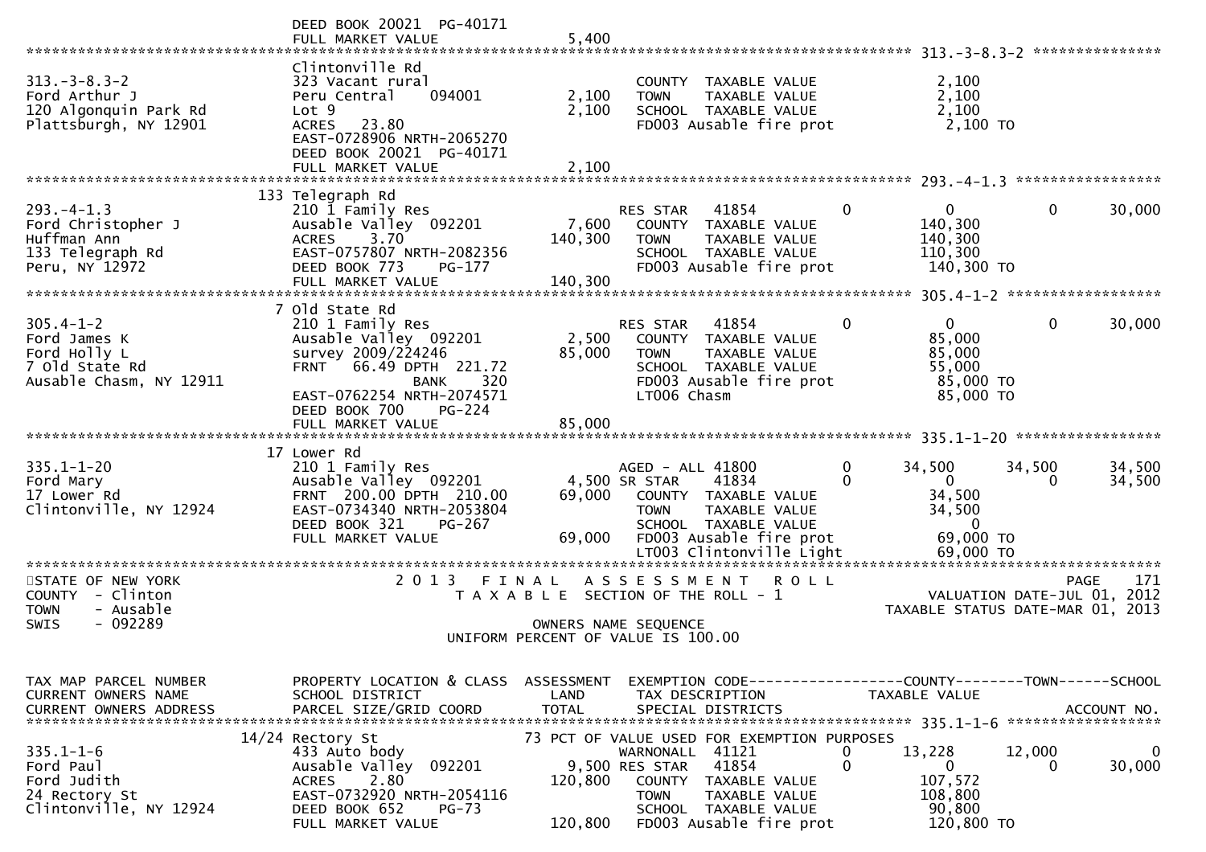```
                             DEED BOOK 20021  PG-40171
                             FULL MARKET VALUE               5,400
******************************************************************************************************* 313.-3-8.3-2 ***************
                             Clintonville Rd
313.-3-8.3-2                 323 Vacant rural                           COUNTY  TAXABLE VALUE              2,100
Ford Arthur J                Peru Central      094001          2,100    TOWN    TAXABLE VALUE              2,100
120 Algonquin Park Rd        Lot 9                             2,100    SCHOOL  TAXABLE VALUE              2,100
Plattsburgh, NY 12901        ACRES   23.80                              FD003 Ausable fire prot             2,100 TO
                             EAST-0728906 NRTH-2065270
                             DEED BOOK 20021  PG-40171
                             FULL MARKET VALUE               2,100
******************************************************************************************************* 293.-4-1.3 *****************
                         133 Telegraph Rd
293.-4-1.3                   210 1 Family Res                           RES STAR   41854          0          0            0       30,000
Ford Christopher J           Ausable Valley  092201            7,600    COUNTY  TAXABLE VALUE            140,300
Huffman Ann                  ACRES    3.70                   140,300    TOWN    TAXABLE VALUE            140,300
133 Telegraph Rd             EAST-0757807 NRTH-2082356                  SCHOOL  TAXABLE VALUE            110,300
Peru, NY 12972               DEED BOOK 773    PG-177                    FD003 Ausable fire prot           140,300 TO
                             FULL MARKET VALUE             140,300
******************************************************************************************************* 305.4-1-2 ******************
                         7 Old State Rd
305.4-1-2                    210 1 Family Res                           RES STAR   41854          0          0            0       30,000
Ford James K                 Ausable Valley  092201            2,500    COUNTY  TAXABLE VALUE             85,000
Ford Holly L                 survey 2009/224246               85,000    TOWN    TAXABLE VALUE             85,000
7 Old State Rd               FRNT   66.49 DPTH  221.72                  SCHOOL  TAXABLE VALUE             55,000
Ausable Chasm, NY 12911                   BANK     320                  FD003 Ausable fire prot            85,000 TO
                             EAST-0762254 NRTH-2074571                  LT006 Chasm                        85,000 TO
                             DEED BOOK 700    PG-224
                             FULL MARKET VALUE              85,000
******************************************************************************************************* 335.1-1-20 *****************
                         17 Lower Rd
335.1-1-20                   210 1 Family Res                           AGED - ALL 41800          0     34,500       34,500       34,500
Ford Mary                    Ausable Valley  092201            4,500 SR STAR     41834          0          0            0       34,500
17 Lower Rd                  FRNT  200.00 DPTH  210.00        69,000    COUNTY  TAXABLE VALUE             34,500
Clintonville, NY 12924       EAST-0734340 NRTH-2053804                  TOWN    TAXABLE VALUE             34,500
                             DEED BOOK 321    PG-267                    SCHOOL  TAXABLE VALUE                  0
                             FULL MARKET VALUE              69,000    FD003 Ausable fire prot            69,000 TO
                                                                        LT003 Clintonville Light           69,000 TO
************************************************************************************************************************************
STATE OF NEW YORK                    2 0 1 3   F I N A L   A S S E S S M E N T   R O L L                                PAGE    171
COUNTY  - Clinton                       T A X A B L E  SECTION OF THE ROLL - 1                          VALUATION DATE-JUL 01, 2012
TOWN    - Ausable                                                                                    TAXABLE STATUS DATE-MAR 01, 2013
SWIS    - 092289                                      OWNERS NAME SEQUENCE
                                             UNIFORM PERCENT OF VALUE IS 100.00


TAX MAP PARCEL NUMBER        PROPERTY LOCATION & CLASS  ASSESSMENT  EXEMPTION CODE------------------COUNTY--------TOWN------SCHOOL
CURRENT OWNERS NAME          SCHOOL DISTRICT               LAND      TAX DESCRIPTION            TAXABLE VALUE
CURRENT OWNERS ADDRESS       PARCEL SIZE/GRID COORD       TOTAL      SPECIAL DISTRICTS                                   ACCOUNT NO.
******************************************************************************************************* 335.1-1-6 ******************
                       14/24 Rectory St                   73 PCT OF VALUE USED FOR EXEMPTION PURPOSES
335.1-1-6                    433 Auto body                              WARNONALL  41121          0     13,228       12,000            0
Ford Paul                    Ausable Valley  092201            9,500 RES STAR    41854          0          0            0       30,000
Ford Judith                  ACRES    2.80                   120,800    COUNTY  TAXABLE VALUE            107,572
24 Rectory St                EAST-0732920 NRTH-2054116                  TOWN    TAXABLE VALUE            108,800
Clintonville, NY 12924       DEED BOOK 652    PG-73                     SCHOOL  TAXABLE VALUE             90,800
                             FULL MARKET VALUE             120,800    FD003 Ausable fire prot           120,800 TO
```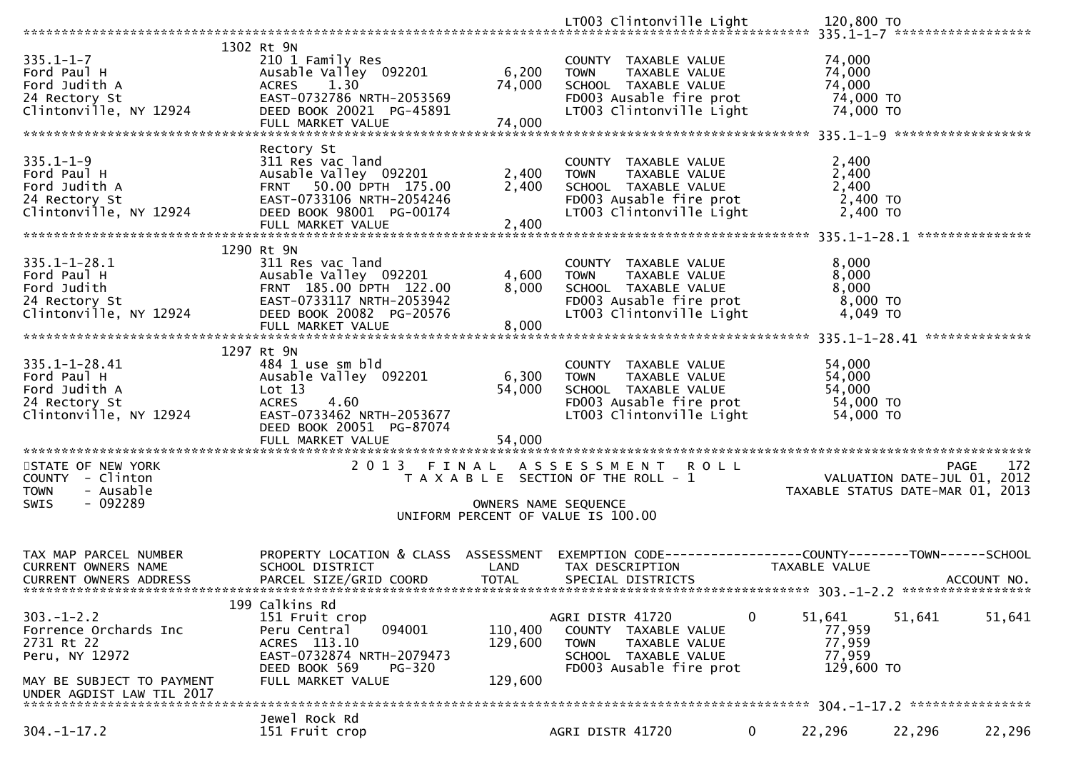```
                                                                                LT003 Clintonville Light          120,800 TO
******************************************************************************************************* 335.1-1-7 ******************
                          1302 Rt 9N
335.1-1-7                    210 1 Family Res                              COUNTY  TAXABLE VALUE              74,000
Ford Paul H                  Ausable Valley  092201          6,200        TOWN    TAXABLE VALUE              74,000
Ford Judith A                ACRES     1.30                 74,000        SCHOOL  TAXABLE VALUE              74,000
24 Rectory St                EAST-0732786 NRTH-2053569                     FD003 Ausable fire prot            74,000 TO
Clintonville, NY 12924       DEED BOOK 20021  PG-45891                     LT003 Clintonville Light           74,000 TO
                             FULL MARKET VALUE              74,000
******************************************************************************************************* 335.1-1-9 ******************
                             Rectory St
335.1-1-9                    311 Res vac land                              COUNTY  TAXABLE VALUE               2,400
Ford Paul H                  Ausable Valley  092201          2,400        TOWN    TAXABLE VALUE               2,400
Ford Judith A                FRNT   50.00 DPTH 175.00        2,400        SCHOOL  TAXABLE VALUE               2,400
24 Rectory St                EAST-0733106 NRTH-2054246                     FD003 Ausable fire prot             2,400 TO
Clintonville, NY 12924       DEED BOOK 98001  PG-00174                     LT003 Clintonville Light            2,400 TO
                             FULL MARKET VALUE               2,400
******************************************************************************************************* 335.1-1-28.1 ***************
                          1290 Rt 9N
335.1-1-28.1                 311 Res vac land                              COUNTY  TAXABLE VALUE               8,000
Ford Paul H                  Ausable Valley  092201          4,600        TOWN    TAXABLE VALUE               8,000
Ford Judith                  FRNT  185.00 DPTH 122.00        8,000        SCHOOL  TAXABLE VALUE               8,000
24 Rectory St                EAST-0733117 NRTH-2053942                     FD003 Ausable fire prot             8,000 TO
Clintonville, NY 12924       DEED BOOK 20082  PG-20576                     LT003 Clintonville Light            4,049 TO
                             FULL MARKET VALUE               8,000
******************************************************************************************************* 335.1-1-28.41 **************
                          1297 Rt 9N
335.1-1-28.41                484 1 use sm bld                              COUNTY  TAXABLE VALUE              54,000
Ford Paul H                  Ausable Valley  092201          6,300        TOWN    TAXABLE VALUE              54,000
Ford Judith A                Lot 13                         54,000        SCHOOL  TAXABLE VALUE              54,000
24 Rectory St                ACRES     4.60                                FD003 Ausable fire prot            54,000 TO
Clintonville, NY 12924       EAST-0733462 NRTH-2053677                     LT003 Clintonville Light           54,000 TO
                             DEED BOOK 20051  PG-87074
                             FULL MARKET VALUE              54,000
************************************************************************************************************************************
STATE OF NEW YORK                      2 0 1 3   F I N A L   A S S E S S M E N T   R O L L                              PAGE    172
COUNTY  - Clinton                         T A X A B L E  SECTION OF THE ROLL - 1                          VALUATION DATE-JUL 01, 2012
TOWN    - Ausable                                                                                      TAXABLE STATUS DATE-MAR 01, 2013
SWIS    - 092289                                       OWNERS NAME SEQUENCE
                                                  UNIFORM PERCENT OF VALUE IS 100.00


TAX MAP PARCEL NUMBER        PROPERTY LOCATION & CLASS  ASSESSMENT  EXEMPTION CODE------------------COUNTY--------TOWN------SCHOOL
CURRENT OWNERS NAME          SCHOOL DISTRICT               LAND      TAX DESCRIPTION            TAXABLE VALUE
CURRENT OWNERS ADDRESS       PARCEL SIZE/GRID COORD        TOTAL     SPECIAL DISTRICTS                                    ACCOUNT NO.
******************************************************************************************************* 303.-1-2.2 *****************
                           199 Calkins Rd
303.-1-2.2                   151 Fruit crop                            AGRI DISTR 41720           0       51,641      51,641      51,641
Forrence Orchards Inc        Peru Central     094001      110,400       COUNTY  TAXABLE VALUE              77,959
2731 Rt 22                   ACRES  113.10               129,600       TOWN    TAXABLE VALUE              77,959
Peru, NY 12972               EAST-0732874 NRTH-2079473                  SCHOOL  TAXABLE VALUE              77,959
                             DEED BOOK 569     PG-320                   FD003 Ausable fire prot           129,600 TO
MAY BE SUBJECT TO PAYMENT    FULL MARKET VALUE            129,600
UNDER AGDIST LAW TIL 2017
******************************************************************************************************* 304.-1-17.2 ****************
                             Jewel Rock Rd
304.-1-17.2                  151 Fruit crop                            AGRI DISTR 41720           0       22,296      22,296      22,296
```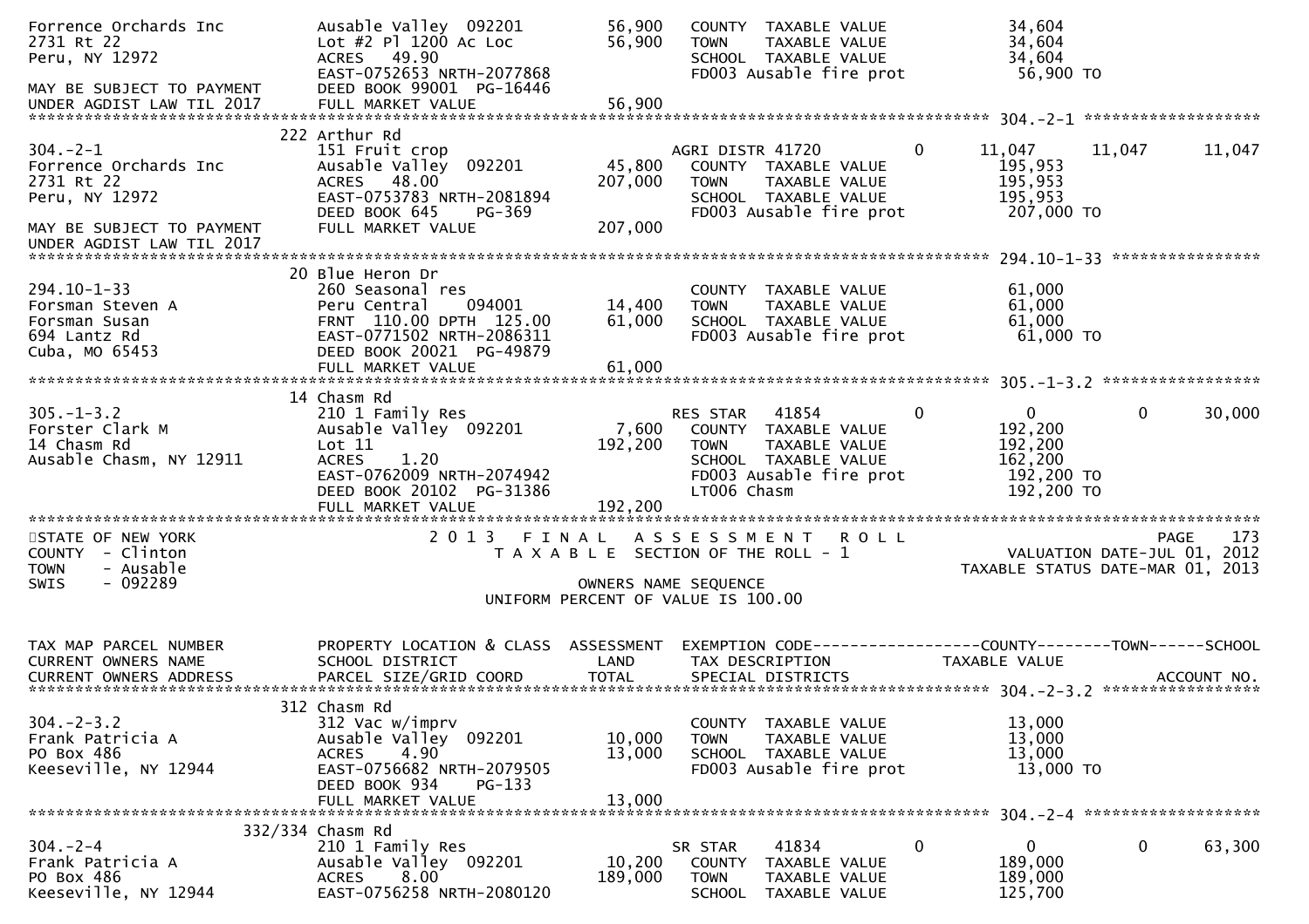```
Forrence Orchards Inc          Ausable Valley  092201       56,900   COUNTY  TAXABLE VALUE             34,604
2731 Rt 22                     Lot #2 Pl 1200 Ac Loc        56,900   TOWN    TAXABLE VALUE             34,604
Peru, NY 12972                 ACRES   49.90                         SCHOOL  TAXABLE VALUE             34,604
                               EAST-0752653 NRTH-2077868             FD003 Ausable fire prot            56,900 TO
MAY BE SUBJECT TO PAYMENT      DEED BOOK 99001  PG-16446
UNDER AGDIST LAW TIL 2017      FULL MARKET VALUE            56,900
******************************************************************************************************* 304.-2-1 ******************
                       222 Arthur Rd
304.-2-1                       151 Fruit crop                        AGRI DISTR 41720          0       11,047      11,047     11,047
Forrence Orchards Inc          Ausable Valley  092201       45,800   COUNTY  TAXABLE VALUE            195,953
2731 Rt 22                     ACRES   48.00               207,000   TOWN    TAXABLE VALUE            195,953
Peru, NY 12972                 EAST-0753783 NRTH-2081894             SCHOOL  TAXABLE VALUE            195,953
                               DEED BOOK 645    PG-369               FD003 Ausable fire prot           207,000 TO
MAY BE SUBJECT TO PAYMENT      FULL MARKET VALUE           207,000
UNDER AGDIST LAW TIL 2017
******************************************************************************************************* 294.10-1-33 ***************
                       20 Blue Heron Dr
294.10-1-33                    260 Seasonal res                      COUNTY  TAXABLE VALUE             61,000
Forsman Steven A               Peru Central    094001       14,400   TOWN    TAXABLE VALUE             61,000
Forsman Susan                  FRNT 110.00 DPTH 125.00      61,000   SCHOOL  TAXABLE VALUE             61,000
694 Lantz Rd                   EAST-0771502 NRTH-2086311             FD003 Ausable fire prot            61,000 TO
Cuba, MO 65453                 DEED BOOK 20021  PG-49879
                               FULL MARKET VALUE            61,000
******************************************************************************************************* 305.-1-3.2 ****************
                       14 Chasm Rd
305.-1-3.2                     210 1 Family Res                      RES STAR  41854           0            0           0     30,000
Forster Clark M                Ausable Valley  092201        7,600   COUNTY  TAXABLE VALUE            192,200
14 Chasm Rd                    Lot 11                      192,200   TOWN    TAXABLE VALUE            192,200
Ausable Chasm, NY 12911        ACRES    1.20                         SCHOOL  TAXABLE VALUE            162,200
                               EAST-0762009 NRTH-2074942             FD003 Ausable fire prot           192,200 TO
                               DEED BOOK 20102  PG-31386             LT006 Chasm                       192,200 TO
                               FULL MARKET VALUE           192,200
************************************************************************************************************************************
STATE OF NEW YORK                   2 0 1 3   F I N A L   A S S E S S M E N T   R O L L                                PAGE   173
COUNTY  - Clinton                         T A X A B L E  SECTION OF THE ROLL - 1                   VALUATION DATE-JUL 01, 2012
TOWN    - Ausable                                                                               TAXABLE STATUS DATE-MAR 01, 2013
SWIS    - 092289                                      OWNERS NAME SEQUENCE
                                               UNIFORM PERCENT OF VALUE IS 100.00


TAX MAP PARCEL NUMBER          PROPERTY LOCATION & CLASS  ASSESSMENT  EXEMPTION CODE------------------COUNTY--------TOWN------SCHOOL
CURRENT OWNERS NAME            SCHOOL DISTRICT               LAND      TAX DESCRIPTION            TAXABLE VALUE
CURRENT OWNERS ADDRESS         PARCEL SIZE/GRID COORD        TOTAL     SPECIAL DISTRICTS                                 ACCOUNT NO.
******************************************************************************************************* 304.-2-3.2 ****************
                       312 Chasm Rd
304.-2-3.2                     312 Vac w/imprv                       COUNTY  TAXABLE VALUE             13,000
Frank Patricia A               Ausable Valley  092201       10,000   TOWN    TAXABLE VALUE             13,000
PO Box 486                     ACRES    4.90                13,000   SCHOOL  TAXABLE VALUE             13,000
Keeseville, NY 12944           EAST-0756682 NRTH-2079505             FD003 Ausable fire prot            13,000 TO
                               DEED BOOK 934    PG-133
                               FULL MARKET VALUE            13,000
******************************************************************************************************* 304.-2-4 ******************
                   332/334 Chasm Rd
304.-2-4                       210 1 Family Res                      SR STAR   41834           0            0           0     63,300
Frank Patricia A               Ausable Valley  092201       10,200   COUNTY  TAXABLE VALUE            189,000
PO Box 486                     ACRES    8.00               189,000   TOWN    TAXABLE VALUE            189,000
Keeseville, NY 12944           EAST-0756258 NRTH-2080120             SCHOOL  TAXABLE VALUE            125,700
```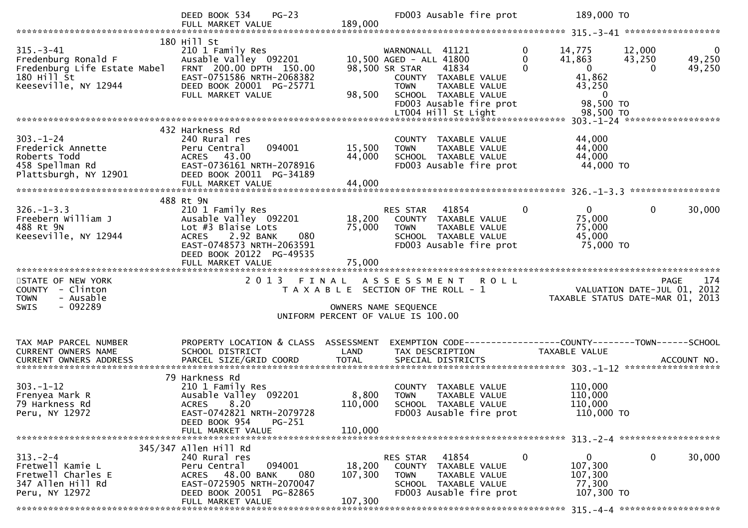| | DEED BOOK 534 PG-23 | | FD003 Ausable fire prot | | 189,000 TO | | |
|---|---|---|---|---|---|---|---|
| | FULL MARKET VALUE | 189,000 | | | | | |

\*\*\*\*\*\*\*\*\*\*\*\*\*\*\*\*\*\*\*\*\*\*\*\*\*\*\*\*\*\*\*\*\*\*\*\*\*\*\*\*\*\*\*\*\*\*\*\*\*\*\*\*\*\*\*\*\*\*\*\*\*\*\*\*\*\*\*\*\*\*\*\*\*\*\*\*\*\*\*\*\*\*\*\*\*\*\*\*\*\*\*\*\* 315.-3-41 \*\*\*\*\*\*\*\*\*\*\*\*\*\*\*\*\*\*\*

| TAX MAP PARCEL NUMBER / CURRENT OWNERS NAME / CURRENT OWNERS ADDRESS | PROPERTY LOCATION & CLASS / SCHOOL DISTRICT / PARCEL SIZE/GRID COORD | LAND / TOTAL | EXEMPTION CODE / TAX DESCRIPTION / SPECIAL DISTRICTS | | COUNTY | TOWN | SCHOOL |
|---|---|---|---|---|---|---|---|
| | 180 Hill St | | | | | | |
| 315.-3-41 | 210 1 Family Res | | WARNONALL 41121 | 0 | 14,775 | 12,000 | 0 |
| Fredenburg Ronald F | Ausable Valley 092201 | 10,500 | AGED - ALL 41800 | 0 | 41,863 | 43,250 | 49,250 |
| Fredenburg Life Estate Mabel | FRNT 200.00 DPTH 150.00 | 98,500 | SR STAR 41834 | 0 | 0 | 0 | 49,250 |
| 180 Hill St | EAST-0751586 NRTH-2068382 | | COUNTY TAXABLE VALUE | | 41,862 | | |
| Keeseville, NY 12944 | DEED BOOK 20001 PG-25771 | | TOWN TAXABLE VALUE | | 43,250 | | |
| | FULL MARKET VALUE | 98,500 | SCHOOL TAXABLE VALUE | | 0 | | |
| | | | FD003 Ausable fire prot | | 98,500 TO | | |
| | | | LT004 Hill St Light | | 98,500 TO | | |

\*\*\*\*\*\*\*\*\*\*\*\*\*\*\*\*\*\*\*\*\*\*\*\*\*\*\*\*\*\*\*\*\*\*\*\*\*\*\*\*\*\*\*\*\*\*\*\*\*\*\*\*\*\*\*\*\*\*\*\*\*\*\*\*\*\*\*\*\*\*\*\*\*\*\*\*\*\*\*\*\*\*\*\*\*\*\*\*\*\*\*\*\* 303.-1-24 \*\*\*\*\*\*\*\*\*\*\*\*\*\*\*\*\*\*\*

| | | | | | | | |
|---|---|---|---|---|---|---|---|
| | 432 Harkness Rd | | | | | | |
| 303.-1-24 | 240 Rural res | | COUNTY TAXABLE VALUE | | 44,000 | | |
| Frederick Annette | Peru Central 094001 | 15,500 | TOWN TAXABLE VALUE | | 44,000 | | |
| Roberts Todd | ACRES 43.00 | 44,000 | SCHOOL TAXABLE VALUE | | 44,000 | | |
| 458 Spellman Rd | EAST-0736161 NRTH-2078916 | | FD003 Ausable fire prot | | 44,000 TO | | |
| Plattsburgh, NY 12901 | DEED BOOK 20011 PG-34189 | | | | | | |
| | FULL MARKET VALUE | 44,000 | | | | | |

\*\*\*\*\*\*\*\*\*\*\*\*\*\*\*\*\*\*\*\*\*\*\*\*\*\*\*\*\*\*\*\*\*\*\*\*\*\*\*\*\*\*\*\*\*\*\*\*\*\*\*\*\*\*\*\*\*\*\*\*\*\*\*\*\*\*\*\*\*\*\*\*\*\*\*\*\*\*\*\*\*\*\*\*\*\*\*\*\*\*\*\*\* 326.-1-3.3 \*\*\*\*\*\*\*\*\*\*\*\*\*\*\*\*\*

| | | | | | | | |
|---|---|---|---|---|---|---|---|
| | 488 Rt 9N | | | | | | |
| 326.-1-3.3 | 210 1 Family Res | | RES STAR 41854 | 0 | 0 | 0 | 30,000 |
| Freebern William J | Ausable Valley 092201 | 18,200 | COUNTY TAXABLE VALUE | | 75,000 | | |
| 488 Rt 9N | Lot #3 Blaise Lots | 75,000 | TOWN TAXABLE VALUE | | 75,000 | | |
| Keeseville, NY 12944 | ACRES 2.92 BANK 080 | | SCHOOL TAXABLE VALUE | | 45,000 | | |
| | EAST-0748573 NRTH-2063591 | | FD003 Ausable fire prot | | 75,000 TO | | |
| | DEED BOOK 20122 PG-49535 | | | | | | |
| | FULL MARKET VALUE | 75,000 | | | | | |

STATE OF NEW YORK
COUNTY - Clinton
TOWN - Ausable
SWIS - 092289

2 0 1 3 F I N A L A S S E S S M E N T R O L L
T A X A B L E SECTION OF THE ROLL - 1
OWNERS NAME SEQUENCE
UNIFORM PERCENT OF VALUE IS 100.00

PAGE 174
VALUATION DATE-JUL 01, 2012
TAXABLE STATUS DATE-MAR 01, 2013

| TAX MAP PARCEL NUMBER / CURRENT OWNERS NAME / CURRENT OWNERS ADDRESS | PROPERTY LOCATION & CLASS / SCHOOL DISTRICT / PARCEL SIZE/GRID COORD | ASSESSMENT LAND / TOTAL | EXEMPTION CODE / TAX DESCRIPTION / SPECIAL DISTRICTS | | COUNTY TAXABLE VALUE | TOWN | SCHOOL / ACCOUNT NO. |
|---|---|---|---|---|---|---|---|
| | 79 Harkness Rd | | | | | | |
| 303.-1-12 | 210 1 Family Res | | COUNTY TAXABLE VALUE | | 110,000 | | |
| Frenyea Mark R | Ausable Valley 092201 | 8,800 | TOWN TAXABLE VALUE | | 110,000 | | |
| 79 Harkness Rd | ACRES 8.20 | 110,000 | SCHOOL TAXABLE VALUE | | 110,000 | | |
| Peru, NY 12972 | EAST-0742821 NRTH-2079728 | | FD003 Ausable fire prot | | 110,000 TO | | |
| | DEED BOOK 954 PG-251 | | | | | | |
| | FULL MARKET VALUE | 110,000 | | | | | |

\*\*\*\*\*\*\*\*\*\*\*\*\*\*\*\*\*\*\*\*\*\*\*\*\*\*\*\*\*\*\*\*\*\*\*\*\*\*\*\*\*\*\*\*\*\*\*\*\*\*\*\*\*\*\*\*\*\*\*\*\*\*\*\*\*\*\*\*\*\*\*\*\*\*\*\*\*\*\*\*\*\*\*\*\*\*\*\*\*\*\*\*\* 313.-2-4 \*\*\*\*\*\*\*\*\*\*\*\*\*\*\*\*\*\*\*

| | | | | | | | |
|---|---|---|---|---|---|---|---|
| | 345/347 Allen Hill Rd | | | | | | |
| 313.-2-4 | 240 Rural res | | RES STAR 41854 | 0 | 0 | 0 | 30,000 |
| Fretwell Kamie L | Peru Central 094001 | 18,200 | COUNTY TAXABLE VALUE | | 107,300 | | |
| Fretwell Charles E | ACRES 48.00 BANK 080 | 107,300 | TOWN TAXABLE VALUE | | 107,300 | | |
| 347 Allen Hill Rd | EAST-0725905 NRTH-2070047 | | SCHOOL TAXABLE VALUE | | 77,300 | | |
| Peru, NY 12972 | DEED BOOK 20051 PG-82865 | | FD003 Ausable fire prot | | 107,300 TO | | |
| | FULL MARKET VALUE | 107,300 | | | | | |

\*\*\*\*\*\*\*\*\*\*\*\*\*\*\*\*\*\*\*\*\*\*\*\*\*\*\*\*\*\*\*\*\*\*\*\*\*\*\*\*\*\*\*\*\*\*\*\*\*\*\*\*\*\*\*\*\*\*\*\*\*\*\*\*\*\*\*\*\*\*\*\*\*\*\*\*\*\*\*\*\*\*\*\*\*\*\*\*\*\*\*\*\* 315.-4-4 \*\*\*\*\*\*\*\*\*\*\*\*\*\*\*\*\*\*\*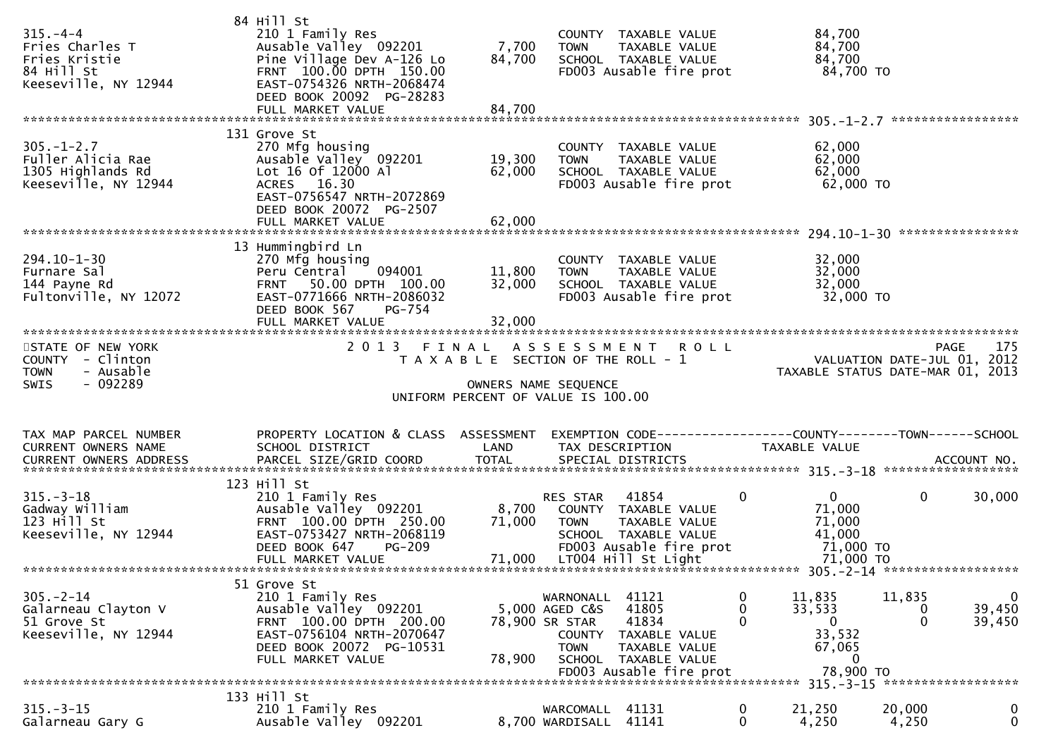```
                              84 Hill St
315.-4-4                      210 1 Family Res                          COUNTY  TAXABLE VALUE               84,700
Fries Charles T               Ausable Valley  092201         7,700      TOWN    TAXABLE VALUE               84,700
Fries Kristie                 Pine Village Dev A-126 Lo     84,700      SCHOOL  TAXABLE VALUE               84,700
84 Hill St                    FRNT  100.00 DPTH  150.00                 FD003 Ausable fire prot              84,700 TO
Keeseville, NY 12944          EAST-0754326 NRTH-2068474
                              DEED BOOK 20092  PG-28283
                              FULL MARKET VALUE             84,700
******************************************************************************************************* 305.-1-2.7 *****************
                              131 Grove St
305.-1-2.7                    270 Mfg housing                           COUNTY  TAXABLE VALUE               62,000
Fuller Alicia Rae             Ausable Valley  092201        19,300      TOWN    TAXABLE VALUE               62,000
1305 Highlands Rd             Lot 16 Of 12000 Al            62,000      SCHOOL  TAXABLE VALUE               62,000
Keeseville, NY 12944          ACRES   16.30                             FD003 Ausable fire prot              62,000 TO
                              EAST-0756547 NRTH-2072869
                              DEED BOOK 20072  PG-2507
                              FULL MARKET VALUE             62,000
******************************************************************************************************* 294.10-1-30 ****************
                              13 Hummingbird Ln
294.10-1-30                   270 Mfg housing                           COUNTY  TAXABLE VALUE               32,000
Furnare Sal                   Peru Central    094001        11,800      TOWN    TAXABLE VALUE               32,000
144 Payne Rd                  FRNT   50.00 DPTH  100.00     32,000      SCHOOL  TAXABLE VALUE               32,000
Fultonville, NY 12072         EAST-0771666 NRTH-2086032                 FD003 Ausable fire prot              32,000 TO
                              DEED BOOK 567    PG-754
                              FULL MARKET VALUE             32,000
************************************************************************************************************************************
STATE OF NEW YORK                  2 0 1 3   F I N A L   A S S E S S M E N T   R O L L                                 PAGE    175
COUNTY  - Clinton                      T A X A B L E  SECTION OF THE ROLL - 1                       VALUATION DATE-JUL 01, 2012
TOWN    - Ausable                                                                                TAXABLE STATUS DATE-MAR 01, 2013
SWIS    - 092289                                       OWNERS NAME SEQUENCE
                                                 UNIFORM PERCENT OF VALUE IS 100.00


TAX MAP PARCEL NUMBER         PROPERTY LOCATION & CLASS  ASSESSMENT  EXEMPTION CODE------------------COUNTY--------TOWN------SCHOOL
CURRENT OWNERS NAME           SCHOOL DISTRICT               LAND      TAX DESCRIPTION              TAXABLE VALUE
CURRENT OWNERS ADDRESS        PARCEL SIZE/GRID COORD        TOTAL     SPECIAL DISTRICTS                                 ACCOUNT NO.
******************************************************************************************************* 315.-3-18 ******************
                              123 Hill St
315.-3-18                     210 1 Family Res                          RES STAR    41854          0           0            0       30,000
Gadway William                Ausable Valley  092201         8,700      COUNTY  TAXABLE VALUE               71,000
123 Hill St                   FRNT  100.00 DPTH  250.00     71,000      TOWN    TAXABLE VALUE               71,000
Keeseville, NY 12944          EAST-0753427 NRTH-2068119                 SCHOOL  TAXABLE VALUE               41,000
                              DEED BOOK 647    PG-209                   FD003 Ausable fire prot              71,000 TO
                              FULL MARKET VALUE             71,000      LT004 Hill St Light                  71,000 TO
******************************************************************************************************* 305.-2-14 ******************
                              51 Grove St
305.-2-14                     210 1 Family Res                          WARNONALL  41121           0      11,835       11,835            0
Galarneau Clayton V           Ausable Valley  092201         5,000 AGED C&S    41805           0      33,533            0       39,450
51 Grove St                   FRNT  100.00 DPTH  200.00     78,900 SR STAR     41834           0           0            0       39,450
Keeseville, NY 12944          EAST-0756104 NRTH-2070647                 COUNTY  TAXABLE VALUE               33,532
                              DEED BOOK 20072  PG-10531                 TOWN    TAXABLE VALUE               67,065
                              FULL MARKET VALUE             78,900      SCHOOL  TAXABLE VALUE                    0
                                                                        FD003 Ausable fire prot              78,900 TO
******************************************************************************************************* 315.-3-15 ******************
                              133 Hill St
315.-3-15                     210 1 Family Res                          WARCOMALL  41131           0      21,250       20,000            0
Galarneau Gary G              Ausable Valley  092201         8,700 WARDISALL  41141           0       4,250        4,250            0
```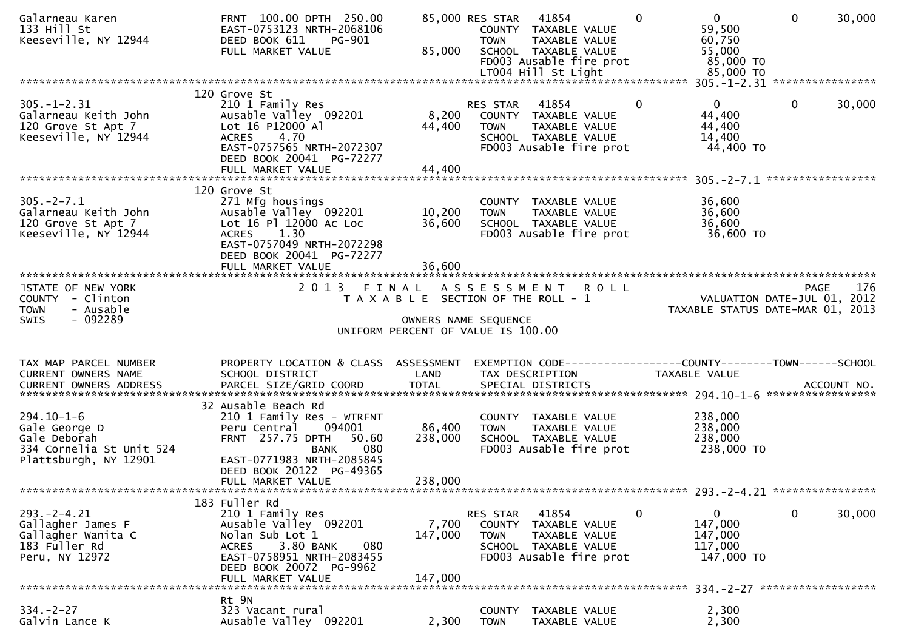```
Galarneau Karen              FRNT 100.00 DPTH 250.00       85,000 RES STAR   41854          0             0            0         30,000
133 Hill St                  EAST-0753123 NRTH-2068106            COUNTY  TAXABLE VALUE                59,500
Keeseville, NY 12944         DEED BOOK 611    PG-901              TOWN    TAXABLE VALUE                60,750
                             FULL MARKET VALUE              85,000 SCHOOL  TAXABLE VALUE               55,000
                                                                   FD003 Ausable fire prot             85,000 TO
                                                                   LT004 Hill St Light                 85,000 TO
******************************************************************************************************* 305.-1-2.31 ****************
                             120 Grove St
305.-1-2.31                  210 1 Family Res                     RES STAR   41854          0             0            0         30,000
Galarneau Keith John         Ausable Valley  092201         8,200    COUNTY  TAXABLE VALUE             44,400
120 Grove St Apt 7           Lot 16 P12000 Al              44,400    TOWN    TAXABLE VALUE             44,400
Keeseville, NY 12944         ACRES     4.70                          SCHOOL  TAXABLE VALUE             14,400
                             EAST-0757565 NRTH-2072307               FD003 Ausable fire prot           44,400 TO
                             DEED BOOK 20041  PG-72277
                             FULL MARKET VALUE             44,400
******************************************************************************************************* 305.-2-7.1 *****************
                             120 Grove St
305.-2-7.1                   271 Mfg housings                        COUNTY  TAXABLE VALUE             36,600
Galarneau Keith John         Ausable Valley  092201        10,200    TOWN    TAXABLE VALUE             36,600
120 Grove St Apt 7           Lot 16 Pl 12000 Ac Loc        36,600    SCHOOL  TAXABLE VALUE             36,600
Keeseville, NY 12944         ACRES     1.30                          FD003 Ausable fire prot           36,600 TO
                             EAST-0757049 NRTH-2072298
                             DEED BOOK 20041  PG-72277
                             FULL MARKET VALUE             36,600
************************************************************************************************************************************
STATE OF NEW YORK                          2 0 1 3   F I N A L   A S S E S S M E N T   R O L L                              PAGE   176
COUNTY  - Clinton                           T A X A B L E  SECTION OF THE ROLL - 1                      VALUATION DATE-JUL 01, 2012
TOWN    - Ausable                                                                                  TAXABLE STATUS DATE-MAR 01, 2013
SWIS    - 092289                                         OWNERS NAME SEQUENCE
                                                 UNIFORM PERCENT OF VALUE IS 100.00

TAX MAP PARCEL NUMBER        PROPERTY LOCATION & CLASS  ASSESSMENT  EXEMPTION CODE------------------COUNTY--------TOWN------SCHOOL
CURRENT OWNERS NAME          SCHOOL DISTRICT               LAND      TAX DESCRIPTION            TAXABLE VALUE
CURRENT OWNERS ADDRESS       PARCEL SIZE/GRID COORD        TOTAL     SPECIAL DISTRICTS                                  ACCOUNT NO.
******************************************************************************************************* 294.10-1-6 *****************
                             32 Ausable Beach Rd
294.10-1-6                   210 1 Family Res - WTRFNT               COUNTY  TAXABLE VALUE            238,000
Gale George D                Peru Central    094001        86,400    TOWN    TAXABLE VALUE            238,000
Gale Deborah                 FRNT 257.75 DPTH  50.60      238,000    SCHOOL  TAXABLE VALUE            238,000
334 Cornelia St Unit 524                  BANK    080                FD003 Ausable fire prot          238,000 TO
Plattsburgh, NY 12901        EAST-0771983 NRTH-2085845
                             DEED BOOK 20122  PG-49365
                             FULL MARKET VALUE            238,000
******************************************************************************************************* 293.-2-4.21 ****************
                             183 Fuller Rd
293.-2-4.21                  210 1 Family Res                     RES STAR   41854          0             0            0         30,000
Gallagher James F            Ausable Valley  092201         7,700    COUNTY  TAXABLE VALUE            147,000
Gallagher Wanita C           Nolan Sub Lot 1              147,000    TOWN    TAXABLE VALUE            147,000
183 Fuller Rd                ACRES     3.80 BANK    080              SCHOOL  TAXABLE VALUE            117,000
Peru, NY 12972               EAST-0758951 NRTH-2083455               FD003 Ausable fire prot          147,000 TO
                             DEED BOOK 20072  PG-9962
                             FULL MARKET VALUE            147,000
******************************************************************************************************* 334.-2-27 ******************
                             Rt 9N
334.-2-27                    323 Vacant rural                        COUNTY  TAXABLE VALUE              2,300
Galvin Lance K               Ausable Valley  092201         2,300    TOWN    TAXABLE VALUE              2,300
```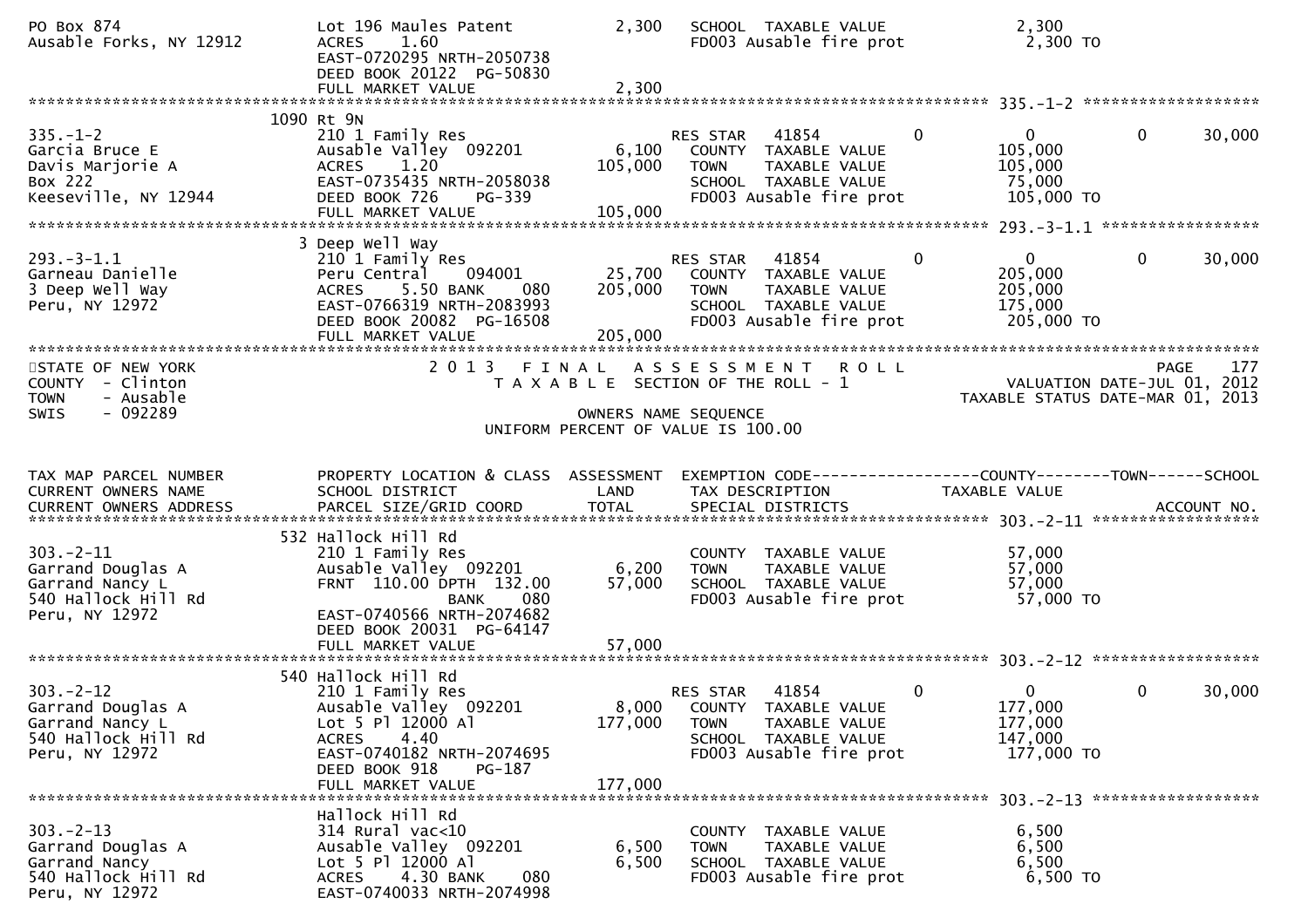```
PO Box 874                    Lot 196 Maules Patent            2,300   SCHOOL  TAXABLE VALUE               2,300
Ausable Forks, NY 12912       ACRES    1.60                            FD003 Ausable fire prot             2,300 TO
                              EAST-0720295 NRTH-2050738
                              DEED BOOK 20122  PG-50830
                              FULL MARKET VALUE                2,300
******************************************************************************************************* 335.-1-2 ******************
                           1090 Rt 9N
335.-1-2                      210 1 Family Res                          RES STAR   41854         0           0           0      30,000
Garcia Bruce E                Ausable Valley  092201           6,100    COUNTY  TAXABLE VALUE             105,000
Davis Marjorie A              ACRES    1.20                  105,000    TOWN    TAXABLE VALUE             105,000
Box 222                       EAST-0735435 NRTH-2058038                 SCHOOL  TAXABLE VALUE              75,000
Keeseville, NY 12944          DEED BOOK 726    PG-339                   FD003 Ausable fire prot           105,000 TO
                              FULL MARKET VALUE              105,000
******************************************************************************************************* 293.-3-1.1 ****************
                           3 Deep Well Way
293.-3-1.1                    210 1 Family Res                          RES STAR   41854         0           0           0      30,000
Garneau Danielle              Peru Central     094001         25,700    COUNTY  TAXABLE VALUE             205,000
3 Deep Well Way               ACRES    5.50 BANK     080     205,000    TOWN    TAXABLE VALUE             205,000
Peru, NY 12972                EAST-0766319 NRTH-2083993                 SCHOOL  TAXABLE VALUE             175,000
                              DEED BOOK 20082  PG-16508                 FD003 Ausable fire prot           205,000 TO
                              FULL MARKET VALUE              205,000
************************************************************************************************************************************
STATE OF NEW YORK                  2 0 1 3   F I N A L   A S S E S S M E N T   R O L L                               PAGE    177
COUNTY  - Clinton                      T A X A B L E  SECTION OF THE ROLL - 1                         VALUATION DATE-JUL 01, 2012
TOWN    - Ausable                                                                                   TAXABLE STATUS DATE-MAR 01, 2013
SWIS    - 092289                                       OWNERS NAME SEQUENCE
                                               UNIFORM PERCENT OF VALUE IS 100.00


TAX MAP PARCEL NUMBER         PROPERTY LOCATION & CLASS  ASSESSMENT  EXEMPTION CODE------------------COUNTY--------TOWN------SCHOOL
CURRENT OWNERS NAME           SCHOOL DISTRICT               LAND      TAX DESCRIPTION            TAXABLE VALUE
CURRENT OWNERS ADDRESS        PARCEL SIZE/GRID COORD        TOTAL     SPECIAL DISTRICTS                                   ACCOUNT NO.
******************************************************************************************************* 303.-2-11 *****************
                           532 Hallock Hill Rd
303.-2-11                     210 1 Family Res                          COUNTY  TAXABLE VALUE              57,000
Garrand Douglas A             Ausable Valley  092201           6,200    TOWN    TAXABLE VALUE              57,000
Garrand Nancy L               FRNT  110.00 DPTH  132.00       57,000    SCHOOL  TAXABLE VALUE              57,000
540 Hallock Hill Rd                         BANK     080                FD003 Ausable fire prot            57,000 TO
Peru, NY 12972                EAST-0740566 NRTH-2074682
                              DEED BOOK 20031  PG-64147
                              FULL MARKET VALUE               57,000
******************************************************************************************************* 303.-2-12 *****************
                           540 Hallock Hill Rd
303.-2-12                     210 1 Family Res                          RES STAR   41854         0           0           0      30,000
Garrand Douglas A             Ausable Valley  092201           8,000    COUNTY  TAXABLE VALUE             177,000
Garrand Nancy L               Lot 5 Pl 12000 Al              177,000    TOWN    TAXABLE VALUE             177,000
540 Hallock Hill Rd           ACRES    4.40                             SCHOOL  TAXABLE VALUE             147,000
Peru, NY 12972                EAST-0740182 NRTH-2074695                 FD003 Ausable fire prot           177,000 TO
                              DEED BOOK 918    PG-187
                              FULL MARKET VALUE              177,000
******************************************************************************************************* 303.-2-13 *****************
                              Hallock Hill Rd
303.-2-13                     314 Rural vac<10                          COUNTY  TAXABLE VALUE               6,500
Garrand Douglas A             Ausable Valley  092201           6,500    TOWN    TAXABLE VALUE               6,500
Garrand Nancy                 Lot 5 Pl 12000 Al                6,500    SCHOOL  TAXABLE VALUE               6,500
540 Hallock Hill Rd           ACRES    4.30 BANK     080                FD003 Ausable fire prot             6,500 TO
Peru, NY 12972                EAST-0740033 NRTH-2074998
```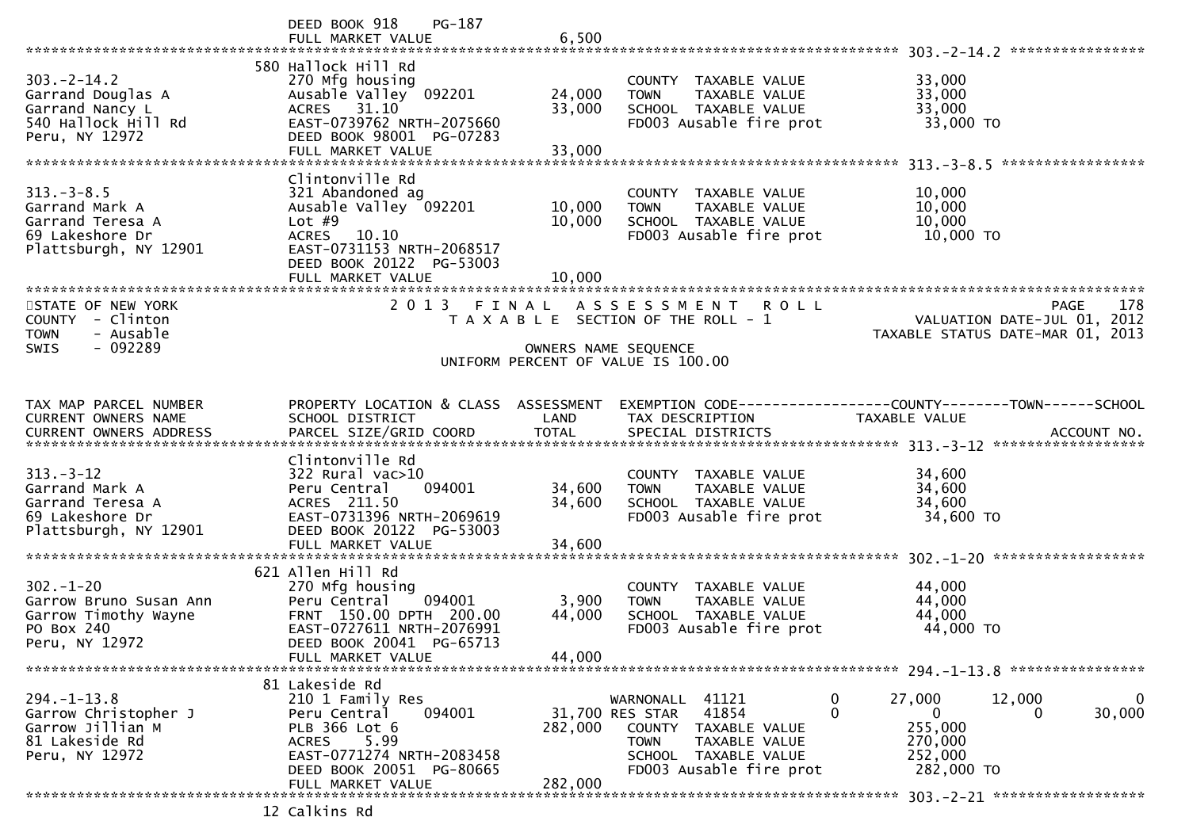DEED BOOK 918 PG-187
FULL MARKET VALUE 6,500

**303.-2-14.2**

| TAX MAP PARCEL NUMBER / CURRENT OWNERS NAME / CURRENT OWNERS ADDRESS | PROPERTY LOCATION & CLASS / SCHOOL DISTRICT / PARCEL SIZE/GRID COORD | ASSESSMENT LAND / TOTAL | EXEMPTION CODE / TAX DESCRIPTION / SPECIAL DISTRICTS | TAXABLE VALUE |
|---|---|---|---|---|
| | 580 Hallock Hill Rd | | | |
| 303.-2-14.2 | 270 Mfg housing | | COUNTY TAXABLE VALUE | 33,000 |
| Garrand Douglas A | Ausable Valley 092201 | 24,000 | TOWN TAXABLE VALUE | 33,000 |
| Garrand Nancy L | ACRES 31.10 | 33,000 | SCHOOL TAXABLE VALUE | 33,000 |
| 540 Hallock Hill Rd | EAST-0739762 NRTH-2075660 | | FD003 Ausable fire prot | 33,000 TO |
| Peru, NY 12972 | DEED BOOK 98001 PG-07283 | | | |
| | FULL MARKET VALUE | 33,000 | | |

**313.-3-8.5**

| TAX MAP PARCEL NUMBER / CURRENT OWNERS NAME / CURRENT OWNERS ADDRESS | PROPERTY LOCATION & CLASS / SCHOOL DISTRICT / PARCEL SIZE/GRID COORD | ASSESSMENT LAND / TOTAL | EXEMPTION CODE / TAX DESCRIPTION / SPECIAL DISTRICTS | TAXABLE VALUE |
|---|---|---|---|---|
| | Clintonville Rd | | | |
| 313.-3-8.5 | 321 Abandoned ag | | COUNTY TAXABLE VALUE | 10,000 |
| Garrand Mark A | Ausable Valley 092201 | 10,000 | TOWN TAXABLE VALUE | 10,000 |
| Garrand Teresa A | Lot #9 | 10,000 | SCHOOL TAXABLE VALUE | 10,000 |
| 69 Lakeshore Dr | ACRES 10.10 | | FD003 Ausable fire prot | 10,000 TO |
| Plattsburgh, NY 12901 | EAST-0731153 NRTH-2068517 | | | |
| | DEED BOOK 20122 PG-53003 | | | |
| | FULL MARKET VALUE | 10,000 | | |

STATE OF NEW YORK
COUNTY - Clinton
TOWN - Ausable
SWIS - 092289

2 0 1 3 F I N A L A S S E S S M E N T R O L L
T A X A B L E SECTION OF THE ROLL - 1

VALUATION DATE-JUL 01, 2012
TAXABLE STATUS DATE-MAR 01, 2013

OWNERS NAME SEQUENCE
UNIFORM PERCENT OF VALUE IS 100.00

| TAX MAP PARCEL NUMBER / CURRENT OWNERS NAME / CURRENT OWNERS ADDRESS | PROPERTY LOCATION & CLASS / SCHOOL DISTRICT / PARCEL SIZE/GRID COORD | ASSESSMENT LAND / TOTAL | EXEMPTION CODE / TAX DESCRIPTION / SPECIAL DISTRICTS | | COUNTY TAXABLE VALUE | TOWN | SCHOOL |
|---|---|---|---|---|---|---|---|
| **313.-3-12** | | | | | | | |
| | Clintonville Rd | | | | | | |
| 313.-3-12 | 322 Rural vac>10 | | COUNTY TAXABLE VALUE | | 34,600 | | |
| Garrand Mark A | Peru Central 094001 | 34,600 | TOWN TAXABLE VALUE | | 34,600 | | |
| Garrand Teresa A | ACRES 211.50 | 34,600 | SCHOOL TAXABLE VALUE | | 34,600 | | |
| 69 Lakeshore Dr | EAST-0731396 NRTH-2069619 | | FD003 Ausable fire prot | | 34,600 TO | | |
| Plattsburgh, NY 12901 | DEED BOOK 20122 PG-53003 | | | | | | |
| | FULL MARKET VALUE | 34,600 | | | | | |
| **302.-1-20** | | | | | | | |
| | 621 Allen Hill Rd | | | | | | |
| 302.-1-20 | 270 Mfg housing | | COUNTY TAXABLE VALUE | | 44,000 | | |
| Garrow Bruno Susan Ann | Peru Central 094001 | 3,900 | TOWN TAXABLE VALUE | | 44,000 | | |
| Garrow Timothy Wayne | FRNT 150.00 DPTH 200.00 | 44,000 | SCHOOL TAXABLE VALUE | | 44,000 | | |
| PO Box 240 | EAST-0727611 NRTH-2076991 | | FD003 Ausable fire prot | | 44,000 TO | | |
| Peru, NY 12972 | DEED BOOK 20041 PG-65713 | | | | | | |
| | FULL MARKET VALUE | 44,000 | | | | | |
| **294.-1-13.8** | | | | | | | |
| | 81 Lakeside Rd | | | | | | |
| 294.-1-13.8 | 210 1 Family Res | | WARNONALL 41121 | 0 | 27,000 | 12,000 | 0 |
| Garrow Christopher J | Peru Central 094001 | 31,700 | RES STAR 41854 | 0 | 0 | 0 | 30,000 |
| Garrow Jillian M | PLB 366 Lot 6 | 282,000 | COUNTY TAXABLE VALUE | | 255,000 | | |
| 81 Lakeside Rd | ACRES 5.99 | | TOWN TAXABLE VALUE | | 270,000 | | |
| Peru, NY 12972 | EAST-0771274 NRTH-2083458 | | SCHOOL TAXABLE VALUE | | 252,000 | | |
| | DEED BOOK 20051 PG-80665 | | FD003 Ausable fire prot | | 282,000 TO | | |
| | FULL MARKET VALUE | 282,000 | | | | | |
| **303.-2-21** | | | | | | | |
| | 12 Calkins Rd | | | | | | |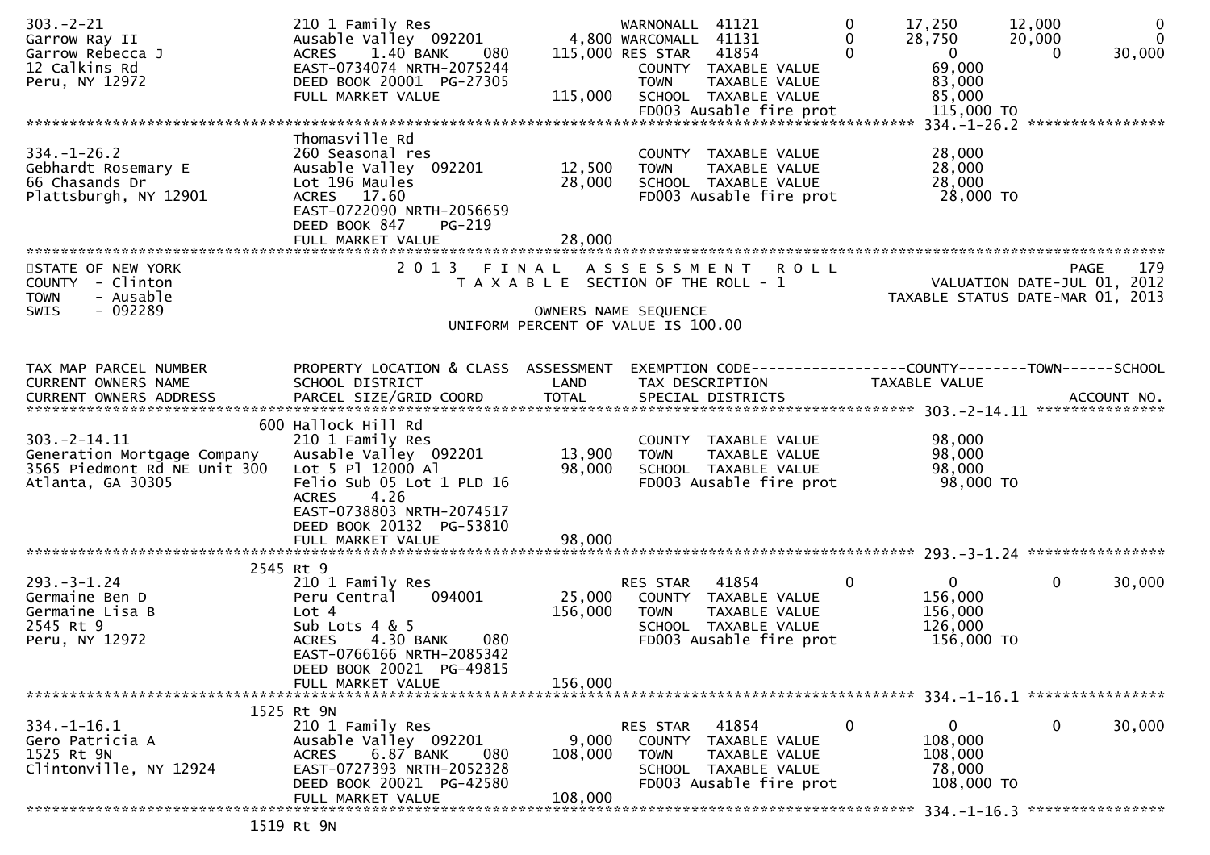```
303.-2-21                    210 1 Family Res                       WARNONALL  41121           0       17,250      12,000           0
Garrow Ray II                Ausable Valley  092201          4,800 WARCOMALL  41131           0       28,750      20,000           0
Garrow Rebecca J             ACRES    1.40 BANK     080    115,000 RES STAR   41854           0            0           0      30,000
12 Calkins Rd                EAST-0734074 NRTH-2075244              COUNTY  TAXABLE VALUE                69,000
Peru, NY 12972               DEED BOOK 20001  PG-27305              TOWN    TAXABLE VALUE                83,000
                             FULL MARKET VALUE             115,000  SCHOOL  TAXABLE VALUE                85,000
                                                                    FD003 Ausable fire prot              115,000 TO
******************************************************************************************************* 334.-1-26.2 ****************
                             Thomasville Rd
334.-1-26.2                  260 Seasonal res                       COUNTY  TAXABLE VALUE                28,000
Gebhardt Rosemary E          Ausable Valley  092201         12,500  TOWN    TAXABLE VALUE                28,000
66 Chasands Dr               Lot 196 Maules                 28,000  SCHOOL  TAXABLE VALUE                28,000
Plattsburgh, NY 12901        ACRES   17.60                          FD003 Ausable fire prot               28,000 TO
                             EAST-0722090 NRTH-2056659
                             DEED BOOK 847    PG-219
                             FULL MARKET VALUE              28,000
************************************************************************************************************************************
STATE OF NEW YORK                      2 0 1 3   F I N A L   A S S E S S M E N T   R O L L                                PAGE    179
COUNTY  - Clinton                         T A X A B L E  SECTION OF THE ROLL - 1                            VALUATION DATE-JUL 01, 2012
TOWN    - Ausable                                                                                      TAXABLE STATUS DATE-MAR 01, 2013
SWIS    - 092289                                          OWNERS NAME SEQUENCE
                                                  UNIFORM PERCENT OF VALUE IS 100.00


TAX MAP PARCEL NUMBER        PROPERTY LOCATION & CLASS  ASSESSMENT  EXEMPTION CODE------------------COUNTY--------TOWN------SCHOOL
CURRENT OWNERS NAME          SCHOOL DISTRICT               LAND     TAX DESCRIPTION              TAXABLE VALUE
CURRENT OWNERS ADDRESS       PARCEL SIZE/GRID COORD        TOTAL    SPECIAL DISTRICTS                                   ACCOUNT NO.
******************************************************************************************************* 303.-2-14.11 ***************
                         600 Hallock Hill Rd
303.-2-14.11                 210 1 Family Res                       COUNTY  TAXABLE VALUE                98,000
Generation Mortgage Company  Ausable Valley  092201         13,900  TOWN    TAXABLE VALUE                98,000
3565 Piedmont Rd NE Unit 300 Lot 5 Pl 12000 Al              98,000  SCHOOL  TAXABLE VALUE                98,000
Atlanta, GA 30305            Felio Sub 05 Lot 1 PLD 16              FD003 Ausable fire prot               98,000 TO
                             ACRES    4.26
                             EAST-0738803 NRTH-2074517
                             DEED BOOK 20132  PG-53810
                             FULL MARKET VALUE              98,000
******************************************************************************************************* 293.-3-1.24 ****************
                        2545 Rt 9
293.-3-1.24                  210 1 Family Res                       RES STAR   41854           0            0           0      30,000
Germaine Ben D               Peru Central    094001         25,000  COUNTY  TAXABLE VALUE               156,000
Germaine Lisa B              Lot 4                         156,000  TOWN    TAXABLE VALUE               156,000
2545 Rt 9                    Sub Lots 4 & 5                         SCHOOL  TAXABLE VALUE               126,000
Peru, NY 12972               ACRES    4.30 BANK     080             FD003 Ausable fire prot              156,000 TO
                             EAST-0766166 NRTH-2085342
                             DEED BOOK 20021  PG-49815
                             FULL MARKET VALUE             156,000
******************************************************************************************************* 334.-1-16.1 ****************
                        1525 Rt 9N
334.-1-16.1                  210 1 Family Res                       RES STAR   41854           0            0           0      30,000
Gero Patricia A              Ausable Valley  092201          9,000  COUNTY  TAXABLE VALUE               108,000
1525 Rt 9N                   ACRES    6.87 BANK     080    108,000  TOWN    TAXABLE VALUE               108,000
Clintonville, NY 12924       EAST-0727393 NRTH-2052328              SCHOOL  TAXABLE VALUE                78,000
                             DEED BOOK 20021  PG-42580              FD003 Ausable fire prot              108,000 TO
                             FULL MARKET VALUE             108,000
******************************************************************************************************* 334.-1-16.3 ****************
                        1519 Rt 9N
```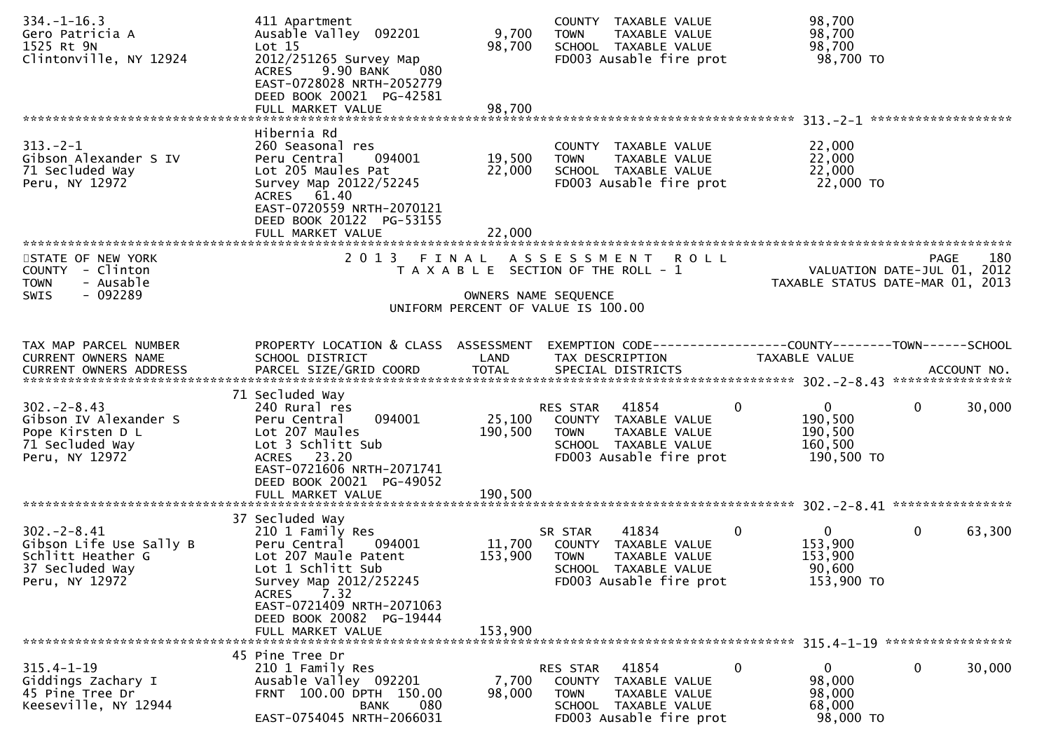| TAX MAP PARCEL NUMBER / CURRENT OWNERS NAME / CURRENT OWNERS ADDRESS | PROPERTY LOCATION & CLASS / SCHOOL DISTRICT / PARCEL SIZE/GRID COORD | ASSESSMENT LAND | ASSESSMENT TOTAL | EXEMPTION CODE / TAX DESCRIPTION / SPECIAL DISTRICTS | COUNTY | TOWN | SCHOOL | ACCOUNT NO. |
|---|---|---|---|---|---|---|---|---|
| 334.-1-16.3 | 411 Apartment | | | COUNTY TAXABLE VALUE | 98,700 | | | |
| Gero Patricia A | Ausable Valley 092201 | 9,700 | | TOWN TAXABLE VALUE | | 98,700 | | |
| 1525 Rt 9N | Lot 15 | | 98,700 | SCHOOL TAXABLE VALUE | | | 98,700 | |
| Clintonville, NY 12924 | 2012/251265 Survey Map | | | FD003 Ausable fire prot | 98,700 TO | | | |
| | ACRES 9.90 BANK 080 | | | | | | | |
| | EAST-0728028 NRTH-2052779 | | | | | | | |
| | DEED BOOK 20021 PG-42581 | | | | | | | |
| | FULL MARKET VALUE | | 98,700 | | | | | |
| 313.-2-1 | Hibernia Rd | | | | | | | |
| 313.-2-1 | 260 Seasonal res | | | COUNTY TAXABLE VALUE | 22,000 | | | |
| Gibson Alexander S IV | Peru Central 094001 | 19,500 | | TOWN TAXABLE VALUE | | 22,000 | | |
| 71 Secluded Way | Lot 205 Maules Pat | | 22,000 | SCHOOL TAXABLE VALUE | | | 22,000 | |
| Peru, NY 12972 | Survey Map 20122/52245 | | | FD003 Ausable fire prot | 22,000 TO | | | |
| | ACRES 61.40 | | | | | | | |
| | EAST-0720559 NRTH-2070121 | | | | | | | |
| | DEED BOOK 20122 PG-53155 | | | | | | | |
| | FULL MARKET VALUE | | 22,000 | | | | | |

STATE OF NEW YORK
COUNTY - Clinton
TOWN - Ausable
SWIS - 092289

2 0 1 3 F I N A L A S S E S S M E N T R O L L
T A X A B L E SECTION OF THE ROLL - 1

OWNERS NAME SEQUENCE
UNIFORM PERCENT OF VALUE IS 100.00

PAGE 180
VALUATION DATE-JUL 01, 2012
TAXABLE STATUS DATE-MAR 01, 2013

| TAX MAP PARCEL NUMBER / CURRENT OWNERS NAME / CURRENT OWNERS ADDRESS | PROPERTY LOCATION & CLASS / SCHOOL DISTRICT / PARCEL SIZE/GRID COORD | ASSESSMENT LAND | ASSESSMENT TOTAL | EXEMPTION CODE / TAX DESCRIPTION / SPECIAL DISTRICTS | COUNTY | TOWN | SCHOOL | ACCOUNT NO. |
|---|---|---|---|---|---|---|---|---|
| 302.-2-8.43 | 71 Secluded Way | | | | | | | |
| 302.-2-8.43 | 240 Rural res | | | RES STAR 41854 | 0 | 0 | 0 | 30,000 |
| Gibson IV Alexander S | Peru Central 094001 | 25,100 | | COUNTY TAXABLE VALUE | 190,500 | | | |
| Pope Kirsten D L | Lot 207 Maules | | 190,500 | TOWN TAXABLE VALUE | | 190,500 | | |
| 71 Secluded Way | Lot 3 Schlitt Sub | | | SCHOOL TAXABLE VALUE | | | 160,500 | |
| Peru, NY 12972 | ACRES 23.20 | | | FD003 Ausable fire prot | 190,500 TO | | | |
| | EAST-0721606 NRTH-2071741 | | | | | | | |
| | DEED BOOK 20021 PG-49052 | | | | | | | |
| | FULL MARKET VALUE | | 190,500 | | | | | |
| 302.-2-8.41 | 37 Secluded Way | | | | | | | |
| 302.-2-8.41 | 210 1 Family Res | | | SR STAR 41834 | 0 | 0 | 0 | 63,300 |
| Gibson Life Use Sally B | Peru Central 094001 | 11,700 | | COUNTY TAXABLE VALUE | 153,900 | | | |
| Schlitt Heather G | Lot 207 Maule Patent | | 153,900 | TOWN TAXABLE VALUE | | 153,900 | | |
| 37 Secluded Way | Lot 1 Schlitt Sub | | | SCHOOL TAXABLE VALUE | | | 90,600 | |
| Peru, NY 12972 | Survey Map 2012/252245 | | | FD003 Ausable fire prot | 153,900 TO | | | |
| | ACRES 7.32 | | | | | | | |
| | EAST-0721409 NRTH-2071063 | | | | | | | |
| | DEED BOOK 20082 PG-19444 | | | | | | | |
| | FULL MARKET VALUE | | 153,900 | | | | | |
| 315.4-1-19 | 45 Pine Tree Dr | | | | | | | |
| 315.4-1-19 | 210 1 Family Res | | | RES STAR 41854 | 0 | 0 | 0 | 30,000 |
| Giddings Zachary I | Ausable Valley 092201 | 7,700 | | COUNTY TAXABLE VALUE | 98,000 | | | |
| 45 Pine Tree Dr | FRNT 100.00 DPTH 150.00 | | 98,000 | TOWN TAXABLE VALUE | | 98,000 | | |
| Keeseville, NY 12944 | BANK 080 | | | SCHOOL TAXABLE VALUE | | | 68,000 | |
| | EAST-0754045 NRTH-2066031 | | | FD003 Ausable fire prot | 98,000 TO | | | |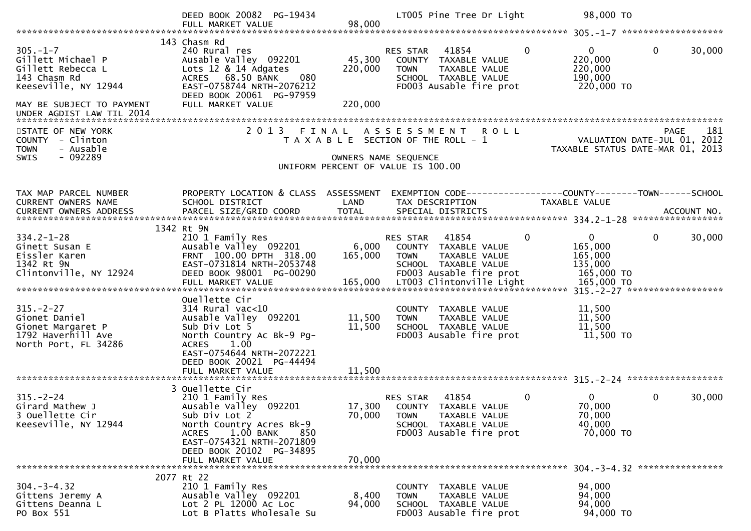DEED BOOK 20082 PG-19434 | LT005 Pine Tree Dr Light | 98,000 TO

FULL MARKET VALUE 98,000

************************************************************************************************************ 305.-1-7 ********************

| | 143 Chasm Rd | | | | | | |
|---|---|---|---|---|---|---|---|
| 305.-1-7 | 240 Rural res | | RES STAR 41854 | 0 | 0 | 0 | 30,000 |
| Gillett Michael P | Ausable Valley 092201 | 45,300 | COUNTY TAXABLE VALUE | | 220,000 | | |
| Gillett Rebecca L | Lots 12 & 14 Adgates | 220,000 | TOWN TAXABLE VALUE | | 220,000 | | |
| 143 Chasm Rd | ACRES 68.50 BANK 080 | | SCHOOL TAXABLE VALUE | | 190,000 | | |
| Keeseville, NY 12944 | EAST-0758744 NRTH-2076212 | | FD003 Ausable fire prot | | 220,000 TO | | |
| | DEED BOOK 20061 PG-97959 | | | | | | |
| MAY BE SUBJECT TO PAYMENT | FULL MARKET VALUE | 220,000 | | | | | |
| UNDER AGDIST LAW TIL 2014 | | | | | | | |

STATE OF NEW YORK
COUNTY - Clinton
TOWN - Ausable
SWIS - 092289

2013 FINAL ASSESSMENT ROLL
TAXABLE SECTION OF THE ROLL - 1

OWNERS NAME SEQUENCE
UNIFORM PERCENT OF VALUE IS 100.00

PAGE 181
VALUATION DATE-JUL 01, 2012
TAXABLE STATUS DATE-MAR 01, 2013

| TAX MAP PARCEL NUMBER / CURRENT OWNERS NAME / CURRENT OWNERS ADDRESS | PROPERTY LOCATION & CLASS / SCHOOL DISTRICT / PARCEL SIZE/GRID COORD | ASSESSMENT LAND / TOTAL | EXEMPTION CODE / TAX DESCRIPTION / SPECIAL DISTRICTS | | COUNTY TAXABLE VALUE | TOWN | SCHOOL / ACCOUNT NO. |
|---|---|---|---|---|---|---|---|
| | 1342 Rt 9N | | | | | | |
| 334.2-1-28 | 210 1 Family Res | | RES STAR 41854 | 0 | 0 | 0 | 30,000 |
| Ginett Susan E | Ausable Valley 092201 | 6,000 | COUNTY TAXABLE VALUE | | 165,000 | | |
| Eissler Karen | FRNT 100.00 DPTH 318.00 | 165,000 | TOWN TAXABLE VALUE | | 165,000 | | |
| 1342 Rt 9N | EAST-0731814 NRTH-2053748 | | SCHOOL TAXABLE VALUE | | 135,000 | | |
| Clintonville, NY 12924 | DEED BOOK 98001 PG-00290 | | FD003 Ausable fire prot | | 165,000 TO | | |
| | FULL MARKET VALUE | 165,000 | LT003 Clintonville Light | | 165,000 TO | | |
| | Ouellette Cir | | | | | | |
| 315.-2-27 | 314 Rural vac<10 | | COUNTY TAXABLE VALUE | | 11,500 | | |
| Gionet Daniel | Ausable Valley 092201 | 11,500 | TOWN TAXABLE VALUE | | 11,500 | | |
| Gionet Margaret P | Sub Div Lot 5 | 11,500 | SCHOOL TAXABLE VALUE | | 11,500 | | |
| 1792 Haverhill Ave | North Country Ac Bk-9 Pg- | | FD003 Ausable fire prot | | 11,500 TO | | |
| North Port, FL 34286 | ACRES 1.00 | | | | | | |
| | EAST-0754644 NRTH-2072221 | | | | | | |
| | DEED BOOK 20021 PG-44494 | | | | | | |
| | FULL MARKET VALUE | 11,500 | | | | | |
| | 3 Ouellette Cir | | | | | | |
| 315.-2-24 | 210 1 Family Res | | RES STAR 41854 | 0 | 0 | 0 | 30,000 |
| Girard Mathew J | Ausable Valley 092201 | 17,300 | COUNTY TAXABLE VALUE | | 70,000 | | |
| 3 Ouellette Cir | Sub Div Lot 2 | 70,000 | TOWN TAXABLE VALUE | | 70,000 | | |
| Keeseville, NY 12944 | North Country Acres Bk-9 | | SCHOOL TAXABLE VALUE | | 40,000 | | |
| | ACRES 1.00 BANK 850 | | FD003 Ausable fire prot | | 70,000 TO | | |
| | EAST-0754321 NRTH-2071809 | | | | | | |
| | DEED BOOK 20102 PG-34895 | | | | | | |
| | FULL MARKET VALUE | 70,000 | | | | | |
| | 2077 Rt 22 | | | | | | |
| 304.-3-4.32 | 210 1 Family Res | | COUNTY TAXABLE VALUE | | 94,000 | | |
| Gittens Jeremy A | Ausable Valley 092201 | 8,400 | TOWN TAXABLE VALUE | | 94,000 | | |
| Gittens Deanna L | Lot 2 PL 12000 Ac Loc | 94,000 | SCHOOL TAXABLE VALUE | | 94,000 | | |
| PO Box 551 | Lot B Platts Wholesale Su | | FD003 Ausable fire prot | | 94,000 TO | | |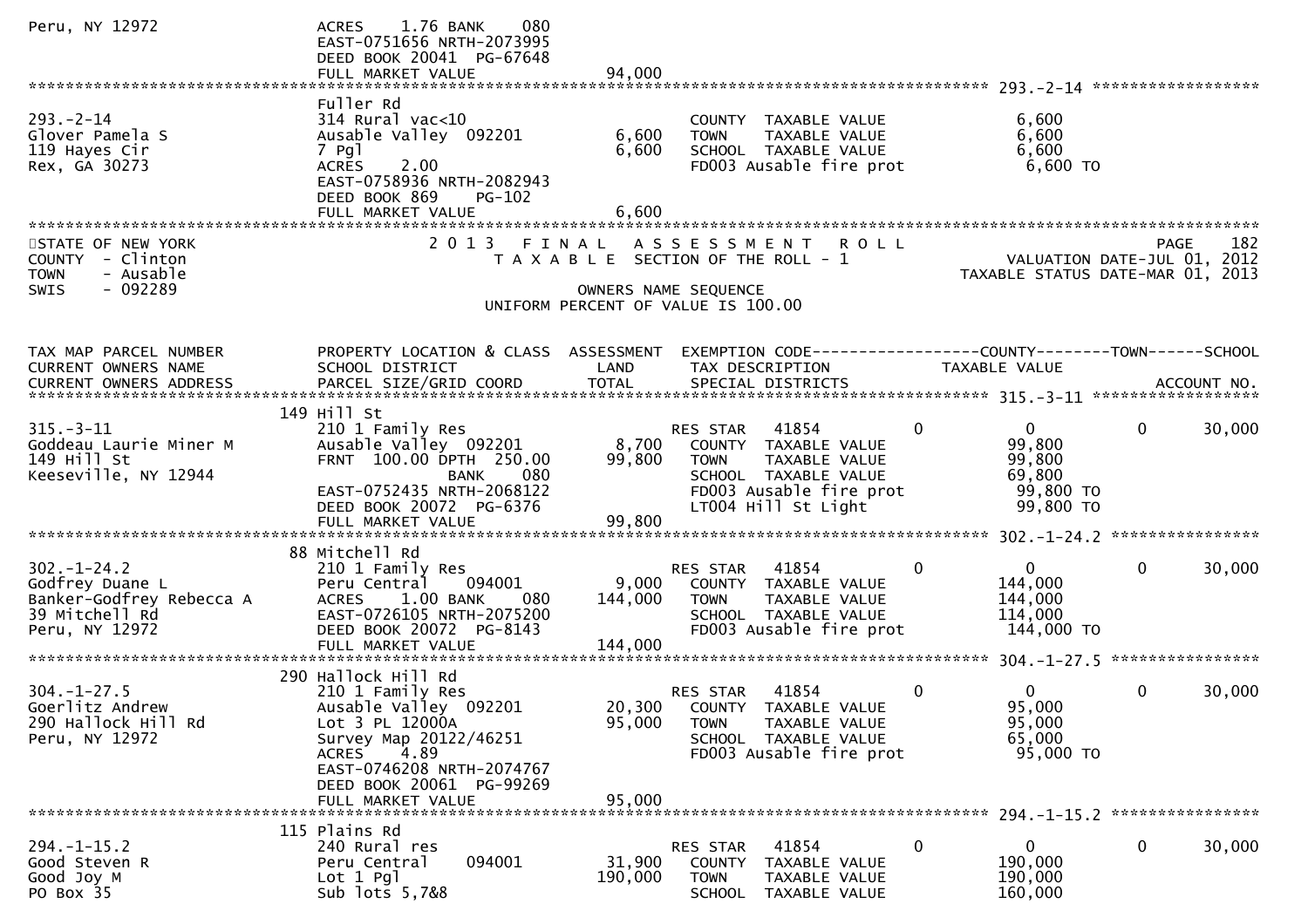```
Peru, NY 12972                 ACRES    1.76 BANK    080
                               EAST-0751656 NRTH-2073995
                               DEED BOOK 20041  PG-67648
                               FULL MARKET VALUE              94,000
******************************************************************************************************* 293.-2-14 ******************
                               Fuller Rd
293.-2-14                      314 Rural vac<10                      COUNTY  TAXABLE VALUE              6,600
Glover Pamela S                Ausable Valley  092201        6,600   TOWN    TAXABLE VALUE              6,600
119 Hayes Cir                  7 Pgl                         6,600   SCHOOL  TAXABLE VALUE              6,600
Rex, GA 30273                  ACRES    2.00                         FD003 Ausable fire prot            6,600 TO
                               EAST-0758936 NRTH-2082943
                               DEED BOOK 869     PG-102
                               FULL MARKET VALUE               6,600
************************************************************************************************************************************
STATE OF NEW YORK              2 0 1 3   F I N A L   A S S E S S M E N T   R O L L                                 PAGE    182
COUNTY  - Clinton                 T A X A B L E  SECTION OF THE ROLL - 1                      VALUATION DATE-JUL 01, 2012
TOWN    - Ausable                                                                          TAXABLE STATUS DATE-MAR 01, 2013
SWIS    - 092289                                  OWNERS NAME SEQUENCE
                                           UNIFORM PERCENT OF VALUE IS 100.00


TAX MAP PARCEL NUMBER          PROPERTY LOCATION & CLASS  ASSESSMENT  EXEMPTION CODE------------------COUNTY--------TOWN------SCHOOL
CURRENT OWNERS NAME            SCHOOL DISTRICT               LAND      TAX DESCRIPTION            TAXABLE VALUE
CURRENT OWNERS ADDRESS         PARCEL SIZE/GRID COORD        TOTAL     SPECIAL DISTRICTS                                 ACCOUNT NO.
******************************************************************************************************* 315.-3-11 ******************
                           149 Hill St
315.-3-11                      210 1 Family Res                    RES STAR   41854        0           0             0       30,000
Goddeau Laurie Miner M         Ausable Valley  092201        8,700   COUNTY  TAXABLE VALUE             99,800
149 Hill St                    FRNT  100.00 DPTH  250.00    99,800   TOWN    TAXABLE VALUE             99,800
Keeseville, NY 12944                          BANK    080            SCHOOL  TAXABLE VALUE             69,800
                               EAST-0752435 NRTH-2068122             FD003 Ausable fire prot           99,800 TO
                               DEED BOOK 20072  PG-6376              LT004 Hill St Light               99,800 TO
                               FULL MARKET VALUE              99,800
******************************************************************************************************* 302.-1-24.2 ****************
                           88 Mitchell Rd
302.-1-24.2                    210 1 Family Res                    RES STAR   41854        0           0             0       30,000
Godfrey Duane L                Peru Central     094001       9,000   COUNTY  TAXABLE VALUE            144,000
Banker-Godfrey Rebecca A       ACRES    1.00 BANK    080   144,000   TOWN    TAXABLE VALUE            144,000
39 Mitchell Rd                 EAST-0726105 NRTH-2075200             SCHOOL  TAXABLE VALUE            114,000
Peru, NY 12972                 DEED BOOK 20072  PG-8143              FD003 Ausable fire prot          144,000 TO
                               FULL MARKET VALUE             144,000
******************************************************************************************************* 304.-1-27.5 ****************
                           290 Hallock Hill Rd
304.-1-27.5                    210 1 Family Res                    RES STAR   41854        0           0             0       30,000
Goerlitz Andrew                Ausable Valley  092201       20,300   COUNTY  TAXABLE VALUE             95,000
290 Hallock Hill Rd            Lot 3 PL 12000A              95,000   TOWN    TAXABLE VALUE             95,000
Peru, NY 12972                 Survey Map 20122/46251                SCHOOL  TAXABLE VALUE             65,000
                               ACRES    4.89                         FD003 Ausable fire prot           95,000 TO
                               EAST-0746208 NRTH-2074767
                               DEED BOOK 20061  PG-99269
                               FULL MARKET VALUE              95,000
******************************************************************************************************* 294.-1-15.2 ****************
                           115 Plains Rd
294.-1-15.2                    240 Rural res                       RES STAR   41854        0           0             0       30,000
Good Steven R                  Peru Central     094001      31,900   COUNTY  TAXABLE VALUE            190,000
Good Joy M                     Lot 1 Pgl                   190,000   TOWN    TAXABLE VALUE            190,000
PO Box 35                      Sub lots 5,7&8                        SCHOOL  TAXABLE VALUE            160,000
```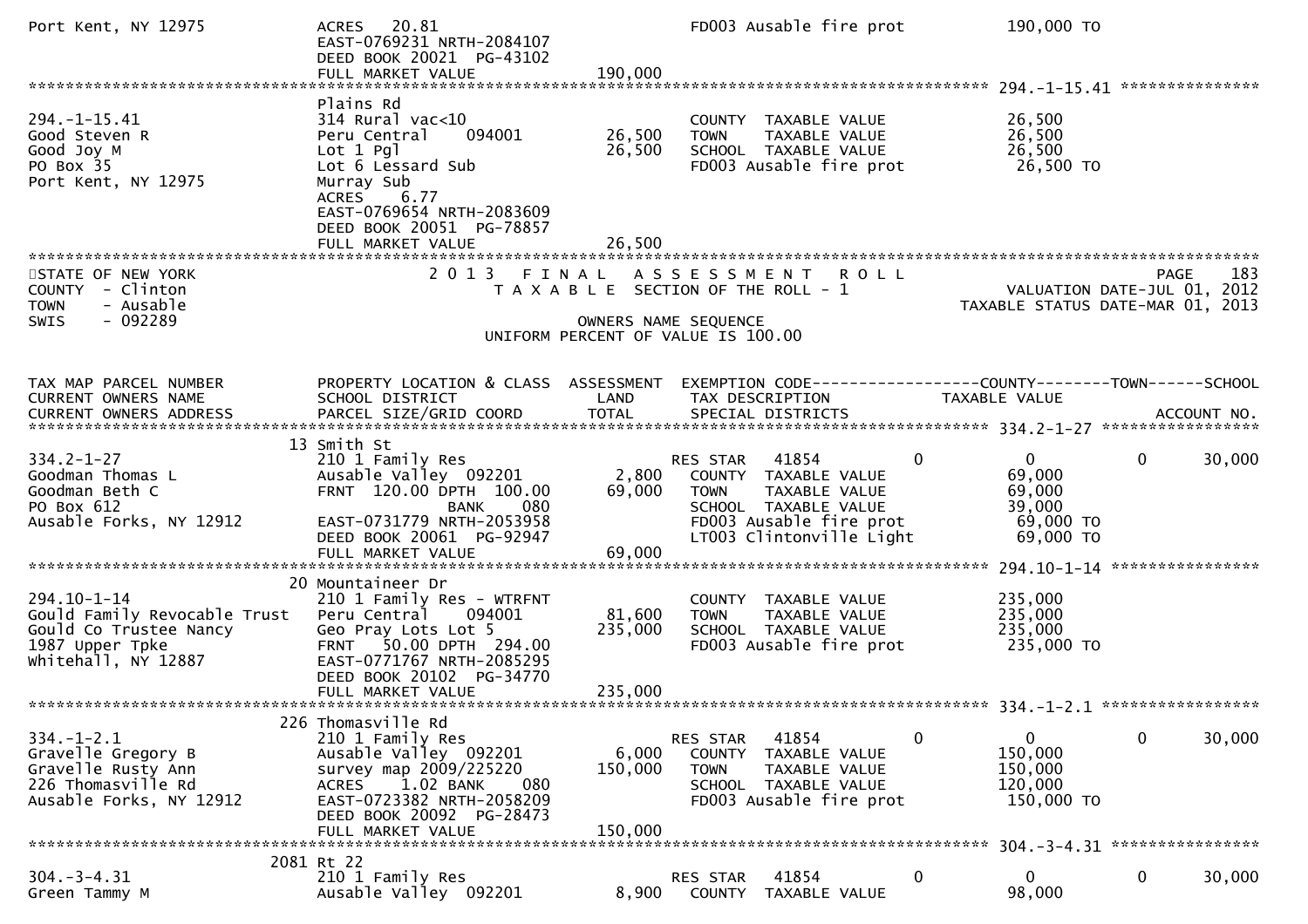Port Kent, NY 12975 ACRES 20.81 FD003 Ausable fire prot 190,000 TO
EAST-0769231 NRTH-2084107
DEED BOOK 20021 PG-43102
FULL MARKET VALUE 190,000

******************************************************************************************************* 294.-1-15.41 ***************

| | Plains Rd | | | |
|---|---|---|---|---|
| 294.-1-15.41 | 314 Rural vac<10 | | COUNTY TAXABLE VALUE | 26,500 |
| Good Steven R | Peru Central 094001 | 26,500 | TOWN TAXABLE VALUE | 26,500 |
| Good Joy M | Lot 1 Pgl | 26,500 | SCHOOL TAXABLE VALUE | 26,500 |
| PO Box 35 | Lot 6 Lessard Sub | | FD003 Ausable fire prot | 26,500 TO |
| Port Kent, NY 12975 | Murray Sub | | | |
| | ACRES 6.77 | | | |
| | EAST-0769654 NRTH-2083609 | | | |
| | DEED BOOK 20051 PG-78857 | | | |
| | FULL MARKET VALUE | 26,500 | | |

STATE OF NEW YORK
COUNTY - Clinton
TOWN - Ausable
SWIS - 092289

2 0 1 3 F I N A L A S S E S S M E N T R O L L
T A X A B L E SECTION OF THE ROLL - 1
OWNERS NAME SEQUENCE
UNIFORM PERCENT OF VALUE IS 100.00

PAGE 183
VALUATION DATE-JUL 01, 2012
TAXABLE STATUS DATE-MAR 01, 2013

| TAX MAP PARCEL NUMBER / CURRENT OWNERS NAME / CURRENT OWNERS ADDRESS | PROPERTY LOCATION & CLASS / SCHOOL DISTRICT / PARCEL SIZE/GRID COORD | ASSESSMENT LAND / TOTAL | EXEMPTION CODE / TAX DESCRIPTION / SPECIAL DISTRICTS | COUNTY | TOWN | SCHOOL / ACCOUNT NO. |
|---|---|---|---|---|---|---|
| **334.2-1-27** | 13 Smith St | | | | | |
| 334.2-1-27 | 210 1 Family Res | | RES STAR 41854 | 0 | 0 | 0 30,000 |
| Goodman Thomas L | Ausable Valley 092201 | 2,800 | COUNTY TAXABLE VALUE | 69,000 | | |
| Goodman Beth C | FRNT 120.00 DPTH 100.00 | 69,000 | TOWN TAXABLE VALUE | 69,000 | | |
| PO Box 612 | BANK 080 | | SCHOOL TAXABLE VALUE | 39,000 | | |
| Ausable Forks, NY 12912 | EAST-0731779 NRTH-2053958 | | FD003 Ausable fire prot | 69,000 TO | | |
| | DEED BOOK 20061 PG-92947 | | LT003 Clintonville Light | 69,000 TO | | |
| | FULL MARKET VALUE | 69,000 | | | | |
| **294.10-1-14** | 20 Mountaineer Dr | | | | | |
| 294.10-1-14 | 210 1 Family Res - WTRFNT | | COUNTY TAXABLE VALUE | 235,000 | | |
| Gould Family Revocable Trust | Peru Central 094001 | 81,600 | TOWN TAXABLE VALUE | 235,000 | | |
| Gould Co Trustee Nancy | Geo Pray Lots Lot 5 | 235,000 | SCHOOL TAXABLE VALUE | 235,000 | | |
| 1987 Upper Tpke | FRNT 50.00 DPTH 294.00 | | FD003 Ausable fire prot | 235,000 TO | | |
| Whitehall, NY 12887 | EAST-0771767 NRTH-2085295 | | | | | |
| | DEED BOOK 20102 PG-34770 | | | | | |
| | FULL MARKET VALUE | 235,000 | | | | |
| **334.-1-2.1** | 226 Thomasville Rd | | | | | |
| 334.-1-2.1 | 210 1 Family Res | | RES STAR 41854 | 0 | 0 | 0 30,000 |
| Gravelle Gregory B | Ausable Valley 092201 | 6,000 | COUNTY TAXABLE VALUE | 150,000 | | |
| Gravelle Rusty Ann | survey map 2009/225220 | 150,000 | TOWN TAXABLE VALUE | 150,000 | | |
| 226 Thomasville Rd | ACRES 1.02 BANK 080 | | SCHOOL TAXABLE VALUE | 120,000 | | |
| Ausable Forks, NY 12912 | EAST-0723382 NRTH-2058209 | | FD003 Ausable fire prot | 150,000 TO | | |
| | DEED BOOK 20092 PG-28473 | | | | | |
| | FULL MARKET VALUE | 150,000 | | | | |
| **304.-3-4.31** | 2081 Rt 22 | | | | | |
| 304.-3-4.31 | 210 1 Family Res | | RES STAR 41854 | 0 | 0 | 0 30,000 |
| Green Tammy M | Ausable Valley 092201 | 8,900 | COUNTY TAXABLE VALUE | 98,000 | | |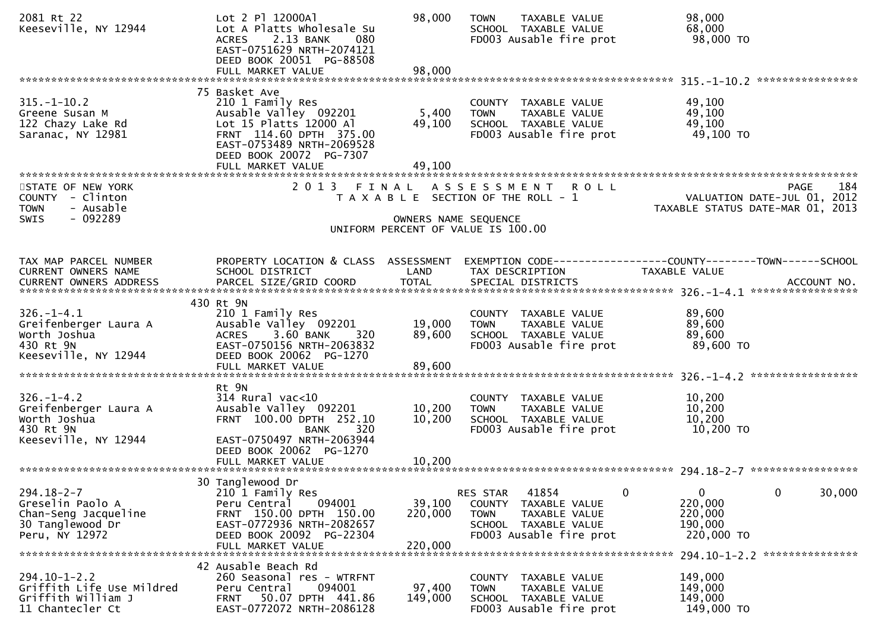```
2081 Rt 22                       Lot 2 Pl 12000Al                98,000    TOWN     TAXABLE VALUE                98,000
Keeseville, NY 12944             Lot A Platts Wholesale Su                 SCHOOL   TAXABLE VALUE                68,000
                                 ACRES     2.13 BANK    080                FD003 Ausable fire prot                98,000 TO
                                 EAST-0751629 NRTH-2074121
                                 DEED BOOK 20051  PG-88508
                                 FULL MARKET VALUE               98,000
******************************************************************************************************* 315.-1-10.2 ****************
                                75 Basket Ave
315.-1-10.2                      210 1 Family Res                          COUNTY  TAXABLE VALUE                 49,100
Greene Susan M                   Ausable Valley  092201           5,400    TOWN     TAXABLE VALUE                49,100
122 Chazy Lake Rd                Lot 15 Platts 12000 Al          49,100    SCHOOL   TAXABLE VALUE                49,100
Saranac, NY 12981                FRNT  114.60 DPTH  375.00                 FD003 Ausable fire prot                49,100 TO
                                 EAST-0753489 NRTH-2069528
                                 DEED BOOK 20072  PG-7307
                                 FULL MARKET VALUE               49,100
************************************************************************************************************************************
STATE OF NEW YORK                          2 0 1 3   F I N A L   A S S E S S M E N T   R O L L                            PAGE    184
COUNTY  - Clinton                            T A X A B L E  SECTION OF THE ROLL - 1                        VALUATION DATE-JUL 01, 2012
TOWN    - Ausable                                                                                     TAXABLE STATUS DATE-MAR 01, 2013
SWIS    - 092289                                            OWNERS NAME SEQUENCE
                                                   UNIFORM PERCENT OF VALUE IS 100.00


TAX MAP PARCEL NUMBER            PROPERTY LOCATION & CLASS  ASSESSMENT  EXEMPTION CODE------------------COUNTY--------TOWN------SCHOOL
CURRENT OWNERS NAME              SCHOOL DISTRICT              LAND      TAX DESCRIPTION              TAXABLE VALUE
CURRENT OWNERS ADDRESS           PARCEL SIZE/GRID COORD       TOTAL     SPECIAL DISTRICTS                                  ACCOUNT NO.
******************************************************************************************************* 326.-1-4.1 *****************
                                430 Rt 9N
326.-1-4.1                       210 1 Family Res                          COUNTY  TAXABLE VALUE                 89,600
Greifenberger Laura A            Ausable Valley  092201          19,000    TOWN     TAXABLE VALUE                89,600
Worth Joshua                     ACRES     3.60 BANK    320      89,600    SCHOOL   TAXABLE VALUE                89,600
430 Rt 9N                        EAST-0750156 NRTH-2063832                 FD003 Ausable fire prot                89,600 TO
Keeseville, NY 12944             DEED BOOK 20062  PG-1270
                                 FULL MARKET VALUE               89,600
******************************************************************************************************* 326.-1-4.2 *****************
                                 Rt 9N
326.-1-4.2                       314 Rural vac<10                          COUNTY  TAXABLE VALUE                 10,200
Greifenberger Laura A            Ausable Valley  092201          10,200    TOWN     TAXABLE VALUE                10,200
Worth Joshua                     FRNT  100.00 DPTH  252.10       10,200    SCHOOL   TAXABLE VALUE                10,200
430 Rt 9N                                  BANK    320                     FD003 Ausable fire prot                10,200 TO
Keeseville, NY 12944             EAST-0750497 NRTH-2063944
                                 DEED BOOK 20062  PG-1270
                                 FULL MARKET VALUE               10,200
******************************************************************************************************* 294.18-2-7 *****************
                                30 Tanglewood Dr
294.18-2-7                       210 1 Family Res                          RES STAR   41854        0              0            0     30,000
Greselin Paolo A                 Peru Central    094001          39,100    COUNTY  TAXABLE VALUE                220,000
Chan-Seng Jacqueline             FRNT  150.00 DPTH  150.00      220,000    TOWN     TAXABLE VALUE               220,000
30 Tanglewood Dr                 EAST-0772936 NRTH-2082657                 SCHOOL   TAXABLE VALUE               190,000
Peru, NY 12972                   DEED BOOK 20092  PG-22304                 FD003 Ausable fire prot               220,000 TO
                                 FULL MARKET VALUE              220,000
******************************************************************************************************* 294.10-1-2.2 ***************
                                42 Ausable Beach Rd
294.10-1-2.2                     260 Seasonal res - WTRFNT                 COUNTY  TAXABLE VALUE                149,000
Griffith Life Use Mildred        Peru Central    094001          97,400    TOWN     TAXABLE VALUE               149,000
Griffith William J               FRNT   50.07 DPTH  441.86      149,000    SCHOOL   TAXABLE VALUE               149,000
11 Chantecler Ct                 EAST-0772072 NRTH-2086128                 FD003 Ausable fire prot               149,000 TO
```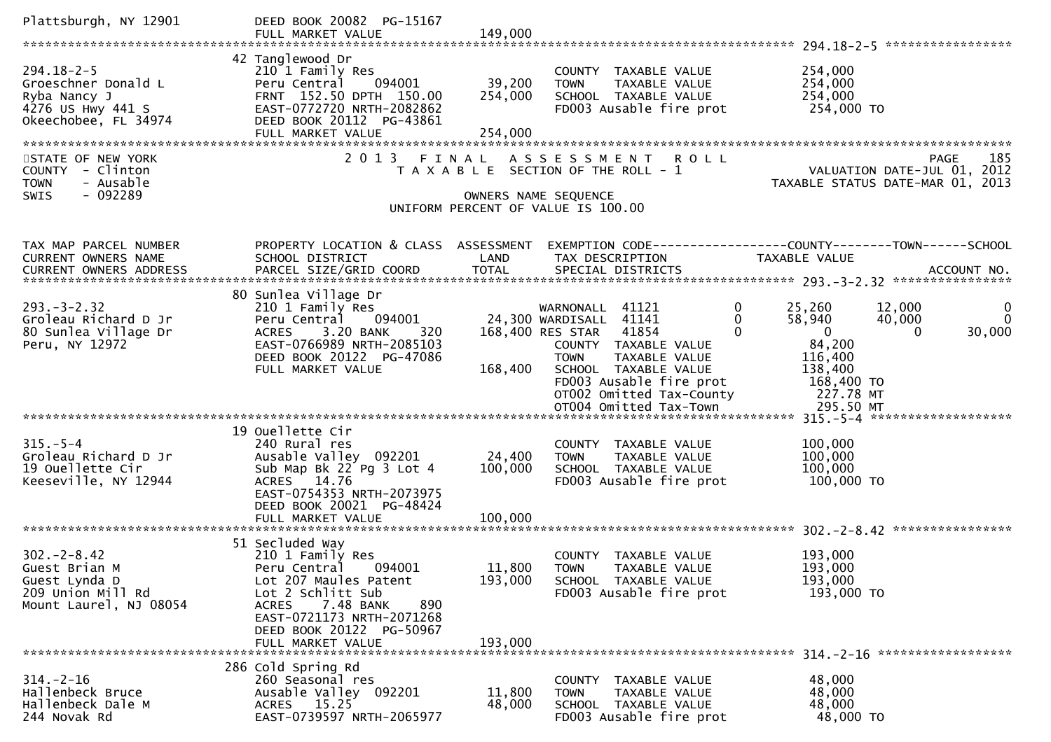Plattsburgh, NY 12901 DEED BOOK 20082 PG-15167
FULL MARKET VALUE 149,000

**294.18-2-5**

| | | | | |
|---|---|---|---|---|
| 294.18-2-5 | 42 Tanglewood Dr | | | |
| Groeschner Donald L | 210 1 Family Res | | COUNTY TAXABLE VALUE | 254,000 |
| Ryba Nancy J | Peru Central 094001 | 39,200 | TOWN TAXABLE VALUE | 254,000 |
| 4276 US Hwy 441 S | FRNT 152.50 DPTH 150.00 | 254,000 | SCHOOL TAXABLE VALUE | 254,000 |
| Okeechobee, FL 34974 | EAST-0772720 NRTH-2082862 | | FD003 Ausable fire prot | 254,000 TO |
| | DEED BOOK 20112 PG-43861 | | | |
| | FULL MARKET VALUE | 254,000 | | |

STATE OF NEW YORK
COUNTY - Clinton
TOWN - Ausable
SWIS - 092289

2013 FINAL ASSESSMENT ROLL
TAXABLE SECTION OF THE ROLL - 1
OWNERS NAME SEQUENCE
UNIFORM PERCENT OF VALUE IS 100.00

PAGE 185
VALUATION DATE-JUL 01, 2012
TAXABLE STATUS DATE-MAR 01, 2013

| TAX MAP PARCEL NUMBER / CURRENT OWNERS NAME / CURRENT OWNERS ADDRESS | PROPERTY LOCATION & CLASS / SCHOOL DISTRICT / PARCEL SIZE/GRID COORD | ASSESSMENT LAND / TOTAL | EXEMPTION CODE / TAX DESCRIPTION / SPECIAL DISTRICTS | | COUNTY | TOWN | SCHOOL / ACCOUNT NO. |
|---|---|---|---|---|---|---|---|
| **293.-3-2.32** | 80 Sunlea Village Dr | | | | | | |
| 293.-3-2.32 | 210 1 Family Res | | WARNONALL 41121 | 0 | 25,260 | 12,000 | 0 |
| Groleau Richard D Jr | Peru Central 094001 | 24,300 | WARDISALL 41141 | 0 | 58,940 | 40,000 | 0 |
| 80 Sunlea Village Dr | ACRES 3.20 BANK 320 | 168,400 | RES STAR 41854 | 0 | 0 | 0 | 30,000 |
| Peru, NY 12972 | EAST-0766989 NRTH-2085103 | | COUNTY TAXABLE VALUE | | 84,200 | | |
| | DEED BOOK 20122 PG-47086 | | TOWN TAXABLE VALUE | | 116,400 | | |
| | FULL MARKET VALUE | 168,400 | SCHOOL TAXABLE VALUE | | 138,400 | | |
| | | | FD003 Ausable fire prot | | 168,400 TO | | |
| | | | OT002 Omitted Tax-County | | 227.78 MT | | |
| | | | OT004 Omitted Tax-Town | | 295.50 MT | | |
| **315.-5-4** | 19 Ouellette Cir | | | | | | |
| 315.-5-4 | 240 Rural res | | COUNTY TAXABLE VALUE | | 100,000 | | |
| Groleau Richard D Jr | Ausable Valley 092201 | 24,400 | TOWN TAXABLE VALUE | | 100,000 | | |
| 19 Ouellette Cir | Sub Map Bk 22 Pg 3 Lot 4 | 100,000 | SCHOOL TAXABLE VALUE | | 100,000 | | |
| Keeseville, NY 12944 | ACRES 14.76 | | FD003 Ausable fire prot | | 100,000 TO | | |
| | EAST-0754353 NRTH-2073975 | | | | | | |
| | DEED BOOK 20021 PG-48424 | | | | | | |
| | FULL MARKET VALUE | 100,000 | | | | | |
| **302.-2-8.42** | 51 Secluded Way | | | | | | |
| 302.-2-8.42 | 210 1 Family Res | | COUNTY TAXABLE VALUE | | 193,000 | | |
| Guest Brian M | Peru Central 094001 | 11,800 | TOWN TAXABLE VALUE | | 193,000 | | |
| Guest Lynda D | Lot 207 Maules Patent | 193,000 | SCHOOL TAXABLE VALUE | | 193,000 | | |
| 209 Union Mill Rd | Lot 2 Schlitt Sub | | FD003 Ausable fire prot | | 193,000 TO | | |
| Mount Laurel, NJ 08054 | ACRES 7.48 BANK 890 | | | | | | |
| | EAST-0721173 NRTH-2071268 | | | | | | |
| | DEED BOOK 20122 PG-50967 | | | | | | |
| | FULL MARKET VALUE | 193,000 | | | | | |
| **314.-2-16** | 286 Cold Spring Rd | | | | | | |
| 314.-2-16 | 260 Seasonal res | | COUNTY TAXABLE VALUE | | 48,000 | | |
| Hallenbeck Bruce | Ausable Valley 092201 | 11,800 | TOWN TAXABLE VALUE | | 48,000 | | |
| Hallenbeck Dale M | ACRES 15.25 | 48,000 | SCHOOL TAXABLE VALUE | | 48,000 | | |
| 244 Novak Rd | EAST-0739597 NRTH-2065977 | | FD003 Ausable fire prot | | 48,000 TO | | |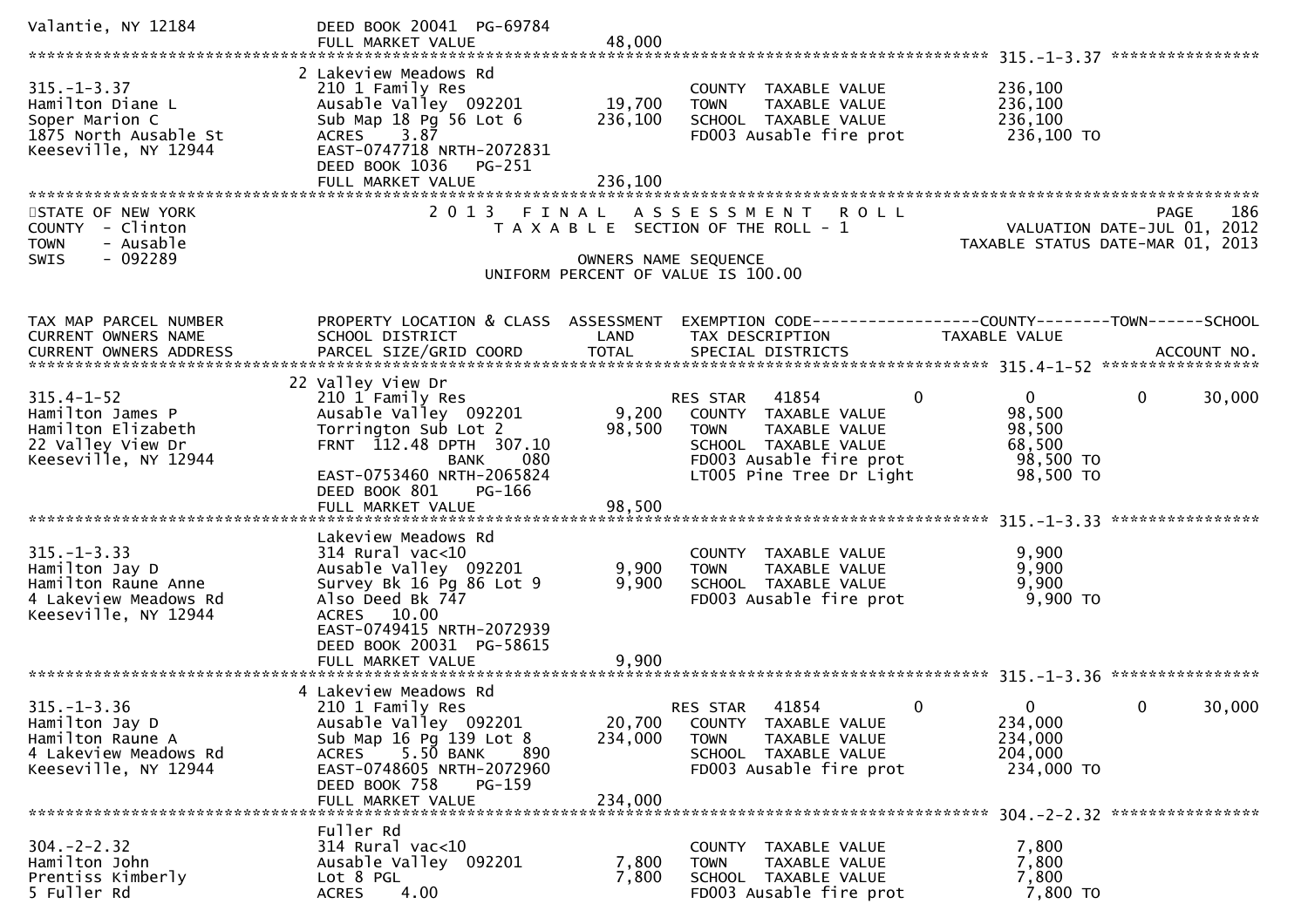Valantie, NY 12184 DEED BOOK 20041 PG-69784
FULL MARKET VALUE 48,000

**315.-1-3.37**

| TAX MAP PARCEL NUMBER / CURRENT OWNERS NAME / CURRENT OWNERS ADDRESS | PROPERTY LOCATION & CLASS / SCHOOL DISTRICT / PARCEL SIZE/GRID COORD | ASSESSMENT LAND | ASSESSMENT TOTAL | EXEMPTION CODE / TAX DESCRIPTION / SPECIAL DISTRICTS | COUNTY | TOWN | SCHOOL | ACCOUNT NO. |
|---|---|---|---|---|---|---|---|---|
| 315.-1-3.37 | 2 Lakeview Meadows Rd | | | | | | | |
| Hamilton Diane L | 210 1 Family Res | | | COUNTY TAXABLE VALUE | 236,100 | | | |
| Soper Marion C | Ausable Valley 092201 | 19,700 | | TOWN TAXABLE VALUE | 236,100 | | | |
| 1875 North Ausable St | Sub Map 18 Pg 56 Lot 6 | | 236,100 | SCHOOL TAXABLE VALUE | 236,100 | | | |
| Keeseville, NY 12944 | ACRES 3.87 | | | FD003 Ausable fire prot | 236,100 TO | | | |
| | EAST-0747718 NRTH-2072831 | | | | | | | |
| | DEED BOOK 1036 PG-251 | | | | | | | |
| | FULL MARKET VALUE | | 236,100 | | | | | |

STATE OF NEW YORK — 2013 FINAL ASSESSMENT ROLL
COUNTY - Clinton — TAXABLE SECTION OF THE ROLL - 1 — VALUATION DATE-JUL 01, 2012
TOWN - Ausable — TAXABLE STATUS DATE-MAR 01, 2013
SWIS - 092289 — OWNERS NAME SEQUENCE
UNIFORM PERCENT OF VALUE IS 100.00

| TAX MAP PARCEL NUMBER / CURRENT OWNERS NAME / CURRENT OWNERS ADDRESS | PROPERTY LOCATION & CLASS / SCHOOL DISTRICT / PARCEL SIZE/GRID COORD | ASSESSMENT LAND | ASSESSMENT TOTAL | EXEMPTION CODE / TAX DESCRIPTION / SPECIAL DISTRICTS | COUNTY | TOWN | SCHOOL | ACCOUNT NO. |
|---|---|---|---|---|---|---|---|---|
| **315.4-1-52** | 22 Valley View Dr | | | | | | | |
| 315.4-1-52 | 210 1 Family Res | | | RES STAR 41854 | 0 | 0 | 0 | 30,000 |
| Hamilton James P | Ausable Valley 092201 | 9,200 | | COUNTY TAXABLE VALUE | 98,500 | | | |
| Hamilton Elizabeth | Torrington Sub Lot 2 | | 98,500 | TOWN TAXABLE VALUE | 98,500 | | | |
| 22 Valley View Dr | FRNT 112.48 DPTH 307.10 | | | SCHOOL TAXABLE VALUE | 68,500 | | | |
| Keeseville, NY 12944 | BANK 080 | | | FD003 Ausable fire prot | 98,500 TO | | | |
| | EAST-0753460 NRTH-2065824 | | | LT005 Pine Tree Dr Light | 98,500 TO | | | |
| | DEED BOOK 801 PG-166 | | | | | | | |
| | FULL MARKET VALUE | | 98,500 | | | | | |
| **315.-1-3.33** | Lakeview Meadows Rd | | | | | | | |
| 315.-1-3.33 | 314 Rural vac<10 | | | COUNTY TAXABLE VALUE | 9,900 | | | |
| Hamilton Jay D | Ausable Valley 092201 | 9,900 | | TOWN TAXABLE VALUE | 9,900 | | | |
| Hamilton Raune Anne | Survey Bk 16 Pg 86 Lot 9 | | 9,900 | SCHOOL TAXABLE VALUE | 9,900 | | | |
| 4 Lakeview Meadows Rd | Also Deed Bk 747 | | | FD003 Ausable fire prot | 9,900 TO | | | |
| Keeseville, NY 12944 | ACRES 10.00 | | | | | | | |
| | EAST-0749415 NRTH-2072939 | | | | | | | |
| | DEED BOOK 20031 PG-58615 | | | | | | | |
| | FULL MARKET VALUE | | 9,900 | | | | | |
| **315.-1-3.36** | 4 Lakeview Meadows Rd | | | | | | | |
| 315.-1-3.36 | 210 1 Family Res | | | RES STAR 41854 | 0 | 0 | 0 | 30,000 |
| Hamilton Jay D | Ausable Valley 092201 | 20,700 | | COUNTY TAXABLE VALUE | 234,000 | | | |
| Hamilton Raune A | Sub Map 16 Pg 139 Lot 8 | | 234,000 | TOWN TAXABLE VALUE | 234,000 | | | |
| 4 Lakeview Meadows Rd | ACRES 5.50 BANK 890 | | | SCHOOL TAXABLE VALUE | 204,000 | | | |
| Keeseville, NY 12944 | EAST-0748605 NRTH-2072960 | | | FD003 Ausable fire prot | 234,000 TO | | | |
| | DEED BOOK 758 PG-159 | | | | | | | |
| | FULL MARKET VALUE | | 234,000 | | | | | |
| **304.-2-2.32** | Fuller Rd | | | | | | | |
| 304.-2-2.32 | 314 Rural vac<10 | | | COUNTY TAXABLE VALUE | 7,800 | | | |
| Hamilton John | Ausable Valley 092201 | 7,800 | | TOWN TAXABLE VALUE | 7,800 | | | |
| Prentiss Kimberly | Lot 8 PGL | | 7,800 | SCHOOL TAXABLE VALUE | 7,800 | | | |
| 5 Fuller Rd | ACRES 4.00 | | | FD003 Ausable fire prot | 7,800 TO | | | |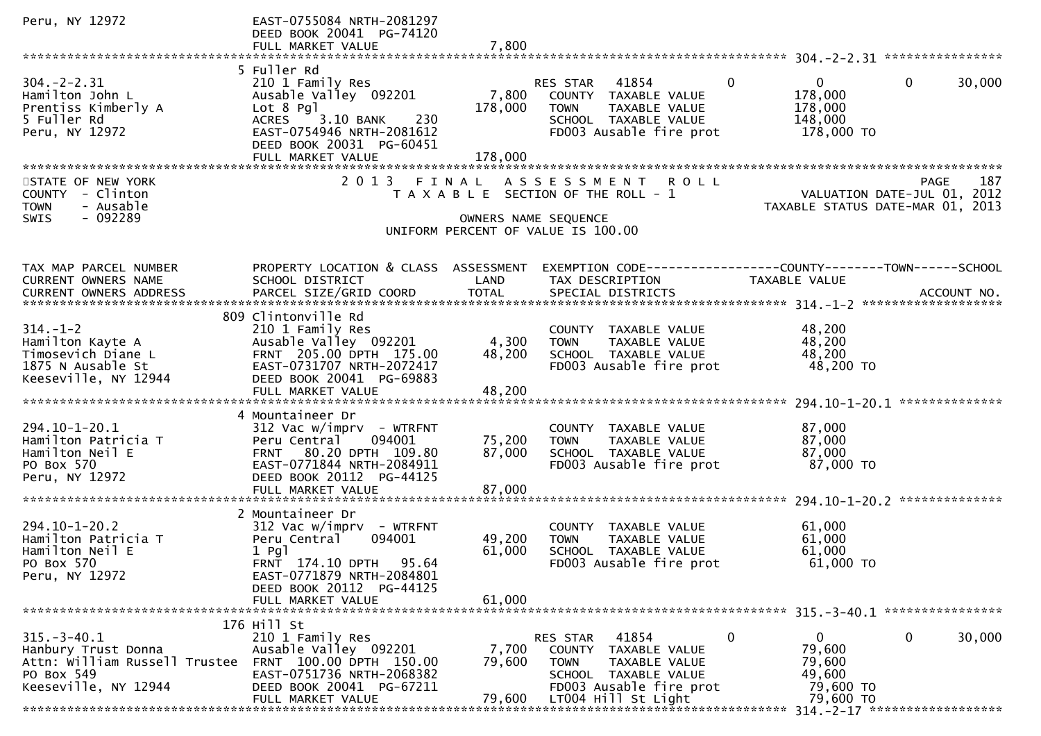```
Peru, NY 12972                 EAST-0755084 NRTH-2081297
                               DEED BOOK 20041  PG-74120
                               FULL MARKET VALUE               7,800
******************************************************************************************************* 304.-2-2.31 ****************
                               5 Fuller Rd
304.-2-2.31                    210 1 Family Res                   RES STAR    41854          0          0           0       30,000
Hamilton John L                Ausable Valley  092201       7,800   COUNTY  TAXABLE VALUE          178,000
Prentiss Kimberly A            Lot 8 Pgl                  178,000   TOWN    TAXABLE VALUE          178,000
5 Fuller Rd                    ACRES     3.10 BANK     230          SCHOOL  TAXABLE VALUE          148,000
Peru, NY 12972                 EAST-0754946 NRTH-2081612            FD003 Ausable fire prot         178,000 TO
                               DEED BOOK 20031  PG-60451
                               FULL MARKET VALUE             178,000
************************************************************************************************************************************
STATE OF NEW YORK                  2 0 1 3   F I N A L   A S S E S S M E N T   R O L L                               PAGE    187
COUNTY  - Clinton                     T A X A B L E  SECTION OF THE ROLL - 1                      VALUATION DATE-JUL 01, 2012
TOWN    - Ausable                                                                            TAXABLE STATUS DATE-MAR 01, 2013
SWIS    - 092289                                 OWNERS NAME SEQUENCE
                                        UNIFORM PERCENT OF VALUE IS 100.00


TAX MAP PARCEL NUMBER          PROPERTY LOCATION & CLASS  ASSESSMENT  EXEMPTION CODE------------------COUNTY--------TOWN------SCHOOL
CURRENT OWNERS NAME            SCHOOL DISTRICT               LAND      TAX DESCRIPTION            TAXABLE VALUE
CURRENT OWNERS ADDRESS         PARCEL SIZE/GRID COORD        TOTAL     SPECIAL DISTRICTS                                  ACCOUNT NO.
******************************************************************************************************* 314.-1-2 *******************
                               809 Clintonville Rd
314.-1-2                       210 1 Family Res                     COUNTY  TAXABLE VALUE           48,200
Hamilton Kayte A               Ausable Valley  092201       4,300   TOWN    TAXABLE VALUE           48,200
Timosevich Diane L             FRNT  205.00 DPTH  175.00   48,200   SCHOOL  TAXABLE VALUE           48,200
1875 N Ausable St              EAST-0731707 NRTH-2072417            FD003 Ausable fire prot          48,200 TO
Keeseville, NY 12944           DEED BOOK 20041  PG-69883
                               FULL MARKET VALUE              48,200
******************************************************************************************************* 294.10-1-20.1 **************
                               4 Mountaineer Dr
294.10-1-20.1                  312 Vac w/imprv  - WTRFNT            COUNTY  TAXABLE VALUE           87,000
Hamilton Patricia T            Peru Central    094001      75,200   TOWN    TAXABLE VALUE           87,000
Hamilton Neil E                FRNT   80.20 DPTH  109.80   87,000   SCHOOL  TAXABLE VALUE           87,000
PO Box 570                     EAST-0771844 NRTH-2084911            FD003 Ausable fire prot          87,000 TO
Peru, NY 12972                 DEED BOOK 20112  PG-44125
                               FULL MARKET VALUE              87,000
******************************************************************************************************* 294.10-1-20.2 **************
                               2 Mountaineer Dr
294.10-1-20.2                  312 Vac w/imprv  - WTRFNT            COUNTY  TAXABLE VALUE           61,000
Hamilton Patricia T            Peru Central    094001      49,200   TOWN    TAXABLE VALUE           61,000
Hamilton Neil E                1 Pgl                       61,000   SCHOOL  TAXABLE VALUE           61,000
PO Box 570                     FRNT  174.10 DPTH   95.64            FD003 Ausable fire prot          61,000 TO
Peru, NY 12972                 EAST-0771879 NRTH-2084801
                               DEED BOOK 20112  PG-44125
                               FULL MARKET VALUE              61,000
******************************************************************************************************* 315.-3-40.1 ****************
                               176 Hill St
315.-3-40.1                    210 1 Family Res                   RES STAR    41854          0          0           0       30,000
Hanbury Trust Donna            Ausable Valley  092201       7,700   COUNTY  TAXABLE VALUE           79,600
Attn: William Russell Trustee  FRNT  100.00 DPTH  150.00   79,600   TOWN    TAXABLE VALUE           79,600
PO Box 549                     EAST-0751736 NRTH-2068382            SCHOOL  TAXABLE VALUE           49,600
Keeseville, NY 12944           DEED BOOK 20041  PG-67211            FD003 Ausable fire prot          79,600 TO
                               FULL MARKET VALUE              79,600   LT004 Hill St Light              79,600 TO
******************************************************************************************************* 314.-2-17 ******************
```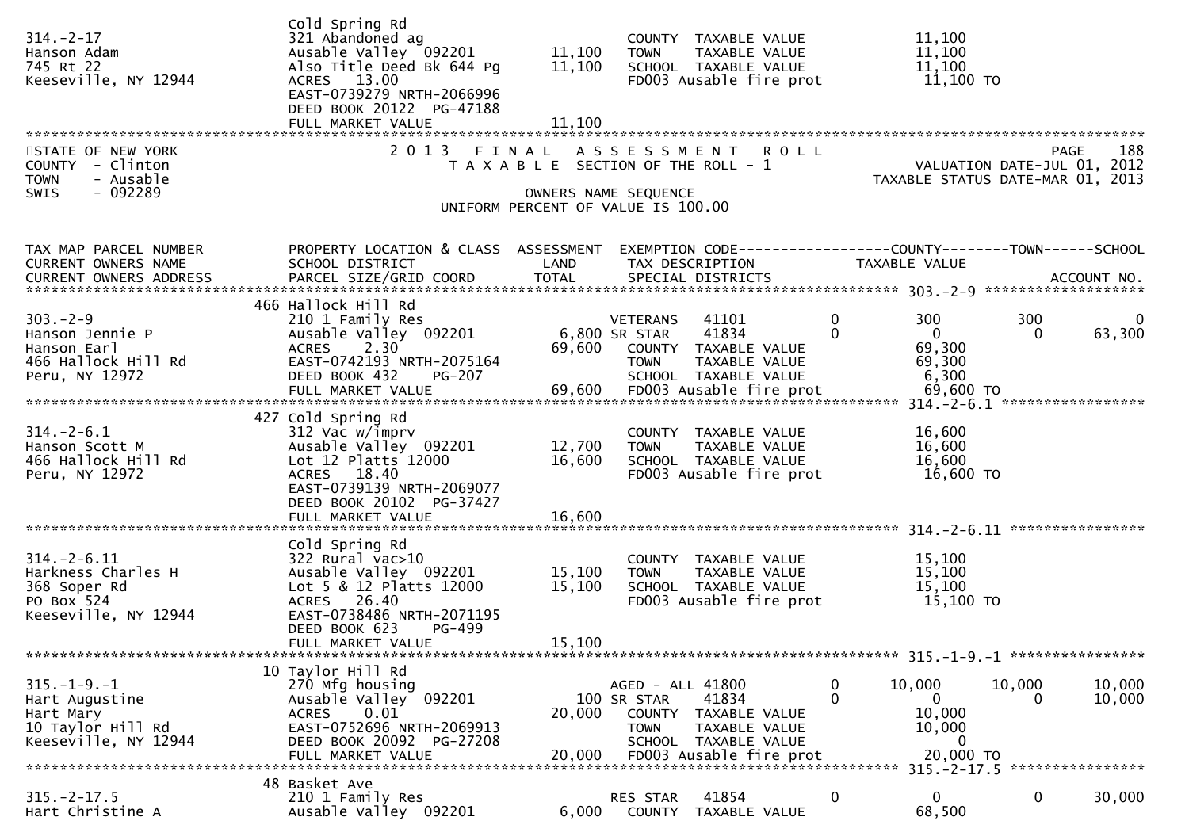```
                              Cold Spring Rd
314.-2-17                     321 Abandoned ag                        COUNTY  TAXABLE VALUE            11,100
Hanson Adam                   Ausable Valley  092201      11,100      TOWN    TAXABLE VALUE            11,100
745 Rt 22                     Also Title Deed Bk 644 Pg   11,100      SCHOOL  TAXABLE VALUE            11,100
Keeseville, NY 12944          ACRES   13.00                           FD003 Ausable fire prot           11,100 TO
                              EAST-0739279 NRTH-2066996
                              DEED BOOK 20122  PG-47188
                              FULL MARKET VALUE           11,100
******************************************************************************************************************************************
STATE OF NEW YORK             2 0 1 3   F I N A L   A S S E S S M E N T   R O L L                                         PAGE    188
COUNTY  - Clinton                T A X A B L E  SECTION OF THE ROLL - 1                            VALUATION DATE-JUL 01, 2012
TOWN    - Ausable                                                                                 TAXABLE STATUS DATE-MAR 01, 2013
SWIS    - 092289                                   OWNERS NAME SEQUENCE
                                          UNIFORM PERCENT OF VALUE IS 100.00


TAX MAP PARCEL NUMBER         PROPERTY LOCATION & CLASS  ASSESSMENT  EXEMPTION CODE------------------COUNTY--------TOWN------SCHOOL
CURRENT OWNERS NAME           SCHOOL DISTRICT               LAND      TAX DESCRIPTION            TAXABLE VALUE
CURRENT OWNERS ADDRESS        PARCEL SIZE/GRID COORD        TOTAL     SPECIAL DISTRICTS                                    ACCOUNT NO.
****************************************************************************************************** 303.-2-9 *******************
                              466 Hallock Hill Rd
303.-2-9                      210 1 Family Res                        VETERANS   41101            0          300         300           0
Hanson Jennie P               Ausable Valley  092201       6,800 SR STAR     41834            0            0           0      63,300
Hanson Earl                   ACRES    2.30                69,600     COUNTY  TAXABLE VALUE            69,300
466 Hallock Hill Rd           EAST-0742193 NRTH-2075164               TOWN    TAXABLE VALUE            69,300
Peru, NY 12972                DEED BOOK 432     PG-207                 SCHOOL  TAXABLE VALUE             6,300
                              FULL MARKET VALUE            69,600     FD003 Ausable fire prot           69,600 TO
****************************************************************************************************** 314.-2-6.1 *****************
                              427 Cold Spring Rd
314.-2-6.1                    312 Vac w/imprv                         COUNTY  TAXABLE VALUE            16,600
Hanson Scott M                Ausable Valley  092201      12,700      TOWN    TAXABLE VALUE            16,600
466 Hallock Hill Rd           Lot 12 Platts 12000         16,600      SCHOOL  TAXABLE VALUE            16,600
Peru, NY 12972                ACRES   18.40                           FD003 Ausable fire prot           16,600 TO
                              EAST-0739139 NRTH-2069077
                              DEED BOOK 20102  PG-37427
                              FULL MARKET VALUE           16,600
****************************************************************************************************** 314.-2-6.11 ****************
                              Cold Spring Rd
314.-2-6.11                   322 Rural vac>10                        COUNTY  TAXABLE VALUE            15,100
Harkness Charles H            Ausable Valley  092201      15,100      TOWN    TAXABLE VALUE            15,100
368 Soper Rd                  Lot 5 & 12 Platts 12000     15,100      SCHOOL  TAXABLE VALUE            15,100
PO Box 524                    ACRES   26.40                           FD003 Ausable fire prot           15,100 TO
Keeseville, NY 12944          EAST-0738486 NRTH-2071195
                              DEED BOOK 623     PG-499
                              FULL MARKET VALUE           15,100
****************************************************************************************************** 315.-1-9.-1 ****************
                              10 Taylor Hill Rd
315.-1-9.-1                   270 Mfg housing                         AGED - ALL 41800            0       10,000      10,000      10,000
Hart Augustine                Ausable Valley  092201         100 SR STAR     41834            0            0           0      10,000
Hart Mary                     ACRES    0.01                20,000     COUNTY  TAXABLE VALUE            10,000
10 Taylor Hill Rd             EAST-0752696 NRTH-2069913               TOWN    TAXABLE VALUE            10,000
Keeseville, NY 12944          DEED BOOK 20092  PG-27208               SCHOOL  TAXABLE VALUE                 0
                              FULL MARKET VALUE            20,000     FD003 Ausable fire prot           20,000 TO
****************************************************************************************************** 315.-2-17.5 ****************
                              48 Basket Ave
315.-2-17.5                   210 1 Family Res                        RES STAR   41854            0            0           0      30,000
Hart Christine A              Ausable Valley  092201       6,000      COUNTY  TAXABLE VALUE            68,500
```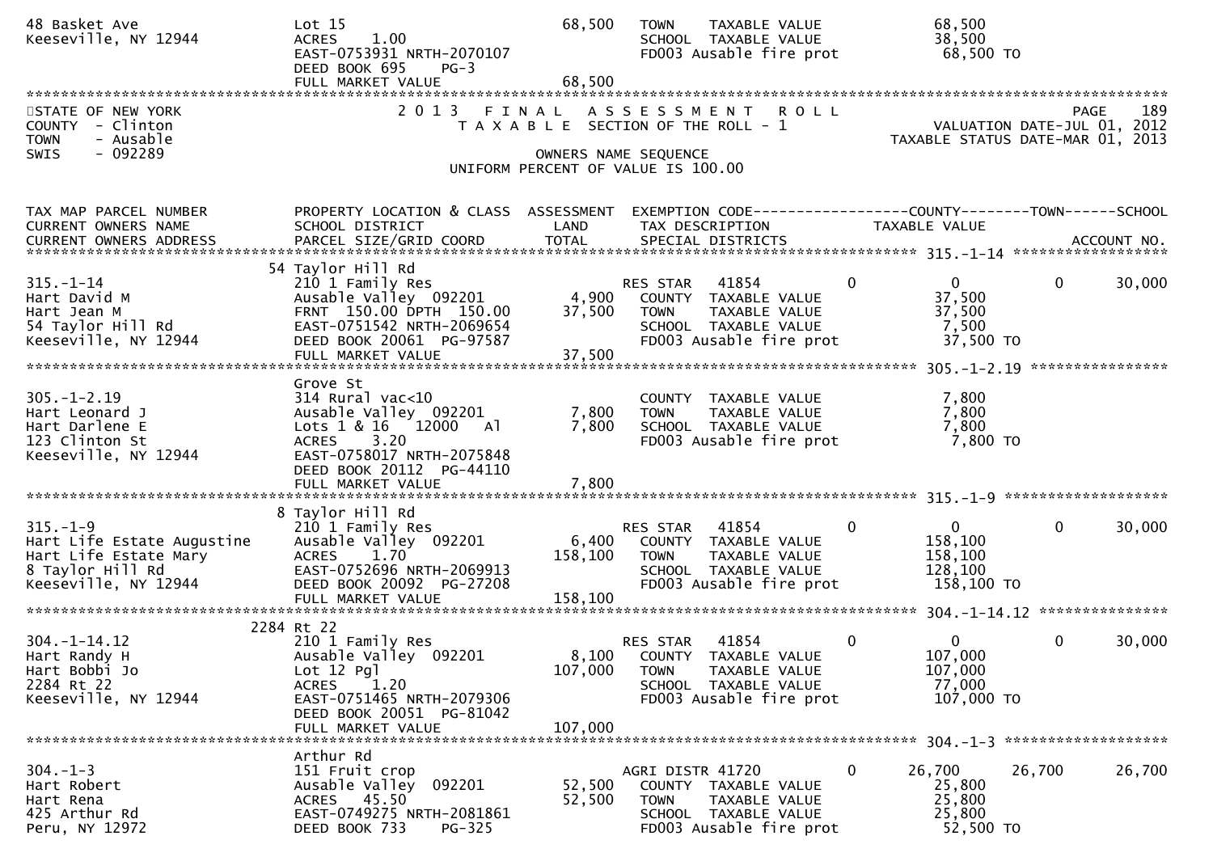```
48 Basket Ave                  Lot 15                          68,500   TOWN     TAXABLE VALUE              68,500
Keeseville, NY 12944           ACRES     1.00                           SCHOOL  TAXABLE VALUE              38,500
                               EAST-0753931 NRTH-2070107                FD003 Ausable fire prot            68,500 TO
                               DEED BOOK 695     PG-3
                               FULL MARKET VALUE               68,500
******************************************************************************************************************************************
```

STATE OF NEW YORK
COUNTY - Clinton
TOWN - Ausable
SWIS - 092289

# 2013 FINAL ASSESSMENT ROLL

TAXABLE SECTION OF THE ROLL - 1

OWNERS NAME SEQUENCE

UNIFORM PERCENT OF VALUE IS 100.00

VALUATION DATE-JUL 01, 2012
TAXABLE STATUS DATE-MAR 01, 2013

```
TAX MAP PARCEL NUMBER          PROPERTY LOCATION & CLASS  ASSESSMENT  EXEMPTION CODE------------------COUNTY--------TOWN------SCHOOL
CURRENT OWNERS NAME            SCHOOL DISTRICT               LAND      TAX DESCRIPTION              TAXABLE VALUE
CURRENT OWNERS ADDRESS         PARCEL SIZE/GRID COORD        TOTAL     SPECIAL DISTRICTS                                      ACCOUNT NO.
******************************************************************************************************* 315.-1-14 *******************
                           54 Taylor Hill Rd
315.-1-14                      210 1 Family Res                        RES STAR   41854         0              0            0      30,000
Hart David M                   Ausable Valley  092201         4,900    COUNTY  TAXABLE VALUE              37,500
Hart Jean M                    FRNT  150.00 DPTH  150.00     37,500    TOWN    TAXABLE VALUE              37,500
54 Taylor Hill Rd              EAST-0751542 NRTH-2069654               SCHOOL  TAXABLE VALUE               7,500
Keeseville, NY 12944           DEED BOOK 20061  PG-97587               FD003 Ausable fire prot            37,500 TO
                               FULL MARKET VALUE             37,500
******************************************************************************************************* 305.-1-2.19 *****************
                               Grove St
305.-1-2.19                    314 Rural vac<10                        COUNTY  TAXABLE VALUE               7,800
Hart Leonard J                 Ausable Valley  092201         7,800    TOWN    TAXABLE VALUE               7,800
Hart Darlene E                 Lots 1 & 16   12000    Al      7,800    SCHOOL  TAXABLE VALUE               7,800
123 Clinton St                 ACRES     3.20                          FD003 Ausable fire prot             7,800 TO
Keeseville, NY 12944           EAST-0758017 NRTH-2075848
                               DEED BOOK 20112  PG-44110
                               FULL MARKET VALUE              7,800
******************************************************************************************************* 315.-1-9 ********************
                            8 Taylor Hill Rd
315.-1-9                       210 1 Family Res                        RES STAR   41854         0              0            0      30,000
Hart Life Estate Augustine     Ausable Valley  092201         6,400    COUNTY  TAXABLE VALUE             158,100
Hart Life Estate Mary          ACRES     1.70               158,100    TOWN    TAXABLE VALUE             158,100
8 Taylor Hill Rd               EAST-0752696 NRTH-2069913               SCHOOL  TAXABLE VALUE             128,100
Keeseville, NY 12944           DEED BOOK 20092  PG-27208               FD003 Ausable fire prot           158,100 TO
                               FULL MARKET VALUE            158,100
******************************************************************************************************* 304.-1-14.12 ****************
                         2284 Rt 22
304.-1-14.12                   210 1 Family Res                        RES STAR   41854         0              0            0      30,000
Hart Randy H                   Ausable Valley  092201         8,100    COUNTY  TAXABLE VALUE             107,000
Hart Bobbi Jo                  Lot 12 Pgl                   107,000    TOWN    TAXABLE VALUE             107,000
2284 Rt 22                     ACRES     1.20                          SCHOOL  TAXABLE VALUE              77,000
Keeseville, NY 12944           EAST-0751465 NRTH-2079306               FD003 Ausable fire prot           107,000 TO
                               DEED BOOK 20051  PG-81042
                               FULL MARKET VALUE            107,000
******************************************************************************************************* 304.-1-3 ********************
                               Arthur Rd
304.-1-3                       151 Fruit crop                          AGRI DISTR 41720         0         26,700       26,700      26,700
Hart Robert                    Ausable Valley  092201        52,500    COUNTY  TAXABLE VALUE              25,800
Hart Rena                      ACRES    45.50                52,500    TOWN    TAXABLE VALUE              25,800
425 Arthur Rd                  EAST-0749275 NRTH-2081861               SCHOOL  TAXABLE VALUE              25,800
Peru, NY 12972                 DEED BOOK 733     PG-325                FD003 Ausable fire prot            52,500 TO
```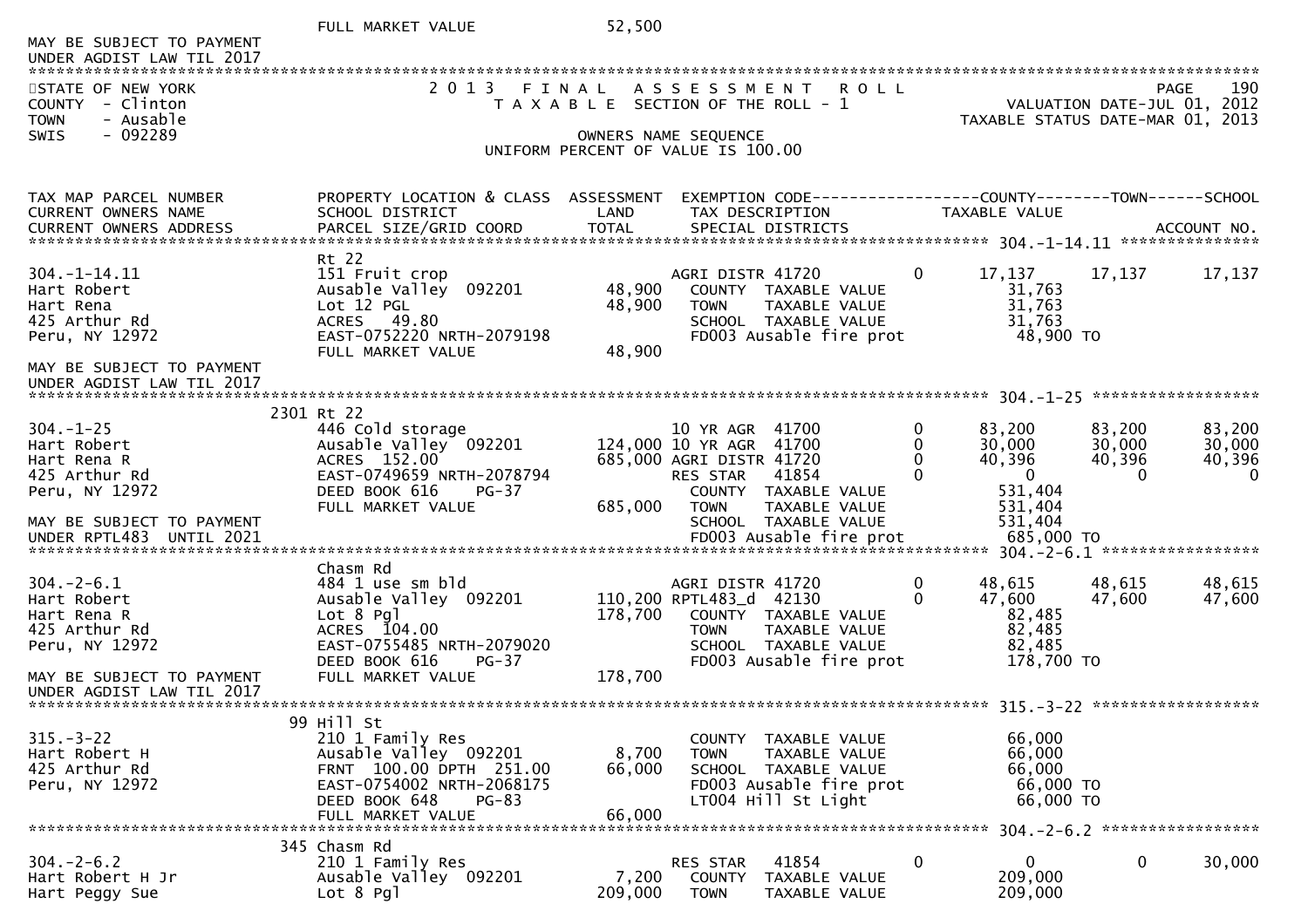FULL MARKET VALUE 52,500

MAY BE SUBJECT TO PAYMENT
UNDER AGDIST LAW TIL 2017

STATE OF NEW YORK
COUNTY - Clinton
TOWN - Ausable
SWIS - 092289

2013 FINAL ASSESSMENT ROLL
TAXABLE SECTION OF THE ROLL - 1
OWNERS NAME SEQUENCE
UNIFORM PERCENT OF VALUE IS 100.00

VALUATION DATE-JUL 01, 2012
TAXABLE STATUS DATE-MAR 01, 2013

| TAX MAP PARCEL NUMBER / CURRENT OWNERS NAME / CURRENT OWNERS ADDRESS | PROPERTY LOCATION & CLASS / SCHOOL DISTRICT / PARCEL SIZE/GRID COORD | ASSESSMENT LAND / TOTAL | EXEMPTION CODE / TAX DESCRIPTION / SPECIAL DISTRICTS | | COUNTY TAXABLE VALUE | TOWN | SCHOOL | ACCOUNT NO. |
|---|---|---|---|---|---|---|---|---|
| **304.-1-14.11** | Rt 22 | | | | | | | |
| 304.-1-14.11 | 151 Fruit crop | | AGRI DISTR 41720 | 0 | 17,137 | 17,137 | 17,137 | |
| Hart Robert | Ausable Valley 092201 | 48,900 | COUNTY TAXABLE VALUE | | 31,763 | | | |
| Hart Rena | Lot 12 PGL | 48,900 | TOWN TAXABLE VALUE | | 31,763 | | | |
| 425 Arthur Rd | ACRES 49.80 | | SCHOOL TAXABLE VALUE | | 31,763 | | | |
| Peru, NY 12972 | EAST-0752220 NRTH-2079198 | | FD003 Ausable fire prot | | 48,900 TO | | | |
| | FULL MARKET VALUE | 48,900 | | | | | | |
| MAY BE SUBJECT TO PAYMENT UNDER AGDIST LAW TIL 2017 | | | | | | | | |
| **304.-1-25** | 2301 Rt 22 | | | | | | | |
| 304.-1-25 | 446 Cold storage | | 10 YR AGR 41700 | 0 | 83,200 | 83,200 | 83,200 | |
| Hart Robert | Ausable Valley 092201 | 124,000 | 10 YR AGR 41700 | 0 | 30,000 | 30,000 | 30,000 | |
| Hart Rena R | ACRES 152.00 | 685,000 | AGRI DISTR 41720 | 0 | 40,396 | 40,396 | 40,396 | |
| 425 Arthur Rd | EAST-0749659 NRTH-2078794 | | RES STAR 41854 | 0 | 0 | 0 | 0 | |
| Peru, NY 12972 | DEED BOOK 616 PG-37 | | COUNTY TAXABLE VALUE | | 531,404 | | | |
| | FULL MARKET VALUE | 685,000 | TOWN TAXABLE VALUE | | 531,404 | | | |
| MAY BE SUBJECT TO PAYMENT | | | SCHOOL TAXABLE VALUE | | 531,404 | | | |
| UNDER RPTL483 UNTIL 2021 | | | FD003 Ausable fire prot | | 685,000 TO | | | |
| **304.-2-6.1** | Chasm Rd | | | | | | | |
| 304.-2-6.1 | 484 1 use sm bld | | AGRI DISTR 41720 | 0 | 48,615 | 48,615 | 48,615 | |
| Hart Robert | Ausable Valley 092201 | 110,200 | RPTL483_d 42130 | 0 | 47,600 | 47,600 | 47,600 | |
| Hart Rena R | Lot 8 Pgl | 178,700 | COUNTY TAXABLE VALUE | | 82,485 | | | |
| 425 Arthur Rd | ACRES 104.00 | | TOWN TAXABLE VALUE | | 82,485 | | | |
| Peru, NY 12972 | EAST-0755485 NRTH-2079020 | | SCHOOL TAXABLE VALUE | | 82,485 | | | |
| | DEED BOOK 616 PG-37 | | FD003 Ausable fire prot | | 178,700 TO | | | |
| MAY BE SUBJECT TO PAYMENT | FULL MARKET VALUE | 178,700 | | | | | | |
| UNDER AGDIST LAW TIL 2017 | | | | | | | | |
| **315.-3-22** | 99 Hill St | | | | | | | |
| 315.-3-22 | 210 1 Family Res | | COUNTY TAXABLE VALUE | | 66,000 | | | |
| Hart Robert H | Ausable Valley 092201 | 8,700 | TOWN TAXABLE VALUE | | 66,000 | | | |
| 425 Arthur Rd | FRNT 100.00 DPTH 251.00 | 66,000 | SCHOOL TAXABLE VALUE | | 66,000 | | | |
| Peru, NY 12972 | EAST-0754002 NRTH-2068175 | | FD003 Ausable fire prot | | 66,000 TO | | | |
| | DEED BOOK 648 PG-83 | | LT004 Hill St Light | | 66,000 TO | | | |
| | FULL MARKET VALUE | 66,000 | | | | | | |
| **304.-2-6.2** | 345 Chasm Rd | | | | | | | |
| 304.-2-6.2 | 210 1 Family Res | | RES STAR 41854 | 0 | 0 | 0 | 30,000 | |
| Hart Robert H Jr | Ausable Valley 092201 | 7,200 | COUNTY TAXABLE VALUE | | 209,000 | | | |
| Hart Peggy Sue | Lot 8 Pgl | 209,000 | TOWN TAXABLE VALUE | | 209,000 | | | |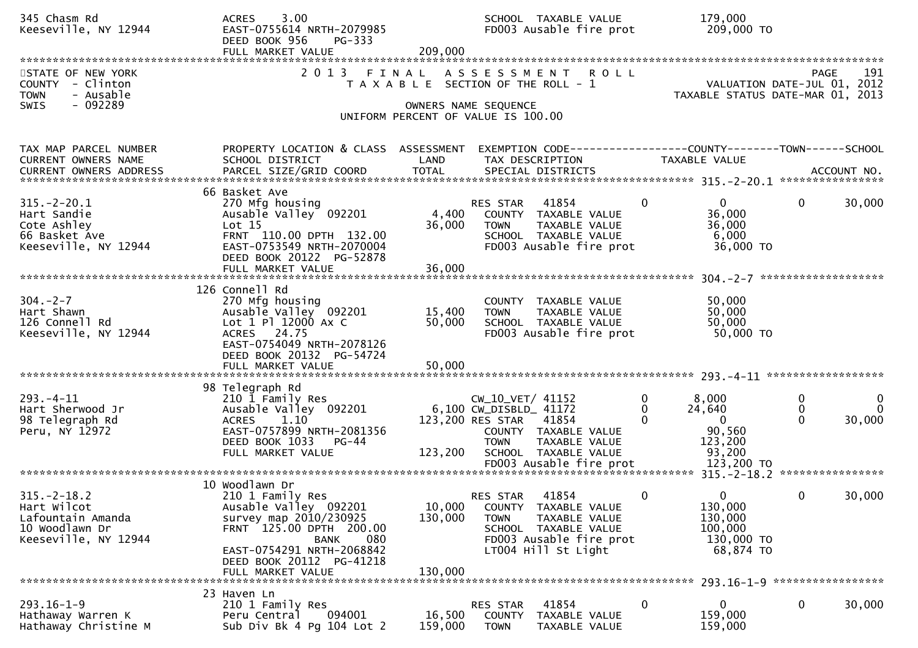```
345 Chasm Rd                   ACRES     3.00                            SCHOOL  TAXABLE VALUE             179,000
Keeseville, NY 12944           EAST-0755614 NRTH-2079985                 FD003 Ausable fire prot            209,000 TO
                               DEED BOOK 956     PG-333
                               FULL MARKET VALUE              209,000
******************************************************************************************************************************************
STATE OF NEW YORK                  2 0 1 3   F I N A L   A S S E S S M E N T   R O L L                                    PAGE    191
COUNTY  - Clinton                    T A X A B L E  SECTION OF THE ROLL - 1                          VALUATION DATE-JUL 01, 2012
TOWN    - Ausable                                                                                   TAXABLE STATUS DATE-MAR 01, 2013
SWIS    - 092289                                     OWNERS NAME SEQUENCE
                                            UNIFORM PERCENT OF VALUE IS 100.00


TAX MAP PARCEL NUMBER          PROPERTY LOCATION & CLASS  ASSESSMENT  EXEMPTION CODE------------------COUNTY--------TOWN------SCHOOL
CURRENT OWNERS NAME            SCHOOL DISTRICT               LAND      TAX DESCRIPTION              TAXABLE VALUE
CURRENT OWNERS ADDRESS         PARCEL SIZE/GRID COORD        TOTAL     SPECIAL DISTRICTS                                 ACCOUNT NO.
*********************************************************************************************** 315.-2-20.1 ****************
                               66 Basket Ave
315.-2-20.1                    270 Mfg housing                         RES STAR    41854        0            0          0      30,000
Hart Sandie                    Ausable Valley  092201        4,400     COUNTY  TAXABLE VALUE             36,000
Cote Ashley                    Lot 15                       36,000     TOWN    TAXABLE VALUE             36,000
66 Basket Ave                  FRNT  110.00 DPTH  132.00               SCHOOL  TAXABLE VALUE              6,000
Keeseville, NY 12944           EAST-0753549 NRTH-2070004               FD003 Ausable fire prot            36,000 TO
                               DEED BOOK 20122   PG-52878
                               FULL MARKET VALUE             36,000
*********************************************************************************************** 304.-2-7 *******************
                               126 Connell Rd
304.-2-7                       270 Mfg housing                         COUNTY  TAXABLE VALUE             50,000
Hart Shawn                     Ausable Valley  092201       15,400     TOWN    TAXABLE VALUE             50,000
126 Connell Rd                 Lot 1 Pl 12000 Ax C          50,000     SCHOOL  TAXABLE VALUE             50,000
Keeseville, NY 12944           ACRES    24.75                          FD003 Ausable fire prot            50,000 TO
                               EAST-0754049 NRTH-2078126
                               DEED BOOK 20132   PG-54724
                               FULL MARKET VALUE             50,000
*********************************************************************************************** 293.-4-11 ******************
                               98 Telegraph Rd
293.-4-11                      210 1 Family Res                        CW_10_VET/ 41152         0        8,000          0           0
Hart Sherwood Jr               Ausable Valley  092201        6,100 CW_DISBLD_ 41172         0       24,640          0           0
98 Telegraph Rd                ACRES     1.10              123,200 RES STAR    41854        0            0          0      30,000
Peru, NY 12972                 EAST-0757899 NRTH-2081356               COUNTY  TAXABLE VALUE             90,560
                               DEED BOOK 1033    PG-44                 TOWN    TAXABLE VALUE            123,200
                               FULL MARKET VALUE            123,200    SCHOOL  TAXABLE VALUE             93,200
                                                                       FD003 Ausable fire prot           123,200 TO
*********************************************************************************************** 315.-2-18.2 ****************
                               10 Woodlawn Dr
315.-2-18.2                    210 1 Family Res                        RES STAR    41854        0            0          0      30,000
Hart Wilcot                    Ausable Valley  092201       10,000     COUNTY  TAXABLE VALUE            130,000
Lafountain Amanda              survey map 2010/230925      130,000     TOWN    TAXABLE VALUE            130,000
10 Woodlawn Dr                 FRNT  125.00 DPTH  200.00               SCHOOL  TAXABLE VALUE            100,000
Keeseville, NY 12944                          BANK     080             FD003 Ausable fire prot           130,000 TO
                               EAST-0754291 NRTH-2068842               LT004 Hill St Light                68,874 TO
                               DEED BOOK 20112   PG-41218
                               FULL MARKET VALUE            130,000
*********************************************************************************************** 293.16-1-9 *****************
                               23 Haven Ln
293.16-1-9                     210 1 Family Res                        RES STAR    41854        0            0          0      30,000
Hathaway Warren K              Peru Central     094001      16,500     COUNTY  TAXABLE VALUE            159,000
Hathaway Christine M           Sub Div Bk 4 Pg 104 Lot 2   159,000     TOWN    TAXABLE VALUE            159,000
```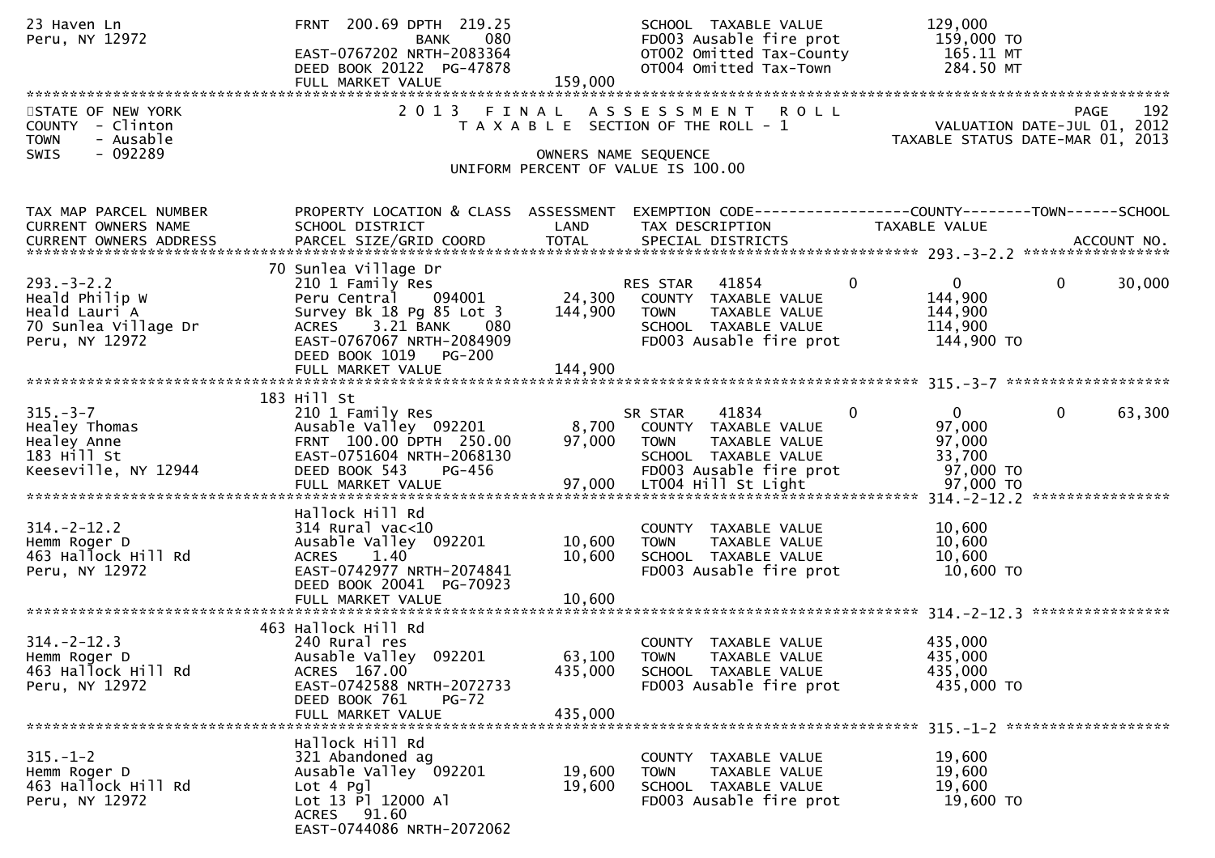```
23 Haven Ln                    FRNT 200.69 DPTH 219.25                 SCHOOL  TAXABLE VALUE           129,000
Peru, NY 12972                           BANK     080                  FD003 Ausable fire prot          159,000 TO
                               EAST-0767202 NRTH-2083364               OT002 Omitted Tax-County          165.11 MT
                               DEED BOOK 20122  PG-47878               OT004 Omitted Tax-Town            284.50 MT
                               FULL MARKET VALUE              159,000
******************************************************************************************************************************************
```

STATE OF NEW YORK
COUNTY - Clinton
TOWN - Ausable
SWIS - 092289

2013 FINAL ASSESSMENT ROLL
TAXABLE SECTION OF THE ROLL - 1
OWNERS NAME SEQUENCE
UNIFORM PERCENT OF VALUE IS 100.00

PAGE 192
VALUATION DATE-JUL 01, 2012
TAXABLE STATUS DATE-MAR 01, 2013

```
TAX MAP PARCEL NUMBER          PROPERTY LOCATION & CLASS  ASSESSMENT  EXEMPTION CODE------------------COUNTY--------TOWN------SCHOOL
CURRENT OWNERS NAME            SCHOOL DISTRICT               LAND     TAX DESCRIPTION              TAXABLE VALUE
CURRENT OWNERS ADDRESS         PARCEL SIZE/GRID COORD        TOTAL    SPECIAL DISTRICTS                                    ACCOUNT NO.
******************************************************************************************************* 293.-3-2.2 *****************
                            70 Sunlea Village Dr
293.-3-2.2                     210 1 Family Res                       RES STAR   41854          0             0          0     30,000
Heald Philip W                 Peru Central    094001        24,300   COUNTY  TAXABLE VALUE           144,900
Heald Lauri A                  Survey Bk 18 Pg 85 Lot 3     144,900   TOWN    TAXABLE VALUE           144,900
70 Sunlea Village Dr           ACRES     3.21 BANK    080             SCHOOL  TAXABLE VALUE           114,900
Peru, NY 12972                 EAST-0767067 NRTH-2084909              FD003 Ausable fire prot          144,900 TO
                               DEED BOOK 1019    PG-200
                               FULL MARKET VALUE            144,900
******************************************************************************************************* 315.-3-7 *******************
                            183 Hill St
315.-3-7                       210 1 Family Res                       SR STAR    41834          0             0          0     63,300
Healey Thomas                  Ausable Valley  092201         8,700   COUNTY  TAXABLE VALUE            97,000
Healey Anne                    FRNT 100.00 DPTH 250.00       97,000   TOWN    TAXABLE VALUE            97,000
183 Hill St                    EAST-0751604 NRTH-2068130              SCHOOL  TAXABLE VALUE            33,700
Keeseville, NY 12944           DEED BOOK 543     PG-456               FD003 Ausable fire prot           97,000 TO
                               FULL MARKET VALUE             97,000   LT004 Hill St Light               97,000 TO
******************************************************************************************************* 314.-2-12.2 ****************
                               Hallock Hill Rd
314.-2-12.2                    314 Rural vac<10                       COUNTY  TAXABLE VALUE            10,600
Hemm Roger D                   Ausable Valley  092201        10,600   TOWN    TAXABLE VALUE            10,600
463 Hallock Hill Rd            ACRES     1.40                10,600   SCHOOL  TAXABLE VALUE            10,600
Peru, NY 12972                 EAST-0742977 NRTH-2074841              FD003 Ausable fire prot           10,600 TO
                               DEED BOOK 20041  PG-70923
                               FULL MARKET VALUE             10,600
******************************************************************************************************* 314.-2-12.3 ****************
                            463 Hallock Hill Rd
314.-2-12.3                    240 Rural res                          COUNTY  TAXABLE VALUE           435,000
Hemm Roger D                   Ausable Valley  092201        63,100   TOWN    TAXABLE VALUE           435,000
463 Hallock Hill Rd            ACRES   167.00               435,000   SCHOOL  TAXABLE VALUE           435,000
Peru, NY 12972                 EAST-0742588 NRTH-2072733              FD003 Ausable fire prot          435,000 TO
                               DEED BOOK 761     PG-72
                               FULL MARKET VALUE            435,000
******************************************************************************************************* 315.-1-2 *******************
                               Hallock Hill Rd
315.-1-2                       321 Abandoned ag                       COUNTY  TAXABLE VALUE            19,600
Hemm Roger D                   Ausable Valley  092201        19,600   TOWN    TAXABLE VALUE            19,600
463 Hallock Hill Rd            Lot 4 Pgl                     19,600   SCHOOL  TAXABLE VALUE            19,600
Peru, NY 12972                 Lot 13 Pl 12000 Al                     FD003 Ausable fire prot           19,600 TO
                               ACRES    91.60
                               EAST-0744086 NRTH-2072062
```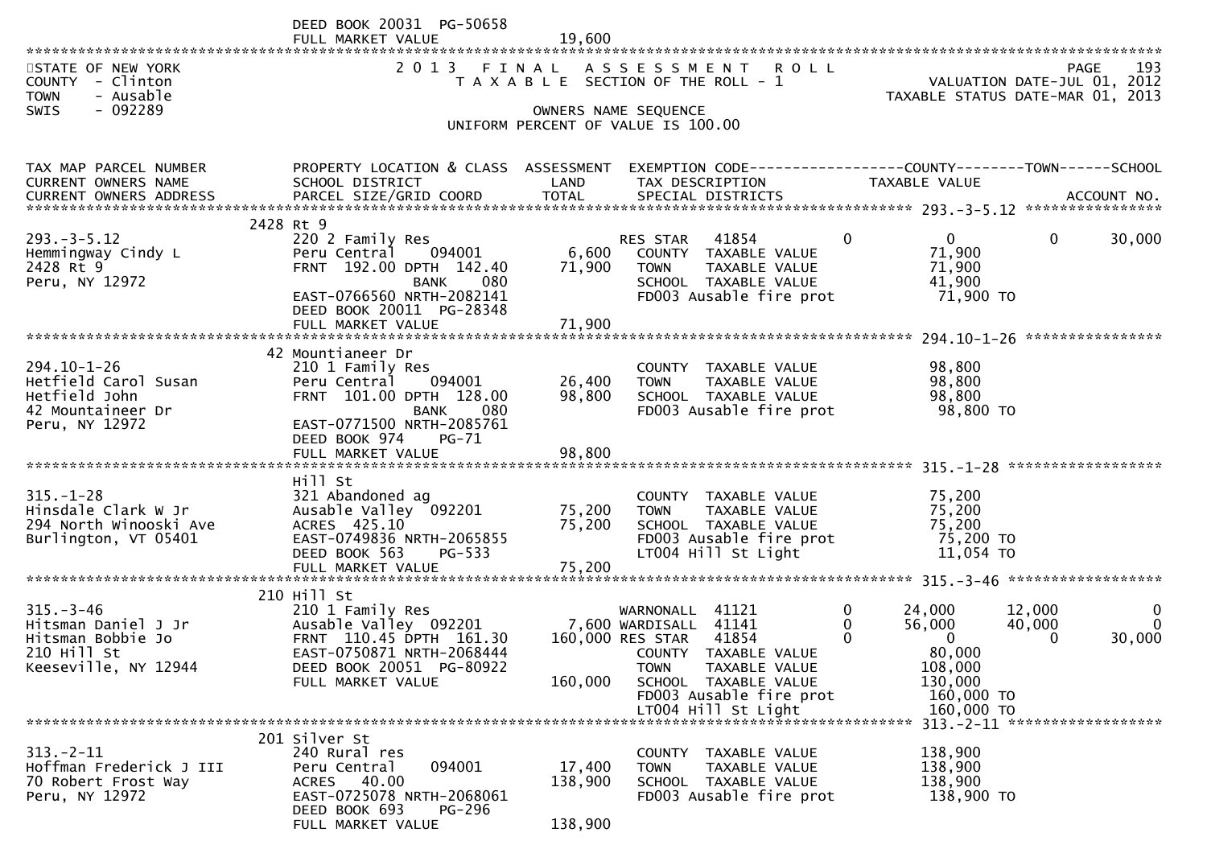DEED BOOK 20031 PG-50658
FULL MARKET VALUE 19,600

STATE OF NEW YORK
COUNTY - Clinton
TOWN - Ausable
SWIS - 092289

# 2013 FINAL ASSESSMENT ROLL

TAXABLE SECTION OF THE ROLL - 1

OWNERS NAME SEQUENCE

UNIFORM PERCENT OF VALUE IS 100.00

PAGE 193
VALUATION DATE-JUL 01, 2012
TAXABLE STATUS DATE-MAR 01, 2013

| TAX MAP PARCEL NUMBER / CURRENT OWNERS NAME / CURRENT OWNERS ADDRESS | PROPERTY LOCATION & CLASS / SCHOOL DISTRICT / PARCEL SIZE/GRID COORD | ASSESSMENT LAND / TOTAL | EXEMPTION CODE / TAX DESCRIPTION / SPECIAL DISTRICTS | | COUNTY TAXABLE VALUE | TOWN | SCHOOL / ACCOUNT NO. |
|---|---|---|---|---|---|---|---|
| **293.-3-5.12** | 2428 Rt 9 | | | | | | |
| 293.-3-5.12 | 220 2 Family Res | | RES STAR 41854 | 0 | 0 | 0 | 30,000 |
| Hemmingway Cindy L | Peru Central 094001 | 6,600 | COUNTY TAXABLE VALUE | | 71,900 | | |
| 2428 Rt 9 | FRNT 192.00 DPTH 142.40 | 71,900 | TOWN TAXABLE VALUE | | 71,900 | | |
| Peru, NY 12972 | BANK 080 | | SCHOOL TAXABLE VALUE | | 41,900 | | |
| | EAST-0766560 NRTH-2082141 | | FD003 Ausable fire prot | | 71,900 TO | | |
| | DEED BOOK 20011 PG-28348 | | | | | | |
| | FULL MARKET VALUE | 71,900 | | | | | |
| **294.10-1-26** | 42 Mountianeer Dr | | | | | | |
| 294.10-1-26 | 210 1 Family Res | | COUNTY TAXABLE VALUE | | 98,800 | | |
| Hetfield Carol Susan | Peru Central 094001 | 26,400 | TOWN TAXABLE VALUE | | 98,800 | | |
| Hetfield John | FRNT 101.00 DPTH 128.00 | 98,800 | SCHOOL TAXABLE VALUE | | 98,800 | | |
| 42 Mountaineer Dr | BANK 080 | | FD003 Ausable fire prot | | 98,800 TO | | |
| Peru, NY 12972 | EAST-0771500 NRTH-2085761 | | | | | | |
| | DEED BOOK 974 PG-71 | | | | | | |
| | FULL MARKET VALUE | 98,800 | | | | | |
| **315.-1-28** | Hill St | | | | | | |
| 315.-1-28 | 321 Abandoned ag | | COUNTY TAXABLE VALUE | | 75,200 | | |
| Hinsdale Clark W Jr | Ausable Valley 092201 | 75,200 | TOWN TAXABLE VALUE | | 75,200 | | |
| 294 North Winooski Ave | ACRES 425.10 | 75,200 | SCHOOL TAXABLE VALUE | | 75,200 | | |
| Burlington, VT 05401 | EAST-0749836 NRTH-2065855 | | FD003 Ausable fire prot | | 75,200 TO | | |
| | DEED BOOK 563 PG-533 | | LT004 Hill St Light | | 11,054 TO | | |
| | FULL MARKET VALUE | 75,200 | | | | | |
| **315.-3-46** | 210 Hill St | | | | | | |
| 315.-3-46 | 210 1 Family Res | | WARNONALL 41121 | 0 | 24,000 | 12,000 | 0 |
| Hitsman Daniel J Jr | Ausable Valley 092201 | 7,600 | WARDISALL 41141 | 0 | 56,000 | 40,000 | 0 |
| Hitsman Bobbie Jo | FRNT 110.45 DPTH 161.30 | 160,000 | RES STAR 41854 | 0 | 0 | 0 | 30,000 |
| 210 Hill St | EAST-0750871 NRTH-2068444 | | COUNTY TAXABLE VALUE | | 80,000 | | |
| Keeseville, NY 12944 | DEED BOOK 20051 PG-80922 | | TOWN TAXABLE VALUE | | 108,000 | | |
| | FULL MARKET VALUE | 160,000 | SCHOOL TAXABLE VALUE | | 130,000 | | |
| | | | FD003 Ausable fire prot | | 160,000 TO | | |
| | | | LT004 Hill St Light | | 160,000 TO | | |
| **313.-2-11** | 201 Silver St | | | | | | |
| 313.-2-11 | 240 Rural res | | COUNTY TAXABLE VALUE | | 138,900 | | |
| Hoffman Frederick J III | Peru Central 094001 | 17,400 | TOWN TAXABLE VALUE | | 138,900 | | |
| 70 Robert Frost Way | ACRES 40.00 | 138,900 | SCHOOL TAXABLE VALUE | | 138,900 | | |
| Peru, NY 12972 | EAST-0725078 NRTH-2068061 | | FD003 Ausable fire prot | | 138,900 TO | | |
| | DEED BOOK 693 PG-296 | | | | | | |
| | FULL MARKET VALUE | 138,900 | | | | | |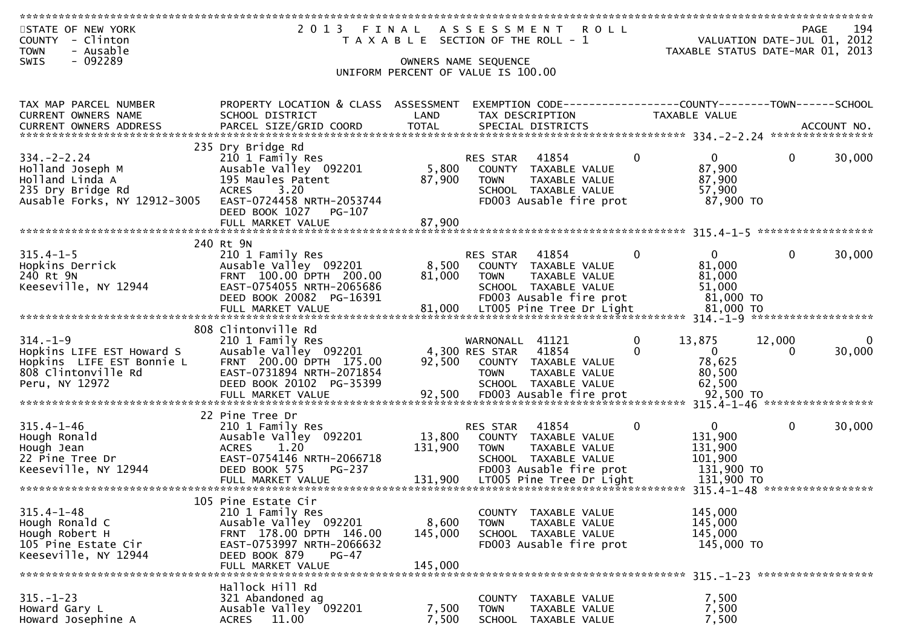STATE OF NEW YORK
COUNTY - Clinton
TOWN - Ausable
SWIS - 092289

2 0 1 3 F I N A L A S S E S S M E N T R O L L
T A X A B L E SECTION OF THE ROLL - 1
OWNERS NAME SEQUENCE
UNIFORM PERCENT OF VALUE IS 100.00

VALUATION DATE-JUL 01, 2012
TAXABLE STATUS DATE-MAR 01, 2013

| TAX MAP PARCEL NUMBER / CURRENT OWNERS NAME / CURRENT OWNERS ADDRESS | PROPERTY LOCATION & CLASS / SCHOOL DISTRICT / PARCEL SIZE/GRID COORD | ASSESSMENT LAND / TOTAL | EXEMPTION CODE / TAX DESCRIPTION / SPECIAL DISTRICTS | | COUNTY TAXABLE VALUE | TOWN | SCHOOL |
|---|---|---|---|---|---|---|---|
| **334.-2-2.24** | 235 Dry Bridge Rd | | | | | | |
| 334.-2-2.24 | 210 1 Family Res | | RES STAR 41854 | 0 | 0 | 0 | 30,000 |
| Holland Joseph M | Ausable Valley 092201 | 5,800 | COUNTY TAXABLE VALUE | | 87,900 | | |
| Holland Linda A | 195 Maules Patent | 87,900 | TOWN TAXABLE VALUE | | 87,900 | | |
| 235 Dry Bridge Rd | ACRES 3.20 | | SCHOOL TAXABLE VALUE | | 57,900 | | |
| Ausable Forks, NY 12912-3005 | EAST-0724458 NRTH-2053744 | | FD003 Ausable fire prot | | 87,900 TO | | |
| | DEED BOOK 1027 PG-107 | | | | | | |
| | FULL MARKET VALUE | 87,900 | | | | | |
| **315.4-1-5** | 240 Rt 9N | | | | | | |
| 315.4-1-5 | 210 1 Family Res | | RES STAR 41854 | 0 | 0 | 0 | 30,000 |
| Hopkins Derrick | Ausable Valley 092201 | 8,500 | COUNTY TAXABLE VALUE | | 81,000 | | |
| 240 Rt 9N | FRNT 100.00 DPTH 200.00 | 81,000 | TOWN TAXABLE VALUE | | 81,000 | | |
| Keeseville, NY 12944 | EAST-0754055 NRTH-2065686 | | SCHOOL TAXABLE VALUE | | 51,000 | | |
| | DEED BOOK 20082 PG-16391 | | FD003 Ausable fire prot | | 81,000 TO | | |
| | FULL MARKET VALUE | 81,000 | LT005 Pine Tree Dr Light | | 81,000 TO | | |
| **314.-1-9** | 808 Clintonville Rd | | | | | | |
| 314.-1-9 | 210 1 Family Res | | WARNONALL 41121 | 0 | 13,875 | 12,000 | 0 |
| Hopkins LIFE EST Howard S | Ausable Valley 092201 | 4,300 | RES STAR 41854 | 0 | 0 | 0 | 30,000 |
| Hopkins LIFE EST Bonnie L | FRNT 200.00 DPTH 175.00 | 92,500 | COUNTY TAXABLE VALUE | | 78,625 | | |
| 808 Clintonville Rd | EAST-0731894 NRTH-2071854 | | TOWN TAXABLE VALUE | | 80,500 | | |
| Peru, NY 12972 | DEED BOOK 20102 PG-35399 | | SCHOOL TAXABLE VALUE | | 62,500 | | |
| | FULL MARKET VALUE | 92,500 | FD003 Ausable fire prot | | 92,500 TO | | |
| **315.4-1-46** | 22 Pine Tree Dr | | | | | | |
| 315.4-1-46 | 210 1 Family Res | | RES STAR 41854 | 0 | 0 | 0 | 30,000 |
| Hough Ronald | Ausable Valley 092201 | 13,800 | COUNTY TAXABLE VALUE | | 131,900 | | |
| Hough Jean | ACRES 1.20 | 131,900 | TOWN TAXABLE VALUE | | 131,900 | | |
| 22 Pine Tree Dr | EAST-0754146 NRTH-2066718 | | SCHOOL TAXABLE VALUE | | 101,900 | | |
| Keeseville, NY 12944 | DEED BOOK 575 PG-237 | | FD003 Ausable fire prot | | 131,900 TO | | |
| | FULL MARKET VALUE | 131,900 | LT005 Pine Tree Dr Light | | 131,900 TO | | |
| **315.4-1-48** | 105 Pine Estate Cir | | | | | | |
| 315.4-1-48 | 210 1 Family Res | | COUNTY TAXABLE VALUE | | 145,000 | | |
| Hough Ronald C | Ausable Valley 092201 | 8,600 | TOWN TAXABLE VALUE | | 145,000 | | |
| Hough Robert H | FRNT 178.00 DPTH 146.00 | 145,000 | SCHOOL TAXABLE VALUE | | 145,000 | | |
| 105 Pine Estate Cir | EAST-0753997 NRTH-2066632 | | FD003 Ausable fire prot | | 145,000 TO | | |
| Keeseville, NY 12944 | DEED BOOK 879 PG-47 | | | | | | |
| | FULL MARKET VALUE | 145,000 | | | | | |
| **315.-1-23** | Hallock Hill Rd | | | | | | |
| 315.-1-23 | 321 Abandoned ag | | COUNTY TAXABLE VALUE | | 7,500 | | |
| Howard Gary L | Ausable Valley 092201 | 7,500 | TOWN TAXABLE VALUE | | 7,500 | | |
| Howard Josephine A | ACRES 11.00 | 7,500 | SCHOOL TAXABLE VALUE | | 7,500 | | |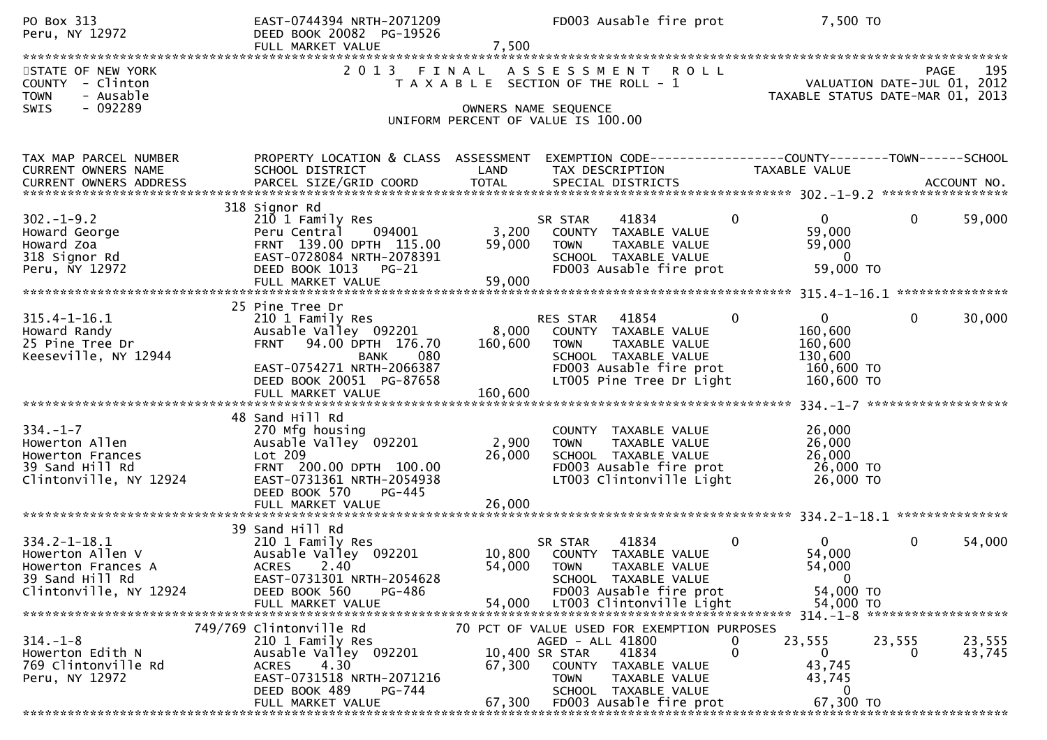PO Box 313 | EAST-0744394 NRTH-2071209 | FD003 Ausable fire prot | 7,500 TO
Peru, NY 12972 | DEED BOOK 20082 PG-19526
FULL MARKET VALUE 7,500

STATE OF NEW YORK — 2013 FINAL ASSESSMENT ROLL — PAGE 195
COUNTY - Clinton — TAXABLE SECTION OF THE ROLL - 1 — VALUATION DATE-JUL 01, 2012
TOWN - Ausable — TAXABLE STATUS DATE-MAR 01, 2013
SWIS - 092289 — OWNERS NAME SEQUENCE
UNIFORM PERCENT OF VALUE IS 100.00

| TAX MAP PARCEL NUMBER / CURRENT OWNERS NAME / CURRENT OWNERS ADDRESS | PROPERTY LOCATION & CLASS / SCHOOL DISTRICT / PARCEL SIZE/GRID COORD | ASSESSMENT LAND / TOTAL | EXEMPTION CODE / TAX DESCRIPTION / SPECIAL DISTRICTS | COUNTY TAXABLE VALUE | TOWN | SCHOOL / ACCOUNT NO. |
|---|---|---|---|---|---|---|
| **302.-1-9.2** | 318 Signor Rd | | | | | |
| 302.-1-9.2 | 210 1 Family Res | | SR STAR 41834 0 | 0 | 0 | 59,000 |
| Howard George | Peru Central 094001 | 3,200 | COUNTY TAXABLE VALUE | 59,000 | | |
| Howard Zoa | FRNT 139.00 DPTH 115.00 | 59,000 | TOWN TAXABLE VALUE | 59,000 | | |
| 318 Signor Rd | EAST-0728084 NRTH-2078391 | | SCHOOL TAXABLE VALUE | 0 | | |
| Peru, NY 12972 | DEED BOOK 1013 PG-21 | | FD003 Ausable fire prot | 59,000 TO | | |
| | FULL MARKET VALUE | 59,000 | | | | |
| **315.4-1-16.1** | 25 Pine Tree Dr | | | | | |
| 315.4-1-16.1 | 210 1 Family Res | | RES STAR 41854 0 | 0 | 0 | 30,000 |
| Howard Randy | Ausable Valley 092201 | 8,000 | COUNTY TAXABLE VALUE | 160,600 | | |
| 25 Pine Tree Dr | FRNT 94.00 DPTH 176.70 | 160,600 | TOWN TAXABLE VALUE | 160,600 | | |
| Keeseville, NY 12944 | BANK 080 | | SCHOOL TAXABLE VALUE | 130,600 | | |
| | EAST-0754271 NRTH-2066387 | | FD003 Ausable fire prot | 160,600 TO | | |
| | DEED BOOK 20051 PG-87658 | | LT005 Pine Tree Dr Light | 160,600 TO | | |
| | FULL MARKET VALUE | 160,600 | | | | |
| **334.-1-7** | 48 Sand Hill Rd | | | | | |
| 334.-1-7 | 270 Mfg housing | | COUNTY TAXABLE VALUE | 26,000 | | |
| Howerton Allen | Ausable Valley 092201 | 2,900 | TOWN TAXABLE VALUE | 26,000 | | |
| Howerton Frances | Lot 209 | 26,000 | SCHOOL TAXABLE VALUE | 26,000 | | |
| 39 Sand Hill Rd | FRNT 200.00 DPTH 100.00 | | FD003 Ausable fire prot | 26,000 TO | | |
| Clintonville, NY 12924 | EAST-0731361 NRTH-2054938 | | LT003 Clintonville Light | 26,000 TO | | |
| | DEED BOOK 570 PG-445 | | | | | |
| | FULL MARKET VALUE | 26,000 | | | | |
| **334.2-1-18.1** | 39 Sand Hill Rd | | | | | |
| 334.2-1-18.1 | 210 1 Family Res | | SR STAR 41834 0 | 0 | 0 | 54,000 |
| Howerton Allen V | Ausable Valley 092201 | 10,800 | COUNTY TAXABLE VALUE | 54,000 | | |
| Howerton Frances A | ACRES 2.40 | 54,000 | TOWN TAXABLE VALUE | 54,000 | | |
| 39 Sand Hill Rd | EAST-0731301 NRTH-2054628 | | SCHOOL TAXABLE VALUE | 0 | | |
| Clintonville, NY 12924 | DEED BOOK 560 PG-486 | | FD003 Ausable fire prot | 54,000 TO | | |
| | FULL MARKET VALUE | 54,000 | LT003 Clintonville Light | 54,000 TO | | |
| **314.-1-8** | 749/769 Clintonville Rd | | 70 PCT OF VALUE USED FOR EXEMPTION PURPOSES | | | |
| 314.-1-8 | 210 1 Family Res | | AGED - ALL 41800 0 | 23,555 | 23,555 | 23,555 |
| Howerton Edith N | Ausable Valley 092201 | 10,400 | SR STAR 41834 0 | 0 | 0 | 43,745 |
| 769 Clintonville Rd | ACRES 4.30 | 67,300 | COUNTY TAXABLE VALUE | 43,745 | | |
| Peru, NY 12972 | EAST-0731518 NRTH-2071216 | | TOWN TAXABLE VALUE | 43,745 | | |
| | DEED BOOK 489 PG-744 | | SCHOOL TAXABLE VALUE | 0 | | |
| | FULL MARKET VALUE | 67,300 | FD003 Ausable fire prot | 67,300 TO | | |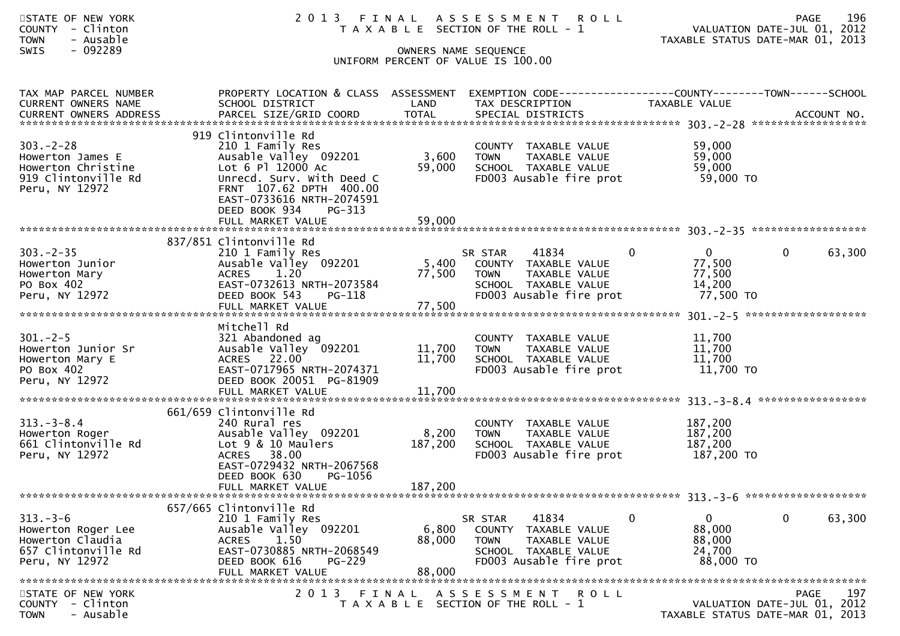STATE OF NEW YORK
COUNTY - Clinton
TOWN - Ausable
SWIS - 092289

# 2013 FINAL ASSESSMENT ROLL

TAXABLE SECTION OF THE ROLL - 1

VALUATION DATE-JUL 01, 2012
TAXABLE STATUS DATE-MAR 01, 2013

OWNERS NAME SEQUENCE
UNIFORM PERCENT OF VALUE IS 100.00

| TAX MAP PARCEL NUMBER / CURRENT OWNERS NAME / CURRENT OWNERS ADDRESS | PROPERTY LOCATION & CLASS / SCHOOL DISTRICT / PARCEL SIZE/GRID COORD | ASSESSMENT LAND / TOTAL | EXEMPTION CODE / TAX DESCRIPTION / SPECIAL DISTRICTS | COUNTY | TOWN | SCHOOL / ACCOUNT NO. |
|---|---|---|---|---|---|---|
| **303.-2-28** | 919 Clintonville Rd | | | | | |
| 303.-2-28 | 210 1 Family Res | | COUNTY TAXABLE VALUE | 59,000 | | |
| Howerton James E | Ausable Valley 092201 | 3,600 | TOWN TAXABLE VALUE | 59,000 | | |
| Howerton Christine | Lot 6 Pl 12000 Ac | 59,000 | SCHOOL TAXABLE VALUE | 59,000 | | |
| 919 Clintonville Rd | Unrecd. Surv. With Deed C | | FD003 Ausable fire prot | 59,000 TO | | |
| Peru, NY 12972 | FRNT 107.62 DPTH 400.00 | | | | | |
| | EAST-0733616 NRTH-2074591 | | | | | |
| | DEED BOOK 934 PG-313 | | | | | |
| | FULL MARKET VALUE | 59,000 | | | | |
| **303.-2-35** | 837/851 Clintonville Rd | | | | | |
| 303.-2-35 | 210 1 Family Res | | SR STAR 41834 | 0 | 0 | 0 63,300 |
| Howerton Junior | Ausable Valley 092201 | 5,400 | COUNTY TAXABLE VALUE | 77,500 | | |
| Howerton Mary | ACRES 1.20 | 77,500 | TOWN TAXABLE VALUE | 77,500 | | |
| PO Box 402 | EAST-0732613 NRTH-2073584 | | SCHOOL TAXABLE VALUE | 14,200 | | |
| Peru, NY 12972 | DEED BOOK 543 PG-118 | | FD003 Ausable fire prot | 77,500 TO | | |
| | FULL MARKET VALUE | 77,500 | | | | |
| **301.-2-5** | Mitchell Rd | | | | | |
| 301.-2-5 | 321 Abandoned ag | | COUNTY TAXABLE VALUE | 11,700 | | |
| Howerton Junior Sr | Ausable Valley 092201 | 11,700 | TOWN TAXABLE VALUE | 11,700 | | |
| Howerton Mary E | ACRES 22.00 | 11,700 | SCHOOL TAXABLE VALUE | 11,700 | | |
| PO Box 402 | EAST-0717965 NRTH-2074371 | | FD003 Ausable fire prot | 11,700 TO | | |
| Peru, NY 12972 | DEED BOOK 20051 PG-81909 | | | | | |
| | FULL MARKET VALUE | 11,700 | | | | |
| **313.-3-8.4** | 661/659 Clintonville Rd | | | | | |
| 313.-3-8.4 | 240 Rural res | | COUNTY TAXABLE VALUE | 187,200 | | |
| Howerton Roger | Ausable Valley 092201 | 8,200 | TOWN TAXABLE VALUE | 187,200 | | |
| 661 Clintonville Rd | Lot 9 & 10 Maulers | 187,200 | SCHOOL TAXABLE VALUE | 187,200 | | |
| Peru, NY 12972 | ACRES 38.00 | | FD003 Ausable fire prot | 187,200 TO | | |
| | EAST-0729432 NRTH-2067568 | | | | | |
| | DEED BOOK 630 PG-1056 | | | | | |
| | FULL MARKET VALUE | 187,200 | | | | |
| **313.-3-6** | 657/665 Clintonville Rd | | | | | |
| 313.-3-6 | 210 1 Family Res | | SR STAR 41834 | 0 | 0 | 0 63,300 |
| Howerton Roger Lee | Ausable Valley 092201 | 6,800 | COUNTY TAXABLE VALUE | 88,000 | | |
| Howerton Claudia | ACRES 1.50 | 88,000 | TOWN TAXABLE VALUE | 88,000 | | |
| 657 Clintonville Rd | EAST-0730885 NRTH-2068549 | | SCHOOL TAXABLE VALUE | 24,700 | | |
| Peru, NY 12972 | DEED BOOK 616 PG-229 | | FD003 Ausable fire prot | 88,000 TO | | |
| | FULL MARKET VALUE | 88,000 | | | | |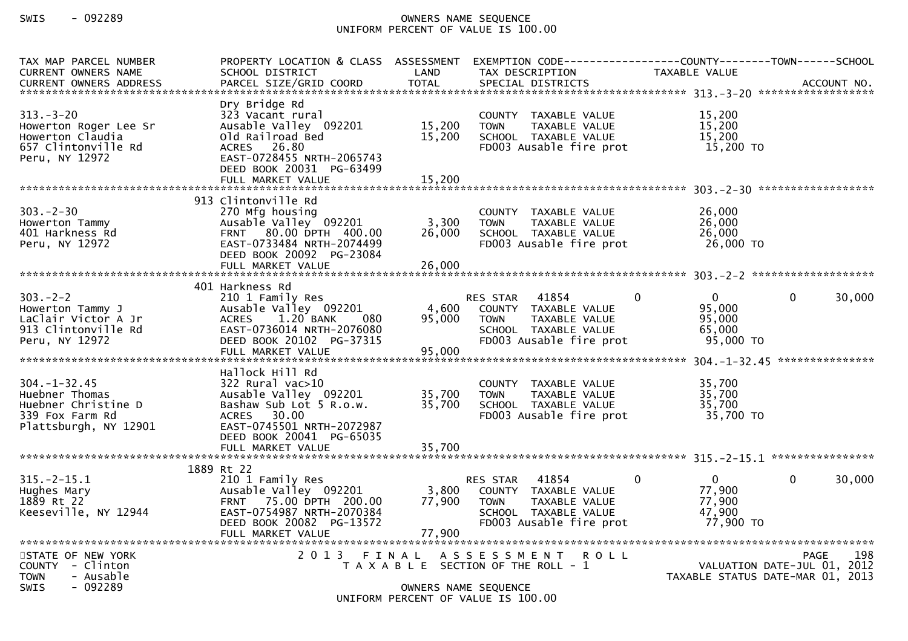| TAX MAP PARCEL NUMBER<br>CURRENT OWNERS NAME<br>CURRENT OWNERS ADDRESS | PROPERTY LOCATION & CLASS<br>SCHOOL DISTRICT<br>PARCEL SIZE/GRID COORD | ASSESSMENT<br>LAND<br>TOTAL | EXEMPTION CODE<br>TAX DESCRIPTION<br>SPECIAL DISTRICTS | COUNTY<br>TAXABLE VALUE | TOWN | SCHOOL<br>ACCOUNT NO. |
|---|---|---|---|---|---|---|
| **313.-3-20** | | | | | | |
| 313.-3-20 | Dry Bridge Rd | | | | | |
| Howerton Roger Lee Sr | 323 Vacant rural | | COUNTY TAXABLE VALUE | 15,200 | | |
| Howerton Claudia | Ausable Valley 092201 | 15,200 | TOWN TAXABLE VALUE | 15,200 | | |
| 657 Clintonville Rd | Old Railroad Bed | 15,200 | SCHOOL TAXABLE VALUE | 15,200 | | |
| Peru, NY 12972 | ACRES 26.80 | | FD003 Ausable fire prot | 15,200 TO | | |
| | EAST-0728455 NRTH-2065743 | | | | | |
| | DEED BOOK 20031 PG-63499 | | | | | |
| | FULL MARKET VALUE | 15,200 | | | | |
| **303.-2-30** | | | | | | |
| 303.-2-30 | 913 Clintonville Rd | | | | | |
| Howerton Tammy | 270 Mfg housing | | COUNTY TAXABLE VALUE | 26,000 | | |
| 401 Harkness Rd | Ausable Valley 092201 | 3,300 | TOWN TAXABLE VALUE | 26,000 | | |
| Peru, NY 12972 | FRNT 80.00 DPTH 400.00 | 26,000 | SCHOOL TAXABLE VALUE | 26,000 | | |
| | EAST-0733484 NRTH-2074499 | | FD003 Ausable fire prot | 26,000 TO | | |
| | DEED BOOK 20092 PG-23084 | | | | | |
| | FULL MARKET VALUE | 26,000 | | | | |
| **303.-2-2** | | | | | | |
| 303.-2-2 | 401 Harkness Rd | | | | | |
| Howerton Tammy J | 210 1 Family Res | | RES STAR 41854 | 0 | 0 | 30,000 |
| LaClair Victor A Jr | Ausable Valley 092201 | 4,600 | COUNTY TAXABLE VALUE | 95,000 | | |
| 913 Clintonville Rd | ACRES 1.20 BANK 080 | 95,000 | TOWN TAXABLE VALUE | 95,000 | | |
| Peru, NY 12972 | EAST-0736014 NRTH-2076080 | | SCHOOL TAXABLE VALUE | 65,000 | | |
| | DEED BOOK 20102 PG-37315 | | FD003 Ausable fire prot | 95,000 TO | | |
| | FULL MARKET VALUE | 95,000 | | | | |
| **304.-1-32.45** | | | | | | |
| 304.-1-32.45 | Hallock Hill Rd | | | | | |
| Huebner Thomas | 322 Rural vac>10 | | COUNTY TAXABLE VALUE | 35,700 | | |
| Huebner Christine D | Ausable Valley 092201 | 35,700 | TOWN TAXABLE VALUE | 35,700 | | |
| 339 Fox Farm Rd | Bashaw Sub Lot 5 R.o.w. | 35,700 | SCHOOL TAXABLE VALUE | 35,700 | | |
| Plattsburgh, NY 12901 | ACRES 30.00 | | FD003 Ausable fire prot | 35,700 TO | | |
| | EAST-0745501 NRTH-2072987 | | | | | |
| | DEED BOOK 20041 PG-65035 | | | | | |
| | FULL MARKET VALUE | 35,700 | | | | |
| **315.-2-15.1** | | | | | | |
| 315.-2-15.1 | 1889 Rt 22 | | | | | |
| Hughes Mary | 210 1 Family Res | | RES STAR 41854 | 0 | 0 | 30,000 |
| 1889 Rt 22 | Ausable Valley 092201 | 3,800 | COUNTY TAXABLE VALUE | 77,900 | | |
| Keeseville, NY 12944 | FRNT 75.00 DPTH 200.00 | 77,900 | TOWN TAXABLE VALUE | 77,900 | | |
| | EAST-0754987 NRTH-2070384 | | SCHOOL TAXABLE VALUE | 47,900 | | |
| | DEED BOOK 20082 PG-13572 | | FD003 Ausable fire prot | 77,900 TO | | |
| | FULL MARKET VALUE | 77,900 | | | | |

STATE OF NEW YORK
COUNTY - Clinton
TOWN - Ausable
SWIS - 092289

2 0 1 3 F I N A L A S S E S S M E N T R O L L
T A X A B L E SECTION OF THE ROLL - 1

VALUATION DATE-JUL 01, 2012
TAXABLE STATUS DATE-MAR 01, 2013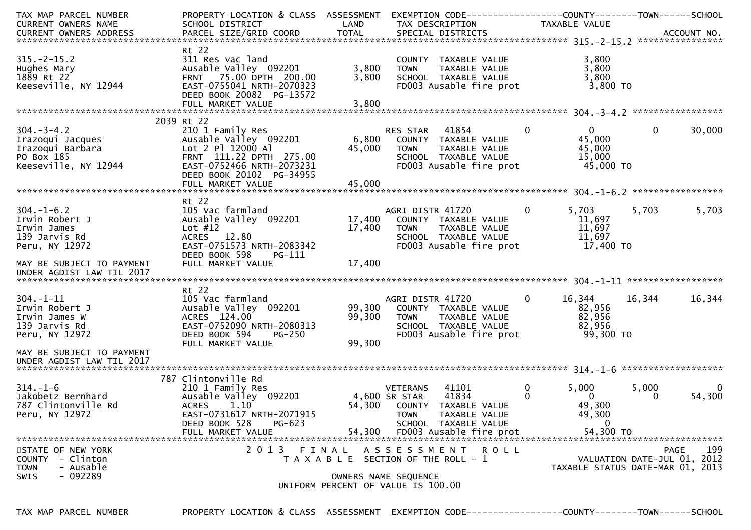| TAX MAP PARCEL NUMBER<br>CURRENT OWNERS NAME<br>CURRENT OWNERS ADDRESS | PROPERTY LOCATION & CLASS<br>SCHOOL DISTRICT<br>PARCEL SIZE/GRID COORD | ASSESSMENT<br>LAND<br>TOTAL | EXEMPTION CODE<br>TAX DESCRIPTION<br>SPECIAL DISTRICTS | | COUNTY<br>TAXABLE VALUE | TOWN | SCHOOL<br>ACCOUNT NO. |
|---|---|---|---|---|---|---|---|
| **315.-2-15.2** | | | | | | | |
| 315.-2-15.2 | Rt 22 | | | | | | |
| Hughes Mary | 311 Res vac land | | COUNTY TAXABLE VALUE | | 3,800 | | |
| 1889 Rt 22 | Ausable Valley 092201 | 3,800 | TOWN TAXABLE VALUE | | 3,800 | | |
| Keeseville, NY 12944 | FRNT 75.00 DPTH 200.00 | 3,800 | SCHOOL TAXABLE VALUE | | 3,800 | | |
| | EAST-0755041 NRTH-2070323 | | FD003 Ausable fire prot | | 3,800 TO | | |
| | DEED BOOK 20082 PG-13572 | | | | | | |
| | FULL MARKET VALUE | 3,800 | | | | | |
| **304.-3-4.2** | | | | | | | |
| 304.-3-4.2 | 2039 Rt 22 | | | | | | |
| Irazoqui Jacques | 210 1 Family Res | | RES STAR 41854 | 0 | 0 | 0 | 30,000 |
| Irazoqui Barbara | Ausable Valley 092201 | 6,800 | COUNTY TAXABLE VALUE | | 45,000 | | |
| PO Box 185 | Lot 2 Pl 12000 Al | 45,000 | TOWN TAXABLE VALUE | | 45,000 | | |
| Keeseville, NY 12944 | FRNT 111.22 DPTH 275.00 | | SCHOOL TAXABLE VALUE | | 15,000 | | |
| | EAST-0752466 NRTH-2073231 | | FD003 Ausable fire prot | | 45,000 TO | | |
| | DEED BOOK 20102 PG-34955 | | | | | | |
| | FULL MARKET VALUE | 45,000 | | | | | |
| **304.-1-6.2** | | | | | | | |
| 304.-1-6.2 | Rt 22 | | | | | | |
| Irwin Robert J | 105 Vac farmland | | AGRI DISTR 41720 | 0 | 5,703 | 5,703 | 5,703 |
| Irwin James | Ausable Valley 092201 | 17,400 | COUNTY TAXABLE VALUE | | 11,697 | | |
| 139 Jarvis Rd | Lot #12 | 17,400 | TOWN TAXABLE VALUE | | 11,697 | | |
| Peru, NY 12972 | ACRES 12.80 | | SCHOOL TAXABLE VALUE | | 11,697 | | |
| | EAST-0751573 NRTH-2083342 | | FD003 Ausable fire prot | | 17,400 TO | | |
| | DEED BOOK 598 PG-111 | | | | | | |
| MAY BE SUBJECT TO PAYMENT | FULL MARKET VALUE | 17,400 | | | | | |
| UNDER AGDIST LAW TIL 2017 | | | | | | | |
| **304.-1-11** | | | | | | | |
| 304.-1-11 | Rt 22 | | | | | | |
| Irwin Robert J | 105 Vac farmland | | AGRI DISTR 41720 | 0 | 16,344 | 16,344 | 16,344 |
| Irwin James W | Ausable Valley 092201 | 99,300 | COUNTY TAXABLE VALUE | | 82,956 | | |
| 139 Jarvis Rd | ACRES 124.00 | 99,300 | TOWN TAXABLE VALUE | | 82,956 | | |
| Peru, NY 12972 | EAST-0752090 NRTH-2080313 | | SCHOOL TAXABLE VALUE | | 82,956 | | |
| | DEED BOOK 594 PG-250 | | FD003 Ausable fire prot | | 99,300 TO | | |
| | FULL MARKET VALUE | 99,300 | | | | | |
| MAY BE SUBJECT TO PAYMENT | | | | | | | |
| UNDER AGDIST LAW TIL 2017 | | | | | | | |
| **314.-1-6** | | | | | | | |
| 314.-1-6 | 787 Clintonville Rd | | | | | | |
| Jakobetz Bernhard | 210 1 Family Res | | VETERANS 41101 | 0 | 5,000 | 5,000 | 0 |
| 787 Clintonville Rd | Ausable Valley 092201 | 4,600 | SR STAR 41834 | 0 | 0 | 0 | 54,300 |
| Peru, NY 12972 | ACRES 1.10 | 54,300 | COUNTY TAXABLE VALUE | | 49,300 | | |
| | EAST-0731617 NRTH-2071915 | | TOWN TAXABLE VALUE | | 49,300 | | |
| | DEED BOOK 528 PG-623 | | SCHOOL TAXABLE VALUE | | 0 | | |
| | FULL MARKET VALUE | 54,300 | FD003 Ausable fire prot | | 54,300 TO | | |

STATE OF NEW YORK
COUNTY - Clinton
TOWN - Ausable
SWIS - 092289

2013 FINAL ASSESSMENT ROLL
TAXABLE SECTION OF THE ROLL - 1
OWNERS NAME SEQUENCE
UNIFORM PERCENT OF VALUE IS 100.00

PAGE 199
VALUATION DATE-JUL 01, 2012
TAXABLE STATUS DATE-MAR 01, 2013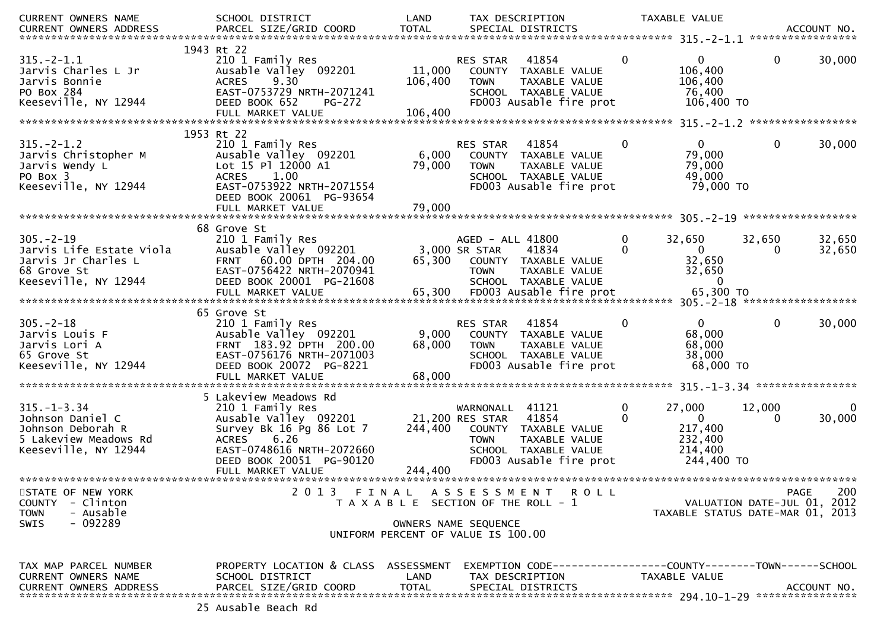```
CURRENT OWNERS NAME           SCHOOL DISTRICT              LAND      TAX DESCRIPTION              TAXABLE VALUE
CURRENT OWNERS ADDRESS        PARCEL SIZE/GRID COORD       TOTAL     SPECIAL DISTRICTS                                    ACCOUNT NO.
******************************************************************************************** 315.-2-1.1 *****************
                          1943 Rt 22
315.-2-1.1                    210 1 Family Res                   RES STAR    41854         0          0          0       30,000
Jarvis Charles L Jr           Ausable Valley  092201     11,000    COUNTY  TAXABLE VALUE              106,400
Jarvis Bonnie                 ACRES     9.30            106,400    TOWN    TAXABLE VALUE              106,400
PO Box 284                    EAST-0753729 NRTH-2071241            SCHOOL  TAXABLE VALUE               76,400
Keeseville, NY 12944          DEED BOOK 652     PG-272             FD003 Ausable fire prot            106,400 TO
                              FULL MARKET VALUE         106,400
******************************************************************************************** 315.-2-1.2 *****************
                          1953 Rt 22
315.-2-1.2                    210 1 Family Res                   RES STAR    41854         0          0          0       30,000
Jarvis Christopher M          Ausable Valley  092201      6,000    COUNTY  TAXABLE VALUE               79,000
Jarvis Wendy L                Lot 15 Pl 12000 A1         79,000    TOWN    TAXABLE VALUE               79,000
PO Box 3                      ACRES     1.00                       SCHOOL  TAXABLE VALUE               49,000
Keeseville, NY 12944          EAST-0753922 NRTH-2071554            FD003 Ausable fire prot             79,000 TO
                              DEED BOOK 20061 PG-93654
                              FULL MARKET VALUE          79,000
******************************************************************************************** 305.-2-19 ******************
                          68 Grove St
305.-2-19                     210 1 Family Res                   AGED - ALL 41800          0     32,650     32,650       32,650
Jarvis Life Estate Viola      Ausable Valley  092201      3,000 SR STAR     41834          0          0          0       32,650
Jarvis Jr Charles L           FRNT   60.00 DPTH  204.00  65,300    COUNTY  TAXABLE VALUE               32,650
68 Grove St                   EAST-0756422 NRTH-2070941            TOWN    TAXABLE VALUE               32,650
Keeseville, NY 12944          DEED BOOK 20001 PG-21608             SCHOOL  TAXABLE VALUE                    0
                              FULL MARKET VALUE          65,300    FD003 Ausable fire prot             65,300 TO
******************************************************************************************** 305.-2-18 ******************
                          65 Grove St
305.-2-18                     210 1 Family Res                   RES STAR    41854         0          0          0       30,000
Jarvis Louis F                Ausable Valley  092201      9,000    COUNTY  TAXABLE VALUE               68,000
Jarvis Lori A                 FRNT  183.92 DPTH  200.00  68,000    TOWN    TAXABLE VALUE               68,000
65 Grove St                   EAST-0756176 NRTH-2071003            SCHOOL  TAXABLE VALUE               38,000
Keeseville, NY 12944          DEED BOOK 20072 PG-8221              FD003 Ausable fire prot             68,000 TO
                              FULL MARKET VALUE          68,000
******************************************************************************************** 315.-1-3.34 ****************
                          5 Lakeview Meadows Rd
315.-1-3.34                   210 1 Family Res                   WARNONALL  41121          0     27,000     12,000            0
Johnson Daniel C              Ausable Valley  092201     21,200 RES STAR    41854          0          0          0       30,000
Johnson Deborah R             Survey Bk 16 Pg 86 Lot 7  244,400    COUNTY  TAXABLE VALUE              217,400
5 Lakeview Meadows Rd         ACRES     6.26                       TOWN    TAXABLE VALUE              232,400
Keeseville, NY 12944          EAST-0748616 NRTH-2072660            SCHOOL  TAXABLE VALUE              214,400
                              DEED BOOK 20051 PG-90120             FD003 Ausable fire prot            244,400 TO
                              FULL MARKET VALUE         244,400
**************************************************************************************************************************
STATE OF NEW YORK                  2 0 1 3   F I N A L   A S S E S S M E N T   R O L L                            PAGE   200
COUNTY  - Clinton                      T A X A B L E  SECTION OF THE ROLL - 1                        VALUATION DATE-JUL 01, 2012
TOWN    - Ausable                                                                               TAXABLE STATUS DATE-MAR 01, 2013
SWIS    - 092289                                        OWNERS NAME SEQUENCE
                                                 UNIFORM PERCENT OF VALUE IS 100.00


TAX MAP PARCEL NUMBER         PROPERTY LOCATION & CLASS  ASSESSMENT  EXEMPTION CODE------------------COUNTY--------TOWN------SCHOOL
CURRENT OWNERS NAME           SCHOOL DISTRICT              LAND      TAX DESCRIPTION              TAXABLE VALUE
CURRENT OWNERS ADDRESS        PARCEL SIZE/GRID COORD       TOTAL     SPECIAL DISTRICTS                                    ACCOUNT NO.
******************************************************************************************** 294.10-1-29 ****************
                          25 Ausable Beach Rd
```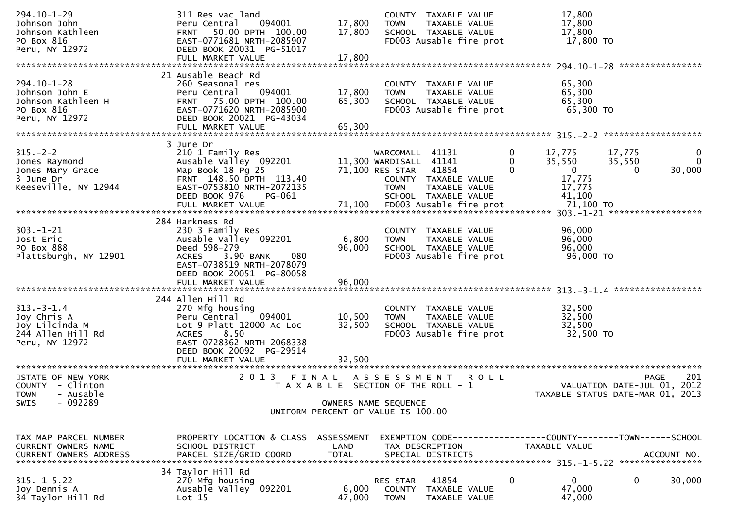```
294.10-1-29                   311 Res vac land                         COUNTY  TAXABLE VALUE            17,800
Johnson John                  Peru Central    094001        17,800     TOWN    TAXABLE VALUE            17,800
Johnson Kathleen              FRNT   50.00 DPTH  100.00     17,800     SCHOOL  TAXABLE VALUE            17,800
PO Box 816                    EAST-0771681 NRTH-2085907                FD003 Ausable fire prot           17,800 TO
Peru, NY 12972                DEED BOOK 20031  PG-51017
                              FULL MARKET VALUE             17,800
******************************************************************************************************* 294.10-1-28 ****************
                              21 Ausable Beach Rd
294.10-1-28                   260 Seasonal res                         COUNTY  TAXABLE VALUE            65,300
Johnson John E                Peru Central    094001        17,800     TOWN    TAXABLE VALUE            65,300
Johnson Kathleen H            FRNT   75.00 DPTH  100.00     65,300     SCHOOL  TAXABLE VALUE            65,300
PO Box 816                    EAST-0771620 NRTH-2085900                FD003 Ausable fire prot           65,300 TO
Peru, NY 12972                DEED BOOK 20021  PG-43034
                              FULL MARKET VALUE             65,300
******************************************************************************************************* 315.-2-2 *******************
                              3 June Dr
315.-2-2                      210 1 Family Res                         WARCOMALL  41131          0      17,775       17,775            0
Jones Raymond                 Ausable Valley  092201        11,300 WARDISALL  41141          0      35,550       35,550            0
Jones Mary Grace              Map Book 18 Pg 25             71,100 RES STAR   41854          0           0            0       30,000
3 June Dr                     FRNT  148.50 DPTH  113.40                COUNTY  TAXABLE VALUE            17,775
Keeseville, NY 12944          EAST-0753810 NRTH-2072135                TOWN    TAXABLE VALUE            17,775
                              DEED BOOK 976     PG-061                 SCHOOL  TAXABLE VALUE            41,100
                              FULL MARKET VALUE             71,100     FD003 Ausable fire prot           71,100 TO
******************************************************************************************************* 303.-1-21 ******************
                              284 Harkness Rd
303.-1-21                     230 3 Family Res                         COUNTY  TAXABLE VALUE            96,000
Jost Eric                     Ausable Valley  092201         6,800     TOWN    TAXABLE VALUE            96,000
PO Box 888                    Deed 598-279                  96,000     SCHOOL  TAXABLE VALUE            96,000
Plattsburgh, NY 12901         ACRES    3.90 BANK    080                FD003 Ausable fire prot           96,000 TO
                              EAST-0738519 NRTH-2078079
                              DEED BOOK 20051  PG-80058
                              FULL MARKET VALUE             96,000
******************************************************************************************************* 313.-3-1.4 *****************
                              244 Allen Hill Rd
313.-3-1.4                    270 Mfg housing                          COUNTY  TAXABLE VALUE            32,500
Joy Chris A                   Peru Central    094001        10,500     TOWN    TAXABLE VALUE            32,500
Joy Lilcinda M                Lot 9 Platt 12000 Ac Loc      32,500     SCHOOL  TAXABLE VALUE            32,500
244 Allen Hill Rd             ACRES    8.50                            FD003 Ausable fire prot           32,500 TO
Peru, NY 12972                EAST-0728362 NRTH-2068338
                              DEED BOOK 20092  PG-29514
                              FULL MARKET VALUE             32,500
************************************************************************************************************************************
STATE OF NEW YORK                    2 0 1 3   F I N A L   A S S E S S M E N T   R O L L                             PAGE    201
COUNTY  - Clinton                      T A X A B L E  SECTION OF THE ROLL - 1                          VALUATION DATE-JUL 01, 2012
TOWN    - Ausable                                                                                  TAXABLE STATUS DATE-MAR 01, 2013
SWIS    - 092289                                   OWNERS NAME SEQUENCE
                                          UNIFORM PERCENT OF VALUE IS 100.00

TAX MAP PARCEL NUMBER         PROPERTY LOCATION & CLASS  ASSESSMENT  EXEMPTION CODE------------------COUNTY--------TOWN------SCHOOL
CURRENT OWNERS NAME           SCHOOL DISTRICT               LAND      TAX DESCRIPTION             TAXABLE VALUE
CURRENT OWNERS ADDRESS        PARCEL SIZE/GRID COORD       TOTAL      SPECIAL DISTRICTS                                  ACCOUNT NO.
******************************************************************************************************* 315.-1-5.22 ****************
                              34 Taylor Hill Rd
315.-1-5.22                   270 Mfg housing                          RES STAR   41854          0           0            0       30,000
Joy Dennis A                  Ausable Valley  092201         6,000     COUNTY  TAXABLE VALUE            47,000
34 Taylor Hill Rd             Lot 15                        47,000     TOWN    TAXABLE VALUE            47,000
```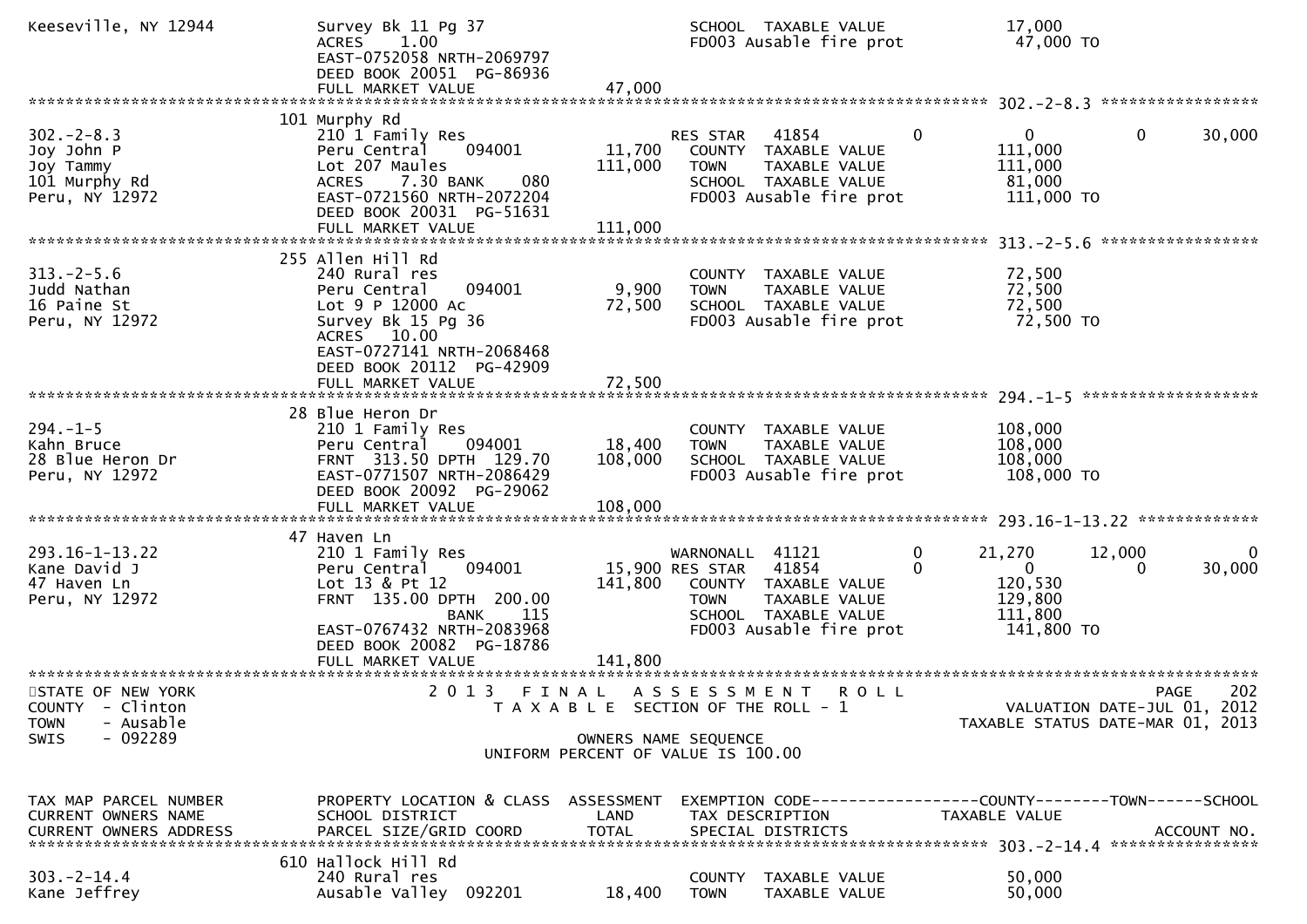```
Keeseville, NY 12944           Survey Bk 11 Pg 37                          SCHOOL  TAXABLE VALUE              17,000
                               ACRES     1.00                              FD003 Ausable fire prot             47,000 TO
                               EAST-0752058 NRTH-2069797
                               DEED BOOK 20051  PG-86936
                               FULL MARKET VALUE              47,000
******************************************************************************************************* 302.-2-8.3 *****************
                          101 Murphy Rd
302.-2-8.3                     210 1 Family Res                      RES STAR   41854        0          0            0        30,000
Joy John P                     Peru Central    094001       11,700      COUNTY  TAXABLE VALUE             111,000
Joy Tammy                      Lot 207 Maules              111,000      TOWN    TAXABLE VALUE             111,000
101 Murphy Rd                  ACRES     7.30 BANK    080               SCHOOL  TAXABLE VALUE              81,000
Peru, NY 12972                 EAST-0721560 NRTH-2072204                FD003 Ausable fire prot            111,000 TO
                               DEED BOOK 20031  PG-51631
                               FULL MARKET VALUE             111,000
******************************************************************************************************* 313.-2-5.6 *****************
                          255 Allen Hill Rd
313.-2-5.6                     240 Rural res                            COUNTY  TAXABLE VALUE              72,500
Judd Nathan                    Peru Central    094001        9,900      TOWN    TAXABLE VALUE              72,500
16 Paine St                    Lot 9 P 12000 Ac             72,500      SCHOOL  TAXABLE VALUE              72,500
Peru, NY 12972                 Survey Bk 15 Pg 36                       FD003 Ausable fire prot             72,500 TO
                               ACRES    10.00
                               EAST-0727141 NRTH-2068468
                               DEED BOOK 20112  PG-42909
                               FULL MARKET VALUE              72,500
******************************************************************************************************* 294.-1-5 *******************
                          28 Blue Heron Dr
294.-1-5                       210 1 Family Res                         COUNTY  TAXABLE VALUE             108,000
Kahn Bruce                     Peru Central    094001       18,400      TOWN    TAXABLE VALUE             108,000
28 Blue Heron Dr               FRNT  313.50 DPTH  129.70   108,000      SCHOOL  TAXABLE VALUE             108,000
Peru, NY 12972                 EAST-0771507 NRTH-2086429                FD003 Ausable fire prot            108,000 TO
                               DEED BOOK 20092  PG-29062
                               FULL MARKET VALUE             108,000
******************************************************************************************************* 293.16-1-13.22 *************
                          47 Haven Ln
293.16-1-13.22                 210 1 Family Res                      WARNONALL  41121        0      21,270       12,000            0
Kane David J                   Peru Central    094001       15,900 RES STAR   41854        0          0            0        30,000
47 Haven Ln                    Lot 13 & Pt 12              141,800      COUNTY  TAXABLE VALUE             120,530
Peru, NY 12972                 FRNT  135.00 DPTH  200.00                TOWN    TAXABLE VALUE             129,800
                                         BANK     115                   SCHOOL  TAXABLE VALUE             111,800
                               EAST-0767432 NRTH-2083968                FD003 Ausable fire prot            141,800 TO
                               DEED BOOK 20082  PG-18786
                               FULL MARKET VALUE             141,800
************************************************************************************************************************************
STATE OF NEW YORK                    2 0 1 3   F I N A L   A S S E S S M E N T   R O L L                              PAGE    202
COUNTY  - Clinton                      T A X A B L E  SECTION OF THE ROLL - 1                         VALUATION DATE-JUL 01, 2012
TOWN    - Ausable                                                                                   TAXABLE STATUS DATE-MAR 01, 2013
SWIS    - 092289                                     OWNERS NAME SEQUENCE
                                              UNIFORM PERCENT OF VALUE IS 100.00


TAX MAP PARCEL NUMBER          PROPERTY LOCATION & CLASS  ASSESSMENT  EXEMPTION CODE------------------COUNTY--------TOWN------SCHOOL
CURRENT OWNERS NAME            SCHOOL DISTRICT               LAND      TAX DESCRIPTION               TAXABLE VALUE
CURRENT OWNERS ADDRESS         PARCEL SIZE/GRID COORD        TOTAL     SPECIAL DISTRICTS                                   ACCOUNT NO.
******************************************************************************************************* 303.-2-14.4 ****************
                          610 Hallock Hill Rd
303.-2-14.4                    240 Rural res                            COUNTY  TAXABLE VALUE              50,000
Kane Jeffrey                   Ausable Valley  092201       18,400      TOWN    TAXABLE VALUE              50,000
```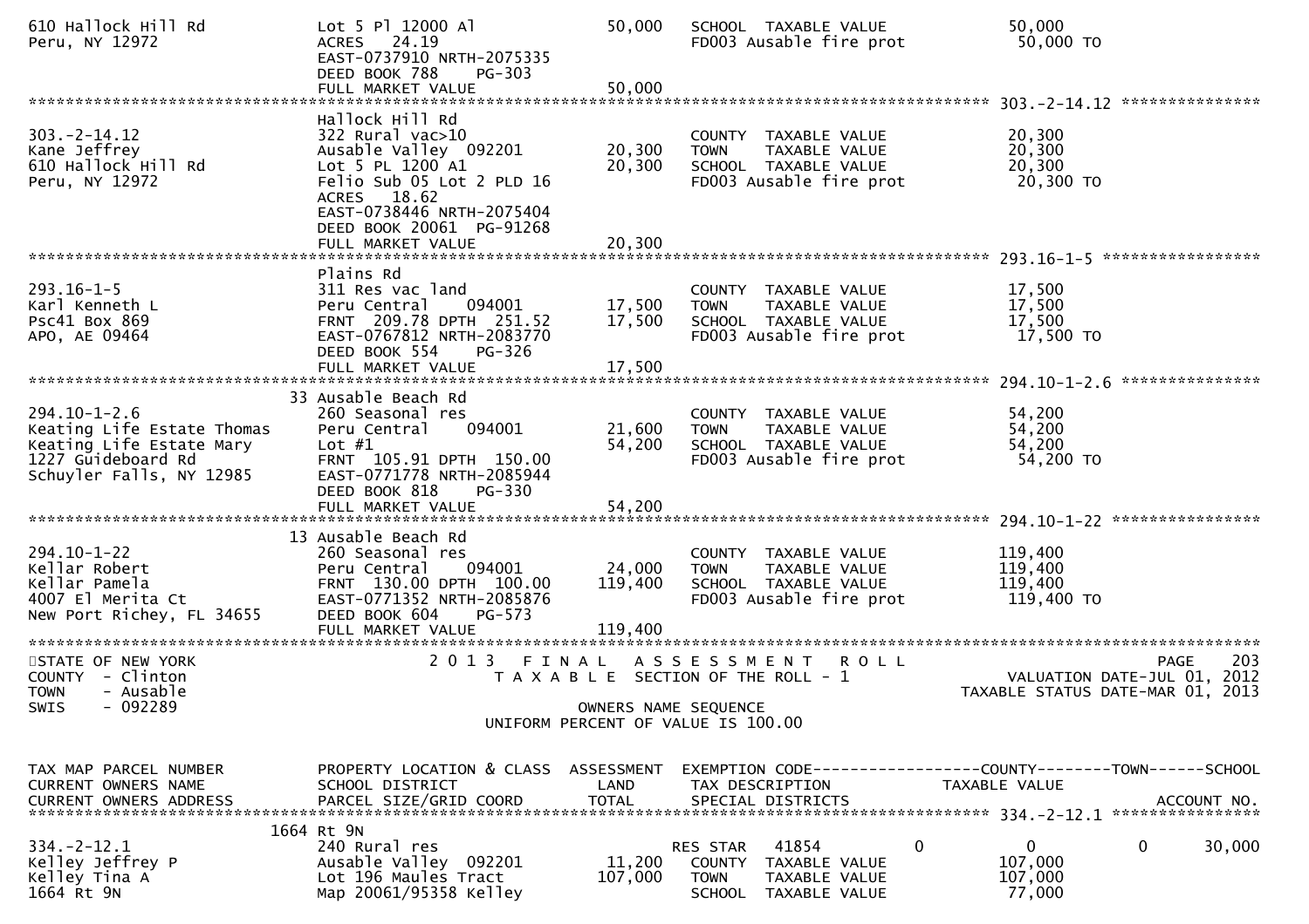```
610 Hallock Hill Rd           Lot 5 Pl 12000 Al                50,000   SCHOOL  TAXABLE VALUE              50,000
Peru, NY 12972                ACRES   24.19                             FD003 Ausable fire prot            50,000 TO
                              EAST-0737910 NRTH-2075335
                              DEED BOOK 788    PG-303
                              FULL MARKET VALUE                50,000
******************************************************************************************************* 303.-2-14.12 ***************
                              Hallock Hill Rd
303.-2-14.12                  322 Rural vac>10                          COUNTY  TAXABLE VALUE              20,300
Kane Jeffrey                  Ausable Valley  092201           20,300   TOWN    TAXABLE VALUE              20,300
610 Hallock Hill Rd           Lot 5 PL 1200 A1                 20,300   SCHOOL  TAXABLE VALUE              20,300
Peru, NY 12972                Felio Sub 05 Lot 2 PLD 16                 FD003 Ausable fire prot            20,300 TO
                              ACRES   18.62
                              EAST-0738446 NRTH-2075404
                              DEED BOOK 20061  PG-91268
                              FULL MARKET VALUE                20,300
******************************************************************************************************* 293.16-1-5 *****************
                              Plains Rd
293.16-1-5                    311 Res vac land                          COUNTY  TAXABLE VALUE              17,500
Karl Kenneth L                Peru Central     094001          17,500   TOWN    TAXABLE VALUE              17,500
Psc41 Box 869                 FRNT  209.78 DPTH  251.52        17,500   SCHOOL  TAXABLE VALUE              17,500
APO, AE 09464                 EAST-0767812 NRTH-2083770                 FD003 Ausable fire prot            17,500 TO
                              DEED BOOK 554    PG-326
                              FULL MARKET VALUE                17,500
******************************************************************************************************* 294.10-1-2.6 ***************
                           33 Ausable Beach Rd
294.10-1-2.6                  260 Seasonal res                          COUNTY  TAXABLE VALUE              54,200
Keating Life Estate Thomas    Peru Central     094001          21,600   TOWN    TAXABLE VALUE              54,200
Keating Life Estate Mary      Lot #1                           54,200   SCHOOL  TAXABLE VALUE              54,200
1227 Guideboard Rd            FRNT  105.91 DPTH  150.00                 FD003 Ausable fire prot            54,200 TO
Schuyler Falls, NY 12985      EAST-0771778 NRTH-2085944
                              DEED BOOK 818    PG-330
                              FULL MARKET VALUE                54,200
******************************************************************************************************* 294.10-1-22 ****************
                           13 Ausable Beach Rd
294.10-1-22                   260 Seasonal res                          COUNTY  TAXABLE VALUE             119,400
Kellar Robert                 Peru Central     094001          24,000   TOWN    TAXABLE VALUE             119,400
Kellar Pamela                 FRNT  130.00 DPTH  100.00       119,400   SCHOOL  TAXABLE VALUE             119,400
4007 El Merita Ct             EAST-0771352 NRTH-2085876                 FD003 Ausable fire prot           119,400 TO
New Port Richey, FL 34655     DEED BOOK 604    PG-573
                              FULL MARKET VALUE               119,400
************************************************************************************************************************************
STATE OF NEW YORK                2 0 1 3   F I N A L   A S S E S S M E N T   R O L L                               PAGE    203
COUNTY  - Clinton                    T A X A B L E  SECTION OF THE ROLL - 1                          VALUATION DATE-JUL 01, 2012
TOWN    - Ausable                                                                                 TAXABLE STATUS DATE-MAR 01, 2013
SWIS    - 092289                                    OWNERS NAME SEQUENCE
                                            UNIFORM PERCENT OF VALUE IS 100.00


TAX MAP PARCEL NUMBER         PROPERTY LOCATION & CLASS  ASSESSMENT  EXEMPTION CODE------------------COUNTY--------TOWN------SCHOOL
CURRENT OWNERS NAME           SCHOOL DISTRICT               LAND      TAX DESCRIPTION            TAXABLE VALUE
CURRENT OWNERS ADDRESS        PARCEL SIZE/GRID COORD       TOTAL      SPECIAL DISTRICTS                                    ACCOUNT NO.
******************************************************************************************************* 334.-2-12.1 ****************
                         1664 Rt 9N
334.-2-12.1                   240 Rural res                             RES STAR    41854           0            0            0     30,000
Kelley Jeffrey P              Ausable Valley  092201           11,200   COUNTY  TAXABLE VALUE             107,000
Kelley Tina A                 Lot 196 Maules Tract            107,000   TOWN    TAXABLE VALUE             107,000
1664 Rt 9N                    Map 20061/95358 Kelley                    SCHOOL  TAXABLE VALUE              77,000
```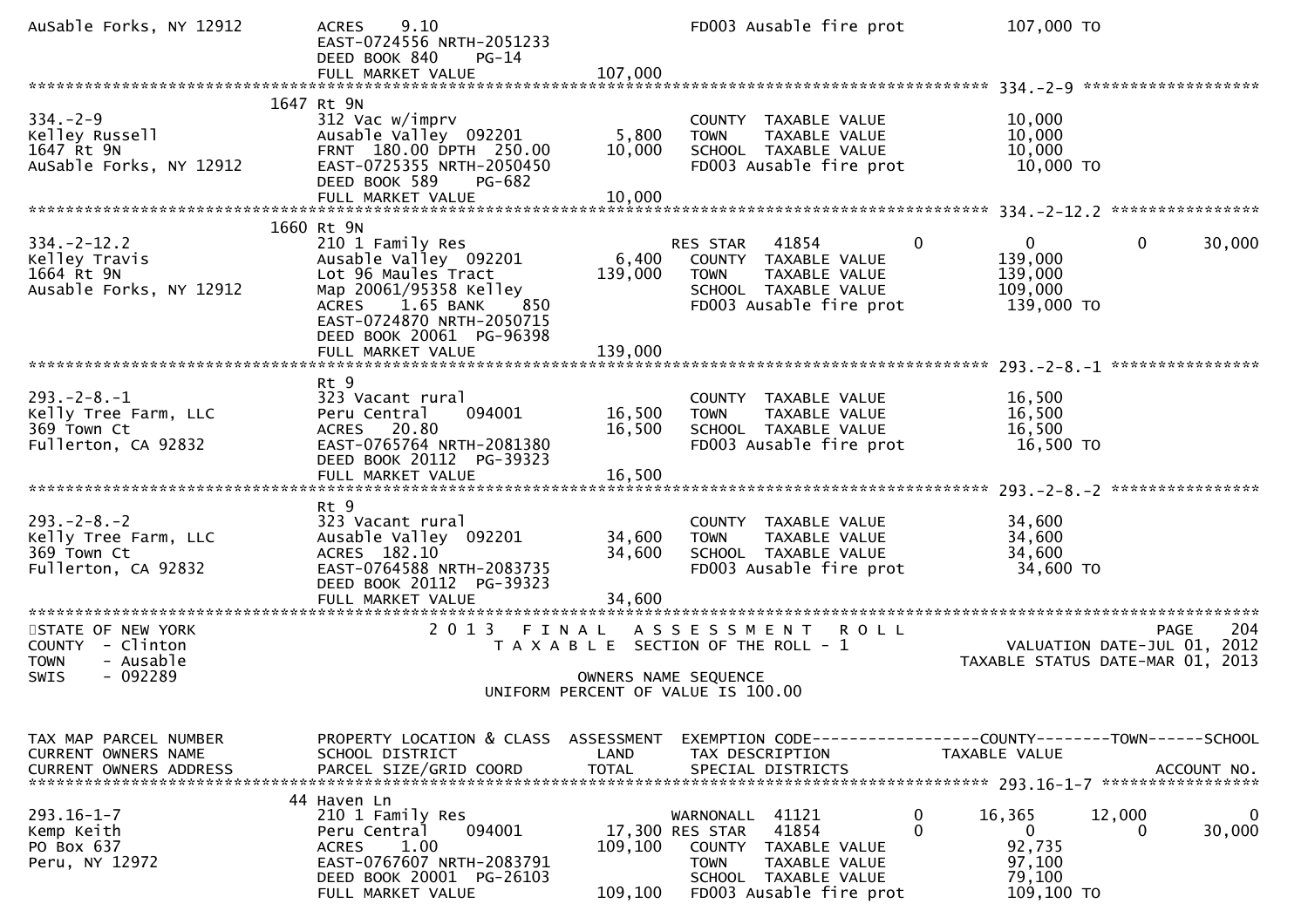```
AuSable Forks, NY 12912      ACRES     9.10                             FD003 Ausable fire prot              107,000 TO
                             EAST-0724556 NRTH-2051233
                             DEED BOOK 840     PG-14
                             FULL MARKET VALUE             107,000
******************************************************************************************************* 334.-2-9 ********************
                        1647 Rt 9N
334.-2-9                     312 Vac w/imprv                           COUNTY  TAXABLE VALUE             10,000
Kelley Russell               Ausable Valley  092201          5,800     TOWN    TAXABLE VALUE             10,000
1647 Rt 9N                   FRNT  180.00 DPTH  250.00      10,000     SCHOOL  TAXABLE VALUE             10,000
AuSable Forks, NY 12912      EAST-0725355 NRTH-2050450                 FD003 Ausable fire prot             10,000 TO
                             DEED BOOK 589     PG-682
                             FULL MARKET VALUE              10,000
******************************************************************************************************* 334.-2-12.2 *****************
                        1660 Rt 9N
334.-2-12.2                  210 1 Family Res                          RES STAR   41854          0            0          0       30,000
Kelley Travis                Ausable Valley  092201          6,400     COUNTY  TAXABLE VALUE            139,000
1664 Rt 9N                   Lot 96 Maules Tract           139,000     TOWN    TAXABLE VALUE            139,000
Ausable Forks, NY 12912      Map 20061/95358 Kelley                    SCHOOL  TAXABLE VALUE            109,000
                             ACRES    1.65 BANK     850                FD003 Ausable fire prot            139,000 TO
                             EAST-0724870 NRTH-2050715
                             DEED BOOK 20061  PG-96398
                             FULL MARKET VALUE             139,000
******************************************************************************************************* 293.-2-8.-1 *****************
                             Rt 9
293.-2-8.-1                  323 Vacant rural                          COUNTY  TAXABLE VALUE             16,500
Kelly Tree Farm, LLC         Peru Central     094001        16,500     TOWN    TAXABLE VALUE             16,500
369 Town Ct                  ACRES   20.80                  16,500     SCHOOL  TAXABLE VALUE             16,500
Fullerton, CA 92832          EAST-0765764 NRTH-2081380                 FD003 Ausable fire prot             16,500 TO
                             DEED BOOK 20112  PG-39323
                             FULL MARKET VALUE              16,500
******************************************************************************************************* 293.-2-8.-2 *****************
                             Rt 9
293.-2-8.-2                  323 Vacant rural                          COUNTY  TAXABLE VALUE             34,600
Kelly Tree Farm, LLC         Ausable Valley  092201         34,600     TOWN    TAXABLE VALUE             34,600
369 Town Ct                  ACRES  182.10                  34,600     SCHOOL  TAXABLE VALUE             34,600
Fullerton, CA 92832          EAST-0764588 NRTH-2083735                 FD003 Ausable fire prot             34,600 TO
                             DEED BOOK 20112  PG-39323
                             FULL MARKET VALUE              34,600
***************************************************************************************************************************************
STATE OF NEW YORK                       2 0 1 3   F I N A L   A S S E S S M E N T   R O L L                                PAGE    204
COUNTY  - Clinton                          T A X A B L E  SECTION OF THE ROLL - 1                        VALUATION DATE-JUL 01, 2012
TOWN    - Ausable                                                                                      TAXABLE STATUS DATE-MAR 01, 2013
SWIS    - 092289                                         OWNERS NAME SEQUENCE
                                                  UNIFORM PERCENT OF VALUE IS 100.00


TAX MAP PARCEL NUMBER        PROPERTY LOCATION & CLASS  ASSESSMENT  EXEMPTION CODE------------------COUNTY--------TOWN------SCHOOL
CURRENT OWNERS NAME          SCHOOL DISTRICT               LAND      TAX DESCRIPTION              TAXABLE VALUE
CURRENT OWNERS ADDRESS       PARCEL SIZE/GRID COORD        TOTAL     SPECIAL DISTRICTS                                    ACCOUNT NO.
******************************************************************************************************* 293.16-1-7 ******************
                        44 Haven Ln
293.16-1-7                   210 1 Family Res                          WARNONALL  41121          0       16,365     12,000            0
Kemp Keith                   Peru Central     094001        17,300 RES STAR   41854          0            0          0       30,000
PO Box 637                   ACRES    1.00                 109,100     COUNTY  TAXABLE VALUE             92,735
Peru, NY 12972               EAST-0767607 NRTH-2083791                 TOWN    TAXABLE VALUE             97,100
                             DEED BOOK 20001  PG-26103                 SCHOOL  TAXABLE VALUE             79,100
                             FULL MARKET VALUE             109,100     FD003 Ausable fire prot            109,100 TO
```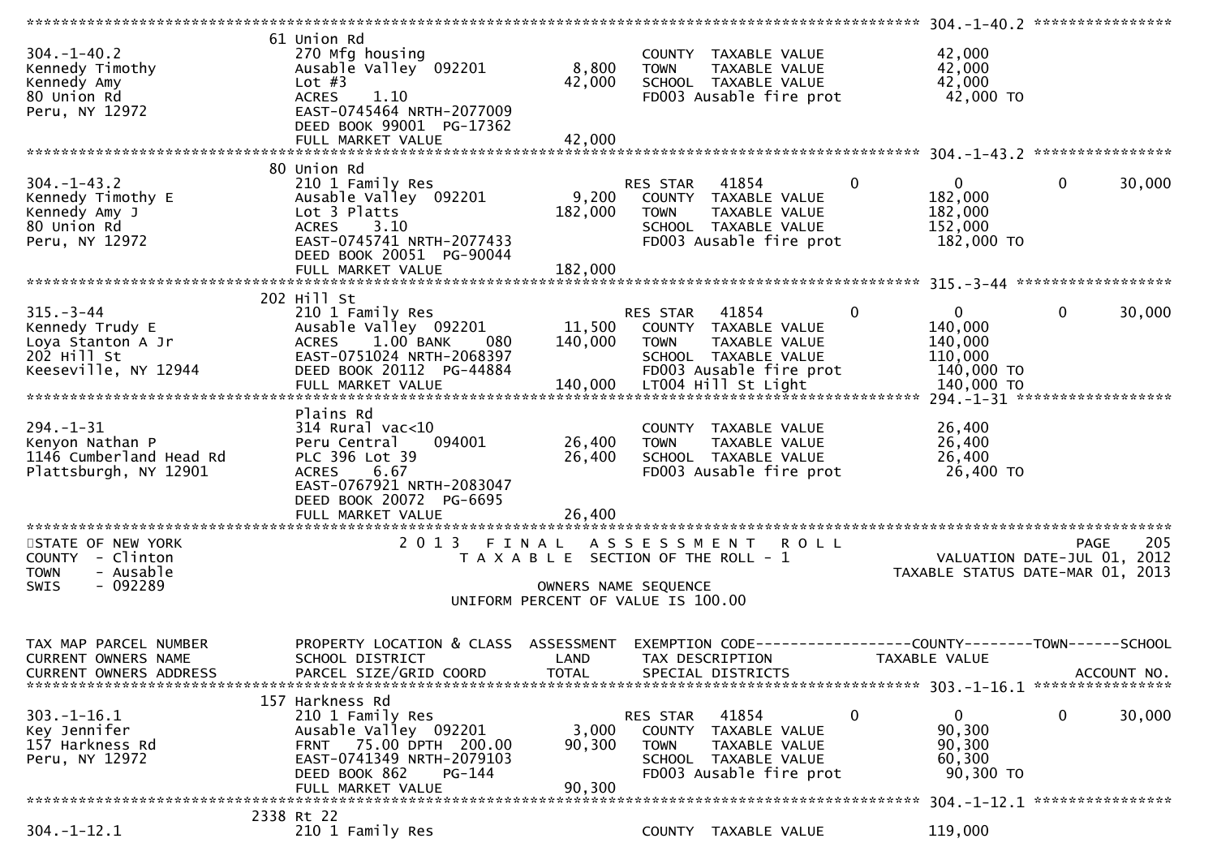| TAX MAP PARCEL NUMBER / CURRENT OWNERS NAME / CURRENT OWNERS ADDRESS | PROPERTY LOCATION & CLASS / SCHOOL DISTRICT / PARCEL SIZE/GRID COORD | ASSESSMENT LAND / TOTAL | EXEMPTION CODE / TAX DESCRIPTION / SPECIAL DISTRICTS | COUNTY | TOWN | SCHOOL / TAXABLE VALUE / ACCOUNT NO. |
|---|---|---|---|---|---|---|
| **304.-1-40.2** | 61 Union Rd | | | | | |
| 304.-1-40.2 | 270 Mfg housing | | COUNTY TAXABLE VALUE | 42,000 | | |
| Kennedy Timothy | Ausable Valley 092201 | 8,800 | TOWN TAXABLE VALUE | 42,000 | | |
| Kennedy Amy | Lot #3 | 42,000 | SCHOOL TAXABLE VALUE | 42,000 | | |
| 80 Union Rd | ACRES 1.10 | | FD003 Ausable fire prot | 42,000 TO | | |
| Peru, NY 12972 | EAST-0745464 NRTH-2077009 | | | | | |
| | DEED BOOK 99001 PG-17362 | | | | | |
| | FULL MARKET VALUE | 42,000 | | | | |
| **304.-1-43.2** | 80 Union Rd | | | | | |
| 304.-1-43.2 | 210 1 Family Res | | RES STAR 41854 | 0 | 0 | 0 30,000 |
| Kennedy Timothy E | Ausable Valley 092201 | 9,200 | COUNTY TAXABLE VALUE | 182,000 | | |
| Kennedy Amy J | Lot 3 Platts | 182,000 | TOWN TAXABLE VALUE | 182,000 | | |
| 80 Union Rd | ACRES 3.10 | | SCHOOL TAXABLE VALUE | 152,000 | | |
| Peru, NY 12972 | EAST-0745741 NRTH-2077433 | | FD003 Ausable fire prot | 182,000 TO | | |
| | DEED BOOK 20051 PG-90044 | | | | | |
| | FULL MARKET VALUE | 182,000 | | | | |
| **315.-3-44** | 202 Hill St | | | | | |
| 315.-3-44 | 210 1 Family Res | | RES STAR 41854 | 0 | 0 | 0 30,000 |
| Kennedy Trudy E | Ausable Valley 092201 | 11,500 | COUNTY TAXABLE VALUE | 140,000 | | |
| Loya Stanton A Jr | ACRES 1.00 BANK 080 | 140,000 | TOWN TAXABLE VALUE | 140,000 | | |
| 202 Hill St | EAST-0751024 NRTH-2068397 | | SCHOOL TAXABLE VALUE | 110,000 | | |
| Keeseville, NY 12944 | DEED BOOK 20112 PG-44884 | | FD003 Ausable fire prot | 140,000 TO | | |
| | FULL MARKET VALUE | 140,000 | LT004 Hill St Light | 140,000 TO | | |
| **294.-1-31** | Plains Rd | | | | | |
| 294.-1-31 | 314 Rural vac<10 | | COUNTY TAXABLE VALUE | 26,400 | | |
| Kenyon Nathan P | Peru Central 094001 | 26,400 | TOWN TAXABLE VALUE | 26,400 | | |
| 1146 Cumberland Head Rd | PLC 396 Lot 39 | 26,400 | SCHOOL TAXABLE VALUE | 26,400 | | |
| Plattsburgh, NY 12901 | ACRES 6.67 | | FD003 Ausable fire prot | 26,400 TO | | |
| | EAST-0767921 NRTH-2083047 | | | | | |
| | DEED BOOK 20072 PG-6695 | | | | | |
| | FULL MARKET VALUE | 26,400 | | | | |

STATE OF NEW YORK
COUNTY - Clinton
TOWN - Ausable
SWIS - 092289

2013 FINAL ASSESSMENT ROLL
TAXABLE SECTION OF THE ROLL - 1
OWNERS NAME SEQUENCE
UNIFORM PERCENT OF VALUE IS 100.00

VALUATION DATE-JUL 01, 2012
TAXABLE STATUS DATE-MAR 01, 2013

| TAX MAP PARCEL NUMBER / CURRENT OWNERS NAME / CURRENT OWNERS ADDRESS | PROPERTY LOCATION & CLASS / SCHOOL DISTRICT / PARCEL SIZE/GRID COORD | ASSESSMENT LAND / TOTAL | EXEMPTION CODE / TAX DESCRIPTION / SPECIAL DISTRICTS | COUNTY | TOWN | SCHOOL / TAXABLE VALUE / ACCOUNT NO. |
|---|---|---|---|---|---|---|
| **303.-1-16.1** | 157 Harkness Rd | | | | | |
| 303.-1-16.1 | 210 1 Family Res | | RES STAR 41854 | 0 | 0 | 0 30,000 |
| Key Jennifer | Ausable Valley 092201 | 3,000 | COUNTY TAXABLE VALUE | 90,300 | | |
| 157 Harkness Rd | FRNT 75.00 DPTH 200.00 | 90,300 | TOWN TAXABLE VALUE | 90,300 | | |
| Peru, NY 12972 | EAST-0741349 NRTH-2079103 | | SCHOOL TAXABLE VALUE | 60,300 | | |
| | DEED BOOK 862 PG-144 | | FD003 Ausable fire prot | 90,300 TO | | |
| | FULL MARKET VALUE | 90,300 | | | | |
| **304.-1-12.1** | 2338 Rt 22 | | | | | |
| 304.-1-12.1 | 210 1 Family Res | | COUNTY TAXABLE VALUE | 119,000 | | |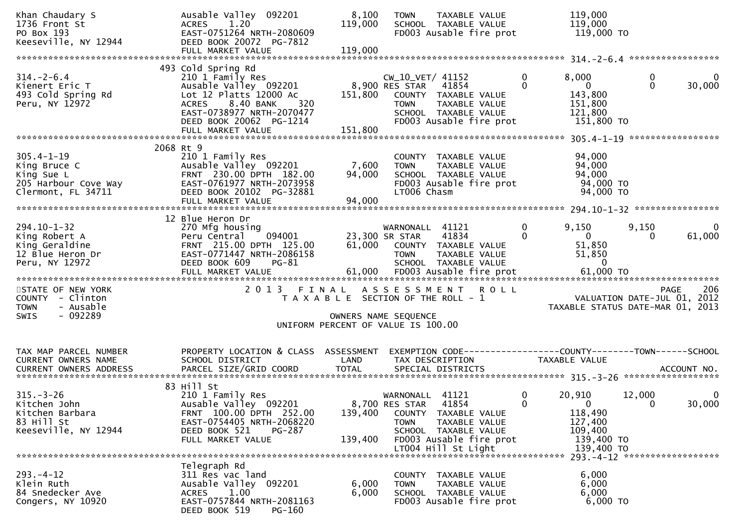```
Khan Chaudary S                Ausable Valley  092201        8,100   TOWN    TAXABLE VALUE              119,000
1736 Front St                  ACRES    1.20               119,000   SCHOOL  TAXABLE VALUE              119,000
PO Box 193                     EAST-0751264 NRTH-2080609             FD003 Ausable fire prot             119,000 TO
Keeseville, NY 12944           DEED BOOK 20072  PG-7812
                               FULL MARKET VALUE           119,000
******************************************************************************************************* 314.-2-6.4 *****************
                          493 Cold Spring Rd
314.-2-6.4                     210 1 Family Res                      CW_10_VET/ 41152         0       8,000           0             0
Kienert Eric T                 Ausable Valley  092201        8,900 RES STAR   41854           0           0           0        30,000
493 Cold Spring Rd             Lot 12 Platts 12000 Ac      151,800   COUNTY  TAXABLE VALUE              143,800
Peru, NY 12972                 ACRES    8.40 BANK    320             TOWN    TAXABLE VALUE              151,800
                               EAST-0738977 NRTH-2070477             SCHOOL  TAXABLE VALUE              121,800
                               DEED BOOK 20062  PG-1214              FD003 Ausable fire prot             151,800 TO
                               FULL MARKET VALUE           151,800
******************************************************************************************************* 305.4-1-19 *****************
                          2068 Rt 9
305.4-1-19                     210 1 Family Res                      COUNTY  TAXABLE VALUE               94,000
King Bruce C                   Ausable Valley  092201        7,600   TOWN    TAXABLE VALUE               94,000
King Sue L                     FRNT  230.00 DPTH  182.00    94,000   SCHOOL  TAXABLE VALUE               94,000
205 Harbour Cove Way           EAST-0761977 NRTH-2073958             FD003 Ausable fire prot              94,000 TO
Clermont, FL 34711             DEED BOOK 20102  PG-32881             LT006 Chasm                          94,000 TO
                               FULL MARKET VALUE            94,000
******************************************************************************************************* 294.10-1-32 ****************
                          12 Blue Heron Dr
294.10-1-32                    270 Mfg housing                       WARNONALL  41121         0       9,150       9,150             0
King Robert A                  Peru Central    094001       23,300 SR STAR    41834           0           0           0        61,000
King Geraldine                 FRNT  215.00 DPTH  125.00    61,000   COUNTY  TAXABLE VALUE               51,850
12 Blue Heron Dr               EAST-0771447 NRTH-2086158             TOWN    TAXABLE VALUE               51,850
Peru, NY 12972                 DEED BOOK 609     PG-81               SCHOOL  TAXABLE VALUE                    0
                               FULL MARKET VALUE            61,000   FD003 Ausable fire prot              61,000 TO
************************************************************************************************************************************
STATE OF NEW YORK                   2 0 1 3   F I N A L   A S S E S S M E N T   R O L L                                PAGE    206
COUNTY  - Clinton                      T A X A B L E  SECTION OF THE ROLL - 1                       VALUATION DATE-JUL 01, 2012
TOWN    - Ausable                                                                             TAXABLE STATUS DATE-MAR 01, 2013
SWIS    - 092289                                          OWNERS NAME SEQUENCE
                                                  UNIFORM PERCENT OF VALUE IS 100.00


TAX MAP PARCEL NUMBER          PROPERTY LOCATION & CLASS  ASSESSMENT  EXEMPTION CODE------------------COUNTY--------TOWN------SCHOOL
CURRENT OWNERS NAME            SCHOOL DISTRICT               LAND      TAX DESCRIPTION            TAXABLE VALUE
CURRENT OWNERS ADDRESS         PARCEL SIZE/GRID COORD       TOTAL      SPECIAL DISTRICTS                                   ACCOUNT NO.
******************************************************************************************************* 315.-3-26 ******************
                          83 Hill St
315.-3-26                      210 1 Family Res                      WARNONALL  41121         0      20,910      12,000             0
Kitchen John                   Ausable Valley  092201        8,700 RES STAR   41854           0           0           0        30,000
Kitchen Barbara                FRNT  100.00 DPTH  252.00   139,400   COUNTY  TAXABLE VALUE              118,490
83 Hill St                     EAST-0754405 NRTH-2068220             TOWN    TAXABLE VALUE              127,400
Keeseville, NY 12944           DEED BOOK 521     PG-287              SCHOOL  TAXABLE VALUE              109,400
                               FULL MARKET VALUE           139,400   FD003 Ausable fire prot             139,400 TO
                                                                     LT004 Hill St Light                 139,400 TO
******************************************************************************************************* 293.-4-12 ******************
                          Telegraph Rd
293.-4-12                      311 Res vac land                      COUNTY  TAXABLE VALUE                6,000
Klein Ruth                     Ausable Valley  092201        6,000   TOWN    TAXABLE VALUE                6,000
84 Snedecker Ave               ACRES    1.00                 6,000   SCHOOL  TAXABLE VALUE                6,000
Congers, NY 10920              EAST-0757844 NRTH-2081163             FD003 Ausable fire prot               6,000 TO
                               DEED BOOK 519     PG-160
```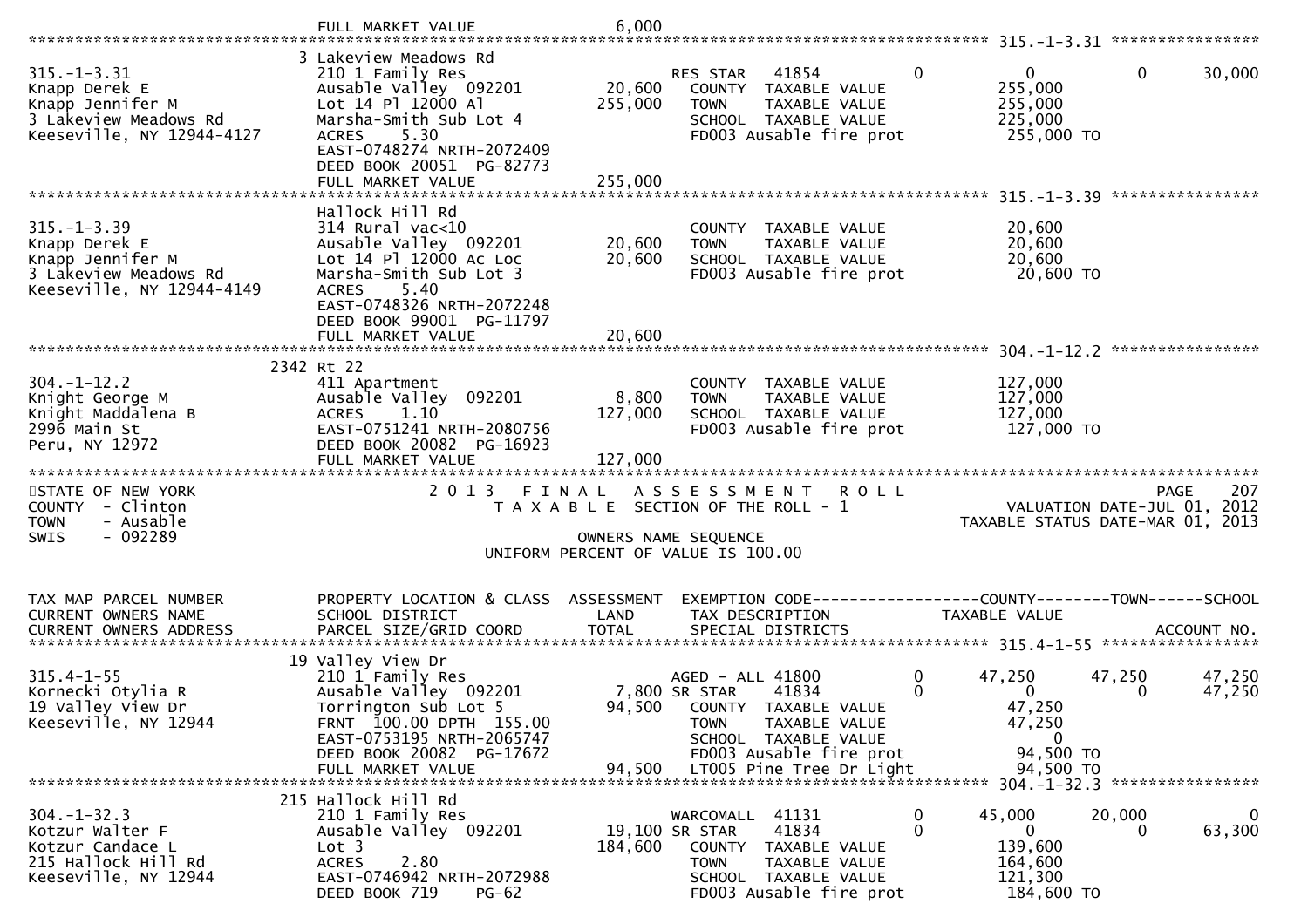FULL MARKET VALUE 6,000

**315.-1-3.31**

| TAX MAP PARCEL NUMBER / CURRENT OWNERS NAME / CURRENT OWNERS ADDRESS | PROPERTY LOCATION & CLASS / SCHOOL DISTRICT / PARCEL SIZE/GRID COORD | LAND | TOTAL | EXEMPTION CODE / TAX DESCRIPTION / SPECIAL DISTRICTS | COUNTY TAXABLE VALUE | TOWN | SCHOOL |
|---|---|---|---|---|---|---|---|
| | 3 Lakeview Meadows Rd | | | | | | |
| 315.-1-3.31 | 210 1 Family Res | | | RES STAR 41854 0 | 0 | 0 | 30,000 |
| Knapp Derek E | Ausable Valley 092201 | 20,600 | | COUNTY TAXABLE VALUE | 255,000 | | |
| Knapp Jennifer M | Lot 14 Pl 12000 Al | | 255,000 | TOWN TAXABLE VALUE | 255,000 | | |
| 3 Lakeview Meadows Rd | Marsha-Smith Sub Lot 4 | | | SCHOOL TAXABLE VALUE | 225,000 | | |
| Keeseville, NY 12944-4127 | ACRES 5.30 | | | FD003 Ausable fire prot | 255,000 TO | | |
| | EAST-0748274 NRTH-2072409 | | | | | | |
| | DEED BOOK 20051 PG-82773 | | | | | | |
| | FULL MARKET VALUE | | 255,000 | | | | |

**315.-1-3.39**

| TAX MAP PARCEL NUMBER / CURRENT OWNERS NAME / CURRENT OWNERS ADDRESS | PROPERTY LOCATION & CLASS / SCHOOL DISTRICT / PARCEL SIZE/GRID COORD | LAND | TOTAL | EXEMPTION CODE / TAX DESCRIPTION / SPECIAL DISTRICTS | COUNTY TAXABLE VALUE | TOWN | SCHOOL |
|---|---|---|---|---|---|---|---|
| | Hallock Hill Rd | | | | | | |
| 315.-1-3.39 | 314 Rural vac<10 | | | COUNTY TAXABLE VALUE | 20,600 | | |
| Knapp Derek E | Ausable Valley 092201 | 20,600 | | TOWN TAXABLE VALUE | 20,600 | | |
| Knapp Jennifer M | Lot 14 Pl 12000 Ac Loc | | 20,600 | SCHOOL TAXABLE VALUE | 20,600 | | |
| 3 Lakeview Meadows Rd | Marsha-Smith Sub Lot 3 | | | FD003 Ausable fire prot | 20,600 TO | | |
| Keeseville, NY 12944-4149 | ACRES 5.40 | | | | | | |
| | EAST-0748326 NRTH-2072248 | | | | | | |
| | DEED BOOK 99001 PG-11797 | | | | | | |
| | FULL MARKET VALUE | | 20,600 | | | | |

**304.-1-12.2**

| TAX MAP PARCEL NUMBER / CURRENT OWNERS NAME / CURRENT OWNERS ADDRESS | PROPERTY LOCATION & CLASS / SCHOOL DISTRICT / PARCEL SIZE/GRID COORD | LAND | TOTAL | EXEMPTION CODE / TAX DESCRIPTION / SPECIAL DISTRICTS | COUNTY TAXABLE VALUE | TOWN | SCHOOL |
|---|---|---|---|---|---|---|---|
| | 2342 Rt 22 | | | | | | |
| 304.-1-12.2 | 411 Apartment | | | COUNTY TAXABLE VALUE | 127,000 | | |
| Knight George M | Ausable Valley 092201 | 8,800 | | TOWN TAXABLE VALUE | 127,000 | | |
| Knight Maddalena B | ACRES 1.10 | | 127,000 | SCHOOL TAXABLE VALUE | 127,000 | | |
| 2996 Main St | EAST-0751241 NRTH-2080756 | | | FD003 Ausable fire prot | 127,000 TO | | |
| Peru, NY 12972 | DEED BOOK 20082 PG-16923 | | | | | | |
| | FULL MARKET VALUE | | 127,000 | | | | |

STATE OF NEW YORK
COUNTY - Clinton
TOWN - Ausable
SWIS - 092289

2 0 1 3 F I N A L A S S E S S M E N T R O L L
T A X A B L E SECTION OF THE ROLL - 1
OWNERS NAME SEQUENCE
UNIFORM PERCENT OF VALUE IS 100.00

VALUATION DATE-JUL 01, 2012
TAXABLE STATUS DATE-MAR 01, 2013

**315.4-1-55**

| TAX MAP PARCEL NUMBER / CURRENT OWNERS NAME / CURRENT OWNERS ADDRESS | PROPERTY LOCATION & CLASS / SCHOOL DISTRICT / PARCEL SIZE/GRID COORD | LAND | TOTAL | EXEMPTION CODE / TAX DESCRIPTION / SPECIAL DISTRICTS | COUNTY TAXABLE VALUE | TOWN | SCHOOL |
|---|---|---|---|---|---|---|---|
| | 19 Valley View Dr | | | | | | |
| 315.4-1-55 | 210 1 Family Res | | | AGED - ALL 41800 0 | 47,250 | 47,250 | 47,250 |
| Kornecki Otylia R | Ausable Valley 092201 | 7,800 | | SR STAR 41834 0 | 0 | 0 | 47,250 |
| 19 Valley View Dr | Torrington Sub Lot 5 | | 94,500 | COUNTY TAXABLE VALUE | 47,250 | | |
| Keeseville, NY 12944 | FRNT 100.00 DPTH 155.00 | | | TOWN TAXABLE VALUE | 47,250 | | |
| | EAST-0753195 NRTH-2065747 | | | SCHOOL TAXABLE VALUE | 0 | | |
| | DEED BOOK 20082 PG-17672 | | | FD003 Ausable fire prot | 94,500 TO | | |
| | FULL MARKET VALUE | | 94,500 | LT005 Pine Tree Dr Light | 94,500 TO | | |

**304.-1-32.3**

| TAX MAP PARCEL NUMBER / CURRENT OWNERS NAME / CURRENT OWNERS ADDRESS | PROPERTY LOCATION & CLASS / SCHOOL DISTRICT / PARCEL SIZE/GRID COORD | LAND | TOTAL | EXEMPTION CODE / TAX DESCRIPTION / SPECIAL DISTRICTS | COUNTY TAXABLE VALUE | TOWN | SCHOOL |
|---|---|---|---|---|---|---|---|
| | 215 Hallock Hill Rd | | | | | | |
| 304.-1-32.3 | 210 1 Family Res | | | WARCOMALL 41131 0 | 45,000 | 20,000 | 0 |
| Kotzur Walter F | Ausable Valley 092201 | 19,100 | | SR STAR 41834 0 | 0 | 0 | 63,300 |
| Kotzur Candace L | Lot 3 | | 184,600 | COUNTY TAXABLE VALUE | 139,600 | | |
| 215 Hallock Hill Rd | ACRES 2.80 | | | TOWN TAXABLE VALUE | 164,600 | | |
| Keeseville, NY 12944 | EAST-0746942 NRTH-2072988 | | | SCHOOL TAXABLE VALUE | 121,300 | | |
| | DEED BOOK 719 PG-62 | | | FD003 Ausable fire prot | 184,600 TO | | |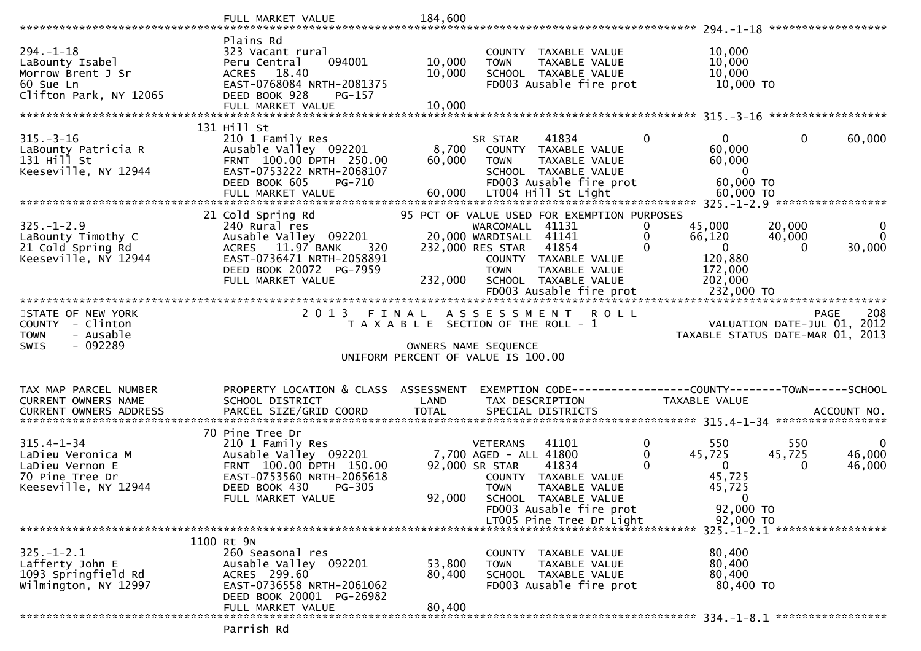```
                              FULL MARKET VALUE            184,600
******************************************************************************************************* 294.-1-18 ******************
                              Plains Rd
294.-1-18                     323 Vacant rural                        COUNTY  TAXABLE VALUE             10,000
LaBounty Isabel               Peru Central      094001      10,000    TOWN    TAXABLE VALUE             10,000
Morrow Brent J Sr             ACRES   18.40                 10,000    SCHOOL  TAXABLE VALUE             10,000
60 Sue Ln                     EAST-0768084 NRTH-2081375               FD003 Ausable fire prot            10,000 TO
Clifton Park, NY 12065        DEED BOOK 928     PG-157
                              FULL MARKET VALUE             10,000
******************************************************************************************************* 315.-3-16 ******************
                          131 Hill St
315.-3-16                     210 1 Family Res                        SR STAR     41834         0           0             0        60,000
LaBounty Patricia R           Ausable Valley  092201         8,700    COUNTY  TAXABLE VALUE             60,000
131 Hill St                   FRNT  100.00 DPTH  250.00     60,000    TOWN    TAXABLE VALUE             60,000
Keeseville, NY 12944          EAST-0753222 NRTH-2068107               SCHOOL  TAXABLE VALUE                  0
                              DEED BOOK 605     PG-710                FD003 Ausable fire prot            60,000 TO
                              FULL MARKET VALUE             60,000    LT004 Hill St Light                60,000 TO
******************************************************************************************************* 325.-1-2.9 *****************
                          21 Cold Spring Rd              95 PCT OF VALUE USED FOR EXEMPTION PURPOSES
325.-1-2.9                    240 Rural res                           WARCOMALL  41131          0      45,000        20,000             0
LaBounty Timothy C            Ausable Valley  092201        20,000 WARDISALL  41141          0      66,120        40,000             0
21 Cold Spring Rd             ACRES   11.97 BANK    320    232,000 RES STAR   41854          0           0             0        30,000
Keeseville, NY 12944          EAST-0736471 NRTH-2058891               COUNTY  TAXABLE VALUE            120,880
                              DEED BOOK 20072  PG-7959                TOWN    TAXABLE VALUE            172,000
                              FULL MARKET VALUE            232,000    SCHOOL  TAXABLE VALUE            202,000
                                                                      FD003 Ausable fire prot           232,000 TO
*******************************************************************************************************************************
STATE OF NEW YORK                    2 0 1 3   F I N A L   A S S E S S M E N T   R O L L                               PAGE    208
COUNTY  - Clinton                       T A X A B L E  SECTION OF THE ROLL - 1                          VALUATION DATE-JUL 01, 2012
TOWN    - Ausable                                                                                  TAXABLE STATUS DATE-MAR 01, 2013
SWIS    - 092289                                      OWNERS NAME SEQUENCE
                                               UNIFORM PERCENT OF VALUE IS 100.00


TAX MAP PARCEL NUMBER         PROPERTY LOCATION & CLASS  ASSESSMENT  EXEMPTION CODE------------------COUNTY--------TOWN------SCHOOL
CURRENT OWNERS NAME           SCHOOL DISTRICT               LAND      TAX DESCRIPTION              TAXABLE VALUE
CURRENT OWNERS ADDRESS        PARCEL SIZE/GRID COORD        TOTAL     SPECIAL DISTRICTS                                   ACCOUNT NO.
******************************************************************************************************* 315.4-1-34 *****************
                          70 Pine Tree Dr
315.4-1-34                    210 1 Family Res                        VETERANS    41101         0         550           550             0
LaDieu Veronica M             Ausable Valley  092201         7,700 AGED - ALL 41800         0      45,725        45,725        46,000
LaDieu Vernon E               FRNT  100.00 DPTH  150.00     92,000 SR STAR    41834         0           0             0        46,000
70 Pine Tree Dr               EAST-0753560 NRTH-2065618               COUNTY  TAXABLE VALUE             45,725
Keeseville, NY 12944          DEED BOOK 430     PG-305                TOWN    TAXABLE VALUE             45,725
                              FULL MARKET VALUE             92,000    SCHOOL  TAXABLE VALUE                  0
                                                                      FD003 Ausable fire prot            92,000 TO
                                                                      LT005 Pine Tree Dr Light           92,000 TO
******************************************************************************************************* 325.-1-2.1 *****************
                         1100 Rt 9N
325.-1-2.1                    260 Seasonal res                        COUNTY  TAXABLE VALUE             80,400
Lafferty John E               Ausable Valley  092201        53,800    TOWN    TAXABLE VALUE             80,400
1093 Springfield Rd           ACRES  299.60                 80,400    SCHOOL  TAXABLE VALUE             80,400
Wilmington, NY 12997          EAST-0736558 NRTH-2061062               FD003 Ausable fire prot            80,400 TO
                              DEED BOOK 20001  PG-26982
                              FULL MARKET VALUE             80,400
******************************************************************************************************* 334.-1-8.1 *****************
                              Parrish Rd
```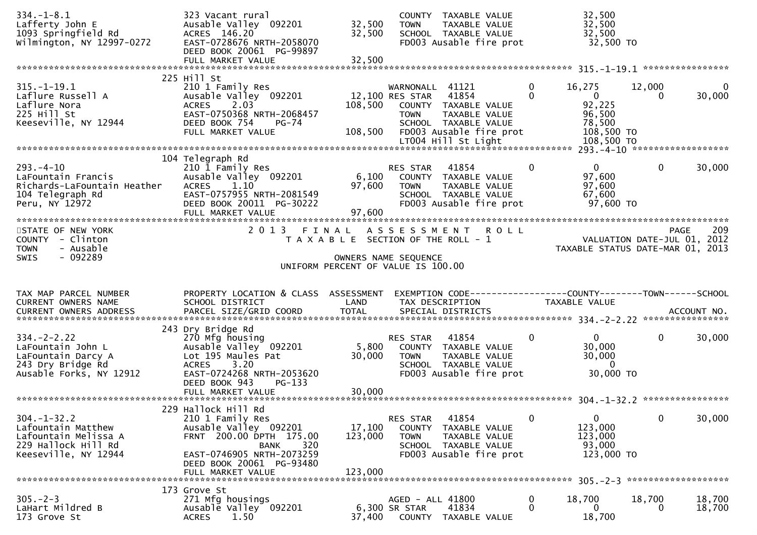```
334.-1-8.1                     323 Vacant rural                          COUNTY  TAXABLE VALUE              32,500
Lafferty John E                Ausable Valley  092201        32,500      TOWN    TAXABLE VALUE              32,500
1093 Springfield Rd            ACRES  146.20                 32,500      SCHOOL  TAXABLE VALUE              32,500
Wilmington, NY 12997-0272      EAST-0728676 NRTH-2058070                 FD003 Ausable fire prot             32,500 TO
                               DEED BOOK 20061  PG-99897
                               FULL MARKET VALUE             32,500
******************************************************************************************************* 315.-1-19.1 ****************
                           225 Hill St
315.-1-19.1                    210 1 Family Res                          WARNONALL  41121          0       16,275       12,000            0
Laflure Russell A              Ausable Valley  092201        12,100 RES STAR   41854          0            0            0       30,000
Laflure Nora                   ACRES    2.03                108,500      COUNTY  TAXABLE VALUE              92,225
225 Hill St                    EAST-0750368 NRTH-2068457                 TOWN    TAXABLE VALUE              96,500
Keeseville, NY 12944           DEED BOOK 754     PG-74                   SCHOOL  TAXABLE VALUE              78,500
                               FULL MARKET VALUE            108,500      FD003 Ausable fire prot            108,500 TO
                                                                         LT004 Hill St Light                108,500 TO
******************************************************************************************************* 293.-4-10 ******************
                           104 Telegraph Rd
293.-4-10                      210 1 Family Res                          RES STAR   41854          0            0            0       30,000
LaFountain Francis             Ausable Valley  092201         6,100      COUNTY  TAXABLE VALUE              97,600
Richards-LaFountain Heather    ACRES    1.10                 97,600      TOWN    TAXABLE VALUE              97,600
104 Telegraph Rd               EAST-0757955 NRTH-2081549                 SCHOOL  TAXABLE VALUE              67,600
Peru, NY 12972                 DEED BOOK 20011  PG-30222                 FD003 Ausable fire prot             97,600 TO
                               FULL MARKET VALUE             97,600
************************************************************************************************************************************
STATE OF NEW YORK                    2 0 1 3   F I N A L   A S S E S S M E N T   R O L L                                 PAGE    209
COUNTY  - Clinton                         T A X A B L E  SECTION OF THE ROLL - 1                    VALUATION DATE-JUL 01, 2012
TOWN    - Ausable                                                                                 TAXABLE STATUS DATE-MAR 01, 2013
SWIS    - 092289                                      OWNERS NAME SEQUENCE
                                               UNIFORM PERCENT OF VALUE IS 100.00


TAX MAP PARCEL NUMBER          PROPERTY LOCATION & CLASS  ASSESSMENT  EXEMPTION CODE------------------COUNTY--------TOWN------SCHOOL
CURRENT OWNERS NAME            SCHOOL DISTRICT               LAND      TAX DESCRIPTION            TAXABLE VALUE
CURRENT OWNERS ADDRESS         PARCEL SIZE/GRID COORD        TOTAL     SPECIAL DISTRICTS                                   ACCOUNT NO.
******************************************************************************************************* 334.-2-2.22 ****************
                           243 Dry Bridge Rd
334.-2-2.22                    270 Mfg housing                           RES STAR   41854          0            0            0       30,000
LaFountain John L              Ausable Valley  092201         5,800      COUNTY  TAXABLE VALUE              30,000
LaFountain Darcy A             Lot 195 Maules Pat            30,000      TOWN    TAXABLE VALUE              30,000
243 Dry Bridge Rd              ACRES    3.20                             SCHOOL  TAXABLE VALUE                   0
Ausable Forks, NY 12912        EAST-0724268 NRTH-2053620                 FD003 Ausable fire prot             30,000 TO
                               DEED BOOK 943     PG-133
                               FULL MARKET VALUE             30,000
******************************************************************************************************* 304.-1-32.2 ****************
                           229 Hallock Hill Rd
304.-1-32.2                    210 1 Family Res                          RES STAR   41854          0            0            0       30,000
Lafountain Matthew             Ausable Valley  092201        17,100      COUNTY  TAXABLE VALUE             123,000
Lafountain Melissa A           FRNT  200.00 DPTH  175.00    123,000      TOWN    TAXABLE VALUE             123,000
229 Hallock Hill Rd                            BANK     320              SCHOOL  TAXABLE VALUE              93,000
Keeseville, NY 12944           EAST-0746905 NRTH-2073259                 FD003 Ausable fire prot            123,000 TO
                               DEED BOOK 20061  PG-93480
                               FULL MARKET VALUE            123,000
******************************************************************************************************* 305.-2-3 *******************
                           173 Grove St
305.-2-3                       271 Mfg housings                          AGED - ALL 41800          0       18,700       18,700       18,700
LaHart Mildred B               Ausable Valley  092201         6,300 SR STAR    41834          0            0            0       18,700
173 Grove St                   ACRES    1.50                 37,400      COUNTY  TAXABLE VALUE              18,700
```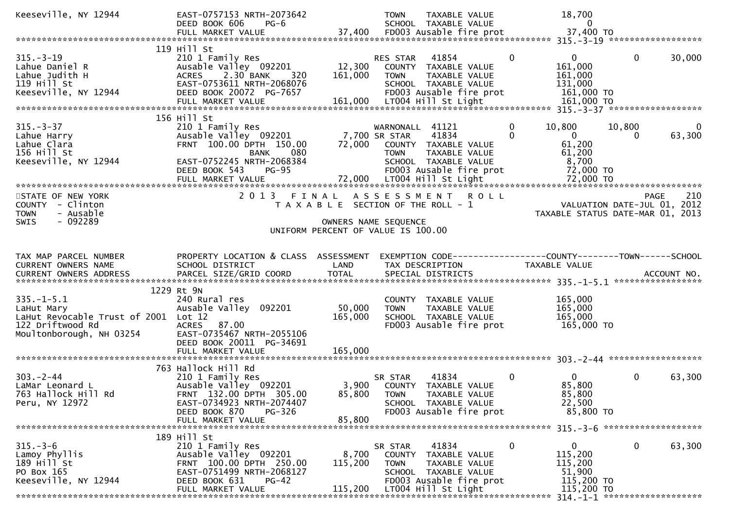```
Keeseville, NY 12944          EAST-0757153 NRTH-2073642                 TOWN    TAXABLE VALUE                 18,700
                              DEED BOOK 606    PG-6                     SCHOOL  TAXABLE VALUE                      0
                              FULL MARKET VALUE              37,400     FD003 Ausable fire prot               37,400 TO
******************************************************************************************************* 315.-3-19 ******************
                       119 Hill St
315.-3-19                     210 1 Family Res                          RES STAR    41854        0             0            0      30,000
Lahue Daniel R                Ausable Valley  092201         12,300     COUNTY  TAXABLE VALUE                161,000
Lahue Judith H                ACRES    2.30 BANK     320    161,000     TOWN    TAXABLE VALUE                161,000
119 Hill St                   EAST-0753611 NRTH-2068076                 SCHOOL  TAXABLE VALUE                131,000
Keeseville, NY 12944          DEED BOOK 20072  PG-7657                  FD003 Ausable fire prot              161,000 TO
                              FULL MARKET VALUE             161,000     LT004 Hill St Light                  161,000 TO
******************************************************************************************************* 315.-3-37 ******************
                       156 Hill St
315.-3-37                     210 1 Family Res                          WARNONALL  41121         0        10,800       10,800           0
Lahue Harry                   Ausable Valley  092201          7,700 SR STAR     41834         0             0            0      63,300
Lahue Clara                   FRNT 100.00 DPTH 150.00        72,000     COUNTY  TAXABLE VALUE                 61,200
156 Hill St                                  BANK     080               TOWN    TAXABLE VALUE                 61,200
Keeseville, NY 12944          EAST-0752245 NRTH-2068384                 SCHOOL  TAXABLE VALUE                  8,700
                              DEED BOOK 543    PG-95                    FD003 Ausable fire prot               72,000 TO
                              FULL MARKET VALUE              72,000     LT004 Hill St Light                   72,000 TO
*************************************************************************************************************************************
STATE OF NEW YORK                        2 0 1 3   F I N A L   A S S E S S M E N T   R O L L                              PAGE    210
COUNTY  - Clinton                          T A X A B L E  SECTION OF THE ROLL - 1                     VALUATION DATE-JUL 01, 2012
TOWN    - Ausable                                                                                    TAXABLE STATUS DATE-MAR 01, 2013
SWIS    - 092289                                      OWNERS NAME SEQUENCE
                                                 UNIFORM PERCENT OF VALUE IS 100.00


TAX MAP PARCEL NUMBER         PROPERTY LOCATION & CLASS  ASSESSMENT  EXEMPTION CODE------------------COUNTY--------TOWN------SCHOOL
CURRENT OWNERS NAME           SCHOOL DISTRICT               LAND      TAX DESCRIPTION            TAXABLE VALUE
CURRENT OWNERS ADDRESS        PARCEL SIZE/GRID COORD        TOTAL     SPECIAL DISTRICTS                                  ACCOUNT NO.
******************************************************************************************************* 335.-1-5.1 *****************
                      1229 Rt 9N
335.-1-5.1                    240 Rural res                             COUNTY  TAXABLE VALUE                165,000
LaHut Mary                    Ausable Valley  092201         50,000     TOWN    TAXABLE VALUE                165,000
LaHut Revocable Trust of 2001 Lot 12                        165,000     SCHOOL  TAXABLE VALUE                165,000
122 Driftwood Rd              ACRES   87.00                             FD003 Ausable fire prot              165,000 TO
Moultonborough, NH 03254      EAST-0735467 NRTH-2055106
                              DEED BOOK 20011  PG-34691
                              FULL MARKET VALUE             165,000
******************************************************************************************************* 303.-2-44 ******************
                       763 Hallock Hill Rd
303.-2-44                     210 1 Family Res                          SR STAR     41834         0             0            0      63,300
LaMar Leonard L               Ausable Valley  092201          3,900     COUNTY  TAXABLE VALUE                 85,800
763 Hallock Hill Rd           FRNT 132.00 DPTH 305.00        85,800     TOWN    TAXABLE VALUE                 85,800
Peru, NY 12972                EAST-0734923 NRTH-2074407                 SCHOOL  TAXABLE VALUE                 22,500
                              DEED BOOK 870    PG-326                   FD003 Ausable fire prot               85,800 TO
                              FULL MARKET VALUE              85,800
******************************************************************************************************* 315.-3-6 *******************
                       189 Hill St
315.-3-6                      210 1 Family Res                          SR STAR     41834         0             0            0      63,300
Lamoy Phyllis                 Ausable Valley  092201          8,700     COUNTY  TAXABLE VALUE                115,200
189 Hill St                   FRNT 100.00 DPTH 250.00       115,200     TOWN    TAXABLE VALUE                115,200
PO Box 165                    EAST-0751499 NRTH-2068127                 SCHOOL  TAXABLE VALUE                 51,900
Keeseville, NY 12944          DEED BOOK 631    PG-42                    FD003 Ausable fire prot              115,200 TO
                              FULL MARKET VALUE             115,200     LT004 Hill St Light                  115,200 TO
******************************************************************************************************* 314.-1-1 *******************
```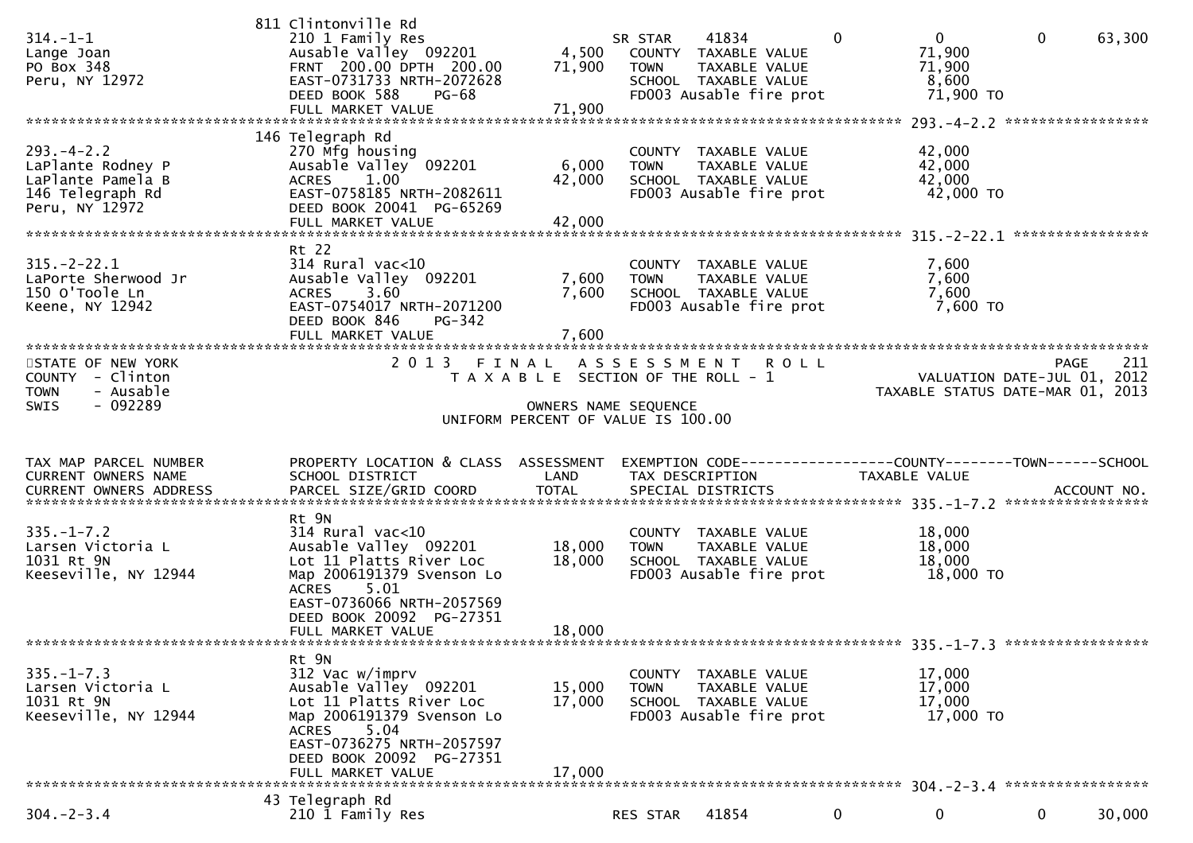| | 811 Clintonville Rd | | | | | | |
|---|---|---|---|---|---|---|---|
| 314.-1-1 | 210 1 Family Res | | SR STAR 41834 | 0 | 0 | 0 | 63,300 |
| Lange Joan | Ausable Valley 092201 | 4,500 | COUNTY TAXABLE VALUE | | 71,900 | | |
| PO Box 348 | FRNT 200.00 DPTH 200.00 | 71,900 | TOWN TAXABLE VALUE | | 71,900 | | |
| Peru, NY 12972 | EAST-0731733 NRTH-2072628 | | SCHOOL TAXABLE VALUE | | 8,600 | | |
| | DEED BOOK 588 PG-68 | | FD003 Ausable fire prot | | 71,900 TO | | |
| | FULL MARKET VALUE | 71,900 | | | | | |

************************************************************************************************** 293.-4-2.2 *****************

| | 146 Telegraph Rd | | | |
|---|---|---|---|---|
| 293.-4-2.2 | 270 Mfg housing | | COUNTY TAXABLE VALUE | 42,000 |
| LaPlante Rodney P | Ausable Valley 092201 | 6,000 | TOWN TAXABLE VALUE | 42,000 |
| LaPlante Pamela B | ACRES 1.00 | 42,000 | SCHOOL TAXABLE VALUE | 42,000 |
| 146 Telegraph Rd | EAST-0758185 NRTH-2082611 | | FD003 Ausable fire prot | 42,000 TO |
| Peru, NY 12972 | DEED BOOK 20041 PG-65269 | | | |
| | FULL MARKET VALUE | 42,000 | | |

************************************************************************************************** 315.-2-22.1 ****************

| | Rt 22 | | | |
|---|---|---|---|---|
| 315.-2-22.1 | 314 Rural vac<10 | | COUNTY TAXABLE VALUE | 7,600 |
| LaPorte Sherwood Jr | Ausable Valley 092201 | 7,600 | TOWN TAXABLE VALUE | 7,600 |
| 150 O'Toole Ln | ACRES 3.60 | 7,600 | SCHOOL TAXABLE VALUE | 7,600 |
| Keene, NY 12942 | EAST-0754017 NRTH-2071200 | | FD003 Ausable fire prot | 7,600 TO |
| | DEED BOOK 846 PG-342 | | | |
| | FULL MARKET VALUE | 7,600 | | |

STATE OF NEW YORK — 2013 FINAL ASSESSMENT ROLL — PAGE 211
COUNTY - Clinton — TAXABLE SECTION OF THE ROLL - 1 — VALUATION DATE-JUL 01, 2012
TOWN - Ausable — TAXABLE STATUS DATE-MAR 01, 2013
SWIS - 092289 — OWNERS NAME SEQUENCE
UNIFORM PERCENT OF VALUE IS 100.00

| TAX MAP PARCEL NUMBER / CURRENT OWNERS NAME / CURRENT OWNERS ADDRESS | PROPERTY LOCATION & CLASS / SCHOOL DISTRICT / PARCEL SIZE/GRID COORD | ASSESSMENT LAND / TOTAL | EXEMPTION CODE / TAX DESCRIPTION / SPECIAL DISTRICTS | | COUNTY TAXABLE VALUE | TOWN | SCHOOL / ACCOUNT NO. |
|---|---|---|---|---|---|---|---|

************************************************************************************************** 335.-1-7.2 *****************

| | Rt 9N | | | |
|---|---|---|---|---|
| 335.-1-7.2 | 314 Rural vac<10 | | COUNTY TAXABLE VALUE | 18,000 |
| Larsen Victoria L | Ausable Valley 092201 | 18,000 | TOWN TAXABLE VALUE | 18,000 |
| 1031 Rt 9N | Lot 11 Platts River Loc | 18,000 | SCHOOL TAXABLE VALUE | 18,000 |
| Keeseville, NY 12944 | Map 2006191379 Svenson Lo | | FD003 Ausable fire prot | 18,000 TO |
| | ACRES 5.01 | | | |
| | EAST-0736066 NRTH-2057569 | | | |
| | DEED BOOK 20092 PG-27351 | | | |
| | FULL MARKET VALUE | 18,000 | | |

************************************************************************************************** 335.-1-7.3 *****************

| | Rt 9N | | | |
|---|---|---|---|---|
| 335.-1-7.3 | 312 Vac w/imprv | | COUNTY TAXABLE VALUE | 17,000 |
| Larsen Victoria L | Ausable Valley 092201 | 15,000 | TOWN TAXABLE VALUE | 17,000 |
| 1031 Rt 9N | Lot 11 Platts River Loc | 17,000 | SCHOOL TAXABLE VALUE | 17,000 |
| Keeseville, NY 12944 | Map 2006191379 Svenson Lo | | FD003 Ausable fire prot | 17,000 TO |
| | ACRES 5.04 | | | |
| | EAST-0736275 NRTH-2057597 | | | |
| | DEED BOOK 20092 PG-27351 | | | |
| | FULL MARKET VALUE | 17,000 | | |

************************************************************************************************** 304.-2-3.4 *****************

| | 43 Telegraph Rd | | | | | | |
|---|---|---|---|---|---|---|---|
| 304.-2-3.4 | 210 1 Family Res | | RES STAR 41854 | 0 | 0 | 0 | 30,000 |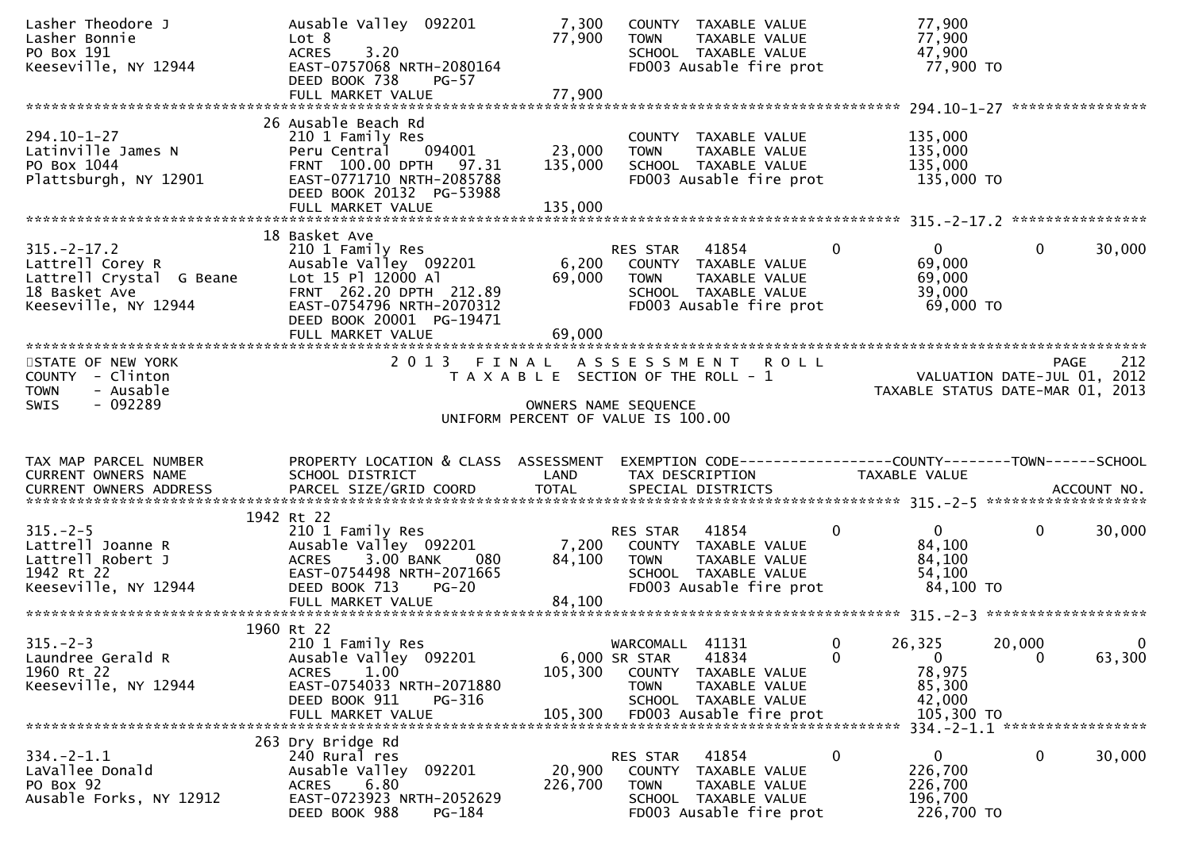```
Lasher Theodore J              Ausable Valley  092201        7,300   COUNTY  TAXABLE VALUE             77,900
Lasher Bonnie                  Lot 8                        77,900   TOWN    TAXABLE VALUE             77,900
PO Box 191                     ACRES    3.20                         SCHOOL  TAXABLE VALUE             47,900
Keeseville, NY 12944           EAST-0757068 NRTH-2080164             FD003 Ausable fire prot            77,900 TO
                               DEED BOOK 738    PG-57
                               FULL MARKET VALUE            77,900
******************************************************************************************************* 294.10-1-27 ****************
                             26 Ausable Beach Rd
294.10-1-27                    210 1 Family Res                      COUNTY  TAXABLE VALUE            135,000
Latinville James N             Peru Central    094001       23,000   TOWN    TAXABLE VALUE            135,000
PO Box 1044                    FRNT  100.00 DPTH   97.31   135,000   SCHOOL  TAXABLE VALUE            135,000
Plattsburgh, NY 12901          EAST-0771710 NRTH-2085788             FD003 Ausable fire prot           135,000 TO
                               DEED BOOK 20132  PG-53988
                               FULL MARKET VALUE           135,000
******************************************************************************************************* 315.-2-17.2 ****************
                             18 Basket Ave
315.-2-17.2                    210 1 Family Res                      RES STAR   41854          0            0           0       30,000
Lattrell Corey R               Ausable Valley  092201        6,200   COUNTY  TAXABLE VALUE             69,000
Lattrell Crystal  G Beane      Lot 15 Pl 12000 Al           69,000   TOWN    TAXABLE VALUE             69,000
18 Basket Ave                  FRNT  262.20 DPTH  212.89             SCHOOL  TAXABLE VALUE             39,000
Keeseville, NY 12944           EAST-0754796 NRTH-2070312             FD003 Ausable fire prot            69,000 TO
                               DEED BOOK 20001  PG-19471
                               FULL MARKET VALUE            69,000
************************************************************************************************************************************
STATE OF NEW YORK                      2 0 1 3   F I N A L   A S S E S S M E N T   R O L L                                 PAGE    212
COUNTY  - Clinton                           T A X A B L E  SECTION OF THE ROLL - 1                    VALUATION DATE-JUL 01, 2012
TOWN    - Ausable                                                                                 TAXABLE STATUS DATE-MAR 01, 2013
SWIS    - 092289                                      OWNERS NAME SEQUENCE
                                              UNIFORM PERCENT OF VALUE IS 100.00


TAX MAP PARCEL NUMBER          PROPERTY LOCATION & CLASS  ASSESSMENT  EXEMPTION CODE-----------------COUNTY--------TOWN------SCHOOL
CURRENT OWNERS NAME            SCHOOL DISTRICT               LAND     TAX DESCRIPTION            TAXABLE VALUE
CURRENT OWNERS ADDRESS         PARCEL SIZE/GRID COORD       TOTAL     SPECIAL DISTRICTS                                   ACCOUNT NO.
******************************************************************************************************* 315.-2-5 *******************
                           1942 Rt 22
315.-2-5                       210 1 Family Res                      RES STAR   41854          0            0           0       30,000
Lattrell Joanne R              Ausable Valley  092201        7,200   COUNTY  TAXABLE VALUE             84,100
Lattrell Robert J              ACRES    3.00 BANK     080   84,100   TOWN    TAXABLE VALUE             84,100
1942 Rt 22                     EAST-0754498 NRTH-2071665             SCHOOL  TAXABLE VALUE             54,100
Keeseville, NY 12944           DEED BOOK 713    PG-20                FD003 Ausable fire prot            84,100 TO
                               FULL MARKET VALUE            84,100
******************************************************************************************************* 315.-2-3 *******************
                           1960 Rt 22
315.-2-3                       210 1 Family Res                      WARCOMALL  41131          0       26,325      20,000            0
Laundree Gerald R              Ausable Valley  092201        6,000 SR STAR      41834          0            0           0       63,300
1960 Rt 22                     ACRES    1.00               105,300   COUNTY  TAXABLE VALUE             78,975
Keeseville, NY 12944           EAST-0754033 NRTH-2071880             TOWN    TAXABLE VALUE             85,300
                               DEED BOOK 911    PG-316               SCHOOL  TAXABLE VALUE             42,000
                               FULL MARKET VALUE           105,300   FD003 Ausable fire prot           105,300 TO
******************************************************************************************************* 334.-2-1.1 *****************
                            263 Dry Bridge Rd
334.-2-1.1                     240 Rural res                         RES STAR   41854          0            0           0       30,000
LaVallee Donald                Ausable Valley  092201       20,900   COUNTY  TAXABLE VALUE            226,700
PO Box 92                      ACRES    6.80               226,700   TOWN    TAXABLE VALUE            226,700
Ausable Forks, NY 12912        EAST-0723923 NRTH-2052629             SCHOOL  TAXABLE VALUE            196,700
                               DEED BOOK 988    PG-184               FD003 Ausable fire prot           226,700 TO
```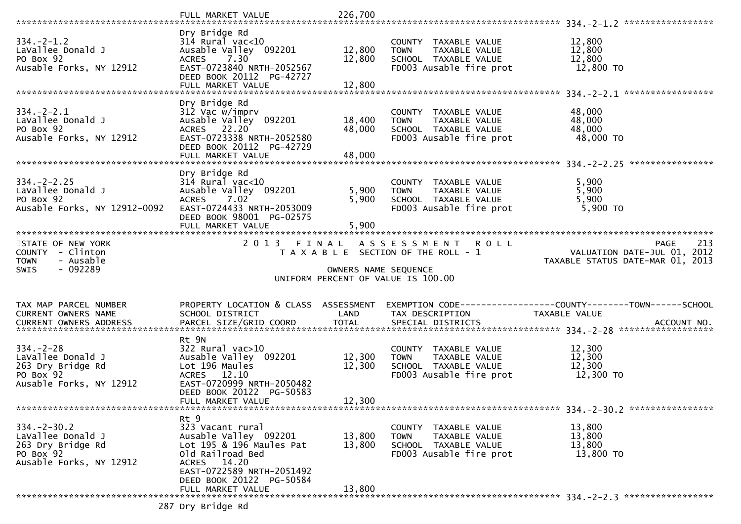FULL MARKET VALUE 226,700

******************************************************************************************************* 334.-2-1.2 *****************

| | | | | |
|---|---|---|---|---|
| 334.-2-1.2 | Dry Bridge Rd | | | |
| LaVallee Donald J | 314 Rural vac<10 | | COUNTY TAXABLE VALUE | 12,800 |
| PO Box 92 | Ausable Valley 092201 | 12,800 | TOWN TAXABLE VALUE | 12,800 |
| Ausable Forks, NY 12912 | ACRES 7.30 | 12,800 | SCHOOL TAXABLE VALUE | 12,800 |
| | EAST-0723840 NRTH-2052567 | | FD003 Ausable fire prot | 12,800 TO |
| | DEED BOOK 20112 PG-42727 | | | |
| | FULL MARKET VALUE | 12,800 | | |

******************************************************************************************************* 334.-2-2.1 *****************

| | | | | |
|---|---|---|---|---|
| 334.-2-2.1 | Dry Bridge Rd | | | |
| LaVallee Donald J | 312 Vac w/imprv | | COUNTY TAXABLE VALUE | 48,000 |
| PO Box 92 | Ausable Valley 092201 | 18,400 | TOWN TAXABLE VALUE | 48,000 |
| Ausable Forks, NY 12912 | ACRES 22.20 | 48,000 | SCHOOL TAXABLE VALUE | 48,000 |
| | EAST-0723338 NRTH-2052580 | | FD003 Ausable fire prot | 48,000 TO |
| | DEED BOOK 20112 PG-42729 | | | |
| | FULL MARKET VALUE | 48,000 | | |

******************************************************************************************************* 334.-2-2.25 ****************

| | | | | |
|---|---|---|---|---|
| 334.-2-2.25 | Dry Bridge Rd | | | |
| LaVallee Donald J | 314 Rural vac<10 | | COUNTY TAXABLE VALUE | 5,900 |
| PO Box 92 | Ausable Valley 092201 | 5,900 | TOWN TAXABLE VALUE | 5,900 |
| Ausable Forks, NY 12912-0092 | ACRES 7.02 | 5,900 | SCHOOL TAXABLE VALUE | 5,900 |
| | EAST-0724433 NRTH-2053009 | | FD003 Ausable fire prot | 5,900 TO |
| | DEED BOOK 98001 PG-02575 | | | |
| | FULL MARKET VALUE | 5,900 | | |

*******************************************************************************************************************************************

STATE OF NEW YORK
COUNTY - Clinton
TOWN - Ausable
SWIS - 092289

2 0 1 3 F I N A L A S S E S S M E N T R O L L
T A X A B L E SECTION OF THE ROLL - 1
OWNERS NAME SEQUENCE
UNIFORM PERCENT OF VALUE IS 100.00

PAGE 213
VALUATION DATE-JUL 01, 2012
TAXABLE STATUS DATE-MAR 01, 2013

| TAX MAP PARCEL NUMBER / CURRENT OWNERS NAME / CURRENT OWNERS ADDRESS | PROPERTY LOCATION & CLASS / SCHOOL DISTRICT / PARCEL SIZE/GRID COORD | ASSESSMENT LAND / TOTAL | EXEMPTION CODE-----COUNTY-----TOWN-----SCHOOL / TAX DESCRIPTION / SPECIAL DISTRICTS | TAXABLE VALUE / ACCOUNT NO. |
|---|---|---|---|---|

******************************************************************************************************* 334.-2-28 ******************

| | | | | |
|---|---|---|---|---|
| 334.-2-28 | Rt 9N | | | |
| LaVallee Donald J | 322 Rural vac>10 | | COUNTY TAXABLE VALUE | 12,300 |
| 263 Dry Bridge Rd | Ausable Valley 092201 | 12,300 | TOWN TAXABLE VALUE | 12,300 |
| PO Box 92 | Lot 196 Maules | 12,300 | SCHOOL TAXABLE VALUE | 12,300 |
| Ausable Forks, NY 12912 | ACRES 12.10 | | FD003 Ausable fire prot | 12,300 TO |
| | EAST-0720999 NRTH-2050482 | | | |
| | DEED BOOK 20122 PG-50583 | | | |
| | FULL MARKET VALUE | 12,300 | | |

******************************************************************************************************* 334.-2-30.2 ****************

| | | | | |
|---|---|---|---|---|
| 334.-2-30.2 | Rt 9 | | | |
| LaVallee Donald J | 323 Vacant rural | | COUNTY TAXABLE VALUE | 13,800 |
| 263 Dry Bridge Rd | Ausable Valley 092201 | 13,800 | TOWN TAXABLE VALUE | 13,800 |
| PO Box 92 | Lot 195 & 196 Maules Pat | 13,800 | SCHOOL TAXABLE VALUE | 13,800 |
| Ausable Forks, NY 12912 | Old Railroad Bed | | FD003 Ausable fire prot | 13,800 TO |
| | ACRES 14.20 | | | |
| | EAST-0722589 NRTH-2051492 | | | |
| | DEED BOOK 20122 PG-50584 | | | |
| | FULL MARKET VALUE | 13,800 | | |

******************************************************************************************************* 334.-2-2.3 *****************

287 Dry Bridge Rd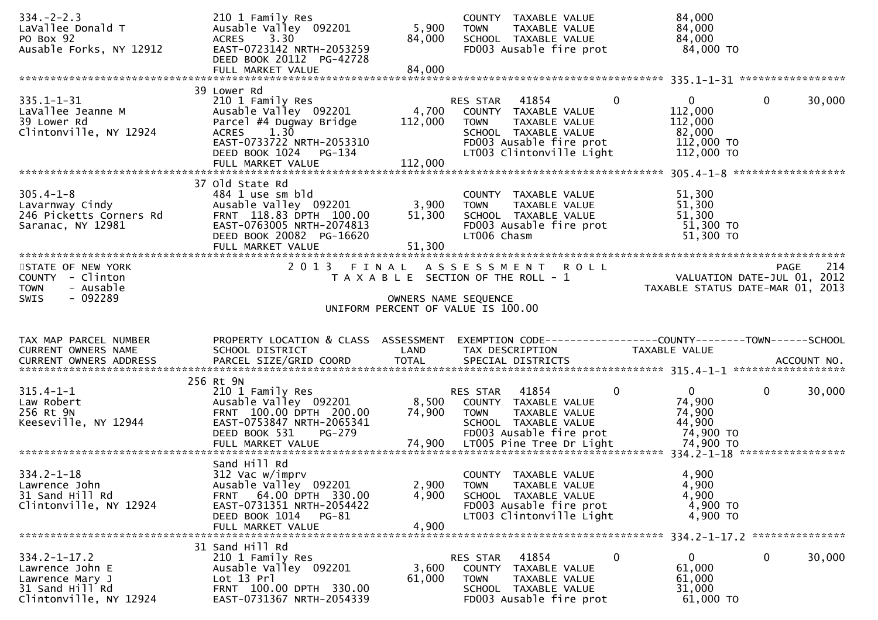```
334.-2-2.3                     210 1 Family Res                    COUNTY  TAXABLE VALUE           84,000
LaVallee Donald T              Ausable Valley  092201      5,900   TOWN    TAXABLE VALUE           84,000
PO Box 92                      ACRES    3.30              84,000   SCHOOL  TAXABLE VALUE           84,000
Ausable Forks, NY 12912        EAST-0723142 NRTH-2053259           FD003 Ausable fire prot          84,000 TO
                               DEED BOOK 20112  PG-42728
                               FULL MARKET VALUE          84,000
******************************************************************************************************* 335.1-1-31 *****************
                               39 Lower Rd
335.1-1-31                     210 1 Family Res                    RES STAR   41854            0         0            0       30,000
LaVallee Jeanne M              Ausable Valley  092201      4,700   COUNTY  TAXABLE VALUE          112,000
39 Lower Rd                    Parcel #4 Dugway Bridge   112,000   TOWN    TAXABLE VALUE          112,000
Clintonville, NY 12924         ACRES    1.30                       SCHOOL  TAXABLE VALUE           82,000
                               EAST-0733722 NRTH-2053310           FD003 Ausable fire prot         112,000 TO
                               DEED BOOK 1024   PG-134             LT003 Clintonville Light        112,000 TO
                               FULL MARKET VALUE         112,000
******************************************************************************************************* 305.4-1-8 ******************
                               37 Old State Rd
305.4-1-8                      484 1 use sm bld                    COUNTY  TAXABLE VALUE           51,300
Lavarnway Cindy                Ausable Valley  092201      3,900   TOWN    TAXABLE VALUE           51,300
246 Picketts Corners Rd        FRNT 118.83 DPTH 100.00    51,300   SCHOOL  TAXABLE VALUE           51,300
Saranac, NY 12981              EAST-0763005 NRTH-2074813           FD003 Ausable fire prot          51,300 TO
                               DEED BOOK 20082  PG-16620           LT006 Chasm                      51,300 TO
                               FULL MARKET VALUE          51,300
************************************************************************************************************************************
STATE OF NEW YORK                    2 0 1 3   F I N A L   A S S E S S M E N T   R O L L                              PAGE   214
COUNTY  - Clinton                       T A X A B L E  SECTION OF THE ROLL - 1                       VALUATION DATE-JUL 01, 2012
TOWN    - Ausable                                                                                TAXABLE STATUS DATE-MAR 01, 2013
SWIS    - 092289                                        OWNERS NAME SEQUENCE
                                              UNIFORM PERCENT OF VALUE IS 100.00


TAX MAP PARCEL NUMBER          PROPERTY LOCATION & CLASS  ASSESSMENT  EXEMPTION CODE-----------------COUNTY--------TOWN------SCHOOL
CURRENT OWNERS NAME            SCHOOL DISTRICT              LAND      TAX DESCRIPTION            TAXABLE VALUE
CURRENT OWNERS ADDRESS         PARCEL SIZE/GRID COORD       TOTAL     SPECIAL DISTRICTS                                  ACCOUNT NO.
******************************************************************************************************* 315.4-1-1 ******************
                               256 Rt 9N
315.4-1-1                      210 1 Family Res                    RES STAR   41854            0         0            0       30,000
Law Robert                     Ausable Valley  092201      8,500   COUNTY  TAXABLE VALUE           74,900
256 Rt 9N                      FRNT 100.00 DPTH 200.00    74,900   TOWN    TAXABLE VALUE           74,900
Keeseville, NY 12944           EAST-0753847 NRTH-2065341           SCHOOL  TAXABLE VALUE           44,900
                               DEED BOOK 531    PG-279             FD003 Ausable fire prot          74,900 TO
                               FULL MARKET VALUE          74,900   LT005 Pine Tree Dr Light         74,900 TO
******************************************************************************************************* 334.2-1-18 *****************
                               Sand Hill Rd
334.2-1-18                     312 Vac w/imprv                     COUNTY  TAXABLE VALUE            4,900
Lawrence John                  Ausable Valley  092201      2,900   TOWN    TAXABLE VALUE            4,900
31 Sand Hill Rd                FRNT  64.00 DPTH 330.00     4,900   SCHOOL  TAXABLE VALUE            4,900
Clintonville, NY 12924         EAST-0731351 NRTH-2054422           FD003 Ausable fire prot           4,900 TO
                               DEED BOOK 1014   PG-81              LT003 Clintonville Light          4,900 TO
                               FULL MARKET VALUE           4,900
******************************************************************************************************* 334.2-1-17.2 ***************
                               31 Sand Hill Rd
334.2-1-17.2                   210 1 Family Res                    RES STAR   41854            0         0            0       30,000
Lawrence John E                Ausable Valley  092201      3,600   COUNTY  TAXABLE VALUE           61,000
Lawrence Mary J                Lot 13 Prl                 61,000   TOWN    TAXABLE VALUE           61,000
31 Sand Hill Rd                FRNT 100.00 DPTH 330.00             SCHOOL  TAXABLE VALUE           31,000
Clintonville, NY 12924         EAST-0731367 NRTH-2054339           FD003 Ausable fire prot          61,000 TO
```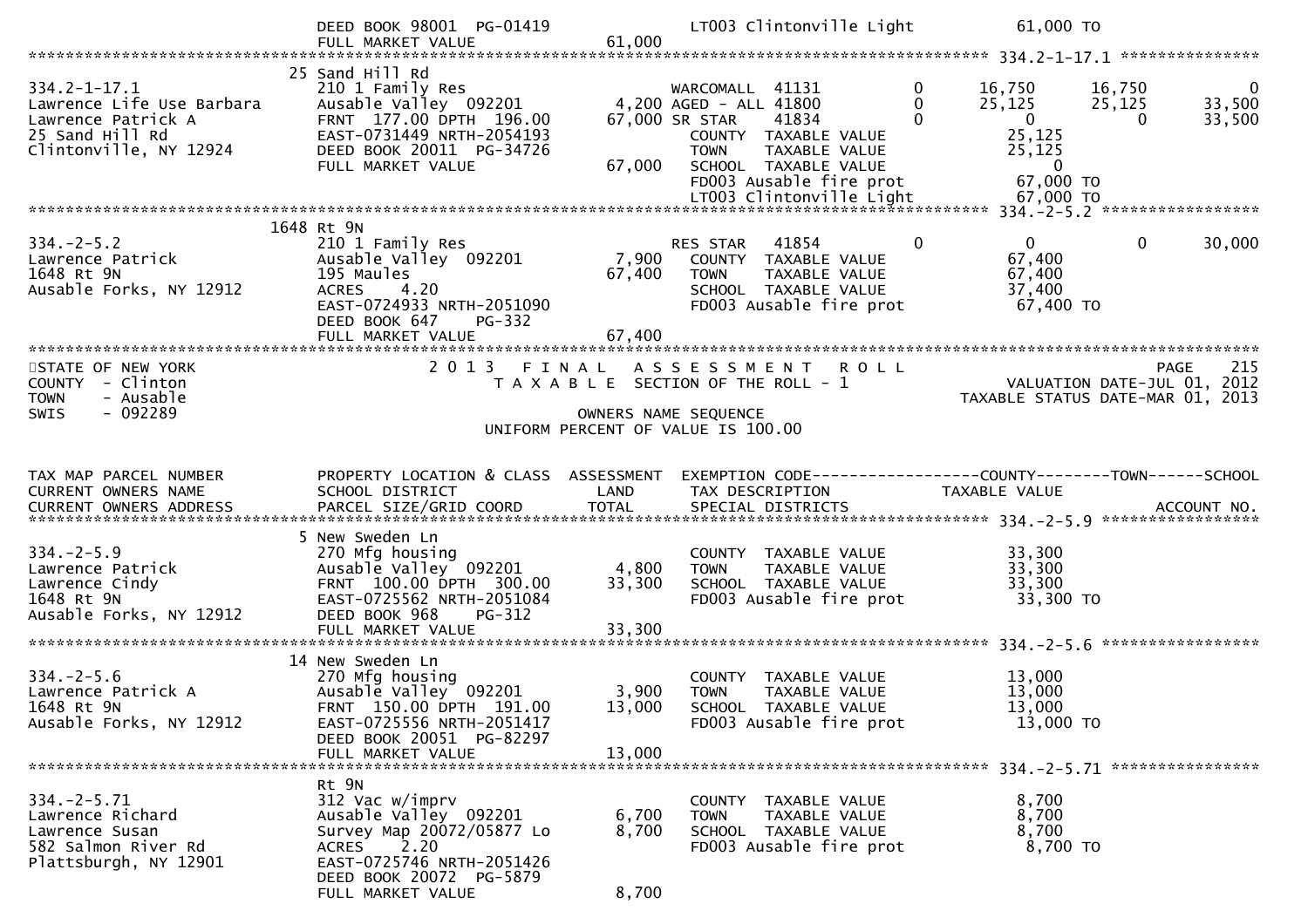```
                               DEED BOOK 98001  PG-01419            LT003 Clintonville Light          61,000 TO
                               FULL MARKET VALUE              61,000
******************************************************************************************************* 334.2-1-17.1 ***************
                             25 Sand Hill Rd
334.2-1-17.1                   210 1 Family Res                    WARCOMALL  41131            0        16,750      16,750           0
Lawrence Life Use Barbara      Ausable Valley  092201         4,200 AGED - ALL 41800            0        25,125      25,125      33,500
Lawrence Patrick A             FRNT  177.00 DPTH  196.00     67,000 SR STAR    41834            0             0           0      33,500
25 Sand Hill Rd                EAST-0731449 NRTH-2054193            COUNTY  TAXABLE VALUE                 25,125
Clintonville, NY 12924         DEED BOOK 20011  PG-34726            TOWN    TAXABLE VALUE                 25,125
                               FULL MARKET VALUE              67,000 SCHOOL  TAXABLE VALUE                      0
                                                                    FD003 Ausable fire prot               67,000 TO
                                                                    LT003 Clintonville Light              67,000 TO
******************************************************************************************************* 334.-2-5.2 *****************
                           1648 Rt 9N
334.-2-5.2                     210 1 Family Res                    RES STAR   41854            0             0           0      30,000
Lawrence Patrick               Ausable Valley  092201         7,900  COUNTY  TAXABLE VALUE                 67,400
1648 Rt 9N                     195 Maules                    67,400  TOWN    TAXABLE VALUE                 67,400
Ausable Forks, NY 12912        ACRES    4.20                         SCHOOL  TAXABLE VALUE                 37,400
                               EAST-0724933 NRTH-2051090             FD003 Ausable fire prot               67,400 TO
                               DEED BOOK 647    PG-332
                               FULL MARKET VALUE              67,400
************************************************************************************************************************************
STATE OF NEW YORK                    2 0 1 3   F I N A L   A S S E S S M E N T   R O L L                                  PAGE    215
COUNTY  - Clinton                        T A X A B L E  SECTION OF THE ROLL - 1                          VALUATION DATE-JUL 01, 2012
TOWN    - Ausable                                                                                      TAXABLE STATUS DATE-MAR 01, 2013
SWIS    - 092289                                        OWNERS NAME SEQUENCE
                                                 UNIFORM PERCENT OF VALUE IS 100.00


TAX MAP PARCEL NUMBER          PROPERTY LOCATION & CLASS  ASSESSMENT  EXEMPTION CODE------------------COUNTY--------TOWN------SCHOOL
CURRENT OWNERS NAME            SCHOOL DISTRICT               LAND      TAX DESCRIPTION              TAXABLE VALUE
CURRENT OWNERS ADDRESS         PARCEL SIZE/GRID COORD       TOTAL      SPECIAL DISTRICTS                                    ACCOUNT NO.
******************************************************************************************************* 334.-2-5.9 *****************
                             5 New Sweden Ln
334.-2-5.9                     270 Mfg housing                       COUNTY  TAXABLE VALUE                 33,300
Lawrence Patrick               Ausable Valley  092201         4,800  TOWN    TAXABLE VALUE                 33,300
Lawrence Cindy                 FRNT  100.00 DPTH  300.00     33,300  SCHOOL  TAXABLE VALUE                 33,300
1648 Rt 9N                     EAST-0725562 NRTH-2051084             FD003 Ausable fire prot               33,300 TO
Ausable Forks, NY 12912        DEED BOOK 968    PG-312
                               FULL MARKET VALUE              33,300
******************************************************************************************************* 334.-2-5.6 *****************
                            14 New Sweden Ln
334.-2-5.6                     270 Mfg housing                       COUNTY  TAXABLE VALUE                 13,000
Lawrence Patrick A             Ausable Valley  092201         3,900  TOWN    TAXABLE VALUE                 13,000
1648 Rt 9N                     FRNT  150.00 DPTH  191.00     13,000  SCHOOL  TAXABLE VALUE                 13,000
Ausable Forks, NY 12912        EAST-0725556 NRTH-2051417             FD003 Ausable fire prot               13,000 TO
                               DEED BOOK 20051  PG-82297
                               FULL MARKET VALUE              13,000
******************************************************************************************************* 334.-2-5.71 ****************
                               Rt 9N
334.-2-5.71                    312 Vac w/imprv                       COUNTY  TAXABLE VALUE                  8,700
Lawrence Richard               Ausable Valley  092201         6,700  TOWN    TAXABLE VALUE                  8,700
Lawrence Susan                 Survey Map 20072/05877 Lo      8,700  SCHOOL  TAXABLE VALUE                  8,700
582 Salmon River Rd            ACRES    2.20                         FD003 Ausable fire prot                8,700 TO
Plattsburgh, NY 12901          EAST-0725746 NRTH-2051426
                               DEED BOOK 20072  PG-5879
                               FULL MARKET VALUE               8,700
```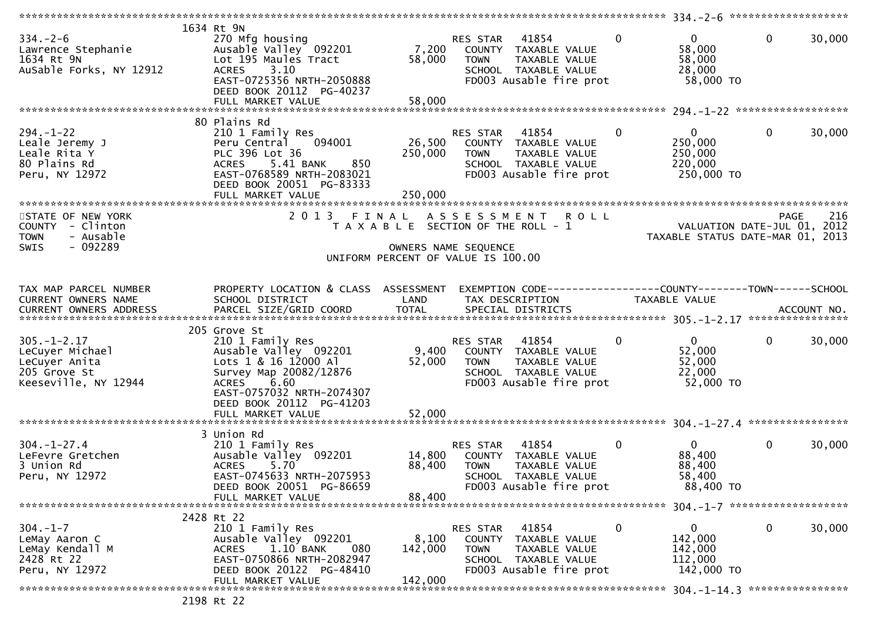```
******************************************************************************************************* 334.-2-6 *******************
                   1634 Rt 9N
334.-2-6                    270 Mfg housing                      RES STAR   41854          0            0            0        30,000
Lawrence Stephanie          Ausable Valley  092201        7,200    COUNTY  TAXABLE VALUE             58,000
1634 Rt 9N                  Lot 195 Maules Tract         58,000    TOWN    TAXABLE VALUE             58,000
AuSable Forks, NY 12912     ACRES    3.10                          SCHOOL  TAXABLE VALUE             28,000
                            EAST-0725356 NRTH-2050888              FD003 Ausable fire prot           58,000 TO
                            DEED BOOK 20112  PG-40237
                            FULL MARKET VALUE            58,000
******************************************************************************************************* 294.-1-22 ******************
                   80 Plains Rd
294.-1-22                   210 1 Family Res                     RES STAR   41854          0            0            0        30,000
Leale Jeremy J              Peru Central    094001       26,500    COUNTY  TAXABLE VALUE            250,000
Leale Rita Y                PLC 396 Lot 36              250,000    TOWN    TAXABLE VALUE            250,000
80 Plains Rd                ACRES    5.41 BANK     850             SCHOOL  TAXABLE VALUE            220,000
Peru, NY 12972              EAST-0768589 NRTH-2083021              FD003 Ausable fire prot          250,000 TO
                            DEED BOOK 20051  PG-83333
                            FULL MARKET VALUE           250,000
************************************************************************************************************************************
STATE OF NEW YORK                  2 0 1 3   F I N A L   A S S E S S M E N T   R O L L                                   PAGE    216
COUNTY  - Clinton                     T A X A B L E  SECTION OF THE ROLL - 1                       VALUATION DATE-JUL 01, 2012
TOWN    - Ausable                                                                              TAXABLE STATUS DATE-MAR 01, 2013
SWIS    - 092289                                   OWNERS NAME SEQUENCE
                                          UNIFORM PERCENT OF VALUE IS 100.00


TAX MAP PARCEL NUMBER       PROPERTY LOCATION & CLASS  ASSESSMENT  EXEMPTION CODE------------------COUNTY--------TOWN------SCHOOL
CURRENT OWNERS NAME         SCHOOL DISTRICT               LAND      TAX DESCRIPTION             TAXABLE VALUE
CURRENT OWNERS ADDRESS      PARCEL SIZE/GRID COORD       TOTAL      SPECIAL DISTRICTS                                    ACCOUNT NO.
******************************************************************************************************* 305.-1-2.17 ****************
                   205 Grove St
305.-1-2.17                 210 1 Family Res                     RES STAR   41854          0            0            0        30,000
LeCuyer Michael             Ausable Valley  092201        9,400    COUNTY  TAXABLE VALUE             52,000
LeCuyer Anita               Lots 1 & 16 12000 Al         52,000    TOWN    TAXABLE VALUE             52,000
205 Grove St                Survey Map 20082/12876                 SCHOOL  TAXABLE VALUE             22,000
Keeseville, NY 12944        ACRES    6.60                          FD003 Ausable fire prot           52,000 TO
                            EAST-0757032 NRTH-2074307
                            DEED BOOK 20112  PG-41203
                            FULL MARKET VALUE            52,000
******************************************************************************************************* 304.-1-27.4 ****************
                   3 Union Rd
304.-1-27.4                 210 1 Family Res                     RES STAR   41854          0            0            0        30,000
LeFevre Gretchen            Ausable Valley  092201       14,800    COUNTY  TAXABLE VALUE             88,400
3 Union Rd                  ACRES    5.70                88,400    TOWN    TAXABLE VALUE             88,400
Peru, NY 12972              EAST-0745633 NRTH-2075953              SCHOOL  TAXABLE VALUE             58,400
                            DEED BOOK 20051  PG-86659              FD003 Ausable fire prot           88,400 TO
                            FULL MARKET VALUE            88,400
******************************************************************************************************* 304.-1-7 *******************
                   2428 Rt 22
304.-1-7                    210 1 Family Res                     RES STAR   41854          0            0            0        30,000
LeMay Aaron C               Ausable Valley  092201        8,100    COUNTY  TAXABLE VALUE            142,000
LeMay Kendall M             ACRES    1.10 BANK     080  142,000    TOWN    TAXABLE VALUE            142,000
2428 Rt 22                  EAST-0750866 NRTH-2082947              SCHOOL  TAXABLE VALUE            112,000
Peru, NY 12972              DEED BOOK 20122  PG-48410              FD003 Ausable fire prot          142,000 TO
                            FULL MARKET VALUE           142,000
******************************************************************************************************* 304.-1-14.3 ****************
                   2198 Rt 22
```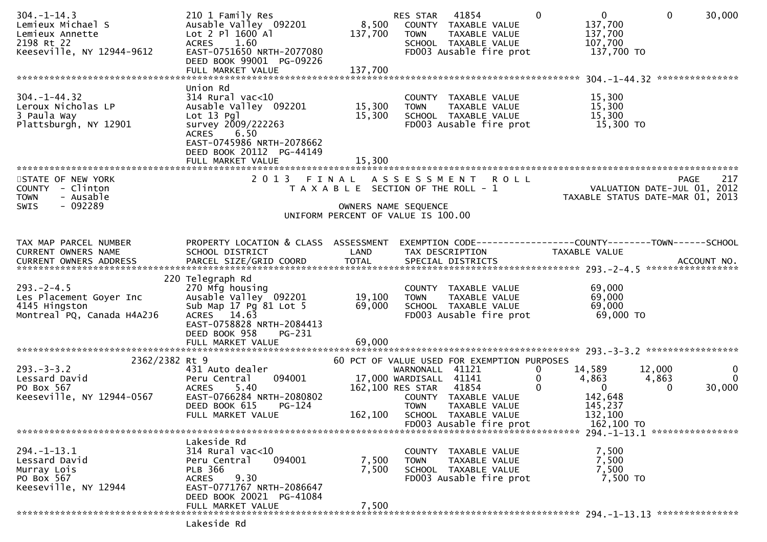```
304.-1-14.3                  210 1 Family Res                     RES STAR   41854          0            0            0       30,000
Lemieux Michael S            Ausable Valley  092201      8,500    COUNTY  TAXABLE VALUE               137,700
Lemieux Annette              Lot 2 Pl 1600 Al          137,700    TOWN    TAXABLE VALUE               137,700
2198 Rt 22                   ACRES    1.60                        SCHOOL  TAXABLE VALUE               107,700
Keeseville, NY 12944-9612    EAST-0751650 NRTH-2077080            FD003 Ausable fire prot              137,700 TO
                             DEED BOOK 99001 PG-09226
                             FULL MARKET VALUE         137,700
******************************************************************************************************* 304.-1-44.32 ***************
                             Union Rd
304.-1-44.32                 314 Rural vac<10                     COUNTY  TAXABLE VALUE                15,300
Leroux Nicholas LP           Ausable Valley  092201     15,300    TOWN    TAXABLE VALUE                15,300
3 Paula Way                  Lot 13 Pgl                 15,300    SCHOOL  TAXABLE VALUE                15,300
Plattsburgh, NY 12901        survey 2009/222263                   FD003 Ausable fire prot               15,300 TO
                             ACRES    6.50
                             EAST-0745986 NRTH-2078662
                             DEED BOOK 20112 PG-44149
                             FULL MARKET VALUE          15,300
************************************************************************************************************************************
STATE OF NEW YORK                 2 0 1 3   F I N A L   A S S E S S M E N T   R O L L                                  PAGE    217
COUNTY  - Clinton                    T A X A B L E  SECTION OF THE ROLL - 1                          VALUATION DATE-JUL 01, 2012
TOWN    - Ausable                                                                                TAXABLE STATUS DATE-MAR 01, 2013
SWIS    - 092289                                         OWNERS NAME SEQUENCE
                                                   UNIFORM PERCENT OF VALUE IS 100.00


TAX MAP PARCEL NUMBER        PROPERTY LOCATION & CLASS  ASSESSMENT  EXEMPTION CODE------------------COUNTY--------TOWN------SCHOOL
CURRENT OWNERS NAME          SCHOOL DISTRICT               LAND     TAX DESCRIPTION              TAXABLE VALUE
CURRENT OWNERS ADDRESS       PARCEL SIZE/GRID COORD        TOTAL    SPECIAL DISTRICTS                                   ACCOUNT NO.
******************************************************************************************************* 293.-2-4.5 *****************
                         220 Telegraph Rd
293.-2-4.5                   270 Mfg housing                      COUNTY  TAXABLE VALUE                69,000
Les Placement Goyer Inc      Ausable Valley  092201     19,100    TOWN    TAXABLE VALUE                69,000
4145 Hingston                Sub Map 17 Pg 81 Lot 5     69,000    SCHOOL  TAXABLE VALUE                69,000
Montreal PQ, Canada H4A2J6   ACRES   14.63                        FD003 Ausable fire prot               69,000 TO
                             EAST-0758828 NRTH-2084413
                             DEED BOOK 958    PG-231
                             FULL MARKET VALUE          69,000
******************************************************************************************************* 293.-3-3.2 *****************
                  2362/2382 Rt 9                        60 PCT OF VALUE USED FOR EXEMPTION PURPOSES
293.-3-3.2                   431 Auto dealer                      WARNONALL  41121          0       14,589       12,000            0
Lessard David                Peru Central    094001      17,000 WARDISALL  41141          0        4,863        4,863            0
PO Box 567                   ACRES    5.40              162,100 RES STAR   41854          0            0            0       30,000
Keeseville, NY 12944-0567    EAST-0766284 NRTH-2080802            COUNTY  TAXABLE VALUE               142,648
                             DEED BOOK 615    PG-124              TOWN    TAXABLE VALUE               145,237
                             FULL MARKET VALUE         162,100    SCHOOL  TAXABLE VALUE               132,100
                                                                  FD003 Ausable fire prot              162,100 TO
******************************************************************************************************* 294.-1-13.1 ****************
                             Lakeside Rd
294.-1-13.1                  314 Rural vac<10                     COUNTY  TAXABLE VALUE                 7,500
Lessard David                Peru Central    094001      7,500    TOWN    TAXABLE VALUE                 7,500
Murray Lois                  PLB 366                     7,500    SCHOOL  TAXABLE VALUE                 7,500
PO Box 567                   ACRES    9.30                        FD003 Ausable fire prot                7,500 TO
Keeseville, NY 12944         EAST-0771767 NRTH-2086647
                             DEED BOOK 20021 PG-41084
                             FULL MARKET VALUE           7,500
******************************************************************************************************* 294.-1-13.13 ***************
                             Lakeside Rd
```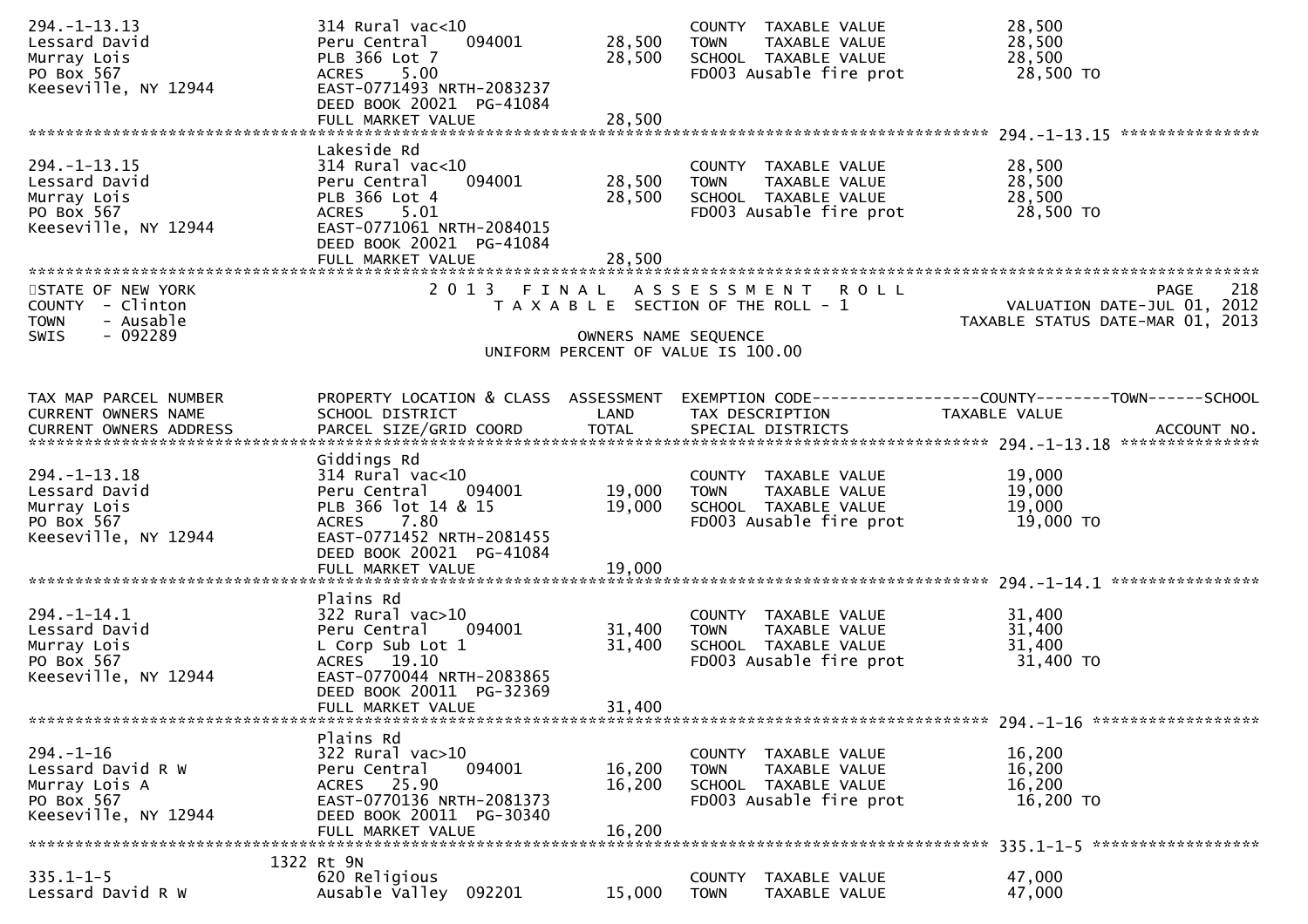```
294.-1-13.13                   314 Rural vac<10                         COUNTY  TAXABLE VALUE              28,500
Lessard David                  Peru Central    094001        28,500     TOWN    TAXABLE VALUE              28,500
Murray Lois                    PLB 366 Lot 7                 28,500     SCHOOL  TAXABLE VALUE              28,500
PO Box 567                     ACRES    5.00                            FD003 Ausable fire prot             28,500 TO
Keeseville, NY 12944           EAST-0771493 NRTH-2083237
                               DEED BOOK 20021  PG-41084
                               FULL MARKET VALUE             28,500
******************************************************************************************************* 294.-1-13.15 ***************
                               Lakeside Rd
294.-1-13.15                   314 Rural vac<10                         COUNTY  TAXABLE VALUE              28,500
Lessard David                  Peru Central    094001        28,500     TOWN    TAXABLE VALUE              28,500
Murray Lois                    PLB 366 Lot 4                 28,500     SCHOOL  TAXABLE VALUE              28,500
PO Box 567                     ACRES    5.01                            FD003 Ausable fire prot             28,500 TO
Keeseville, NY 12944           EAST-0771061 NRTH-2084015
                               DEED BOOK 20021  PG-41084
                               FULL MARKET VALUE             28,500
************************************************************************************************************************************
STATE OF NEW YORK                  2 0 1 3   F I N A L   A S S E S S M E N T   R O L L                                    PAGE    218
COUNTY  - Clinton                    T A X A B L E  SECTION OF THE ROLL - 1                                 VALUATION DATE-JUL 01, 2012
TOWN    - Ausable                                                                                      TAXABLE STATUS DATE-MAR 01, 2013
SWIS    - 092289                                         OWNERS NAME SEQUENCE
                                                  UNIFORM PERCENT OF VALUE IS 100.00


TAX MAP PARCEL NUMBER          PROPERTY LOCATION & CLASS  ASSESSMENT  EXEMPTION CODE------------------COUNTY--------TOWN------SCHOOL
CURRENT OWNERS NAME            SCHOOL DISTRICT               LAND      TAX DESCRIPTION                 TAXABLE VALUE
CURRENT OWNERS ADDRESS         PARCEL SIZE/GRID COORD        TOTAL     SPECIAL DISTRICTS                                  ACCOUNT NO.
******************************************************************************************************* 294.-1-13.18 ***************
                               Giddings Rd
294.-1-13.18                   314 Rural vac<10                         COUNTY  TAXABLE VALUE              19,000
Lessard David                  Peru Central    094001        19,000     TOWN    TAXABLE VALUE              19,000
Murray Lois                    PLB 366 lot 14 & 15           19,000     SCHOOL  TAXABLE VALUE              19,000
PO Box 567                     ACRES    7.80                            FD003 Ausable fire prot             19,000 TO
Keeseville, NY 12944           EAST-0771452 NRTH-2081455
                               DEED BOOK 20021  PG-41084
                               FULL MARKET VALUE             19,000
******************************************************************************************************* 294.-1-14.1 ****************
                               Plains Rd
294.-1-14.1                    322 Rural vac>10                         COUNTY  TAXABLE VALUE              31,400
Lessard David                  Peru Central    094001        31,400     TOWN    TAXABLE VALUE              31,400
Murray Lois                    L Corp Sub Lot 1              31,400     SCHOOL  TAXABLE VALUE              31,400
PO Box 567                     ACRES   19.10                            FD003 Ausable fire prot             31,400 TO
Keeseville, NY 12944           EAST-0770044 NRTH-2083865
                               DEED BOOK 20011  PG-32369
                               FULL MARKET VALUE             31,400
******************************************************************************************************* 294.-1-16 ******************
                               Plains Rd
294.-1-16                      322 Rural vac>10                         COUNTY  TAXABLE VALUE              16,200
Lessard David R W              Peru Central    094001        16,200     TOWN    TAXABLE VALUE              16,200
Murray Lois A                  ACRES   25.90                 16,200     SCHOOL  TAXABLE VALUE              16,200
PO Box 567                     EAST-0770136 NRTH-2081373                FD003 Ausable fire prot             16,200 TO
Keeseville, NY 12944           DEED BOOK 20011  PG-30340
                               FULL MARKET VALUE             16,200
******************************************************************************************************* 335.1-1-5 ******************
                          1322 Rt 9N
335.1-1-5                      620 Religious                            COUNTY  TAXABLE VALUE              47,000
Lessard David R W              Ausable Valley  092201        15,000     TOWN    TAXABLE VALUE              47,000
```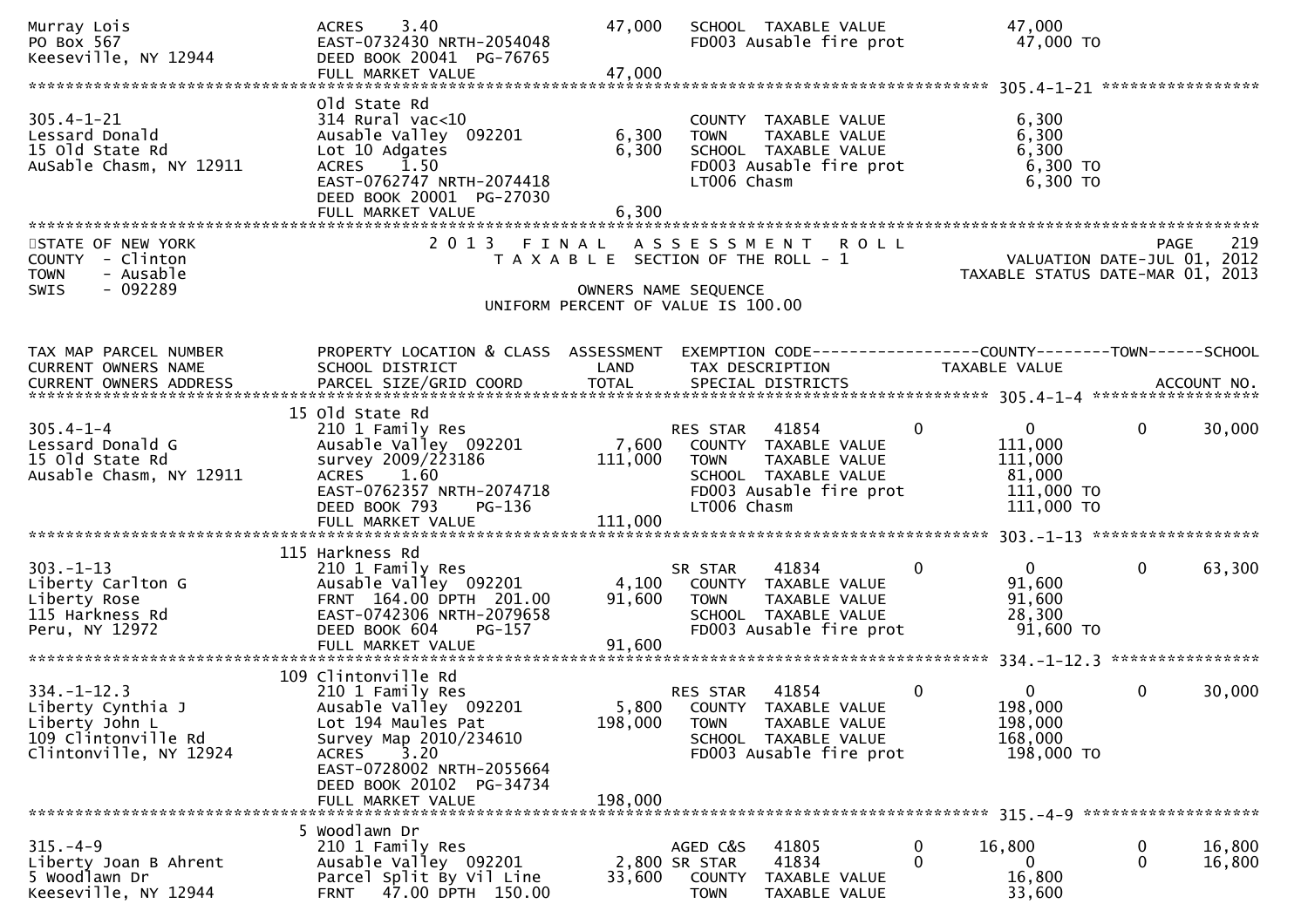```
Murray Lois                    ACRES    3.40                 47,000   SCHOOL  TAXABLE VALUE              47,000
PO Box 567                     EAST-0732430 NRTH-2054048              FD003 Ausable fire prot             47,000 TO
Keeseville, NY 12944           DEED BOOK 20041  PG-76765
                               FULL MARKET VALUE             47,000
******************************************************************************************************* 305.4-1-21 *****************
                               Old State Rd
305.4-1-21                     314 Rural vac<10                       COUNTY  TAXABLE VALUE               6,300
Lessard Donald                 Ausable Valley  092201         6,300   TOWN    TAXABLE VALUE               6,300
15 Old State Rd                Lot 10 Adgates                 6,300   SCHOOL  TAXABLE VALUE               6,300
AuSable Chasm, NY 12911        ACRES    1.50                          FD003 Ausable fire prot              6,300 TO
                               EAST-0762747 NRTH-2074418              LT006 Chasm                          6,300 TO
                               DEED BOOK 20001  PG-27030
                               FULL MARKET VALUE              6,300
************************************************************************************************************************************
STATE OF NEW YORK                  2 0 1 3   F I N A L   A S S E S S M E N T   R O L L                                 PAGE    219
COUNTY  - Clinton                    T A X A B L E  SECTION OF THE ROLL - 1                          VALUATION DATE-JUL 01, 2012
TOWN    - Ausable                                                                               TAXABLE STATUS DATE-MAR 01, 2013
SWIS    - 092289                                      OWNERS NAME SEQUENCE
                                               UNIFORM PERCENT OF VALUE IS 100.00


TAX MAP PARCEL NUMBER          PROPERTY LOCATION & CLASS  ASSESSMENT  EXEMPTION CODE------------------COUNTY--------TOWN------SCHOOL
CURRENT OWNERS NAME            SCHOOL DISTRICT               LAND     TAX DESCRIPTION             TAXABLE VALUE
CURRENT OWNERS ADDRESS         PARCEL SIZE/GRID COORD        TOTAL    SPECIAL DISTRICTS                                  ACCOUNT NO.
******************************************************************************************************* 305.4-1-4 ******************
                               15 Old State Rd
305.4-1-4                      210 1 Family Res                       RES STAR     41854        0           0            0      30,000
Lessard Donald G               Ausable Valley  092201         7,600   COUNTY  TAXABLE VALUE             111,000
15 Old State Rd                survey 2009/223186           111,000   TOWN    TAXABLE VALUE             111,000
Ausable Chasm, NY 12911        ACRES    1.60                          SCHOOL  TAXABLE VALUE              81,000
                               EAST-0762357 NRTH-2074718              FD003 Ausable fire prot            111,000 TO
                               DEED BOOK 793    PG-136                LT006 Chasm                        111,000 TO
                               FULL MARKET VALUE            111,000
******************************************************************************************************* 303.-1-13 ******************
                               115 Harkness Rd
303.-1-13                      210 1 Family Res                       SR STAR      41834        0           0            0      63,300
Liberty Carlton G              Ausable Valley  092201         4,100   COUNTY  TAXABLE VALUE              91,600
Liberty Rose                   FRNT 164.00 DPTH 201.00       91,600   TOWN    TAXABLE VALUE              91,600
115 Harkness Rd                EAST-0742306 NRTH-2079658              SCHOOL  TAXABLE VALUE              28,300
Peru, NY 12972                 DEED BOOK 604    PG-157                FD003 Ausable fire prot             91,600 TO
                               FULL MARKET VALUE             91,600
******************************************************************************************************* 334.-1-12.3 ****************
                               109 Clintonville Rd
334.-1-12.3                    210 1 Family Res                       RES STAR     41854        0           0            0      30,000
Liberty Cynthia J              Ausable Valley  092201         5,800   COUNTY  TAXABLE VALUE             198,000
Liberty John L                 Lot 194 Maules Pat           198,000   TOWN    TAXABLE VALUE             198,000
109 Clintonville Rd            Survey Map 2010/234610                 SCHOOL  TAXABLE VALUE             168,000
Clintonville, NY 12924         ACRES    3.20                          FD003 Ausable fire prot            198,000 TO
                               EAST-0728002 NRTH-2055664
                               DEED BOOK 20102  PG-34734
                               FULL MARKET VALUE            198,000
******************************************************************************************************* 315.-4-9 *******************
                               5 Woodlawn Dr
315.-4-9                       210 1 Family Res                       AGED C&S     41805        0       16,800           0      16,800
Liberty Joan B Ahrent          Ausable Valley  092201         2,800 SR STAR      41834        0           0            0      16,800
5 Woodlawn Dr                  Parcel Split By Vil Line      33,600   COUNTY  TAXABLE VALUE              16,800
Keeseville, NY 12944           FRNT  47.00 DPTH 150.00                TOWN    TAXABLE VALUE              33,600
```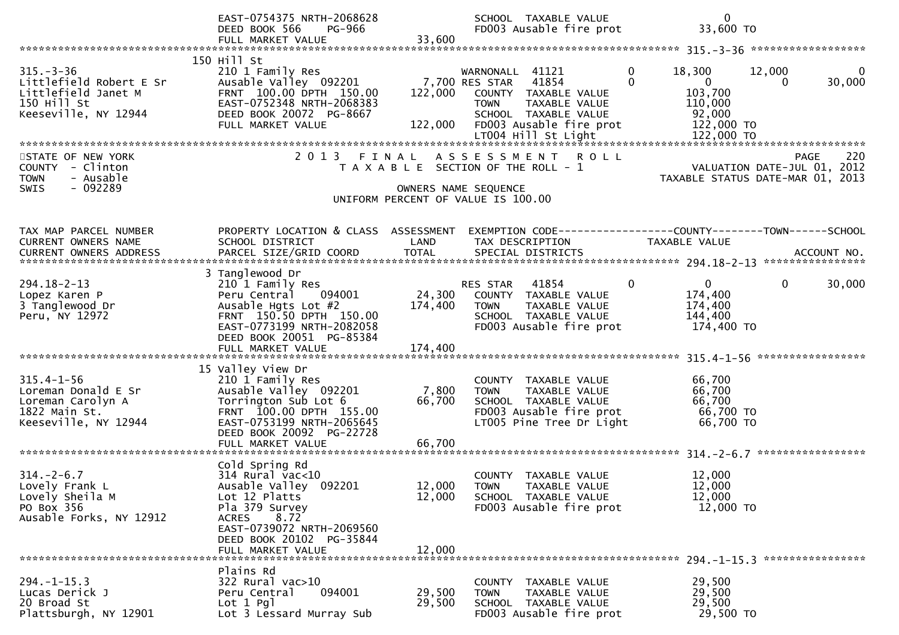```
                    EAST-0754375 NRTH-2068628                    SCHOOL  TAXABLE VALUE                0
                    DEED BOOK 566    PG-966                      FD003 Ausable fire prot          33,600 TO
                    FULL MARKET VALUE              33,600
******************************************************************************************************* 315.-3-36 *****************
                   150 Hill St
315.-3-36           210 1 Family Res                    WARNONALL  41121           0     18,300      12,000           0
Littlefield Robert E Sr  Ausable Valley  092201      7,700 RES STAR   41854           0          0           0      30,000
Littlefield Janet M FRNT 100.00 DPTH 150.00        122,000   COUNTY  TAXABLE VALUE           103,700
150 Hill St         EAST-0752348 NRTH-2068383                TOWN    TAXABLE VALUE           110,000
Keeseville, NY 12944  DEED BOOK 20072  PG-8667                SCHOOL  TAXABLE VALUE            92,000
                    FULL MARKET VALUE             122,000   FD003 Ausable fire prot         122,000 TO
                                                             LT004 Hill St Light             122,000 TO
*************************************************************************************************************************************
```

STATE OF NEW YORK
COUNTY - Clinton
TOWN - Ausable
SWIS - 092289

2 0 1 3 F I N A L A S S E S S M E N T R O L L
T A X A B L E SECTION OF THE ROLL - 1

VALUATION DATE-JUL 01, 2012
TAXABLE STATUS DATE-MAR 01, 2013

OWNERS NAME SEQUENCE
UNIFORM PERCENT OF VALUE IS 100.00

```
TAX MAP PARCEL NUMBER    PROPERTY LOCATION & CLASS  ASSESSMENT  EXEMPTION CODE-----------------COUNTY--------TOWN------SCHOOL
CURRENT OWNERS NAME      SCHOOL DISTRICT               LAND      TAX DESCRIPTION            TAXABLE VALUE
CURRENT OWNERS ADDRESS   PARCEL SIZE/GRID COORD        TOTAL     SPECIAL DISTRICTS                                    ACCOUNT NO.
******************************************************************************************************* 294.18-2-13 ****************
                   3 Tanglewood Dr
294.18-2-13         210 1 Family Res                    RES STAR   41854           0          0           0      30,000
Lopez Karen P       Peru Central     094001      24,300   COUNTY  TAXABLE VALUE           174,400
3 Tanglewood Dr     Ausable Hgts Lot #2          174,400   TOWN    TAXABLE VALUE           174,400
Peru, NY 12972      FRNT 150.50 DPTH 150.00                SCHOOL  TAXABLE VALUE           144,400
                    EAST-0773199 NRTH-2082058                FD003 Ausable fire prot         174,400 TO
                    DEED BOOK 20051  PG-85384
                    FULL MARKET VALUE             174,400
******************************************************************************************************* 315.4-1-56 *****************
                   15 Valley View Dr
315.4-1-56          210 1 Family Res                         COUNTY  TAXABLE VALUE            66,700
Loreman Donald E Sr Ausable Valley  092201        7,800   TOWN    TAXABLE VALUE            66,700
Loreman Carolyn A   Torrington Sub Lot 6          66,700   SCHOOL  TAXABLE VALUE            66,700
1822 Main St.       FRNT 100.00 DPTH 155.00                FD003 Ausable fire prot          66,700 TO
Keeseville, NY 12944  EAST-0753199 NRTH-2065645              LT005 Pine Tree Dr Light         66,700 TO
                    DEED BOOK 20092  PG-22728
                    FULL MARKET VALUE              66,700
******************************************************************************************************* 314.-2-6.7 *****************
                    Cold Spring Rd
314.-2-6.7          314 Rural vac<10                         COUNTY  TAXABLE VALUE            12,000
Lovely Frank L      Ausable Valley  092201       12,000   TOWN    TAXABLE VALUE            12,000
Lovely Sheila M     Lot 12 Platts                 12,000   SCHOOL  TAXABLE VALUE            12,000
PO Box 356          Pla 379 Survey                           FD003 Ausable fire prot          12,000 TO
Ausable Forks, NY 12912  ACRES     8.72
                    EAST-0739072 NRTH-2069560
                    DEED BOOK 20102  PG-35844
                    FULL MARKET VALUE              12,000
******************************************************************************************************* 294.-1-15.3 ****************
                    Plains Rd
294.-1-15.3         322 Rural vac>10                         COUNTY  TAXABLE VALUE            29,500
Lucas Derick J      Peru Central     094001      29,500   TOWN    TAXABLE VALUE            29,500
20 Broad St         Lot 1 Pgl                     29,500   SCHOOL  TAXABLE VALUE            29,500
Plattsburgh, NY 12901  Lot 3 Lessard Murray Sub              FD003 Ausable fire prot          29,500 TO
```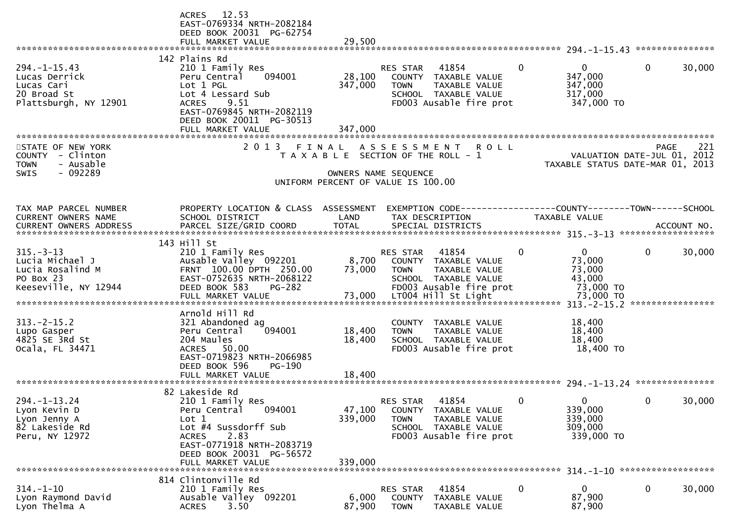ACRES 12.53
EAST-0769334 NRTH-2082184
DEED BOOK 20031 PG-62754
FULL MARKET VALUE 29,500

******************************************************************************************************* 294.-1-15.43 ***************

| | | | | | | | |
|---|---|---|---|---|---|---|---|
| 294.-1-15.43 | 142 Plains Rd | | | | | | |
| Lucas Derrick | 210 1 Family Res | | RES STAR 41854 | 0 | 0 | 0 | 30,000 |
| Lucas Cari | Peru Central 094001 | 28,100 | COUNTY TAXABLE VALUE | | 347,000 | | |
| 20 Broad St | Lot 1 PGL | 347,000 | TOWN TAXABLE VALUE | | 347,000 | | |
| Plattsburgh, NY 12901 | Lot 4 Lessard Sub | | SCHOOL TAXABLE VALUE | | 317,000 | | |
| | ACRES 9.51 | | FD003 Ausable fire prot | | 347,000 TO | | |
| | EAST-0769845 NRTH-2082119 | | | | | | |
| | DEED BOOK 20011 PG-30513 | | | | | | |
| | FULL MARKET VALUE | 347,000 | | | | | |

STATE OF NEW YORK
COUNTY - Clinton
TOWN - Ausable
SWIS - 092289

2 0 1 3 F I N A L A S S E S S M E N T R O L L
T A X A B L E SECTION OF THE ROLL - 1

OWNERS NAME SEQUENCE
UNIFORM PERCENT OF VALUE IS 100.00

PAGE 221
VALUATION DATE-JUL 01, 2012
TAXABLE STATUS DATE-MAR 01, 2013

| TAX MAP PARCEL NUMBER / CURRENT OWNERS NAME / CURRENT OWNERS ADDRESS | PROPERTY LOCATION & CLASS / SCHOOL DISTRICT / PARCEL SIZE/GRID COORD | ASSESSMENT LAND / TOTAL | EXEMPTION CODE / TAX DESCRIPTION / SPECIAL DISTRICTS | COUNTY | TAXABLE VALUE | TOWN | SCHOOL / ACCOUNT NO. |
|---|---|---|---|---|---|---|---|
| **315.-3-13** | 143 Hill St | | | | | | |
| 315.-3-13 | 210 1 Family Res | | RES STAR 41854 | 0 | 0 | 0 | 30,000 |
| Lucia Michael J | Ausable Valley 092201 | 8,700 | COUNTY TAXABLE VALUE | | 73,000 | | |
| Lucia Rosalind M | FRNT 100.00 DPTH 250.00 | 73,000 | TOWN TAXABLE VALUE | | 73,000 | | |
| PO Box 23 | EAST-0752635 NRTH-2068122 | | SCHOOL TAXABLE VALUE | | 43,000 | | |
| Keeseville, NY 12944 | DEED BOOK 583 PG-282 | | FD003 Ausable fire prot | | 73,000 TO | | |
| | FULL MARKET VALUE | 73,000 | LT004 Hill St Light | | 73,000 TO | | |
| **313.-2-15.2** | Arnold Hill Rd | | | | | | |
| 313.-2-15.2 | 321 Abandoned ag | | COUNTY TAXABLE VALUE | | 18,400 | | |
| Lupo Gasper | Peru Central 094001 | 18,400 | TOWN TAXABLE VALUE | | 18,400 | | |
| 4825 SE 3Rd St | 204 Maules | 18,400 | SCHOOL TAXABLE VALUE | | 18,400 | | |
| Ocala, FL 34471 | ACRES 50.00 | | FD003 Ausable fire prot | | 18,400 TO | | |
| | EAST-0719823 NRTH-2066985 | | | | | | |
| | DEED BOOK 596 PG-190 | | | | | | |
| | FULL MARKET VALUE | 18,400 | | | | | |
| **294.-1-13.24** | 82 Lakeside Rd | | | | | | |
| 294.-1-13.24 | 210 1 Family Res | | RES STAR 41854 | 0 | 0 | 0 | 30,000 |
| Lyon Kevin D | Peru Central 094001 | 47,100 | COUNTY TAXABLE VALUE | | 339,000 | | |
| Lyon Jenny A | Lot 1 | 339,000 | TOWN TAXABLE VALUE | | 339,000 | | |
| 82 Lakeside Rd | Lot #4 Sussdorff Sub | | SCHOOL TAXABLE VALUE | | 309,000 | | |
| Peru, NY 12972 | ACRES 2.83 | | FD003 Ausable fire prot | | 339,000 TO | | |
| | EAST-0771918 NRTH-2083719 | | | | | | |
| | DEED BOOK 20031 PG-56572 | | | | | | |
| | FULL MARKET VALUE | 339,000 | | | | | |
| **314.-1-10** | 814 Clintonville Rd | | | | | | |
| 314.-1-10 | 210 1 Family Res | | RES STAR 41854 | 0 | 0 | 0 | 30,000 |
| Lyon Raymond David | Ausable Valley 092201 | 6,000 | COUNTY TAXABLE VALUE | | 87,900 | | |
| Lyon Thelma A | ACRES 3.50 | 87,900 | TOWN TAXABLE VALUE | | 87,900 | | |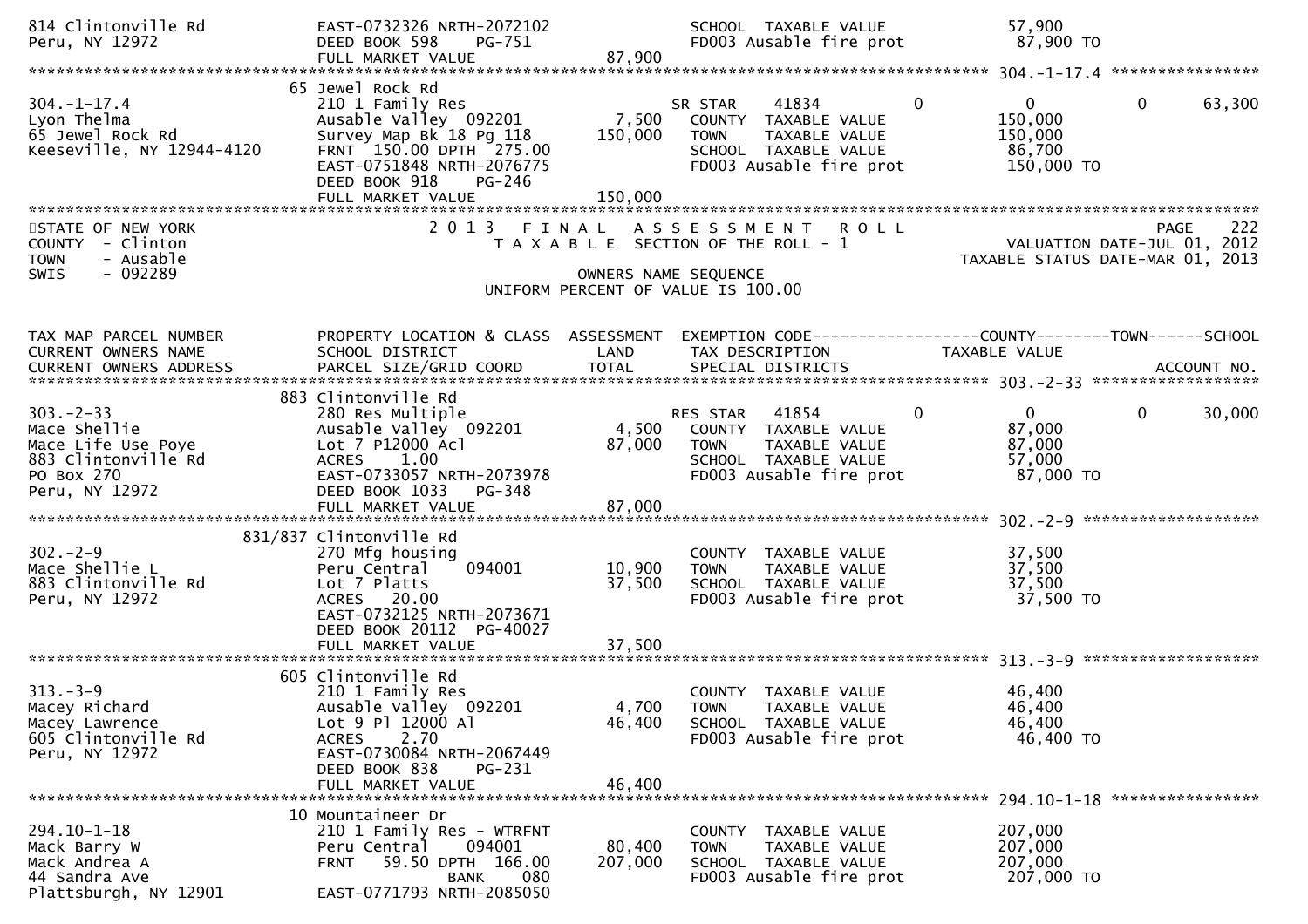```
814 Clintonville Rd            EAST-0732326 NRTH-2072102             SCHOOL  TAXABLE VALUE             57,900
Peru, NY 12972                 DEED BOOK 598    PG-751               FD003 Ausable fire prot            87,900 TO
                               FULL MARKET VALUE              87,900
******************************************************************************************************* 304.-1-17.4 ****************
                             65 Jewel Rock Rd
304.-1-17.4                    210 1 Family Res                      SR STAR    41834          0             0            0      63,300
Lyon Thelma                    Ausable Valley  092201         7,500   COUNTY  TAXABLE VALUE            150,000
65 Jewel Rock Rd               Survey Map Bk 18 Pg 118      150,000   TOWN    TAXABLE VALUE            150,000
Keeseville, NY 12944-4120      FRNT  150.00 DPTH  275.00             SCHOOL  TAXABLE VALUE             86,700
                               EAST-0751848 NRTH-2076775             FD003 Ausable fire prot           150,000 TO
                               DEED BOOK 918    PG-246
                               FULL MARKET VALUE             150,000
************************************************************************************************************************************
STATE OF NEW YORK                  2 0 1 3   F I N A L   A S S E S S M E N T   R O L L                                   PAGE    222
COUNTY  - Clinton                    T A X A B L E  SECTION OF THE ROLL - 1                          VALUATION DATE-JUL 01, 2012
TOWN    - Ausable                                                                                 TAXABLE STATUS DATE-MAR 01, 2013
SWIS    - 092289                                  OWNERS NAME SEQUENCE
                                          UNIFORM PERCENT OF VALUE IS 100.00


TAX MAP PARCEL NUMBER          PROPERTY LOCATION & CLASS  ASSESSMENT  EXEMPTION CODE------------------COUNTY--------TOWN------SCHOOL
CURRENT OWNERS NAME            SCHOOL DISTRICT               LAND      TAX DESCRIPTION             TAXABLE VALUE
CURRENT OWNERS ADDRESS         PARCEL SIZE/GRID COORD        TOTAL     SPECIAL DISTRICTS                                    ACCOUNT NO.
******************************************************************************************************* 303.-2-33 ******************
                            883 Clintonville Rd
303.-2-33                      280 Res Multiple                      RES STAR   41854          0             0            0      30,000
Mace Shellie                   Ausable Valley  092201         4,500   COUNTY  TAXABLE VALUE             87,000
Mace Life Use Poye             Lot 7 P12000 Acl              87,000   TOWN    TAXABLE VALUE             87,000
883 Clintonville Rd            ACRES    1.00                         SCHOOL  TAXABLE VALUE             57,000
PO Box 270                     EAST-0733057 NRTH-2073978             FD003 Ausable fire prot            87,000 TO
Peru, NY 12972                 DEED BOOK 1033   PG-348
                               FULL MARKET VALUE              87,000
******************************************************************************************************* 302.-2-9 *******************
                        831/837 Clintonville Rd
302.-2-9                       270 Mfg housing                        COUNTY  TAXABLE VALUE             37,500
Mace Shellie L                 Peru Central    094001        10,900   TOWN    TAXABLE VALUE             37,500
883 Clintonville Rd            Lot 7 Platts                  37,500   SCHOOL  TAXABLE VALUE             37,500
Peru, NY 12972                 ACRES   20.00                         FD003 Ausable fire prot            37,500 TO
                               EAST-0732125 NRTH-2073671
                               DEED BOOK 20112  PG-40027
                               FULL MARKET VALUE              37,500
******************************************************************************************************* 313.-3-9 *******************
                            605 Clintonville Rd
313.-3-9                       210 1 Family Res                       COUNTY  TAXABLE VALUE             46,400
Macey Richard                  Ausable Valley  092201         4,700   TOWN    TAXABLE VALUE             46,400
Macey Lawrence                 Lot 9 Pl 12000 Al             46,400   SCHOOL  TAXABLE VALUE             46,400
605 Clintonville Rd            ACRES    2.70                         FD003 Ausable fire prot            46,400 TO
Peru, NY 12972                 EAST-0730084 NRTH-2067449
                               DEED BOOK 838    PG-231
                               FULL MARKET VALUE              46,400
******************************************************************************************************* 294.10-1-18 ****************
                             10 Mountaineer Dr
294.10-1-18                    210 1 Family Res - WTRFNT              COUNTY  TAXABLE VALUE            207,000
Mack Barry W                   Peru Central    094001        80,400   TOWN    TAXABLE VALUE            207,000
Mack Andrea A                  FRNT    59.50 DPTH  166.00   207,000   SCHOOL  TAXABLE VALUE            207,000
44 Sandra Ave                                BANK     080            FD003 Ausable fire prot           207,000 TO
Plattsburgh, NY 12901          EAST-0771793 NRTH-2085050
```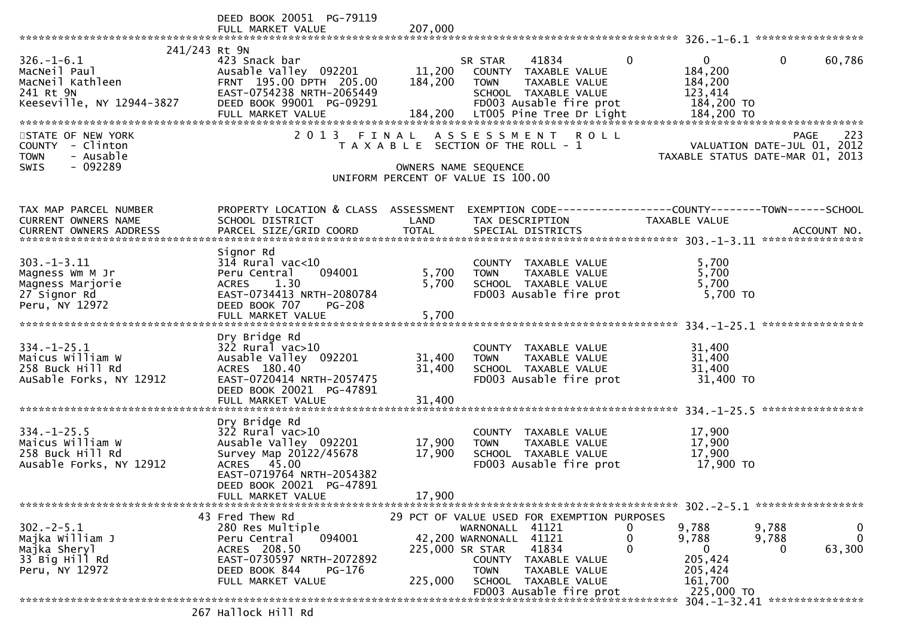```
                                   DEED BOOK 20051  PG-79119
                                   FULL MARKET VALUE           207,000
******************************************************************************************************* 326.-1-6.1 *****************
                         241/243 Rt 9N
326.-1-6.1                         423 Snack bar                          SR STAR     41834            0             0           0        60,786
MacNeil Paul                       Ausable Valley  092201       11,200    COUNTY  TAXABLE VALUE             184,200
MacNeil Kathleen                   FRNT  195.00 DPTH  205.00   184,200    TOWN    TAXABLE VALUE             184,200
241 Rt 9N                          EAST-0754238 NRTH-2065449              SCHOOL  TAXABLE VALUE             123,414
Keeseville, NY 12944-3827          DEED BOOK 99001  PG-09291              FD003 Ausable fire prot            184,200 TO
                                   FULL MARKET VALUE           184,200    LT005 Pine Tree Dr Light           184,200 TO
************************************************************************************************************************************
STATE OF NEW YORK                  2 0 1 3   F I N A L   A S S E S S M E N T   R O L L                                     PAGE    223
COUNTY  - Clinton                     T A X A B L E  SECTION OF THE ROLL - 1                          VALUATION DATE-JUL 01, 2012
TOWN    - Ausable                                                                                  TAXABLE STATUS DATE-MAR 01, 2013
SWIS    - 092289                                       OWNERS NAME SEQUENCE
                                              UNIFORM PERCENT OF VALUE IS 100.00


TAX MAP PARCEL NUMBER              PROPERTY LOCATION & CLASS  ASSESSMENT  EXEMPTION CODE------------------COUNTY--------TOWN------SCHOOL
CURRENT OWNERS NAME                SCHOOL DISTRICT               LAND      TAX DESCRIPTION            TAXABLE VALUE
CURRENT OWNERS ADDRESS             PARCEL SIZE/GRID COORD       TOTAL      SPECIAL DISTRICTS                                   ACCOUNT NO.
******************************************************************************************************* 303.-1-3.11 ****************
                                   Signor Rd
303.-1-3.11                        314 Rural vac<10                       COUNTY  TAXABLE VALUE               5,700
Magness Wm M Jr                    Peru Central    094001        5,700    TOWN    TAXABLE VALUE               5,700
Magness Marjorie                   ACRES    1.30                 5,700    SCHOOL  TAXABLE VALUE               5,700
27 Signor Rd                       EAST-0734413 NRTH-2080784              FD003 Ausable fire prot              5,700 TO
Peru, NY 12972                     DEED BOOK 707     PG-208
                                   FULL MARKET VALUE             5,700
******************************************************************************************************* 334.-1-25.1 ****************
                                   Dry Bridge Rd
334.-1-25.1                        322 Rural vac>10                       COUNTY  TAXABLE VALUE              31,400
Maicus William W                   Ausable Valley  092201       31,400    TOWN    TAXABLE VALUE              31,400
258 Buck Hill Rd                   ACRES  180.40                31,400    SCHOOL  TAXABLE VALUE              31,400
AuSable Forks, NY 12912            EAST-0720414 NRTH-2057475              FD003 Ausable fire prot             31,400 TO
                                   DEED BOOK 20021  PG-47891
                                   FULL MARKET VALUE            31,400
******************************************************************************************************* 334.-1-25.5 ****************
                                   Dry Bridge Rd
334.-1-25.5                        322 Rural vac>10                       COUNTY  TAXABLE VALUE              17,900
Maicus William W                   Ausable Valley  092201       17,900    TOWN    TAXABLE VALUE              17,900
258 Buck Hill Rd                   Survey Map 20122/45678       17,900    SCHOOL  TAXABLE VALUE              17,900
Ausable Forks, NY 12912            ACRES   45.00                          FD003 Ausable fire prot             17,900 TO
                                   EAST-0719764 NRTH-2054382
                                   DEED BOOK 20021  PG-47891
                                   FULL MARKET VALUE            17,900
******************************************************************************************************* 302.-2-5.1 *****************
                                43 Fred Thew Rd             29 PCT OF VALUE USED FOR EXEMPTION PURPOSES
302.-2-5.1                         280 Res Multiple                       WARNONALL  41121            0         9,788       9,788            0
Majka William J                    Peru Central    094001       42,200 WARNONALL  41121            0         9,788       9,788            0
Majka Sheryl                       ACRES  208.50               225,000 SR STAR    41834            0             0           0        63,300
33 Big Hill Rd                     EAST-0730597 NRTH-2072892              COUNTY  TAXABLE VALUE             205,424
Peru, NY 12972                     DEED BOOK 844     PG-176               TOWN    TAXABLE VALUE             205,424
                                   FULL MARKET VALUE           225,000    SCHOOL  TAXABLE VALUE             161,700
                                                                          FD003 Ausable fire prot            225,000 TO
******************************************************************************************************* 304.-1-32.41 ***************
                               267 Hallock Hill Rd
```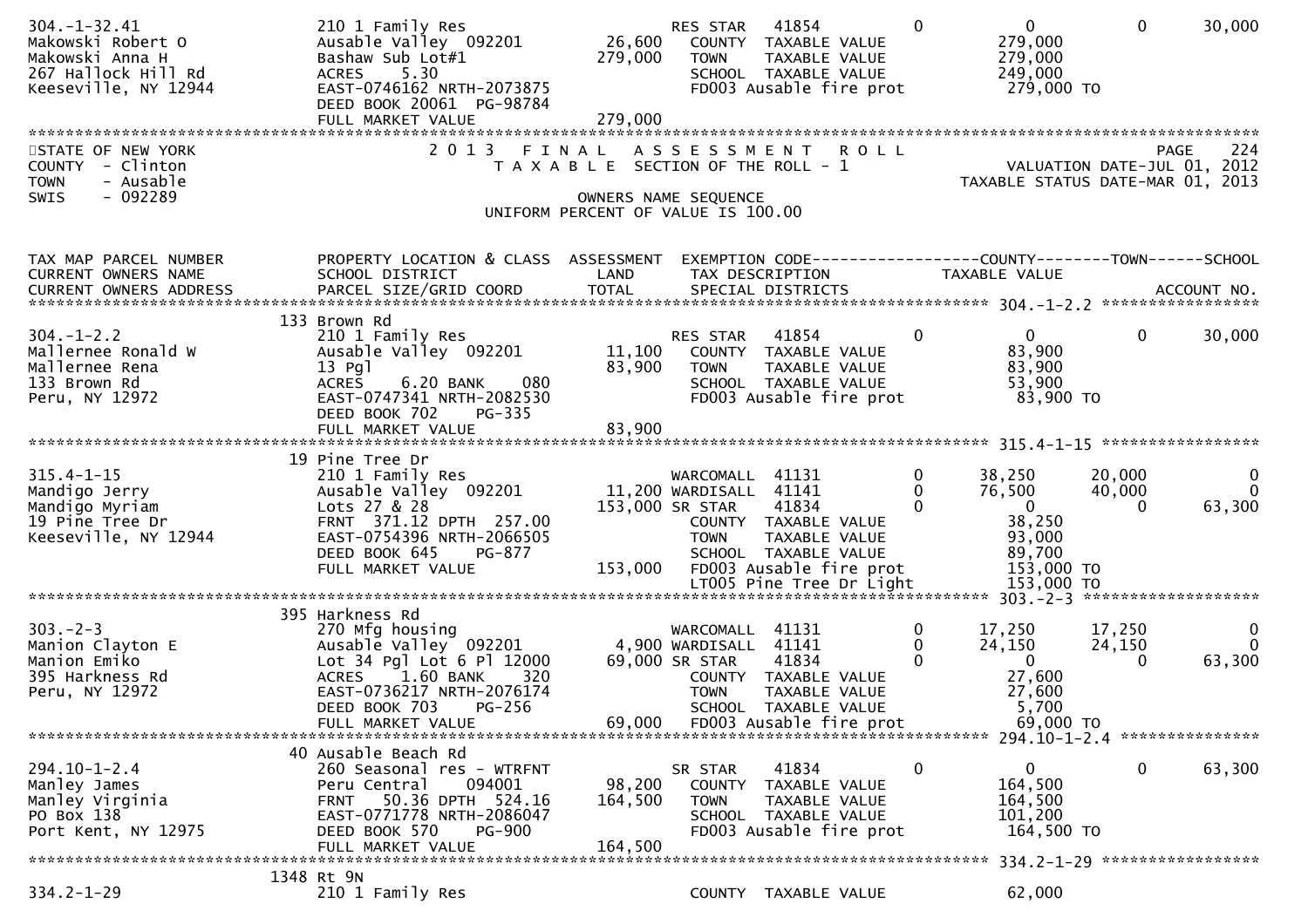| | | | | | | | |
|---|---|---|---|---|---|---|---|
| 304.-1-32.41 | 210 1 Family Res | | RES STAR 41854 | 0 | 0 | 0 | 30,000 |
| Makowski Robert O | Ausable Valley 092201 | 26,600 | COUNTY TAXABLE VALUE | | 279,000 | | |
| Makowski Anna H | Bashaw Sub Lot#1 | 279,000 | TOWN TAXABLE VALUE | | 279,000 | | |
| 267 Hallock Hill Rd | ACRES 5.30 | | SCHOOL TAXABLE VALUE | | 249,000 | | |
| Keeseville, NY 12944 | EAST-0746162 NRTH-2073875 | | FD003 Ausable fire prot | | 279,000 TO | | |
| | DEED BOOK 20061 PG-98784 | | | | | | |
| | FULL MARKET VALUE | 279,000 | | | | | |

STATE OF NEW YORK — 2013 FINAL ASSESSMENT ROLL — PAGE 224
COUNTY - Clinton — TAXABLE SECTION OF THE ROLL - 1 — VALUATION DATE-JUL 01, 2012
TOWN - Ausable — TAXABLE STATUS DATE-MAR 01, 2013
SWIS - 092289 — OWNERS NAME SEQUENCE
UNIFORM PERCENT OF VALUE IS 100.00

| TAX MAP PARCEL NUMBER / CURRENT OWNERS NAME / CURRENT OWNERS ADDRESS | PROPERTY LOCATION & CLASS / SCHOOL DISTRICT / PARCEL SIZE/GRID COORD | ASSESSMENT LAND / TOTAL | EXEMPTION CODE / TAX DESCRIPTION / SPECIAL DISTRICTS | | COUNTY TAXABLE VALUE | TOWN | SCHOOL / ACCOUNT NO. |
|---|---|---|---|---|---|---|---|
| **304.-1-2.2** | 133 Brown Rd | | | | | | |
| 304.-1-2.2 | 210 1 Family Res | | RES STAR 41854 | 0 | 0 | 0 | 30,000 |
| Mallernee Ronald W | Ausable Valley 092201 | 11,100 | COUNTY TAXABLE VALUE | | 83,900 | | |
| Mallernee Rena | 13 Pgl | 83,900 | TOWN TAXABLE VALUE | | 83,900 | | |
| 133 Brown Rd | ACRES 6.20 BANK 080 | | SCHOOL TAXABLE VALUE | | 53,900 | | |
| Peru, NY 12972 | EAST-0747341 NRTH-2082530 | | FD003 Ausable fire prot | | 83,900 TO | | |
| | DEED BOOK 702 PG-335 | | | | | | |
| | FULL MARKET VALUE | 83,900 | | | | | |
| **315.4-1-15** | 19 Pine Tree Dr | | | | | | |
| 315.4-1-15 | 210 1 Family Res | | WARCOMALL 41131 | 0 | 38,250 | 20,000 | 0 |
| Mandigo Jerry | Ausable Valley 092201 | 11,200 | WARDISALL 41141 | 0 | 76,500 | 40,000 | 0 |
| Mandigo Myriam | Lots 27 & 28 | 153,000 | SR STAR 41834 | 0 | 0 | 0 | 63,300 |
| 19 Pine Tree Dr | FRNT 371.12 DPTH 257.00 | | COUNTY TAXABLE VALUE | | 38,250 | | |
| Keeseville, NY 12944 | EAST-0754396 NRTH-2066505 | | TOWN TAXABLE VALUE | | 93,000 | | |
| | DEED BOOK 645 PG-877 | | SCHOOL TAXABLE VALUE | | 89,700 | | |
| | FULL MARKET VALUE | 153,000 | FD003 Ausable fire prot | | 153,000 TO | | |
| | | | LT005 Pine Tree Dr Light | | 153,000 TO | | |
| **303.-2-3** | 395 Harkness Rd | | | | | | |
| 303.-2-3 | 270 Mfg housing | | WARCOMALL 41131 | 0 | 17,250 | 17,250 | 0 |
| Manion Clayton E | Ausable Valley 092201 | 4,900 | WARDISALL 41141 | 0 | 24,150 | 24,150 | 0 |
| Manion Emiko | Lot 34 Pgl Lot 6 Pl 12000 | 69,000 | SR STAR 41834 | 0 | 0 | 0 | 63,300 |
| 395 Harkness Rd | ACRES 1.60 BANK 320 | | COUNTY TAXABLE VALUE | | 27,600 | | |
| Peru, NY 12972 | EAST-0736217 NRTH-2076174 | | TOWN TAXABLE VALUE | | 27,600 | | |
| | DEED BOOK 703 PG-256 | | SCHOOL TAXABLE VALUE | | 5,700 | | |
| | FULL MARKET VALUE | 69,000 | FD003 Ausable fire prot | | 69,000 TO | | |
| **294.10-1-2.4** | 40 Ausable Beach Rd | | | | | | |
| 294.10-1-2.4 | 260 Seasonal res - WTRFNT | | SR STAR 41834 | 0 | 0 | 0 | 63,300 |
| Manley James | Peru Central 094001 | 98,200 | COUNTY TAXABLE VALUE | | 164,500 | | |
| Manley Virginia | FRNT 50.36 DPTH 524.16 | 164,500 | TOWN TAXABLE VALUE | | 164,500 | | |
| PO Box 138 | EAST-0771778 NRTH-2086047 | | SCHOOL TAXABLE VALUE | | 101,200 | | |
| Port Kent, NY 12975 | DEED BOOK 570 PG-900 | | FD003 Ausable fire prot | | 164,500 TO | | |
| | FULL MARKET VALUE | 164,500 | | | | | |
| **334.2-1-29** | 1348 Rt 9N | | | | | | |
| 334.2-1-29 | 210 1 Family Res | | COUNTY TAXABLE VALUE | | 62,000 | | |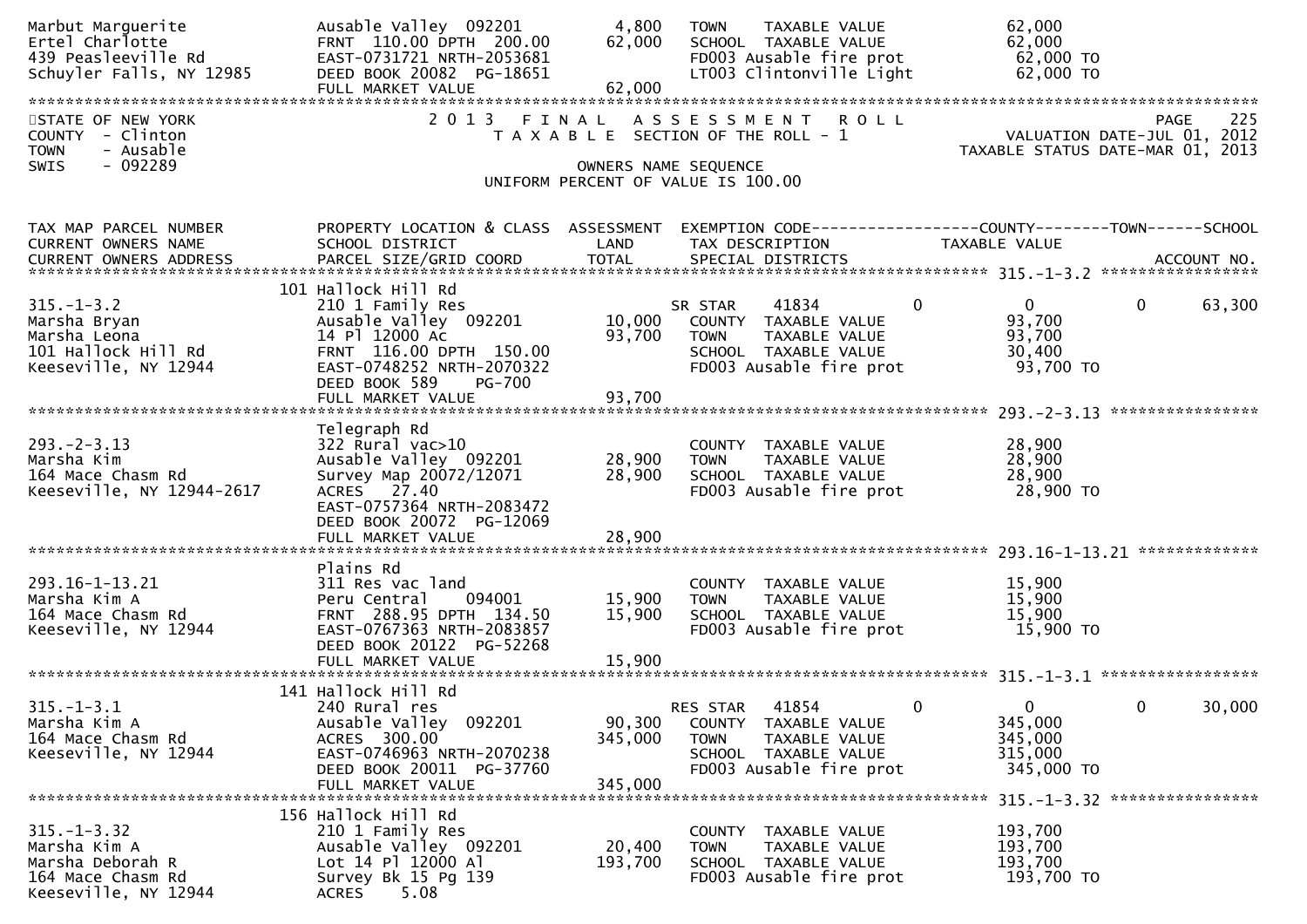```
Marbut Marguerite            Ausable Valley  092201          4,800   TOWN    TAXABLE VALUE              62,000
Ertel Charlotte              FRNT 110.00 DPTH 200.00       62,000   SCHOOL  TAXABLE VALUE              62,000
439 Peasleeville Rd          EAST-0731721 NRTH-2053681               FD003 Ausable fire prot             62,000 TO
Schuyler Falls, NY 12985     DEED BOOK 20082  PG-18651               LT003 Clintonville Light            62,000 TO
                             FULL MARKET VALUE              62,000
******************************************************************************************************************************
STATE OF NEW YORK                  2 0 1 3   F I N A L   A S S E S S M E N T   R O L L                              PAGE    225
COUNTY  - Clinton                     T A X A B L E  SECTION OF THE ROLL - 1                         VALUATION DATE-JUL 01, 2012
TOWN    - Ausable                                                                                  TAXABLE STATUS DATE-MAR 01, 2013
SWIS    - 092289                                       OWNERS NAME SEQUENCE
                                                 UNIFORM PERCENT OF VALUE IS 100.00


TAX MAP PARCEL NUMBER        PROPERTY LOCATION & CLASS  ASSESSMENT  EXEMPTION CODE------------------COUNTY--------TOWN------SCHOOL
CURRENT OWNERS NAME          SCHOOL DISTRICT               LAND      TAX DESCRIPTION             TAXABLE VALUE
CURRENT OWNERS ADDRESS       PARCEL SIZE/GRID COORD        TOTAL     SPECIAL DISTRICTS                                 ACCOUNT NO.
*********************************************************************************************** 315.-1-3.2 ******************
                             101 Hallock Hill Rd
315.-1-3.2                   210 1 Family Res                         SR STAR     41834        0          0           0       63,300
Marsha Bryan                 Ausable Valley  092201         10,000    COUNTY  TAXABLE VALUE              93,700
Marsha Leona                 14 Pl 12000 Ac                 93,700    TOWN    TAXABLE VALUE              93,700
101 Hallock Hill Rd          FRNT 116.00 DPTH 150.00                  SCHOOL  TAXABLE VALUE              30,400
Keeseville, NY 12944         EAST-0748252 NRTH-2070322                FD003 Ausable fire prot             93,700 TO
                             DEED BOOK 589     PG-700
                             FULL MARKET VALUE              93,700
*********************************************************************************************** 293.-2-3.13 ****************
                             Telegraph Rd
293.-2-3.13                  322 Rural vac>10                         COUNTY  TAXABLE VALUE              28,900
Marsha Kim                   Ausable Valley  092201         28,900    TOWN    TAXABLE VALUE              28,900
164 Mace Chasm Rd            Survey Map 20072/12071         28,900    SCHOOL  TAXABLE VALUE              28,900
Keeseville, NY 12944-2617    ACRES   27.40                            FD003 Ausable fire prot             28,900 TO
                             EAST-0757364 NRTH-2083472
                             DEED BOOK 20072  PG-12069
                             FULL MARKET VALUE              28,900
*********************************************************************************************** 293.16-1-13.21 *************
                             Plains Rd
293.16-1-13.21               311 Res vac land                         COUNTY  TAXABLE VALUE              15,900
Marsha Kim A                 Peru Central     094001        15,900    TOWN    TAXABLE VALUE              15,900
164 Mace Chasm Rd            FRNT 288.95 DPTH 134.50        15,900    SCHOOL  TAXABLE VALUE              15,900
Keeseville, NY 12944         EAST-0767363 NRTH-2083857                FD003 Ausable fire prot             15,900 TO
                             DEED BOOK 20122  PG-52268
                             FULL MARKET VALUE              15,900
*********************************************************************************************** 315.-1-3.1 *****************
                             141 Hallock Hill Rd
315.-1-3.1                   240 Rural res                            RES STAR    41854        0          0           0       30,000
Marsha Kim A                 Ausable Valley  092201         90,300    COUNTY  TAXABLE VALUE             345,000
164 Mace Chasm Rd            ACRES  300.00                 345,000    TOWN    TAXABLE VALUE             345,000
Keeseville, NY 12944         EAST-0746963 NRTH-2070238                SCHOOL  TAXABLE VALUE             315,000
                             DEED BOOK 20011  PG-37760                FD003 Ausable fire prot            345,000 TO
                             FULL MARKET VALUE             345,000
*********************************************************************************************** 315.-1-3.32 ****************
                             156 Hallock Hill Rd
315.-1-3.32                  210 1 Family Res                         COUNTY  TAXABLE VALUE             193,700
Marsha Kim A                 Ausable Valley  092201         20,400    TOWN    TAXABLE VALUE             193,700
Marsha Deborah R             Lot 14 Pl 12000 Al            193,700    SCHOOL  TAXABLE VALUE             193,700
164 Mace Chasm Rd            Survey Bk 15 Pg 139                      FD003 Ausable fire prot            193,700 TO
Keeseville, NY 12944         ACRES    5.08
```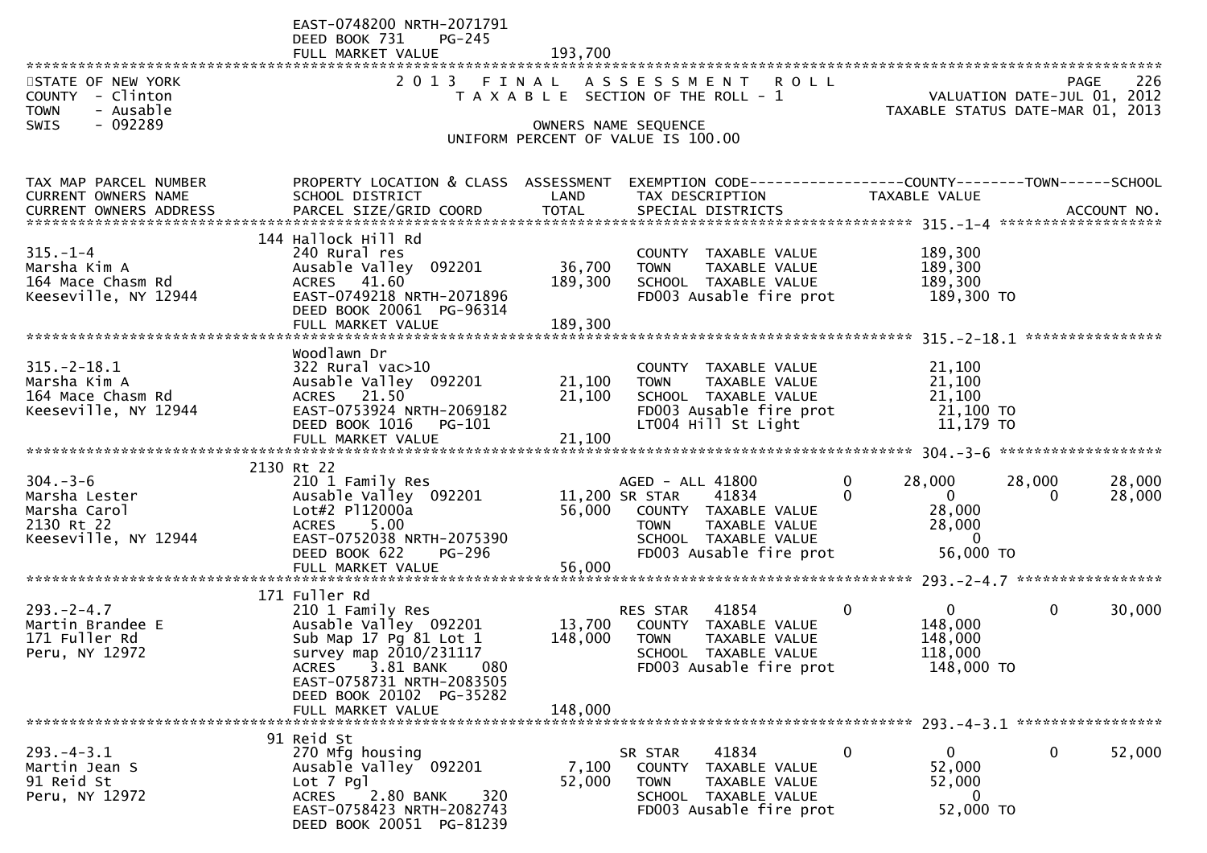EAST-0748200 NRTH-2071791
DEED BOOK 731 PG-245
FULL MARKET VALUE 193,700

STATE OF NEW YORK
COUNTY - Clinton
TOWN - Ausable
SWIS - 092289

2 0 1 3 F I N A L A S S E S S M E N T R O L L
T A X A B L E SECTION OF THE ROLL - 1

VALUATION DATE-JUL 01, 2012
TAXABLE STATUS DATE-MAR 01, 2013

OWNERS NAME SEQUENCE
UNIFORM PERCENT OF VALUE IS 100.00

| TAX MAP PARCEL NUMBER / CURRENT OWNERS NAME / CURRENT OWNERS ADDRESS | PROPERTY LOCATION & CLASS / SCHOOL DISTRICT / PARCEL SIZE/GRID COORD | ASSESSMENT LAND / TOTAL | EXEMPTION CODE / TAX DESCRIPTION / SPECIAL DISTRICTS | COUNTY TAXABLE VALUE | TOWN | SCHOOL / ACCOUNT NO. |
|---|---|---|---|---|---|---|
| **315.-1-4** | 144 Hallock Hill Rd | | | | | |
| 315.-1-4 | 240 Rural res | | COUNTY TAXABLE VALUE | 189,300 | | |
| Marsha Kim A | Ausable Valley 092201 | 36,700 | TOWN TAXABLE VALUE | 189,300 | | |
| 164 Mace Chasm Rd | ACRES 41.60 | 189,300 | SCHOOL TAXABLE VALUE | 189,300 | | |
| Keeseville, NY 12944 | EAST-0749218 NRTH-2071896 | | FD003 Ausable fire prot | 189,300 TO | | |
| | DEED BOOK 20061 PG-96314 | | | | | |
| | FULL MARKET VALUE | 189,300 | | | | |
| **315.-2-18.1** | Woodlawn Dr | | | | | |
| 315.-2-18.1 | 322 Rural vac>10 | | COUNTY TAXABLE VALUE | 21,100 | | |
| Marsha Kim A | Ausable Valley 092201 | 21,100 | TOWN TAXABLE VALUE | 21,100 | | |
| 164 Mace Chasm Rd | ACRES 21.50 | 21,100 | SCHOOL TAXABLE VALUE | 21,100 | | |
| Keeseville, NY 12944 | EAST-0753924 NRTH-2069182 | | FD003 Ausable fire prot | 21,100 TO | | |
| | DEED BOOK 1016 PG-101 | | LT004 Hill St Light | 11,179 TO | | |
| | FULL MARKET VALUE | 21,100 | | | | |
| **304.-3-6** | 2130 Rt 22 | | | | | |
| 304.-3-6 | 210 1 Family Res | | AGED - ALL 41800 0 | 28,000 | 28,000 | 28,000 |
| Marsha Lester | Ausable Valley 092201 | 11,200 | SR STAR 41834 0 | 0 | 0 | 28,000 |
| Marsha Carol | Lot#2 Pl12000a | 56,000 | COUNTY TAXABLE VALUE | 28,000 | | |
| 2130 Rt 22 | ACRES 5.00 | | TOWN TAXABLE VALUE | 28,000 | | |
| Keeseville, NY 12944 | EAST-0752038 NRTH-2075390 | | SCHOOL TAXABLE VALUE | 0 | | |
| | DEED BOOK 622 PG-296 | | FD003 Ausable fire prot | 56,000 TO | | |
| | FULL MARKET VALUE | 56,000 | | | | |
| **293.-2-4.7** | 171 Fuller Rd | | | | | |
| 293.-2-4.7 | 210 1 Family Res | | RES STAR 41854 0 | 0 | 0 | 30,000 |
| Martin Brandee E | Ausable Valley 092201 | 13,700 | COUNTY TAXABLE VALUE | 148,000 | | |
| 171 Fuller Rd | Sub Map 17 Pg 81 Lot 1 | 148,000 | TOWN TAXABLE VALUE | 148,000 | | |
| Peru, NY 12972 | survey map 2010/231117 | | SCHOOL TAXABLE VALUE | 118,000 | | |
| | ACRES 3.81 BANK 080 | | FD003 Ausable fire prot | 148,000 TO | | |
| | EAST-0758731 NRTH-2083505 | | | | | |
| | DEED BOOK 20102 PG-35282 | | | | | |
| | FULL MARKET VALUE | 148,000 | | | | |
| **293.-4-3.1** | 91 Reid St | | | | | |
| 293.-4-3.1 | 270 Mfg housing | | SR STAR 41834 0 | 0 | 0 | 52,000 |
| Martin Jean S | Ausable Valley 092201 | 7,100 | COUNTY TAXABLE VALUE | 52,000 | | |
| 91 Reid St | Lot 7 Pgl | 52,000 | TOWN TAXABLE VALUE | 52,000 | | |
| Peru, NY 12972 | ACRES 2.80 BANK 320 | | SCHOOL TAXABLE VALUE | 0 | | |
| | EAST-0758423 NRTH-2082743 | | FD003 Ausable fire prot | 52,000 TO | | |
| | DEED BOOK 20051 PG-81239 | | | | | |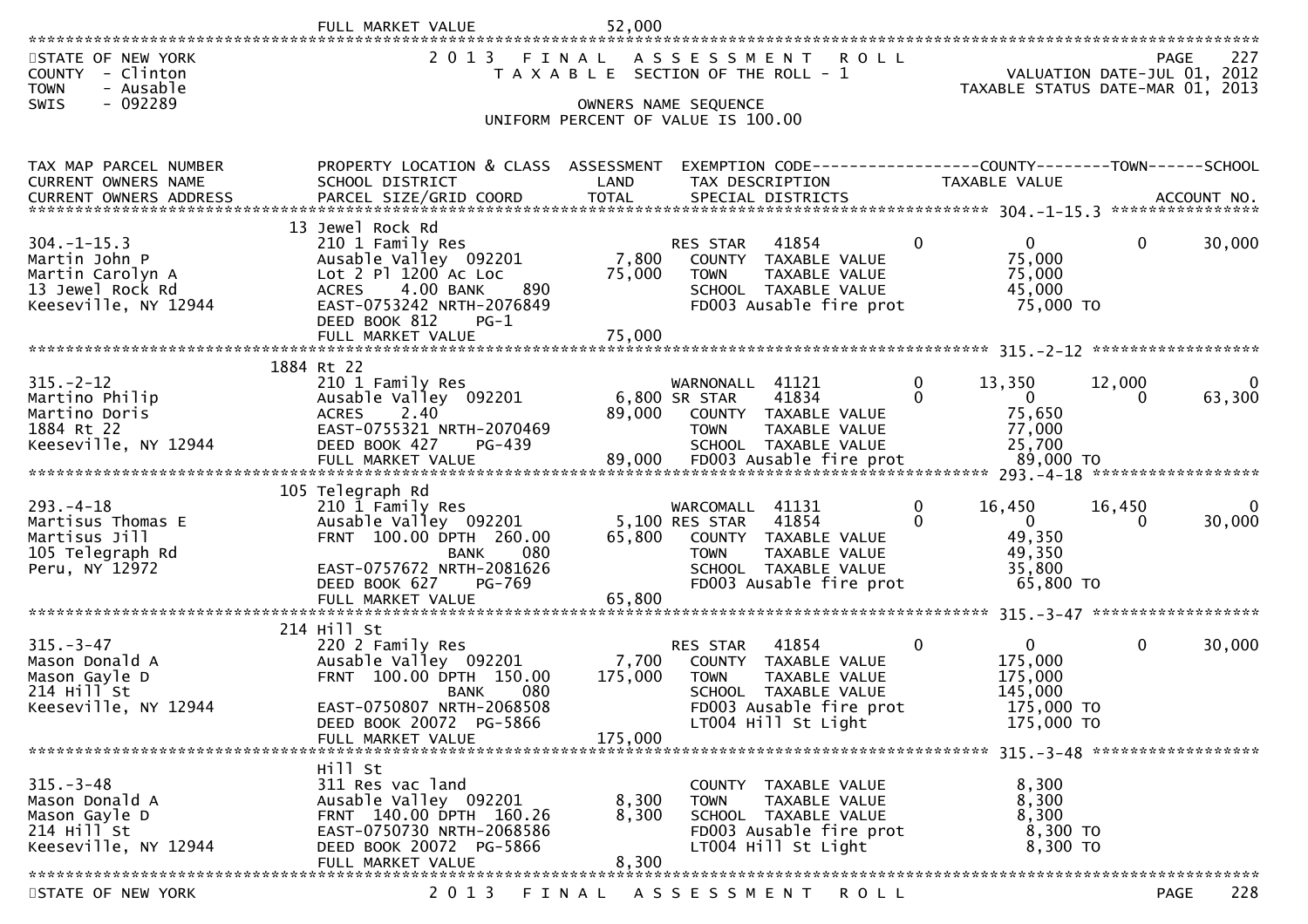FULL MARKET VALUE 52,000

STATE OF NEW YORK
COUNTY - Clinton
TOWN - Ausable
SWIS - 092289

2013 FINAL ASSESSMENT ROLL
TAXABLE SECTION OF THE ROLL - 1
OWNERS NAME SEQUENCE
UNIFORM PERCENT OF VALUE IS 100.00

VALUATION DATE-JUL 01, 2012
TAXABLE STATUS DATE-MAR 01, 2013

| TAX MAP PARCEL NUMBER / CURRENT OWNERS NAME / CURRENT OWNERS ADDRESS | PROPERTY LOCATION & CLASS / SCHOOL DISTRICT / PARCEL SIZE/GRID COORD | ASSESSMENT LAND / TOTAL | EXEMPTION CODE / TAX DESCRIPTION / SPECIAL DISTRICTS | | COUNTY TAXABLE VALUE | TOWN | SCHOOL / ACCOUNT NO. |
|---|---|---|---|---|---|---|---|
| **304.-1-15.3** | 13 Jewel Rock Rd | | | | | | |
| 304.-1-15.3 | 210 1 Family Res | | RES STAR 41854 | 0 | 0 | 0 | 30,000 |
| Martin John P | Ausable Valley 092201 | 7,800 | COUNTY TAXABLE VALUE | | 75,000 | | |
| Martin Carolyn A | Lot 2 Pl 1200 Ac Loc | 75,000 | TOWN TAXABLE VALUE | | 75,000 | | |
| 13 Jewel Rock Rd | ACRES 4.00 BANK 890 | | SCHOOL TAXABLE VALUE | | 45,000 | | |
| Keeseville, NY 12944 | EAST-0753242 NRTH-2076849 | | FD003 Ausable fire prot | | 75,000 TO | | |
| | DEED BOOK 812 PG-1 | | | | | | |
| | FULL MARKET VALUE | 75,000 | | | | | |
| **315.-2-12** | 1884 Rt 22 | | | | | | |
| 315.-2-12 | 210 1 Family Res | | WARNONALL 41121 | 0 | 13,350 | 12,000 | 0 |
| Martino Philip | Ausable Valley 092201 | 6,800 | SR STAR 41834 | 0 | 0 | 0 | 63,300 |
| Martino Doris | ACRES 2.40 | 89,000 | COUNTY TAXABLE VALUE | | 75,650 | | |
| 1884 Rt 22 | EAST-0755321 NRTH-2070469 | | TOWN TAXABLE VALUE | | 77,000 | | |
| Keeseville, NY 12944 | DEED BOOK 427 PG-439 | | SCHOOL TAXABLE VALUE | | 25,700 | | |
| | FULL MARKET VALUE | 89,000 | FD003 Ausable fire prot | | 89,000 TO | | |
| **293.-4-18** | 105 Telegraph Rd | | | | | | |
| 293.-4-18 | 210 1 Family Res | | WARCOMALL 41131 | 0 | 16,450 | 16,450 | 0 |
| Martisus Thomas E | Ausable Valley 092201 | 5,100 | RES STAR 41854 | 0 | 0 | 0 | 30,000 |
| Martisus Jill | FRNT 100.00 DPTH 260.00 | 65,800 | COUNTY TAXABLE VALUE | | 49,350 | | |
| 105 Telegraph Rd | BANK 080 | | TOWN TAXABLE VALUE | | 49,350 | | |
| Peru, NY 12972 | EAST-0757672 NRTH-2081626 | | SCHOOL TAXABLE VALUE | | 35,800 | | |
| | DEED BOOK 627 PG-769 | | FD003 Ausable fire prot | | 65,800 TO | | |
| | FULL MARKET VALUE | 65,800 | | | | | |
| **315.-3-47** | 214 Hill St | | | | | | |
| 315.-3-47 | 220 2 Family Res | | RES STAR 41854 | 0 | 0 | 0 | 30,000 |
| Mason Donald A | Ausable Valley 092201 | 7,700 | COUNTY TAXABLE VALUE | | 175,000 | | |
| Mason Gayle D | FRNT 100.00 DPTH 150.00 | 175,000 | TOWN TAXABLE VALUE | | 175,000 | | |
| 214 Hill St | BANK 080 | | SCHOOL TAXABLE VALUE | | 145,000 | | |
| Keeseville, NY 12944 | EAST-0750807 NRTH-2068508 | | FD003 Ausable fire prot | | 175,000 TO | | |
| | DEED BOOK 20072 PG-5866 | | LT004 Hill St Light | | 175,000 TO | | |
| | FULL MARKET VALUE | 175,000 | | | | | |
| **315.-3-48** | Hill St | | | | | | |
| 315.-3-48 | 311 Res vac land | | COUNTY TAXABLE VALUE | | 8,300 | | |
| Mason Donald A | Ausable Valley 092201 | 8,300 | TOWN TAXABLE VALUE | | 8,300 | | |
| Mason Gayle D | FRNT 140.00 DPTH 160.26 | 8,300 | SCHOOL TAXABLE VALUE | | 8,300 | | |
| 214 Hill St | EAST-0750730 NRTH-2068586 | | FD003 Ausable fire prot | | 8,300 TO | | |
| Keeseville, NY 12944 | DEED BOOK 20072 PG-5866 | | LT004 Hill St Light | | 8,300 TO | | |
| | FULL MARKET VALUE | 8,300 | | | | | |

STATE OF NEW YORK 2013 FINAL ASSESSMENT ROLL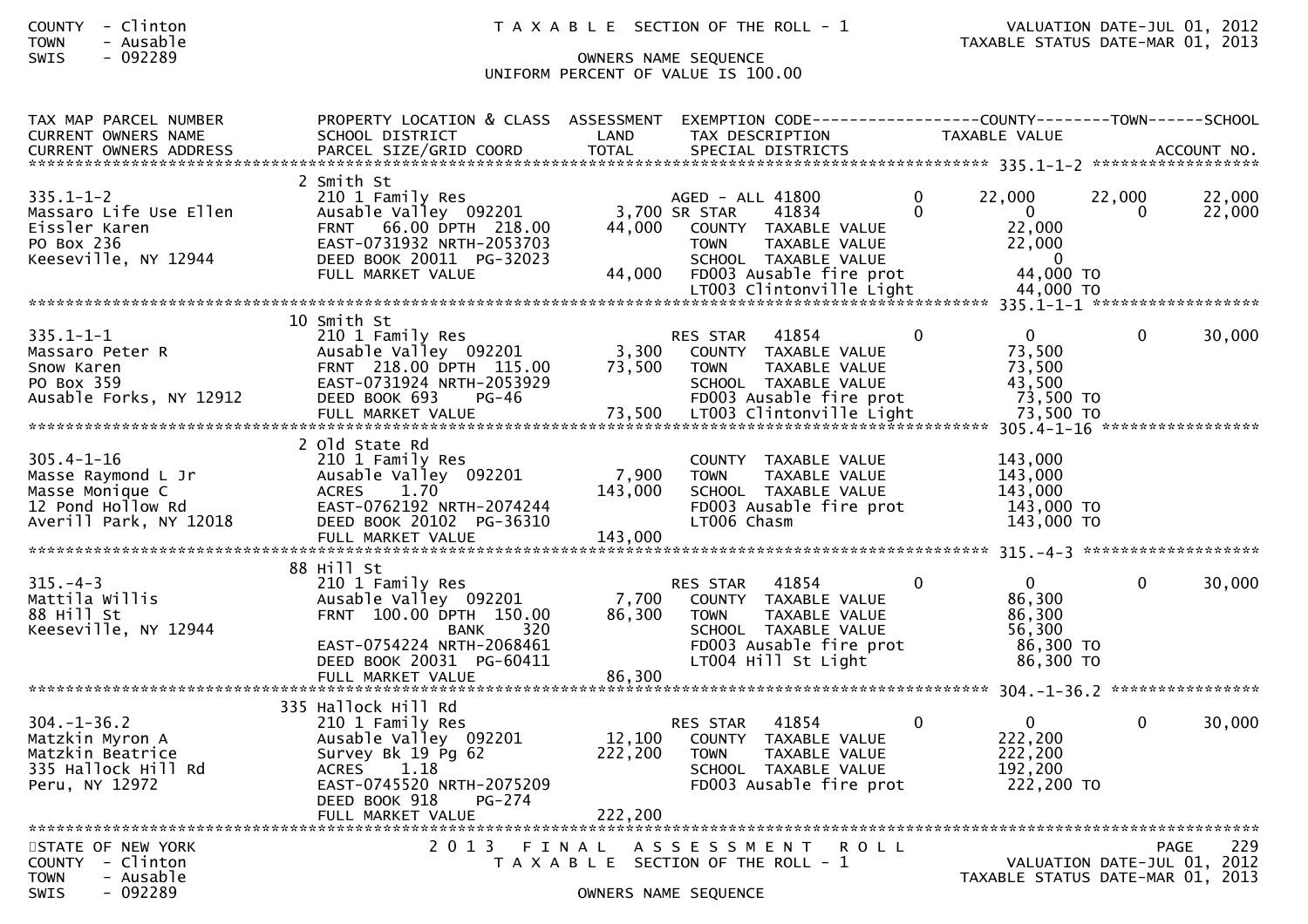TAXABLE SECTION OF THE ROLL - 1

OWNERS NAME SEQUENCE

UNIFORM PERCENT OF VALUE IS 100.00

| TAX MAP PARCEL NUMBER / CURRENT OWNERS NAME / CURRENT OWNERS ADDRESS | PROPERTY LOCATION & CLASS / SCHOOL DISTRICT / PARCEL SIZE/GRID COORD | ASSESSMENT LAND / TOTAL | EXEMPTION CODE / TAX DESCRIPTION / SPECIAL DISTRICTS | | COUNTY TAXABLE VALUE | TOWN | SCHOOL / ACCOUNT NO. |
|---|---|---|---|---|---|---|---|
| **335.1-1-2** | 2 Smith St | | | | | | |
| 335.1-1-2 | 210 1 Family Res | | AGED - ALL 41800 | 0 | 22,000 | 22,000 | 22,000 |
| Massaro Life Use Ellen | Ausable Valley 092201 | 3,700 | SR STAR 41834 | 0 | 0 | 0 | 22,000 |
| Eissler Karen | FRNT 66.00 DPTH 218.00 | 44,000 | COUNTY TAXABLE VALUE | | 22,000 | | |
| PO Box 236 | EAST-0731932 NRTH-2053703 | | TOWN TAXABLE VALUE | | 22,000 | | |
| Keeseville, NY 12944 | DEED BOOK 20011 PG-32023 | | SCHOOL TAXABLE VALUE | | 0 | | |
| | FULL MARKET VALUE | 44,000 | FD003 Ausable fire prot | | 44,000 TO | | |
| | | | LT003 Clintonville Light | | 44,000 TO | | |
| **335.1-1-1** | 10 Smith St | | | | | | |
| 335.1-1-1 | 210 1 Family Res | | RES STAR 41854 | 0 | 0 | 0 | 30,000 |
| Massaro Peter R | Ausable Valley 092201 | 3,300 | COUNTY TAXABLE VALUE | | 73,500 | | |
| Snow Karen | FRNT 218.00 DPTH 115.00 | 73,500 | TOWN TAXABLE VALUE | | 73,500 | | |
| PO Box 359 | EAST-0731924 NRTH-2053929 | | SCHOOL TAXABLE VALUE | | 43,500 | | |
| Ausable Forks, NY 12912 | DEED BOOK 693 PG-46 | | FD003 Ausable fire prot | | 73,500 TO | | |
| | FULL MARKET VALUE | 73,500 | LT003 Clintonville Light | | 73,500 TO | | |
| **305.4-1-16** | 2 Old State Rd | | | | | | |
| 305.4-1-16 | 210 1 Family Res | | COUNTY TAXABLE VALUE | | 143,000 | | |
| Masse Raymond L Jr | Ausable Valley 092201 | 7,900 | TOWN TAXABLE VALUE | | 143,000 | | |
| Masse Monique C | ACRES 1.70 | 143,000 | SCHOOL TAXABLE VALUE | | 143,000 | | |
| 12 Pond Hollow Rd | EAST-0762192 NRTH-2074244 | | FD003 Ausable fire prot | | 143,000 TO | | |
| Averill Park, NY 12018 | DEED BOOK 20102 PG-36310 | | LT006 Chasm | | 143,000 TO | | |
| | FULL MARKET VALUE | 143,000 | | | | | |
| **315.-4-3** | 88 Hill St | | | | | | |
| 315.-4-3 | 210 1 Family Res | | RES STAR 41854 | 0 | 0 | 0 | 30,000 |
| Mattila Willis | Ausable Valley 092201 | 7,700 | COUNTY TAXABLE VALUE | | 86,300 | | |
| 88 Hill St | FRNT 100.00 DPTH 150.00 | 86,300 | TOWN TAXABLE VALUE | | 86,300 | | |
| Keeseville, NY 12944 | BANK 320 | | SCHOOL TAXABLE VALUE | | 56,300 | | |
| | EAST-0754224 NRTH-2068461 | | FD003 Ausable fire prot | | 86,300 TO | | |
| | DEED BOOK 20031 PG-60411 | | LT004 Hill St Light | | 86,300 TO | | |
| | FULL MARKET VALUE | 86,300 | | | | | |
| **304.-1-36.2** | 335 Hallock Hill Rd | | | | | | |
| 304.-1-36.2 | 210 1 Family Res | | RES STAR 41854 | 0 | 0 | 0 | 30,000 |
| Matzkin Myron A | Ausable Valley 092201 | 12,100 | COUNTY TAXABLE VALUE | | 222,200 | | |
| Matzkin Beatrice | Survey Bk 19 Pg 62 | 222,200 | TOWN TAXABLE VALUE | | 222,200 | | |
| 335 Hallock Hill Rd | ACRES 1.18 | | SCHOOL TAXABLE VALUE | | 192,200 | | |
| Peru, NY 12972 | EAST-0745520 NRTH-2075209 | | FD003 Ausable fire prot | | 222,200 TO | | |
| | DEED BOOK 918 PG-274 | | | | | | |
| | FULL MARKET VALUE | 222,200 | | | | | |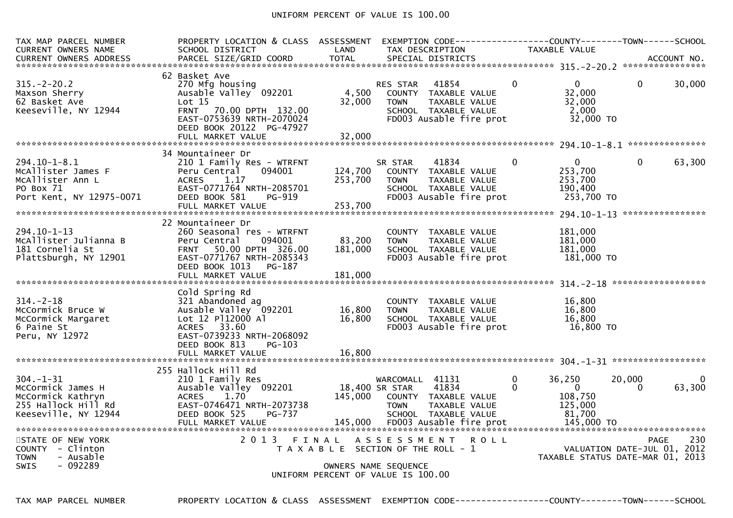UNIFORM PERCENT OF VALUE IS 100.00

```
TAX MAP PARCEL NUMBER          PROPERTY LOCATION & CLASS  ASSESSMENT  EXEMPTION CODE------------------COUNTY--------TOWN------SCHOOL
CURRENT OWNERS NAME            SCHOOL DISTRICT               LAND      TAX DESCRIPTION            TAXABLE VALUE
CURRENT OWNERS ADDRESS         PARCEL SIZE/GRID COORD       TOTAL      SPECIAL DISTRICTS                                     ACCOUNT NO.
****************************************************************************************************** 315.-2-20.2 ****************
                               62 Basket Ave
315.-2-20.2                    270 Mfg housing                        RES STAR   41854         0             0            0     30,000
Maxson Sherry                  Ausable Valley  092201        4,500     COUNTY  TAXABLE VALUE              32,000
62 Basket Ave                  Lot 15                       32,000     TOWN    TAXABLE VALUE              32,000
Keeseville, NY 12944           FRNT   70.00 DPTH  132.00               SCHOOL  TAXABLE VALUE               2,000
                               EAST-0753639 NRTH-2070024               FD003 Ausable fire prot            32,000 TO
                               DEED BOOK 20122  PG-47927
                               FULL MARKET VALUE            32,000
****************************************************************************************************** 294.10-1-8.1 ***************
                               34 Mountaineer Dr
294.10-1-8.1                   210 1 Family Res - WTRFNT              SR STAR    41834         0             0            0     63,300
McAllister James F             Peru Central    094001      124,700     COUNTY  TAXABLE VALUE             253,700
McAllister Ann L               ACRES    1.17               253,700     TOWN    TAXABLE VALUE             253,700
PO Box 71                      EAST-0771764 NRTH-2085701               SCHOOL  TAXABLE VALUE             190,400
Port Kent, NY 12975-0071       DEED BOOK 581    PG-919                 FD003 Ausable fire prot           253,700 TO
                               FULL MARKET VALUE           253,700
****************************************************************************************************** 294.10-1-13 ****************
                               22 Mountaineer Dr
294.10-1-13                    260 Seasonal res - WTRFNT               COUNTY  TAXABLE VALUE             181,000
McAllister Julianna B          Peru Central    094001       83,200     TOWN    TAXABLE VALUE             181,000
181 Cornelia St                FRNT   50.00 DPTH  326.00   181,000     SCHOOL  TAXABLE VALUE             181,000
Plattsburgh, NY 12901          EAST-0771767 NRTH-2085343               FD003 Ausable fire prot           181,000 TO
                               DEED BOOK 1013   PG-187
                               FULL MARKET VALUE           181,000
****************************************************************************************************** 314.-2-18 ******************
                               Cold Spring Rd
314.-2-18                      321 Abandoned ag                        COUNTY  TAXABLE VALUE              16,800
McCormick Bruce W              Ausable Valley  092201       16,800     TOWN    TAXABLE VALUE              16,800
McCormick Margaret             Lot 12 Pl12000 Al            16,800     SCHOOL  TAXABLE VALUE              16,800
6 Paine St                     ACRES   33.60                           FD003 Ausable fire prot            16,800 TO
Peru, NY 12972                 EAST-0739233 NRTH-2068092
                               DEED BOOK 813    PG-103
                               FULL MARKET VALUE            16,800
****************************************************************************************************** 304.-1-31 ******************
                               255 Hallock Hill Rd
304.-1-31                      210 1 Family Res                       WARCOMALL  41131         0        36,250       20,000          0
McCormick James H              Ausable Valley  092201       18,400 SR STAR    41834         0             0            0     63,300
McCormick Kathryn              ACRES    1.70               145,000     COUNTY  TAXABLE VALUE             108,750
255 Hallock Hill Rd            EAST-0746471 NRTH-2073738               TOWN    TAXABLE VALUE             125,000
Keeseville, NY 12944           DEED BOOK 525    PG-737                 SCHOOL  TAXABLE VALUE              81,700
                               FULL MARKET VALUE           145,000     FD003 Ausable fire prot           145,000 TO
************************************************************************************************************************************
STATE OF NEW YORK                    2 0 1 3   F I N A L   A S S E S S M E N T   R O L L                              PAGE    230
COUNTY  - Clinton                         T A X A B L E  SECTION OF THE ROLL - 1                       VALUATION DATE-JUL 01, 2012
TOWN    - Ausable                                                                                  TAXABLE STATUS DATE-MAR 01, 2013
SWIS    - 092289                                     OWNERS NAME SEQUENCE
                                              UNIFORM PERCENT OF VALUE IS 100.00

TAX MAP PARCEL NUMBER          PROPERTY LOCATION & CLASS  ASSESSMENT  EXEMPTION CODE------------------COUNTY--------TOWN------SCHOOL
```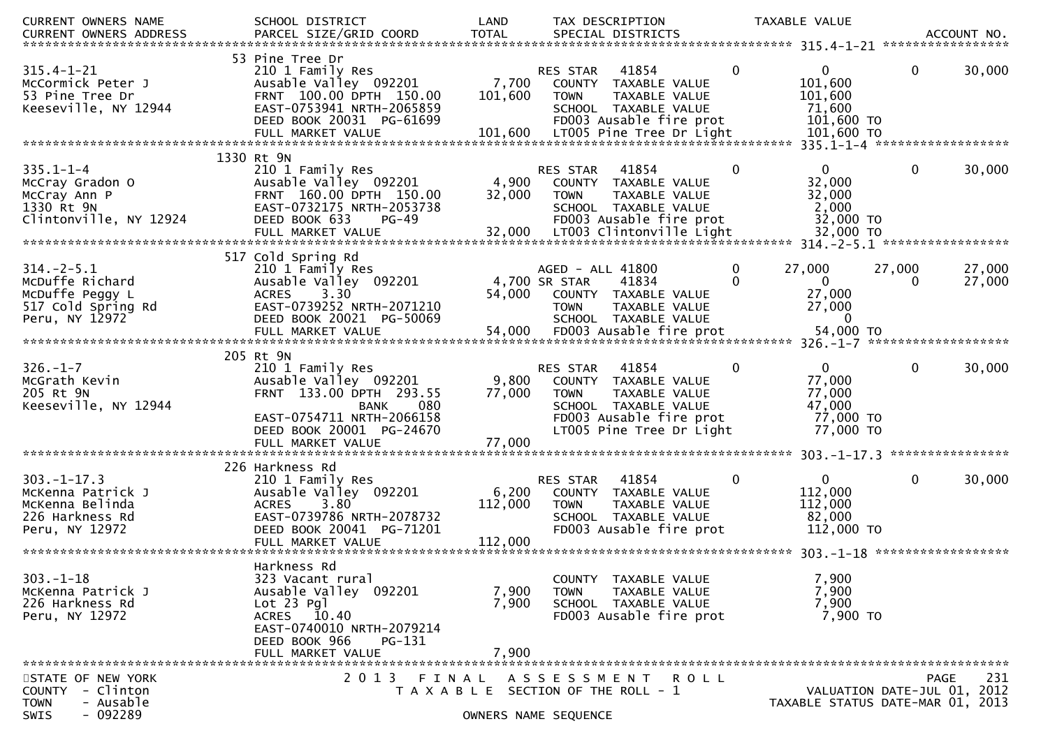| CURRENT OWNERS NAME<br>CURRENT OWNERS ADDRESS | SCHOOL DISTRICT<br>PARCEL SIZE/GRID COORD | LAND<br>TOTAL | TAX DESCRIPTION<br>SPECIAL DISTRICTS | | TAXABLE VALUE | | ACCOUNT NO. |
|---|---|---|---|---|---|---|---|
| **315.4-1-21** | | | | | | | |
| | 53 Pine Tree Dr | | | | | | |
| 315.4-1-21 | 210 1 Family Res | | RES STAR 41854 | 0 | 0 | 0 | 30,000 |
| McCormick Peter J | Ausable Valley 092201 | 7,700 | COUNTY TAXABLE VALUE | | 101,600 | | |
| 53 Pine Tree Dr | FRNT 100.00 DPTH 150.00 | 101,600 | TOWN TAXABLE VALUE | | 101,600 | | |
| Keeseville, NY 12944 | EAST-0753941 NRTH-2065859 | | SCHOOL TAXABLE VALUE | | 71,600 | | |
| | DEED BOOK 20031 PG-61699 | | FD003 Ausable fire prot | | 101,600 TO | | |
| | FULL MARKET VALUE | 101,600 | LT005 Pine Tree Dr Light | | 101,600 TO | | |
| **335.1-1-4** | | | | | | | |
| | 1330 Rt 9N | | | | | | |
| 335.1-1-4 | 210 1 Family Res | | RES STAR 41854 | 0 | 0 | 0 | 30,000 |
| McCray Gradon O | Ausable Valley 092201 | 4,900 | COUNTY TAXABLE VALUE | | 32,000 | | |
| McCray Ann P | FRNT 160.00 DPTH 150.00 | 32,000 | TOWN TAXABLE VALUE | | 32,000 | | |
| 1330 Rt 9N | EAST-0732175 NRTH-2053738 | | SCHOOL TAXABLE VALUE | | 2,000 | | |
| Clintonville, NY 12924 | DEED BOOK 633 PG-49 | | FD003 Ausable fire prot | | 32,000 TO | | |
| | FULL MARKET VALUE | 32,000 | LT003 Clintonville Light | | 32,000 TO | | |
| **314.-2-5.1** | | | | | | | |
| | 517 Cold Spring Rd | | | | | | |
| 314.-2-5.1 | 210 1 Family Res | | AGED - ALL 41800 | 0 | 27,000 | 27,000 | 27,000 |
| McDuffe Richard | Ausable Valley 092201 | 4,700 | SR STAR 41834 | 0 | 0 | 0 | 27,000 |
| McDuffe Peggy L | ACRES 3.30 | 54,000 | COUNTY TAXABLE VALUE | | 27,000 | | |
| 517 Cold Spring Rd | EAST-0739252 NRTH-2071210 | | TOWN TAXABLE VALUE | | 27,000 | | |
| Peru, NY 12972 | DEED BOOK 20021 PG-50069 | | SCHOOL TAXABLE VALUE | | 0 | | |
| | FULL MARKET VALUE | 54,000 | FD003 Ausable fire prot | | 54,000 TO | | |
| **326.-1-7** | | | | | | | |
| | 205 Rt 9N | | | | | | |
| 326.-1-7 | 210 1 Family Res | | RES STAR 41854 | 0 | 0 | 0 | 30,000 |
| McGrath Kevin | Ausable Valley 092201 | 9,800 | COUNTY TAXABLE VALUE | | 77,000 | | |
| 205 Rt 9N | FRNT 133.00 DPTH 293.55 | 77,000 | TOWN TAXABLE VALUE | | 77,000 | | |
| Keeseville, NY 12944 | BANK 080 | | SCHOOL TAXABLE VALUE | | 47,000 | | |
| | EAST-0754711 NRTH-2066158 | | FD003 Ausable fire prot | | 77,000 TO | | |
| | DEED BOOK 20001 PG-24670 | | LT005 Pine Tree Dr Light | | 77,000 TO | | |
| | FULL MARKET VALUE | 77,000 | | | | | |
| **303.-1-17.3** | | | | | | | |
| | 226 Harkness Rd | | | | | | |
| 303.-1-17.3 | 210 1 Family Res | | RES STAR 41854 | 0 | 0 | 0 | 30,000 |
| McKenna Patrick J | Ausable Valley 092201 | 6,200 | COUNTY TAXABLE VALUE | | 112,000 | | |
| McKenna Belinda | ACRES 3.80 | 112,000 | TOWN TAXABLE VALUE | | 112,000 | | |
| 226 Harkness Rd | EAST-0739786 NRTH-2078732 | | SCHOOL TAXABLE VALUE | | 82,000 | | |
| Peru, NY 12972 | DEED BOOK 20041 PG-71201 | | FD003 Ausable fire prot | | 112,000 TO | | |
| | FULL MARKET VALUE | 112,000 | | | | | |
| **303.-1-18** | | | | | | | |
| | Harkness Rd | | | | | | |
| 303.-1-18 | 323 Vacant rural | | COUNTY TAXABLE VALUE | | 7,900 | | |
| McKenna Patrick J | Ausable Valley 092201 | 7,900 | TOWN TAXABLE VALUE | | 7,900 | | |
| 226 Harkness Rd | Lot 23 Pgl | 7,900 | SCHOOL TAXABLE VALUE | | 7,900 | | |
| Peru, NY 12972 | ACRES 10.40 | | FD003 Ausable fire prot | | 7,900 TO | | |
| | EAST-0740010 NRTH-2079214 | | | | | | |
| | DEED BOOK 966 PG-131 | | | | | | |
| | FULL MARKET VALUE | 7,900 | | | | | |

STATE OF NEW YORK — 2013 FINAL ASSESSMENT ROLL — VALUATION DATE-JUL 01, 2012
COUNTY - Clinton — TAXABLE SECTION OF THE ROLL - 1 — TAXABLE STATUS DATE-MAR 01, 2013
TOWN - Ausable
SWIS - 092289 — OWNERS NAME SEQUENCE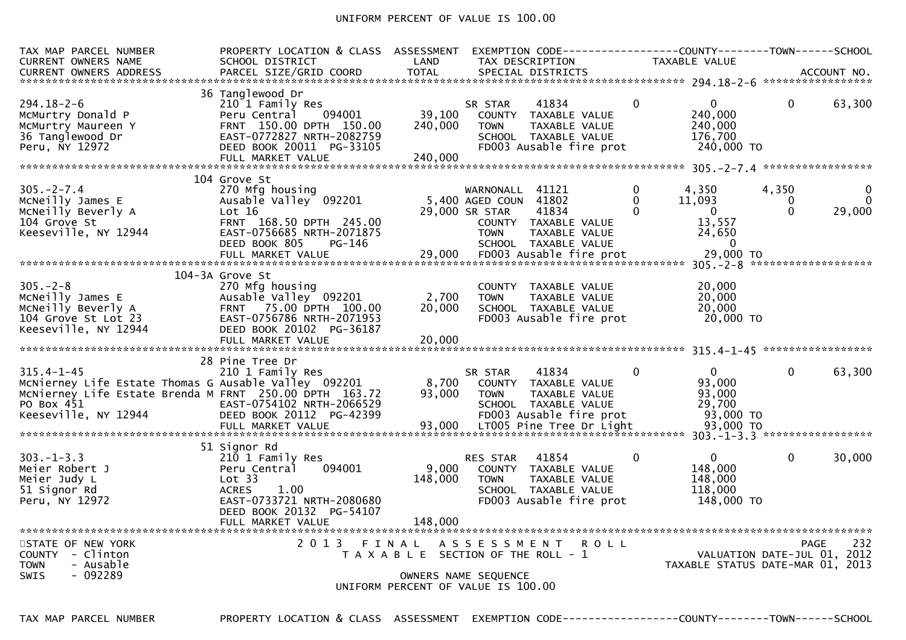UNIFORM PERCENT OF VALUE IS 100.00

```
TAX MAP PARCEL NUMBER          PROPERTY LOCATION & CLASS  ASSESSMENT  EXEMPTION CODE------------------COUNTY--------TOWN------SCHOOL
CURRENT OWNERS NAME            SCHOOL DISTRICT               LAND      TAX DESCRIPTION            TAXABLE VALUE
CURRENT OWNERS ADDRESS         PARCEL SIZE/GRID COORD        TOTAL     SPECIAL DISTRICTS                                   ACCOUNT NO.
****************************************************************************************************** 294.18-2-6 *****************
                               36 Tanglewood Dr
294.18-2-6                     210 1 Family Res                        SR STAR      41834        0           0            0      63,300
McMurtry Donald P              Peru Central    094001       39,100     COUNTY  TAXABLE VALUE           240,000
McMurtry Maureen Y             FRNT  150.00 DPTH  150.00   240,000     TOWN    TAXABLE VALUE           240,000
36 Tanglewood Dr               EAST-0772827 NRTH-2082759               SCHOOL  TAXABLE VALUE           176,700
Peru, NY 12972                 DEED BOOK 20011  PG-33105               FD003 Ausable fire prot          240,000 TO
                               FULL MARKET VALUE           240,000
****************************************************************************************************** 305.-2-7.4 *****************
                               104 Grove St
305.-2-7.4                     270 Mfg housing                         WARNONALL  41121          0         4,350        4,350          0
McNeilly James E               Ausable Valley  092201        5,400 AGED COUN  41802          0        11,093            0           0
McNeilly Beverly A             Lot 16                       29,000 SR STAR    41834          0             0            0      29,000
104 Grove St                   FRNT  168.50 DPTH  245.00               COUNTY  TAXABLE VALUE            13,557
Keeseville, NY 12944           EAST-0756685 NRTH-2071875               TOWN    TAXABLE VALUE            24,650
                               DEED BOOK 805     PG-146                SCHOOL  TAXABLE VALUE                 0
                               FULL MARKET VALUE            29,000     FD003 Ausable fire prot           29,000 TO
****************************************************************************************************** 305.-2-8 *******************
                               104-3A Grove St
305.-2-8                       270 Mfg housing                         COUNTY  TAXABLE VALUE            20,000
McNeilly James E               Ausable Valley  092201        2,700     TOWN    TAXABLE VALUE            20,000
McNeilly Beverly A             FRNT   75.00 DPTH  100.00    20,000     SCHOOL  TAXABLE VALUE            20,000
104 Grove St Lot 23            EAST-0756786 NRTH-2071953               FD003 Ausable fire prot           20,000 TO
Keeseville, NY 12944           DEED BOOK 20102  PG-36187
                               FULL MARKET VALUE            20,000
****************************************************************************************************** 315.4-1-45 *****************
                               28 Pine Tree Dr
315.4-1-45                     210 1 Family Res                        SR STAR      41834        0             0            0      63,300
McNierney Life Estate Thomas G Ausable Valley  092201        8,700     COUNTY  TAXABLE VALUE            93,000
McNierney Life Estate Brenda M FRNT  250.00 DPTH  163.72    93,000     TOWN    TAXABLE VALUE            93,000
PO Box 451                     EAST-0754102 NRTH-2066529               SCHOOL  TAXABLE VALUE            29,700
Keeseville, NY 12944           DEED BOOK 20112  PG-42399               FD003 Ausable fire prot           93,000 TO
                               FULL MARKET VALUE            93,000     LT005 Pine Tree Dr Light          93,000 TO
****************************************************************************************************** 303.-1-3.3 *****************
                               51 Signor Rd
303.-1-3.3                     210 1 Family Res                        RES STAR     41854        0             0            0      30,000
Meier Robert J                 Peru Central    094001        9,000     COUNTY  TAXABLE VALUE           148,000
Meier Judy L                   Lot 33                      148,000     TOWN    TAXABLE VALUE           148,000
51 Signor Rd                   ACRES     1.00                          SCHOOL  TAXABLE VALUE           118,000
Peru, NY 12972                 EAST-0733721 NRTH-2080680               FD003 Ausable fire prot          148,000 TO
                               DEED BOOK 20132  PG-54107
                               FULL MARKET VALUE           148,000
************************************************************************************************************************************
```

STATE OF NEW YORK | 2013 FINAL ASSESSMENT ROLL | PAGE 232
COUNTY - Clinton | TAXABLE SECTION OF THE ROLL - 1 | VALUATION DATE-JUL 01, 2012
TOWN - Ausable | | TAXABLE STATUS DATE-MAR 01, 2013
SWIS - 092289 | OWNERS NAME SEQUENCE |

UNIFORM PERCENT OF VALUE IS 100.00

```
TAX MAP PARCEL NUMBER          PROPERTY LOCATION & CLASS  ASSESSMENT  EXEMPTION CODE------------------COUNTY--------TOWN------SCHOOL
```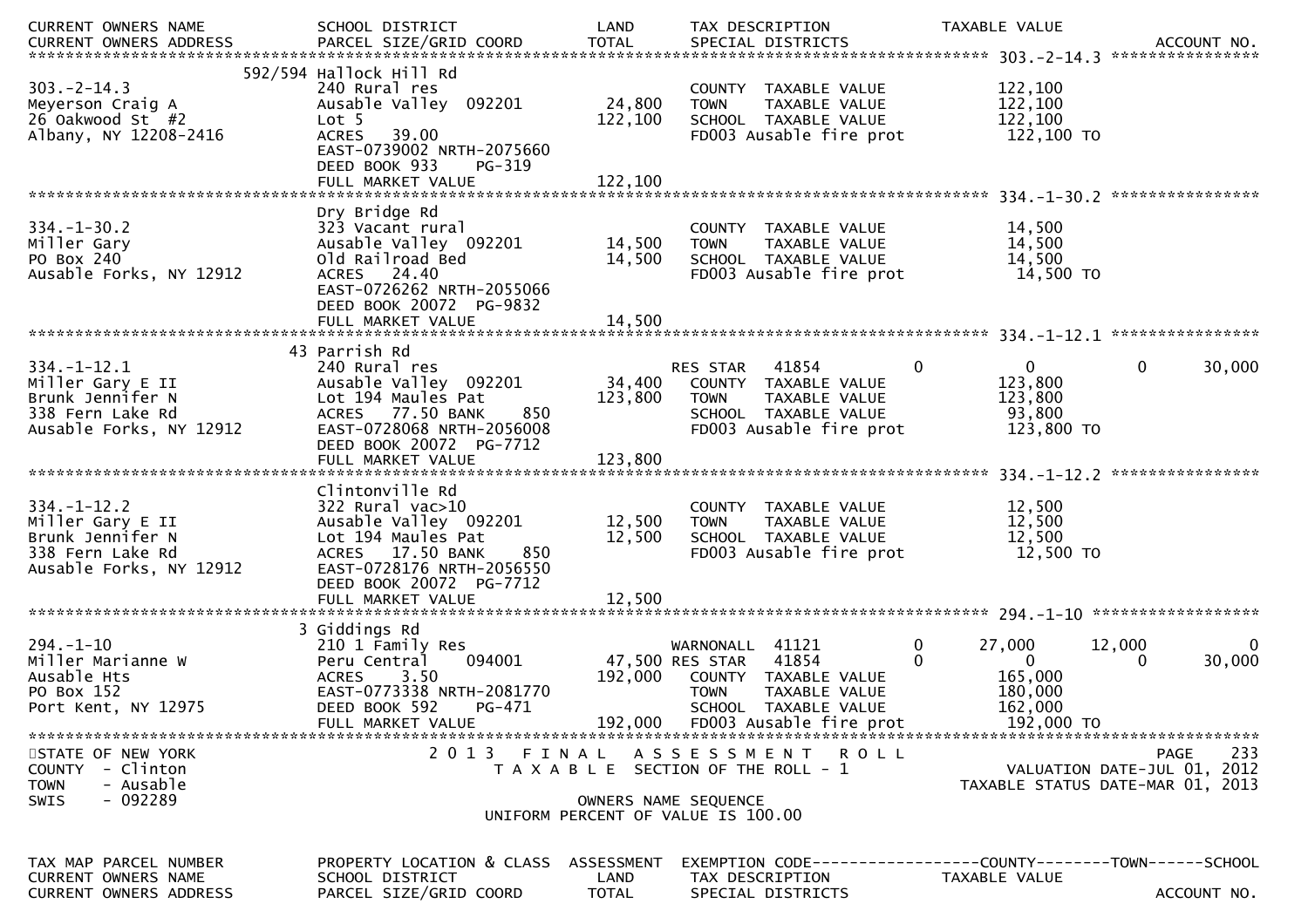2013 FINAL ASSESSMENT ROLL
TAXABLE SECTION OF THE ROLL - 1

STATE OF NEW YORK
COUNTY - Clinton
TOWN - Ausable
SWIS - 092289

OWNERS NAME SEQUENCE
UNIFORM PERCENT OF VALUE IS 100.00

VALUATION DATE-JUL 01, 2012
TAXABLE STATUS DATE-MAR 01, 2013

| TAX MAP PARCEL NUMBER / CURRENT OWNERS NAME / CURRENT OWNERS ADDRESS | PROPERTY LOCATION & CLASS / SCHOOL DISTRICT / PARCEL SIZE/GRID COORD | ASSESSMENT LAND / TOTAL | EXEMPTION CODE / TAX DESCRIPTION / SPECIAL DISTRICTS | COUNTY TAXABLE VALUE | TOWN | SCHOOL / ACCOUNT NO. |
|---|---|---|---|---|---|---|
| **303.-2-14.3** | 592/594 Hallock Hill Rd | | | | | |
| 303.-2-14.3 | 240 Rural res | | COUNTY TAXABLE VALUE | 122,100 | | |
| Meyerson Craig A | Ausable Valley 092201 | 24,800 | TOWN TAXABLE VALUE | 122,100 | | |
| 26 Oakwood St #2 | Lot 5 | 122,100 | SCHOOL TAXABLE VALUE | 122,100 | | |
| Albany, NY 12208-2416 | ACRES 39.00 | | FD003 Ausable fire prot | 122,100 TO | | |
| | EAST-0739002 NRTH-2075660 | | | | | |
| | DEED BOOK 933 PG-319 | | | | | |
| | FULL MARKET VALUE | 122,100 | | | | |
| **334.-1-30.2** | Dry Bridge Rd | | | | | |
| 334.-1-30.2 | 323 Vacant rural | | COUNTY TAXABLE VALUE | 14,500 | | |
| Miller Gary | Ausable Valley 092201 | 14,500 | TOWN TAXABLE VALUE | 14,500 | | |
| PO Box 240 | Old Railroad Bed | 14,500 | SCHOOL TAXABLE VALUE | 14,500 | | |
| Ausable Forks, NY 12912 | ACRES 24.40 | | FD003 Ausable fire prot | 14,500 TO | | |
| | EAST-0726262 NRTH-2055066 | | | | | |
| | DEED BOOK 20072 PG-9832 | | | | | |
| | FULL MARKET VALUE | 14,500 | | | | |
| **334.-1-12.1** | 43 Parrish Rd | | | | | |
| 334.-1-12.1 | 240 Rural res | | RES STAR 41854 | 0 | 0 | 30,000 |
| Miller Gary E II | Ausable Valley 092201 | 34,400 | COUNTY TAXABLE VALUE | 123,800 | | |
| Brunk Jennifer N | Lot 194 Maules Pat | 123,800 | TOWN TAXABLE VALUE | 123,800 | | |
| 338 Fern Lake Rd | ACRES 77.50 BANK 850 | | SCHOOL TAXABLE VALUE | 93,800 | | |
| Ausable Forks, NY 12912 | EAST-0728068 NRTH-2056008 | | FD003 Ausable fire prot | 123,800 TO | | |
| | DEED BOOK 20072 PG-7712 | | | | | |
| | FULL MARKET VALUE | 123,800 | | | | |
| **334.-1-12.2** | Clintonville Rd | | | | | |
| 334.-1-12.2 | 322 Rural vac>10 | | COUNTY TAXABLE VALUE | 12,500 | | |
| Miller Gary E II | Ausable Valley 092201 | 12,500 | TOWN TAXABLE VALUE | 12,500 | | |
| Brunk Jennifer N | Lot 194 Maules Pat | 12,500 | SCHOOL TAXABLE VALUE | 12,500 | | |
| 338 Fern Lake Rd | ACRES 17.50 BANK 850 | | FD003 Ausable fire prot | 12,500 TO | | |
| Ausable Forks, NY 12912 | EAST-0728176 NRTH-2056550 | | | | | |
| | DEED BOOK 20072 PG-7712 | | | | | |
| | FULL MARKET VALUE | 12,500 | | | | |
| **294.-1-10** | 3 Giddings Rd | | | | | |
| 294.-1-10 | 210 1 Family Res | | WARNONALL 41121 | 27,000 | 12,000 | 0 |
| Miller Marianne W | Peru Central 094001 | 47,500 | RES STAR 41854 | 0 | 0 | 30,000 |
| Ausable Hts | ACRES 3.50 | 192,000 | COUNTY TAXABLE VALUE | 165,000 | | |
| PO Box 152 | EAST-0773338 NRTH-2081770 | | TOWN TAXABLE VALUE | 180,000 | | |
| Port Kent, NY 12975 | DEED BOOK 592 PG-471 | | SCHOOL TAXABLE VALUE | 162,000 | | |
| | FULL MARKET VALUE | 192,000 | FD003 Ausable fire prot | 192,000 TO | | |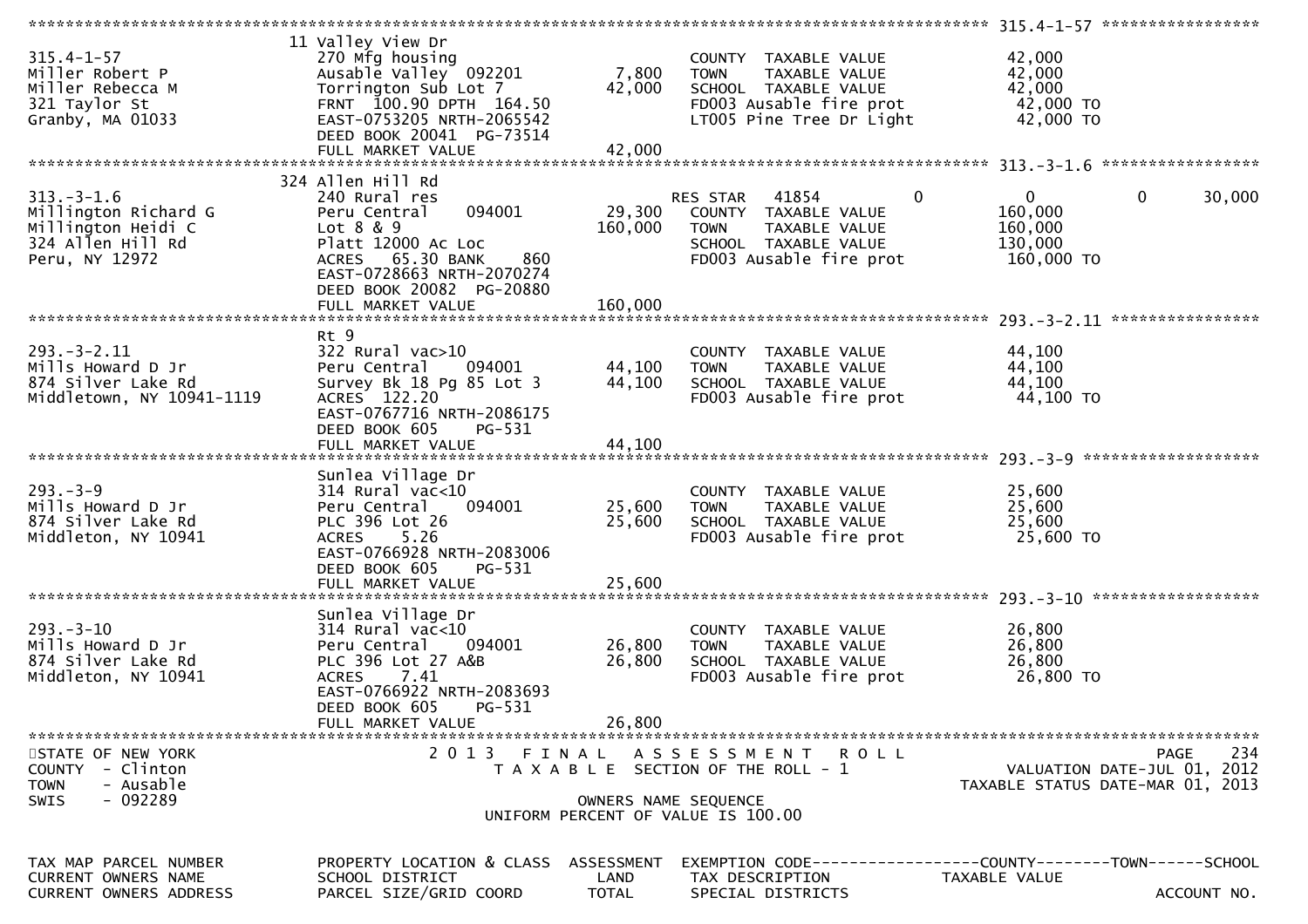******************************************************************************************** 315.4-1-57 *****************

| | | | | |
|---|---|---|---|---|
| 315.4-1-57 | 11 Valley View Dr | | | |
| Miller Robert P | 270 Mfg housing | | COUNTY TAXABLE VALUE | 42,000 |
| Miller Rebecca M | Ausable Valley 092201 | 7,800 | TOWN TAXABLE VALUE | 42,000 |
| 321 Taylor St | Torrington Sub Lot 7 | 42,000 | SCHOOL TAXABLE VALUE | 42,000 |
| Granby, MA 01033 | FRNT 100.90 DPTH 164.50 | | FD003 Ausable fire prot | 42,000 TO |
| | EAST-0753205 NRTH-2065542 | | LT005 Pine Tree Dr Light | 42,000 TO |
| | DEED BOOK 20041 PG-73514 | | | |
| | FULL MARKET VALUE | 42,000 | | |

******************************************************************************************** 313.-3-1.6 *****************

| | | | | | | |
|---|---|---|---|---|---|---|
| 313.-3-1.6 | 324 Allen Hill Rd | | | | | |
| Millington Richard G | 240 Rural res | | RES STAR 41854 | 0 | 0 | 0 30,000 |
| Millington Heidi C | Peru Central 094001 | 29,300 | COUNTY TAXABLE VALUE | | 160,000 | |
| 324 Allen Hill Rd | Lot 8 & 9 | 160,000 | TOWN TAXABLE VALUE | | 160,000 | |
| Peru, NY 12972 | Platt 12000 Ac Loc | | SCHOOL TAXABLE VALUE | | 130,000 | |
| | ACRES 65.30 BANK 860 | | FD003 Ausable fire prot | | 160,000 TO | |
| | EAST-0728663 NRTH-2070274 | | | | | |
| | DEED BOOK 20082 PG-20880 | | | | | |
| | FULL MARKET VALUE | 160,000 | | | | |

******************************************************************************************** 293.-3-2.11 ****************

| | | | | |
|---|---|---|---|---|
| 293.-3-2.11 | Rt 9 | | | |
| Mills Howard D Jr | 322 Rural vac>10 | | COUNTY TAXABLE VALUE | 44,100 |
| 874 Silver Lake Rd | Peru Central 094001 | 44,100 | TOWN TAXABLE VALUE | 44,100 |
| Middletown, NY 10941-1119 | Survey Bk 18 Pg 85 Lot 3 | 44,100 | SCHOOL TAXABLE VALUE | 44,100 |
| | ACRES 122.20 | | FD003 Ausable fire prot | 44,100 TO |
| | EAST-0767716 NRTH-2086175 | | | |
| | DEED BOOK 605 PG-531 | | | |
| | FULL MARKET VALUE | 44,100 | | |

******************************************************************************************** 293.-3-9 *******************

| | | | | |
|---|---|---|---|---|
| 293.-3-9 | Sunlea Village Dr | | | |
| Mills Howard D Jr | 314 Rural vac<10 | | COUNTY TAXABLE VALUE | 25,600 |
| 874 Silver Lake Rd | Peru Central 094001 | 25,600 | TOWN TAXABLE VALUE | 25,600 |
| Middleton, NY 10941 | PLC 396 Lot 26 | 25,600 | SCHOOL TAXABLE VALUE | 25,600 |
| | ACRES 5.26 | | FD003 Ausable fire prot | 25,600 TO |
| | EAST-0766928 NRTH-2083006 | | | |
| | DEED BOOK 605 PG-531 | | | |
| | FULL MARKET VALUE | 25,600 | | |

******************************************************************************************** 293.-3-10 ******************

| | | | | |
|---|---|---|---|---|
| 293.-3-10 | Sunlea Village Dr | | | |
| Mills Howard D Jr | 314 Rural vac<10 | | COUNTY TAXABLE VALUE | 26,800 |
| 874 Silver Lake Rd | Peru Central 094001 | 26,800 | TOWN TAXABLE VALUE | 26,800 |
| Middleton, NY 10941 | PLC 396 Lot 27 A&B | 26,800 | SCHOOL TAXABLE VALUE | 26,800 |
| | ACRES 7.41 | | FD003 Ausable fire prot | 26,800 TO |
| | EAST-0766922 NRTH-2083693 | | | |
| | DEED BOOK 605 PG-531 | | | |
| | FULL MARKET VALUE | 26,800 | | |

****************************************************************************************************************************

STATE OF NEW YORK
COUNTY - Clinton
TOWN - Ausable
SWIS - 092289

2013 FINAL ASSESSMENT ROLL
TAXABLE SECTION OF THE ROLL - 1
OWNERS NAME SEQUENCE
UNIFORM PERCENT OF VALUE IS 100.00

VALUATION DATE-JUL 01, 2012
TAXABLE STATUS DATE-MAR 01, 2013

| TAX MAP PARCEL NUMBER | PROPERTY LOCATION & CLASS | ASSESSMENT | EXEMPTION CODE------------------COUNTY--------TOWN------SCHOOL | |
|---|---|---|---|---|
| CURRENT OWNERS NAME | SCHOOL DISTRICT | LAND | TAX DESCRIPTION | TAXABLE VALUE |
| CURRENT OWNERS ADDRESS | PARCEL SIZE/GRID COORD | TOTAL | SPECIAL DISTRICTS | ACCOUNT NO. |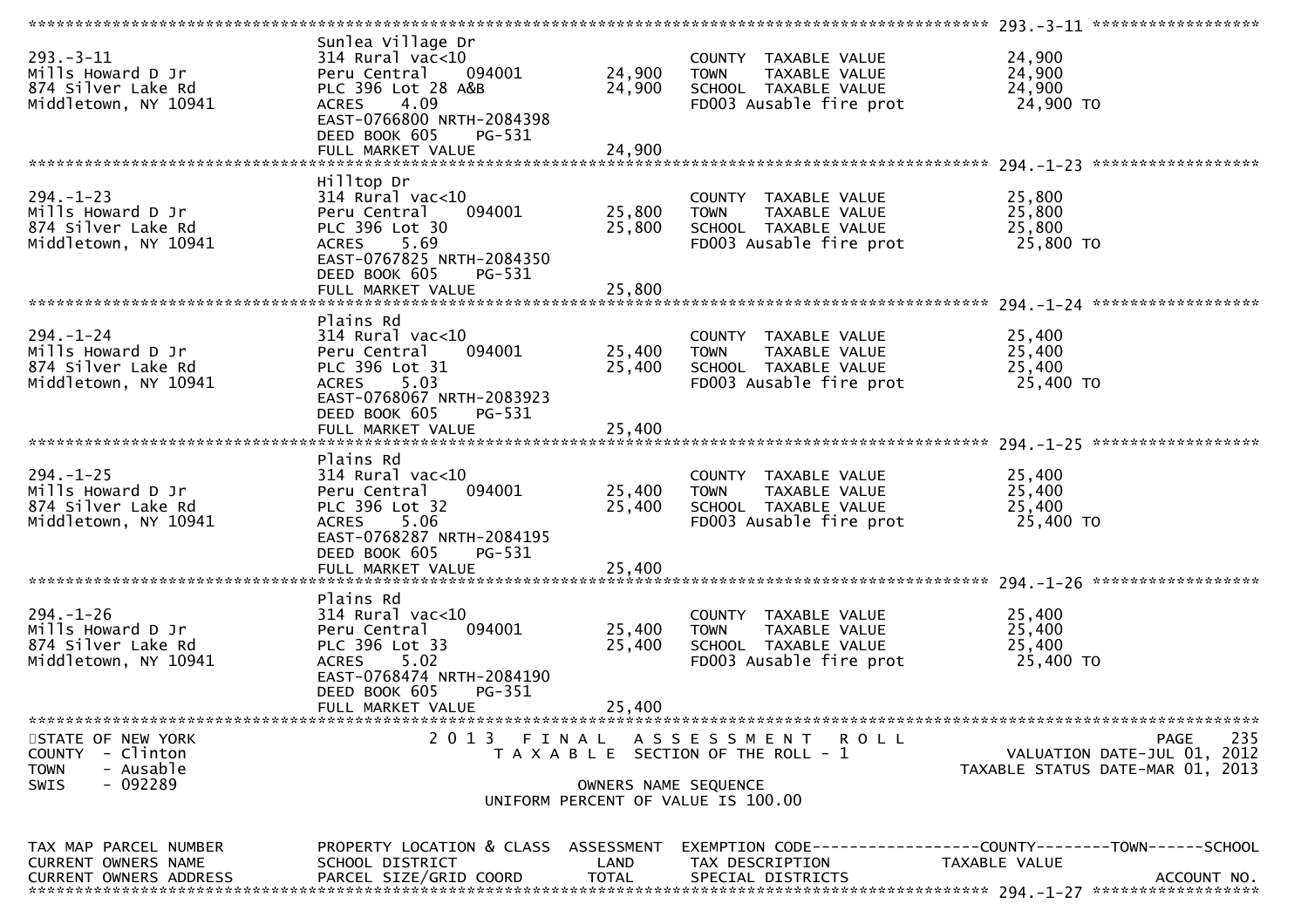| | | | | |
|---|---|---|---|---|
| **293.-3-11** | | | | |
| 293.-3-11<br>Mills Howard D Jr<br>874 Silver Lake Rd<br>Middletown, NY 10941 | Sunlea Village Dr<br>314 Rural vac<10<br>Peru Central 094001<br>PLC 396 Lot 28 A&B<br>ACRES 4.09<br>EAST-0766800 NRTH-2084398<br>DEED BOOK 605 PG-531<br>FULL MARKET VALUE | 24,900<br>24,900<br><br><br><br><br>24,900 | COUNTY TAXABLE VALUE<br>TOWN TAXABLE VALUE<br>SCHOOL TAXABLE VALUE<br>FD003 Ausable fire prot | 24,900<br>24,900<br>24,900<br>24,900 TO |
| **294.-1-23** | | | | |
| 294.-1-23<br>Mills Howard D Jr<br>874 Silver Lake Rd<br>Middletown, NY 10941 | Hilltop Dr<br>314 Rural vac<10<br>Peru Central 094001<br>PLC 396 Lot 30<br>ACRES 5.69<br>EAST-0767825 NRTH-2084350<br>DEED BOOK 605 PG-531<br>FULL MARKET VALUE | 25,800<br>25,800<br><br><br><br><br>25,800 | COUNTY TAXABLE VALUE<br>TOWN TAXABLE VALUE<br>SCHOOL TAXABLE VALUE<br>FD003 Ausable fire prot | 25,800<br>25,800<br>25,800<br>25,800 TO |
| **294.-1-24** | | | | |
| 294.-1-24<br>Mills Howard D Jr<br>874 Silver Lake Rd<br>Middletown, NY 10941 | Plains Rd<br>314 Rural vac<10<br>Peru Central 094001<br>PLC 396 Lot 31<br>ACRES 5.03<br>EAST-0768067 NRTH-2083923<br>DEED BOOK 605 PG-531<br>FULL MARKET VALUE | 25,400<br>25,400<br><br><br><br><br>25,400 | COUNTY TAXABLE VALUE<br>TOWN TAXABLE VALUE<br>SCHOOL TAXABLE VALUE<br>FD003 Ausable fire prot | 25,400<br>25,400<br>25,400<br>25,400 TO |
| **294.-1-25** | | | | |
| 294.-1-25<br>Mills Howard D Jr<br>874 Silver Lake Rd<br>Middletown, NY 10941 | Plains Rd<br>314 Rural vac<10<br>Peru Central 094001<br>PLC 396 Lot 32<br>ACRES 5.06<br>EAST-0768287 NRTH-2084195<br>DEED BOOK 605 PG-531<br>FULL MARKET VALUE | 25,400<br>25,400<br><br><br><br><br>25,400 | COUNTY TAXABLE VALUE<br>TOWN TAXABLE VALUE<br>SCHOOL TAXABLE VALUE<br>FD003 Ausable fire prot | 25,400<br>25,400<br>25,400<br>25,400 TO |
| **294.-1-26** | | | | |
| 294.-1-26<br>Mills Howard D Jr<br>874 Silver Lake Rd<br>Middletown, NY 10941 | Plains Rd<br>314 Rural vac<10<br>Peru Central 094001<br>PLC 396 Lot 33<br>ACRES 5.02<br>EAST-0768474 NRTH-2084190<br>DEED BOOK 605 PG-351<br>FULL MARKET VALUE | 25,400<br>25,400<br><br><br><br><br>25,400 | COUNTY TAXABLE VALUE<br>TOWN TAXABLE VALUE<br>SCHOOL TAXABLE VALUE<br>FD003 Ausable fire prot | 25,400<br>25,400<br>25,400<br>25,400 TO |

STATE OF NEW YORK
COUNTY - Clinton
TOWN - Ausable
SWIS - 092289

2013 FINAL ASSESSMENT ROLL
TAXABLE SECTION OF THE ROLL - 1
OWNERS NAME SEQUENCE
UNIFORM PERCENT OF VALUE IS 100.00

VALUATION DATE-JUL 01, 2012
TAXABLE STATUS DATE-MAR 01, 2013

| TAX MAP PARCEL NUMBER<br>CURRENT OWNERS NAME<br>CURRENT OWNERS ADDRESS | PROPERTY LOCATION & CLASS<br>SCHOOL DISTRICT<br>PARCEL SIZE/GRID COORD | ASSESSMENT<br>LAND<br>TOTAL | EXEMPTION CODE<br>TAX DESCRIPTION<br>SPECIAL DISTRICTS | COUNTY--------TOWN------SCHOOL<br>TAXABLE VALUE<br>ACCOUNT NO. |
|---|---|---|---|---|
| **294.-1-27** | | | | |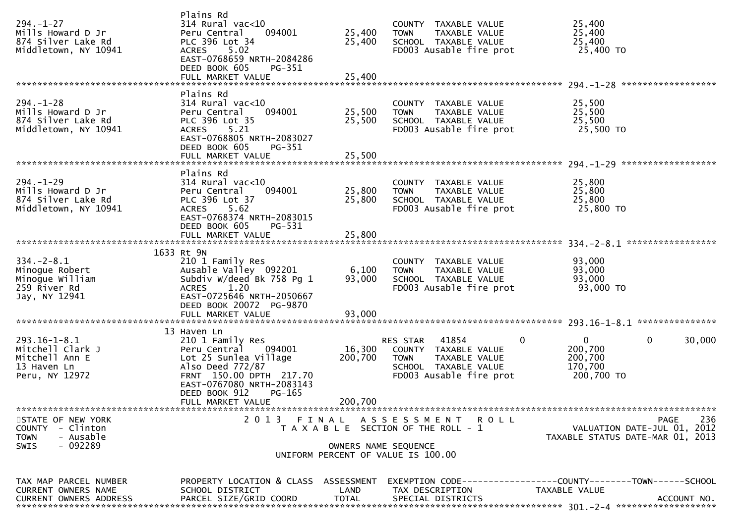```
                               Plains Rd
294.-1-27                      314 Rural vac<10                          COUNTY  TAXABLE VALUE              25,400
Mills Howard D Jr              Peru Central    094001        25,400      TOWN    TAXABLE VALUE              25,400
874 Silver Lake Rd             PLC 396 Lot 34                25,400      SCHOOL  TAXABLE VALUE              25,400
Middletown, NY 10941           ACRES     5.02                            FD003 Ausable fire prot             25,400 TO
                               EAST-0768659 NRTH-2084286
                               DEED BOOK 605     PG-351
                               FULL MARKET VALUE             25,400
******************************************************************************************************* 294.-1-28 ******************
                               Plains Rd
294.-1-28                      314 Rural vac<10                          COUNTY  TAXABLE VALUE              25,500
Mills Howard D Jr              Peru Central    094001        25,500      TOWN    TAXABLE VALUE              25,500
874 Silver Lake Rd             PLC 396 Lot 35                25,500      SCHOOL  TAXABLE VALUE              25,500
Middletown, NY 10941           ACRES     5.21                            FD003 Ausable fire prot             25,500 TO
                               EAST-0768805 NRTH-2083027
                               DEED BOOK 605     PG-351
                               FULL MARKET VALUE             25,500
******************************************************************************************************* 294.-1-29 ******************
                               Plains Rd
294.-1-29                      314 Rural vac<10                          COUNTY  TAXABLE VALUE              25,800
Mills Howard D Jr              Peru Central    094001        25,800      TOWN    TAXABLE VALUE              25,800
874 Silver Lake Rd             PLC 396 Lot 37                25,800      SCHOOL  TAXABLE VALUE              25,800
Middletown, NY 10941           ACRES     5.62                            FD003 Ausable fire prot             25,800 TO
                               EAST-0768374 NRTH-2083015
                               DEED BOOK 605     PG-531
                               FULL MARKET VALUE             25,800
******************************************************************************************************* 334.-2-8.1 *****************
                          1633 Rt 9N
334.-2-8.1                     210 1 Family Res                          COUNTY  TAXABLE VALUE              93,000
Minogue Robert                 Ausable Valley  092201         6,100      TOWN    TAXABLE VALUE              93,000
Minogue William                Subdiv W/deed Bk 758 Pg 1     93,000      SCHOOL  TAXABLE VALUE              93,000
259 River Rd                   ACRES     1.20                            FD003 Ausable fire prot             93,000 TO
Jay, NY 12941                  EAST-0725646 NRTH-2050667
                               DEED BOOK 20072  PG-9870
                               FULL MARKET VALUE             93,000
******************************************************************************************************* 293.16-1-8.1 ***************
                            13 Haven Ln
293.16-1-8.1                   210 1 Family Res                          RES STAR   41854          0          0            0        30,000
Mitchell Clark J               Peru Central    094001        16,300      COUNTY  TAXABLE VALUE             200,700
Mitchell Ann E                 Lot 25 Sunlea Village        200,700      TOWN    TAXABLE VALUE             200,700
13 Haven Ln                    Also Deed 772/87                          SCHOOL  TAXABLE VALUE             170,700
Peru, NY 12972                 FRNT  150.00 DPTH  217.70                 FD003 Ausable fire prot            200,700 TO
                               EAST-0767080 NRTH-2083143
                               DEED BOOK 912     PG-165
                               FULL MARKET VALUE            200,700
************************************************************************************************************************************
STATE OF NEW YORK                  2 0 1 3   F I N A L   A S S E S S M E N T   R O L L                                   PAGE   236
COUNTY  - Clinton                     T A X A B L E  SECTION OF THE ROLL - 1                          VALUATION DATE-JUL 01, 2012
TOWN    - Ausable                                                                                TAXABLE STATUS DATE-MAR 01, 2013
SWIS    - 092289                                    OWNERS NAME SEQUENCE
                                           UNIFORM PERCENT OF VALUE IS 100.00


TAX MAP PARCEL NUMBER          PROPERTY LOCATION & CLASS  ASSESSMENT  EXEMPTION CODE------------------COUNTY--------TOWN------SCHOOL
CURRENT OWNERS NAME            SCHOOL DISTRICT               LAND      TAX DESCRIPTION             TAXABLE VALUE
CURRENT OWNERS ADDRESS         PARCEL SIZE/GRID COORD        TOTAL     SPECIAL DISTRICTS                                 ACCOUNT NO.
******************************************************************************************************* 301.-2-4 *******************
```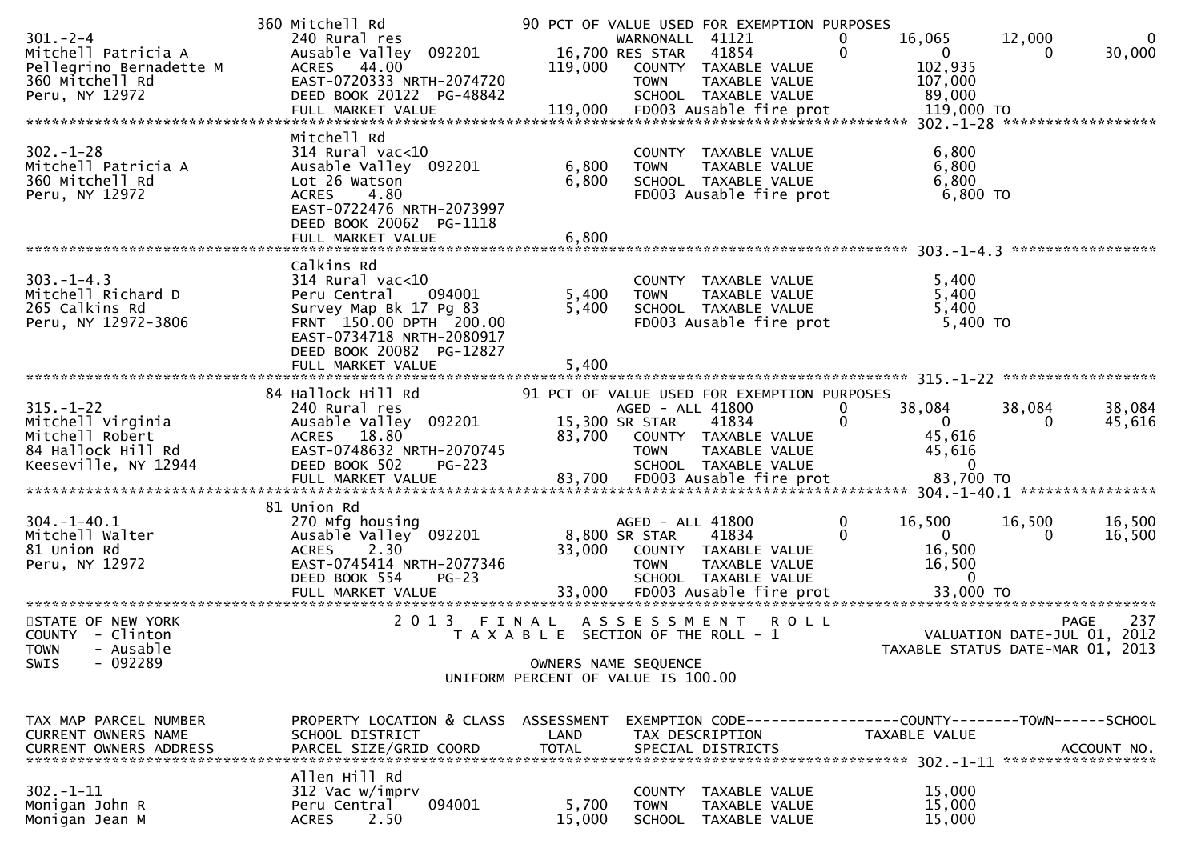```
                              360 Mitchell Rd                    90 PCT OF VALUE USED FOR EXEMPTION PURPOSES
301.-2-4                      240 Rural res                         WARNONALL  41121           0        16,065        12,000             0
Mitchell Patricia A           Ausable Valley  092201          16,700 RES STAR   41854           0             0             0        30,000
Pellegrino Bernadette M       ACRES   44.00                  119,000    COUNTY  TAXABLE VALUE            102,935
360 Mitchell Rd               EAST-0720333 NRTH-2074720                 TOWN    TAXABLE VALUE            107,000
Peru, NY 12972                DEED BOOK 20122  PG-48842                 SCHOOL  TAXABLE VALUE             89,000
                              FULL MARKET VALUE              119,000    FD003 Ausable fire prot          119,000 TO
******************************************************************************************************* 302.-1-28 *****************
                              Mitchell Rd
302.-1-28                     314 Rural vac<10                          COUNTY  TAXABLE VALUE              6,800
Mitchell Patricia A           Ausable Valley  092201           6,800    TOWN    TAXABLE VALUE              6,800
360 Mitchell Rd               Lot 26 Watson                    6,800    SCHOOL  TAXABLE VALUE              6,800
Peru, NY 12972                ACRES    4.80                             FD003 Ausable fire prot            6,800 TO
                              EAST-0722476 NRTH-2073997
                              DEED BOOK 20062  PG-1118
                              FULL MARKET VALUE                6,800
******************************************************************************************************* 303.-1-4.3 ****************
                              Calkins Rd
303.-1-4.3                    314 Rural vac<10                          COUNTY  TAXABLE VALUE              5,400
Mitchell Richard D            Peru Central    094001           5,400    TOWN    TAXABLE VALUE              5,400
265 Calkins Rd                Survey Map Bk 17 Pg 83           5,400    SCHOOL  TAXABLE VALUE              5,400
Peru, NY 12972-3806           FRNT 150.00 DPTH 200.00                   FD003 Ausable fire prot            5,400 TO
                              EAST-0734718 NRTH-2080917
                              DEED BOOK 20082  PG-12827
                              FULL MARKET VALUE                5,400
******************************************************************************************************* 315.-1-22 *****************
                              84 Hallock Hill Rd                 91 PCT OF VALUE USED FOR EXEMPTION PURPOSES
315.-1-22                     240 Rural res                         AGED - ALL 41800           0        38,084        38,084        38,084
Mitchell Virginia             Ausable Valley  092201          15,300 SR STAR    41834           0             0             0        45,616
Mitchell Robert               ACRES   18.80                   83,700    COUNTY  TAXABLE VALUE             45,616
84 Hallock Hill Rd            EAST-0748632 NRTH-2070745                 TOWN    TAXABLE VALUE             45,616
Keeseville, NY 12944          DEED BOOK 502    PG-223                   SCHOOL  TAXABLE VALUE                  0
                              FULL MARKET VALUE               83,700    FD003 Ausable fire prot           83,700 TO
******************************************************************************************************* 304.-1-40.1 ***************
                              81 Union Rd
304.-1-40.1                   270 Mfg housing                       AGED - ALL 41800           0        16,500        16,500        16,500
Mitchell Walter               Ausable Valley  092201           8,800 SR STAR    41834           0             0             0        16,500
81 Union Rd                   ACRES    2.30                   33,000    COUNTY  TAXABLE VALUE             16,500
Peru, NY 12972                EAST-0745414 NRTH-2077346                 TOWN    TAXABLE VALUE             16,500
                              DEED BOOK 554    PG-23                    SCHOOL  TAXABLE VALUE                  0
                              FULL MARKET VALUE               33,000    FD003 Ausable fire prot           33,000 TO
************************************************************************************************************************************
STATE OF NEW YORK                         2 0 1 3   F I N A L   A S S E S S M E N T   R O L L                              PAGE    237
COUNTY  - Clinton                            T A X A B L E  SECTION OF THE ROLL - 1                           VALUATION DATE-JUL 01, 2012
TOWN    - Ausable                                                                                         TAXABLE STATUS DATE-MAR 01, 2013
SWIS    - 092289                                              OWNERS NAME SEQUENCE
                                                     UNIFORM PERCENT OF VALUE IS 100.00


TAX MAP PARCEL NUMBER         PROPERTY LOCATION & CLASS  ASSESSMENT  EXEMPTION CODE-----------------COUNTY--------TOWN------SCHOOL
CURRENT OWNERS NAME           SCHOOL DISTRICT               LAND      TAX DESCRIPTION            TAXABLE VALUE
CURRENT OWNERS ADDRESS        PARCEL SIZE/GRID COORD        TOTAL     SPECIAL DISTRICTS                                  ACCOUNT NO.
******************************************************************************************************* 302.-1-11 *****************
                              Allen Hill Rd
302.-1-11                     312 Vac w/imprv                           COUNTY  TAXABLE VALUE             15,000
Monigan John R                Peru Central    094001           5,700    TOWN    TAXABLE VALUE             15,000
Monigan Jean M                ACRES    2.50                   15,000    SCHOOL  TAXABLE VALUE             15,000
```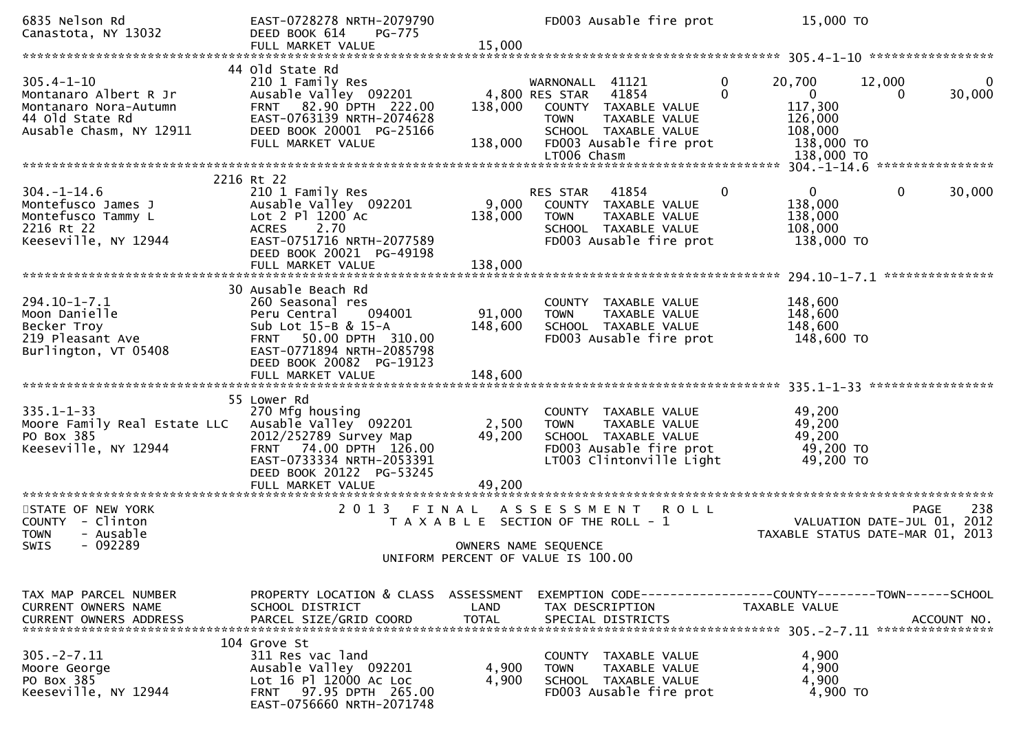```
6835 Nelson Rd                  EAST-0728278 NRTH-2079790             FD003 Ausable fire prot           15,000 TO
Canastota, NY 13032             DEED BOOK 614     PG-775
                                FULL MARKET VALUE              15,000
******************************************************************************************************* 305.4-1-10 *****************
                             44 Old State Rd
305.4-1-10                      210 1 Family Res                     WARNONALL  41121          0        20,700       12,000            0
Montanaro Albert R Jr           Ausable Valley  092201         4,800 RES STAR   41854          0             0            0       30,000
Montanaro Nora-Autumn           FRNT   82.90 DPTH  222.00    138,000   COUNTY  TAXABLE VALUE            117,300
44 Old State Rd                 EAST-0763139 NRTH-2074628              TOWN    TAXABLE VALUE            126,000
Ausable Chasm, NY 12911         DEED BOOK 20001  PG-25166              SCHOOL  TAXABLE VALUE            108,000
                                FULL MARKET VALUE             138,000   FD003 Ausable fire prot          138,000 TO
                                                                        LT006 Chasm                      138,000 TO
******************************************************************************************************* 304.-1-14.6 ****************
                             2216 Rt 22
304.-1-14.6                     210 1 Family Res                     RES STAR   41854          0             0            0       30,000
Montefusco James J              Ausable Valley  092201         9,000   COUNTY  TAXABLE VALUE            138,000
Montefusco Tammy L              Lot 2 Pl 1200 Ac             138,000   TOWN    TAXABLE VALUE            138,000
2216 Rt 22                      ACRES    2.70                          SCHOOL  TAXABLE VALUE            108,000
Keeseville, NY 12944            EAST-0751716 NRTH-2077589              FD003 Ausable fire prot          138,000 TO
                                DEED BOOK 20021  PG-49198
                                FULL MARKET VALUE             138,000
******************************************************************************************************* 294.10-1-7.1 ***************
                             30 Ausable Beach Rd
294.10-1-7.1                    260 Seasonal res                       COUNTY  TAXABLE VALUE            148,600
Moon Danielle                   Peru Central    094001        91,000   TOWN    TAXABLE VALUE            148,600
Becker Troy                     Sub Lot 15-B & 15-A          148,600   SCHOOL  TAXABLE VALUE            148,600
219 Pleasant Ave                FRNT   50.00 DPTH  310.00              FD003 Ausable fire prot          148,600 TO
Burlington, VT 05408            EAST-0771894 NRTH-2085798
                                DEED BOOK 20082  PG-19123
                                FULL MARKET VALUE             148,600
******************************************************************************************************* 335.1-1-33 *****************
                             55 Lower Rd
335.1-1-33                      270 Mfg housing                        COUNTY  TAXABLE VALUE             49,200
Moore Family Real Estate LLC    Ausable Valley  092201         2,500   TOWN    TAXABLE VALUE             49,200
PO Box 385                      2012/252789 Survey Map        49,200   SCHOOL  TAXABLE VALUE             49,200
Keeseville, NY 12944            FRNT   74.00 DPTH  126.00              FD003 Ausable fire prot           49,200 TO
                                EAST-0733334 NRTH-2053391              LT003 Clintonville Light          49,200 TO
                                DEED BOOK 20122  PG-53245
                                FULL MARKET VALUE              49,200
*************************************************************************************************************************************
STATE OF NEW YORK                2 0 1 3   F I N A L   A S S E S S M E N T   R O L L                                    PAGE   238
COUNTY  - Clinton                   T A X A B L E  SECTION OF THE ROLL - 1                              VALUATION DATE-JUL 01, 2012
TOWN    - Ausable                                                                                 TAXABLE STATUS DATE-MAR 01, 2013
SWIS    - 092289                                      OWNERS NAME SEQUENCE
                                              UNIFORM PERCENT OF VALUE IS 100.00


TAX MAP PARCEL NUMBER           PROPERTY LOCATION & CLASS  ASSESSMENT  EXEMPTION CODE------------------COUNTY--------TOWN------SCHOOL
CURRENT OWNERS NAME             SCHOOL DISTRICT               LAND      TAX DESCRIPTION            TAXABLE VALUE
CURRENT OWNERS ADDRESS          PARCEL SIZE/GRID COORD        TOTAL     SPECIAL DISTRICTS                                ACCOUNT NO.
******************************************************************************************************* 305.-2-7.11 ****************
                             104 Grove St
305.-2-7.11                     311 Res vac land                       COUNTY  TAXABLE VALUE              4,900
Moore George                    Ausable Valley  092201         4,900   TOWN    TAXABLE VALUE              4,900
PO Box 385                      Lot 16 Pl 12000 Ac Loc         4,900   SCHOOL  TAXABLE VALUE              4,900
Keeseville, NY 12944            FRNT   97.95 DPTH  265.00              FD003 Ausable fire prot            4,900 TO
                                EAST-0756660 NRTH-2071748
```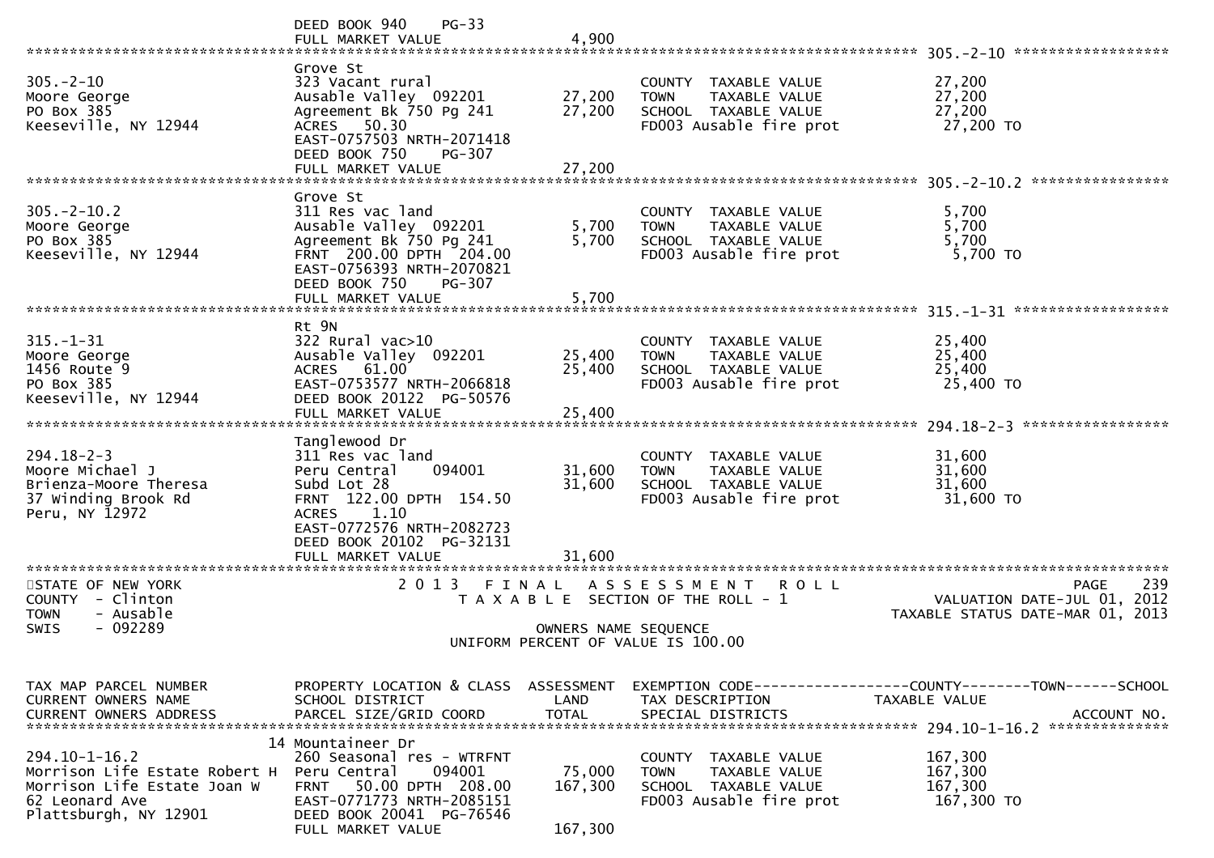```
                             DEED BOOK 940    PG-33
                             FULL MARKET VALUE                  4,900
******************************************************************************************************* 305.-2-10 ******************
                             Grove St
305.-2-10                    323 Vacant rural                          COUNTY  TAXABLE VALUE            27,200
Moore George                 Ausable Valley  092201         27,200     TOWN    TAXABLE VALUE            27,200
PO Box 385                   Agreement Bk 750 Pg 241        27,200     SCHOOL  TAXABLE VALUE            27,200
Keeseville, NY 12944         ACRES   50.30                             FD003 Ausable fire prot           27,200 TO
                             EAST-0757503 NRTH-2071418
                             DEED BOOK 750    PG-307
                             FULL MARKET VALUE                 27,200
******************************************************************************************************* 305.-2-10.2 ****************
                             Grove St
305.-2-10.2                  311 Res vac land                          COUNTY  TAXABLE VALUE             5,700
Moore George                 Ausable Valley  092201          5,700     TOWN    TAXABLE VALUE             5,700
PO Box 385                   Agreement Bk 750 Pg 241         5,700     SCHOOL  TAXABLE VALUE             5,700
Keeseville, NY 12944         FRNT  200.00 DPTH  204.00                 FD003 Ausable fire prot            5,700 TO
                             EAST-0756393 NRTH-2070821
                             DEED BOOK 750    PG-307
                             FULL MARKET VALUE                  5,700
******************************************************************************************************* 315.-1-31 ******************
                             Rt 9N
315.-1-31                    322 Rural vac>10                          COUNTY  TAXABLE VALUE            25,400
Moore George                 Ausable Valley  092201         25,400     TOWN    TAXABLE VALUE            25,400
1456 Route 9                 ACRES   61.00                  25,400     SCHOOL  TAXABLE VALUE            25,400
PO Box 385                   EAST-0753577 NRTH-2066818                 FD003 Ausable fire prot           25,400 TO
Keeseville, NY 12944         DEED BOOK 20122  PG-50576
                             FULL MARKET VALUE                 25,400
******************************************************************************************************* 294.18-2-3 *****************
                             Tanglewood Dr
294.18-2-3                   311 Res vac land                          COUNTY  TAXABLE VALUE            31,600
Moore Michael J              Peru Central    094001         31,600     TOWN    TAXABLE VALUE            31,600
Brienza-Moore Theresa        Subd Lot 28                    31,600     SCHOOL  TAXABLE VALUE            31,600
37 Winding Brook Rd          FRNT  122.00 DPTH  154.50                 FD003 Ausable fire prot           31,600 TO
Peru, NY 12972               ACRES    1.10
                             EAST-0772576 NRTH-2082723
                             DEED BOOK 20102  PG-32131
                             FULL MARKET VALUE                 31,600
*******************************************************************************************************************************
STATE OF NEW YORK                    2 0 1 3   F I N A L   A S S E S S M E N T   R O L L                              PAGE    239
COUNTY  - Clinton                       T A X A B L E  SECTION OF THE ROLL - 1                       VALUATION DATE-JUL 01, 2012
TOWN    - Ausable                                                                                 TAXABLE STATUS DATE-MAR 01, 2013
SWIS    - 092289                                      OWNERS NAME SEQUENCE
                                               UNIFORM PERCENT OF VALUE IS 100.00


TAX MAP PARCEL NUMBER        PROPERTY LOCATION & CLASS  ASSESSMENT  EXEMPTION CODE------------------COUNTY--------TOWN------SCHOOL
CURRENT OWNERS NAME          SCHOOL DISTRICT               LAND     TAX DESCRIPTION              TAXABLE VALUE
CURRENT OWNERS ADDRESS       PARCEL SIZE/GRID COORD       TOTAL     SPECIAL DISTRICTS                                  ACCOUNT NO.
******************************************************************************************************* 294.10-1-16.2 **************
                          14 Mountaineer Dr
294.10-1-16.2                260 Seasonal res - WTRFNT                 COUNTY  TAXABLE VALUE           167,300
Morrison Life Estate Robert H Peru Central    094001        75,000     TOWN    TAXABLE VALUE           167,300
Morrison Life Estate Joan W  FRNT   50.00 DPTH  208.00     167,300     SCHOOL  TAXABLE VALUE           167,300
62 Leonard Ave               EAST-0771773 NRTH-2085151                 FD003 Ausable fire prot          167,300 TO
Plattsburgh, NY 12901        DEED BOOK 20041  PG-76546
                             FULL MARKET VALUE                167,300
```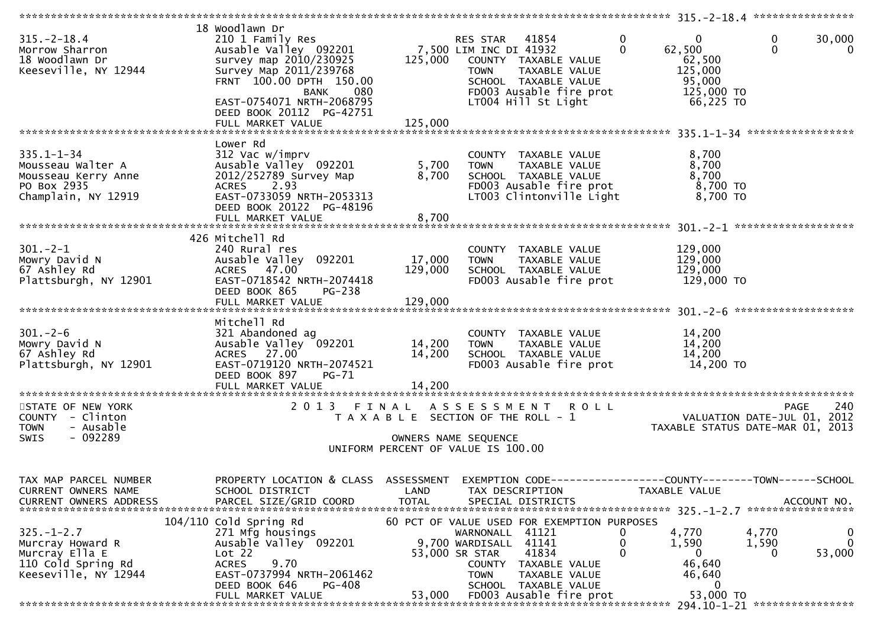| TAX MAP PARCEL NUMBER<br>CURRENT OWNERS NAME<br>CURRENT OWNERS ADDRESS | PROPERTY LOCATION & CLASS<br>SCHOOL DISTRICT<br>PARCEL SIZE/GRID COORD | ASSESSMENT<br>LAND<br>TOTAL | EXEMPTION CODE<br>TAX DESCRIPTION<br>SPECIAL DISTRICTS | | COUNTY<br>TAXABLE VALUE | TOWN | SCHOOL<br>ACCOUNT NO. |
|---|---|---|---|---|---|---|---|
| **315.-2-18.4** | 18 Woodlawn Dr | | | | | | |
| 315.-2-18.4 | 210 1 Family Res | | RES STAR 41854 | 0 | 0 | 0 | 30,000 |
| Morrow Sharron | Ausable Valley 092201 | 7,500 | LIM INC DI 41932 | 0 | 62,500 | 0 | 0 |
| 18 Woodlawn Dr | survey map 2010/230925 | 125,000 | COUNTY TAXABLE VALUE | | 62,500 | | |
| Keeseville, NY 12944 | Survey Map 2011/239768 | | TOWN TAXABLE VALUE | | 125,000 | | |
| | FRNT 100.00 DPTH 150.00 | | SCHOOL TAXABLE VALUE | | 95,000 | | |
| | BANK 080 | | FD003 Ausable fire prot | | 125,000 TO | | |
| | EAST-0754071 NRTH-2068795 | | LT004 Hill St Light | | 66,225 TO | | |
| | DEED BOOK 20112 PG-42751 | | | | | | |
| | FULL MARKET VALUE | 125,000 | | | | | |
| **335.1-1-34** | Lower Rd | | | | | | |
| 335.1-1-34 | 312 Vac w/imprv | | COUNTY TAXABLE VALUE | | 8,700 | | |
| Mousseau Walter A | Ausable Valley 092201 | 5,700 | TOWN TAXABLE VALUE | | 8,700 | | |
| Mousseau Kerry Anne | 2012/252789 Survey Map | 8,700 | SCHOOL TAXABLE VALUE | | 8,700 | | |
| PO Box 2935 | ACRES 2.93 | | FD003 Ausable fire prot | | 8,700 TO | | |
| Champlain, NY 12919 | EAST-0733059 NRTH-2053313 | | LT003 Clintonville Light | | 8,700 TO | | |
| | DEED BOOK 20122 PG-48196 | | | | | | |
| | FULL MARKET VALUE | 8,700 | | | | | |
| **301.-2-1** | 426 Mitchell Rd | | | | | | |
| 301.-2-1 | 240 Rural res | | COUNTY TAXABLE VALUE | | 129,000 | | |
| Mowry David N | Ausable Valley 092201 | 17,000 | TOWN TAXABLE VALUE | | 129,000 | | |
| 67 Ashley Rd | ACRES 47.00 | 129,000 | SCHOOL TAXABLE VALUE | | 129,000 | | |
| Plattsburgh, NY 12901 | EAST-0718542 NRTH-2074418 | | FD003 Ausable fire prot | | 129,000 TO | | |
| | DEED BOOK 865 PG-238 | | | | | | |
| | FULL MARKET VALUE | 129,000 | | | | | |
| **301.-2-6** | Mitchell Rd | | | | | | |
| 301.-2-6 | 321 Abandoned ag | | COUNTY TAXABLE VALUE | | 14,200 | | |
| Mowry David N | Ausable Valley 092201 | 14,200 | TOWN TAXABLE VALUE | | 14,200 | | |
| 67 Ashley Rd | ACRES 27.00 | 14,200 | SCHOOL TAXABLE VALUE | | 14,200 | | |
| Plattsburgh, NY 12901 | EAST-0719120 NRTH-2074521 | | FD003 Ausable fire prot | | 14,200 TO | | |
| | DEED BOOK 897 PG-71 | | | | | | |
| | FULL MARKET VALUE | 14,200 | | | | | |

STATE OF NEW YORK
COUNTY - Clinton
TOWN - Ausable
SWIS - 092289

2013 FINAL ASSESSMENT ROLL
TAXABLE SECTION OF THE ROLL - 1
OWNERS NAME SEQUENCE
UNIFORM PERCENT OF VALUE IS 100.00

VALUATION DATE-JUL 01, 2012
TAXABLE STATUS DATE-MAR 01, 2013

| TAX MAP PARCEL NUMBER<br>CURRENT OWNERS NAME<br>CURRENT OWNERS ADDRESS | PROPERTY LOCATION & CLASS<br>SCHOOL DISTRICT<br>PARCEL SIZE/GRID COORD | ASSESSMENT<br>LAND<br>TOTAL | EXEMPTION CODE<br>TAX DESCRIPTION<br>SPECIAL DISTRICTS | | COUNTY<br>TAXABLE VALUE | TOWN | SCHOOL<br>ACCOUNT NO. |
|---|---|---|---|---|---|---|---|
| **325.-1-2.7** | 104/110 Cold Spring Rd | | 60 PCT OF VALUE USED FOR EXEMPTION PURPOSES | | | | |
| 325.-1-2.7 | 271 Mfg housings | | WARNONALL 41121 | 0 | 4,770 | 4,770 | 0 |
| Murcray Howard R | Ausable Valley 092201 | 9,700 | WARDISALL 41141 | 0 | 1,590 | 1,590 | 0 |
| Murcray Ella E | Lot 22 | 53,000 | SR STAR 41834 | 0 | 0 | 0 | 53,000 |
| 110 Cold Spring Rd | ACRES 9.70 | | COUNTY TAXABLE VALUE | | 46,640 | | |
| Keeseville, NY 12944 | EAST-0737994 NRTH-2061462 | | TOWN TAXABLE VALUE | | 46,640 | | |
| | DEED BOOK 646 PG-408 | | SCHOOL TAXABLE VALUE | | 0 | | |
| | FULL MARKET VALUE | 53,000 | FD003 Ausable fire prot | | 53,000 TO | | |
| **294.10-1-21** | | | | | | | |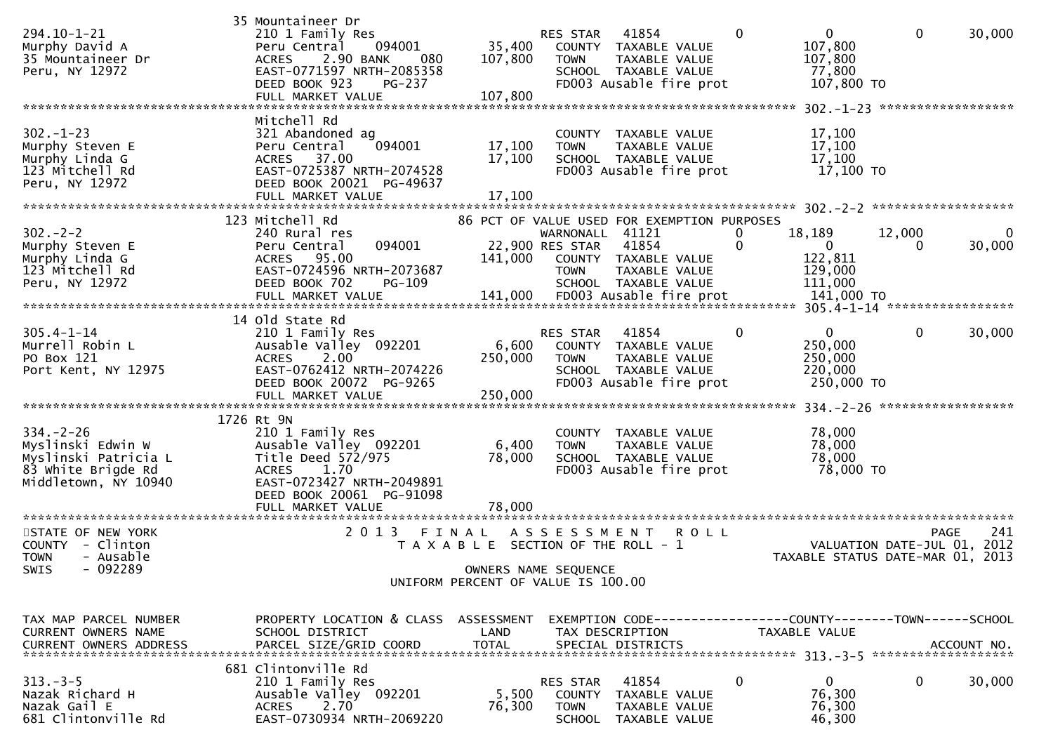```
                                35 Mountaineer Dr
294.10-1-21                     210 1 Family Res                    RES STAR   41854          0          0          0      30,000
Murphy David A                  Peru Central    094001      35,400   COUNTY  TAXABLE VALUE            107,800
35 Mountaineer Dr               ACRES    2.90 BANK    080  107,800   TOWN    TAXABLE VALUE            107,800
Peru, NY 12972                  EAST-0771597 NRTH-2085358            SCHOOL  TAXABLE VALUE             77,800
                                DEED BOOK 923     PG-237             FD003 Ausable fire prot          107,800 TO
                                FULL MARKET VALUE          107,800
******************************************************************************************************* 302.-1-23 ******************
                                Mitchell Rd
302.-1-23                       321 Abandoned ag                     COUNTY  TAXABLE VALUE             17,100
Murphy Steven E                 Peru Central    094001      17,100   TOWN    TAXABLE VALUE             17,100
Murphy Linda G                  ACRES   37.00               17,100   SCHOOL  TAXABLE VALUE             17,100
123 Mitchell Rd                 EAST-0725387 NRTH-2074528            FD003 Ausable fire prot           17,100 TO
Peru, NY 12972                  DEED BOOK 20021 PG-49637
                                FULL MARKET VALUE           17,100
******************************************************************************************************* 302.-2-2 *******************
                                123 Mitchell Rd                   86 PCT OF VALUE USED FOR EXEMPTION PURPOSES
302.-2-2                        240 Rural res                        WARNONALL  41121         0     18,189     12,000          0
Murphy Steven E                 Peru Central    094001      22,900 RES STAR   41854          0          0          0      30,000
Murphy Linda G                  ACRES   95.00              141,000   COUNTY  TAXABLE VALUE            122,811
123 Mitchell Rd                 EAST-0724596 NRTH-2073687            TOWN    TAXABLE VALUE            129,000
Peru, NY 12972                  DEED BOOK 702     PG-109             SCHOOL  TAXABLE VALUE            111,000
                                FULL MARKET VALUE          141,000   FD003 Ausable fire prot          141,000 TO
******************************************************************************************************* 305.4-1-14 *****************
                                14 Old State Rd
305.4-1-14                      210 1 Family Res                    RES STAR   41854          0          0          0      30,000
Murrell Robin L                 Ausable Valley  092201       6,600   COUNTY  TAXABLE VALUE            250,000
PO Box 121                      ACRES    2.00              250,000   TOWN    TAXABLE VALUE            250,000
Port Kent, NY 12975             EAST-0762412 NRTH-2074226            SCHOOL  TAXABLE VALUE            220,000
                                DEED BOOK 20072 PG-9265              FD003 Ausable fire prot          250,000 TO
                                FULL MARKET VALUE          250,000
******************************************************************************************************* 334.-2-26 ******************
                                1726 Rt 9N
334.-2-26                       210 1 Family Res                     COUNTY  TAXABLE VALUE             78,000
Myslinski Edwin W               Ausable Valley  092201       6,400   TOWN    TAXABLE VALUE             78,000
Myslinski Patricia L            Title Deed 572/975          78,000   SCHOOL  TAXABLE VALUE             78,000
83 White Brigde Rd              ACRES    1.70                        FD003 Ausable fire prot           78,000 TO
Middletown, NY 10940            EAST-0723427 NRTH-2049891
                                DEED BOOK 20061 PG-91098
                                FULL MARKET VALUE           78,000
************************************************************************************************************************************
STATE OF NEW YORK                2 0 1 3   F I N A L   A S S E S S M E N T   R O L L                                PAGE   241
COUNTY  - Clinton                    T A X A B L E  SECTION OF THE ROLL - 1                          VALUATION DATE-JUL 01, 2012
TOWN    - Ausable                                                                               TAXABLE STATUS DATE-MAR 01, 2013
SWIS    - 092289                                    OWNERS NAME SEQUENCE
                                            UNIFORM PERCENT OF VALUE IS 100.00


TAX MAP PARCEL NUMBER           PROPERTY LOCATION & CLASS  ASSESSMENT  EXEMPTION CODE------------------COUNTY--------TOWN------SCHOOL
CURRENT OWNERS NAME             SCHOOL DISTRICT               LAND     TAX DESCRIPTION              TAXABLE VALUE
CURRENT OWNERS ADDRESS          PARCEL SIZE/GRID COORD        TOTAL    SPECIAL DISTRICTS                                 ACCOUNT NO.
******************************************************************************************************* 313.-3-5 *******************
                                681 Clintonville Rd
313.-3-5                        210 1 Family Res                    RES STAR   41854          0          0          0      30,000
Nazak Richard H                 Ausable Valley  092201       5,500   COUNTY  TAXABLE VALUE             76,300
Nazak Gail E                    ACRES    2.70               76,300   TOWN    TAXABLE VALUE             76,300
681 Clintonville Rd             EAST-0730934 NRTH-2069220            SCHOOL  TAXABLE VALUE             46,300
```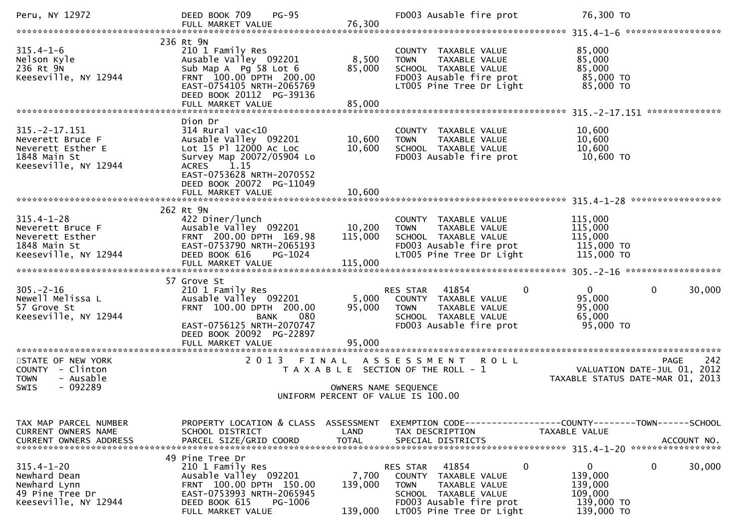```
Peru, NY 12972                 DEED BOOK 709    PG-95                     FD003 Ausable fire prot           76,300 TO
                               FULL MARKET VALUE               76,300
******************************************************************************************************* 315.4-1-6 ******************
                            236 Rt 9N
315.4-1-6                      210 1 Family Res                           COUNTY  TAXABLE VALUE             85,000
Nelson Kyle                    Ausable Valley  092201           8,500    TOWN    TAXABLE VALUE             85,000
236 Rt 9N                      Sub Map A  Pg 58 Lot 6          85,000    SCHOOL  TAXABLE VALUE             85,000
Keeseville, NY 12944           FRNT  100.00 DPTH  200.00                  FD003 Ausable fire prot           85,000 TO
                               EAST-0754105 NRTH-2065769                  LT005 Pine Tree Dr Light          85,000 TO
                               DEED BOOK 20112  PG-39136
                               FULL MARKET VALUE               85,000
******************************************************************************************************* 315.-2-17.151 **************
                            Dion Dr
315.-2-17.151                  314 Rural vac<10                           COUNTY  TAXABLE VALUE             10,600
Neverett Bruce F               Ausable Valley  092201          10,600    TOWN    TAXABLE VALUE             10,600
Neverett Esther E              Lot 15 Pl 12000 Ac Loc          10,600    SCHOOL  TAXABLE VALUE             10,600
1848 Main St                   Survey Map 20072/05904 Lo                  FD003 Ausable fire prot           10,600 TO
Keeseville, NY 12944           ACRES     1.15
                               EAST-0753628 NRTH-2070552
                               DEED BOOK 20072  PG-11049
                               FULL MARKET VALUE               10,600
******************************************************************************************************* 315.4-1-28 *****************
                            262 Rt 9N
315.4-1-28                     422 Diner/lunch                            COUNTY  TAXABLE VALUE            115,000
Neverett Bruce F               Ausable Valley  092201          10,200    TOWN    TAXABLE VALUE            115,000
Neverett Esther                FRNT  200.00 DPTH  169.98      115,000    SCHOOL  TAXABLE VALUE            115,000
1848 Main St                   EAST-0753790 NRTH-2065193                  FD003 Ausable fire prot          115,000 TO
Keeseville, NY 12944           DEED BOOK 616     PG-1024                  LT005 Pine Tree Dr Light         115,000 TO
                               FULL MARKET VALUE              115,000
******************************************************************************************************* 305.-2-16 ******************
                            57 Grove St
305.-2-16                      210 1 Family Res                          RES STAR   41854          0           0            0       30,000
Newell Melissa L               Ausable Valley  092201           5,000    COUNTY  TAXABLE VALUE             95,000
57 Grove St                    FRNT  100.00 DPTH  200.00       95,000    TOWN    TAXABLE VALUE             95,000
Keeseville, NY 12944                          BANK     080                SCHOOL  TAXABLE VALUE             65,000
                               EAST-0756125 NRTH-2070747                  FD003 Ausable fire prot           95,000 TO
                               DEED BOOK 20092  PG-22897
                               FULL MARKET VALUE               95,000
************************************************************************************************************************************
STATE OF NEW YORK                  2 0 1 3   F I N A L   A S S E S S M E N T   R O L L                                 PAGE    242
COUNTY  - Clinton                     T A X A B L E  SECTION OF THE ROLL - 1                              VALUATION DATE-JUL 01, 2012
TOWN    - Ausable                                                                                       TAXABLE STATUS DATE-MAR 01, 2013
SWIS    - 092289                                          OWNERS NAME SEQUENCE
                                                 UNIFORM PERCENT OF VALUE IS 100.00


TAX MAP PARCEL NUMBER          PROPERTY LOCATION & CLASS  ASSESSMENT  EXEMPTION CODE------------------COUNTY--------TOWN------SCHOOL
CURRENT OWNERS NAME            SCHOOL DISTRICT               LAND      TAX DESCRIPTION             TAXABLE VALUE
CURRENT OWNERS ADDRESS         PARCEL SIZE/GRID COORD       TOTAL      SPECIAL DISTRICTS                                    ACCOUNT NO.
******************************************************************************************************* 315.4-1-20 *****************
                            49 Pine Tree Dr
315.4-1-20                     210 1 Family Res                          RES STAR   41854          0           0            0       30,000
Newhard Dean                   Ausable Valley  092201           7,700    COUNTY  TAXABLE VALUE            139,000
Newhard Lynn                   FRNT  100.00 DPTH  150.00      139,000    TOWN    TAXABLE VALUE            139,000
49 Pine Tree Dr                EAST-0753993 NRTH-2065945                  SCHOOL  TAXABLE VALUE            109,000
Keeseville, NY 12944           DEED BOOK 615     PG-1006                  FD003 Ausable fire prot          139,000 TO
                               FULL MARKET VALUE              139,000    LT005 Pine Tree Dr Light         139,000 TO
```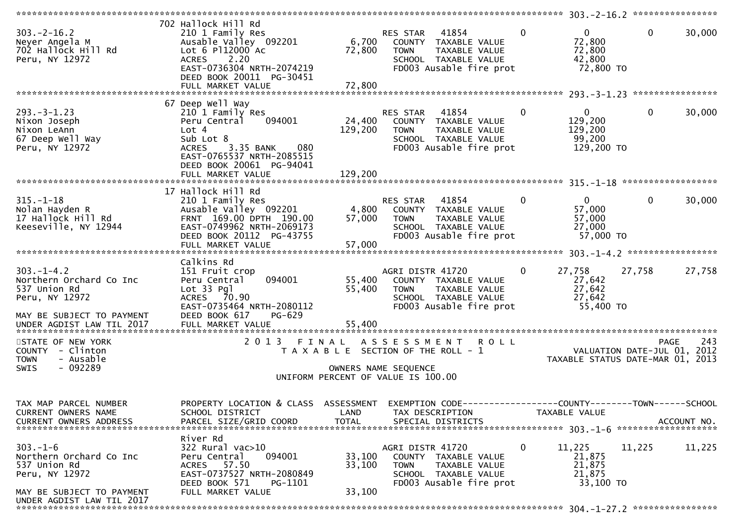```
******************************************************************************************************* 303.-2-16.2 ****************
                               702 Hallock Hill Rd
303.-2-16.2                    210 1 Family Res                         RES STAR   41854        0             0            0       30,000
Neyer Angela M                 Ausable Valley  092201        6,700      COUNTY  TAXABLE VALUE           72,800
702 Hallock Hill Rd            Lot 6 Pl12000 Ac             72,800      TOWN    TAXABLE VALUE           72,800
Peru, NY 12972                 ACRES     2.20                           SCHOOL  TAXABLE VALUE           42,800
                               EAST-0736304 NRTH-2074219                FD003 Ausable fire prot          72,800 TO
                               DEED BOOK 20011  PG-30451
                               FULL MARKET VALUE            72,800
******************************************************************************************************* 293.-3-1.23 ****************
                               67 Deep Well Way
293.-3-1.23                    210 1 Family Res                         RES STAR   41854        0             0            0       30,000
Nixon Joseph                   Peru Central     094001      24,400      COUNTY  TAXABLE VALUE          129,200
Nixon LeAnn                    Lot 4                       129,200      TOWN    TAXABLE VALUE          129,200
67 Deep Well Way               Sub Lot 8                                SCHOOL  TAXABLE VALUE           99,200
Peru, NY 12972                 ACRES     3.35 BANK     080              FD003 Ausable fire prot         129,200 TO
                               EAST-0765537 NRTH-2085515
                               DEED BOOK 20061  PG-94041
                               FULL MARKET VALUE           129,200
******************************************************************************************************* 315.-1-18 ******************
                               17 Hallock Hill Rd
315.-1-18                      210 1 Family Res                         RES STAR   41854        0             0            0       30,000
Nolan Hayden R                 Ausable Valley  092201        4,800      COUNTY  TAXABLE VALUE           57,000
17 Hallock Hill Rd             FRNT  169.00 DPTH  190.00    57,000      TOWN    TAXABLE VALUE           57,000
Keeseville, NY 12944           EAST-0749962 NRTH-2069173                SCHOOL  TAXABLE VALUE           27,000
                               DEED BOOK 20112  PG-43755                FD003 Ausable fire prot          57,000 TO
                               FULL MARKET VALUE            57,000
******************************************************************************************************* 303.-1-4.2 *****************
                               Calkins Rd
303.-1-4.2                     151 Fruit crop                           AGRI DISTR 41720        0        27,758       27,758       27,758
Northern Orchard Co Inc        Peru Central     094001      55,400      COUNTY  TAXABLE VALUE           27,642
537 Union Rd                   Lot 33 Pgl                   55,400      TOWN    TAXABLE VALUE           27,642
Peru, NY 12972                 ACRES    70.90                           SCHOOL  TAXABLE VALUE           27,642
                               EAST-0735464 NRTH-2080112                FD003 Ausable fire prot          55,400 TO
MAY BE SUBJECT TO PAYMENT      DEED BOOK 617    PG-629
UNDER AGDIST LAW TIL 2017      FULL MARKET VALUE            55,400
***************************************************************************************************************************************
STATE OF NEW YORK                     2 0 1 3   F I N A L   A S S E S S M E N T   R O L L                                  PAGE    243
COUNTY  - Clinton                        T A X A B L E  SECTION OF THE ROLL - 1                        VALUATION DATE-JUL 01, 2012
TOWN    - Ausable                                                                                  TAXABLE STATUS DATE-MAR 01, 2013
SWIS    - 092289                                         OWNERS NAME SEQUENCE
                                                 UNIFORM PERCENT OF VALUE IS 100.00

TAX MAP PARCEL NUMBER          PROPERTY LOCATION & CLASS  ASSESSMENT  EXEMPTION CODE------------------COUNTY--------TOWN------SCHOOL
CURRENT OWNERS NAME            SCHOOL DISTRICT               LAND     TAX DESCRIPTION            TAXABLE VALUE
CURRENT OWNERS ADDRESS         PARCEL SIZE/GRID COORD        TOTAL    SPECIAL DISTRICTS                                   ACCOUNT NO.
******************************************************************************************************* 303.-1-6 *******************
                               River Rd
303.-1-6                       322 Rural vac>10                         AGRI DISTR 41720        0        11,225       11,225       11,225
Northern Orchard Co Inc        Peru Central     094001      33,100      COUNTY  TAXABLE VALUE           21,875
537 Union Rd                   ACRES    57.50               33,100      TOWN    TAXABLE VALUE           21,875
Peru, NY 12972                 EAST-0737527 NRTH-2080849                SCHOOL  TAXABLE VALUE           21,875
                               DEED BOOK 571    PG-1101                 FD003 Ausable fire prot          33,100 TO
MAY BE SUBJECT TO PAYMENT      FULL MARKET VALUE            33,100
UNDER AGDIST LAW TIL 2017
******************************************************************************************************* 304.-1-27.2 ****************
```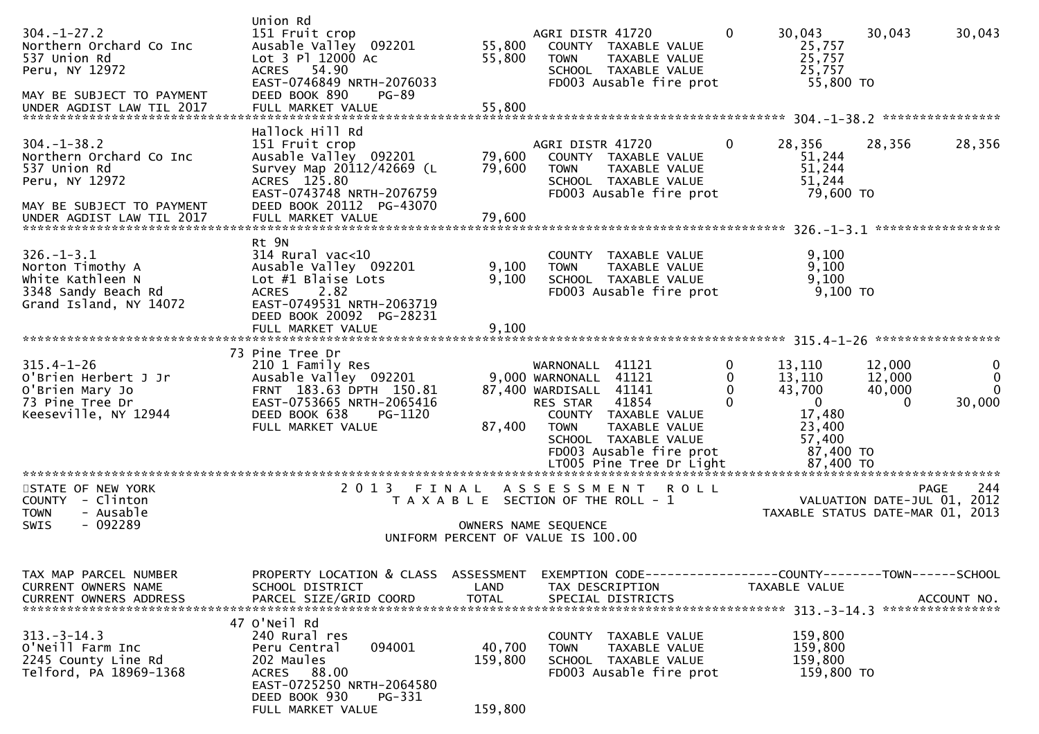```
                              Union Rd
304.-1-27.2                   151 Fruit crop                          AGRI DISTR 41720          0        30,043     30,043      30,043
Northern Orchard Co Inc       Ausable Valley  092201        55,800     COUNTY  TAXABLE VALUE                25,757
537 Union Rd                  Lot 3 Pl 12000 Ac              55,800     TOWN    TAXABLE VALUE                25,757
Peru, NY 12972                ACRES   54.90                             SCHOOL  TAXABLE VALUE                25,757
                              EAST-0746849 NRTH-2076033                 FD003 Ausable fire prot               55,800 TO
MAY BE SUBJECT TO PAYMENT     DEED BOOK 890     PG-89
UNDER AGDIST LAW TIL 2017     FULL MARKET VALUE             55,800
******************************************************************************************************* 304.-1-38.2 ****************
                              Hallock Hill Rd
304.-1-38.2                   151 Fruit crop                          AGRI DISTR 41720          0        28,356     28,356      28,356
Northern Orchard Co Inc       Ausable Valley  092201        79,600     COUNTY  TAXABLE VALUE                51,244
537 Union Rd                  Survey Map 20112/42669 (L     79,600     TOWN    TAXABLE VALUE                51,244
Peru, NY 12972                ACRES  125.80                             SCHOOL  TAXABLE VALUE                51,244
                              EAST-0743748 NRTH-2076759                 FD003 Ausable fire prot               79,600 TO
MAY BE SUBJECT TO PAYMENT     DEED BOOK 20112  PG-43070
UNDER AGDIST LAW TIL 2017     FULL MARKET VALUE             79,600
******************************************************************************************************* 326.-1-3.1 *****************
                              Rt 9N
326.-1-3.1                    314 Rural vac<10                          COUNTY  TAXABLE VALUE                 9,100
Norton Timothy A              Ausable Valley  092201         9,100     TOWN    TAXABLE VALUE                 9,100
White Kathleen N              Lot #1 Blaise Lots              9,100     SCHOOL  TAXABLE VALUE                 9,100
3348 Sandy Beach Rd           ACRES    2.82                             FD003 Ausable fire prot                9,100 TO
Grand Island, NY 14072        EAST-0749531 NRTH-2063719
                              DEED BOOK 20092  PG-28231
                              FULL MARKET VALUE              9,100
******************************************************************************************************* 315.4-1-26 *****************
                              73 Pine Tree Dr
315.4-1-26                    210 1 Family Res                        WARNONALL  41121          0        13,110     12,000           0
O'Brien Herbert J Jr          Ausable Valley  092201         9,000 WARNONALL  41121          0        13,110     12,000           0
O'Brien Mary Jo               FRNT 183.63 DPTH 150.81       87,400 WARDISALL  41141          0        43,700     40,000           0
73 Pine Tree Dr               EAST-0753665 NRTH-2065416                RES STAR   41854          0             0          0      30,000
Keeseville, NY 12944          DEED BOOK 638     PG-1120                 COUNTY  TAXABLE VALUE                17,480
                              FULL MARKET VALUE             87,400     TOWN    TAXABLE VALUE                23,400
                                                                        SCHOOL  TAXABLE VALUE                57,400
                                                                        FD003 Ausable fire prot               87,400 TO
                                                                        LT005 Pine Tree Dr Light              87,400 TO
************************************************************************************************************************************
STATE OF NEW YORK                       2 0 1 3   F I N A L   A S S E S S M E N T   R O L L                              PAGE    244
COUNTY  - Clinton                            T A X A B L E  SECTION OF THE ROLL - 1                          VALUATION DATE-JUL 01, 2012
TOWN    - Ausable                                                                                        TAXABLE STATUS DATE-MAR 01, 2013
SWIS    - 092289                                          OWNERS NAME SEQUENCE
                                                 UNIFORM PERCENT OF VALUE IS 100.00


TAX MAP PARCEL NUMBER         PROPERTY LOCATION & CLASS  ASSESSMENT  EXEMPTION CODE------------------COUNTY--------TOWN------SCHOOL
CURRENT OWNERS NAME           SCHOOL DISTRICT               LAND      TAX DESCRIPTION            TAXABLE VALUE
CURRENT OWNERS ADDRESS        PARCEL SIZE/GRID COORD        TOTAL     SPECIAL DISTRICTS                                    ACCOUNT NO.
******************************************************************************************************* 313.-3-14.3 ****************
                              47 O'Neil Rd
313.-3-14.3                   240 Rural res                             COUNTY  TAXABLE VALUE               159,800
O'Neill Farm Inc              Peru Central    094001        40,700     TOWN    TAXABLE VALUE               159,800
2245 County Line Rd           202 Maules                    159,800     SCHOOL  TAXABLE VALUE               159,800
Telford, PA 18969-1368        ACRES   88.00                             FD003 Ausable fire prot              159,800 TO
                              EAST-0725250 NRTH-2064580
                              DEED BOOK 930     PG-331
                              FULL MARKET VALUE            159,800
```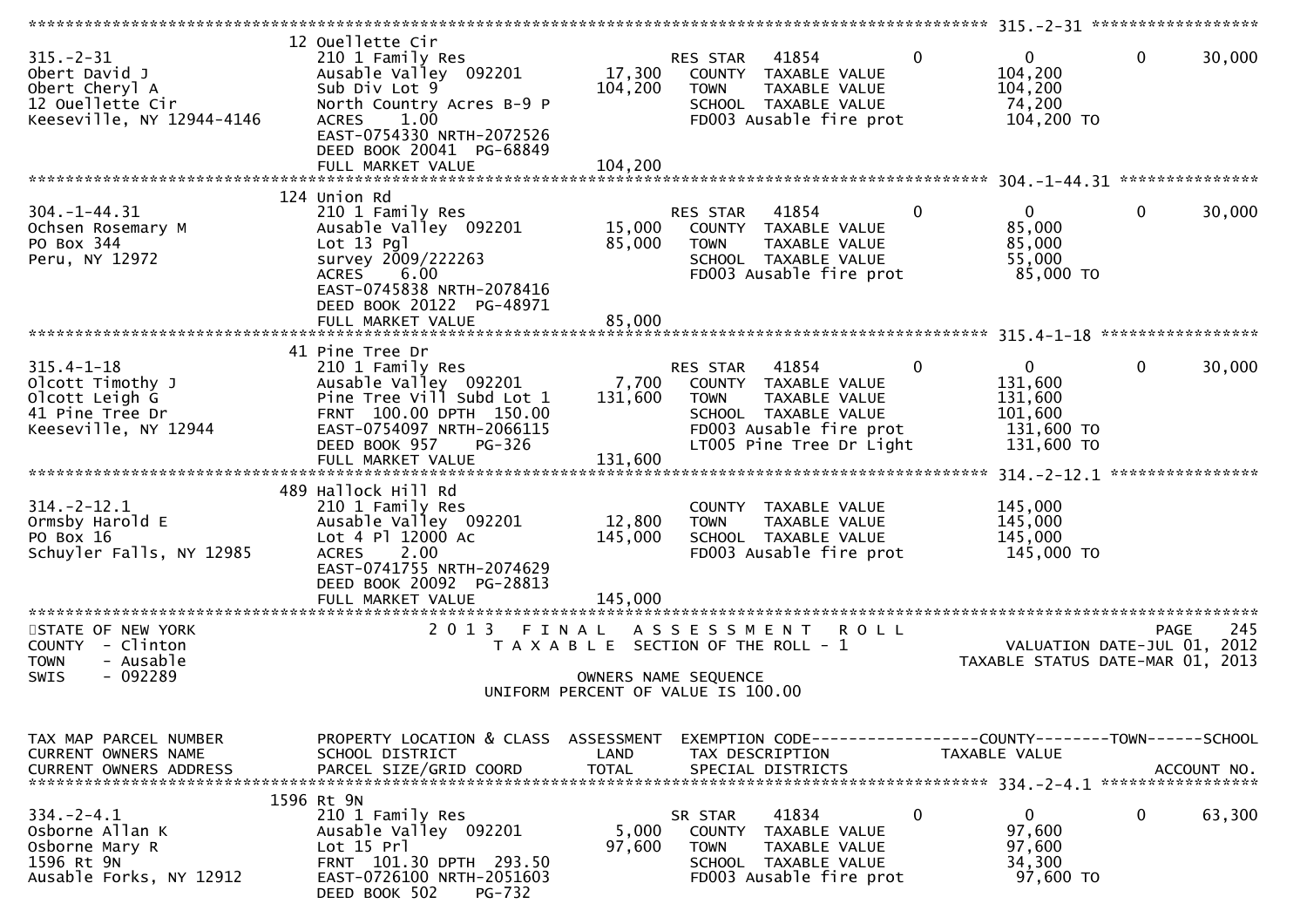```
******************************************************************************************************* 315.-2-31 ******************
                    12 Ouellette Cir
315.-2-31           210 1 Family Res                        RES STAR   41854          0            0            0       30,000
Obert David J       Ausable Valley  092201      17,300      COUNTY  TAXABLE VALUE              104,200
Obert Cheryl A      Sub Div Lot 9               104,200     TOWN    TAXABLE VALUE              104,200
12 Ouellette Cir    North Country Acres B-9 P               SCHOOL  TAXABLE VALUE               74,200
Keeseville, NY 12944-4146  ACRES   1.00                     FD003 Ausable fire prot            104,200 TO
                    EAST-0754330 NRTH-2072526
                    DEED BOOK 20041  PG-68849
                    FULL MARKET VALUE           104,200
******************************************************************************************************* 304.-1-44.31 ***************
                    124 Union Rd
304.-1-44.31        210 1 Family Res                        RES STAR   41854          0            0            0       30,000
Ochsen Rosemary M   Ausable Valley  092201      15,000      COUNTY  TAXABLE VALUE               85,000
PO Box 344          Lot 13 Pgl                  85,000      TOWN    TAXABLE VALUE               85,000
Peru, NY 12972      survey 2009/222263                      SCHOOL  TAXABLE VALUE               55,000
                    ACRES   6.00                            FD003 Ausable fire prot             85,000 TO
                    EAST-0745838 NRTH-2078416
                    DEED BOOK 20122  PG-48971
                    FULL MARKET VALUE           85,000
******************************************************************************************************* 315.4-1-18 *****************
                    41 Pine Tree Dr
315.4-1-18          210 1 Family Res                        RES STAR   41854          0            0            0       30,000
Olcott Timothy J    Ausable Valley  092201       7,700      COUNTY  TAXABLE VALUE              131,600
Olcott Leigh G      Pine Tree Vill Subd Lot 1   131,600     TOWN    TAXABLE VALUE              131,600
41 Pine Tree Dr     FRNT 100.00 DPTH 150.00                 SCHOOL  TAXABLE VALUE              101,600
Keeseville, NY 12944  EAST-0754097 NRTH-2066115             FD003 Ausable fire prot            131,600 TO
                    DEED BOOK 957    PG-326                 LT005 Pine Tree Dr Light           131,600 TO
                    FULL MARKET VALUE           131,600
******************************************************************************************************* 314.-2-12.1 ****************
                    489 Hallock Hill Rd
314.-2-12.1         210 1 Family Res                        COUNTY  TAXABLE VALUE              145,000
Ormsby Harold E     Ausable Valley  092201      12,800      TOWN    TAXABLE VALUE              145,000
PO Box 16           Lot 4 Pl 12000 Ac           145,000     SCHOOL  TAXABLE VALUE              145,000
Schuyler Falls, NY 12985  ACRES   2.00                      FD003 Ausable fire prot            145,000 TO
                    EAST-0741755 NRTH-2074629
                    DEED BOOK 20092  PG-28813
                    FULL MARKET VALUE           145,000
************************************************************************************************************************************
STATE OF NEW YORK                  2 0 1 3   F I N A L   A S S E S S M E N T   R O L L                              PAGE    245
COUNTY  - Clinton                        T A X A B L E  SECTION OF THE ROLL - 1                        VALUATION DATE-JUL 01, 2012
TOWN    - Ausable                                                                              TAXABLE STATUS DATE-MAR 01, 2013
SWIS    - 092289                                   OWNERS NAME SEQUENCE
                                           UNIFORM PERCENT OF VALUE IS 100.00


TAX MAP PARCEL NUMBER    PROPERTY LOCATION & CLASS  ASSESSMENT  EXEMPTION CODE------------------COUNTY--------TOWN------SCHOOL
CURRENT OWNERS NAME      SCHOOL DISTRICT               LAND     TAX DESCRIPTION            TAXABLE VALUE
CURRENT OWNERS ADDRESS   PARCEL SIZE/GRID COORD       TOTAL     SPECIAL DISTRICTS                                      ACCOUNT NO.
******************************************************************************************************* 334.-2-4.1 *****************
                    1596 Rt 9N
334.-2-4.1          210 1 Family Res                        SR STAR    41834          0            0            0       63,300
Osborne Allan K     Ausable Valley  092201       5,000      COUNTY  TAXABLE VALUE               97,600
Osborne Mary R      Lot 15 Prl                  97,600      TOWN    TAXABLE VALUE               97,600
1596 Rt 9N          FRNT 101.30 DPTH 293.50                 SCHOOL  TAXABLE VALUE               34,300
Ausable Forks, NY 12912  EAST-0726100 NRTH-2051603          FD003 Ausable fire prot             97,600 TO
                    DEED BOOK 502    PG-732
```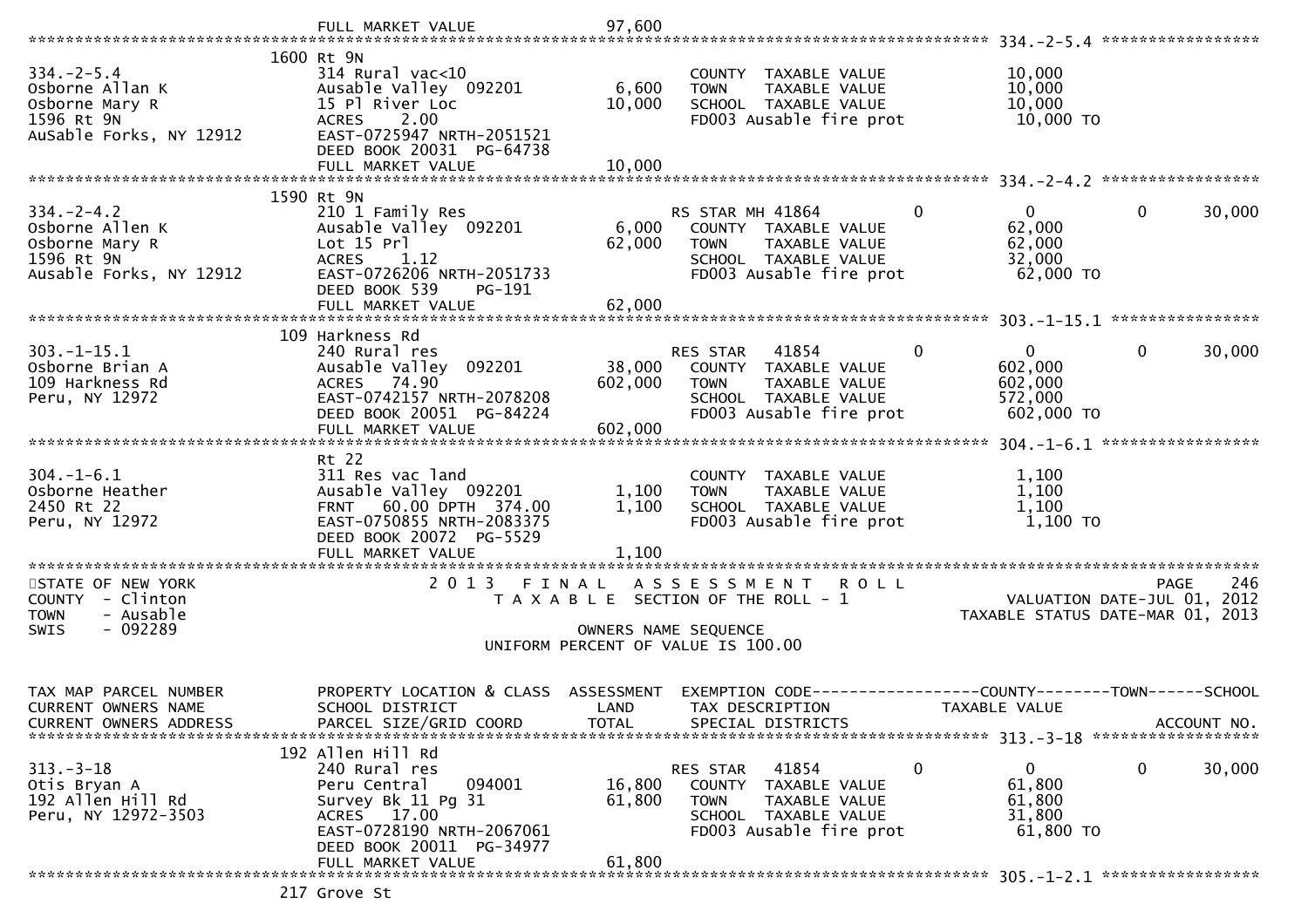```
                             FULL MARKET VALUE             97,600
******************************************************************************************************* 334.-2-5.4 *****************
                        1600 Rt 9N
334.-2-5.4                   314 Rural vac<10                        COUNTY  TAXABLE VALUE              10,000
Osborne Allan K              Ausable Valley  092201       6,600      TOWN    TAXABLE VALUE              10,000
Osborne Mary R               15 Pl River Loc             10,000      SCHOOL  TAXABLE VALUE              10,000
1596 Rt 9N                   ACRES     2.00                          FD003 Ausable fire prot             10,000 TO
AuSable Forks, NY 12912      EAST-0725947 NRTH-2051521
                             DEED BOOK 20031  PG-64738
                             FULL MARKET VALUE             10,000
******************************************************************************************************* 334.-2-4.2 *****************
                        1590 Rt 9N
334.-2-4.2                   210 1 Family Res                        RS STAR MH 41864       0             0             0     30,000
Osborne Allen K              Ausable Valley  092201       6,000      COUNTY  TAXABLE VALUE              62,000
Osborne Mary R               Lot 15 Prl                  62,000      TOWN    TAXABLE VALUE              62,000
1596 Rt 9N                   ACRES     1.12                          SCHOOL  TAXABLE VALUE              32,000
Ausable Forks, NY 12912      EAST-0726206 NRTH-2051733               FD003 Ausable fire prot             62,000 TO
                             DEED BOOK 539     PG-191
                             FULL MARKET VALUE             62,000
******************************************************************************************************* 303.-1-15.1 ****************
                        109 Harkness Rd
303.-1-15.1                  240 Rural res                           RES STAR   41854       0             0             0     30,000
Osborne Brian A              Ausable Valley  092201      38,000      COUNTY  TAXABLE VALUE             602,000
109 Harkness Rd              ACRES    74.90             602,000      TOWN    TAXABLE VALUE             602,000
Peru, NY 12972               EAST-0742157 NRTH-2078208               SCHOOL  TAXABLE VALUE             572,000
                             DEED BOOK 20051  PG-84224               FD003 Ausable fire prot            602,000 TO
                             FULL MARKET VALUE            602,000
******************************************************************************************************* 304.-1-6.1 *****************
                        Rt 22
304.-1-6.1                   311 Res vac land                        COUNTY  TAXABLE VALUE               1,100
Osborne Heather              Ausable Valley  092201       1,100      TOWN    TAXABLE VALUE               1,100
2450 Rt 22                   FRNT    60.00 DPTH 374.00    1,100      SCHOOL  TAXABLE VALUE               1,100
Peru, NY 12972               EAST-0750855 NRTH-2083375               FD003 Ausable fire prot              1,100 TO
                             DEED BOOK 20072  PG-5529
                             FULL MARKET VALUE              1,100
************************************************************************************************************************************
STATE OF NEW YORK                  2 0 1 3   F I N A L   A S S E S S M E N T   R O L L                                PAGE    246
COUNTY  - Clinton                        T A X A B L E  SECTION OF THE ROLL - 1                         VALUATION DATE-JUL 01, 2012
TOWN    - Ausable                                                                                   TAXABLE STATUS DATE-MAR 01, 2013
SWIS    - 092289                                     OWNERS NAME SEQUENCE
                                               UNIFORM PERCENT OF VALUE IS 100.00


TAX MAP PARCEL NUMBER        PROPERTY LOCATION & CLASS  ASSESSMENT  EXEMPTION CODE------------------COUNTY--------TOWN------SCHOOL
CURRENT OWNERS NAME          SCHOOL DISTRICT               LAND     TAX DESCRIPTION             TAXABLE VALUE
CURRENT OWNERS ADDRESS       PARCEL SIZE/GRID COORD       TOTAL     SPECIAL DISTRICTS                                   ACCOUNT NO.
******************************************************************************************************* 313.-3-18 ******************
                        192 Allen Hill Rd
313.-3-18                    240 Rural res                           RES STAR   41854       0             0             0     30,000
Otis Bryan A                 Peru Central      094001    16,800      COUNTY  TAXABLE VALUE              61,800
192 Allen Hill Rd            Survey Bk 11 Pg 31          61,800      TOWN    TAXABLE VALUE              61,800
Peru, NY 12972-3503          ACRES    17.00                          SCHOOL  TAXABLE VALUE              31,800
                             EAST-0728190 NRTH-2067061               FD003 Ausable fire prot             61,800 TO
                             DEED BOOK 20011  PG-34977
                             FULL MARKET VALUE             61,800
******************************************************************************************************* 305.-1-2.1 *****************
                        217 Grove St
```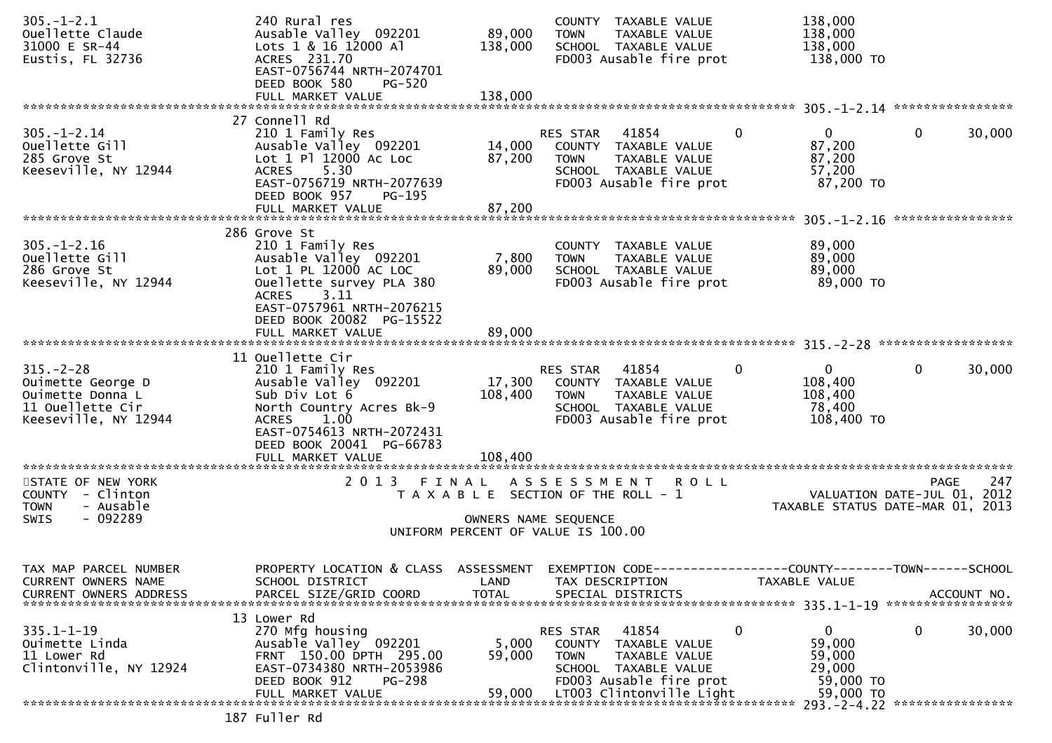| TAX MAP PARCEL NUMBER / CURRENT OWNERS NAME / CURRENT OWNERS ADDRESS | PROPERTY LOCATION & CLASS / SCHOOL DISTRICT / PARCEL SIZE/GRID COORD | ASSESSMENT LAND / TOTAL | EXEMPTION CODE / TAX DESCRIPTION / SPECIAL DISTRICTS | COUNTY | TOWN | SCHOOL |
|---|---|---|---|---|---|---|
| 305.-1-2.1 | 240 Rural res | | COUNTY TAXABLE VALUE | 138,000 | | |
| Ouellette Claude | Ausable Valley 092201 | 89,000 | TOWN TAXABLE VALUE | 138,000 | | |
| 31000 E SR-44 | Lots 1 & 16 12000 Al | 138,000 | SCHOOL TAXABLE VALUE | 138,000 | | |
| Eustis, FL 32736 | ACRES 231.70 | | FD003 Ausable fire prot | 138,000 TO | | |
| | EAST-0756744 NRTH-2074701 | | | | | |
| | DEED BOOK 580 PG-520 | | | | | |
| | FULL MARKET VALUE | 138,000 | | | | |
| **305.-1-2.14** | 27 Connell Rd | | | | | |
| 305.-1-2.14 | 210 1 Family Res | | RES STAR 41854 | 0 | 0 | 30,000 |
| Ouellette Gill | Ausable Valley 092201 | 14,000 | COUNTY TAXABLE VALUE | 87,200 | | |
| 285 Grove St | Lot 1 Pl 12000 Ac Loc | 87,200 | TOWN TAXABLE VALUE | 87,200 | | |
| Keeseville, NY 12944 | ACRES 5.30 | | SCHOOL TAXABLE VALUE | 57,200 | | |
| | EAST-0756719 NRTH-2077639 | | FD003 Ausable fire prot | 87,200 TO | | |
| | DEED BOOK 957 PG-195 | | | | | |
| | FULL MARKET VALUE | 87,200 | | | | |
| **305.-1-2.16** | 286 Grove St | | | | | |
| 305.-1-2.16 | 210 1 Family Res | | COUNTY TAXABLE VALUE | 89,000 | | |
| Ouellette Gill | Ausable Valley 092201 | 7,800 | TOWN TAXABLE VALUE | 89,000 | | |
| 286 Grove St | Lot 1 PL 12000 AC LOC | 89,000 | SCHOOL TAXABLE VALUE | 89,000 | | |
| Keeseville, NY 12944 | Ouellette survey PLA 380 | | FD003 Ausable fire prot | 89,000 TO | | |
| | ACRES 3.11 | | | | | |
| | EAST-0757961 NRTH-2076215 | | | | | |
| | DEED BOOK 20082 PG-15522 | | | | | |
| | FULL MARKET VALUE | 89,000 | | | | |
| **315.-2-28** | 11 Ouellette Cir | | | | | |
| 315.-2-28 | 210 1 Family Res | | RES STAR 41854 | 0 | 0 | 30,000 |
| Ouimette George D | Ausable Valley 092201 | 17,300 | COUNTY TAXABLE VALUE | 108,400 | | |
| Ouimette Donna L | Sub Div Lot 6 | 108,400 | TOWN TAXABLE VALUE | 108,400 | | |
| 11 Ouellette Cir | North Country Acres Bk-9 | | SCHOOL TAXABLE VALUE | 78,400 | | |
| Keeseville, NY 12944 | ACRES 1.00 | | FD003 Ausable fire prot | 108,400 TO | | |
| | EAST-0754613 NRTH-2072431 | | | | | |
| | DEED BOOK 20041 PG-66783 | | | | | |
| | FULL MARKET VALUE | 108,400 | | | | |

STATE OF NEW YORK — COUNTY - Clinton — TOWN - Ausable — SWIS - 092289

2013 FINAL ASSESSMENT ROLL — TAXABLE SECTION OF THE ROLL - 1 — OWNERS NAME SEQUENCE — UNIFORM PERCENT OF VALUE IS 100.00

PAGE 247 — VALUATION DATE-JUL 01, 2012 — TAXABLE STATUS DATE-MAR 01, 2013

| TAX MAP PARCEL NUMBER / CURRENT OWNERS NAME / CURRENT OWNERS ADDRESS | PROPERTY LOCATION & CLASS / SCHOOL DISTRICT / PARCEL SIZE/GRID COORD | ASSESSMENT LAND / TOTAL | EXEMPTION CODE / TAX DESCRIPTION / SPECIAL DISTRICTS | COUNTY | TOWN | SCHOOL / ACCOUNT NO. |
|---|---|---|---|---|---|---|
| **335.1-1-19** | 13 Lower Rd | | | | | |
| 335.1-1-19 | 270 Mfg housing | | RES STAR 41854 | 0 | 0 | 30,000 |
| Ouimette Linda | Ausable Valley 092201 | 5,000 | COUNTY TAXABLE VALUE | 59,000 | | |
| 11 Lower Rd | FRNT 150.00 DPTH 295.00 | 59,000 | TOWN TAXABLE VALUE | 59,000 | | |
| Clintonville, NY 12924 | EAST-0734380 NRTH-2053986 | | SCHOOL TAXABLE VALUE | 29,000 | | |
| | DEED BOOK 912 PG-298 | | FD003 Ausable fire prot | 59,000 TO | | |
| | FULL MARKET VALUE | 59,000 | LT003 Clintonville Light | 59,000 TO | | |
| **293.-2-4.22** | 187 Fuller Rd | | | | | |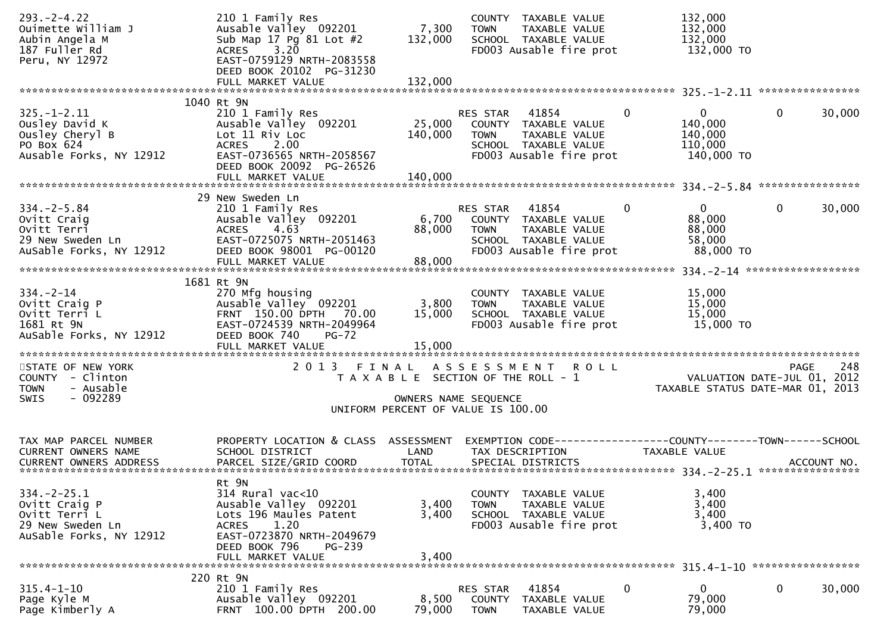```
293.-2-4.22                  210 1 Family Res                         COUNTY  TAXABLE VALUE           132,000
Ouimette William J           Ausable Valley  092201        7,300     TOWN    TAXABLE VALUE           132,000
Aubin Angela M               Sub Map 17 Pg 81 Lot #2     132,000     SCHOOL  TAXABLE VALUE           132,000
187 Fuller Rd                ACRES    3.20                           FD003 Ausable fire prot          132,000 TO
Peru, NY 12972               EAST-0759129 NRTH-2083558
                             DEED BOOK 20102  PG-31230
                             FULL MARKET VALUE           132,000
******************************************************************************************************* 325.-1-2.11 ****************
                          1040 Rt 9N
325.-1-2.11                  210 1 Family Res                         RES STAR   41854          0          0          0     30,000
Ousley David K               Ausable Valley  092201       25,000     COUNTY  TAXABLE VALUE           140,000
Ousley Cheryl B              Lot 11 Riv Loc              140,000     TOWN    TAXABLE VALUE           140,000
PO Box 624                   ACRES    2.00                           SCHOOL  TAXABLE VALUE           110,000
Ausable Forks, NY 12912      EAST-0736565 NRTH-2058567               FD003 Ausable fire prot          140,000 TO
                             DEED BOOK 20092  PG-26526
                             FULL MARKET VALUE           140,000
******************************************************************************************************* 334.-2-5.84 ****************
                          29 New Sweden Ln
334.-2-5.84                  210 1 Family Res                         RES STAR   41854          0          0          0     30,000
Ovitt Craig                  Ausable Valley  092201        6,700     COUNTY  TAXABLE VALUE            88,000
Ovitt Terri                  ACRES    4.63                 88,000     TOWN    TAXABLE VALUE            88,000
29 New Sweden Ln             EAST-0725075 NRTH-2051463               SCHOOL  TAXABLE VALUE            58,000
AuSable Forks, NY 12912      DEED BOOK 98001  PG-00120               FD003 Ausable fire prot           88,000 TO
                             FULL MARKET VALUE            88,000
******************************************************************************************************* 334.-2-14 ******************
                          1681 Rt 9N
334.-2-14                    270 Mfg housing                          COUNTY  TAXABLE VALUE            15,000
Ovitt Craig P                Ausable Valley  092201        3,800     TOWN    TAXABLE VALUE            15,000
Ovitt Terri L                FRNT 150.00 DPTH   70.00     15,000     SCHOOL  TAXABLE VALUE            15,000
1681 Rt 9N                   EAST-0724539 NRTH-2049964               FD003 Ausable fire prot           15,000 TO
AuSable Forks, NY 12912      DEED BOOK 740    PG-72
                             FULL MARKET VALUE            15,000
************************************************************************************************************************************
STATE OF NEW YORK                  2 0 1 3   F I N A L   A S S E S S M E N T   R O L L                                PAGE    248
COUNTY  - Clinton                       T A X A B L E  SECTION OF THE ROLL - 1                           VALUATION DATE-JUL 01, 2012
TOWN    - Ausable                                                                                  TAXABLE STATUS DATE-MAR 01, 2013
SWIS    - 092289                                     OWNERS NAME SEQUENCE
                                               UNIFORM PERCENT OF VALUE IS 100.00


TAX MAP PARCEL NUMBER          PROPERTY LOCATION & CLASS  ASSESSMENT  EXEMPTION CODE------------------COUNTY--------TOWN------SCHOOL
CURRENT OWNERS NAME            SCHOOL DISTRICT               LAND      TAX DESCRIPTION            TAXABLE VALUE
CURRENT OWNERS ADDRESS         PARCEL SIZE/GRID COORD        TOTAL     SPECIAL DISTRICTS                                  ACCOUNT NO.
******************************************************************************************************* 334.-2-25.1 ****************
                             Rt 9N
334.-2-25.1                  314 Rural vac<10                         COUNTY  TAXABLE VALUE             3,400
Ovitt Craig P                Ausable Valley  092201        3,400     TOWN    TAXABLE VALUE             3,400
Ovitt Terri L                Lots 196 Maules Patent        3,400     SCHOOL  TAXABLE VALUE             3,400
29 New Sweden Ln             ACRES    1.20                           FD003 Ausable fire prot            3,400 TO
AuSable Forks, NY 12912      EAST-0723870 NRTH-2049679
                             DEED BOOK 796    PG-239
                             FULL MARKET VALUE             3,400
******************************************************************************************************* 315.4-1-10 *****************
                          220 Rt 9N
315.4-1-10                   210 1 Family Res                         RES STAR   41854          0          0          0     30,000
Page Kyle M                  Ausable Valley  092201        8,500     COUNTY  TAXABLE VALUE            79,000
Page Kimberly A              FRNT 100.00 DPTH  200.00     79,000     TOWN    TAXABLE VALUE            79,000
```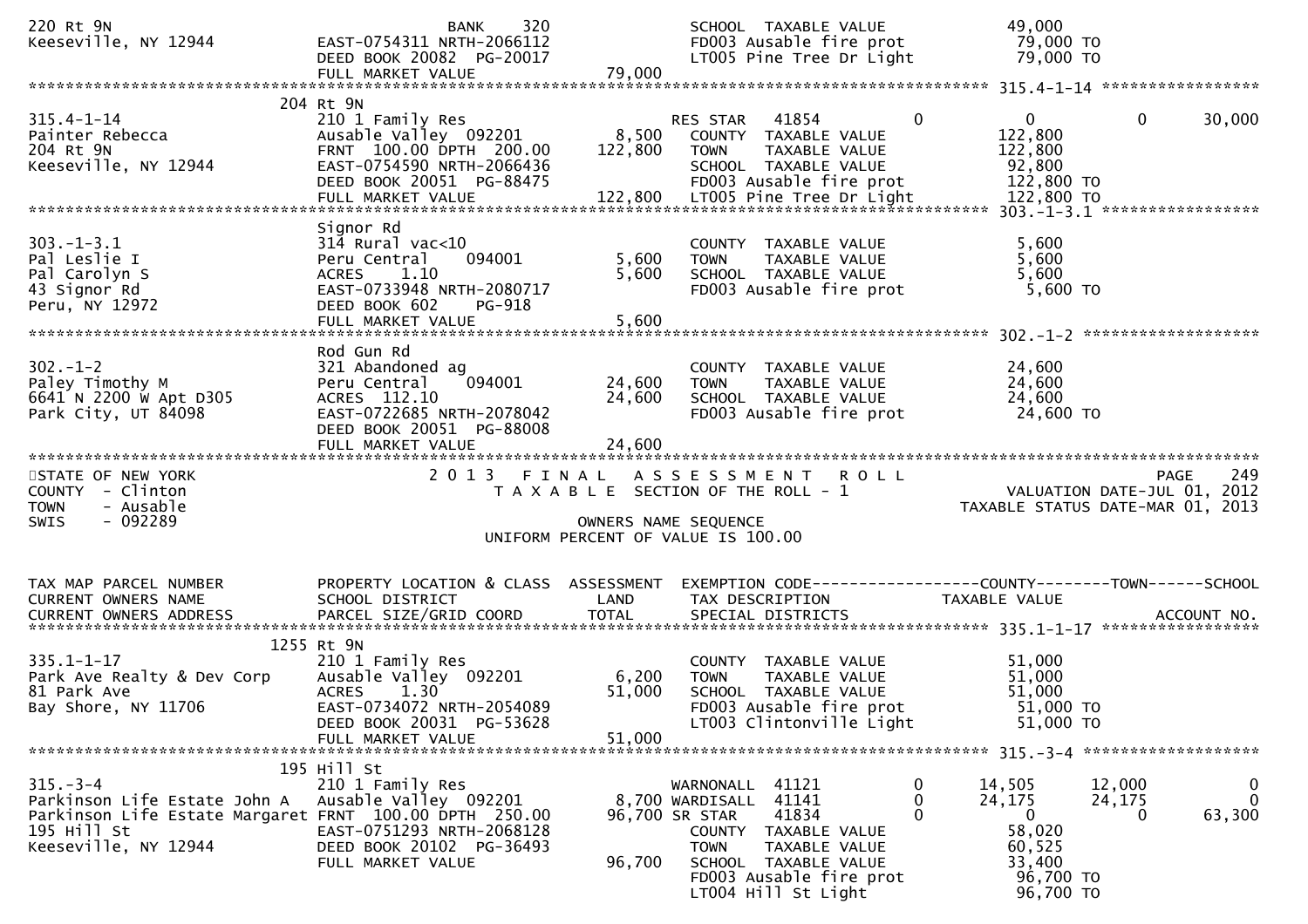```
220 Rt 9N                                        BANK     320            SCHOOL  TAXABLE VALUE               49,000
Keeseville, NY 12944          EAST-0754311 NRTH-2066112                  FD003 Ausable fire prot             79,000 TO
                              DEED BOOK 20082  PG-20017                  LT005 Pine Tree Dr Light            79,000 TO
                              FULL MARKET VALUE                 79,000
******************************************************************************************************* 315.4-1-14 *****************
                          204 Rt 9N
315.4-1-14                    210 1 Family Res                  RES STAR   41854             0           0            0      30,000
Painter Rebecca               Ausable Valley  092201       8,500   COUNTY  TAXABLE VALUE             122,800
204 Rt 9N                     FRNT 100.00 DPTH 200.00    122,800   TOWN    TAXABLE VALUE             122,800
Keeseville, NY 12944          EAST-0754590 NRTH-2066436            SCHOOL  TAXABLE VALUE              92,800
                              DEED BOOK 20051  PG-88475            FD003 Ausable fire prot            122,800 TO
                              FULL MARKET VALUE            122,800   LT005 Pine Tree Dr Light           122,800 TO
******************************************************************************************************* 303.-1-3.1 *****************
                          Signor Rd
303.-1-3.1                    314 Rural vac<10                       COUNTY  TAXABLE VALUE               5,600
Pal Leslie I                  Peru Central    094001       5,600   TOWN    TAXABLE VALUE               5,600
Pal Carolyn S                 ACRES    1.10                5,600   SCHOOL  TAXABLE VALUE               5,600
43 Signor Rd                  EAST-0733948 NRTH-2080717            FD003 Ausable fire prot              5,600 TO
Peru, NY 12972                DEED BOOK 602    PG-918
                              FULL MARKET VALUE              5,600
******************************************************************************************************* 302.-1-2 *******************
                          Rod Gun Rd
302.-1-2                      321 Abandoned ag                       COUNTY  TAXABLE VALUE              24,600
Paley Timothy M               Peru Central    094001      24,600   TOWN    TAXABLE VALUE              24,600
6641 N 2200 W Apt D305        ACRES  112.10               24,600   SCHOOL  TAXABLE VALUE              24,600
Park City, UT 84098           EAST-0722685 NRTH-2078042            FD003 Ausable fire prot             24,600 TO
                              DEED BOOK 20051  PG-88008
                              FULL MARKET VALUE             24,600
************************************************************************************************************************************
STATE OF NEW YORK                 2 0 1 3   F I N A L   A S S E S S M E N T   R O L L                                  PAGE    249
COUNTY  - Clinton                    T A X A B L E  SECTION OF THE ROLL - 1                          VALUATION DATE-JUL 01, 2012
TOWN    - Ausable                                                                                 TAXABLE STATUS DATE-MAR 01, 2013
SWIS    - 092289                                      OWNERS NAME SEQUENCE
                                            UNIFORM PERCENT OF VALUE IS 100.00


TAX MAP PARCEL NUMBER         PROPERTY LOCATION & CLASS  ASSESSMENT  EXEMPTION CODE------------------COUNTY--------TOWN------SCHOOL
CURRENT OWNERS NAME           SCHOOL DISTRICT               LAND      TAX DESCRIPTION             TAXABLE VALUE
CURRENT OWNERS ADDRESS        PARCEL SIZE/GRID COORD       TOTAL      SPECIAL DISTRICTS                                    ACCOUNT NO.
******************************************************************************************************* 335.1-1-17 *****************
                          1255 Rt 9N
335.1-1-17                    210 1 Family Res                       COUNTY  TAXABLE VALUE              51,000
Park Ave Realty & Dev Corp    Ausable Valley  092201       6,200   TOWN    TAXABLE VALUE              51,000
81 Park Ave                   ACRES    1.30               51,000   SCHOOL  TAXABLE VALUE              51,000
Bay Shore, NY 11706           EAST-0734072 NRTH-2054089            FD003 Ausable fire prot             51,000 TO
                              DEED BOOK 20031  PG-53628            LT003 Clintonville Light            51,000 TO
                              FULL MARKET VALUE             51,000
******************************************************************************************************* 315.-3-4 *******************
                          195 Hill St
315.-3-4                      210 1 Family Res                  WARNONALL  41121             0      14,505       12,000           0
Parkinson Life Estate John A  Ausable Valley  092201       8,700 WARDISALL  41141             0      24,175       24,175           0
Parkinson Life Estate Margaret FRNT 100.00 DPTH 250.00    96,700 SR STAR    41834             0           0            0      63,300
195 Hill St                   EAST-0751293 NRTH-2068128            COUNTY  TAXABLE VALUE              58,020
Keeseville, NY 12944          DEED BOOK 20102  PG-36493            TOWN    TAXABLE VALUE              60,525
                              FULL MARKET VALUE             96,700   SCHOOL  TAXABLE VALUE              33,400
                                                                   FD003 Ausable fire prot             96,700 TO
                                                                   LT004 Hill St Light                 96,700 TO
```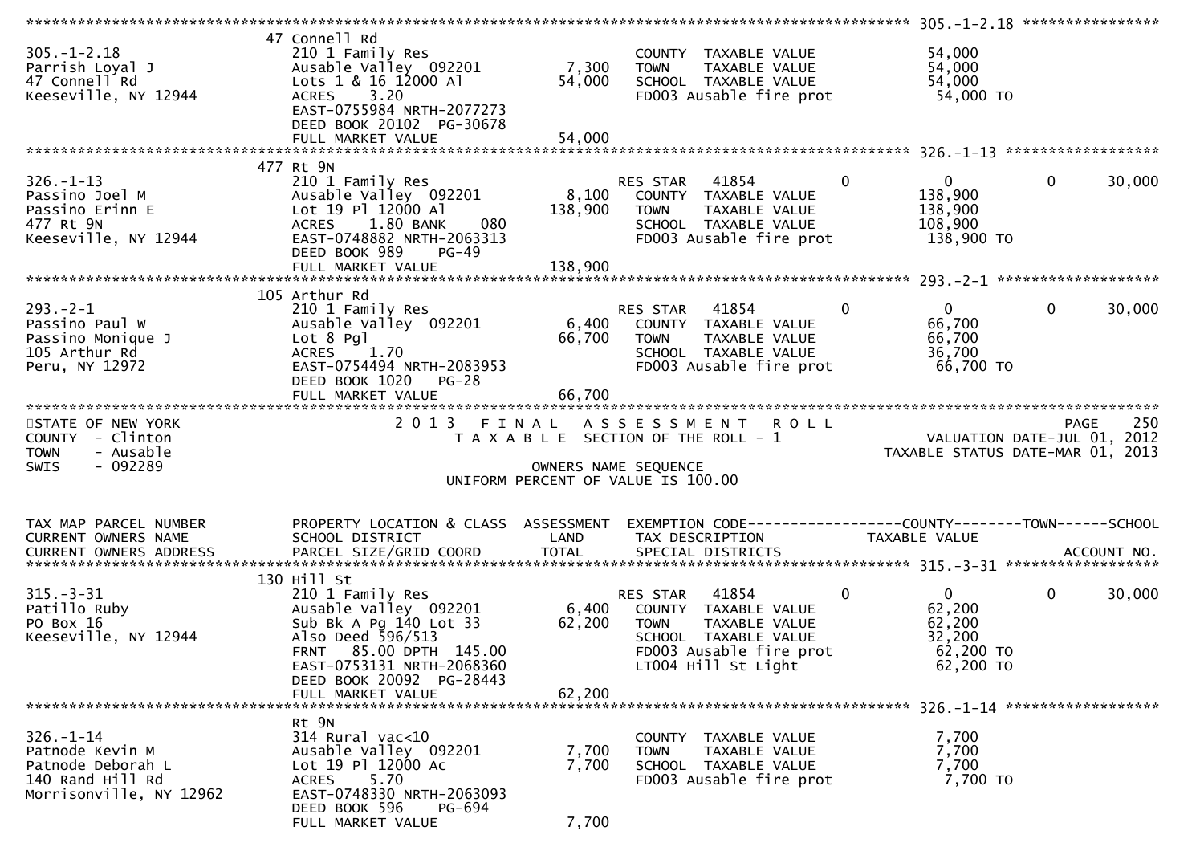**305.-1-2.18**

| | | | | |
|---|---|---|---|---|
| 305.-1-2.18 | 47 Connell Rd | | | |
| Parrish Loyal J | 210 1 Family Res | | COUNTY TAXABLE VALUE | 54,000 |
| 47 Connell Rd | Ausable Valley 092201 | 7,300 | TOWN TAXABLE VALUE | 54,000 |
| Keeseville, NY 12944 | Lots 1 & 16 12000 Al | 54,000 | SCHOOL TAXABLE VALUE | 54,000 |
| | ACRES 3.20 | | FD003 Ausable fire prot | 54,000 TO |
| | EAST-0755984 NRTH-2077273 | | | |
| | DEED BOOK 20102 PG-30678 | | | |
| | FULL MARKET VALUE | 54,000 | | |

**326.-1-13**

| | | | | | | |
|---|---|---|---|---|---|---|
| 326.-1-13 | 477 Rt 9N | | | | | |
| Passino Joel M | 210 1 Family Res | | RES STAR 41854 | 0 | 0 | 0 30,000 |
| Passino Erinn E | Ausable Valley 092201 | 8,100 | COUNTY TAXABLE VALUE | | 138,900 | |
| 477 Rt 9N | Lot 19 Pl 12000 Al | 138,900 | TOWN TAXABLE VALUE | | 138,900 | |
| Keeseville, NY 12944 | ACRES 1.80 BANK 080 | | SCHOOL TAXABLE VALUE | | 108,900 | |
| | EAST-0748882 NRTH-2063313 | | FD003 Ausable fire prot | | 138,900 TO | |
| | DEED BOOK 989 PG-49 | | | | | |
| | FULL MARKET VALUE | 138,900 | | | | |

**293.-2-1**

| | | | | | | |
|---|---|---|---|---|---|---|
| 293.-2-1 | 105 Arthur Rd | | | | | |
| Passino Paul W | 210 1 Family Res | | RES STAR 41854 | 0 | 0 | 0 30,000 |
| Passino Monique J | Ausable Valley 092201 | 6,400 | COUNTY TAXABLE VALUE | | 66,700 | |
| 105 Arthur Rd | Lot 8 Pgl | 66,700 | TOWN TAXABLE VALUE | | 66,700 | |
| Peru, NY 12972 | ACRES 1.70 | | SCHOOL TAXABLE VALUE | | 36,700 | |
| | EAST-0754494 NRTH-2083953 | | FD003 Ausable fire prot | | 66,700 TO | |
| | DEED BOOK 1020 PG-28 | | | | | |
| | FULL MARKET VALUE | 66,700 | | | | |

STATE OF NEW YORK
COUNTY - Clinton
TOWN - Ausable
SWIS - 092289

2 0 1 3 F I N A L A S S E S S M E N T R O L L
T A X A B L E SECTION OF THE ROLL - 1

VALUATION DATE-JUL 01, 2012
TAXABLE STATUS DATE-MAR 01, 2013

OWNERS NAME SEQUENCE
UNIFORM PERCENT OF VALUE IS 100.00

| TAX MAP PARCEL NUMBER / CURRENT OWNERS NAME / CURRENT OWNERS ADDRESS | PROPERTY LOCATION & CLASS / SCHOOL DISTRICT / PARCEL SIZE/GRID COORD | ASSESSMENT LAND / TOTAL | EXEMPTION CODE / TAX DESCRIPTION / SPECIAL DISTRICTS | COUNTY | TAXABLE VALUE | TOWN / SCHOOL / ACCOUNT NO. |
|---|---|---|---|---|---|---|

**315.-3-31**

| | | | | | | |
|---|---|---|---|---|---|---|
| 315.-3-31 | 130 Hill St | | | | | |
| Patillo Ruby | 210 1 Family Res | | RES STAR 41854 | 0 | 0 | 0 30,000 |
| PO Box 16 | Ausable Valley 092201 | 6,400 | COUNTY TAXABLE VALUE | | 62,200 | |
| Keeseville, NY 12944 | Sub Bk A Pg 140 Lot 33 | 62,200 | TOWN TAXABLE VALUE | | 62,200 | |
| | Also Deed 596/513 | | SCHOOL TAXABLE VALUE | | 32,200 | |
| | FRNT 85.00 DPTH 145.00 | | FD003 Ausable fire prot | | 62,200 TO | |
| | EAST-0753131 NRTH-2068360 | | LT004 Hill St Light | | 62,200 TO | |
| | DEED BOOK 20092 PG-28443 | | | | | |
| | FULL MARKET VALUE | 62,200 | | | | |

**326.-1-14**

| | | | | |
|---|---|---|---|---|
| 326.-1-14 | Rt 9N | | | |
| Patnode Kevin M | 314 Rural vac<10 | | COUNTY TAXABLE VALUE | 7,700 |
| Patnode Deborah L | Ausable Valley 092201 | 7,700 | TOWN TAXABLE VALUE | 7,700 |
| 140 Rand Hill Rd | Lot 19 Pl 12000 Ac | 7,700 | SCHOOL TAXABLE VALUE | 7,700 |
| Morrisonville, NY 12962 | ACRES 5.70 | | FD003 Ausable fire prot | 7,700 TO |
| | EAST-0748330 NRTH-2063093 | | | |
| | DEED BOOK 596 PG-694 | | | |
| | FULL MARKET VALUE | 7,700 | | |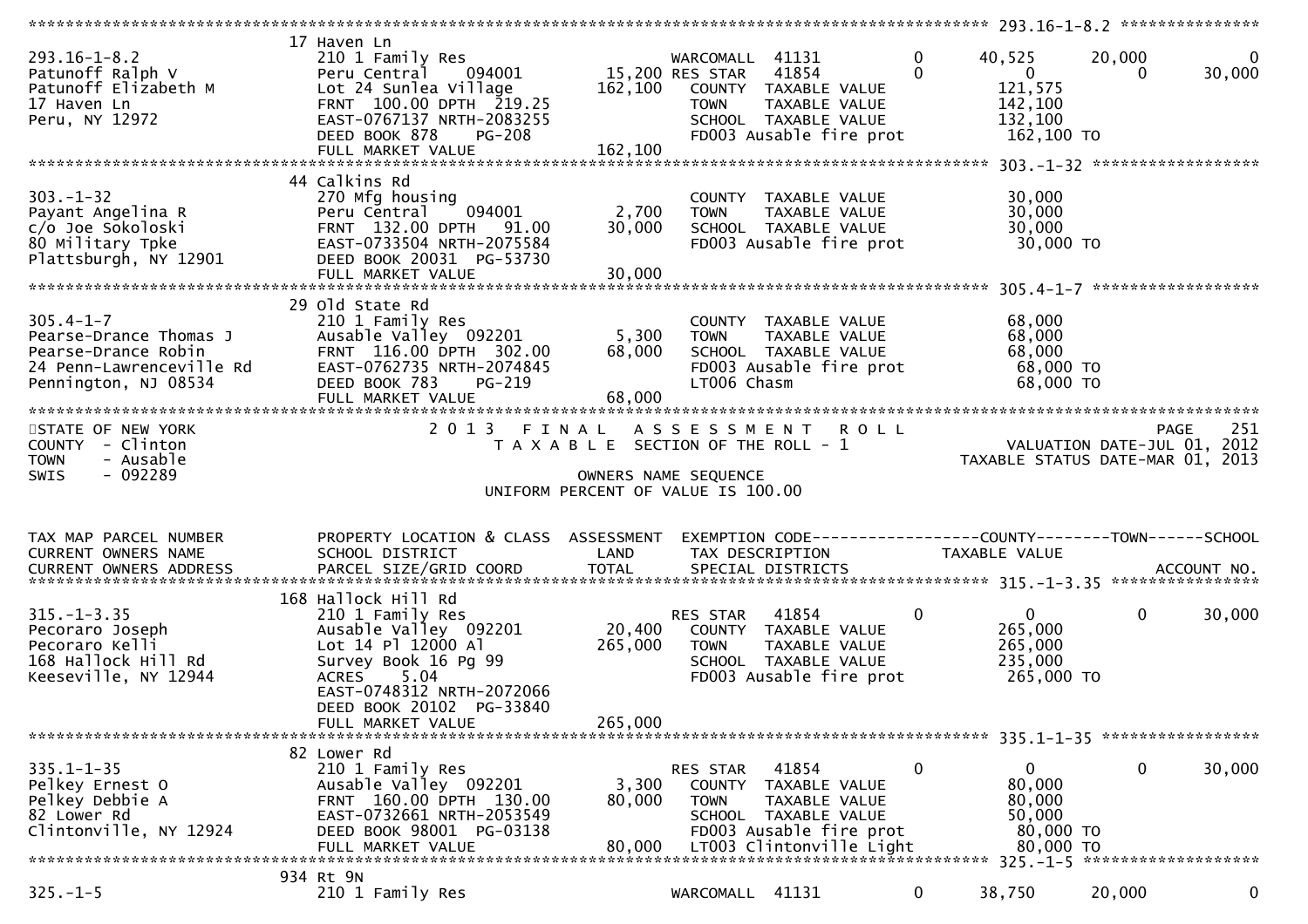```
******************************************************************************************************* 293.16-1-8.2 ***************
                    17 Haven Ln
293.16-1-8.2        210 1 Family Res                WARCOMALL  41131          0      40,525      20,000           0
Patunoff Ralph V    Peru Central    094001     15,200 RES STAR   41854          0           0           0      30,000
Patunoff Elizabeth M Lot 24 Sunlea Village    162,100   COUNTY  TAXABLE VALUE          121,575
17 Haven Ln         FRNT 100.00 DPTH 219.25            TOWN    TAXABLE VALUE          142,100
Peru, NY 12972      EAST-0767137 NRTH-2083255          SCHOOL  TAXABLE VALUE          132,100
                    DEED BOOK 878     PG-208           FD003 Ausable fire prot         162,100 TO
                    FULL MARKET VALUE         162,100
******************************************************************************************************* 303.-1-32 ******************
                    44 Calkins Rd
303.-1-32           270 Mfg housing                    COUNTY  TAXABLE VALUE           30,000
Payant Angelina R   Peru Central    094001      2,700   TOWN    TAXABLE VALUE           30,000
c/o Joe Sokoloski   FRNT 132.00 DPTH  91.00    30,000   SCHOOL  TAXABLE VALUE           30,000
80 Military Tpke    EAST-0733504 NRTH-2075584          FD003 Ausable fire prot          30,000 TO
Plattsburgh, NY 12901 DEED BOOK 20031 PG-53730
                    FULL MARKET VALUE          30,000
******************************************************************************************************* 305.4-1-7 ******************
                    29 Old State Rd
305.4-1-7           210 1 Family Res                   COUNTY  TAXABLE VALUE           68,000
Pearse-Drance Thomas J Ausable Valley 092201    5,300   TOWN    TAXABLE VALUE           68,000
Pearse-Drance Robin FRNT 116.00 DPTH 302.00    68,000   SCHOOL  TAXABLE VALUE           68,000
24 Penn-Lawrenceville Rd EAST-0762735 NRTH-2074845     FD003 Ausable fire prot          68,000 TO
Pennington, NJ 08534 DEED BOOK 783    PG-219           LT006 Chasm                      68,000 TO
                    FULL MARKET VALUE          68,000
************************************************************************************************************************************
STATE OF NEW YORK             2 0 1 3   F I N A L   A S S E S S M E N T   R O L L                           PAGE    251
COUNTY  - Clinton                  T A X A B L E  SECTION OF THE ROLL - 1                  VALUATION DATE-JUL 01, 2012
TOWN    - Ausable                                                                       TAXABLE STATUS DATE-MAR 01, 2013
SWIS    - 092289                            OWNERS NAME SEQUENCE
                                    UNIFORM PERCENT OF VALUE IS 100.00

TAX MAP PARCEL NUMBER     PROPERTY LOCATION & CLASS  ASSESSMENT  EXEMPTION CODE------------------COUNTY--------TOWN------SCHOOL
CURRENT OWNERS NAME       SCHOOL DISTRICT               LAND      TAX DESCRIPTION            TAXABLE VALUE
CURRENT OWNERS ADDRESS    PARCEL SIZE/GRID COORD       TOTAL      SPECIAL DISTRICTS                                  ACCOUNT NO.
******************************************************************************************************* 315.-1-3.35 ****************
                    168 Hallock Hill Rd
315.-1-3.35         210 1 Family Res                   RES STAR   41854          0           0           0      30,000
Pecoraro Joseph     Ausable Valley 092201      20,400   COUNTY  TAXABLE VALUE          265,000
Pecoraro Kelli      Lot 14 Pl 12000 Al        265,000   TOWN    TAXABLE VALUE          265,000
168 Hallock Hill Rd Survey Book 16 Pg 99               SCHOOL  TAXABLE VALUE          235,000
Keeseville, NY 12944 ACRES     5.04                    FD003 Ausable fire prot         265,000 TO
                    EAST-0748312 NRTH-2072066
                    DEED BOOK 20102 PG-33840
                    FULL MARKET VALUE         265,000
******************************************************************************************************* 335.1-1-35 *****************
                    82 Lower Rd
335.1-1-35          210 1 Family Res                   RES STAR   41854          0           0           0      30,000
Pelkey Ernest O     Ausable Valley 092201       3,300   COUNTY  TAXABLE VALUE           80,000
Pelkey Debbie A     FRNT 160.00 DPTH 130.00    80,000   TOWN    TAXABLE VALUE           80,000
82 Lower Rd         EAST-0732661 NRTH-2053549          SCHOOL  TAXABLE VALUE           50,000
Clintonville, NY 12924 DEED BOOK 98001 PG-03138        FD003 Ausable fire prot          80,000 TO
                    FULL MARKET VALUE          80,000   LT003 Clintonville Light         80,000 TO
******************************************************************************************************* 325.-1-5 *******************
                    934 Rt 9N
325.-1-5            210 1 Family Res                WARCOMALL  41131          0      38,750      20,000           0
```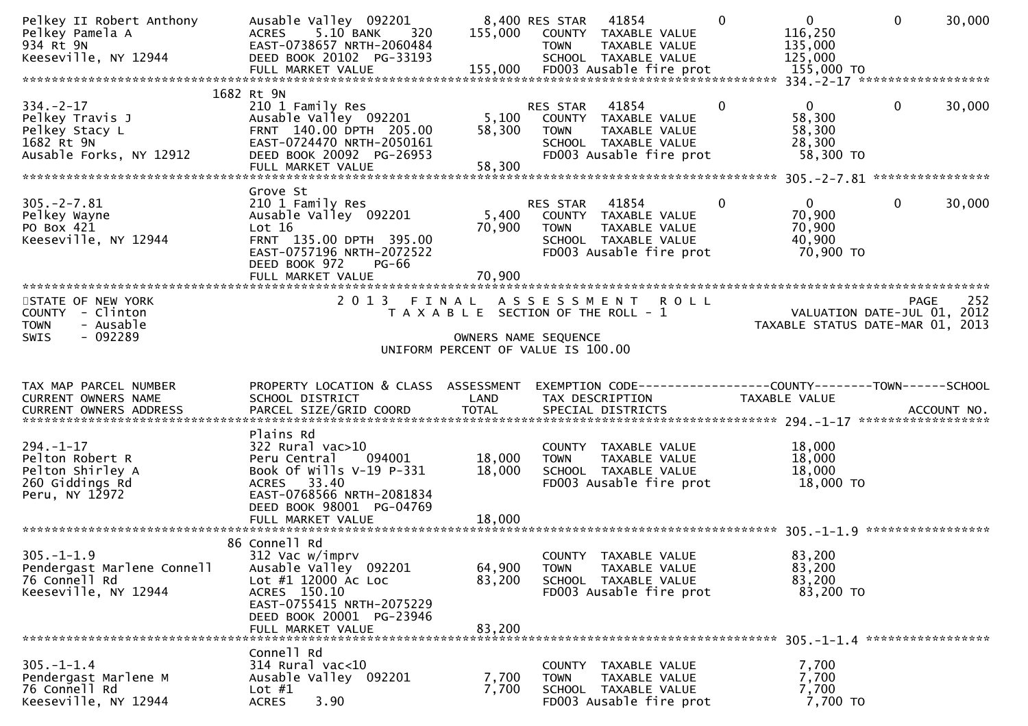```
Pelkey II Robert Anthony      Ausable Valley  092201        8,400 RES STAR   41854          0            0            0       30,000
Pelkey Pamela A               ACRES    5.10 BANK    320   155,000   COUNTY  TAXABLE VALUE              116,250
934 Rt 9N                     EAST-0738657 NRTH-2060484               TOWN    TAXABLE VALUE              135,000
Keeseville, NY 12944          DEED BOOK 20102  PG-33193               SCHOOL  TAXABLE VALUE              125,000
                              FULL MARKET VALUE            155,000    FD003 Ausable fire prot             155,000 TO
******************************************************************************************************* 334.-2-17 ******************
                         1682 Rt 9N
334.-2-17                     210 1 Family Res                      RES STAR   41854          0            0            0       30,000
Pelkey Travis J               Ausable Valley  092201        5,100   COUNTY  TAXABLE VALUE               58,300
Pelkey Stacy L                FRNT  140.00 DPTH  205.00    58,300   TOWN    TAXABLE VALUE               58,300
1682 Rt 9N                    EAST-0724470 NRTH-2050161               SCHOOL  TAXABLE VALUE               28,300
Ausable Forks, NY 12912       DEED BOOK 20092  PG-26953               FD003 Ausable fire prot              58,300 TO
                              FULL MARKET VALUE             58,300
******************************************************************************************************* 305.-2-7.81 ****************
                              Grove St
305.-2-7.81                   210 1 Family Res                      RES STAR   41854          0            0            0       30,000
Pelkey Wayne                  Ausable Valley  092201        5,400   COUNTY  TAXABLE VALUE               70,900
PO Box 421                    Lot 16                       70,900   TOWN    TAXABLE VALUE               70,900
Keeseville, NY 12944          FRNT  135.00 DPTH  395.00               SCHOOL  TAXABLE VALUE               40,900
                              EAST-0757196 NRTH-2072522               FD003 Ausable fire prot              70,900 TO
                              DEED BOOK 972    PG-66
                              FULL MARKET VALUE             70,900
************************************************************************************************************************************
STATE OF NEW YORK                    2 0 1 3   F I N A L   A S S E S S M E N T   R O L L                                 PAGE    252
COUNTY  - Clinton                       T A X A B L E  SECTION OF THE ROLL - 1                      VALUATION DATE-JUL 01, 2012
TOWN    - Ausable                                                                                 TAXABLE STATUS DATE-MAR 01, 2013
SWIS    - 092289                                          OWNERS NAME SEQUENCE
                                                  UNIFORM PERCENT OF VALUE IS 100.00


TAX MAP PARCEL NUMBER         PROPERTY LOCATION & CLASS  ASSESSMENT  EXEMPTION CODE------------------COUNTY--------TOWN------SCHOOL
CURRENT OWNERS NAME           SCHOOL DISTRICT               LAND      TAX DESCRIPTION             TAXABLE VALUE
CURRENT OWNERS ADDRESS        PARCEL SIZE/GRID COORD       TOTAL      SPECIAL DISTRICTS                                    ACCOUNT NO.
******************************************************************************************************* 294.-1-17 ******************
                              Plains Rd
294.-1-17                     322 Rural vac>10                        COUNTY  TAXABLE VALUE               18,000
Pelton Robert R               Peru Central    094001       18,000     TOWN    TAXABLE VALUE               18,000
Pelton Shirley A              Book Of Wills V-19 P-331     18,000     SCHOOL  TAXABLE VALUE               18,000
260 Giddings Rd               ACRES   33.40                           FD003 Ausable fire prot              18,000 TO
Peru, NY 12972                EAST-0768566 NRTH-2081834
                              DEED BOOK 98001  PG-04769
                              FULL MARKET VALUE             18,000
******************************************************************************************************* 305.-1-1.9 *****************
                           86 Connell Rd
305.-1-1.9                    312 Vac w/imprv                         COUNTY  TAXABLE VALUE               83,200
Pendergast Marlene Connell    Ausable Valley  092201       64,900     TOWN    TAXABLE VALUE               83,200
76 Connell Rd                 Lot #1 12000 Ac Loc          83,200     SCHOOL  TAXABLE VALUE               83,200
Keeseville, NY 12944          ACRES  150.10                           FD003 Ausable fire prot              83,200 TO
                              EAST-0755415 NRTH-2075229
                              DEED BOOK 20001  PG-23946
                              FULL MARKET VALUE             83,200
******************************************************************************************************* 305.-1-1.4 *****************
                              Connell Rd
305.-1-1.4                    314 Rural vac<10                        COUNTY  TAXABLE VALUE                7,700
Pendergast Marlene M          Ausable Valley  092201        7,700     TOWN    TAXABLE VALUE                7,700
76 Connell Rd                 Lot #1                        7,700     SCHOOL  TAXABLE VALUE                7,700
Keeseville, NY 12944          ACRES    3.90                           FD003 Ausable fire prot               7,700 TO
```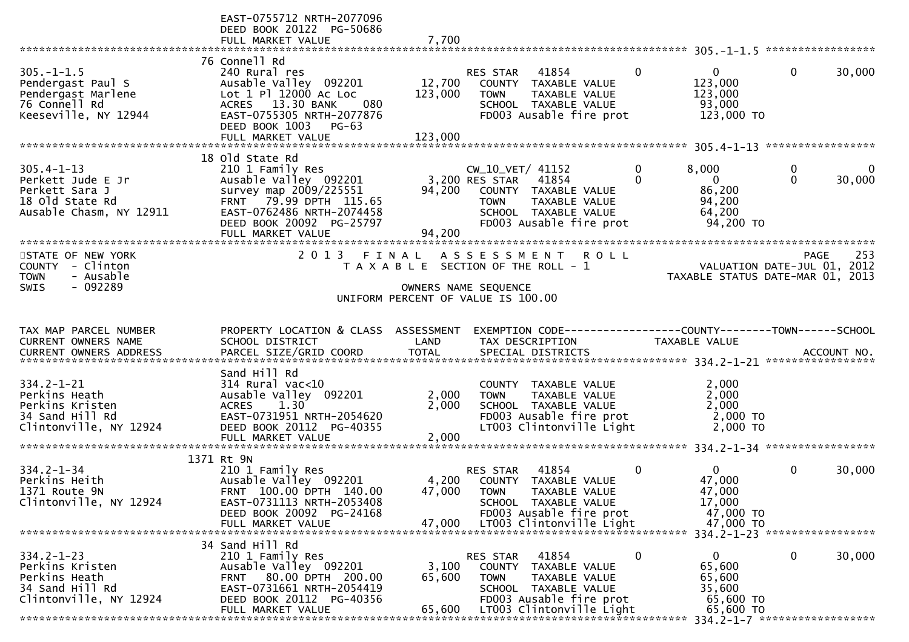```
                                EAST-0755712 NRTH-2077096
                                DEED BOOK 20122  PG-50686
                                FULL MARKET VALUE              7,700
******************************************************************************************************* 305.-1-1.5 *****************
                              76 Connell Rd
305.-1-1.5                      240 Rural res                       RES STAR   41854          0            0            0      30,000
Pendergast Paul S               Ausable Valley  092201      12,700    COUNTY  TAXABLE VALUE            123,000
Pendergast Marlene              Lot 1 Pl 12000 Ac Loc      123,000    TOWN    TAXABLE VALUE            123,000
76 Connell Rd                   ACRES   13.30 BANK     080            SCHOOL  TAXABLE VALUE             93,000
Keeseville, NY 12944            EAST-0755305 NRTH-2077876             FD003 Ausable fire prot          123,000 TO
                                DEED BOOK 1003   PG-63
                                FULL MARKET VALUE            123,000
******************************************************************************************************* 305.4-1-13 *****************
                              18 Old State Rd
305.4-1-13                      210 1 Family Res                    CW_10_VET/ 41152          0        8,000            0           0
Perkett Jude E Jr               Ausable Valley  092201       3,200 RES STAR   41854          0            0            0      30,000
Perkett Sara J                  survey map 2009/225551      94,200    COUNTY  TAXABLE VALUE             86,200
18 Old State Rd                 FRNT   79.99 DPTH  115.65             TOWN    TAXABLE VALUE             94,200
Ausable Chasm, NY 12911         EAST-0762486 NRTH-2074458             SCHOOL  TAXABLE VALUE             64,200
                                DEED BOOK 20092  PG-25797             FD003 Ausable fire prot           94,200 TO
                                FULL MARKET VALUE             94,200
*******************************************************************************************************************************************
STATE OF NEW YORK                  2 0 1 3   F I N A L   A S S E S S M E N T   R O L L                              PAGE    253
COUNTY  - Clinton                    T A X A B L E  SECTION OF THE ROLL - 1                          VALUATION DATE-JUL 01, 2012
TOWN    - Ausable                                                                                 TAXABLE STATUS DATE-MAR 01, 2013
SWIS    - 092289                                      OWNERS NAME SEQUENCE
                                           UNIFORM PERCENT OF VALUE IS 100.00

TAX MAP PARCEL NUMBER           PROPERTY LOCATION & CLASS  ASSESSMENT  EXEMPTION CODE------------------COUNTY--------TOWN------SCHOOL
CURRENT OWNERS NAME             SCHOOL DISTRICT               LAND     TAX DESCRIPTION            TAXABLE VALUE
CURRENT OWNERS ADDRESS          PARCEL SIZE/GRID COORD        TOTAL    SPECIAL DISTRICTS                                  ACCOUNT NO.
******************************************************************************************************* 334.2-1-21 *****************
                                Sand Hill Rd
334.2-1-21                      314 Rural vac<10                      COUNTY  TAXABLE VALUE              2,000
Perkins Heath                   Ausable Valley  092201       2,000    TOWN    TAXABLE VALUE              2,000
Perkins Kristen                 ACRES    1.30                2,000    SCHOOL  TAXABLE VALUE              2,000
34 Sand Hill Rd                 EAST-0731951 NRTH-2054620             FD003 Ausable fire prot            2,000 TO
Clintonville, NY 12924          DEED BOOK 20112  PG-40355             LT003 Clintonville Light           2,000 TO
                                FULL MARKET VALUE              2,000
******************************************************************************************************* 334.2-1-34 *****************
                              1371 Rt 9N
334.2-1-34                      210 1 Family Res                    RES STAR   41854          0            0            0      30,000
Perkins Heith                   Ausable Valley  092201       4,200    COUNTY  TAXABLE VALUE             47,000
1371 Route 9N                   FRNT  100.00 DPTH  140.00   47,000    TOWN    TAXABLE VALUE             47,000
Clintonville, NY 12924          EAST-0731113 NRTH-2053408             SCHOOL  TAXABLE VALUE             17,000
                                DEED BOOK 20092  PG-24168             FD003 Ausable fire prot           47,000 TO
                                FULL MARKET VALUE             47,000  LT003 Clintonville Light          47,000 TO
******************************************************************************************************* 334.2-1-23 *****************
                              34 Sand Hill Rd
334.2-1-23                      210 1 Family Res                    RES STAR   41854          0            0            0      30,000
Perkins Kristen                 Ausable Valley  092201       3,100    COUNTY  TAXABLE VALUE             65,600
Perkins Heath                   FRNT   80.00 DPTH  200.00   65,600    TOWN    TAXABLE VALUE             65,600
34 Sand Hill Rd                 EAST-0731661 NRTH-2054419             SCHOOL  TAXABLE VALUE             35,600
Clintonville, NY 12924          DEED BOOK 20112  PG-40356             FD003 Ausable fire prot           65,600 TO
                                FULL MARKET VALUE             65,600  LT003 Clintonville Light          65,600 TO
******************************************************************************************************* 334.2-1-7 ******************
```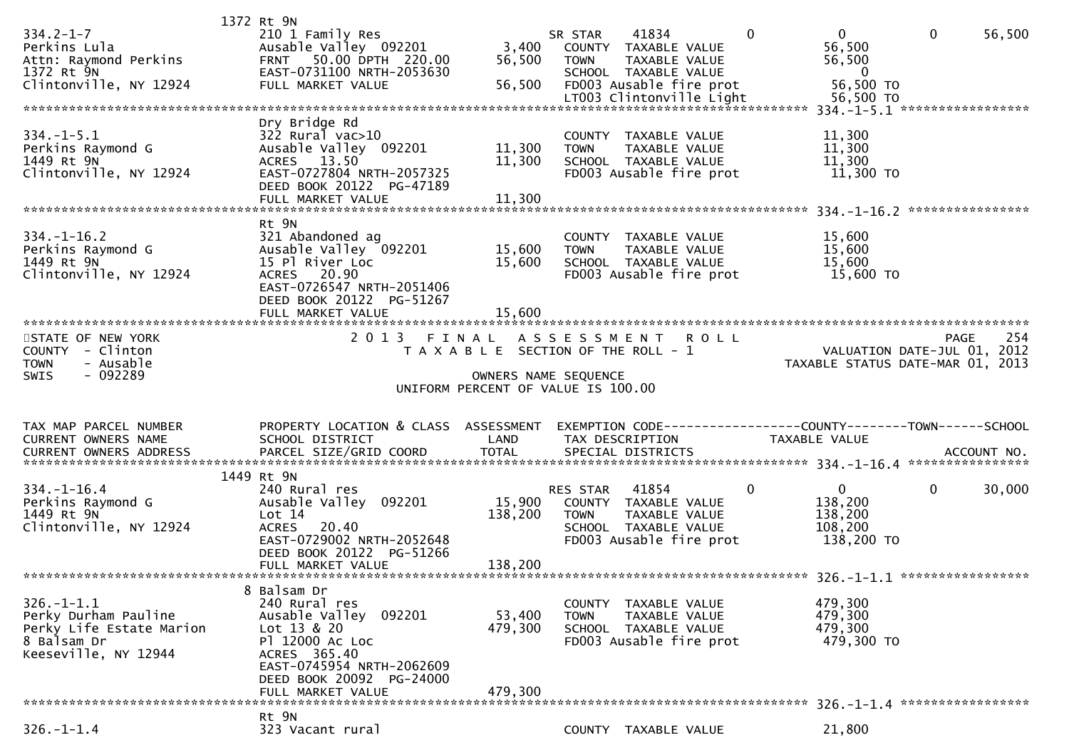```
                         1372 Rt 9N
334.2-1-7                     210 1 Family Res                     SR STAR     41834          0           0           0      56,500
Perkins Lula                  Ausable Valley  092201         3,400   COUNTY  TAXABLE VALUE              56,500
Attn: Raymond Perkins         FRNT   50.00 DPTH  220.00     56,500   TOWN    TAXABLE VALUE              56,500
1372 Rt 9N                    EAST-0731100 NRTH-2053630              SCHOOL  TAXABLE VALUE                   0
Clintonville, NY 12924        FULL MARKET VALUE             56,500   FD003 Ausable fire prot            56,500 TO
                                                                     LT003 Clintonville Light           56,500 TO
******************************************************************************************************* 334.-1-5.1 *****************
                              Dry Bridge Rd
334.-1-5.1                    322 Rural vac>10                       COUNTY  TAXABLE VALUE              11,300
Perkins Raymond G             Ausable Valley  092201        11,300   TOWN    TAXABLE VALUE              11,300
1449 Rt 9N                    ACRES   13.50                 11,300   SCHOOL  TAXABLE VALUE              11,300
Clintonville, NY 12924        EAST-0727804 NRTH-2057325              FD003 Ausable fire prot            11,300 TO
                              DEED BOOK 20122  PG-47189
                              FULL MARKET VALUE             11,300
******************************************************************************************************* 334.-1-16.2 ****************
                              Rt 9N
334.-1-16.2                   321 Abandoned ag                       COUNTY  TAXABLE VALUE              15,600
Perkins Raymond G             Ausable Valley  092201        15,600   TOWN    TAXABLE VALUE              15,600
1449 Rt 9N                    15 Pl River Loc               15,600   SCHOOL  TAXABLE VALUE              15,600
Clintonville, NY 12924        ACRES   20.90                          FD003 Ausable fire prot            15,600 TO
                              EAST-0726547 NRTH-2051406
                              DEED BOOK 20122  PG-51267
                              FULL MARKET VALUE             15,600
************************************************************************************************************************************
STATE OF NEW YORK                    2 0 1 3   F I N A L   A S S E S S M E N T   R O L L                                PAGE    254
COUNTY  - Clinton                        T A X A B L E  SECTION OF THE ROLL - 1                         VALUATION DATE-JUL 01, 2012
TOWN    - Ausable                                                                                      TAXABLE STATUS DATE-MAR 01, 2013
SWIS    - 092289                                          OWNERS NAME SEQUENCE
                                                 UNIFORM PERCENT OF VALUE IS 100.00


TAX MAP PARCEL NUMBER         PROPERTY LOCATION & CLASS  ASSESSMENT  EXEMPTION CODE------------------COUNTY--------TOWN------SCHOOL
CURRENT OWNERS NAME           SCHOOL DISTRICT               LAND     TAX DESCRIPTION              TAXABLE VALUE
CURRENT OWNERS ADDRESS        PARCEL SIZE/GRID COORD        TOTAL    SPECIAL DISTRICTS                                    ACCOUNT NO.
******************************************************************************************************* 334.-1-16.4 ****************
                         1449 Rt 9N
334.-1-16.4                   240 Rural res                          RES STAR    41854          0           0           0      30,000
Perkins Raymond G             Ausable Valley  092201        15,900   COUNTY  TAXABLE VALUE             138,200
1449 Rt 9N                    Lot 14                       138,200   TOWN    TAXABLE VALUE             138,200
Clintonville, NY 12924        ACRES   20.40                          SCHOOL  TAXABLE VALUE             108,200
                              EAST-0729002 NRTH-2052648              FD003 Ausable fire prot           138,200 TO
                              DEED BOOK 20122  PG-51266
                              FULL MARKET VALUE            138,200
******************************************************************************************************* 326.-1-1.1 *****************
                            8 Balsam Dr
326.-1-1.1                    240 Rural res                          COUNTY  TAXABLE VALUE             479,300
Perky Durham Pauline          Ausable Valley  092201        53,400   TOWN    TAXABLE VALUE             479,300
Perky Life Estate Marion      Lot 13 & 20                  479,300   SCHOOL  TAXABLE VALUE             479,300
8 Balsam Dr                   Pl 12000 Ac Loc                        FD003 Ausable fire prot           479,300 TO
Keeseville, NY 12944          ACRES  365.40
                              EAST-0745954 NRTH-2062609
                              DEED BOOK 20092  PG-24000
                              FULL MARKET VALUE            479,300
******************************************************************************************************* 326.-1-1.4 *****************
                              Rt 9N
326.-1-1.4                    323 Vacant rural                       COUNTY  TAXABLE VALUE              21,800
```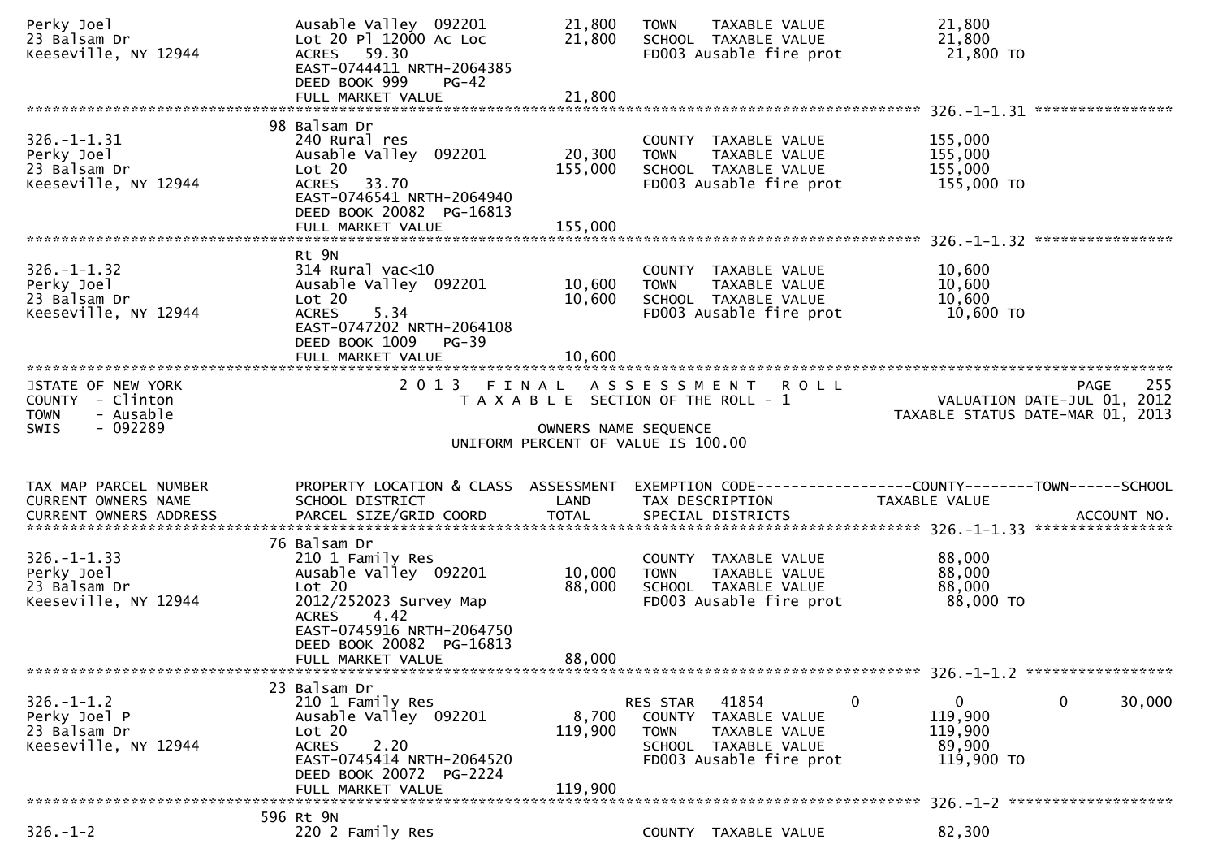```
Perky Joel                        Ausable Valley  092201        21,800   TOWN    TAXABLE VALUE              21,800
23 Balsam Dr                      Lot 20 Pl 12000 Ac Loc        21,800   SCHOOL  TAXABLE VALUE              21,800
Keeseville, NY 12944              ACRES   59.30                          FD003 Ausable fire prot             21,800 TO
                                  EAST-0744411 NRTH-2064385
                                  DEED BOOK 999     PG-42
                                  FULL MARKET VALUE             21,800
******************************************************************************************************* 326.-1-1.31 ****************
                                 98 Balsam Dr
326.-1-1.31                       240 Rural res                          COUNTY  TAXABLE VALUE             155,000
Perky Joel                        Ausable Valley  092201        20,300   TOWN    TAXABLE VALUE             155,000
23 Balsam Dr                      Lot 20                       155,000   SCHOOL  TAXABLE VALUE             155,000
Keeseville, NY 12944              ACRES   33.70                          FD003 Ausable fire prot            155,000 TO
                                  EAST-0746541 NRTH-2064940
                                  DEED BOOK 20082  PG-16813
                                  FULL MARKET VALUE            155,000
******************************************************************************************************* 326.-1-1.32 ****************
                                 Rt 9N
326.-1-1.32                       314 Rural vac<10                       COUNTY  TAXABLE VALUE              10,600
Perky Joel                        Ausable Valley  092201        10,600   TOWN    TAXABLE VALUE              10,600
23 Balsam Dr                      Lot 20                        10,600   SCHOOL  TAXABLE VALUE              10,600
Keeseville, NY 12944              ACRES    5.34                          FD003 Ausable fire prot             10,600 TO
                                  EAST-0747202 NRTH-2064108
                                  DEED BOOK 1009    PG-39
                                  FULL MARKET VALUE             10,600
************************************************************************************************************************************
STATE OF NEW YORK                    2 0 1 3   F I N A L   A S S E S S M E N T   R O L L                               PAGE    255
COUNTY  - Clinton                       T A X A B L E  SECTION OF THE ROLL - 1                          VALUATION DATE-JUL 01, 2012
TOWN    - Ausable                                                                                     TAXABLE STATUS DATE-MAR 01, 2013
SWIS    - 092289                                           OWNERS NAME SEQUENCE
                                                    UNIFORM PERCENT OF VALUE IS 100.00


TAX MAP PARCEL NUMBER             PROPERTY LOCATION & CLASS  ASSESSMENT  EXEMPTION CODE------------------COUNTY--------TOWN------SCHOOL
CURRENT OWNERS NAME               SCHOOL DISTRICT               LAND      TAX DESCRIPTION             TAXABLE VALUE
CURRENT OWNERS ADDRESS            PARCEL SIZE/GRID COORD        TOTAL     SPECIAL DISTRICTS                                  ACCOUNT NO.
******************************************************************************************************* 326.-1-1.33 ****************
                                 76 Balsam Dr
326.-1-1.33                       210 1 Family Res                       COUNTY  TAXABLE VALUE              88,000
Perky Joel                        Ausable Valley  092201        10,000   TOWN    TAXABLE VALUE              88,000
23 Balsam Dr                      Lot 20                        88,000   SCHOOL  TAXABLE VALUE              88,000
Keeseville, NY 12944              2012/252023 Survey Map                 FD003 Ausable fire prot             88,000 TO
                                  ACRES    4.42
                                  EAST-0745916 NRTH-2064750
                                  DEED BOOK 20082  PG-16813
                                  FULL MARKET VALUE             88,000
******************************************************************************************************* 326.-1-1.2 *****************
                                 23 Balsam Dr
326.-1-1.2                        210 1 Family Res                     RES STAR   41854            0            0            0      30,000
Perky Joel P                      Ausable Valley  092201         8,700   COUNTY  TAXABLE VALUE             119,900
23 Balsam Dr                      Lot 20                       119,900   TOWN    TAXABLE VALUE             119,900
Keeseville, NY 12944              ACRES    2.20                          SCHOOL  TAXABLE VALUE              89,900
                                  EAST-0745414 NRTH-2064520              FD003 Ausable fire prot            119,900 TO
                                  DEED BOOK 20072  PG-2224
                                  FULL MARKET VALUE            119,900
******************************************************************************************************* 326.-1-2 *******************
                                 596 Rt 9N
326.-1-2                          220 2 Family Res                       COUNTY  TAXABLE VALUE              82,300
```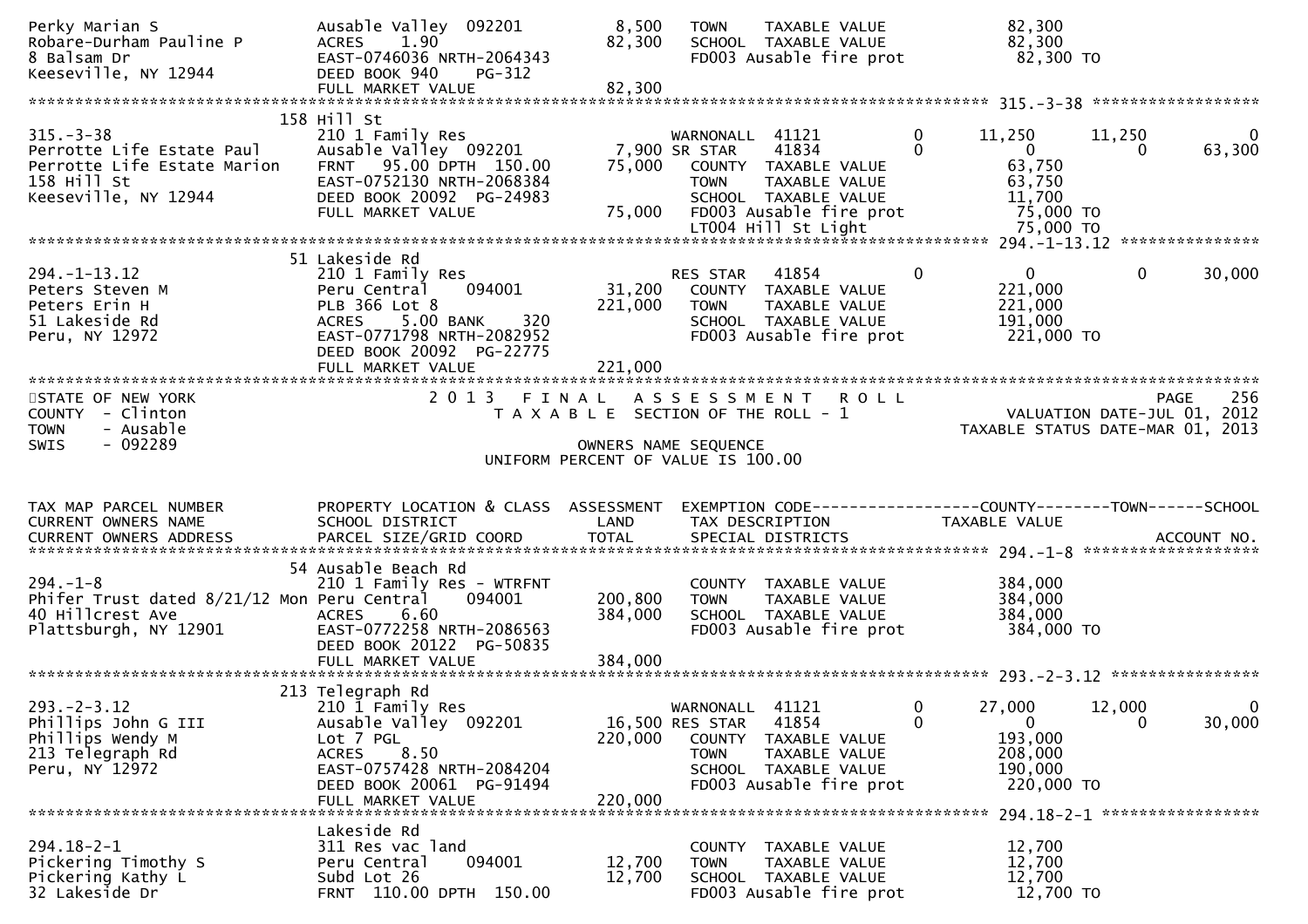```
Perky Marian S                 Ausable Valley  092201          8,500   TOWN    TAXABLE VALUE               82,300
Robare-Durham Pauline P        ACRES    1.90                  82,300   SCHOOL  TAXABLE VALUE               82,300
8 Balsam Dr                    EAST-0746036 NRTH-2064343               FD003 Ausable fire prot              82,300 TO
Keeseville, NY 12944           DEED BOOK 940    PG-312
                               FULL MARKET VALUE              82,300
******************************************************************************************************* 315.-3-38 ******************
                          158 Hill St
315.-3-38                      210 1 Family Res                        WARNONALL  41121        0       11,250      11,250           0
Perrotte Life Estate Paul      Ausable Valley  092201          7,900 SR STAR    41834        0            0           0      63,300
Perrotte Life Estate Marion    FRNT   95.00 DPTH 150.00       75,000   COUNTY  TAXABLE VALUE               63,750
158 Hill St                    EAST-0752130 NRTH-2068384               TOWN    TAXABLE VALUE               63,750
Keeseville, NY 12944           DEED BOOK 20092  PG-24983               SCHOOL  TAXABLE VALUE               11,700
                               FULL MARKET VALUE              75,000   FD003 Ausable fire prot              75,000 TO
                                                                       LT004 Hill St Light                  75,000 TO
******************************************************************************************************* 294.-1-13.12 ***************
                          51 Lakeside Rd
294.-1-13.12                   210 1 Family Res                        RES STAR   41854        0            0           0      30,000
Peters Steven M                Peru Central    094001         31,200   COUNTY  TAXABLE VALUE              221,000
Peters Erin H                  PLB 366 Lot 8                 221,000   TOWN    TAXABLE VALUE              221,000
51 Lakeside Rd                 ACRES    5.00 BANK    320               SCHOOL  TAXABLE VALUE              191,000
Peru, NY 12972                 EAST-0771798 NRTH-2082952               FD003 Ausable fire prot             221,000 TO
                               DEED BOOK 20092  PG-22775
                               FULL MARKET VALUE             221,000
************************************************************************************************************************************
STATE OF NEW YORK                     2 0 1 3   F I N A L   A S S E S S M E N T   R O L L                                 PAGE    256
COUNTY  - Clinton                           T A X A B L E  SECTION OF THE ROLL - 1                    VALUATION DATE-JUL 01, 2012
TOWN    - Ausable                                                                                  TAXABLE STATUS DATE-MAR 01, 2013
SWIS    - 092289                                        OWNERS NAME SEQUENCE
                                                 UNIFORM PERCENT OF VALUE IS 100.00


TAX MAP PARCEL NUMBER          PROPERTY LOCATION & CLASS  ASSESSMENT  EXEMPTION CODE------------------COUNTY--------TOWN------SCHOOL
CURRENT OWNERS NAME            SCHOOL DISTRICT               LAND      TAX DESCRIPTION            TAXABLE VALUE
CURRENT OWNERS ADDRESS         PARCEL SIZE/GRID COORD        TOTAL     SPECIAL DISTRICTS                                  ACCOUNT NO.
******************************************************************************************************* 294.-1-8 *******************
                          54 Ausable Beach Rd
294.-1-8                       210 1 Family Res - WTRFNT               COUNTY  TAXABLE VALUE              384,000
Phifer Trust dated 8/21/12 Mon Peru Central    094001        200,800   TOWN    TAXABLE VALUE              384,000
40 Hillcrest Ave               ACRES    6.60                 384,000   SCHOOL  TAXABLE VALUE              384,000
Plattsburgh, NY 12901          EAST-0772258 NRTH-2086563               FD003 Ausable fire prot             384,000 TO
                               DEED BOOK 20122  PG-50835
                               FULL MARKET VALUE             384,000
******************************************************************************************************* 293.-2-3.12 ****************
                          213 Telegraph Rd
293.-2-3.12                    210 1 Family Res                        WARNONALL  41121        0       27,000      12,000           0
Phillips John G III            Ausable Valley  092201         16,500 RES STAR   41854        0            0           0      30,000
Phillips Wendy M               Lot 7 PGL                     220,000   COUNTY  TAXABLE VALUE              193,000
213 Telegraph Rd               ACRES    8.50                           TOWN    TAXABLE VALUE              208,000
Peru, NY 12972                 EAST-0757428 NRTH-2084204               SCHOOL  TAXABLE VALUE              190,000
                               DEED BOOK 20061  PG-91494               FD003 Ausable fire prot             220,000 TO
                               FULL MARKET VALUE             220,000
******************************************************************************************************* 294.18-2-1 *****************
                               Lakeside Rd
294.18-2-1                     311 Res vac land                        COUNTY  TAXABLE VALUE               12,700
Pickering Timothy S            Peru Central    094001         12,700   TOWN    TAXABLE VALUE               12,700
Pickering Kathy L              Subd Lot 26                    12,700   SCHOOL  TAXABLE VALUE               12,700
32 Lakeside Dr                 FRNT  110.00 DPTH 150.00                FD003 Ausable fire prot              12,700 TO
```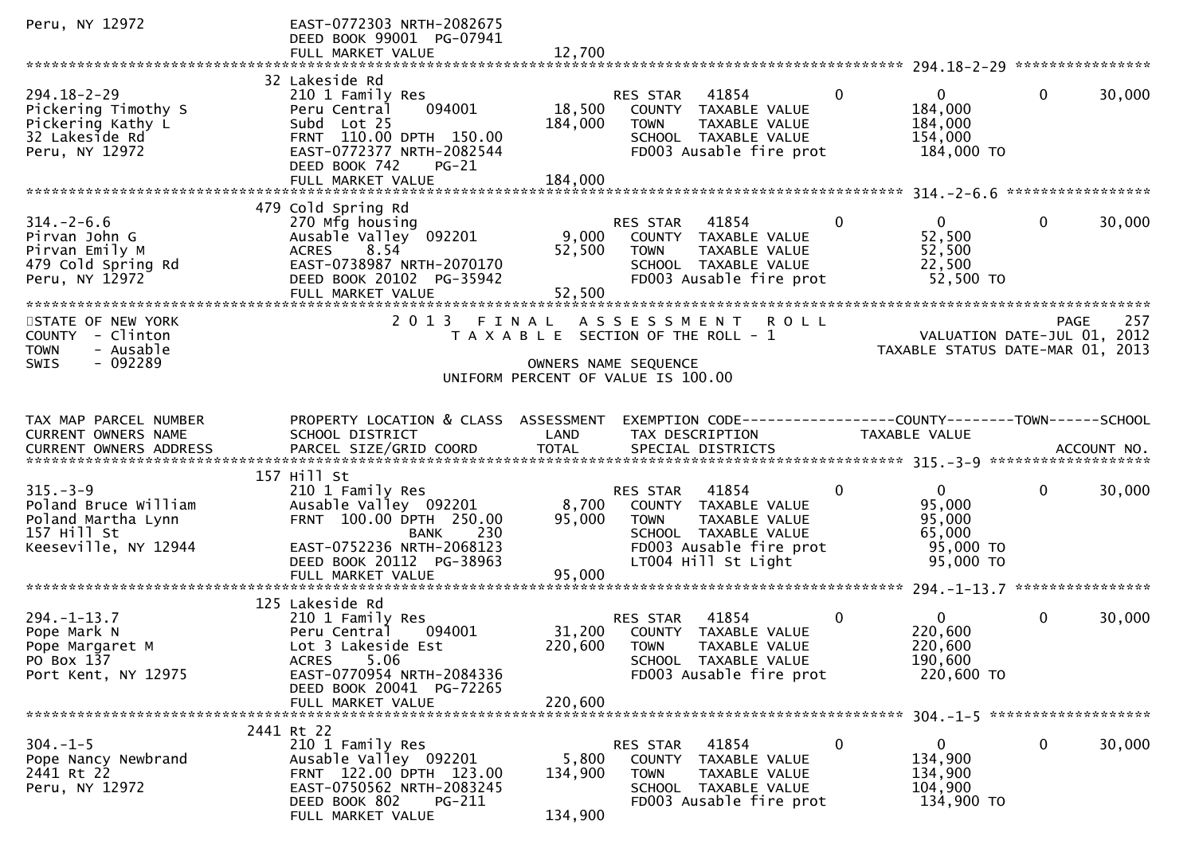```
Peru, NY 12972                EAST-0772303 NRTH-2082675
                              DEED BOOK 99001  PG-07941
                              FULL MARKET VALUE              12,700
******************************************************************************************************* 294.18-2-29 ****************
                            32 Lakeside Rd
294.18-2-29                   210 1 Family Res                    RES STAR    41854        0            0          0     30,000
Pickering Timothy S           Peru Central      094001     18,500    COUNTY  TAXABLE VALUE           184,000
Pickering Kathy L             Subd  Lot 25                184,000    TOWN    TAXABLE VALUE           184,000
32 Lakeside Rd                FRNT  110.00 DPTH  150.00              SCHOOL  TAXABLE VALUE           154,000
Peru, NY 12972                EAST-0772377 NRTH-2082544              FD003 Ausable fire prot          184,000 TO
                              DEED BOOK 742     PG-21
                              FULL MARKET VALUE             184,000
******************************************************************************************************* 314.-2-6.6 *****************
                           479 Cold Spring Rd
314.-2-6.6                    270 Mfg housing                     RES STAR    41854        0            0          0     30,000
Pirvan John G                 Ausable Valley  092201        9,000    COUNTY  TAXABLE VALUE            52,500
Pirvan Emily M                ACRES     8.54               52,500    TOWN    TAXABLE VALUE            52,500
479 Cold Spring Rd            EAST-0738987 NRTH-2070170              SCHOOL  TAXABLE VALUE            22,500
Peru, NY 12972                DEED BOOK 20102  PG-35942              FD003 Ausable fire prot           52,500 TO
                              FULL MARKET VALUE              52,500
************************************************************************************************************************************
STATE OF NEW YORK                     2 0 1 3   F I N A L   A S S E S S M E N T   R O L L                               PAGE    257
COUNTY  - Clinton                        T A X A B L E  SECTION OF THE ROLL - 1                        VALUATION DATE-JUL 01, 2012
TOWN    - Ausable                                                                                     TAXABLE STATUS DATE-MAR 01, 2013
SWIS    - 092289                                         OWNERS NAME SEQUENCE
                                                   UNIFORM PERCENT OF VALUE IS 100.00


TAX MAP PARCEL NUMBER         PROPERTY LOCATION & CLASS  ASSESSMENT  EXEMPTION CODE------------------COUNTY--------TOWN------SCHOOL
CURRENT OWNERS NAME           SCHOOL DISTRICT               LAND      TAX DESCRIPTION            TAXABLE VALUE
CURRENT OWNERS ADDRESS        PARCEL SIZE/GRID COORD       TOTAL      SPECIAL DISTRICTS                                  ACCOUNT NO.
******************************************************************************************************* 315.-3-9 *******************
                           157 Hill St
315.-3-9                      210 1 Family Res                    RES STAR    41854        0            0          0     30,000
Poland Bruce William          Ausable Valley  092201        8,700    COUNTY  TAXABLE VALUE            95,000
Poland Martha Lynn            FRNT  100.00 DPTH  250.00    95,000    TOWN    TAXABLE VALUE            95,000
157 Hill St                                 BANK     230             SCHOOL  TAXABLE VALUE            65,000
Keeseville, NY 12944          EAST-0752236 NRTH-2068123              FD003 Ausable fire prot           95,000 TO
                              DEED BOOK 20112  PG-38963              LT004 Hill St Light               95,000 TO
                              FULL MARKET VALUE              95,000
******************************************************************************************************* 294.-1-13.7 ****************
                           125 Lakeside Rd
294.-1-13.7                   210 1 Family Res                    RES STAR    41854        0            0          0     30,000
Pope Mark N                   Peru Central      094001     31,200    COUNTY  TAXABLE VALUE           220,600
Pope Margaret M               Lot 3 Lakeside Est          220,600    TOWN    TAXABLE VALUE           220,600
PO Box 137                    ACRES     5.06                         SCHOOL  TAXABLE VALUE           190,600
Port Kent, NY 12975           EAST-0770954 NRTH-2084336              FD003 Ausable fire prot          220,600 TO
                              DEED BOOK 20041  PG-72265
                              FULL MARKET VALUE             220,600
******************************************************************************************************* 304.-1-5 *******************
                          2441 Rt 22
304.-1-5                      210 1 Family Res                    RES STAR    41854        0            0          0     30,000
Pope Nancy Newbrand           Ausable Valley  092201        5,800    COUNTY  TAXABLE VALUE           134,900
2441 Rt 22                    FRNT  122.00 DPTH  123.00   134,900    TOWN    TAXABLE VALUE           134,900
Peru, NY 12972                EAST-0750562 NRTH-2083245              SCHOOL  TAXABLE VALUE           104,900
                              DEED BOOK 802     PG-211               FD003 Ausable fire prot          134,900 TO
                              FULL MARKET VALUE             134,900
```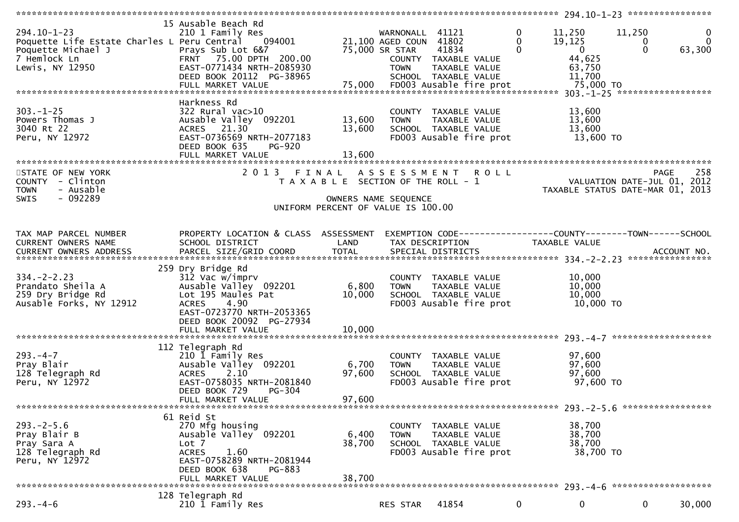******************************************************************************************************** 294.10-1-23 ****************

| | | | | | | | |
|---|---|---|---|---|---|---|---|
| 294.10-1-23 | 15 Ausable Beach Rd | | | | | | |
| Poquette Life Estate Charles L | 210 1 Family Res | | WARNONALL 41121 | 0 | 11,250 | 11,250 | 0 |
| Poquette Michael J | Peru Central 094001 | 21,100 | AGED COUN 41802 | 0 | 19,125 | 0 | 0 |
| 7 Hemlock Ln | Prays Sub Lot 6&7 | 75,000 | SR STAR 41834 | 0 | 0 | 0 | 63,300 |
| Lewis, NY 12950 | FRNT 75.00 DPTH 200.00 | | COUNTY TAXABLE VALUE | | 44,625 | | |
| | EAST-0771434 NRTH-2085930 | | TOWN TAXABLE VALUE | | 63,750 | | |
| | DEED BOOK 20112 PG-38965 | | SCHOOL TAXABLE VALUE | | 11,700 | | |
| | FULL MARKET VALUE | 75,000 | FD003 Ausable fire prot | | 75,000 TO | | |

******************************************************************************************************** 303.-1-25 ******************

| | | | | |
|---|---|---|---|---|
| 303.-1-25 | Harkness Rd | | | |
| Powers Thomas J | 322 Rural vac>10 | | COUNTY TAXABLE VALUE | 13,600 |
| 3040 Rt 22 | Ausable Valley 092201 | 13,600 | TOWN TAXABLE VALUE | 13,600 |
| Peru, NY 12972 | ACRES 21.30 | 13,600 | SCHOOL TAXABLE VALUE | 13,600 |
| | EAST-0736569 NRTH-2077183 | | FD003 Ausable fire prot | 13,600 TO |
| | DEED BOOK 635 PG-920 | | | |
| | FULL MARKET VALUE | 13,600 | | |

********************************************************************************************************************************************

STATE OF NEW YORK
COUNTY - Clinton
TOWN - Ausable
SWIS - 092289

2 0 1 3 F I N A L A S S E S S M E N T R O L L
T A X A B L E SECTION OF THE ROLL - 1
OWNERS NAME SEQUENCE
UNIFORM PERCENT OF VALUE IS 100.00

PAGE 258
VALUATION DATE-JUL 01, 2012
TAXABLE STATUS DATE-MAR 01, 2013

| TAX MAP PARCEL NUMBER / CURRENT OWNERS NAME / CURRENT OWNERS ADDRESS | PROPERTY LOCATION & CLASS / SCHOOL DISTRICT / PARCEL SIZE/GRID COORD | ASSESSMENT LAND / TOTAL | EXEMPTION CODE / TAX DESCRIPTION / SPECIAL DISTRICTS | | COUNTY TAXABLE VALUE | TOWN | SCHOOL ACCOUNT NO. |
|---|---|---|---|---|---|---|---|
| **334.-2-2.23** | 259 Dry Bridge Rd | | | | | | |
| 334.-2-2.23 | 312 Vac w/imprv | | COUNTY TAXABLE VALUE | | 10,000 | | |
| Prandato Sheila A | Ausable Valley 092201 | 6,800 | TOWN TAXABLE VALUE | | 10,000 | | |
| 259 Dry Bridge Rd | Lot 195 Maules Pat | 10,000 | SCHOOL TAXABLE VALUE | | 10,000 | | |
| Ausable Forks, NY 12912 | ACRES 4.90 | | FD003 Ausable fire prot | | 10,000 TO | | |
| | EAST-0723770 NRTH-2053365 | | | | | | |
| | DEED BOOK 20092 PG-27934 | | | | | | |
| | FULL MARKET VALUE | 10,000 | | | | | |
| **293.-4-7** | 112 Telegraph Rd | | | | | | |
| 293.-4-7 | 210 1 Family Res | | COUNTY TAXABLE VALUE | | 97,600 | | |
| Pray Blair | Ausable Valley 092201 | 6,700 | TOWN TAXABLE VALUE | | 97,600 | | |
| 128 Telegraph Rd | ACRES 2.10 | 97,600 | SCHOOL TAXABLE VALUE | | 97,600 | | |
| Peru, NY 12972 | EAST-0758035 NRTH-2081840 | | FD003 Ausable fire prot | | 97,600 TO | | |
| | DEED BOOK 729 PG-304 | | | | | | |
| | FULL MARKET VALUE | 97,600 | | | | | |
| **293.-2-5.6** | 61 Reid St | | | | | | |
| 293.-2-5.6 | 270 Mfg housing | | COUNTY TAXABLE VALUE | | 38,700 | | |
| Pray Blair B | Ausable Valley 092201 | 6,400 | TOWN TAXABLE VALUE | | 38,700 | | |
| Pray Sara A | Lot 7 | 38,700 | SCHOOL TAXABLE VALUE | | 38,700 | | |
| 128 Telegraph Rd | ACRES 1.60 | | FD003 Ausable fire prot | | 38,700 TO | | |
| Peru, NY 12972 | EAST-0758289 NRTH-2081944 | | | | | | |
| | DEED BOOK 638 PG-883 | | | | | | |
| | FULL MARKET VALUE | 38,700 | | | | | |
| **293.-4-6** | 128 Telegraph Rd | | | | | | |
| 293.-4-6 | 210 1 Family Res | | RES STAR 41854 | 0 | 0 | 0 | 30,000 |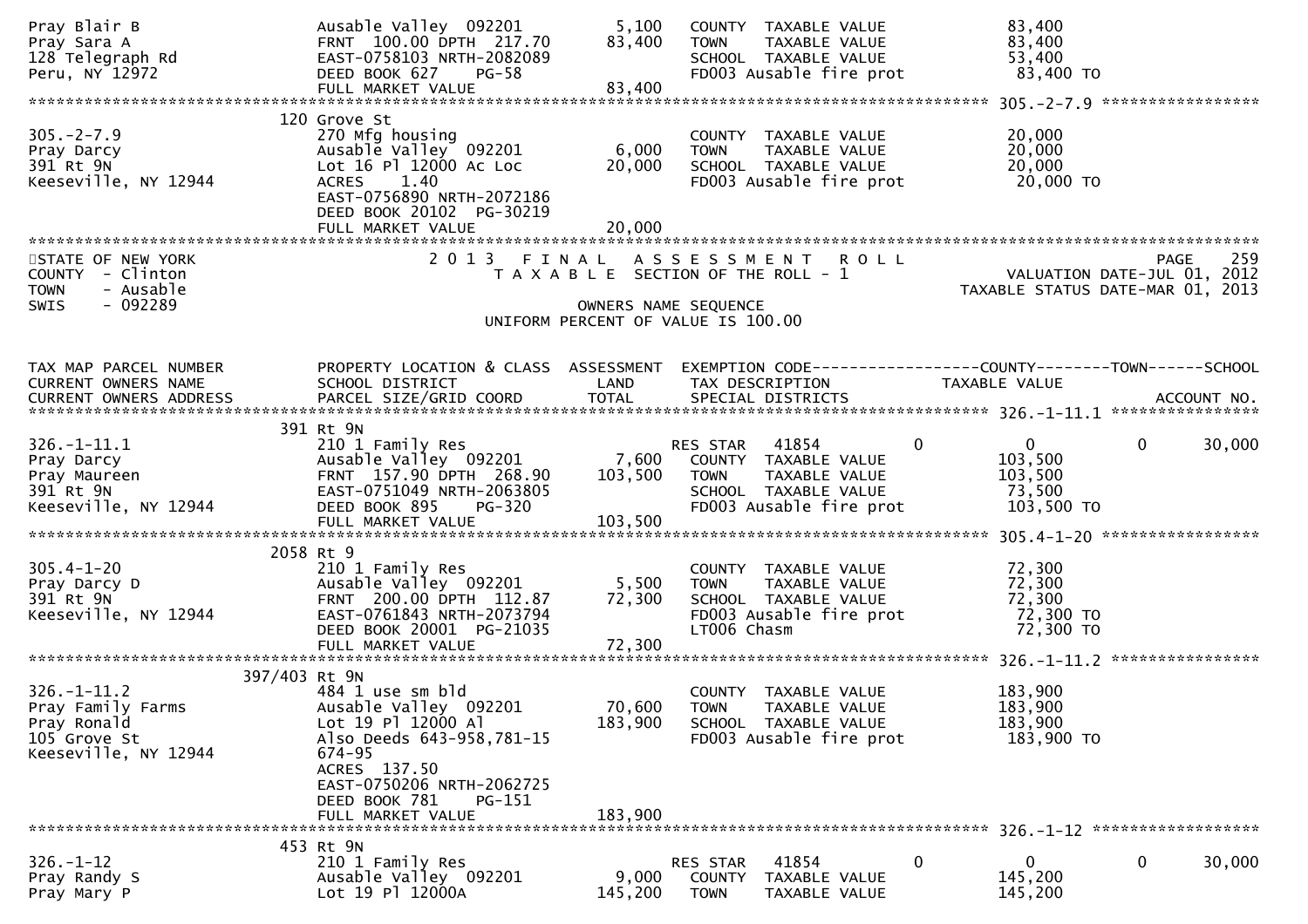```
Pray Blair B                      Ausable Valley  092201        5,100   COUNTY  TAXABLE VALUE                 83,400
Pray Sara A                       FRNT 100.00 DPTH 217.70      83,400   TOWN    TAXABLE VALUE                 83,400
128 Telegraph Rd                  EAST-0758103 NRTH-2082089             SCHOOL  TAXABLE VALUE                 53,400
Peru, NY 12972                    DEED BOOK 627    PG-58                FD003 Ausable fire prot               83,400 TO
                                  FULL MARKET VALUE            83,400
******************************************************************************************************* 305.-2-7.9 *****************
                              120 Grove St
305.-2-7.9                        270 Mfg housing                       COUNTY  TAXABLE VALUE                 20,000
Pray Darcy                        Ausable Valley  092201        6,000   TOWN    TAXABLE VALUE                 20,000
391 Rt 9N                         Lot 16 Pl 12000 Ac Loc       20,000   SCHOOL  TAXABLE VALUE                 20,000
Keeseville, NY 12944              ACRES    1.40                         FD003 Ausable fire prot               20,000 TO
                                  EAST-0756890 NRTH-2072186
                                  DEED BOOK 20102  PG-30219
                                  FULL MARKET VALUE            20,000
************************************************************************************************************************************
STATE OF NEW YORK                 2 0 1 3   F I N A L   A S S E S S M E N T   R O L L                                    PAGE    259
COUNTY  - Clinton                    T A X A B L E  SECTION OF THE ROLL - 1                          VALUATION DATE-JUL 01, 2012
TOWN    - Ausable                                                                              TAXABLE STATUS DATE-MAR 01, 2013
SWIS    - 092289                                   OWNERS NAME SEQUENCE
                                           UNIFORM PERCENT OF VALUE IS 100.00


TAX MAP PARCEL NUMBER             PROPERTY LOCATION & CLASS  ASSESSMENT  EXEMPTION CODE------------------COUNTY--------TOWN------SCHOOL
CURRENT OWNERS NAME               SCHOOL DISTRICT               LAND      TAX DESCRIPTION            TAXABLE VALUE
CURRENT OWNERS ADDRESS            PARCEL SIZE/GRID COORD       TOTAL      SPECIAL DISTRICTS                                 ACCOUNT NO.
******************************************************************************************************* 326.-1-11.1 ****************
                              391 Rt 9N
326.-1-11.1                       210 1 Family Res                      RES STAR    41854          0            0           0     30,000
Pray Darcy                        Ausable Valley  092201        7,600   COUNTY  TAXABLE VALUE                103,500
Pray Maureen                      FRNT 157.90 DPTH 268.90     103,500   TOWN    TAXABLE VALUE                103,500
391 Rt 9N                         EAST-0751049 NRTH-2063805             SCHOOL  TAXABLE VALUE                 73,500
Keeseville, NY 12944              DEED BOOK 895    PG-320               FD003 Ausable fire prot              103,500 TO
                                  FULL MARKET VALUE           103,500
******************************************************************************************************* 305.4-1-20 *****************
                             2058 Rt 9
305.4-1-20                        210 1 Family Res                      COUNTY  TAXABLE VALUE                 72,300
Pray Darcy D                      Ausable Valley  092201        5,500   TOWN    TAXABLE VALUE                 72,300
391 Rt 9N                         FRNT 200.00 DPTH 112.87      72,300   SCHOOL  TAXABLE VALUE                 72,300
Keeseville, NY 12944              EAST-0761843 NRTH-2073794             FD003 Ausable fire prot               72,300 TO
                                  DEED BOOK 20001  PG-21035             LT006 Chasm                           72,300 TO
                                  FULL MARKET VALUE            72,300
******************************************************************************************************* 326.-1-11.2 ****************
                          397/403 Rt 9N
326.-1-11.2                       484 1 use sm bld                      COUNTY  TAXABLE VALUE                183,900
Pray Family Farms                 Ausable Valley  092201       70,600   TOWN    TAXABLE VALUE                183,900
Pray Ronald                       Lot 19 Pl 12000 Al          183,900   SCHOOL  TAXABLE VALUE                183,900
105 Grove St                      Also Deeds 643-958,781-15             FD003 Ausable fire prot              183,900 TO
Keeseville, NY 12944              674-95
                                  ACRES  137.50
                                  EAST-0750206 NRTH-2062725
                                  DEED BOOK 781    PG-151
                                  FULL MARKET VALUE           183,900
******************************************************************************************************* 326.-1-12 ******************
                              453 Rt 9N
326.-1-12                         210 1 Family Res                      RES STAR    41854          0            0           0     30,000
Pray Randy S                      Ausable Valley  092201        9,000   COUNTY  TAXABLE VALUE                145,200
Pray Mary P                       Lot 19 Pl 12000A            145,200   TOWN    TAXABLE VALUE                145,200
```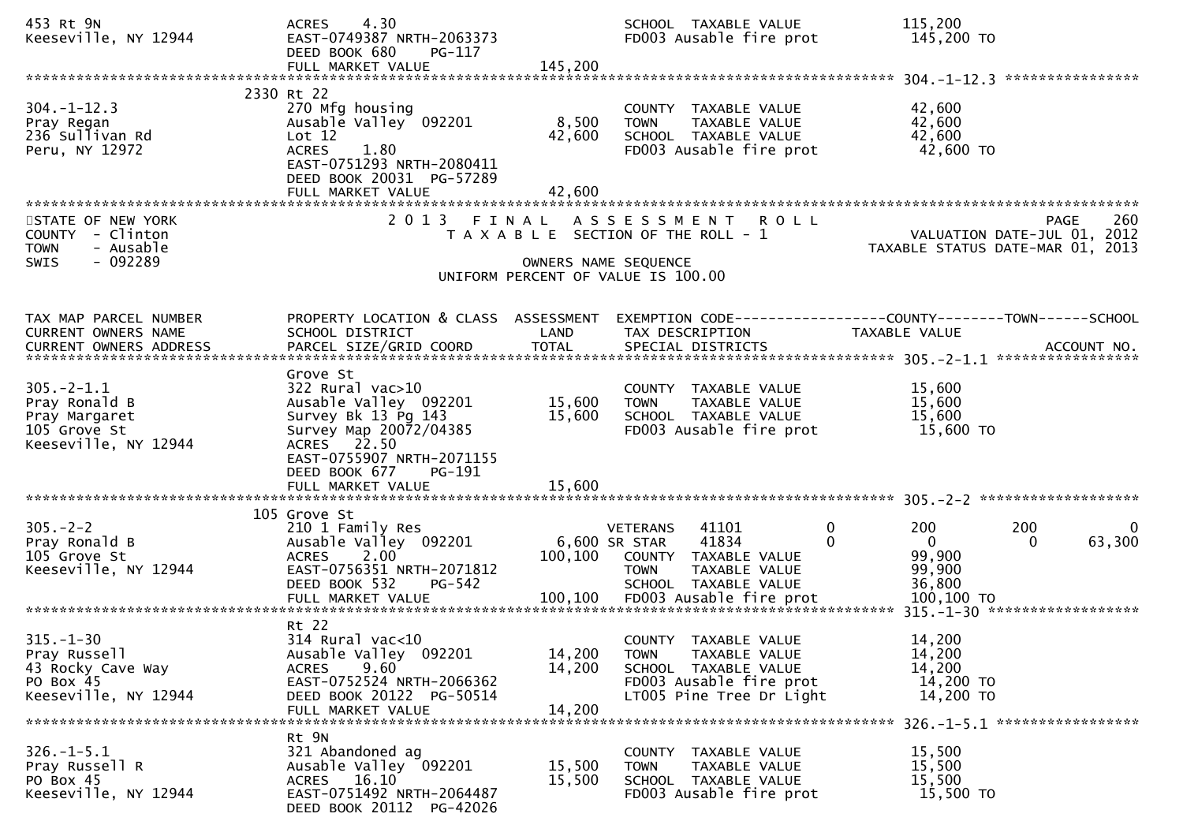```
453 Rt 9N                          ACRES     4.30                              SCHOOL  TAXABLE VALUE             115,200
Keeseville, NY 12944               EAST-0749387 NRTH-2063373                   FD003 Ausable fire prot            145,200 TO
                                   DEED BOOK 680     PG-117
                                   FULL MARKET VALUE             145,200
******************************************************************************************************* 304.-1-12.3 ****************
                              2330 Rt 22
304.-1-12.3                        270 Mfg housing                             COUNTY  TAXABLE VALUE              42,600
Pray Regan                         Ausable Valley  092201         8,500        TOWN    TAXABLE VALUE              42,600
236 Sullivan Rd                    Lot 12                        42,600        SCHOOL  TAXABLE VALUE              42,600
Peru, NY 12972                     ACRES     1.80                              FD003 Ausable fire prot             42,600 TO
                                   EAST-0751293 NRTH-2080411
                                   DEED BOOK 20031  PG-57289
                                   FULL MARKET VALUE              42,600
************************************************************************************************************************************
STATE OF NEW YORK                  2 0 1 3   F I N A L   A S S E S S M E N T   R O L L                                       PAGE    260
COUNTY  - Clinton                       T A X A B L E  SECTION OF THE ROLL - 1                               VALUATION DATE-JUL 01, 2012
TOWN    - Ausable                                                                                       TAXABLE STATUS DATE-MAR 01, 2013
SWIS    - 092289                                             OWNERS NAME SEQUENCE
                                                    UNIFORM PERCENT OF VALUE IS 100.00


TAX MAP PARCEL NUMBER              PROPERTY LOCATION & CLASS  ASSESSMENT  EXEMPTION CODE------------------COUNTY--------TOWN------SCHOOL
CURRENT OWNERS NAME                SCHOOL DISTRICT               LAND      TAX DESCRIPTION              TAXABLE VALUE
CURRENT OWNERS ADDRESS             PARCEL SIZE/GRID COORD        TOTAL     SPECIAL DISTRICTS                                 ACCOUNT NO.
******************************************************************************************************* 305.-2-1.1 *****************
                                   Grove St
305.-2-1.1                         322 Rural vac>10                            COUNTY  TAXABLE VALUE              15,600
Pray Ronald B                      Ausable Valley  092201        15,600        TOWN    TAXABLE VALUE              15,600
Pray Margaret                      Survey Bk 13 Pg 143           15,600        SCHOOL  TAXABLE VALUE              15,600
105 Grove St                       Survey Map 20072/04385                      FD003 Ausable fire prot             15,600 TO
Keeseville, NY 12944               ACRES    22.50
                                   EAST-0755907 NRTH-2071155
                                   DEED BOOK 677     PG-191
                                   FULL MARKET VALUE              15,600
******************************************************************************************************* 305.-2-2 *******************
                               105 Grove St
305.-2-2                           210 1 Family Res                   VETERANS    41101           0          200         200           0
Pray Ronald B                      Ausable Valley  092201         6,600 SR STAR     41834           0            0           0      63,300
105 Grove St                       ACRES     2.00               100,100   COUNTY  TAXABLE VALUE              99,900
Keeseville, NY 12944               EAST-0756351 NRTH-2071812                   TOWN    TAXABLE VALUE              99,900
                                   DEED BOOK 532     PG-542                    SCHOOL  TAXABLE VALUE              36,800
                                   FULL MARKET VALUE             100,100   FD003 Ausable fire prot            100,100 TO
******************************************************************************************************* 315.-1-30 ******************
                                   Rt 22
315.-1-30                          314 Rural vac<10                            COUNTY  TAXABLE VALUE              14,200
Pray Russell                       Ausable Valley  092201        14,200        TOWN    TAXABLE VALUE              14,200
43 Rocky Cave Way                  ACRES     9.60                14,200        SCHOOL  TAXABLE VALUE              14,200
PO Box 45                          EAST-0752524 NRTH-2066362                   FD003 Ausable fire prot             14,200 TO
Keeseville, NY 12944               DEED BOOK 20122  PG-50514                   LT005 Pine Tree Dr Light            14,200 TO
                                   FULL MARKET VALUE              14,200
******************************************************************************************************* 326.-1-5.1 *****************
                                   Rt 9N
326.-1-5.1                         321 Abandoned ag                            COUNTY  TAXABLE VALUE              15,500
Pray Russell R                     Ausable Valley  092201        15,500        TOWN    TAXABLE VALUE              15,500
PO Box 45                          ACRES    16.10                15,500        SCHOOL  TAXABLE VALUE              15,500
Keeseville, NY 12944               EAST-0751492 NRTH-2064487                   FD003 Ausable fire prot             15,500 TO
                                   DEED BOOK 20112  PG-42026
```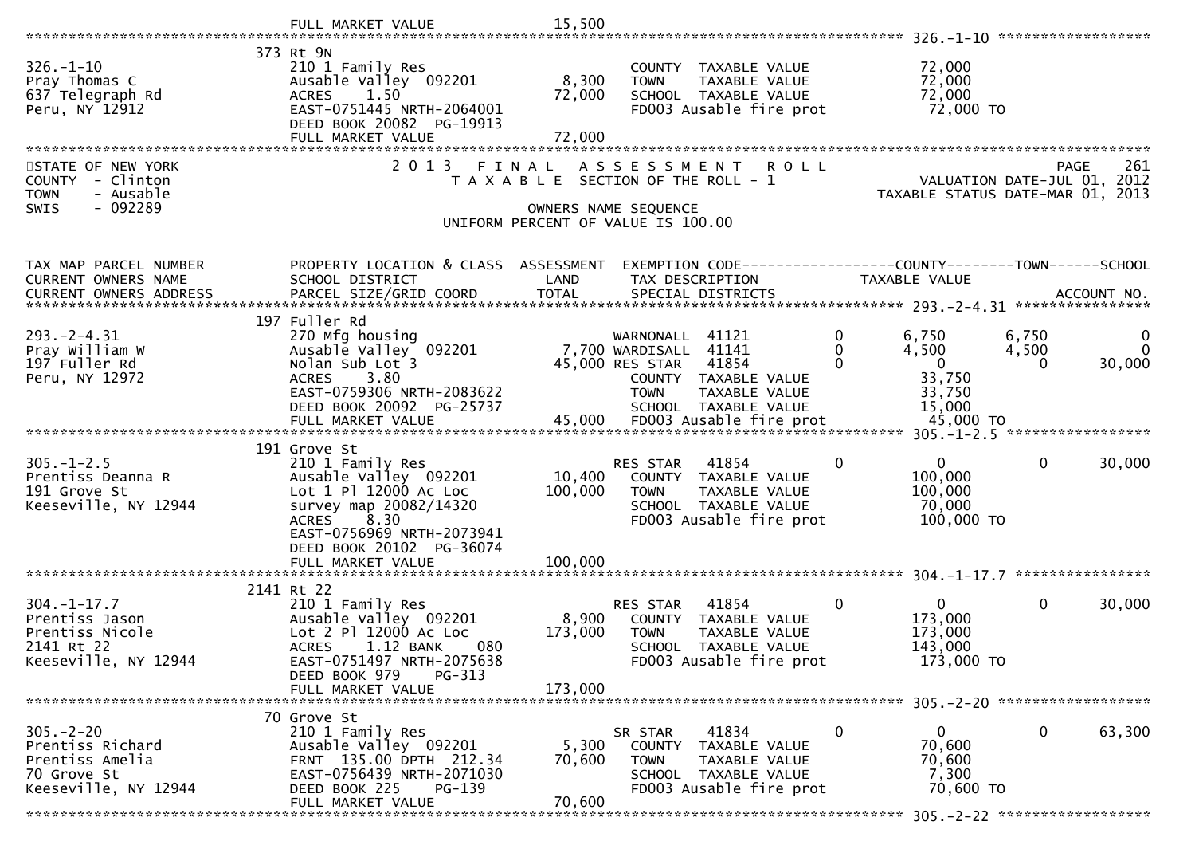FULL MARKET VALUE 15,500

326.-1-10

| | | | | |
|---|---|---|---|---|
| 326.-1-10 | 373 Rt 9N | | | |
| Pray Thomas C | 210 1 Family Res | | COUNTY TAXABLE VALUE | 72,000 |
| 637 Telegraph Rd | Ausable Valley 092201 | 8,300 | TOWN TAXABLE VALUE | 72,000 |
| Peru, NY 12912 | ACRES 1.50 | 72,000 | SCHOOL TAXABLE VALUE | 72,000 |
| | EAST-0751445 NRTH-2064001 | | FD003 Ausable fire prot | 72,000 TO |
| | DEED BOOK 20082 PG-19913 | | | |
| | FULL MARKET VALUE | 72,000 | | |

STATE OF NEW YORK
COUNTY - Clinton
TOWN - Ausable
SWIS - 092289

2013 FINAL ASSESSMENT ROLL
TAXABLE SECTION OF THE ROLL - 1
OWNERS NAME SEQUENCE
UNIFORM PERCENT OF VALUE IS 100.00

VALUATION DATE-JUL 01, 2012
TAXABLE STATUS DATE-MAR 01, 2013

| TAX MAP PARCEL NUMBER / CURRENT OWNERS NAME / CURRENT OWNERS ADDRESS | PROPERTY LOCATION & CLASS / SCHOOL DISTRICT / PARCEL SIZE/GRID COORD | ASSESSMENT LAND / TOTAL | EXEMPTION CODE / TAX DESCRIPTION / SPECIAL DISTRICTS | | COUNTY TAXABLE VALUE | TOWN | SCHOOL / ACCOUNT NO. |
|---|---|---|---|---|---|---|---|
| **293.-2-4.31** | | | | | | | |
| 293.-2-4.31 | 197 Fuller Rd | | | | | | |
| Pray William W | 270 Mfg housing | | WARNONALL 41121 | 0 | 6,750 | 6,750 | 0 |
| 197 Fuller Rd | Ausable Valley 092201 | 7,700 | WARDISALL 41141 | 0 | 4,500 | 4,500 | 0 |
| Peru, NY 12972 | Nolan Sub Lot 3 | 45,000 | RES STAR 41854 | 0 | 0 | 0 | 30,000 |
| | ACRES 3.80 | | COUNTY TAXABLE VALUE | | 33,750 | | |
| | EAST-0759306 NRTH-2083622 | | TOWN TAXABLE VALUE | | 33,750 | | |
| | DEED BOOK 20092 PG-25737 | | SCHOOL TAXABLE VALUE | | 15,000 | | |
| | FULL MARKET VALUE | 45,000 | FD003 Ausable fire prot | | 45,000 TO | | |
| **305.-1-2.5** | | | | | | | |
| 305.-1-2.5 | 191 Grove St | | | | | | |
| Prentiss Deanna R | 210 1 Family Res | | RES STAR 41854 | 0 | 0 | 0 | 30,000 |
| 191 Grove St | Ausable Valley 092201 | 10,400 | COUNTY TAXABLE VALUE | | 100,000 | | |
| Keeseville, NY 12944 | Lot 1 Pl 12000 Ac Loc | 100,000 | TOWN TAXABLE VALUE | | 100,000 | | |
| | survey map 20082/14320 | | SCHOOL TAXABLE VALUE | | 70,000 | | |
| | ACRES 8.30 | | FD003 Ausable fire prot | | 100,000 TO | | |
| | EAST-0756969 NRTH-2073941 | | | | | | |
| | DEED BOOK 20102 PG-36074 | | | | | | |
| | FULL MARKET VALUE | 100,000 | | | | | |
| **304.-1-17.7** | | | | | | | |
| 304.-1-17.7 | 2141 Rt 22 | | | | | | |
| Prentiss Jason | 210 1 Family Res | | RES STAR 41854 | 0 | 0 | 0 | 30,000 |
| Prentiss Nicole | Ausable Valley 092201 | 8,900 | COUNTY TAXABLE VALUE | | 173,000 | | |
| 2141 Rt 22 | Lot 2 Pl 12000 Ac Loc | 173,000 | TOWN TAXABLE VALUE | | 173,000 | | |
| Keeseville, NY 12944 | ACRES 1.12 BANK 080 | | SCHOOL TAXABLE VALUE | | 143,000 | | |
| | EAST-0751497 NRTH-2075638 | | FD003 Ausable fire prot | | 173,000 TO | | |
| | DEED BOOK 979 PG-313 | | | | | | |
| | FULL MARKET VALUE | 173,000 | | | | | |
| **305.-2-20** | | | | | | | |
| 305.-2-20 | 70 Grove St | | | | | | |
| Prentiss Richard | 210 1 Family Res | | SR STAR 41834 | 0 | 0 | 0 | 63,300 |
| Prentiss Amelia | Ausable Valley 092201 | 5,300 | COUNTY TAXABLE VALUE | | 70,600 | | |
| 70 Grove St | FRNT 135.00 DPTH 212.34 | 70,600 | TOWN TAXABLE VALUE | | 70,600 | | |
| Keeseville, NY 12944 | EAST-0756439 NRTH-2071030 | | SCHOOL TAXABLE VALUE | | 7,300 | | |
| | DEED BOOK 225 PG-139 | | FD003 Ausable fire prot | | 70,600 TO | | |
| | FULL MARKET VALUE | 70,600 | | | | | |

305.-2-22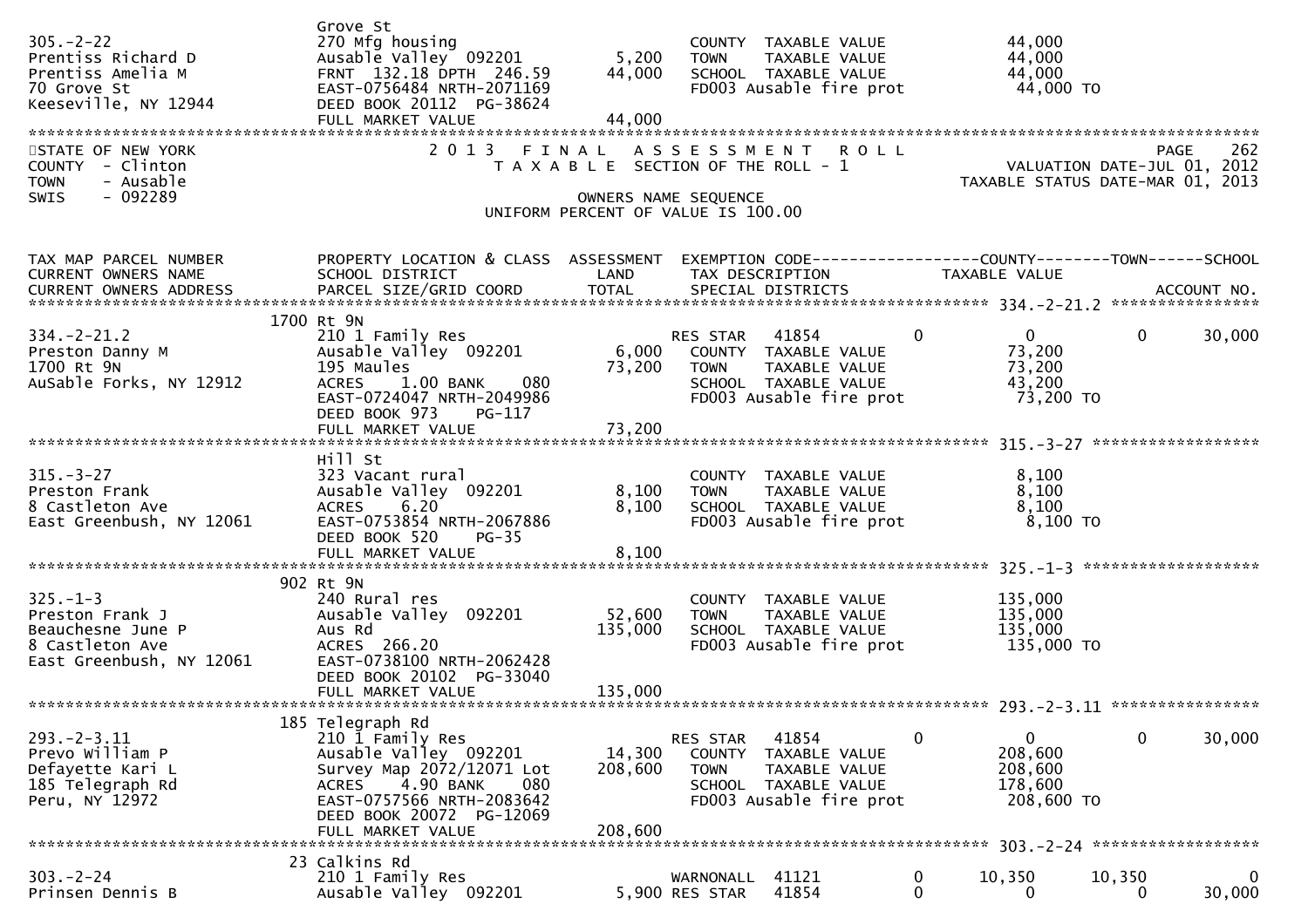| | | | | |
|---|---|---|---|---|
| 305.-2-22 | Grove St | | | |
| Prentiss Richard D | 270 Mfg housing | | COUNTY TAXABLE VALUE | 44,000 |
| Prentiss Amelia M | Ausable Valley 092201 | 5,200 | TOWN TAXABLE VALUE | 44,000 |
| 70 Grove St | FRNT 132.18 DPTH 246.59 | 44,000 | SCHOOL TAXABLE VALUE | 44,000 |
| Keeseville, NY 12944 | EAST-0756484 NRTH-2071169 | | FD003 Ausable fire prot | 44,000 TO |
| | DEED BOOK 20112 PG-38624 | | | |
| | FULL MARKET VALUE | 44,000 | | |

STATE OF NEW YORK — COUNTY - Clinton — TOWN - Ausable — SWIS - 092289

2013 FINAL ASSESSMENT ROLL
TAXABLE SECTION OF THE ROLL - 1
OWNERS NAME SEQUENCE
UNIFORM PERCENT OF VALUE IS 100.00

VALUATION DATE-JUL 01, 2012
TAXABLE STATUS DATE-MAR 01, 2013

| TAX MAP PARCEL NUMBER / CURRENT OWNERS NAME / CURRENT OWNERS ADDRESS | PROPERTY LOCATION & CLASS / SCHOOL DISTRICT / PARCEL SIZE/GRID COORD | ASSESSMENT LAND / TOTAL | EXEMPTION CODE / TAX DESCRIPTION / SPECIAL DISTRICTS | | COUNTY TAXABLE VALUE | TOWN | SCHOOL / ACCOUNT NO. |
|---|---|---|---|---|---|---|---|
| **334.-2-21.2** | 1700 Rt 9N | | | | | | |
| 334.-2-21.2 | 210 1 Family Res | | RES STAR 41854 | 0 | 0 | 0 | 30,000 |
| Preston Danny M | Ausable Valley 092201 | 6,000 | COUNTY TAXABLE VALUE | | 73,200 | | |
| 1700 Rt 9N | 195 Maules | 73,200 | TOWN TAXABLE VALUE | | 73,200 | | |
| AuSable Forks, NY 12912 | ACRES 1.00 BANK 080 | | SCHOOL TAXABLE VALUE | | 43,200 | | |
| | EAST-0724047 NRTH-2049986 | | FD003 Ausable fire prot | | 73,200 TO | | |
| | DEED BOOK 973 PG-117 | | | | | | |
| | FULL MARKET VALUE | 73,200 | | | | | |
| **315.-3-27** | Hill St | | | | | | |
| 315.-3-27 | 323 Vacant rural | | COUNTY TAXABLE VALUE | | 8,100 | | |
| Preston Frank | Ausable Valley 092201 | 8,100 | TOWN TAXABLE VALUE | | 8,100 | | |
| 8 Castleton Ave | ACRES 6.20 | 8,100 | SCHOOL TAXABLE VALUE | | 8,100 | | |
| East Greenbush, NY 12061 | EAST-0753854 NRTH-2067886 | | FD003 Ausable fire prot | | 8,100 TO | | |
| | DEED BOOK 520 PG-35 | | | | | | |
| | FULL MARKET VALUE | 8,100 | | | | | |
| **325.-1-3** | 902 Rt 9N | | | | | | |
| 325.-1-3 | 240 Rural res | | COUNTY TAXABLE VALUE | | 135,000 | | |
| Preston Frank J | Ausable Valley 092201 | 52,600 | TOWN TAXABLE VALUE | | 135,000 | | |
| Beauchesne June P | Aus Rd | 135,000 | SCHOOL TAXABLE VALUE | | 135,000 | | |
| 8 Castleton Ave | ACRES 266.20 | | FD003 Ausable fire prot | | 135,000 TO | | |
| East Greenbush, NY 12061 | EAST-0738100 NRTH-2062428 | | | | | | |
| | DEED BOOK 20102 PG-33040 | | | | | | |
| | FULL MARKET VALUE | 135,000 | | | | | |
| **293.-2-3.11** | 185 Telegraph Rd | | | | | | |
| 293.-2-3.11 | 210 1 Family Res | | RES STAR 41854 | 0 | 0 | 0 | 30,000 |
| Prevo William P | Ausable Valley 092201 | 14,300 | COUNTY TAXABLE VALUE | | 208,600 | | |
| Defayette Kari L | Survey Map 2072/12071 Lot | 208,600 | TOWN TAXABLE VALUE | | 208,600 | | |
| 185 Telegraph Rd | ACRES 4.90 BANK 080 | | SCHOOL TAXABLE VALUE | | 178,600 | | |
| Peru, NY 12972 | EAST-0757566 NRTH-2083642 | | FD003 Ausable fire prot | | 208,600 TO | | |
| | DEED BOOK 20072 PG-12069 | | | | | | |
| | FULL MARKET VALUE | 208,600 | | | | | |
| **303.-2-24** | 23 Calkins Rd | | | | | | |
| 303.-2-24 | 210 1 Family Res | | WARNONALL 41121 | 0 | 10,350 | 10,350 | 0 |
| Prinsen Dennis B | Ausable Valley 092201 | 5,900 | RES STAR 41854 | 0 | 0 | 0 | 30,000 |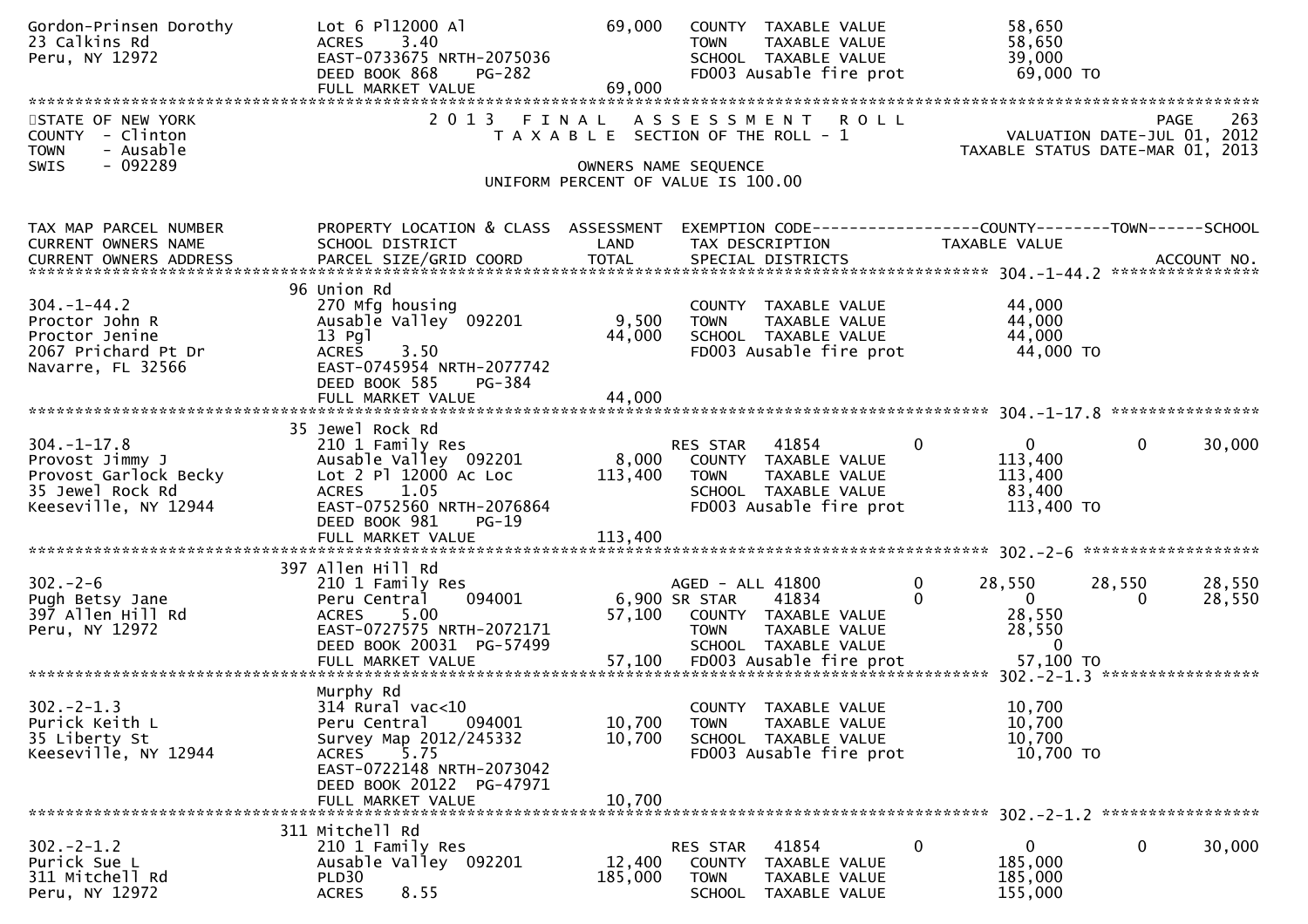| | | | | |
|---|---|---|---|---|
| Gordon-Prinsen Dorothy | Lot 6 Pl12000 Al | 69,000 | COUNTY TAXABLE VALUE | 58,650 |
| 23 Calkins Rd | ACRES 3.40 | | TOWN TAXABLE VALUE | 58,650 |
| Peru, NY 12972 | EAST-0733675 NRTH-2075036 | | SCHOOL TAXABLE VALUE | 39,000 |
| | DEED BOOK 868 PG-282 | | FD003 Ausable fire prot | 69,000 TO |
| | FULL MARKET VALUE | 69,000 | | |

STATE OF NEW YORK
COUNTY - Clinton
TOWN - Ausable
SWIS - 092289

2013 FINAL ASSESSMENT ROLL
TAXABLE SECTION OF THE ROLL - 1
OWNERS NAME SEQUENCE
UNIFORM PERCENT OF VALUE IS 100.00

PAGE 263
VALUATION DATE-JUL 01, 2012
TAXABLE STATUS DATE-MAR 01, 2013

| TAX MAP PARCEL NUMBER / CURRENT OWNERS NAME / CURRENT OWNERS ADDRESS | PROPERTY LOCATION & CLASS / SCHOOL DISTRICT / PARCEL SIZE/GRID COORD | ASSESSMENT LAND / TOTAL | EXEMPTION CODE / TAX DESCRIPTION / SPECIAL DISTRICTS | COUNTY | TOWN | SCHOOL |
|---|---|---|---|---|---|---|
| **304.-1-44.2** | 96 Union Rd | | | | | |
| 304.-1-44.2 | 270 Mfg housing | | COUNTY TAXABLE VALUE | 44,000 | | |
| Proctor John R | Ausable Valley 092201 | 9,500 | TOWN TAXABLE VALUE | 44,000 | | |
| Proctor Jenine | 13 Pgl | 44,000 | SCHOOL TAXABLE VALUE | 44,000 | | |
| 2067 Prichard Pt Dr | ACRES 3.50 | | FD003 Ausable fire prot | 44,000 TO | | |
| Navarre, FL 32566 | EAST-0745954 NRTH-2077742 | | | | | |
| | DEED BOOK 585 PG-384 | | | | | |
| | FULL MARKET VALUE | 44,000 | | | | |
| **304.-1-17.8** | 35 Jewel Rock Rd | | | | | |
| 304.-1-17.8 | 210 1 Family Res | | RES STAR 41854 0 | 0 | 0 | 30,000 |
| Provost Jimmy J | Ausable Valley 092201 | 8,000 | COUNTY TAXABLE VALUE | 113,400 | | |
| Provost Garlock Becky | Lot 2 Pl 12000 Ac Loc | 113,400 | TOWN TAXABLE VALUE | 113,400 | | |
| 35 Jewel Rock Rd | ACRES 1.05 | | SCHOOL TAXABLE VALUE | 83,400 | | |
| Keeseville, NY 12944 | EAST-0752560 NRTH-2076864 | | FD003 Ausable fire prot | 113,400 TO | | |
| | DEED BOOK 981 PG-19 | | | | | |
| | FULL MARKET VALUE | 113,400 | | | | |
| **302.-2-6** | 397 Allen Hill Rd | | | | | |
| 302.-2-6 | 210 1 Family Res | | AGED - ALL 41800 0 | 28,550 | 28,550 | 28,550 |
| Pugh Betsy Jane | Peru Central 094001 | 6,900 | SR STAR 41834 0 | 0 | 0 | 28,550 |
| 397 Allen Hill Rd | ACRES 5.00 | 57,100 | COUNTY TAXABLE VALUE | 28,550 | | |
| Peru, NY 12972 | EAST-0727575 NRTH-2072171 | | TOWN TAXABLE VALUE | 28,550 | | |
| | DEED BOOK 20031 PG-57499 | | SCHOOL TAXABLE VALUE | 0 | | |
| | FULL MARKET VALUE | 57,100 | FD003 Ausable fire prot | 57,100 TO | | |
| **302.-2-1.3** | Murphy Rd | | | | | |
| 302.-2-1.3 | 314 Rural vac<10 | | COUNTY TAXABLE VALUE | 10,700 | | |
| Purick Keith L | Peru Central 094001 | 10,700 | TOWN TAXABLE VALUE | 10,700 | | |
| 35 Liberty St | Survey Map 2012/245332 | 10,700 | SCHOOL TAXABLE VALUE | 10,700 | | |
| Keeseville, NY 12944 | ACRES 5.75 | | FD003 Ausable fire prot | 10,700 TO | | |
| | EAST-0722148 NRTH-2073042 | | | | | |
| | DEED BOOK 20122 PG-47971 | | | | | |
| | FULL MARKET VALUE | 10,700 | | | | |
| **302.-2-1.2** | 311 Mitchell Rd | | | | | |
| 302.-2-1.2 | 210 1 Family Res | | RES STAR 41854 0 | 0 | 0 | 30,000 |
| Purick Sue L | Ausable Valley 092201 | 12,400 | COUNTY TAXABLE VALUE | 185,000 | | |
| 311 Mitchell Rd | PLD30 | 185,000 | TOWN TAXABLE VALUE | 185,000 | | |
| Peru, NY 12972 | ACRES 8.55 | | SCHOOL TAXABLE VALUE | 155,000 | | |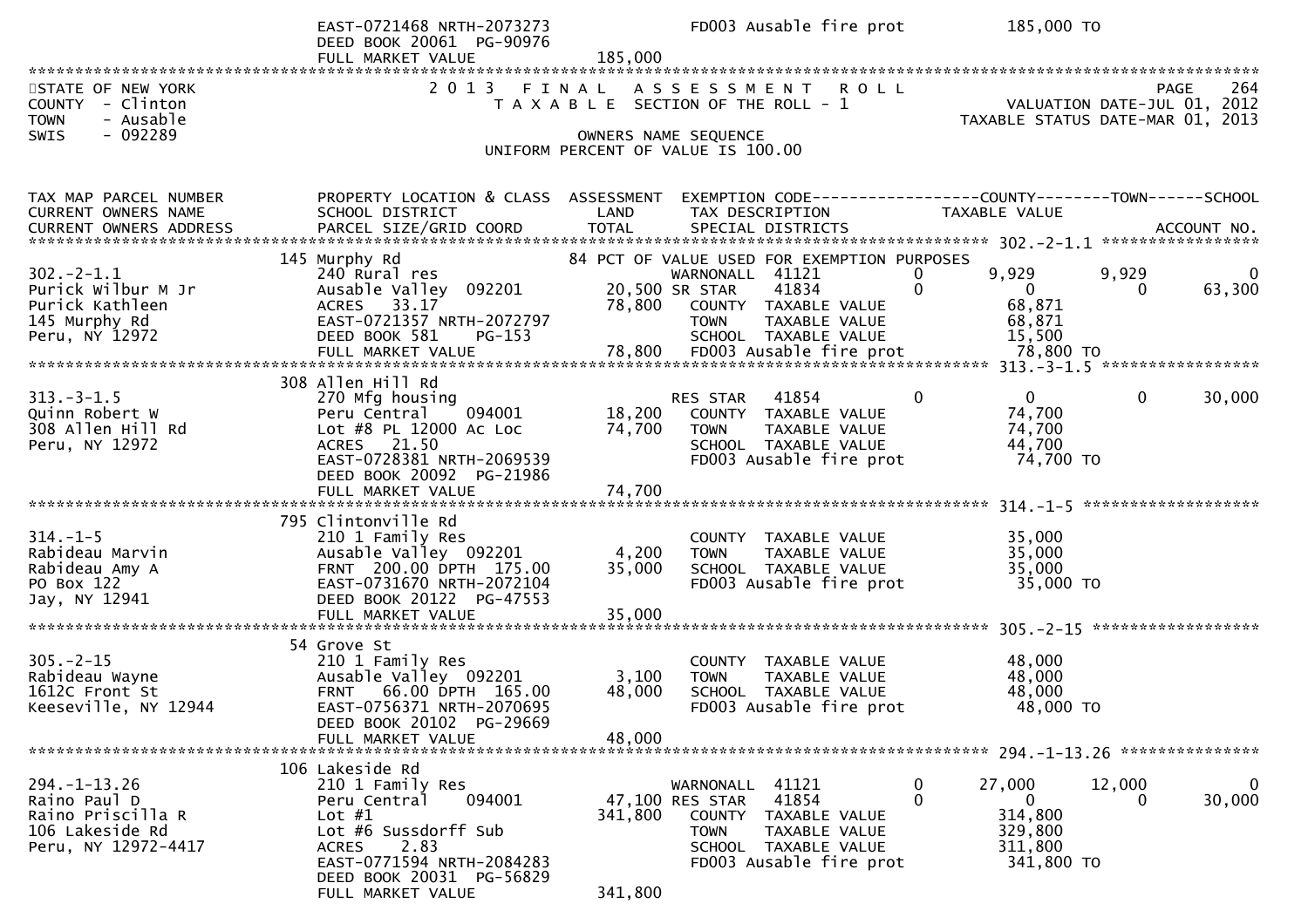```
                              EAST-0721468 NRTH-2073273                   FD003 Ausable fire prot            185,000 TO
                              DEED BOOK 20061  PG-90976
                              FULL MARKET VALUE             185,000
******************************************************************************************************************************************
STATE OF NEW YORK                  2 0 1 3   F I N A L   A S S E S S M E N T   R O L L                                    PAGE    264
COUNTY  - Clinton                    T A X A B L E  SECTION OF THE ROLL - 1                          VALUATION DATE-JUL 01, 2012
TOWN    - Ausable                                                                                 TAXABLE STATUS DATE-MAR 01, 2013
SWIS    - 092289                                   OWNERS NAME SEQUENCE
                                            UNIFORM PERCENT OF VALUE IS 100.00

TAX MAP PARCEL NUMBER          PROPERTY LOCATION & CLASS  ASSESSMENT  EXEMPTION CODE------------------COUNTY--------TOWN------SCHOOL
CURRENT OWNERS NAME            SCHOOL DISTRICT               LAND      TAX DESCRIPTION              TAXABLE VALUE
CURRENT OWNERS ADDRESS         PARCEL SIZE/GRID COORD        TOTAL     SPECIAL DISTRICTS                                     ACCOUNT NO.
************************************************************************************************ 302.-2-1.1 *****************
                          145 Murphy Rd                       84 PCT OF VALUE USED FOR EXEMPTION PURPOSES
302.-2-1.1                     240 Rural res                       WARNONALL  41121           0       9,929       9,929          0
Purick Wilbur M Jr             Ausable Valley  092201       20,500 SR STAR     41834           0           0           0     63,300
Purick Kathleen                ACRES   33.17                78,800   COUNTY  TAXABLE VALUE             68,871
145 Murphy Rd                  EAST-0721357 NRTH-2072797             TOWN    TAXABLE VALUE             68,871
Peru, NY 12972                 DEED BOOK 581     PG-153              SCHOOL  TAXABLE VALUE             15,500
                               FULL MARKET VALUE             78,800  FD003 Ausable fire prot            78,800 TO
************************************************************************************************ 313.-3-1.5 *****************
                          308 Allen Hill Rd
313.-3-1.5                     270 Mfg housing                     RES STAR    41854           0           0           0     30,000
Quinn Robert W                 Peru Central    094001       18,200   COUNTY  TAXABLE VALUE             74,700
308 Allen Hill Rd              Lot #8 PL 12000 Ac Loc       74,700   TOWN    TAXABLE VALUE             74,700
Peru, NY 12972                 ACRES   21.50                         SCHOOL  TAXABLE VALUE             44,700
                               EAST-0728381 NRTH-2069539             FD003 Ausable fire prot            74,700 TO
                               DEED BOOK 20092  PG-21986
                               FULL MARKET VALUE             74,700
************************************************************************************************ 314.-1-5 *******************
                          795 Clintonville Rd
314.-1-5                       210 1 Family Res                      COUNTY  TAXABLE VALUE             35,000
Rabideau Marvin                Ausable Valley  092201        4,200   TOWN    TAXABLE VALUE             35,000
Rabideau Amy A                 FRNT  200.00 DPTH  175.00    35,000   SCHOOL  TAXABLE VALUE             35,000
PO Box 122                     EAST-0731670 NRTH-2072104             FD003 Ausable fire prot            35,000 TO
Jay, NY 12941                  DEED BOOK 20122  PG-47553
                               FULL MARKET VALUE             35,000
************************************************************************************************ 305.-2-15 ******************
                          54 Grove St
305.-2-15                      210 1 Family Res                      COUNTY  TAXABLE VALUE             48,000
Rabideau Wayne                 Ausable Valley  092201        3,100   TOWN    TAXABLE VALUE             48,000
1612C Front St                 FRNT   66.00 DPTH  165.00    48,000   SCHOOL  TAXABLE VALUE             48,000
Keeseville, NY 12944           EAST-0756371 NRTH-2070695             FD003 Ausable fire prot            48,000 TO
                               DEED BOOK 20102  PG-29669
                               FULL MARKET VALUE             48,000
************************************************************************************************ 294.-1-13.26 ***************
                          106 Lakeside Rd
294.-1-13.26                   210 1 Family Res                    WARNONALL  41121           0      27,000      12,000          0
Raino Paul D                   Peru Central    094001       47,100 RES STAR    41854           0           0           0     30,000
Raino Priscilla R              Lot #1                      341,800   COUNTY  TAXABLE VALUE            314,800
106 Lakeside Rd                Lot #6 Sussdorff Sub                  TOWN    TAXABLE VALUE            329,800
Peru, NY 12972-4417            ACRES    2.83                         SCHOOL  TAXABLE VALUE            311,800
                               EAST-0771594 NRTH-2084283             FD003 Ausable fire prot           341,800 TO
                               DEED BOOK 20031  PG-56829
                               FULL MARKET VALUE            341,800
```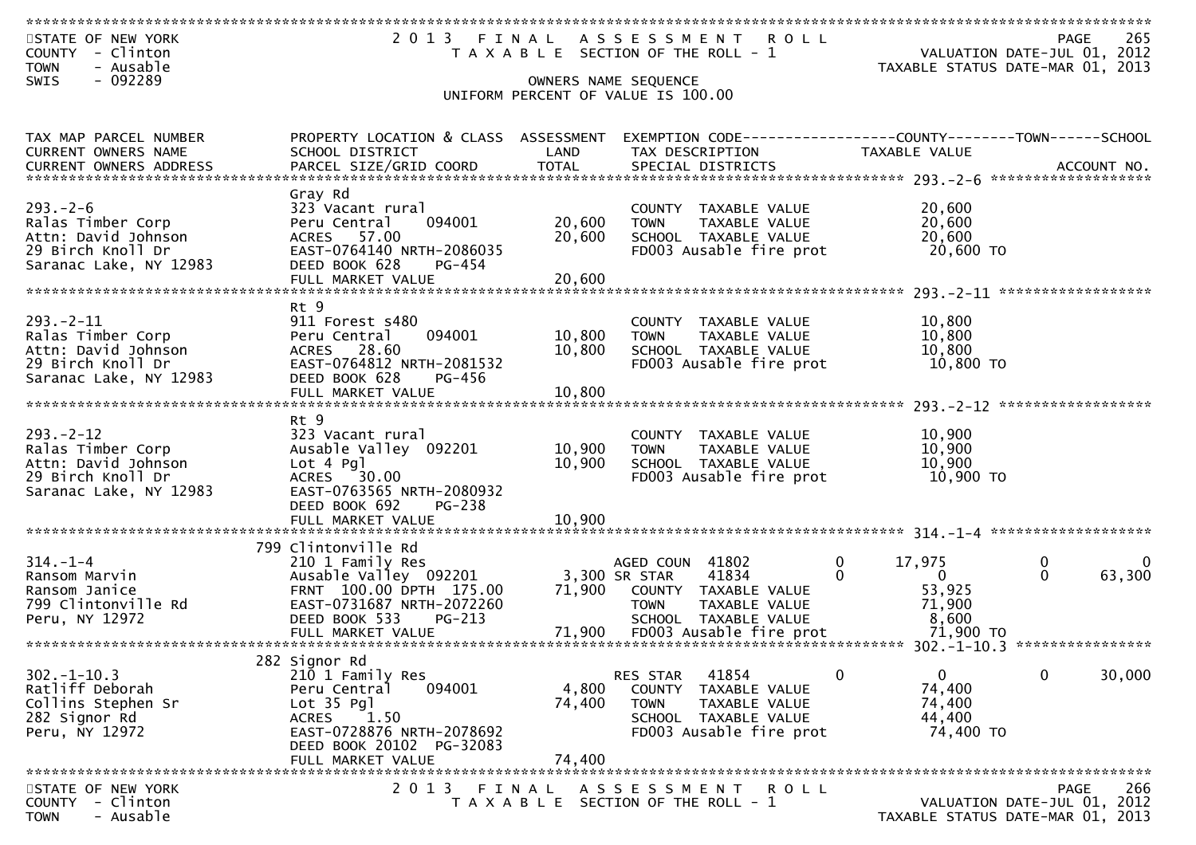STATE OF NEW YORK
COUNTY - Clinton
TOWN - Ausable
SWIS - 092289

# 2013 FINAL ASSESSMENT ROLL
TAXABLE SECTION OF THE ROLL - 1

VALUATION DATE-JUL 01, 2012
TAXABLE STATUS DATE-MAR 01, 2013

OWNERS NAME SEQUENCE
UNIFORM PERCENT OF VALUE IS 100.00

| TAX MAP PARCEL NUMBER / CURRENT OWNERS NAME / CURRENT OWNERS ADDRESS | PROPERTY LOCATION & CLASS / SCHOOL DISTRICT / PARCEL SIZE/GRID COORD | ASSESSMENT LAND / TOTAL | EXEMPTION CODE / TAX DESCRIPTION / SPECIAL DISTRICTS | COUNTY TAXABLE VALUE | TOWN | SCHOOL |
|---|---|---|---|---|---|---|
| **293.-2-6** | Gray Rd | | | | | |
| 293.-2-6 | 323 Vacant rural | | COUNTY TAXABLE VALUE | 20,600 | | |
| Ralas Timber Corp | Peru Central 094001 | 20,600 | TOWN TAXABLE VALUE | 20,600 | | |
| Attn: David Johnson | ACRES 57.00 | 20,600 | SCHOOL TAXABLE VALUE | 20,600 | | |
| 29 Birch Knoll Dr | EAST-0764140 NRTH-2086035 | | FD003 Ausable fire prot | 20,600 TO | | |
| Saranac Lake, NY 12983 | DEED BOOK 628 PG-454 | | | | | |
| | FULL MARKET VALUE | 20,600 | | | | |
| **293.-2-11** | Rt 9 | | | | | |
| 293.-2-11 | 911 Forest s480 | | COUNTY TAXABLE VALUE | 10,800 | | |
| Ralas Timber Corp | Peru Central 094001 | 10,800 | TOWN TAXABLE VALUE | 10,800 | | |
| Attn: David Johnson | ACRES 28.60 | 10,800 | SCHOOL TAXABLE VALUE | 10,800 | | |
| 29 Birch Knoll Dr | EAST-0764812 NRTH-2081532 | | FD003 Ausable fire prot | 10,800 TO | | |
| Saranac Lake, NY 12983 | DEED BOOK 628 PG-456 | | | | | |
| | FULL MARKET VALUE | 10,800 | | | | |
| **293.-2-12** | Rt 9 | | | | | |
| 293.-2-12 | 323 Vacant rural | | COUNTY TAXABLE VALUE | 10,900 | | |
| Ralas Timber Corp | Ausable Valley 092201 | 10,900 | TOWN TAXABLE VALUE | 10,900 | | |
| Attn: David Johnson | Lot 4 Pgl | 10,900 | SCHOOL TAXABLE VALUE | 10,900 | | |
| 29 Birch Knoll Dr | ACRES 30.00 | | FD003 Ausable fire prot | 10,900 TO | | |
| Saranac Lake, NY 12983 | EAST-0763565 NRTH-2080932 | | | | | |
| | DEED BOOK 692 PG-238 | | | | | |
| | FULL MARKET VALUE | 10,900 | | | | |
| **314.-1-4** | 799 Clintonville Rd | | | | | |
| 314.-1-4 | 210 1 Family Res | | AGED COUN 41802 0 | 17,975 | 0 | 0 |
| Ransom Marvin | Ausable Valley 092201 | 3,300 | SR STAR 41834 0 | 0 | 0 | 63,300 |
| Ransom Janice | FRNT 100.00 DPTH 175.00 | 71,900 | COUNTY TAXABLE VALUE | 53,925 | | |
| 799 Clintonville Rd | EAST-0731687 NRTH-2072260 | | TOWN TAXABLE VALUE | 71,900 | | |
| Peru, NY 12972 | DEED BOOK 533 PG-213 | | SCHOOL TAXABLE VALUE | 8,600 | | |
| | FULL MARKET VALUE | 71,900 | FD003 Ausable fire prot | 71,900 TO | | |
| **302.-1-10.3** | 282 Signor Rd | | | | | |
| 302.-1-10.3 | 210 1 Family Res | | RES STAR 41854 0 | 0 | 0 | 30,000 |
| Ratliff Deborah | Peru Central 094001 | 4,800 | COUNTY TAXABLE VALUE | 74,400 | | |
| Collins Stephen Sr | Lot 35 Pgl | 74,400 | TOWN TAXABLE VALUE | 74,400 | | |
| 282 Signor Rd | ACRES 1.50 | | SCHOOL TAXABLE VALUE | 44,400 | | |
| Peru, NY 12972 | EAST-0728876 NRTH-2078692 | | FD003 Ausable fire prot | 74,400 TO | | |
| | DEED BOOK 20102 PG-32083 | | | | | |
| | FULL MARKET VALUE | 74,400 | | | | |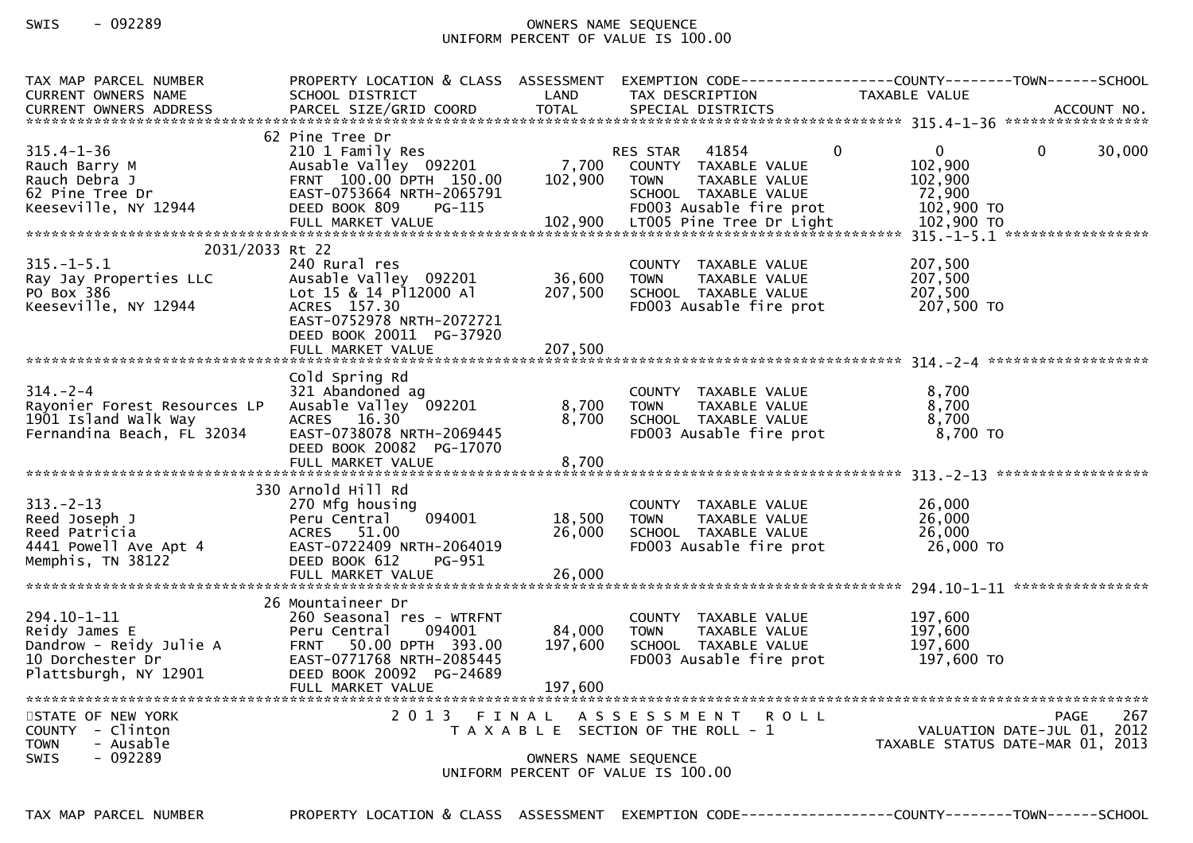| TAX MAP PARCEL NUMBER<br>CURRENT OWNERS NAME<br>CURRENT OWNERS ADDRESS | PROPERTY LOCATION & CLASS<br>SCHOOL DISTRICT<br>PARCEL SIZE/GRID COORD | ASSESSMENT<br>LAND<br>TOTAL | EXEMPTION CODE<br>TAX DESCRIPTION<br>SPECIAL DISTRICTS | COUNTY<br>TAXABLE VALUE | TOWN | SCHOOL<br><br>ACCOUNT NO. |
|---|---|---|---|---|---|---|
| **315.4-1-36** | 62 Pine Tree Dr | | | | | |
| 315.4-1-36 | 210 1 Family Res | | RES STAR 41854 | 0 | 0 | 0 / 30,000 |
| Rauch Barry M | Ausable Valley 092201 | 7,700 | COUNTY TAXABLE VALUE | 102,900 | | |
| Rauch Debra J | FRNT 100.00 DPTH 150.00 | 102,900 | TOWN TAXABLE VALUE | 102,900 | | |
| 62 Pine Tree Dr | EAST-0753664 NRTH-2065791 | | SCHOOL TAXABLE VALUE | 72,900 | | |
| Keeseville, NY 12944 | DEED BOOK 809 PG-115 | | FD003 Ausable fire prot | 102,900 TO | | |
| | FULL MARKET VALUE | 102,900 | LT005 Pine Tree Dr Light | 102,900 TO | | |
| **315.-1-5.1** | 2031/2033 Rt 22 | | | | | |
| 315.-1-5.1 | 240 Rural res | | COUNTY TAXABLE VALUE | 207,500 | | |
| Ray Jay Properties LLC | Ausable Valley 092201 | 36,600 | TOWN TAXABLE VALUE | 207,500 | | |
| PO Box 386 | Lot 15 & 14 Pl12000 Al | 207,500 | SCHOOL TAXABLE VALUE | 207,500 | | |
| Keeseville, NY 12944 | ACRES 157.30 | | FD003 Ausable fire prot | 207,500 TO | | |
| | EAST-0752978 NRTH-2072721 | | | | | |
| | DEED BOOK 20011 PG-37920 | | | | | |
| | FULL MARKET VALUE | 207,500 | | | | |
| **314.-2-4** | Cold Spring Rd | | | | | |
| 314.-2-4 | 321 Abandoned ag | | COUNTY TAXABLE VALUE | 8,700 | | |
| Rayonier Forest Resources LP | Ausable Valley 092201 | 8,700 | TOWN TAXABLE VALUE | 8,700 | | |
| 1901 Island Walk Way | ACRES 16.30 | 8,700 | SCHOOL TAXABLE VALUE | 8,700 | | |
| Fernandina Beach, FL 32034 | EAST-0738078 NRTH-2069445 | | FD003 Ausable fire prot | 8,700 TO | | |
| | DEED BOOK 20082 PG-17070 | | | | | |
| | FULL MARKET VALUE | 8,700 | | | | |
| **313.-2-13** | 330 Arnold Hill Rd | | | | | |
| 313.-2-13 | 270 Mfg housing | | COUNTY TAXABLE VALUE | 26,000 | | |
| Reed Joseph J | Peru Central 094001 | 18,500 | TOWN TAXABLE VALUE | 26,000 | | |
| Reed Patricia | ACRES 51.00 | 26,000 | SCHOOL TAXABLE VALUE | 26,000 | | |
| 4441 Powell Ave Apt 4 | EAST-0722409 NRTH-2064019 | | FD003 Ausable fire prot | 26,000 TO | | |
| Memphis, TN 38122 | DEED BOOK 612 PG-951 | | | | | |
| | FULL MARKET VALUE | 26,000 | | | | |
| **294.10-1-11** | 26 Mountaineer Dr | | | | | |
| 294.10-1-11 | 260 Seasonal res - WTRFNT | | COUNTY TAXABLE VALUE | 197,600 | | |
| Reidy James E | Peru Central 094001 | 84,000 | TOWN TAXABLE VALUE | 197,600 | | |
| Dandrow - Reidy Julie A | FRNT 50.00 DPTH 393.00 | 197,600 | SCHOOL TAXABLE VALUE | 197,600 | | |
| 10 Dorchester Dr | EAST-0771768 NRTH-2085445 | | FD003 Ausable fire prot | 197,600 TO | | |
| Plattsburgh, NY 12901 | DEED BOOK 20092 PG-24689 | | | | | |
| | FULL MARKET VALUE | 197,600 | | | | |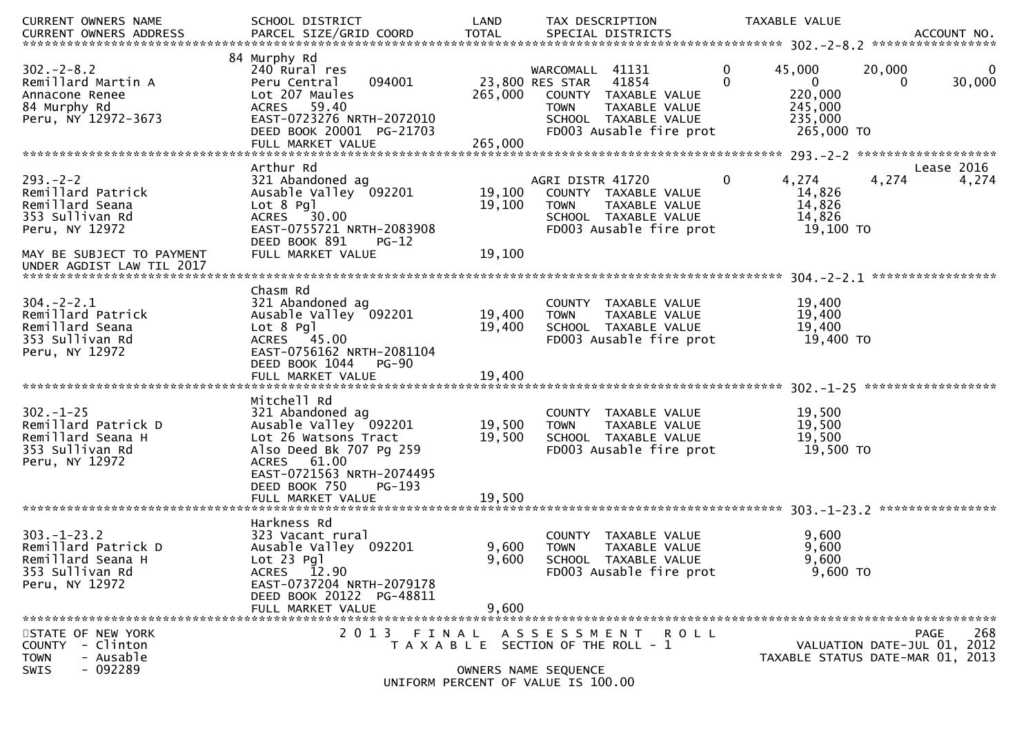| CURRENT OWNERS NAME<br>CURRENT OWNERS ADDRESS | SCHOOL DISTRICT<br>PARCEL SIZE/GRID COORD | LAND<br>TOTAL | TAX DESCRIPTION<br>SPECIAL DISTRICTS | TAXABLE VALUE | ACCOUNT NO. |
|---|---|---|---|---|---|

**302.-2-8.2**

| | | | | | |
|---|---|---|---|---|---|
| | 84 Murphy Rd | | | | |
| 302.-2-8.2 | 240 Rural res | | WARCOMALL 41131 0 | 45,000 20,000 | 0 |
| Remillard Martin A | Peru Central 094001 | 23,800 | RES STAR 41854 0 | 0 0 | 30,000 |
| Annacone Renee | Lot 207 Maules | 265,000 | COUNTY TAXABLE VALUE | 220,000 | |
| 84 Murphy Rd | ACRES 59.40 | | TOWN TAXABLE VALUE | 245,000 | |
| Peru, NY 12972-3673 | EAST-0723276 NRTH-2072010 | | SCHOOL TAXABLE VALUE | 235,000 | |
| | DEED BOOK 20001 PG-21703 | | FD003 Ausable fire prot | 265,000 TO | |
| | FULL MARKET VALUE | 265,000 | | | |

**293.-2-2**

| | | | | | |
|---|---|---|---|---|---|
| | Arthur Rd | | | | Lease 2016 |
| 293.-2-2 | 321 Abandoned ag | | AGRI DISTR 41720 0 | 4,274 4,274 | 4,274 |
| Remillard Patrick | Ausable Valley 092201 | 19,100 | COUNTY TAXABLE VALUE | 14,826 | |
| Remillard Seana | Lot 8 Pgl | 19,100 | TOWN TAXABLE VALUE | 14,826 | |
| 353 Sullivan Rd | ACRES 30.00 | | SCHOOL TAXABLE VALUE | 14,826 | |
| Peru, NY 12972 | EAST-0755721 NRTH-2083908 | | FD003 Ausable fire prot | 19,100 TO | |
| | DEED BOOK 891 PG-12 | | | | |
| MAY BE SUBJECT TO PAYMENT | FULL MARKET VALUE | 19,100 | | | |
| UNDER AGDIST LAW TIL 2017 | | | | | |

**304.-2-2.1**

| | | | | | |
|---|---|---|---|---|---|
| | Chasm Rd | | | | |
| 304.-2-2.1 | 321 Abandoned ag | | COUNTY TAXABLE VALUE | 19,400 | |
| Remillard Patrick | Ausable Valley 092201 | 19,400 | TOWN TAXABLE VALUE | 19,400 | |
| Remillard Seana | Lot 8 Pgl | 19,400 | SCHOOL TAXABLE VALUE | 19,400 | |
| 353 Sullivan Rd | ACRES 45.00 | | FD003 Ausable fire prot | 19,400 TO | |
| Peru, NY 12972 | EAST-0756162 NRTH-2081104 | | | | |
| | DEED BOOK 1044 PG-90 | | | | |
| | FULL MARKET VALUE | 19,400 | | | |

**302.-1-25**

| | | | | | |
|---|---|---|---|---|---|
| | Mitchell Rd | | | | |
| 302.-1-25 | 321 Abandoned ag | | COUNTY TAXABLE VALUE | 19,500 | |
| Remillard Patrick D | Ausable Valley 092201 | 19,500 | TOWN TAXABLE VALUE | 19,500 | |
| Remillard Seana H | Lot 26 Watsons Tract | 19,500 | SCHOOL TAXABLE VALUE | 19,500 | |
| 353 Sullivan Rd | Also Deed Bk 707 Pg 259 | | FD003 Ausable fire prot | 19,500 TO | |
| Peru, NY 12972 | ACRES 61.00 | | | | |
| | EAST-0721563 NRTH-2074495 | | | | |
| | DEED BOOK 750 PG-193 | | | | |
| | FULL MARKET VALUE | 19,500 | | | |

**303.-1-23.2**

| | | | | | |
|---|---|---|---|---|---|
| | Harkness Rd | | | | |
| 303.-1-23.2 | 323 Vacant rural | | COUNTY TAXABLE VALUE | 9,600 | |
| Remillard Patrick D | Ausable Valley 092201 | 9,600 | TOWN TAXABLE VALUE | 9,600 | |
| Remillard Seana H | Lot 23 Pgl | 9,600 | SCHOOL TAXABLE VALUE | 9,600 | |
| 353 Sullivan Rd | ACRES 12.90 | | FD003 Ausable fire prot | 9,600 TO | |
| Peru, NY 12972 | EAST-0737204 NRTH-2079178 | | | | |
| | DEED BOOK 20122 PG-48811 | | | | |
| | FULL MARKET VALUE | 9,600 | | | |

STATE OF NEW YORK
COUNTY - Clinton
TOWN - Ausable
SWIS - 092289

2013 FINAL ASSESSMENT ROLL
TAXABLE SECTION OF THE ROLL - 1
OWNERS NAME SEQUENCE
UNIFORM PERCENT OF VALUE IS 100.00

VALUATION DATE-JUL 01, 2012
TAXABLE STATUS DATE-MAR 01, 2013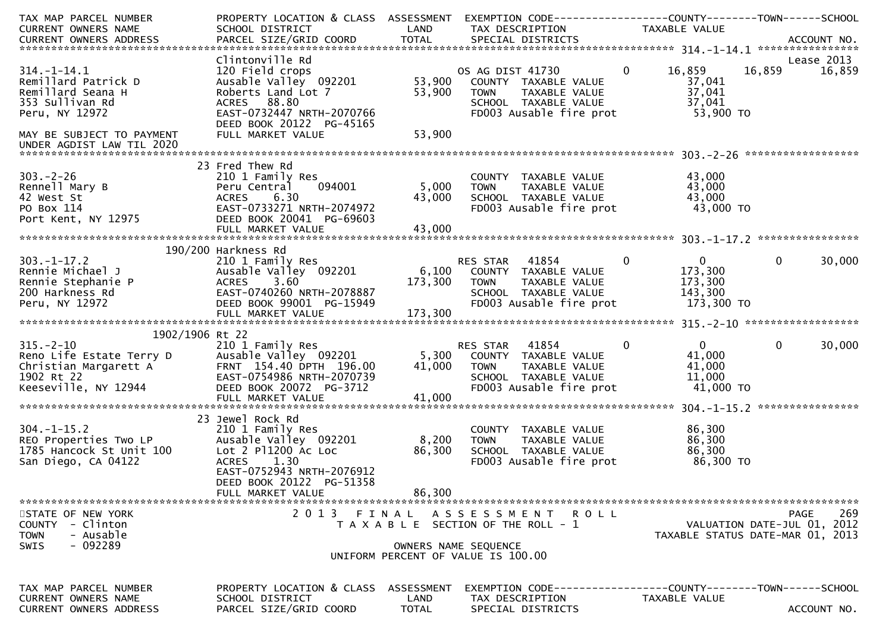| TAX MAP PARCEL NUMBER | PROPERTY LOCATION & CLASS | ASSESSMENT | EXEMPTION CODE | | COUNTY | TOWN | SCHOOL |
|---|---|---|---|---|---|---|---|
| CURRENT OWNERS NAME | SCHOOL DISTRICT | LAND | TAX DESCRIPTION | | TAXABLE VALUE | | |
| CURRENT OWNERS ADDRESS | PARCEL SIZE/GRID COORD | TOTAL | SPECIAL DISTRICTS | | | | ACCOUNT NO. |

**314.-1-14.1**

| | | | | | | | |
|---|---|---|---|---|---|---|---|
| | Clintonville Rd | | | | | | Lease 2013 |
| 314.-1-14.1 | 120 Field crops | | OS AG DIST 41730 | 0 | 16,859 | 16,859 | 16,859 |
| Remillard Patrick D | Ausable Valley 092201 | 53,900 | COUNTY TAXABLE VALUE | | 37,041 | | |
| Remillard Seana H | Roberts Land Lot 7 | 53,900 | TOWN TAXABLE VALUE | | 37,041 | | |
| 353 Sullivan Rd | ACRES 88.80 | | SCHOOL TAXABLE VALUE | | 37,041 | | |
| Peru, NY 12972 | EAST-0732447 NRTH-2070766 | | FD003 Ausable fire prot | | 53,900 TO | | |
| | DEED BOOK 20122 PG-45165 | | | | | | |
| MAY BE SUBJECT TO PAYMENT | FULL MARKET VALUE | 53,900 | | | | | |
| UNDER AGDIST LAW TIL 2020 | | | | | | | |

**303.-2-26**

| | | | | | | | |
|---|---|---|---|---|---|---|---|
| | 23 Fred Thew Rd | | | | | | |
| 303.-2-26 | 210 1 Family Res | | COUNTY TAXABLE VALUE | | 43,000 | | |
| Rennell Mary B | Peru Central 094001 | 5,000 | TOWN TAXABLE VALUE | | 43,000 | | |
| 42 West St | ACRES 6.30 | 43,000 | SCHOOL TAXABLE VALUE | | 43,000 | | |
| PO Box 114 | EAST-0733271 NRTH-2074972 | | FD003 Ausable fire prot | | 43,000 TO | | |
| Port Kent, NY 12975 | DEED BOOK 20041 PG-69603 | | | | | | |
| | FULL MARKET VALUE | 43,000 | | | | | |

**303.-1-17.2**

| | | | | | | | |
|---|---|---|---|---|---|---|---|
| | 190/200 Harkness Rd | | | | | | |
| 303.-1-17.2 | 210 1 Family Res | | RES STAR 41854 | 0 | 0 | 0 | 30,000 |
| Rennie Michael J | Ausable Valley 092201 | 6,100 | COUNTY TAXABLE VALUE | | 173,300 | | |
| Rennie Stephanie P | ACRES 3.60 | 173,300 | TOWN TAXABLE VALUE | | 173,300 | | |
| 200 Harkness Rd | EAST-0740260 NRTH-2078887 | | SCHOOL TAXABLE VALUE | | 143,300 | | |
| Peru, NY 12972 | DEED BOOK 99001 PG-15949 | | FD003 Ausable fire prot | | 173,300 TO | | |
| | FULL MARKET VALUE | 173,300 | | | | | |

**315.-2-10**

| | | | | | | | |
|---|---|---|---|---|---|---|---|
| 1902/1906 Rt 22 | | | | | | | |
| 315.-2-10 | 210 1 Family Res | | RES STAR 41854 | 0 | 0 | 0 | 30,000 |
| Reno Life Estate Terry D | Ausable Valley 092201 | 5,300 | COUNTY TAXABLE VALUE | | 41,000 | | |
| Christian Margarett A | FRNT 154.40 DPTH 196.00 | 41,000 | TOWN TAXABLE VALUE | | 41,000 | | |
| 1902 Rt 22 | EAST-0754986 NRTH-2070739 | | SCHOOL TAXABLE VALUE | | 11,000 | | |
| Keeseville, NY 12944 | DEED BOOK 20072 PG-3712 | | FD003 Ausable fire prot | | 41,000 TO | | |
| | FULL MARKET VALUE | 41,000 | | | | | |

**304.-1-15.2**

| | | | | | | | |
|---|---|---|---|---|---|---|---|
| | 23 Jewel Rock Rd | | | | | | |
| 304.-1-15.2 | 210 1 Family Res | | COUNTY TAXABLE VALUE | | 86,300 | | |
| REO Properties Two LP | Ausable Valley 092201 | 8,200 | TOWN TAXABLE VALUE | | 86,300 | | |
| 1785 Hancock St Unit 100 | Lot 2 Pl1200 Ac Loc | 86,300 | SCHOOL TAXABLE VALUE | | 86,300 | | |
| San Diego, CA 04122 | ACRES 1.30 | | FD003 Ausable fire prot | | 86,300 TO | | |
| | EAST-0752943 NRTH-2076912 | | | | | | |
| | DEED BOOK 20122 PG-51358 | | | | | | |
| | FULL MARKET VALUE | 86,300 | | | | | |

STATE OF NEW YORK
COUNTY - Clinton
TOWN - Ausable
SWIS - 092289

2 0 1 3 F I N A L A S S E S S M E N T R O L L
T A X A B L E SECTION OF THE ROLL - 1
OWNERS NAME SEQUENCE
UNIFORM PERCENT OF VALUE IS 100.00

VALUATION DATE-JUL 01, 2012
TAXABLE STATUS DATE-MAR 01, 2013

| TAX MAP PARCEL NUMBER | PROPERTY LOCATION & CLASS | ASSESSMENT | EXEMPTION CODE | COUNTY | TOWN | SCHOOL |
|---|---|---|---|---|---|---|
| CURRENT OWNERS NAME | SCHOOL DISTRICT | LAND | TAX DESCRIPTION | TAXABLE VALUE | | |
| CURRENT OWNERS ADDRESS | PARCEL SIZE/GRID COORD | TOTAL | SPECIAL DISTRICTS | | | ACCOUNT NO. |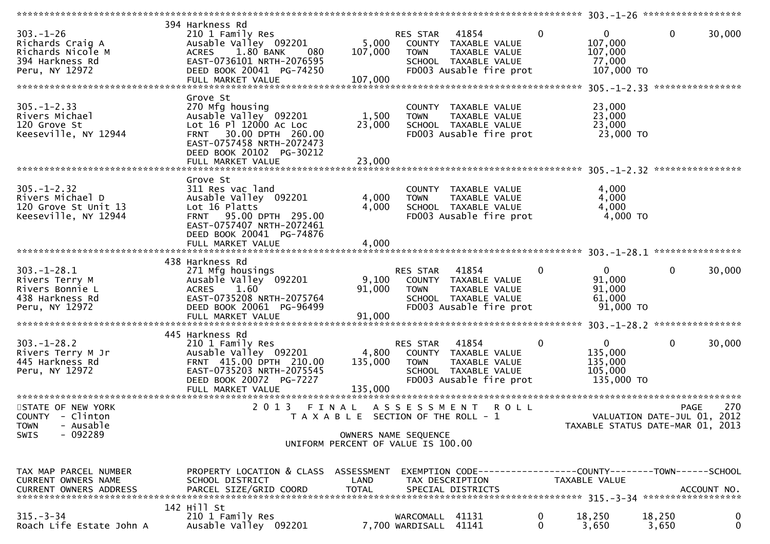```
******************************************************************************************************* 303.-1-26 ******************
                      394 Harkness Rd
303.-1-26             210 1 Family Res                    RES STAR   41854        0           0           0       30,000
Richards Craig A      Ausable Valley  092201       5,000   COUNTY  TAXABLE VALUE          107,000
Richards Nicole M     ACRES    1.80 BANK    080  107,000   TOWN    TAXABLE VALUE          107,000
394 Harkness Rd       EAST-0736101 NRTH-2076595           SCHOOL  TAXABLE VALUE           77,000
Peru, NY 12972        DEED BOOK 20041  PG-74250           FD003 Ausable fire prot        107,000 TO
                      FULL MARKET VALUE            107,000
******************************************************************************************************* 305.-1-2.33 ****************
                      Grove St
305.-1-2.33           270 Mfg housing                     COUNTY  TAXABLE VALUE           23,000
Rivers Michael        Ausable Valley  092201       1,500   TOWN    TAXABLE VALUE           23,000
120 Grove St          Lot 16 Pl 12000 Ac Loc      23,000   SCHOOL  TAXABLE VALUE           23,000
Keeseville, NY 12944  FRNT   30.00 DPTH  260.00           FD003 Ausable fire prot         23,000 TO
                      EAST-0757458 NRTH-2072473
                      DEED BOOK 20102  PG-30212
                      FULL MARKET VALUE             23,000
******************************************************************************************************* 305.-1-2.32 ****************
                      Grove St
305.-1-2.32           311 Res vac land                    COUNTY  TAXABLE VALUE            4,000
Rivers Michael D      Ausable Valley  092201       4,000   TOWN    TAXABLE VALUE            4,000
120 Grove St Unit 13  Lot 16 Platts                4,000   SCHOOL  TAXABLE VALUE            4,000
Keeseville, NY 12944  FRNT   95.00 DPTH  295.00           FD003 Ausable fire prot          4,000 TO
                      EAST-0757407 NRTH-2072461
                      DEED BOOK 20041  PG-74876
                      FULL MARKET VALUE              4,000
******************************************************************************************************* 303.-1-28.1 ****************
                      438 Harkness Rd
303.-1-28.1           271 Mfg housings                    RES STAR   41854        0           0           0       30,000
Rivers Terry M        Ausable Valley  092201       9,100   COUNTY  TAXABLE VALUE           91,000
Rivers Bonnie L       ACRES    1.60               91,000   TOWN    TAXABLE VALUE           91,000
438 Harkness Rd       EAST-0735208 NRTH-2075764           SCHOOL  TAXABLE VALUE           61,000
Peru, NY 12972        DEED BOOK 20061  PG-96499           FD003 Ausable fire prot         91,000 TO
                      FULL MARKET VALUE             91,000
******************************************************************************************************* 303.-1-28.2 ****************
                      445 Harkness Rd
303.-1-28.2           210 1 Family Res                    RES STAR   41854        0           0           0       30,000
Rivers Terry M Jr     Ausable Valley  092201       4,800   COUNTY  TAXABLE VALUE          135,000
445 Harkness Rd       FRNT  415.00 DPTH  210.00  135,000   TOWN    TAXABLE VALUE          135,000
Peru, NY 12972        EAST-0735203 NRTH-2075545           SCHOOL  TAXABLE VALUE          105,000
                      DEED BOOK 20072  PG-7227            FD003 Ausable fire prot        135,000 TO
                      FULL MARKET VALUE            135,000
************************************************************************************************************************************
STATE OF NEW YORK              2 0 1 3   F I N A L   A S S E S S M E N T   R O L L                                 PAGE   270
COUNTY  - Clinton                 T A X A B L E  SECTION OF THE ROLL - 1                       VALUATION DATE-JUL 01, 2012
TOWN    - Ausable                                                                          TAXABLE STATUS DATE-MAR 01, 2013
SWIS    - 092289                               OWNERS NAME SEQUENCE
                                       UNIFORM PERCENT OF VALUE IS 100.00


TAX MAP PARCEL NUMBER     PROPERTY LOCATION & CLASS  ASSESSMENT  EXEMPTION CODE------------------COUNTY--------TOWN------SCHOOL
CURRENT OWNERS NAME       SCHOOL DISTRICT               LAND      TAX DESCRIPTION              TAXABLE VALUE
CURRENT OWNERS ADDRESS    PARCEL SIZE/GRID COORD       TOTAL      SPECIAL DISTRICTS                                     ACCOUNT NO.
******************************************************************************************************* 315.-3-34 ******************
                      142 Hill St
315.-3-34             210 1 Family Res                    WARCOMALL  41131        0      18,250      18,250            0
Roach Life Estate John A  Ausable Valley  092201   7,700 WARDISALL  41141        0       3,650       3,650            0
```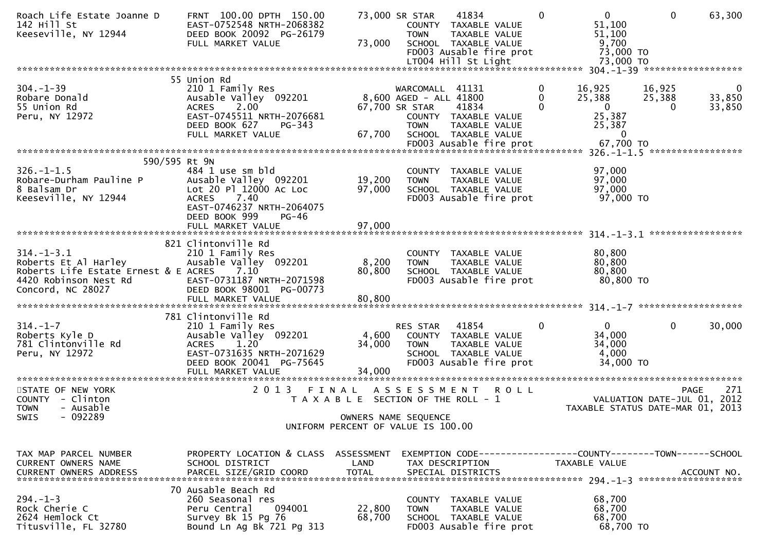```
Roach Life Estate Joanne D     FRNT 100.00 DPTH 150.00       73,000 SR STAR     41834          0          0          0     63,300
142 Hill St                    EAST-0752548 NRTH-2068382            COUNTY  TAXABLE VALUE           51,100
Keeseville, NY 12944           DEED BOOK 20092  PG-26179            TOWN    TAXABLE VALUE           51,100
                               FULL MARKET VALUE             73,000  SCHOOL  TAXABLE VALUE            9,700
                                                                    FD003 Ausable fire prot          73,000 TO
                                                                    LT004 Hill St Light              73,000 TO
******************************************************************************************************* 304.-1-39 *****************
                       55 Union Rd
304.-1-39                      210 1 Family Res                     WARCOMALL  41131          0     16,925     16,925          0
Robare Donald                  Ausable Valley  092201        8,600 AGED - ALL 41800          0     25,388     25,388     33,850
55 Union Rd                    ACRES    2.00                67,700 SR STAR    41834          0          0          0     33,850
Peru, NY 12972                 EAST-0745511 NRTH-2076681            COUNTY  TAXABLE VALUE           25,387
                               DEED BOOK 627    PG-343              TOWN    TAXABLE VALUE           25,387
                               FULL MARKET VALUE             67,700  SCHOOL  TAXABLE VALUE                0
                                                                    FD003 Ausable fire prot          67,700 TO
******************************************************************************************************* 326.-1-1.5 ****************
                  590/595 Rt 9N
326.-1-1.5                     484 1 use sm bld                     COUNTY  TAXABLE VALUE           97,000
Robare-Durham Pauline P        Ausable Valley  092201       19,200  TOWN    TAXABLE VALUE           97,000
8 Balsam Dr                    Lot 20 Pl 12000 Ac Loc       97,000  SCHOOL  TAXABLE VALUE           97,000
Keeseville, NY 12944           ACRES    7.40                        FD003 Ausable fire prot          97,000 TO
                               EAST-0746237 NRTH-2064075
                               DEED BOOK 999    PG-46
                               FULL MARKET VALUE             97,000
******************************************************************************************************* 314.-1-3.1 ****************
                       821 Clintonville Rd
314.-1-3.1                     210 1 Family Res                     COUNTY  TAXABLE VALUE           80,800
Roberts Et Al Harley           Ausable Valley  092201        8,200  TOWN    TAXABLE VALUE           80,800
Roberts Life Estate Ernest & E ACRES    7.10                80,800  SCHOOL  TAXABLE VALUE           80,800
4420 Robinson Nest Rd          EAST-0731187 NRTH-2071598            FD003 Ausable fire prot          80,800 TO
Concord, NC 28027              DEED BOOK 98001  PG-00773
                               FULL MARKET VALUE             80,800
******************************************************************************************************* 314.-1-7 ******************
                       781 Clintonville Rd
314.-1-7                       210 1 Family Res                     RES STAR   41854          0          0          0     30,000
Roberts Kyle D                 Ausable Valley  092201        4,600  COUNTY  TAXABLE VALUE           34,000
781 Clintonville Rd            ACRES    1.20                34,000  TOWN    TAXABLE VALUE           34,000
Peru, NY 12972                 EAST-0731635 NRTH-2071629            SCHOOL  TAXABLE VALUE            4,000
                               DEED BOOK 20041  PG-75645            FD003 Ausable fire prot          34,000 TO
                               FULL MARKET VALUE             34,000
*************************************************************************************************************************************
STATE OF NEW YORK                   2 0 1 3   F I N A L   A S S E S S M E N T   R O L L                          PAGE    271
COUNTY  - Clinton                        T A X A B L E  SECTION OF THE ROLL - 1                     VALUATION DATE-JUL 01, 2012
TOWN    - Ausable                                                                                TAXABLE STATUS DATE-MAR 01, 2013
SWIS    - 092289                                     OWNERS NAME SEQUENCE
                                              UNIFORM PERCENT OF VALUE IS 100.00


TAX MAP PARCEL NUMBER          PROPERTY LOCATION & CLASS  ASSESSMENT  EXEMPTION CODE------------------COUNTY--------TOWN------SCHOOL
CURRENT OWNERS NAME            SCHOOL DISTRICT               LAND     TAX DESCRIPTION            TAXABLE VALUE
CURRENT OWNERS ADDRESS         PARCEL SIZE/GRID COORD       TOTAL     SPECIAL DISTRICTS                                  ACCOUNT NO.
******************************************************************************************************* 294.-1-3 ******************
                       70 Ausable Beach Rd
294.-1-3                       260 Seasonal res                     COUNTY  TAXABLE VALUE           68,700
Rock Cherie C                  Peru Central    094001       22,800  TOWN    TAXABLE VALUE           68,700
2624 Hemlock Ct                Survey Bk 15 Pg 76           68,700  SCHOOL  TAXABLE VALUE           68,700
Titusville, FL 32780           Bound Ln Ag Bk 721 Pg 313            FD003 Ausable fire prot          68,700 TO
```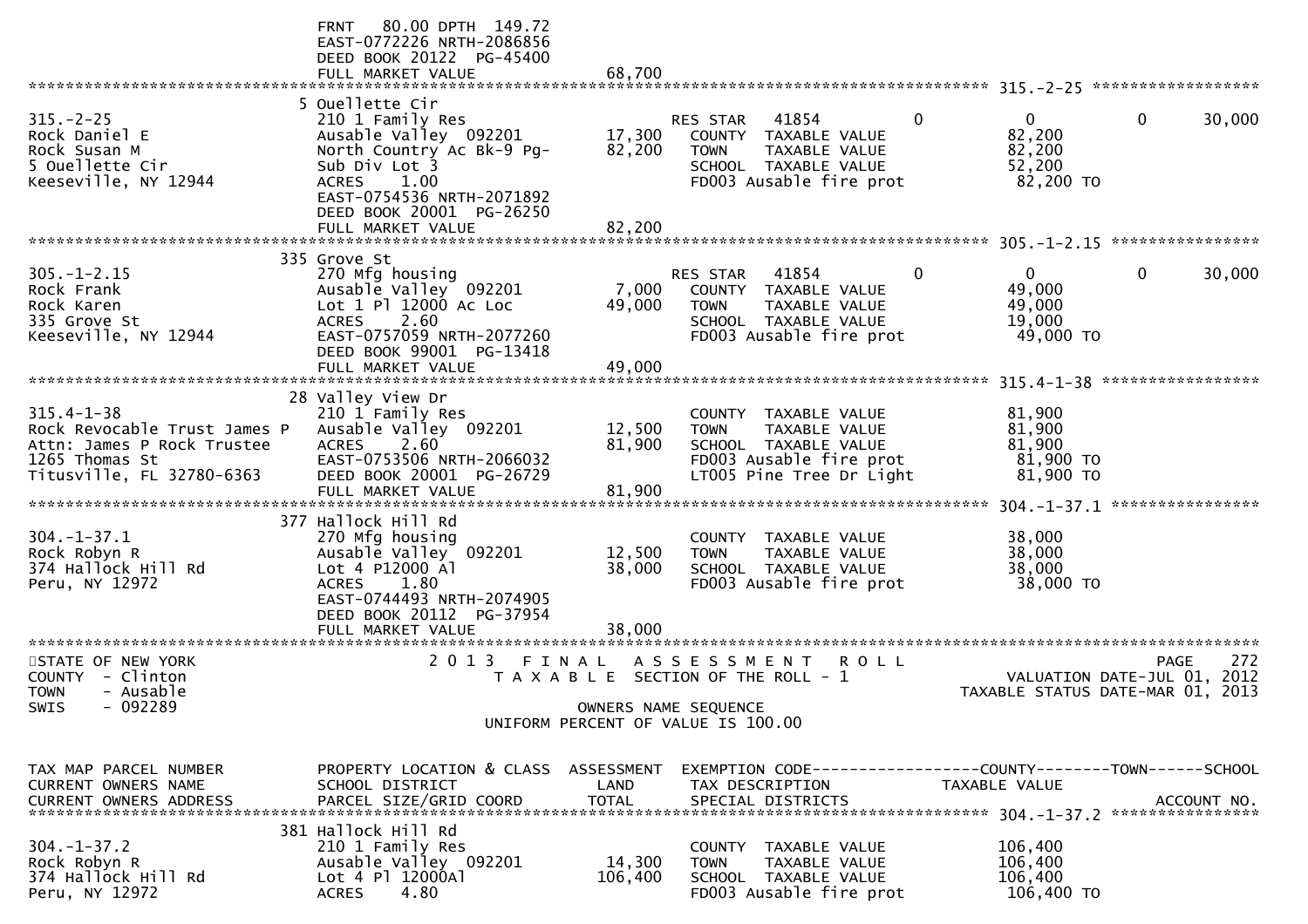```
                                  FRNT   80.00 DPTH  149.72
                                  EAST-0772226 NRTH-2086856
                                  DEED BOOK 20122  PG-45400
                                  FULL MARKET VALUE              68,700
******************************************************************************************************* 315.-2-25 ******************
                                  5 Ouellette Cir
315.-2-25                         210 1 Family Res                       RES STAR   41854           0            0           0      30,000
Rock Daniel E                     Ausable Valley  092201      17,300     COUNTY  TAXABLE VALUE                 82,200
Rock Susan M                      North Country Ac Bk-9 Pg-   82,200     TOWN    TAXABLE VALUE                 82,200
5 Ouellette Cir                   Sub Div Lot 3                          SCHOOL  TAXABLE VALUE                 52,200
Keeseville, NY 12944              ACRES    1.00                          FD003 Ausable fire prot               82,200 TO
                                  EAST-0754536 NRTH-2071892
                                  DEED BOOK 20001  PG-26250
                                  FULL MARKET VALUE              82,200
******************************************************************************************************* 305.-1-2.15 ****************
                                  335 Grove St
305.-1-2.15                       270 Mfg housing                        RES STAR   41854           0            0           0      30,000
Rock Frank                        Ausable Valley  092201       7,000     COUNTY  TAXABLE VALUE                 49,000
Rock Karen                        Lot 1 Pl 12000 Ac Loc       49,000     TOWN    TAXABLE VALUE                 49,000
335 Grove St                      ACRES    2.60                          SCHOOL  TAXABLE VALUE                 19,000
Keeseville, NY 12944              EAST-0757059 NRTH-2077260              FD003 Ausable fire prot               49,000 TO
                                  DEED BOOK 99001  PG-13418
                                  FULL MARKET VALUE              49,000
******************************************************************************************************* 315.4-1-38 *****************
                                  28 Valley View Dr
315.4-1-38                        210 1 Family Res                       COUNTY  TAXABLE VALUE                 81,900
Rock Revocable Trust James P      Ausable Valley  092201      12,500     TOWN    TAXABLE VALUE                 81,900
Attn: James P Rock Trustee        ACRES    2.60               81,900     SCHOOL  TAXABLE VALUE                 81,900
1265 Thomas St                    EAST-0753506 NRTH-2066032              FD003 Ausable fire prot               81,900 TO
Titusville, FL 32780-6363         DEED BOOK 20001  PG-26729              LT005 Pine Tree Dr Light              81,900 TO
                                  FULL MARKET VALUE              81,900
******************************************************************************************************* 304.-1-37.1 ****************
                                  377 Hallock Hill Rd
304.-1-37.1                       270 Mfg housing                        COUNTY  TAXABLE VALUE                 38,000
Rock Robyn R                      Ausable Valley  092201      12,500     TOWN    TAXABLE VALUE                 38,000
374 Hallock Hill Rd               Lot 4 P12000 Al             38,000     SCHOOL  TAXABLE VALUE                 38,000
Peru, NY 12972                    ACRES    1.80                          FD003 Ausable fire prot               38,000 TO
                                  EAST-0744493 NRTH-2074905
                                  DEED BOOK 20112  PG-37954
                                  FULL MARKET VALUE              38,000
************************************************************************************************************************************
STATE OF NEW YORK                       2 0 1 3   F I N A L   A S S E S S M E N T   R O L L                                  PAGE   272
COUNTY  - Clinton                           T A X A B L E  SECTION OF THE ROLL - 1                          VALUATION DATE-JUL 01, 2012
TOWN    - Ausable                                                                                       TAXABLE STATUS DATE-MAR 01, 2013
SWIS    - 092289                                         OWNERS NAME SEQUENCE
                                                  UNIFORM PERCENT OF VALUE IS 100.00


TAX MAP PARCEL NUMBER             PROPERTY LOCATION & CLASS  ASSESSMENT  EXEMPTION CODE------------------COUNTY--------TOWN------SCHOOL
CURRENT OWNERS NAME               SCHOOL DISTRICT               LAND      TAX DESCRIPTION               TAXABLE VALUE
CURRENT OWNERS ADDRESS            PARCEL SIZE/GRID COORD        TOTAL     SPECIAL DISTRICTS                                   ACCOUNT NO.
******************************************************************************************************* 304.-1-37.2 ****************
                                  381 Hallock Hill Rd
304.-1-37.2                       210 1 Family Res                       COUNTY  TAXABLE VALUE                106,400
Rock Robyn R                      Ausable Valley  092201      14,300     TOWN    TAXABLE VALUE                106,400
374 Hallock Hill Rd               Lot 4 Pl 12000Al           106,400     SCHOOL  TAXABLE VALUE                106,400
Peru, NY 12972                    ACRES    4.80                          FD003 Ausable fire prot              106,400 TO
```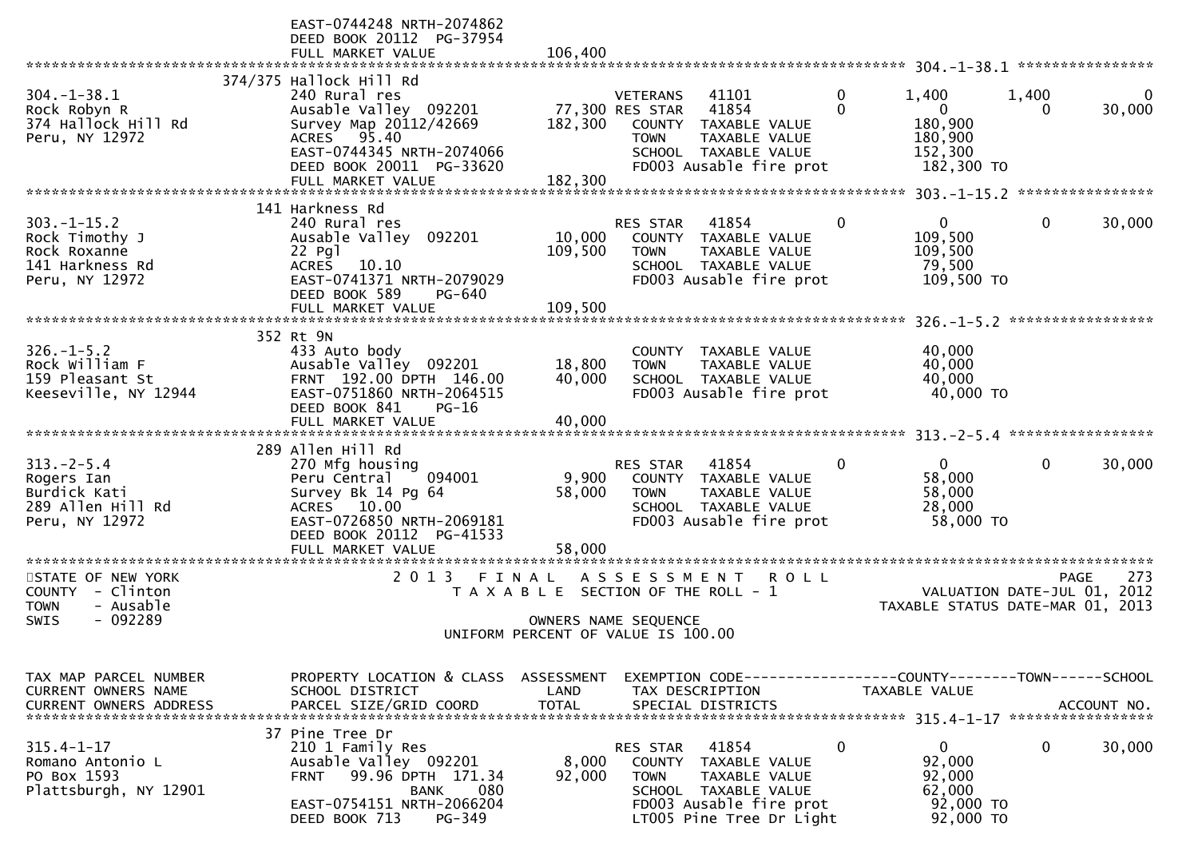```
                              EAST-0744248 NRTH-2074862
                              DEED BOOK 20112  PG-37954
                              FULL MARKET VALUE             106,400
******************************************************************************************************* 304.-1-38.1 ****************
                      374/375 Hallock Hill Rd
304.-1-38.1                   240 Rural res                          VETERANS   41101          0       1,400       1,400          0
Rock Robyn R                  Ausable Valley  092201          77,300 RES STAR   41854          0           0           0     30,000
374 Hallock Hill Rd           Survey Map 20112/42669         182,300    COUNTY  TAXABLE VALUE          180,900
Peru, NY 12972                ACRES   95.40                             TOWN    TAXABLE VALUE          180,900
                              EAST-0744345 NRTH-2074066                 SCHOOL  TAXABLE VALUE          152,300
                              DEED BOOK 20011  PG-33620                 FD003 Ausable fire prot          182,300 TO
                              FULL MARKET VALUE             182,300
******************************************************************************************************* 303.-1-15.2 ****************
                          141 Harkness Rd
303.-1-15.2                   240 Rural res                          RES STAR   41854          0           0           0     30,000
Rock Timothy J                Ausable Valley  092201          10,000    COUNTY  TAXABLE VALUE          109,500
Rock Roxanne                  22 Pgl                         109,500    TOWN    TAXABLE VALUE          109,500
141 Harkness Rd               ACRES   10.10                             SCHOOL  TAXABLE VALUE           79,500
Peru, NY 12972                EAST-0741371 NRTH-2079029                 FD003 Ausable fire prot          109,500 TO
                              DEED BOOK 589     PG-640
                              FULL MARKET VALUE             109,500
******************************************************************************************************* 326.-1-5.2 *****************
                          352 Rt 9N
326.-1-5.2                    433 Auto body                             COUNTY  TAXABLE VALUE           40,000
Rock William F                Ausable Valley  092201          18,800    TOWN    TAXABLE VALUE           40,000
159 Pleasant St               FRNT  192.00 DPTH  146.00       40,000    SCHOOL  TAXABLE VALUE           40,000
Keeseville, NY 12944          EAST-0751860 NRTH-2064515                 FD003 Ausable fire prot           40,000 TO
                              DEED BOOK 841     PG-16
                              FULL MARKET VALUE              40,000
******************************************************************************************************* 313.-2-5.4 *****************
                          289 Allen Hill Rd
313.-2-5.4                    270 Mfg housing                        RES STAR   41854          0           0           0     30,000
Rogers Ian                    Peru Central    094001           9,900    COUNTY  TAXABLE VALUE           58,000
Burdick Kati                  Survey Bk 14 Pg 64              58,000    TOWN    TAXABLE VALUE           58,000
289 Allen Hill Rd             ACRES   10.00                             SCHOOL  TAXABLE VALUE           28,000
Peru, NY 12972                EAST-0726850 NRTH-2069181                 FD003 Ausable fire prot           58,000 TO
                              DEED BOOK 20112  PG-41533
                              FULL MARKET VALUE              58,000
************************************************************************************************************************************
STATE OF NEW YORK                    2 0 1 3   F I N A L   A S S E S S M E N T   R O L L                              PAGE   273
COUNTY  - Clinton                       T A X A B L E  SECTION OF THE ROLL - 1                            VALUATION DATE-JUL 01, 2012
TOWN    - Ausable                                                                                     TAXABLE STATUS DATE-MAR 01, 2013
SWIS    - 092289                                      OWNERS NAME SEQUENCE
                                               UNIFORM PERCENT OF VALUE IS 100.00


TAX MAP PARCEL NUMBER         PROPERTY LOCATION & CLASS  ASSESSMENT  EXEMPTION CODE------------------COUNTY--------TOWN------SCHOOL
CURRENT OWNERS NAME           SCHOOL DISTRICT               LAND      TAX DESCRIPTION            TAXABLE VALUE
CURRENT OWNERS ADDRESS        PARCEL SIZE/GRID COORD        TOTAL     SPECIAL DISTRICTS                                   ACCOUNT NO.
******************************************************************************************************* 315.4-1-17 *****************
                           37 Pine Tree Dr
315.4-1-17                    210 1 Family Res                       RES STAR   41854          0           0           0     30,000
Romano Antonio L              Ausable Valley  092201           8,000    COUNTY  TAXABLE VALUE           92,000
PO Box 1593                   FRNT   99.96 DPTH  171.34       92,000    TOWN    TAXABLE VALUE           92,000
Plattsburgh, NY 12901                     BANK     080                  SCHOOL  TAXABLE VALUE           62,000
                              EAST-0754151 NRTH-2066204                 FD003 Ausable fire prot           92,000 TO
                              DEED BOOK 713     PG-349                  LT005 Pine Tree Dr Light          92,000 TO
```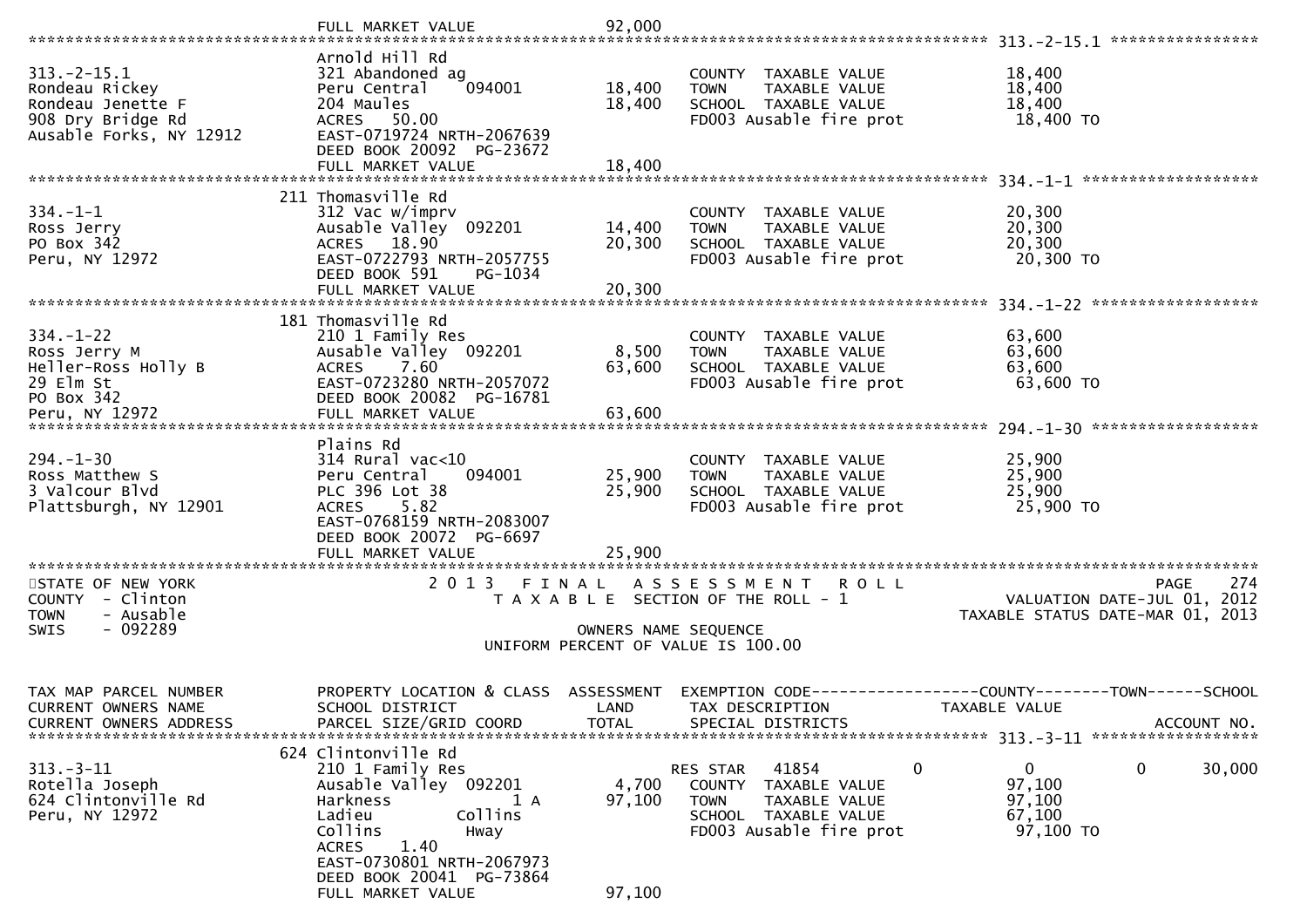FULL MARKET VALUE 92,000

******************************************************************************************************* 313.-2-15.1 ****************

| | | | | |
|---|---|---|---|---|
| 313.-2-15.1 | Arnold Hill Rd | | | |
| Rondeau Rickey | 321 Abandoned ag | | COUNTY TAXABLE VALUE | 18,400 |
| Rondeau Jenette F | Peru Central 094001 | 18,400 | TOWN TAXABLE VALUE | 18,400 |
| 908 Dry Bridge Rd | 204 Maules | 18,400 | SCHOOL TAXABLE VALUE | 18,400 |
| Ausable Forks, NY 12912 | ACRES 50.00 | | FD003 Ausable fire prot | 18,400 TO |
| | EAST-0719724 NRTH-2067639 | | | |
| | DEED BOOK 20092 PG-23672 | | | |
| | FULL MARKET VALUE | 18,400 | | |

******************************************************************************************************* 334.-1-1 *******************

| | | | | |
|---|---|---|---|---|
| | 211 Thomasville Rd | | | |
| 334.-1-1 | 312 Vac w/imprv | | COUNTY TAXABLE VALUE | 20,300 |
| Ross Jerry | Ausable Valley 092201 | 14,400 | TOWN TAXABLE VALUE | 20,300 |
| PO Box 342 | ACRES 18.90 | 20,300 | SCHOOL TAXABLE VALUE | 20,300 |
| Peru, NY 12972 | EAST-0722793 NRTH-2057755 | | FD003 Ausable fire prot | 20,300 TO |
| | DEED BOOK 591 PG-1034 | | | |
| | FULL MARKET VALUE | 20,300 | | |

******************************************************************************************************* 334.-1-22 ******************

| | | | | |
|---|---|---|---|---|
| | 181 Thomasville Rd | | | |
| 334.-1-22 | 210 1 Family Res | | COUNTY TAXABLE VALUE | 63,600 |
| Ross Jerry M | Ausable Valley 092201 | 8,500 | TOWN TAXABLE VALUE | 63,600 |
| Heller-Ross Holly B | ACRES 7.60 | 63,600 | SCHOOL TAXABLE VALUE | 63,600 |
| 29 Elm St | EAST-0723280 NRTH-2057072 | | FD003 Ausable fire prot | 63,600 TO |
| PO Box 342 | DEED BOOK 20082 PG-16781 | | | |
| Peru, NY 12972 | FULL MARKET VALUE | 63,600 | | |

******************************************************************************************************* 294.-1-30 ******************

| | | | | |
|---|---|---|---|---|
| | Plains Rd | | | |
| 294.-1-30 | 314 Rural vac<10 | | COUNTY TAXABLE VALUE | 25,900 |
| Ross Matthew S | Peru Central 094001 | 25,900 | TOWN TAXABLE VALUE | 25,900 |
| 3 Valcour Blvd | PLC 396 Lot 38 | 25,900 | SCHOOL TAXABLE VALUE | 25,900 |
| Plattsburgh, NY 12901 | ACRES 5.82 | | FD003 Ausable fire prot | 25,900 TO |
| | EAST-0768159 NRTH-2083007 | | | |
| | DEED BOOK 20072 PG-6697 | | | |
| | FULL MARKET VALUE | 25,900 | | |

*******************************************************************************************************************************************

STATE OF NEW YORK — 2013 FINAL ASSESSMENT ROLL — PAGE 274
COUNTY - Clinton — TAXABLE SECTION OF THE ROLL - 1 — VALUATION DATE-JUL 01, 2012
TOWN - Ausable — TAXABLE STATUS DATE-MAR 01, 2013
SWIS - 092289 — OWNERS NAME SEQUENCE
UNIFORM PERCENT OF VALUE IS 100.00

| TAX MAP PARCEL NUMBER / CURRENT OWNERS NAME / CURRENT OWNERS ADDRESS | PROPERTY LOCATION & CLASS / SCHOOL DISTRICT / PARCEL SIZE/GRID COORD | ASSESSMENT LAND / TOTAL | EXEMPTION CODE / TAX DESCRIPTION / SPECIAL DISTRICTS | COUNTY | TOWN | SCHOOL / TAXABLE VALUE / ACCOUNT NO. |
|---|---|---|---|---|---|---|

******************************************************************************************************* 313.-3-11 ******************

| | | | | | | |
|---|---|---|---|---|---|---|
| | 624 Clintonville Rd | | | | | |
| 313.-3-11 | 210 1 Family Res | | RES STAR 41854 0 | 0 | 0 | 30,000 |
| Rotella Joseph | Ausable Valley 092201 | 4,700 | COUNTY TAXABLE VALUE | 97,100 | | |
| 624 Clintonville Rd | Harkness 1 A | 97,100 | TOWN TAXABLE VALUE | 97,100 | | |
| Peru, NY 12972 | Ladieu Collins | | SCHOOL TAXABLE VALUE | 67,100 | | |
| | Collins Hway | | FD003 Ausable fire prot | 97,100 TO | | |
| | ACRES 1.40 | | | | | |
| | EAST-0730801 NRTH-2067973 | | | | | |
| | DEED BOOK 20041 PG-73864 | | | | | |
| | FULL MARKET VALUE | 97,100 | | | | |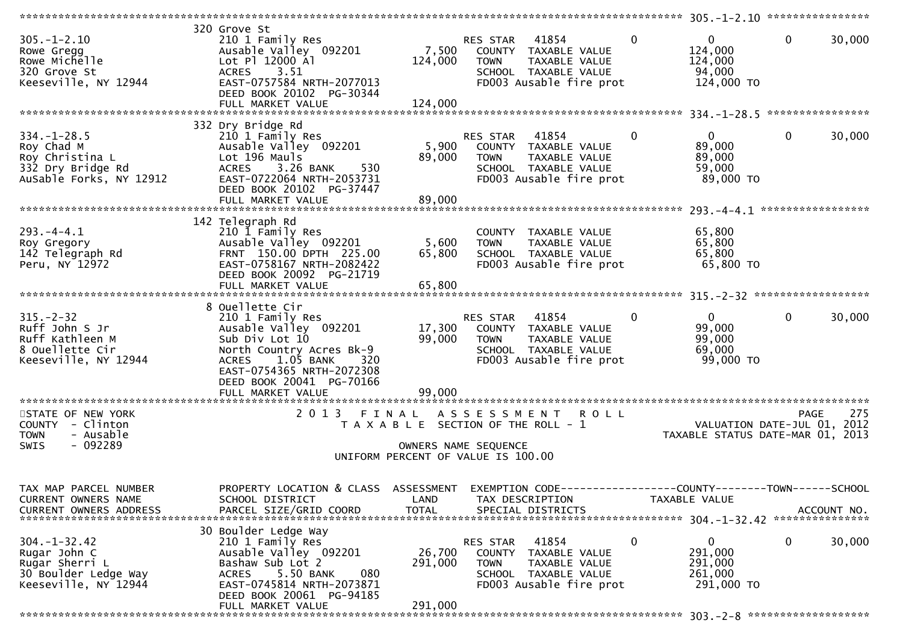```
******************************************************************************************************* 305.-1-2.10 ****************
                    320 Grove St
305.-1-2.10          210 1 Family Res                    RES STAR   41854       0           0           0      30,000
Rowe Gregg           Ausable Valley  092201        7,500   COUNTY  TAXABLE VALUE           124,000
Rowe Michelle        Lot Pl 12000 Al             124,000   TOWN    TAXABLE VALUE           124,000
320 Grove St         ACRES    3.51                         SCHOOL  TAXABLE VALUE            94,000
Keeseville, NY 12944 EAST-0757584 NRTH-2077013             FD003 Ausable fire prot         124,000 TO
                     DEED BOOK 20102  PG-30344
                     FULL MARKET VALUE           124,000
******************************************************************************************************* 334.-1-28.5 ****************
                    332 Dry Bridge Rd
334.-1-28.5          210 1 Family Res                    RES STAR   41854       0           0           0      30,000
Roy Chad M           Ausable Valley  092201        5,900   COUNTY  TAXABLE VALUE            89,000
Roy Christina L      Lot 196 Mauls                89,000   TOWN    TAXABLE VALUE            89,000
332 Dry Bridge Rd    ACRES    3.26 BANK     530            SCHOOL  TAXABLE VALUE            59,000
AuSable Forks, NY 12912 EAST-0722064 NRTH-2053731          FD003 Ausable fire prot          89,000 TO
                     DEED BOOK 20102  PG-37447
                     FULL MARKET VALUE            89,000
******************************************************************************************************* 293.-4-4.1 *****************
                    142 Telegraph Rd
293.-4-4.1           210 1 Family Res                              COUNTY  TAXABLE VALUE            65,800
Roy Gregory          Ausable Valley  092201        5,600   TOWN    TAXABLE VALUE            65,800
142 Telegraph Rd     FRNT 150.00 DPTH 225.00      65,800   SCHOOL  TAXABLE VALUE            65,800
Peru, NY 12972       EAST-0758167 NRTH-2082422             FD003 Ausable fire prot          65,800 TO
                     DEED BOOK 20092  PG-21719
                     FULL MARKET VALUE            65,800
******************************************************************************************************* 315.-2-32 ******************
                      8 Ouellette Cir
315.-2-32            210 1 Family Res                    RES STAR   41854       0           0           0      30,000
Ruff John S Jr       Ausable Valley  092201       17,300   COUNTY  TAXABLE VALUE            99,000
Ruff Kathleen M      Sub Div Lot 10               99,000   TOWN    TAXABLE VALUE            99,000
8 Ouellette Cir      North Country Acres Bk-9              SCHOOL  TAXABLE VALUE            69,000
Keeseville, NY 12944 ACRES    1.05 BANK     320            FD003 Ausable fire prot          99,000 TO
                     EAST-0754365 NRTH-2072308
                     DEED BOOK 20041  PG-70166
                     FULL MARKET VALUE            99,000
************************************************************************************************************************************
STATE OF NEW YORK                2 0 1 3   F I N A L   A S S E S S M E N T   R O L L                                 PAGE    275
COUNTY  - Clinton                   T A X A B L E  SECTION OF THE ROLL - 1                       VALUATION DATE-JUL 01, 2012
TOWN    - Ausable                                                                             TAXABLE STATUS DATE-MAR 01, 2013
SWIS    - 092289                                   OWNERS NAME SEQUENCE
                                          UNIFORM PERCENT OF VALUE IS 100.00

TAX MAP PARCEL NUMBER          PROPERTY LOCATION & CLASS  ASSESSMENT  EXEMPTION CODE------------------COUNTY--------TOWN------SCHOOL
CURRENT OWNERS NAME            SCHOOL DISTRICT               LAND      TAX DESCRIPTION            TAXABLE VALUE
CURRENT OWNERS ADDRESS         PARCEL SIZE/GRID COORD        TOTAL     SPECIAL DISTRICTS                                  ACCOUNT NO.
******************************************************************************************************* 304.-1-32.42 ***************
                    30 Boulder Ledge Way
304.-1-32.42         210 1 Family Res                    RES STAR   41854       0           0           0      30,000
Rugar John C         Ausable Valley  092201       26,700   COUNTY  TAXABLE VALUE           291,000
Rugar Sherri L       Bashaw Sub Lot 2            291,000   TOWN    TAXABLE VALUE           291,000
30 Boulder Ledge Way ACRES    5.50 BANK     080            SCHOOL  TAXABLE VALUE           261,000
Keeseville, NY 12944 EAST-0745814 NRTH-2073871             FD003 Ausable fire prot         291,000 TO
                     DEED BOOK 20061  PG-94185
                     FULL MARKET VALUE           291,000
******************************************************************************************************* 303.-2-8 *******************
```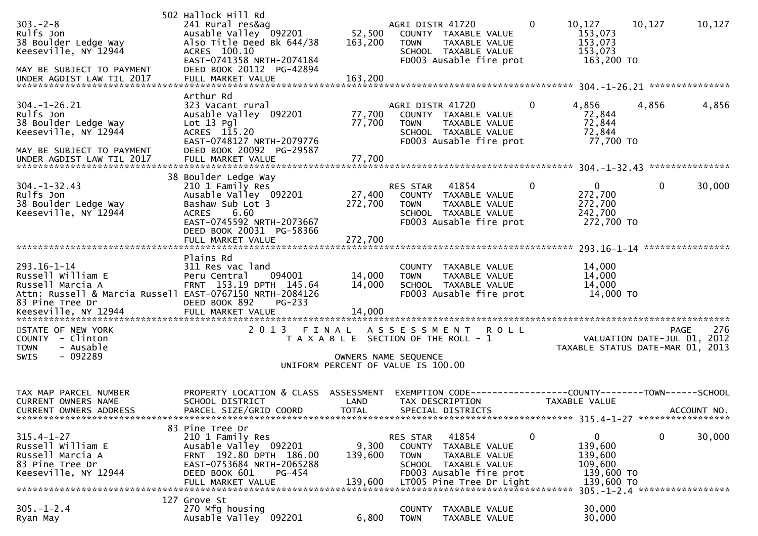```
                              502 Hallock Hill Rd
303.-2-8                      241 Rural res&ag                    AGRI DISTR 41720        0      10,127     10,127      10,127
Rulfs Jon                     Ausable Valley  092201     52,500   COUNTY  TAXABLE VALUE           153,073
38 Boulder Ledge Way          Also Title Deed Bk 644/38 163,200   TOWN    TAXABLE VALUE           153,073
Keeseville, NY 12944          ACRES 100.10                        SCHOOL  TAXABLE VALUE           153,073
                              EAST-0741358 NRTH-2074184           FD003 Ausable fire prot          163,200 TO
MAY BE SUBJECT TO PAYMENT     DEED BOOK 20112  PG-42894
UNDER AGDIST LAW TIL 2017     FULL MARKET VALUE         163,200
******************************************************************************************************* 304.-1-26.21 ***************
                              Arthur Rd
304.-1-26.21                  323 Vacant rural                    AGRI DISTR 41720        0       4,856      4,856       4,856
Rulfs Jon                     Ausable Valley  092201     77,700   COUNTY  TAXABLE VALUE            72,844
38 Boulder Ledge Way          Lot 13 Pgl                 77,700   TOWN    TAXABLE VALUE            72,844
Keeseville, NY 12944          ACRES 115.20                        SCHOOL  TAXABLE VALUE            72,844
                              EAST-0748127 NRTH-2079776           FD003 Ausable fire prot           77,700 TO
MAY BE SUBJECT TO PAYMENT     DEED BOOK 20092  PG-29587
UNDER AGDIST LAW TIL 2017     FULL MARKET VALUE          77,700
******************************************************************************************************* 304.-1-32.43 ***************
                              38 Boulder Ledge Way
304.-1-32.43                  210 1 Family Res                    RES STAR    41854       0           0          0      30,000
Rulfs Jon                     Ausable Valley  092201     27,400   COUNTY  TAXABLE VALUE           272,700
38 Boulder Ledge Way          Bashaw Sub Lot 3          272,700   TOWN    TAXABLE VALUE           272,700
Keeseville, NY 12944          ACRES    6.60                       SCHOOL  TAXABLE VALUE           242,700
                              EAST-0745592 NRTH-2073667           FD003 Ausable fire prot          272,700 TO
                              DEED BOOK 20031  PG-58366
                              FULL MARKET VALUE         272,700
******************************************************************************************************* 293.16-1-14 ****************
                              Plains Rd
293.16-1-14                   311 Res vac land                    COUNTY  TAXABLE VALUE            14,000
Russell William E             Peru Central    094001     14,000   TOWN    TAXABLE VALUE            14,000
Russell Marcia A              FRNT 153.19 DPTH 145.64    14,000   SCHOOL  TAXABLE VALUE            14,000
Attn: Russell & Marcia Russell EAST-0767150 NRTH-2084126          FD003 Ausable fire prot           14,000 TO
83 Pine Tree Dr               DEED BOOK 892    PG-233
Keeseville, NY 12944          FULL MARKET VALUE          14,000
************************************************************************************************************************************
STATE OF NEW YORK                   2 0 1 3   F I N A L   A S S E S S M E N T   R O L L                                PAGE    276
COUNTY  - Clinton                      T A X A B L E  SECTION OF THE ROLL - 1                         VALUATION DATE-JUL 01, 2012
TOWN    - Ausable                                                                                 TAXABLE STATUS DATE-MAR 01, 2013
SWIS    - 092289                                     OWNERS NAME SEQUENCE
                                              UNIFORM PERCENT OF VALUE IS 100.00


TAX MAP PARCEL NUMBER         PROPERTY LOCATION & CLASS  ASSESSMENT  EXEMPTION CODE------------------COUNTY--------TOWN------SCHOOL
CURRENT OWNERS NAME           SCHOOL DISTRICT               LAND      TAX DESCRIPTION             TAXABLE VALUE
CURRENT OWNERS ADDRESS        PARCEL SIZE/GRID COORD        TOTAL     SPECIAL DISTRICTS                                   ACCOUNT NO.
******************************************************************************************************* 315.4-1-27 *****************
                              83 Pine Tree Dr
315.4-1-27                    210 1 Family Res                    RES STAR    41854       0           0          0      30,000
Russell William E             Ausable Valley  092201      9,300   COUNTY  TAXABLE VALUE           139,600
Russell Marcia A              FRNT 192.80 DPTH 186.00   139,600   TOWN    TAXABLE VALUE           139,600
83 Pine Tree Dr               EAST-0753684 NRTH-2065288           SCHOOL  TAXABLE VALUE           109,600
Keeseville, NY 12944          DEED BOOK 601    PG-454             FD003 Ausable fire prot          139,600 TO
                              FULL MARKET VALUE         139,600   LT005 Pine Tree Dr Light         139,600 TO
******************************************************************************************************* 305.-1-2.4 *****************
                              127 Grove St
305.-1-2.4                    270 Mfg housing                     COUNTY  TAXABLE VALUE            30,000
Ryan May                      Ausable Valley  092201      6,800   TOWN    TAXABLE VALUE            30,000
```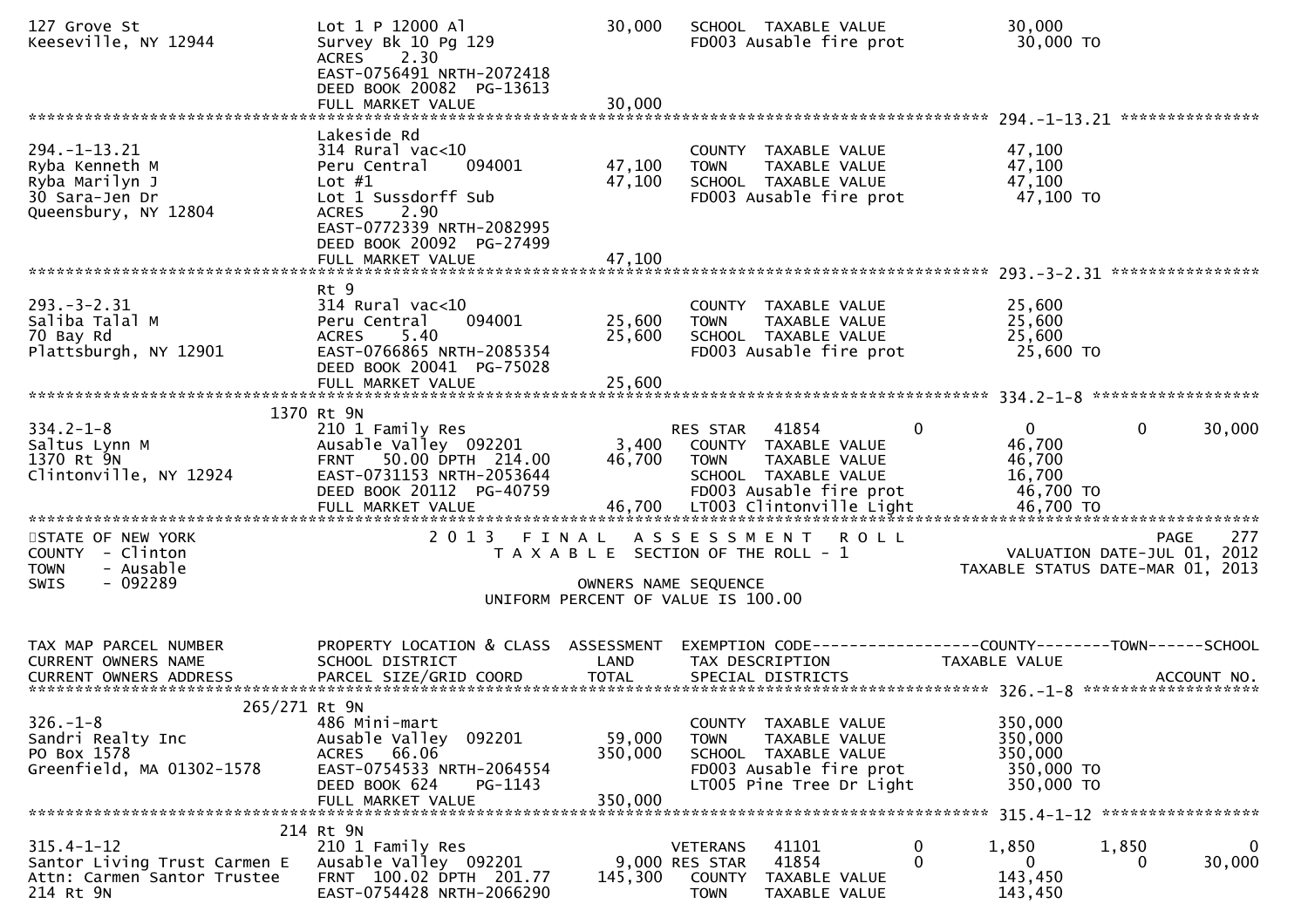```
127 Grove St                      Lot 1 P 12000 Al                 30,000   SCHOOL  TAXABLE VALUE              30,000
Keeseville, NY 12944              Survey Bk 10 Pg 129                        FD003 Ausable fire prot             30,000 TO
                                  ACRES    2.30
                                  EAST-0756491 NRTH-2072418
                                  DEED BOOK 20082  PG-13613
                                  FULL MARKET VALUE                30,000
******************************************************************************************************* 294.-1-13.21 ****************
                                  Lakeside Rd
294.-1-13.21                      314 Rural vac<10                          COUNTY  TAXABLE VALUE              47,100
Ryba Kenneth M                    Peru Central     094001          47,100   TOWN    TAXABLE VALUE              47,100
Ryba Marilyn J                    Lot #1                           47,100   SCHOOL  TAXABLE VALUE              47,100
30 Sara-Jen Dr                    Lot 1 Sussdorff Sub                        FD003 Ausable fire prot             47,100 TO
Queensbury, NY 12804              ACRES    2.90
                                  EAST-0772339 NRTH-2082995
                                  DEED BOOK 20092  PG-27499
                                  FULL MARKET VALUE                47,100
******************************************************************************************************* 293.-3-2.31 *****************
                                  Rt 9
293.-3-2.31                       314 Rural vac<10                          COUNTY  TAXABLE VALUE              25,600
Saliba Talal M                    Peru Central     094001          25,600   TOWN    TAXABLE VALUE              25,600
70 Bay Rd                         ACRES    5.40                    25,600   SCHOOL  TAXABLE VALUE              25,600
Plattsburgh, NY 12901             EAST-0766865 NRTH-2085354                 FD003 Ausable fire prot             25,600 TO
                                  DEED BOOK 20041  PG-75028
                                  FULL MARKET VALUE                25,600
******************************************************************************************************* 334.2-1-8 *******************
                          1370 Rt 9N
334.2-1-8                         210 1 Family Res                          RES STAR   41854          0          0           0       30,000
Saltus Lynn M                     Ausable Valley  092201            3,400   COUNTY  TAXABLE VALUE              46,700
1370 Rt 9N                        FRNT   50.00 DPTH  214.00        46,700   TOWN    TAXABLE VALUE              46,700
Clintonville, NY 12924            EAST-0731153 NRTH-2053644                 SCHOOL  TAXABLE VALUE              16,700
                                  DEED BOOK 20112  PG-40759                 FD003 Ausable fire prot             46,700 TO
                                  FULL MARKET VALUE                46,700   LT003 Clintonville Light            46,700 TO
*************************************************************************************************************************************
STATE OF NEW YORK                      2 0 1 3   F I N A L   A S S E S S M E N T   R O L L                                PAGE   277
COUNTY  - Clinton                              T A X A B L E  SECTION OF THE ROLL - 1                        VALUATION DATE-JUL 01, 2012
TOWN    - Ausable                                                                                   TAXABLE STATUS DATE-MAR 01, 2013
SWIS    - 092289                                              OWNERS NAME SEQUENCE
                                                     UNIFORM PERCENT OF VALUE IS 100.00


TAX MAP PARCEL NUMBER             PROPERTY LOCATION & CLASS  ASSESSMENT  EXEMPTION CODE------------------COUNTY--------TOWN------SCHOOL
CURRENT OWNERS NAME               SCHOOL DISTRICT               LAND      TAX DESCRIPTION            TAXABLE VALUE
CURRENT OWNERS ADDRESS            PARCEL SIZE/GRID COORD        TOTAL     SPECIAL DISTRICTS                                  ACCOUNT NO.
******************************************************************************************************* 326.-1-8 ********************
                      265/271 Rt 9N
326.-1-8                          486 Mini-mart                             COUNTY  TAXABLE VALUE             350,000
Sandri Realty Inc                 Ausable Valley  092201           59,000   TOWN    TAXABLE VALUE             350,000
PO Box 1578                       ACRES   66.06                   350,000   SCHOOL  TAXABLE VALUE             350,000
Greenfield, MA 01302-1578         EAST-0754533 NRTH-2064554                 FD003 Ausable fire prot            350,000 TO
                                  DEED BOOK 624    PG-1143                  LT005 Pine Tree Dr Light           350,000 TO
                                  FULL MARKET VALUE               350,000
******************************************************************************************************* 315.4-1-12 ******************
                           214 Rt 9N
315.4-1-12                        210 1 Family Res                          VETERANS   41101          0      1,850       1,850           0
Santor Living Trust Carmen E      Ausable Valley  092201            9,000 RES STAR   41854          0          0           0       30,000
Attn: Carmen Santor Trustee       FRNT  100.02 DPTH  201.77       145,300   COUNTY  TAXABLE VALUE             143,450
214 Rt 9N                         EAST-0754428 NRTH-2066290                 TOWN    TAXABLE VALUE             143,450
```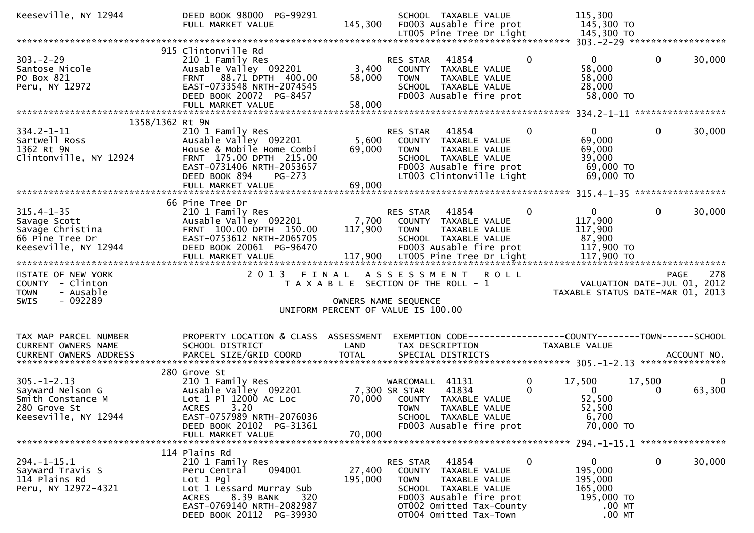```
Keeseville, NY 12944          DEED BOOK 98000  PG-99291                  SCHOOL  TAXABLE VALUE            115,300
                              FULL MARKET VALUE             145,300      FD003 Ausable fire prot           145,300 TO
                                                                         LT005 Pine Tree Dr Light          145,300 TO
******************************************************************************************************* 303.-2-29 ******************
                          915 Clintonville Rd
303.-2-29                     210 1 Family Res                           RES STAR   41854          0            0            0     30,000
Santose Nicole                Ausable Valley  092201          3,400      COUNTY  TAXABLE VALUE            58,000
PO Box 821                    FRNT   88.71 DPTH  400.00      58,000      TOWN    TAXABLE VALUE            58,000
Peru, NY 12972                EAST-0733548 NRTH-2074545                  SCHOOL  TAXABLE VALUE            28,000
                              DEED BOOK 20072  PG-8457                   FD003 Ausable fire prot           58,000 TO
                              FULL MARKET VALUE              58,000
******************************************************************************************************* 334.2-1-11 *****************
           1358/1362 Rt 9N
334.2-1-11                    210 1 Family Res                           RES STAR   41854          0            0            0     30,000
Sartwell Ross                 Ausable Valley  092201          5,600      COUNTY  TAXABLE VALUE            69,000
1362 Rt 9N                    House & Mobile Home Combi      69,000      TOWN    TAXABLE VALUE            69,000
Clintonville, NY 12924        FRNT  175.00 DPTH  215.00                  SCHOOL  TAXABLE VALUE            39,000
                              EAST-0731406 NRTH-2053657                  FD003 Ausable fire prot           69,000 TO
                              DEED BOOK 894     PG-273                   LT003 Clintonville Light          69,000 TO
                              FULL MARKET VALUE              69,000
******************************************************************************************************* 315.4-1-35 *****************
                          66 Pine Tree Dr
315.4-1-35                    210 1 Family Res                           RES STAR   41854          0            0            0     30,000
Savage Scott                  Ausable Valley  092201          7,700      COUNTY  TAXABLE VALUE           117,900
Savage Christina              FRNT  100.00 DPTH  150.00     117,900      TOWN    TAXABLE VALUE           117,900
66 Pine Tree Dr               EAST-0753612 NRTH-2065705                  SCHOOL  TAXABLE VALUE            87,900
Keeseville, NY 12944          DEED BOOK 20061  PG-96470                  FD003 Ausable fire prot          117,900 TO
                              FULL MARKET VALUE             117,900      LT005 Pine Tree Dr Light         117,900 TO
************************************************************************************************************************************
STATE OF NEW YORK                   2 0 1 3   F I N A L   A S S E S S M E N T   R O L L                                   PAGE    278
COUNTY  - Clinton                      T A X A B L E  SECTION OF THE ROLL - 1                          VALUATION DATE-JUL 01, 2012
TOWN    - Ausable                                                                                 TAXABLE STATUS DATE-MAR 01, 2013
SWIS    - 092289                                        OWNERS NAME SEQUENCE
                                                 UNIFORM PERCENT OF VALUE IS 100.00


TAX MAP PARCEL NUMBER         PROPERTY LOCATION & CLASS  ASSESSMENT  EXEMPTION CODE------------------COUNTY--------TOWN------SCHOOL
CURRENT OWNERS NAME           SCHOOL DISTRICT               LAND      TAX DESCRIPTION             TAXABLE VALUE
CURRENT OWNERS ADDRESS        PARCEL SIZE/GRID COORD        TOTAL     SPECIAL DISTRICTS                                      ACCOUNT NO.
******************************************************************************************************* 305.-1-2.13 ****************
                          280 Grove St
305.-1-2.13                   210 1 Family Res                           WARCOMALL  41131          0       17,500       17,500          0
Sayward Nelson G              Ausable Valley  092201          7,300 SR STAR     41834          0            0            0     63,300
Smith Constance M             Lot 1 Pl 12000 Ac Loc          70,000      COUNTY  TAXABLE VALUE            52,500
280 Grove St                  ACRES     3.20                             TOWN    TAXABLE VALUE            52,500
Keeseville, NY 12944          EAST-0757989 NRTH-2076036                  SCHOOL  TAXABLE VALUE             6,700
                              DEED BOOK 20102  PG-31361                  FD003 Ausable fire prot           70,000 TO
                              FULL MARKET VALUE              70,000
******************************************************************************************************* 294.-1-15.1 ****************
                          114 Plains Rd
294.-1-15.1                   210 1 Family Res                           RES STAR   41854          0            0            0     30,000
Sayward Travis S              Peru Central    094001         27,400      COUNTY  TAXABLE VALUE           195,000
114 Plains Rd                 Lot 1 Pgl                     195,000      TOWN    TAXABLE VALUE           195,000
Peru, NY 12972-4321           Lot 1 Lessard Murray Sub                   SCHOOL  TAXABLE VALUE           165,000
                              ACRES     8.39 BANK     320                FD003 Ausable fire prot          195,000 TO
                              EAST-0769140 NRTH-2082987                  OT002 Omitted Tax-County              .00 MT
                              DEED BOOK 20112  PG-39930                  OT004 Omitted Tax-Town                .00 MT
```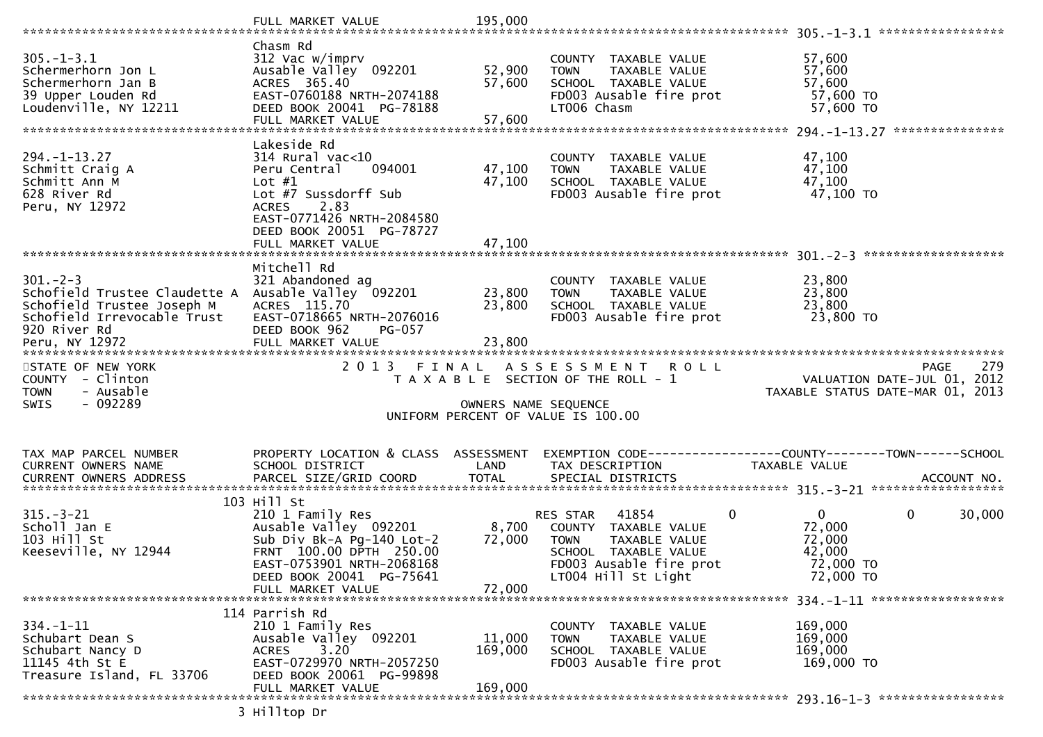```
                                     FULL MARKET VALUE            195,000
******************************************************************************************************* 305.-1-3.1 *****************
                                     Chasm Rd
305.-1-3.1                           312 Vac w/imprv                              COUNTY  TAXABLE VALUE             57,600
Schermerhorn Jon L                   Ausable Valley  092201        52,900         TOWN    TAXABLE VALUE             57,600
Schermerhorn Jan B                   ACRES  365.40                 57,600         SCHOOL  TAXABLE VALUE             57,600
39 Upper Louden Rd                   EAST-0760188 NRTH-2074188                    FD003 Ausable fire prot            57,600 TO
Loudenville, NY 12211                DEED BOOK 20041  PG-78188                    LT006 Chasm                        57,600 TO
                                     FULL MARKET VALUE             57,600
******************************************************************************************************* 294.-1-13.27 ***************
                                     Lakeside Rd
294.-1-13.27                         314 Rural vac<10                             COUNTY  TAXABLE VALUE             47,100
Schmitt Craig A                      Peru Central    094001        47,100         TOWN    TAXABLE VALUE             47,100
Schmitt Ann M                        Lot #1                        47,100         SCHOOL  TAXABLE VALUE             47,100
628 River Rd                         Lot #7 Sussdorff Sub                         FD003 Ausable fire prot            47,100 TO
Peru, NY 12972                       ACRES    2.83
                                     EAST-0771426 NRTH-2084580
                                     DEED BOOK 20051  PG-78727
                                     FULL MARKET VALUE             47,100
******************************************************************************************************* 301.-2-3 *******************
                                     Mitchell Rd
301.-2-3                             321 Abandoned ag                             COUNTY  TAXABLE VALUE             23,800
Schofield Trustee Claudette A        Ausable Valley  092201        23,800         TOWN    TAXABLE VALUE             23,800
Schofield Trustee Joseph M           ACRES  115.70                 23,800         SCHOOL  TAXABLE VALUE             23,800
Schofield Irrevocable Trust          EAST-0718665 NRTH-2076016                    FD003 Ausable fire prot            23,800 TO
920 River Rd                         DEED BOOK 962     PG-057
Peru, NY 12972                       FULL MARKET VALUE             23,800
************************************************************************************************************************************
STATE OF NEW YORK                    2 0 1 3   F I N A L   A S S E S S M E N T   R O L L                                  PAGE    279
COUNTY  - Clinton                       T A X A B L E  SECTION OF THE ROLL - 1                        VALUATION DATE-JUL 01, 2012
TOWN    - Ausable                                                                                    TAXABLE STATUS DATE-MAR 01, 2013
SWIS    - 092289                                          OWNERS NAME SEQUENCE
                                                   UNIFORM PERCENT OF VALUE IS 100.00


TAX MAP PARCEL NUMBER                PROPERTY LOCATION & CLASS  ASSESSMENT  EXEMPTION CODE------------------COUNTY--------TOWN------SCHOOL
CURRENT OWNERS NAME                  SCHOOL DISTRICT               LAND      TAX DESCRIPTION                 TAXABLE VALUE
CURRENT OWNERS ADDRESS               PARCEL SIZE/GRID COORD        TOTAL     SPECIAL DISTRICTS                                 ACCOUNT NO.
******************************************************************************************************* 315.-3-21 ******************
                                 103 Hill St
315.-3-21                            210 1 Family Res                             RES STAR   41854            0          0           0      30,000
Scholl Jan E                         Ausable Valley  092201         8,700         COUNTY  TAXABLE VALUE             72,000
103 Hill St                          Sub Div Bk-A Pg-140 Lot-2     72,000         TOWN    TAXABLE VALUE             72,000
Keeseville, NY 12944                 FRNT 100.00 DPTH 250.00                      SCHOOL  TAXABLE VALUE             42,000
                                     EAST-0753901 NRTH-2068168                    FD003 Ausable fire prot            72,000 TO
                                     DEED BOOK 20041  PG-75641                    LT004 Hill St Light                72,000 TO
                                     FULL MARKET VALUE             72,000
******************************************************************************************************* 334.-1-11 ******************
                                 114 Parrish Rd
334.-1-11                            210 1 Family Res                             COUNTY  TAXABLE VALUE            169,000
Schubart Dean S                      Ausable Valley  092201        11,000         TOWN    TAXABLE VALUE            169,000
Schubart Nancy D                     ACRES    3.20                169,000         SCHOOL  TAXABLE VALUE            169,000
11145 4th St E                       EAST-0729970 NRTH-2057250                    FD003 Ausable fire prot           169,000 TO
Treasure Island, FL 33706            DEED BOOK 20061  PG-99898
                                     FULL MARKET VALUE            169,000
******************************************************************************************************* 293.16-1-3 *****************
                                   3 Hilltop Dr
```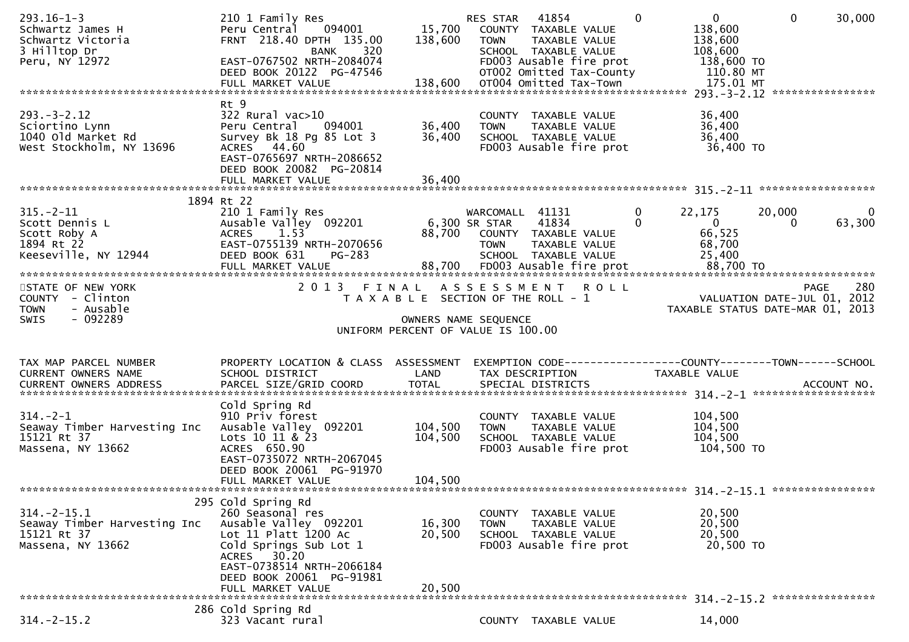```
293.16-1-3                     210 1 Family Res                     RES STAR   41854        0          0             0       30,000
Schwartz James H               Peru Central    094001       15,700    COUNTY  TAXABLE VALUE            138,600
Schwartz Victoria              FRNT  218.40 DPTH  135.00   138,600    TOWN    TAXABLE VALUE            138,600
3 Hilltop Dr                                BANK     320              SCHOOL  TAXABLE VALUE            108,600
Peru, NY 12972                 EAST-0767502 NRTH-2084074              FD003 Ausable fire prot           138,600 TO
                               DEED BOOK 20122  PG-47546              OT002 Omitted Tax-County           110.80 MT
                               FULL MARKET VALUE           138,600    OT004 Omitted Tax-Town             175.01 MT
******************************************************************************************************* 293.-3-2.12 ****************
                               Rt 9
293.-3-2.12                    322 Rural vac>10                       COUNTY  TAXABLE VALUE             36,400
Sciortino Lynn                 Peru Central    094001       36,400    TOWN    TAXABLE VALUE             36,400
1040 Old Market Rd             Survey Bk 18 Pg 85 Lot 3     36,400    SCHOOL  TAXABLE VALUE             36,400
West Stockholm, NY 13696       ACRES   44.60                          FD003 Ausable fire prot            36,400 TO
                               EAST-0765697 NRTH-2086652
                               DEED BOOK 20082  PG-20814
                               FULL MARKET VALUE            36,400
******************************************************************************************************* 315.-2-11 ******************
                          1894 Rt 22
315.-2-11                      210 1 Family Res                     WARCOMALL  41131        0     22,175        20,000            0
Scott Dennis L                 Ausable Valley  092201        6,300 SR STAR     41834        0          0             0       63,300
Scott Roby A                   ACRES    1.53                88,700    COUNTY  TAXABLE VALUE             66,525
1894 Rt 22                     EAST-0755139 NRTH-2070656              TOWN    TAXABLE VALUE             68,700
Keeseville, NY 12944           DEED BOOK 631    PG-283                SCHOOL  TAXABLE VALUE             25,400
                               FULL MARKET VALUE            88,700    FD003 Ausable fire prot            88,700 TO
************************************************************************************************************************************
STATE OF NEW YORK                  2 0 1 3   F I N A L   A S S E S S M E N T   R O L L                                  PAGE    280
COUNTY  - Clinton                     T A X A B L E  SECTION OF THE ROLL - 1                        VALUATION DATE-JUL 01, 2012
TOWN    - Ausable                                                                                  TAXABLE STATUS DATE-MAR 01, 2013
SWIS    - 092289                                          OWNERS NAME SEQUENCE
                                                    UNIFORM PERCENT OF VALUE IS 100.00


TAX MAP PARCEL NUMBER          PROPERTY LOCATION & CLASS  ASSESSMENT  EXEMPTION CODE------------------COUNTY--------TOWN------SCHOOL
CURRENT OWNERS NAME            SCHOOL DISTRICT               LAND     TAX DESCRIPTION            TAXABLE VALUE
CURRENT OWNERS ADDRESS         PARCEL SIZE/GRID COORD       TOTAL     SPECIAL DISTRICTS                                  ACCOUNT NO.
******************************************************************************************************* 314.-2-1 *******************
                               Cold Spring Rd
314.-2-1                       910 Priv forest                        COUNTY  TAXABLE VALUE            104,500
Seaway Timber Harvesting Inc   Ausable Valley  092201      104,500    TOWN    TAXABLE VALUE            104,500
15121 Rt 37                    Lots 10 11 & 23             104,500    SCHOOL  TAXABLE VALUE            104,500
Massena, NY 13662              ACRES  650.90                          FD003 Ausable fire prot           104,500 TO
                               EAST-0735072 NRTH-2067045
                               DEED BOOK 20061  PG-91970
                               FULL MARKET VALUE           104,500
******************************************************************************************************* 314.-2-15.1 ****************
                           295 Cold Spring Rd
314.-2-15.1                    260 Seasonal res                       COUNTY  TAXABLE VALUE             20,500
Seaway Timber Harvesting Inc   Ausable Valley  092201       16,300    TOWN    TAXABLE VALUE             20,500
15121 Rt 37                    Lot 11 Platt 1200 Ac         20,500    SCHOOL  TAXABLE VALUE             20,500
Massena, NY 13662              Cold Springs Sub Lot 1                 FD003 Ausable fire prot            20,500 TO
                               ACRES   30.20
                               EAST-0738514 NRTH-2066184
                               DEED BOOK 20061  PG-91981
                               FULL MARKET VALUE            20,500
******************************************************************************************************* 314.-2-15.2 ****************
                           286 Cold Spring Rd
314.-2-15.2                    323 Vacant rural                       COUNTY  TAXABLE VALUE             14,000
```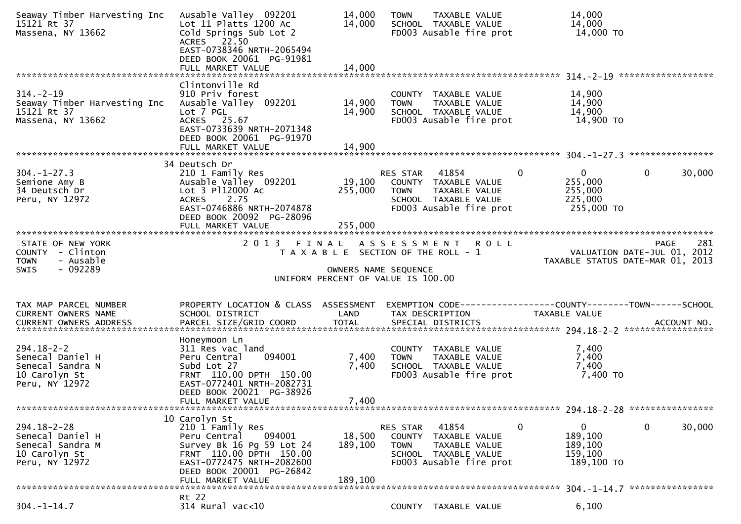| TAX MAP PARCEL NUMBER / CURRENT OWNERS NAME / CURRENT OWNERS ADDRESS | PROPERTY LOCATION & CLASS / SCHOOL DISTRICT / PARCEL SIZE/GRID COORD | ASSESSMENT LAND | ASSESSMENT TOTAL | EXEMPTION CODE / TAX DESCRIPTION / SPECIAL DISTRICTS | COUNTY TAXABLE VALUE | TOWN | SCHOOL | ACCOUNT NO. |
|---|---|---|---|---|---|---|---|---|
| Seaway Timber Harvesting Inc<br>15121 Rt 37<br>Massena, NY 13662 | Ausable Valley 092201<br>Lot 11 Platts 1200 Ac<br>Cold Springs Sub Lot 2<br>ACRES 22.50<br>EAST-0738346 NRTH-2065494<br>DEED BOOK 20061 PG-91981<br>FULL MARKET VALUE | 14,000 | 14,000<br><br><br><br><br><br>14,000 | TOWN TAXABLE VALUE<br>SCHOOL TAXABLE VALUE<br>FD003 Ausable fire prot | 14,000<br>14,000<br>14,000 TO | | | |
| 314.-2-19<br>Seaway Timber Harvesting Inc<br>15121 Rt 37<br>Massena, NY 13662 | Clintonville Rd<br>910 Priv forest<br>Ausable Valley 092201<br>Lot 7 PGL<br>ACRES 25.67<br>EAST-0733639 NRTH-2071348<br>DEED BOOK 20061 PG-91970<br>FULL MARKET VALUE | 14,900 | 14,900<br><br><br><br><br><br>14,900 | COUNTY TAXABLE VALUE<br>TOWN TAXABLE VALUE<br>SCHOOL TAXABLE VALUE<br>FD003 Ausable fire prot | 14,900<br>14,900<br>14,900<br>14,900 TO | | | 314.-2-19 |
| 304.-1-27.3<br>Semione Amy B<br>34 Deutsch Dr<br>Peru, NY 12972 | 34 Deutsch Dr<br>210 1 Family Res<br>Ausable Valley 092201<br>Lot 3 Pl12000 Ac<br>ACRES 2.75<br>EAST-0746886 NRTH-2074878<br>DEED BOOK 20092 PG-28096<br>FULL MARKET VALUE | 19,100 | 255,000<br><br><br><br><br><br>255,000 | RES STAR 41854<br>COUNTY TAXABLE VALUE<br>TOWN TAXABLE VALUE<br>SCHOOL TAXABLE VALUE<br>FD003 Ausable fire prot | 0 / 0<br>255,000<br>255,000<br>225,000<br>255,000 TO | 0 | 30,000 | 304.-1-27.3 |

STATE OF NEW YORK
COUNTY - Clinton
TOWN - Ausable
SWIS - 092289

2013 FINAL ASSESSMENT ROLL
TAXABLE SECTION OF THE ROLL - 1
OWNERS NAME SEQUENCE
UNIFORM PERCENT OF VALUE IS 100.00

PAGE 281
VALUATION DATE-JUL 01, 2012
TAXABLE STATUS DATE-MAR 01, 2013

| TAX MAP PARCEL NUMBER / CURRENT OWNERS NAME / CURRENT OWNERS ADDRESS | PROPERTY LOCATION & CLASS / SCHOOL DISTRICT / PARCEL SIZE/GRID COORD | ASSESSMENT LAND | ASSESSMENT TOTAL | EXEMPTION CODE / TAX DESCRIPTION / SPECIAL DISTRICTS | COUNTY TAXABLE VALUE | TOWN | SCHOOL | ACCOUNT NO. |
|---|---|---|---|---|---|---|---|---|
| 294.18-2-2<br>Senecal Daniel H<br>Senecal Sandra N<br>10 Carolyn St<br>Peru, NY 12972 | Honeymoon Ln<br>311 Res vac land<br>Peru Central 094001<br>Subd Lot 27<br>FRNT 110.00 DPTH 150.00<br>EAST-0772401 NRTH-2082731<br>DEED BOOK 20021 PG-38926<br>FULL MARKET VALUE | 7,400 | 7,400<br><br><br><br><br><br>7,400 | COUNTY TAXABLE VALUE<br>TOWN TAXABLE VALUE<br>SCHOOL TAXABLE VALUE<br>FD003 Ausable fire prot | 7,400<br>7,400<br>7,400<br>7,400 TO | | | 294.18-2-2 |
| 294.18-2-28<br>Senecal Daniel H<br>Senecal Sandra M<br>10 Carolyn St<br>Peru, NY 12972 | 10 Carolyn St<br>210 1 Family Res<br>Peru Central 094001<br>Survey Bk 16 Pg 59 Lot 24<br>FRNT 110.00 DPTH 150.00<br>EAST-0772475 NRTH-2082600<br>DEED BOOK 20001 PG-26842<br>FULL MARKET VALUE | 18,500 | 189,100<br><br><br><br><br><br>189,100 | RES STAR 41854<br>COUNTY TAXABLE VALUE<br>TOWN TAXABLE VALUE<br>SCHOOL TAXABLE VALUE<br>FD003 Ausable fire prot | 0 / 0<br>189,100<br>189,100<br>159,100<br>189,100 TO | 0 | 30,000 | 294.18-2-28 |
| 304.-1-14.7 | Rt 22<br>314 Rural vac<10 | | | COUNTY TAXABLE VALUE | 6,100 | | | 304.-1-14.7 |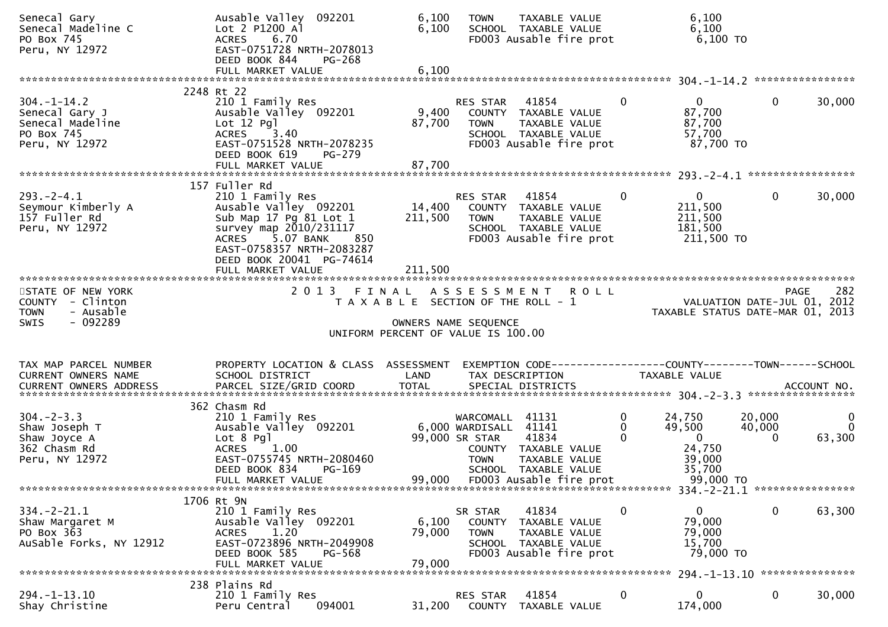```
Senecal Gary                    Ausable Valley  092201          6,100   TOWN    TAXABLE VALUE                6,100
Senecal Madeline C              Lot 2 P1200 Al                  6,100   SCHOOL  TAXABLE VALUE                6,100
PO Box 745                      ACRES    6.70                           FD003 Ausable fire prot              6,100 TO
Peru, NY 12972                  EAST-0751728 NRTH-2078013
                                DEED BOOK 844    PG-268
                                FULL MARKET VALUE               6,100
******************************************************************************************************* 304.-1-14.2 ****************
                           2248 Rt 22
304.-1-14.2                     210 1 Family Res                        RES STAR   41854          0          0          0     30,000
Senecal Gary J                  Ausable Valley  092201          9,400     COUNTY  TAXABLE VALUE             87,700
Senecal Madeline                Lot 12 Pgl                     87,700     TOWN    TAXABLE VALUE             87,700
PO Box 745                      ACRES    3.40                             SCHOOL  TAXABLE VALUE             57,700
Peru, NY 12972                  EAST-0751528 NRTH-2078235                 FD003 Ausable fire prot           87,700 TO
                                DEED BOOK 619    PG-279
                                FULL MARKET VALUE              87,700
******************************************************************************************************* 293.-2-4.1 *****************
                            157 Fuller Rd
293.-2-4.1                      210 1 Family Res                        RES STAR   41854          0          0          0     30,000
Seymour Kimberly A              Ausable Valley  092201         14,400     COUNTY  TAXABLE VALUE            211,500
157 Fuller Rd                   Sub Map 17 Pg 81 Lot 1        211,500     TOWN    TAXABLE VALUE            211,500
Peru, NY 12972                  survey map 2010/231117                    SCHOOL  TAXABLE VALUE            181,500
                                ACRES    5.07 BANK     850                FD003 Ausable fire prot          211,500 TO
                                EAST-0758357 NRTH-2083287
                                DEED BOOK 20041 PG-74614
                                FULL MARKET VALUE             211,500
************************************************************************************************************************************
STATE OF NEW YORK                     2 0 1 3   F I N A L   A S S E S S M E N T   R O L L                               PAGE    282
COUNTY  - Clinton                        T A X A B L E  SECTION OF THE ROLL - 1                          VALUATION DATE-JUL 01, 2012
TOWN    - Ausable                                                                                  TAXABLE STATUS DATE-MAR 01, 2013
SWIS    - 092289                                          OWNERS NAME SEQUENCE
                                                   UNIFORM PERCENT OF VALUE IS 100.00


TAX MAP PARCEL NUMBER           PROPERTY LOCATION & CLASS  ASSESSMENT  EXEMPTION CODE------------------COUNTY--------TOWN------SCHOOL
CURRENT OWNERS NAME             SCHOOL DISTRICT               LAND     TAX DESCRIPTION             TAXABLE VALUE
CURRENT OWNERS ADDRESS          PARCEL SIZE/GRID COORD        TOTAL    SPECIAL DISTRICTS                                 ACCOUNT NO.
******************************************************************************************************* 304.-2-3.3 *****************
                            362 Chasm Rd
304.-2-3.3                      210 1 Family Res                        WARCOMALL  41131          0     24,750     20,000          0
Shaw Joseph T                   Ausable Valley  092201          6,000 WARDISALL  41141          0     49,500     40,000          0
Shaw Joyce A                    Lot 8 Pgl                      99,000 SR STAR    41834          0          0          0     63,300
362 Chasm Rd                    ACRES    1.00                             COUNTY  TAXABLE VALUE             24,750
Peru, NY 12972                  EAST-0755745 NRTH-2080460                 TOWN    TAXABLE VALUE             39,000
                                DEED BOOK 834    PG-169                   SCHOOL  TAXABLE VALUE             35,700
                                FULL MARKET VALUE              99,000     FD003 Ausable fire prot           99,000 TO
******************************************************************************************************* 334.-2-21.1 ****************
                           1706 Rt 9N
334.-2-21.1                     210 1 Family Res                        SR STAR    41834          0          0          0     63,300
Shaw Margaret M                 Ausable Valley  092201          6,100     COUNTY  TAXABLE VALUE             79,000
PO Box 363                      ACRES    1.20                  79,000     TOWN    TAXABLE VALUE             79,000
AuSable Forks, NY 12912         EAST-0723896 NRTH-2049908                 SCHOOL  TAXABLE VALUE             15,700
                                DEED BOOK 585    PG-568                   FD003 Ausable fire prot           79,000 TO
                                FULL MARKET VALUE              79,000
******************************************************************************************************* 294.-1-13.10 ***************
                            238 Plains Rd
294.-1-13.10                    210 1 Family Res                        RES STAR   41854          0          0          0     30,000
Shay Christine                  Peru Central    094001         31,200     COUNTY  TAXABLE VALUE            174,000
```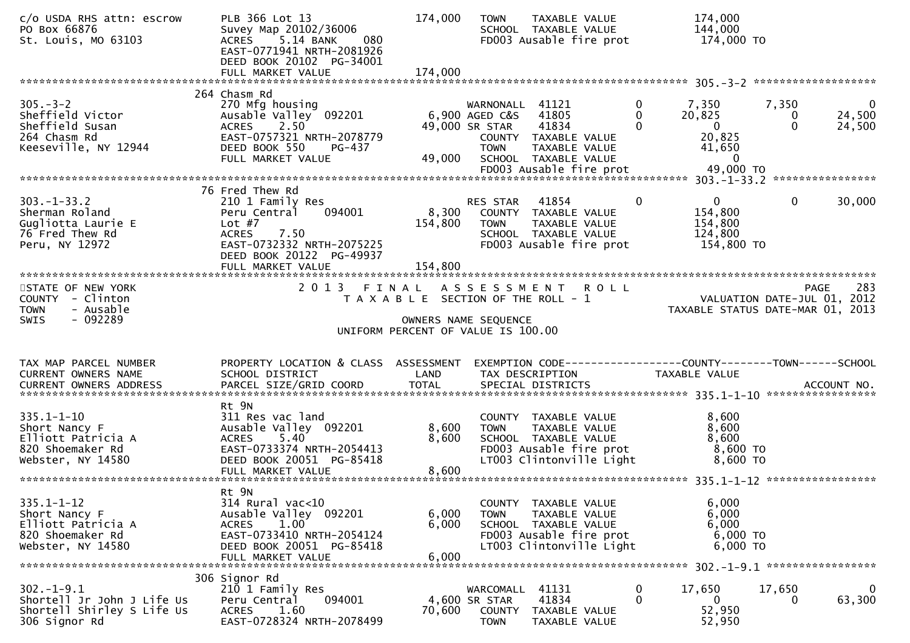```
c/o USDA RHS attn: escrow     PLB 366 Lot 13                   174,000    TOWN    TAXABLE VALUE             174,000
PO Box 66876                  Suvey Map 20102/36006                       SCHOOL  TAXABLE VALUE             144,000
St. Louis, MO 63103           ACRES    5.14 BANK    080                   FD003 Ausable fire prot            174,000 TO
                              EAST-0771941 NRTH-2081926
                              DEED BOOK 20102  PG-34001
                              FULL MARKET VALUE                174,000
******************************************************************************************************* 305.-3-2 ******************
                         264 Chasm Rd
305.-3-2                      270 Mfg housing                          WARNONALL  41121           0       7,350       7,350          0
Sheffield Victor              Ausable Valley  092201          6,900 AGED C&S   41805           0      20,825           0     24,500
Sheffield Susan               ACRES    2.50                  49,000 SR STAR    41834           0           0           0     24,500
264 Chasm Rd                  EAST-0757321 NRTH-2078779              COUNTY  TAXABLE VALUE              20,825
Keeseville, NY 12944          DEED BOOK 550    PG-437                TOWN    TAXABLE VALUE              41,650
                              FULL MARKET VALUE                49,000   SCHOOL  TAXABLE VALUE                   0
                                                                      FD003 Ausable fire prot            49,000 TO
******************************************************************************************************* 303.-1-33.2 ***************
                         76 Fred Thew Rd
303.-1-33.2                   210 1 Family Res                         RES STAR   41854           0           0           0     30,000
Sherman Roland                Peru Central     094001          8,300   COUNTY  TAXABLE VALUE             154,800
Gugliotta Laurie E            Lot #7                          154,800   TOWN    TAXABLE VALUE             154,800
76 Fred Thew Rd               ACRES    7.50                             SCHOOL  TAXABLE VALUE             124,800
Peru, NY 12972                EAST-0732332 NRTH-2075225                 FD003 Ausable fire prot            154,800 TO
                              DEED BOOK 20122  PG-49937
                              FULL MARKET VALUE                154,800
***********************************************************************************************************************************
STATE OF NEW YORK                       2 0 1 3   F I N A L   A S S E S S M E N T   R O L L                              PAGE    283
COUNTY  - Clinton                          T A X A B L E  SECTION OF THE ROLL - 1                        VALUATION DATE-JUL 01, 2012
TOWN    - Ausable                                                                                    TAXABLE STATUS DATE-MAR 01, 2013
SWIS    - 092289                                         OWNERS NAME SEQUENCE
                                                   UNIFORM PERCENT OF VALUE IS 100.00


TAX MAP PARCEL NUMBER         PROPERTY LOCATION & CLASS  ASSESSMENT  EXEMPTION CODE------------------COUNTY--------TOWN------SCHOOL
CURRENT OWNERS NAME           SCHOOL DISTRICT               LAND      TAX DESCRIPTION               TAXABLE VALUE
CURRENT OWNERS ADDRESS        PARCEL SIZE/GRID COORD        TOTAL     SPECIAL DISTRICTS                                  ACCOUNT NO.
******************************************************************************************************* 335.1-1-10 ****************
                         Rt 9N
335.1-1-10                    311 Res vac land                          COUNTY  TAXABLE VALUE               8,600
Short Nancy F                 Ausable Valley  092201          8,600     TOWN    TAXABLE VALUE               8,600
Elliott Patricia A            ACRES    5.40                   8,600     SCHOOL  TAXABLE VALUE               8,600
820 Shoemaker Rd              EAST-0733374 NRTH-2054413                 FD003 Ausable fire prot             8,600 TO
Webster, NY 14580             DEED BOOK 20051  PG-85418                 LT003 Clintonville Light            8,600 TO
                              FULL MARKET VALUE                 8,600
******************************************************************************************************* 335.1-1-12 ****************
                         Rt 9N
335.1-1-12                    314 Rural vac<10                          COUNTY  TAXABLE VALUE               6,000
Short Nancy F                 Ausable Valley  092201          6,000     TOWN    TAXABLE VALUE               6,000
Elliott Patricia A            ACRES    1.00                   6,000     SCHOOL  TAXABLE VALUE               6,000
820 Shoemaker Rd              EAST-0733410 NRTH-2054124                 FD003 Ausable fire prot             6,000 TO
Webster, NY 14580             DEED BOOK 20051  PG-85418                 LT003 Clintonville Light            6,000 TO
                              FULL MARKET VALUE                 6,000
******************************************************************************************************* 302.-1-9.1 ****************
                         306 Signor Rd
302.-1-9.1                    210 1 Family Res                         WARCOMALL  41131           0      17,650      17,650          0
Shortell Jr John J Life Us    Peru Central     094001          4,600 SR STAR    41834           0           0           0     63,300
Shortell Shirley S Life Us    ACRES    1.60                  70,600   COUNTY  TAXABLE VALUE              52,950
306 Signor Rd                 EAST-0728324 NRTH-2078499               TOWN    TAXABLE VALUE              52,950
```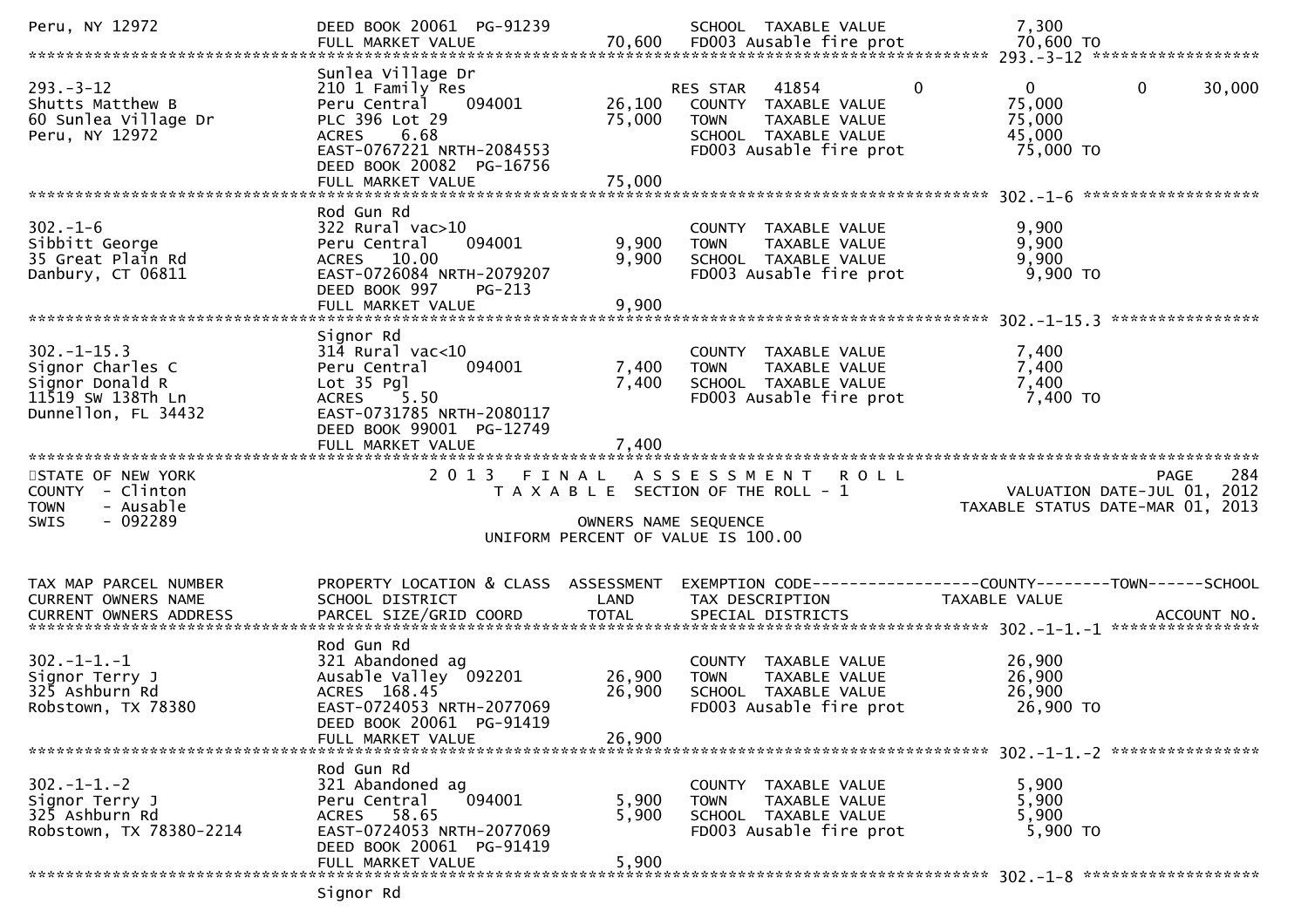```
Peru, NY 12972               DEED BOOK 20061  PG-91239            SCHOOL  TAXABLE VALUE              7,300
                             FULL MARKET VALUE            70,600   FD003 Ausable fire prot            70,600 TO
******************************************************************************************************* 293.-3-12 ******************
                             Sunlea Village Dr
293.-3-12                    210 1 Family Res                      RES STAR   41854         0            0           0      30,000
Shutts Matthew B             Peru Central    094001       26,100   COUNTY  TAXABLE VALUE             75,000
60 Sunlea Village Dr         PLC 396 Lot 29               75,000   TOWN    TAXABLE VALUE             75,000
Peru, NY 12972               ACRES    6.68                         SCHOOL  TAXABLE VALUE             45,000
                             EAST-0767221 NRTH-2084553             FD003 Ausable fire prot            75,000 TO
                             DEED BOOK 20082  PG-16756
                             FULL MARKET VALUE            75,000
******************************************************************************************************* 302.-1-6 *******************
                             Rod Gun Rd
302.-1-6                     322 Rural vac>10                      COUNTY  TAXABLE VALUE              9,900
Sibbitt George               Peru Central    094001        9,900   TOWN    TAXABLE VALUE              9,900
35 Great Plain Rd            ACRES   10.00                 9,900   SCHOOL  TAXABLE VALUE              9,900
Danbury, CT 06811            EAST-0726084 NRTH-2079207             FD003 Ausable fire prot             9,900 TO
                             DEED BOOK 997    PG-213
                             FULL MARKET VALUE             9,900
******************************************************************************************************* 302.-1-15.3 ****************
                             Signor Rd
302.-1-15.3                  314 Rural vac<10                      COUNTY  TAXABLE VALUE              7,400
Signor Charles C             Peru Central    094001        7,400   TOWN    TAXABLE VALUE              7,400
Signor Donald R              Lot 35 Pgl                    7,400   SCHOOL  TAXABLE VALUE              7,400
11519 SW 138Th Ln            ACRES    5.50                         FD003 Ausable fire prot             7,400 TO
Dunnellon, FL 34432          EAST-0731785 NRTH-2080117
                             DEED BOOK 99001  PG-12749
                             FULL MARKET VALUE             7,400
************************************************************************************************************************************
STATE OF NEW YORK                  2 0 1 3   F I N A L   A S S E S S M E N T   R O L L                                 PAGE   284
COUNTY  - Clinton                   T A X A B L E  SECTION OF THE ROLL - 1                          VALUATION DATE-JUL 01, 2012
TOWN    - Ausable                                                                                  TAXABLE STATUS DATE-MAR 01, 2013
SWIS    - 092289                                      OWNERS NAME SEQUENCE
                                                 UNIFORM PERCENT OF VALUE IS 100.00


TAX MAP PARCEL NUMBER        PROPERTY LOCATION & CLASS  ASSESSMENT  EXEMPTION CODE------------------COUNTY--------TOWN------SCHOOL
CURRENT OWNERS NAME          SCHOOL DISTRICT               LAND      TAX DESCRIPTION            TAXABLE VALUE
CURRENT OWNERS ADDRESS       PARCEL SIZE/GRID COORD        TOTAL     SPECIAL DISTRICTS                                  ACCOUNT NO.
******************************************************************************************************* 302.-1-1.-1 ****************
                             Rod Gun Rd
302.-1-1.-1                  321 Abandoned ag                      COUNTY  TAXABLE VALUE             26,900
Signor Terry J               Ausable Valley  092201       26,900   TOWN    TAXABLE VALUE             26,900
325 Ashburn Rd               ACRES  168.45                26,900   SCHOOL  TAXABLE VALUE             26,900
Robstown, TX 78380           EAST-0724053 NRTH-2077069             FD003 Ausable fire prot            26,900 TO
                             DEED BOOK 20061  PG-91419
                             FULL MARKET VALUE            26,900
******************************************************************************************************* 302.-1-1.-2 ****************
                             Rod Gun Rd
302.-1-1.-2                  321 Abandoned ag                      COUNTY  TAXABLE VALUE              5,900
Signor Terry J               Peru Central    094001        5,900   TOWN    TAXABLE VALUE              5,900
325 Ashburn Rd               ACRES   58.65                 5,900   SCHOOL  TAXABLE VALUE              5,900
Robstown, TX 78380-2214      EAST-0724053 NRTH-2077069             FD003 Ausable fire prot             5,900 TO
                             DEED BOOK 20061  PG-91419
                             FULL MARKET VALUE             5,900
******************************************************************************************************* 302.-1-8 *******************
                             Signor Rd
```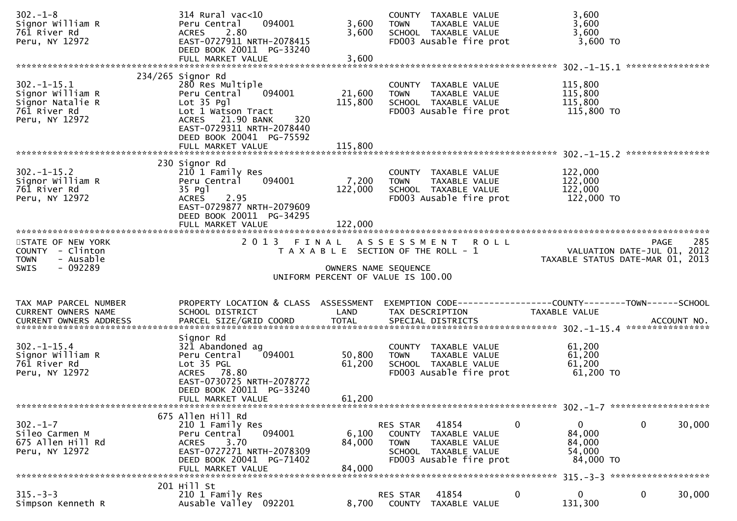```
302.-1-8                     314 Rural vac<10                        COUNTY  TAXABLE VALUE              3,600
Signor William R             Peru Central    094001         3,600    TOWN    TAXABLE VALUE              3,600
761 River Rd                 ACRES    2.80                  3,600    SCHOOL  TAXABLE VALUE              3,600
Peru, NY 12972               EAST-0727911 NRTH-2078415               FD003 Ausable fire prot             3,600 TO
                             DEED BOOK 20011  PG-33240
                             FULL MARKET VALUE              3,600
******************************************************************************************************* 302.-1-15.1 ****************
                     234/265 Signor Rd
302.-1-15.1                  280 Res Multiple                        COUNTY  TAXABLE VALUE            115,800
Signor William R             Peru Central    094001        21,600    TOWN    TAXABLE VALUE            115,800
Signor Natalie R             Lot 35 Pgl                   115,800    SCHOOL  TAXABLE VALUE            115,800
761 River Rd                 Lot 1 Watson Tract                      FD003 Ausable fire prot           115,800 TO
Peru, NY 12972               ACRES   21.90 BANK     320
                             EAST-0729311 NRTH-2078440
                             DEED BOOK 20041  PG-75592
                             FULL MARKET VALUE            115,800
******************************************************************************************************* 302.-1-15.2 ****************
                         230 Signor Rd
302.-1-15.2                  210 1 Family Res                        COUNTY  TAXABLE VALUE            122,000
Signor William R             Peru Central    094001         7,200    TOWN    TAXABLE VALUE            122,000
761 River Rd                 35 Pgl                       122,000    SCHOOL  TAXABLE VALUE            122,000
Peru, NY 12972               ACRES    2.95                           FD003 Ausable fire prot           122,000 TO
                             EAST-0729877 NRTH-2079609
                             DEED BOOK 20011  PG-34295
                             FULL MARKET VALUE            122,000
*************************************************************************************************************************************
STATE OF NEW YORK                   2 0 1 3   F I N A L   A S S E S S M E N T   R O L L                                  PAGE    285
COUNTY  - Clinton                      T A X A B L E  SECTION OF THE ROLL - 1                     VALUATION DATE-JUL 01, 2012
TOWN    - Ausable                                                                              TAXABLE STATUS DATE-MAR 01, 2013
SWIS    - 092289                                     OWNERS NAME SEQUENCE
                                             UNIFORM PERCENT OF VALUE IS 100.00


TAX MAP PARCEL NUMBER        PROPERTY LOCATION & CLASS  ASSESSMENT  EXEMPTION CODE------------------COUNTY--------TOWN------SCHOOL
CURRENT OWNERS NAME          SCHOOL DISTRICT               LAND      TAX DESCRIPTION              TAXABLE VALUE
CURRENT OWNERS ADDRESS       PARCEL SIZE/GRID COORD        TOTAL     SPECIAL DISTRICTS                                   ACCOUNT NO.
******************************************************************************************************* 302.-1-15.4 ****************
                             Signor Rd
302.-1-15.4                  321 Abandoned ag                        COUNTY  TAXABLE VALUE             61,200
Signor William R             Peru Central    094001        50,800    TOWN    TAXABLE VALUE             61,200
761 River Rd                 Lot 35 PGL                    61,200    SCHOOL  TAXABLE VALUE             61,200
Peru, NY 12972               ACRES   78.80                           FD003 Ausable fire prot            61,200 TO
                             EAST-0730725 NRTH-2078772
                             DEED BOOK 20011  PG-33240
                             FULL MARKET VALUE             61,200
******************************************************************************************************* 302.-1-7 *******************
                         675 Allen Hill Rd
302.-1-7                     210 1 Family Res                        RES STAR   41854            0            0            0       30,000
Sileo Carmen M               Peru Central    094001         6,100    COUNTY  TAXABLE VALUE             84,000
675 Allen Hill Rd            ACRES    3.70                 84,000    TOWN    TAXABLE VALUE             84,000
Peru, NY 12972               EAST-0727271 NRTH-2078309               SCHOOL  TAXABLE VALUE             54,000
                             DEED BOOK 20041  PG-71402               FD003 Ausable fire prot            84,000 TO
                             FULL MARKET VALUE             84,000
******************************************************************************************************* 315.-3-3 *******************
                         201 Hill St
315.-3-3                     210 1 Family Res                        RES STAR   41854            0            0            0       30,000
Simpson Kenneth R            Ausable Valley  092201         8,700    COUNTY  TAXABLE VALUE            131,300
```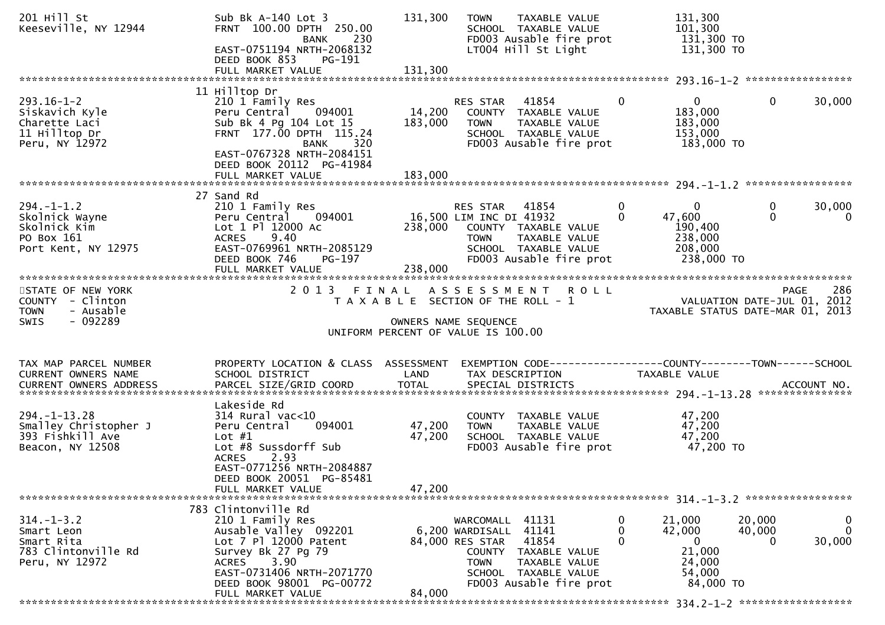```
201 Hill St                       Sub Bk A-140 Lot 3              131,300   TOWN     TAXABLE VALUE              131,300
Keeseville, NY 12944              FRNT 100.00 DPTH 250.00                   SCHOOL  TAXABLE VALUE               101,300
                                        BANK     230                        FD003 Ausable fire prot             131,300 TO
                                  EAST-0751194 NRTH-2068132                 LT004 Hill St Light                 131,300 TO
                                  DEED BOOK 853    PG-191
                                  FULL MARKET VALUE               131,300
******************************************************************************************************* 293.16-1-2 *****************
                                11 Hilltop Dr
293.16-1-2                        210 1 Family Res                          RES STAR   41854          0             0             0       30,000
Siskavich Kyle                    Peru Central    094001         14,200     COUNTY  TAXABLE VALUE               183,000
Charette Laci                     Sub Bk 4 Pg 104 Lot 15         183,000    TOWN     TAXABLE VALUE              183,000
11 Hilltop Dr                     FRNT 177.00 DPTH 115.24                   SCHOOL  TAXABLE VALUE               153,000
Peru, NY 12972                          BANK     320                        FD003 Ausable fire prot             183,000 TO
                                  EAST-0767328 NRTH-2084151
                                  DEED BOOK 20112  PG-41984
                                  FULL MARKET VALUE               183,000
******************************************************************************************************* 294.-1-1.2 *****************
                                27 Sand Rd
294.-1-1.2                        210 1 Family Res                          RES STAR   41854          0             0             0       30,000
Skolnick Wayne                    Peru Central    094001         16,500 LIM INC DI 41932          0        47,600             0            0
Skolnick Kim                      Lot 1 Pl 12000 Ac              238,000    COUNTY  TAXABLE VALUE               190,400
PO Box 161                        ACRES     9.40                            TOWN     TAXABLE VALUE              238,000
Port Kent, NY 12975               EAST-0769961 NRTH-2085129                 SCHOOL  TAXABLE VALUE               208,000
                                  DEED BOOK 746    PG-197                   FD003 Ausable fire prot             238,000 TO
                                  FULL MARKET VALUE               238,000
************************************************************************************************************************************
STATE OF NEW YORK                    2 0 1 3   F I N A L   A S S E S S M E N T   R O L L                                  PAGE    286
COUNTY  - Clinton                       T A X A B L E  SECTION OF THE ROLL - 1                      VALUATION DATE-JUL 01, 2012
TOWN    - Ausable                                                                                  TAXABLE STATUS DATE-MAR 01, 2013
SWIS    - 092289                                       OWNERS NAME SEQUENCE
                                                 UNIFORM PERCENT OF VALUE IS 100.00


TAX MAP PARCEL NUMBER             PROPERTY LOCATION & CLASS  ASSESSMENT  EXEMPTION CODE------------------COUNTY--------TOWN------SCHOOL
CURRENT OWNERS NAME               SCHOOL DISTRICT               LAND      TAX DESCRIPTION             TAXABLE VALUE
CURRENT OWNERS ADDRESS            PARCEL SIZE/GRID COORD        TOTAL     SPECIAL DISTRICTS                                    ACCOUNT NO.
******************************************************************************************************* 294.-1-13.28 ***************
                                  Lakeside Rd
294.-1-13.28                      314 Rural vac<10                          COUNTY  TAXABLE VALUE                47,200
Smalley Christopher J             Peru Central    094001         47,200     TOWN     TAXABLE VALUE               47,200
393 Fishkill Ave                  Lot #1                         47,200     SCHOOL  TAXABLE VALUE                47,200
Beacon, NY 12508                  Lot #8 Sussdorff Sub                      FD003 Ausable fire prot               47,200 TO
                                  ACRES     2.93
                                  EAST-0771256 NRTH-2084887
                                  DEED BOOK 20051  PG-85481
                                  FULL MARKET VALUE                47,200
******************************************************************************************************* 314.-1-3.2 *****************
                                783 Clintonville Rd
314.-1-3.2                        210 1 Family Res                          WARCOMALL  41131          0        21,000        20,000             0
Smart Leon                        Ausable Valley  092201          6,200 WARDISALL  41141          0        42,000        40,000             0
Smart Rita                        Lot 7 Pl 12000 Patent          84,000 RES STAR   41854          0             0             0       30,000
783 Clintonville Rd               Survey Bk 27 Pg 79                        COUNTY  TAXABLE VALUE                21,000
Peru, NY 12972                    ACRES     3.90                            TOWN     TAXABLE VALUE               24,000
                                  EAST-0731406 NRTH-2071770                 SCHOOL  TAXABLE VALUE                54,000
                                  DEED BOOK 98001  PG-00772                 FD003 Ausable fire prot               84,000 TO
                                  FULL MARKET VALUE                84,000
******************************************************************************************************* 334.2-1-2 ******************
```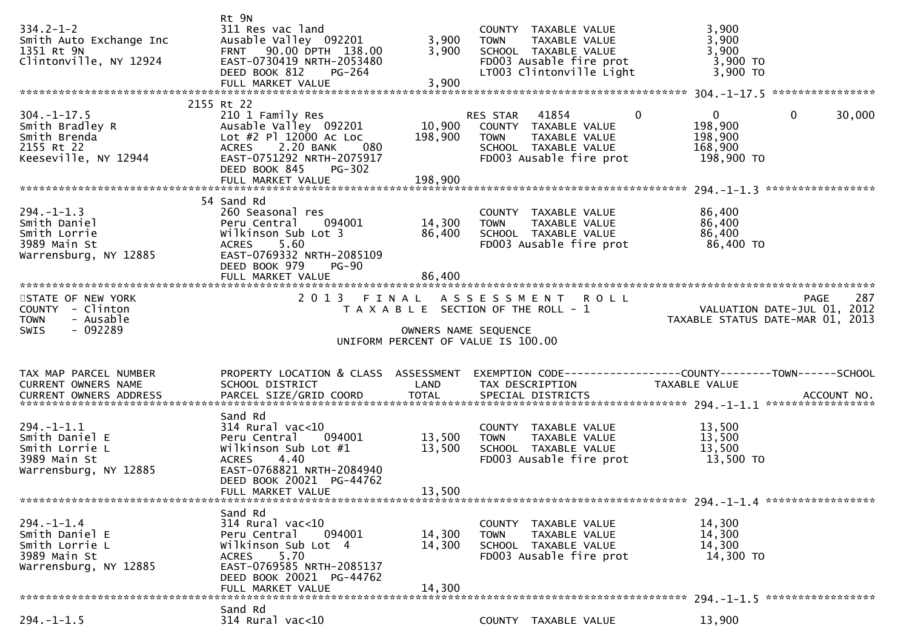```
                               Rt 9N
334.2-1-2                      311 Res vac land                           COUNTY  TAXABLE VALUE              3,900
Smith Auto Exchange Inc        Ausable Valley  092201        3,900        TOWN    TAXABLE VALUE              3,900
1351 Rt 9N                     FRNT   90.00 DPTH  138.00     3,900        SCHOOL  TAXABLE VALUE              3,900
Clintonville, NY 12924         EAST-0730419 NRTH-2053480                  FD003 Ausable fire prot             3,900 TO
                               DEED BOOK 812     PG-264                   LT003 Clintonville Light            3,900 TO
                               FULL MARKET VALUE             3,900
******************************************************************************************************* 304.-1-17.5 ****************
                             2155 Rt 22
304.-1-17.5                    210 1 Family Res                           RES STAR   41854           0             0           0       30,000
Smith Bradley R                Ausable Valley  092201       10,900        COUNTY  TAXABLE VALUE            198,900
Smith Brenda                   Lot #2 Pl 12000 Ac Loc      198,900        TOWN    TAXABLE VALUE            198,900
2155 Rt 22                     ACRES    2.20 BANK    080                  SCHOOL  TAXABLE VALUE            168,900
Keeseville, NY 12944           EAST-0751292 NRTH-2075917                  FD003 Ausable fire prot           198,900 TO
                               DEED BOOK 845     PG-302
                               FULL MARKET VALUE           198,900
******************************************************************************************************* 294.-1-1.3 *****************
                             54 Sand Rd
294.-1-1.3                     260 Seasonal res                           COUNTY  TAXABLE VALUE             86,400
Smith Daniel                   Peru Central    094001       14,300        TOWN    TAXABLE VALUE             86,400
Smith Lorrie                   Wilkinson Sub Lot 3          86,400        SCHOOL  TAXABLE VALUE             86,400
3989 Main St                   ACRES    5.60                              FD003 Ausable fire prot            86,400 TO
Warrensburg, NY 12885          EAST-0769332 NRTH-2085109
                               DEED BOOK 979     PG-90
                               FULL MARKET VALUE            86,400
************************************************************************************************************************************
STATE OF NEW YORK                   2 0 1 3   F I N A L   A S S E S S M E N T   R O L L                                  PAGE    287
COUNTY  - Clinton                        T A X A B L E  SECTION OF THE ROLL - 1                         VALUATION DATE-JUL 01, 2012
TOWN    - Ausable                                                                                      TAXABLE STATUS DATE-MAR 01, 2013
SWIS    - 092289                                        OWNERS NAME SEQUENCE
                                               UNIFORM PERCENT OF VALUE IS 100.00


TAX MAP PARCEL NUMBER          PROPERTY LOCATION & CLASS  ASSESSMENT  EXEMPTION CODE------------------COUNTY--------TOWN------SCHOOL
CURRENT OWNERS NAME            SCHOOL DISTRICT               LAND     TAX DESCRIPTION            TAXABLE VALUE
CURRENT OWNERS ADDRESS         PARCEL SIZE/GRID COORD       TOTAL     SPECIAL DISTRICTS                                     ACCOUNT NO.
******************************************************************************************************* 294.-1-1.1 *****************
                               Sand Rd
294.-1-1.1                     314 Rural vac<10                           COUNTY  TAXABLE VALUE             13,500
Smith Daniel E                 Peru Central    094001       13,500        TOWN    TAXABLE VALUE             13,500
Smith Lorrie L                 Wilkinson Sub Lot #1         13,500        SCHOOL  TAXABLE VALUE             13,500
3989 Main St                   ACRES    4.40                              FD003 Ausable fire prot            13,500 TO
Warrensburg, NY 12885          EAST-0768821 NRTH-2084940
                               DEED BOOK 20021  PG-44762
                               FULL MARKET VALUE            13,500
******************************************************************************************************* 294.-1-1.4 *****************
                               Sand Rd
294.-1-1.4                     314 Rural vac<10                           COUNTY  TAXABLE VALUE             14,300
Smith Daniel E                 Peru Central    094001       14,300        TOWN    TAXABLE VALUE             14,300
Smith Lorrie L                 Wilkinson Sub Lot  4         14,300        SCHOOL  TAXABLE VALUE             14,300
3989 Main St                   ACRES    5.70                              FD003 Ausable fire prot            14,300 TO
Warrensburg, NY 12885          EAST-0769585 NRTH-2085137
                               DEED BOOK 20021  PG-44762
                               FULL MARKET VALUE            14,300
******************************************************************************************************* 294.-1-1.5 *****************
                               Sand Rd
294.-1-1.5                     314 Rural vac<10                           COUNTY  TAXABLE VALUE             13,900
```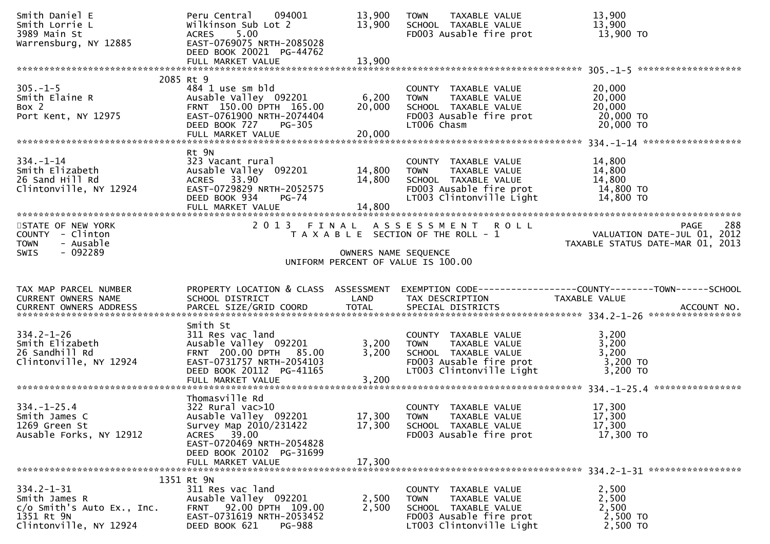```
Smith Daniel E                  Peru Central    094001          13,900   TOWN    TAXABLE VALUE               13,900
Smith Lorrie L                  Wilkinson Sub Lot 2             13,900   SCHOOL  TAXABLE VALUE               13,900
3989 Main St                    ACRES    5.00                            FD003 Ausable fire prot              13,900 TO
Warrensburg, NY 12885           EAST-0769075 NRTH-2085028
                                DEED BOOK 20021  PG-44762
                                FULL MARKET VALUE               13,900
******************************************************************************************************* 305.-1-5 ******************
                        2085 Rt 9
305.-1-5                        484 1 use sm bld                         COUNTY  TAXABLE VALUE               20,000
Smith Elaine R                  Ausable Valley  092201           6,200   TOWN    TAXABLE VALUE               20,000
Box 2                           FRNT  150.00 DPTH  165.00       20,000   SCHOOL  TAXABLE VALUE               20,000
Port Kent, NY 12975             EAST-0761900 NRTH-2074404                FD003 Ausable fire prot              20,000 TO
                                DEED BOOK 727     PG-305                 LT006 Chasm                          20,000 TO
                                FULL MARKET VALUE               20,000
******************************************************************************************************* 334.-1-14 *****************
                                Rt 9N
334.-1-14                       323 Vacant rural                         COUNTY  TAXABLE VALUE               14,800
Smith Elizabeth                 Ausable Valley  092201          14,800   TOWN    TAXABLE VALUE               14,800
26 Sand Hill Rd                 ACRES   33.90                   14,800   SCHOOL  TAXABLE VALUE               14,800
Clintonville, NY 12924          EAST-0729829 NRTH-2052575                FD003 Ausable fire prot              14,800 TO
                                DEED BOOK 934     PG-74                  LT003 Clintonville Light             14,800 TO
                                FULL MARKET VALUE               14,800
***********************************************************************************************************************************
STATE OF NEW YORK                     2 0 1 3   F I N A L   A S S E S S M E N T   R O L L                              PAGE    288
COUNTY  - Clinton                         T A X A B L E  SECTION OF THE ROLL - 1                          VALUATION DATE-JUL 01, 2012
TOWN    - Ausable                                                                                   TAXABLE STATUS DATE-MAR 01, 2013
SWIS    - 092289                                      OWNERS NAME SEQUENCE
                                               UNIFORM PERCENT OF VALUE IS 100.00


TAX MAP PARCEL NUMBER           PROPERTY LOCATION & CLASS  ASSESSMENT  EXEMPTION CODE------------------COUNTY--------TOWN------SCHOOL
CURRENT OWNERS NAME             SCHOOL DISTRICT               LAND     TAX DESCRIPTION             TAXABLE VALUE
CURRENT OWNERS ADDRESS          PARCEL SIZE/GRID COORD        TOTAL    SPECIAL DISTRICTS                                   ACCOUNT NO.
******************************************************************************************************* 334.2-1-26 ****************
                                Smith St
334.2-1-26                      311 Res vac land                         COUNTY  TAXABLE VALUE                3,200
Smith Elizabeth                 Ausable Valley  092201           3,200   TOWN    TAXABLE VALUE                3,200
26 Sandhill Rd                  FRNT  200.00 DPTH   85.00        3,200   SCHOOL  TAXABLE VALUE                3,200
Clintonville, NY 12924          EAST-0731757 NRTH-2054103                FD003 Ausable fire prot               3,200 TO
                                DEED BOOK 20112  PG-41165                LT003 Clintonville Light              3,200 TO
                                FULL MARKET VALUE                3,200
******************************************************************************************************* 334.-1-25.4 ***************
                                Thomasville Rd
334.-1-25.4                     322 Rural vac>10                         COUNTY  TAXABLE VALUE               17,300
Smith James C                   Ausable Valley  092201          17,300   TOWN    TAXABLE VALUE               17,300
1269 Green St                   Survey Map 2010/231422          17,300   SCHOOL  TAXABLE VALUE               17,300
Ausable Forks, NY 12912         ACRES   39.00                            FD003 Ausable fire prot              17,300 TO
                                EAST-0720469 NRTH-2054828
                                DEED BOOK 20102  PG-31699
                                FULL MARKET VALUE               17,300
******************************************************************************************************* 334.2-1-31 ****************
                        1351 Rt 9N
334.2-1-31                      311 Res vac land                         COUNTY  TAXABLE VALUE                2,500
Smith James R                   Ausable Valley  092201           2,500   TOWN    TAXABLE VALUE                2,500
c/o Smith's Auto Ex., Inc.      FRNT   92.00 DPTH  109.00        2,500   SCHOOL  TAXABLE VALUE                2,500
1351 Rt 9N                      EAST-0731619 NRTH-2053452                FD003 Ausable fire prot               2,500 TO
Clintonville, NY 12924          DEED BOOK 621     PG-988                 LT003 Clintonville Light              2,500 TO
```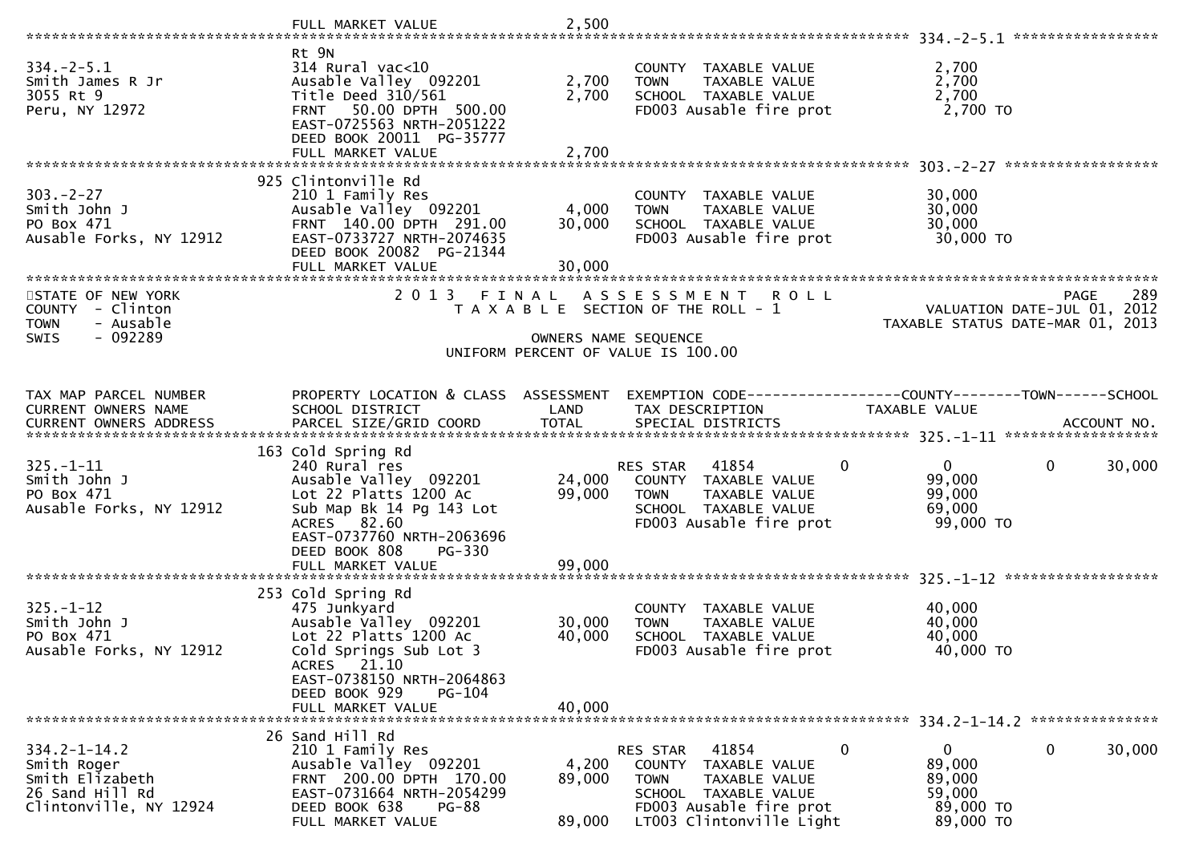FULL MARKET VALUE 2,500

******************************************************************************************************* 334.-2-5.1 *****************

| | | | | |
|---|---|---|---|---|
| 334.-2-5.1 | Rt 9N | | | |
| Smith James R Jr | 314 Rural vac<10 | | COUNTY TAXABLE VALUE | 2,700 |
| 3055 Rt 9 | Ausable Valley 092201 | 2,700 | TOWN TAXABLE VALUE | 2,700 |
| Peru, NY 12972 | Title Deed 310/561 | 2,700 | SCHOOL TAXABLE VALUE | 2,700 |
| | FRNT 50.00 DPTH 500.00 | | FD003 Ausable fire prot | 2,700 TO |
| | EAST-0725563 NRTH-2051222 | | | |
| | DEED BOOK 20011 PG-35777 | | | |
| | FULL MARKET VALUE | 2,700 | | |

******************************************************************************************************* 303.-2-27 ******************

| | | | | |
|---|---|---|---|---|
| | 925 Clintonville Rd | | | |
| 303.-2-27 | 210 1 Family Res | | COUNTY TAXABLE VALUE | 30,000 |
| Smith John J | Ausable Valley 092201 | 4,000 | TOWN TAXABLE VALUE | 30,000 |
| PO Box 471 | FRNT 140.00 DPTH 291.00 | 30,000 | SCHOOL TAXABLE VALUE | 30,000 |
| Ausable Forks, NY 12912 | EAST-0733727 NRTH-2074635 | | FD003 Ausable fire prot | 30,000 TO |
| | DEED BOOK 20082 PG-21344 | | | |
| | FULL MARKET VALUE | 30,000 | | |

*******************************************************************************************************************************************

STATE OF NEW YORK — 2 0 1 3 F I N A L A S S E S S M E N T R O L L — PAGE 289
COUNTY - Clinton — T A X A B L E SECTION OF THE ROLL - 1 — VALUATION DATE-JUL 01, 2012
TOWN - Ausable — TAXABLE STATUS DATE-MAR 01, 2013
SWIS - 092289 — OWNERS NAME SEQUENCE
UNIFORM PERCENT OF VALUE IS 100.00

| TAX MAP PARCEL NUMBER / CURRENT OWNERS NAME / CURRENT OWNERS ADDRESS | PROPERTY LOCATION & CLASS / SCHOOL DISTRICT / PARCEL SIZE/GRID COORD | ASSESSMENT LAND / TOTAL | EXEMPTION CODE / TAX DESCRIPTION / SPECIAL DISTRICTS | COUNTY TAXABLE VALUE | TOWN | SCHOOL / ACCOUNT NO. |
|---|---|---|---|---|---|---|

******************************************************************************************************* 325.-1-11 ******************

| | | | | | | |
|---|---|---|---|---|---|---|
| | 163 Cold Spring Rd | | | | | |
| 325.-1-11 | 240 Rural res | | RES STAR 41854 0 | 0 | 0 | 30,000 |
| Smith John J | Ausable Valley 092201 | 24,000 | COUNTY TAXABLE VALUE | 99,000 | | |
| PO Box 471 | Lot 22 Platts 1200 Ac | 99,000 | TOWN TAXABLE VALUE | 99,000 | | |
| Ausable Forks, NY 12912 | Sub Map Bk 14 Pg 143 Lot | | SCHOOL TAXABLE VALUE | 69,000 | | |
| | ACRES 82.60 | | FD003 Ausable fire prot | 99,000 TO | | |
| | EAST-0737760 NRTH-2063696 | | | | | |
| | DEED BOOK 808 PG-330 | | | | | |
| | FULL MARKET VALUE | 99,000 | | | | |

******************************************************************************************************* 325.-1-12 ******************

| | | | | |
|---|---|---|---|---|
| | 253 Cold Spring Rd | | | |
| 325.-1-12 | 475 Junkyard | | COUNTY TAXABLE VALUE | 40,000 |
| Smith John J | Ausable Valley 092201 | 30,000 | TOWN TAXABLE VALUE | 40,000 |
| PO Box 471 | Lot 22 Platts 1200 Ac | 40,000 | SCHOOL TAXABLE VALUE | 40,000 |
| Ausable Forks, NY 12912 | Cold Springs Sub Lot 3 | | FD003 Ausable fire prot | 40,000 TO |
| | ACRES 21.10 | | | |
| | EAST-0738150 NRTH-2064863 | | | |
| | DEED BOOK 929 PG-104 | | | |
| | FULL MARKET VALUE | 40,000 | | |

******************************************************************************************************* 334.2-1-14.2 ***************

| | | | | | | |
|---|---|---|---|---|---|---|
| | 26 Sand Hill Rd | | | | | |
| 334.2-1-14.2 | 210 1 Family Res | | RES STAR 41854 0 | 0 | 0 | 30,000 |
| Smith Roger | Ausable Valley 092201 | 4,200 | COUNTY TAXABLE VALUE | 89,000 | | |
| Smith Elizabeth | FRNT 200.00 DPTH 170.00 | 89,000 | TOWN TAXABLE VALUE | 89,000 | | |
| 26 Sand Hill Rd | EAST-0731664 NRTH-2054299 | | SCHOOL TAXABLE VALUE | 59,000 | | |
| Clintonville, NY 12924 | DEED BOOK 638 PG-88 | | FD003 Ausable fire prot | 89,000 TO | | |
| | FULL MARKET VALUE | 89,000 | LT003 Clintonville Light | 89,000 TO | | |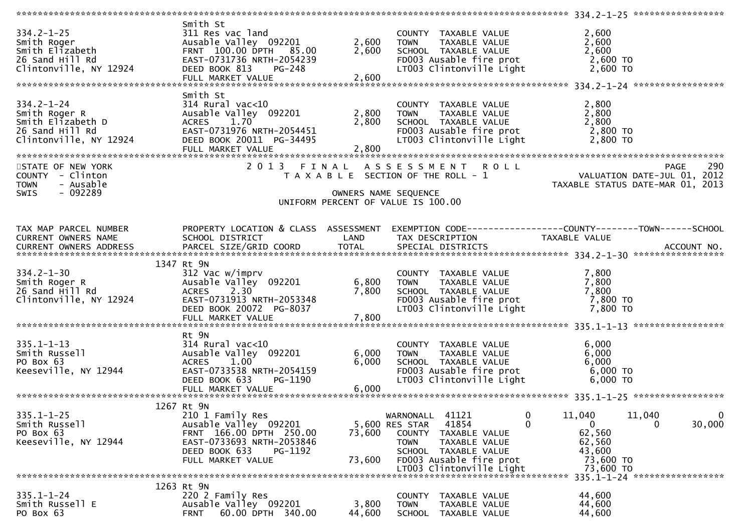```
******************************************************************************************************* 334.2-1-25 ****************
                              Smith St
334.2-1-25                    311 Res vac land                      COUNTY  TAXABLE VALUE            2,600
Smith Roger                   Ausable Valley  092201       2,600    TOWN    TAXABLE VALUE            2,600
Smith Elizabeth               FRNT  100.00 DPTH   85.00    2,600    SCHOOL  TAXABLE VALUE            2,600
26 Sand Hill Rd               EAST-0731736 NRTH-2054239             FD003 Ausable fire prot           2,600 TO
Clintonville, NY 12924        DEED BOOK 813    PG-248               LT003 Clintonville Light          2,600 TO
                              FULL MARKET VALUE            2,600
******************************************************************************************************* 334.2-1-24 ****************
                              Smith St
334.2-1-24                    314 Rural vac<10                      COUNTY  TAXABLE VALUE            2,800
Smith Roger R                 Ausable Valley  092201       2,800    TOWN    TAXABLE VALUE            2,800
Smith Elizabeth D             ACRES    1.70                2,800    SCHOOL  TAXABLE VALUE            2,800
26 Sand Hill Rd               EAST-0731976 NRTH-2054451             FD003 Ausable fire prot           2,800 TO
Clintonville, NY 12924        DEED BOOK 20011  PG-34495             LT003 Clintonville Light          2,800 TO
                              FULL MARKET VALUE            2,800
************************************************************************************************************************************
STATE OF NEW YORK                    2 0 1 3   F I N A L   A S S E S S M E N T   R O L L                          PAGE    290
COUNTY  - Clinton                          T A X A B L E  SECTION OF THE ROLL - 1                      VALUATION DATE-JUL 01, 2012
TOWN    - Ausable                                                                                 TAXABLE STATUS DATE-MAR 01, 2013
SWIS    - 092289                                          OWNERS NAME SEQUENCE
                                                   UNIFORM PERCENT OF VALUE IS 100.00


TAX MAP PARCEL NUMBER         PROPERTY LOCATION & CLASS  ASSESSMENT  EXEMPTION CODE------------------COUNTY--------TOWN------SCHOOL
CURRENT OWNERS NAME           SCHOOL DISTRICT               LAND      TAX DESCRIPTION                  TAXABLE VALUE
CURRENT OWNERS ADDRESS        PARCEL SIZE/GRID COORD        TOTAL     SPECIAL DISTRICTS                                    ACCOUNT NO.
******************************************************************************************************* 334.2-1-30 ****************
                         1347 Rt 9N
334.2-1-30                    312 Vac w/imprv                       COUNTY  TAXABLE VALUE            7,800
Smith Roger R                 Ausable Valley  092201       6,800    TOWN    TAXABLE VALUE            7,800
26 Sand Hill Rd               ACRES    2.30                7,800    SCHOOL  TAXABLE VALUE            7,800
Clintonville, NY 12924        EAST-0731913 NRTH-2053348             FD003 Ausable fire prot           7,800 TO
                              DEED BOOK 20072  PG-8037              LT003 Clintonville Light          7,800 TO
                              FULL MARKET VALUE            7,800
******************************************************************************************************* 335.1-1-13 ****************
                              Rt 9N
335.1-1-13                    314 Rural vac<10                      COUNTY  TAXABLE VALUE            6,000
Smith Russell                 Ausable Valley  092201       6,000    TOWN    TAXABLE VALUE            6,000
PO Box 63                     ACRES    1.00                6,000    SCHOOL  TAXABLE VALUE            6,000
Keeseville, NY 12944          EAST-0733538 NRTH-2054159             FD003 Ausable fire prot           6,000 TO
                              DEED BOOK 633    PG-1190              LT003 Clintonville Light          6,000 TO
                              FULL MARKET VALUE            6,000
******************************************************************************************************* 335.1-1-25 ****************
                         1267 Rt 9N
335.1-1-25                    210 1 Family Res                     WARNONALL  41121          0      11,040       11,040            0
Smith Russell                 Ausable Valley  092201       5,600 RES STAR   41854           0           0            0       30,000
PO Box 63                     FRNT  166.00 DPTH  250.00   73,600    COUNTY  TAXABLE VALUE           62,560
Keeseville, NY 12944          EAST-0733693 NRTH-2053846             TOWN    TAXABLE VALUE           62,560
                              DEED BOOK 633    PG-1192              SCHOOL  TAXABLE VALUE           43,600
                              FULL MARKET VALUE           73,600    FD003 Ausable fire prot          73,600 TO
                                                                    LT003 Clintonville Light         73,600 TO
******************************************************************************************************* 335.1-1-24 ****************
                         1263 Rt 9N
335.1-1-24                    220 2 Family Res                      COUNTY  TAXABLE VALUE           44,600
Smith Russell E               Ausable Valley  092201       3,800    TOWN    TAXABLE VALUE           44,600
PO Box 63                     FRNT   60.00 DPTH  340.00   44,600    SCHOOL  TAXABLE VALUE           44,600
```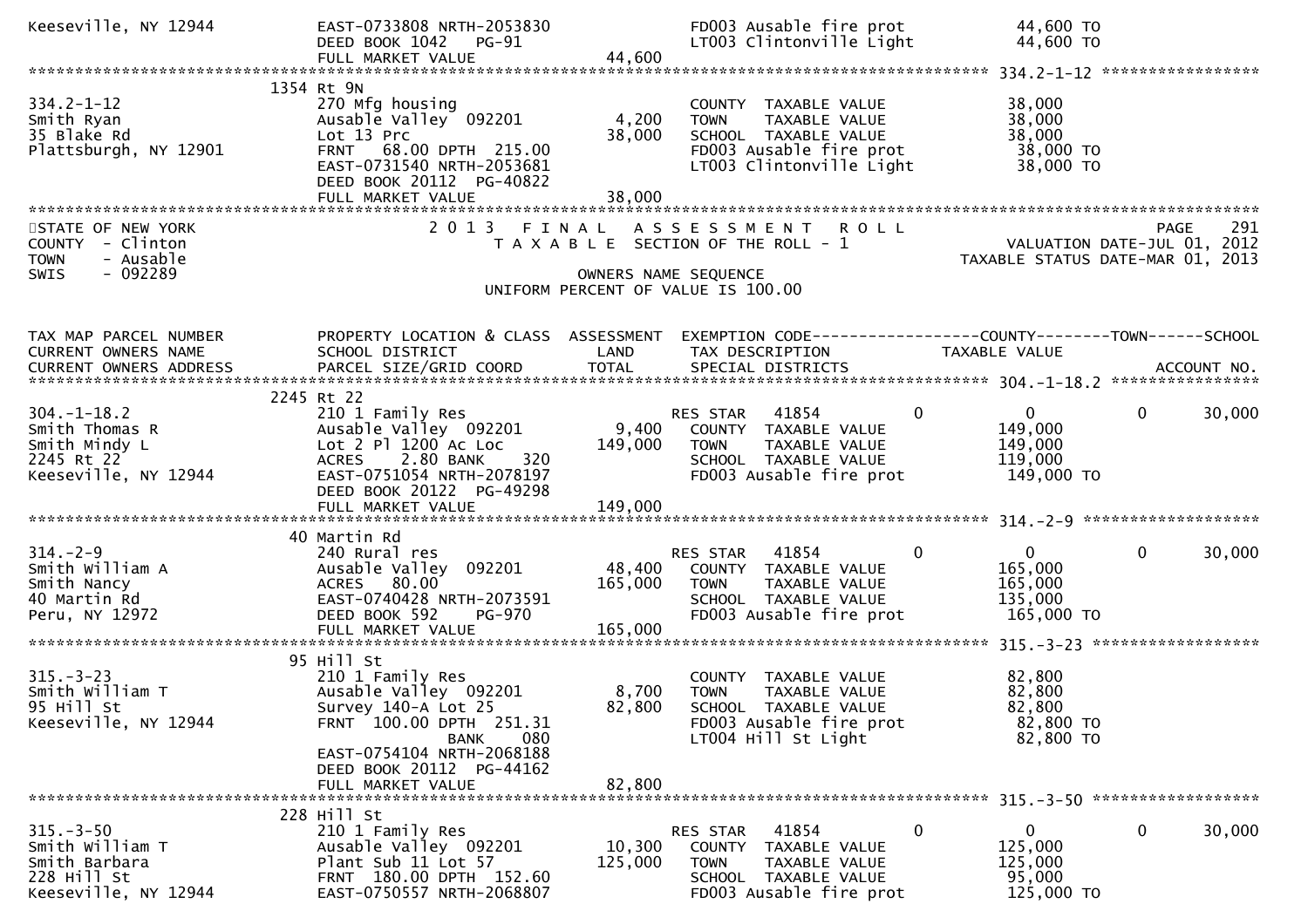```
Keeseville, NY 12944         EAST-0733808 NRTH-2053830                FD003 Ausable fire prot           44,600 TO
                             DEED BOOK 1042    PG-91                  LT003 Clintonville Light          44,600 TO
                             FULL MARKET VALUE              44,600
******************************************************************************************************* 334.2-1-12 *****************
                         1354 Rt 9N
334.2-1-12                   270 Mfg housing                          COUNTY  TAXABLE VALUE             38,000
Smith Ryan                   Ausable Valley  092201          4,200    TOWN    TAXABLE VALUE             38,000
35 Blake Rd                  Lot 13 Prc                     38,000    SCHOOL  TAXABLE VALUE             38,000
Plattsburgh, NY 12901        FRNT   68.00 DPTH  215.00                FD003 Ausable fire prot           38,000 TO
                             EAST-0731540 NRTH-2053681                LT003 Clintonville Light          38,000 TO
                             DEED BOOK 20112  PG-40822
                             FULL MARKET VALUE              38,000
************************************************************************************************************************************
STATE OF NEW YORK                2 0 1 3   F I N A L   A S S E S S M E N T   R O L L                                    PAGE    291
COUNTY  - Clinton                   T A X A B L E  SECTION OF THE ROLL - 1                        VALUATION DATE-JUL 01, 2012
TOWN    - Ausable                                                                               TAXABLE STATUS DATE-MAR 01, 2013
SWIS    - 092289                                      OWNERS NAME SEQUENCE
                                                UNIFORM PERCENT OF VALUE IS 100.00


TAX MAP PARCEL NUMBER        PROPERTY LOCATION & CLASS  ASSESSMENT  EXEMPTION CODE------------------COUNTY--------TOWN------SCHOOL
CURRENT OWNERS NAME          SCHOOL DISTRICT               LAND     TAX DESCRIPTION            TAXABLE VALUE
CURRENT OWNERS ADDRESS       PARCEL SIZE/GRID COORD        TOTAL    SPECIAL DISTRICTS                                    ACCOUNT NO.
******************************************************************************************************* 304.-1-18.2 ****************
                         2245 Rt 22
304.-1-18.2                  210 1 Family Res                        RES STAR   41854          0           0            0      30,000
Smith Thomas R               Ausable Valley  092201          9,400    COUNTY  TAXABLE VALUE            149,000
Smith Mindy L                Lot 2 Pl 1200 Ac Loc          149,000    TOWN    TAXABLE VALUE            149,000
2245 Rt 22                   ACRES    2.80 BANK    320                SCHOOL  TAXABLE VALUE            119,000
Keeseville, NY 12944         EAST-0751054 NRTH-2078197                FD003 Ausable fire prot          149,000 TO
                             DEED BOOK 20122  PG-49298
                             FULL MARKET VALUE             149,000
******************************************************************************************************* 314.-2-9 *******************
                          40 Martin Rd
314.-2-9                     240 Rural res                           RES STAR   41854          0           0            0      30,000
Smith William A              Ausable Valley  092201         48,400    COUNTY  TAXABLE VALUE            165,000
Smith Nancy                  ACRES   80.00                 165,000    TOWN    TAXABLE VALUE            165,000
40 Martin Rd                 EAST-0740428 NRTH-2073591                SCHOOL  TAXABLE VALUE            135,000
Peru, NY 12972               DEED BOOK 592     PG-970                 FD003 Ausable fire prot          165,000 TO
                             FULL MARKET VALUE             165,000
******************************************************************************************************* 315.-3-23 ******************
                          95 Hill St
315.-3-23                    210 1 Family Res                         COUNTY  TAXABLE VALUE             82,800
Smith William T              Ausable Valley  092201          8,700    TOWN    TAXABLE VALUE             82,800
95 Hill St                   Survey 140-A Lot 25            82,800    SCHOOL  TAXABLE VALUE             82,800
Keeseville, NY 12944         FRNT  100.00 DPTH  251.31                FD003 Ausable fire prot           82,800 TO
                                         BANK     080                 LT004 Hill St Light               82,800 TO
                             EAST-0754104 NRTH-2068188
                             DEED BOOK 20112  PG-44162
                             FULL MARKET VALUE              82,800
******************************************************************************************************* 315.-3-50 ******************
                         228 Hill St
315.-3-50                    210 1 Family Res                        RES STAR   41854          0           0            0      30,000
Smith William T              Ausable Valley  092201         10,300    COUNTY  TAXABLE VALUE            125,000
Smith Barbara                Plant Sub 11 Lot 57           125,000    TOWN    TAXABLE VALUE            125,000
228 Hill St                  FRNT  180.00 DPTH  152.60                SCHOOL  TAXABLE VALUE             95,000
Keeseville, NY 12944         EAST-0750557 NRTH-2068807                FD003 Ausable fire prot          125,000 TO
```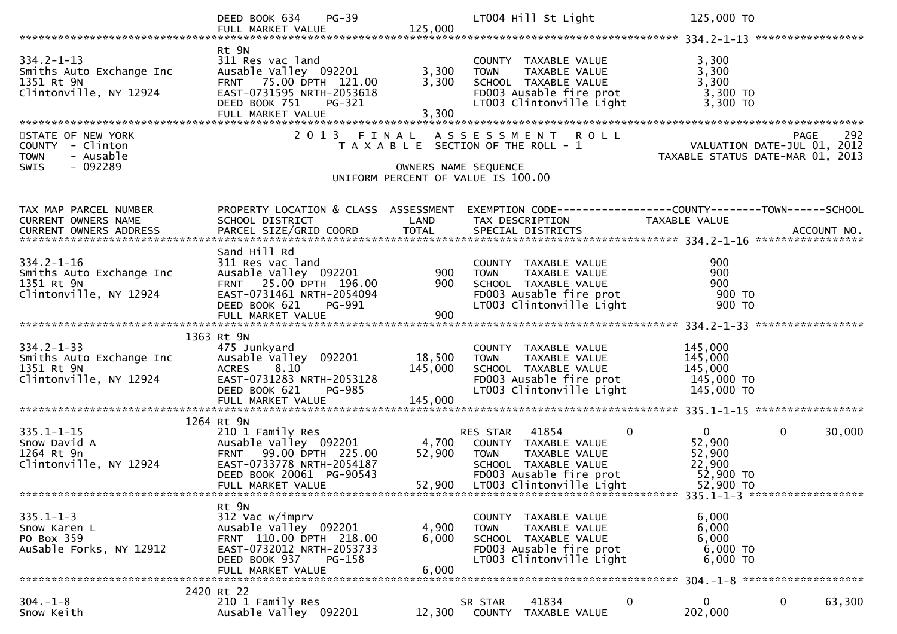| | DEED BOOK 634 PG-39 | | LT004 Hill St Light | 125,000 TO | |
|---|---|---|---|---|---|
| | FULL MARKET VALUE | 125,000 | | | |

******************************************************************************************************* 334.2-1-13 *****************

| | | | | | |
|---|---|---|---|---|---|
| | Rt 9N | | | | |
| 334.2-1-13 | 311 Res vac land | | COUNTY TAXABLE VALUE | 3,300 | |
| Smiths Auto Exchange Inc | Ausable Valley 092201 | 3,300 | TOWN TAXABLE VALUE | 3,300 | |
| 1351 Rt 9N | FRNT 75.00 DPTH 121.00 | 3,300 | SCHOOL TAXABLE VALUE | 3,300 | |
| Clintonville, NY 12924 | EAST-0731595 NRTH-2053618 | | FD003 Ausable fire prot | 3,300 TO | |
| | DEED BOOK 751 PG-321 | | LT003 Clintonville Light | 3,300 TO | |
| | FULL MARKET VALUE | 3,300 | | | |

STATE OF NEW YORK
COUNTY - Clinton
TOWN - Ausable
SWIS - 092289

2 0 1 3 F I N A L A S S E S S M E N T R O L L
T A X A B L E SECTION OF THE ROLL - 1
OWNERS NAME SEQUENCE
UNIFORM PERCENT OF VALUE IS 100.00

PAGE 292
VALUATION DATE-JUL 01, 2012
TAXABLE STATUS DATE-MAR 01, 2013

| TAX MAP PARCEL NUMBER<br>CURRENT OWNERS NAME<br>CURRENT OWNERS ADDRESS | PROPERTY LOCATION & CLASS<br>SCHOOL DISTRICT<br>PARCEL SIZE/GRID COORD | ASSESSMENT<br>LAND<br>TOTAL | EXEMPTION CODE<br>TAX DESCRIPTION<br>SPECIAL DISTRICTS | COUNTY | TOWN | SCHOOL<br>TAXABLE VALUE | ACCOUNT NO. |
|---|---|---|---|---|---|---|---|
| **334.2-1-16** | Sand Hill Rd | | | | | | |
| 334.2-1-16 | 311 Res vac land | | COUNTY TAXABLE VALUE | | | 900 | |
| Smiths Auto Exchange Inc | Ausable Valley 092201 | 900 | TOWN TAXABLE VALUE | | | 900 | |
| 1351 Rt 9N | FRNT 25.00 DPTH 196.00 | 900 | SCHOOL TAXABLE VALUE | | | 900 | |
| Clintonville, NY 12924 | EAST-0731461 NRTH-2054094 | | FD003 Ausable fire prot | | | 900 TO | |
| | DEED BOOK 621 PG-991 | | LT003 Clintonville Light | | | 900 TO | |
| | FULL MARKET VALUE | 900 | | | | | |
| **334.2-1-33** | 1363 Rt 9N | | | | | | |
| 334.2-1-33 | 475 Junkyard | | COUNTY TAXABLE VALUE | | | 145,000 | |
| Smiths Auto Exchange Inc | Ausable Valley 092201 | 18,500 | TOWN TAXABLE VALUE | | | 145,000 | |
| 1351 Rt 9N | ACRES 8.10 | 145,000 | SCHOOL TAXABLE VALUE | | | 145,000 | |
| Clintonville, NY 12924 | EAST-0731283 NRTH-2053128 | | FD003 Ausable fire prot | | | 145,000 TO | |
| | DEED BOOK 621 PG-985 | | LT003 Clintonville Light | | | 145,000 TO | |
| | FULL MARKET VALUE | 145,000 | | | | | |
| **335.1-1-15** | 1264 Rt 9N | | | | | | |
| 335.1-1-15 | 210 1 Family Res | | RES STAR 41854 | 0 | 0 | 0 | 30,000 |
| Snow David A | Ausable Valley 092201 | 4,700 | COUNTY TAXABLE VALUE | | | 52,900 | |
| 1264 Rt 9n | FRNT 99.00 DPTH 225.00 | 52,900 | TOWN TAXABLE VALUE | | | 52,900 | |
| Clintonville, NY 12924 | EAST-0733778 NRTH-2054187 | | SCHOOL TAXABLE VALUE | | | 22,900 | |
| | DEED BOOK 20061 PG-90543 | | FD003 Ausable fire prot | | | 52,900 TO | |
| | FULL MARKET VALUE | 52,900 | LT003 Clintonville Light | | | 52,900 TO | |
| **335.1-1-3** | Rt 9N | | | | | | |
| 335.1-1-3 | 312 Vac w/imprv | | COUNTY TAXABLE VALUE | | | 6,000 | |
| Snow Karen L | Ausable Valley 092201 | 4,900 | TOWN TAXABLE VALUE | | | 6,000 | |
| PO Box 359 | FRNT 110.00 DPTH 218.00 | 6,000 | SCHOOL TAXABLE VALUE | | | 6,000 | |
| AuSable Forks, NY 12912 | EAST-0732012 NRTH-2053733 | | FD003 Ausable fire prot | | | 6,000 TO | |
| | DEED BOOK 937 PG-158 | | LT003 Clintonville Light | | | 6,000 TO | |
| | FULL MARKET VALUE | 6,000 | | | | | |
| **304.-1-8** | 2420 Rt 22 | | | | | | |
| 304.-1-8 | 210 1 Family Res | | SR STAR 41834 | 0 | 0 | 0 | 63,300 |
| Snow Keith | Ausable Valley 092201 | 12,300 | COUNTY TAXABLE VALUE | | | 202,000 | |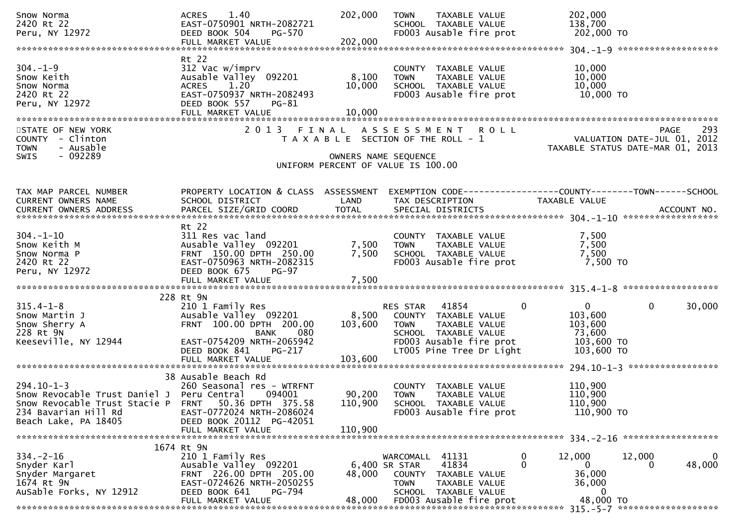```
Snow Norma                       ACRES    1.40                202,000   TOWN    TAXABLE VALUE              202,000
2420 Rt 22                       EAST-0750901 NRTH-2082721              SCHOOL  TAXABLE VALUE              138,700
Peru, NY 12972                   DEED BOOK 504    PG-570                FD003 Ausable fire prot             202,000 TO
                                 FULL MARKET VALUE            202,000
******************************************************************************************************* 304.-1-9 ******************
                                 Rt 22
304.-1-9                         312 Vac w/imprv                        COUNTY  TAXABLE VALUE               10,000
Snow Keith                       Ausable Valley  092201         8,100   TOWN    TAXABLE VALUE               10,000
Snow Norma                       ACRES    1.20                 10,000   SCHOOL  TAXABLE VALUE               10,000
2420 Rt 22                       EAST-0750937 NRTH-2082493              FD003 Ausable fire prot              10,000 TO
Peru, NY 12972                   DEED BOOK 557    PG-81
                                 FULL MARKET VALUE             10,000
************************************************************************************************************************************
STATE OF NEW YORK                2 0 1 3   F I N A L   A S S E S S M E N T   R O L L                                 PAGE   293
COUNTY  - Clinton                    T A X A B L E  SECTION OF THE ROLL - 1                        VALUATION DATE-JUL 01, 2012
TOWN    - Ausable                                                                              TAXABLE STATUS DATE-MAR 01, 2013
SWIS    - 092289                                    OWNERS NAME SEQUENCE
                                           UNIFORM PERCENT OF VALUE IS 100.00

TAX MAP PARCEL NUMBER            PROPERTY LOCATION & CLASS  ASSESSMENT  EXEMPTION CODE-----------------COUNTY--------TOWN------SCHOOL
CURRENT OWNERS NAME              SCHOOL DISTRICT               LAND     TAX DESCRIPTION              TAXABLE VALUE
CURRENT OWNERS ADDRESS           PARCEL SIZE/GRID COORD        TOTAL    SPECIAL DISTRICTS                                ACCOUNT NO.
******************************************************************************************************* 304.-1-10 *****************
                                 Rt 22
304.-1-10                        311 Res vac land                       COUNTY  TAXABLE VALUE                7,500
Snow Keith M                     Ausable Valley  092201         7,500   TOWN    TAXABLE VALUE                7,500
Snow Norma P                     FRNT  150.00 DPTH 250.00       7,500   SCHOOL  TAXABLE VALUE                7,500
2420 Rt 22                       EAST-0750963 NRTH-2082315              FD003 Ausable fire prot               7,500 TO
Peru, NY 12972                   DEED BOOK 675    PG-97
                                 FULL MARKET VALUE              7,500
******************************************************************************************************* 315.4-1-8 *****************
                             228 Rt 9N
315.4-1-8                        210 1 Family Res                       RES STAR    41854          0            0           0     30,000
Snow Martin J                    Ausable Valley  092201         8,500    COUNTY  TAXABLE VALUE              103,600
Snow Sherry A                    FRNT  100.00 DPTH 200.00     103,600    TOWN    TAXABLE VALUE              103,600
228 Rt 9N                                       BANK     080             SCHOOL  TAXABLE VALUE               73,600
Keeseville, NY 12944             EAST-0754209 NRTH-2065942               FD003 Ausable fire prot             103,600 TO
                                 DEED BOOK 841    PG-217                 LT005 Pine Tree Dr Light            103,600 TO
                                 FULL MARKET VALUE            103,600
******************************************************************************************************* 294.10-1-3 ****************
                              38 Ausable Beach Rd
294.10-1-3                       260 Seasonal res - WTRFNT              COUNTY  TAXABLE VALUE              110,900
Snow Revocable Trust Daniel J    Peru Central    094001        90,200   TOWN    TAXABLE VALUE              110,900
Snow Revocable Trust Stacie P    FRNT   50.36 DPTH 375.58     110,900   SCHOOL  TAXABLE VALUE              110,900
234 Bavarian Hill Rd             EAST-0772024 NRTH-2086024              FD003 Ausable fire prot             110,900 TO
Beach Lake, PA 18405             DEED BOOK 20112  PG-42051
                                 FULL MARKET VALUE            110,900
******************************************************************************************************* 334.-2-16 *****************
                            1674 Rt 9N
334.-2-16                        210 1 Family Res                       WARCOMALL  41131          0       12,000      12,000          0
Snyder Karl                      Ausable Valley  092201         6,400 SR STAR     41834          0            0           0     48,000
Snyder Margaret                  FRNT  226.00 DPTH 205.00      48,000   COUNTY  TAXABLE VALUE               36,000
1674 Rt 9N                       EAST-0724626 NRTH-2050255              TOWN    TAXABLE VALUE               36,000
AuSable Forks, NY 12912          DEED BOOK 641    PG-794                SCHOOL  TAXABLE VALUE                    0
                                 FULL MARKET VALUE             48,000   FD003 Ausable fire prot              48,000 TO
******************************************************************************************************* 315.-5-7 ******************
```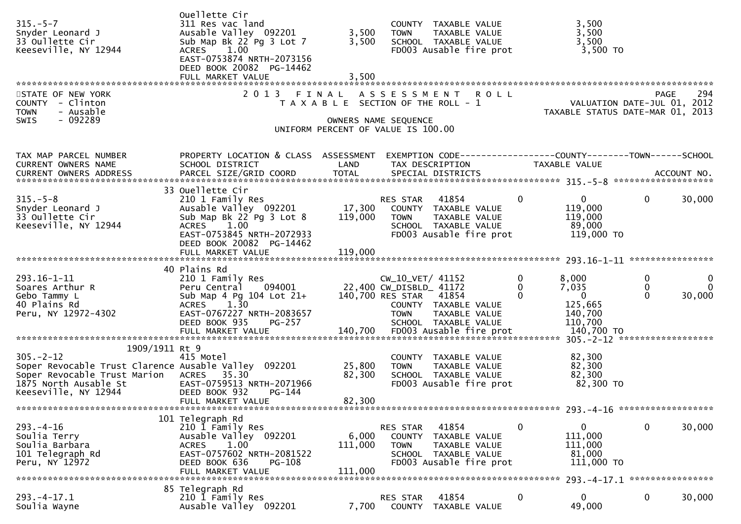| | | | | | |
|---|---|---|---|---|---|
| 315.-5-7 | Ouellette Cir | | | | |
| Snyder Leonard J | 311 Res vac land | | COUNTY TAXABLE VALUE | 3,500 | |
| 33 Oullette Cir | Ausable Valley 092201 | 3,500 | TOWN TAXABLE VALUE | 3,500 | |
| Keeseville, NY 12944 | Sub Map Bk 22 Pg 3 Lot 7 | 3,500 | SCHOOL TAXABLE VALUE | 3,500 | |
| | ACRES 1.00 | | FD003 Ausable fire prot | 3,500 TO | |
| | EAST-0753874 NRTH-2073156 | | | | |
| | DEED BOOK 20082 PG-14462 | | | | |
| | FULL MARKET VALUE | 3,500 | | | |

STATE OF NEW YORK
COUNTY - Clinton
TOWN - Ausable
SWIS - 092289

2 0 1 3 F I N A L A S S E S S M E N T R O L L
T A X A B L E SECTION OF THE ROLL - 1
OWNERS NAME SEQUENCE
UNIFORM PERCENT OF VALUE IS 100.00

VALUATION DATE-JUL 01, 2012
TAXABLE STATUS DATE-MAR 01, 2013

| TAX MAP PARCEL NUMBER / CURRENT OWNERS NAME / CURRENT OWNERS ADDRESS | PROPERTY LOCATION & CLASS / SCHOOL DISTRICT / PARCEL SIZE/GRID COORD | ASSESSMENT LAND / TOTAL | EXEMPTION CODE / TAX DESCRIPTION / SPECIAL DISTRICTS | COUNTY TAXABLE VALUE | TOWN | SCHOOL / ACCOUNT NO. |
|---|---|---|---|---|---|---|
| **315.-5-8** | 33 Ouellette Cir | | | | | |
| 315.-5-8 | 210 1 Family Res | | RES STAR 41854 0 | 0 | 0 | 30,000 |
| Snyder Leonard J | Ausable Valley 092201 | 17,300 | COUNTY TAXABLE VALUE | 119,000 | | |
| 33 Oullette Cir | Sub Map Bk 22 Pg 3 Lot 8 | 119,000 | TOWN TAXABLE VALUE | 119,000 | | |
| Keeseville, NY 12944 | ACRES 1.00 | | SCHOOL TAXABLE VALUE | 89,000 | | |
| | EAST-0753845 NRTH-2072933 | | FD003 Ausable fire prot | 119,000 TO | | |
| | DEED BOOK 20082 PG-14462 | | | | | |
| | FULL MARKET VALUE | 119,000 | | | | |
| **293.16-1-11** | 40 Plains Rd | | | | | |
| 293.16-1-11 | 210 1 Family Res | | CW_10_VET/ 41152 0 | 8,000 | 0 | 0 |
| Soares Arthur R | Peru Central 094001 | 22,400 | CW_DISBLD_ 41172 0 | 7,035 | 0 | 0 |
| Gebo Tammy L | Sub Map 4 Pg 104 Lot 21+ | 140,700 | RES STAR 41854 0 | 0 | 0 | 30,000 |
| 40 Plains Rd | ACRES 1.30 | | COUNTY TAXABLE VALUE | 125,665 | | |
| Peru, NY 12972-4302 | EAST-0767227 NRTH-2083657 | | TOWN TAXABLE VALUE | 140,700 | | |
| | DEED BOOK 935 PG-257 | | SCHOOL TAXABLE VALUE | 110,700 | | |
| | FULL MARKET VALUE | 140,700 | FD003 Ausable fire prot | 140,700 TO | | |
| **305.-2-12** | 1909/1911 Rt 9 | | | | | |
| 305.-2-12 | 415 Motel | | COUNTY TAXABLE VALUE | 82,300 | | |
| Soper Revocable Trust Clarence | Ausable Valley 092201 | 25,800 | TOWN TAXABLE VALUE | 82,300 | | |
| Soper Revocable Trust Marion | ACRES 35.30 | 82,300 | SCHOOL TAXABLE VALUE | 82,300 | | |
| 1875 North Ausable St | EAST-0759513 NRTH-2071966 | | FD003 Ausable fire prot | 82,300 TO | | |
| Keeseville, NY 12944 | DEED BOOK 932 PG-144 | | | | | |
| | FULL MARKET VALUE | 82,300 | | | | |
| **293.-4-16** | 101 Telegraph Rd | | | | | |
| 293.-4-16 | 210 1 Family Res | | RES STAR 41854 0 | 0 | 0 | 30,000 |
| Soulia Terry | Ausable Valley 092201 | 6,000 | COUNTY TAXABLE VALUE | 111,000 | | |
| Soulia Barbara | ACRES 1.00 | 111,000 | TOWN TAXABLE VALUE | 111,000 | | |
| 101 Telegraph Rd | EAST-0757602 NRTH-2081522 | | SCHOOL TAXABLE VALUE | 81,000 | | |
| Peru, NY 12972 | DEED BOOK 636 PG-108 | | FD003 Ausable fire prot | 111,000 TO | | |
| | FULL MARKET VALUE | 111,000 | | | | |
| **293.-4-17.1** | 85 Telegraph Rd | | | | | |
| 293.-4-17.1 | 210 1 Family Res | | RES STAR 41854 0 | 0 | 0 | 30,000 |
| Soulia Wayne | Ausable Valley 092201 | 7,700 | COUNTY TAXABLE VALUE | 49,000 | | |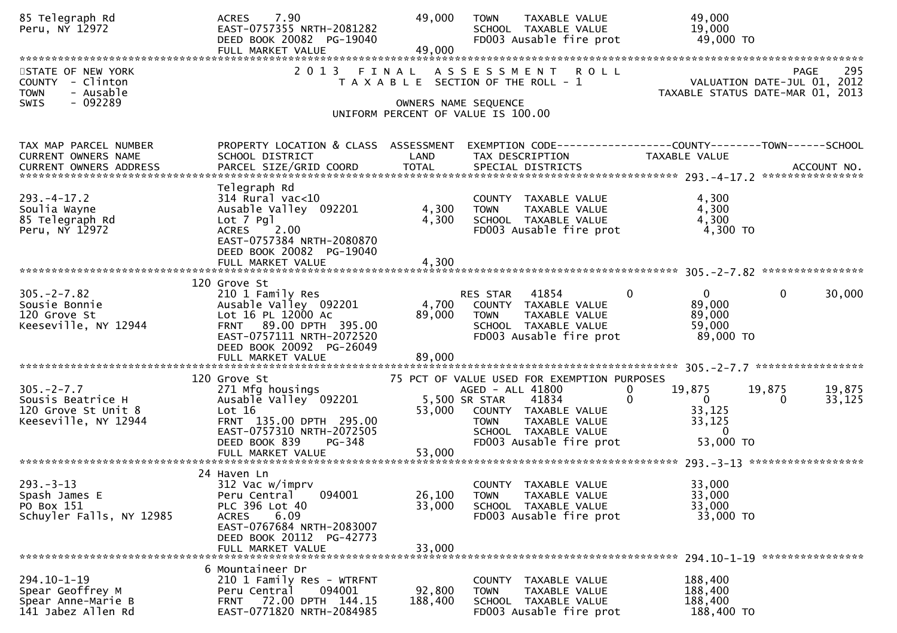```
85 Telegraph Rd                 ACRES     7.90                   49,000    TOWN     TAXABLE VALUE              49,000
Peru, NY 12972                  EAST-0757355 NRTH-2081282                  SCHOOL   TAXABLE VALUE              19,000
                                DEED BOOK 20082  PG-19040                  FD003 Ausable fire prot             49,000 TO
                                FULL MARKET VALUE                49,000
******************************************************************************************************************************************
STATE OF NEW YORK                    2 0 1 3   F I N A L   A S S E S S M E N T   R O L L                                    PAGE    295
COUNTY  - Clinton                       T A X A B L E  SECTION OF THE ROLL - 1                          VALUATION DATE-JUL 01, 2012
TOWN    - Ausable                                                                                   TAXABLE STATUS DATE-MAR 01, 2013
SWIS    - 092289                                     OWNERS NAME SEQUENCE
                                           UNIFORM PERCENT OF VALUE IS 100.00


TAX MAP PARCEL NUMBER           PROPERTY LOCATION & CLASS  ASSESSMENT  EXEMPTION CODE------------------COUNTY--------TOWN------SCHOOL
CURRENT OWNERS NAME             SCHOOL DISTRICT               LAND      TAX DESCRIPTION              TAXABLE VALUE
CURRENT OWNERS ADDRESS          PARCEL SIZE/GRID COORD       TOTAL      SPECIAL DISTRICTS                                  ACCOUNT NO.
************************************************************************************************************ 293.-4-17.2 ****************
                                Telegraph Rd
293.-4-17.2                     314 Rural vac<10                           COUNTY   TAXABLE VALUE               4,300
Soulia Wayne                    Ausable Valley  092201          4,300      TOWN     TAXABLE VALUE               4,300
85 Telegraph Rd                 Lot 7 Pgl                       4,300      SCHOOL   TAXABLE VALUE               4,300
Peru, NY 12972                  ACRES     2.00                             FD003 Ausable fire prot              4,300 TO
                                EAST-0757384 NRTH-2080870
                                DEED BOOK 20082  PG-19040
                                FULL MARKET VALUE                 4,300
************************************************************************************************************ 305.-2-7.82 ****************
                              120 Grove St
305.-2-7.82                     210 1 Family Res                           RES STAR   41854          0            0           0      30,000
Sousie Bonnie                   Ausable Valley  092201          4,700      COUNTY   TAXABLE VALUE              89,000
120 Grove St                    Lot 16 PL 12000 Ac             89,000      TOWN     TAXABLE VALUE              89,000
Keeseville, NY 12944            FRNT    89.00 DPTH  395.00                 SCHOOL   TAXABLE VALUE              59,000
                                EAST-0757111 NRTH-2072520                  FD003 Ausable fire prot             89,000 TO
                                DEED BOOK 20092  PG-26049
                                FULL MARKET VALUE                89,000
************************************************************************************************************ 305.-2-7.7 *****************
                              120 Grove St                       75 PCT OF VALUE USED FOR EXEMPTION PURPOSES
305.-2-7.7                      271 Mfg housings                           AGED - ALL 41800          0       19,875      19,875      19,875
Sousis Beatrice H               Ausable Valley  092201          5,500 SR STAR     41834          0            0           0      33,125
120 Grove St Unit 8             Lot 16                         53,000      COUNTY   TAXABLE VALUE              33,125
Keeseville, NY 12944            FRNT   135.00 DPTH  295.00                 TOWN     TAXABLE VALUE              33,125
                                EAST-0757310 NRTH-2072505                  SCHOOL   TAXABLE VALUE                   0
                                DEED BOOK 839     PG-348                   FD003 Ausable fire prot             53,000 TO
                                FULL MARKET VALUE                53,000
************************************************************************************************************ 293.-3-13 ******************
                               24 Haven Ln
293.-3-13                       312 Vac w/imprv                            COUNTY   TAXABLE VALUE              33,000
Spash James E                   Peru Central    094001         26,100      TOWN     TAXABLE VALUE              33,000
PO Box 151                      PLC 396 Lot 40                 33,000      SCHOOL   TAXABLE VALUE              33,000
Schuyler Falls, NY 12985        ACRES     6.09                             FD003 Ausable fire prot             33,000 TO
                                EAST-0767684 NRTH-2083007
                                DEED BOOK 20112  PG-42773
                                FULL MARKET VALUE                33,000
************************************************************************************************************ 294.10-1-19 ****************
                                6 Mountaineer Dr
294.10-1-19                     210 1 Family Res - WTRFNT                  COUNTY   TAXABLE VALUE             188,400
Spear Geoffrey M                Peru Central    094001         92,800      TOWN     TAXABLE VALUE             188,400
Spear Anne-Marie B              FRNT    72.00 DPTH  144.15    188,400      SCHOOL   TAXABLE VALUE             188,400
141 Jabez Allen Rd              EAST-0771820 NRTH-2084985                  FD003 Ausable fire prot            188,400 TO
```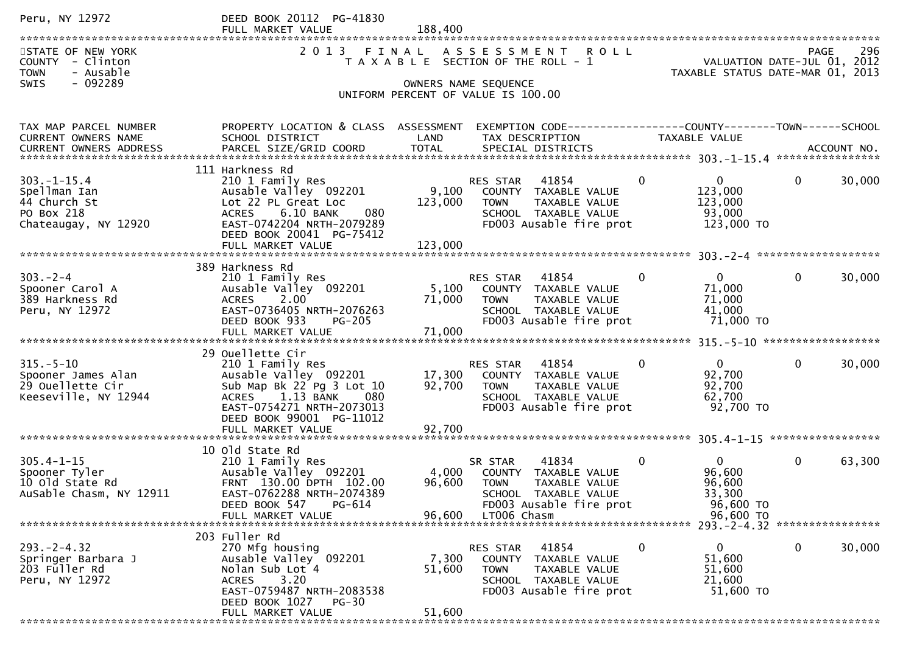Peru, NY 12972 DEED BOOK 20112 PG-41830
FULL MARKET VALUE 188,400

STATE OF NEW YORK
COUNTY - Clinton
TOWN - Ausable
SWIS - 092289

2013 FINAL ASSESSMENT ROLL
TAXABLE SECTION OF THE ROLL - 1

VALUATION DATE-JUL 01, 2012
TAXABLE STATUS DATE-MAR 01, 2013

OWNERS NAME SEQUENCE
UNIFORM PERCENT OF VALUE IS 100.00

| TAX MAP PARCEL NUMBER / CURRENT OWNERS NAME / CURRENT OWNERS ADDRESS | PROPERTY LOCATION & CLASS / SCHOOL DISTRICT / PARCEL SIZE/GRID COORD | ASSESSMENT LAND / TOTAL | EXEMPTION CODE / TAX DESCRIPTION / SPECIAL DISTRICTS | COUNTY | TAXABLE VALUE | TOWN | SCHOOL / ACCOUNT NO. |
|---|---|---|---|---|---|---|---|
| **303.-1-15.4** | 111 Harkness Rd | | | | | | |
| 303.-1-15.4 | 210 1 Family Res | | RES STAR 41854 | 0 | 0 | 0 | 30,000 |
| Spellman Ian | Ausable Valley 092201 | 9,100 | COUNTY TAXABLE VALUE | | 123,000 | | |
| 44 Church St | Lot 22 PL Great Loc | 123,000 | TOWN TAXABLE VALUE | | 123,000 | | |
| PO Box 218 | ACRES 6.10 BANK 080 | | SCHOOL TAXABLE VALUE | | 93,000 | | |
| Chateaugay, NY 12920 | EAST-0742204 NRTH-2079289 | | FD003 Ausable fire prot | | 123,000 TO | | |
| | DEED BOOK 20041 PG-75412 | | | | | | |
| | FULL MARKET VALUE | 123,000 | | | | | |
| **303.-2-4** | 389 Harkness Rd | | | | | | |
| 303.-2-4 | 210 1 Family Res | | RES STAR 41854 | 0 | 0 | 0 | 30,000 |
| Spooner Carol A | Ausable Valley 092201 | 5,100 | COUNTY TAXABLE VALUE | | 71,000 | | |
| 389 Harkness Rd | ACRES 2.00 | 71,000 | TOWN TAXABLE VALUE | | 71,000 | | |
| Peru, NY 12972 | EAST-0736405 NRTH-2076263 | | SCHOOL TAXABLE VALUE | | 41,000 | | |
| | DEED BOOK 933 PG-205 | | FD003 Ausable fire prot | | 71,000 TO | | |
| | FULL MARKET VALUE | 71,000 | | | | | |
| **315.-5-10** | 29 Ouellette Cir | | | | | | |
| 315.-5-10 | 210 1 Family Res | | RES STAR 41854 | 0 | 0 | 0 | 30,000 |
| Spooner James Alan | Ausable Valley 092201 | 17,300 | COUNTY TAXABLE VALUE | | 92,700 | | |
| 29 Ouellette Cir | Sub Map Bk 22 Pg 3 Lot 10 | 92,700 | TOWN TAXABLE VALUE | | 92,700 | | |
| Keeseville, NY 12944 | ACRES 1.13 BANK 080 | | SCHOOL TAXABLE VALUE | | 62,700 | | |
| | EAST-0754271 NRTH-2073013 | | FD003 Ausable fire prot | | 92,700 TO | | |
| | DEED BOOK 99001 PG-11012 | | | | | | |
| | FULL MARKET VALUE | 92,700 | | | | | |
| **305.4-1-15** | 10 Old State Rd | | | | | | |
| 305.4-1-15 | 210 1 Family Res | | SR STAR 41834 | 0 | 0 | 0 | 63,300 |
| Spooner Tyler | Ausable Valley 092201 | 4,000 | COUNTY TAXABLE VALUE | | 96,600 | | |
| 10 Old State Rd | FRNT 130.00 DPTH 102.00 | 96,600 | TOWN TAXABLE VALUE | | 96,600 | | |
| AuSable Chasm, NY 12911 | EAST-0762288 NRTH-2074389 | | SCHOOL TAXABLE VALUE | | 33,300 | | |
| | DEED BOOK 547 PG-614 | | FD003 Ausable fire prot | | 96,600 TO | | |
| | FULL MARKET VALUE | 96,600 | LT006 Chasm | | 96,600 TO | | |
| **293.-2-4.32** | 203 Fuller Rd | | | | | | |
| 293.-2-4.32 | 270 Mfg housing | | RES STAR 41854 | 0 | 0 | 0 | 30,000 |
| Springer Barbara J | Ausable Valley 092201 | 7,300 | COUNTY TAXABLE VALUE | | 51,600 | | |
| 203 Fuller Rd | Nolan Sub Lot 4 | 51,600 | TOWN TAXABLE VALUE | | 51,600 | | |
| Peru, NY 12972 | ACRES 3.20 | | SCHOOL TAXABLE VALUE | | 21,600 | | |
| | EAST-0759487 NRTH-2083538 | | FD003 Ausable fire prot | | 51,600 TO | | |
| | DEED BOOK 1027 PG-30 | | | | | | |
| | FULL MARKET VALUE | 51,600 | | | | | |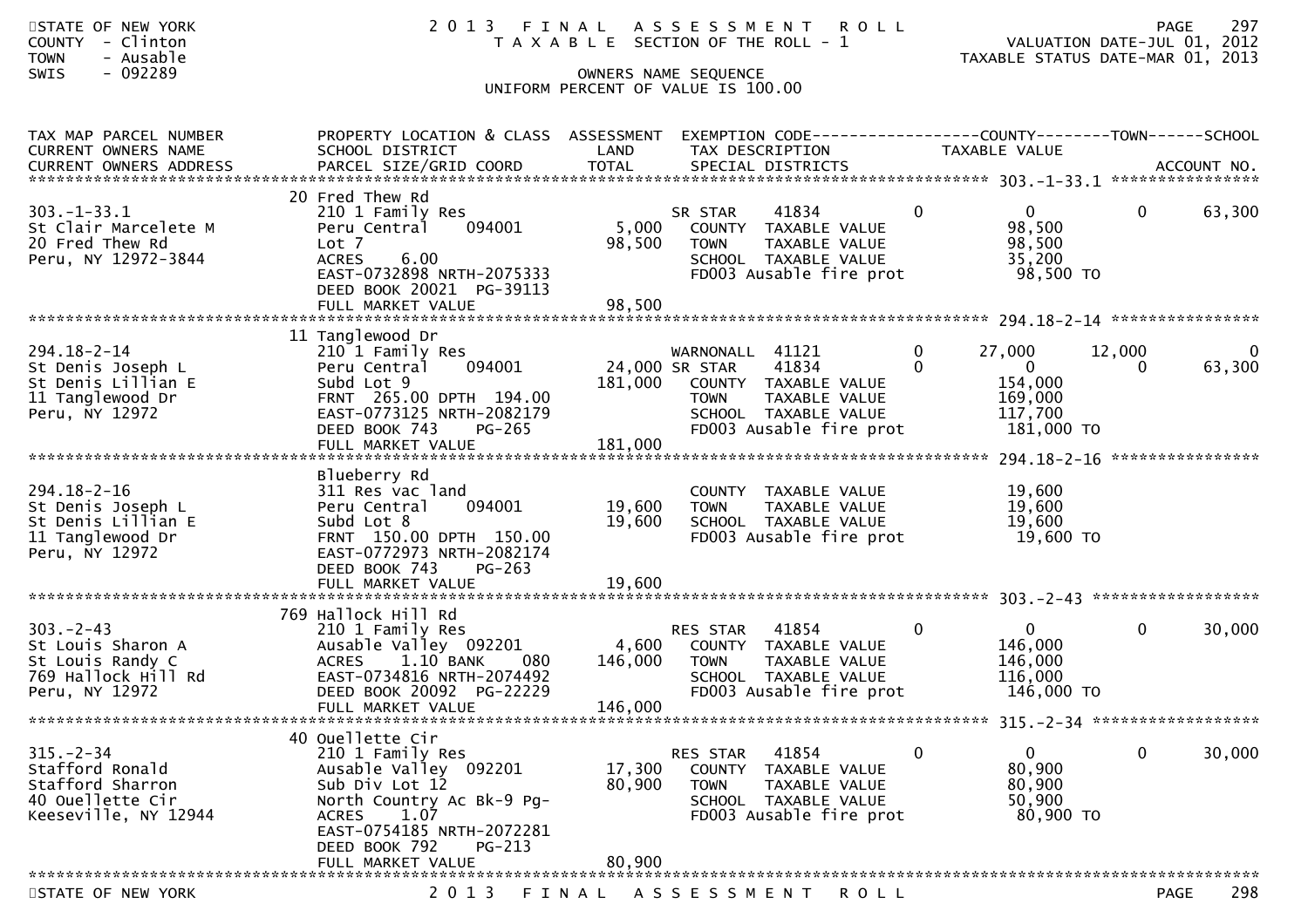STATE OF NEW YORK
COUNTY - Clinton
TOWN - Ausable
SWIS - 092289

# 2013 FINAL ASSESSMENT ROLL

TAXABLE SECTION OF THE ROLL - 1

VALUATION DATE-JUL 01, 2012
TAXABLE STATUS DATE-MAR 01, 2013

OWNERS NAME SEQUENCE
UNIFORM PERCENT OF VALUE IS 100.00

| TAX MAP PARCEL NUMBER / CURRENT OWNERS NAME / CURRENT OWNERS ADDRESS | PROPERTY LOCATION & CLASS / SCHOOL DISTRICT / PARCEL SIZE/GRID COORD | ASSESSMENT LAND / TOTAL | EXEMPTION CODE / TAX DESCRIPTION / SPECIAL DISTRICTS | COUNTY TAXABLE VALUE | TOWN | SCHOOL |
|---|---|---|---|---|---|---|
| 303.-1-33.1 | 20 Fred Thew Rd | | | | | |
| 303.-1-33.1 | 210 1 Family Res | | SR STAR 41834 | 0 | 0 | 63,300 |
| St Clair Marcelete M | Peru Central 094001 | 5,000 | COUNTY TAXABLE VALUE | 98,500 | | |
| 20 Fred Thew Rd | Lot 7 | 98,500 | TOWN TAXABLE VALUE | 98,500 | | |
| Peru, NY 12972-3844 | ACRES 6.00 | | SCHOOL TAXABLE VALUE | 35,200 | | |
| | EAST-0732898 NRTH-2075333 | | FD003 Ausable fire prot | 98,500 TO | | |
| | DEED BOOK 20021 PG-39113 | | | | | |
| | FULL MARKET VALUE | 98,500 | | | | |
| 294.18-2-14 | 11 Tanglewood Dr | | | | | |
| 294.18-2-14 | 210 1 Family Res | | WARNONALL 41121 | 27,000 | 12,000 | 0 |
| St Denis Joseph L | Peru Central 094001 | 24,000 | SR STAR 41834 | 0 | 0 | 63,300 |
| St Denis Lillian E | Subd Lot 9 | 181,000 | COUNTY TAXABLE VALUE | 154,000 | | |
| 11 Tanglewood Dr | FRNT 265.00 DPTH 194.00 | | TOWN TAXABLE VALUE | 169,000 | | |
| Peru, NY 12972 | EAST-0773125 NRTH-2082179 | | SCHOOL TAXABLE VALUE | 117,700 | | |
| | DEED BOOK 743 PG-265 | | FD003 Ausable fire prot | 181,000 TO | | |
| | FULL MARKET VALUE | 181,000 | | | | |
| 294.18-2-16 | Blueberry Rd | | | | | |
| 294.18-2-16 | 311 Res vac land | | COUNTY TAXABLE VALUE | 19,600 | | |
| St Denis Joseph L | Peru Central 094001 | 19,600 | TOWN TAXABLE VALUE | 19,600 | | |
| St Denis Lillian E | Subd Lot 8 | 19,600 | SCHOOL TAXABLE VALUE | 19,600 | | |
| 11 Tanglewood Dr | FRNT 150.00 DPTH 150.00 | | FD003 Ausable fire prot | 19,600 TO | | |
| Peru, NY 12972 | EAST-0772973 NRTH-2082174 | | | | | |
| | DEED BOOK 743 PG-263 | | | | | |
| | FULL MARKET VALUE | 19,600 | | | | |
| 303.-2-43 | 769 Hallock Hill Rd | | | | | |
| 303.-2-43 | 210 1 Family Res | | RES STAR 41854 | 0 | 0 | 30,000 |
| St Louis Sharon A | Ausable Valley 092201 | 4,600 | COUNTY TAXABLE VALUE | 146,000 | | |
| St Louis Randy C | ACRES 1.10 BANK 080 | 146,000 | TOWN TAXABLE VALUE | 146,000 | | |
| 769 Hallock Hill Rd | EAST-0734816 NRTH-2074492 | | SCHOOL TAXABLE VALUE | 116,000 | | |
| Peru, NY 12972 | DEED BOOK 20092 PG-22229 | | FD003 Ausable fire prot | 146,000 TO | | |
| | FULL MARKET VALUE | 146,000 | | | | |
| 315.-2-34 | 40 Ouellette Cir | | | | | |
| 315.-2-34 | 210 1 Family Res | | RES STAR 41854 | 0 | 0 | 30,000 |
| Stafford Ronald | Ausable Valley 092201 | 17,300 | COUNTY TAXABLE VALUE | 80,900 | | |
| Stafford Sharron | Sub Div Lot 12 | 80,900 | TOWN TAXABLE VALUE | 80,900 | | |
| 40 Ouellette Cir | North Country Ac Bk-9 Pg- | | SCHOOL TAXABLE VALUE | 50,900 | | |
| Keeseville, NY 12944 | ACRES 1.07 | | FD003 Ausable fire prot | 80,900 TO | | |
| | EAST-0754185 NRTH-2072281 | | | | | |
| | DEED BOOK 792 PG-213 | | | | | |
| | FULL MARKET VALUE | 80,900 | | | | |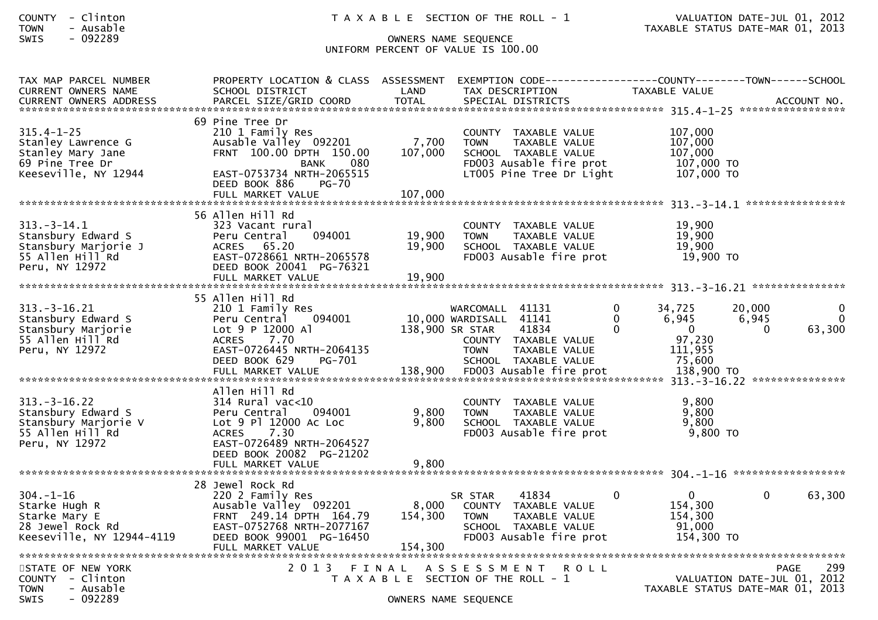COUNTY - Clinton
TOWN - Ausable
SWIS - 092289

T A X A B L E SECTION OF THE ROLL - 1

OWNERS NAME SEQUENCE
UNIFORM PERCENT OF VALUE IS 100.00

VALUATION DATE-JUL 01, 2012
TAXABLE STATUS DATE-MAR 01, 2013

| TAX MAP PARCEL NUMBER / CURRENT OWNERS NAME / CURRENT OWNERS ADDRESS | PROPERTY LOCATION & CLASS / SCHOOL DISTRICT / PARCEL SIZE/GRID COORD | ASSESSMENT LAND / TOTAL | EXEMPTION CODE / TAX DESCRIPTION / SPECIAL DISTRICTS | | COUNTY TAXABLE VALUE | TOWN | SCHOOL |
|---|---|---|---|---|---|---|---|
| **315.4-1-25** | 69 Pine Tree Dr | | | | | | |
| 315.4-1-25 | 210 1 Family Res | | COUNTY TAXABLE VALUE | | 107,000 | | |
| Stanley Lawrence G | Ausable Valley 092201 | 7,700 | TOWN TAXABLE VALUE | | 107,000 | | |
| Stanley Mary Jane | FRNT 100.00 DPTH 150.00 | 107,000 | SCHOOL TAXABLE VALUE | | 107,000 | | |
| 69 Pine Tree Dr | BANK 080 | | FD003 Ausable fire prot | | 107,000 TO | | |
| Keeseville, NY 12944 | EAST-0753734 NRTH-2065515 | | LT005 Pine Tree Dr Light | | 107,000 TO | | |
| | DEED BOOK 886 PG-70 | | | | | | |
| | FULL MARKET VALUE | 107,000 | | | | | |
| **313.-3-14.1** | 56 Allen Hill Rd | | | | | | |
| 313.-3-14.1 | 323 Vacant rural | | COUNTY TAXABLE VALUE | | 19,900 | | |
| Stansbury Edward S | Peru Central 094001 | 19,900 | TOWN TAXABLE VALUE | | 19,900 | | |
| Stansbury Marjorie J | ACRES 65.20 | 19,900 | SCHOOL TAXABLE VALUE | | 19,900 | | |
| 55 Allen Hill Rd | EAST-0728661 NRTH-2065578 | | FD003 Ausable fire prot | | 19,900 TO | | |
| Peru, NY 12972 | DEED BOOK 20041 PG-76321 | | | | | | |
| | FULL MARKET VALUE | 19,900 | | | | | |
| **313.-3-16.21** | 55 Allen Hill Rd | | | | | | |
| 313.-3-16.21 | 210 1 Family Res | | WARCOMALL 41131 | 0 | 34,725 | 20,000 | 0 |
| Stansbury Edward S | Peru Central 094001 | 10,000 | WARDISALL 41141 | 0 | 6,945 | 6,945 | 0 |
| Stansbury Marjorie | Lot 9 P 12000 Al | 138,900 | SR STAR 41834 | 0 | 0 | 0 | 63,300 |
| 55 Allen Hill Rd | ACRES 7.70 | | COUNTY TAXABLE VALUE | | 97,230 | | |
| Peru, NY 12972 | EAST-0726445 NRTH-2064135 | | TOWN TAXABLE VALUE | | 111,955 | | |
| | DEED BOOK 629 PG-701 | | SCHOOL TAXABLE VALUE | | 75,600 | | |
| | FULL MARKET VALUE | 138,900 | FD003 Ausable fire prot | | 138,900 TO | | |
| **313.-3-16.22** | Allen Hill Rd | | | | | | |
| 313.-3-16.22 | 314 Rural vac<10 | | COUNTY TAXABLE VALUE | | 9,800 | | |
| Stansbury Edward S | Peru Central 094001 | 9,800 | TOWN TAXABLE VALUE | | 9,800 | | |
| Stansbury Marjorie V | Lot 9 Pl 12000 Ac Loc | 9,800 | SCHOOL TAXABLE VALUE | | 9,800 | | |
| 55 Allen Hill Rd | ACRES 7.30 | | FD003 Ausable fire prot | | 9,800 TO | | |
| Peru, NY 12972 | EAST-0726489 NRTH-2064527 | | | | | | |
| | DEED BOOK 20082 PG-21202 | | | | | | |
| | FULL MARKET VALUE | 9,800 | | | | | |
| **304.-1-16** | 28 Jewel Rock Rd | | | | | | |
| 304.-1-16 | 220 2 Family Res | | SR STAR 41834 | 0 | 0 | 0 | 63,300 |
| Starke Hugh R | Ausable Valley 092201 | 8,000 | COUNTY TAXABLE VALUE | | 154,300 | | |
| Starke Mary E | FRNT 249.14 DPTH 164.79 | 154,300 | TOWN TAXABLE VALUE | | 154,300 | | |
| 28 Jewel Rock Rd | EAST-0752768 NRTH-2077167 | | SCHOOL TAXABLE VALUE | | 91,000 | | |
| Keeseville, NY 12944-4119 | DEED BOOK 99001 PG-16450 | | FD003 Ausable fire prot | | 154,300 TO | | |
| | FULL MARKET VALUE | 154,300 | | | | | |

STATE OF NEW YORK
COUNTY - Clinton
TOWN - Ausable
SWIS - 092289

2 0 1 3 F I N A L A S S E S S M E N T R O L L
T A X A B L E SECTION OF THE ROLL - 1

OWNERS NAME SEQUENCE

PAGE 299
VALUATION DATE-JUL 01, 2012
TAXABLE STATUS DATE-MAR 01, 2013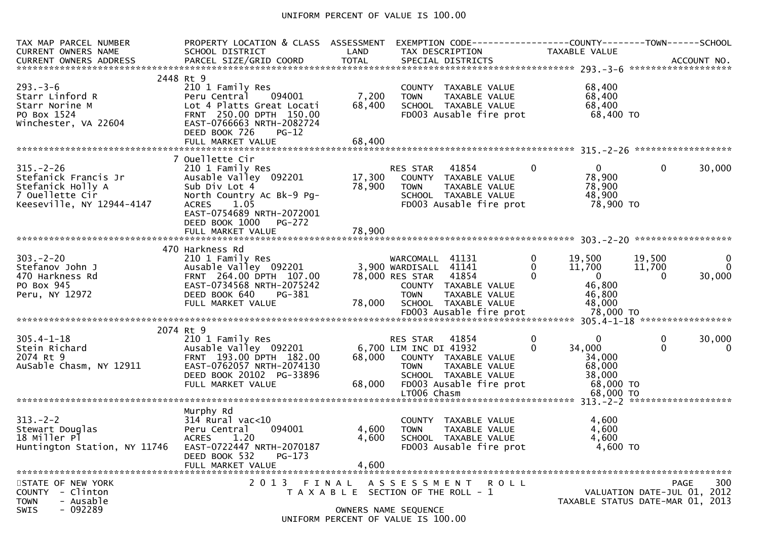UNIFORM PERCENT OF VALUE IS 100.00

| TAX MAP PARCEL NUMBER<br>CURRENT OWNERS NAME<br>CURRENT OWNERS ADDRESS | PROPERTY LOCATION & CLASS<br>SCHOOL DISTRICT<br>PARCEL SIZE/GRID COORD | ASSESSMENT<br>LAND<br>TOTAL | EXEMPTION CODE<br>TAX DESCRIPTION<br>SPECIAL DISTRICTS | | COUNTY<br>TAXABLE VALUE | TOWN | SCHOOL<br><br>ACCOUNT NO. |
|---|---|---|---|---|---|---|---|
| **293.-3-6** | 2448 Rt 9 | | | | | | |
| 293.-3-6 | 210 1 Family Res | | COUNTY TAXABLE VALUE | | 68,400 | | |
| Starr Linford R | Peru Central 094001 | 7,200 | TOWN TAXABLE VALUE | | 68,400 | | |
| Starr Norine M | Lot 4 Platts Great Locati | 68,400 | SCHOOL TAXABLE VALUE | | 68,400 | | |
| PO Box 1524 | FRNT 250.00 DPTH 150.00 | | FD003 Ausable fire prot | | 68,400 TO | | |
| Winchester, VA 22604 | EAST-0766663 NRTH-2082724 | | | | | | |
| | DEED BOOK 726 PG-12 | | | | | | |
| | FULL MARKET VALUE | 68,400 | | | | | |
| **315.-2-26** | 7 Ouellette Cir | | | | | | |
| 315.-2-26 | 210 1 Family Res | | RES STAR 41854 | 0 | 0 | 0 | 30,000 |
| Stefanick Francis Jr | Ausable Valley 092201 | 17,300 | COUNTY TAXABLE VALUE | | 78,900 | | |
| Stefanick Holly A | Sub Div Lot 4 | 78,900 | TOWN TAXABLE VALUE | | 78,900 | | |
| 7 Ouellette Cir | North Country Ac Bk-9 Pg- | | SCHOOL TAXABLE VALUE | | 48,900 | | |
| Keeseville, NY 12944-4147 | ACRES 1.05 | | FD003 Ausable fire prot | | 78,900 TO | | |
| | EAST-0754689 NRTH-2072001 | | | | | | |
| | DEED BOOK 1000 PG-272 | | | | | | |
| | FULL MARKET VALUE | 78,900 | | | | | |
| **303.-2-20** | 470 Harkness Rd | | | | | | |
| 303.-2-20 | 210 1 Family Res | | WARCOMALL 41131 | 0 | 19,500 | 19,500 | 0 |
| Stefanov John J | Ausable Valley 092201 | 3,900 | WARDISALL 41141 | 0 | 11,700 | 11,700 | 0 |
| 470 Harkness Rd | FRNT 264.00 DPTH 107.00 | 78,000 | RES STAR 41854 | 0 | 0 | 0 | 30,000 |
| PO Box 945 | EAST-0734568 NRTH-2075242 | | COUNTY TAXABLE VALUE | | 46,800 | | |
| Peru, NY 12972 | DEED BOOK 640 PG-381 | | TOWN TAXABLE VALUE | | 46,800 | | |
| | FULL MARKET VALUE | 78,000 | SCHOOL TAXABLE VALUE | | 48,000 | | |
| | | | FD003 Ausable fire prot | | 78,000 TO | | |
| **305.4-1-18** | 2074 Rt 9 | | | | | | |
| 305.4-1-18 | 210 1 Family Res | | RES STAR 41854 | 0 | 0 | 0 | 30,000 |
| Stein Richard | Ausable Valley 092201 | 6,700 | LIM INC DI 41932 | 0 | 34,000 | 0 | 0 |
| 2074 Rt 9 | FRNT 193.00 DPTH 182.00 | 68,000 | COUNTY TAXABLE VALUE | | 34,000 | | |
| AuSable Chasm, NY 12911 | EAST-0762057 NRTH-2074130 | | TOWN TAXABLE VALUE | | 68,000 | | |
| | DEED BOOK 20102 PG-33896 | | SCHOOL TAXABLE VALUE | | 38,000 | | |
| | FULL MARKET VALUE | 68,000 | FD003 Ausable fire prot | | 68,000 TO | | |
| | | | LT006 Chasm | | 68,000 TO | | |
| **313.-2-2** | Murphy Rd | | | | | | |
| 313.-2-2 | 314 Rural vac<10 | | COUNTY TAXABLE VALUE | | 4,600 | | |
| Stewart Douglas | Peru Central 094001 | 4,600 | TOWN TAXABLE VALUE | | 4,600 | | |
| 18 Miller Pl | ACRES 1.20 | 4,600 | SCHOOL TAXABLE VALUE | | 4,600 | | |
| Huntington Station, NY 11746 | EAST-0722447 NRTH-2070187 | | FD003 Ausable fire prot | | 4,600 TO | | |
| | DEED BOOK 532 PG-173 | | | | | | |
| | FULL MARKET VALUE | 4,600 | | | | | |

STATE OF NEW YORK
COUNTY - Clinton
TOWN - Ausable
SWIS - 092289

2013 FINAL ASSESSMENT ROLL
TAXABLE SECTION OF THE ROLL - 1

PAGE 300
VALUATION DATE-JUL 01, 2012
TAXABLE STATUS DATE-MAR 01, 2013

OWNERS NAME SEQUENCE
UNIFORM PERCENT OF VALUE IS 100.00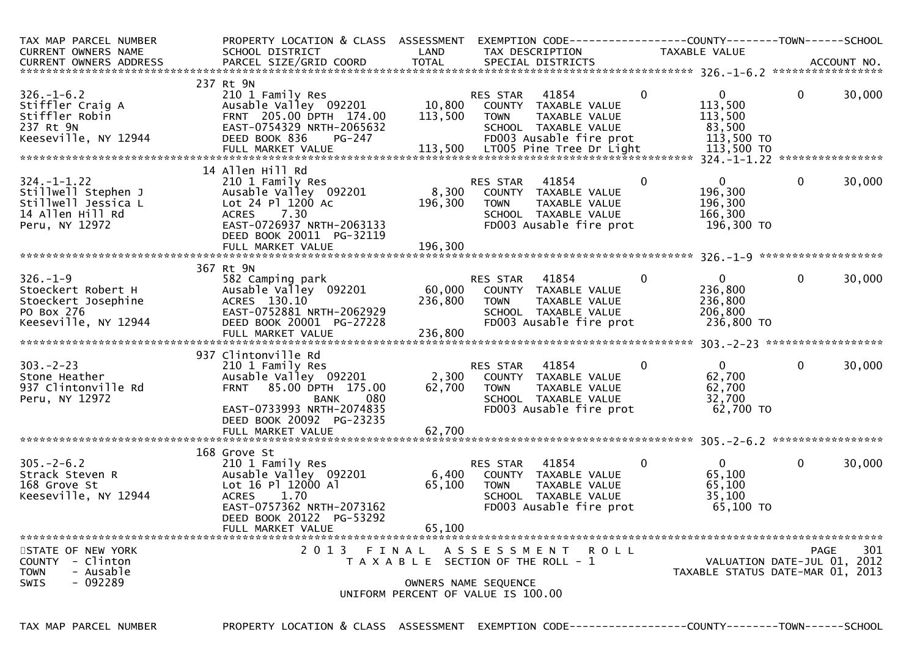```
TAX MAP PARCEL NUMBER          PROPERTY LOCATION & CLASS  ASSESSMENT  EXEMPTION CODE------------------COUNTY--------TOWN------SCHOOL
CURRENT OWNERS NAME            SCHOOL DISTRICT               LAND      TAX DESCRIPTION              TAXABLE VALUE
CURRENT OWNERS ADDRESS         PARCEL SIZE/GRID COORD        TOTAL     SPECIAL DISTRICTS                                    ACCOUNT NO.
******************************************************************************************************* 326.-1-6.2 *****************
                               237 Rt 9N
326.-1-6.2                     210 1 Family Res                        RES STAR   41854          0             0          0      30,000
Stiffler Craig A               Ausable Valley  092201      10,800      COUNTY  TAXABLE VALUE                113,500
Stiffler Robin                 FRNT  205.00 DPTH  174.00  113,500      TOWN    TAXABLE VALUE                113,500
237 Rt 9N                      EAST-0754329 NRTH-2065632               SCHOOL  TAXABLE VALUE                 83,500
Keeseville, NY 12944           DEED BOOK 836    PG-247                 FD003 Ausable fire prot              113,500 TO
                               FULL MARKET VALUE          113,500      LT005 Pine Tree Dr Light             113,500 TO
******************************************************************************************************* 324.-1-1.22 ****************
                               14 Allen Hill Rd
324.-1-1.22                    210 1 Family Res                        RES STAR   41854          0             0          0      30,000
Stillwell Stephen J            Ausable Valley  092201       8,300      COUNTY  TAXABLE VALUE                196,300
Stillwell Jessica L            Lot 24 Pl 1200 Ac          196,300      TOWN    TAXABLE VALUE                196,300
14 Allen Hill Rd               ACRES     7.30                          SCHOOL  TAXABLE VALUE                166,300
Peru, NY 12972                 EAST-0726937 NRTH-2063133               FD003 Ausable fire prot              196,300 TO
                               DEED BOOK 20011  PG-32119
                               FULL MARKET VALUE          196,300
******************************************************************************************************* 326.-1-9 *******************
                               367 Rt 9N
326.-1-9                       582 Camping park                        RES STAR   41854          0             0          0      30,000
Stoeckert Robert H             Ausable Valley  092201      60,000      COUNTY  TAXABLE VALUE                236,800
Stoeckert Josephine            ACRES   130.10             236,800      TOWN    TAXABLE VALUE                236,800
PO Box 276                     EAST-0752881 NRTH-2062929               SCHOOL  TAXABLE VALUE                206,800
Keeseville, NY 12944           DEED BOOK 20001  PG-27228               FD003 Ausable fire prot              236,800 TO
                               FULL MARKET VALUE          236,800
******************************************************************************************************* 303.-2-23 ******************
                               937 Clintonville Rd
303.-2-23                      210 1 Family Res                        RES STAR   41854          0             0          0      30,000
Stone Heather                  Ausable Valley  092201       2,300      COUNTY  TAXABLE VALUE                 62,700
937 Clintonville Rd            FRNT   85.00 DPTH  175.00   62,700      TOWN    TAXABLE VALUE                 62,700
Peru, NY 12972                               BANK    080               SCHOOL  TAXABLE VALUE                 32,700
                               EAST-0733993 NRTH-2074835               FD003 Ausable fire prot               62,700 TO
                               DEED BOOK 20092  PG-23235
                               FULL MARKET VALUE           62,700
******************************************************************************************************* 305.-2-6.2 *****************
                               168 Grove St
305.-2-6.2                     210 1 Family Res                        RES STAR   41854          0             0          0      30,000
Strack Steven R                Ausable Valley  092201       6,400      COUNTY  TAXABLE VALUE                 65,100
168 Grove St                   Lot 16 Pl 12000 Al          65,100      TOWN    TAXABLE VALUE                 65,100
Keeseville, NY 12944           ACRES     1.70                          SCHOOL  TAXABLE VALUE                 35,100
                               EAST-0757362 NRTH-2073162               FD003 Ausable fire prot               65,100 TO
                               DEED BOOK 20122  PG-53292
                               FULL MARKET VALUE           65,100
************************************************************************************************************************************
STATE OF NEW YORK                2 0 1 3   F I N A L   A S S E S S M E N T   R O L L                                   PAGE     301
COUNTY  - Clinton                    T A X A B L E  SECTION OF THE ROLL - 1                           VALUATION DATE-JUL 01, 2012
TOWN    - Ausable                                                                                   TAXABLE STATUS DATE-MAR 01, 2013
SWIS    - 092289                                    OWNERS NAME SEQUENCE
                                              UNIFORM PERCENT OF VALUE IS 100.00

TAX MAP PARCEL NUMBER          PROPERTY LOCATION & CLASS  ASSESSMENT  EXEMPTION CODE------------------COUNTY--------TOWN------SCHOOL
```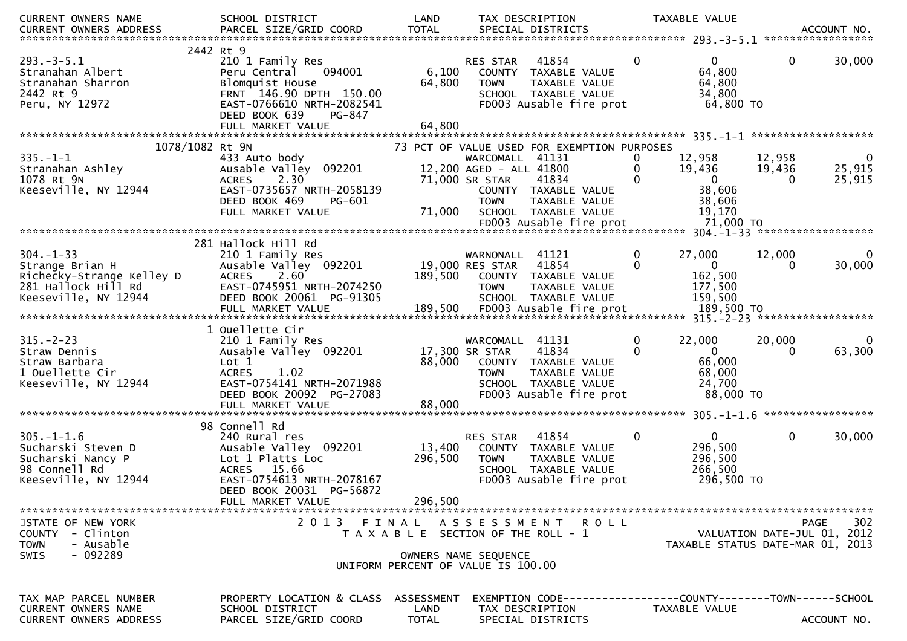```
CURRENT OWNERS NAME            SCHOOL DISTRICT              LAND      TAX DESCRIPTION              TAXABLE VALUE
CURRENT OWNERS ADDRESS         PARCEL SIZE/GRID COORD       TOTAL     SPECIAL DISTRICTS                                    ACCOUNT NO.
******************************************************************************************** 293.-3-5.1 *****************
                       2442 Rt 9
293.-3-5.1                     210 1 Family Res                     RES STAR    41854       0          0          0       30,000
Stranahan Albert               Peru Central     094001       6,100    COUNTY  TAXABLE VALUE            64,800
Stranahan Sharron              Blomquist House              64,800    TOWN    TAXABLE VALUE            64,800
2442 Rt 9                      FRNT  146.90 DPTH  150.00              SCHOOL  TAXABLE VALUE            34,800
Peru, NY 12972                 EAST-0766610 NRTH-2082541              FD003 Ausable fire prot           64,800 TO
                               DEED BOOK 639     PG-847
                               FULL MARKET VALUE            64,800
******************************************************************************************** 335.-1-1 *******************
                    1078/1082 Rt 9N                         73 PCT OF VALUE USED FOR EXEMPTION PURPOSES
335.-1-1                       433 Auto body                        WARCOMALL  41131        0     12,958     12,958           0
Stranahan Ashley               Ausable Valley  092201       12,200 AGED - ALL 41800        0     19,436     19,436      25,915
1078 Rt 9N                     ACRES     2.30               71,000 SR STAR     41834        0          0          0      25,915
Keeseville, NY 12944           EAST-0735657 NRTH-2058139              COUNTY  TAXABLE VALUE            38,606
                               DEED BOOK 469     PG-601               TOWN    TAXABLE VALUE            38,606
                               FULL MARKET VALUE            71,000    SCHOOL  TAXABLE VALUE            19,170
                                                                      FD003 Ausable fire prot           71,000 TO
******************************************************************************************** 304.-1-33 ******************
                       281 Hallock Hill Rd
304.-1-33                      210 1 Family Res                     WARNONALL  41121        0     27,000     12,000           0
Strange Brian H                Ausable Valley  092201       19,000 RES STAR    41854        0          0          0      30,000
Richecky-Strange Kelley D      ACRES     2.60              189,500    COUNTY  TAXABLE VALUE           162,500
281 Hallock Hill Rd            EAST-0745951 NRTH-2074250              TOWN    TAXABLE VALUE           177,500
Keeseville, NY 12944           DEED BOOK 20061   PG-91305             SCHOOL  TAXABLE VALUE           159,500
                               FULL MARKET VALUE           189,500    FD003 Ausable fire prot          189,500 TO
******************************************************************************************** 315.-2-23 ******************
                       1 Ouellette Cir
315.-2-23                      210 1 Family Res                     WARCOMALL  41131        0     22,000     20,000           0
Straw Dennis                   Ausable Valley  092201       17,300 SR STAR     41834        0          0          0      63,300
Straw Barbara                  Lot 1                        88,000    COUNTY  TAXABLE VALUE            66,000
1 Ouellette Cir                ACRES     1.02                         TOWN    TAXABLE VALUE            68,000
Keeseville, NY 12944           EAST-0754141 NRTH-2071988              SCHOOL  TAXABLE VALUE            24,700
                               DEED BOOK 20092   PG-27083             FD003 Ausable fire prot           88,000 TO
                               FULL MARKET VALUE            88,000
******************************************************************************************** 305.-1-1.6 *****************
                       98 Connell Rd
305.-1-1.6                     240 Rural res                        RES STAR    41854       0          0          0       30,000
Sucharski Steven D             Ausable Valley  092201       13,400    COUNTY  TAXABLE VALUE           296,500
Sucharski Nancy P              Lot 1 Platts Loc            296,500    TOWN    TAXABLE VALUE           296,500
98 Connell Rd                  ACRES    15.66                         SCHOOL  TAXABLE VALUE           266,500
Keeseville, NY 12944           EAST-0754613 NRTH-2078167              FD003 Ausable fire prot          296,500 TO
                               DEED BOOK 20031   PG-56872
                               FULL MARKET VALUE           296,500
*****************************************************************************************************************************
STATE OF NEW YORK                         2 0 1 3   F I N A L   A S S E S S M E N T   R O L L                       PAGE   302
COUNTY  - Clinton                             T A X A B L E  SECTION OF THE ROLL - 1                      VALUATION DATE-JUL 01, 2012
TOWN    - Ausable                                                                               TAXABLE STATUS DATE-MAR 01, 2013
SWIS    - 092289                                         OWNERS NAME SEQUENCE
                                                  UNIFORM PERCENT OF VALUE IS 100.00


TAX MAP PARCEL NUMBER          PROPERTY LOCATION & CLASS  ASSESSMENT  EXEMPTION CODE------------------COUNTY--------TOWN------SCHOOL
CURRENT OWNERS NAME            SCHOOL DISTRICT              LAND      TAX DESCRIPTION              TAXABLE VALUE
CURRENT OWNERS ADDRESS         PARCEL SIZE/GRID COORD       TOTAL     SPECIAL DISTRICTS                                    ACCOUNT NO.
```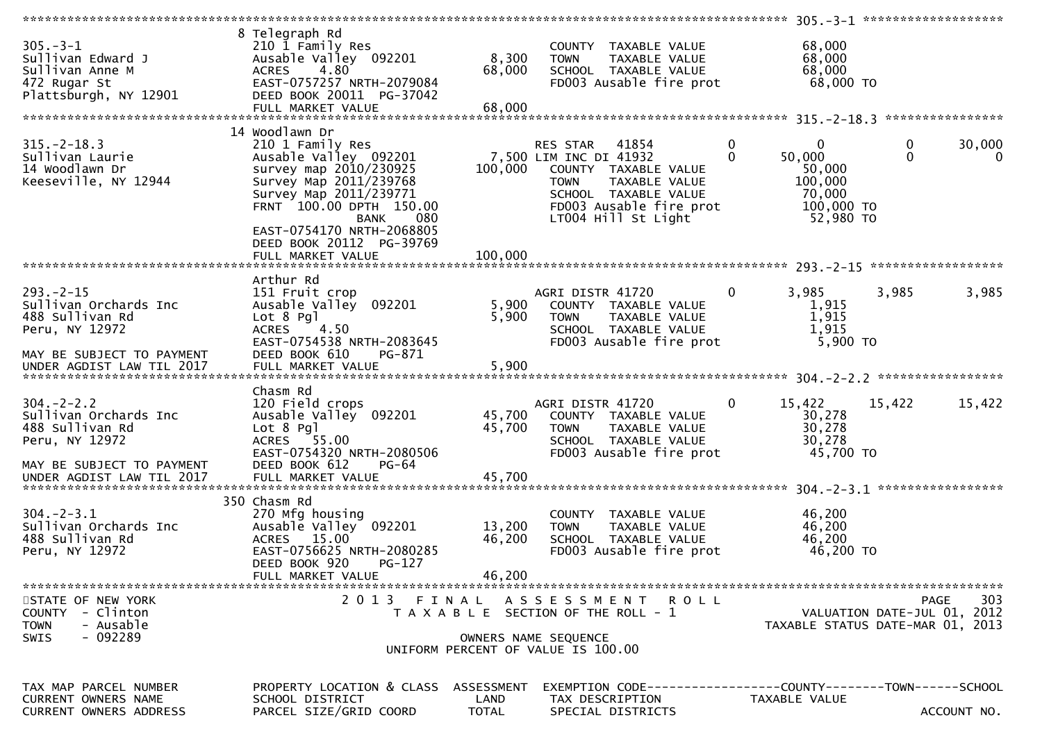```
******************************************************************************************************* 305.-3-1 ******************
                              8 Telegraph Rd
305.-3-1                      210 1 Family Res                         COUNTY  TAXABLE VALUE             68,000
Sullivan Edward J             Ausable Valley  092201        8,300      TOWN    TAXABLE VALUE             68,000
Sullivan Anne M               ACRES    4.80                68,000      SCHOOL  TAXABLE VALUE             68,000
472 Rugar St                  EAST-0757257 NRTH-2079084                FD003 Ausable fire prot            68,000 TO
Plattsburgh, NY 12901         DEED BOOK 20011  PG-37042
                              FULL MARKET VALUE            68,000
******************************************************************************************************* 315.-2-18.3 ****************
                              14 Woodlawn Dr
315.-2-18.3                   210 1 Family Res                         RES STAR   41854         0             0            0       30,000
Sullivan Laurie               Ausable Valley  092201        7,500 LIM INC DI 41932              0        50,000            0            0
14 Woodlawn Dr                survey map 2010/230925      100,000      COUNTY  TAXABLE VALUE             50,000
Keeseville, NY 12944          Survey Map 2011/239768                   TOWN    TAXABLE VALUE            100,000
                              Survey Map 2011/239771                   SCHOOL  TAXABLE VALUE             70,000
                              FRNT  100.00 DPTH  150.00                FD003 Ausable fire prot           100,000 TO
                                             BANK    080               LT004 Hill St Light                52,980 TO
                              EAST-0754170 NRTH-2068805
                              DEED BOOK 20112  PG-39769
                              FULL MARKET VALUE           100,000
******************************************************************************************************* 293.-2-15 ******************
                              Arthur Rd
293.-2-15                     151 Fruit crop                           AGRI DISTR 41720             0         3,985        3,985        3,985
Sullivan Orchards Inc         Ausable Valley  092201        5,900      COUNTY  TAXABLE VALUE              1,915
488 Sullivan Rd               Lot 8 Pgl                     5,900      TOWN    TAXABLE VALUE              1,915
Peru, NY 12972                ACRES    4.50                            SCHOOL  TAXABLE VALUE              1,915
                              EAST-0754538 NRTH-2083645                FD003 Ausable fire prot             5,900 TO
MAY BE SUBJECT TO PAYMENT     DEED BOOK 610    PG-871
UNDER AGDIST LAW TIL 2017     FULL MARKET VALUE             5,900
******************************************************************************************************* 304.-2-2.2 *****************
                              Chasm Rd
304.-2-2.2                    120 Field crops                          AGRI DISTR 41720             0        15,422       15,422       15,422
Sullivan Orchards Inc         Ausable Valley  092201       45,700      COUNTY  TAXABLE VALUE             30,278
488 Sullivan Rd               Lot 8 Pgl                    45,700      TOWN    TAXABLE VALUE             30,278
Peru, NY 12972                ACRES   55.00                            SCHOOL  TAXABLE VALUE             30,278
                              EAST-0754320 NRTH-2080506                FD003 Ausable fire prot            45,700 TO
MAY BE SUBJECT TO PAYMENT     DEED BOOK 612    PG-64
UNDER AGDIST LAW TIL 2017     FULL MARKET VALUE            45,700
******************************************************************************************************* 304.-2-3.1 *****************
                              350 Chasm Rd
304.-2-3.1                    270 Mfg housing                          COUNTY  TAXABLE VALUE             46,200
Sullivan Orchards Inc         Ausable Valley  092201       13,200      TOWN    TAXABLE VALUE             46,200
488 Sullivan Rd               ACRES   15.00                46,200      SCHOOL  TAXABLE VALUE             46,200
Peru, NY 12972                EAST-0756625 NRTH-2080285                FD003 Ausable fire prot            46,200 TO
                              DEED BOOK 920    PG-127
                              FULL MARKET VALUE            46,200
************************************************************************************************************************************
STATE OF NEW YORK                      2 0 1 3   F I N A L   A S S E S S M E N T   R O L L                                 PAGE    303
COUNTY  - Clinton                         T A X A B L E  SECTION OF THE ROLL - 1                          VALUATION DATE-JUL 01, 2012
TOWN    - Ausable                                                                                    TAXABLE STATUS DATE-MAR 01, 2013
SWIS    - 092289                                         OWNERS NAME SEQUENCE
                                                 UNIFORM PERCENT OF VALUE IS 100.00


TAX MAP PARCEL NUMBER         PROPERTY LOCATION & CLASS  ASSESSMENT  EXEMPTION CODE------------------COUNTY--------TOWN------SCHOOL
CURRENT OWNERS NAME           SCHOOL DISTRICT               LAND     TAX DESCRIPTION              TAXABLE VALUE
CURRENT OWNERS ADDRESS        PARCEL SIZE/GRID COORD       TOTAL     SPECIAL DISTRICTS                                   ACCOUNT NO.
```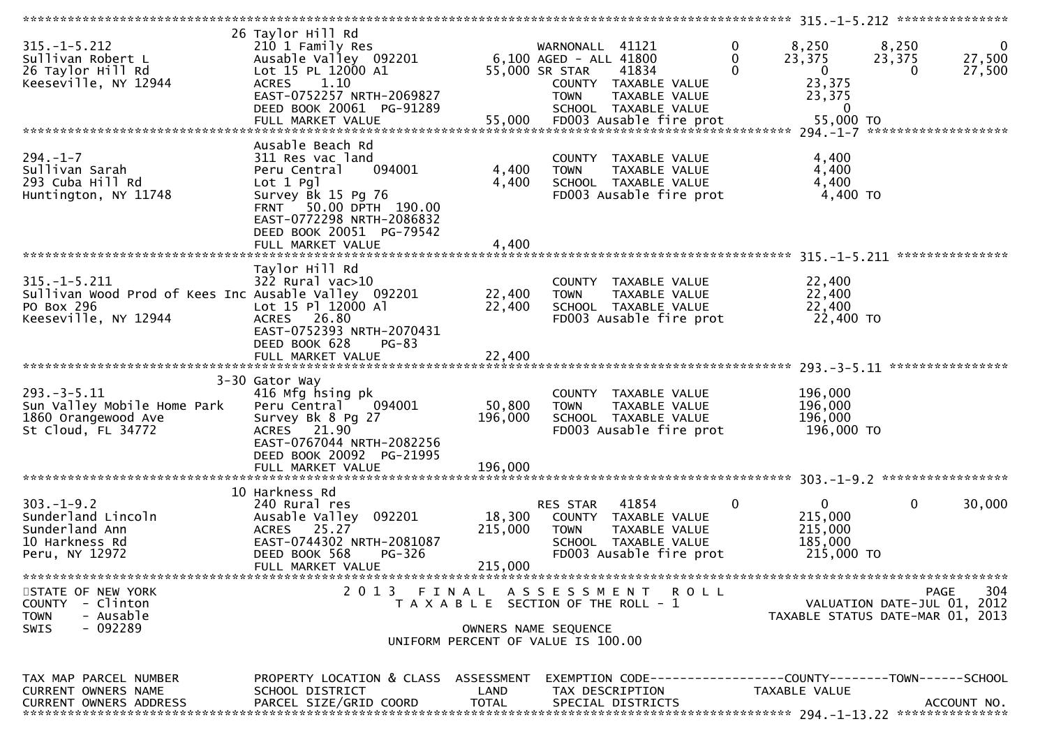```
******************************************************************************************************* 315.-1-5.212 ***************
                    26 Taylor Hill Rd
315.-1-5.212        210 1 Family Res                   WARNONALL  41121         0      8,250      8,250           0
Sullivan Robert L   Ausable Valley  092201        6,100 AGED - ALL 41800         0     23,375     23,375      27,500
26 Taylor Hill Rd   Lot 15 PL 12000 A1           55,000 SR STAR    41834         0          0          0      27,500
Keeseville, NY 12944 ACRES    1.10                      COUNTY  TAXABLE VALUE          23,375
                    EAST-0752257 NRTH-2069827           TOWN    TAXABLE VALUE          23,375
                    DEED BOOK 20061  PG-91289           SCHOOL  TAXABLE VALUE               0
                    FULL MARKET VALUE            55,000 FD003 Ausable fire prot        55,000 TO
******************************************************************************************************* 294.-1-7 *******************
                    Ausable Beach Rd
294.-1-7            311 Res vac land                    COUNTY  TAXABLE VALUE           4,400
Sullivan Sarah      Peru Central    094001        4,400 TOWN    TAXABLE VALUE           4,400
293 Cuba Hill Rd    Lot 1 Pgl                     4,400 SCHOOL  TAXABLE VALUE           4,400
Huntington, NY 11748 Survey Bk 15 Pg 76                 FD003 Ausable fire prot         4,400 TO
                    FRNT   50.00 DPTH 190.00
                    EAST-0772298 NRTH-2086832
                    DEED BOOK 20051  PG-79542
                    FULL MARKET VALUE             4,400
******************************************************************************************************* 315.-1-5.211 ***************
                    Taylor Hill Rd
315.-1-5.211        322 Rural vac>10                    COUNTY  TAXABLE VALUE          22,400
Sullivan Wood Prod of Kees Inc Ausable Valley  092201  22,400 TOWN    TAXABLE VALUE          22,400
PO Box 296          Lot 15 Pl 12000 Al           22,400 SCHOOL  TAXABLE VALUE          22,400
Keeseville, NY 12944 ACRES   26.80                      FD003 Ausable fire prot        22,400 TO
                    EAST-0752393 NRTH-2070431
                    DEED BOOK 628    PG-83
                    FULL MARKET VALUE            22,400
******************************************************************************************************* 293.-3-5.11 ****************
                    3-30 Gator Way
293.-3-5.11         416 Mfg hsing pk                    COUNTY  TAXABLE VALUE         196,000
Sun Valley Mobile Home Park Peru Central  094001  50,800 TOWN    TAXABLE VALUE         196,000
1860 Orangewood Ave Survey Bk 8 Pg 27           196,000 SCHOOL  TAXABLE VALUE         196,000
St Cloud, FL 34772  ACRES   21.90                       FD003 Ausable fire prot       196,000 TO
                    EAST-0767044 NRTH-2082256
                    DEED BOOK 20092  PG-21995
                    FULL MARKET VALUE           196,000
******************************************************************************************************* 303.-1-9.2 *****************
                    10 Harkness Rd
303.-1-9.2          240 Rural res                      RES STAR   41854         0          0          0      30,000
Sunderland Lincoln  Ausable Valley  092201       18,300 COUNTY  TAXABLE VALUE         215,000
Sunderland Ann      ACRES   25.27               215,000 TOWN    TAXABLE VALUE         215,000
10 Harkness Rd      EAST-0744302 NRTH-2081087           SCHOOL  TAXABLE VALUE         185,000
Peru, NY 12972      DEED BOOK 568    PG-326             FD003 Ausable fire prot       215,000 TO
                    FULL MARKET VALUE           215,000
************************************************************************************************************************************
STATE OF NEW YORK              2 0 1 3   F I N A L   A S S E S S M E N T   R O L L                                   PAGE    304
COUNTY  - Clinton                   T A X A B L E  SECTION OF THE ROLL - 1                      VALUATION DATE-JUL 01, 2012
TOWN    - Ausable                                                                          TAXABLE STATUS DATE-MAR 01, 2013
SWIS    - 092289                               OWNERS NAME SEQUENCE
                                     UNIFORM PERCENT OF VALUE IS 100.00


TAX MAP PARCEL NUMBER      PROPERTY LOCATION & CLASS  ASSESSMENT  EXEMPTION CODE------------------COUNTY--------TOWN------SCHOOL
CURRENT OWNERS NAME        SCHOOL DISTRICT               LAND      TAX DESCRIPTION            TAXABLE VALUE
CURRENT OWNERS ADDRESS     PARCEL SIZE/GRID COORD        TOTAL     SPECIAL DISTRICTS                                  ACCOUNT NO.
******************************************************************************************************* 294.-1-13.22 ***************
```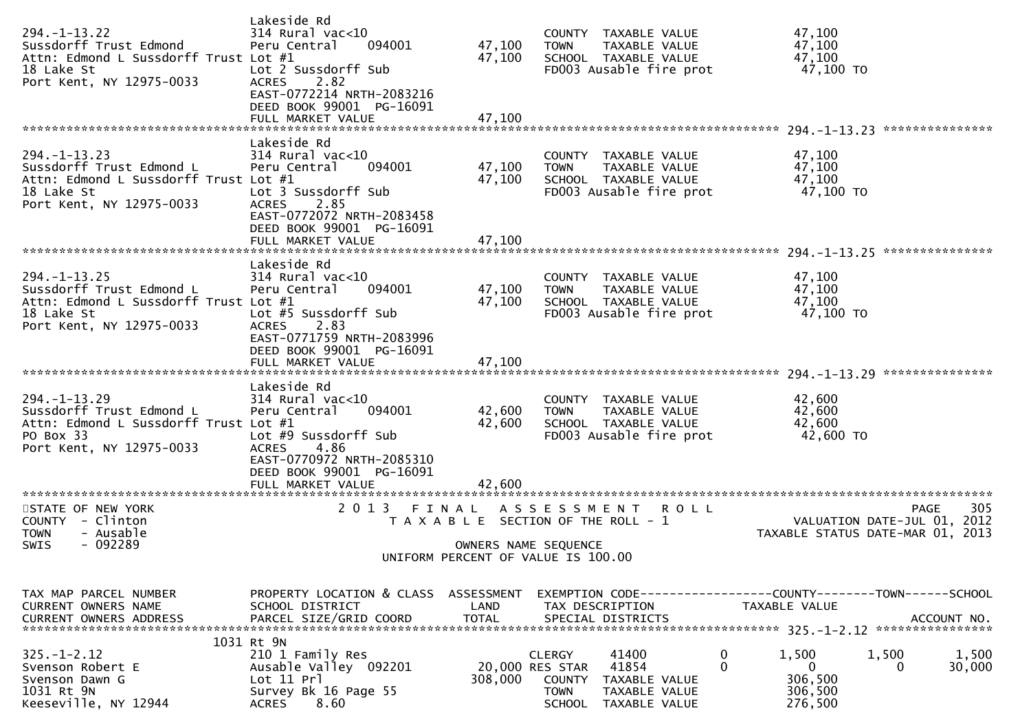```
                                    Lakeside Rd
294.-1-13.22                        314 Rural vac<10                          COUNTY  TAXABLE VALUE              47,100
Sussdorff Trust Edmond              Peru Central    094001       47,100      TOWN    TAXABLE VALUE              47,100
Attn: Edmond L Sussdorff Trust Lot #1                            47,100      SCHOOL  TAXABLE VALUE              47,100
18 Lake St                          Lot 2 Sussdorff Sub                       FD003 Ausable fire prot             47,100 TO
Port Kent, NY 12975-0033            ACRES    2.82
                                    EAST-0772214 NRTH-2083216
                                    DEED BOOK 99001  PG-16091
                                    FULL MARKET VALUE            47,100
******************************************************************************************************* 294.-1-13.23 ***************
                                    Lakeside Rd
294.-1-13.23                        314 Rural vac<10                          COUNTY  TAXABLE VALUE              47,100
Sussdorff Trust Edmond L            Peru Central    094001       47,100      TOWN    TAXABLE VALUE              47,100
Attn: Edmond L Sussdorff Trust Lot #1                            47,100      SCHOOL  TAXABLE VALUE              47,100
18 Lake St                          Lot 3 Sussdorff Sub                       FD003 Ausable fire prot             47,100 TO
Port Kent, NY 12975-0033            ACRES    2.85
                                    EAST-0772072 NRTH-2083458
                                    DEED BOOK 99001  PG-16091
                                    FULL MARKET VALUE            47,100
******************************************************************************************************* 294.-1-13.25 ***************
                                    Lakeside Rd
294.-1-13.25                        314 Rural vac<10                          COUNTY  TAXABLE VALUE              47,100
Sussdorff Trust Edmond L            Peru Central    094001       47,100      TOWN    TAXABLE VALUE              47,100
Attn: Edmond L Sussdorff Trust Lot #1                            47,100      SCHOOL  TAXABLE VALUE              47,100
18 Lake St                          Lot #5 Sussdorff Sub                      FD003 Ausable fire prot             47,100 TO
Port Kent, NY 12975-0033            ACRES    2.83
                                    EAST-0771759 NRTH-2083996
                                    DEED BOOK 99001  PG-16091
                                    FULL MARKET VALUE            47,100
******************************************************************************************************* 294.-1-13.29 ***************
                                    Lakeside Rd
294.-1-13.29                        314 Rural vac<10                          COUNTY  TAXABLE VALUE              42,600
Sussdorff Trust Edmond L            Peru Central    094001       42,600      TOWN    TAXABLE VALUE              42,600
Attn: Edmond L Sussdorff Trust Lot #1                            42,600      SCHOOL  TAXABLE VALUE              42,600
PO Box 33                           Lot #9 Sussdorff Sub                      FD003 Ausable fire prot             42,600 TO
Port Kent, NY 12975-0033            ACRES    4.86
                                    EAST-0770972 NRTH-2085310
                                    DEED BOOK 99001  PG-16091
                                    FULL MARKET VALUE            42,600
************************************************************************************************************************************
STATE OF NEW YORK                   2 0 1 3   F I N A L   A S S E S S M E N T   R O L L                                PAGE    305
COUNTY  - Clinton                        T A X A B L E  SECTION OF THE ROLL - 1                       VALUATION DATE-JUL 01, 2012
TOWN    - Ausable                                                                                 TAXABLE STATUS DATE-MAR 01, 2013
SWIS    - 092289                                        OWNERS NAME SEQUENCE
                                                 UNIFORM PERCENT OF VALUE IS 100.00


TAX MAP PARCEL NUMBER               PROPERTY LOCATION & CLASS  ASSESSMENT  EXEMPTION CODE------------------COUNTY--------TOWN------SCHOOL
CURRENT OWNERS NAME                 SCHOOL DISTRICT               LAND      TAX DESCRIPTION            TAXABLE VALUE
CURRENT OWNERS ADDRESS              PARCEL SIZE/GRID COORD       TOTAL      SPECIAL DISTRICTS                                  ACCOUNT NO.
******************************************************************************************************* 325.-1-2.12 ****************
                         1031 Rt 9N
325.-1-2.12                         210 1 Family Res                         CLERGY       41400         0        1,500        1,500        1,500
Svenson Robert E                    Ausable Valley  092201       20,000 RES STAR     41854         0            0            0       30,000
Svenson Dawn G                      Lot 11 Prl                  308,000      COUNTY  TAXABLE VALUE             306,500
1031 Rt 9N                          Survey Bk 16 Page 55                     TOWN    TAXABLE VALUE             306,500
Keeseville, NY 12944                ACRES    8.60                            SCHOOL  TAXABLE VALUE             276,500
```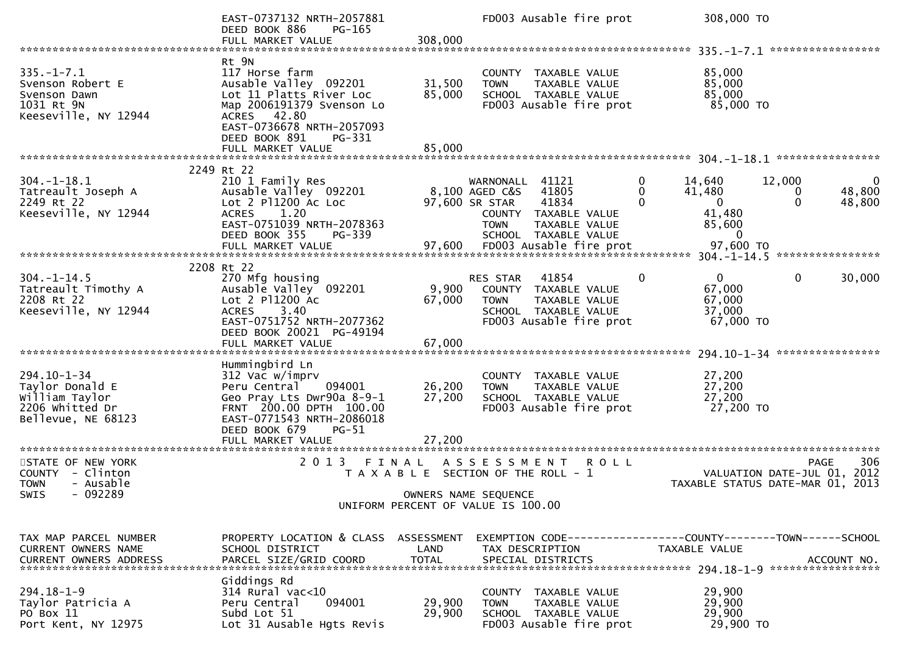```
                                EAST-0737132 NRTH-2057881              FD003 Ausable fire prot              308,000 TO
                                DEED BOOK 886     PG-165
                                FULL MARKET VALUE               308,000
******************************************************************************************************* 335.-1-7.1 *****************
                                Rt 9N
335.-1-7.1                      117 Horse farm                         COUNTY  TAXABLE VALUE                85,000
Svenson Robert E                Ausable Valley  092201       31,500    TOWN    TAXABLE VALUE                85,000
Svenson Dawn                    Lot 11 Platts River Loc      85,000    SCHOOL  TAXABLE VALUE                85,000
1031 Rt 9N                      Map 2006191379 Svenson Lo              FD003 Ausable fire prot               85,000 TO
Keeseville, NY 12944            ACRES   42.80
                                EAST-0736678 NRTH-2057093
                                DEED BOOK 891     PG-331
                                FULL MARKET VALUE                85,000
******************************************************************************************************* 304.-1-18.1 ****************
                            2249 Rt 22
304.-1-18.1                     210 1 Family Res                       WARNONALL  41121          0       14,640       12,000            0
Tatreault Joseph A              Ausable Valley  092201        8,100 AGED C&S   41805          0       41,480            0       48,800
2249 Rt 22                      Lot 2 Pl1200 Ac Loc          97,600 SR STAR    41834          0            0            0       48,800
Keeseville, NY 12944            ACRES    1.20                          COUNTY  TAXABLE VALUE                41,480
                                EAST-0751039 NRTH-2078363              TOWN    TAXABLE VALUE                85,600
                                DEED BOOK 355     PG-339               SCHOOL  TAXABLE VALUE                     0
                                FULL MARKET VALUE                97,600  FD003 Ausable fire prot               97,600 TO
******************************************************************************************************* 304.-1-14.5 ****************
                            2208 Rt 22
304.-1-14.5                     270 Mfg housing                        RES STAR   41854          0            0            0       30,000
Tatreault Timothy A             Ausable Valley  092201        9,900    COUNTY  TAXABLE VALUE                67,000
2208 Rt 22                      Lot 2 Pl1200 Ac              67,000    TOWN    TAXABLE VALUE                67,000
Keeseville, NY 12944            ACRES    3.40                          SCHOOL  TAXABLE VALUE                37,000
                                EAST-0751752 NRTH-2077362              FD003 Ausable fire prot               67,000 TO
                                DEED BOOK 20021  PG-49194
                                FULL MARKET VALUE                67,000
******************************************************************************************************* 294.10-1-34 ****************
                                Hummingbird Ln
294.10-1-34                     312 Vac w/imprv                        COUNTY  TAXABLE VALUE                27,200
Taylor Donald E                 Peru Central    094001       26,200    TOWN    TAXABLE VALUE                27,200
William Taylor                  Geo Pray Lts Dwr90a 8-9-1    27,200    SCHOOL  TAXABLE VALUE                27,200
2206 Whitted Dr                 FRNT  200.00 DPTH  100.00              FD003 Ausable fire prot               27,200 TO
Bellevue, NE 68123              EAST-0771543 NRTH-2086018
                                DEED BOOK 679     PG-51
                                FULL MARKET VALUE                27,200
************************************************************************************************************************************
STATE OF NEW YORK                        2 0 1 3   F I N A L   A S S E S S M E N T   R O L L                              PAGE     306
COUNTY  - Clinton                           T A X A B L E  SECTION OF THE ROLL - 1                           VALUATION DATE-JUL 01, 2012
TOWN    - Ausable                                                                                      TAXABLE STATUS DATE-MAR 01, 2013
SWIS    - 092289                                         OWNERS NAME SEQUENCE
                                                UNIFORM PERCENT OF VALUE IS 100.00


TAX MAP PARCEL NUMBER           PROPERTY LOCATION & CLASS  ASSESSMENT  EXEMPTION CODE------------------COUNTY--------TOWN------SCHOOL
CURRENT OWNERS NAME             SCHOOL DISTRICT               LAND     TAX DESCRIPTION            TAXABLE VALUE
CURRENT OWNERS ADDRESS          PARCEL SIZE/GRID COORD        TOTAL    SPECIAL DISTRICTS                                  ACCOUNT NO.
******************************************************************************************************* 294.18-1-9 *****************
                                Giddings Rd
294.18-1-9                      314 Rural vac<10                       COUNTY  TAXABLE VALUE                29,900
Taylor Patricia A               Peru Central    094001       29,900    TOWN    TAXABLE VALUE                29,900
PO Box 11                       Subd Lot 51                  29,900    SCHOOL  TAXABLE VALUE                29,900
Port Kent, NY 12975             Lot 31 Ausable Hgts Revis              FD003 Ausable fire prot               29,900 TO
```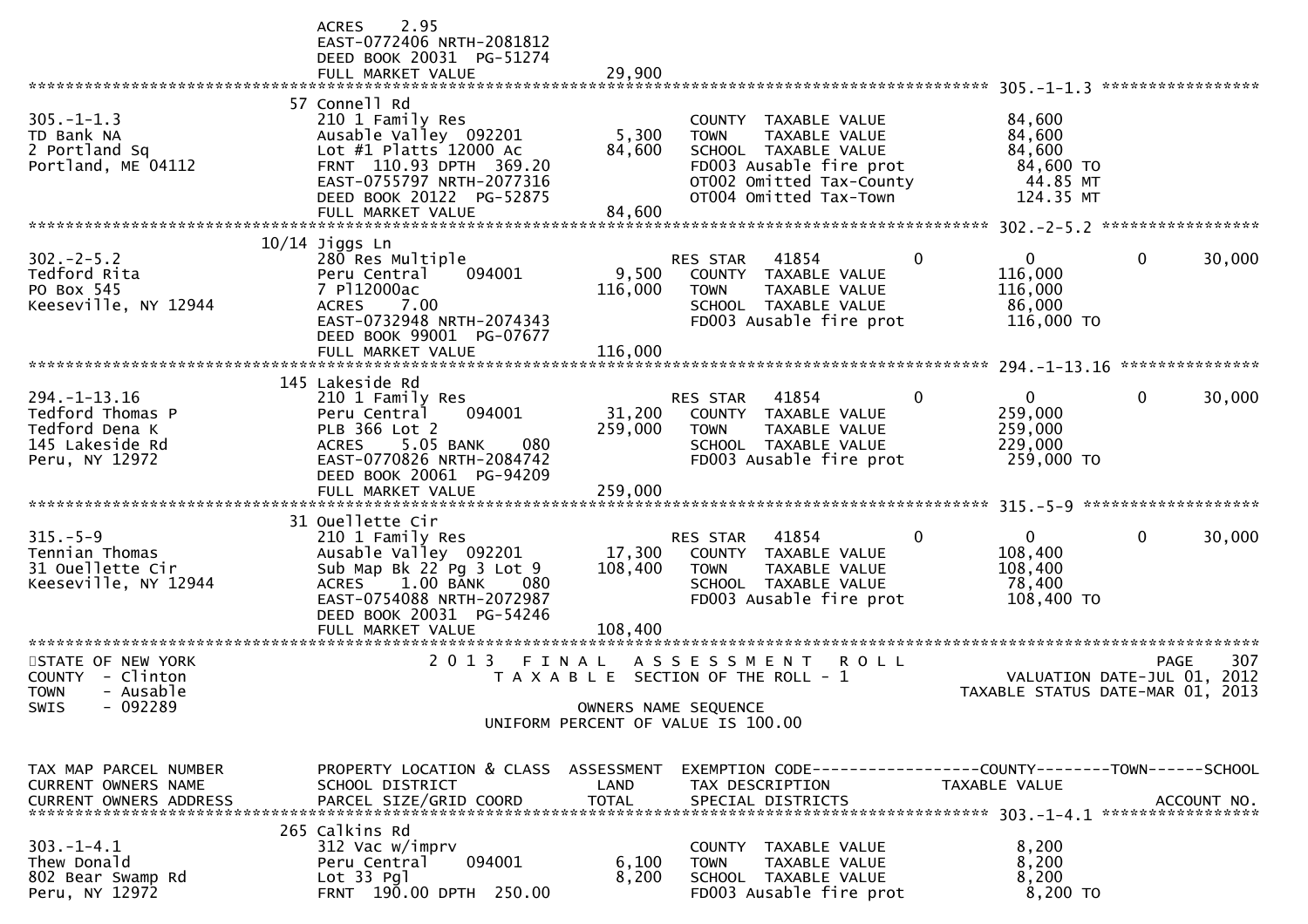```
                               ACRES    2.95
                               EAST-0772406 NRTH-2081812
                               DEED BOOK 20031  PG-51274
                               FULL MARKET VALUE              29,900
******************************************************************************************************* 305.-1-1.3 *****************
                              57 Connell Rd
305.-1-1.3                     210 1 Family Res                      COUNTY  TAXABLE VALUE             84,600
TD Bank NA                     Ausable Valley  092201       5,300   TOWN    TAXABLE VALUE             84,600
2 Portland Sq                  Lot #1 Platts 12000 Ac      84,600   SCHOOL  TAXABLE VALUE             84,600
Portland, ME 04112             FRNT 110.93 DPTH 369.20              FD003 Ausable fire prot            84,600 TO
                               EAST-0755797 NRTH-2077316            OT002 Omitted Tax-County            44.85 MT
                               DEED BOOK 20122  PG-52875            OT004 Omitted Tax-Town             124.35 MT
                               FULL MARKET VALUE              84,600
******************************************************************************************************* 302.-2-5.2 *****************
                           10/14 Jiggs Ln
302.-2-5.2                     280 Res Multiple                     RES STAR   41854         0          0            0       30,000
Tedford Rita                   Peru Central    094001       9,500   COUNTY  TAXABLE VALUE            116,000
PO Box 545                     7 Pl12000ac                116,000   TOWN    TAXABLE VALUE            116,000
Keeseville, NY 12944           ACRES    7.00                        SCHOOL  TAXABLE VALUE             86,000
                               EAST-0732948 NRTH-2074343            FD003 Ausable fire prot           116,000 TO
                               DEED BOOK 99001  PG-07677
                               FULL MARKET VALUE             116,000
******************************************************************************************************* 294.-1-13.16 ***************
                              145 Lakeside Rd
294.-1-13.16                   210 1 Family Res                     RES STAR   41854         0          0            0       30,000
Tedford Thomas P               Peru Central    094001      31,200   COUNTY  TAXABLE VALUE            259,000
Tedford Dena K                 PLB 366 Lot 2              259,000   TOWN    TAXABLE VALUE            259,000
145 Lakeside Rd                ACRES    5.05 BANK    080            SCHOOL  TAXABLE VALUE            229,000
Peru, NY 12972                 EAST-0770826 NRTH-2084742            FD003 Ausable fire prot           259,000 TO
                               DEED BOOK 20061  PG-94209
                               FULL MARKET VALUE             259,000
******************************************************************************************************* 315.-5-9 *******************
                              31 Ouellette Cir
315.-5-9                       210 1 Family Res                     RES STAR   41854         0          0            0       30,000
Tennian Thomas                 Ausable Valley  092201      17,300   COUNTY  TAXABLE VALUE            108,400
31 Ouellette Cir               Sub Map Bk 22 Pg 3 Lot 9   108,400   TOWN    TAXABLE VALUE            108,400
Keeseville, NY 12944           ACRES    1.00 BANK    080            SCHOOL  TAXABLE VALUE             78,400
                               EAST-0754088 NRTH-2072987            FD003 Ausable fire prot           108,400 TO
                               DEED BOOK 20031  PG-54246
                               FULL MARKET VALUE             108,400
************************************************************************************************************************************
STATE OF NEW YORK                  2 0 1 3   F I N A L   A S S E S S M E N T   R O L L                                PAGE    307
COUNTY  - Clinton                      T A X A B L E  SECTION OF THE ROLL - 1                         VALUATION DATE-JUL 01, 2012
TOWN    - Ausable                                                                                    TAXABLE STATUS DATE-MAR 01, 2013
SWIS    - 092289                                    OWNERS NAME SEQUENCE
                                           UNIFORM PERCENT OF VALUE IS 100.00


TAX MAP PARCEL NUMBER          PROPERTY LOCATION & CLASS  ASSESSMENT  EXEMPTION CODE------------------COUNTY--------TOWN------SCHOOL
CURRENT OWNERS NAME            SCHOOL DISTRICT               LAND      TAX DESCRIPTION             TAXABLE VALUE
CURRENT OWNERS ADDRESS         PARCEL SIZE/GRID COORD        TOTAL     SPECIAL DISTRICTS                                 ACCOUNT NO.
******************************************************************************************************* 303.-1-4.1 *****************
                              265 Calkins Rd
303.-1-4.1                     312 Vac w/imprv                      COUNTY  TAXABLE VALUE              8,200
Thew Donald                    Peru Central    094001       6,100   TOWN    TAXABLE VALUE              8,200
802 Bear Swamp Rd              Lot 33 Pgl                   8,200   SCHOOL  TAXABLE VALUE              8,200
Peru, NY 12972                 FRNT 190.00 DPTH 250.00              FD003 Ausable fire prot             8,200 TO
```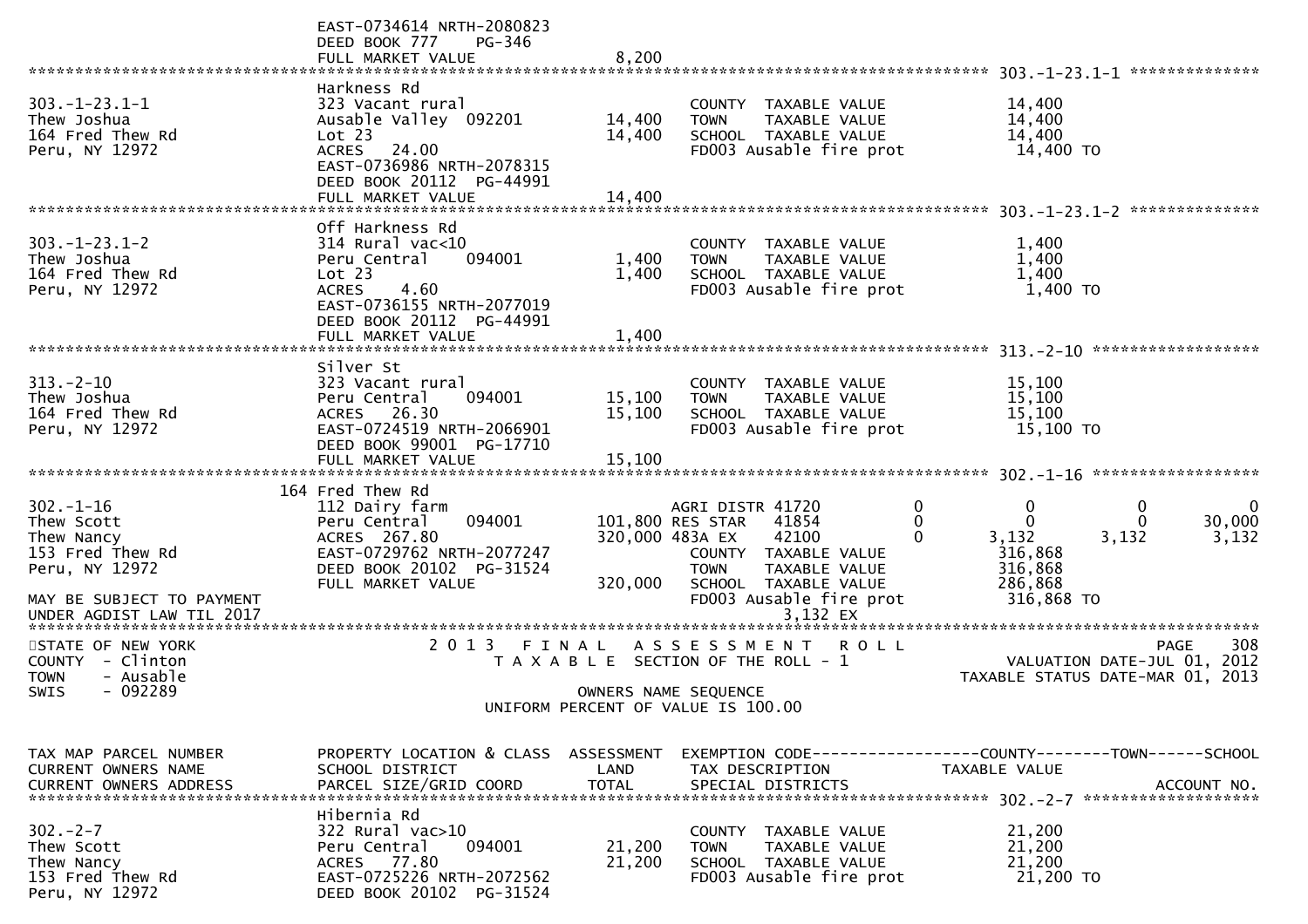```
                           EAST-0734614 NRTH-2080823
                           DEED BOOK 777    PG-346
                           FULL MARKET VALUE              8,200
******************************************************************************************************* 303.-1-23.1-1 **************
                           Harkness Rd
303.-1-23.1-1              323 Vacant rural                          COUNTY  TAXABLE VALUE            14,400
Thew Joshua                Ausable Valley  092201        14,400      TOWN    TAXABLE VALUE            14,400
164 Fred Thew Rd           Lot 23                        14,400      SCHOOL  TAXABLE VALUE            14,400
Peru, NY 12972             ACRES   24.00                             FD003 Ausable fire prot           14,400 TO
                           EAST-0736986 NRTH-2078315
                           DEED BOOK 20112  PG-44991
                           FULL MARKET VALUE             14,400
******************************************************************************************************* 303.-1-23.1-2 **************
                           Off Harkness Rd
303.-1-23.1-2              314 Rural vac<10                          COUNTY  TAXABLE VALUE             1,400
Thew Joshua                Peru Central    094001         1,400      TOWN    TAXABLE VALUE             1,400
164 Fred Thew Rd           Lot 23                         1,400      SCHOOL  TAXABLE VALUE             1,400
Peru, NY 12972             ACRES    4.60                             FD003 Ausable fire prot            1,400 TO
                           EAST-0736155 NRTH-2077019
                           DEED BOOK 20112  PG-44991
                           FULL MARKET VALUE              1,400
******************************************************************************************************* 313.-2-10 ******************
                           Silver St
313.-2-10                  323 Vacant rural                          COUNTY  TAXABLE VALUE            15,100
Thew Joshua                Peru Central    094001        15,100      TOWN    TAXABLE VALUE            15,100
164 Fred Thew Rd           ACRES   26.30                 15,100      SCHOOL  TAXABLE VALUE            15,100
Peru, NY 12972             EAST-0724519 NRTH-2066901                 FD003 Ausable fire prot           15,100 TO
                           DEED BOOK 99001  PG-17710
                           FULL MARKET VALUE             15,100
******************************************************************************************************* 302.-1-16 ******************
                       164 Fred Thew Rd
302.-1-16                  112 Dairy farm                            AGRI DISTR 41720          0              0           0           0
Thew Scott                 Peru Central    094001       101,800 RES STAR   41854          0              0           0      30,000
Thew Nancy                 ACRES  267.80                320,000 483A EX    42100          0          3,132       3,132       3,132
153 Fred Thew Rd           EAST-0729762 NRTH-2077247                 COUNTY  TAXABLE VALUE           316,868
Peru, NY 12972             DEED BOOK 20102  PG-31524                 TOWN    TAXABLE VALUE           316,868
                           FULL MARKET VALUE            320,000      SCHOOL  TAXABLE VALUE           286,868
MAY BE SUBJECT TO PAYMENT                                            FD003 Ausable fire prot          316,868 TO
UNDER AGDIST LAW TIL 2017                                                               3,132 EX
************************************************************************************************************************************
STATE OF NEW YORK                 2 0 1 3   F I N A L   A S S E S S M E N T   R O L L                                  PAGE    308
COUNTY  - Clinton                    T A X A B L E  SECTION OF THE ROLL - 1                         VALUATION DATE-JUL 01, 2012
TOWN    - Ausable                                                                                TAXABLE STATUS DATE-MAR 01, 2013
SWIS    - 092289                                    OWNERS NAME SEQUENCE
                                              UNIFORM PERCENT OF VALUE IS 100.00


TAX MAP PARCEL NUMBER      PROPERTY LOCATION & CLASS  ASSESSMENT  EXEMPTION CODE------------------COUNTY--------TOWN------SCHOOL
CURRENT OWNERS NAME        SCHOOL DISTRICT               LAND      TAX DESCRIPTION             TAXABLE VALUE
CURRENT OWNERS ADDRESS     PARCEL SIZE/GRID COORD       TOTAL      SPECIAL DISTRICTS                                     ACCOUNT NO.
******************************************************************************************************* 302.-2-7 *******************
                           Hibernia Rd
302.-2-7                   322 Rural vac>10                          COUNTY  TAXABLE VALUE            21,200
Thew Scott                 Peru Central    094001        21,200      TOWN    TAXABLE VALUE            21,200
Thew Nancy                 ACRES   77.80                 21,200      SCHOOL  TAXABLE VALUE            21,200
153 Fred Thew Rd           EAST-0725226 NRTH-2072562                 FD003 Ausable fire prot           21,200 TO
Peru, NY 12972             DEED BOOK 20102  PG-31524
```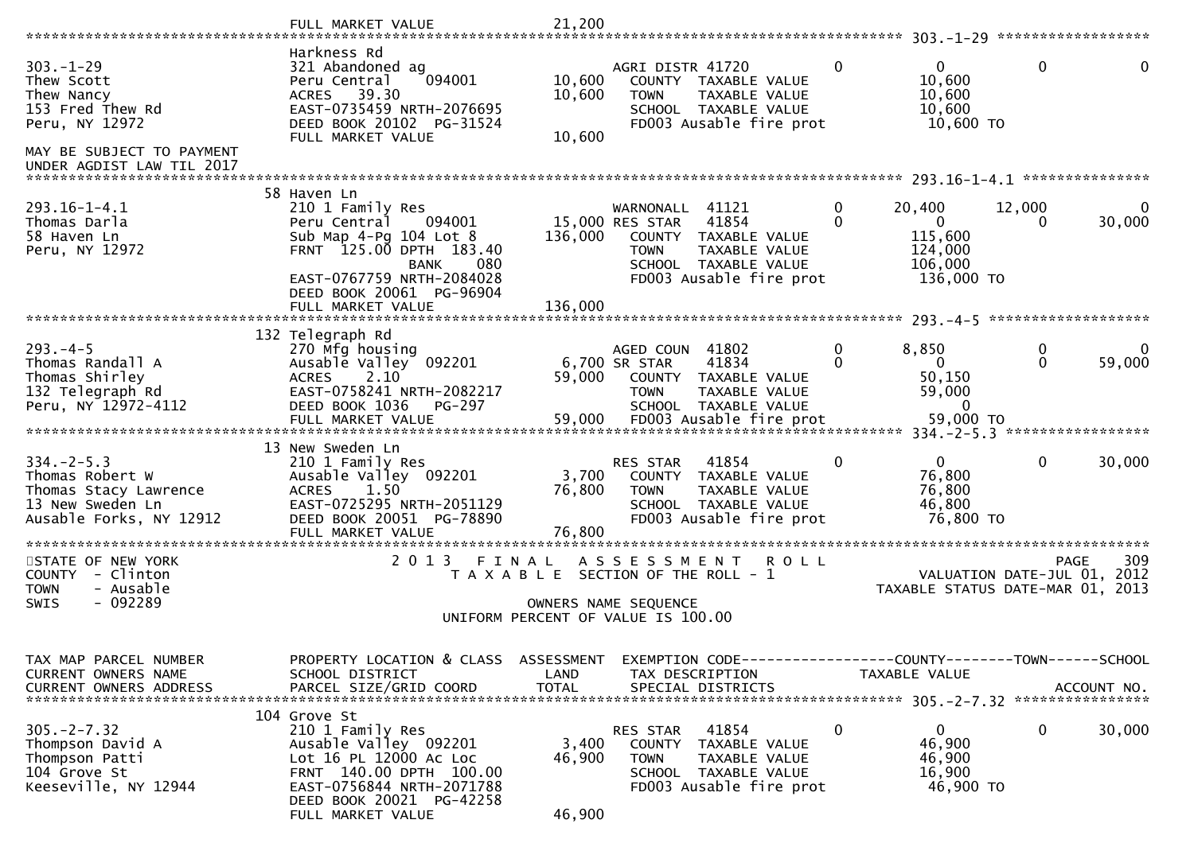| | FULL MARKET VALUE | 21,200 | | | | | |
|---|---|---|---|---|---|---|---|

**303.-1-29**

| TAX MAP PARCEL NUMBER / CURRENT OWNERS NAME / CURRENT OWNERS ADDRESS | PROPERTY LOCATION & CLASS / SCHOOL DISTRICT / PARCEL SIZE/GRID COORD | ASSESSMENT LAND / TOTAL | EXEMPTION CODE / TAX DESCRIPTION / SPECIAL DISTRICTS | | COUNTY TAXABLE VALUE | TOWN | SCHOOL |
|---|---|---|---|---|---|---|---|
| | Harkness Rd | | | | | | |
| 303.-1-29 | 321 Abandoned ag | | AGRI DISTR 41720 | 0 | 0 | 0 | 0 |
| Thew Scott | Peru Central 094001 | 10,600 | COUNTY TAXABLE VALUE | | 10,600 | | |
| Thew Nancy | ACRES 39.30 | 10,600 | TOWN TAXABLE VALUE | | 10,600 | | |
| 153 Fred Thew Rd | EAST-0735459 NRTH-2076695 | | SCHOOL TAXABLE VALUE | | 10,600 | | |
| Peru, NY 12972 | DEED BOOK 20102 PG-31524 | | FD003 Ausable fire prot | | 10,600 TO | | |
| | FULL MARKET VALUE | 10,600 | | | | | |
| MAY BE SUBJECT TO PAYMENT UNDER AGDIST LAW TIL 2017 | | | | | | | |

**293.16-1-4.1**

| TAX MAP PARCEL NUMBER / CURRENT OWNERS NAME / CURRENT OWNERS ADDRESS | PROPERTY LOCATION & CLASS / SCHOOL DISTRICT / PARCEL SIZE/GRID COORD | ASSESSMENT LAND / TOTAL | EXEMPTION CODE / TAX DESCRIPTION / SPECIAL DISTRICTS | | COUNTY TAXABLE VALUE | TOWN | SCHOOL |
|---|---|---|---|---|---|---|---|
| | 58 Haven Ln | | | | | | |
| 293.16-1-4.1 | 210 1 Family Res | | WARNONALL 41121 | 0 | 20,400 | 12,000 | 0 |
| Thomas Darla | Peru Central 094001 | 15,000 | RES STAR 41854 | 0 | 0 | 0 | 30,000 |
| 58 Haven Ln | Sub Map 4-Pg 104 Lot 8 | 136,000 | COUNTY TAXABLE VALUE | | 115,600 | | |
| Peru, NY 12972 | FRNT 125.00 DPTH 183.40 | | TOWN TAXABLE VALUE | | 124,000 | | |
| | BANK 080 | | SCHOOL TAXABLE VALUE | | 106,000 | | |
| | EAST-0767759 NRTH-2084028 | | FD003 Ausable fire prot | | 136,000 TO | | |
| | DEED BOOK 20061 PG-96904 | | | | | | |
| | FULL MARKET VALUE | 136,000 | | | | | |

**293.-4-5**

| TAX MAP PARCEL NUMBER / CURRENT OWNERS NAME / CURRENT OWNERS ADDRESS | PROPERTY LOCATION & CLASS / SCHOOL DISTRICT / PARCEL SIZE/GRID COORD | ASSESSMENT LAND / TOTAL | EXEMPTION CODE / TAX DESCRIPTION / SPECIAL DISTRICTS | | COUNTY TAXABLE VALUE | TOWN | SCHOOL |
|---|---|---|---|---|---|---|---|
| | 132 Telegraph Rd | | | | | | |
| 293.-4-5 | 270 Mfg housing | | AGED COUN 41802 | 0 | 8,850 | 0 | 0 |
| Thomas Randall A | Ausable Valley 092201 | 6,700 | SR STAR 41834 | 0 | 0 | 0 | 59,000 |
| Thomas Shirley | ACRES 2.10 | 59,000 | COUNTY TAXABLE VALUE | | 50,150 | | |
| 132 Telegraph Rd | EAST-0758241 NRTH-2082217 | | TOWN TAXABLE VALUE | | 59,000 | | |
| Peru, NY 12972-4112 | DEED BOOK 1036 PG-297 | | SCHOOL TAXABLE VALUE | | 0 | | |
| | FULL MARKET VALUE | 59,000 | FD003 Ausable fire prot | | 59,000 TO | | |

**334.-2-5.3**

| TAX MAP PARCEL NUMBER / CURRENT OWNERS NAME / CURRENT OWNERS ADDRESS | PROPERTY LOCATION & CLASS / SCHOOL DISTRICT / PARCEL SIZE/GRID COORD | ASSESSMENT LAND / TOTAL | EXEMPTION CODE / TAX DESCRIPTION / SPECIAL DISTRICTS | | COUNTY TAXABLE VALUE | TOWN | SCHOOL |
|---|---|---|---|---|---|---|---|
| | 13 New Sweden Ln | | | | | | |
| 334.-2-5.3 | 210 1 Family Res | | RES STAR 41854 | 0 | 0 | 0 | 30,000 |
| Thomas Robert W | Ausable Valley 092201 | 3,700 | COUNTY TAXABLE VALUE | | 76,800 | | |
| Thomas Stacy Lawrence | ACRES 1.50 | 76,800 | TOWN TAXABLE VALUE | | 76,800 | | |
| 13 New Sweden Ln | EAST-0725295 NRTH-2051129 | | SCHOOL TAXABLE VALUE | | 46,800 | | |
| Ausable Forks, NY 12912 | DEED BOOK 20051 PG-78890 | | FD003 Ausable fire prot | | 76,800 TO | | |
| | FULL MARKET VALUE | 76,800 | | | | | |

STATE OF NEW YORK
COUNTY - Clinton
TOWN - Ausable
SWIS - 092289

2013 FINAL ASSESSMENT ROLL
TAXABLE SECTION OF THE ROLL - 1
OWNERS NAME SEQUENCE
UNIFORM PERCENT OF VALUE IS 100.00

PAGE 309
VALUATION DATE-JUL 01, 2012
TAXABLE STATUS DATE-MAR 01, 2013

**305.-2-7.32**

| TAX MAP PARCEL NUMBER / CURRENT OWNERS NAME / CURRENT OWNERS ADDRESS | PROPERTY LOCATION & CLASS / SCHOOL DISTRICT / PARCEL SIZE/GRID COORD | ASSESSMENT LAND / TOTAL | EXEMPTION CODE / TAX DESCRIPTION / SPECIAL DISTRICTS | | COUNTY TAXABLE VALUE | TOWN | SCHOOL / ACCOUNT NO. |
|---|---|---|---|---|---|---|---|
| | 104 Grove St | | | | | | |
| 305.-2-7.32 | 210 1 Family Res | | RES STAR 41854 | 0 | 0 | 0 | 30,000 |
| Thompson David A | Ausable Valley 092201 | 3,400 | COUNTY TAXABLE VALUE | | 46,900 | | |
| Thompson Patti | Lot 16 PL 12000 Ac Loc | 46,900 | TOWN TAXABLE VALUE | | 46,900 | | |
| 104 Grove St | FRNT 140.00 DPTH 100.00 | | SCHOOL TAXABLE VALUE | | 16,900 | | |
| Keeseville, NY 12944 | EAST-0756844 NRTH-2071788 | | FD003 Ausable fire prot | | 46,900 TO | | |
| | DEED BOOK 20021 PG-42258 | | | | | | |
| | FULL MARKET VALUE | 46,900 | | | | | |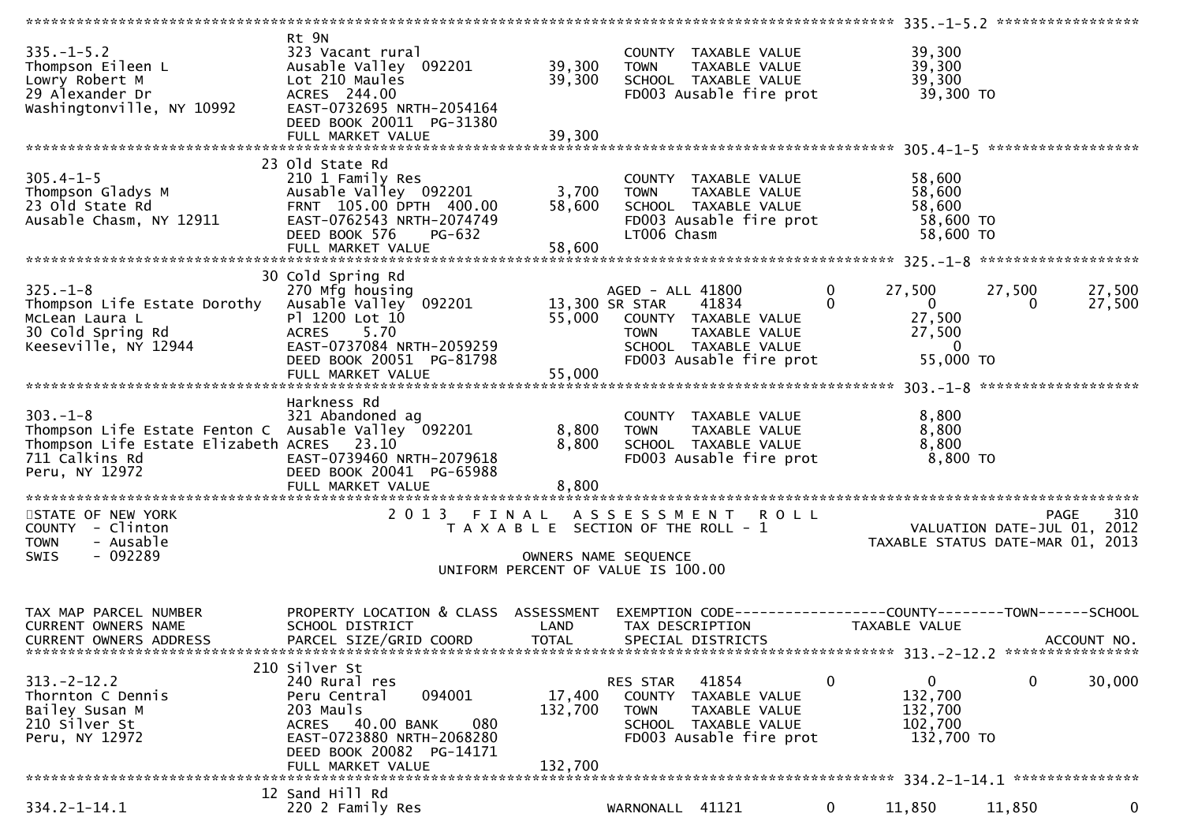```
******************************************************************************************************* 335.-1-5.2 *****************
                               Rt 9N
335.-1-5.2                     323 Vacant rural                         COUNTY  TAXABLE VALUE              39,300
Thompson Eileen L              Ausable Valley  092201      39,300       TOWN    TAXABLE VALUE              39,300
Lowry Robert M                 Lot 210 Maules              39,300       SCHOOL  TAXABLE VALUE              39,300
29 Alexander Dr                ACRES  244.00                            FD003 Ausable fire prot             39,300 TO
Washingtonville, NY 10992      EAST-0732695 NRTH-2054164
                               DEED BOOK 20011  PG-31380
                               FULL MARKET VALUE           39,300
******************************************************************************************************* 305.4-1-5 ******************
                            23 Old State Rd
305.4-1-5                      210 1 Family Res                         COUNTY  TAXABLE VALUE              58,600
Thompson Gladys M              Ausable Valley  092201       3,700       TOWN    TAXABLE VALUE              58,600
23 Old State Rd                FRNT  105.00 DPTH  400.00   58,600       SCHOOL  TAXABLE VALUE              58,600
Ausable Chasm, NY 12911        EAST-0762543 NRTH-2074749                FD003 Ausable fire prot             58,600 TO
                               DEED BOOK 576    PG-632                  LT006 Chasm                         58,600 TO
                               FULL MARKET VALUE           58,600
******************************************************************************************************* 325.-1-8 *******************
                            30 Cold Spring Rd
325.-1-8                       270 Mfg housing                          AGED - ALL 41800        0      27,500      27,500      27,500
Thompson Life Estate Dorothy   Ausable Valley  092201      13,300 SR STAR    41834          0           0           0      27,500
McLean Laura L                 Pl 1200 Lot 10              55,000       COUNTY  TAXABLE VALUE              27,500
30 Cold Spring Rd              ACRES    5.70                            TOWN    TAXABLE VALUE              27,500
Keeseville, NY 12944           EAST-0737084 NRTH-2059259                SCHOOL  TAXABLE VALUE                   0
                               DEED BOOK 20051  PG-81798                FD003 Ausable fire prot             55,000 TO
                               FULL MARKET VALUE           55,000
******************************************************************************************************* 303.-1-8 *******************
                               Harkness Rd
303.-1-8                       321 Abandoned ag                         COUNTY  TAXABLE VALUE               8,800
Thompson Life Estate Fenton C  Ausable Valley  092201       8,800       TOWN    TAXABLE VALUE               8,800
Thompson Life Estate Elizabeth ACRES   23.10                8,800       SCHOOL  TAXABLE VALUE               8,800
711 Calkins Rd                 EAST-0739460 NRTH-2079618                FD003 Ausable fire prot              8,800 TO
Peru, NY 12972                 DEED BOOK 20041  PG-65988
                               FULL MARKET VALUE            8,800
************************************************************************************************************************************
STATE OF NEW YORK                    2 0 1 3   F I N A L   A S S E S S M E N T   R O L L                               PAGE    310
COUNTY  - Clinton                       T A X A B L E  SECTION OF THE ROLL - 1                          VALUATION DATE-JUL 01, 2012
TOWN    - Ausable                                                                                   TAXABLE STATUS DATE-MAR 01, 2013
SWIS    - 092289                                        OWNERS NAME SEQUENCE
                                                 UNIFORM PERCENT OF VALUE IS 100.00


TAX MAP PARCEL NUMBER          PROPERTY LOCATION & CLASS  ASSESSMENT  EXEMPTION CODE------------------COUNTY--------TOWN------SCHOOL
CURRENT OWNERS NAME            SCHOOL DISTRICT               LAND      TAX DESCRIPTION              TAXABLE VALUE
CURRENT OWNERS ADDRESS         PARCEL SIZE/GRID COORD        TOTAL     SPECIAL DISTRICTS                                  ACCOUNT NO.
******************************************************************************************************* 313.-2-12.2 ****************
                           210 Silver St
313.-2-12.2                    240 Rural res                            RES STAR   41854        0           0           0      30,000
Thornton C Dennis              Peru Central    094001      17,400       COUNTY  TAXABLE VALUE             132,700
Bailey Susan M                 203 Mauls                  132,700       TOWN    TAXABLE VALUE             132,700
210 Silver St                  ACRES   40.00 BANK    080                SCHOOL  TAXABLE VALUE             102,700
Peru, NY 12972                 EAST-0723880 NRTH-2068280                FD003 Ausable fire prot            132,700 TO
                               DEED BOOK 20082  PG-14171
                               FULL MARKET VALUE          132,700
******************************************************************************************************* 334.2-1-14.1 ***************
                            12 Sand Hill Rd
334.2-1-14.1                   220 2 Family Res                         WARNONALL  41121        0      11,850      11,850           0
```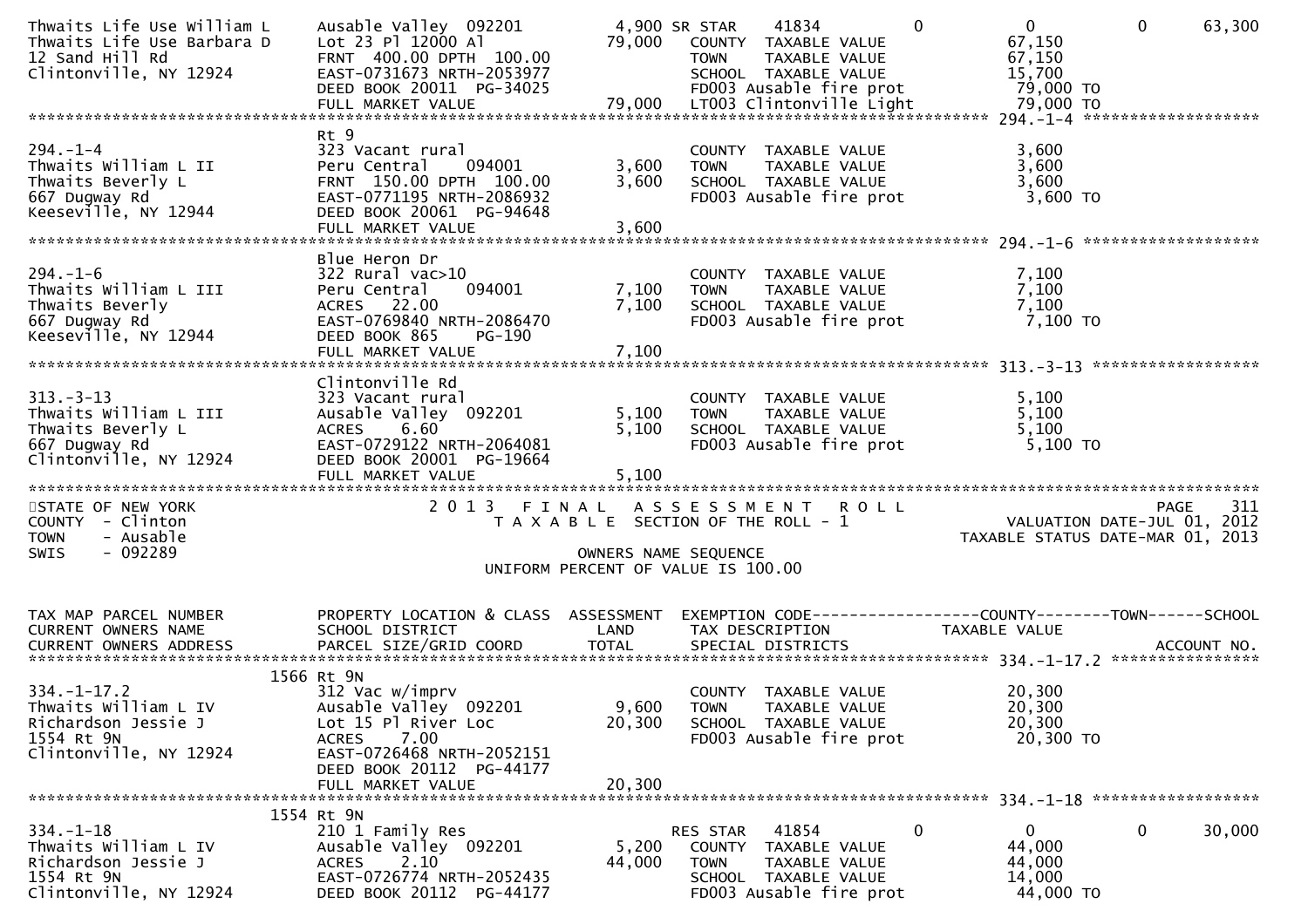```
Thwaits Life Use William L     Ausable Valley  092201          4,900 SR STAR     41834           0             0             0        63,300
Thwaits Life Use Barbara D     Lot 23 Pl 12000 Al             79,000   COUNTY  TAXABLE VALUE                 67,150
12 Sand Hill Rd                FRNT  400.00 DPTH  100.00               TOWN    TAXABLE VALUE                 67,150
Clintonville, NY 12924         EAST-0731673 NRTH-2053977               SCHOOL  TAXABLE VALUE                 15,700
                               DEED BOOK 20011  PG-34025               FD003 Ausable fire prot               79,000 TO
                               FULL MARKET VALUE              79,000   LT003 Clintonville Light              79,000 TO
******************************************************************************************************* 294.-1-4 ******************
                               Rt 9
294.-1-4                       323 Vacant rural                        COUNTY  TAXABLE VALUE                  3,600
Thwaits William L II           Peru Central    094001          3,600   TOWN    TAXABLE VALUE                  3,600
Thwaits Beverly L              FRNT  150.00 DPTH  100.00       3,600   SCHOOL  TAXABLE VALUE                  3,600
667 Dugway Rd                  EAST-0771195 NRTH-2086932               FD003 Ausable fire prot                3,600 TO
Keeseville, NY 12944           DEED BOOK 20061  PG-94648
                               FULL MARKET VALUE               3,600
******************************************************************************************************* 294.-1-6 ******************
                               Blue Heron Dr
294.-1-6                       322 Rural vac>10                        COUNTY  TAXABLE VALUE                  7,100
Thwaits William L III          Peru Central    094001          7,100   TOWN    TAXABLE VALUE                  7,100
Thwaits Beverly                ACRES   22.00                   7,100   SCHOOL  TAXABLE VALUE                  7,100
667 Dugway Rd                  EAST-0769840 NRTH-2086470               FD003 Ausable fire prot                7,100 TO
Keeseville, NY 12944           DEED BOOK 865    PG-190
                               FULL MARKET VALUE               7,100
******************************************************************************************************* 313.-3-13 *****************
                               Clintonville Rd
313.-3-13                      323 Vacant rural                        COUNTY  TAXABLE VALUE                  5,100
Thwaits William L III          Ausable Valley  092201          5,100   TOWN    TAXABLE VALUE                  5,100
Thwaits Beverly L              ACRES    6.60                   5,100   SCHOOL  TAXABLE VALUE                  5,100
667 Dugway Rd                  EAST-0729122 NRTH-2064081               FD003 Ausable fire prot                5,100 TO
Clintonville, NY 12924         DEED BOOK 20001  PG-19664
                               FULL MARKET VALUE               5,100
************************************************************************************************************************************
STATE OF NEW YORK                     2 0 1 3   F I N A L   A S S E S S M E N T   R O L L                              PAGE    311
COUNTY  - Clinton                          T A X A B L E  SECTION OF THE ROLL - 1                      VALUATION DATE-JUL 01, 2012
TOWN    - Ausable                                                                                  TAXABLE STATUS DATE-MAR 01, 2013
SWIS    - 092289                                        OWNERS NAME SEQUENCE
                                                 UNIFORM PERCENT OF VALUE IS 100.00


TAX MAP PARCEL NUMBER          PROPERTY LOCATION & CLASS  ASSESSMENT  EXEMPTION CODE------------------COUNTY--------TOWN------SCHOOL
CURRENT OWNERS NAME            SCHOOL DISTRICT               LAND      TAX DESCRIPTION             TAXABLE VALUE
CURRENT OWNERS ADDRESS         PARCEL SIZE/GRID COORD        TOTAL     SPECIAL DISTRICTS                                    ACCOUNT NO.
******************************************************************************************************* 334.-1-17.2 ***************
                          1566 Rt 9N
334.-1-17.2                    312 Vac w/imprv                         COUNTY  TAXABLE VALUE                 20,300
Thwaits William L IV           Ausable Valley  092201          9,600   TOWN    TAXABLE VALUE                 20,300
Richardson Jessie J            Lot 15 Pl River Loc            20,300   SCHOOL  TAXABLE VALUE                 20,300
1554 Rt 9N                     ACRES    7.00                           FD003 Ausable fire prot               20,300 TO
Clintonville, NY 12924         EAST-0726468 NRTH-2052151
                               DEED BOOK 20112  PG-44177
                               FULL MARKET VALUE              20,300
******************************************************************************************************* 334.-1-18 *****************
                          1554 Rt 9N
334.-1-18                      210 1 Family Res                        RES STAR  41854           0             0             0        30,000
Thwaits William L IV           Ausable Valley  092201          5,200   COUNTY  TAXABLE VALUE                 44,000
Richardson Jessie J            ACRES    2.10                  44,000   TOWN    TAXABLE VALUE                 44,000
1554 Rt 9N                     EAST-0726774 NRTH-2052435               SCHOOL  TAXABLE VALUE                 14,000
Clintonville, NY 12924         DEED BOOK 20112  PG-44177               FD003 Ausable fire prot               44,000 TO
```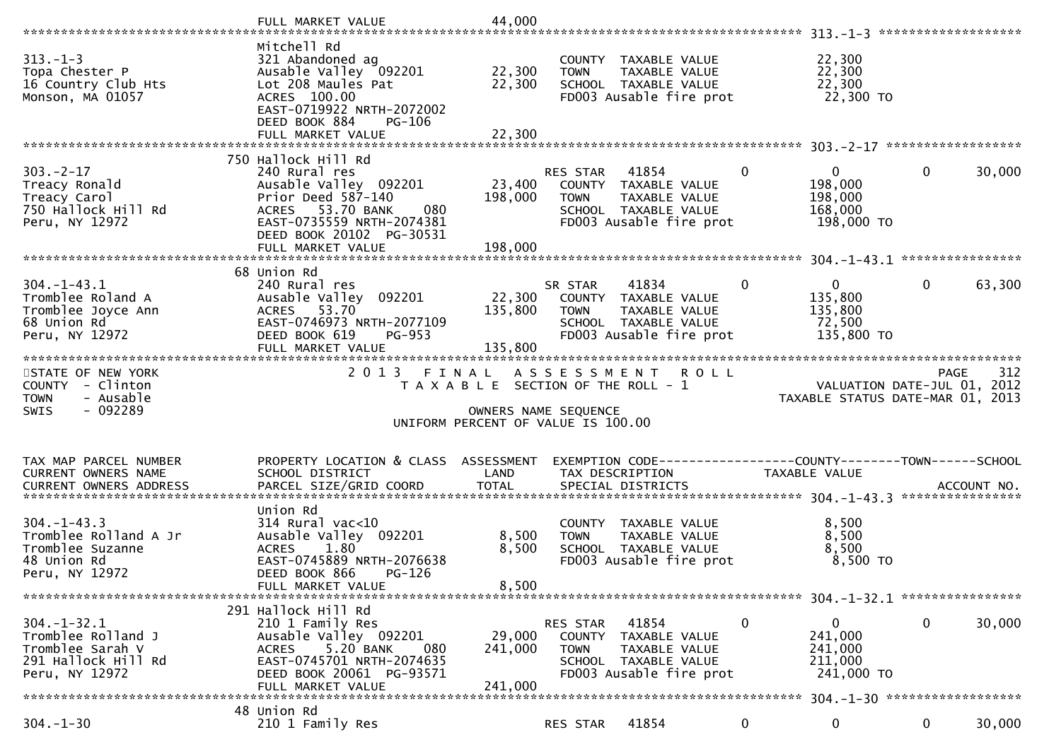FULL MARKET VALUE 44,000

**313.-1-3**

| TAX MAP PARCEL NUMBER / CURRENT OWNERS NAME / CURRENT OWNERS ADDRESS | PROPERTY LOCATION & CLASS / SCHOOL DISTRICT / PARCEL SIZE/GRID COORD | ASSESSMENT LAND / TOTAL | EXEMPTION CODE / TAX DESCRIPTION / SPECIAL DISTRICTS | COUNTY | TOWN | SCHOOL |
|---|---|---|---|---|---|---|
| 313.-1-3 | Mitchell Rd | | | | | |
| Topa Chester P | 321 Abandoned ag | | COUNTY TAXABLE VALUE | 22,300 | | |
| 16 Country Club Hts | Ausable Valley 092201 | 22,300 | TOWN TAXABLE VALUE | 22,300 | | |
| Monson, MA 01057 | Lot 208 Maules Pat | 22,300 | SCHOOL TAXABLE VALUE | 22,300 | | |
| | ACRES 100.00 | | FD003 Ausable fire prot | 22,300 TO | | |
| | EAST-0719922 NRTH-2072002 | | | | | |
| | DEED BOOK 884 PG-106 | | | | | |
| | FULL MARKET VALUE | 22,300 | | | | |

**303.-2-17**

| TAX MAP PARCEL NUMBER / CURRENT OWNERS NAME / CURRENT OWNERS ADDRESS | PROPERTY LOCATION & CLASS / SCHOOL DISTRICT / PARCEL SIZE/GRID COORD | ASSESSMENT LAND / TOTAL | EXEMPTION CODE / TAX DESCRIPTION / SPECIAL DISTRICTS | COUNTY | TOWN | SCHOOL |
|---|---|---|---|---|---|---|
| | 750 Hallock Hill Rd | | | | | |
| 303.-2-17 | 240 Rural res | | RES STAR 41854 | 0 | 0 | 30,000 |
| Treacy Ronald | Ausable Valley 092201 | 23,400 | COUNTY TAXABLE VALUE | 198,000 | | |
| Treacy Carol | Prior Deed 587-140 | 198,000 | TOWN TAXABLE VALUE | 198,000 | | |
| 750 Hallock Hill Rd | ACRES 53.70 BANK 080 | | SCHOOL TAXABLE VALUE | 168,000 | | |
| Peru, NY 12972 | EAST-0735559 NRTH-2074381 | | FD003 Ausable fire prot | 198,000 TO | | |
| | DEED BOOK 20102 PG-30531 | | | | | |
| | FULL MARKET VALUE | 198,000 | | | | |

**304.-1-43.1**

| TAX MAP PARCEL NUMBER / CURRENT OWNERS NAME / CURRENT OWNERS ADDRESS | PROPERTY LOCATION & CLASS / SCHOOL DISTRICT / PARCEL SIZE/GRID COORD | ASSESSMENT LAND / TOTAL | EXEMPTION CODE / TAX DESCRIPTION / SPECIAL DISTRICTS | COUNTY | TOWN | SCHOOL |
|---|---|---|---|---|---|---|
| | 68 Union Rd | | | | | |
| 304.-1-43.1 | 240 Rural res | | SR STAR 41834 | 0 | 0 | 63,300 |
| Tromblee Roland A | Ausable Valley 092201 | 22,300 | COUNTY TAXABLE VALUE | 135,800 | | |
| Tromblee Joyce Ann | ACRES 53.70 | 135,800 | TOWN TAXABLE VALUE | 135,800 | | |
| 68 Union Rd | EAST-0746973 NRTH-2077109 | | SCHOOL TAXABLE VALUE | 72,500 | | |
| Peru, NY 12972 | DEED BOOK 619 PG-953 | | FD003 Ausable fire prot | 135,800 TO | | |
| | FULL MARKET VALUE | 135,800 | | | | |

STATE OF NEW YORK
COUNTY - Clinton
TOWN - Ausable
SWIS - 092289

2013 FINAL ASSESSMENT ROLL
TAXABLE SECTION OF THE ROLL - 1
OWNERS NAME SEQUENCE
UNIFORM PERCENT OF VALUE IS 100.00

VALUATION DATE-JUL 01, 2012
TAXABLE STATUS DATE-MAR 01, 2013

**304.-1-43.3**

| TAX MAP PARCEL NUMBER / CURRENT OWNERS NAME / CURRENT OWNERS ADDRESS | PROPERTY LOCATION & CLASS / SCHOOL DISTRICT / PARCEL SIZE/GRID COORD | ASSESSMENT LAND / TOTAL | EXEMPTION CODE / TAX DESCRIPTION / SPECIAL DISTRICTS | COUNTY | TOWN | SCHOOL |
|---|---|---|---|---|---|---|
| | Union Rd | | | | | |
| 304.-1-43.3 | 314 Rural vac<10 | | COUNTY TAXABLE VALUE | 8,500 | | |
| Tromblee Rolland A Jr | Ausable Valley 092201 | 8,500 | TOWN TAXABLE VALUE | 8,500 | | |
| Tromblee Suzanne | ACRES 1.80 | 8,500 | SCHOOL TAXABLE VALUE | 8,500 | | |
| 48 Union Rd | EAST-0745889 NRTH-2076638 | | FD003 Ausable fire prot | 8,500 TO | | |
| Peru, NY 12972 | DEED BOOK 866 PG-126 | | | | | |
| | FULL MARKET VALUE | 8,500 | | | | |

**304.-1-32.1**

| TAX MAP PARCEL NUMBER / CURRENT OWNERS NAME / CURRENT OWNERS ADDRESS | PROPERTY LOCATION & CLASS / SCHOOL DISTRICT / PARCEL SIZE/GRID COORD | ASSESSMENT LAND / TOTAL | EXEMPTION CODE / TAX DESCRIPTION / SPECIAL DISTRICTS | COUNTY | TOWN | SCHOOL |
|---|---|---|---|---|---|---|
| | 291 Hallock Hill Rd | | | | | |
| 304.-1-32.1 | 210 1 Family Res | | RES STAR 41854 | 0 | 0 | 30,000 |
| Tromblee Rolland J | Ausable Valley 092201 | 29,000 | COUNTY TAXABLE VALUE | 241,000 | | |
| Tromblee Sarah V | ACRES 5.20 BANK 080 | 241,000 | TOWN TAXABLE VALUE | 241,000 | | |
| 291 Hallock Hill Rd | EAST-0745701 NRTH-2074635 | | SCHOOL TAXABLE VALUE | 211,000 | | |
| Peru, NY 12972 | DEED BOOK 20061 PG-93571 | | FD003 Ausable fire prot | 241,000 TO | | |
| | FULL MARKET VALUE | 241,000 | | | | |

**304.-1-30**

| TAX MAP PARCEL NUMBER / CURRENT OWNERS NAME / CURRENT OWNERS ADDRESS | PROPERTY LOCATION & CLASS / SCHOOL DISTRICT / PARCEL SIZE/GRID COORD | ASSESSMENT LAND / TOTAL | EXEMPTION CODE / TAX DESCRIPTION / SPECIAL DISTRICTS | COUNTY | TOWN | SCHOOL |
|---|---|---|---|---|---|---|
| | 48 Union Rd | | | | | |
| 304.-1-30 | 210 1 Family Res | | RES STAR 41854 | 0 | 0 | 30,000 |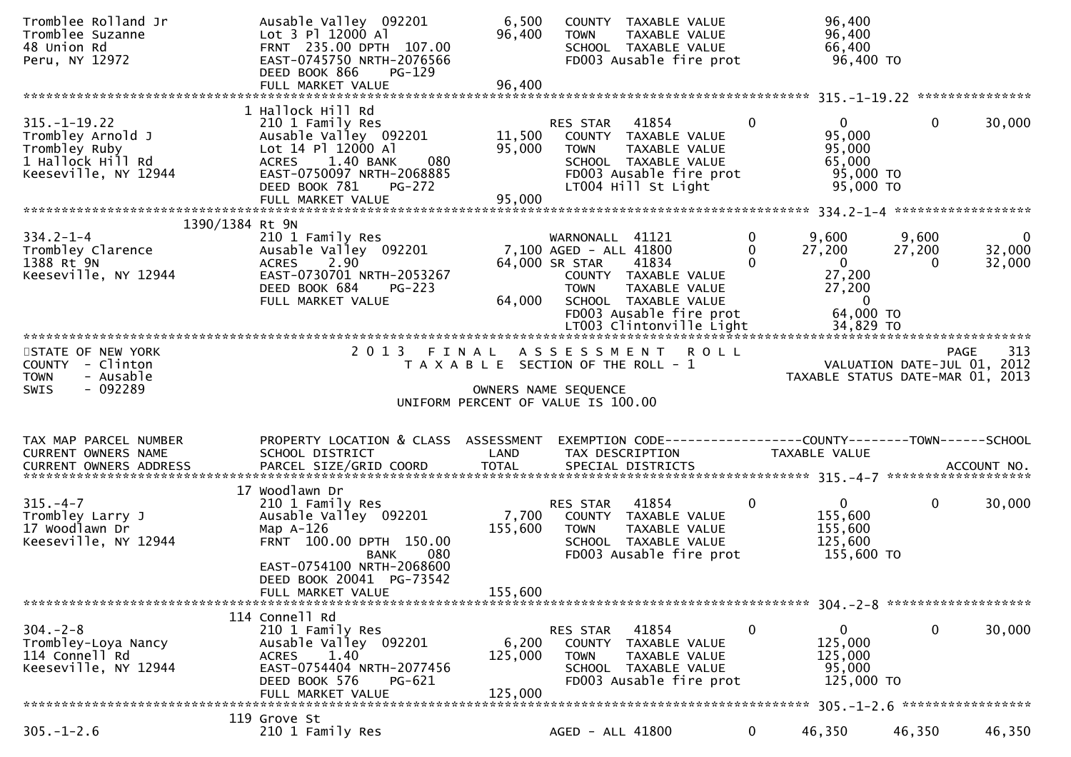```
Tromblee Rolland Jr          Ausable Valley  092201          6,500   COUNTY  TAXABLE VALUE            96,400
Tromblee Suzanne             Lot 3 Pl 12000 Al              96,400   TOWN    TAXABLE VALUE            96,400
48 Union Rd                  FRNT  235.00 DPTH  107.00               SCHOOL  TAXABLE VALUE            66,400
Peru, NY 12972               EAST-0745750 NRTH-2076566               FD003 Ausable fire prot           96,400 TO
                             DEED BOOK 866     PG-129
                             FULL MARKET VALUE              96,400
******************************************************************************************************* 315.-1-19.22 ***************
                           1 Hallock Hill Rd
315.-1-19.22                 210 1 Family Res                         RES STAR   41854          0            0            0        30,000
Trombley Arnold J            Ausable Valley  092201         11,500   COUNTY  TAXABLE VALUE            95,000
Trombley Ruby                Lot 14 Pl 12000 Al             95,000   TOWN    TAXABLE VALUE            95,000
1 Hallock Hill Rd            ACRES    1.40 BANK     080              SCHOOL  TAXABLE VALUE            65,000
Keeseville, NY 12944         EAST-0750097 NRTH-2068885               FD003 Ausable fire prot           95,000 TO
                             DEED BOOK 781     PG-272                LT004 Hill St Light               95,000 TO
                             FULL MARKET VALUE              95,000
******************************************************************************************************* 334.2-1-4 ******************
                  1390/1384 Rt 9N
334.2-1-4                    210 1 Family Res                         WARNONALL  41121          0        9,600        9,600            0
Trombley Clarence            Ausable Valley  092201          7,100 AGED - ALL 41800          0       27,200       27,200       32,000
1388 Rt 9N                   ACRES    2.90                      64,000 SR STAR    41834          0            0            0       32,000
Keeseville, NY 12944         EAST-0730701 NRTH-2053267               COUNTY  TAXABLE VALUE            27,200
                             DEED BOOK 684     PG-223                TOWN    TAXABLE VALUE            27,200
                             FULL MARKET VALUE              64,000   SCHOOL  TAXABLE VALUE                 0
                                                                     FD003 Ausable fire prot           64,000 TO
                                                                     LT003 Clintonville Light          34,829 TO
**************************************************************************************************************************************
STATE OF NEW YORK                    2 0 1 3   F I N A L   A S S E S S M E N T   R O L L                                PAGE     313
COUNTY  - Clinton                       T A X A B L E  SECTION OF THE ROLL - 1                        VALUATION DATE-JUL 01, 2012
TOWN    - Ausable                                                                                    TAXABLE STATUS DATE-MAR 01, 2013
SWIS    - 092289                                       OWNERS NAME SEQUENCE
                                               UNIFORM PERCENT OF VALUE IS 100.00


TAX MAP PARCEL NUMBER        PROPERTY LOCATION & CLASS  ASSESSMENT  EXEMPTION CODE------------------COUNTY--------TOWN------SCHOOL
CURRENT OWNERS NAME          SCHOOL DISTRICT               LAND      TAX DESCRIPTION            TAXABLE VALUE
CURRENT OWNERS ADDRESS       PARCEL SIZE/GRID COORD        TOTAL     SPECIAL DISTRICTS                                    ACCOUNT NO.
******************************************************************************************************* 315.-4-7 *******************
                          17 Woodlawn Dr
315.-4-7                     210 1 Family Res                         RES STAR   41854          0            0            0        30,000
Trombley Larry J             Ausable Valley  092201          7,700   COUNTY  TAXABLE VALUE           155,600
17 Woodlawn Dr               Map A-126                     155,600   TOWN    TAXABLE VALUE           155,600
Keeseville, NY 12944         FRNT  100.00 DPTH  150.00               SCHOOL  TAXABLE VALUE           125,600
                                          BANK     080               FD003 Ausable fire prot          155,600 TO
                             EAST-0754100 NRTH-2068600
                             DEED BOOK 20041  PG-73542
                             FULL MARKET VALUE             155,600
******************************************************************************************************* 304.-2-8 *******************
                         114 Connell Rd
304.-2-8                     210 1 Family Res                         RES STAR   41854          0            0            0        30,000
Trombley-Loya Nancy          Ausable Valley  092201          6,200   COUNTY  TAXABLE VALUE           125,000
114 Connell Rd               ACRES    1.40                     125,000   TOWN    TAXABLE VALUE           125,000
Keeseville, NY 12944         EAST-0754404 NRTH-2077456               SCHOOL  TAXABLE VALUE            95,000
                             DEED BOOK 576     PG-621                FD003 Ausable fire prot          125,000 TO
                             FULL MARKET VALUE             125,000
******************************************************************************************************* 305.-1-2.6 *****************
                         119 Grove St
305.-1-2.6                   210 1 Family Res                         AGED - ALL 41800          0       46,350       46,350       46,350
```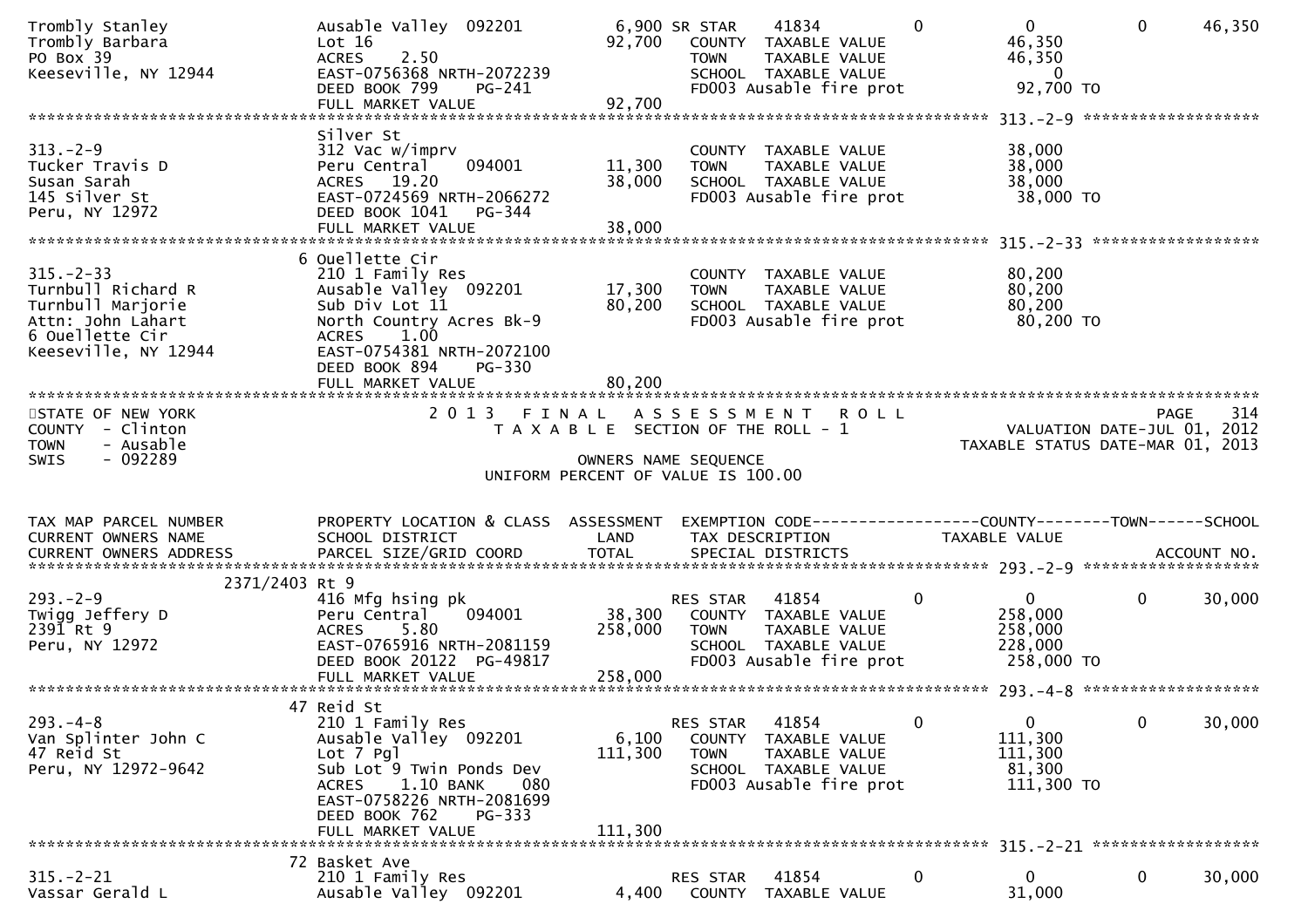```
Trombly Stanley                  Ausable Valley  092201         6,900 SR STAR    41834            0          0          0     46,350
Trombly Barbara                  Lot 16                        92,700   COUNTY  TAXABLE VALUE             46,350
PO Box 39                        ACRES    2.50                          TOWN    TAXABLE VALUE             46,350
Keeseville, NY 12944             EAST-0756368 NRTH-2072239              SCHOOL  TAXABLE VALUE                  0
                                 DEED BOOK 799    PG-241                FD003 Ausable fire prot           92,700 TO
                                 FULL MARKET VALUE             92,700
******************************************************************************************************* 313.-2-9 ******************
                                 Silver St
313.-2-9                         312 Vac w/imprv                        COUNTY  TAXABLE VALUE             38,000
Tucker Travis D                  Peru Central    094001        11,300   TOWN    TAXABLE VALUE             38,000
Susan Sarah                      ACRES   19.20                 38,000   SCHOOL  TAXABLE VALUE             38,000
145 Silver St                    EAST-0724569 NRTH-2066272              FD003 Ausable fire prot           38,000 TO
Peru, NY 12972                   DEED BOOK 1041   PG-344
                                 FULL MARKET VALUE             38,000
******************************************************************************************************* 315.-2-33 *****************
                               6 Ouellette Cir
315.-2-33                        210 1 Family Res                       COUNTY  TAXABLE VALUE             80,200
Turnbull Richard R               Ausable Valley  092201        17,300   TOWN    TAXABLE VALUE             80,200
Turnbull Marjorie                Sub Div Lot 11                80,200   SCHOOL  TAXABLE VALUE             80,200
Attn: John Lahart                North Country Acres Bk-9               FD003 Ausable fire prot           80,200 TO
6 Ouellette Cir                  ACRES    1.00
Keeseville, NY 12944             EAST-0754381 NRTH-2072100
                                 DEED BOOK 894    PG-330
                                 FULL MARKET VALUE             80,200
************************************************************************************************************************************
STATE OF NEW YORK                      2 0 1 3   F I N A L   A S S E S S M E N T   R O L L                              PAGE    314
COUNTY  - Clinton                         T A X A B L E  SECTION OF THE ROLL - 1                        VALUATION DATE-JUL 01, 2012
TOWN    - Ausable                                                                                  TAXABLE STATUS DATE-MAR 01, 2013
SWIS    - 092289                                          OWNERS NAME SEQUENCE
                                                   UNIFORM PERCENT OF VALUE IS 100.00


TAX MAP PARCEL NUMBER            PROPERTY LOCATION & CLASS  ASSESSMENT  EXEMPTION CODE------------------COUNTY--------TOWN------SCHOOL
CURRENT OWNERS NAME              SCHOOL DISTRICT               LAND     TAX DESCRIPTION              TAXABLE VALUE
CURRENT OWNERS ADDRESS           PARCEL SIZE/GRID COORD        TOTAL    SPECIAL DISTRICTS                                  ACCOUNT NO.
******************************************************************************************************* 293.-2-9 ******************
                         2371/2403 Rt 9
293.-2-9                         416 Mfg hsing pk                       RES STAR   41854          0          0          0     30,000
Twigg Jeffery D                  Peru Central    094001        38,300   COUNTY  TAXABLE VALUE            258,000
2391 Rt 9                        ACRES    5.80                258,000   TOWN    TAXABLE VALUE            258,000
Peru, NY 12972                   EAST-0765916 NRTH-2081159              SCHOOL  TAXABLE VALUE            228,000
                                 DEED BOOK 20122  PG-49817              FD003 Ausable fire prot          258,000 TO
                                 FULL MARKET VALUE            258,000
******************************************************************************************************* 293.-4-8 ******************
                              47 Reid St
293.-4-8                         210 1 Family Res                       RES STAR   41854          0          0          0     30,000
Van Splinter John C              Ausable Valley  092201         6,100   COUNTY  TAXABLE VALUE            111,300
47 Reid St                       Lot 7 Pgl                    111,300   TOWN    TAXABLE VALUE            111,300
Peru, NY 12972-9642              Sub Lot 9 Twin Ponds Dev               SCHOOL  TAXABLE VALUE             81,300
                                 ACRES    1.10 BANK    080              FD003 Ausable fire prot          111,300 TO
                                 EAST-0758226 NRTH-2081699
                                 DEED BOOK 762    PG-333
                                 FULL MARKET VALUE            111,300
******************************************************************************************************* 315.-2-21 *****************
                              72 Basket Ave
315.-2-21                        210 1 Family Res                       RES STAR   41854          0          0          0     30,000
Vassar Gerald L                  Ausable Valley  092201         4,400   COUNTY  TAXABLE VALUE             31,000
```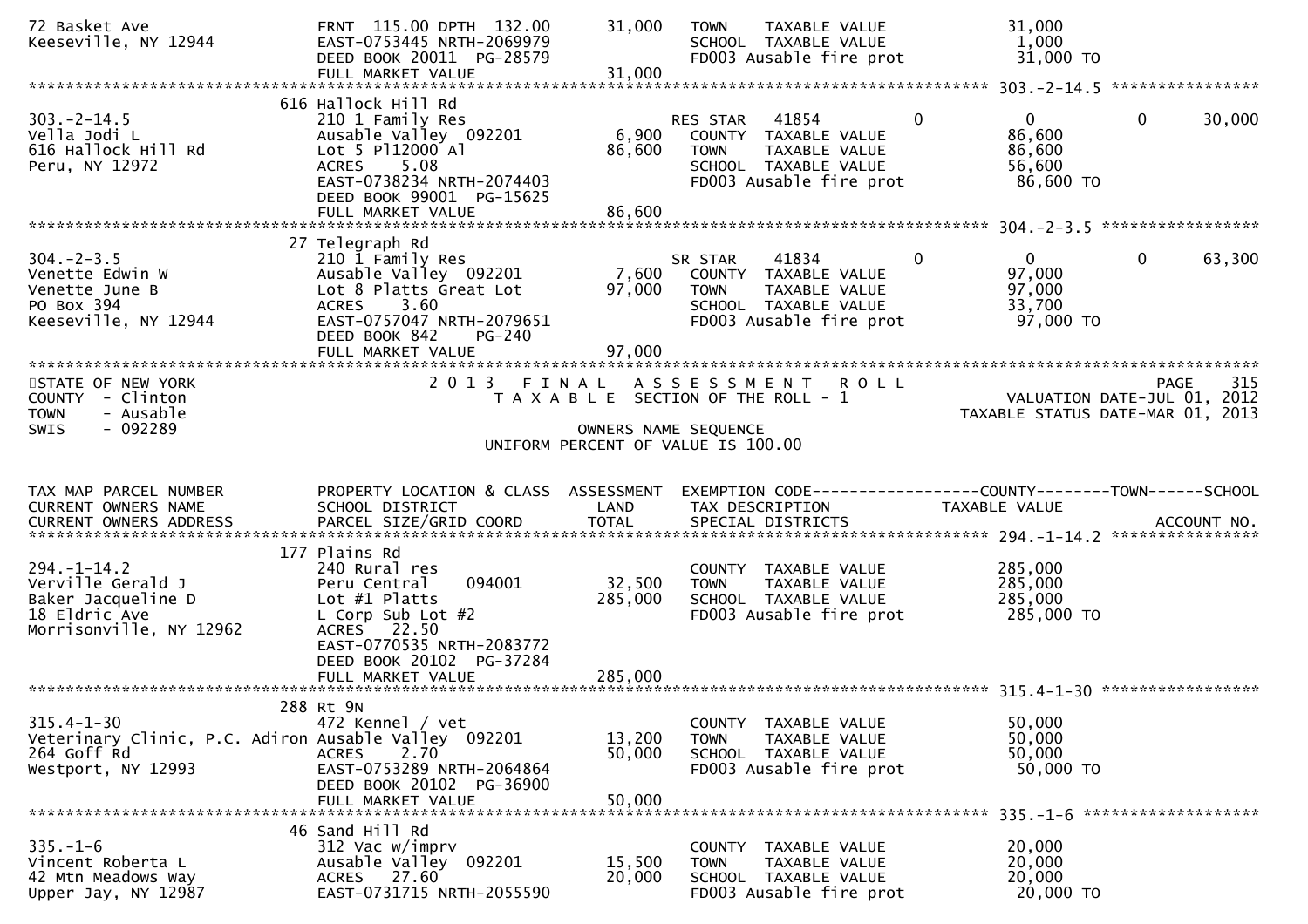```
72 Basket Ave                   FRNT 115.00 DPTH 132.00      31,000   TOWN    TAXABLE VALUE              31,000
Keeseville, NY 12944            EAST-0753445 NRTH-2069979             SCHOOL  TAXABLE VALUE               1,000
                                DEED BOOK 20011  PG-28579             FD003 Ausable fire prot            31,000 TO
                                FULL MARKET VALUE            31,000
******************************************************************************************************* 303.-2-14.5 ****************
                            616 Hallock Hill Rd
303.-2-14.5                     210 1 Family Res                      RES STAR   41854          0          0          0     30,000
Vella Jodi L                    Ausable Valley  092201        6,900   COUNTY  TAXABLE VALUE              86,600
616 Hallock Hill Rd             Lot 5 Pl12000 Al             86,600   TOWN    TAXABLE VALUE              86,600
Peru, NY 12972                  ACRES    5.08                         SCHOOL  TAXABLE VALUE              56,600
                                EAST-0738234 NRTH-2074403             FD003 Ausable fire prot            86,600 TO
                                DEED BOOK 99001  PG-15625
                                FULL MARKET VALUE            86,600
******************************************************************************************************* 304.-2-3.5 *****************
                             27 Telegraph Rd
304.-2-3.5                      210 1 Family Res                      SR STAR    41834          0          0          0     63,300
Venette Edwin W                 Ausable Valley  092201        7,600   COUNTY  TAXABLE VALUE              97,000
Venette June B                  Lot 8 Platts Great Lot       97,000   TOWN    TAXABLE VALUE              97,000
PO Box 394                      ACRES    3.60                         SCHOOL  TAXABLE VALUE              33,700
Keeseville, NY 12944            EAST-0757047 NRTH-2079651             FD003 Ausable fire prot            97,000 TO
                                DEED BOOK 842     PG-240
                                FULL MARKET VALUE            97,000
************************************************************************************************************************************
STATE OF NEW YORK                     2 0 1 3   F I N A L   A S S E S S M E N T   R O L L                              PAGE    315
COUNTY  - Clinton                       T A X A B L E  SECTION OF THE ROLL - 1                      VALUATION DATE-JUL 01, 2012
TOWN    - Ausable                                                                                TAXABLE STATUS DATE-MAR 01, 2013
SWIS    - 092289                                          OWNERS NAME SEQUENCE
                                                   UNIFORM PERCENT OF VALUE IS 100.00


TAX MAP PARCEL NUMBER           PROPERTY LOCATION & CLASS  ASSESSMENT  EXEMPTION CODE------------------COUNTY--------TOWN------SCHOOL
CURRENT OWNERS NAME             SCHOOL DISTRICT               LAND     TAX DESCRIPTION            TAXABLE VALUE
CURRENT OWNERS ADDRESS          PARCEL SIZE/GRID COORD        TOTAL    SPECIAL DISTRICTS                                  ACCOUNT NO.
******************************************************************************************************* 294.-1-14.2 ****************
                            177 Plains Rd
294.-1-14.2                     240 Rural res                         COUNTY  TAXABLE VALUE             285,000
Verville Gerald J               Peru Central     094001      32,500   TOWN    TAXABLE VALUE             285,000
Baker Jacqueline D              Lot #1 Platts               285,000   SCHOOL  TAXABLE VALUE             285,000
18 Eldric Ave                   L Corp Sub Lot #2                     FD003 Ausable fire prot           285,000 TO
Morrisonville, NY 12962         ACRES   22.50
                                EAST-0770535 NRTH-2083772
                                DEED BOOK 20102  PG-37284
                                FULL MARKET VALUE           285,000
******************************************************************************************************* 315.4-1-30 *****************
                            288 Rt 9N
315.4-1-30                      472 Kennel / vet                      COUNTY  TAXABLE VALUE              50,000
Veterinary Clinic, P.C. Adiron Ausable Valley  092201        13,200   TOWN    TAXABLE VALUE              50,000
264 Goff Rd                     ACRES    2.70                50,000   SCHOOL  TAXABLE VALUE              50,000
Westport, NY 12993              EAST-0753289 NRTH-2064864             FD003 Ausable fire prot            50,000 TO
                                DEED BOOK 20102  PG-36900
                                FULL MARKET VALUE            50,000
******************************************************************************************************* 335.-1-6 *******************
                             46 Sand Hill Rd
335.-1-6                        312 Vac w/imprv                       COUNTY  TAXABLE VALUE              20,000
Vincent Roberta L               Ausable Valley  092201       15,500   TOWN    TAXABLE VALUE              20,000
42 Mtn Meadows Way              ACRES   27.60                20,000   SCHOOL  TAXABLE VALUE              20,000
Upper Jay, NY 12987             EAST-0731715 NRTH-2055590             FD003 Ausable fire prot            20,000 TO
```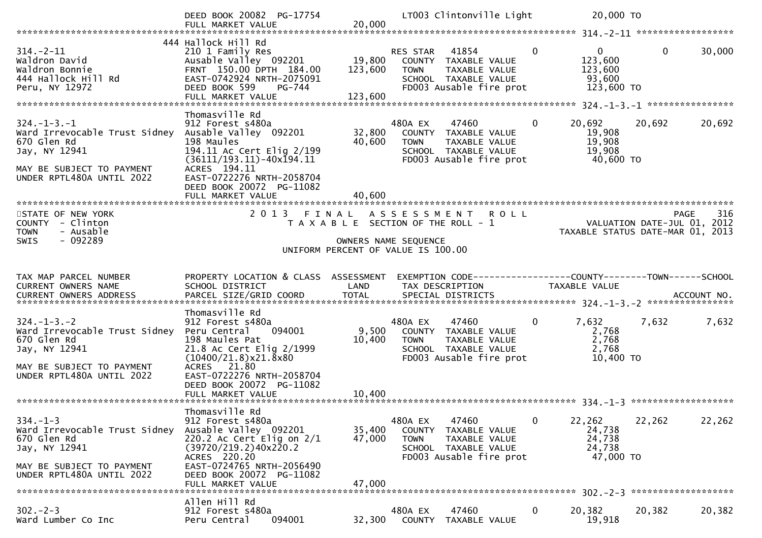```
                              DEED BOOK 20082  PG-17754                  LT003 Clintonville Light              20,000 TO
                              FULL MARKET VALUE              20,000
******************************************************************************************************* 314.-2-11 ******************
                          444 Hallock Hill Rd
314.-2-11                     210 1 Family Res                    RES STAR   41854        0          0           0         30,000
Waldron David                 Ausable Valley  092201     19,800      COUNTY  TAXABLE VALUE          123,600
Waldron Bonnie                FRNT 150.00 DPTH 184.00   123,600      TOWN    TAXABLE VALUE          123,600
444 Hallock Hill Rd           EAST-0742924 NRTH-2075091              SCHOOL  TAXABLE VALUE           93,600
Peru, NY 12972                DEED BOOK 599    PG-744                FD003 Ausable fire prot          123,600 TO
                              FULL MARKET VALUE             123,600
******************************************************************************************************* 324.-1-3.-1 ****************
                              Thomasville Rd
324.-1-3.-1                   912 Forest s480a                    480A EX    47460        0     20,692      20,692      20,692
Ward Irrevocable Trust Sidney Ausable Valley  092201     32,800      COUNTY  TAXABLE VALUE           19,908
670 Glen Rd                   198 Maules                 40,600      TOWN    TAXABLE VALUE           19,908
Jay, NY 12941                 194.11 Ac Cert Elig 2/199              SCHOOL  TAXABLE VALUE           19,908
                              (36111/193.11)-40x194.11               FD003 Ausable fire prot           40,600 TO
MAY BE SUBJECT TO PAYMENT     ACRES 194.11
UNDER RPTL480A UNTIL 2022     EAST-0722276 NRTH-2058704
                              DEED BOOK 20072  PG-11082
                              FULL MARKET VALUE              40,600
************************************************************************************************************************************
STATE OF NEW YORK                2 0 1 3   F I N A L   A S S E S S M E N T   R O L L                                  PAGE    316
COUNTY  - Clinton                   T A X A B L E  SECTION OF THE ROLL - 1                           VALUATION DATE-JUL 01, 2012
TOWN    - Ausable                                                                                  TAXABLE STATUS DATE-MAR 01, 2013
SWIS    - 092289                                      OWNERS NAME SEQUENCE
                                               UNIFORM PERCENT OF VALUE IS 100.00


TAX MAP PARCEL NUMBER         PROPERTY LOCATION & CLASS  ASSESSMENT  EXEMPTION CODE------------------COUNTY--------TOWN------SCHOOL
CURRENT OWNERS NAME           SCHOOL DISTRICT               LAND      TAX DESCRIPTION            TAXABLE VALUE
CURRENT OWNERS ADDRESS        PARCEL SIZE/GRID COORD       TOTAL      SPECIAL DISTRICTS                                  ACCOUNT NO.
******************************************************************************************************* 324.-1-3.-2 ****************
                              Thomasville Rd
324.-1-3.-2                   912 Forest s480a                    480A EX    47460        0      7,632       7,632       7,632
Ward Irrevocable Trust Sidney Peru Central    094001      9,500      COUNTY  TAXABLE VALUE            2,768
670 Glen Rd                   198 Maules Pat             10,400      TOWN    TAXABLE VALUE            2,768
Jay, NY 12941                 21.8 Ac Cert Elig 2/1999               SCHOOL  TAXABLE VALUE            2,768
                              (10400/21.8)x21.8x80                   FD003 Ausable fire prot           10,400 TO
MAY BE SUBJECT TO PAYMENT     ACRES  21.80
UNDER RPTL480A UNTIL 2022     EAST-0722276 NRTH-2058704
                              DEED BOOK 20072  PG-11082
                              FULL MARKET VALUE              10,400
******************************************************************************************************* 334.-1-3 *******************
                              Thomasville Rd
334.-1-3                      912 Forest s480a                    480A EX    47460        0     22,262      22,262      22,262
Ward Irrevocable Trust Sidney Ausable Valley  092201     35,400      COUNTY  TAXABLE VALUE           24,738
670 Glen Rd                   220.2 Ac Cert Elig on 2/1  47,000      TOWN    TAXABLE VALUE           24,738
Jay, NY 12941                 (39720/219.2)40x220.2                  SCHOOL  TAXABLE VALUE           24,738
                              ACRES 220.20                           FD003 Ausable fire prot           47,000 TO
MAY BE SUBJECT TO PAYMENT     EAST-0724765 NRTH-2056490
UNDER RPTL480A UNTIL 2022     DEED BOOK 20072  PG-11082
                              FULL MARKET VALUE              47,000
******************************************************************************************************* 302.-2-3 *******************
                              Allen Hill Rd
302.-2-3                      912 Forest s480a                    480A EX    47460        0     20,382      20,382      20,382
Ward Lumber Co Inc            Peru Central    094001     32,300      COUNTY  TAXABLE VALUE           19,918
```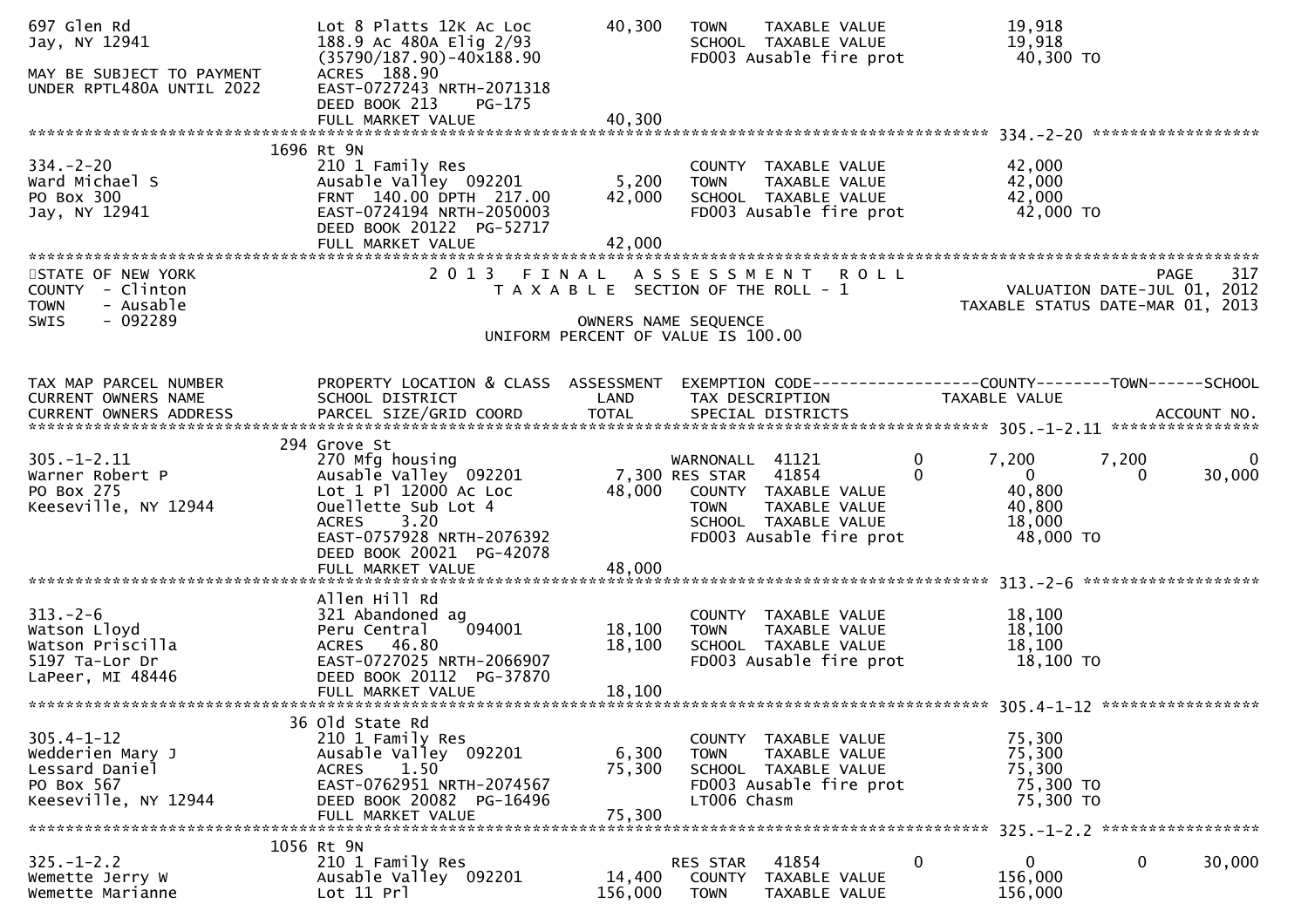```
697 Glen Rd                    Lot 8 Platts 12K Ac Loc          40,300   TOWN     TAXABLE VALUE              19,918
Jay, NY 12941                  188.9 Ac 480A Elig 2/93                   SCHOOL   TAXABLE VALUE              19,918
                               (35790/187.90)-40x188.90                  FD003 Ausable fire prot              40,300 TO
MAY BE SUBJECT TO PAYMENT      ACRES  188.90
UNDER RPTL480A UNTIL 2022      EAST-0727243 NRTH-2071318
                               DEED BOOK 213     PG-175
                               FULL MARKET VALUE                40,300
******************************************************************************************************* 334.-2-20 ******************
                          1696 Rt 9N
334.-2-20                      210 1 Family Res                          COUNTY   TAXABLE VALUE              42,000
Ward Michael S                 Ausable Valley  092201            5,200   TOWN     TAXABLE VALUE              42,000
PO Box 300                     FRNT  140.00 DPTH  217.00        42,000   SCHOOL   TAXABLE VALUE              42,000
Jay, NY 12941                  EAST-0724194 NRTH-2050003                 FD003 Ausable fire prot              42,000 TO
                               DEED BOOK 20122  PG-52717
                               FULL MARKET VALUE                42,000
************************************************************************************************************************************
STATE OF NEW YORK                   2 0 1 3   F I N A L   A S S E S S M E N T   R O L L                                PAGE    317
COUNTY  - Clinton                      T A X A B L E  SECTION OF THE ROLL - 1                          VALUATION DATE-JUL 01, 2012
TOWN    - Ausable                                                                                     TAXABLE STATUS DATE-MAR 01, 2013
SWIS    - 092289                                         OWNERS NAME SEQUENCE
                                                UNIFORM PERCENT OF VALUE IS 100.00


TAX MAP PARCEL NUMBER          PROPERTY LOCATION & CLASS  ASSESSMENT  EXEMPTION CODE------------------COUNTY--------TOWN------SCHOOL
CURRENT OWNERS NAME            SCHOOL DISTRICT               LAND      TAX DESCRIPTION            TAXABLE VALUE
CURRENT OWNERS ADDRESS         PARCEL SIZE/GRID COORD        TOTAL     SPECIAL DISTRICTS                                    ACCOUNT NO.
******************************************************************************************************* 305.-1-2.11 ****************
                          294 Grove St
305.-1-2.11                    270 Mfg housing                           WARNONALL  41121        0        7,200       7,200          0
Warner Robert P                Ausable Valley  092201            7,300 RES STAR   41854        0            0           0     30,000
PO Box 275                     Lot 1 Pl 12000 Ac Loc            48,000   COUNTY   TAXABLE VALUE              40,800
Keeseville, NY 12944           Ouellette Sub Lot 4                       TOWN     TAXABLE VALUE              40,800
                               ACRES    3.20                             SCHOOL   TAXABLE VALUE              18,000
                               EAST-0757928 NRTH-2076392                 FD003 Ausable fire prot              48,000 TO
                               DEED BOOK 20021  PG-42078
                               FULL MARKET VALUE                48,000
******************************************************************************************************* 313.-2-6 *******************
                               Allen Hill Rd
313.-2-6                       321 Abandoned ag                          COUNTY   TAXABLE VALUE              18,100
Watson Lloyd                   Peru Central    094001           18,100   TOWN     TAXABLE VALUE              18,100
Watson Priscilla               ACRES   46.80                    18,100   SCHOOL   TAXABLE VALUE              18,100
5197 Ta-Lor Dr                 EAST-0727025 NRTH-2066907                 FD003 Ausable fire prot              18,100 TO
LaPeer, MI 48446               DEED BOOK 20112  PG-37870
                               FULL MARKET VALUE                18,100
******************************************************************************************************* 305.4-1-12 *****************
                            36 Old State Rd
305.4-1-12                     210 1 Family Res                          COUNTY   TAXABLE VALUE              75,300
Wedderien Mary J               Ausable Valley  092201            6,300   TOWN     TAXABLE VALUE              75,300
Lessard Daniel                 ACRES    1.50                    75,300   SCHOOL   TAXABLE VALUE              75,300
PO Box 567                     EAST-0762951 NRTH-2074567                 FD003 Ausable fire prot              75,300 TO
Keeseville, NY 12944           DEED BOOK 20082  PG-16496                 LT006 Chasm                          75,300 TO
                               FULL MARKET VALUE                75,300
******************************************************************************************************* 325.-1-2.2 *****************
                          1056 Rt 9N
325.-1-2.2                     210 1 Family Res                          RES STAR   41854        0            0           0     30,000
Wemette Jerry W                Ausable Valley  092201           14,400   COUNTY   TAXABLE VALUE             156,000
Wemette Marianne               Lot 11 Prl                      156,000   TOWN     TAXABLE VALUE             156,000
```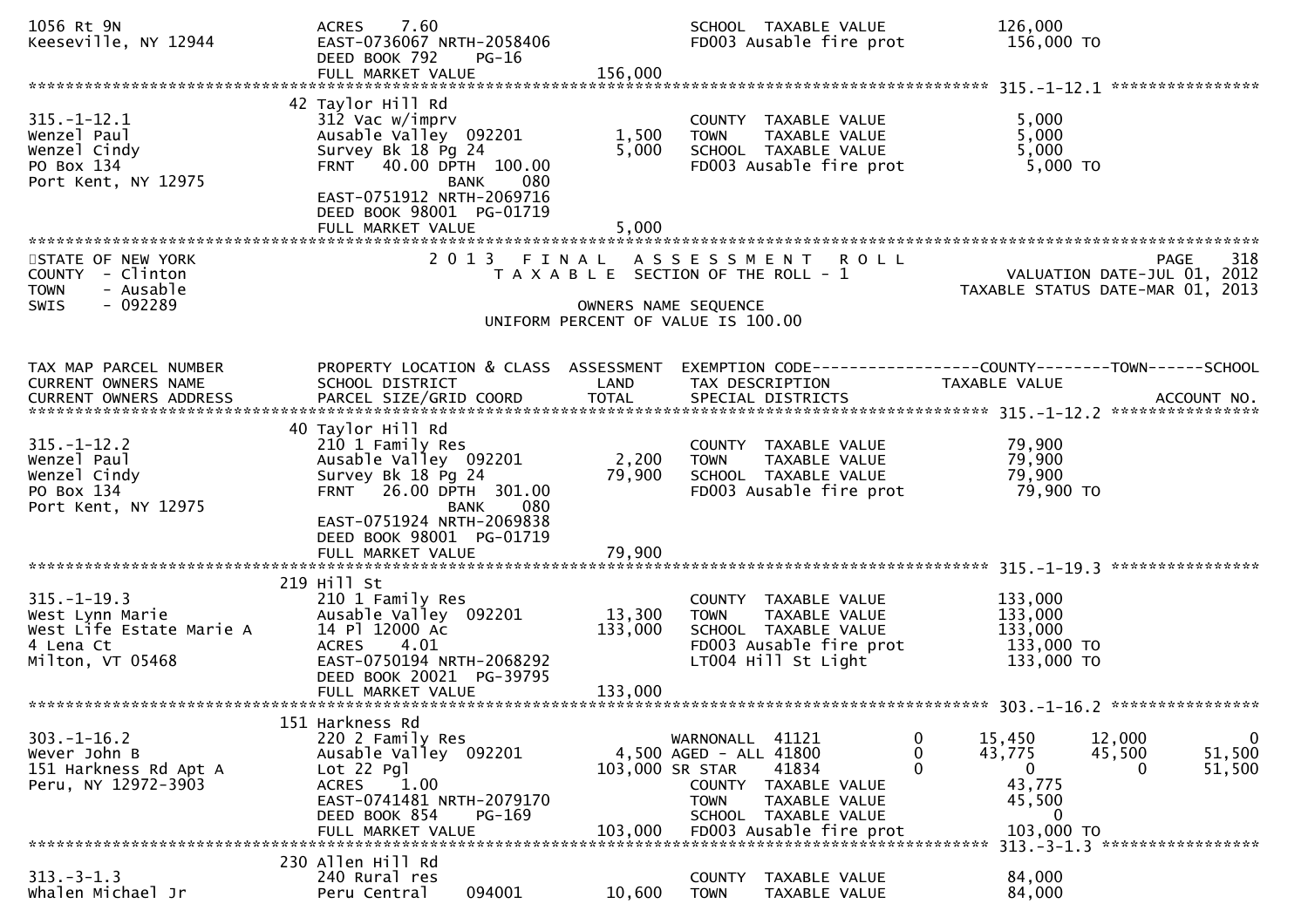```
1056 Rt 9N                     ACRES     7.60                             SCHOOL  TAXABLE VALUE              126,000
Keeseville, NY 12944           EAST-0736067 NRTH-2058406                  FD003 Ausable fire prot             156,000 TO
                               DEED BOOK 792     PG-16
                               FULL MARKET VALUE              156,000
******************************************************************************************************* 315.-1-12.1 ****************
                            42 Taylor Hill Rd
315.-1-12.1                    312 Vac w/imprv                            COUNTY  TAXABLE VALUE                5,000
Wenzel Paul                    Ausable Valley  092201          1,500      TOWN    TAXABLE VALUE                5,000
Wenzel Cindy                   Survey Bk 18 Pg 24              5,000      SCHOOL  TAXABLE VALUE                5,000
PO Box 134                     FRNT    40.00 DPTH  100.00                 FD003 Ausable fire prot               5,000 TO
Port Kent, NY 12975                            BANK    080
                               EAST-0751912 NRTH-2069716
                               DEED BOOK 98001  PG-01719
                               FULL MARKET VALUE                5,000
************************************************************************************************************************************
STATE OF NEW YORK                   2 0 1 3   F I N A L   A S S E S S M E N T   R O L L                                 PAGE    318
COUNTY  - Clinton                      T A X A B L E  SECTION OF THE ROLL - 1                        VALUATION DATE-JUL 01, 2012
TOWN    - Ausable                                                                                 TAXABLE STATUS DATE-MAR 01, 2013
SWIS    - 092289                                         OWNERS NAME SEQUENCE
                                                 UNIFORM PERCENT OF VALUE IS 100.00


TAX MAP PARCEL NUMBER          PROPERTY LOCATION & CLASS  ASSESSMENT  EXEMPTION CODE------------------COUNTY--------TOWN------SCHOOL
CURRENT OWNERS NAME            SCHOOL DISTRICT               LAND      TAX DESCRIPTION              TAXABLE VALUE
CURRENT OWNERS ADDRESS         PARCEL SIZE/GRID COORD        TOTAL     SPECIAL DISTRICTS                                 ACCOUNT NO.
******************************************************************************************************* 315.-1-12.2 ****************
                            40 Taylor Hill Rd
315.-1-12.2                    210 1 Family Res                           COUNTY  TAXABLE VALUE               79,900
Wenzel Paul                    Ausable Valley  092201          2,200      TOWN    TAXABLE VALUE               79,900
Wenzel Cindy                   Survey Bk 18 Pg 24             79,900      SCHOOL  TAXABLE VALUE               79,900
PO Box 134                     FRNT    26.00 DPTH  301.00                 FD003 Ausable fire prot              79,900 TO
Port Kent, NY 12975                            BANK    080
                               EAST-0751924 NRTH-2069838
                               DEED BOOK 98001  PG-01719
                               FULL MARKET VALUE               79,900
******************************************************************************************************* 315.-1-19.3 ****************
                            219 Hill St
315.-1-19.3                    210 1 Family Res                           COUNTY  TAXABLE VALUE              133,000
West Lynn Marie                Ausable Valley  092201         13,300      TOWN    TAXABLE VALUE              133,000
West Life Estate Marie A       14 Pl 12000 Ac                133,000      SCHOOL  TAXABLE VALUE              133,000
4 Lena Ct                      ACRES     4.01                             FD003 Ausable fire prot             133,000 TO
Milton, VT 05468               EAST-0750194 NRTH-2068292                  LT004 Hill St Light                 133,000 TO
                               DEED BOOK 20021  PG-39795
                               FULL MARKET VALUE              133,000
******************************************************************************************************* 303.-1-16.2 ****************
                            151 Harkness Rd
303.-1-16.2                    220 2 Family Res                     WARNONALL  41121         0       15,450      12,000           0
Wever John B                   Ausable Valley  092201          4,500 AGED - ALL 41800        0       43,775      45,500      51,500
151 Harkness Rd Apt A          Lot 22 Pgl                    103,000 SR STAR    41834        0            0           0      51,500
Peru, NY 12972-3903            ACRES     1.00                             COUNTY  TAXABLE VALUE               43,775
                               EAST-0741481 NRTH-2079170                  TOWN    TAXABLE VALUE               45,500
                               DEED BOOK 854     PG-169                   SCHOOL  TAXABLE VALUE                    0
                               FULL MARKET VALUE              103,000     FD003 Ausable fire prot             103,000 TO
******************************************************************************************************* 313.-3-1.3 *****************
                            230 Allen Hill Rd
313.-3-1.3                     240 Rural res                              COUNTY  TAXABLE VALUE               84,000
Whalen Michael Jr              Peru Central    094001         10,600      TOWN    TAXABLE VALUE               84,000
```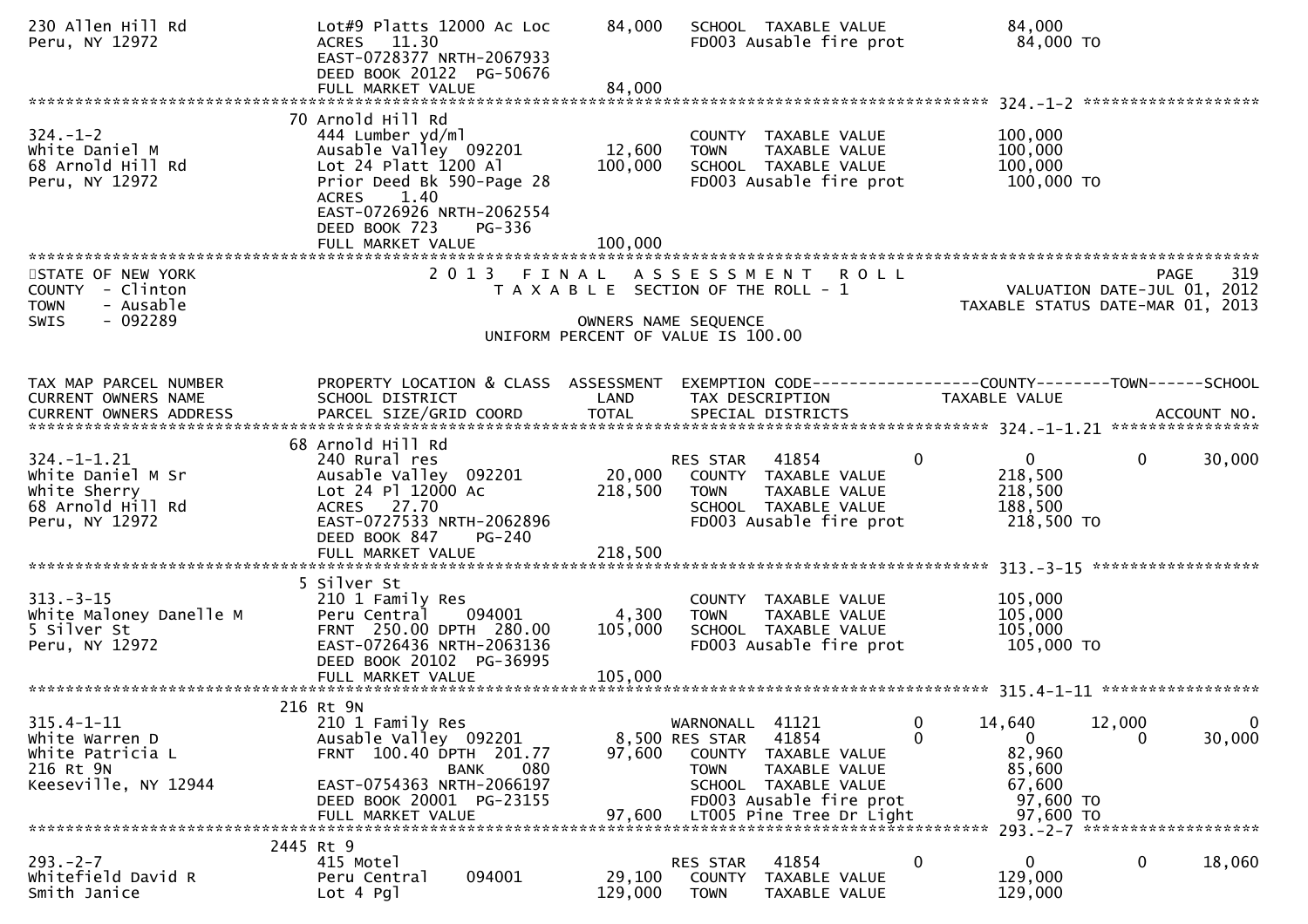```
230 Allen Hill Rd              Lot#9 Platts 12000 Ac Loc        84,000   SCHOOL  TAXABLE VALUE              84,000
Peru, NY 12972                 ACRES   11.30                             FD003 Ausable fire prot             84,000 TO
                               EAST-0728377 NRTH-2067933
                               DEED BOOK 20122  PG-50676
                               FULL MARKET VALUE                84,000
******************************************************************************************************* 324.-1-2 ******************
                             70 Arnold Hill Rd
324.-1-2                       444 Lumber yd/ml                          COUNTY  TAXABLE VALUE             100,000
White Daniel M                 Ausable Valley  092201          12,600    TOWN    TAXABLE VALUE             100,000
68 Arnold Hill Rd              Lot 24 Platt 1200 Al           100,000    SCHOOL  TAXABLE VALUE             100,000
Peru, NY 12972                 Prior Deed Bk 590-Page 28                 FD003 Ausable fire prot            100,000 TO
                               ACRES    1.40
                               EAST-0726926 NRTH-2062554
                               DEED BOOK 723    PG-336
                               FULL MARKET VALUE               100,000
************************************************************************************************************************************
```

STATE OF NEW YORK — 2013 FINAL ASSESSMENT ROLL — PAGE 319
COUNTY - Clinton — TAXABLE SECTION OF THE ROLL - 1 — VALUATION DATE-JUL 01, 2012
TOWN - Ausable — TAXABLE STATUS DATE-MAR 01, 2013
SWIS - 092289 — OWNERS NAME SEQUENCE
UNIFORM PERCENT OF VALUE IS 100.00

```
TAX MAP PARCEL NUMBER          PROPERTY LOCATION & CLASS  ASSESSMENT  EXEMPTION CODE------------------COUNTY--------TOWN------SCHOOL
CURRENT OWNERS NAME            SCHOOL DISTRICT               LAND     TAX DESCRIPTION             TAXABLE VALUE
CURRENT OWNERS ADDRESS         PARCEL SIZE/GRID COORD        TOTAL    SPECIAL DISTRICTS                                   ACCOUNT NO.
******************************************************************************************************* 324.-1-1.21 ***************
                             68 Arnold Hill Rd
324.-1-1.21                    240 Rural res                             RES STAR    41854         0          0          0      30,000
White Daniel M Sr              Ausable Valley  092201          20,000    COUNTY  TAXABLE VALUE             218,500
White Sherry                   Lot 24 Pl 12000 Ac             218,500    TOWN    TAXABLE VALUE             218,500
68 Arnold Hill Rd              ACRES   27.70                             SCHOOL  TAXABLE VALUE             188,500
Peru, NY 12972                 EAST-0727533 NRTH-2062896                 FD003 Ausable fire prot            218,500 TO
                               DEED BOOK 847    PG-240
                               FULL MARKET VALUE               218,500
******************************************************************************************************* 313.-3-15 *****************
                             5 Silver St
313.-3-15                      210 1 Family Res                          COUNTY  TAXABLE VALUE             105,000
White Maloney Danelle M        Peru Central    094001           4,300    TOWN    TAXABLE VALUE             105,000
5 Silver St                    FRNT 250.00 DPTH 280.00        105,000    SCHOOL  TAXABLE VALUE             105,000
Peru, NY 12972                 EAST-0726436 NRTH-2063136                 FD003 Ausable fire prot            105,000 TO
                               DEED BOOK 20102  PG-36995
                               FULL MARKET VALUE               105,000
******************************************************************************************************* 315.4-1-11 ****************
                             216 Rt 9N
315.4-1-11                     210 1 Family Res                          WARNONALL   41121         0      14,640     12,000          0
White Warren D                 Ausable Valley  092201           8,500    RES STAR    41854         0          0          0      30,000
White Patricia L               FRNT 100.40 DPTH 201.77         97,600    COUNTY  TAXABLE VALUE              82,960
216 Rt 9N                                    BANK    080                 TOWN    TAXABLE VALUE              85,600
Keeseville, NY 12944           EAST-0754363 NRTH-2066197                 SCHOOL  TAXABLE VALUE              67,600
                               DEED BOOK 20001  PG-23155                 FD003 Ausable fire prot             97,600 TO
                               FULL MARKET VALUE                97,600   LT005 Pine Tree Dr Light            97,600 TO
******************************************************************************************************* 293.-2-7 ******************
                             2445 Rt 9
293.-2-7                       415 Motel                                 RES STAR    41854         0          0          0      18,060
Whitefield David R             Peru Central    094001          29,100    COUNTY  TAXABLE VALUE             129,000
Smith Janice                   Lot 4 Pgl                      129,000    TOWN    TAXABLE VALUE             129,000
```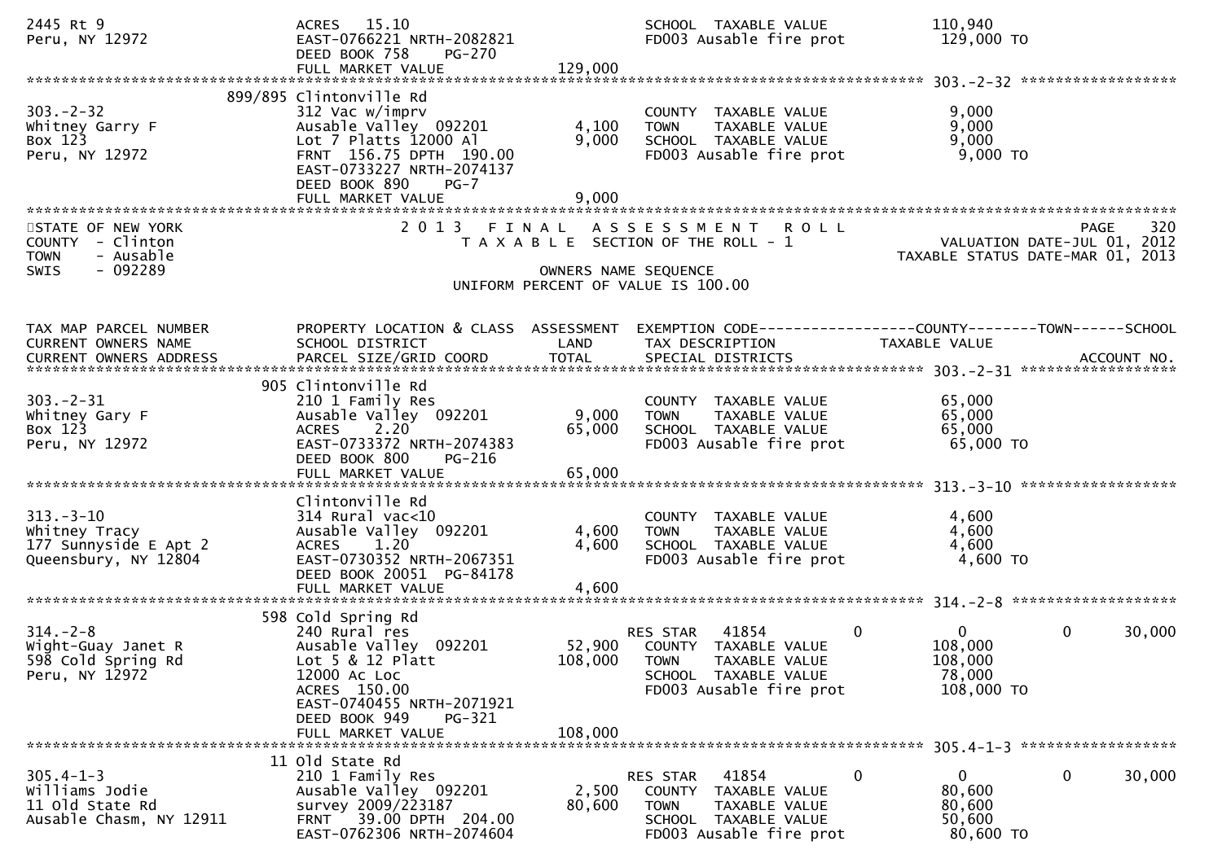```
2445 Rt 9                         ACRES    15.10                               SCHOOL  TAXABLE VALUE              110,940
Peru, NY 12972                    EAST-0766221 NRTH-2082821                    FD003 Ausable fire prot            129,000 TO
                                  DEED BOOK 758     PG-270
                                  FULL MARKET VALUE                 129,000
******************************************************************************************************* 303.-2-32 ******************
                          899/895 Clintonville Rd
303.-2-32                         312 Vac w/imprv                              COUNTY  TAXABLE VALUE                9,000
Whitney Garry F                   Ausable Valley  092201           4,100       TOWN    TAXABLE VALUE                9,000
Box 123                           Lot 7 Platts 12000 Al            9,000       SCHOOL  TAXABLE VALUE                9,000
Peru, NY 12972                    FRNT  156.75 DPTH  190.00                    FD003 Ausable fire prot              9,000 TO
                                  EAST-0733227 NRTH-2074137
                                  DEED BOOK 890     PG-7
                                  FULL MARKET VALUE                  9,000
************************************************************************************************************************************
STATE OF NEW YORK                 2 0 1 3   F I N A L   A S S E S S M E N T   R O L L                                   PAGE    320
COUNTY  - Clinton                      T A X A B L E  SECTION OF THE ROLL - 1                          VALUATION DATE-JUL 01, 2012
TOWN    - Ausable                                                                                  TAXABLE STATUS DATE-MAR 01, 2013
SWIS    - 092289                                         OWNERS NAME SEQUENCE
                                                 UNIFORM PERCENT OF VALUE IS 100.00


TAX MAP PARCEL NUMBER             PROPERTY LOCATION & CLASS  ASSESSMENT  EXEMPTION CODE------------------COUNTY--------TOWN------SCHOOL
CURRENT OWNERS NAME               SCHOOL DISTRICT               LAND      TAX DESCRIPTION            TAXABLE VALUE
CURRENT OWNERS ADDRESS            PARCEL SIZE/GRID COORD        TOTAL     SPECIAL DISTRICTS                                ACCOUNT NO.
******************************************************************************************************* 303.-2-31 ******************
                              905 Clintonville Rd
303.-2-31                         210 1 Family Res                             COUNTY  TAXABLE VALUE               65,000
Whitney Gary F                    Ausable Valley  092201           9,000       TOWN    TAXABLE VALUE               65,000
Box 123                           ACRES     2.20                  65,000       SCHOOL  TAXABLE VALUE               65,000
Peru, NY 12972                    EAST-0733372 NRTH-2074383                    FD003 Ausable fire prot             65,000 TO
                                  DEED BOOK 800     PG-216
                                  FULL MARKET VALUE                 65,000
******************************************************************************************************* 313.-3-10 ******************
                                  Clintonville Rd
313.-3-10                         314 Rural vac<10                             COUNTY  TAXABLE VALUE                4,600
Whitney Tracy                     Ausable Valley  092201           4,600       TOWN    TAXABLE VALUE                4,600
177 Sunnyside E Apt 2             ACRES     1.20                   4,600       SCHOOL  TAXABLE VALUE                4,600
Queensbury, NY 12804              EAST-0730352 NRTH-2067351                    FD003 Ausable fire prot              4,600 TO
                                  DEED BOOK 20051  PG-84178
                                  FULL MARKET VALUE                  4,600
******************************************************************************************************* 314.-2-8 *******************
                              598 Cold Spring Rd
314.-2-8                          240 Rural res                                RES STAR   41854          0              0           0      30,000
Wight-Guay Janet R                Ausable Valley  092201          52,900       COUNTY  TAXABLE VALUE              108,000
598 Cold Spring Rd                Lot 5 & 12 Platt               108,000       TOWN    TAXABLE VALUE              108,000
Peru, NY 12972                    12000 Ac Loc                                 SCHOOL  TAXABLE VALUE               78,000
                                  ACRES   150.00                               FD003 Ausable fire prot            108,000 TO
                                  EAST-0740455 NRTH-2071921
                                  DEED BOOK 949     PG-321
                                  FULL MARKET VALUE                108,000
******************************************************************************************************* 305.4-1-3 ******************
                               11 Old State Rd
305.4-1-3                         210 1 Family Res                             RES STAR   41854          0              0           0      30,000
Williams Jodie                    Ausable Valley  092201           2,500       COUNTY  TAXABLE VALUE               80,600
11 Old State Rd                   survey 2009/223187              80,600       TOWN    TAXABLE VALUE               80,600
Ausable Chasm, NY 12911           FRNT   39.00 DPTH  204.00                    SCHOOL  TAXABLE VALUE               50,600
                                  EAST-0762306 NRTH-2074604                    FD003 Ausable fire prot             80,600 TO
```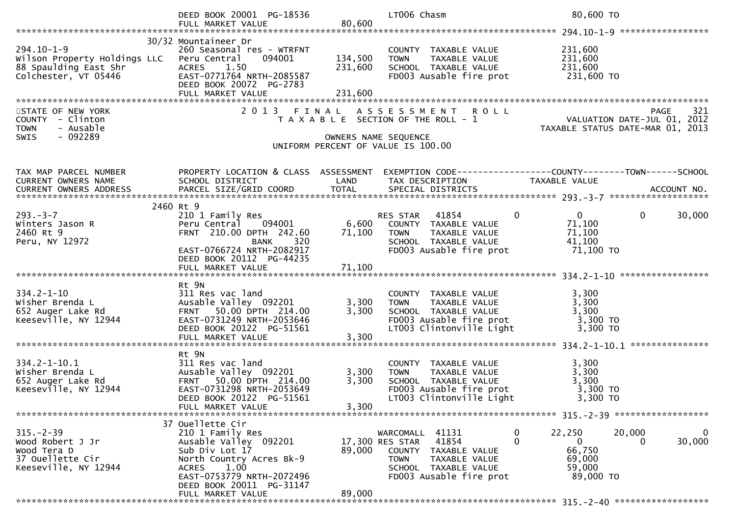```
                              DEED BOOK 20001  PG-18536              LT006 Chasm                           80,600 TO
                              FULL MARKET VALUE                80,600
******************************************************************************************************* 294.10-1-9 *****************
                           30/32 Mountaineer Dr
294.10-1-9                    260 Seasonal res - WTRFNT               COUNTY  TAXABLE VALUE            231,600
Wilson Property Holdings LLC  Peru Central     094001        134,500   TOWN    TAXABLE VALUE            231,600
88 Spaulding East Shr         ACRES    1.50                  231,600   SCHOOL  TAXABLE VALUE            231,600
Colchester, VT 05446          EAST-0771764 NRTH-2085587                FD003 Ausable fire prot           231,600 TO
                              DEED BOOK 20072  PG-2783
                              FULL MARKET VALUE               231,600
************************************************************************************************************************************
STATE OF NEW YORK                   2 0 1 3   F I N A L   A S S E S S M E N T   R O L L                              PAGE    321
COUNTY  - Clinton                      T A X A B L E  SECTION OF THE ROLL - 1                          VALUATION DATE-JUL 01, 2012
TOWN    - Ausable                                                                                   TAXABLE STATUS DATE-MAR 01, 2013
SWIS    - 092289                                          OWNERS NAME SEQUENCE
                                                 UNIFORM PERCENT OF VALUE IS 100.00


TAX MAP PARCEL NUMBER          PROPERTY LOCATION & CLASS  ASSESSMENT  EXEMPTION CODE------------------COUNTY--------TOWN------SCHOOL
CURRENT OWNERS NAME            SCHOOL DISTRICT               LAND      TAX DESCRIPTION             TAXABLE VALUE
CURRENT OWNERS ADDRESS         PARCEL SIZE/GRID COORD        TOTAL     SPECIAL DISTRICTS                                  ACCOUNT NO.
******************************************************************************************************* 293.-3-7 *******************
                           2460 Rt 9
293.-3-7                      210 1 Family Res                         RES STAR   41854         0          0           0      30,000
Winters Jason R               Peru Central     094001          6,600    COUNTY  TAXABLE VALUE             71,100
2460 Rt 9                     FRNT  210.00 DPTH  242.60       71,100    TOWN    TAXABLE VALUE             71,100
Peru, NY 12972                             BANK     320                  SCHOOL  TAXABLE VALUE             41,100
                              EAST-0766724 NRTH-2082917                 FD003 Ausable fire prot            71,100 TO
                              DEED BOOK 20112  PG-44235
                              FULL MARKET VALUE                71,100
******************************************************************************************************* 334.2-1-10 *****************
                              Rt 9N
334.2-1-10                    311 Res vac land                          COUNTY  TAXABLE VALUE              3,300
Wisher Brenda L               Ausable Valley  092201          3,300     TOWN    TAXABLE VALUE              3,300
652 Auger Lake Rd             FRNT   50.00 DPTH  214.00       3,300     SCHOOL  TAXABLE VALUE              3,300
Keeseville, NY 12944          EAST-0731249 NRTH-2053646                 FD003 Ausable fire prot             3,300 TO
                              DEED BOOK 20122  PG-51561                 LT003 Clintonville Light            3,300 TO
                              FULL MARKET VALUE                3,300
******************************************************************************************************* 334.2-1-10.1 ***************
                              Rt 9N
334.2-1-10.1                  311 Res vac land                          COUNTY  TAXABLE VALUE              3,300
Wisher Brenda L               Ausable Valley  092201          3,300     TOWN    TAXABLE VALUE              3,300
652 Auger Lake Rd             FRNT   50.00 DPTH  214.00       3,300     SCHOOL  TAXABLE VALUE              3,300
Keeseville, NY 12944          EAST-0731298 NRTH-2053649                 FD003 Ausable fire prot             3,300 TO
                              DEED BOOK 20122  PG-51561                 LT003 Clintonville Light            3,300 TO
                              FULL MARKET VALUE                3,300
******************************************************************************************************* 315.-2-39 ******************
                           37 Ouellette Cir
315.-2-39                     210 1 Family Res                         WARCOMALL  41131         0     22,250      20,000           0
Wood Robert J Jr              Ausable Valley  092201         17,300 RES STAR   41854         0          0           0      30,000
Wood Tera D                   Sub Div Lot 17                 89,000    COUNTY  TAXABLE VALUE             66,750
37 Ouellette Cir              North Country Acres Bk-9                 TOWN    TAXABLE VALUE             69,000
Keeseville, NY 12944          ACRES    1.00                            SCHOOL  TAXABLE VALUE             59,000
                              EAST-0753779 NRTH-2072496                FD003 Ausable fire prot            89,000 TO
                              DEED BOOK 20011  PG-31147
                              FULL MARKET VALUE                89,000
******************************************************************************************************* 315.-2-40 ******************
```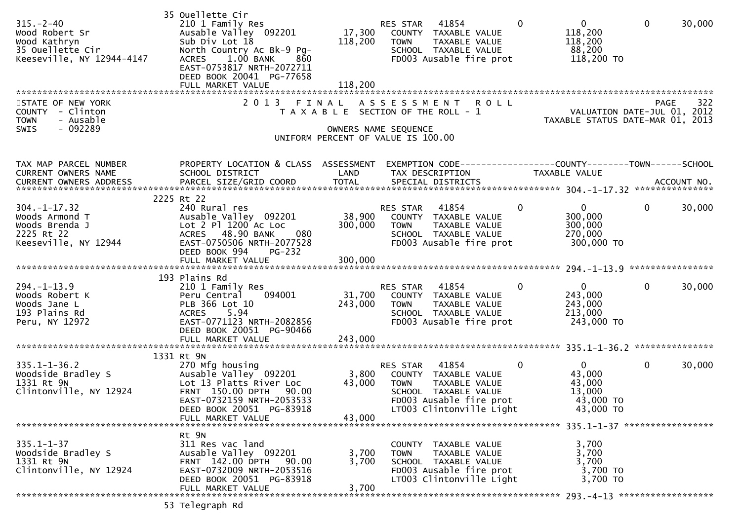| | 35 Ouellette Cir | | | | | |
|---|---|---|---|---|---|---|
| 315.-2-40 | 210 1 Family Res | | RES STAR 41854 | 0 | 0 | 0 | 30,000 |
| Wood Robert Sr | Ausable Valley 092201 | 17,300 | COUNTY TAXABLE VALUE | | 118,200 | | |
| Wood Kathryn | Sub Div Lot 18 | 118,200 | TOWN TAXABLE VALUE | | 118,200 | | |
| 35 Ouellette Cir | North Country Ac Bk-9 Pg- | | SCHOOL TAXABLE VALUE | | 88,200 | | |
| Keeseville, NY 12944-4147 | ACRES 1.00 BANK 860 | | FD003 Ausable fire prot | | 118,200 TO | | |
| | EAST-0753817 NRTH-2072711 | | | | | | |
| | DEED BOOK 20041 PG-77658 | | | | | | |
| | FULL MARKET VALUE | 118,200 | | | | | |

STATE OF NEW YORK — 2013 FINAL ASSESSMENT ROLL — PAGE 322
COUNTY - Clinton — TAXABLE SECTION OF THE ROLL - 1 — VALUATION DATE-JUL 01, 2012
TOWN - Ausable — TAXABLE STATUS DATE-MAR 01, 2013
SWIS - 092289 — OWNERS NAME SEQUENCE
UNIFORM PERCENT OF VALUE IS 100.00

| TAX MAP PARCEL NUMBER / CURRENT OWNERS NAME / CURRENT OWNERS ADDRESS | PROPERTY LOCATION & CLASS / SCHOOL DISTRICT / PARCEL SIZE/GRID COORD | ASSESSMENT LAND / TOTAL | EXEMPTION CODE / TAX DESCRIPTION / SPECIAL DISTRICTS | | COUNTY TAXABLE VALUE | TOWN | SCHOOL / ACCOUNT NO. |
|---|---|---|---|---|---|---|---|
| | 2225 Rt 22 | | | | | | |
| 304.-1-17.32 | 240 Rural res | | RES STAR 41854 | 0 | 0 | 0 | 30,000 |
| Woods Armond T | Ausable Valley 092201 | 38,900 | COUNTY TAXABLE VALUE | | 300,000 | | |
| Woods Brenda J | Lot 2 Pl 1200 Ac Loc | 300,000 | TOWN TAXABLE VALUE | | 300,000 | | |
| 2225 Rt 22 | ACRES 48.90 BANK 080 | | SCHOOL TAXABLE VALUE | | 270,000 | | |
| Keeseville, NY 12944 | EAST-0750506 NRTH-2077528 | | FD003 Ausable fire prot | | 300,000 TO | | |
| | DEED BOOK 994 PG-232 | | | | | | |
| | FULL MARKET VALUE | 300,000 | | | | | |
| | 193 Plains Rd | | | | | | |
| 294.-1-13.9 | 210 1 Family Res | | RES STAR 41854 | 0 | 0 | 0 | 30,000 |
| Woods Robert K | Peru Central 094001 | 31,700 | COUNTY TAXABLE VALUE | | 243,000 | | |
| Woods Jane L | PLB 366 Lot 10 | 243,000 | TOWN TAXABLE VALUE | | 243,000 | | |
| 193 Plains Rd | ACRES 5.94 | | SCHOOL TAXABLE VALUE | | 213,000 | | |
| Peru, NY 12972 | EAST-0771123 NRTH-2082856 | | FD003 Ausable fire prot | | 243,000 TO | | |
| | DEED BOOK 20051 PG-90466 | | | | | | |
| | FULL MARKET VALUE | 243,000 | | | | | |
| | 1331 Rt 9N | | | | | | |
| 335.1-1-36.2 | 270 Mfg housing | | RES STAR 41854 | 0 | 0 | 0 | 30,000 |
| Woodside Bradley S | Ausable Valley 092201 | 3,800 | COUNTY TAXABLE VALUE | | 43,000 | | |
| 1331 Rt 9N | Lot 13 Platts River Loc | 43,000 | TOWN TAXABLE VALUE | | 43,000 | | |
| Clintonville, NY 12924 | FRNT 150.00 DPTH 90.00 | | SCHOOL TAXABLE VALUE | | 13,000 | | |
| | EAST-0732159 NRTH-2053533 | | FD003 Ausable fire prot | | 43,000 TO | | |
| | DEED BOOK 20051 PG-83918 | | LT003 Clintonville Light | | 43,000 TO | | |
| | FULL MARKET VALUE | 43,000 | | | | | |
| | Rt 9N | | | | | | |
| 335.1-1-37 | 311 Res vac land | | COUNTY TAXABLE VALUE | | 3,700 | | |
| Woodside Bradley S | Ausable Valley 092201 | 3,700 | TOWN TAXABLE VALUE | | 3,700 | | |
| 1331 Rt 9N | FRNT 142.00 DPTH 90.00 | 3,700 | SCHOOL TAXABLE VALUE | | 3,700 | | |
| Clintonville, NY 12924 | EAST-0732009 NRTH-2053516 | | FD003 Ausable fire prot | | 3,700 TO | | |
| | DEED BOOK 20051 PG-83918 | | LT003 Clintonville Light | | 3,700 TO | | |
| | FULL MARKET VALUE | 3,700 | | | | | |
| 293.-4-13 | 53 Telegraph Rd | | | | | | |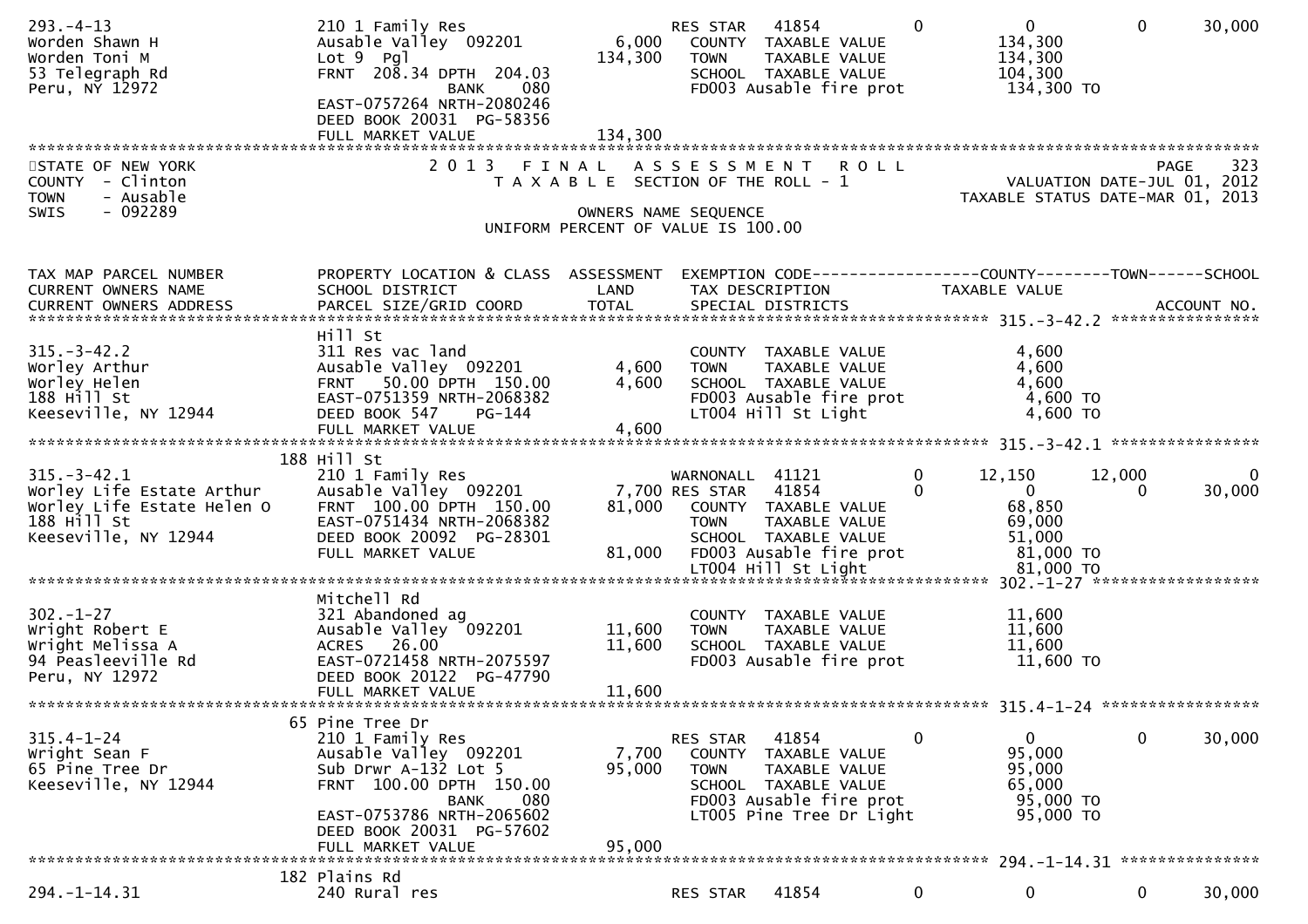```
293.-4-13                   210 1 Family Res                    RES STAR   41854           0           0            0       30,000
Worden Shawn H              Ausable Valley  092201       6,000    COUNTY  TAXABLE VALUE              134,300
Worden Toni M               Lot 9  Pgl                 134,300    TOWN    TAXABLE VALUE              134,300
53 Telegraph Rd             FRNT  208.34 DPTH  204.03             SCHOOL  TAXABLE VALUE              104,300
Peru, NY 12972                              BANK     080          FD003 Ausable fire prot             134,300 TO
                            EAST-0757264 NRTH-2080246
                            DEED BOOK 20031  PG-58356
                            FULL MARKET VALUE          134,300
******************************************************************************************************************************
STATE OF NEW YORK                2 0 1 3   F I N A L   A S S E S S M E N T   R O L L                                   PAGE    323
COUNTY  - Clinton                   T A X A B L E  SECTION OF THE ROLL - 1                             VALUATION DATE-JUL 01, 2012
TOWN    - Ausable                                                                                  TAXABLE STATUS DATE-MAR 01, 2013
SWIS    - 092289                                       OWNERS NAME SEQUENCE
                                              UNIFORM PERCENT OF VALUE IS 100.00


TAX MAP PARCEL NUMBER       PROPERTY LOCATION & CLASS  ASSESSMENT  EXEMPTION CODE------------------COUNTY--------TOWN------SCHOOL
CURRENT OWNERS NAME         SCHOOL DISTRICT               LAND      TAX DESCRIPTION              TAXABLE VALUE
CURRENT OWNERS ADDRESS      PARCEL SIZE/GRID COORD       TOTAL      SPECIAL DISTRICTS                                 ACCOUNT NO.
************************************************************************************************** 315.-3-42.2 *****************
                            Hill St
315.-3-42.2                 311 Res vac land                      COUNTY  TAXABLE VALUE                4,600
Worley Arthur               Ausable Valley  092201       4,600    TOWN    TAXABLE VALUE                4,600
Worley Helen                FRNT   50.00 DPTH  150.00    4,600    SCHOOL  TAXABLE VALUE                4,600
188 Hill St                 EAST-0751359 NRTH-2068382             FD003 Ausable fire prot               4,600 TO
Keeseville, NY 12944        DEED BOOK 547     PG-144              LT004 Hill St Light                   4,600 TO
                            FULL MARKET VALUE            4,600
************************************************************************************************** 315.-3-42.1 *****************
                        188 Hill St
315.-3-42.1                 210 1 Family Res                    WARNONALL  41121           0      12,150       12,000            0
Worley Life Estate Arthur   Ausable Valley  092201       7,700 RES STAR   41854           0           0            0       30,000
Worley Life Estate Helen O  FRNT  100.00 DPTH  150.00   81,000    COUNTY  TAXABLE VALUE               68,850
188 Hill St                 EAST-0751434 NRTH-2068382             TOWN    TAXABLE VALUE               69,000
Keeseville, NY 12944        DEED BOOK 20092  PG-28301             SCHOOL  TAXABLE VALUE               51,000
                            FULL MARKET VALUE           81,000    FD003 Ausable fire prot              81,000 TO
                                                                  LT004 Hill St Light                  81,000 TO
************************************************************************************************** 302.-1-27 *******************
                            Mitchell Rd
302.-1-27                   321 Abandoned ag                      COUNTY  TAXABLE VALUE               11,600
Wright Robert E             Ausable Valley  092201      11,600    TOWN    TAXABLE VALUE               11,600
Wright Melissa A            ACRES   26.00               11,600    SCHOOL  TAXABLE VALUE               11,600
94 Peasleeville Rd          EAST-0721458 NRTH-2075597             FD003 Ausable fire prot              11,600 TO
Peru, NY 12972              DEED BOOK 20122  PG-47790
                            FULL MARKET VALUE           11,600
************************************************************************************************** 315.4-1-24 ******************
                         65 Pine Tree Dr
315.4-1-24                  210 1 Family Res                    RES STAR   41854           0           0            0       30,000
Wright Sean F               Ausable Valley  092201       7,700    COUNTY  TAXABLE VALUE               95,000
65 Pine Tree Dr             Sub Drwr A-132 Lot 5        95,000    TOWN    TAXABLE VALUE               95,000
Keeseville, NY 12944        FRNT  100.00 DPTH  150.00             SCHOOL  TAXABLE VALUE               65,000
                                            BANK     080          FD003 Ausable fire prot              95,000 TO
                            EAST-0753786 NRTH-2065602             LT005 Pine Tree Dr Light             95,000 TO
                            DEED BOOK 20031  PG-57602
                            FULL MARKET VALUE           95,000
************************************************************************************************** 294.-1-14.31 ****************
                        182 Plains Rd
294.-1-14.31                240 Rural res                       RES STAR   41854           0           0            0       30,000
```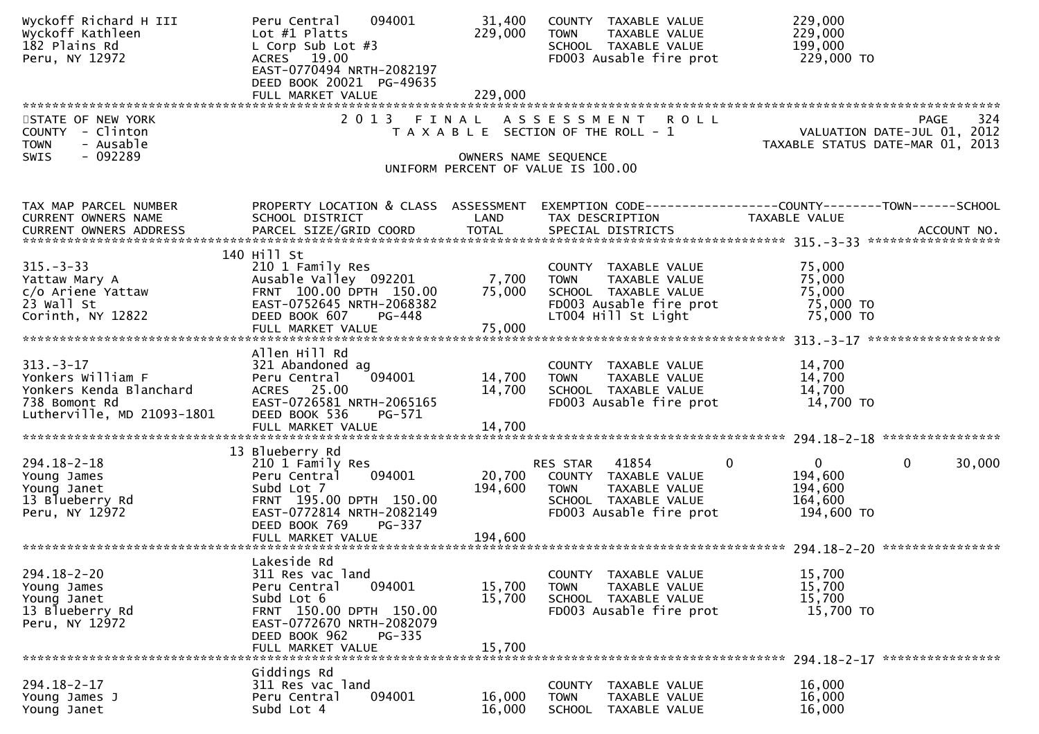| | | | | |
|---|---|---|---|---|
| Wyckoff Richard H III | Peru Central 094001 | 31,400 | COUNTY TAXABLE VALUE | 229,000 |
| Wyckoff Kathleen | Lot #1 Platts | 229,000 | TOWN TAXABLE VALUE | 229,000 |
| 182 Plains Rd | L Corp Sub Lot #3 | | SCHOOL TAXABLE VALUE | 199,000 |
| Peru, NY 12972 | ACRES 19.00 | | FD003 Ausable fire prot | 229,000 TO |
| | EAST-0770494 NRTH-2082197 | | | |
| | DEED BOOK 20021 PG-49635 | | | |
| | FULL MARKET VALUE | 229,000 | | |

STATE OF NEW YORK — 2013 FINAL ASSESSMENT ROLL — PAGE 324
COUNTY - Clinton — TAXABLE SECTION OF THE ROLL - 1 — VALUATION DATE-JUL 01, 2012
TOWN - Ausable — TAXABLE STATUS DATE-MAR 01, 2013
SWIS - 092289 — OWNERS NAME SEQUENCE
UNIFORM PERCENT OF VALUE IS 100.00

| TAX MAP PARCEL NUMBER / CURRENT OWNERS NAME / CURRENT OWNERS ADDRESS | PROPERTY LOCATION & CLASS / SCHOOL DISTRICT / PARCEL SIZE/GRID COORD | ASSESSMENT LAND / TOTAL | EXEMPTION CODE / TAX DESCRIPTION / SPECIAL DISTRICTS | COUNTY | TOWN | SCHOOL / ACCOUNT NO. |
|---|---|---|---|---|---|---|
| **315.-3-33** | 140 Hill St | | | | | |
| 315.-3-33 | 210 1 Family Res | | COUNTY TAXABLE VALUE | 75,000 | | |
| Yattaw Mary A | Ausable Valley 092201 | 7,700 | TOWN TAXABLE VALUE | | 75,000 | |
| c/o Ariene Yattaw | FRNT 100.00 DPTH 150.00 | 75,000 | SCHOOL TAXABLE VALUE | | | 75,000 |
| 23 Wall St | EAST-0752645 NRTH-2068382 | | FD003 Ausable fire prot | 75,000 TO | | |
| Corinth, NY 12822 | DEED BOOK 607 PG-448 | | LT004 Hill St Light | 75,000 TO | | |
| | FULL MARKET VALUE | 75,000 | | | | |
| **313.-3-17** | Allen Hill Rd | | | | | |
| 313.-3-17 | 321 Abandoned ag | | COUNTY TAXABLE VALUE | 14,700 | | |
| Yonkers William F | Peru Central 094001 | 14,700 | TOWN TAXABLE VALUE | | 14,700 | |
| Yonkers Kenda Blanchard | ACRES 25.00 | 14,700 | SCHOOL TAXABLE VALUE | | | 14,700 |
| 738 Bomont Rd | EAST-0726581 NRTH-2065165 | | FD003 Ausable fire prot | 14,700 TO | | |
| Lutherville, MD 21093-1801 | DEED BOOK 536 PG-571 | | | | | |
| | FULL MARKET VALUE | 14,700 | | | | |
| **294.18-2-18** | 13 Blueberry Rd | | | | | |
| 294.18-2-18 | 210 1 Family Res | | RES STAR 41854 | 0 | 0 | 0 / 30,000 |
| Young James | Peru Central 094001 | 20,700 | COUNTY TAXABLE VALUE | 194,600 | | |
| Young Janet | Subd Lot 7 | 194,600 | TOWN TAXABLE VALUE | | 194,600 | |
| 13 Blueberry Rd | FRNT 195.00 DPTH 150.00 | | SCHOOL TAXABLE VALUE | | | 164,600 |
| Peru, NY 12972 | EAST-0772814 NRTH-2082149 | | FD003 Ausable fire prot | 194,600 TO | | |
| | DEED BOOK 769 PG-337 | | | | | |
| | FULL MARKET VALUE | 194,600 | | | | |
| **294.18-2-20** | Lakeside Rd | | | | | |
| 294.18-2-20 | 311 Res vac land | | COUNTY TAXABLE VALUE | 15,700 | | |
| Young James | Peru Central 094001 | 15,700 | TOWN TAXABLE VALUE | | 15,700 | |
| Young Janet | Subd Lot 6 | 15,700 | SCHOOL TAXABLE VALUE | | | 15,700 |
| 13 Blueberry Rd | FRNT 150.00 DPTH 150.00 | | FD003 Ausable fire prot | 15,700 TO | | |
| Peru, NY 12972 | EAST-0772670 NRTH-2082079 | | | | | |
| | DEED BOOK 962 PG-335 | | | | | |
| | FULL MARKET VALUE | 15,700 | | | | |
| **294.18-2-17** | Giddings Rd | | | | | |
| 294.18-2-17 | 311 Res vac land | | COUNTY TAXABLE VALUE | 16,000 | | |
| Young James J | Peru Central 094001 | 16,000 | TOWN TAXABLE VALUE | | 16,000 | |
| Young Janet | Subd Lot 4 | 16,000 | SCHOOL TAXABLE VALUE | | | 16,000 |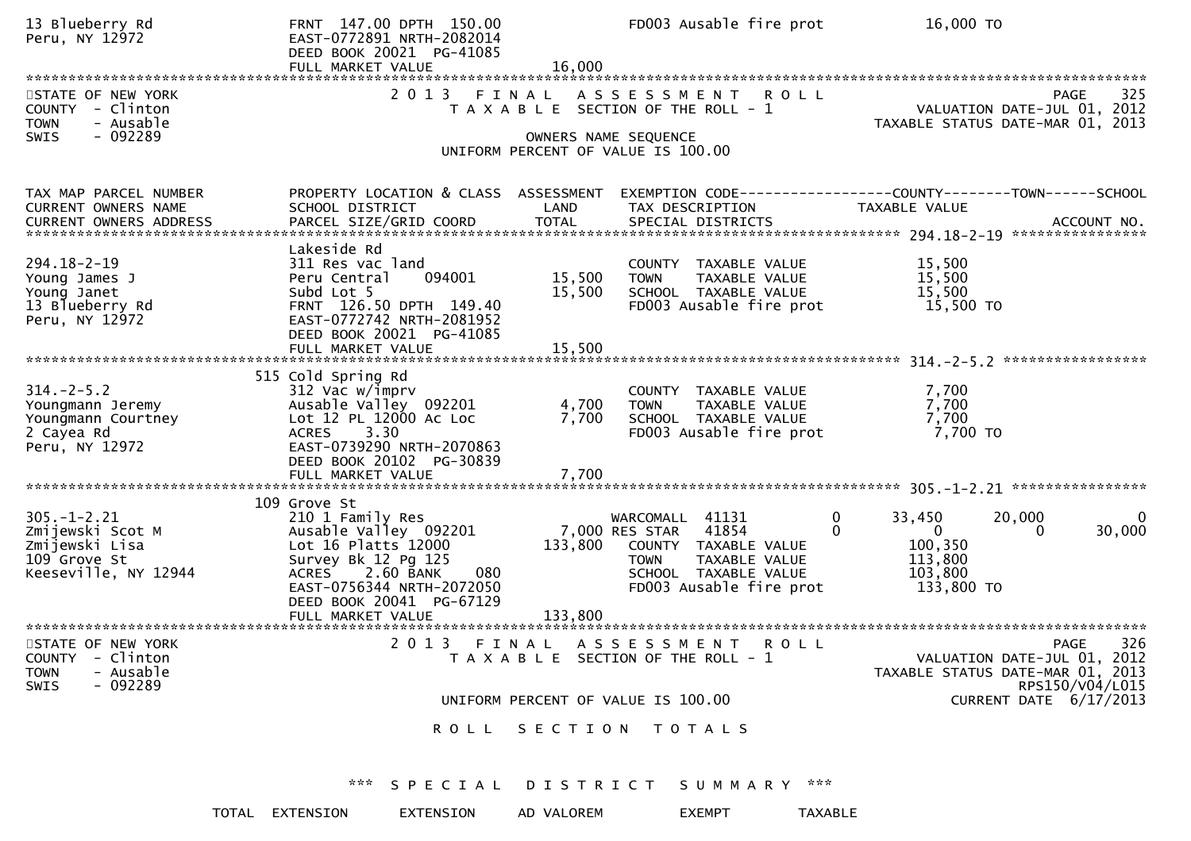```
13 Blueberry Rd                  FRNT 147.00 DPTH 150.00                  FD003 Ausable fire prot              16,000 TO
Peru, NY 12972                   EAST-0772891 NRTH-2082014
                                 DEED BOOK 20021  PG-41085
                                 FULL MARKET VALUE               16,000
************************************************************************************************************************************
STATE OF NEW YORK                 2 0 1 3   F I N A L   A S S E S S M E N T   R O L L                                PAGE    325
COUNTY  - Clinton                     T A X A B L E  SECTION OF THE ROLL - 1                        VALUATION DATE-JUL 01, 2012
TOWN    - Ausable                                                                            TAXABLE STATUS DATE-MAR 01, 2013
SWIS    - 092289                                        OWNERS NAME SEQUENCE
                                                 UNIFORM PERCENT OF VALUE IS 100.00


TAX MAP PARCEL NUMBER            PROPERTY LOCATION & CLASS  ASSESSMENT  EXEMPTION CODE------------------COUNTY--------TOWN------SCHOOL
CURRENT OWNERS NAME              SCHOOL DISTRICT               LAND      TAX DESCRIPTION                TAXABLE VALUE
CURRENT OWNERS ADDRESS           PARCEL SIZE/GRID COORD        TOTAL     SPECIAL DISTRICTS                                   ACCOUNT NO.
*********************************************************************************************** 294.18-2-19 ****************
                                 Lakeside Rd
294.18-2-19                      311 Res vac land                        COUNTY  TAXABLE VALUE             15,500
Young James J                    Peru Central    094001        15,500    TOWN    TAXABLE VALUE             15,500
Young Janet                      Subd Lot 5                    15,500    SCHOOL  TAXABLE VALUE             15,500
13 Blueberry Rd                  FRNT 126.50 DPTH 149.40                 FD003 Ausable fire prot           15,500 TO
Peru, NY 12972                   EAST-0772742 NRTH-2081952
                                 DEED BOOK 20021  PG-41085
                                 FULL MARKET VALUE               15,500
*********************************************************************************************** 314.-2-5.2 *****************
                                 515 Cold Spring Rd
314.-2-5.2                       312 Vac w/imprv                         COUNTY  TAXABLE VALUE              7,700
Youngmann Jeremy                 Ausable Valley  092201         4,700    TOWN    TAXABLE VALUE              7,700
Youngmann Courtney               Lot 12 PL 12000 Ac Loc         7,700    SCHOOL  TAXABLE VALUE              7,700
2 Cayea Rd                       ACRES     3.30                          FD003 Ausable fire prot            7,700 TO
Peru, NY 12972                   EAST-0739290 NRTH-2070863
                                 DEED BOOK 20102  PG-30839
                                 FULL MARKET VALUE                7,700
*********************************************************************************************** 305.-1-2.21 ****************
                                 109 Grove St
305.-1-2.21                      210 1 Family Res                        WARCOMALL  41131         0     33,450      20,000          0
Zmijewski Scot M                 Ausable Valley  092201         7,000 RES STAR   41854         0          0           0     30,000
Zmijewski Lisa                   Lot 16 Platts 12000          133,800    COUNTY  TAXABLE VALUE            100,350
109 Grove St                     Survey Bk 12 Pg 125                     TOWN    TAXABLE VALUE            113,800
Keeseville, NY 12944             ACRES     2.60 BANK     080             SCHOOL  TAXABLE VALUE            103,800
                                 EAST-0756344 NRTH-2072050               FD003 Ausable fire prot          133,800 TO
                                 DEED BOOK 20041  PG-67129
                                 FULL MARKET VALUE              133,800
************************************************************************************************************************************
STATE OF NEW YORK                 2 0 1 3   F I N A L   A S S E S S M E N T   R O L L                                PAGE    326
COUNTY  - Clinton                     T A X A B L E  SECTION OF THE ROLL - 1                        VALUATION DATE-JUL 01, 2012
TOWN    - Ausable                                                                            TAXABLE STATUS DATE-MAR 01, 2013
SWIS    - 092289                                                                                              RPS150/V04/L015
                                                 UNIFORM PERCENT OF VALUE IS 100.00                         CURRENT DATE  6/17/2013

                                            R O L L   S E C T I O N   T O T A L S


                                       ***  S P E C I A L   D I S T R I C T   S U M M A R Y  ***

                        TOTAL  EXTENSION      EXTENSION      AD VALOREM          EXEMPT         TAXABLE
```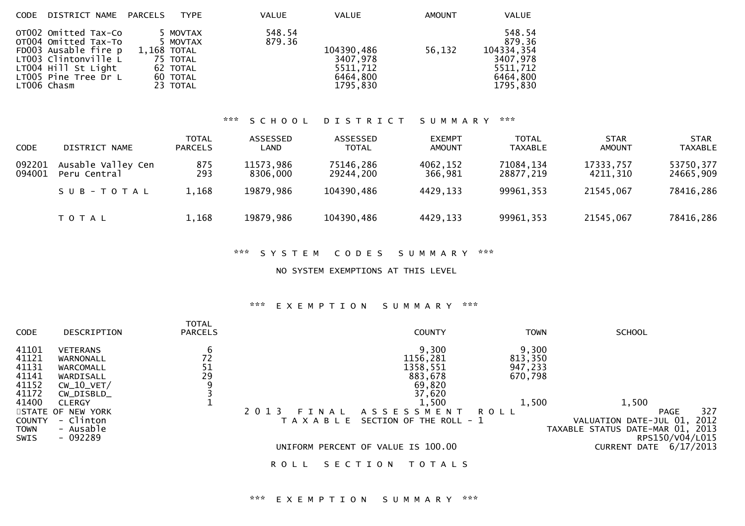| CODE | DISTRICT NAME | PARCELS | TYPE | VALUE | VALUE | AMOUNT | VALUE |
|---|---|---|---|---|---|---|---|
| OT002 | Omitted Tax-Co | 5 | MOVTAX | 548.54 | | | 548.54 |
| OT004 | Omitted Tax-To | 5 | MOVTAX | 879.36 | | | 879.36 |
| FD003 | Ausable fire p | 1,168 | TOTAL | | 104390,486 | 56,132 | 104334,354 |
| LT003 | Clintonville L | 75 | TOTAL | | 3407,978 | | 3407,978 |
| LT004 | Hill St Light | 62 | TOTAL | | 5511,712 | | 5511,712 |
| LT005 | Pine Tree Dr L | 60 | TOTAL | | 6464,800 | | 6464,800 |
| LT006 | Chasm | 23 | TOTAL | | 1795,830 | | 1795,830 |

*** S C H O O L   D I S T R I C T   S U M M A R Y ***

| CODE | DISTRICT NAME | TOTAL PARCELS | ASSESSED LAND | ASSESSED TOTAL | EXEMPT AMOUNT | TOTAL TAXABLE | STAR AMOUNT | STAR TAXABLE |
|---|---|---|---|---|---|---|---|---|
| 092201 | Ausable Valley Cen | 875 | 11573,986 | 75146,286 | 4062,152 | 71084,134 | 17333,757 | 53750,377 |
| 094001 | Peru Central | 293 | 8306,000 | 29244,200 | 366,981 | 28877,219 | 4211,310 | 24665,909 |
| | S U B - T O T A L | 1,168 | 19879,986 | 104390,486 | 4429,133 | 99961,353 | 21545,067 | 78416,286 |
| | T O T A L | 1,168 | 19879,986 | 104390,486 | 4429,133 | 99961,353 | 21545,067 | 78416,286 |

*** S Y S T E M   C O D E S   S U M M A R Y ***

NO SYSTEM EXEMPTIONS AT THIS LEVEL

*** E X E M P T I O N   S U M M A R Y ***

| CODE | DESCRIPTION | TOTAL PARCELS | COUNTY | TOWN | SCHOOL |
|---|---|---|---|---|---|
| 41101 | VETERANS | 6 | 9,300 | 9,300 | |
| 41121 | WARNONALL | 72 | 1156,281 | 813,350 | |
| 41131 | WARCOMALL | 51 | 1358,551 | 947,233 | |
| 41141 | WARDISALL | 29 | 883,678 | 670,798 | |
| 41152 | CW_10_VET/ | 9 | 69,820 | | |
| 41172 | CW_DISBLD_ | 3 | 37,620 | | |
| 41400 | CLERGY | 1 | 1,500 | 1,500 | 1,500 |

STATE OF NEW YORK
COUNTY - Clinton
TOWN - Ausable
SWIS - 092289

2 0 1 3   F I N A L   A S S E S S M E N T   R O L L
T A X A B L E   SECTION OF THE ROLL - 1

UNIFORM PERCENT OF VALUE IS 100.00

VALUATION DATE-JUL 01, 2012
TAXABLE STATUS DATE-MAR 01, 2013
RPS150/V04/L015
CURRENT DATE 6/17/2013

R O L L   S E C T I O N   T O T A L S

*** E X E M P T I O N   S U M M A R Y ***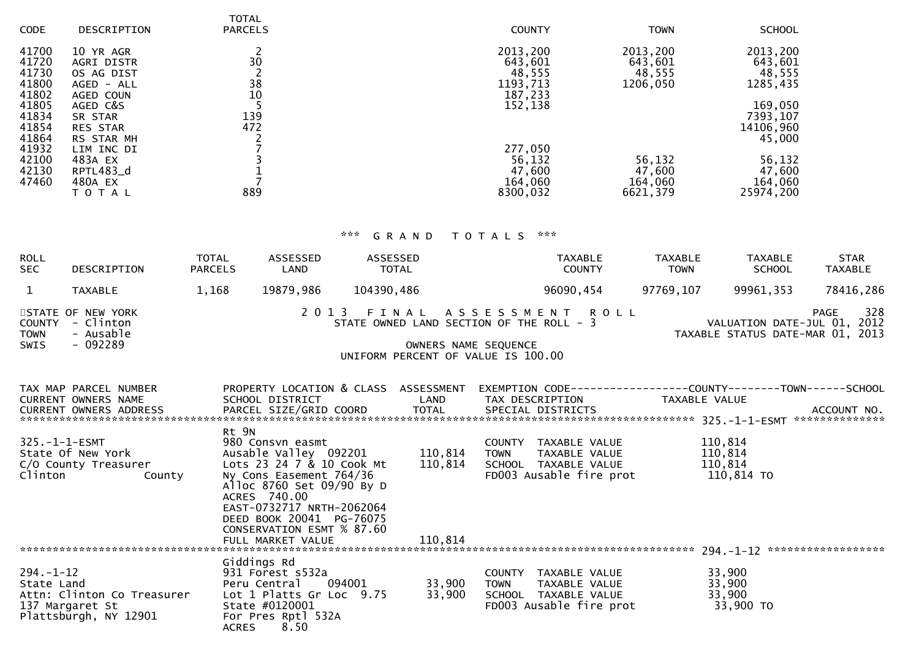| CODE | DESCRIPTION | TOTAL PARCELS | COUNTY | TOWN | SCHOOL |
|---|---|---|---|---|---|
| 41700 | 10 YR AGR | 2 | 2013,200 | 2013,200 | 2013,200 |
| 41720 | AGRI DISTR | 30 | 643,601 | 643,601 | 643,601 |
| 41730 | OS AG DIST | 2 | 48,555 | 48,555 | 48,555 |
| 41800 | AGED - ALL | 38 | 1193,713 | 1206,050 | 1285,435 |
| 41802 | AGED COUN | 10 | 187,233 | | |
| 41805 | AGED C&S | 5 | 152,138 | | 169,050 |
| 41834 | SR STAR | 139 | | | 7393,107 |
| 41854 | RES STAR | 472 | | | 14106,960 |
| 41864 | RS STAR MH | 2 | | | 45,000 |
| 41932 | LIM INC DI | 7 | 277,050 | | |
| 42100 | 483A EX | 3 | 56,132 | 56,132 | 56,132 |
| 42130 | RPTL483_d | 1 | 47,600 | 47,600 | 47,600 |
| 47460 | 480A EX | 7 | 164,060 | 164,060 | 164,060 |
| | T O T A L | 889 | 8300,032 | 6621,379 | 25974,200 |

## *** G R A N D   T O T A L S ***

| ROLL SEC | DESCRIPTION | TOTAL PARCELS | ASSESSED LAND | ASSESSED TOTAL | TAXABLE COUNTY | TAXABLE TOWN | TAXABLE SCHOOL | STAR TAXABLE |
|---|---|---|---|---|---|---|---|---|
| 1 | TAXABLE | 1,168 | 19879,986 | 104390,486 | 96090,454 | 97769,107 | 99961,353 | 78416,286 |

STATE OF NEW YORK
COUNTY - Clinton
TOWN - Ausable
SWIS - 092289

2 0 1 3   F I N A L   A S S E S S M E N T   R O L L
STATE OWNED LAND SECTION OF THE ROLL - 3
OWNERS NAME SEQUENCE
UNIFORM PERCENT OF VALUE IS 100.00

PAGE 328
VALUATION DATE-JUL 01, 2012
TAXABLE STATUS DATE-MAR 01, 2013

| TAX MAP PARCEL NUMBER / CURRENT OWNERS NAME / CURRENT OWNERS ADDRESS | PROPERTY LOCATION & CLASS / SCHOOL DISTRICT / PARCEL SIZE/GRID COORD | ASSESSMENT LAND / TOTAL | EXEMPTION CODE / TAX DESCRIPTION / SPECIAL DISTRICTS | TAXABLE VALUE (COUNTY / TOWN / SCHOOL) | ACCOUNT NO. |
|---|---|---|---|---|---|
| **325.-1-1-ESMT** | | | | | |
| 325.-1-1-ESMT | Rt 9N | | | | |
| State Of New York | 980 Consvn easmt | | COUNTY TAXABLE VALUE | 110,814 | |
| C/O County Treasurer | Ausable Valley 092201 | 110,814 | TOWN TAXABLE VALUE | 110,814 | |
| Clinton County | Lots 23 24 7 & 10 Cook Mt | 110,814 | SCHOOL TAXABLE VALUE | 110,814 | |
| | Ny Cons Easement 764/36 | | FD003 Ausable fire prot | 110,814 TO | |
| | Alloc 8760 Set 09/90 By D | | | | |
| | ACRES 740.00 | | | | |
| | EAST-0732717 NRTH-2062064 | | | | |
| | DEED BOOK 20041 PG-76075 | | | | |
| | CONSERVATION ESMT % 87.60 | | | | |
| | FULL MARKET VALUE | 110,814 | | | |
| **294.-1-12** | | | | | |
| 294.-1-12 | Giddings Rd | | | | |
| State Land | 931 Forest s532a | | COUNTY TAXABLE VALUE | 33,900 | |
| Attn: Clinton Co Treasurer | Peru Central 094001 | 33,900 | TOWN TAXABLE VALUE | 33,900 | |
| 137 Margaret St | Lot 1 Platts Gr Loc 9.75 | 33,900 | SCHOOL TAXABLE VALUE | 33,900 | |
| Plattsburgh, NY 12901 | State #0120001 | | FD003 Ausable fire prot | 33,900 TO | |
| | For Pres Rptl 532A | | | | |
| | ACRES 8.50 | | | | |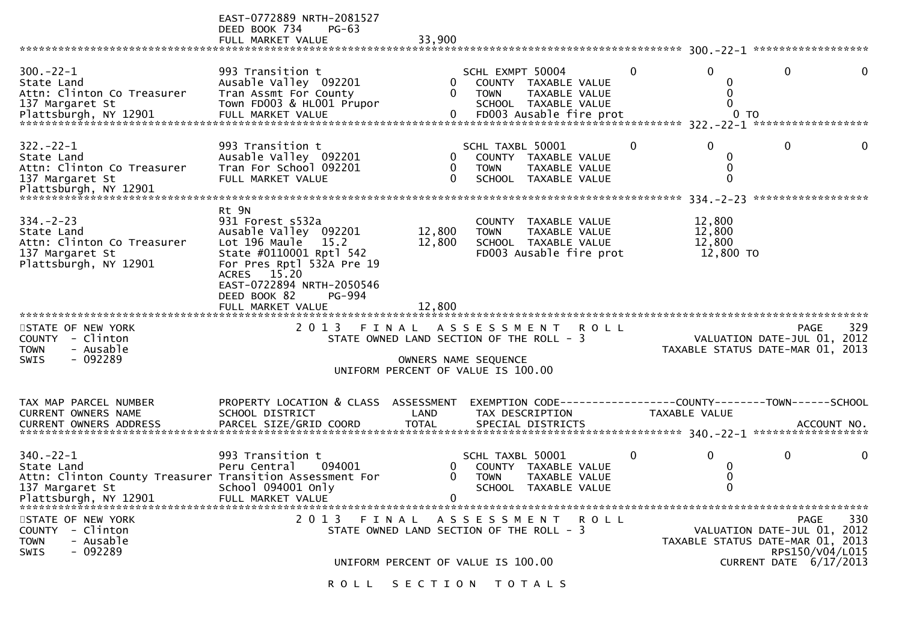EAST-0772889 NRTH-2081527
DEED BOOK 734 PG-63
FULL MARKET VALUE 33,900

******************************************************************** 300.-22-1 ******************

| 300.-22-1 | 993 Transition t | | SCHL EXMPT 50004 | 0 | 0 | 0 | 0 |
|---|---|---|---|---|---|---|---|
| State Land | Ausable Valley 092201 | 0 | COUNTY TAXABLE VALUE | | 0 | | |
| Attn: Clinton Co Treasurer | Tran Assmt For County | 0 | TOWN TAXABLE VALUE | | 0 | | |
| 137 Margaret St | Town FD003 & HL001 Prupor | | SCHOOL TAXABLE VALUE | | 0 | | |
| Plattsburgh, NY 12901 | FULL MARKET VALUE | 0 | FD003 Ausable fire prot | | 0 TO | | |

******************************************************************** 322.-22-1 ******************

| 322.-22-1 | 993 Transition t | | SCHL TAXBL 50001 | 0 | 0 | 0 | 0 |
|---|---|---|---|---|---|---|---|
| State Land | Ausable Valley 092201 | 0 | COUNTY TAXABLE VALUE | | 0 | | |
| Attn: Clinton Co Treasurer | Tran For School 092201 | 0 | TOWN TAXABLE VALUE | | 0 | | |
| 137 Margaret St | FULL MARKET VALUE | 0 | SCHOOL TAXABLE VALUE | | 0 | | |
| Plattsburgh, NY 12901 | | | | | | | |

******************************************************************** 334.-2-23 ******************

| | Rt 9N | | | |
|---|---|---|---|---|
| 334.-2-23 | 931 Forest s532a | | COUNTY TAXABLE VALUE | 12,800 |
| State Land | Ausable Valley 092201 | 12,800 | TOWN TAXABLE VALUE | 12,800 |
| Attn: Clinton Co Treasurer | Lot 196 Maule 15.2 | 12,800 | SCHOOL TAXABLE VALUE | 12,800 |
| 137 Margaret St | State #0110001 Rptl 542 | | FD003 Ausable fire prot | 12,800 TO |
| Plattsburgh, NY 12901 | For Pres Rptl 532A Pre 19 | | | |
| | ACRES 15.20 | | | |
| | EAST-0722894 NRTH-2050546 | | | |
| | DEED BOOK 82 PG-994 | | | |
| | FULL MARKET VALUE | 12,800 | | |

STATE OF NEW YORK — 2013 FINAL ASSESSMENT ROLL — PAGE 329
COUNTY - Clinton — STATE OWNED LAND SECTION OF THE ROLL - 3 — VALUATION DATE-JUL 01, 2012
TOWN - Ausable — TAXABLE STATUS DATE-MAR 01, 2013
SWIS - 092289 — OWNERS NAME SEQUENCE
UNIFORM PERCENT OF VALUE IS 100.00

| TAX MAP PARCEL NUMBER / CURRENT OWNERS NAME / CURRENT OWNERS ADDRESS | PROPERTY LOCATION & CLASS / SCHOOL DISTRICT / PARCEL SIZE/GRID COORD | ASSESSMENT LAND / TOTAL | EXEMPTION CODE / TAX DESCRIPTION / SPECIAL DISTRICTS | | COUNTY / TAXABLE VALUE | TOWN | SCHOOL / ACCOUNT NO. |
|---|---|---|---|---|---|---|---|
| 340.-22-1 | 993 Transition t | | SCHL TAXBL 50001 | 0 | 0 | 0 | 0 |
| State Land | Peru Central 094001 | 0 | COUNTY TAXABLE VALUE | | 0 | | |
| Attn: Clinton County Treasurer | Transition Assessment For | 0 | TOWN TAXABLE VALUE | | 0 | | |
| 137 Margaret St | School 094001 Only | | SCHOOL TAXABLE VALUE | | 0 | | |
| Plattsburgh, NY 12901 | FULL MARKET VALUE | 0 | | | | | |

STATE OF NEW YORK — 2013 FINAL ASSESSMENT ROLL — PAGE 330
COUNTY - Clinton — STATE OWNED LAND SECTION OF THE ROLL - 3 — VALUATION DATE-JUL 01, 2012
TOWN - Ausable — TAXABLE STATUS DATE-MAR 01, 2013
SWIS - 092289 — RPS150/V04/L015
UNIFORM PERCENT OF VALUE IS 100.00 — CURRENT DATE 6/17/2013

ROLL SECTION TOTALS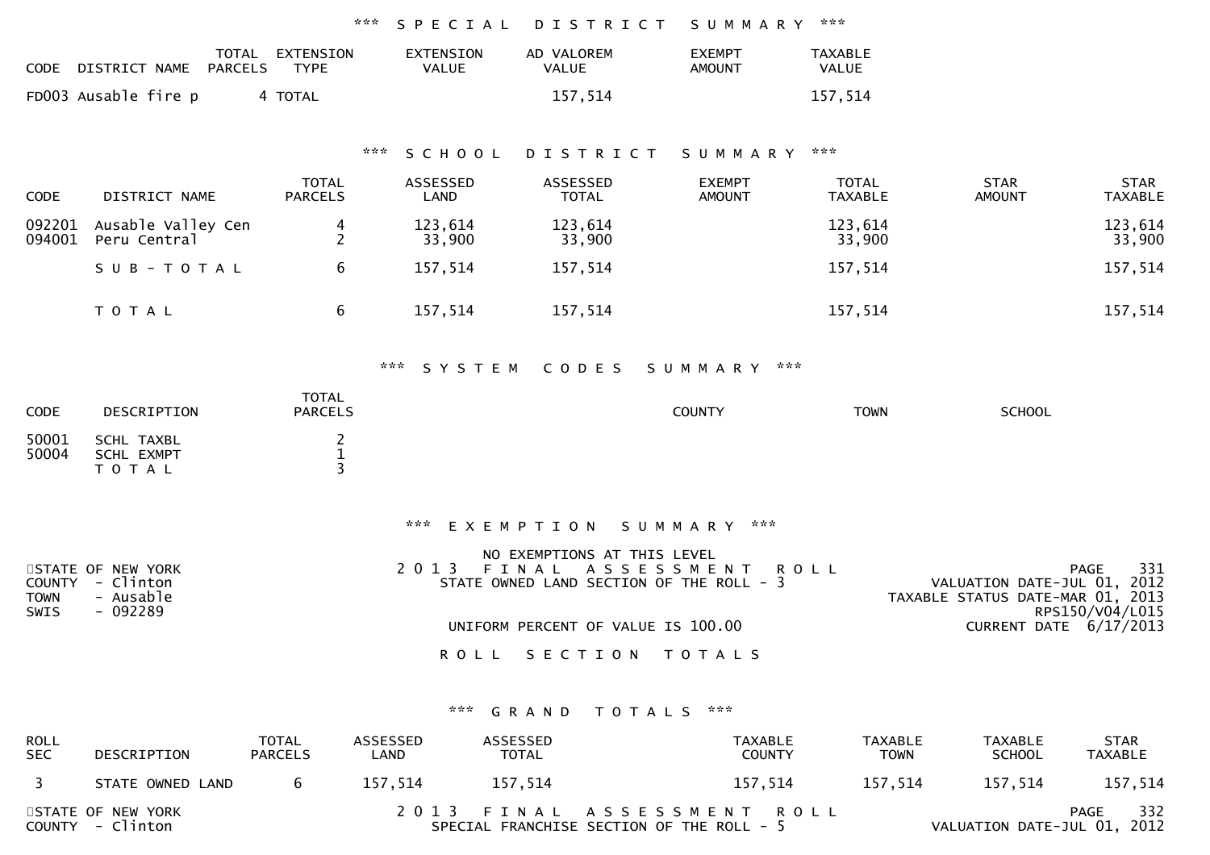### *** SPECIAL DISTRICT SUMMARY ***

| CODE | DISTRICT NAME | TOTAL PARCELS | EXTENSION TYPE | EXTENSION VALUE | AD VALOREM VALUE | EXEMPT AMOUNT | TAXABLE VALUE |
|---|---|---|---|---|---|---|---|
| FD003 | Ausable fire p | 4 | TOTAL | | 157,514 | | 157,514 |

### *** SCHOOL DISTRICT SUMMARY ***

| CODE | DISTRICT NAME | TOTAL PARCELS | ASSESSED LAND | ASSESSED TOTAL | EXEMPT AMOUNT | TOTAL TAXABLE | STAR AMOUNT | STAR TAXABLE |
|---|---|---|---|---|---|---|---|---|
| 092201 | Ausable Valley Cen | 4 | 123,614 | 123,614 | | 123,614 | | 123,614 |
| 094001 | Peru Central | 2 | 33,900 | 33,900 | | 33,900 | | 33,900 |
| | SUB-TOTAL | 6 | 157,514 | 157,514 | | 157,514 | | 157,514 |
| | TOTAL | 6 | 157,514 | 157,514 | | 157,514 | | 157,514 |

### *** SYSTEM CODES SUMMARY ***

| CODE | DESCRIPTION | TOTAL PARCELS | COUNTY | TOWN | SCHOOL |
|---|---|---|---|---|---|
| 50001 | SCHL TAXBL | 2 | | | |
| 50004 | SCHL EXMPT | 1 | | | |
| | TOTAL | 3 | | | |

### *** EXEMPTION SUMMARY ***

NO EXEMPTIONS AT THIS LEVEL

STATE OF NEW YORK
COUNTY - Clinton
TOWN - Ausable
SWIS - 092289

2013 FINAL ASSESSMENT ROLL
STATE OWNED LAND SECTION OF THE ROLL - 3

UNIFORM PERCENT OF VALUE IS 100.00

PAGE 331
VALUATION DATE-JUL 01, 2012
TAXABLE STATUS DATE-MAR 01, 2013
RPS150/V04/L015
CURRENT DATE 6/17/2013

## ROLL SECTION TOTALS

### *** GRAND TOTALS ***

| ROLL SEC | DESCRIPTION | TOTAL PARCELS | ASSESSED LAND | ASSESSED TOTAL | TAXABLE COUNTY | TAXABLE TOWN | TAXABLE SCHOOL | STAR TAXABLE |
|---|---|---|---|---|---|---|---|---|
| 3 | STATE OWNED LAND | 6 | 157,514 | 157,514 | 157,514 | 157,514 | 157,514 | 157,514 |

STATE OF NEW YORK
COUNTY - Clinton

2013 FINAL ASSESSMENT ROLL
SPECIAL FRANCHISE SECTION OF THE ROLL - 5

PAGE 332
VALUATION DATE-JUL 01, 2012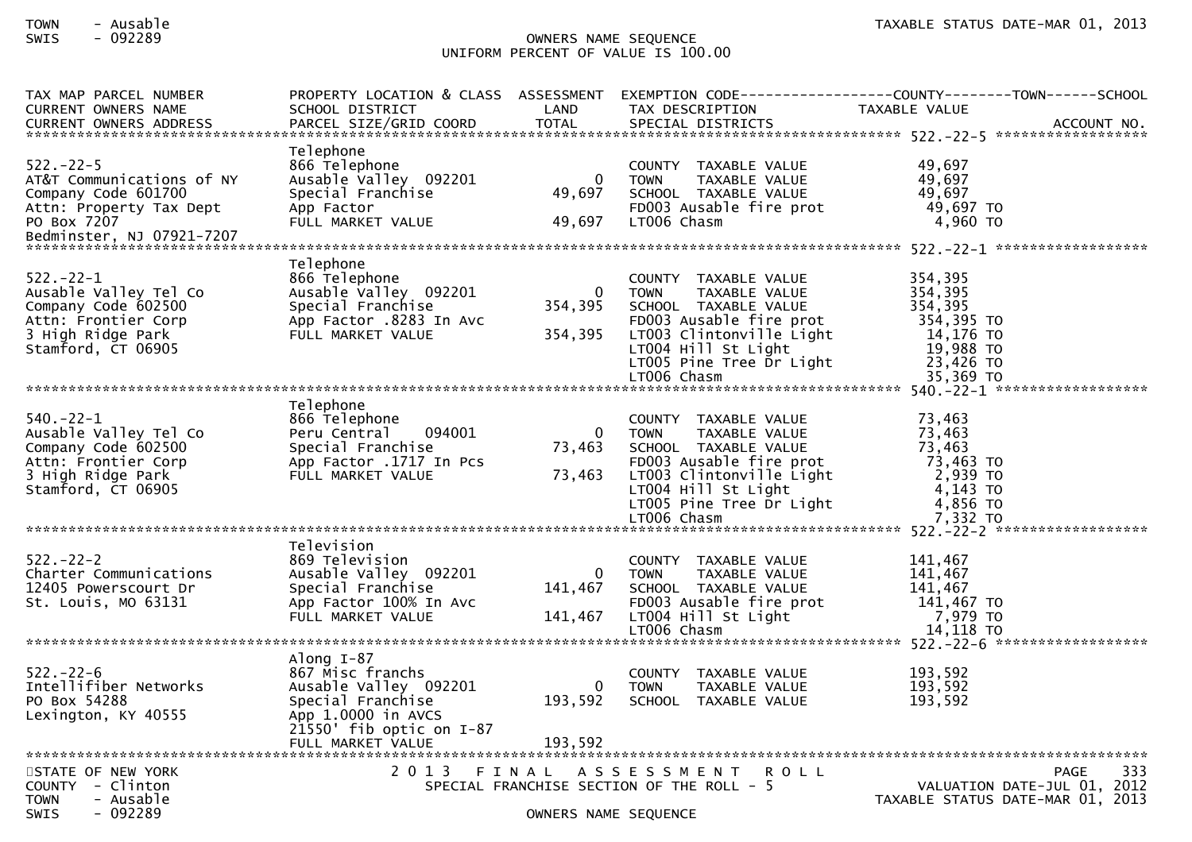TOWN - Ausable
SWIS - 092289

OWNERS NAME SEQUENCE
UNIFORM PERCENT OF VALUE IS 100.00

TAXABLE STATUS DATE-MAR 01, 2013

| TAX MAP PARCEL NUMBER<br>CURRENT OWNERS NAME<br>CURRENT OWNERS ADDRESS | PROPERTY LOCATION & CLASS<br>SCHOOL DISTRICT<br>PARCEL SIZE/GRID COORD | ASSESSMENT<br>LAND<br>TOTAL | EXEMPTION CODE / TAX DESCRIPTION / SPECIAL DISTRICTS | COUNTY / TOWN / SCHOOL TAXABLE VALUE | ACCOUNT NO. |
|---|---|---|---|---|---|
| **522.-22-5** | | | | | |
| 522.-22-5 | Telephone | | | | |
| AT&T Communications of NY | 866 Telephone | | COUNTY TAXABLE VALUE | 49,697 | |
| Company Code 601700 | Ausable Valley 092201 | 0 | TOWN TAXABLE VALUE | 49,697 | |
| Attn: Property Tax Dept | Special Franchise | 49,697 | SCHOOL TAXABLE VALUE | 49,697 | |
| PO Box 7207 | App Factor | | FD003 Ausable fire prot | 49,697 TO | |
| Bedminster, NJ 07921-7207 | FULL MARKET VALUE | 49,697 | LT006 Chasm | 4,960 TO | |
| **522.-22-1** | | | | | |
| 522.-22-1 | Telephone | | | | |
| Ausable Valley Tel Co | 866 Telephone | | COUNTY TAXABLE VALUE | 354,395 | |
| Company Code 602500 | Ausable Valley 092201 | 0 | TOWN TAXABLE VALUE | 354,395 | |
| Attn: Frontier Corp | Special Franchise | 354,395 | SCHOOL TAXABLE VALUE | 354,395 | |
| 3 High Ridge Park | App Factor .8283 In Avc | | FD003 Ausable fire prot | 354,395 TO | |
| Stamford, CT 06905 | FULL MARKET VALUE | 354,395 | LT003 Clintonville Light | 14,176 TO | |
| | | | LT004 Hill St Light | 19,988 TO | |
| | | | LT005 Pine Tree Dr Light | 23,426 TO | |
| | | | LT006 Chasm | 35,369 TO | |
| **540.-22-1** | | | | | |
| 540.-22-1 | Telephone | | | | |
| Ausable Valley Tel Co | 866 Telephone | | COUNTY TAXABLE VALUE | 73,463 | |
| Company Code 602500 | Peru Central 094001 | 0 | TOWN TAXABLE VALUE | 73,463 | |
| Attn: Frontier Corp | Special Franchise | 73,463 | SCHOOL TAXABLE VALUE | 73,463 | |
| 3 High Ridge Park | App Factor .1717 In Pcs | | FD003 Ausable fire prot | 73,463 TO | |
| Stamford, CT 06905 | FULL MARKET VALUE | 73,463 | LT003 Clintonville Light | 2,939 TO | |
| | | | LT004 Hill St Light | 4,143 TO | |
| | | | LT005 Pine Tree Dr Light | 4,856 TO | |
| | | | LT006 Chasm | 7,332 TO | |
| **522.-22-2** | | | | | |
| 522.-22-2 | Television | | | | |
| Charter Communications | 869 Television | | COUNTY TAXABLE VALUE | 141,467 | |
| 12405 Powerscourt Dr | Ausable Valley 092201 | 0 | TOWN TAXABLE VALUE | 141,467 | |
| St. Louis, MO 63131 | Special Franchise | 141,467 | SCHOOL TAXABLE VALUE | 141,467 | |
| | App Factor 100% In Avc | | FD003 Ausable fire prot | 141,467 TO | |
| | FULL MARKET VALUE | 141,467 | LT004 Hill St Light | 7,979 TO | |
| | | | LT006 Chasm | 14,118 TO | |
| **522.-22-6** | | | | | |
| 522.-22-6 | Along I-87 | | | | |
| Intellifiber Networks | 867 Misc franchs | | COUNTY TAXABLE VALUE | 193,592 | |
| PO Box 54288 | Ausable Valley 092201 | 0 | TOWN TAXABLE VALUE | 193,592 | |
| Lexington, KY 40555 | Special Franchise | 193,592 | SCHOOL TAXABLE VALUE | 193,592 | |
| | App 1.0000 in AVCS | | | | |
| | 21550' fib optic on I-87 | | | | |
| | FULL MARKET VALUE | 193,592 | | | |

STATE OF NEW YORK
COUNTY - Clinton
TOWN - Ausable
SWIS - 092289

2013 FINAL ASSESSMENT ROLL
SPECIAL FRANCHISE SECTION OF THE ROLL - 5

OWNERS NAME SEQUENCE

VALUATION DATE-JUL 01, 2012
TAXABLE STATUS DATE-MAR 01, 2013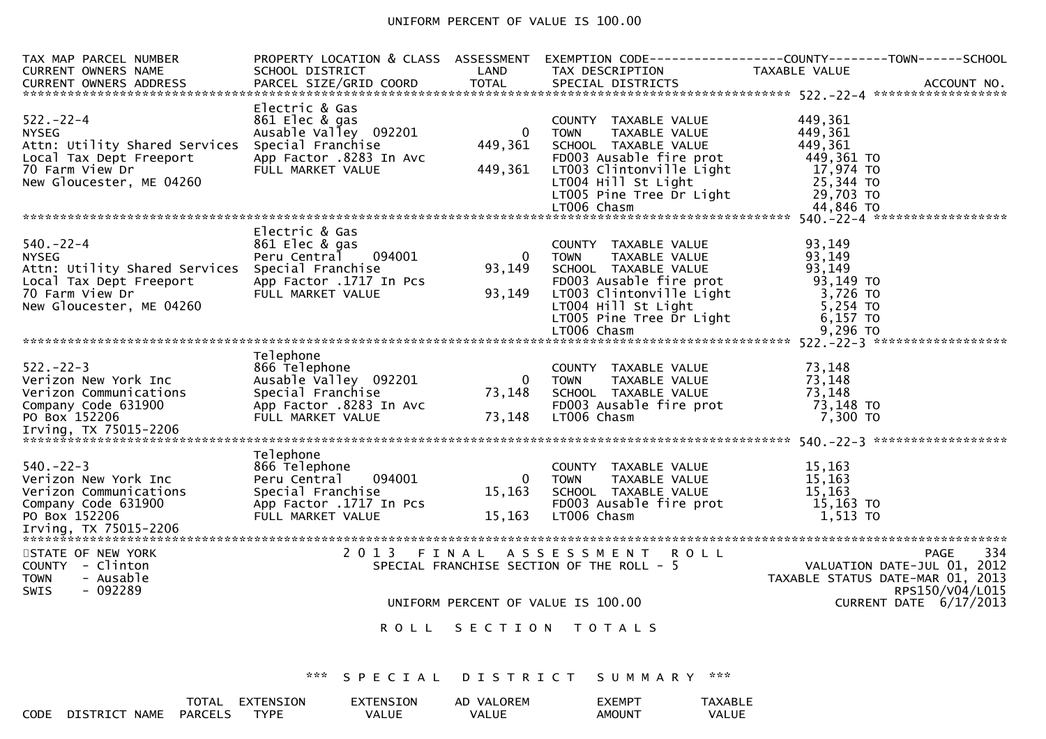UNIFORM PERCENT OF VALUE IS 100.00

| TAX MAP PARCEL NUMBER<br>CURRENT OWNERS NAME<br>CURRENT OWNERS ADDRESS | PROPERTY LOCATION & CLASS<br>SCHOOL DISTRICT<br>PARCEL SIZE/GRID COORD | ASSESSMENT<br>LAND<br>TOTAL | EXEMPTION CODE<br>TAX DESCRIPTION<br>SPECIAL DISTRICTS | COUNTY / TOWN / SCHOOL<br>TAXABLE VALUE | ACCOUNT NO. |
|---|---|---|---|---|---|
| 522.-22-4 | Electric & Gas | | | | |
| 522.-22-4 | 861 Elec & gas | | COUNTY TAXABLE VALUE | 449,361 | |
| NYSEG | Ausable Valley 092201 | 0 | TOWN TAXABLE VALUE | 449,361 | |
| Attn: Utility Shared Services | Special Franchise | 449,361 | SCHOOL TAXABLE VALUE | 449,361 | |
| Local Tax Dept Freeport | App Factor .8283 In Avc | | FD003 Ausable fire prot | 449,361 TO | |
| 70 Farm View Dr | FULL MARKET VALUE | 449,361 | LT003 Clintonville Light | 17,974 TO | |
| New Gloucester, ME 04260 | | | LT004 Hill St Light | 25,344 TO | |
| | | | LT005 Pine Tree Dr Light | 29,703 TO | |
| | | | LT006 Chasm | 44,846 TO | |
| 540.-22-4 | Electric & Gas | | | | |
| 540.-22-4 | 861 Elec & gas | | COUNTY TAXABLE VALUE | 93,149 | |
| NYSEG | Peru Central 094001 | 0 | TOWN TAXABLE VALUE | 93,149 | |
| Attn: Utility Shared Services | Special Franchise | 93,149 | SCHOOL TAXABLE VALUE | 93,149 | |
| Local Tax Dept Freeport | App Factor .1717 In Pcs | | FD003 Ausable fire prot | 93,149 TO | |
| 70 Farm View Dr | FULL MARKET VALUE | 93,149 | LT003 Clintonville Light | 3,726 TO | |
| New Gloucester, ME 04260 | | | LT004 Hill St Light | 5,254 TO | |
| | | | LT005 Pine Tree Dr Light | 6,157 TO | |
| | | | LT006 Chasm | 9,296 TO | |
| 522.-22-3 | Telephone | | | | |
| 522.-22-3 | 866 Telephone | | COUNTY TAXABLE VALUE | 73,148 | |
| Verizon New York Inc | Ausable Valley 092201 | 0 | TOWN TAXABLE VALUE | 73,148 | |
| Verizon Communications | Special Franchise | 73,148 | SCHOOL TAXABLE VALUE | 73,148 | |
| Company Code 631900 | App Factor .8283 In Avc | | FD003 Ausable fire prot | 73,148 TO | |
| PO Box 152206 | FULL MARKET VALUE | 73,148 | LT006 Chasm | 7,300 TO | |
| Irving, TX 75015-2206 | | | | | |
| 540.-22-3 | Telephone | | | | |
| 540.-22-3 | 866 Telephone | | COUNTY TAXABLE VALUE | 15,163 | |
| Verizon New York Inc | Peru Central 094001 | 0 | TOWN TAXABLE VALUE | 15,163 | |
| Verizon Communications | Special Franchise | 15,163 | SCHOOL TAXABLE VALUE | 15,163 | |
| Company Code 631900 | App Factor .1717 In Pcs | | FD003 Ausable fire prot | 15,163 TO | |
| PO Box 152206 | FULL MARKET VALUE | 15,163 | LT006 Chasm | 1,513 TO | |
| Irving, TX 75015-2206 | | | | | |

STATE OF NEW YORK
COUNTY - Clinton
TOWN - Ausable
SWIS - 092289

2013 FINAL ASSESSMENT ROLL
SPECIAL FRANCHISE SECTION OF THE ROLL - 5

VALUATION DATE-JUL 01, 2012
TAXABLE STATUS DATE-MAR 01, 2013
RPS150/V04/L015
CURRENT DATE 6/17/2013

UNIFORM PERCENT OF VALUE IS 100.00

R O L L   S E C T I O N   T O T A L S

*** S P E C I A L   D I S T R I C T   S U M M A R Y ***

| CODE | DISTRICT NAME | TOTAL PARCELS | EXTENSION TYPE | EXTENSION VALUE | AD VALOREM VALUE | EXEMPT AMOUNT | TAXABLE VALUE |
|---|---|---|---|---|---|---|---|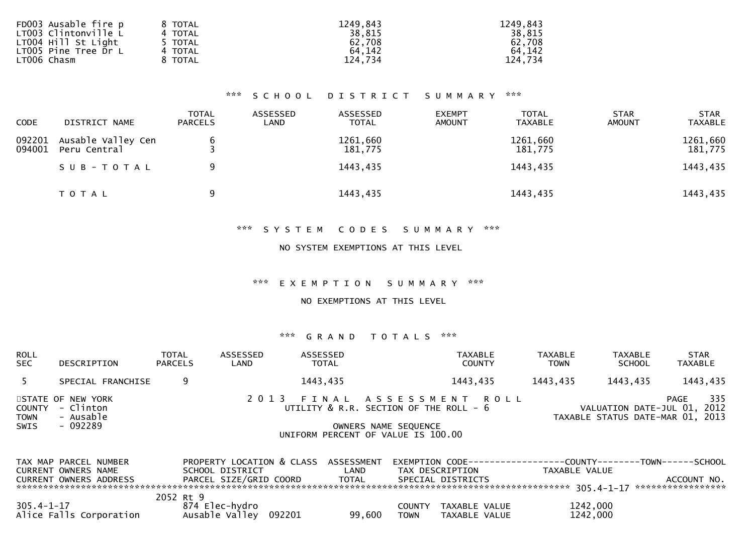| | | | |
|---|---|---|---|
| FD003 Ausable fire p | 8 TOTAL | 1249,843 | 1249,843 |
| LT003 Clintonville L | 4 TOTAL | 38,815 | 38,815 |
| LT004 Hill St Light | 5 TOTAL | 62,708 | 62,708 |
| LT005 Pine Tree Dr L | 4 TOTAL | 64,142 | 64,142 |
| LT006 Chasm | 8 TOTAL | 124,734 | 124,734 |

### *** S C H O O L   D I S T R I C T   S U M M A R Y ***

| CODE | DISTRICT NAME | TOTAL PARCELS | ASSESSED LAND | ASSESSED TOTAL | EXEMPT AMOUNT | TOTAL TAXABLE | STAR AMOUNT | STAR TAXABLE |
|---|---|---|---|---|---|---|---|---|
| 092201 | Ausable Valley Cen | 6 | | 1261,660 | | 1261,660 | | 1261,660 |
| 094001 | Peru Central | 3 | | 181,775 | | 181,775 | | 181,775 |
| | S U B - T O T A L | 9 | | 1443,435 | | 1443,435 | | 1443,435 |
| | T O T A L | 9 | | 1443,435 | | 1443,435 | | 1443,435 |

### *** S Y S T E M   C O D E S   S U M M A R Y ***

NO SYSTEM EXEMPTIONS AT THIS LEVEL

### *** E X E M P T I O N   S U M M A R Y ***

NO EXEMPTIONS AT THIS LEVEL

### *** G R A N D   T O T A L S ***

| ROLL SEC | DESCRIPTION | TOTAL PARCELS | ASSESSED LAND | ASSESSED TOTAL | TAXABLE COUNTY | TAXABLE TOWN | TAXABLE SCHOOL | STAR TAXABLE |
|---|---|---|---|---|---|---|---|---|
| 5 | SPECIAL FRANCHISE | 9 | | 1443,435 | 1443,435 | 1443,435 | 1443,435 | 1443,435 |

STATE OF NEW YORK
COUNTY - Clinton
TOWN - Ausable
SWIS - 092289

2 0 1 3   F I N A L   A S S E S S M E N T   R O L L
UTILITY & R.R. SECTION OF THE ROLL - 6

OWNERS NAME SEQUENCE
UNIFORM PERCENT OF VALUE IS 100.00

PAGE 335
VALUATION DATE-JUL 01, 2012
TAXABLE STATUS DATE-MAR 01, 2013

| TAX MAP PARCEL NUMBER / CURRENT OWNERS NAME / CURRENT OWNERS ADDRESS | PROPERTY LOCATION & CLASS / SCHOOL DISTRICT / PARCEL SIZE/GRID COORD | ASSESSMENT LAND / TOTAL | EXEMPTION CODE / TAX DESCRIPTION / SPECIAL DISTRICTS | COUNTY--------TOWN------SCHOOL TAXABLE VALUE | ACCOUNT NO. |
|---|---|---|---|---|---|
| ******** 305.4-1-17 ******** | | | | | |
| | 2052 Rt 9 | | | | |
| 305.4-1-17 | 874 Elec-hydro | | COUNTY TAXABLE VALUE | 1242,000 | |
| Alice Falls Corporation | Ausable Valley 092201 | 99,600 | TOWN TAXABLE VALUE | 1242,000 | |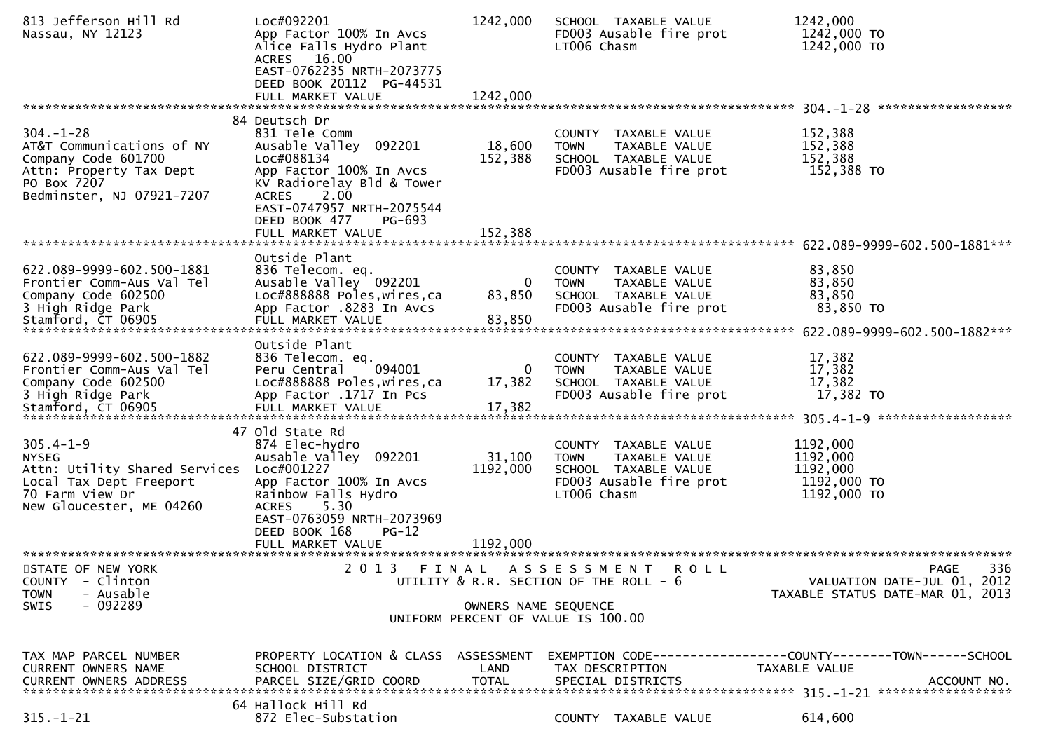```
813 Jefferson Hill Rd           Loc#092201                1242,000   SCHOOL  TAXABLE VALUE          1242,000
Nassau, NY 12123                App Factor 100% In Avcs              FD003 Ausable fire prot         1242,000 TO
                                Alice Falls Hydro Plant              LT006 Chasm                     1242,000 TO
                                ACRES   16.00
                                EAST-0762235 NRTH-2073775
                                DEED BOOK 20112  PG-44531
                                FULL MARKET VALUE         1242,000
******************************************************************************************************* 304.-1-28 ******************
                              84 Deutsch Dr
304.-1-28                       831 Tele Comm                        COUNTY  TAXABLE VALUE           152,388
AT&T Communications of NY       Ausable Valley  092201      18,600   TOWN    TAXABLE VALUE           152,388
Company Code 601700             Loc#088134                 152,388   SCHOOL  TAXABLE VALUE           152,388
Attn: Property Tax Dept         App Factor 100% In Avcs              FD003 Ausable fire prot          152,388 TO
PO Box 7207                     KV Radiorelay Bld & Tower
Bedminster, NJ 07921-7207       ACRES    2.00
                                EAST-0747957 NRTH-2075544
                                DEED BOOK 477    PG-693
                                FULL MARKET VALUE          152,388
******************************************************************************************************* 622.089-9999-602.500-1881***
                                Outside Plant
622.089-9999-602.500-1881       836 Telecom. eq.                     COUNTY  TAXABLE VALUE            83,850
Frontier Comm-Aus Val Tel       Ausable Valley  092201           0   TOWN    TAXABLE VALUE            83,850
Company Code 602500             Loc#888888 Poles,wires,ca   83,850   SCHOOL  TAXABLE VALUE            83,850
3 High Ridge Park               App Factor .8283 In Avcs             FD003 Ausable fire prot           83,850 TO
Stamford, CT 06905              FULL MARKET VALUE           83,850
******************************************************************************************************* 622.089-9999-602.500-1882***
                                Outside Plant
622.089-9999-602.500-1882       836 Telecom. eq.                     COUNTY  TAXABLE VALUE            17,382
Frontier Comm-Aus Val Tel       Peru Central    094001           0   TOWN    TAXABLE VALUE            17,382
Company Code 602500             Loc#888888 Poles,wires,ca   17,382   SCHOOL  TAXABLE VALUE            17,382
3 High Ridge Park               App Factor .1717 In Pcs              FD003 Ausable fire prot           17,382 TO
Stamford, CT 06905              FULL MARKET VALUE           17,382
******************************************************************************************************* 305.4-1-9 ******************
                              47 Old State Rd
305.4-1-9                       874 Elec-hydro                       COUNTY  TAXABLE VALUE          1192,000
NYSEG                           Ausable Valley  092201      31,100   TOWN    TAXABLE VALUE          1192,000
Attn: Utility Shared Services   Loc#001227                1192,000   SCHOOL  TAXABLE VALUE          1192,000
Local Tax Dept Freeport         App Factor 100% In Avcs              FD003 Ausable fire prot         1192,000 TO
70 Farm View Dr                 Rainbow Falls Hydro                  LT006 Chasm                     1192,000 TO
New Gloucester, ME 04260        ACRES    5.30
                                EAST-0763059 NRTH-2073969
                                DEED BOOK 168    PG-12
                                FULL MARKET VALUE         1192,000
************************************************************************************************************************************
STATE OF NEW YORK                     2 0 1 3   F I N A L   A S S E S S M E N T   R O L L                               PAGE    336
COUNTY  - Clinton                         UTILITY & R.R. SECTION OF THE ROLL - 6                          VALUATION DATE-JUL 01, 2012
TOWN    - Ausable                                                                                      TAXABLE STATUS DATE-MAR 01, 2013
SWIS    - 092289                                        OWNERS NAME SEQUENCE
                                                   UNIFORM PERCENT OF VALUE IS 100.00


TAX MAP PARCEL NUMBER           PROPERTY LOCATION & CLASS  ASSESSMENT  EXEMPTION CODE------------------COUNTY--------TOWN------SCHOOL
CURRENT OWNERS NAME             SCHOOL DISTRICT               LAND      TAX DESCRIPTION              TAXABLE VALUE
CURRENT OWNERS ADDRESS          PARCEL SIZE/GRID COORD       TOTAL      SPECIAL DISTRICTS                                  ACCOUNT NO.
******************************************************************************************************* 315.-1-21 ******************
                              64 Hallock Hill Rd
315.-1-21                       872 Elec-Substation                  COUNTY  TAXABLE VALUE           614,600
```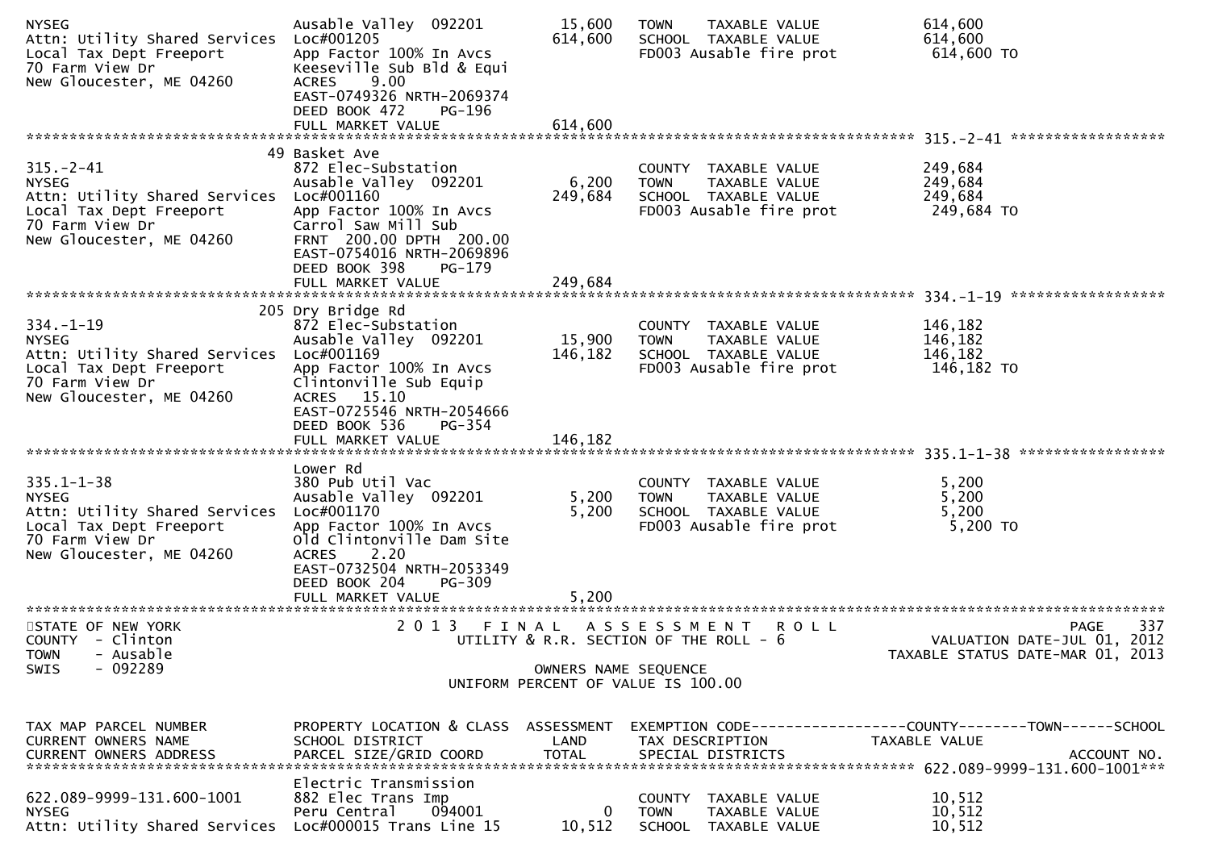```
NYSEG                          Ausable Valley  092201        15,600   TOWN    TAXABLE VALUE            614,600
Attn: Utility Shared Services  Loc#001205                   614,600   SCHOOL  TAXABLE VALUE            614,600
Local Tax Dept Freeport        App Factor 100% In Avcs                FD003 Ausable fire prot           614,600 TO
70 Farm View Dr                Keeseville Sub Bld & Equi
New Gloucester, ME 04260       ACRES    9.00
                               EAST-0749326 NRTH-2069374
                               DEED BOOK 472    PG-196
                               FULL MARKET VALUE            614,600
******************************************************************************************************* 315.-2-41 ******************
                            49 Basket Ave
315.-2-41                      872 Elec-Substation                    COUNTY  TAXABLE VALUE            249,684
NYSEG                          Ausable Valley  092201         6,200   TOWN    TAXABLE VALUE            249,684
Attn: Utility Shared Services  Loc#001160                   249,684   SCHOOL  TAXABLE VALUE            249,684
Local Tax Dept Freeport        App Factor 100% In Avcs                FD003 Ausable fire prot           249,684 TO
70 Farm View Dr                Carrol Saw Mill Sub
New Gloucester, ME 04260       FRNT  200.00 DPTH  200.00
                               EAST-0754016 NRTH-2069896
                               DEED BOOK 398    PG-179
                               FULL MARKET VALUE            249,684
******************************************************************************************************* 334.-1-19 ******************
                           205 Dry Bridge Rd
334.-1-19                      872 Elec-Substation                    COUNTY  TAXABLE VALUE            146,182
NYSEG                          Ausable Valley  092201        15,900   TOWN    TAXABLE VALUE            146,182
Attn: Utility Shared Services  Loc#001169                   146,182   SCHOOL  TAXABLE VALUE            146,182
Local Tax Dept Freeport        App Factor 100% In Avcs                FD003 Ausable fire prot           146,182 TO
70 Farm View Dr                Clintonville Sub Equip
New Gloucester, ME 04260       ACRES   15.10
                               EAST-0725546 NRTH-2054666
                               DEED BOOK 536    PG-354
                               FULL MARKET VALUE            146,182
******************************************************************************************************* 335.1-1-38 *****************
                               Lower Rd
335.1-1-38                     380 Pub Util Vac                       COUNTY  TAXABLE VALUE              5,200
NYSEG                          Ausable Valley  092201         5,200   TOWN    TAXABLE VALUE              5,200
Attn: Utility Shared Services  Loc#001170                     5,200   SCHOOL  TAXABLE VALUE              5,200
Local Tax Dept Freeport        App Factor 100% In Avcs                FD003 Ausable fire prot             5,200 TO
70 Farm View Dr                Old Clintonville Dam Site
New Gloucester, ME 04260       ACRES    2.20
                               EAST-0732504 NRTH-2053349
                               DEED BOOK 204    PG-309
                               FULL MARKET VALUE              5,200
************************************************************************************************************************************
STATE OF NEW YORK                     2 0 1 3   F I N A L   A S S E S S M E N T   R O L L                              PAGE    337
COUNTY  - Clinton                         UTILITY & R.R. SECTION OF THE ROLL - 6                           VALUATION DATE-JUL 01, 2012
TOWN    - Ausable                                                                                    TAXABLE STATUS DATE-MAR 01, 2013
SWIS    - 092289                                       OWNERS NAME SEQUENCE
                                                 UNIFORM PERCENT OF VALUE IS 100.00


TAX MAP PARCEL NUMBER          PROPERTY LOCATION & CLASS  ASSESSMENT  EXEMPTION CODE------------------COUNTY--------TOWN------SCHOOL
CURRENT OWNERS NAME            SCHOOL DISTRICT               LAND      TAX DESCRIPTION            TAXABLE VALUE
CURRENT OWNERS ADDRESS         PARCEL SIZE/GRID COORD        TOTAL     SPECIAL DISTRICTS                                  ACCOUNT NO.
******************************************************************************************************* 622.089-9999-131.600-1001***
                               Electric Transmission
622.089-9999-131.600-1001      882 Elec Trans Imp                     COUNTY  TAXABLE VALUE             10,512
NYSEG                          Peru Central    094001             0   TOWN    TAXABLE VALUE             10,512
Attn: Utility Shared Services  Loc#000015 Trans Line 15      10,512   SCHOOL  TAXABLE VALUE             10,512
```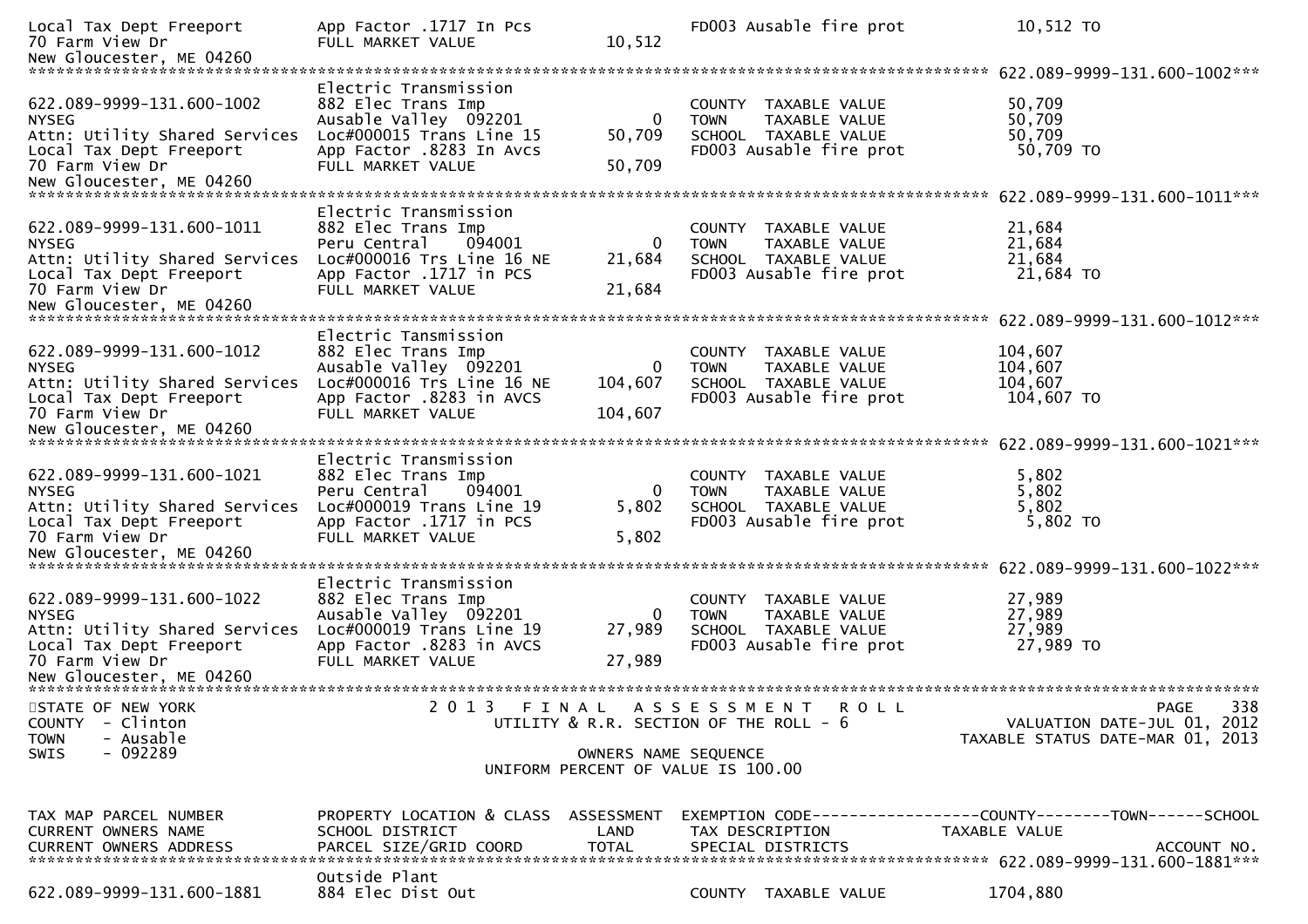```
Local Tax Dept Freeport        App Factor .1717 In Pcs                     FD003 Ausable fire prot          10,512 TO
70 Farm View Dr                FULL MARKET VALUE            10,512
New Gloucester, ME 04260
******************************************************************************************** 622.089-9999-131.600-1002***
                               Electric Transmission
622.089-9999-131.600-1002      882 Elec Trans Imp                          COUNTY  TAXABLE VALUE            50,709
NYSEG                          Ausable Valley  092201            0         TOWN    TAXABLE VALUE            50,709
Attn: Utility Shared Services  Loc#000015 Trans Line 15     50,709         SCHOOL  TAXABLE VALUE            50,709
Local Tax Dept Freeport        App Factor .8283 In Avcs                    FD003 Ausable fire prot          50,709 TO
70 Farm View Dr                FULL MARKET VALUE            50,709
New Gloucester, ME 04260
******************************************************************************************** 622.089-9999-131.600-1011***
                               Electric Transmission
622.089-9999-131.600-1011      882 Elec Trans Imp                          COUNTY  TAXABLE VALUE            21,684
NYSEG                          Peru Central    094001            0         TOWN    TAXABLE VALUE            21,684
Attn: Utility Shared Services  Loc#000016 Trs Line 16 NE    21,684         SCHOOL  TAXABLE VALUE            21,684
Local Tax Dept Freeport        App Factor .1717 in PCS                     FD003 Ausable fire prot          21,684 TO
70 Farm View Dr                FULL MARKET VALUE            21,684
New Gloucester, ME 04260
******************************************************************************************** 622.089-9999-131.600-1012***
                               Electric Tansmission
622.089-9999-131.600-1012      882 Elec Trans Imp                          COUNTY  TAXABLE VALUE           104,607
NYSEG                          Ausable Valley  092201            0         TOWN    TAXABLE VALUE           104,607
Attn: Utility Shared Services  Loc#000016 Trs Line 16 NE   104,607         SCHOOL  TAXABLE VALUE           104,607
Local Tax Dept Freeport        App Factor .8283 in AVCS                    FD003 Ausable fire prot         104,607 TO
70 Farm View Dr                FULL MARKET VALUE           104,607
New Gloucester, ME 04260
******************************************************************************************** 622.089-9999-131.600-1021***
                               Electric Transmission
622.089-9999-131.600-1021      882 Elec Trans Imp                          COUNTY  TAXABLE VALUE             5,802
NYSEG                          Peru Central    094001            0         TOWN    TAXABLE VALUE             5,802
Attn: Utility Shared Services  Loc#000019 Trans Line 19      5,802         SCHOOL  TAXABLE VALUE             5,802
Local Tax Dept Freeport        App Factor .1717 in PCS                     FD003 Ausable fire prot           5,802 TO
70 Farm View Dr                FULL MARKET VALUE             5,802
New Gloucester, ME 04260
******************************************************************************************** 622.089-9999-131.600-1022***
                               Electric Transmission
622.089-9999-131.600-1022      882 Elec Trans Imp                          COUNTY  TAXABLE VALUE            27,989
NYSEG                          Ausable Valley  092201            0         TOWN    TAXABLE VALUE            27,989
Attn: Utility Shared Services  Loc#000019 Trans Line 19     27,989         SCHOOL  TAXABLE VALUE            27,989
Local Tax Dept Freeport        App Factor .8283 in AVCS                    FD003 Ausable fire prot          27,989 TO
70 Farm View Dr                FULL MARKET VALUE            27,989
New Gloucester, ME 04260
************************************************************************************************************************
STATE OF NEW YORK                 2 0 1 3   F I N A L   A S S E S S M E N T   R O L L                          PAGE    338
COUNTY  - Clinton                      UTILITY & R.R. SECTION OF THE ROLL - 6                 VALUATION DATE-JUL 01, 2012
TOWN    - Ausable                                                                          TAXABLE STATUS DATE-MAR 01, 2013
SWIS    - 092289                                   OWNERS NAME SEQUENCE
                                            UNIFORM PERCENT OF VALUE IS 100.00


TAX MAP PARCEL NUMBER          PROPERTY LOCATION & CLASS  ASSESSMENT  EXEMPTION CODE------------------COUNTY--------TOWN------SCHOOL
CURRENT OWNERS NAME            SCHOOL DISTRICT               LAND      TAX DESCRIPTION            TAXABLE VALUE
CURRENT OWNERS ADDRESS         PARCEL SIZE/GRID COORD        TOTAL     SPECIAL DISTRICTS                                 ACCOUNT NO.
******************************************************************************************** 622.089-9999-131.600-1881***
                               Outside Plant
622.089-9999-131.600-1881      884 Elec Dist Out                           COUNTY  TAXABLE VALUE          1704,880
```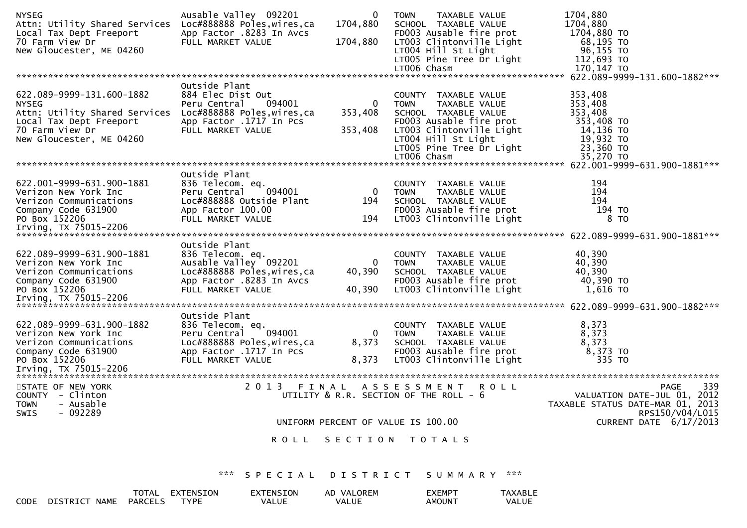```
NYSEG                          Ausable Valley  092201           0   TOWN     TAXABLE VALUE          1704,880
Attn: Utility Shared Services  Loc#888888 Poles,wires,ca  1704,880   SCHOOL  TAXABLE VALUE          1704,880
Local Tax Dept Freeport        App Factor .8283 In Avcs              FD003 Ausable fire prot          1704,880 TO
70 Farm View Dr                FULL MARKET VALUE           1704,880  LT003 Clintonville Light           68,195 TO
New Gloucester, ME 04260                                             LT004 Hill St Light                96,155 TO
                                                                     LT005 Pine Tree Dr Light          112,693 TO
                                                                     LT006 Chasm                       170,147 TO
******************************************************************************************** 622.089-9999-131.600-1882***
                               Outside Plant
622.089-9999-131.600-1882      884 Elec Dist Out                     COUNTY  TAXABLE VALUE           353,408
NYSEG                          Peru Central    094001           0   TOWN     TAXABLE VALUE           353,408
Attn: Utility Shared Services  Loc#888888 Poles,wires,ca   353,408   SCHOOL  TAXABLE VALUE           353,408
Local Tax Dept Freeport        App Factor .1717 In Pcs               FD003 Ausable fire prot           353,408 TO
70 Farm View Dr                FULL MARKET VALUE            353,408  LT003 Clintonville Light           14,136 TO
New Gloucester, ME 04260                                             LT004 Hill St Light                19,932 TO
                                                                     LT005 Pine Tree Dr Light           23,360 TO
                                                                     LT006 Chasm                        35,270 TO
******************************************************************************************** 622.001-9999-631.900-1881***
                               Outside Plant
622.001-9999-631.900-1881      836 Telecom. eq.                      COUNTY  TAXABLE VALUE               194
Verizon New York Inc           Peru Central    094001           0   TOWN     TAXABLE VALUE               194
Verizon Communications         Loc#888888 Outside Plant         194  SCHOOL  TAXABLE VALUE               194
Company Code 631900            App Factor 100.00                     FD003 Ausable fire prot               194 TO
PO Box 152206                  FULL MARKET VALUE                194  LT003 Clintonville Light             8 TO
Irving, TX 75015-2206
******************************************************************************************** 622.089-9999-631.900-1881***
                               Outside Plant
622.089-9999-631.900-1881      836 Telecom. eq.                      COUNTY  TAXABLE VALUE            40,390
Verizon New York Inc           Ausable Valley  092201           0   TOWN     TAXABLE VALUE            40,390
Verizon Communications         Loc#888888 Poles,wires,ca    40,390   SCHOOL  TAXABLE VALUE            40,390
Company Code 631900            App Factor .8283 In Avcs              FD003 Ausable fire prot            40,390 TO
PO Box 152206                  FULL MARKET VALUE             40,390  LT003 Clintonville Light          1,616 TO
Irving, TX 75015-2206
******************************************************************************************** 622.089-9999-631.900-1882***
                               Outside Plant
622.089-9999-631.900-1882      836 Telecom. eq.                      COUNTY  TAXABLE VALUE             8,373
Verizon New York Inc           Peru Central    094001           0   TOWN     TAXABLE VALUE             8,373
Verizon Communications         Loc#888888 Poles,wires,ca     8,373   SCHOOL  TAXABLE VALUE             8,373
Company Code 631900            App Factor .1717 In Pcs               FD003 Ausable fire prot             8,373 TO
PO Box 152206                  FULL MARKET VALUE              8,373  LT003 Clintonville Light           335 TO
Irving, TX 75015-2206
*********************************************************************************************************************
```

```
STATE OF NEW YORK                 2 0 1 3   F I N A L   A S S E S S M E N T   R O L L                    PAGE    339
COUNTY  - Clinton                      UTILITY & R.R. SECTION OF THE ROLL - 6                   VALUATION DATE-JUL 01, 2012
TOWN    - Ausable                                                                            TAXABLE STATUS DATE-MAR 01, 2013
SWIS    - 092289                                                                                             RPS150/V04/L015
                                        UNIFORM PERCENT OF VALUE IS 100.00                          CURRENT DATE  6/17/2013
```

R O L L   S E C T I O N   T O T A L S

*** S P E C I A L   D I S T R I C T   S U M M A R Y ***

| CODE | DISTRICT NAME | TOTAL PARCELS | EXTENSION TYPE | EXTENSION VALUE | AD VALOREM VALUE | EXEMPT AMOUNT | TAXABLE VALUE |
|---|---|---|---|---|---|---|---|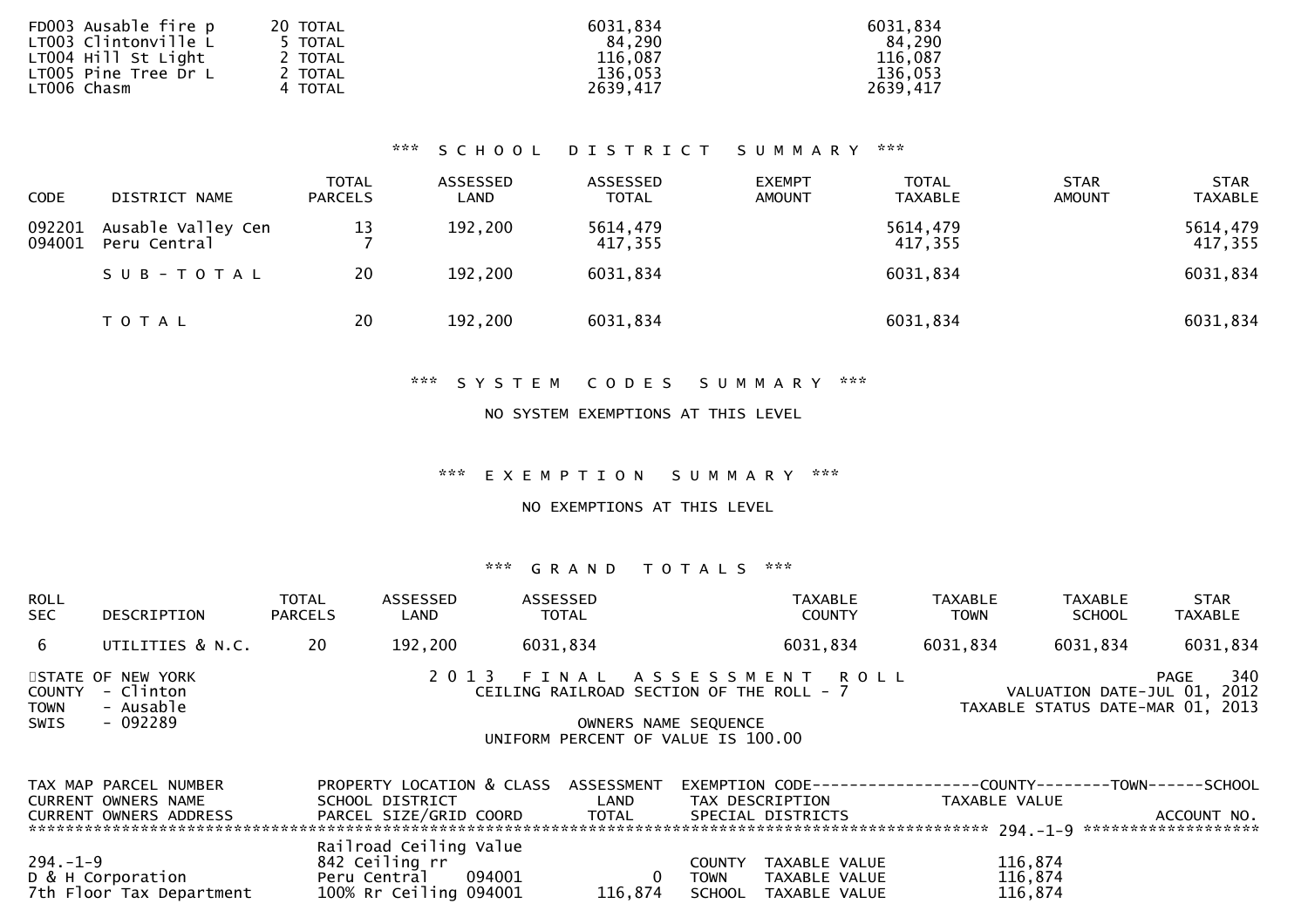| | | | |
|---|---|---|---|
| FD003 Ausable fire p | 20 TOTAL | 6031,834 | 6031,834 |
| LT003 Clintonville L | 5 TOTAL | 84,290 | 84,290 |
| LT004 Hill St Light | 2 TOTAL | 116,087 | 116,087 |
| LT005 Pine Tree Dr L | 2 TOTAL | 136,053 | 136,053 |
| LT006 Chasm | 4 TOTAL | 2639,417 | 2639,417 |

### *** S C H O O L   D I S T R I C T   S U M M A R Y ***

| CODE | DISTRICT NAME | TOTAL PARCELS | ASSESSED LAND | ASSESSED TOTAL | EXEMPT AMOUNT | TOTAL TAXABLE | STAR AMOUNT | STAR TAXABLE |
|---|---|---|---|---|---|---|---|---|
| 092201 | Ausable Valley Cen | 13 | 192,200 | 5614,479 | | 5614,479 | | 5614,479 |
| 094001 | Peru Central | 7 | | 417,355 | | 417,355 | | 417,355 |
| | S U B - T O T A L | 20 | 192,200 | 6031,834 | | 6031,834 | | 6031,834 |
| | T O T A L | 20 | 192,200 | 6031,834 | | 6031,834 | | 6031,834 |

### *** S Y S T E M   C O D E S   S U M M A R Y ***

NO SYSTEM EXEMPTIONS AT THIS LEVEL

### *** E X E M P T I O N   S U M M A R Y ***

NO EXEMPTIONS AT THIS LEVEL

### *** G R A N D   T O T A L S ***

| ROLL SEC | DESCRIPTION | TOTAL PARCELS | ASSESSED LAND | ASSESSED TOTAL | TAXABLE COUNTY | TAXABLE TOWN | TAXABLE SCHOOL | STAR TAXABLE |
|---|---|---|---|---|---|---|---|---|
| 6 | UTILITIES & N.C. | 20 | 192,200 | 6031,834 | 6031,834 | 6031,834 | 6031,834 | 6031,834 |

STATE OF NEW YORK
COUNTY - Clinton
TOWN - Ausable
SWIS - 092289

2 0 1 3   F I N A L   A S S E S S M E N T   R O L L
CEILING RAILROAD SECTION OF THE ROLL - 7

OWNERS NAME SEQUENCE
UNIFORM PERCENT OF VALUE IS 100.00

VALUATION DATE-JUL 01, 2012
TAXABLE STATUS DATE-MAR 01, 2013

| TAX MAP PARCEL NUMBER / CURRENT OWNERS NAME / CURRENT OWNERS ADDRESS | PROPERTY LOCATION & CLASS / SCHOOL DISTRICT / PARCEL SIZE/GRID COORD | ASSESSMENT LAND / TOTAL | EXEMPTION CODE / TAX DESCRIPTION / SPECIAL DISTRICTS | COUNTY--------TOWN------SCHOOL TAXABLE VALUE | ACCOUNT NO. |
|---|---|---|---|---|---|
| ***** 294.-1-9 ***** | | | | | |
| | Railroad Ceiling Value | | | | |
| 294.-1-9 | 842 Ceiling rr | | COUNTY TAXABLE VALUE | 116,874 | |
| D & H Corporation | Peru Central 094001 | 0 | TOWN TAXABLE VALUE | 116,874 | |
| 7th Floor Tax Department | 100% Rr Ceiling 094001 | 116,874 | SCHOOL TAXABLE VALUE | 116,874 | |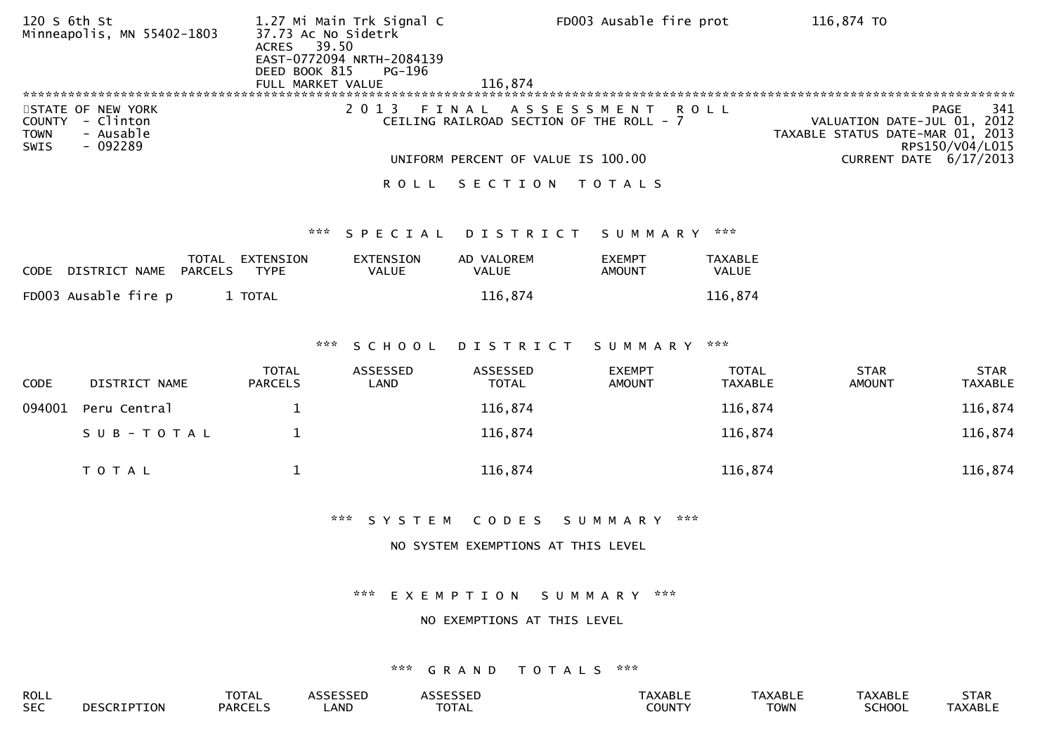120 S 6th St
Minneapolis, MN 55402-1803

1.27 Mi Main Trk Signal C
37.73 Ac No Sidetrk
ACRES 39.50
EAST-0772094 NRTH-2084139
DEED BOOK 815 PG-196
FULL MARKET VALUE 116,874

FD003 Ausable fire prot 116,874 TO

**********************************************************************************************************************************************

STATE OF NEW YORK
COUNTY - Clinton
TOWN - Ausable
SWIS - 092289

2 0 1 3 F I N A L A S S E S S M E N T R O L L
CEILING RAILROAD SECTION OF THE ROLL - 7

UNIFORM PERCENT OF VALUE IS 100.00

PAGE 341
VALUATION DATE-JUL 01, 2012
TAXABLE STATUS DATE-MAR 01, 2013
RPS150/V04/L015
CURRENT DATE 6/17/2013

## R O L L S E C T I O N T O T A L S

### *** S P E C I A L D I S T R I C T S U M M A R Y ***

| CODE | DISTRICT NAME | TOTAL PARCELS | EXTENSION TYPE | EXTENSION VALUE | AD VALOREM VALUE | EXEMPT AMOUNT | TAXABLE VALUE |
|---|---|---|---|---|---|---|---|
| FD003 | Ausable fire p | 1 | TOTAL | | 116,874 | | 116,874 |

### *** S C H O O L D I S T R I C T S U M M A R Y ***

| CODE | DISTRICT NAME | TOTAL PARCELS | ASSESSED LAND | ASSESSED TOTAL | EXEMPT AMOUNT | TOTAL TAXABLE | STAR AMOUNT | STAR TAXABLE |
|---|---|---|---|---|---|---|---|---|
| 094001 | Peru Central | 1 | | 116,874 | | 116,874 | | 116,874 |
| | S U B - T O T A L | 1 | | 116,874 | | 116,874 | | 116,874 |
| | T O T A L | 1 | | 116,874 | | 116,874 | | 116,874 |

### *** S Y S T E M C O D E S S U M M A R Y ***

NO SYSTEM EXEMPTIONS AT THIS LEVEL

### *** E X E M P T I O N S U M M A R Y ***

NO EXEMPTIONS AT THIS LEVEL

### *** G R A N D T O T A L S ***

| ROLL SEC | DESCRIPTION | TOTAL PARCELS | ASSESSED LAND | ASSESSED TOTAL | TAXABLE COUNTY | TAXABLE TOWN | TAXABLE SCHOOL | STAR TAXABLE |
|---|---|---|---|---|---|---|---|---|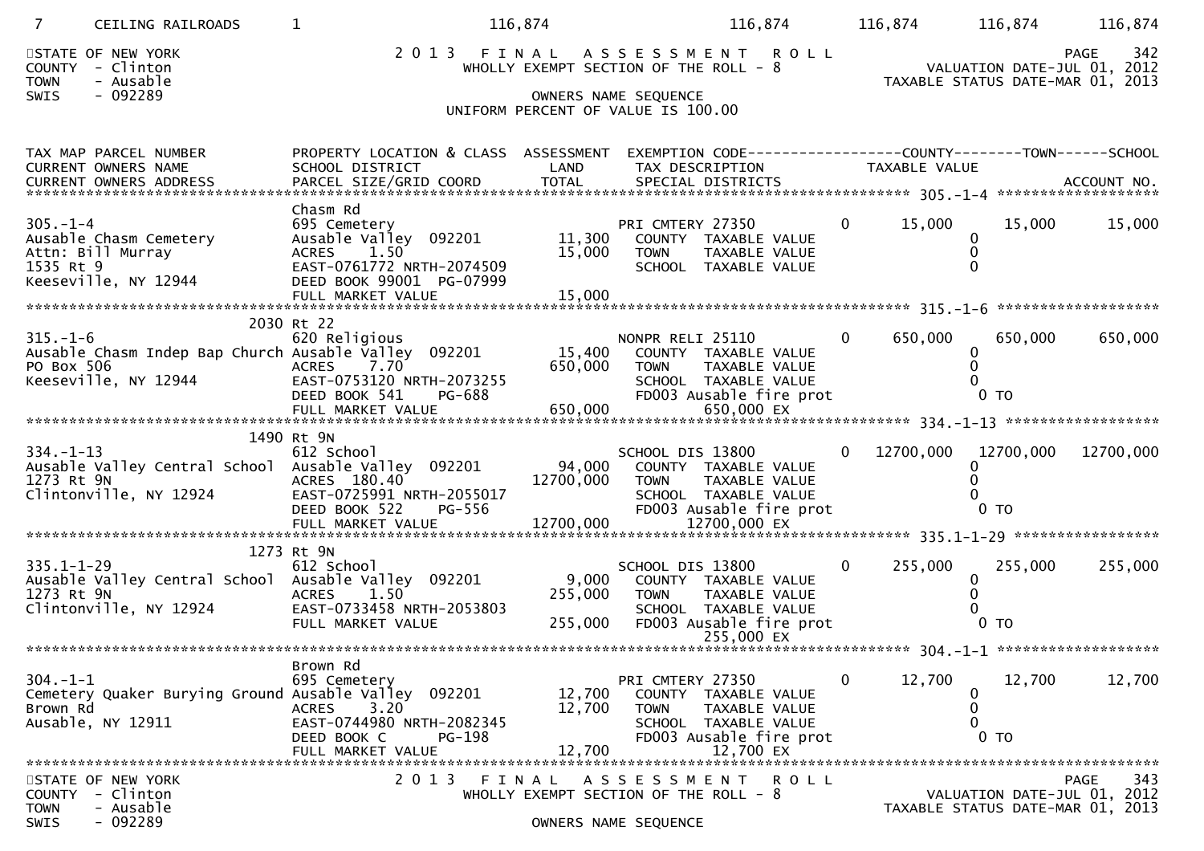| 7 | CEILING RAILROADS | 1 | 116,874 | 116,874 | 116,874 | 116,874 | 116,874 |
|---|---|---|---|---|---|---|---|

STATE OF NEW YORK
COUNTY - Clinton
TOWN - Ausable
SWIS - 092289

2013 FINAL ASSESSMENT ROLL
WHOLLY EXEMPT SECTION OF THE ROLL - 8
OWNERS NAME SEQUENCE
UNIFORM PERCENT OF VALUE IS 100.00

PAGE 342
VALUATION DATE-JUL 01, 2012
TAXABLE STATUS DATE-MAR 01, 2013

| TAX MAP PARCEL NUMBER / CURRENT OWNERS NAME / CURRENT OWNERS ADDRESS | PROPERTY LOCATION & CLASS / SCHOOL DISTRICT / PARCEL SIZE/GRID COORD | ASSESSMENT LAND / TOTAL | EXEMPTION CODE / TAX DESCRIPTION / SPECIAL DISTRICTS | | COUNTY TAXABLE VALUE | TOWN | SCHOOL / ACCOUNT NO. |
|---|---|---|---|---|---|---|---|
| **305.-1-4** | Chasm Rd | | | | | | |
| 305.-1-4 | 695 Cemetery | | PRI CMTERY 27350 | 0 | 15,000 | 15,000 | 15,000 |
| Ausable Chasm Cemetery | Ausable Valley 092201 | 11,300 | COUNTY TAXABLE VALUE | | 0 | | |
| Attn: Bill Murray | ACRES 1.50 | 15,000 | TOWN TAXABLE VALUE | | 0 | | |
| 1535 Rt 9 | EAST-0761772 NRTH-2074509 | | SCHOOL TAXABLE VALUE | | 0 | | |
| Keeseville, NY 12944 | DEED BOOK 99001 PG-07999 | | | | | | |
| | FULL MARKET VALUE | 15,000 | | | | | |
| **315.-1-6** | 2030 Rt 22 | | | | | | |
| 315.-1-6 | 620 Religious | | NONPR RELI 25110 | 0 | 650,000 | 650,000 | 650,000 |
| Ausable Chasm Indep Bap Church | Ausable Valley 092201 | 15,400 | COUNTY TAXABLE VALUE | | 0 | | |
| PO Box 506 | ACRES 7.70 | 650,000 | TOWN TAXABLE VALUE | | 0 | | |
| Keeseville, NY 12944 | EAST-0753120 NRTH-2073255 | | SCHOOL TAXABLE VALUE | | 0 | | |
| | DEED BOOK 541 PG-688 | | FD003 Ausable fire prot | | 0 TO | | |
| | FULL MARKET VALUE | 650,000 | 650,000 EX | | | | |
| **334.-1-13** | 1490 Rt 9N | | | | | | |
| 334.-1-13 | 612 School | | SCHOOL DIS 13800 | 0 | 12700,000 | 12700,000 | 12700,000 |
| Ausable Valley Central School | Ausable Valley 092201 | 94,000 | COUNTY TAXABLE VALUE | | 0 | | |
| 1273 Rt 9N | ACRES 180.40 | 12700,000 | TOWN TAXABLE VALUE | | 0 | | |
| Clintonville, NY 12924 | EAST-0725991 NRTH-2055017 | | SCHOOL TAXABLE VALUE | | 0 | | |
| | DEED BOOK 522 PG-556 | | FD003 Ausable fire prot | | 0 TO | | |
| | FULL MARKET VALUE | 12700,000 | 12700,000 EX | | | | |
| **335.1-1-29** | 1273 Rt 9N | | | | | | |
| 335.1-1-29 | 612 School | | SCHOOL DIS 13800 | 0 | 255,000 | 255,000 | 255,000 |
| Ausable Valley Central School | Ausable Valley 092201 | 9,000 | COUNTY TAXABLE VALUE | | 0 | | |
| 1273 Rt 9N | ACRES 1.50 | 255,000 | TOWN TAXABLE VALUE | | 0 | | |
| Clintonville, NY 12924 | EAST-0733458 NRTH-2053803 | | SCHOOL TAXABLE VALUE | | 0 | | |
| | FULL MARKET VALUE | 255,000 | FD003 Ausable fire prot | | 0 TO | | |
| | | | 255,000 EX | | | | |
| **304.-1-1** | Brown Rd | | | | | | |
| 304.-1-1 | 695 Cemetery | | PRI CMTERY 27350 | 0 | 12,700 | 12,700 | 12,700 |
| Cemetery Quaker Burying Ground | Ausable Valley 092201 | 12,700 | COUNTY TAXABLE VALUE | | 0 | | |
| Brown Rd | ACRES 3.20 | 12,700 | TOWN TAXABLE VALUE | | 0 | | |
| Ausable, NY 12911 | EAST-0744980 NRTH-2082345 | | SCHOOL TAXABLE VALUE | | 0 | | |
| | DEED BOOK C PG-198 | | FD003 Ausable fire prot | | 0 TO | | |
| | FULL MARKET VALUE | 12,700 | 12,700 EX | | | | |

STATE OF NEW YORK
COUNTY - Clinton
TOWN - Ausable
SWIS - 092289

2013 FINAL ASSESSMENT ROLL
WHOLLY EXEMPT SECTION OF THE ROLL - 8
OWNERS NAME SEQUENCE

PAGE 343
VALUATION DATE-JUL 01, 2012
TAXABLE STATUS DATE-MAR 01, 2013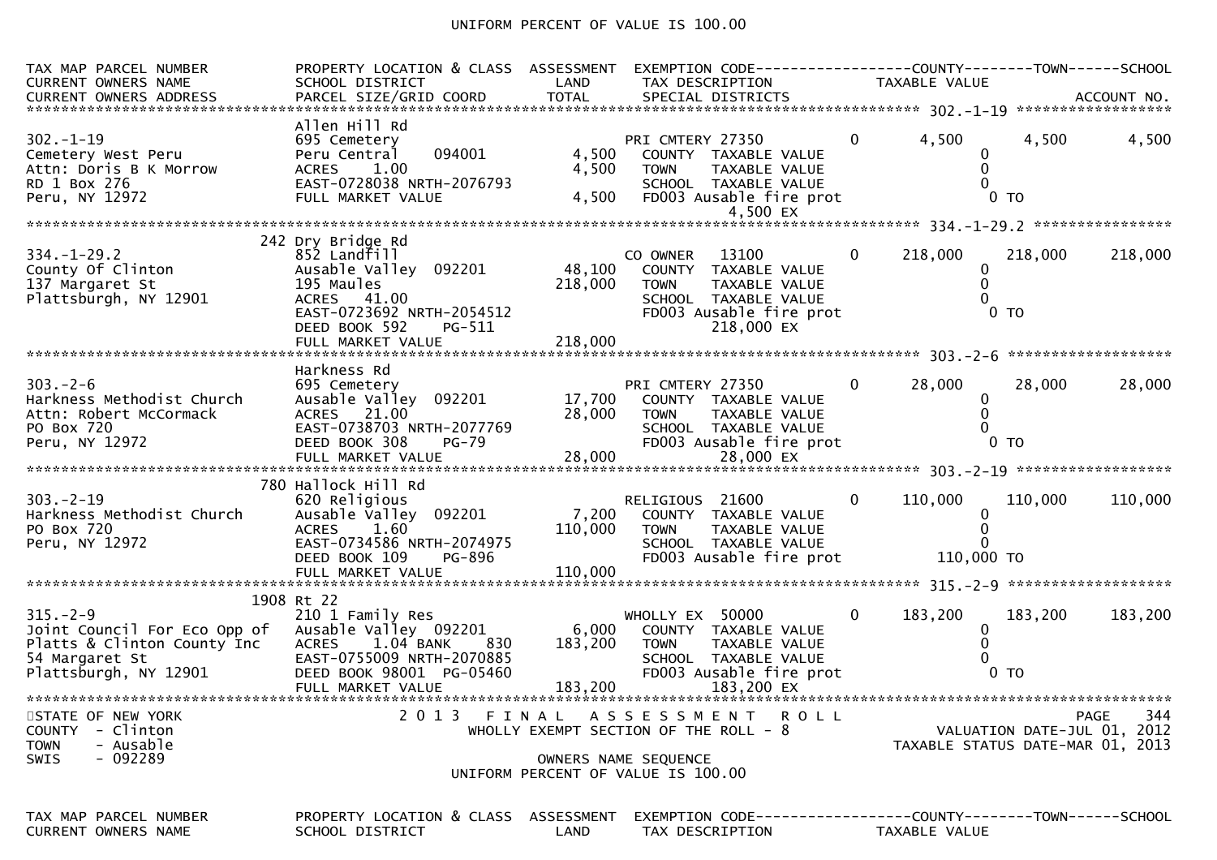UNIFORM PERCENT OF VALUE IS 100.00

```
TAX MAP PARCEL NUMBER          PROPERTY LOCATION & CLASS  ASSESSMENT  EXEMPTION CODE------------------COUNTY--------TOWN------SCHOOL
CURRENT OWNERS NAME            SCHOOL DISTRICT               LAND      TAX DESCRIPTION            TAXABLE VALUE
CURRENT OWNERS ADDRESS         PARCEL SIZE/GRID COORD        TOTAL     SPECIAL DISTRICTS                                        ACCOUNT NO.
******************************************************************************************************* 302.-1-19 *******************
                               Allen Hill Rd
302.-1-19                      695 Cemetery                            PRI CMTERY 27350          0      4,500       4,500       4,500
Cemetery West Peru             Peru Central     094001        4,500     COUNTY  TAXABLE VALUE                 0
Attn: Doris B K Morrow         ACRES     1.00                 4,500     TOWN    TAXABLE VALUE                 0
RD 1 Box 276                   EAST-0728038 NRTH-2076793                SCHOOL  TAXABLE VALUE                 0
Peru, NY 12972                 FULL MARKET VALUE              4,500     FD003 Ausable fire prot                 0 TO
                                                                               4,500 EX
******************************************************************************************************* 334.-1-29.2 ****************
                           242 Dry Bridge Rd
334.-1-29.2                    852 Landfill                            CO OWNER   13100          0    218,000     218,000     218,000
County Of Clinton              Ausable Valley  092201        48,100     COUNTY  TAXABLE VALUE                 0
137 Margaret St                195 Maules                   218,000     TOWN    TAXABLE VALUE                 0
Plattsburgh, NY 12901          ACRES    41.00                           SCHOOL  TAXABLE VALUE                 0
                               EAST-0723692 NRTH-2054512                FD003 Ausable fire prot                 0 TO
                               DEED BOOK 592     PG-511                        218,000 EX
                               FULL MARKET VALUE            218,000
******************************************************************************************************* 303.-2-6 *******************
                               Harkness Rd
303.-2-6                       695 Cemetery                            PRI CMTERY 27350          0     28,000      28,000      28,000
Harkness Methodist Church      Ausable Valley  092201        17,700     COUNTY  TAXABLE VALUE                 0
Attn: Robert McCormack         ACRES    21.00                28,000     TOWN    TAXABLE VALUE                 0
PO Box 720                     EAST-0738703 NRTH-2077769                SCHOOL  TAXABLE VALUE                 0
Peru, NY 12972                 DEED BOOK 308     PG-79                  FD003 Ausable fire prot                 0 TO
                               FULL MARKET VALUE             28,000            28,000 EX
******************************************************************************************************* 303.-2-19 ******************
                           780 Hallock Hill Rd
303.-2-19                      620 Religious                           RELIGIOUS  21600          0    110,000     110,000     110,000
Harkness Methodist Church      Ausable Valley  092201         7,200     COUNTY  TAXABLE VALUE                 0
PO Box 720                     ACRES     1.60               110,000     TOWN    TAXABLE VALUE                 0
Peru, NY 12972                 EAST-0734586 NRTH-2074975                SCHOOL  TAXABLE VALUE                 0
                               DEED BOOK 109     PG-896                 FD003 Ausable fire prot           110,000 TO
                               FULL MARKET VALUE            110,000
******************************************************************************************************* 315.-2-9 *******************
                          1908 Rt 22
315.-2-9                       210 1 Family Res                        WHOLLY EX  50000          0    183,200     183,200     183,200
Joint Council For Eco Opp of   Ausable Valley  092201         6,000     COUNTY  TAXABLE VALUE                 0
Platts & Clinton County Inc    ACRES     1.04 BANK     830  183,200     TOWN    TAXABLE VALUE                 0
54 Margaret St                 EAST-0755009 NRTH-2070885                SCHOOL  TAXABLE VALUE                 0
Plattsburgh, NY 12901          DEED BOOK 98001  PG-05460                FD003 Ausable fire prot                 0 TO
                               FULL MARKET VALUE            183,200            183,200 EX
*************************************************************************************************************************************
```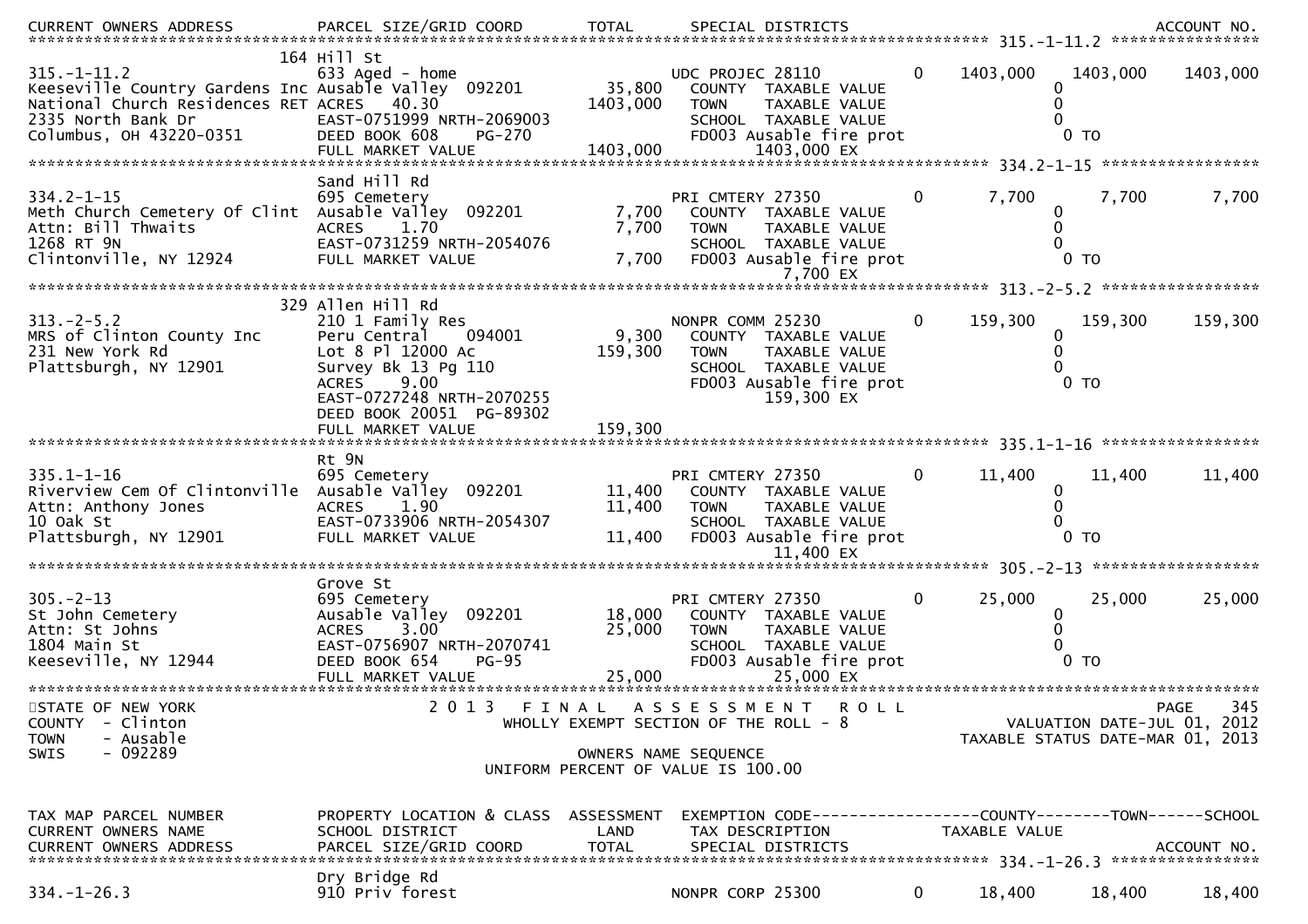CURRENT OWNERS ADDRESS | PARCEL SIZE/GRID COORD | TOTAL | SPECIAL DISTRICTS | ACCOUNT NO.

**315.-1-11.2** — 164 Hill St

```
315.-1-11.2                    633 Aged - home                     UDC PROJEC 28110        0    1403,000    1403,000    1403,000
Keeseville Country Gardens Inc Ausable Valley  092201      35,800    COUNTY  TAXABLE VALUE              0
National Church Residences RET ACRES   40.30             1403,000    TOWN    TAXABLE VALUE              0
2335 North Bank Dr             EAST-0751999 NRTH-2069003              SCHOOL  TAXABLE VALUE              0
Columbus, OH 43220-0351        DEED BOOK 608    PG-270                FD003 Ausable fire prot            0 TO
                               FULL MARKET VALUE         1403,000          1403,000 EX
```

**334.2-1-15** — Sand Hill Rd

```
334.2-1-15                     695 Cemetery                        PRI CMTERY 27350        0       7,700       7,700       7,700
Meth Church Cemetery Of Clint  Ausable Valley  092201       7,700    COUNTY  TAXABLE VALUE              0
Attn: Bill Thwaits             ACRES    1.70                7,700    TOWN    TAXABLE VALUE              0
1268 RT 9N                     EAST-0731259 NRTH-2054076              SCHOOL  TAXABLE VALUE              0
Clintonville, NY 12924         FULL MARKET VALUE            7,700    FD003 Ausable fire prot            0 TO
                                                                           7,700 EX
```

**313.-2-5.2** — 329 Allen Hill Rd

```
313.-2-5.2                     210 1 Family Res                    NONPR COMM 25230        0     159,300     159,300     159,300
MRS of Clinton County Inc      Peru Central    094001       9,300    COUNTY  TAXABLE VALUE              0
231 New York Rd                Lot 8 Pl 12000 Ac          159,300    TOWN    TAXABLE VALUE              0
Plattsburgh, NY 12901          Survey Bk 13 Pg 110                    SCHOOL  TAXABLE VALUE              0
                               ACRES    9.00                          FD003 Ausable fire prot            0 TO
                               EAST-0727248 NRTH-2070255                   159,300 EX
                               DEED BOOK 20051  PG-89302
                               FULL MARKET VALUE          159,300
```

**335.1-1-16** — Rt 9N

```
335.1-1-16                     695 Cemetery                        PRI CMTERY 27350        0      11,400      11,400      11,400
Riverview Cem Of Clintonville  Ausable Valley  092201      11,400    COUNTY  TAXABLE VALUE              0
Attn: Anthony Jones            ACRES    1.90               11,400    TOWN    TAXABLE VALUE              0
10 Oak St                      EAST-0733906 NRTH-2054307              SCHOOL  TAXABLE VALUE              0
Plattsburgh, NY 12901          FULL MARKET VALUE           11,400    FD003 Ausable fire prot            0 TO
                                                                          11,400 EX
```

**305.-2-13** — Grove St

```
305.-2-13                      695 Cemetery                        PRI CMTERY 27350        0      25,000      25,000      25,000
St John Cemetery               Ausable Valley  092201      18,000    COUNTY  TAXABLE VALUE              0
Attn: St Johns                 ACRES    3.00               25,000    TOWN    TAXABLE VALUE              0
1804 Main St                   EAST-0756907 NRTH-2070741              SCHOOL  TAXABLE VALUE              0
Keeseville, NY 12944           DEED BOOK 654    PG-95                 FD003 Ausable fire prot            0 TO
                               FULL MARKET VALUE           25,000         25,000 EX
```

STATE OF NEW YORK — 2013 FINAL ASSESSMENT ROLL — PAGE 345
COUNTY - Clinton — WHOLLY EXEMPT SECTION OF THE ROLL - 8 — VALUATION DATE-JUL 01, 2012
TOWN - Ausable — TAXABLE STATUS DATE-MAR 01, 2013
SWIS - 092289 — OWNERS NAME SEQUENCE
UNIFORM PERCENT OF VALUE IS 100.00

| TAX MAP PARCEL NUMBER | PROPERTY LOCATION & CLASS | ASSESSMENT | EXEMPTION CODE | COUNTY | TOWN | SCHOOL |
|---|---|---|---|---|---|---|
| CURRENT OWNERS NAME | SCHOOL DISTRICT | LAND | TAX DESCRIPTION | TAXABLE VALUE | | |
| CURRENT OWNERS ADDRESS | PARCEL SIZE/GRID COORD | TOTAL | SPECIAL DISTRICTS | | | ACCOUNT NO. |

**334.-1-26.3** — Dry Bridge Rd

```
334.-1-26.3                    910 Priv forest                     NONPR CORP 25300        0      18,400      18,400      18,400
```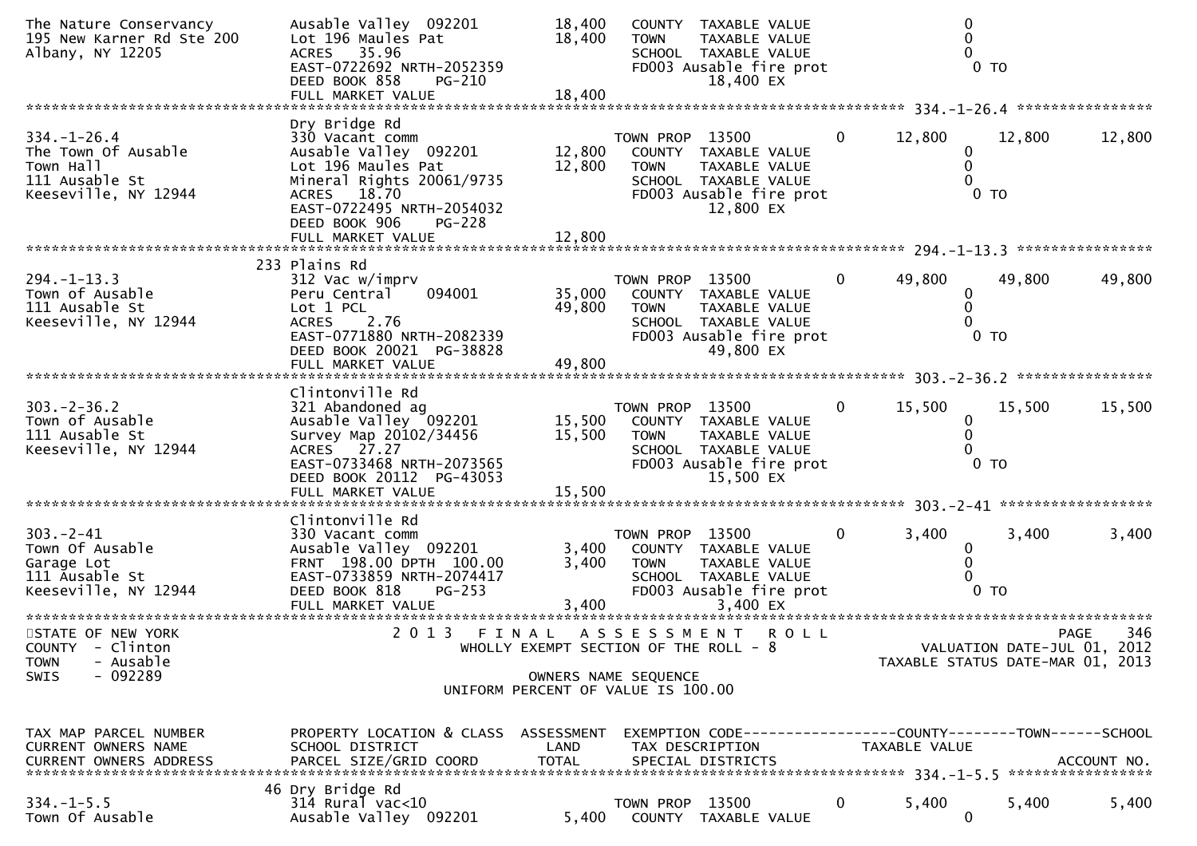```
The Nature Conservancy         Ausable Valley  092201         18,400   COUNTY  TAXABLE VALUE                        0
195 New Karner Rd Ste 200      Lot 196 Maules Pat             18,400   TOWN    TAXABLE VALUE                        0
Albany, NY 12205               ACRES   35.96                           SCHOOL  TAXABLE VALUE                        0
                               EAST-0722692 NRTH-2052359               FD003 Ausable fire prot                        0 TO
                               DEED BOOK 858     PG-210                        18,400 EX
                               FULL MARKET VALUE              18,400
******************************************************************************************************* 334.-1-26.4 ****************
                               Dry Bridge Rd
334.-1-26.4                    330 Vacant comm                         TOWN PROP  13500            0        12,800      12,800      12,800
The Town Of Ausable            Ausable Valley  092201         12,800   COUNTY  TAXABLE VALUE                        0
Town Hall                      Lot 196 Maules Pat             12,800   TOWN    TAXABLE VALUE                        0
111 Ausable St                 Mineral Rights 20061/9735               SCHOOL  TAXABLE VALUE                        0
Keeseville, NY 12944           ACRES   18.70                           FD003 Ausable fire prot                        0 TO
                               EAST-0722495 NRTH-2054032                       12,800 EX
                               DEED BOOK 906     PG-228
                               FULL MARKET VALUE              12,800
******************************************************************************************************* 294.-1-13.3 ****************
                               233 Plains Rd
294.-1-13.3                    312 Vac w/imprv                         TOWN PROP  13500            0        49,800      49,800      49,800
Town of Ausable                Peru Central    094001         35,000   COUNTY  TAXABLE VALUE                        0
111 Ausable St                 Lot 1 PCL                      49,800   TOWN    TAXABLE VALUE                        0
Keeseville, NY 12944           ACRES    2.76                           SCHOOL  TAXABLE VALUE                        0
                               EAST-0771880 NRTH-2082339               FD003 Ausable fire prot                        0 TO
                               DEED BOOK 20021  PG-38828                       49,800 EX
                               FULL MARKET VALUE              49,800
******************************************************************************************************* 303.-2-36.2 ****************
                               Clintonville Rd
303.-2-36.2                    321 Abandoned ag                        TOWN PROP  13500            0        15,500      15,500      15,500
Town of Ausable                Ausable Valley  092201         15,500   COUNTY  TAXABLE VALUE                        0
111 Ausable St                 Survey Map 20102/34456         15,500   TOWN    TAXABLE VALUE                        0
Keeseville, NY 12944           ACRES   27.27                           SCHOOL  TAXABLE VALUE                        0
                               EAST-0733468 NRTH-2073565               FD003 Ausable fire prot                        0 TO
                               DEED BOOK 20112  PG-43053                       15,500 EX
                               FULL MARKET VALUE              15,500
******************************************************************************************************* 303.-2-41 ******************
                               Clintonville Rd
303.-2-41                      330 Vacant comm                         TOWN PROP  13500            0         3,400       3,400       3,400
Town Of Ausable                Ausable Valley  092201          3,400   COUNTY  TAXABLE VALUE                        0
Garage Lot                     FRNT  198.00 DPTH  100.00       3,400   TOWN    TAXABLE VALUE                        0
111 Ausable St                 EAST-0733859 NRTH-2074417               SCHOOL  TAXABLE VALUE                        0
Keeseville, NY 12944           DEED BOOK 818     PG-253                FD003 Ausable fire prot                        0 TO
                               FULL MARKET VALUE               3,400           3,400 EX
************************************************************************************************************************************
STATE OF NEW YORK                          2 0 1 3   F I N A L   A S S E S S M E N T   R O L L                              PAGE   346
COUNTY  - Clinton                             WHOLLY EXEMPT SECTION OF THE ROLL - 8                          VALUATION DATE-JUL 01, 2012
TOWN    - Ausable                                                                                        TAXABLE STATUS DATE-MAR 01, 2013
SWIS    - 092289                                        OWNERS NAME SEQUENCE
                                                 UNIFORM PERCENT OF VALUE IS 100.00


TAX MAP PARCEL NUMBER          PROPERTY LOCATION & CLASS  ASSESSMENT  EXEMPTION CODE------------------COUNTY--------TOWN------SCHOOL
CURRENT OWNERS NAME            SCHOOL DISTRICT               LAND      TAX DESCRIPTION              TAXABLE VALUE
CURRENT OWNERS ADDRESS         PARCEL SIZE/GRID COORD        TOTAL     SPECIAL DISTRICTS                                  ACCOUNT NO.
******************************************************************************************************* 334.-1-5.5 *****************
                               46 Dry Bridge Rd
334.-1-5.5                     314 Rural vac<10                        TOWN PROP  13500            0         5,400       5,400       5,400
Town Of Ausable                Ausable Valley  092201          5,400   COUNTY  TAXABLE VALUE                        0
```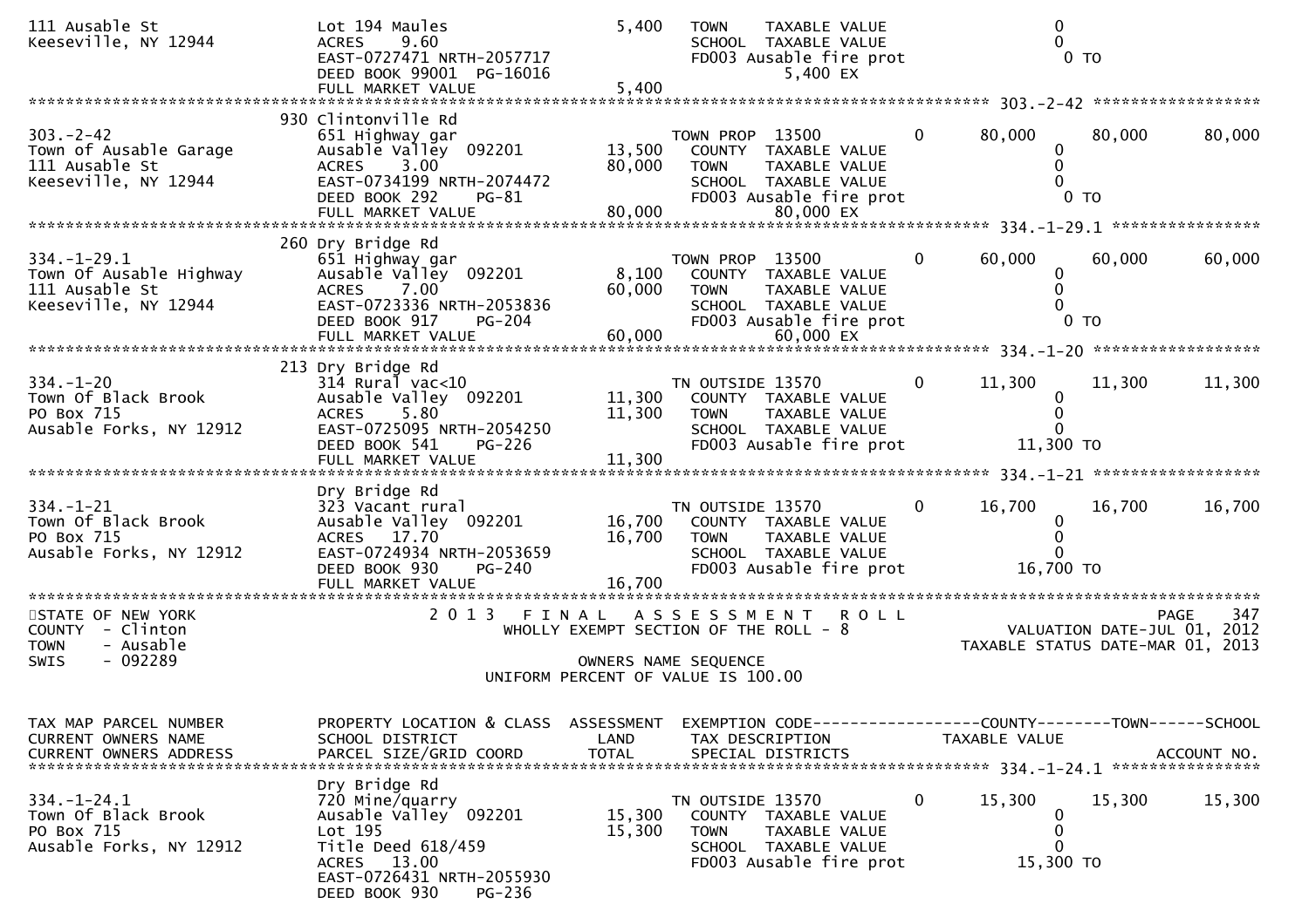```
111 Ausable St                 Lot 194 Maules                  5,400   TOWN    TAXABLE VALUE                    0
Keeseville, NY 12944           ACRES     9.60                          SCHOOL  TAXABLE VALUE                    0
                               EAST-0727471 NRTH-2057717               FD003 Ausable fire prot                   0 TO
                               DEED BOOK 99001  PG-16016                          5,400 EX
                               FULL MARKET VALUE               5,400
******************************************************************************************************* 303.-2-42 *****************
                           930 Clintonville Rd
303.-2-42                      651 Highway gar                         TOWN PROP  13500       0       80,000      80,000      80,000
Town of Ausable Garage         Ausable Valley  092201         13,500   COUNTY  TAXABLE VALUE                    0
111 Ausable St                 ACRES     3.00                 80,000   TOWN    TAXABLE VALUE                    0
Keeseville, NY 12944           EAST-0734199 NRTH-2074472               SCHOOL  TAXABLE VALUE                    0
                               DEED BOOK 292     PG-81                 FD003 Ausable fire prot                   0 TO
                               FULL MARKET VALUE              80,000              80,000 EX
******************************************************************************************************* 334.-1-29.1 ***************
                           260 Dry Bridge Rd
334.-1-29.1                    651 Highway gar                         TOWN PROP  13500       0       60,000      60,000      60,000
Town Of Ausable Highway        Ausable Valley  092201          8,100   COUNTY  TAXABLE VALUE                    0
111 Ausable St                 ACRES     7.00                 60,000   TOWN    TAXABLE VALUE                    0
Keeseville, NY 12944           EAST-0723336 NRTH-2053836               SCHOOL  TAXABLE VALUE                    0
                               DEED BOOK 917     PG-204                FD003 Ausable fire prot                   0 TO
                               FULL MARKET VALUE              60,000              60,000 EX
******************************************************************************************************* 334.-1-20 *****************
                           213 Dry Bridge Rd
334.-1-20                      314 Rural vac<10                        TN OUTSIDE 13570       0       11,300      11,300      11,300
Town Of Black Brook            Ausable Valley  092201         11,300   COUNTY  TAXABLE VALUE                    0
PO Box 715                     ACRES     5.80                 11,300   TOWN    TAXABLE VALUE                    0
Ausable Forks, NY 12912        EAST-0725095 NRTH-2054250               SCHOOL  TAXABLE VALUE                    0
                               DEED BOOK 541     PG-226                FD003 Ausable fire prot              11,300 TO
                               FULL MARKET VALUE              11,300
******************************************************************************************************* 334.-1-21 *****************
                               Dry Bridge Rd
334.-1-21                      323 Vacant rural                        TN OUTSIDE 13570       0       16,700      16,700      16,700
Town Of Black Brook            Ausable Valley  092201         16,700   COUNTY  TAXABLE VALUE                    0
PO Box 715                     ACRES    17.70                 16,700   TOWN    TAXABLE VALUE                    0
Ausable Forks, NY 12912        EAST-0724934 NRTH-2053659               SCHOOL  TAXABLE VALUE                    0
                               DEED BOOK 930     PG-240                FD003 Ausable fire prot              16,700 TO
                               FULL MARKET VALUE              16,700
************************************************************************************************************************************
STATE OF NEW YORK                  2 0 1 3   F I N A L   A S S E S S M E N T   R O L L                                 PAGE   347
COUNTY  - Clinton                      WHOLLY EXEMPT SECTION OF THE ROLL - 8                          VALUATION DATE-JUL 01, 2012
TOWN    - Ausable                                                                                  TAXABLE STATUS DATE-MAR 01, 2013
SWIS    - 092289                                   OWNERS NAME SEQUENCE
                                          UNIFORM PERCENT OF VALUE IS 100.00


TAX MAP PARCEL NUMBER          PROPERTY LOCATION & CLASS  ASSESSMENT  EXEMPTION CODE------------------COUNTY--------TOWN------SCHOOL
CURRENT OWNERS NAME            SCHOOL DISTRICT               LAND      TAX DESCRIPTION             TAXABLE VALUE
CURRENT OWNERS ADDRESS         PARCEL SIZE/GRID COORD       TOTAL      SPECIAL DISTRICTS                                 ACCOUNT NO.
******************************************************************************************************* 334.-1-24.1 ***************
                               Dry Bridge Rd
334.-1-24.1                    720 Mine/quarry                         TN OUTSIDE 13570       0       15,300      15,300      15,300
Town Of Black Brook            Ausable Valley  092201         15,300   COUNTY  TAXABLE VALUE                    0
PO Box 715                     Lot 195                        15,300   TOWN    TAXABLE VALUE                    0
Ausable Forks, NY 12912        Title Deed 618/459                      SCHOOL  TAXABLE VALUE                    0
                               ACRES    13.00                          FD003 Ausable fire prot              15,300 TO
                               EAST-0726431 NRTH-2055930
                               DEED BOOK 930     PG-236
```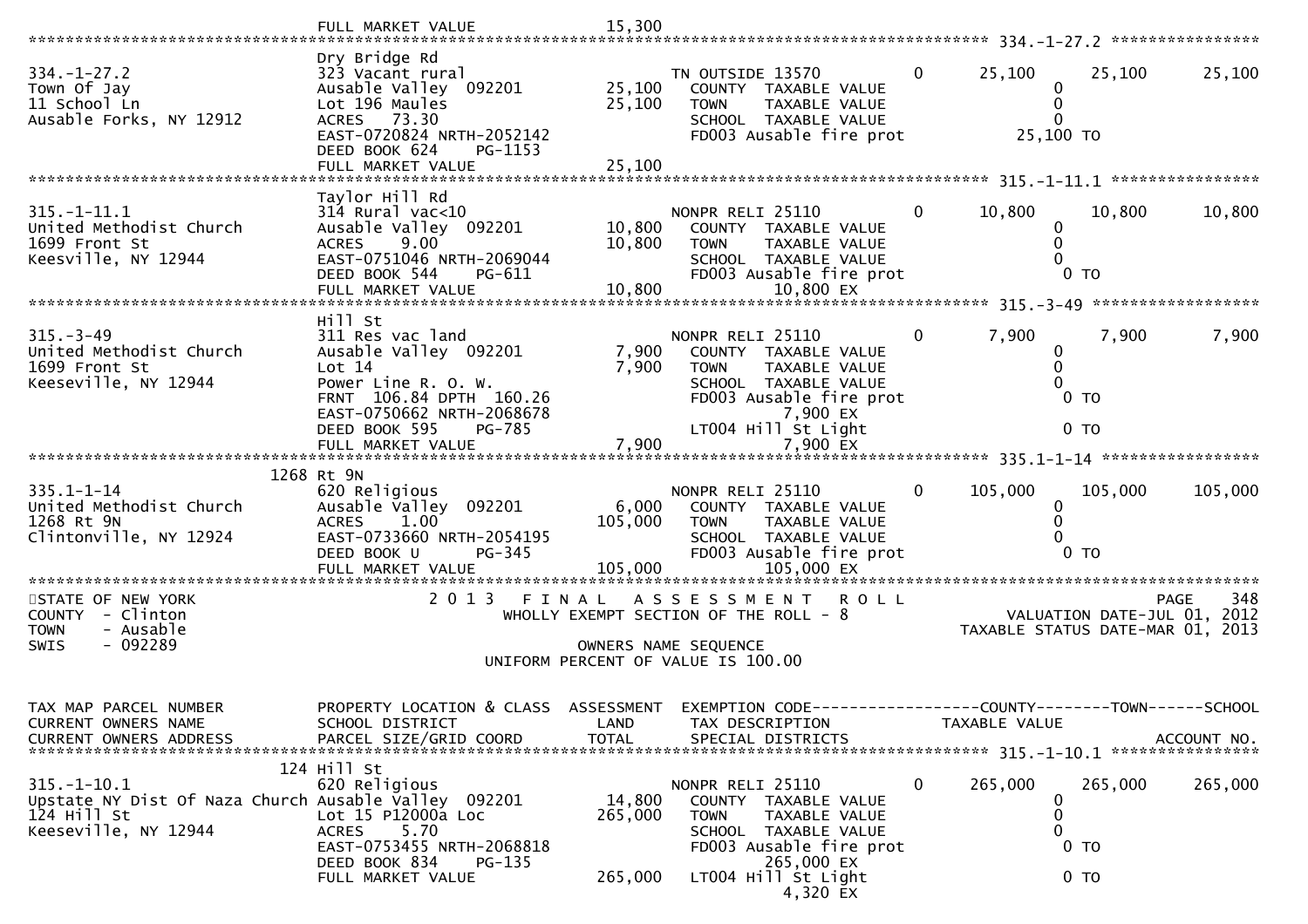```
                                 FULL MARKET VALUE               15,300
******************************************************************************************************* 334.-1-27.2 ****************
                                 Dry Bridge Rd
334.-1-27.2                      323 Vacant rural                      TN OUTSIDE 13570          0       25,100       25,100        25,100
Town Of Jay                      Ausable Valley  092201        25,100     COUNTY  TAXABLE VALUE                  0
11 School Ln                     Lot 196 Maules                25,100     TOWN    TAXABLE VALUE                  0
Ausable Forks, NY 12912          ACRES   73.30                            SCHOOL  TAXABLE VALUE                  0
                                 EAST-0720824 NRTH-2052142                FD003 Ausable fire prot            25,100 TO
                                 DEED BOOK 624     PG-1153
                                 FULL MARKET VALUE               25,100
******************************************************************************************************* 315.-1-11.1 ****************
                                 Taylor Hill Rd
315.-1-11.1                      314 Rural vac<10                      NONPR RELI 25110          0       10,800       10,800        10,800
United Methodist Church          Ausable Valley  092201        10,800     COUNTY  TAXABLE VALUE                  0
1699 Front St                    ACRES    9.00                 10,800     TOWN    TAXABLE VALUE                  0
Keesville, NY 12944              EAST-0751046 NRTH-2069044                SCHOOL  TAXABLE VALUE                  0
                                 DEED BOOK 544     PG-611                 FD003 Ausable fire prot                0 TO
                                 FULL MARKET VALUE               10,800           10,800 EX
******************************************************************************************************* 315.-3-49 ******************
                                 Hill St
315.-3-49                        311 Res vac land                      NONPR RELI 25110          0        7,900        7,900         7,900
United Methodist Church          Ausable Valley  092201         7,900     COUNTY  TAXABLE VALUE                  0
1699 Front St                    Lot 14                         7,900     TOWN    TAXABLE VALUE                  0
Keeseville, NY 12944             Power Line R. O. W.                      SCHOOL  TAXABLE VALUE                  0
                                 FRNT  106.84 DPTH  160.26                FD003 Ausable fire prot                0 TO
                                 EAST-0750662 NRTH-2068678                         7,900 EX
                                 DEED BOOK 595     PG-785                 LT004 Hill St Light                    0 TO
                                 FULL MARKET VALUE                7,900            7,900 EX
******************************************************************************************************* 335.1-1-14 *****************
                       1268 Rt 9N
335.1-1-14                       620 Religious                         NONPR RELI 25110          0      105,000      105,000       105,000
United Methodist Church          Ausable Valley  092201         6,000     COUNTY  TAXABLE VALUE                  0
1268 Rt 9N                       ACRES    1.00                105,000     TOWN    TAXABLE VALUE                  0
Clintonville, NY 12924           EAST-0733660 NRTH-2054195                SCHOOL  TAXABLE VALUE                  0
                                 DEED BOOK U       PG-345                 FD003 Ausable fire prot                0 TO
                                 FULL MARKET VALUE              105,000          105,000 EX
************************************************************************************************************************************
STATE OF NEW YORK                  2 0 1 3   F I N A L   A S S E S S M E N T   R O L L                                    PAGE   348
COUNTY  - Clinton                          WHOLLY EXEMPT SECTION OF THE ROLL - 8                      VALUATION DATE-JUL 01, 2012
TOWN    - Ausable                                                                                   TAXABLE STATUS DATE-MAR 01, 2013
SWIS    - 092289                                       OWNERS NAME SEQUENCE
                                               UNIFORM PERCENT OF VALUE IS 100.00


TAX MAP PARCEL NUMBER            PROPERTY LOCATION & CLASS  ASSESSMENT  EXEMPTION CODE------------------COUNTY--------TOWN------SCHOOL
CURRENT OWNERS NAME              SCHOOL DISTRICT               LAND     TAX DESCRIPTION              TAXABLE VALUE
CURRENT OWNERS ADDRESS           PARCEL SIZE/GRID COORD        TOTAL    SPECIAL DISTRICTS                                    ACCOUNT NO.
******************************************************************************************************* 315.-1-10.1 ****************
                        124 Hill St
315.-1-10.1                      620 Religious                         NONPR RELI 25110          0      265,000      265,000       265,000
Upstate NY Dist Of Naza Church Ausable Valley  092201          14,800     COUNTY  TAXABLE VALUE                  0
124 Hill St                      Lot 15 P12000a Loc           265,000     TOWN    TAXABLE VALUE                  0
Keeseville, NY 12944             ACRES    5.70                            SCHOOL  TAXABLE VALUE                  0
                                 EAST-0753455 NRTH-2068818                FD003 Ausable fire prot                0 TO
                                 DEED BOOK 834     PG-135                         265,000 EX
                                 FULL MARKET VALUE              265,000   LT004 Hill St Light                    0 TO
                                                                                   4,320 EX
```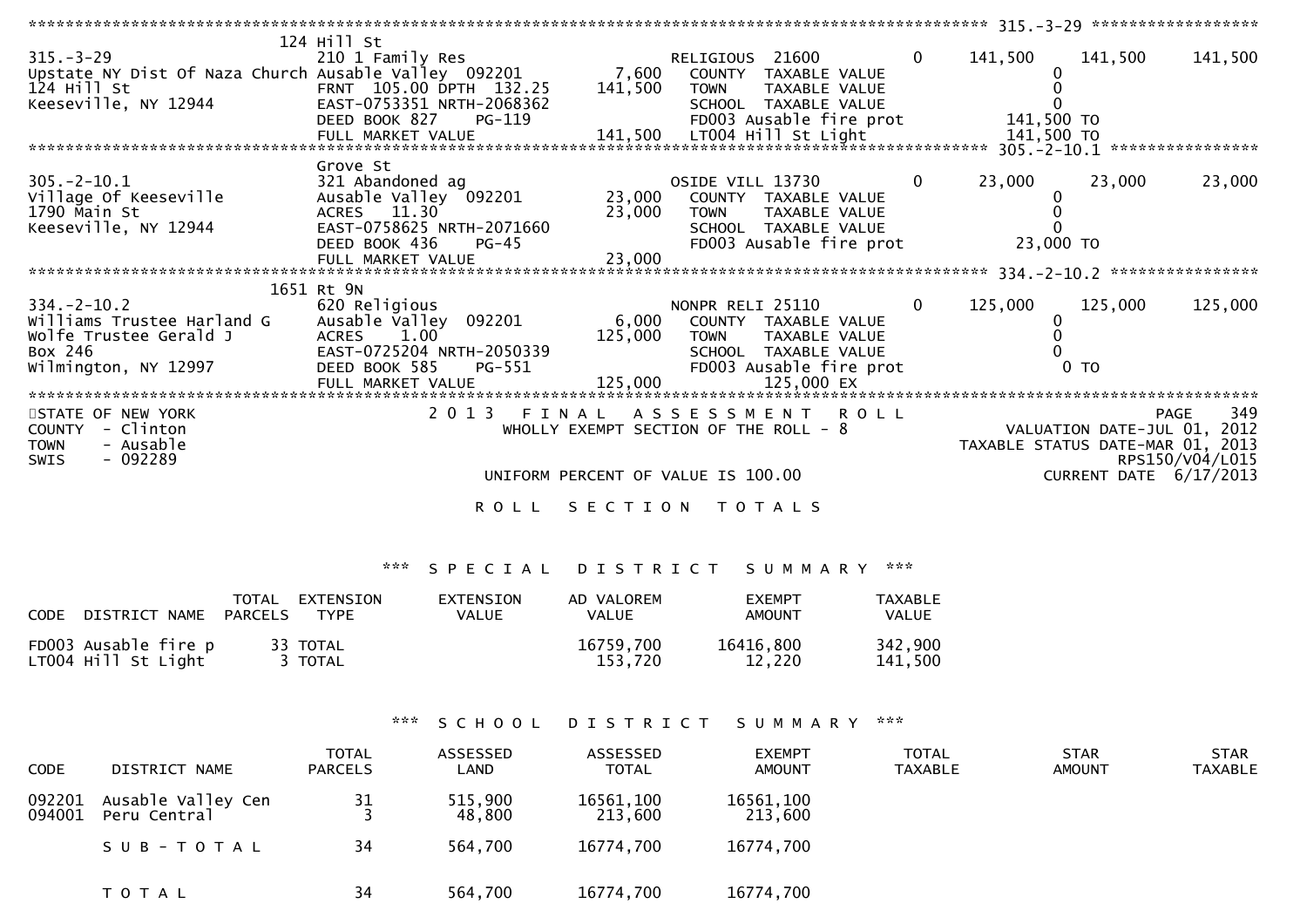```
******************************************************************************************************* 315.-3-29 ******************
                              124 Hill St
315.-3-29                     210 1 Family Res                       RELIGIOUS  21600        0     141,500     141,500     141,500
Upstate NY Dist Of Naza Church Ausable Valley  092201        7,600    COUNTY  TAXABLE VALUE              0
124 Hill St                   FRNT  105.00 DPTH  132.25    141,500    TOWN    TAXABLE VALUE              0
Keeseville, NY 12944          EAST-0753351 NRTH-2068362               SCHOOL  TAXABLE VALUE              0
                              DEED BOOK 827    PG-119                 FD003 Ausable fire prot          141,500 TO
                              FULL MARKET VALUE           141,500    LT004 Hill St Light              141,500 TO
******************************************************************************************************* 305.-2-10.1 ****************
                              Grove St
305.-2-10.1                   321 Abandoned ag                       OSIDE VILL 13730        0      23,000      23,000      23,000
Village Of Keeseville         Ausable Valley  092201       23,000    COUNTY  TAXABLE VALUE              0
1790 Main St                  ACRES   11.30                23,000    TOWN    TAXABLE VALUE              0
Keeseville, NY 12944          EAST-0758625 NRTH-2071660               SCHOOL  TAXABLE VALUE              0
                              DEED BOOK 436    PG-45                  FD003 Ausable fire prot           23,000 TO
                              FULL MARKET VALUE            23,000
******************************************************************************************************* 334.-2-10.2 ****************
                              1651 Rt 9N
334.-2-10.2                   620 Religious                          NONPR RELI 25110        0     125,000     125,000     125,000
Williams Trustee Harland G    Ausable Valley  092201        6,000    COUNTY  TAXABLE VALUE              0
Wolfe Trustee Gerald J        ACRES    1.00               125,000    TOWN    TAXABLE VALUE              0
Box 246                       EAST-0725204 NRTH-2050339               SCHOOL  TAXABLE VALUE              0
Wilmington, NY 12997          DEED BOOK 585    PG-551                 FD003 Ausable fire prot               0 TO
                              FULL MARKET VALUE           125,000          125,000 EX
************************************************************************************************************************************
```

STATE OF NEW YORK
COUNTY - Clinton
TOWN - Ausable
SWIS - 092289

2013 FINAL ASSESSMENT ROLL
WHOLLY EXEMPT SECTION OF THE ROLL - 8

VALUATION DATE-JUL 01, 2012
TAXABLE STATUS DATE-MAR 01, 2013
RPS150/V04/L015
CURRENT DATE 6/17/2013

UNIFORM PERCENT OF VALUE IS 100.00

## R O L L   S E C T I O N   T O T A L S

### *** S P E C I A L   D I S T R I C T   S U M M A R Y ***

| CODE | DISTRICT NAME | TOTAL PARCELS | EXTENSION TYPE | EXTENSION VALUE | AD VALOREM VALUE | EXEMPT AMOUNT | TAXABLE VALUE |
|---|---|---|---|---|---|---|---|
| FD003 | Ausable fire p | 33 | TOTAL | | 16759,700 | 16416,800 | 342,900 |
| LT004 | Hill St Light | 3 | TOTAL | | 153,720 | 12,220 | 141,500 |

### *** S C H O O L   D I S T R I C T   S U M M A R Y ***

| CODE | DISTRICT NAME | TOTAL PARCELS | ASSESSED LAND | ASSESSED TOTAL | EXEMPT AMOUNT | TOTAL TAXABLE | STAR AMOUNT | STAR TAXABLE |
|---|---|---|---|---|---|---|---|---|
| 092201 | Ausable Valley Cen | 31 | 515,900 | 16561,100 | 16561,100 | | | |
| 094001 | Peru Central | 3 | 48,800 | 213,600 | 213,600 | | | |
| | S U B - T O T A L | 34 | 564,700 | 16774,700 | 16774,700 | | | |
| | T O T A L | 34 | 564,700 | 16774,700 | 16774,700 | | | |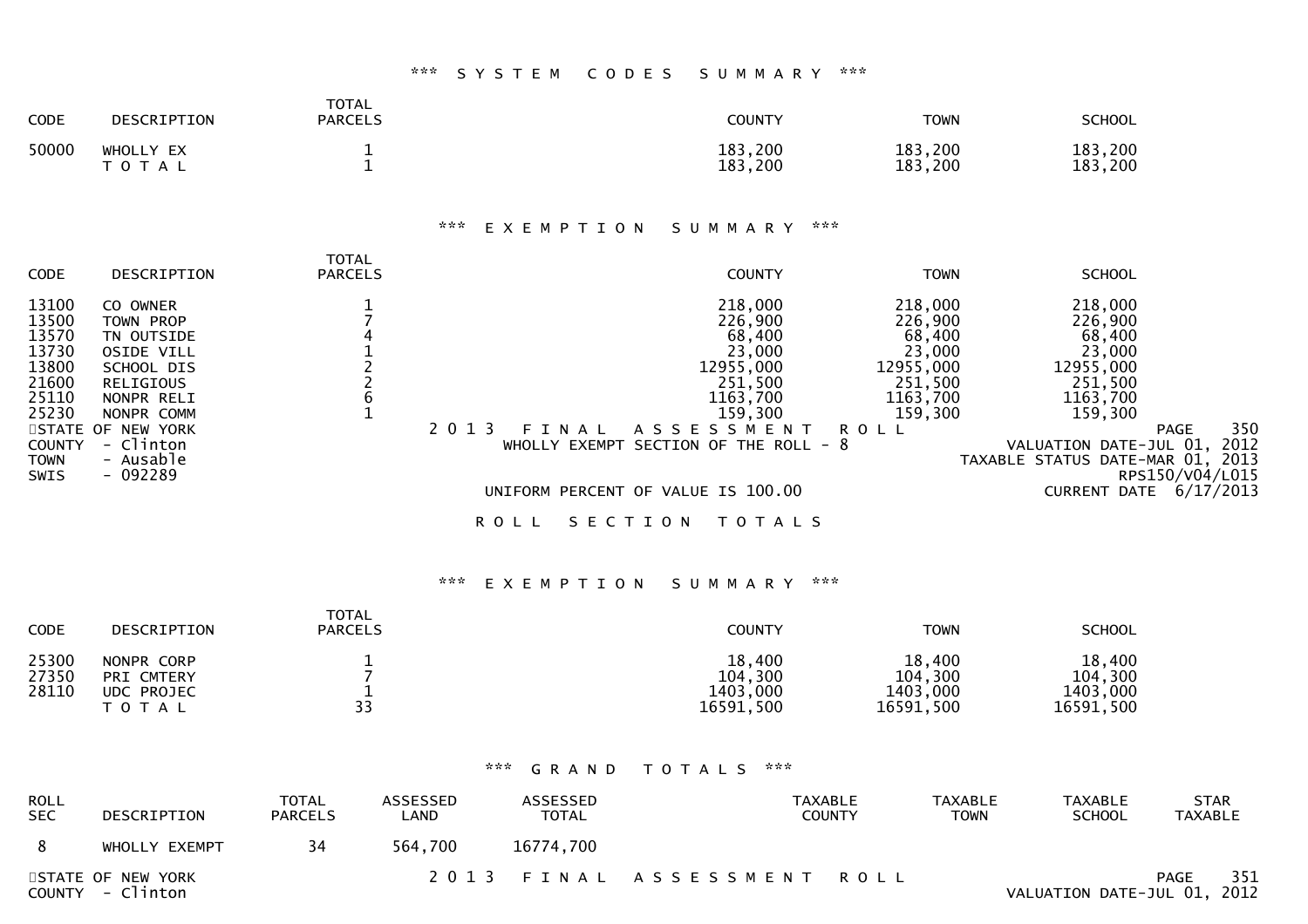### *** SYSTEM CODES SUMMARY ***

| CODE | DESCRIPTION | TOTAL PARCELS | COUNTY | TOWN | SCHOOL |
|---|---|---|---|---|---|
| 50000 | WHOLLY EX | 1 | 183,200 | 183,200 | 183,200 |
| | T O T A L | 1 | 183,200 | 183,200 | 183,200 |

### *** EXEMPTION SUMMARY ***

| CODE | DESCRIPTION | TOTAL PARCELS | COUNTY | TOWN | SCHOOL |
|---|---|---|---|---|---|
| 13100 | CO OWNER | 1 | 218,000 | 218,000 | 218,000 |
| 13500 | TOWN PROP | 7 | 226,900 | 226,900 | 226,900 |
| 13570 | TN OUTSIDE | 4 | 68,400 | 68,400 | 68,400 |
| 13730 | OSIDE VILL | 1 | 23,000 | 23,000 | 23,000 |
| 13800 | SCHOOL DIS | 2 | 12955,000 | 12955,000 | 12955,000 |
| 21600 | RELIGIOUS | 2 | 251,500 | 251,500 | 251,500 |
| 25110 | NONPR RELI | 6 | 1163,700 | 1163,700 | 1163,700 |
| 25230 | NONPR COMM | 1 | 159,300 | 159,300 | 159,300 |

STATE OF NEW YORK — 2013 FINAL ASSESSMENT ROLL — PAGE 350
COUNTY - Clinton — WHOLLY EXEMPT SECTION OF THE ROLL - 8 — VALUATION DATE-JUL 01, 2012
TOWN - Ausable — TAXABLE STATUS DATE-MAR 01, 2013
SWIS - 092289 — RPS150/V04/L015
UNIFORM PERCENT OF VALUE IS 100.00 — CURRENT DATE 6/17/2013

### ROLL SECTION TOTALS

### *** EXEMPTION SUMMARY ***

| CODE | DESCRIPTION | TOTAL PARCELS | COUNTY | TOWN | SCHOOL |
|---|---|---|---|---|---|
| 25300 | NONPR CORP | 1 | 18,400 | 18,400 | 18,400 |
| 27350 | PRI CMTERY | 7 | 104,300 | 104,300 | 104,300 |
| 28110 | UDC PROJEC | 1 | 1403,000 | 1403,000 | 1403,000 |
| | T O T A L | 33 | 16591,500 | 16591,500 | 16591,500 |

### *** GRAND TOTALS ***

| ROLL SEC | DESCRIPTION | TOTAL PARCELS | ASSESSED LAND | ASSESSED TOTAL | TAXABLE COUNTY | TAXABLE TOWN | TAXABLE SCHOOL | STAR TAXABLE |
|---|---|---|---|---|---|---|---|---|
| 8 | WHOLLY EXEMPT | 34 | 564,700 | 16774,700 | | | | |

STATE OF NEW YORK — 2013 FINAL ASSESSMENT ROLL — PAGE 351
COUNTY - Clinton — VALUATION DATE-JUL 01, 2012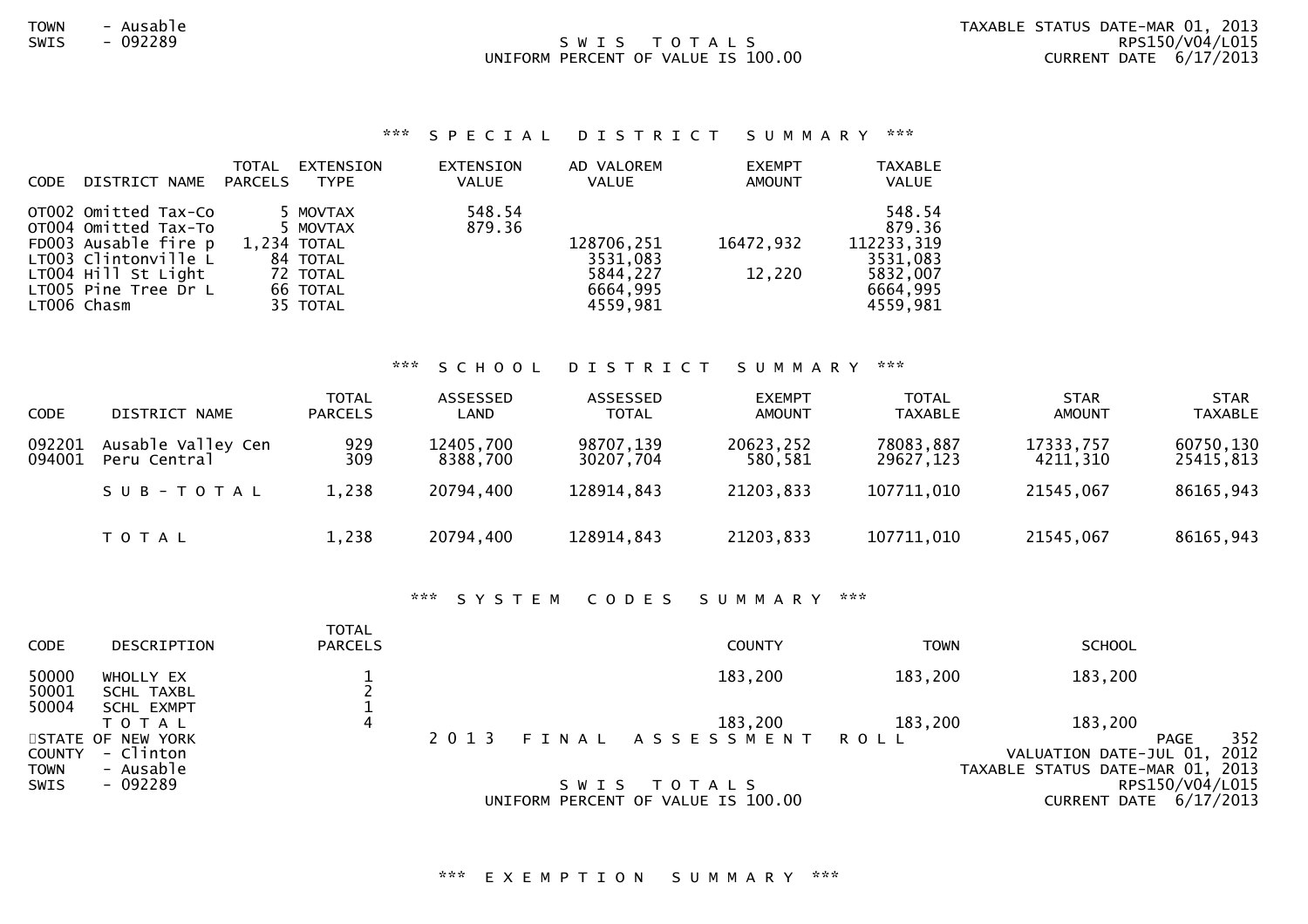TOWN - Ausable
SWIS - 092289

S W I S T O T A L S
UNIFORM PERCENT OF VALUE IS 100.00

TAXABLE STATUS DATE-MAR 01, 2013
RPS150/V04/L015
CURRENT DATE 6/17/2013

## \*\*\* S P E C I A L D I S T R I C T S U M M A R Y \*\*\*

| CODE | DISTRICT NAME | TOTAL PARCELS | EXTENSION TYPE | EXTENSION VALUE | AD VALOREM VALUE | EXEMPT AMOUNT | TAXABLE VALUE |
|---|---|---|---|---|---|---|---|
| OT002 | Omitted Tax-Co | 5 | MOVTAX | 548.54 | | | 548.54 |
| OT004 | Omitted Tax-To | 5 | MOVTAX | 879.36 | | | 879.36 |
| FD003 | Ausable fire p | 1,234 | TOTAL | | 128706,251 | 16472,932 | 112233,319 |
| LT003 | Clintonville L | 84 | TOTAL | | 3531,083 | | 3531,083 |
| LT004 | Hill St Light | 72 | TOTAL | | 5844,227 | 12,220 | 5832,007 |
| LT005 | Pine Tree Dr L | 66 | TOTAL | | 6664,995 | | 6664,995 |
| LT006 | Chasm | 35 | TOTAL | | 4559,981 | | 4559,981 |

## \*\*\* S C H O O L D I S T R I C T S U M M A R Y \*\*\*

| CODE | DISTRICT NAME | TOTAL PARCELS | ASSESSED LAND | ASSESSED TOTAL | EXEMPT AMOUNT | TOTAL TAXABLE | STAR AMOUNT | STAR TAXABLE |
|---|---|---|---|---|---|---|---|---|
| 092201 | Ausable Valley Cen | 929 | 12405,700 | 98707,139 | 20623,252 | 78083,887 | 17333,757 | 60750,130 |
| 094001 | Peru Central | 309 | 8388,700 | 30207,704 | 580,581 | 29627,123 | 4211,310 | 25415,813 |
| | S U B - T O T A L | 1,238 | 20794,400 | 128914,843 | 21203,833 | 107711,010 | 21545,067 | 86165,943 |
| | T O T A L | 1,238 | 20794,400 | 128914,843 | 21203,833 | 107711,010 | 21545,067 | 86165,943 |

## \*\*\* S Y S T E M C O D E S S U M M A R Y \*\*\*

| CODE | DESCRIPTION | TOTAL PARCELS | COUNTY | TOWN | SCHOOL |
|---|---|---|---|---|---|
| 50000 | WHOLLY EX | 1 | 183,200 | 183,200 | 183,200 |
| 50001 | SCHL TAXBL | 2 | | | |
| 50004 | SCHL EXMPT | 1 | | | |
| | T O T A L | 4 | 183,200 | 183,200 | 183,200 |

STATE OF NEW YORK
COUNTY - Clinton
TOWN - Ausable
SWIS - 092289

2 0 1 3 F I N A L A S S E S S M E N T R O L L

S W I S T O T A L S
UNIFORM PERCENT OF VALUE IS 100.00

VALUATION DATE-JUL 01, 2012
TAXABLE STATUS DATE-MAR 01, 2013
RPS150/V04/L015
CURRENT DATE 6/17/2013

## \*\*\* E X E M P T I O N S U M M A R Y \*\*\*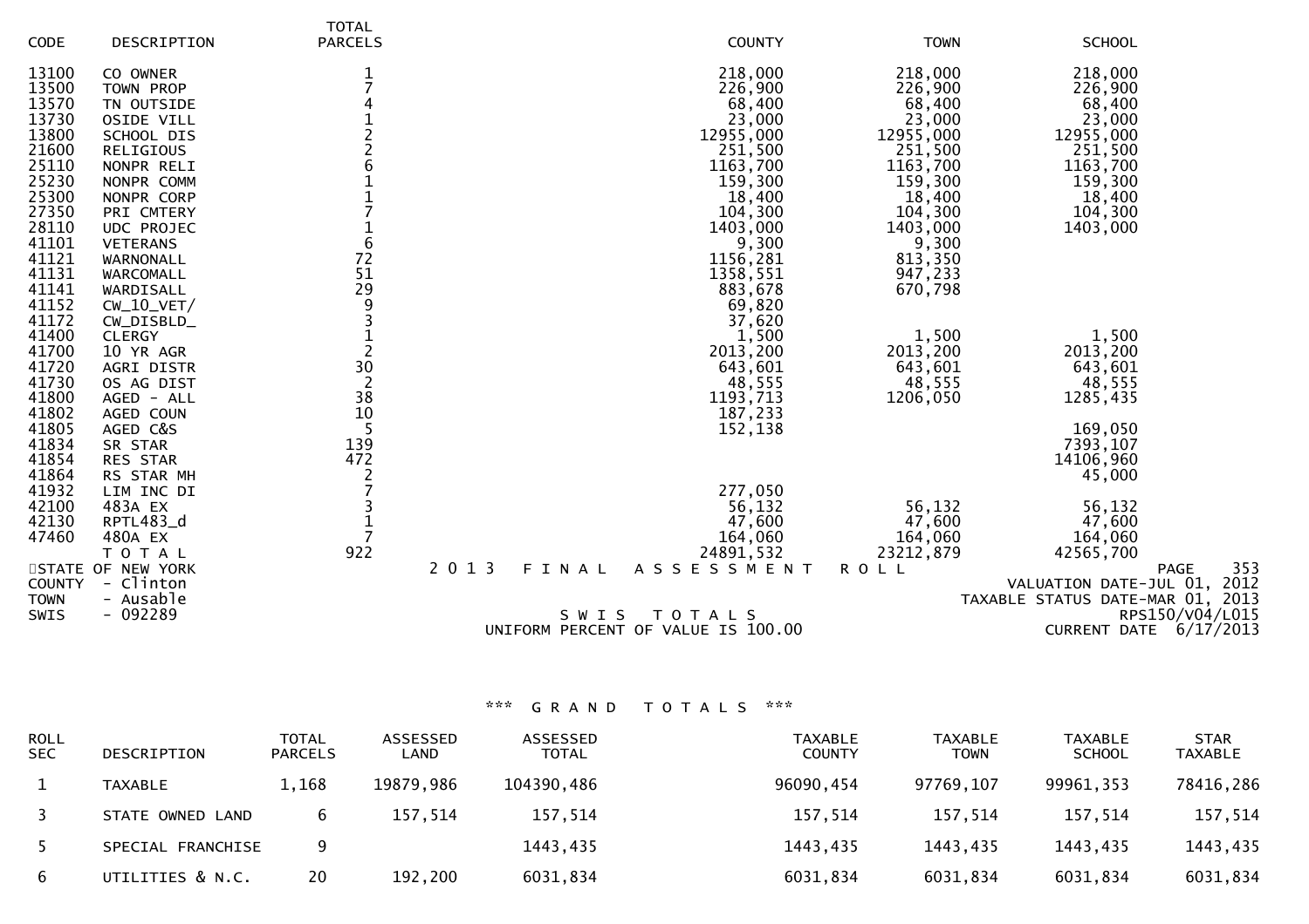| CODE | DESCRIPTION | TOTAL PARCELS | COUNTY | TOWN | SCHOOL |
|---|---|---|---|---|---|
| 13100 | CO OWNER | 1 | 218,000 | 218,000 | 218,000 |
| 13500 | TOWN PROP | 7 | 226,900 | 226,900 | 226,900 |
| 13570 | TN OUTSIDE | 4 | 68,400 | 68,400 | 68,400 |
| 13730 | OSIDE VILL | 1 | 23,000 | 23,000 | 23,000 |
| 13800 | SCHOOL DIS | 2 | 12955,000 | 12955,000 | 12955,000 |
| 21600 | RELIGIOUS | 2 | 251,500 | 251,500 | 251,500 |
| 25110 | NONPR RELI | 6 | 1163,700 | 1163,700 | 1163,700 |
| 25230 | NONPR COMM | 1 | 159,300 | 159,300 | 159,300 |
| 25300 | NONPR CORP | 1 | 18,400 | 18,400 | 18,400 |
| 27350 | PRI CMTERY | 7 | 104,300 | 104,300 | 104,300 |
| 28110 | UDC PROJEC | 1 | 1403,000 | 1403,000 | 1403,000 |
| 41101 | VETERANS | 6 | 9,300 | 9,300 | |
| 41121 | WARNONALL | 72 | 1156,281 | 813,350 | |
| 41131 | WARCOMALL | 51 | 1358,551 | 947,233 | |
| 41141 | WARDISALL | 29 | 883,678 | 670,798 | |
| 41152 | CW_10_VET/ | 9 | 69,820 | | |
| 41172 | CW_DISBLD_ | 3 | 37,620 | | |
| 41400 | CLERGY | 1 | 1,500 | 1,500 | 1,500 |
| 41700 | 10 YR AGR | 2 | 2013,200 | 2013,200 | 2013,200 |
| 41720 | AGRI DISTR | 30 | 643,601 | 643,601 | 643,601 |
| 41730 | OS AG DIST | 2 | 48,555 | 48,555 | 48,555 |
| 41800 | AGED - ALL | 38 | 1193,713 | 1206,050 | 1285,435 |
| 41802 | AGED COUN | 10 | 187,233 | | |
| 41805 | AGED C&S | 5 | 152,138 | | 169,050 |
| 41834 | SR STAR | 139 | | | 7393,107 |
| 41854 | RES STAR | 472 | | | 14106,960 |
| 41864 | RS STAR MH | 2 | | | 45,000 |
| 41932 | LIM INC DI | 7 | 277,050 | | |
| 42100 | 483A EX | 3 | 56,132 | 56,132 | 56,132 |
| 42130 | RPTL483_d | 1 | 47,600 | 47,600 | 47,600 |
| 47460 | 480A EX | 7 | 164,060 | 164,060 | 164,060 |
| | T O T A L | 922 | 24891,532 | 23212,879 | 42565,700 |

STATE OF NEW YORK — 2 0 1 3 F I N A L A S S E S S M E N T R O L L — PAGE 353

COUNTY - Clinton — VALUATION DATE-JUL 01, 2012

TOWN - Ausable — TAXABLE STATUS DATE-MAR 01, 2013

SWIS - 092289 — S W I S T O T A L S — RPS150/V04/L015

UNIFORM PERCENT OF VALUE IS 100.00 — CURRENT DATE 6/17/2013

*** G R A N D T O T A L S ***

| ROLL SEC | DESCRIPTION | TOTAL PARCELS | ASSESSED LAND | ASSESSED TOTAL | TAXABLE COUNTY | TAXABLE TOWN | TAXABLE SCHOOL | STAR TAXABLE |
|---|---|---|---|---|---|---|---|---|
| 1 | TAXABLE | 1,168 | 19879,986 | 104390,486 | 96090,454 | 97769,107 | 99961,353 | 78416,286 |
| 3 | STATE OWNED LAND | 6 | 157,514 | 157,514 | 157,514 | 157,514 | 157,514 | 157,514 |
| 5 | SPECIAL FRANCHISE | 9 | | 1443,435 | 1443,435 | 1443,435 | 1443,435 | 1443,435 |
| 6 | UTILITIES & N.C. | 20 | 192,200 | 6031,834 | 6031,834 | 6031,834 | 6031,834 | 6031,834 |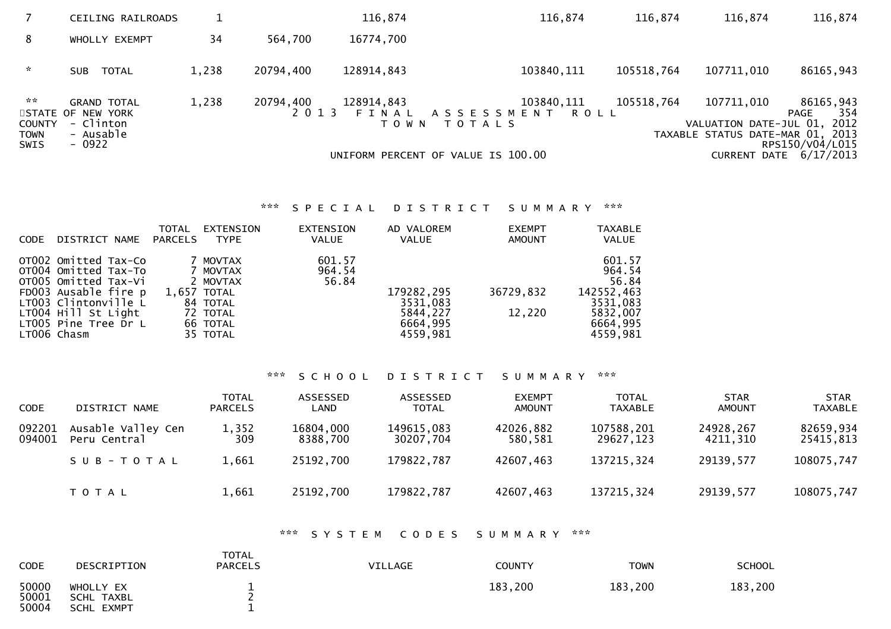| | | | | | | | | |
|---|---|---|---|---|---|---|---|---|
| 7 | CEILING RAILROADS | 1 | | 116,874 | 116,874 | 116,874 | 116,874 | 116,874 |
| 8 | WHOLLY EXEMPT | 34 | 564,700 | 16774,700 | | | | |
| * | SUB TOTAL | 1,238 | 20794,400 | 128914,843 | 103840,111 | 105518,764 | 107711,010 | 86165,943 |
| ** | GRAND TOTAL | 1,238 | 20794,400 | 128914,843 | 103840,111 | 105518,764 | 107711,010 | 86165,943 |

STATE OF NEW YORK
COUNTY - Clinton
TOWN - Ausable
SWIS - 0922

2013 FINAL ASSESSMENT ROLL
TOWN TOTALS

UNIFORM PERCENT OF VALUE IS 100.00

VALUATION DATE-JUL 01, 2012
TAXABLE STATUS DATE-MAR 01, 2013
RPS150/V04/L015
CURRENT DATE 6/17/2013

*** SPECIAL DISTRICT SUMMARY ***

| CODE | DISTRICT NAME | TOTAL PARCELS | EXTENSION TYPE | EXTENSION VALUE | AD VALOREM VALUE | EXEMPT AMOUNT | TAXABLE VALUE |
|---|---|---|---|---|---|---|---|
| OT002 | Omitted Tax-Co | 7 | MOVTAX | 601.57 | | | 601.57 |
| OT004 | Omitted Tax-To | 7 | MOVTAX | 964.54 | | | 964.54 |
| OT005 | Omitted Tax-Vi | 2 | MOVTAX | 56.84 | | | 56.84 |
| FD003 | Ausable fire p | 1,657 | TOTAL | | 179282,295 | 36729,832 | 142552,463 |
| LT003 | Clintonville L | 84 | TOTAL | | 3531,083 | | 3531,083 |
| LT004 | Hill St Light | 72 | TOTAL | | 5844,227 | 12,220 | 5832,007 |
| LT005 | Pine Tree Dr L | 66 | TOTAL | | 6664,995 | | 6664,995 |
| LT006 | Chasm | 35 | TOTAL | | 4559,981 | | 4559,981 |

*** SCHOOL DISTRICT SUMMARY ***

| CODE | DISTRICT NAME | TOTAL PARCELS | ASSESSED LAND | ASSESSED TOTAL | EXEMPT AMOUNT | TOTAL TAXABLE | STAR AMOUNT | STAR TAXABLE |
|---|---|---|---|---|---|---|---|---|
| 092201 | Ausable Valley Cen | 1,352 | 16804,000 | 149615,083 | 42026,882 | 107588,201 | 24928,267 | 82659,934 |
| 094001 | Peru Central | 309 | 8388,700 | 30207,704 | 580,581 | 29627,123 | 4211,310 | 25415,813 |
| | SUB-TOTAL | 1,661 | 25192,700 | 179822,787 | 42607,463 | 137215,324 | 29139,577 | 108075,747 |
| | TOTAL | 1,661 | 25192,700 | 179822,787 | 42607,463 | 137215,324 | 29139,577 | 108075,747 |

*** SYSTEM CODES SUMMARY ***

| CODE | DESCRIPTION | TOTAL PARCELS | VILLAGE | COUNTY | TOWN | SCHOOL |
|---|---|---|---|---|---|---|
| 50000 | WHOLLY EX | 1 | | 183,200 | 183,200 | 183,200 |
| 50001 | SCHL TAXBL | 2 | | | | |
| 50004 | SCHL EXMPT | 1 | | | | |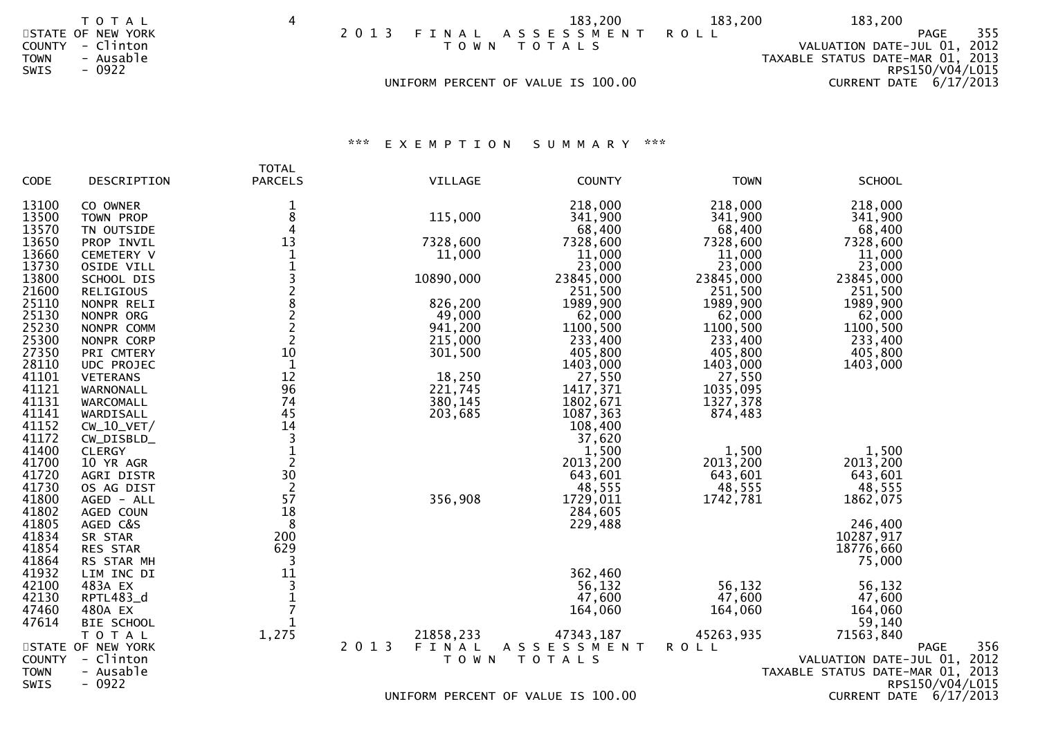| | TOTAL | | | |
|---|---|---|---|---|
| T O T A L | 4 | 183,200 | 183,200 | 183,200 |

*** E X E M P T I O N   S U M M A R Y ***

| CODE | DESCRIPTION | TOTAL PARCELS | VILLAGE | COUNTY | TOWN | SCHOOL |
|---|---|---|---|---|---|---|
| 13100 | CO OWNER | 1 | | 218,000 | 218,000 | 218,000 |
| 13500 | TOWN PROP | 8 | 115,000 | 341,900 | 341,900 | 341,900 |
| 13570 | TN OUTSIDE | 4 | | 68,400 | 68,400 | 68,400 |
| 13650 | PROP INVIL | 13 | 7328,600 | 7328,600 | 7328,600 | 7328,600 |
| 13660 | CEMETERY V | 1 | 11,000 | 11,000 | 11,000 | 11,000 |
| 13730 | OSIDE VILL | 1 | | 23,000 | 23,000 | 23,000 |
| 13800 | SCHOOL DIS | 3 | 10890,000 | 23845,000 | 23845,000 | 23845,000 |
| 21600 | RELIGIOUS | 2 | | 251,500 | 251,500 | 251,500 |
| 25110 | NONPR RELI | 8 | 826,200 | 1989,900 | 1989,900 | 1989,900 |
| 25130 | NONPR ORG | 2 | 49,000 | 62,000 | 62,000 | 62,000 |
| 25230 | NONPR COMM | 2 | 941,200 | 1100,500 | 1100,500 | 1100,500 |
| 25300 | NONPR CORP | 2 | 215,000 | 233,400 | 233,400 | 233,400 |
| 27350 | PRI CMTERY | 10 | 301,500 | 405,800 | 405,800 | 405,800 |
| 28110 | UDC PROJEC | 1 | | 1403,000 | 1403,000 | 1403,000 |
| 41101 | VETERANS | 12 | 18,250 | 27,550 | 27,550 | |
| 41121 | WARNONALL | 96 | 221,745 | 1417,371 | 1035,095 | |
| 41131 | WARCOMALL | 74 | 380,145 | 1802,671 | 1327,378 | |
| 41141 | WARDISALL | 45 | 203,685 | 1087,363 | 874,483 | |
| 41152 | CW_10_VET/ | 14 | | 108,400 | | |
| 41172 | CW_DISBLD_ | 3 | | 37,620 | | |
| 41400 | CLERGY | 1 | | 1,500 | 1,500 | 1,500 |
| 41700 | 10 YR AGR | 2 | | 2013,200 | 2013,200 | 2013,200 |
| 41720 | AGRI DISTR | 30 | | 643,601 | 643,601 | 643,601 |
| 41730 | OS AG DIST | 2 | | 48,555 | 48,555 | 48,555 |
| 41800 | AGED - ALL | 57 | 356,908 | 1729,011 | 1742,781 | 1862,075 |
| 41802 | AGED COUN | 18 | | 284,605 | | |
| 41805 | AGED C&S | 8 | | 229,488 | | 246,400 |
| 41834 | SR STAR | 200 | | | | 10287,917 |
| 41854 | RES STAR | 629 | | | | 18776,660 |
| 41864 | RS STAR MH | 3 | | | | 75,000 |
| 41932 | LIM INC DI | 11 | | 362,460 | | |
| 42100 | 483A EX | 3 | | 56,132 | 56,132 | 56,132 |
| 42130 | RPTL483_d | 1 | | 47,600 | 47,600 | 47,600 |
| 47460 | 480A EX | 7 | | 164,060 | 164,060 | 164,060 |
| 47614 | BIE SCHOOL | 1 | | | | 59,140 |
| | T O T A L | 1,275 | 21858,233 | 47343,187 | 45263,935 | 71563,840 |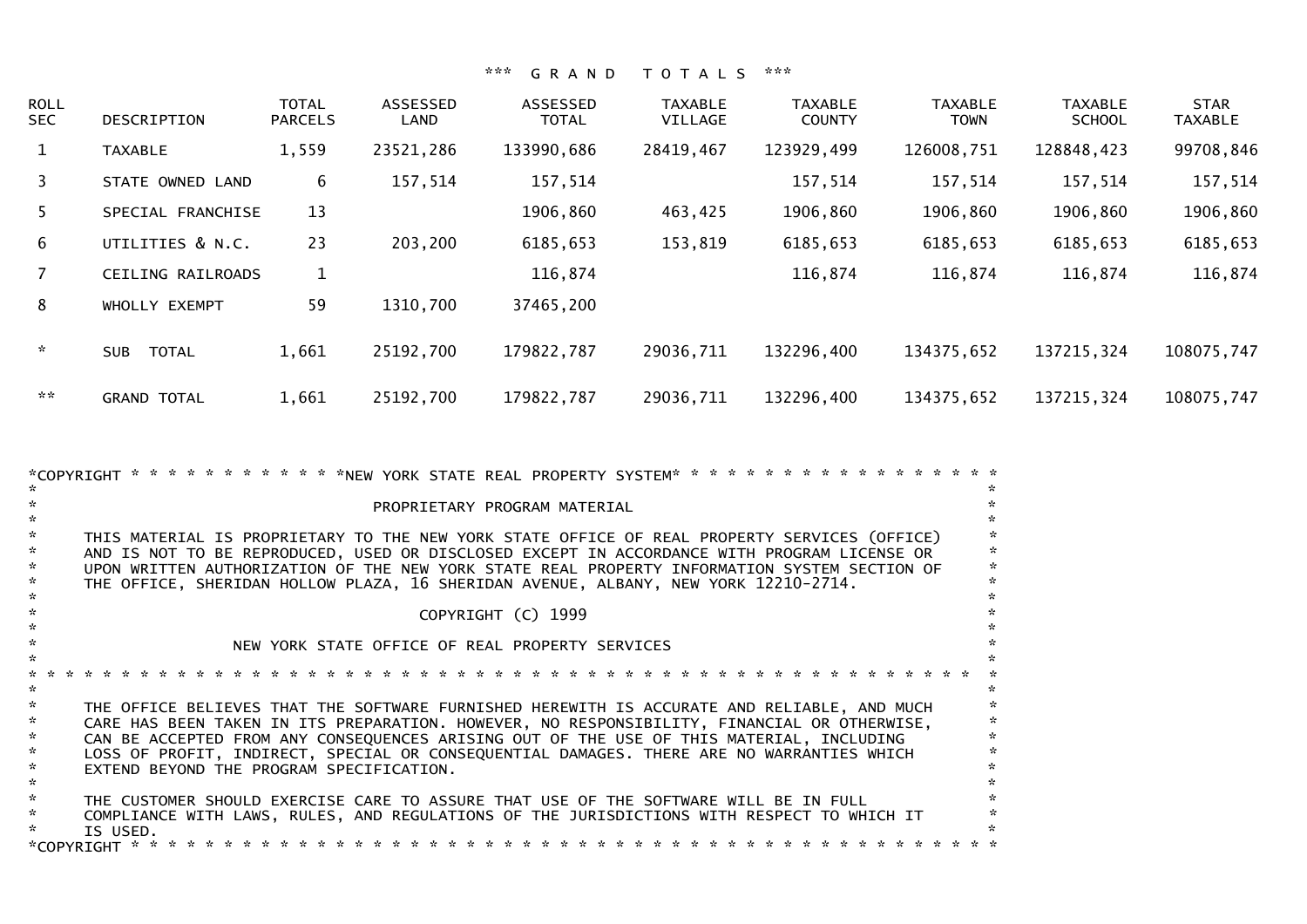### *** G R A N D T O T A L S ***

| ROLL SEC | DESCRIPTION | TOTAL PARCELS | ASSESSED LAND | ASSESSED TOTAL | TAXABLE VILLAGE | TAXABLE COUNTY | TAXABLE TOWN | TAXABLE SCHOOL | STAR TAXABLE |
|---|---|---|---|---|---|---|---|---|---|
| 1 | TAXABLE | 1,559 | 23521,286 | 133990,686 | 28419,467 | 123929,499 | 126008,751 | 128848,423 | 99708,846 |
| 3 | STATE OWNED LAND | 6 | 157,514 | 157,514 | | 157,514 | 157,514 | 157,514 | 157,514 |
| 5 | SPECIAL FRANCHISE | 13 | | 1906,860 | 463,425 | 1906,860 | 1906,860 | 1906,860 | 1906,860 |
| 6 | UTILITIES & N.C. | 23 | 203,200 | 6185,653 | 153,819 | 6185,653 | 6185,653 | 6185,653 | 6185,653 |
| 7 | CEILING RAILROADS | 1 | | 116,874 | | 116,874 | 116,874 | 116,874 | 116,874 |
| 8 | WHOLLY EXEMPT | 59 | 1310,700 | 37465,200 | | | | | |
| * | SUB TOTAL | 1,661 | 25192,700 | 179822,787 | 29036,711 | 132296,400 | 134375,652 | 137215,324 | 108075,747 |
| ** | GRAND TOTAL | 1,661 | 25192,700 | 179822,787 | 29036,711 | 132296,400 | 134375,652 | 137215,324 | 108075,747 |

*COPYRIGHT * * * * * * * * * * * *NEW YORK STATE REAL PROPERTY SYSTEM* * * * * * * * * * * * * * * * * * *

PROPRIETARY PROGRAM MATERIAL

THIS MATERIAL IS PROPRIETARY TO THE NEW YORK STATE OFFICE OF REAL PROPERTY SERVICES (OFFICE) AND IS NOT TO BE REPRODUCED, USED OR DISCLOSED EXCEPT IN ACCORDANCE WITH PROGRAM LICENSE OR UPON WRITTEN AUTHORIZATION OF THE NEW YORK STATE REAL PROPERTY INFORMATION SYSTEM SECTION OF THE OFFICE, SHERIDAN HOLLOW PLAZA, 16 SHERIDAN AVENUE, ALBANY, NEW YORK 12210-2714.

COPYRIGHT (C) 1999

NEW YORK STATE OFFICE OF REAL PROPERTY SERVICES

THE OFFICE BELIEVES THAT THE SOFTWARE FURNISHED HEREWITH IS ACCURATE AND RELIABLE, AND MUCH CARE HAS BEEN TAKEN IN ITS PREPARATION. HOWEVER, NO RESPONSIBILITY, FINANCIAL OR OTHERWISE, CAN BE ACCEPTED FROM ANY CONSEQUENCES ARISING OUT OF THE USE OF THIS MATERIAL, INCLUDING LOSS OF PROFIT, INDIRECT, SPECIAL OR CONSEQUENTIAL DAMAGES. THERE ARE NO WARRANTIES WHICH EXTEND BEYOND THE PROGRAM SPECIFICATION.

THE CUSTOMER SHOULD EXERCISE CARE TO ASSURE THAT USE OF THE SOFTWARE WILL BE IN FULL COMPLIANCE WITH LAWS, RULES, AND REGULATIONS OF THE JURISDICTIONS WITH RESPECT TO WHICH IT IS USED.

*COPYRIGHT * * * * * * * * * * * * * * * * * * * * * * * * * * * * * * * * * * * * * * * * * * * * * *